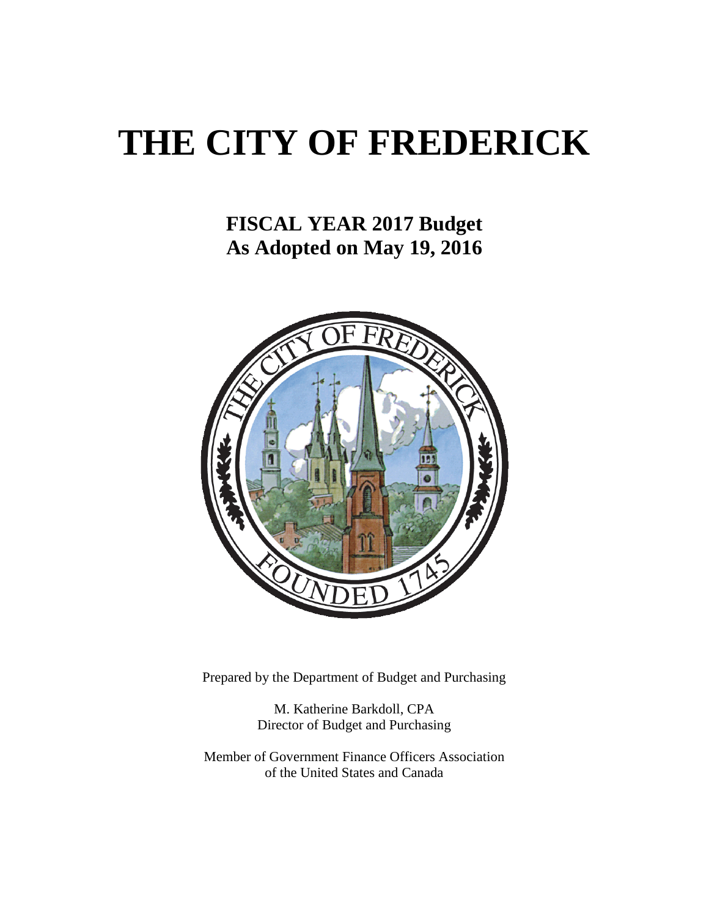# THE CITY OF FREDERICK

## FISCAL YEAR 2017 Budget
## As Adopted on May 19, 2016

Prepared by the Department of Budget and Purchasing

M. Katherine Barkdoll, CPA
Director of Budget and Purchasing

Member of Government Finance Officers Association
of the United States and Canada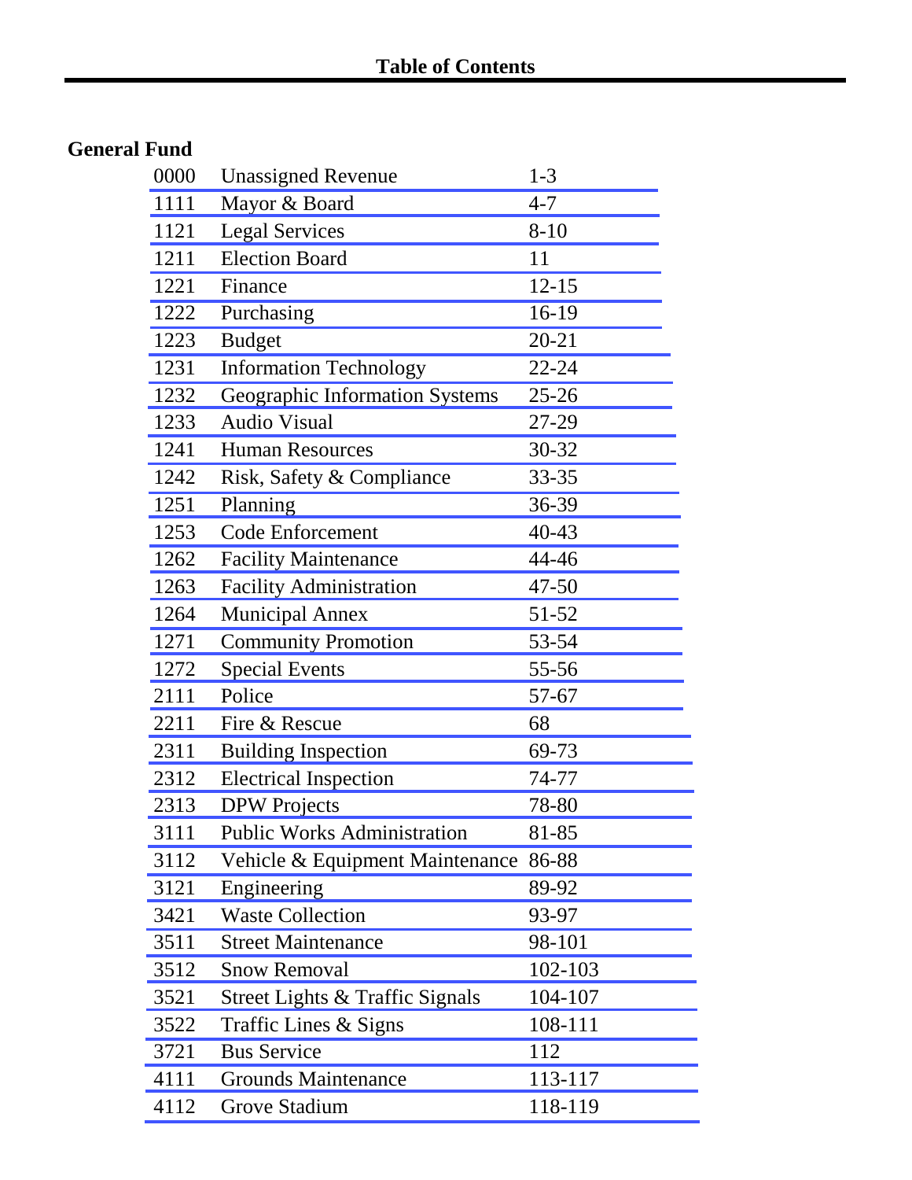# Table of Contents

## General Fund

| | | |
|---|---|---|
| 0000 | Unassigned Revenue | 1-3 |
| 1111 | Mayor & Board | 4-7 |
| 1121 | Legal Services | 8-10 |
| 1211 | Election Board | 11 |
| 1221 | Finance | 12-15 |
| 1222 | Purchasing | 16-19 |
| 1223 | Budget | 20-21 |
| 1231 | Information Technology | 22-24 |
| 1232 | Geographic Information Systems | 25-26 |
| 1233 | Audio Visual | 27-29 |
| 1241 | Human Resources | 30-32 |
| 1242 | Risk, Safety & Compliance | 33-35 |
| 1251 | Planning | 36-39 |
| 1253 | Code Enforcement | 40-43 |
| 1262 | Facility Maintenance | 44-46 |
| 1263 | Facility Administration | 47-50 |
| 1264 | Municipal Annex | 51-52 |
| 1271 | Community Promotion | 53-54 |
| 1272 | Special Events | 55-56 |
| 2111 | Police | 57-67 |
| 2211 | Fire & Rescue | 68 |
| 2311 | Building Inspection | 69-73 |
| 2312 | Electrical Inspection | 74-77 |
| 2313 | DPW Projects | 78-80 |
| 3111 | Public Works Administration | 81-85 |
| 3112 | Vehicle & Equipment Maintenance | 86-88 |
| 3121 | Engineering | 89-92 |
| 3421 | Waste Collection | 93-97 |
| 3511 | Street Maintenance | 98-101 |
| 3512 | Snow Removal | 102-103 |
| 3521 | Street Lights & Traffic Signals | 104-107 |
| 3522 | Traffic Lines & Signs | 108-111 |
| 3721 | Bus Service | 112 |
| 4111 | Grounds Maintenance | 113-117 |
| 4112 | Grove Stadium | 118-119 |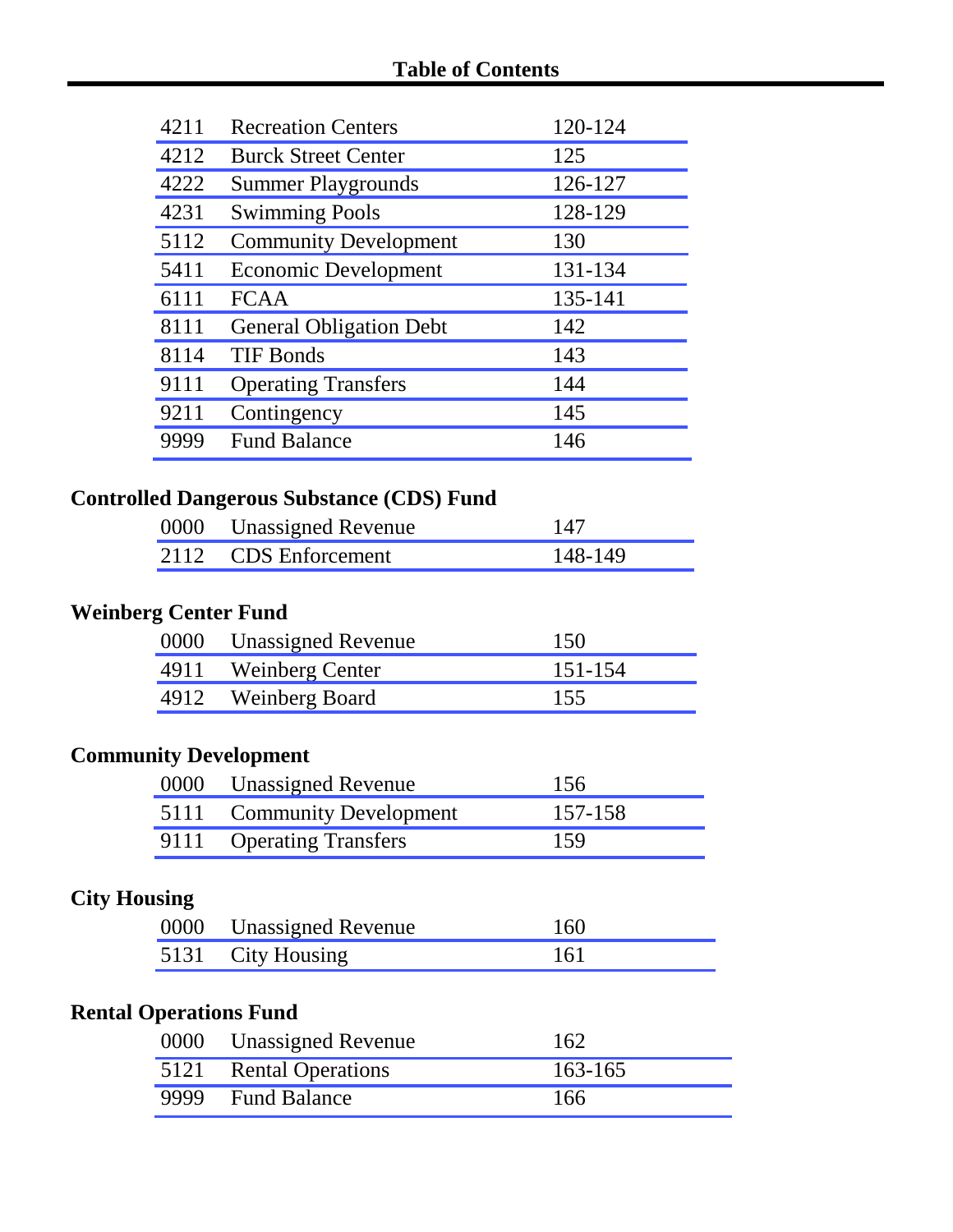## Table of Contents

| | | |
|---|---|---|
| 4211 | Recreation Centers | 120-124 |
| 4212 | Burck Street Center | 125 |
| 4222 | Summer Playgrounds | 126-127 |
| 4231 | Swimming Pools | 128-129 |
| 5112 | Community Development | 130 |
| 5411 | Economic Development | 131-134 |
| 6111 | FCAA | 135-141 |
| 8111 | General Obligation Debt | 142 |
| 8114 | TIF Bonds | 143 |
| 9111 | Operating Transfers | 144 |
| 9211 | Contingency | 145 |
| 9999 | Fund Balance | 146 |

**Controlled Dangerous Substance (CDS) Fund**

| | | |
|---|---|---|
| 0000 | Unassigned Revenue | 147 |
| 2112 | CDS Enforcement | 148-149 |

**Weinberg Center Fund**

| | | |
|---|---|---|
| 0000 | Unassigned Revenue | 150 |
| 4911 | Weinberg Center | 151-154 |
| 4912 | Weinberg Board | 155 |

**Community Development**

| | | |
|---|---|---|
| 0000 | Unassigned Revenue | 156 |
| 5111 | Community Development | 157-158 |
| 9111 | Operating Transfers | 159 |

**City Housing**

| | | |
|---|---|---|
| 0000 | Unassigned Revenue | 160 |
| 5131 | City Housing | 161 |

**Rental Operations Fund**

| | | |
|---|---|---|
| 0000 | Unassigned Revenue | 162 |
| 5121 | Rental Operations | 163-165 |
| 9999 | Fund Balance | 166 |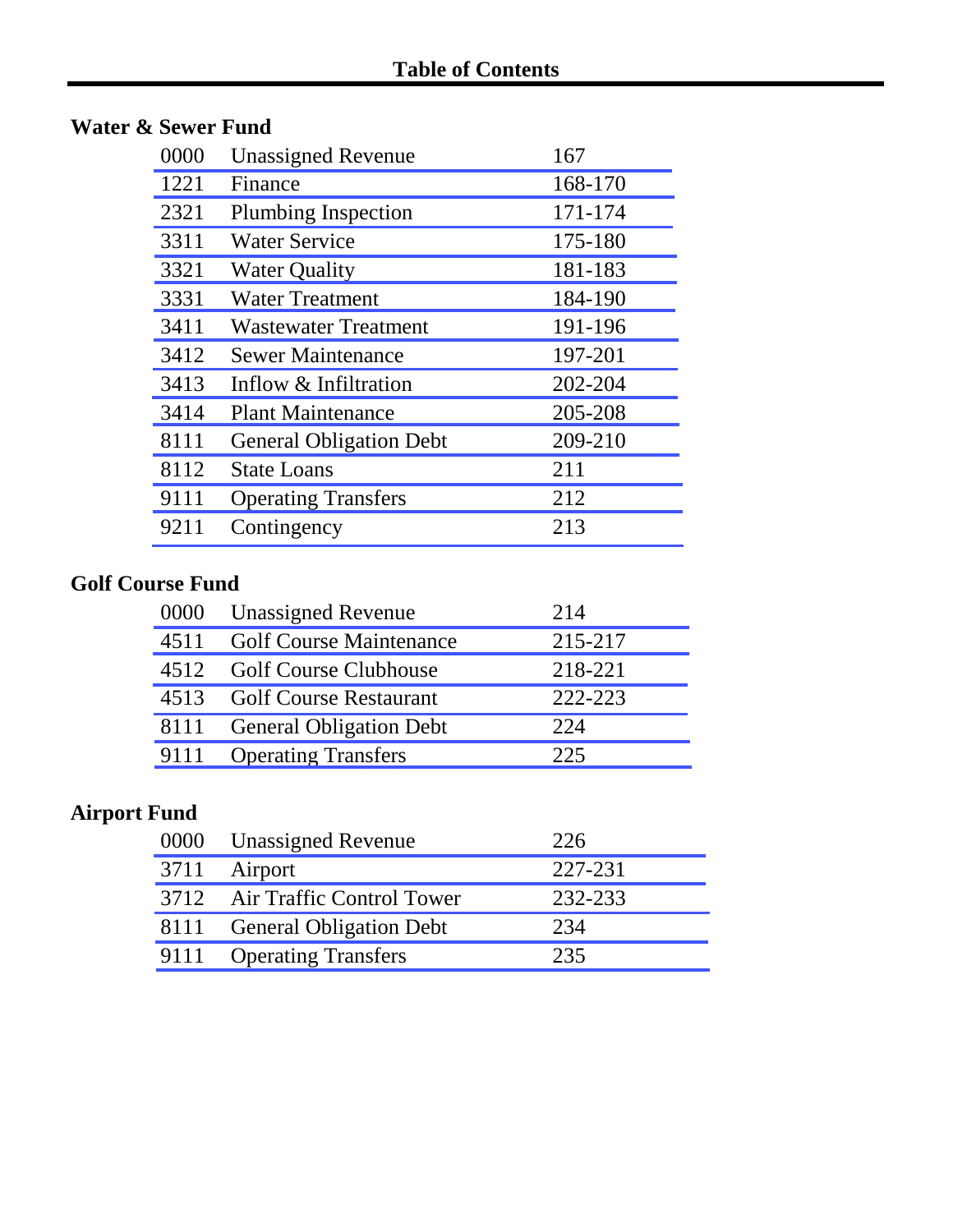# Table of Contents

### Water & Sewer Fund

| | | |
|---|---|---|
| 0000 | Unassigned Revenue | 167 |
| 1221 | Finance | 168-170 |
| 2321 | Plumbing Inspection | 171-174 |
| 3311 | Water Service | 175-180 |
| 3321 | Water Quality | 181-183 |
| 3331 | Water Treatment | 184-190 |
| 3411 | Wastewater Treatment | 191-196 |
| 3412 | Sewer Maintenance | 197-201 |
| 3413 | Inflow & Infiltration | 202-204 |
| 3414 | Plant Maintenance | 205-208 |
| 8111 | General Obligation Debt | 209-210 |
| 8112 | State Loans | 211 |
| 9111 | Operating Transfers | 212 |
| 9211 | Contingency | 213 |

### Golf Course Fund

| | | |
|---|---|---|
| 0000 | Unassigned Revenue | 214 |
| 4511 | Golf Course Maintenance | 215-217 |
| 4512 | Golf Course Clubhouse | 218-221 |
| 4513 | Golf Course Restaurant | 222-223 |
| 8111 | General Obligation Debt | 224 |
| 9111 | Operating Transfers | 225 |

### Airport Fund

| | | |
|---|---|---|
| 0000 | Unassigned Revenue | 226 |
| 3711 | Airport | 227-231 |
| 3712 | Air Traffic Control Tower | 232-233 |
| 8111 | General Obligation Debt | 234 |
| 9111 | Operating Transfers | 235 |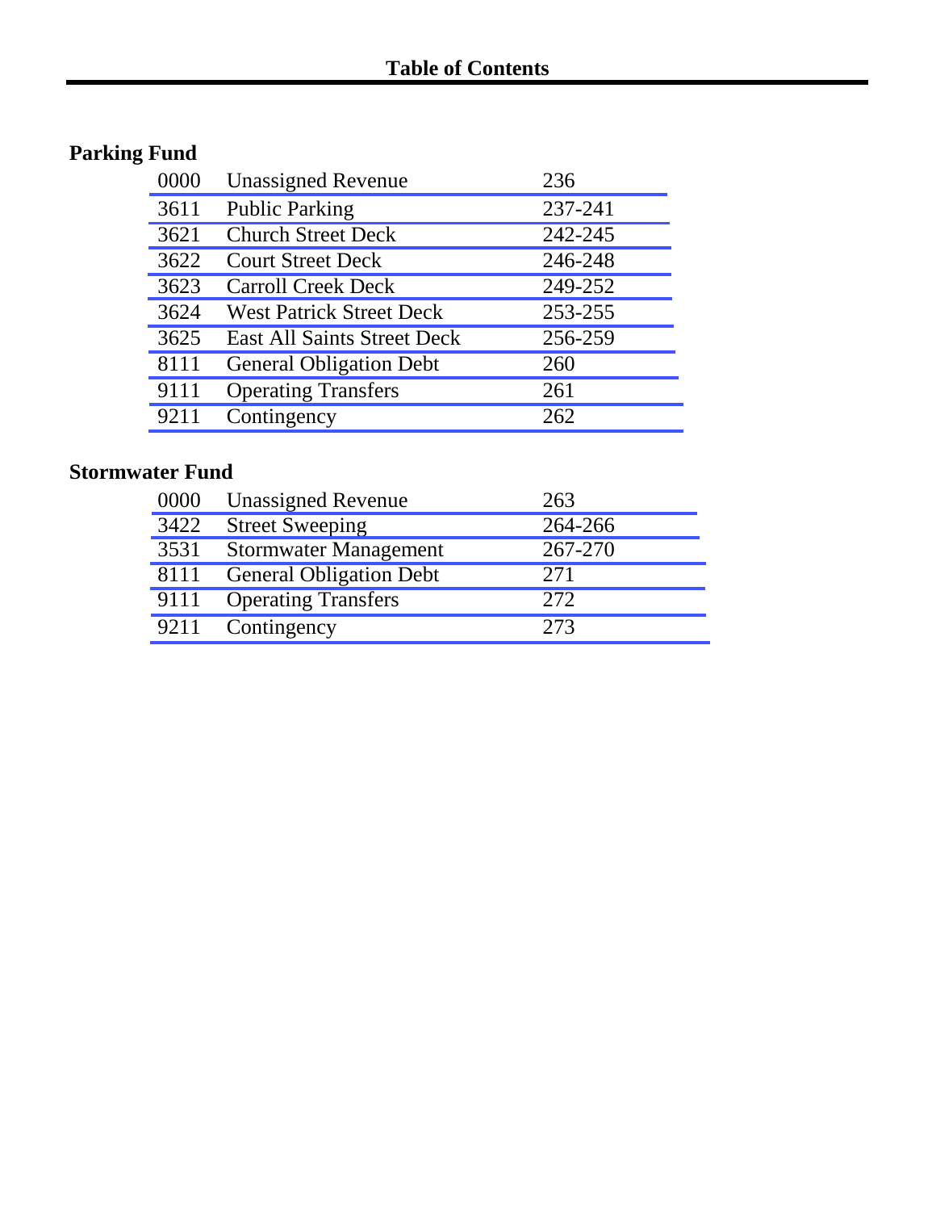# Table of Contents

## Parking Fund

| | | |
|---|---|---|
| 0000 | Unassigned Revenue | 236 |
| 3611 | Public Parking | 237-241 |
| 3621 | Church Street Deck | 242-245 |
| 3622 | Court Street Deck | 246-248 |
| 3623 | Carroll Creek Deck | 249-252 |
| 3624 | West Patrick Street Deck | 253-255 |
| 3625 | East All Saints Street Deck | 256-259 |
| 8111 | General Obligation Debt | 260 |
| 9111 | Operating Transfers | 261 |
| 9211 | Contingency | 262 |

## Stormwater Fund

| | | |
|---|---|---|
| 0000 | Unassigned Revenue | 263 |
| 3422 | Street Sweeping | 264-266 |
| 3531 | Stormwater Management | 267-270 |
| 8111 | General Obligation Debt | 271 |
| 9111 | Operating Transfers | 272 |
| 9211 | Contingency | 273 |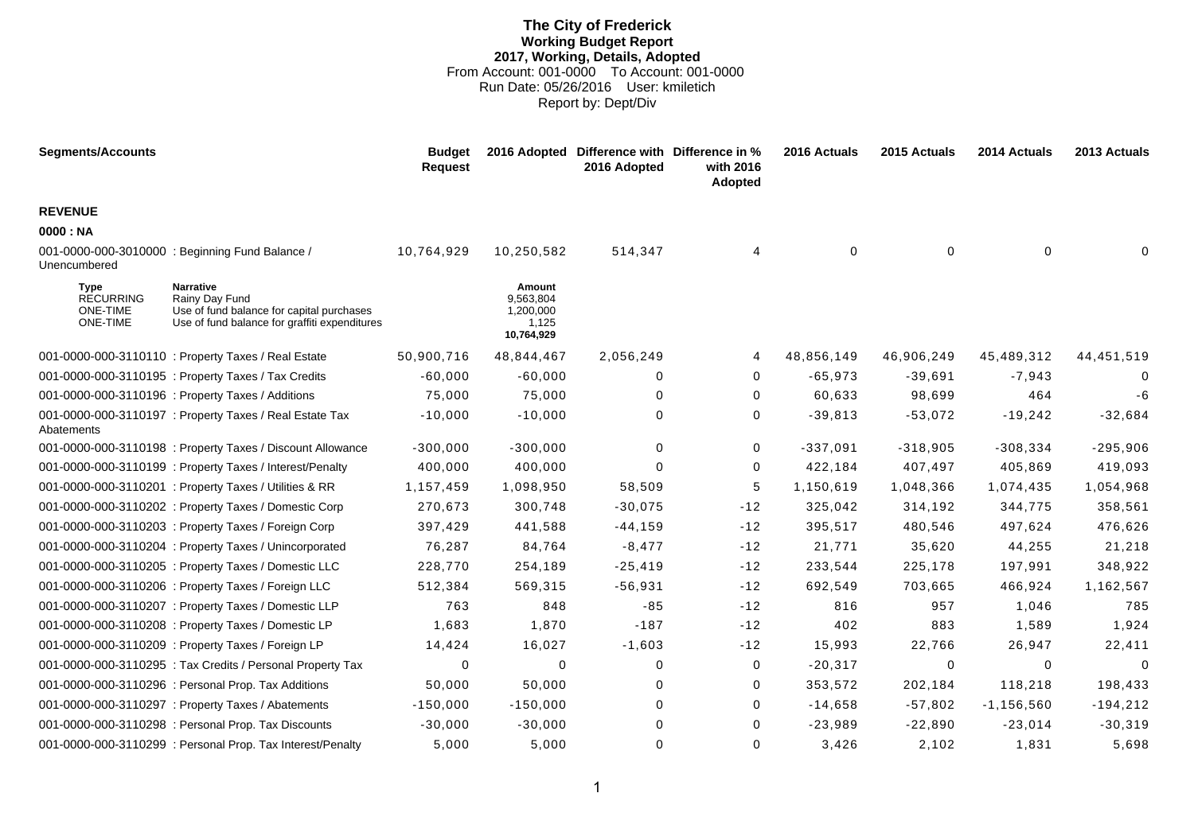# The City of Frederick
## Working Budget Report
### 2017, Working, Details, Adopted

From Account: 001-0000 To Account: 001-0000
Run Date: 05/26/2016 User: kmiletich
Report by: Dept/Div

| Segments/Accounts | Budget Request | 2016 Adopted | Difference with 2016 Adopted | Difference in % with 2016 Adopted | 2016 Actuals | 2015 Actuals | 2014 Actuals | 2013 Actuals |
|---|---|---|---|---|---|---|---|---|
| **REVENUE** | | | | | | | | |
| **0000 : NA** | | | | | | | | |
| 001-0000-000-3010000 : Beginning Fund Balance / Unencumbered | 10,764,929 | 10,250,582 | 514,347 | 4 | 0 | 0 | 0 | 0 |

| Type | Narrative | Amount |
|---|---|---|
| RECURRING | Rainy Day Fund | 9,563,804 |
| ONE-TIME | Use of fund balance for capital purchases | 1,200,000 |
| ONE-TIME | Use of fund balance for graffiti expenditures | 1,125 |
| | | **10,764,929** |

| Segments/Accounts | Budget Request | 2016 Adopted | Difference with 2016 Adopted | Difference in % with 2016 Adopted | 2016 Actuals | 2015 Actuals | 2014 Actuals | 2013 Actuals |
|---|---|---|---|---|---|---|---|---|
| 001-0000-000-3110110 : Property Taxes / Real Estate | 50,900,716 | 48,844,467 | 2,056,249 | 4 | 48,856,149 | 46,906,249 | 45,489,312 | 44,451,519 |
| 001-0000-000-3110195 : Property Taxes / Tax Credits | -60,000 | -60,000 | 0 | 0 | -65,973 | -39,691 | -7,943 | 0 |
| 001-0000-000-3110196 : Property Taxes / Additions | 75,000 | 75,000 | 0 | 0 | 60,633 | 98,699 | 464 | -6 |
| 001-0000-000-3110197 : Property Taxes / Real Estate Tax Abatements | -10,000 | -10,000 | 0 | 0 | -39,813 | -53,072 | -19,242 | -32,684 |
| 001-0000-000-3110198 : Property Taxes / Discount Allowance | -300,000 | -300,000 | 0 | 0 | -337,091 | -318,905 | -308,334 | -295,906 |
| 001-0000-000-3110199 : Property Taxes / Interest/Penalty | 400,000 | 400,000 | 0 | 0 | 422,184 | 407,497 | 405,869 | 419,093 |
| 001-0000-000-3110201 : Property Taxes / Utilities & RR | 1,157,459 | 1,098,950 | 58,509 | 5 | 1,150,619 | 1,048,366 | 1,074,435 | 1,054,968 |
| 001-0000-000-3110202 : Property Taxes / Domestic Corp | 270,673 | 300,748 | -30,075 | -12 | 325,042 | 314,192 | 344,775 | 358,561 |
| 001-0000-000-3110203 : Property Taxes / Foreign Corp | 397,429 | 441,588 | -44,159 | -12 | 395,517 | 480,546 | 497,624 | 476,626 |
| 001-0000-000-3110204 : Property Taxes / Unincorporated | 76,287 | 84,764 | -8,477 | -12 | 21,771 | 35,620 | 44,255 | 21,218 |
| 001-0000-000-3110205 : Property Taxes / Domestic LLC | 228,770 | 254,189 | -25,419 | -12 | 233,544 | 225,178 | 197,991 | 348,922 |
| 001-0000-000-3110206 : Property Taxes / Foreign LLC | 512,384 | 569,315 | -56,931 | -12 | 692,549 | 703,665 | 466,924 | 1,162,567 |
| 001-0000-000-3110207 : Property Taxes / Domestic LLP | 763 | 848 | -85 | -12 | 816 | 957 | 1,046 | 785 |
| 001-0000-000-3110208 : Property Taxes / Domestic LP | 1,683 | 1,870 | -187 | -12 | 402 | 883 | 1,589 | 1,924 |
| 001-0000-000-3110209 : Property Taxes / Foreign LP | 14,424 | 16,027 | -1,603 | -12 | 15,993 | 22,766 | 26,947 | 22,411 |
| 001-0000-000-3110295 : Tax Credits / Personal Property Tax | 0 | 0 | 0 | 0 | -20,317 | 0 | 0 | 0 |
| 001-0000-000-3110296 : Personal Prop. Tax Additions | 50,000 | 50,000 | 0 | 0 | 353,572 | 202,184 | 118,218 | 198,433 |
| 001-0000-000-3110297 : Property Taxes / Abatements | -150,000 | -150,000 | 0 | 0 | -14,658 | -57,802 | -1,156,560 | -194,212 |
| 001-0000-000-3110298 : Personal Prop. Tax Discounts | -30,000 | -30,000 | 0 | 0 | -23,989 | -22,890 | -23,014 | -30,319 |
| 001-0000-000-3110299 : Personal Prop. Tax Interest/Penalty | 5,000 | 5,000 | 0 | 0 | 3,426 | 2,102 | 1,831 | 5,698 |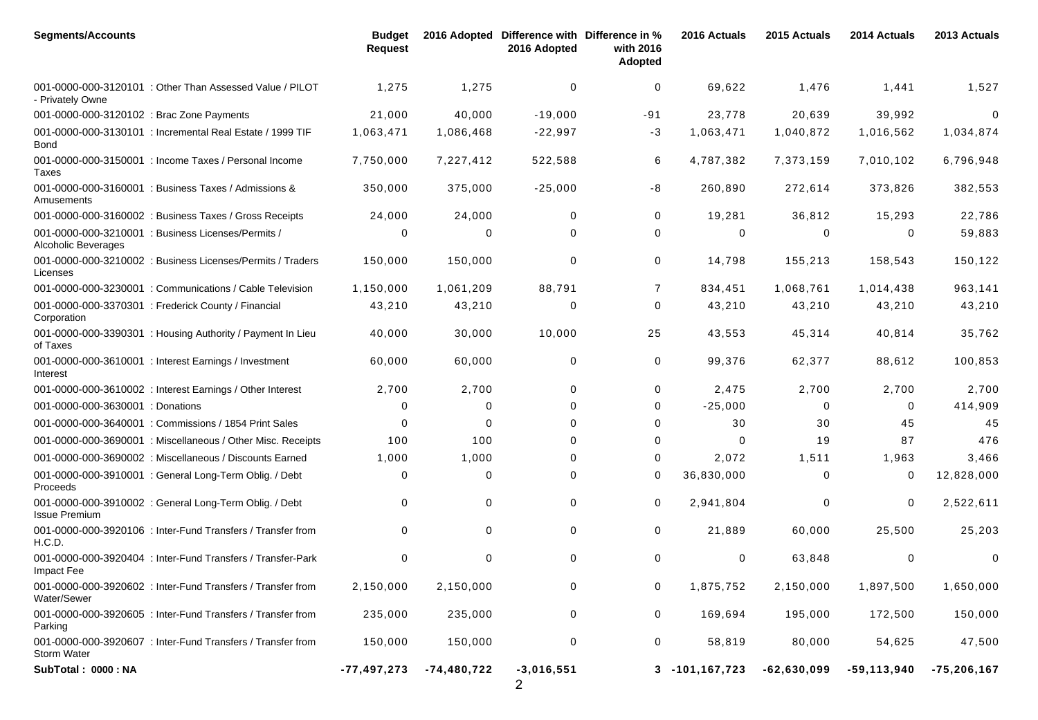| Segments/Accounts | Budget Request | 2016 Adopted | Difference with 2016 Adopted | Difference in % with 2016 Adopted | 2016 Actuals | 2015 Actuals | 2014 Actuals | 2013 Actuals |
|---|---|---|---|---|---|---|---|---|
| 001-0000-000-3120101 : Other Than Assessed Value / PILOT - Privately Owne | 1,275 | 1,275 | 0 | 0 | 69,622 | 1,476 | 1,441 | 1,527 |
| 001-0000-000-3120102 : Brac Zone Payments | 21,000 | 40,000 | -19,000 | -91 | 23,778 | 20,639 | 39,992 | 0 |
| 001-0000-000-3130101 : Incremental Real Estate / 1999 TIF Bond | 1,063,471 | 1,086,468 | -22,997 | -3 | 1,063,471 | 1,040,872 | 1,016,562 | 1,034,874 |
| 001-0000-000-3150001 : Income Taxes / Personal Income Taxes | 7,750,000 | 7,227,412 | 522,588 | 6 | 4,787,382 | 7,373,159 | 7,010,102 | 6,796,948 |
| 001-0000-000-3160001 : Business Taxes / Admissions & Amusements | 350,000 | 375,000 | -25,000 | -8 | 260,890 | 272,614 | 373,826 | 382,553 |
| 001-0000-000-3160002 : Business Taxes / Gross Receipts | 24,000 | 24,000 | 0 | 0 | 19,281 | 36,812 | 15,293 | 22,786 |
| 001-0000-000-3210001 : Business Licenses/Permits / Alcoholic Beverages | 0 | 0 | 0 | 0 | 0 | 0 | 0 | 59,883 |
| 001-0000-000-3210002 : Business Licenses/Permits / Traders Licenses | 150,000 | 150,000 | 0 | 0 | 14,798 | 155,213 | 158,543 | 150,122 |
| 001-0000-000-3230001 : Communications / Cable Television | 1,150,000 | 1,061,209 | 88,791 | 7 | 834,451 | 1,068,761 | 1,014,438 | 963,141 |
| 001-0000-000-3370301 : Frederick County / Financial Corporation | 43,210 | 43,210 | 0 | 0 | 43,210 | 43,210 | 43,210 | 43,210 |
| 001-0000-000-3390301 : Housing Authority / Payment In Lieu of Taxes | 40,000 | 30,000 | 10,000 | 25 | 43,553 | 45,314 | 40,814 | 35,762 |
| 001-0000-000-3610001 : Interest Earnings / Investment Interest | 60,000 | 60,000 | 0 | 0 | 99,376 | 62,377 | 88,612 | 100,853 |
| 001-0000-000-3610002 : Interest Earnings / Other Interest | 2,700 | 2,700 | 0 | 0 | 2,475 | 2,700 | 2,700 | 2,700 |
| 001-0000-000-3630001 : Donations | 0 | 0 | 0 | 0 | -25,000 | 0 | 0 | 414,909 |
| 001-0000-000-3640001 : Commissions / 1854 Print Sales | 0 | 0 | 0 | 0 | 30 | 30 | 45 | 45 |
| 001-0000-000-3690001 : Miscellaneous / Other Misc. Receipts | 100 | 100 | 0 | 0 | 0 | 19 | 87 | 476 |
| 001-0000-000-3690002 : Miscellaneous / Discounts Earned | 1,000 | 1,000 | 0 | 0 | 2,072 | 1,511 | 1,963 | 3,466 |
| 001-0000-000-3910001 : General Long-Term Oblig. / Debt Proceeds | 0 | 0 | 0 | 0 | 36,830,000 | 0 | 0 | 12,828,000 |
| 001-0000-000-3910002 : General Long-Term Oblig. / Debt Issue Premium | 0 | 0 | 0 | 0 | 2,941,804 | 0 | 0 | 2,522,611 |
| 001-0000-000-3920106 : Inter-Fund Transfers / Transfer from H.C.D. | 0 | 0 | 0 | 0 | 21,889 | 60,000 | 25,500 | 25,203 |
| 001-0000-000-3920404 : Inter-Fund Transfers / Transfer-Park Impact Fee | 0 | 0 | 0 | 0 | 0 | 63,848 | 0 | 0 |
| 001-0000-000-3920602 : Inter-Fund Transfers / Transfer from Water/Sewer | 2,150,000 | 2,150,000 | 0 | 0 | 1,875,752 | 2,150,000 | 1,897,500 | 1,650,000 |
| 001-0000-000-3920605 : Inter-Fund Transfers / Transfer from Parking | 235,000 | 235,000 | 0 | 0 | 169,694 | 195,000 | 172,500 | 150,000 |
| 001-0000-000-3920607 : Inter-Fund Transfers / Transfer from Storm Water | 150,000 | 150,000 | 0 | 0 | 58,819 | 80,000 | 54,625 | 47,500 |
| **SubTotal : 0000 : NA** | **-77,497,273** | **-74,480,722** | **-3,016,551** | **3** | **-101,167,723** | **-62,630,099** | **-59,113,940** | **-75,206,167** |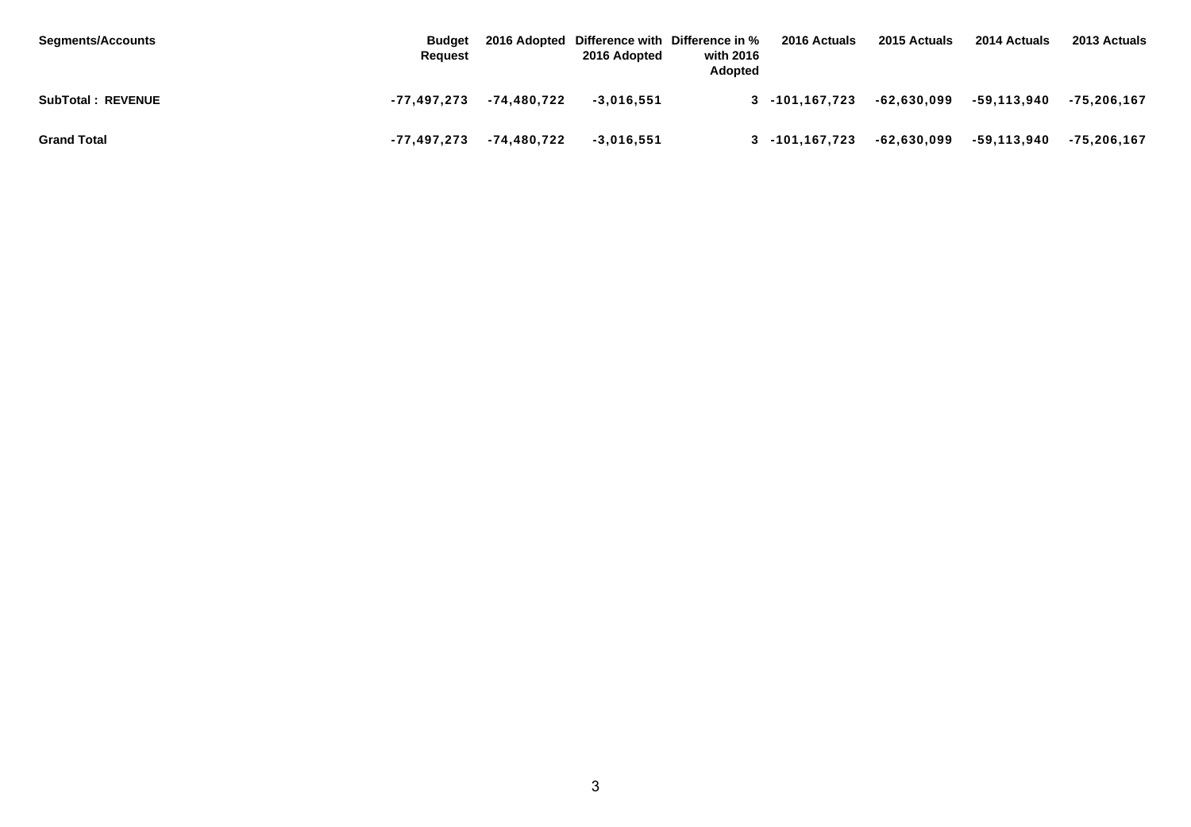| Segments/Accounts | Budget Request | 2016 Adopted | Difference with 2016 Adopted | Difference in % with 2016 Adopted | 2016 Actuals | 2015 Actuals | 2014 Actuals | 2013 Actuals |
|---|---|---|---|---|---|---|---|---|
| **SubTotal : REVENUE** | **-77,497,273** | **-74,480,722** | **-3,016,551** | **3** | **-101,167,723** | **-62,630,099** | **-59,113,940** | **-75,206,167** |
| **Grand Total** | **-77,497,273** | **-74,480,722** | **-3,016,551** | **3** | **-101,167,723** | **-62,630,099** | **-59,113,940** | **-75,206,167** |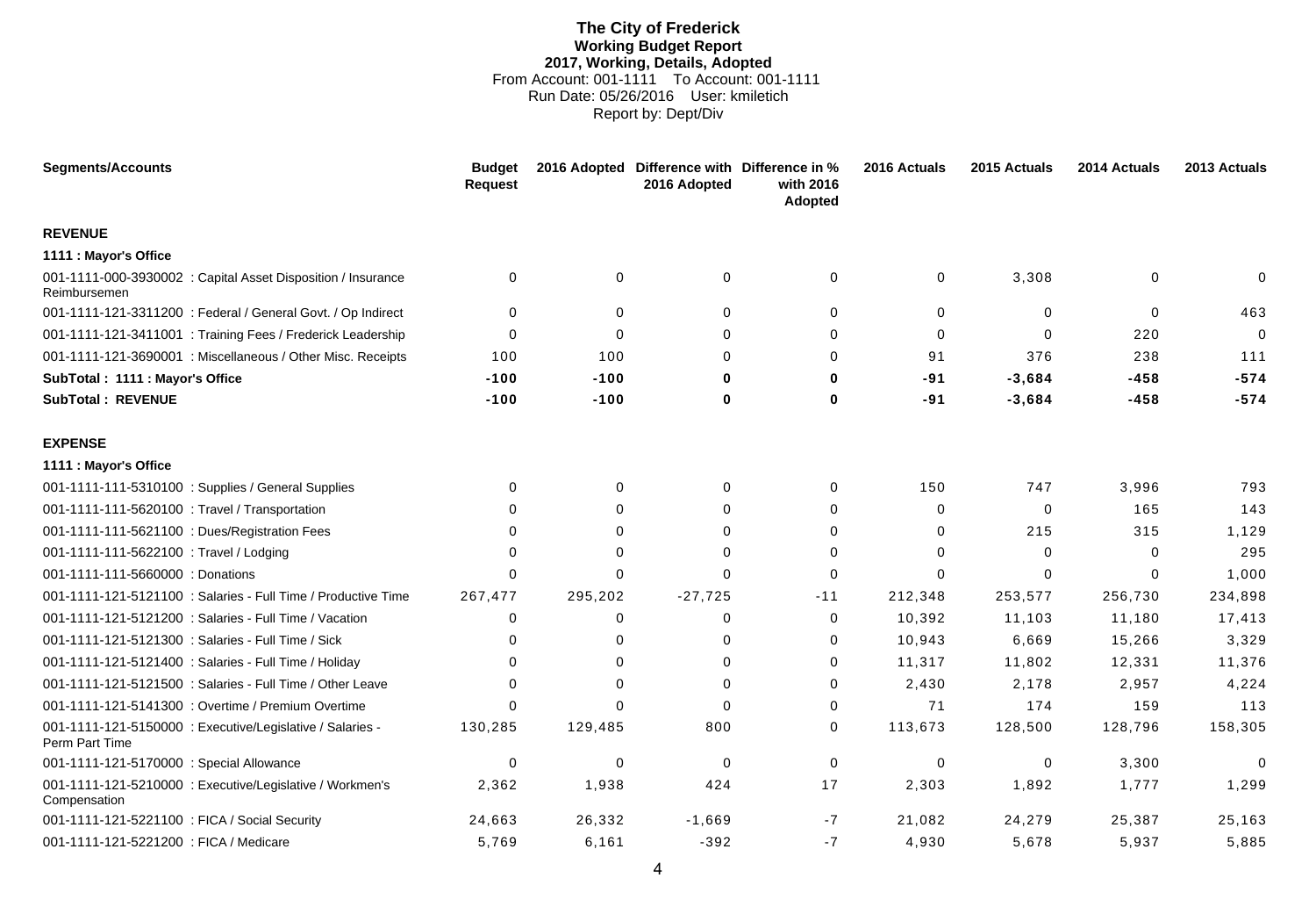# The City of Frederick

## Working Budget Report

### 2017, Working, Details, Adopted

From Account: 001-1111 To Account: 001-1111

Run Date: 05/26/2016 User: kmiletich

Report by: Dept/Div

| Segments/Accounts | Budget Request | 2016 Adopted | Difference with 2016 Adopted | Difference in % with 2016 Adopted | 2016 Actuals | 2015 Actuals | 2014 Actuals | 2013 Actuals |
|---|---|---|---|---|---|---|---|---|
| **REVENUE** | | | | | | | | |
| **1111 : Mayor's Office** | | | | | | | | |
| 001-1111-000-3930002 : Capital Asset Disposition / Insurance Reimbursemen | 0 | 0 | 0 | 0 | 0 | 3,308 | 0 | 0 |
| 001-1111-121-3311200 : Federal / General Govt. / Op Indirect | 0 | 0 | 0 | 0 | 0 | 0 | 0 | 463 |
| 001-1111-121-3411001 : Training Fees / Frederick Leadership | 0 | 0 | 0 | 0 | 0 | 0 | 220 | 0 |
| 001-1111-121-3690001 : Miscellaneous / Other Misc. Receipts | 100 | 100 | 0 | 0 | 91 | 376 | 238 | 111 |
| **SubTotal : 1111 : Mayor's Office** | **-100** | **-100** | **0** | **0** | **-91** | **-3,684** | **-458** | **-574** |
| **SubTotal : REVENUE** | **-100** | **-100** | **0** | **0** | **-91** | **-3,684** | **-458** | **-574** |
| **EXPENSE** | | | | | | | | |
| **1111 : Mayor's Office** | | | | | | | | |
| 001-1111-111-5310100 : Supplies / General Supplies | 0 | 0 | 0 | 0 | 150 | 747 | 3,996 | 793 |
| 001-1111-111-5620100 : Travel / Transportation | 0 | 0 | 0 | 0 | 0 | 0 | 165 | 143 |
| 001-1111-111-5621100 : Dues/Registration Fees | 0 | 0 | 0 | 0 | 0 | 215 | 315 | 1,129 |
| 001-1111-111-5622100 : Travel / Lodging | 0 | 0 | 0 | 0 | 0 | 0 | 0 | 295 |
| 001-1111-111-5660000 : Donations | 0 | 0 | 0 | 0 | 0 | 0 | 0 | 1,000 |
| 001-1111-121-5121100 : Salaries - Full Time / Productive Time | 267,477 | 295,202 | -27,725 | -11 | 212,348 | 253,577 | 256,730 | 234,898 |
| 001-1111-121-5121200 : Salaries - Full Time / Vacation | 0 | 0 | 0 | 0 | 10,392 | 11,103 | 11,180 | 17,413 |
| 001-1111-121-5121300 : Salaries - Full Time / Sick | 0 | 0 | 0 | 0 | 10,943 | 6,669 | 15,266 | 3,329 |
| 001-1111-121-5121400 : Salaries - Full Time / Holiday | 0 | 0 | 0 | 0 | 11,317 | 11,802 | 12,331 | 11,376 |
| 001-1111-121-5121500 : Salaries - Full Time / Other Leave | 0 | 0 | 0 | 0 | 2,430 | 2,178 | 2,957 | 4,224 |
| 001-1111-121-5141300 : Overtime / Premium Overtime | 0 | 0 | 0 | 0 | 71 | 174 | 159 | 113 |
| 001-1111-121-5150000 : Executive/Legislative / Salaries - Perm Part Time | 130,285 | 129,485 | 800 | 0 | 113,673 | 128,500 | 128,796 | 158,305 |
| 001-1111-121-5170000 : Special Allowance | 0 | 0 | 0 | 0 | 0 | 0 | 3,300 | 0 |
| 001-1111-121-5210000 : Executive/Legislative / Workmen's Compensation | 2,362 | 1,938 | 424 | 17 | 2,303 | 1,892 | 1,777 | 1,299 |
| 001-1111-121-5221100 : FICA / Social Security | 24,663 | 26,332 | -1,669 | -7 | 21,082 | 24,279 | 25,387 | 25,163 |
| 001-1111-121-5221200 : FICA / Medicare | 5,769 | 6,161 | -392 | -7 | 4,930 | 5,678 | 5,937 | 5,885 |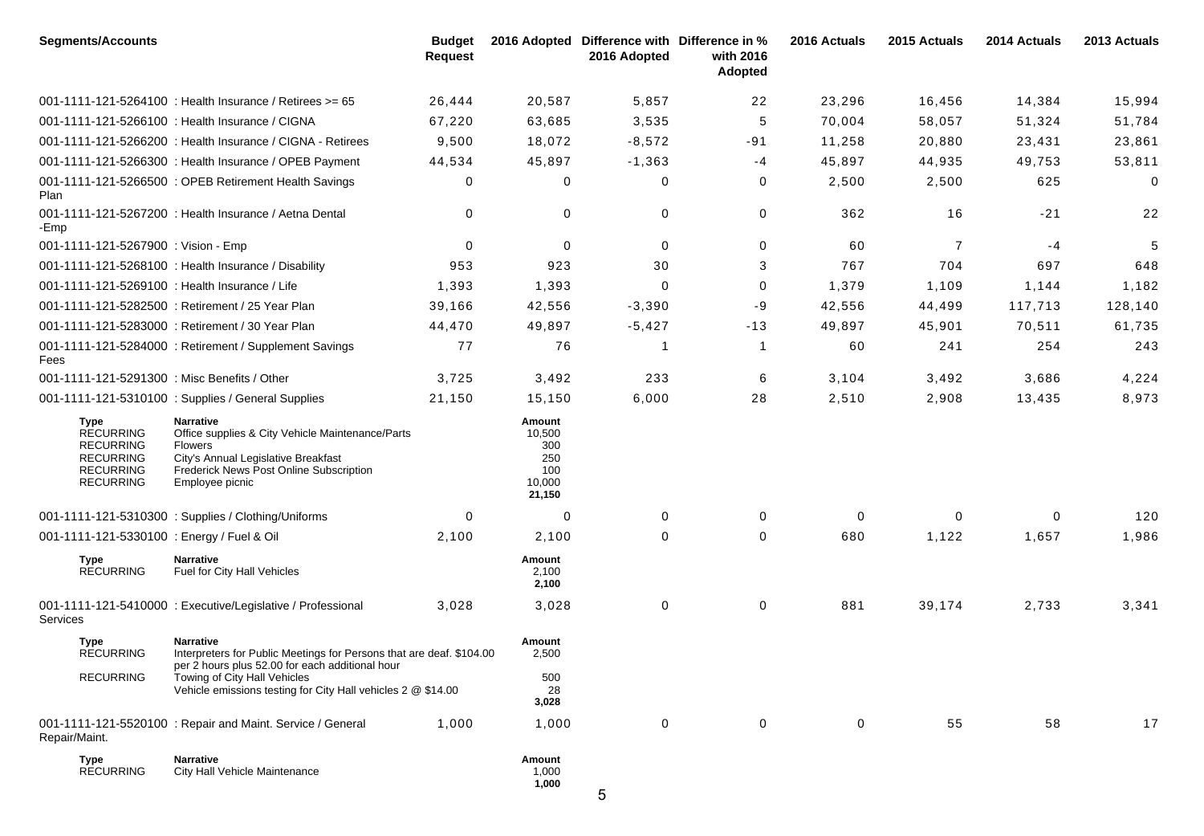| Segments/Accounts | Budget Request | 2016 Adopted | Difference with 2016 Adopted | Difference in % with 2016 Adopted | 2016 Actuals | 2015 Actuals | 2014 Actuals | 2013 Actuals |
|---|---|---|---|---|---|---|---|---|
| 001-1111-121-5264100 : Health Insurance / Retirees >= 65 | 26,444 | 20,587 | 5,857 | 22 | 23,296 | 16,456 | 14,384 | 15,994 |
| 001-1111-121-5266100 : Health Insurance / CIGNA | 67,220 | 63,685 | 3,535 | 5 | 70,004 | 58,057 | 51,324 | 51,784 |
| 001-1111-121-5266200 : Health Insurance / CIGNA - Retirees | 9,500 | 18,072 | -8,572 | -91 | 11,258 | 20,880 | 23,431 | 23,861 |
| 001-1111-121-5266300 : Health Insurance / OPEB Payment | 44,534 | 45,897 | -1,363 | -4 | 45,897 | 44,935 | 49,753 | 53,811 |
| 001-1111-121-5266500 : OPEB Retirement Health Savings Plan | 0 | 0 | 0 | 0 | 2,500 | 2,500 | 625 | 0 |
| 001-1111-121-5267200 : Health Insurance / Aetna Dental -Emp | 0 | 0 | 0 | 0 | 362 | 16 | -21 | 22 |
| 001-1111-121-5267900 : Vision - Emp | 0 | 0 | 0 | 0 | 60 | 7 | -4 | 5 |
| 001-1111-121-5268100 : Health Insurance / Disability | 953 | 923 | 30 | 3 | 767 | 704 | 697 | 648 |
| 001-1111-121-5269100 : Health Insurance / Life | 1,393 | 1,393 | 0 | 0 | 1,379 | 1,109 | 1,144 | 1,182 |
| 001-1111-121-5282500 : Retirement / 25 Year Plan | 39,166 | 42,556 | -3,390 | -9 | 42,556 | 44,499 | 117,713 | 128,140 |
| 001-1111-121-5283000 : Retirement / 30 Year Plan | 44,470 | 49,897 | -5,427 | -13 | 49,897 | 45,901 | 70,511 | 61,735 |
| 001-1111-121-5284000 : Retirement / Supplement Savings Fees | 77 | 76 | 1 | 1 | 60 | 241 | 254 | 243 |
| 001-1111-121-5291300 : Misc Benefits / Other | 3,725 | 3,492 | 233 | 6 | 3,104 | 3,492 | 3,686 | 4,224 |
| 001-1111-121-5310100 : Supplies / General Supplies | 21,150 | 15,150 | 6,000 | 28 | 2,510 | 2,908 | 13,435 | 8,973 |

| Type | Narrative | Amount |
|---|---|---|
| RECURRING | Office supplies & City Vehicle Maintenance/Parts | 10,500 |
| RECURRING | Flowers | 300 |
| RECURRING | City's Annual Legislative Breakfast | 250 |
| RECURRING | Frederick News Post Online Subscription | 100 |
| RECURRING | Employee picnic | 10,000 |
| | | **21,150** |

| Segments/Accounts | Budget Request | 2016 Adopted | Difference with 2016 Adopted | Difference in % with 2016 Adopted | 2016 Actuals | 2015 Actuals | 2014 Actuals | 2013 Actuals |
|---|---|---|---|---|---|---|---|---|
| 001-1111-121-5310300 : Supplies / Clothing/Uniforms | 0 | 0 | 0 | 0 | 0 | 0 | 0 | 120 |
| 001-1111-121-5330100 : Energy / Fuel & Oil | 2,100 | 2,100 | 0 | 0 | 680 | 1,122 | 1,657 | 1,986 |

| Type | Narrative | Amount |
|---|---|---|
| RECURRING | Fuel for City Hall Vehicles | 2,100 |
| | | **2,100** |

| Segments/Accounts | Budget Request | 2016 Adopted | Difference with 2016 Adopted | Difference in % with 2016 Adopted | 2016 Actuals | 2015 Actuals | 2014 Actuals | 2013 Actuals |
|---|---|---|---|---|---|---|---|---|
| 001-1111-121-5410000 : Executive/Legislative / Professional Services | 3,028 | 3,028 | 0 | 0 | 881 | 39,174 | 2,733 | 3,341 |

| Type | Narrative | Amount |
|---|---|---|
| RECURRING | Interpreters for Public Meetings for Persons that are deaf. $104.00 per 2 hours plus 52.00 for each additional hour | 2,500 |
| RECURRING | Towing of City Hall Vehicles | 500 |
| | Vehicle emissions testing for City Hall vehicles 2 @ $14.00 | 28 |
| | | **3,028** |

| Segments/Accounts | Budget Request | 2016 Adopted | Difference with 2016 Adopted | Difference in % with 2016 Adopted | 2016 Actuals | 2015 Actuals | 2014 Actuals | 2013 Actuals |
|---|---|---|---|---|---|---|---|---|
| 001-1111-121-5520100 : Repair and Maint. Service / General Repair/Maint. | 1,000 | 1,000 | 0 | 0 | 0 | 55 | 58 | 17 |

| Type | Narrative | Amount |
|---|---|---|
| RECURRING | City Hall Vehicle Maintenance | 1,000 |
| | | **1,000** |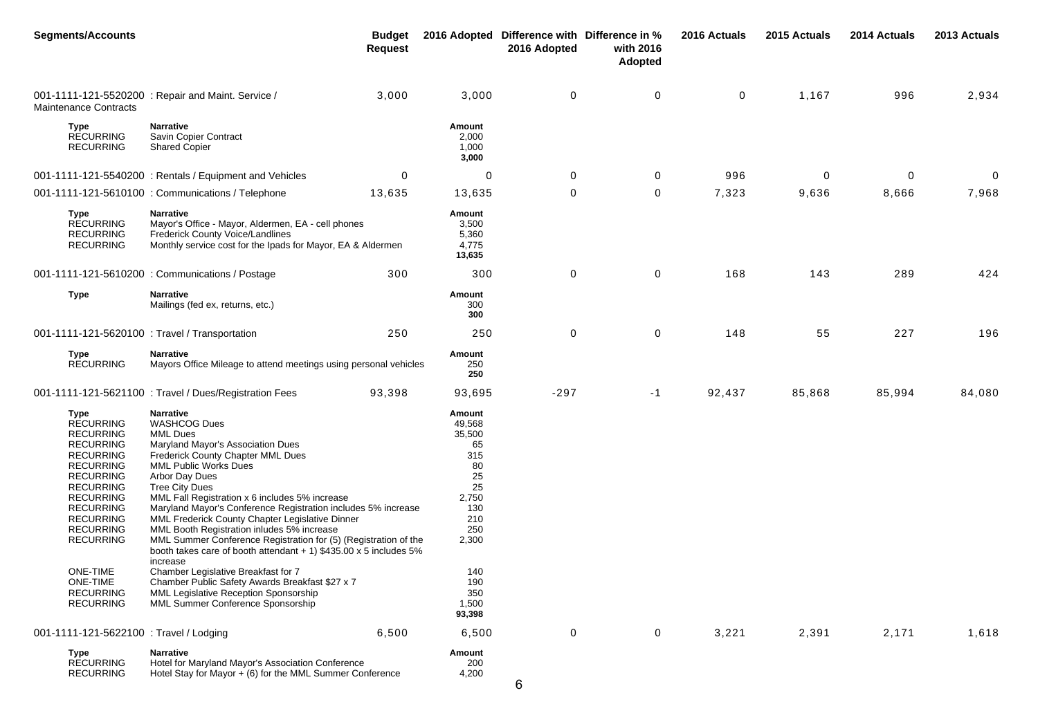| Segments/Accounts | Budget Request | 2016 Adopted | Difference with 2016 Adopted | Difference in % with 2016 Adopted | 2016 Actuals | 2015 Actuals | 2014 Actuals | 2013 Actuals |
|---|---|---|---|---|---|---|---|---|
| 001-1111-121-5520200 : Repair and Maint. Service / Maintenance Contracts | 3,000 | 3,000 | 0 | 0 | 0 | 1,167 | 996 | 2,934 |

| Type | Narrative | Amount |
|---|---|---|
| RECURRING | Savin Copier Contract | 2,000 |
| RECURRING | Shared Copier | 1,000 |
| | | **3,000** |

| Segments/Accounts | Budget Request | 2016 Adopted | Difference with 2016 Adopted | Difference in % with 2016 Adopted | 2016 Actuals | 2015 Actuals | 2014 Actuals | 2013 Actuals |
|---|---|---|---|---|---|---|---|---|
| 001-1111-121-5540200 : Rentals / Equipment and Vehicles | 0 | 0 | 0 | 0 | 996 | 0 | 0 | 0 |
| 001-1111-121-5610100 : Communications / Telephone | 13,635 | 13,635 | 0 | 0 | 7,323 | 9,636 | 8,666 | 7,968 |

| Type | Narrative | Amount |
|---|---|---|
| RECURRING | Mayor's Office - Mayor, Aldermen, EA - cell phones | 3,500 |
| RECURRING | Frederick County Voice/Landlines | 5,360 |
| RECURRING | Monthly service cost for the Ipads for Mayor, EA & Aldermen | 4,775 |
| | | **13,635** |

| Segments/Accounts | Budget Request | 2016 Adopted | Difference with 2016 Adopted | Difference in % with 2016 Adopted | 2016 Actuals | 2015 Actuals | 2014 Actuals | 2013 Actuals |
|---|---|---|---|---|---|---|---|---|
| 001-1111-121-5610200 : Communications / Postage | 300 | 300 | 0 | 0 | 168 | 143 | 289 | 424 |

| Type | Narrative | Amount |
|---|---|---|
| | Mailings (fed ex, returns, etc.) | 300 |
| | | **300** |

| Segments/Accounts | Budget Request | 2016 Adopted | Difference with 2016 Adopted | Difference in % with 2016 Adopted | 2016 Actuals | 2015 Actuals | 2014 Actuals | 2013 Actuals |
|---|---|---|---|---|---|---|---|---|
| 001-1111-121-5620100 : Travel / Transportation | 250 | 250 | 0 | 0 | 148 | 55 | 227 | 196 |

| Type | Narrative | Amount |
|---|---|---|
| RECURRING | Mayors Office Mileage to attend meetings using personal vehicles | 250 |
| | | **250** |

| Segments/Accounts | Budget Request | 2016 Adopted | Difference with 2016 Adopted | Difference in % with 2016 Adopted | 2016 Actuals | 2015 Actuals | 2014 Actuals | 2013 Actuals |
|---|---|---|---|---|---|---|---|---|
| 001-1111-121-5621100 : Travel / Dues/Registration Fees | 93,398 | 93,695 | -297 | -1 | 92,437 | 85,868 | 85,994 | 84,080 |

| Type | Narrative | Amount |
|---|---|---|
| RECURRING | WASHCOG Dues | 49,568 |
| RECURRING | MML Dues | 35,500 |
| RECURRING | Maryland Mayor's Association Dues | 65 |
| RECURRING | Frederick County Chapter MML Dues | 315 |
| RECURRING | MML Public Works Dues | 80 |
| RECURRING | Arbor Day Dues | 25 |
| RECURRING | Tree City Dues | 25 |
| RECURRING | MML Fall Registration x 6 includes 5% increase | 2,750 |
| RECURRING | Maryland Mayor's Conference Registration includes 5% increase | 130 |
| RECURRING | MML Frederick County Chapter Legislative Dinner | 210 |
| RECURRING | MML Booth Registration inludes 5% increase | 250 |
| RECURRING | MML Summer Conference Registration for (5) (Registration of the booth takes care of booth attendant + 1) $435.00 x 5 includes 5% increase | 2,300 |
| ONE-TIME | Chamber Legislative Breakfast for 7 | 140 |
| ONE-TIME | Chamber Public Safety Awards Breakfast $27 x 7 | 190 |
| RECURRING | MML Legislative Reception Sponsorship | 350 |
| RECURRING | MML Summer Conference Sponsorship | 1,500 |
| | | **93,398** |

| Segments/Accounts | Budget Request | 2016 Adopted | Difference with 2016 Adopted | Difference in % with 2016 Adopted | 2016 Actuals | 2015 Actuals | 2014 Actuals | 2013 Actuals |
|---|---|---|---|---|---|---|---|---|
| 001-1111-121-5622100 : Travel / Lodging | 6,500 | 6,500 | 0 | 0 | 3,221 | 2,391 | 2,171 | 1,618 |

| Type | Narrative | Amount |
|---|---|---|
| RECURRING | Hotel for Maryland Mayor's Association Conference | 200 |
| RECURRING | Hotel Stay for Mayor + (6) for the MML Summer Conference | 4,200 |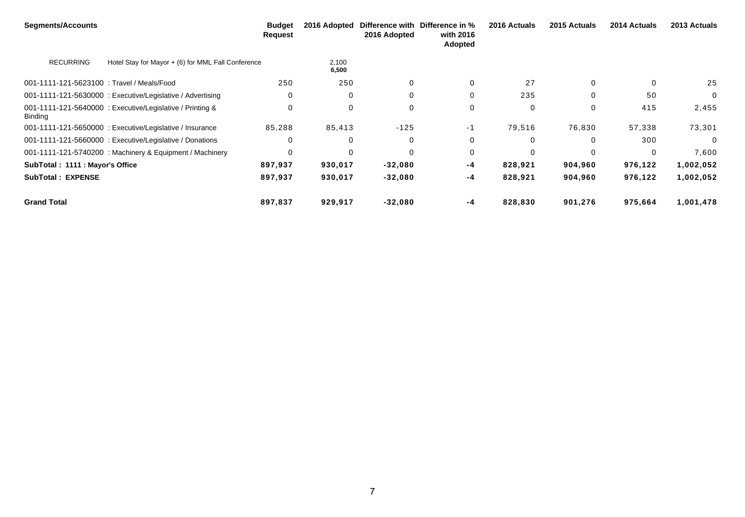| Segments/Accounts | | Budget Request | 2016 Adopted | Difference with 2016 Adopted | Difference in % with 2016 Adopted | 2016 Actuals | 2015 Actuals | 2014 Actuals | 2013 Actuals |
|---|---|---|---|---|---|---|---|---|---|
| RECURRING | Hotel Stay for Mayor + (6) for MML Fall Conference | | 2,100<br>**6,500** | | | | | | |
| 001-1111-121-5623100 : Travel / Meals/Food | | 250 | 250 | 0 | 0 | 27 | 0 | 0 | 25 |
| 001-1111-121-5630000 : Executive/Legislative / Advertising | | 0 | 0 | 0 | 0 | 235 | 0 | 50 | 0 |
| 001-1111-121-5640000 : Executive/Legislative / Printing & Binding | | 0 | 0 | 0 | 0 | 0 | 0 | 415 | 2,455 |
| 001-1111-121-5650000 : Executive/Legislative / Insurance | | 85,288 | 85,413 | -125 | -1 | 79,516 | 76,830 | 57,338 | 73,301 |
| 001-1111-121-5660000 : Executive/Legislative / Donations | | 0 | 0 | 0 | 0 | 0 | 0 | 300 | 0 |
| 001-1111-121-5740200 : Machinery & Equipment / Machinery | | 0 | 0 | 0 | 0 | 0 | 0 | 0 | 7,600 |
| **SubTotal : 1111 : Mayor's Office** | | **897,937** | **930,017** | **-32,080** | **-4** | **828,921** | **904,960** | **976,122** | **1,002,052** |
| **SubTotal : EXPENSE** | | **897,937** | **930,017** | **-32,080** | **-4** | **828,921** | **904,960** | **976,122** | **1,002,052** |
| **Grand Total** | | **897,837** | **929,917** | **-32,080** | **-4** | **828,830** | **901,276** | **975,664** | **1,001,478** |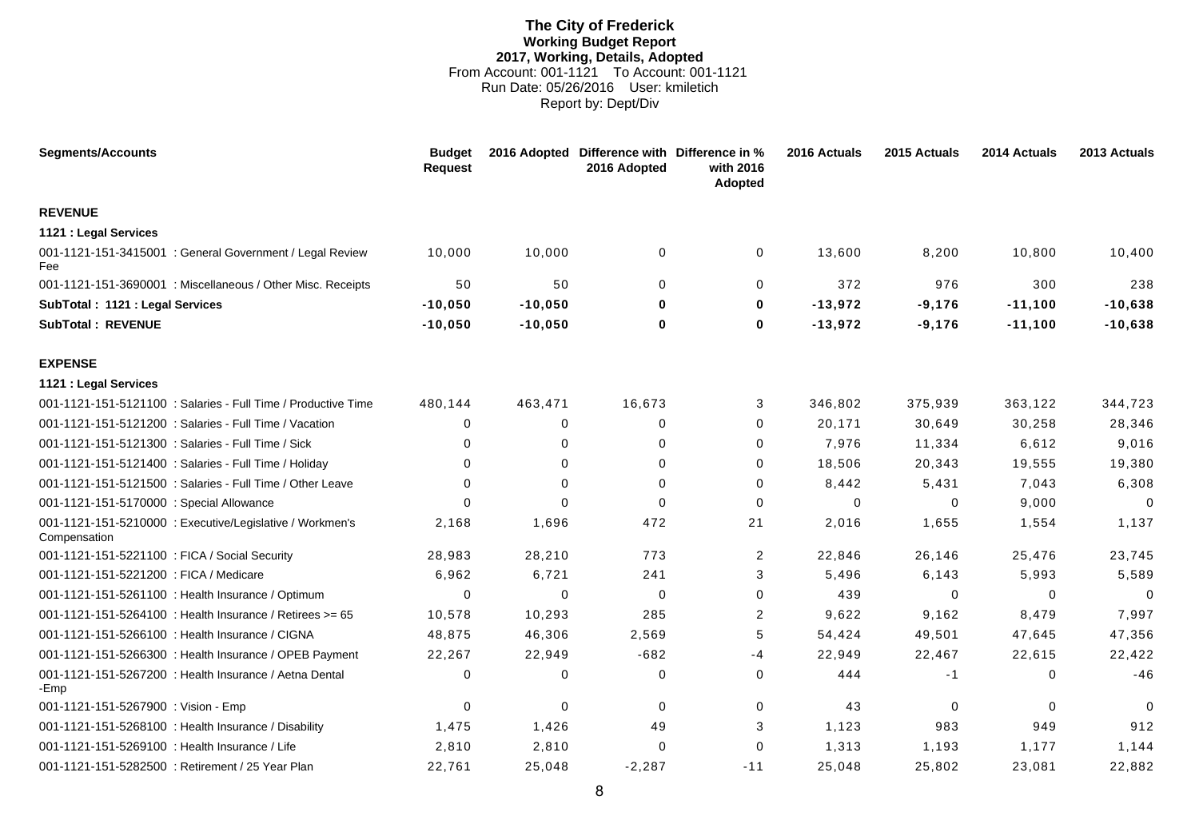# The City of Frederick

## Working Budget Report

### 2017, Working, Details, Adopted

From Account: 001-1121 To Account: 001-1121

Run Date: 05/26/2016 User: kmiletich

Report by: Dept/Div

| Segments/Accounts | Budget Request | 2016 Adopted | Difference with 2016 Adopted | Difference in % with 2016 Adopted | 2016 Actuals | 2015 Actuals | 2014 Actuals | 2013 Actuals |
|---|---|---|---|---|---|---|---|---|
| **REVENUE** | | | | | | | | |
| **1121 : Legal Services** | | | | | | | | |
| 001-1121-151-3415001 : General Government / Legal Review Fee | 10,000 | 10,000 | 0 | 0 | 13,600 | 8,200 | 10,800 | 10,400 |
| 001-1121-151-3690001 : Miscellaneous / Other Misc. Receipts | 50 | 50 | 0 | 0 | 372 | 976 | 300 | 238 |
| **SubTotal : 1121 : Legal Services** | **-10,050** | **-10,050** | **0** | **0** | **-13,972** | **-9,176** | **-11,100** | **-10,638** |
| **SubTotal : REVENUE** | **-10,050** | **-10,050** | **0** | **0** | **-13,972** | **-9,176** | **-11,100** | **-10,638** |
| **EXPENSE** | | | | | | | | |
| **1121 : Legal Services** | | | | | | | | |
| 001-1121-151-5121100 : Salaries - Full Time / Productive Time | 480,144 | 463,471 | 16,673 | 3 | 346,802 | 375,939 | 363,122 | 344,723 |
| 001-1121-151-5121200 : Salaries - Full Time / Vacation | 0 | 0 | 0 | 0 | 20,171 | 30,649 | 30,258 | 28,346 |
| 001-1121-151-5121300 : Salaries - Full Time / Sick | 0 | 0 | 0 | 0 | 7,976 | 11,334 | 6,612 | 9,016 |
| 001-1121-151-5121400 : Salaries - Full Time / Holiday | 0 | 0 | 0 | 0 | 18,506 | 20,343 | 19,555 | 19,380 |
| 001-1121-151-5121500 : Salaries - Full Time / Other Leave | 0 | 0 | 0 | 0 | 8,442 | 5,431 | 7,043 | 6,308 |
| 001-1121-151-5170000 : Special Allowance | 0 | 0 | 0 | 0 | 0 | 0 | 9,000 | 0 |
| 001-1121-151-5210000 : Executive/Legislative / Workmen's Compensation | 2,168 | 1,696 | 472 | 21 | 2,016 | 1,655 | 1,554 | 1,137 |
| 001-1121-151-5221100 : FICA / Social Security | 28,983 | 28,210 | 773 | 2 | 22,846 | 26,146 | 25,476 | 23,745 |
| 001-1121-151-5221200 : FICA / Medicare | 6,962 | 6,721 | 241 | 3 | 5,496 | 6,143 | 5,993 | 5,589 |
| 001-1121-151-5261100 : Health Insurance / Optimum | 0 | 0 | 0 | 0 | 439 | 0 | 0 | 0 |
| 001-1121-151-5264100 : Health Insurance / Retirees >= 65 | 10,578 | 10,293 | 285 | 2 | 9,622 | 9,162 | 8,479 | 7,997 |
| 001-1121-151-5266100 : Health Insurance / CIGNA | 48,875 | 46,306 | 2,569 | 5 | 54,424 | 49,501 | 47,645 | 47,356 |
| 001-1121-151-5266300 : Health Insurance / OPEB Payment | 22,267 | 22,949 | -682 | -4 | 22,949 | 22,467 | 22,615 | 22,422 |
| 001-1121-151-5267200 : Health Insurance / Aetna Dental -Emp | 0 | 0 | 0 | 0 | 444 | -1 | 0 | -46 |
| 001-1121-151-5267900 : Vision - Emp | 0 | 0 | 0 | 0 | 43 | 0 | 0 | 0 |
| 001-1121-151-5268100 : Health Insurance / Disability | 1,475 | 1,426 | 49 | 3 | 1,123 | 983 | 949 | 912 |
| 001-1121-151-5269100 : Health Insurance / Life | 2,810 | 2,810 | 0 | 0 | 1,313 | 1,193 | 1,177 | 1,144 |
| 001-1121-151-5282500 : Retirement / 25 Year Plan | 22,761 | 25,048 | -2,287 | -11 | 25,048 | 25,802 | 23,081 | 22,882 |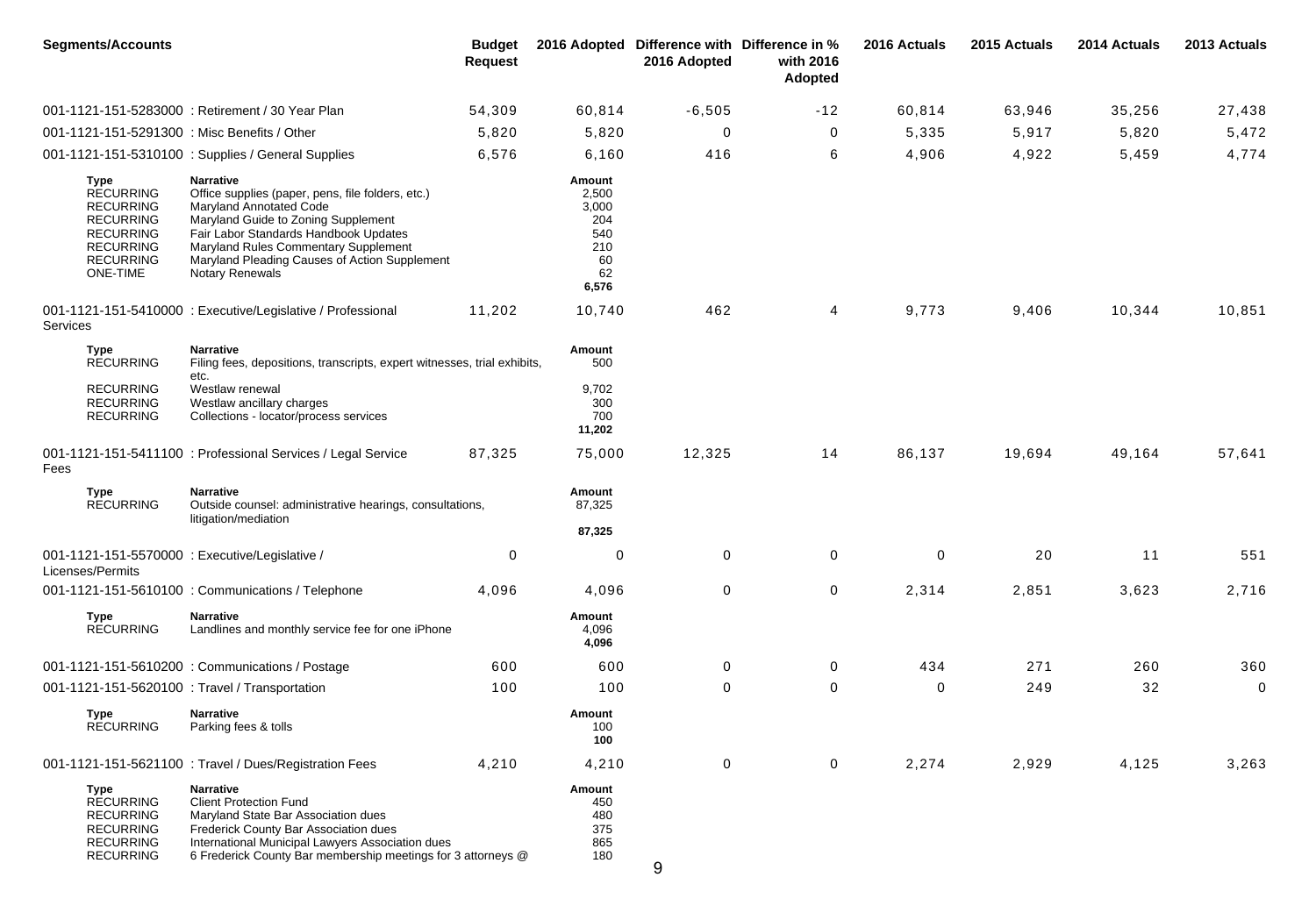| Segments/Accounts | Budget Request | 2016 Adopted | Difference with 2016 Adopted | Difference in % with 2016 Adopted | 2016 Actuals | 2015 Actuals | 2014 Actuals | 2013 Actuals |
|---|---|---|---|---|---|---|---|---|
| 001-1121-151-5283000 : Retirement / 30 Year Plan | 54,309 | 60,814 | -6,505 | -12 | 60,814 | 63,946 | 35,256 | 27,438 |
| 001-1121-151-5291300 : Misc Benefits / Other | 5,820 | 5,820 | 0 | 0 | 5,335 | 5,917 | 5,820 | 5,472 |
| 001-1121-151-5310100 : Supplies / General Supplies | 6,576 | 6,160 | 416 | 6 | 4,906 | 4,922 | 5,459 | 4,774 |

| Type | Narrative | Amount |
|---|---|---|
| RECURRING | Office supplies (paper, pens, file folders, etc.) | 2,500 |
| RECURRING | Maryland Annotated Code | 3,000 |
| RECURRING | Maryland Guide to Zoning Supplement | 204 |
| RECURRING | Fair Labor Standards Handbook Updates | 540 |
| RECURRING | Maryland Rules Commentary Supplement | 210 |
| RECURRING | Maryland Pleading Causes of Action Supplement | 60 |
| ONE-TIME | Notary Renewals | 62 |
| | | **6,576** |

| Segments/Accounts | Budget Request | 2016 Adopted | Difference with 2016 Adopted | Difference in % with 2016 Adopted | 2016 Actuals | 2015 Actuals | 2014 Actuals | 2013 Actuals |
|---|---|---|---|---|---|---|---|---|
| 001-1121-151-5410000 : Executive/Legislative / Professional Services | 11,202 | 10,740 | 462 | 4 | 9,773 | 9,406 | 10,344 | 10,851 |

| Type | Narrative | Amount |
|---|---|---|
| RECURRING | Filing fees, depositions, transcripts, expert witnesses, trial exhibits, etc. | 500 |
| RECURRING | Westlaw renewal | 9,702 |
| RECURRING | Westlaw ancillary charges | 300 |
| RECURRING | Collections - locator/process services | 700 |
| | | **11,202** |

| Segments/Accounts | Budget Request | 2016 Adopted | Difference with 2016 Adopted | Difference in % with 2016 Adopted | 2016 Actuals | 2015 Actuals | 2014 Actuals | 2013 Actuals |
|---|---|---|---|---|---|---|---|---|
| 001-1121-151-5411100 : Professional Services / Legal Service Fees | 87,325 | 75,000 | 12,325 | 14 | 86,137 | 19,694 | 49,164 | 57,641 |

| Type | Narrative | Amount |
|---|---|---|
| RECURRING | Outside counsel: administrative hearings, consultations, litigation/mediation | 87,325 |
| | | **87,325** |

| Segments/Accounts | Budget Request | 2016 Adopted | Difference with 2016 Adopted | Difference in % with 2016 Adopted | 2016 Actuals | 2015 Actuals | 2014 Actuals | 2013 Actuals |
|---|---|---|---|---|---|---|---|---|
| 001-1121-151-5570000 : Executive/Legislative / Licenses/Permits | 0 | 0 | 0 | 0 | 0 | 20 | 11 | 551 |
| 001-1121-151-5610100 : Communications / Telephone | 4,096 | 4,096 | 0 | 0 | 2,314 | 2,851 | 3,623 | 2,716 |

| Type | Narrative | Amount |
|---|---|---|
| RECURRING | Landlines and monthly service fee for one iPhone | 4,096 |
| | | **4,096** |

| Segments/Accounts | Budget Request | 2016 Adopted | Difference with 2016 Adopted | Difference in % with 2016 Adopted | 2016 Actuals | 2015 Actuals | 2014 Actuals | 2013 Actuals |
|---|---|---|---|---|---|---|---|---|
| 001-1121-151-5610200 : Communications / Postage | 600 | 600 | 0 | 0 | 434 | 271 | 260 | 360 |
| 001-1121-151-5620100 : Travel / Transportation | 100 | 100 | 0 | 0 | 0 | 249 | 32 | 0 |

| Type | Narrative | Amount |
|---|---|---|
| RECURRING | Parking fees & tolls | 100 |
| | | **100** |

| Segments/Accounts | Budget Request | 2016 Adopted | Difference with 2016 Adopted | Difference in % with 2016 Adopted | 2016 Actuals | 2015 Actuals | 2014 Actuals | 2013 Actuals |
|---|---|---|---|---|---|---|---|---|
| 001-1121-151-5621100 : Travel / Dues/Registration Fees | 4,210 | 4,210 | 0 | 0 | 2,274 | 2,929 | 4,125 | 3,263 |

| Type | Narrative | Amount |
|---|---|---|
| RECURRING | Client Protection Fund | 450 |
| RECURRING | Maryland State Bar Association dues | 480 |
| RECURRING | Frederick County Bar Association dues | 375 |
| RECURRING | International Municipal Lawyers Association dues | 865 |
| RECURRING | 6 Frederick County Bar membership meetings for 3 attorneys @ | 180 |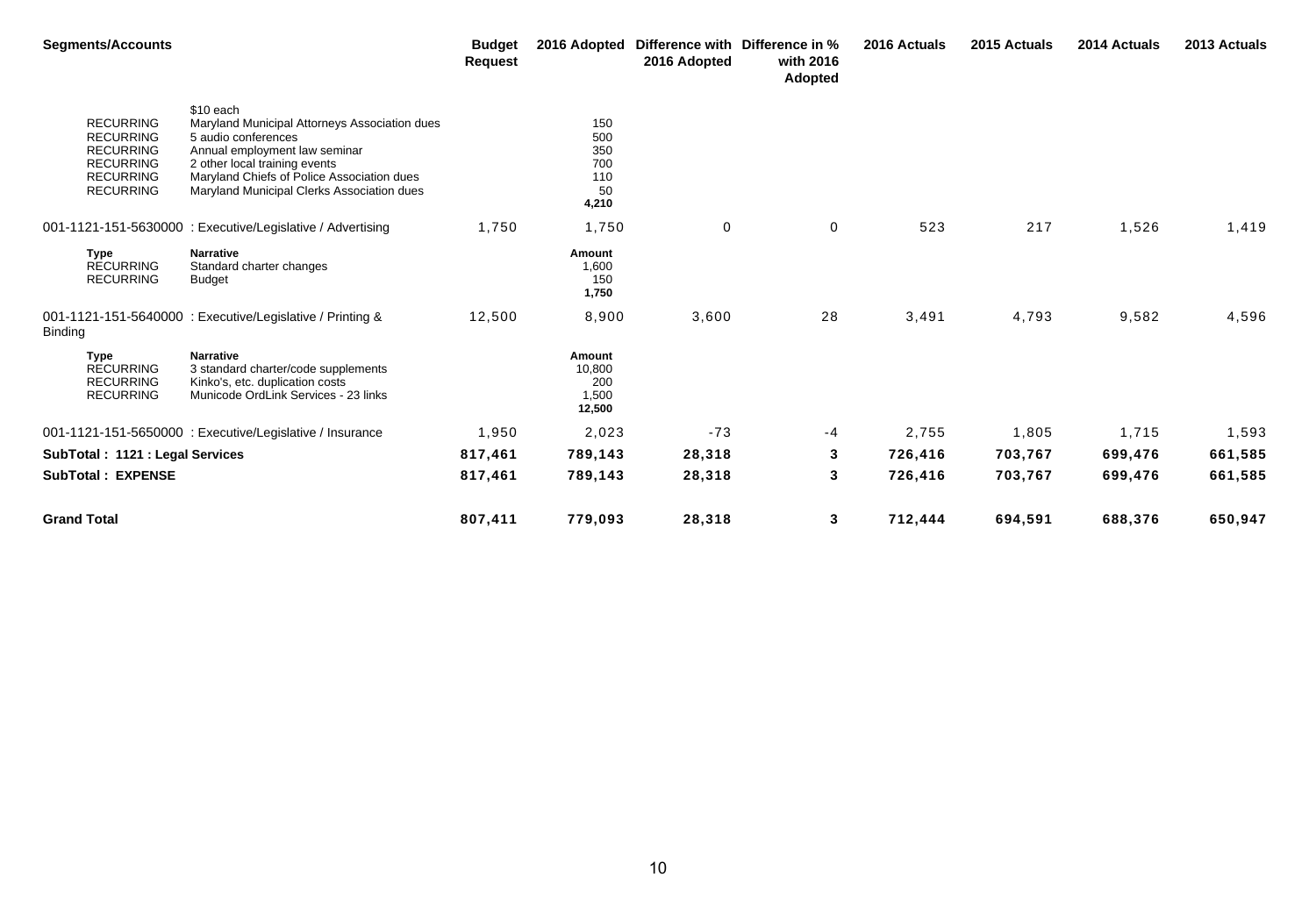| Segments/Accounts | | Budget Request | 2016 Adopted | Difference with 2016 Adopted | Difference in % with 2016 Adopted | 2016 Actuals | 2015 Actuals | 2014 Actuals | 2013 Actuals |
|---|---|---|---|---|---|---|---|---|---|
| | $10 each | | | | | | | | |
| RECURRING | Maryland Municipal Attorneys Association dues | | 150 | | | | | | |
| RECURRING | 5 audio conferences | | 500 | | | | | | |
| RECURRING | Annual employment law seminar | | 350 | | | | | | |
| RECURRING | 2 other local training events | | 700 | | | | | | |
| RECURRING | Maryland Chiefs of Police Association dues | | 110 | | | | | | |
| RECURRING | Maryland Municipal Clerks Association dues | | 50 | | | | | | |
| | | | **4,210** | | | | | | |
| 001-1121-151-5630000 : Executive/Legislative / Advertising | | 1,750 | 1,750 | 0 | 0 | 523 | 217 | 1,526 | 1,419 |
| **Type** | **Narrative** | | **Amount** | | | | | | |
| RECURRING | Standard charter changes | | 1,600 | | | | | | |
| RECURRING | Budget | | 150 | | | | | | |
| | | | **1,750** | | | | | | |
| 001-1121-151-5640000 : Executive/Legislative / Printing & Binding | | 12,500 | 8,900 | 3,600 | 28 | 3,491 | 4,793 | 9,582 | 4,596 |
| **Type** | **Narrative** | | **Amount** | | | | | | |
| RECURRING | 3 standard charter/code supplements | | 10,800 | | | | | | |
| RECURRING | Kinko's, etc. duplication costs | | 200 | | | | | | |
| RECURRING | Municode OrdLink Services - 23 links | | 1,500 | | | | | | |
| | | | **12,500** | | | | | | |
| 001-1121-151-5650000 : Executive/Legislative / Insurance | | 1,950 | 2,023 | -73 | -4 | 2,755 | 1,805 | 1,715 | 1,593 |
| **SubTotal : 1121 : Legal Services** | | **817,461** | **789,143** | **28,318** | **3** | **726,416** | **703,767** | **699,476** | **661,585** |
| **SubTotal : EXPENSE** | | **817,461** | **789,143** | **28,318** | **3** | **726,416** | **703,767** | **699,476** | **661,585** |
| **Grand Total** | | **807,411** | **779,093** | **28,318** | **3** | **712,444** | **694,591** | **688,376** | **650,947** |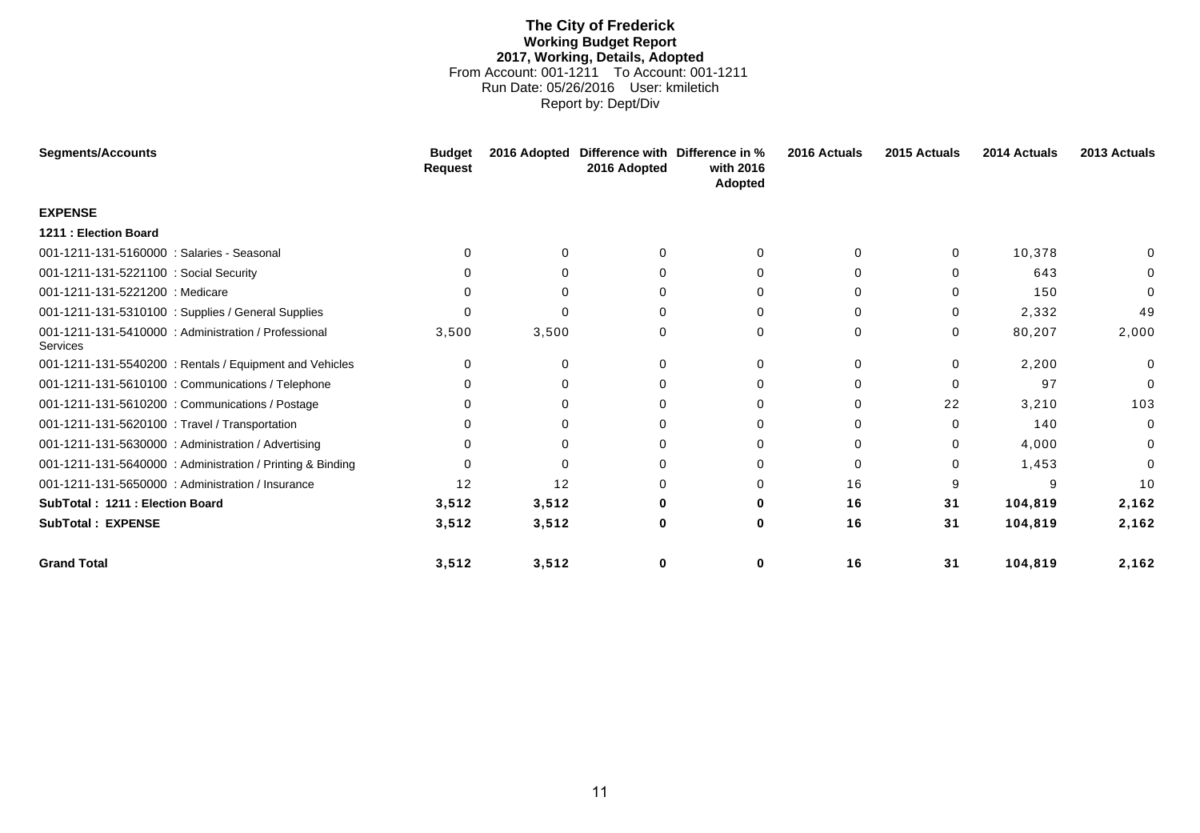# The City of Frederick

**Working Budget Report**

**2017, Working, Details, Adopted**

From Account: 001-1211 To Account: 001-1211

Run Date: 05/26/2016 User: kmiletich

Report by: Dept/Div

| Segments/Accounts | Budget Request | 2016 Adopted | Difference with 2016 Adopted | Difference in % with 2016 Adopted | 2016 Actuals | 2015 Actuals | 2014 Actuals | 2013 Actuals |
|---|---|---|---|---|---|---|---|---|
| **EXPENSE** | | | | | | | | |
| **1211 : Election Board** | | | | | | | | |
| 001-1211-131-5160000 : Salaries - Seasonal | 0 | 0 | 0 | 0 | 0 | 0 | 10,378 | 0 |
| 001-1211-131-5221100 : Social Security | 0 | 0 | 0 | 0 | 0 | 0 | 643 | 0 |
| 001-1211-131-5221200 : Medicare | 0 | 0 | 0 | 0 | 0 | 0 | 150 | 0 |
| 001-1211-131-5310100 : Supplies / General Supplies | 0 | 0 | 0 | 0 | 0 | 0 | 2,332 | 49 |
| 001-1211-131-5410000 : Administration / Professional Services | 3,500 | 3,500 | 0 | 0 | 0 | 0 | 80,207 | 2,000 |
| 001-1211-131-5540200 : Rentals / Equipment and Vehicles | 0 | 0 | 0 | 0 | 0 | 0 | 2,200 | 0 |
| 001-1211-131-5610100 : Communications / Telephone | 0 | 0 | 0 | 0 | 0 | 0 | 97 | 0 |
| 001-1211-131-5610200 : Communications / Postage | 0 | 0 | 0 | 0 | 0 | 22 | 3,210 | 103 |
| 001-1211-131-5620100 : Travel / Transportation | 0 | 0 | 0 | 0 | 0 | 0 | 140 | 0 |
| 001-1211-131-5630000 : Administration / Advertising | 0 | 0 | 0 | 0 | 0 | 0 | 4,000 | 0 |
| 001-1211-131-5640000 : Administration / Printing & Binding | 0 | 0 | 0 | 0 | 0 | 0 | 1,453 | 0 |
| 001-1211-131-5650000 : Administration / Insurance | 12 | 12 | 0 | 0 | 16 | 9 | 9 | 10 |
| **SubTotal : 1211 : Election Board** | **3,512** | **3,512** | **0** | **0** | **16** | **31** | **104,819** | **2,162** |
| **SubTotal : EXPENSE** | **3,512** | **3,512** | **0** | **0** | **16** | **31** | **104,819** | **2,162** |
| **Grand Total** | **3,512** | **3,512** | **0** | **0** | **16** | **31** | **104,819** | **2,162** |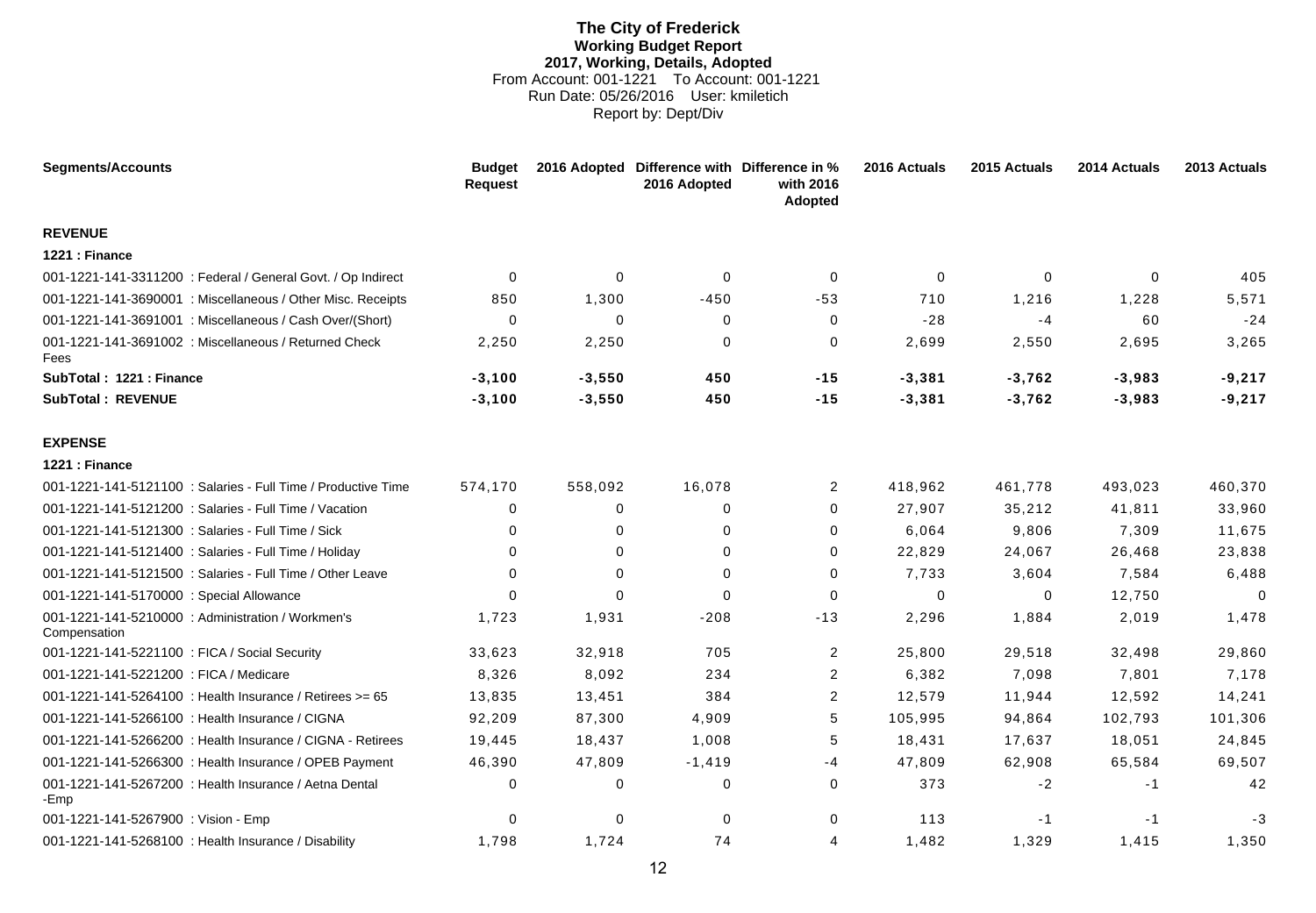# The City of Frederick

## Working Budget Report

### 2017, Working, Details, Adopted

From Account: 001-1221 To Account: 001-1221

Run Date: 05/26/2016 User: kmiletich

Report by: Dept/Div

| Segments/Accounts | Budget Request | 2016 Adopted | Difference with 2016 Adopted | Difference in % with 2016 Adopted | 2016 Actuals | 2015 Actuals | 2014 Actuals | 2013 Actuals |
|---|---|---|---|---|---|---|---|---|
| **REVENUE** | | | | | | | | |
| **1221 : Finance** | | | | | | | | |
| 001-1221-141-3311200 : Federal / General Govt. / Op Indirect | 0 | 0 | 0 | 0 | 0 | 0 | 0 | 405 |
| 001-1221-141-3690001 : Miscellaneous / Other Misc. Receipts | 850 | 1,300 | -450 | -53 | 710 | 1,216 | 1,228 | 5,571 |
| 001-1221-141-3691001 : Miscellaneous / Cash Over/(Short) | 0 | 0 | 0 | 0 | -28 | -4 | 60 | -24 |
| 001-1221-141-3691002 : Miscellaneous / Returned Check Fees | 2,250 | 2,250 | 0 | 0 | 2,699 | 2,550 | 2,695 | 3,265 |
| **SubTotal : 1221 : Finance** | **-3,100** | **-3,550** | **450** | **-15** | **-3,381** | **-3,762** | **-3,983** | **-9,217** |
| **SubTotal : REVENUE** | **-3,100** | **-3,550** | **450** | **-15** | **-3,381** | **-3,762** | **-3,983** | **-9,217** |
| **EXPENSE** | | | | | | | | |
| **1221 : Finance** | | | | | | | | |
| 001-1221-141-5121100 : Salaries - Full Time / Productive Time | 574,170 | 558,092 | 16,078 | 2 | 418,962 | 461,778 | 493,023 | 460,370 |
| 001-1221-141-5121200 : Salaries - Full Time / Vacation | 0 | 0 | 0 | 0 | 27,907 | 35,212 | 41,811 | 33,960 |
| 001-1221-141-5121300 : Salaries - Full Time / Sick | 0 | 0 | 0 | 0 | 6,064 | 9,806 | 7,309 | 11,675 |
| 001-1221-141-5121400 : Salaries - Full Time / Holiday | 0 | 0 | 0 | 0 | 22,829 | 24,067 | 26,468 | 23,838 |
| 001-1221-141-5121500 : Salaries - Full Time / Other Leave | 0 | 0 | 0 | 0 | 7,733 | 3,604 | 7,584 | 6,488 |
| 001-1221-141-5170000 : Special Allowance | 0 | 0 | 0 | 0 | 0 | 0 | 12,750 | 0 |
| 001-1221-141-5210000 : Administration / Workmen's Compensation | 1,723 | 1,931 | -208 | -13 | 2,296 | 1,884 | 2,019 | 1,478 |
| 001-1221-141-5221100 : FICA / Social Security | 33,623 | 32,918 | 705 | 2 | 25,800 | 29,518 | 32,498 | 29,860 |
| 001-1221-141-5221200 : FICA / Medicare | 8,326 | 8,092 | 234 | 2 | 6,382 | 7,098 | 7,801 | 7,178 |
| 001-1221-141-5264100 : Health Insurance / Retirees >= 65 | 13,835 | 13,451 | 384 | 2 | 12,579 | 11,944 | 12,592 | 14,241 |
| 001-1221-141-5266100 : Health Insurance / CIGNA | 92,209 | 87,300 | 4,909 | 5 | 105,995 | 94,864 | 102,793 | 101,306 |
| 001-1221-141-5266200 : Health Insurance / CIGNA - Retirees | 19,445 | 18,437 | 1,008 | 5 | 18,431 | 17,637 | 18,051 | 24,845 |
| 001-1221-141-5266300 : Health Insurance / OPEB Payment | 46,390 | 47,809 | -1,419 | -4 | 47,809 | 62,908 | 65,584 | 69,507 |
| 001-1221-141-5267200 : Health Insurance / Aetna Dental -Emp | 0 | 0 | 0 | 0 | 373 | -2 | -1 | 42 |
| 001-1221-141-5267900 : Vision - Emp | 0 | 0 | 0 | 0 | 113 | -1 | -1 | -3 |
| 001-1221-141-5268100 : Health Insurance / Disability | 1,798 | 1,724 | 74 | 4 | 1,482 | 1,329 | 1,415 | 1,350 |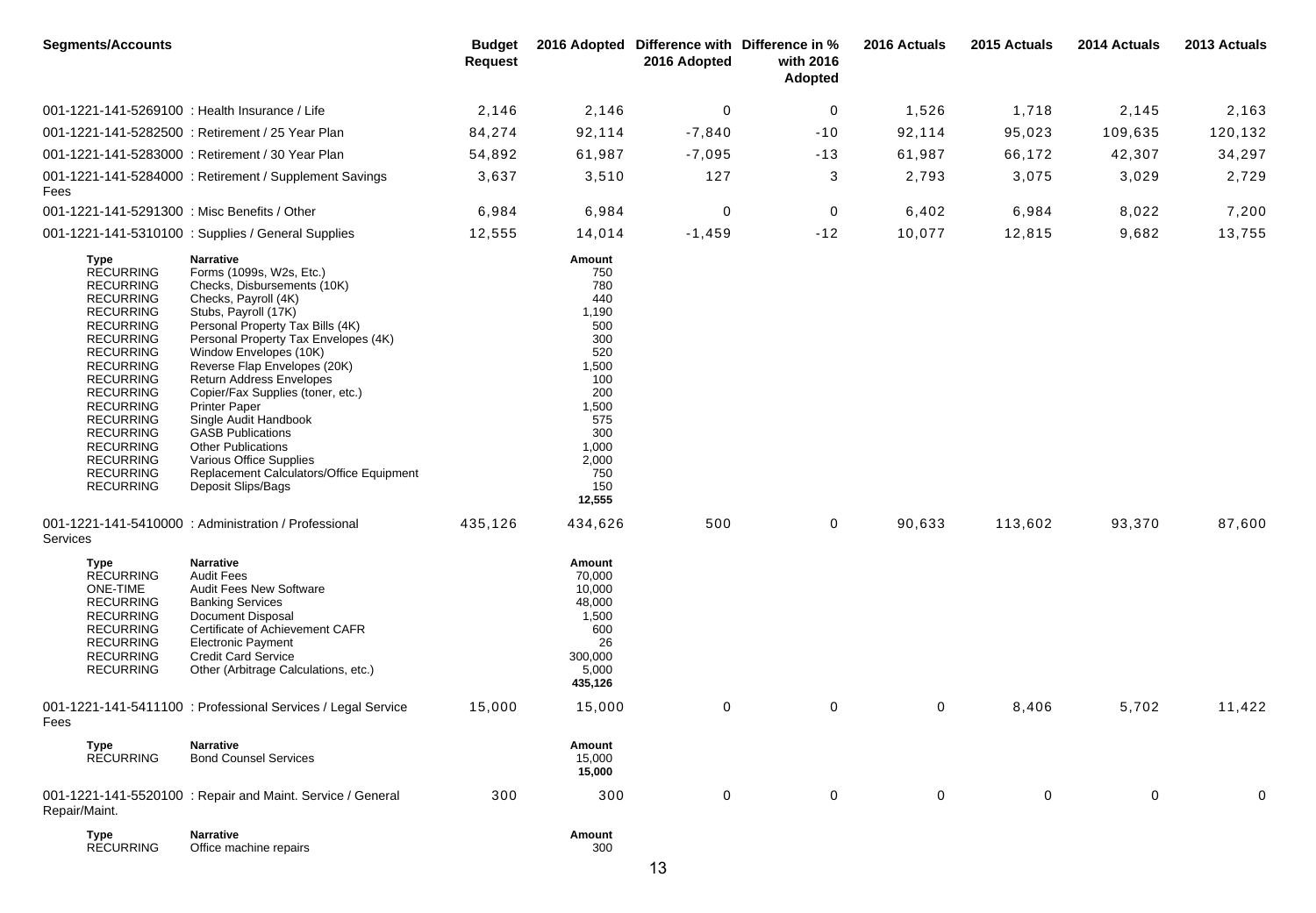| Segments/Accounts | Budget Request | 2016 Adopted | Difference with 2016 Adopted | Difference in % with 2016 Adopted | 2016 Actuals | 2015 Actuals | 2014 Actuals | 2013 Actuals |
|---|---|---|---|---|---|---|---|---|
| 001-1221-141-5269100 : Health Insurance / Life | 2,146 | 2,146 | 0 | 0 | 1,526 | 1,718 | 2,145 | 2,163 |
| 001-1221-141-5282500 : Retirement / 25 Year Plan | 84,274 | 92,114 | -7,840 | -10 | 92,114 | 95,023 | 109,635 | 120,132 |
| 001-1221-141-5283000 : Retirement / 30 Year Plan | 54,892 | 61,987 | -7,095 | -13 | 61,987 | 66,172 | 42,307 | 34,297 |
| 001-1221-141-5284000 : Retirement / Supplement Savings Fees | 3,637 | 3,510 | 127 | 3 | 2,793 | 3,075 | 3,029 | 2,729 |
| 001-1221-141-5291300 : Misc Benefits / Other | 6,984 | 6,984 | 0 | 0 | 6,402 | 6,984 | 8,022 | 7,200 |
| 001-1221-141-5310100 : Supplies / General Supplies | 12,555 | 14,014 | -1,459 | -12 | 10,077 | 12,815 | 9,682 | 13,755 |

| Type | Narrative | Amount |
|---|---|---|
| RECURRING | Forms (1099s, W2s, Etc.) | 750 |
| RECURRING | Checks, Disbursements (10K) | 780 |
| RECURRING | Checks, Payroll (4K) | 440 |
| RECURRING | Stubs, Payroll (17K) | 1,190 |
| RECURRING | Personal Property Tax Bills (4K) | 500 |
| RECURRING | Personal Property Tax Envelopes (4K) | 300 |
| RECURRING | Window Envelopes (10K) | 520 |
| RECURRING | Reverse Flap Envelopes (20K) | 1,500 |
| RECURRING | Return Address Envelopes | 100 |
| RECURRING | Copier/Fax Supplies (toner, etc.) | 200 |
| RECURRING | Printer Paper | 1,500 |
| RECURRING | Single Audit Handbook | 575 |
| RECURRING | GASB Publications | 300 |
| RECURRING | Other Publications | 1,000 |
| RECURRING | Various Office Supplies | 2,000 |
| RECURRING | Replacement Calculators/Office Equipment | 750 |
| RECURRING | Deposit Slips/Bags | 150 |
| | | **12,555** |

| Segments/Accounts | Budget Request | 2016 Adopted | Difference with 2016 Adopted | Difference in % with 2016 Adopted | 2016 Actuals | 2015 Actuals | 2014 Actuals | 2013 Actuals |
|---|---|---|---|---|---|---|---|---|
| 001-1221-141-5410000 : Administration / Professional Services | 435,126 | 434,626 | 500 | 0 | 90,633 | 113,602 | 93,370 | 87,600 |

| Type | Narrative | Amount |
|---|---|---|
| RECURRING | Audit Fees | 70,000 |
| ONE-TIME | Audit Fees New Software | 10,000 |
| RECURRING | Banking Services | 48,000 |
| RECURRING | Document Disposal | 1,500 |
| RECURRING | Certificate of Achievement CAFR | 600 |
| RECURRING | Electronic Payment | 26 |
| RECURRING | Credit Card Service | 300,000 |
| RECURRING | Other (Arbitrage Calculations, etc.) | 5,000 |
| | | **435,126** |

| Segments/Accounts | Budget Request | 2016 Adopted | Difference with 2016 Adopted | Difference in % with 2016 Adopted | 2016 Actuals | 2015 Actuals | 2014 Actuals | 2013 Actuals |
|---|---|---|---|---|---|---|---|---|
| 001-1221-141-5411100 : Professional Services / Legal Service Fees | 15,000 | 15,000 | 0 | 0 | 0 | 8,406 | 5,702 | 11,422 |

| Type | Narrative | Amount |
|---|---|---|
| RECURRING | Bond Counsel Services | 15,000 |
| | | **15,000** |

| Segments/Accounts | Budget Request | 2016 Adopted | Difference with 2016 Adopted | Difference in % with 2016 Adopted | 2016 Actuals | 2015 Actuals | 2014 Actuals | 2013 Actuals |
|---|---|---|---|---|---|---|---|---|
| 001-1221-141-5520100 : Repair and Maint. Service / General Repair/Maint. | 300 | 300 | 0 | 0 | 0 | 0 | 0 | 0 |

| Type | Narrative | Amount |
|---|---|---|
| RECURRING | Office machine repairs | 300 |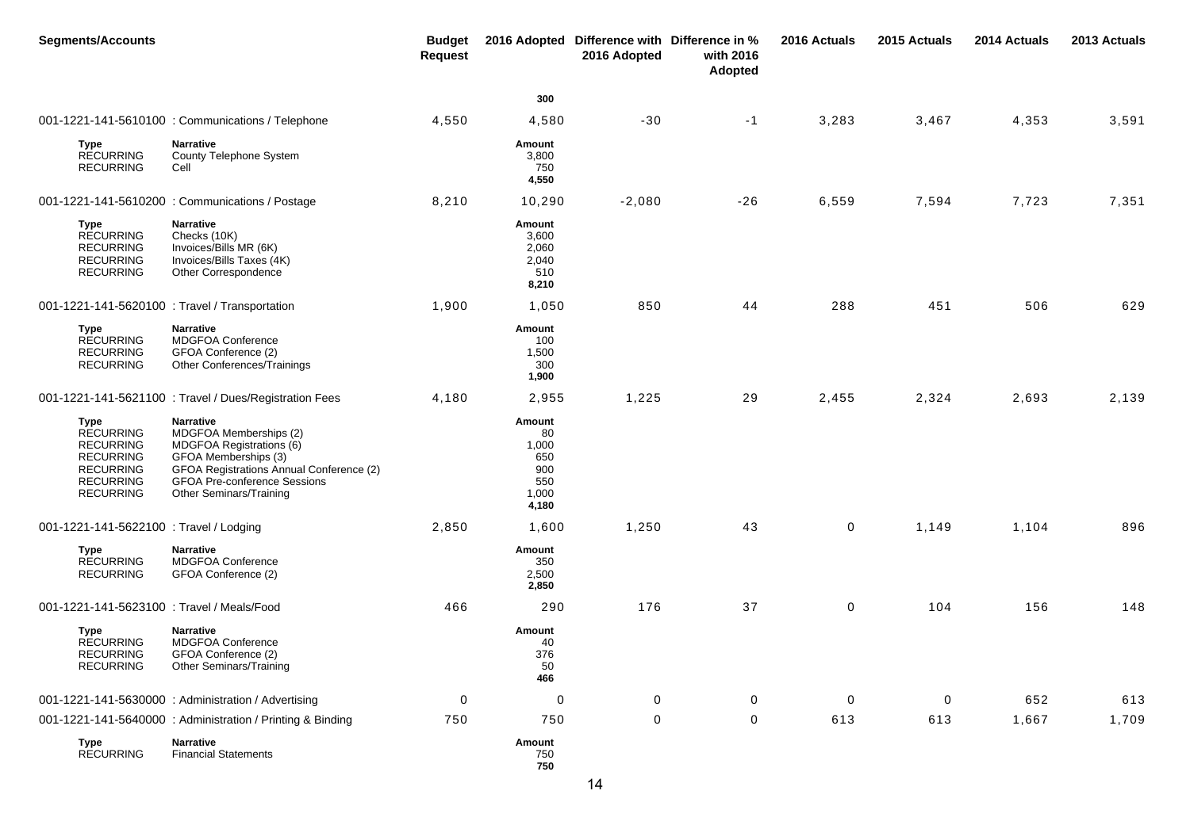| Segments/Accounts | Budget Request | 2016 Adopted | Difference with 2016 Adopted | Difference in % with 2016 Adopted | 2016 Actuals | 2015 Actuals | 2014 Actuals | 2013 Actuals |
|---|---|---|---|---|---|---|---|---|
| | | 300 | | | | | | |
| 001-1221-141-5610100 : Communications / Telephone | 4,550 | 4,580 | -30 | -1 | 3,283 | 3,467 | 4,353 | 3,591 |
| 001-1221-141-5610200 : Communications / Postage | 8,210 | 10,290 | -2,080 | -26 | 6,559 | 7,594 | 7,723 | 7,351 |
| 001-1221-141-5620100 : Travel / Transportation | 1,900 | 1,050 | 850 | 44 | 288 | 451 | 506 | 629 |
| 001-1221-141-5621100 : Travel / Dues/Registration Fees | 4,180 | 2,955 | 1,225 | 29 | 2,455 | 2,324 | 2,693 | 2,139 |
| 001-1221-141-5622100 : Travel / Lodging | 2,850 | 1,600 | 1,250 | 43 | 0 | 1,149 | 1,104 | 896 |
| 001-1221-141-5623100 : Travel / Meals/Food | 466 | 290 | 176 | 37 | 0 | 104 | 156 | 148 |
| 001-1221-141-5630000 : Administration / Advertising | 0 | 0 | 0 | 0 | 0 | 0 | 652 | 613 |
| 001-1221-141-5640000 : Administration / Printing & Binding | 750 | 750 | 0 | 0 | 613 | 613 | 1,667 | 1,709 |

**001-1221-141-5610100 : Communications / Telephone**

| Type | Narrative | Amount |
|---|---|---|
| RECURRING | County Telephone System | 3,800 |
| RECURRING | Cell | 750 |
| | | **4,550** |

**001-1221-141-5610200 : Communications / Postage**

| Type | Narrative | Amount |
|---|---|---|
| RECURRING | Checks (10K) | 3,600 |
| RECURRING | Invoices/Bills MR (6K) | 2,060 |
| RECURRING | Invoices/Bills Taxes (4K) | 2,040 |
| RECURRING | Other Correspondence | 510 |
| | | **8,210** |

**001-1221-141-5620100 : Travel / Transportation**

| Type | Narrative | Amount |
|---|---|---|
| RECURRING | MDGFOA Conference | 100 |
| RECURRING | GFOA Conference (2) | 1,500 |
| RECURRING | Other Conferences/Trainings | 300 |
| | | **1,900** |

**001-1221-141-5621100 : Travel / Dues/Registration Fees**

| Type | Narrative | Amount |
|---|---|---|
| RECURRING | MDGFOA Memberships (2) | 80 |
| RECURRING | MDGFOA Registrations (6) | 1,000 |
| RECURRING | GFOA Memberships (3) | 650 |
| RECURRING | GFOA Registrations Annual Conference (2) | 900 |
| RECURRING | GFOA Pre-conference Sessions | 550 |
| RECURRING | Other Seminars/Training | 1,000 |
| | | **4,180** |

**001-1221-141-5622100 : Travel / Lodging**

| Type | Narrative | Amount |
|---|---|---|
| RECURRING | MDGFOA Conference | 350 |
| RECURRING | GFOA Conference (2) | 2,500 |
| | | **2,850** |

**001-1221-141-5623100 : Travel / Meals/Food**

| Type | Narrative | Amount |
|---|---|---|
| RECURRING | MDGFOA Conference | 40 |
| RECURRING | GFOA Conference (2) | 376 |
| RECURRING | Other Seminars/Training | 50 |
| | | **466** |

**001-1221-141-5640000 : Administration / Printing & Binding**

| Type | Narrative | Amount |
|---|---|---|
| RECURRING | Financial Statements | 750 |
| | | **750** |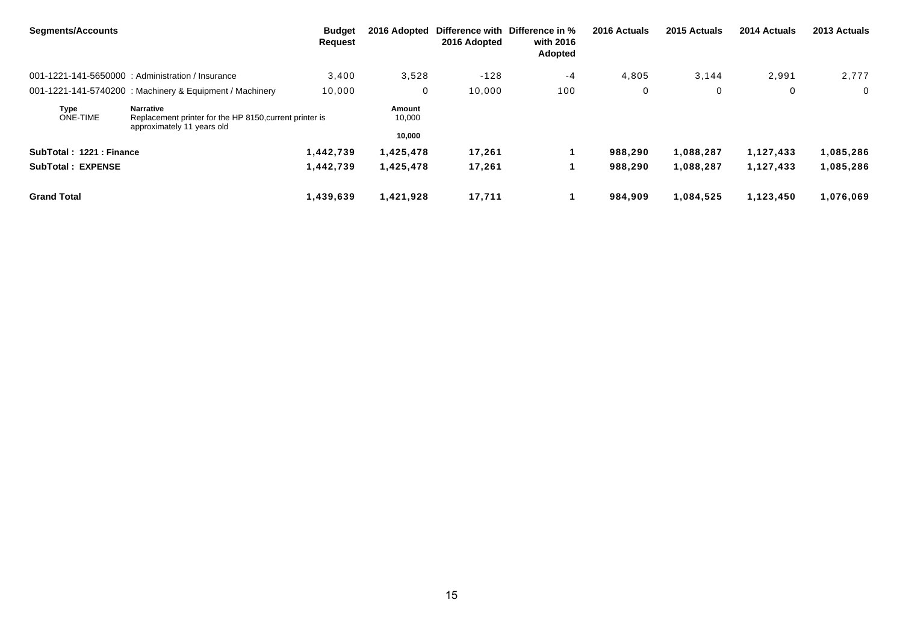| Segments/Accounts | | Budget Request | 2016 Adopted | Difference with 2016 Adopted | Difference in % with 2016 Adopted | 2016 Actuals | 2015 Actuals | 2014 Actuals | 2013 Actuals |
|---|---|---|---|---|---|---|---|---|---|
| 001-1221-141-5650000 : Administration / Insurance | | 3,400 | 3,528 | -128 | -4 | 4,805 | 3,144 | 2,991 | 2,777 |
| 001-1221-141-5740200 : Machinery & Equipment / Machinery | | 10,000 | 0 | 10,000 | 100 | 0 | 0 | 0 | 0 |
| **Type** | **Narrative** | | **Amount** | | | | | | |
| ONE-TIME | Replacement printer for the HP 8150,current printer is approximately 11 years old | | 10,000 | | | | | | |
| | | | **10,000** | | | | | | |
| **SubTotal : 1221 : Finance** | | **1,442,739** | **1,425,478** | **17,261** | **1** | **988,290** | **1,088,287** | **1,127,433** | **1,085,286** |
| **SubTotal : EXPENSE** | | **1,442,739** | **1,425,478** | **17,261** | **1** | **988,290** | **1,088,287** | **1,127,433** | **1,085,286** |
| **Grand Total** | | **1,439,639** | **1,421,928** | **17,711** | **1** | **984,909** | **1,084,525** | **1,123,450** | **1,076,069** |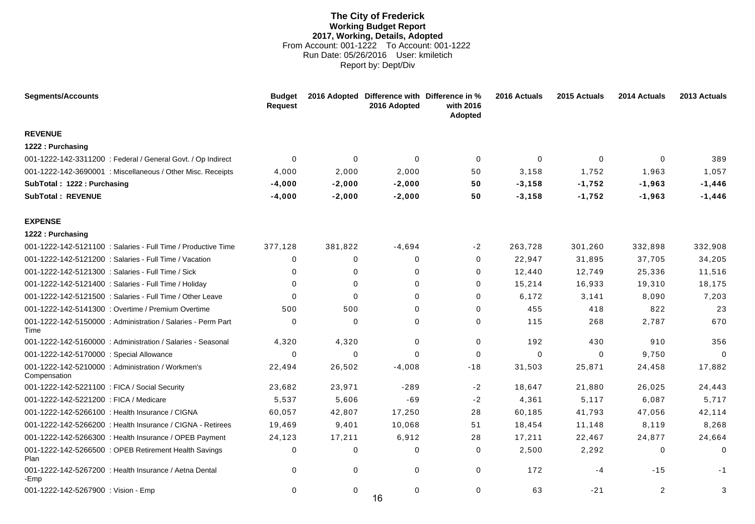# The City of Frederick

## Working Budget Report

### 2017, Working, Details, Adopted

From Account: 001-1222 To Account: 001-1222

Run Date: 05/26/2016 User: kmiletich

Report by: Dept/Div

| Segments/Accounts | Budget Request | 2016 Adopted | Difference with 2016 Adopted | Difference in % with 2016 Adopted | 2016 Actuals | 2015 Actuals | 2014 Actuals | 2013 Actuals |
|---|---|---|---|---|---|---|---|---|
| **REVENUE** | | | | | | | | |
| **1222 : Purchasing** | | | | | | | | |
| 001-1222-142-3311200 : Federal / General Govt. / Op Indirect | 0 | 0 | 0 | 0 | 0 | 0 | 0 | 389 |
| 001-1222-142-3690001 : Miscellaneous / Other Misc. Receipts | 4,000 | 2,000 | 2,000 | 50 | 3,158 | 1,752 | 1,963 | 1,057 |
| **SubTotal : 1222 : Purchasing** | **-4,000** | **-2,000** | **-2,000** | **50** | **-3,158** | **-1,752** | **-1,963** | **-1,446** |
| **SubTotal : REVENUE** | **-4,000** | **-2,000** | **-2,000** | **50** | **-3,158** | **-1,752** | **-1,963** | **-1,446** |
| **EXPENSE** | | | | | | | | |
| **1222 : Purchasing** | | | | | | | | |
| 001-1222-142-5121100 : Salaries - Full Time / Productive Time | 377,128 | 381,822 | -4,694 | -2 | 263,728 | 301,260 | 332,898 | 332,908 |
| 001-1222-142-5121200 : Salaries - Full Time / Vacation | 0 | 0 | 0 | 0 | 22,947 | 31,895 | 37,705 | 34,205 |
| 001-1222-142-5121300 : Salaries - Full Time / Sick | 0 | 0 | 0 | 0 | 12,440 | 12,749 | 25,336 | 11,516 |
| 001-1222-142-5121400 : Salaries - Full Time / Holiday | 0 | 0 | 0 | 0 | 15,214 | 16,933 | 19,310 | 18,175 |
| 001-1222-142-5121500 : Salaries - Full Time / Other Leave | 0 | 0 | 0 | 0 | 6,172 | 3,141 | 8,090 | 7,203 |
| 001-1222-142-5141300 : Overtime / Premium Overtime | 500 | 500 | 0 | 0 | 455 | 418 | 822 | 23 |
| 001-1222-142-5150000 : Administration / Salaries - Perm Part Time | 0 | 0 | 0 | 0 | 115 | 268 | 2,787 | 670 |
| 001-1222-142-5160000 : Administration / Salaries - Seasonal | 4,320 | 4,320 | 0 | 0 | 192 | 430 | 910 | 356 |
| 001-1222-142-5170000 : Special Allowance | 0 | 0 | 0 | 0 | 0 | 0 | 9,750 | 0 |
| 001-1222-142-5210000 : Administration / Workmen's Compensation | 22,494 | 26,502 | -4,008 | -18 | 31,503 | 25,871 | 24,458 | 17,882 |
| 001-1222-142-5221100 : FICA / Social Security | 23,682 | 23,971 | -289 | -2 | 18,647 | 21,880 | 26,025 | 24,443 |
| 001-1222-142-5221200 : FICA / Medicare | 5,537 | 5,606 | -69 | -2 | 4,361 | 5,117 | 6,087 | 5,717 |
| 001-1222-142-5266100 : Health Insurance / CIGNA | 60,057 | 42,807 | 17,250 | 28 | 60,185 | 41,793 | 47,056 | 42,114 |
| 001-1222-142-5266200 : Health Insurance / CIGNA - Retirees | 19,469 | 9,401 | 10,068 | 51 | 18,454 | 11,148 | 8,119 | 8,268 |
| 001-1222-142-5266300 : Health Insurance / OPEB Payment | 24,123 | 17,211 | 6,912 | 28 | 17,211 | 22,467 | 24,877 | 24,664 |
| 001-1222-142-5266500 : OPEB Retirement Health Savings Plan | 0 | 0 | 0 | 0 | 2,500 | 2,292 | 0 | 0 |
| 001-1222-142-5267200 : Health Insurance / Aetna Dental -Emp | 0 | 0 | 0 | 0 | 172 | -4 | -15 | -1 |
| 001-1222-142-5267900 : Vision - Emp | 0 | 0 | 0 | 0 | 63 | -21 | 2 | 3 |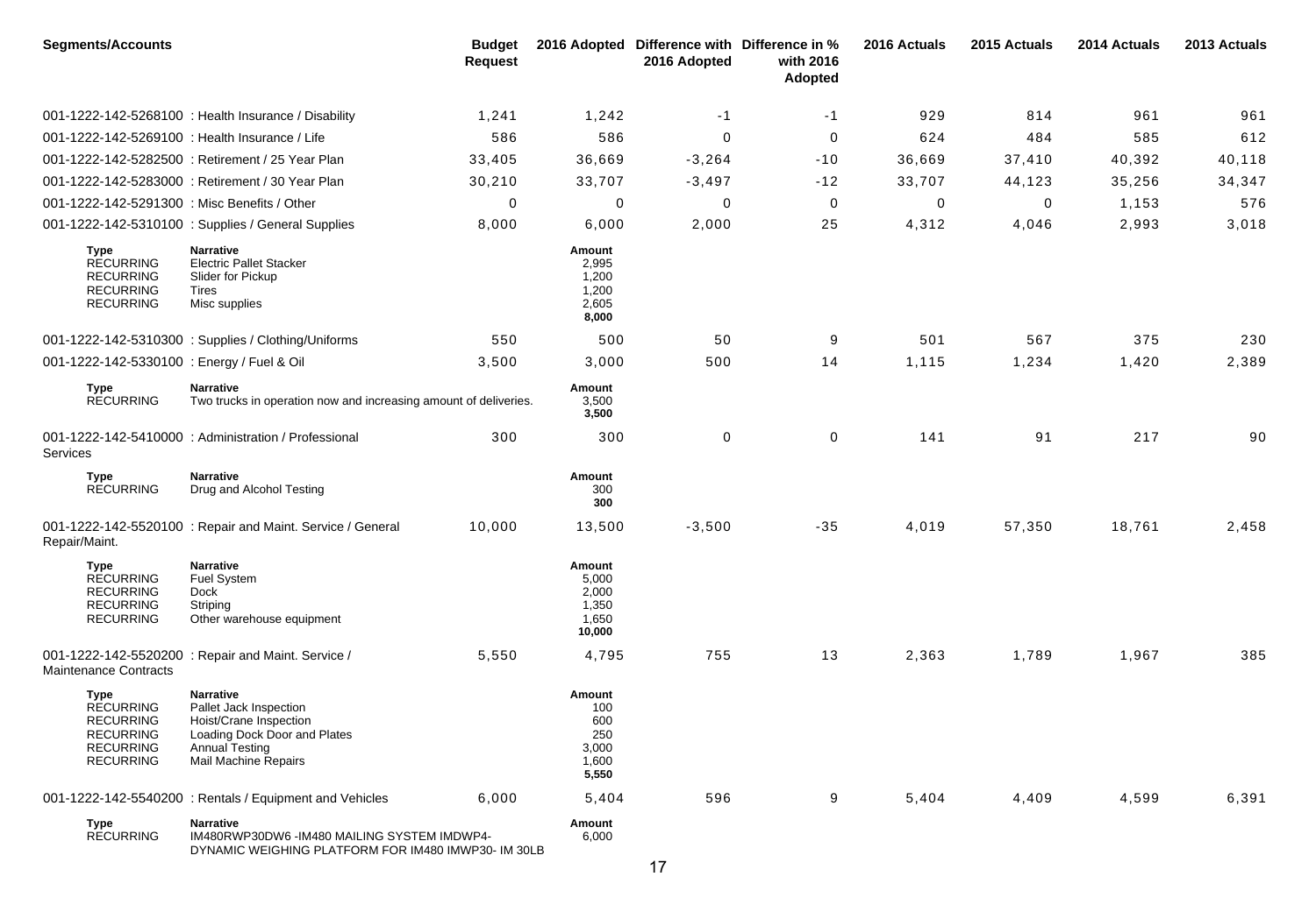| Segments/Accounts | Budget Request | 2016 Adopted | Difference with 2016 Adopted | Difference in % with 2016 Adopted | 2016 Actuals | 2015 Actuals | 2014 Actuals | 2013 Actuals |
|---|---|---|---|---|---|---|---|---|
| 001-1222-142-5268100 : Health Insurance / Disability | 1,241 | 1,242 | -1 | -1 | 929 | 814 | 961 | 961 |
| 001-1222-142-5269100 : Health Insurance / Life | 586 | 586 | 0 | 0 | 624 | 484 | 585 | 612 |
| 001-1222-142-5282500 : Retirement / 25 Year Plan | 33,405 | 36,669 | -3,264 | -10 | 36,669 | 37,410 | 40,392 | 40,118 |
| 001-1222-142-5283000 : Retirement / 30 Year Plan | 30,210 | 33,707 | -3,497 | -12 | 33,707 | 44,123 | 35,256 | 34,347 |
| 001-1222-142-5291300 : Misc Benefits / Other | 0 | 0 | 0 | 0 | 0 | 0 | 1,153 | 576 |
| 001-1222-142-5310100 : Supplies / General Supplies | 8,000 | 6,000 | 2,000 | 25 | 4,312 | 4,046 | 2,993 | 3,018 |

| Type | Narrative | Amount |
|---|---|---|
| RECURRING | Electric Pallet Stacker | 2,995 |
| RECURRING | Slider for Pickup | 1,200 |
| RECURRING | Tires | 1,200 |
| RECURRING | Misc supplies | 2,605 |
| | | **8,000** |

| Segments/Accounts | Budget Request | 2016 Adopted | Difference with 2016 Adopted | Difference in % with 2016 Adopted | 2016 Actuals | 2015 Actuals | 2014 Actuals | 2013 Actuals |
|---|---|---|---|---|---|---|---|---|
| 001-1222-142-5310300 : Supplies / Clothing/Uniforms | 550 | 500 | 50 | 9 | 501 | 567 | 375 | 230 |
| 001-1222-142-5330100 : Energy / Fuel & Oil | 3,500 | 3,000 | 500 | 14 | 1,115 | 1,234 | 1,420 | 2,389 |

| Type | Narrative | Amount |
|---|---|---|
| RECURRING | Two trucks in operation now and increasing amount of deliveries. | 3,500 |
| | | **3,500** |

| Segments/Accounts | Budget Request | 2016 Adopted | Difference with 2016 Adopted | Difference in % with 2016 Adopted | 2016 Actuals | 2015 Actuals | 2014 Actuals | 2013 Actuals |
|---|---|---|---|---|---|---|---|---|
| 001-1222-142-5410000 : Administration / Professional Services | 300 | 300 | 0 | 0 | 141 | 91 | 217 | 90 |

| Type | Narrative | Amount |
|---|---|---|
| RECURRING | Drug and Alcohol Testing | 300 |
| | | **300** |

| Segments/Accounts | Budget Request | 2016 Adopted | Difference with 2016 Adopted | Difference in % with 2016 Adopted | 2016 Actuals | 2015 Actuals | 2014 Actuals | 2013 Actuals |
|---|---|---|---|---|---|---|---|---|
| 001-1222-142-5520100 : Repair and Maint. Service / General Repair/Maint. | 10,000 | 13,500 | -3,500 | -35 | 4,019 | 57,350 | 18,761 | 2,458 |

| Type | Narrative | Amount |
|---|---|---|
| RECURRING | Fuel System | 5,000 |
| RECURRING | Dock | 2,000 |
| RECURRING | Striping | 1,350 |
| RECURRING | Other warehouse equipment | 1,650 |
| | | **10,000** |

| Segments/Accounts | Budget Request | 2016 Adopted | Difference with 2016 Adopted | Difference in % with 2016 Adopted | 2016 Actuals | 2015 Actuals | 2014 Actuals | 2013 Actuals |
|---|---|---|---|---|---|---|---|---|
| 001-1222-142-5520200 : Repair and Maint. Service / Maintenance Contracts | 5,550 | 4,795 | 755 | 13 | 2,363 | 1,789 | 1,967 | 385 |

| Type | Narrative | Amount |
|---|---|---|
| RECURRING | Pallet Jack Inspection | 100 |
| RECURRING | Hoist/Crane Inspection | 600 |
| RECURRING | Loading Dock Door and Plates | 250 |
| RECURRING | Annual Testing | 3,000 |
| RECURRING | Mail Machine Repairs | 1,600 |
| | | **5,550** |

| Segments/Accounts | Budget Request | 2016 Adopted | Difference with 2016 Adopted | Difference in % with 2016 Adopted | 2016 Actuals | 2015 Actuals | 2014 Actuals | 2013 Actuals |
|---|---|---|---|---|---|---|---|---|
| 001-1222-142-5540200 : Rentals / Equipment and Vehicles | 6,000 | 5,404 | 596 | 9 | 5,404 | 4,409 | 4,599 | 6,391 |

| Type | Narrative | Amount |
|---|---|---|
| RECURRING | IM480RWP30DW6 -IM480 MAILING SYSTEM IMDWP4- DYNAMIC WEIGHING PLATFORM FOR IM480 IMWP30- IM 30LB | 6,000 |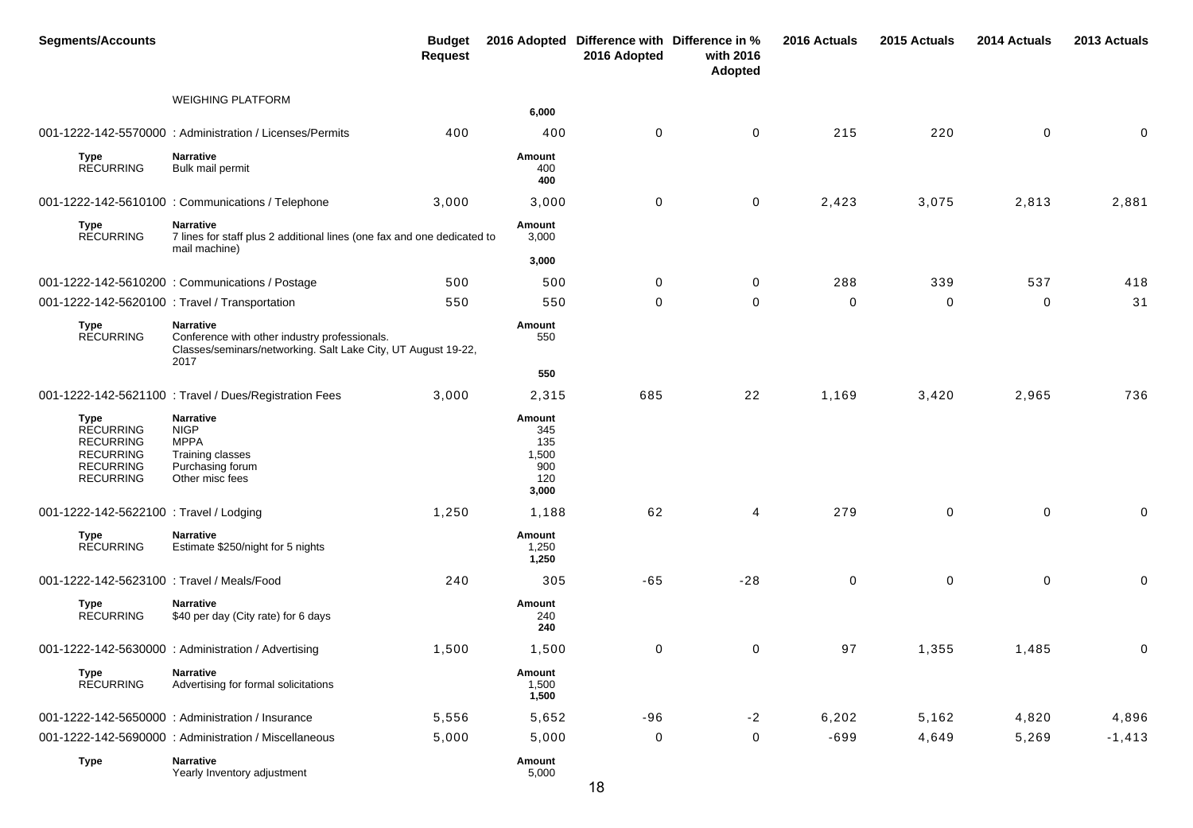| Segments/Accounts | | Budget Request | 2016 Adopted | Difference with 2016 Adopted | Difference in % with 2016 Adopted | 2016 Actuals | 2015 Actuals | 2014 Actuals | 2013 Actuals |
|---|---|---|---|---|---|---|---|---|---|
| | WEIGHING PLATFORM | | | | | | | | |
| | | | **6,000** | | | | | | |
| 001-1222-142-5570000 : Administration / Licenses/Permits | | 400 | 400 | 0 | 0 | 215 | 220 | 0 | 0 |
| **Type** | **Narrative** | | **Amount** | | | | | | |
| RECURRING | Bulk mail permit | | 400 | | | | | | |
| | | | **400** | | | | | | |
| 001-1222-142-5610100 : Communications / Telephone | | 3,000 | 3,000 | 0 | 0 | 2,423 | 3,075 | 2,813 | 2,881 |
| **Type** | **Narrative** | | **Amount** | | | | | | |
| RECURRING | 7 lines for staff plus 2 additional lines (one fax and one dedicated to mail machine) | | 3,000 | | | | | | |
| | | | **3,000** | | | | | | |
| 001-1222-142-5610200 : Communications / Postage | | 500 | 500 | 0 | 0 | 288 | 339 | 537 | 418 |
| 001-1222-142-5620100 : Travel / Transportation | | 550 | 550 | 0 | 0 | 0 | 0 | 0 | 31 |
| **Type** | **Narrative** | | **Amount** | | | | | | |
| RECURRING | Conference with other industry professionals. Classes/seminars/networking. Salt Lake City, UT August 19-22, 2017 | | 550 | | | | | | |
| | | | **550** | | | | | | |
| 001-1222-142-5621100 : Travel / Dues/Registration Fees | | 3,000 | 2,315 | 685 | 22 | 1,169 | 3,420 | 2,965 | 736 |
| **Type** | **Narrative** | | **Amount** | | | | | | |
| RECURRING | NIGP | | 345 | | | | | | |
| RECURRING | MPPA | | 135 | | | | | | |
| RECURRING | Training classes | | 1,500 | | | | | | |
| RECURRING | Purchasing forum | | 900 | | | | | | |
| RECURRING | Other misc fees | | 120 | | | | | | |
| | | | **3,000** | | | | | | |
| 001-1222-142-5622100 : Travel / Lodging | | 1,250 | 1,188 | 62 | 4 | 279 | 0 | 0 | 0 |
| **Type** | **Narrative** | | **Amount** | | | | | | |
| RECURRING | Estimate $250/night for 5 nights | | 1,250 | | | | | | |
| | | | **1,250** | | | | | | |
| 001-1222-142-5623100 : Travel / Meals/Food | | 240 | 305 | -65 | -28 | 0 | 0 | 0 | 0 |
| **Type** | **Narrative** | | **Amount** | | | | | | |
| RECURRING | $40 per day (City rate) for 6 days | | 240 | | | | | | |
| | | | **240** | | | | | | |
| 001-1222-142-5630000 : Administration / Advertising | | 1,500 | 1,500 | 0 | 0 | 97 | 1,355 | 1,485 | 0 |
| **Type** | **Narrative** | | **Amount** | | | | | | |
| RECURRING | Advertising for formal solicitations | | 1,500 | | | | | | |
| | | | **1,500** | | | | | | |
| 001-1222-142-5650000 : Administration / Insurance | | 5,556 | 5,652 | -96 | -2 | 6,202 | 5,162 | 4,820 | 4,896 |
| 001-1222-142-5690000 : Administration / Miscellaneous | | 5,000 | 5,000 | 0 | 0 | -699 | 4,649 | 5,269 | -1,413 |
| **Type** | **Narrative** | | **Amount** | | | | | | |
| | Yearly Inventory adjustment | | 5,000 | | | | | | |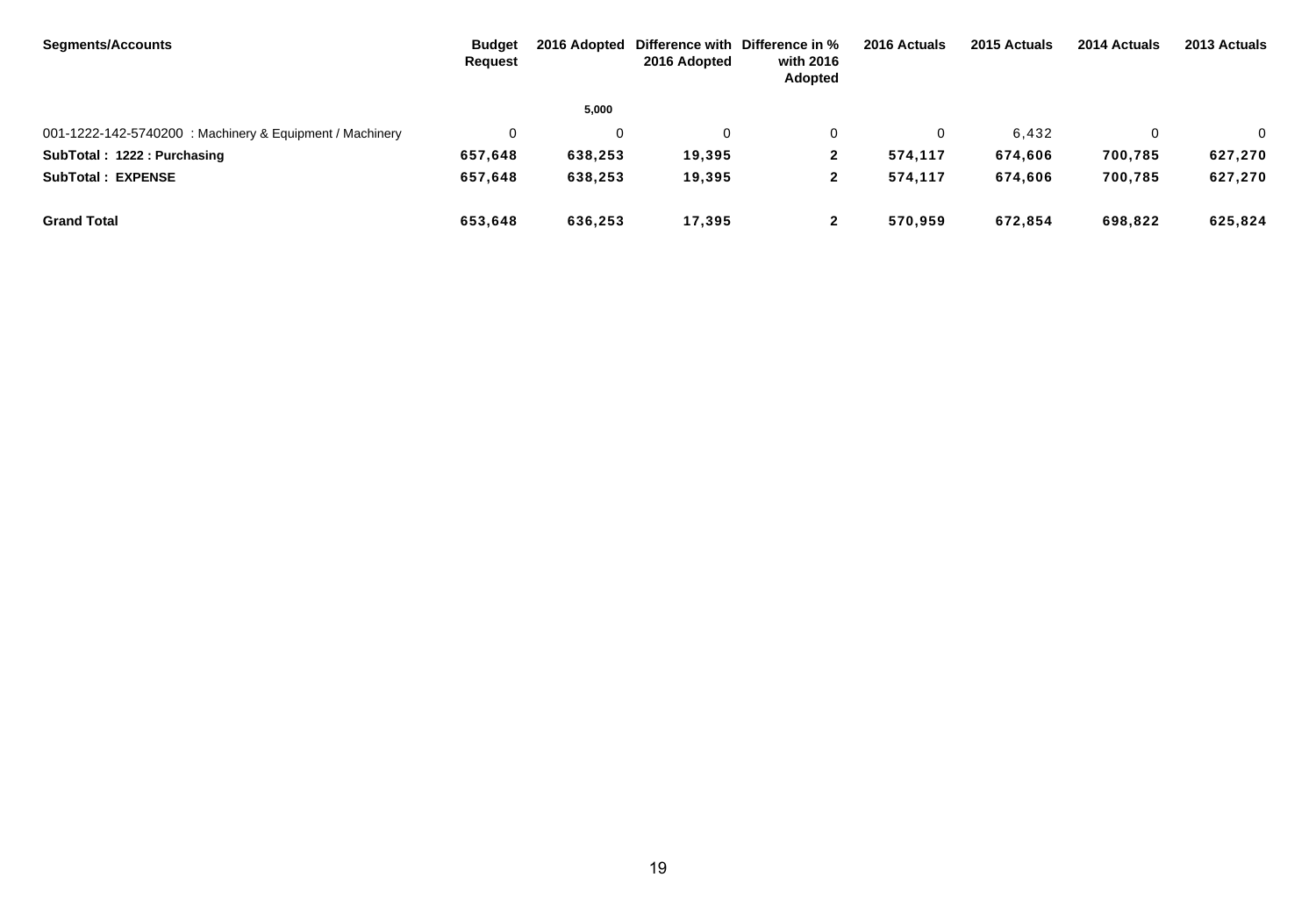| Segments/Accounts | Budget Request | 2016 Adopted | Difference with 2016 Adopted | Difference in % with 2016 Adopted | 2016 Actuals | 2015 Actuals | 2014 Actuals | 2013 Actuals |
|---|---|---|---|---|---|---|---|---|
| | | **5,000** | | | | | | |
| 001-1222-142-5740200 : Machinery & Equipment / Machinery | 0 | 0 | 0 | 0 | 0 | 6,432 | 0 | 0 |
| **SubTotal : 1222 : Purchasing** | **657,648** | **638,253** | **19,395** | **2** | **574,117** | **674,606** | **700,785** | **627,270** |
| **SubTotal : EXPENSE** | **657,648** | **638,253** | **19,395** | **2** | **574,117** | **674,606** | **700,785** | **627,270** |
| **Grand Total** | **653,648** | **636,253** | **17,395** | **2** | **570,959** | **672,854** | **698,822** | **625,824** |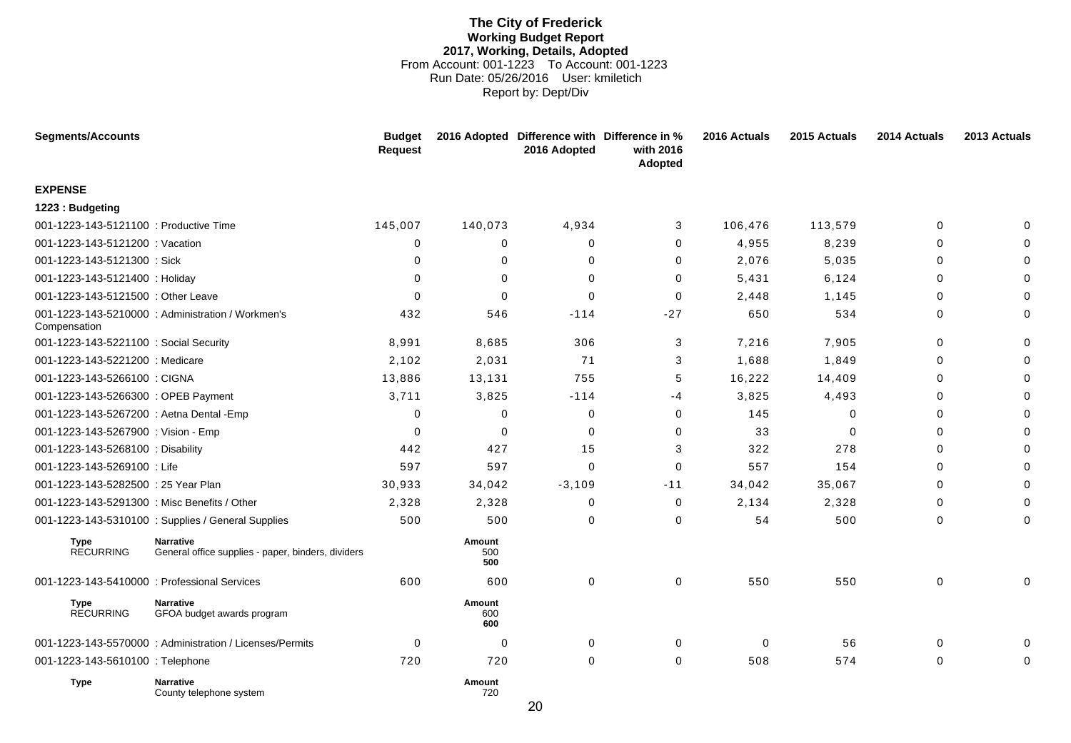# The City of Frederick

**Working Budget Report**

**2017, Working, Details, Adopted**

From Account: 001-1223 To Account: 001-1223

Run Date: 05/26/2016 User: kmiletich

Report by: Dept/Div

| Segments/Accounts | Budget Request | 2016 Adopted | Difference with 2016 Adopted | Difference in % with 2016 Adopted | 2016 Actuals | 2015 Actuals | 2014 Actuals | 2013 Actuals |
|---|---|---|---|---|---|---|---|---|
| **EXPENSE** | | | | | | | | |
| **1223 : Budgeting** | | | | | | | | |
| 001-1223-143-5121100 : Productive Time | 145,007 | 140,073 | 4,934 | 3 | 106,476 | 113,579 | 0 | 0 |
| 001-1223-143-5121200 : Vacation | 0 | 0 | 0 | 0 | 4,955 | 8,239 | 0 | 0 |
| 001-1223-143-5121300 : Sick | 0 | 0 | 0 | 0 | 2,076 | 5,035 | 0 | 0 |
| 001-1223-143-5121400 : Holiday | 0 | 0 | 0 | 0 | 5,431 | 6,124 | 0 | 0 |
| 001-1223-143-5121500 : Other Leave | 0 | 0 | 0 | 0 | 2,448 | 1,145 | 0 | 0 |
| 001-1223-143-5210000 : Administration / Workmen's Compensation | 432 | 546 | -114 | -27 | 650 | 534 | 0 | 0 |
| 001-1223-143-5221100 : Social Security | 8,991 | 8,685 | 306 | 3 | 7,216 | 7,905 | 0 | 0 |
| 001-1223-143-5221200 : Medicare | 2,102 | 2,031 | 71 | 3 | 1,688 | 1,849 | 0 | 0 |
| 001-1223-143-5266100 : CIGNA | 13,886 | 13,131 | 755 | 5 | 16,222 | 14,409 | 0 | 0 |
| 001-1223-143-5266300 : OPEB Payment | 3,711 | 3,825 | -114 | -4 | 3,825 | 4,493 | 0 | 0 |
| 001-1223-143-5267200 : Aetna Dental -Emp | 0 | 0 | 0 | 0 | 145 | 0 | 0 | 0 |
| 001-1223-143-5267900 : Vision - Emp | 0 | 0 | 0 | 0 | 33 | 0 | 0 | 0 |
| 001-1223-143-5268100 : Disability | 442 | 427 | 15 | 3 | 322 | 278 | 0 | 0 |
| 001-1223-143-5269100 : Life | 597 | 597 | 0 | 0 | 557 | 154 | 0 | 0 |
| 001-1223-143-5282500 : 25 Year Plan | 30,933 | 34,042 | -3,109 | -11 | 34,042 | 35,067 | 0 | 0 |
| 001-1223-143-5291300 : Misc Benefits / Other | 2,328 | 2,328 | 0 | 0 | 2,134 | 2,328 | 0 | 0 |
| 001-1223-143-5310100 : Supplies / General Supplies | 500 | 500 | 0 | 0 | 54 | 500 | 0 | 0 |

| Type | Narrative | Amount |
|---|---|---|
| RECURRING | General office supplies - paper, binders, dividers | 500 |
| | | **500** |

| Segments/Accounts | Budget Request | 2016 Adopted | Difference with 2016 Adopted | Difference in % with 2016 Adopted | 2016 Actuals | 2015 Actuals | 2014 Actuals | 2013 Actuals |
|---|---|---|---|---|---|---|---|---|
| 001-1223-143-5410000 : Professional Services | 600 | 600 | 0 | 0 | 550 | 550 | 0 | 0 |

| Type | Narrative | Amount |
|---|---|---|
| RECURRING | GFOA budget awards program | 600 |
| | | **600** |

| Segments/Accounts | Budget Request | 2016 Adopted | Difference with 2016 Adopted | Difference in % with 2016 Adopted | 2016 Actuals | 2015 Actuals | 2014 Actuals | 2013 Actuals |
|---|---|---|---|---|---|---|---|---|
| 001-1223-143-5570000 : Administration / Licenses/Permits | 0 | 0 | 0 | 0 | 0 | 56 | 0 | 0 |
| 001-1223-143-5610100 : Telephone | 720 | 720 | 0 | 0 | 508 | 574 | 0 | 0 |

| Type | Narrative | Amount |
|---|---|---|
| | County telephone system | 720 |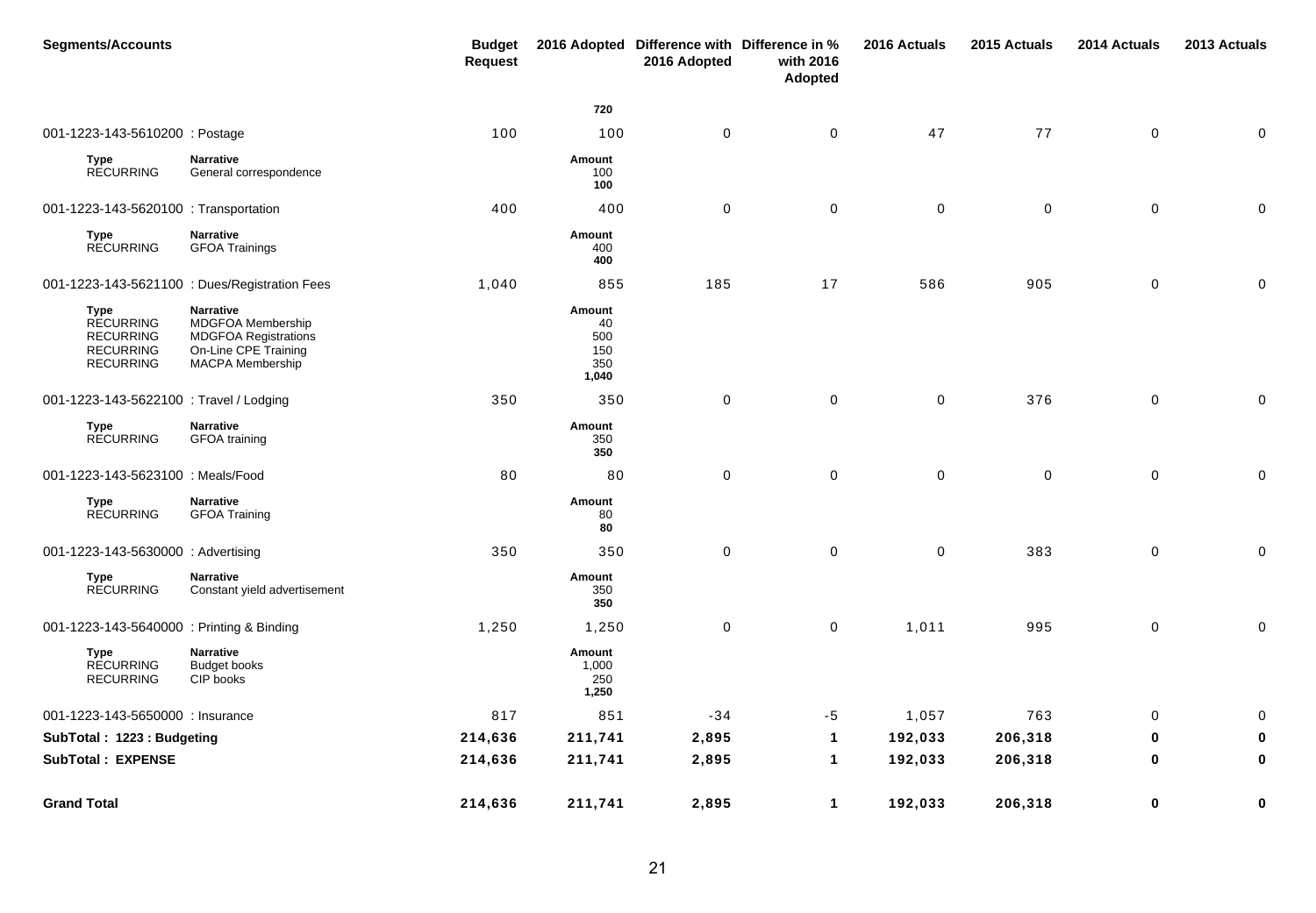| Segments/Accounts | | Budget Request | 2016 Adopted | Difference with 2016 Adopted | Difference in % with 2016 Adopted | 2016 Actuals | 2015 Actuals | 2014 Actuals | 2013 Actuals |
|---|---|---|---|---|---|---|---|---|---|
| | | | **720** | | | | | | |
| 001-1223-143-5610200 : Postage | | 100 | 100 | 0 | 0 | 47 | 77 | 0 | 0 |
| **Type** | **Narrative** | | **Amount** | | | | | | |
| RECURRING | General correspondence | | 100 | | | | | | |
| | | | **100** | | | | | | |
| 001-1223-143-5620100 : Transportation | | 400 | 400 | 0 | 0 | 0 | 0 | 0 | 0 |
| **Type** | **Narrative** | | **Amount** | | | | | | |
| RECURRING | GFOA Trainings | | 400 | | | | | | |
| | | | **400** | | | | | | |
| 001-1223-143-5621100 : Dues/Registration Fees | | 1,040 | 855 | 185 | 17 | 586 | 905 | 0 | 0 |
| **Type** | **Narrative** | | **Amount** | | | | | | |
| RECURRING | MDGFOA Membership | | 40 | | | | | | |
| RECURRING | MDGFOA Registrations | | 500 | | | | | | |
| RECURRING | On-Line CPE Training | | 150 | | | | | | |
| RECURRING | MACPA Membership | | 350 | | | | | | |
| | | | **1,040** | | | | | | |
| 001-1223-143-5622100 : Travel / Lodging | | 350 | 350 | 0 | 0 | 0 | 376 | 0 | 0 |
| **Type** | **Narrative** | | **Amount** | | | | | | |
| RECURRING | GFOA training | | 350 | | | | | | |
| | | | **350** | | | | | | |
| 001-1223-143-5623100 : Meals/Food | | 80 | 80 | 0 | 0 | 0 | 0 | 0 | 0 |
| **Type** | **Narrative** | | **Amount** | | | | | | |
| RECURRING | GFOA Training | | 80 | | | | | | |
| | | | **80** | | | | | | |
| 001-1223-143-5630000 : Advertising | | 350 | 350 | 0 | 0 | 0 | 383 | 0 | 0 |
| **Type** | **Narrative** | | **Amount** | | | | | | |
| RECURRING | Constant yield advertisement | | 350 | | | | | | |
| | | | **350** | | | | | | |
| 001-1223-143-5640000 : Printing & Binding | | 1,250 | 1,250 | 0 | 0 | 1,011 | 995 | 0 | 0 |
| **Type** | **Narrative** | | **Amount** | | | | | | |
| RECURRING | Budget books | | 1,000 | | | | | | |
| RECURRING | CIP books | | 250 | | | | | | |
| | | | **1,250** | | | | | | |
| 001-1223-143-5650000 : Insurance | | 817 | 851 | -34 | -5 | 1,057 | 763 | 0 | 0 |
| **SubTotal : 1223 : Budgeting** | | **214,636** | **211,741** | **2,895** | **1** | **192,033** | **206,318** | **0** | **0** |
| **SubTotal : EXPENSE** | | **214,636** | **211,741** | **2,895** | **1** | **192,033** | **206,318** | **0** | **0** |
| **Grand Total** | | **214,636** | **211,741** | **2,895** | **1** | **192,033** | **206,318** | **0** | **0** |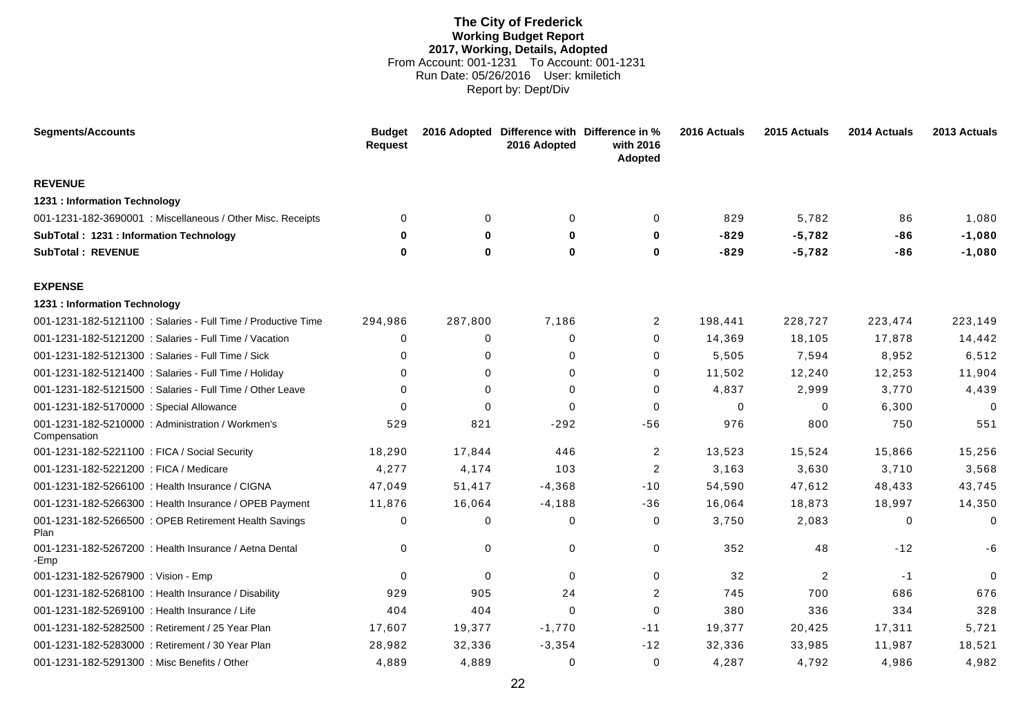# The City of Frederick

**Working Budget Report**

**2017, Working, Details, Adopted**

From Account: 001-1231 To Account: 001-1231

Run Date: 05/26/2016 User: kmiletich

Report by: Dept/Div

| Segments/Accounts | Budget Request | 2016 Adopted | Difference with 2016 Adopted | Difference in % with 2016 Adopted | 2016 Actuals | 2015 Actuals | 2014 Actuals | 2013 Actuals |
|---|---|---|---|---|---|---|---|---|
| **REVENUE** | | | | | | | | |
| **1231 : Information Technology** | | | | | | | | |
| 001-1231-182-3690001 : Miscellaneous / Other Misc. Receipts | 0 | 0 | 0 | 0 | 829 | 5,782 | 86 | 1,080 |
| **SubTotal : 1231 : Information Technology** | **0** | **0** | **0** | **0** | **-829** | **-5,782** | **-86** | **-1,080** |
| **SubTotal : REVENUE** | **0** | **0** | **0** | **0** | **-829** | **-5,782** | **-86** | **-1,080** |
| **EXPENSE** | | | | | | | | |
| **1231 : Information Technology** | | | | | | | | |
| 001-1231-182-5121100 : Salaries - Full Time / Productive Time | 294,986 | 287,800 | 7,186 | 2 | 198,441 | 228,727 | 223,474 | 223,149 |
| 001-1231-182-5121200 : Salaries - Full Time / Vacation | 0 | 0 | 0 | 0 | 14,369 | 18,105 | 17,878 | 14,442 |
| 001-1231-182-5121300 : Salaries - Full Time / Sick | 0 | 0 | 0 | 0 | 5,505 | 7,594 | 8,952 | 6,512 |
| 001-1231-182-5121400 : Salaries - Full Time / Holiday | 0 | 0 | 0 | 0 | 11,502 | 12,240 | 12,253 | 11,904 |
| 001-1231-182-5121500 : Salaries - Full Time / Other Leave | 0 | 0 | 0 | 0 | 4,837 | 2,999 | 3,770 | 4,439 |
| 001-1231-182-5170000 : Special Allowance | 0 | 0 | 0 | 0 | 0 | 0 | 6,300 | 0 |
| 001-1231-182-5210000 : Administration / Workmen's Compensation | 529 | 821 | -292 | -56 | 976 | 800 | 750 | 551 |
| 001-1231-182-5221100 : FICA / Social Security | 18,290 | 17,844 | 446 | 2 | 13,523 | 15,524 | 15,866 | 15,256 |
| 001-1231-182-5221200 : FICA / Medicare | 4,277 | 4,174 | 103 | 2 | 3,163 | 3,630 | 3,710 | 3,568 |
| 001-1231-182-5266100 : Health Insurance / CIGNA | 47,049 | 51,417 | -4,368 | -10 | 54,590 | 47,612 | 48,433 | 43,745 |
| 001-1231-182-5266300 : Health Insurance / OPEB Payment | 11,876 | 16,064 | -4,188 | -36 | 16,064 | 18,873 | 18,997 | 14,350 |
| 001-1231-182-5266500 : OPEB Retirement Health Savings Plan | 0 | 0 | 0 | 0 | 3,750 | 2,083 | 0 | 0 |
| 001-1231-182-5267200 : Health Insurance / Aetna Dental -Emp | 0 | 0 | 0 | 0 | 352 | 48 | -12 | -6 |
| 001-1231-182-5267900 : Vision - Emp | 0 | 0 | 0 | 0 | 32 | 2 | -1 | 0 |
| 001-1231-182-5268100 : Health Insurance / Disability | 929 | 905 | 24 | 2 | 745 | 700 | 686 | 676 |
| 001-1231-182-5269100 : Health Insurance / Life | 404 | 404 | 0 | 0 | 380 | 336 | 334 | 328 |
| 001-1231-182-5282500 : Retirement / 25 Year Plan | 17,607 | 19,377 | -1,770 | -11 | 19,377 | 20,425 | 17,311 | 5,721 |
| 001-1231-182-5283000 : Retirement / 30 Year Plan | 28,982 | 32,336 | -3,354 | -12 | 32,336 | 33,985 | 11,987 | 18,521 |
| 001-1231-182-5291300 : Misc Benefits / Other | 4,889 | 4,889 | 0 | 0 | 4,287 | 4,792 | 4,986 | 4,982 |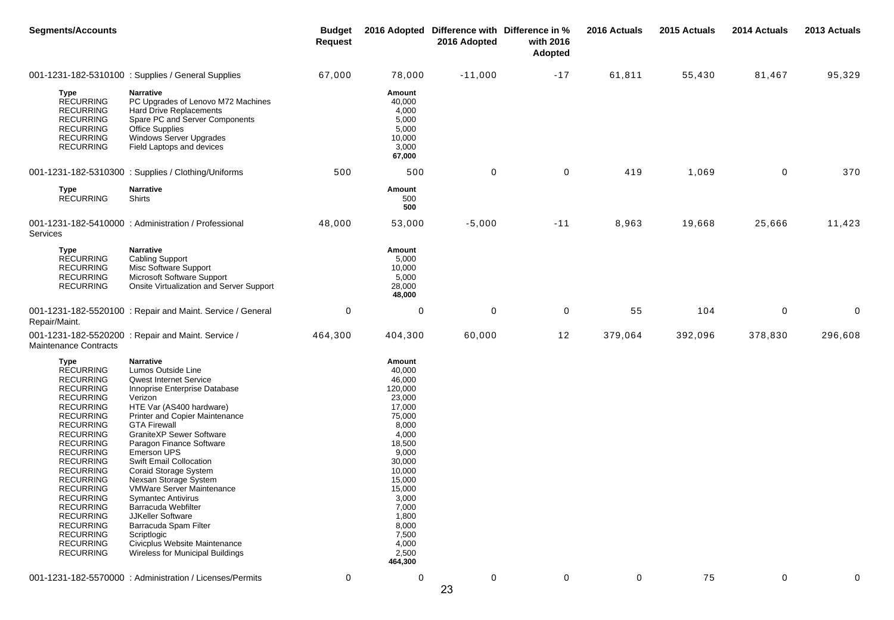| Segments/Accounts | Budget Request | 2016 Adopted | Difference with 2016 Adopted | Difference in % with 2016 Adopted | 2016 Actuals | 2015 Actuals | 2014 Actuals | 2013 Actuals |
|---|---|---|---|---|---|---|---|---|
| 001-1231-182-5310100 : Supplies / General Supplies | 67,000 | 78,000 | -11,000 | -17 | 61,811 | 55,430 | 81,467 | 95,329 |

| Type | Narrative | Amount |
|---|---|---|
| RECURRING | PC Upgrades of Lenovo M72 Machines | 40,000 |
| RECURRING | Hard Drive Replacements | 4,000 |
| RECURRING | Spare PC and Server Components | 5,000 |
| RECURRING | Office Supplies | 5,000 |
| RECURRING | Windows Server Upgrades | 10,000 |
| RECURRING | Field Laptops and devices | 3,000 |
| | | **67,000** |

| Segments/Accounts | Budget Request | 2016 Adopted | Difference with 2016 Adopted | Difference in % with 2016 Adopted | 2016 Actuals | 2015 Actuals | 2014 Actuals | 2013 Actuals |
|---|---|---|---|---|---|---|---|---|
| 001-1231-182-5310300 : Supplies / Clothing/Uniforms | 500 | 500 | 0 | 0 | 419 | 1,069 | 0 | 370 |

| Type | Narrative | Amount |
|---|---|---|
| RECURRING | Shirts | 500 |
| | | **500** |

| Segments/Accounts | Budget Request | 2016 Adopted | Difference with 2016 Adopted | Difference in % with 2016 Adopted | 2016 Actuals | 2015 Actuals | 2014 Actuals | 2013 Actuals |
|---|---|---|---|---|---|---|---|---|
| 001-1231-182-5410000 : Administration / Professional Services | 48,000 | 53,000 | -5,000 | -11 | 8,963 | 19,668 | 25,666 | 11,423 |

| Type | Narrative | Amount |
|---|---|---|
| RECURRING | Cabling Support | 5,000 |
| RECURRING | Misc Software Support | 10,000 |
| RECURRING | Microsoft Software Support | 5,000 |
| RECURRING | Onsite Virtualization and Server Support | 28,000 |
| | | **48,000** |

| Segments/Accounts | Budget Request | 2016 Adopted | Difference with 2016 Adopted | Difference in % with 2016 Adopted | 2016 Actuals | 2015 Actuals | 2014 Actuals | 2013 Actuals |
|---|---|---|---|---|---|---|---|---|
| 001-1231-182-5520100 : Repair and Maint. Service / General Repair/Maint. | 0 | 0 | 0 | 0 | 55 | 104 | 0 | 0 |
| 001-1231-182-5520200 : Repair and Maint. Service / Maintenance Contracts | 464,300 | 404,300 | 60,000 | 12 | 379,064 | 392,096 | 378,830 | 296,608 |

| Type | Narrative | Amount |
|---|---|---|
| RECURRING | Lumos Outside Line | 40,000 |
| RECURRING | Qwest Internet Service | 46,000 |
| RECURRING | Innoprise Enterprise Database | 120,000 |
| RECURRING | Verizon | 23,000 |
| RECURRING | HTE Var (AS400 hardware) | 17,000 |
| RECURRING | Printer and Copier Maintenance | 75,000 |
| RECURRING | GTA Firewall | 8,000 |
| RECURRING | GraniteXP Sewer Software | 4,000 |
| RECURRING | Paragon Finance Software | 18,500 |
| RECURRING | Emerson UPS | 9,000 |
| RECURRING | Swift Email Collocation | 30,000 |
| RECURRING | Coraid Storage System | 10,000 |
| RECURRING | Nexsan Storage System | 15,000 |
| RECURRING | VMWare Server Maintenance | 15,000 |
| RECURRING | Symantec Antivirus | 3,000 |
| RECURRING | Barracuda Webfilter | 7,000 |
| RECURRING | JJKeller Software | 1,800 |
| RECURRING | Barracuda Spam Filter | 8,000 |
| RECURRING | Scriptlogic | 7,500 |
| RECURRING | Civicplus Website Maintenance | 4,000 |
| RECURRING | Wireless for Municipal Buildings | 2,500 |
| | | **464,300** |

| Segments/Accounts | Budget Request | 2016 Adopted | Difference with 2016 Adopted | Difference in % with 2016 Adopted | 2016 Actuals | 2015 Actuals | 2014 Actuals | 2013 Actuals |
|---|---|---|---|---|---|---|---|---|
| 001-1231-182-5570000 : Administration / Licenses/Permits | 0 | 0 | 0 | 0 | 0 | 75 | 0 | 0 |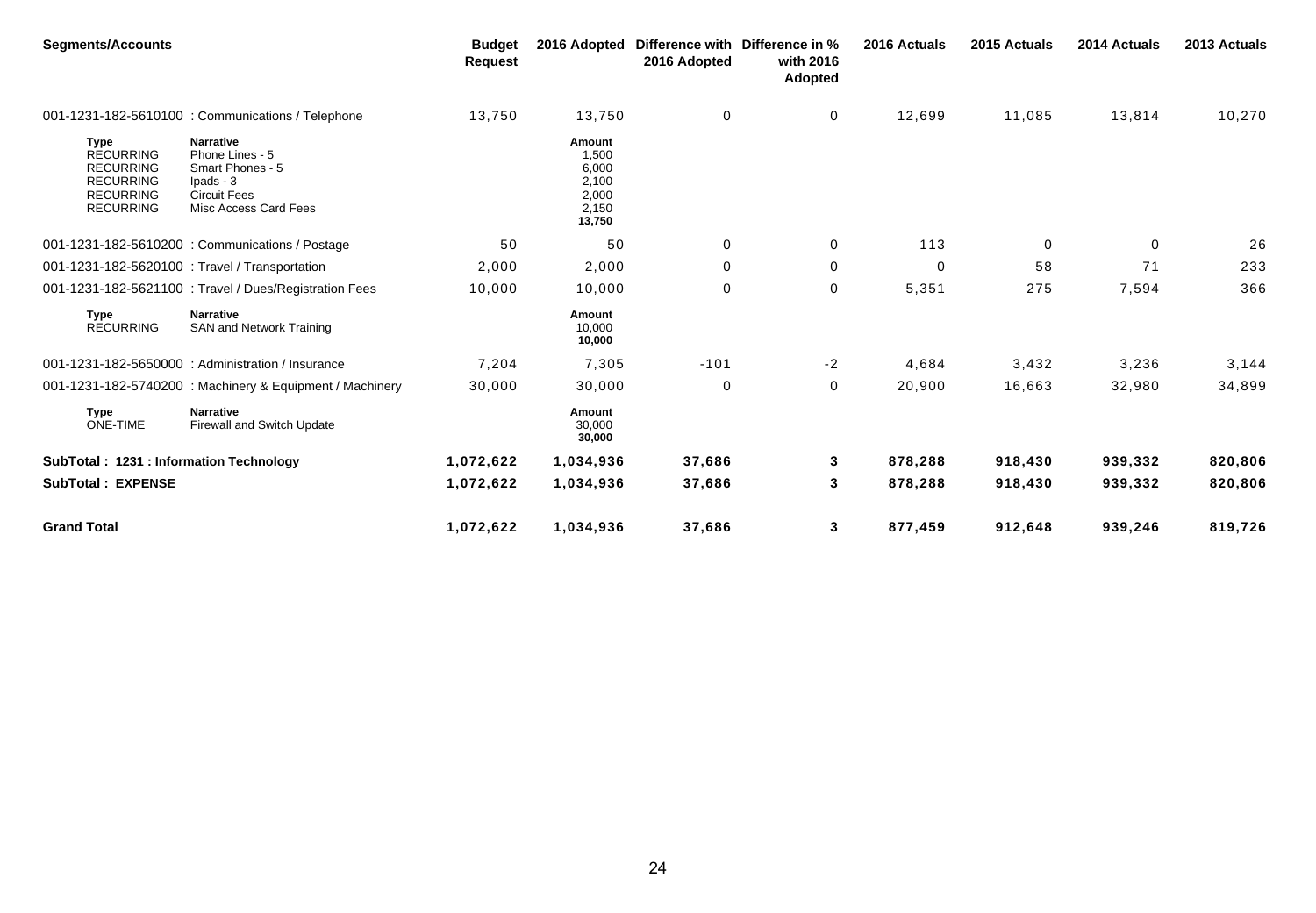| Segments/Accounts | Budget Request | 2016 Adopted | Difference with 2016 Adopted | Difference in % with 2016 Adopted | 2016 Actuals | 2015 Actuals | 2014 Actuals | 2013 Actuals |
|---|---|---|---|---|---|---|---|---|
| 001-1231-182-5610100 : Communications / Telephone | 13,750 | 13,750 | 0 | 0 | 12,699 | 11,085 | 13,814 | 10,270 |
| 001-1231-182-5610200 : Communications / Postage | 50 | 50 | 0 | 0 | 113 | 0 | 0 | 26 |
| 001-1231-182-5620100 : Travel / Transportation | 2,000 | 2,000 | 0 | 0 | 0 | 58 | 71 | 233 |
| 001-1231-182-5621100 : Travel / Dues/Registration Fees | 10,000 | 10,000 | 0 | 0 | 5,351 | 275 | 7,594 | 366 |
| 001-1231-182-5650000 : Administration / Insurance | 7,204 | 7,305 | -101 | -2 | 4,684 | 3,432 | 3,236 | 3,144 |
| 001-1231-182-5740200 : Machinery & Equipment / Machinery | 30,000 | 30,000 | 0 | 0 | 20,900 | 16,663 | 32,980 | 34,899 |
| **SubTotal : 1231 : Information Technology** | **1,072,622** | **1,034,936** | **37,686** | **3** | **878,288** | **918,430** | **939,332** | **820,806** |
| **SubTotal : EXPENSE** | **1,072,622** | **1,034,936** | **37,686** | **3** | **878,288** | **918,430** | **939,332** | **820,806** |
| **Grand Total** | **1,072,622** | **1,034,936** | **37,686** | **3** | **877,459** | **912,648** | **939,246** | **819,726** |

001-1231-182-5610100 : Communications / Telephone

| Type | Narrative | Amount |
|---|---|---|
| RECURRING | Phone Lines - 5 | 1,500 |
| RECURRING | Smart Phones - 5 | 6,000 |
| RECURRING | Ipads - 3 | 2,100 |
| RECURRING | Circuit Fees | 2,000 |
| RECURRING | Misc Access Card Fees | 2,150 |
| | | **13,750** |

001-1231-182-5621100 : Travel / Dues/Registration Fees

| Type | Narrative | Amount |
|---|---|---|
| RECURRING | SAN and Network Training | 10,000 |
| | | **10,000** |

001-1231-182-5740200 : Machinery & Equipment / Machinery

| Type | Narrative | Amount |
|---|---|---|
| ONE-TIME | Firewall and Switch Update | 30,000 |
| | | **30,000** |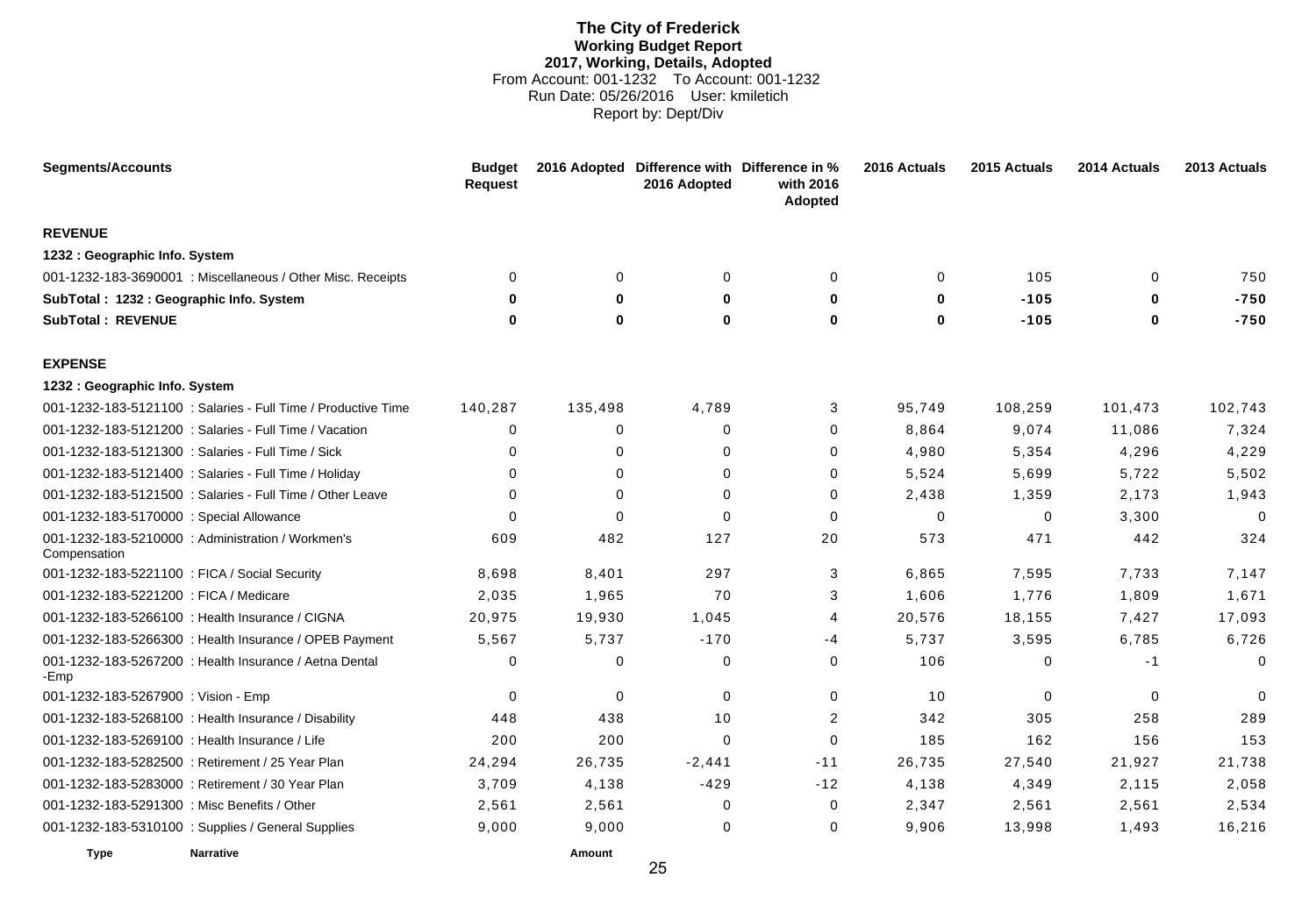# The City of Frederick
## Working Budget Report
### 2017, Working, Details, Adopted

From Account: 001-1232 To Account: 001-1232
Run Date: 05/26/2016 User: kmiletich
Report by: Dept/Div

| Segments/Accounts | Budget Request | 2016 Adopted | Difference with 2016 Adopted | Difference in % with 2016 Adopted | 2016 Actuals | 2015 Actuals | 2014 Actuals | 2013 Actuals |
|---|---|---|---|---|---|---|---|---|
| **REVENUE** | | | | | | | | |
| **1232 : Geographic Info. System** | | | | | | | | |
| 001-1232-183-3690001 : Miscellaneous / Other Misc. Receipts | 0 | 0 | 0 | 0 | 0 | 105 | 0 | 750 |
| **SubTotal : 1232 : Geographic Info. System** | **0** | **0** | **0** | **0** | **0** | **-105** | **0** | **-750** |
| **SubTotal : REVENUE** | **0** | **0** | **0** | **0** | **0** | **-105** | **0** | **-750** |
| **EXPENSE** | | | | | | | | |
| **1232 : Geographic Info. System** | | | | | | | | |
| 001-1232-183-5121100 : Salaries - Full Time / Productive Time | 140,287 | 135,498 | 4,789 | 3 | 95,749 | 108,259 | 101,473 | 102,743 |
| 001-1232-183-5121200 : Salaries - Full Time / Vacation | 0 | 0 | 0 | 0 | 8,864 | 9,074 | 11,086 | 7,324 |
| 001-1232-183-5121300 : Salaries - Full Time / Sick | 0 | 0 | 0 | 0 | 4,980 | 5,354 | 4,296 | 4,229 |
| 001-1232-183-5121400 : Salaries - Full Time / Holiday | 0 | 0 | 0 | 0 | 5,524 | 5,699 | 5,722 | 5,502 |
| 001-1232-183-5121500 : Salaries - Full Time / Other Leave | 0 | 0 | 0 | 0 | 2,438 | 1,359 | 2,173 | 1,943 |
| 001-1232-183-5170000 : Special Allowance | 0 | 0 | 0 | 0 | 0 | 0 | 3,300 | 0 |
| 001-1232-183-5210000 : Administration / Workmen's Compensation | 609 | 482 | 127 | 20 | 573 | 471 | 442 | 324 |
| 001-1232-183-5221100 : FICA / Social Security | 8,698 | 8,401 | 297 | 3 | 6,865 | 7,595 | 7,733 | 7,147 |
| 001-1232-183-5221200 : FICA / Medicare | 2,035 | 1,965 | 70 | 3 | 1,606 | 1,776 | 1,809 | 1,671 |
| 001-1232-183-5266100 : Health Insurance / CIGNA | 20,975 | 19,930 | 1,045 | 4 | 20,576 | 18,155 | 7,427 | 17,093 |
| 001-1232-183-5266300 : Health Insurance / OPEB Payment | 5,567 | 5,737 | -170 | -4 | 5,737 | 3,595 | 6,785 | 6,726 |
| 001-1232-183-5267200 : Health Insurance / Aetna Dental -Emp | 0 | 0 | 0 | 0 | 106 | 0 | -1 | 0 |
| 001-1232-183-5267900 : Vision - Emp | 0 | 0 | 0 | 0 | 10 | 0 | 0 | 0 |
| 001-1232-183-5268100 : Health Insurance / Disability | 448 | 438 | 10 | 2 | 342 | 305 | 258 | 289 |
| 001-1232-183-5269100 : Health Insurance / Life | 200 | 200 | 0 | 0 | 185 | 162 | 156 | 153 |
| 001-1232-183-5282500 : Retirement / 25 Year Plan | 24,294 | 26,735 | -2,441 | -11 | 26,735 | 27,540 | 21,927 | 21,738 |
| 001-1232-183-5283000 : Retirement / 30 Year Plan | 3,709 | 4,138 | -429 | -12 | 4,138 | 4,349 | 2,115 | 2,058 |
| 001-1232-183-5291300 : Misc Benefits / Other | 2,561 | 2,561 | 0 | 0 | 2,347 | 2,561 | 2,561 | 2,534 |
| 001-1232-183-5310100 : Supplies / General Supplies | 9,000 | 9,000 | 0 | 0 | 9,906 | 13,998 | 1,493 | 16,216 |

| Type | Narrative | Amount |
|---|---|---|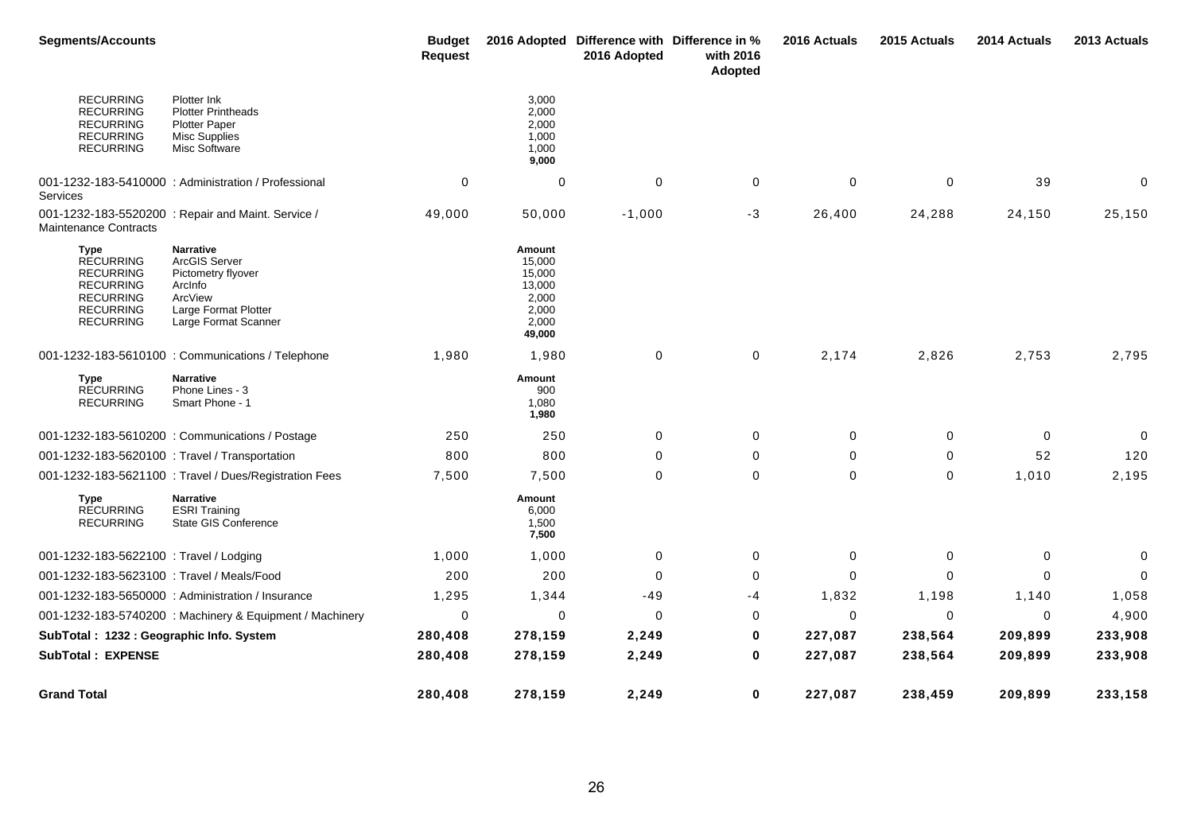| Segments/Accounts | | Budget Request | 2016 Adopted | Difference with 2016 Adopted | Difference in % with 2016 Adopted | 2016 Actuals | 2015 Actuals | 2014 Actuals | 2013 Actuals |
|---|---|---|---|---|---|---|---|---|---|
| RECURRING | Plotter Ink | | 3,000 | | | | | | |
| RECURRING | Plotter Printheads | | 2,000 | | | | | | |
| RECURRING | Plotter Paper | | 2,000 | | | | | | |
| RECURRING | Misc Supplies | | 1,000 | | | | | | |
| RECURRING | Misc Software | | 1,000 | | | | | | |
| | | | **9,000** | | | | | | |
| 001-1232-183-5410000 : Administration / Professional Services | | 0 | 0 | 0 | 0 | 0 | 0 | 39 | 0 |
| 001-1232-183-5520200 : Repair and Maint. Service / Maintenance Contracts | | 49,000 | 50,000 | -1,000 | -3 | 26,400 | 24,288 | 24,150 | 25,150 |
| **Type** | **Narrative** | | **Amount** | | | | | | |
| RECURRING | ArcGIS Server | | 15,000 | | | | | | |
| RECURRING | Pictometry flyover | | 15,000 | | | | | | |
| RECURRING | ArcInfo | | 13,000 | | | | | | |
| RECURRING | ArcView | | 2,000 | | | | | | |
| RECURRING | Large Format Plotter | | 2,000 | | | | | | |
| RECURRING | Large Format Scanner | | 2,000 | | | | | | |
| | | | **49,000** | | | | | | |
| 001-1232-183-5610100 : Communications / Telephone | | 1,980 | 1,980 | 0 | 0 | 2,174 | 2,826 | 2,753 | 2,795 |
| **Type** | **Narrative** | | **Amount** | | | | | | |
| RECURRING | Phone Lines - 3 | | 900 | | | | | | |
| RECURRING | Smart Phone - 1 | | 1,080 | | | | | | |
| | | | **1,980** | | | | | | |
| 001-1232-183-5610200 : Communications / Postage | | 250 | 250 | 0 | 0 | 0 | 0 | 0 | 0 |
| 001-1232-183-5620100 : Travel / Transportation | | 800 | 800 | 0 | 0 | 0 | 0 | 52 | 120 |
| 001-1232-183-5621100 : Travel / Dues/Registration Fees | | 7,500 | 7,500 | 0 | 0 | 0 | 0 | 1,010 | 2,195 |
| **Type** | **Narrative** | | **Amount** | | | | | | |
| RECURRING | ESRI Training | | 6,000 | | | | | | |
| RECURRING | State GIS Conference | | 1,500 | | | | | | |
| | | | **7,500** | | | | | | |
| 001-1232-183-5622100 : Travel / Lodging | | 1,000 | 1,000 | 0 | 0 | 0 | 0 | 0 | 0 |
| 001-1232-183-5623100 : Travel / Meals/Food | | 200 | 200 | 0 | 0 | 0 | 0 | 0 | 0 |
| 001-1232-183-5650000 : Administration / Insurance | | 1,295 | 1,344 | -49 | -4 | 1,832 | 1,198 | 1,140 | 1,058 |
| 001-1232-183-5740200 : Machinery & Equipment / Machinery | | 0 | 0 | 0 | 0 | 0 | 0 | 0 | 4,900 |
| **SubTotal : 1232 : Geographic Info. System** | | **280,408** | **278,159** | **2,249** | **0** | **227,087** | **238,564** | **209,899** | **233,908** |
| **SubTotal : EXPENSE** | | **280,408** | **278,159** | **2,249** | **0** | **227,087** | **238,564** | **209,899** | **233,908** |
| **Grand Total** | | **280,408** | **278,159** | **2,249** | **0** | **227,087** | **238,459** | **209,899** | **233,158** |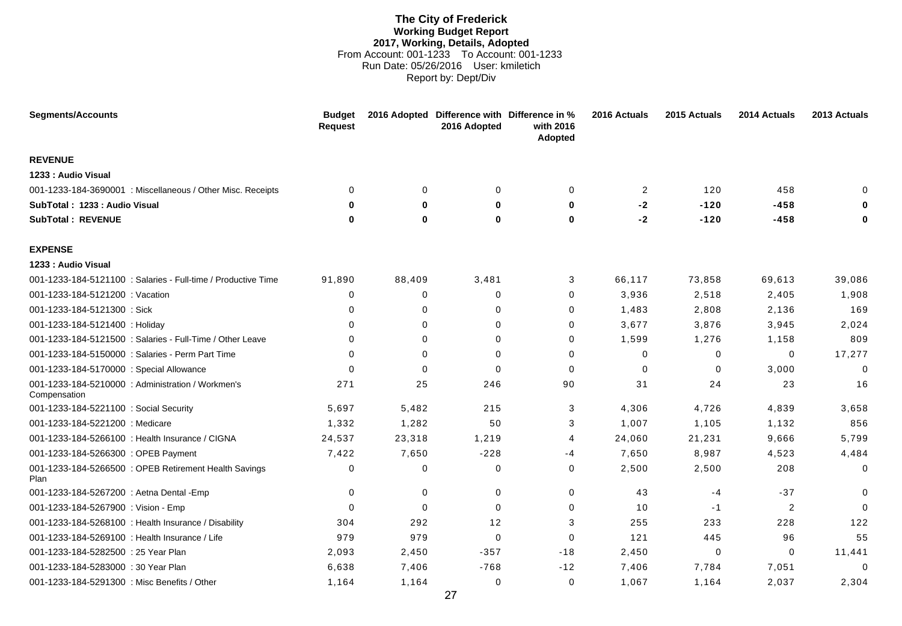# The City of Frederick

**Working Budget Report**
**2017, Working, Details, Adopted**
From Account: 001-1233 To Account: 001-1233
Run Date: 05/26/2016 User: kmiletich
Report by: Dept/Div

| Segments/Accounts | Budget Request | 2016 Adopted | Difference with 2016 Adopted | Difference in % with 2016 Adopted | 2016 Actuals | 2015 Actuals | 2014 Actuals | 2013 Actuals |
|---|---|---|---|---|---|---|---|---|
| **REVENUE** | | | | | | | | |
| **1233 : Audio Visual** | | | | | | | | |
| 001-1233-184-3690001 : Miscellaneous / Other Misc. Receipts | 0 | 0 | 0 | 0 | 2 | 120 | 458 | 0 |
| **SubTotal : 1233 : Audio Visual** | **0** | **0** | **0** | **0** | **-2** | **-120** | **-458** | **0** |
| **SubTotal : REVENUE** | **0** | **0** | **0** | **0** | **-2** | **-120** | **-458** | **0** |
| **EXPENSE** | | | | | | | | |
| **1233 : Audio Visual** | | | | | | | | |
| 001-1233-184-5121100 : Salaries - Full-time / Productive Time | 91,890 | 88,409 | 3,481 | 3 | 66,117 | 73,858 | 69,613 | 39,086 |
| 001-1233-184-5121200 : Vacation | 0 | 0 | 0 | 0 | 3,936 | 2,518 | 2,405 | 1,908 |
| 001-1233-184-5121300 : Sick | 0 | 0 | 0 | 0 | 1,483 | 2,808 | 2,136 | 169 |
| 001-1233-184-5121400 : Holiday | 0 | 0 | 0 | 0 | 3,677 | 3,876 | 3,945 | 2,024 |
| 001-1233-184-5121500 : Salaries - Full-Time / Other Leave | 0 | 0 | 0 | 0 | 1,599 | 1,276 | 1,158 | 809 |
| 001-1233-184-5150000 : Salaries - Perm Part Time | 0 | 0 | 0 | 0 | 0 | 0 | 0 | 17,277 |
| 001-1233-184-5170000 : Special Allowance | 0 | 0 | 0 | 0 | 0 | 0 | 3,000 | 0 |
| 001-1233-184-5210000 : Administration / Workmen's Compensation | 271 | 25 | 246 | 90 | 31 | 24 | 23 | 16 |
| 001-1233-184-5221100 : Social Security | 5,697 | 5,482 | 215 | 3 | 4,306 | 4,726 | 4,839 | 3,658 |
| 001-1233-184-5221200 : Medicare | 1,332 | 1,282 | 50 | 3 | 1,007 | 1,105 | 1,132 | 856 |
| 001-1233-184-5266100 : Health Insurance / CIGNA | 24,537 | 23,318 | 1,219 | 4 | 24,060 | 21,231 | 9,666 | 5,799 |
| 001-1233-184-5266300 : OPEB Payment | 7,422 | 7,650 | -228 | -4 | 7,650 | 8,987 | 4,523 | 4,484 |
| 001-1233-184-5266500 : OPEB Retirement Health Savings Plan | 0 | 0 | 0 | 0 | 2,500 | 2,500 | 208 | 0 |
| 001-1233-184-5267200 : Aetna Dental -Emp | 0 | 0 | 0 | 0 | 43 | -4 | -37 | 0 |
| 001-1233-184-5267900 : Vision - Emp | 0 | 0 | 0 | 0 | 10 | -1 | 2 | 0 |
| 001-1233-184-5268100 : Health Insurance / Disability | 304 | 292 | 12 | 3 | 255 | 233 | 228 | 122 |
| 001-1233-184-5269100 : Health Insurance / Life | 979 | 979 | 0 | 0 | 121 | 445 | 96 | 55 |
| 001-1233-184-5282500 : 25 Year Plan | 2,093 | 2,450 | -357 | -18 | 2,450 | 0 | 0 | 11,441 |
| 001-1233-184-5283000 : 30 Year Plan | 6,638 | 7,406 | -768 | -12 | 7,406 | 7,784 | 7,051 | 0 |
| 001-1233-184-5291300 : Misc Benefits / Other | 1,164 | 1,164 | 0 | 0 | 1,067 | 1,164 | 2,037 | 2,304 |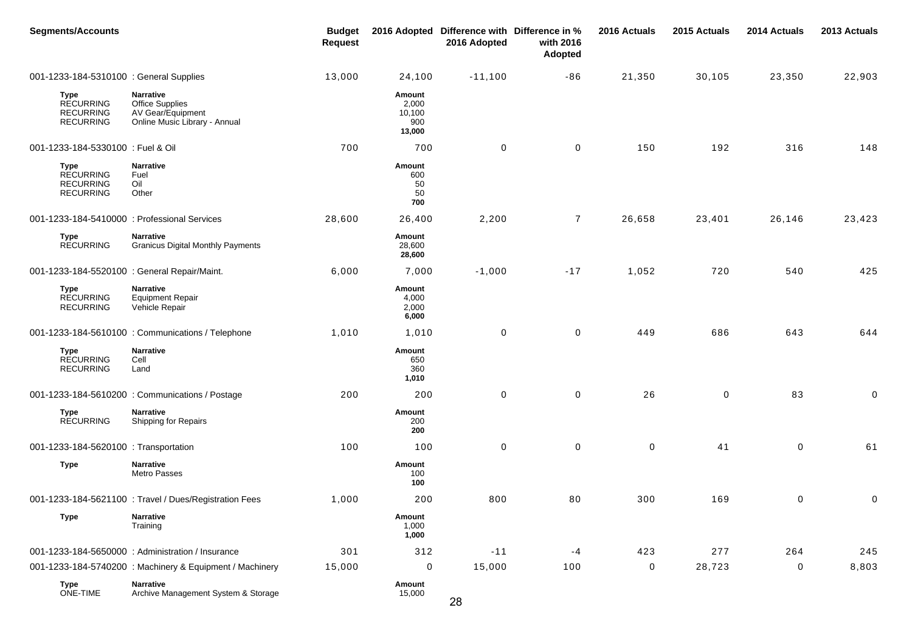| Segments/Accounts | | Budget Request | 2016 Adopted | Difference with 2016 Adopted | Difference in % with 2016 Adopted | 2016 Actuals | 2015 Actuals | 2014 Actuals | 2013 Actuals |
|---|---|---|---|---|---|---|---|---|---|
| 001-1233-184-5310100 : General Supplies | | 13,000 | 24,100 | -11,100 | -86 | 21,350 | 30,105 | 23,350 | 22,903 |
| **Type** | **Narrative** | | **Amount** | | | | | | |
| RECURRING | Office Supplies | | 2,000 | | | | | | |
| RECURRING | AV Gear/Equipment | | 10,100 | | | | | | |
| RECURRING | Online Music Library - Annual | | 900 | | | | | | |
| | | | **13,000** | | | | | | |
| 001-1233-184-5330100 : Fuel & Oil | | 700 | 700 | 0 | 0 | 150 | 192 | 316 | 148 |
| **Type** | **Narrative** | | **Amount** | | | | | | |
| RECURRING | Fuel | | 600 | | | | | | |
| RECURRING | Oil | | 50 | | | | | | |
| RECURRING | Other | | 50 | | | | | | |
| | | | **700** | | | | | | |
| 001-1233-184-5410000 : Professional Services | | 28,600 | 26,400 | 2,200 | 7 | 26,658 | 23,401 | 26,146 | 23,423 |
| **Type** | **Narrative** | | **Amount** | | | | | | |
| RECURRING | Granicus Digital Monthly Payments | | 28,600 | | | | | | |
| | | | **28,600** | | | | | | |
| 001-1233-184-5520100 : General Repair/Maint. | | 6,000 | 7,000 | -1,000 | -17 | 1,052 | 720 | 540 | 425 |
| **Type** | **Narrative** | | **Amount** | | | | | | |
| RECURRING | Equipment Repair | | 4,000 | | | | | | |
| RECURRING | Vehicle Repair | | 2,000 | | | | | | |
| | | | **6,000** | | | | | | |
| 001-1233-184-5610100 : Communications / Telephone | | 1,010 | 1,010 | 0 | 0 | 449 | 686 | 643 | 644 |
| **Type** | **Narrative** | | **Amount** | | | | | | |
| RECURRING | Cell | | 650 | | | | | | |
| RECURRING | Land | | 360 | | | | | | |
| | | | **1,010** | | | | | | |
| 001-1233-184-5610200 : Communications / Postage | | 200 | 200 | 0 | 0 | 26 | 0 | 83 | 0 |
| **Type** | **Narrative** | | **Amount** | | | | | | |
| RECURRING | Shipping for Repairs | | 200 | | | | | | |
| | | | **200** | | | | | | |
| 001-1233-184-5620100 : Transportation | | 100 | 100 | 0 | 0 | 0 | 41 | 0 | 61 |
| **Type** | **Narrative** | | **Amount** | | | | | | |
| | Metro Passes | | 100 | | | | | | |
| | | | **100** | | | | | | |
| 001-1233-184-5621100 : Travel / Dues/Registration Fees | | 1,000 | 200 | 800 | 80 | 300 | 169 | 0 | 0 |
| **Type** | **Narrative** | | **Amount** | | | | | | |
| | Training | | 1,000 | | | | | | |
| | | | **1,000** | | | | | | |
| 001-1233-184-5650000 : Administration / Insurance | | 301 | 312 | -11 | -4 | 423 | 277 | 264 | 245 |
| 001-1233-184-5740200 : Machinery & Equipment / Machinery | | 15,000 | 0 | 15,000 | 100 | 0 | 28,723 | 0 | 8,803 |
| **Type** | **Narrative** | | **Amount** | | | | | | |
| ONE-TIME | Archive Management System & Storage | | 15,000 | | | | | | |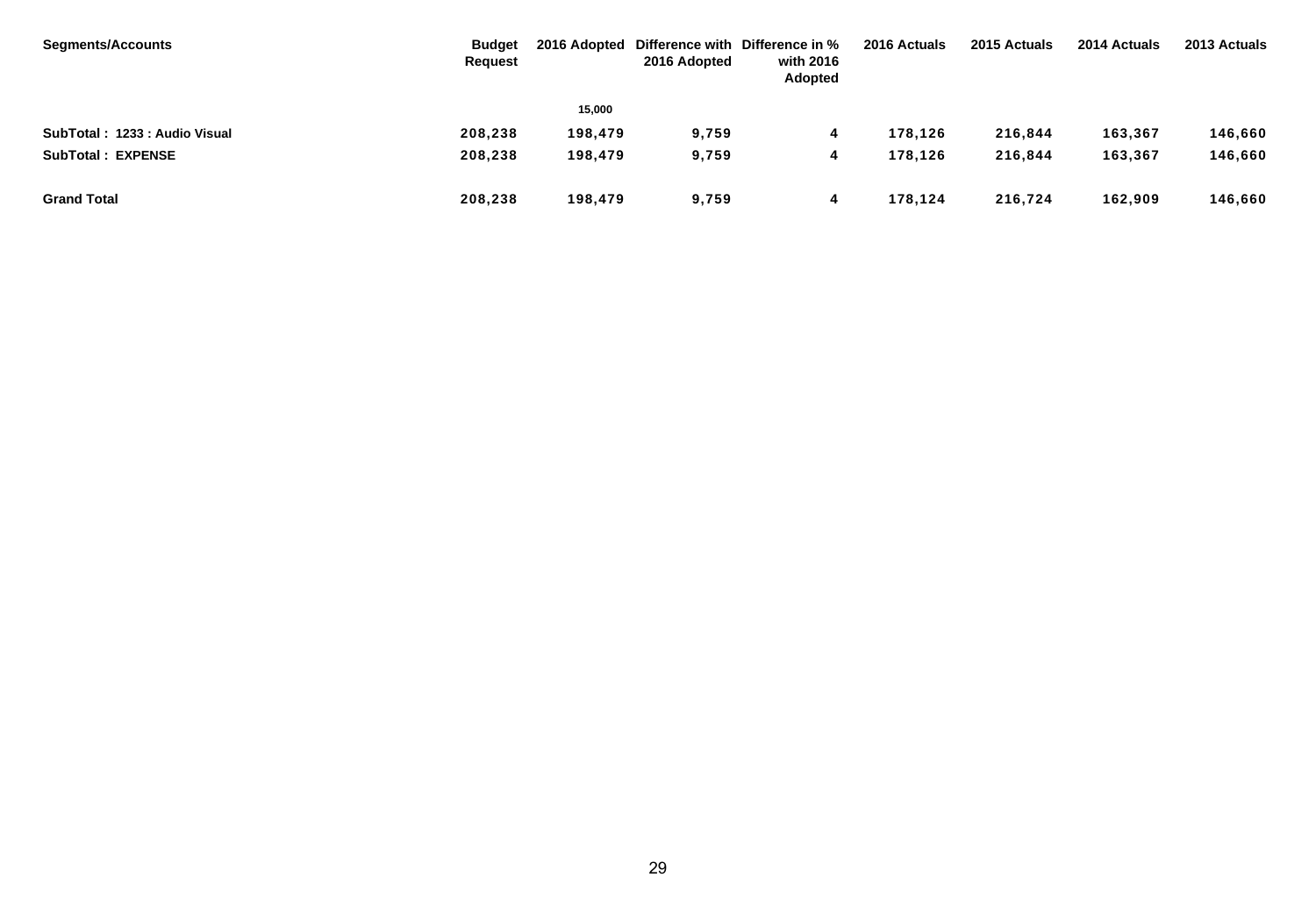| Segments/Accounts | Budget Request | 2016 Adopted | Difference with 2016 Adopted | Difference in % with 2016 Adopted | 2016 Actuals | 2015 Actuals | 2014 Actuals | 2013 Actuals |
|---|---|---|---|---|---|---|---|---|
| | | 15,000 | | | | | | |
| **SubTotal : 1233 : Audio Visual** | **208,238** | **198,479** | **9,759** | **4** | **178,126** | **216,844** | **163,367** | **146,660** |
| **SubTotal : EXPENSE** | **208,238** | **198,479** | **9,759** | **4** | **178,126** | **216,844** | **163,367** | **146,660** |
| **Grand Total** | **208,238** | **198,479** | **9,759** | **4** | **178,124** | **216,724** | **162,909** | **146,660** |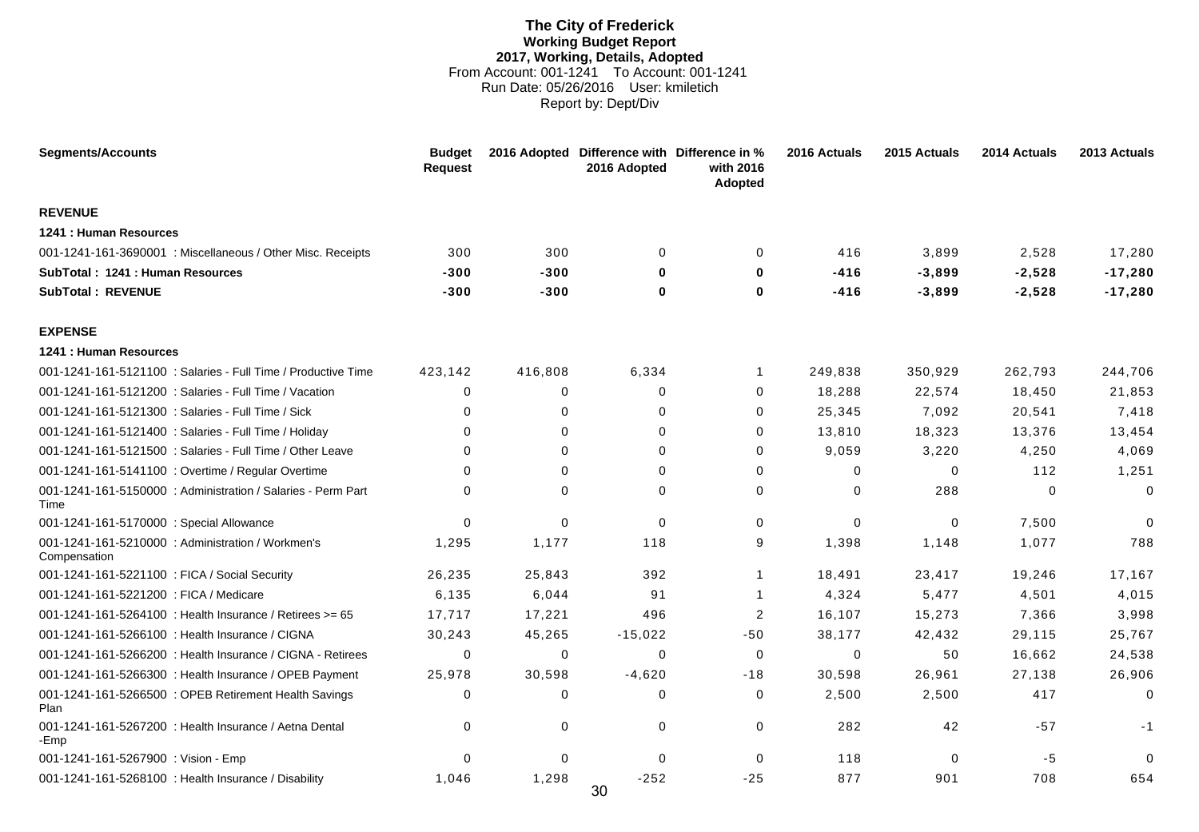# The City of Frederick

**Working Budget Report**

**2017, Working, Details, Adopted**

From Account: 001-1241 To Account: 001-1241

Run Date: 05/26/2016 User: kmiletich

Report by: Dept/Div

| Segments/Accounts | Budget Request | 2016 Adopted | Difference with 2016 Adopted | Difference in % with 2016 Adopted | 2016 Actuals | 2015 Actuals | 2014 Actuals | 2013 Actuals |
|---|---|---|---|---|---|---|---|---|
| **REVENUE** | | | | | | | | |
| **1241 : Human Resources** | | | | | | | | |
| 001-1241-161-3690001 : Miscellaneous / Other Misc. Receipts | 300 | 300 | 0 | 0 | 416 | 3,899 | 2,528 | 17,280 |
| **SubTotal : 1241 : Human Resources** | **-300** | **-300** | **0** | **0** | **-416** | **-3,899** | **-2,528** | **-17,280** |
| **SubTotal : REVENUE** | **-300** | **-300** | **0** | **0** | **-416** | **-3,899** | **-2,528** | **-17,280** |
| **EXPENSE** | | | | | | | | |
| **1241 : Human Resources** | | | | | | | | |
| 001-1241-161-5121100 : Salaries - Full Time / Productive Time | 423,142 | 416,808 | 6,334 | 1 | 249,838 | 350,929 | 262,793 | 244,706 |
| 001-1241-161-5121200 : Salaries - Full Time / Vacation | 0 | 0 | 0 | 0 | 18,288 | 22,574 | 18,450 | 21,853 |
| 001-1241-161-5121300 : Salaries - Full Time / Sick | 0 | 0 | 0 | 0 | 25,345 | 7,092 | 20,541 | 7,418 |
| 001-1241-161-5121400 : Salaries - Full Time / Holiday | 0 | 0 | 0 | 0 | 13,810 | 18,323 | 13,376 | 13,454 |
| 001-1241-161-5121500 : Salaries - Full Time / Other Leave | 0 | 0 | 0 | 0 | 9,059 | 3,220 | 4,250 | 4,069 |
| 001-1241-161-5141100 : Overtime / Regular Overtime | 0 | 0 | 0 | 0 | 0 | 0 | 112 | 1,251 |
| 001-1241-161-5150000 : Administration / Salaries - Perm Part Time | 0 | 0 | 0 | 0 | 0 | 288 | 0 | 0 |
| 001-1241-161-5170000 : Special Allowance | 0 | 0 | 0 | 0 | 0 | 0 | 7,500 | 0 |
| 001-1241-161-5210000 : Administration / Workmen's Compensation | 1,295 | 1,177 | 118 | 9 | 1,398 | 1,148 | 1,077 | 788 |
| 001-1241-161-5221100 : FICA / Social Security | 26,235 | 25,843 | 392 | 1 | 18,491 | 23,417 | 19,246 | 17,167 |
| 001-1241-161-5221200 : FICA / Medicare | 6,135 | 6,044 | 91 | 1 | 4,324 | 5,477 | 4,501 | 4,015 |
| 001-1241-161-5264100 : Health Insurance / Retirees >= 65 | 17,717 | 17,221 | 496 | 2 | 16,107 | 15,273 | 7,366 | 3,998 |
| 001-1241-161-5266100 : Health Insurance / CIGNA | 30,243 | 45,265 | -15,022 | -50 | 38,177 | 42,432 | 29,115 | 25,767 |
| 001-1241-161-5266200 : Health Insurance / CIGNA - Retirees | 0 | 0 | 0 | 0 | 0 | 50 | 16,662 | 24,538 |
| 001-1241-161-5266300 : Health Insurance / OPEB Payment | 25,978 | 30,598 | -4,620 | -18 | 30,598 | 26,961 | 27,138 | 26,906 |
| 001-1241-161-5266500 : OPEB Retirement Health Savings Plan | 0 | 0 | 0 | 0 | 2,500 | 2,500 | 417 | 0 |
| 001-1241-161-5267200 : Health Insurance / Aetna Dental -Emp | 0 | 0 | 0 | 0 | 282 | 42 | -57 | -1 |
| 001-1241-161-5267900 : Vision - Emp | 0 | 0 | 0 | 0 | 118 | 0 | -5 | 0 |
| 001-1241-161-5268100 : Health Insurance / Disability | 1,046 | 1,298 | -252 | -25 | 877 | 901 | 708 | 654 |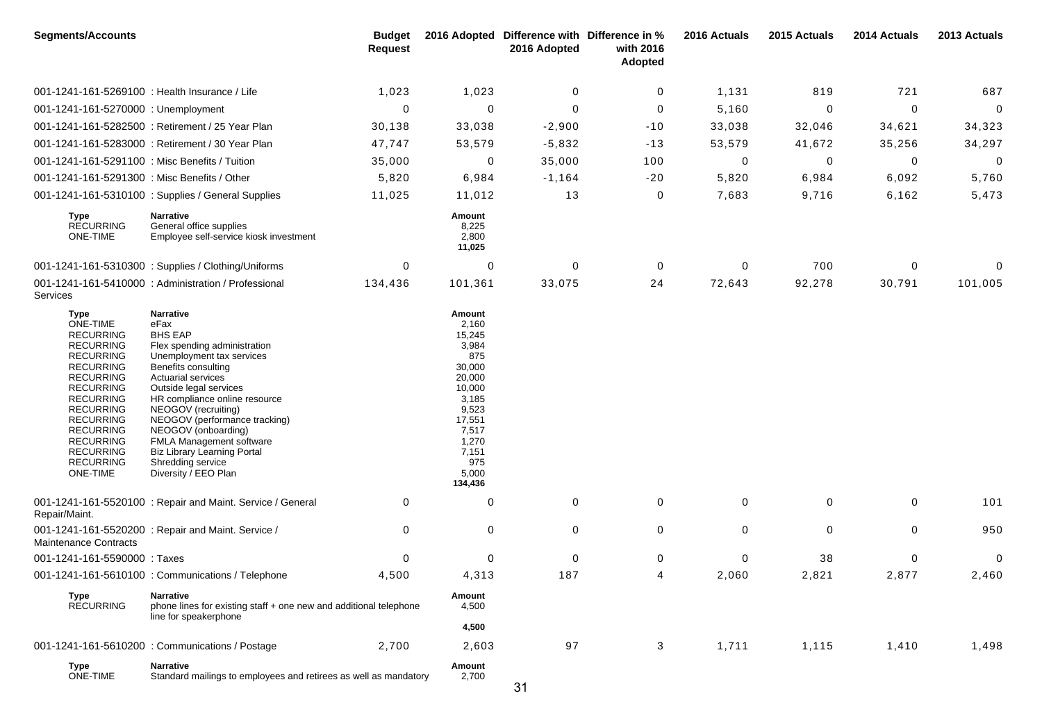| Segments/Accounts | Budget Request | 2016 Adopted | Difference with 2016 Adopted | Difference in % with 2016 Adopted | 2016 Actuals | 2015 Actuals | 2014 Actuals | 2013 Actuals |
|---|---|---|---|---|---|---|---|---|
| 001-1241-161-5269100 : Health Insurance / Life | 1,023 | 1,023 | 0 | 0 | 1,131 | 819 | 721 | 687 |
| 001-1241-161-5270000 : Unemployment | 0 | 0 | 0 | 0 | 5,160 | 0 | 0 | 0 |
| 001-1241-161-5282500 : Retirement / 25 Year Plan | 30,138 | 33,038 | -2,900 | -10 | 33,038 | 32,046 | 34,621 | 34,323 |
| 001-1241-161-5283000 : Retirement / 30 Year Plan | 47,747 | 53,579 | -5,832 | -13 | 53,579 | 41,672 | 35,256 | 34,297 |
| 001-1241-161-5291100 : Misc Benefits / Tuition | 35,000 | 0 | 35,000 | 100 | 0 | 0 | 0 | 0 |
| 001-1241-161-5291300 : Misc Benefits / Other | 5,820 | 6,984 | -1,164 | -20 | 5,820 | 6,984 | 6,092 | 5,760 |
| 001-1241-161-5310100 : Supplies / General Supplies | 11,025 | 11,012 | 13 | 0 | 7,683 | 9,716 | 6,162 | 5,473 |

| Type | Narrative | Amount |
|---|---|---|
| RECURRING | General office supplies | 8,225 |
| ONE-TIME | Employee self-service kiosk investment | 2,800 |
| | | **11,025** |

| Segments/Accounts | Budget Request | 2016 Adopted | Difference with 2016 Adopted | Difference in % with 2016 Adopted | 2016 Actuals | 2015 Actuals | 2014 Actuals | 2013 Actuals |
|---|---|---|---|---|---|---|---|---|
| 001-1241-161-5310300 : Supplies / Clothing/Uniforms | 0 | 0 | 0 | 0 | 0 | 700 | 0 | 0 |
| 001-1241-161-5410000 : Administration / Professional Services | 134,436 | 101,361 | 33,075 | 24 | 72,643 | 92,278 | 30,791 | 101,005 |

| Type | Narrative | Amount |
|---|---|---|
| ONE-TIME | eFax | 2,160 |
| RECURRING | BHS EAP | 15,245 |
| RECURRING | Flex spending administration | 3,984 |
| RECURRING | Unemployment tax services | 875 |
| RECURRING | Benefits consulting | 30,000 |
| RECURRING | Actuarial services | 20,000 |
| RECURRING | Outside legal services | 10,000 |
| RECURRING | HR compliance online resource | 3,185 |
| RECURRING | NEOGOV (recruiting) | 9,523 |
| RECURRING | NEOGOV (performance tracking) | 17,551 |
| RECURRING | NEOGOV (onboarding) | 7,517 |
| RECURRING | FMLA Management software | 1,270 |
| RECURRING | Biz Library Learning Portal | 7,151 |
| RECURRING | Shredding service | 975 |
| ONE-TIME | Diversity / EEO Plan | 5,000 |
| | | **134,436** |

| Segments/Accounts | Budget Request | 2016 Adopted | Difference with 2016 Adopted | Difference in % with 2016 Adopted | 2016 Actuals | 2015 Actuals | 2014 Actuals | 2013 Actuals |
|---|---|---|---|---|---|---|---|---|
| 001-1241-161-5520100 : Repair and Maint. Service / General Repair/Maint. | 0 | 0 | 0 | 0 | 0 | 0 | 0 | 101 |
| 001-1241-161-5520200 : Repair and Maint. Service / Maintenance Contracts | 0 | 0 | 0 | 0 | 0 | 0 | 0 | 950 |
| 001-1241-161-5590000 : Taxes | 0 | 0 | 0 | 0 | 0 | 38 | 0 | 0 |
| 001-1241-161-5610100 : Communications / Telephone | 4,500 | 4,313 | 187 | 4 | 2,060 | 2,821 | 2,877 | 2,460 |

| Type | Narrative | Amount |
|---|---|---|
| RECURRING | phone lines for existing staff + one new and additional telephone line for speakerphone | 4,500 |
| | | **4,500** |

| Segments/Accounts | Budget Request | 2016 Adopted | Difference with 2016 Adopted | Difference in % with 2016 Adopted | 2016 Actuals | 2015 Actuals | 2014 Actuals | 2013 Actuals |
|---|---|---|---|---|---|---|---|---|
| 001-1241-161-5610200 : Communications / Postage | 2,700 | 2,603 | 97 | 3 | 1,711 | 1,115 | 1,410 | 1,498 |

| Type | Narrative | Amount |
|---|---|---|
| ONE-TIME | Standard mailings to employees and retirees as well as mandatory | 2,700 |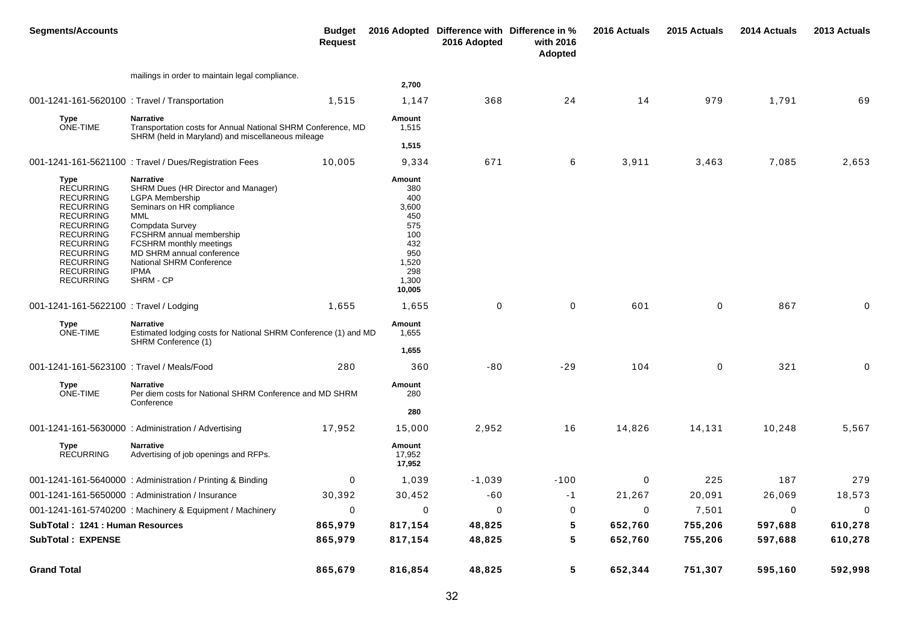| Segments/Accounts | | Budget Request | 2016 Adopted | Difference with 2016 Adopted | Difference in % with 2016 Adopted | 2016 Actuals | 2015 Actuals | 2014 Actuals | 2013 Actuals |
|---|---|---|---|---|---|---|---|---|---|
| | mailings in order to maintain legal compliance. | | | | | | | | |
| | | | **2,700** | | | | | | |
| 001-1241-161-5620100 : Travel / Transportation | | 1,515 | 1,147 | 368 | 24 | 14 | 979 | 1,791 | 69 |
| **Type** | **Narrative** | | **Amount** | | | | | | |
| ONE-TIME | Transportation costs for Annual National SHRM Conference, MD SHRM (held in Maryland) and miscellaneous mileage | | 1,515 | | | | | | |
| | | | **1,515** | | | | | | |
| 001-1241-161-5621100 : Travel / Dues/Registration Fees | | 10,005 | 9,334 | 671 | 6 | 3,911 | 3,463 | 7,085 | 2,653 |
| **Type** | **Narrative** | | **Amount** | | | | | | |
| RECURRING | SHRM Dues (HR Director and Manager) | | 380 | | | | | | |
| RECURRING | LGPA Membership | | 400 | | | | | | |
| RECURRING | Seminars on HR compliance | | 3,600 | | | | | | |
| RECURRING | MML | | 450 | | | | | | |
| RECURRING | Compdata Survey | | 575 | | | | | | |
| RECURRING | FCSHRM annual membership | | 100 | | | | | | |
| RECURRING | FCSHRM monthly meetings | | 432 | | | | | | |
| RECURRING | MD SHRM annual conference | | 950 | | | | | | |
| RECURRING | National SHRM Conference | | 1,520 | | | | | | |
| RECURRING | IPMA | | 298 | | | | | | |
| RECURRING | SHRM - CP | | 1,300 | | | | | | |
| | | | **10,005** | | | | | | |
| 001-1241-161-5622100 : Travel / Lodging | | 1,655 | 1,655 | 0 | 0 | 601 | 0 | 867 | 0 |
| **Type** | **Narrative** | | **Amount** | | | | | | |
| ONE-TIME | Estimated lodging costs for National SHRM Conference (1) and MD SHRM Conference (1) | | 1,655 | | | | | | |
| | | | **1,655** | | | | | | |
| 001-1241-161-5623100 : Travel / Meals/Food | | 280 | 360 | -80 | -29 | 104 | 0 | 321 | 0 |
| **Type** | **Narrative** | | **Amount** | | | | | | |
| ONE-TIME | Per diem costs for National SHRM Conference and MD SHRM Conference | | 280 | | | | | | |
| | | | **280** | | | | | | |
| 001-1241-161-5630000 : Administration / Advertising | | 17,952 | 15,000 | 2,952 | 16 | 14,826 | 14,131 | 10,248 | 5,567 |
| **Type** | **Narrative** | | **Amount** | | | | | | |
| RECURRING | Advertising of job openings and RFPs. | | 17,952 | | | | | | |
| | | | **17,952** | | | | | | |
| 001-1241-161-5640000 : Administration / Printing & Binding | | 0 | 1,039 | -1,039 | -100 | 0 | 225 | 187 | 279 |
| 001-1241-161-5650000 : Administration / Insurance | | 30,392 | 30,452 | -60 | -1 | 21,267 | 20,091 | 26,069 | 18,573 |
| 001-1241-161-5740200 : Machinery & Equipment / Machinery | | 0 | 0 | 0 | 0 | 0 | 7,501 | 0 | 0 |
| **SubTotal : 1241 : Human Resources** | | **865,979** | **817,154** | **48,825** | **5** | **652,760** | **755,206** | **597,688** | **610,278** |
| **SubTotal : EXPENSE** | | **865,979** | **817,154** | **48,825** | **5** | **652,760** | **755,206** | **597,688** | **610,278** |
| **Grand Total** | | **865,679** | **816,854** | **48,825** | **5** | **652,344** | **751,307** | **595,160** | **592,998** |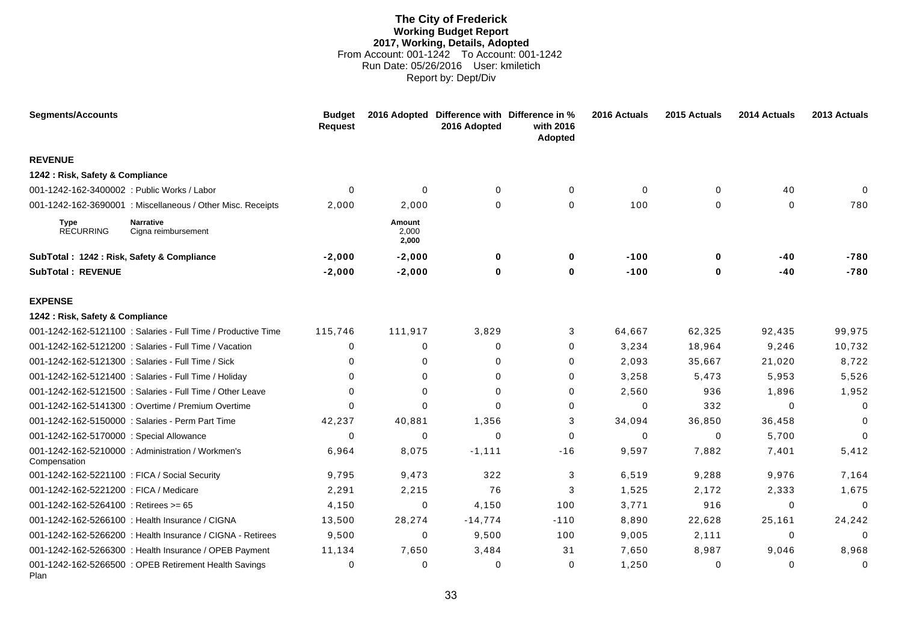# The City of Frederick

## Working Budget Report

### 2017, Working, Details, Adopted

From Account: 001-1242 To Account: 001-1242

Run Date: 05/26/2016 User: kmiletich

Report by: Dept/Div

| Segments/Accounts | Budget Request | 2016 Adopted | Difference with 2016 Adopted | Difference in % with 2016 Adopted | 2016 Actuals | 2015 Actuals | 2014 Actuals | 2013 Actuals |
|---|---|---|---|---|---|---|---|---|
| **REVENUE** | | | | | | | | |
| **1242 : Risk, Safety & Compliance** | | | | | | | | |
| 001-1242-162-3400002 : Public Works / Labor | 0 | 0 | 0 | 0 | 0 | 0 | 40 | 0 |
| 001-1242-162-3690001 : Miscellaneous / Other Misc. Receipts | 2,000 | 2,000 | 0 | 0 | 100 | 0 | 0 | 780 |
| **Type** RECURRING — **Narrative** Cigna reimbursement | | **Amount** 2,000 / 2,000 | | | | | | |
| **SubTotal : 1242 : Risk, Safety & Compliance** | **-2,000** | **-2,000** | **0** | **0** | **-100** | **0** | **-40** | **-780** |
| **SubTotal : REVENUE** | **-2,000** | **-2,000** | **0** | **0** | **-100** | **0** | **-40** | **-780** |
| **EXPENSE** | | | | | | | | |
| **1242 : Risk, Safety & Compliance** | | | | | | | | |
| 001-1242-162-5121100 : Salaries - Full Time / Productive Time | 115,746 | 111,917 | 3,829 | 3 | 64,667 | 62,325 | 92,435 | 99,975 |
| 001-1242-162-5121200 : Salaries - Full Time / Vacation | 0 | 0 | 0 | 0 | 3,234 | 18,964 | 9,246 | 10,732 |
| 001-1242-162-5121300 : Salaries - Full Time / Sick | 0 | 0 | 0 | 0 | 2,093 | 35,667 | 21,020 | 8,722 |
| 001-1242-162-5121400 : Salaries - Full Time / Holiday | 0 | 0 | 0 | 0 | 3,258 | 5,473 | 5,953 | 5,526 |
| 001-1242-162-5121500 : Salaries - Full Time / Other Leave | 0 | 0 | 0 | 0 | 2,560 | 936 | 1,896 | 1,952 |
| 001-1242-162-5141300 : Overtime / Premium Overtime | 0 | 0 | 0 | 0 | 0 | 332 | 0 | 0 |
| 001-1242-162-5150000 : Salaries - Perm Part Time | 42,237 | 40,881 | 1,356 | 3 | 34,094 | 36,850 | 36,458 | 0 |
| 001-1242-162-5170000 : Special Allowance | 0 | 0 | 0 | 0 | 0 | 0 | 5,700 | 0 |
| 001-1242-162-5210000 : Administration / Workmen's Compensation | 6,964 | 8,075 | -1,111 | -16 | 9,597 | 7,882 | 7,401 | 5,412 |
| 001-1242-162-5221100 : FICA / Social Security | 9,795 | 9,473 | 322 | 3 | 6,519 | 9,288 | 9,976 | 7,164 |
| 001-1242-162-5221200 : FICA / Medicare | 2,291 | 2,215 | 76 | 3 | 1,525 | 2,172 | 2,333 | 1,675 |
| 001-1242-162-5264100 : Retirees >= 65 | 4,150 | 0 | 4,150 | 100 | 3,771 | 916 | 0 | 0 |
| 001-1242-162-5266100 : Health Insurance / CIGNA | 13,500 | 28,274 | -14,774 | -110 | 8,890 | 22,628 | 25,161 | 24,242 |
| 001-1242-162-5266200 : Health Insurance / CIGNA - Retirees | 9,500 | 0 | 9,500 | 100 | 9,005 | 2,111 | 0 | 0 |
| 001-1242-162-5266300 : Health Insurance / OPEB Payment | 11,134 | 7,650 | 3,484 | 31 | 7,650 | 8,987 | 9,046 | 8,968 |
| 001-1242-162-5266500 : OPEB Retirement Health Savings Plan | 0 | 0 | 0 | 0 | 1,250 | 0 | 0 | 0 |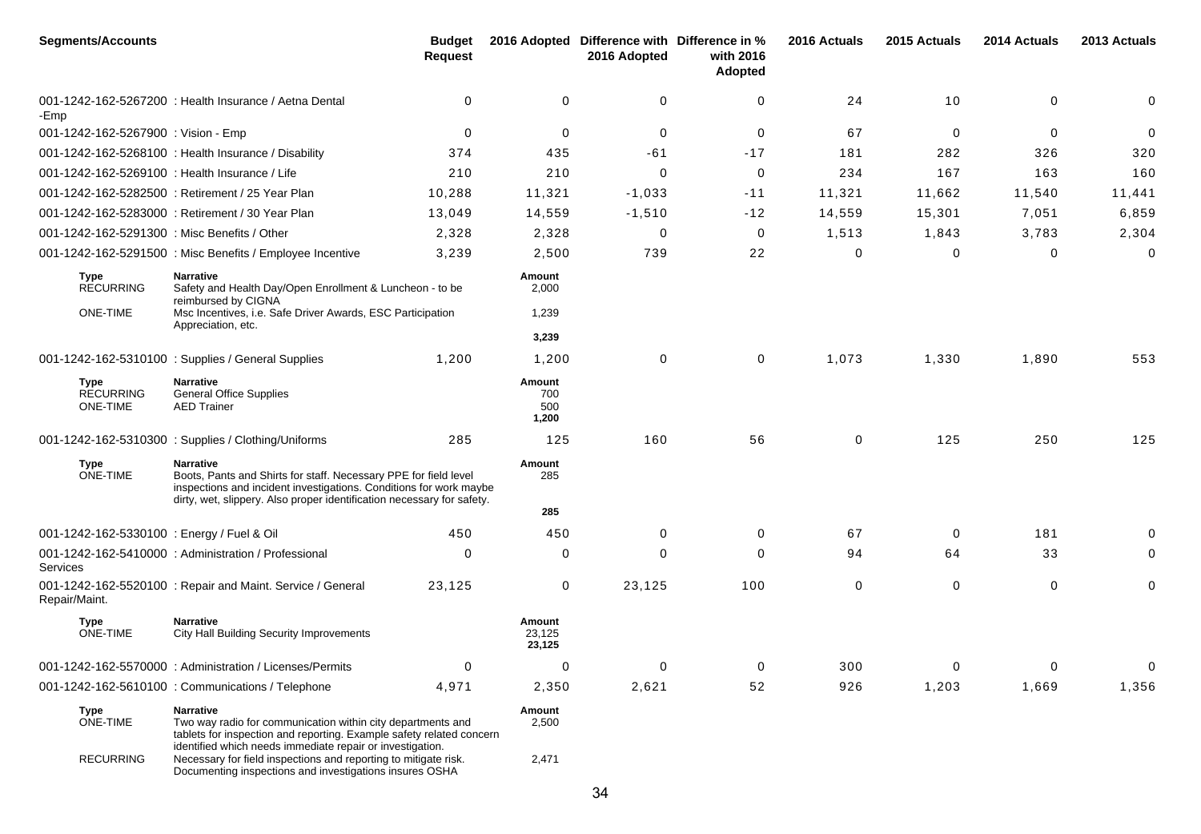| Segments/Accounts | Budget Request | 2016 Adopted | Difference with 2016 Adopted | Difference in % with 2016 Adopted | 2016 Actuals | 2015 Actuals | 2014 Actuals | 2013 Actuals |
|---|---|---|---|---|---|---|---|---|
| 001-1242-162-5267200 : Health Insurance / Aetna Dental -Emp | 0 | 0 | 0 | 0 | 24 | 10 | 0 | 0 |
| 001-1242-162-5267900 : Vision - Emp | 0 | 0 | 0 | 0 | 67 | 0 | 0 | 0 |
| 001-1242-162-5268100 : Health Insurance / Disability | 374 | 435 | -61 | -17 | 181 | 282 | 326 | 320 |
| 001-1242-162-5269100 : Health Insurance / Life | 210 | 210 | 0 | 0 | 234 | 167 | 163 | 160 |
| 001-1242-162-5282500 : Retirement / 25 Year Plan | 10,288 | 11,321 | -1,033 | -11 | 11,321 | 11,662 | 11,540 | 11,441 |
| 001-1242-162-5283000 : Retirement / 30 Year Plan | 13,049 | 14,559 | -1,510 | -12 | 14,559 | 15,301 | 7,051 | 6,859 |
| 001-1242-162-5291300 : Misc Benefits / Other | 2,328 | 2,328 | 0 | 0 | 1,513 | 1,843 | 3,783 | 2,304 |
| 001-1242-162-5291500 : Misc Benefits / Employee Incentive | 3,239 | 2,500 | 739 | 22 | 0 | 0 | 0 | 0 |

| Type | Narrative | Amount |
|---|---|---|
| RECURRING | Safety and Health Day/Open Enrollment & Luncheon - to be reimbursed by CIGNA | 2,000 |
| ONE-TIME | Msc Incentives, i.e. Safe Driver Awards, ESC Participation Appreciation, etc. | 1,239 |
| | | **3,239** |

| Segments/Accounts | Budget Request | 2016 Adopted | Difference with 2016 Adopted | Difference in % with 2016 Adopted | 2016 Actuals | 2015 Actuals | 2014 Actuals | 2013 Actuals |
|---|---|---|---|---|---|---|---|---|
| 001-1242-162-5310100 : Supplies / General Supplies | 1,200 | 1,200 | 0 | 0 | 1,073 | 1,330 | 1,890 | 553 |

| Type | Narrative | Amount |
|---|---|---|
| RECURRING | General Office Supplies | 700 |
| ONE-TIME | AED Trainer | 500 |
| | | **1,200** |

| Segments/Accounts | Budget Request | 2016 Adopted | Difference with 2016 Adopted | Difference in % with 2016 Adopted | 2016 Actuals | 2015 Actuals | 2014 Actuals | 2013 Actuals |
|---|---|---|---|---|---|---|---|---|
| 001-1242-162-5310300 : Supplies / Clothing/Uniforms | 285 | 125 | 160 | 56 | 0 | 125 | 250 | 125 |

| Type | Narrative | Amount |
|---|---|---|
| ONE-TIME | Boots, Pants and Shirts for staff. Necessary PPE for field level inspections and incident investigations. Conditions for work maybe dirty, wet, slippery. Also proper identification necessary for safety. | 285 |
| | | **285** |

| Segments/Accounts | Budget Request | 2016 Adopted | Difference with 2016 Adopted | Difference in % with 2016 Adopted | 2016 Actuals | 2015 Actuals | 2014 Actuals | 2013 Actuals |
|---|---|---|---|---|---|---|---|---|
| 001-1242-162-5330100 : Energy / Fuel & Oil | 450 | 450 | 0 | 0 | 67 | 0 | 181 | 0 |
| 001-1242-162-5410000 : Administration / Professional Services | 0 | 0 | 0 | 0 | 94 | 64 | 33 | 0 |
| 001-1242-162-5520100 : Repair and Maint. Service / General Repair/Maint. | 23,125 | 0 | 23,125 | 100 | 0 | 0 | 0 | 0 |

| Type | Narrative | Amount |
|---|---|---|
| ONE-TIME | City Hall Building Security Improvements | 23,125 |
| | | **23,125** |

| Segments/Accounts | Budget Request | 2016 Adopted | Difference with 2016 Adopted | Difference in % with 2016 Adopted | 2016 Actuals | 2015 Actuals | 2014 Actuals | 2013 Actuals |
|---|---|---|---|---|---|---|---|---|
| 001-1242-162-5570000 : Administration / Licenses/Permits | 0 | 0 | 0 | 0 | 300 | 0 | 0 | 0 |
| 001-1242-162-5610100 : Communications / Telephone | 4,971 | 2,350 | 2,621 | 52 | 926 | 1,203 | 1,669 | 1,356 |

| Type | Narrative | Amount |
|---|---|---|
| ONE-TIME | Two way radio for communication within city departments and tablets for inspection and reporting. Example safety related concern identified which needs immediate repair or investigation. | 2,500 |
| RECURRING | Necessary for field inspections and reporting to mitigate risk. Documenting inspections and investigations insures OSHA | 2,471 |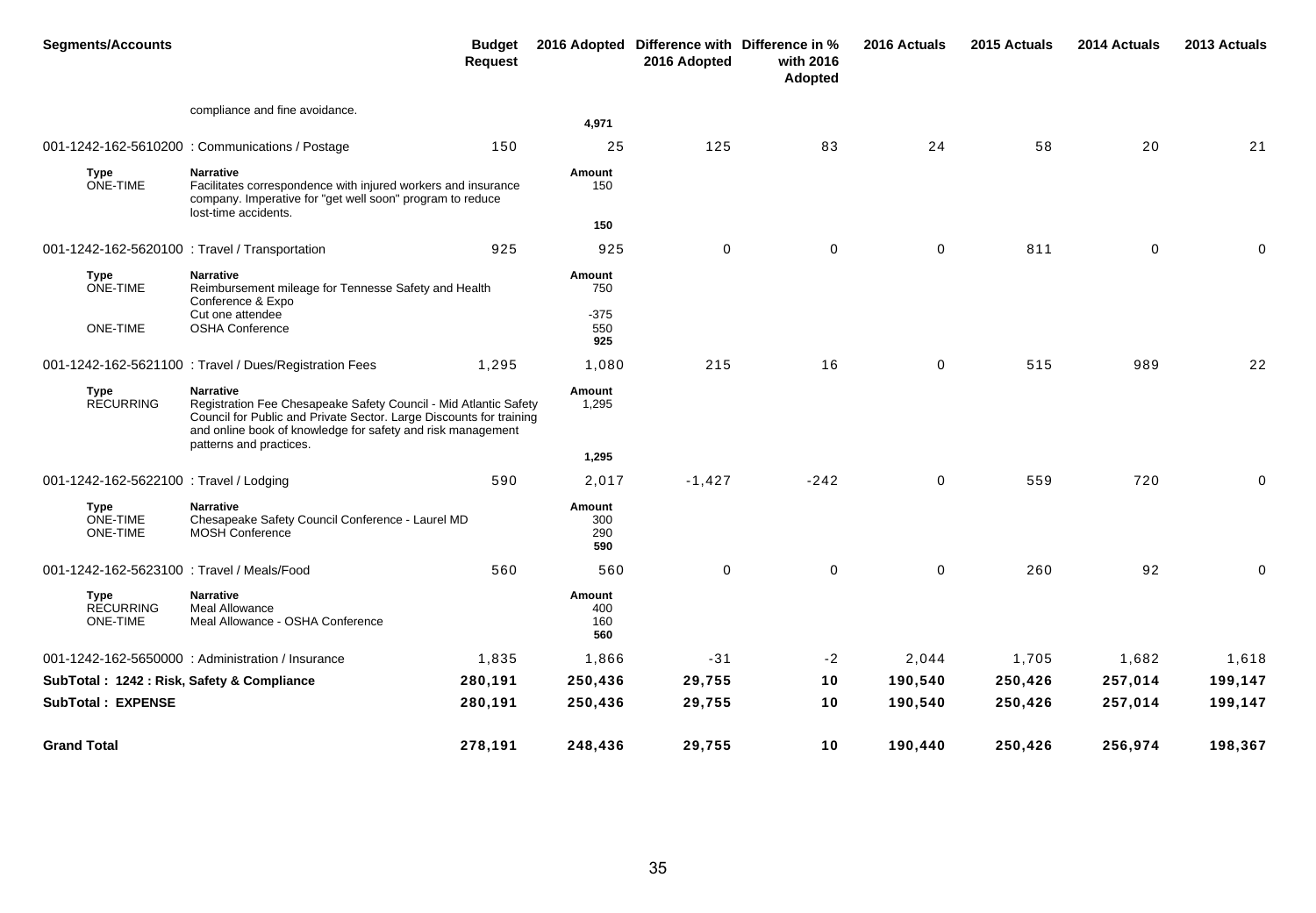| Segments/Accounts | | Budget Request | 2016 Adopted | Difference with 2016 Adopted | Difference in % with 2016 Adopted | 2016 Actuals | 2015 Actuals | 2014 Actuals | 2013 Actuals |
|---|---|---|---|---|---|---|---|---|---|
| | compliance and fine avoidance. | | | | | | | | |
| | | | 4,971 | | | | | | |
| 001-1242-162-5610200 : Communications / Postage | | 150 | 25 | 125 | 83 | 24 | 58 | 20 | 21 |
| **Type** | **Narrative** | | **Amount** | | | | | | |
| ONE-TIME | Facilitates correspondence with injured workers and insurance company. Imperative for "get well soon" program to reduce lost-time accidents. | | 150 | | | | | | |
| | | | **150** | | | | | | |
| 001-1242-162-5620100 : Travel / Transportation | | 925 | 925 | 0 | 0 | 0 | 811 | 0 | 0 |
| **Type** | **Narrative** | | **Amount** | | | | | | |
| ONE-TIME | Reimbursement mileage for Tennesse Safety and Health Conference & Expo | | 750 | | | | | | |
| | Cut one attendee | | -375 | | | | | | |
| ONE-TIME | OSHA Conference | | 550 | | | | | | |
| | | | **925** | | | | | | |
| 001-1242-162-5621100 : Travel / Dues/Registration Fees | | 1,295 | 1,080 | 215 | 16 | 0 | 515 | 989 | 22 |
| **Type** | **Narrative** | | **Amount** | | | | | | |
| RECURRING | Registration Fee Chesapeake Safety Council - Mid Atlantic Safety Council for Public and Private Sector. Large Discounts for training and online book of knowledge for safety and risk management patterns and practices. | | 1,295 | | | | | | |
| | | | **1,295** | | | | | | |
| 001-1242-162-5622100 : Travel / Lodging | | 590 | 2,017 | -1,427 | -242 | 0 | 559 | 720 | 0 |
| **Type** | **Narrative** | | **Amount** | | | | | | |
| ONE-TIME | Chesapeake Safety Council Conference - Laurel MD | | 300 | | | | | | |
| ONE-TIME | MOSH Conference | | 290 | | | | | | |
| | | | **590** | | | | | | |
| 001-1242-162-5623100 : Travel / Meals/Food | | 560 | 560 | 0 | 0 | 0 | 260 | 92 | 0 |
| **Type** | **Narrative** | | **Amount** | | | | | | |
| RECURRING | Meal Allowance | | 400 | | | | | | |
| ONE-TIME | Meal Allowance - OSHA Conference | | 160 | | | | | | |
| | | | **560** | | | | | | |
| 001-1242-162-5650000 : Administration / Insurance | | 1,835 | 1,866 | -31 | -2 | 2,044 | 1,705 | 1,682 | 1,618 |
| **SubTotal : 1242 : Risk, Safety & Compliance** | | **280,191** | **250,436** | **29,755** | **10** | **190,540** | **250,426** | **257,014** | **199,147** |
| **SubTotal : EXPENSE** | | **280,191** | **250,436** | **29,755** | **10** | **190,540** | **250,426** | **257,014** | **199,147** |
| **Grand Total** | | **278,191** | **248,436** | **29,755** | **10** | **190,440** | **250,426** | **256,974** | **198,367** |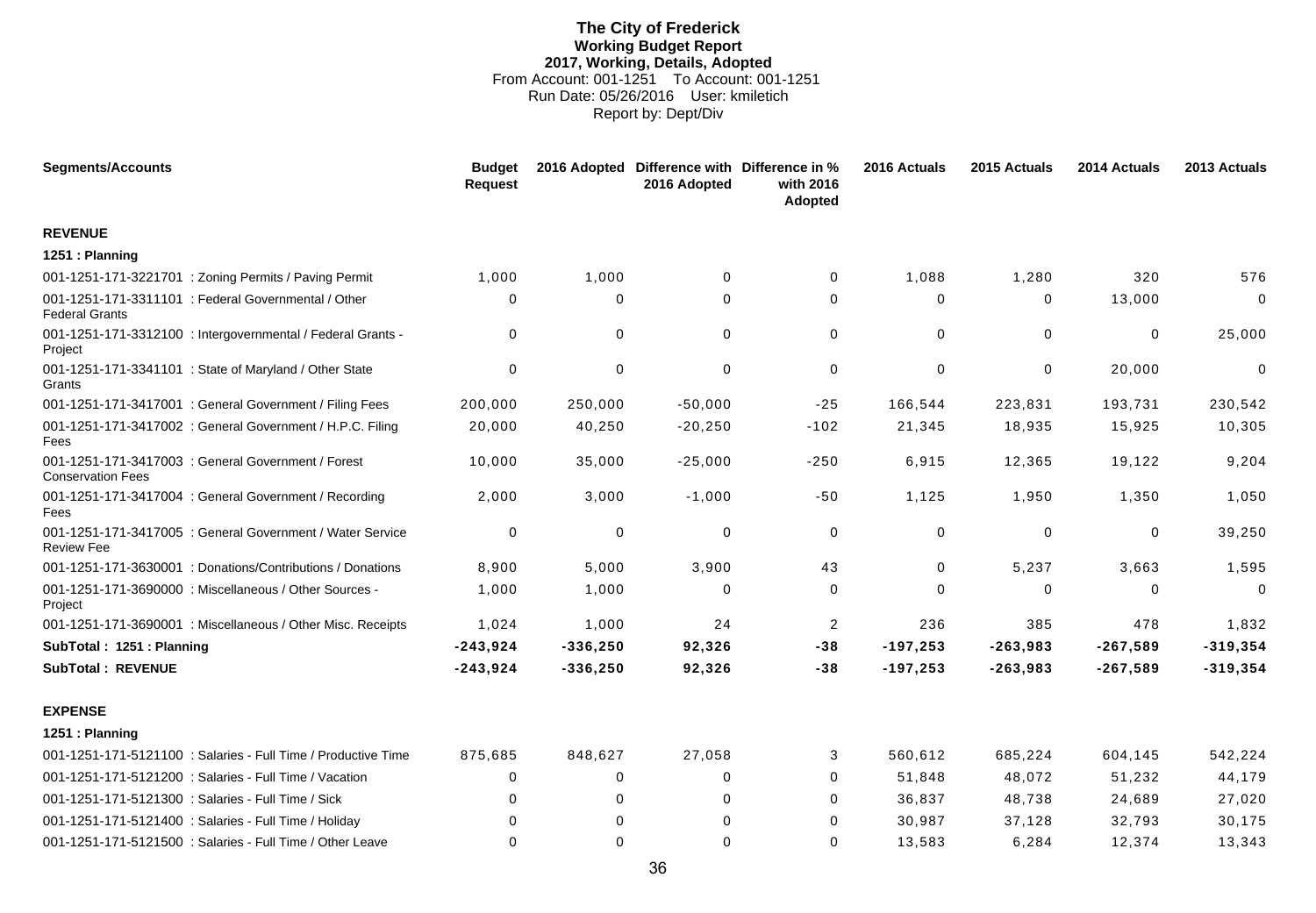# The City of Frederick

**Working Budget Report**
**2017, Working, Details, Adopted**
From Account: 001-1251 To Account: 001-1251
Run Date: 05/26/2016 User: kmiletich
Report by: Dept/Div

| Segments/Accounts | Budget Request | 2016 Adopted | Difference with 2016 Adopted | Difference in % with 2016 Adopted | 2016 Actuals | 2015 Actuals | 2014 Actuals | 2013 Actuals |
|---|---|---|---|---|---|---|---|---|
| **REVENUE** | | | | | | | | |
| **1251 : Planning** | | | | | | | | |
| 001-1251-171-3221701 : Zoning Permits / Paving Permit | 1,000 | 1,000 | 0 | 0 | 1,088 | 1,280 | 320 | 576 |
| 001-1251-171-3311101 : Federal Governmental / Other Federal Grants | 0 | 0 | 0 | 0 | 0 | 0 | 13,000 | 0 |
| 001-1251-171-3312100 : Intergovernmental / Federal Grants - Project | 0 | 0 | 0 | 0 | 0 | 0 | 0 | 25,000 |
| 001-1251-171-3341101 : State of Maryland / Other State Grants | 0 | 0 | 0 | 0 | 0 | 0 | 20,000 | 0 |
| 001-1251-171-3417001 : General Government / Filing Fees | 200,000 | 250,000 | -50,000 | -25 | 166,544 | 223,831 | 193,731 | 230,542 |
| 001-1251-171-3417002 : General Government / H.P.C. Filing Fees | 20,000 | 40,250 | -20,250 | -102 | 21,345 | 18,935 | 15,925 | 10,305 |
| 001-1251-171-3417003 : General Government / Forest Conservation Fees | 10,000 | 35,000 | -25,000 | -250 | 6,915 | 12,365 | 19,122 | 9,204 |
| 001-1251-171-3417004 : General Government / Recording Fees | 2,000 | 3,000 | -1,000 | -50 | 1,125 | 1,950 | 1,350 | 1,050 |
| 001-1251-171-3417005 : General Government / Water Service Review Fee | 0 | 0 | 0 | 0 | 0 | 0 | 0 | 39,250 |
| 001-1251-171-3630001 : Donations/Contributions / Donations | 8,900 | 5,000 | 3,900 | 43 | 0 | 5,237 | 3,663 | 1,595 |
| 001-1251-171-3690000 : Miscellaneous / Other Sources - Project | 1,000 | 1,000 | 0 | 0 | 0 | 0 | 0 | 0 |
| 001-1251-171-3690001 : Miscellaneous / Other Misc. Receipts | 1,024 | 1,000 | 24 | 2 | 236 | 385 | 478 | 1,832 |
| **SubTotal : 1251 : Planning** | **-243,924** | **-336,250** | **92,326** | **-38** | **-197,253** | **-263,983** | **-267,589** | **-319,354** |
| **SubTotal : REVENUE** | **-243,924** | **-336,250** | **92,326** | **-38** | **-197,253** | **-263,983** | **-267,589** | **-319,354** |
| **EXPENSE** | | | | | | | | |
| **1251 : Planning** | | | | | | | | |
| 001-1251-171-5121100 : Salaries - Full Time / Productive Time | 875,685 | 848,627 | 27,058 | 3 | 560,612 | 685,224 | 604,145 | 542,224 |
| 001-1251-171-5121200 : Salaries - Full Time / Vacation | 0 | 0 | 0 | 0 | 51,848 | 48,072 | 51,232 | 44,179 |
| 001-1251-171-5121300 : Salaries - Full Time / Sick | 0 | 0 | 0 | 0 | 36,837 | 48,738 | 24,689 | 27,020 |
| 001-1251-171-5121400 : Salaries - Full Time / Holiday | 0 | 0 | 0 | 0 | 30,987 | 37,128 | 32,793 | 30,175 |
| 001-1251-171-5121500 : Salaries - Full Time / Other Leave | 0 | 0 | 0 | 0 | 13,583 | 6,284 | 12,374 | 13,343 |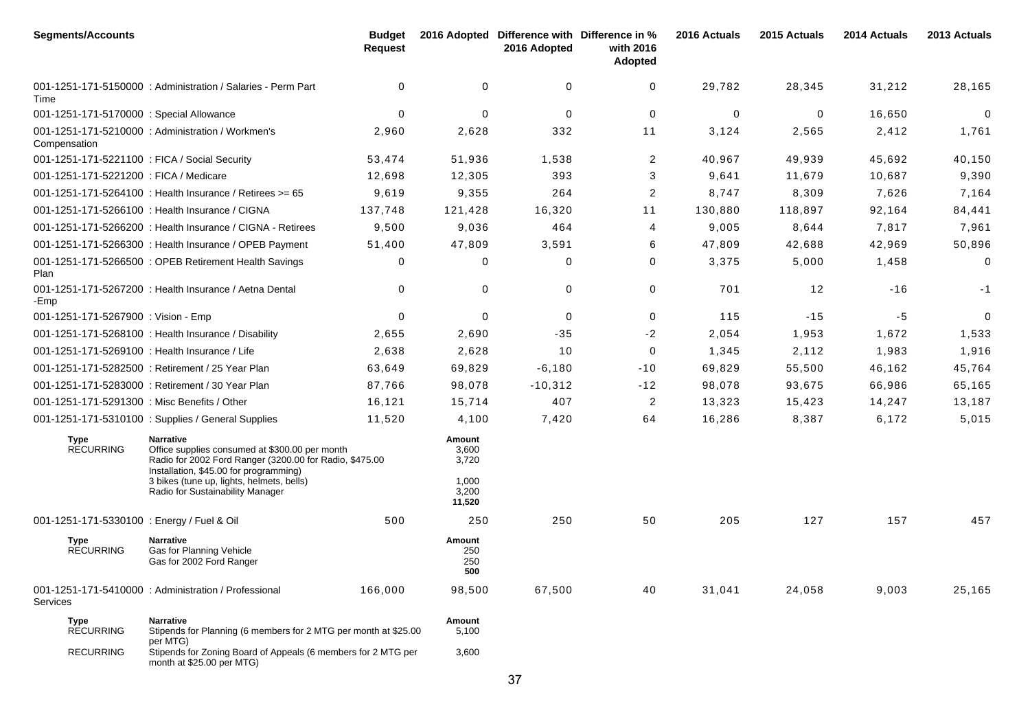| Segments/Accounts | Budget Request | 2016 Adopted | Difference with 2016 Adopted | Difference in % with 2016 Adopted | 2016 Actuals | 2015 Actuals | 2014 Actuals | 2013 Actuals |
|---|---|---|---|---|---|---|---|---|
| 001-1251-171-5150000 : Administration / Salaries - Perm Part Time | 0 | 0 | 0 | 0 | 29,782 | 28,345 | 31,212 | 28,165 |
| 001-1251-171-5170000 : Special Allowance | 0 | 0 | 0 | 0 | 0 | 0 | 16,650 | 0 |
| 001-1251-171-5210000 : Administration / Workmen's Compensation | 2,960 | 2,628 | 332 | 11 | 3,124 | 2,565 | 2,412 | 1,761 |
| 001-1251-171-5221100 : FICA / Social Security | 53,474 | 51,936 | 1,538 | 2 | 40,967 | 49,939 | 45,692 | 40,150 |
| 001-1251-171-5221200 : FICA / Medicare | 12,698 | 12,305 | 393 | 3 | 9,641 | 11,679 | 10,687 | 9,390 |
| 001-1251-171-5264100 : Health Insurance / Retirees >= 65 | 9,619 | 9,355 | 264 | 2 | 8,747 | 8,309 | 7,626 | 7,164 |
| 001-1251-171-5266100 : Health Insurance / CIGNA | 137,748 | 121,428 | 16,320 | 11 | 130,880 | 118,897 | 92,164 | 84,441 |
| 001-1251-171-5266200 : Health Insurance / CIGNA - Retirees | 9,500 | 9,036 | 464 | 4 | 9,005 | 8,644 | 7,817 | 7,961 |
| 001-1251-171-5266300 : Health Insurance / OPEB Payment | 51,400 | 47,809 | 3,591 | 6 | 47,809 | 42,688 | 42,969 | 50,896 |
| 001-1251-171-5266500 : OPEB Retirement Health Savings Plan | 0 | 0 | 0 | 0 | 3,375 | 5,000 | 1,458 | 0 |
| 001-1251-171-5267200 : Health Insurance / Aetna Dental -Emp | 0 | 0 | 0 | 0 | 701 | 12 | -16 | -1 |
| 001-1251-171-5267900 : Vision - Emp | 0 | 0 | 0 | 0 | 115 | -15 | -5 | 0 |
| 001-1251-171-5268100 : Health Insurance / Disability | 2,655 | 2,690 | -35 | -2 | 2,054 | 1,953 | 1,672 | 1,533 |
| 001-1251-171-5269100 : Health Insurance / Life | 2,638 | 2,628 | 10 | 0 | 1,345 | 2,112 | 1,983 | 1,916 |
| 001-1251-171-5282500 : Retirement / 25 Year Plan | 63,649 | 69,829 | -6,180 | -10 | 69,829 | 55,500 | 46,162 | 45,764 |
| 001-1251-171-5283000 : Retirement / 30 Year Plan | 87,766 | 98,078 | -10,312 | -12 | 98,078 | 93,675 | 66,986 | 65,165 |
| 001-1251-171-5291300 : Misc Benefits / Other | 16,121 | 15,714 | 407 | 2 | 13,323 | 15,423 | 14,247 | 13,187 |
| 001-1251-171-5310100 : Supplies / General Supplies | 11,520 | 4,100 | 7,420 | 64 | 16,286 | 8,387 | 6,172 | 5,015 |

| Type | Narrative | Amount |
|---|---|---|
| RECURRING | Office supplies consumed at $300.00 per month | 3,600 |
| | Radio for 2002 Ford Ranger (3200.00 for Radio, $475.00 Installation, $45.00 for programming) | 3,720 |
| | 3 bikes (tune up, lights, helmets, bells) | 1,000 |
| | Radio for Sustainability Manager | 3,200 |
| | | **11,520** |

| Segments/Accounts | Budget Request | 2016 Adopted | Difference with 2016 Adopted | Difference in % with 2016 Adopted | 2016 Actuals | 2015 Actuals | 2014 Actuals | 2013 Actuals |
|---|---|---|---|---|---|---|---|---|
| 001-1251-171-5330100 : Energy / Fuel & Oil | 500 | 250 | 250 | 50 | 205 | 127 | 157 | 457 |

| Type | Narrative | Amount |
|---|---|---|
| RECURRING | Gas for Planning Vehicle | 250 |
| | Gas for 2002 Ford Ranger | 250 |
| | | **500** |

| Segments/Accounts | Budget Request | 2016 Adopted | Difference with 2016 Adopted | Difference in % with 2016 Adopted | 2016 Actuals | 2015 Actuals | 2014 Actuals | 2013 Actuals |
|---|---|---|---|---|---|---|---|---|
| 001-1251-171-5410000 : Administration / Professional Services | 166,000 | 98,500 | 67,500 | 40 | 31,041 | 24,058 | 9,003 | 25,165 |

| Type | Narrative | Amount |
|---|---|---|
| RECURRING | Stipends for Planning (6 members for 2 MTG per month at $25.00 per MTG) | 5,100 |
| RECURRING | Stipends for Zoning Board of Appeals (6 members for 2 MTG per month at $25.00 per MTG) | 3,600 |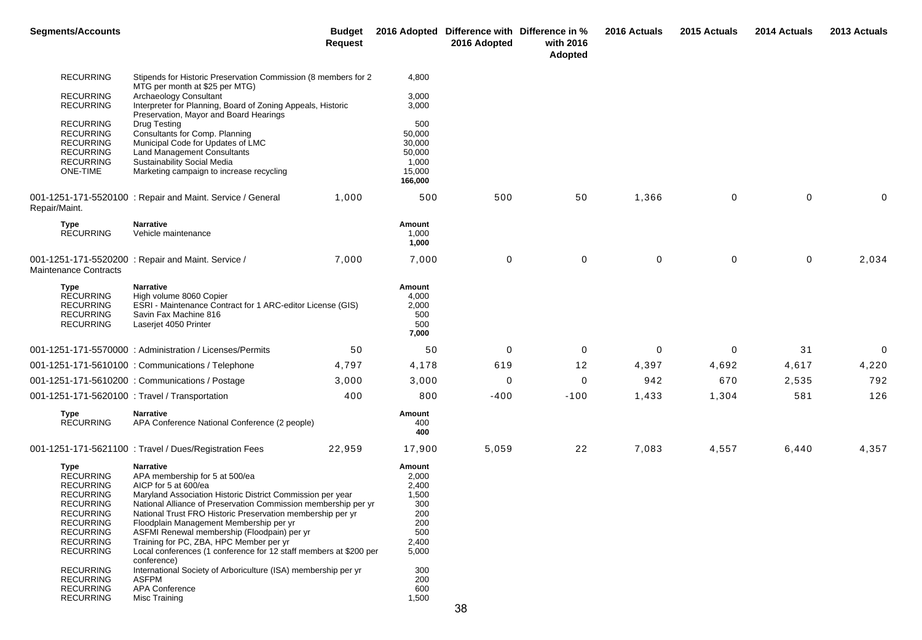| Segments/Accounts | | Budget Request | 2016 Adopted | Difference with 2016 Adopted | Difference in % with 2016 Adopted | 2016 Actuals | 2015 Actuals | 2014 Actuals | 2013 Actuals |
|---|---|---|---|---|---|---|---|---|---|
| RECURRING | Stipends for Historic Preservation Commission (8 members for 2 MTG per month at $25 per MTG) | | 4,800 | | | | | | |
| RECURRING | Archaeology Consultant | | 3,000 | | | | | | |
| RECURRING | Interpreter for Planning, Board of Zoning Appeals, Historic Preservation, Mayor and Board Hearings | | 3,000 | | | | | | |
| RECURRING | Drug Testing | | 500 | | | | | | |
| RECURRING | Consultants for Comp. Planning | | 50,000 | | | | | | |
| RECURRING | Municipal Code for Updates of LMC | | 30,000 | | | | | | |
| RECURRING | Land Management Consultants | | 50,000 | | | | | | |
| RECURRING | Sustainability Social Media | | 1,000 | | | | | | |
| ONE-TIME | Marketing campaign to increase recycling | | 15,000 | | | | | | |
| | | | **166,000** | | | | | | |
| 001-1251-171-5520100 : Repair and Maint. Service / General Repair/Maint. | | 1,000 | 500 | 500 | 50 | 1,366 | 0 | 0 | 0 |
| **Type** | **Narrative** | | **Amount** | | | | | | |
| RECURRING | Vehicle maintenance | | 1,000 | | | | | | |
| | | | **1,000** | | | | | | |
| 001-1251-171-5520200 : Repair and Maint. Service / Maintenance Contracts | | 7,000 | 7,000 | 0 | 0 | 0 | 0 | 0 | 2,034 |
| **Type** | **Narrative** | | **Amount** | | | | | | |
| RECURRING | High volume 8060 Copier | | 4,000 | | | | | | |
| RECURRING | ESRI - Maintenance Contract for 1 ARC-editor License (GIS) | | 2,000 | | | | | | |
| RECURRING | Savin Fax Machine 816 | | 500 | | | | | | |
| RECURRING | Laserjet 4050 Printer | | 500 | | | | | | |
| | | | **7,000** | | | | | | |
| 001-1251-171-5570000 : Administration / Licenses/Permits | | 50 | 50 | 0 | 0 | 0 | 0 | 31 | 0 |
| 001-1251-171-5610100 : Communications / Telephone | | 4,797 | 4,178 | 619 | 12 | 4,397 | 4,692 | 4,617 | 4,220 |
| 001-1251-171-5610200 : Communications / Postage | | 3,000 | 3,000 | 0 | 0 | 942 | 670 | 2,535 | 792 |
| 001-1251-171-5620100 : Travel / Transportation | | 400 | 800 | -400 | -100 | 1,433 | 1,304 | 581 | 126 |
| **Type** | **Narrative** | | **Amount** | | | | | | |
| RECURRING | APA Conference National Conference (2 people) | | 400 | | | | | | |
| | | | **400** | | | | | | |
| 001-1251-171-5621100 : Travel / Dues/Registration Fees | | 22,959 | 17,900 | 5,059 | 22 | 7,083 | 4,557 | 6,440 | 4,357 |
| **Type** | **Narrative** | | **Amount** | | | | | | |
| RECURRING | APA membership for 5 at 500/ea | | 2,000 | | | | | | |
| RECURRING | AICP for 5 at 600/ea | | 2,400 | | | | | | |
| RECURRING | Maryland Association Historic District Commission per year | | 1,500 | | | | | | |
| RECURRING | National Alliance of Preservation Commission membership per yr | | 300 | | | | | | |
| RECURRING | National Trust FRO Historic Preservation membership per yr | | 200 | | | | | | |
| RECURRING | Floodplain Management Membership per yr | | 200 | | | | | | |
| RECURRING | ASFMI Renewal membership (Floodpain) per yr | | 500 | | | | | | |
| RECURRING | Training for PC, ZBA, HPC Member per yr | | 2,400 | | | | | | |
| RECURRING | Local conferences (1 conference for 12 staff members at $200 per conference) | | 5,000 | | | | | | |
| RECURRING | International Society of Arboriculture (ISA) membership per yr | | 300 | | | | | | |
| RECURRING | ASFPM | | 200 | | | | | | |
| RECURRING | APA Conference | | 600 | | | | | | |
| RECURRING | Misc Training | | 1,500 | | | | | | |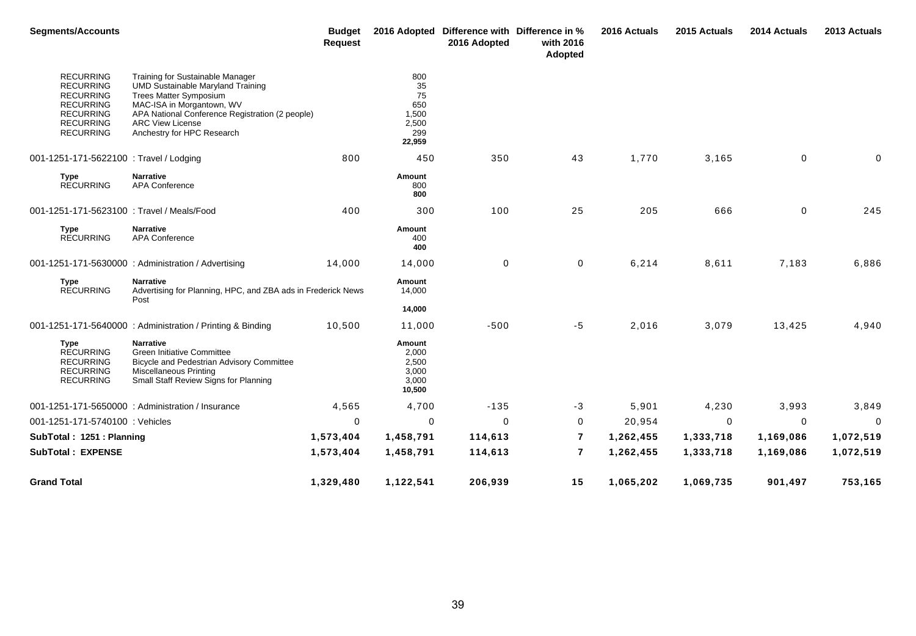| Segments/Accounts | | Budget Request | 2016 Adopted | Difference with 2016 Adopted | Difference in % with 2016 Adopted | 2016 Actuals | 2015 Actuals | 2014 Actuals | 2013 Actuals |
|---|---|---|---|---|---|---|---|---|---|
| RECURRING | Training for Sustainable Manager | | 800 | | | | | | |
| RECURRING | UMD Sustainable Maryland Training | | 35 | | | | | | |
| RECURRING | Trees Matter Symposium | | 75 | | | | | | |
| RECURRING | MAC-ISA in Morgantown, WV | | 650 | | | | | | |
| RECURRING | APA National Conference Registration (2 people) | | 1,500 | | | | | | |
| RECURRING | ARC View License | | 2,500 | | | | | | |
| RECURRING | Anchestry for HPC Research | | 299 | | | | | | |
| | | | **22,959** | | | | | | |
| 001-1251-171-5622100 : Travel / Lodging | | 800 | 450 | 350 | 43 | 1,770 | 3,165 | 0 | 0 |
| **Type** | **Narrative** | | **Amount** | | | | | | |
| RECURRING | APA Conference | | 800 | | | | | | |
| | | | **800** | | | | | | |
| 001-1251-171-5623100 : Travel / Meals/Food | | 400 | 300 | 100 | 25 | 205 | 666 | 0 | 245 |
| **Type** | **Narrative** | | **Amount** | | | | | | |
| RECURRING | APA Conference | | 400 | | | | | | |
| | | | **400** | | | | | | |
| 001-1251-171-5630000 : Administration / Advertising | | 14,000 | 14,000 | 0 | 0 | 6,214 | 8,611 | 7,183 | 6,886 |
| **Type** | **Narrative** | | **Amount** | | | | | | |
| RECURRING | Advertising for Planning, HPC, and ZBA ads in Frederick News Post | | 14,000 | | | | | | |
| | | | **14,000** | | | | | | |
| 001-1251-171-5640000 : Administration / Printing & Binding | | 10,500 | 11,000 | -500 | -5 | 2,016 | 3,079 | 13,425 | 4,940 |
| **Type** | **Narrative** | | **Amount** | | | | | | |
| RECURRING | Green Initiative Committee | | 2,000 | | | | | | |
| RECURRING | Bicycle and Pedestrian Advisory Committee | | 2,500 | | | | | | |
| RECURRING | Miscellaneous Printing | | 3,000 | | | | | | |
| RECURRING | Small Staff Review Signs for Planning | | 3,000 | | | | | | |
| | | | **10,500** | | | | | | |
| 001-1251-171-5650000 : Administration / Insurance | | 4,565 | 4,700 | -135 | -3 | 5,901 | 4,230 | 3,993 | 3,849 |
| 001-1251-171-5740100 : Vehicles | | 0 | 0 | 0 | 0 | 20,954 | 0 | 0 | 0 |
| **SubTotal : 1251 : Planning** | | **1,573,404** | **1,458,791** | **114,613** | **7** | **1,262,455** | **1,333,718** | **1,169,086** | **1,072,519** |
| **SubTotal : EXPENSE** | | **1,573,404** | **1,458,791** | **114,613** | **7** | **1,262,455** | **1,333,718** | **1,169,086** | **1,072,519** |
| **Grand Total** | | **1,329,480** | **1,122,541** | **206,939** | **15** | **1,065,202** | **1,069,735** | **901,497** | **753,165** |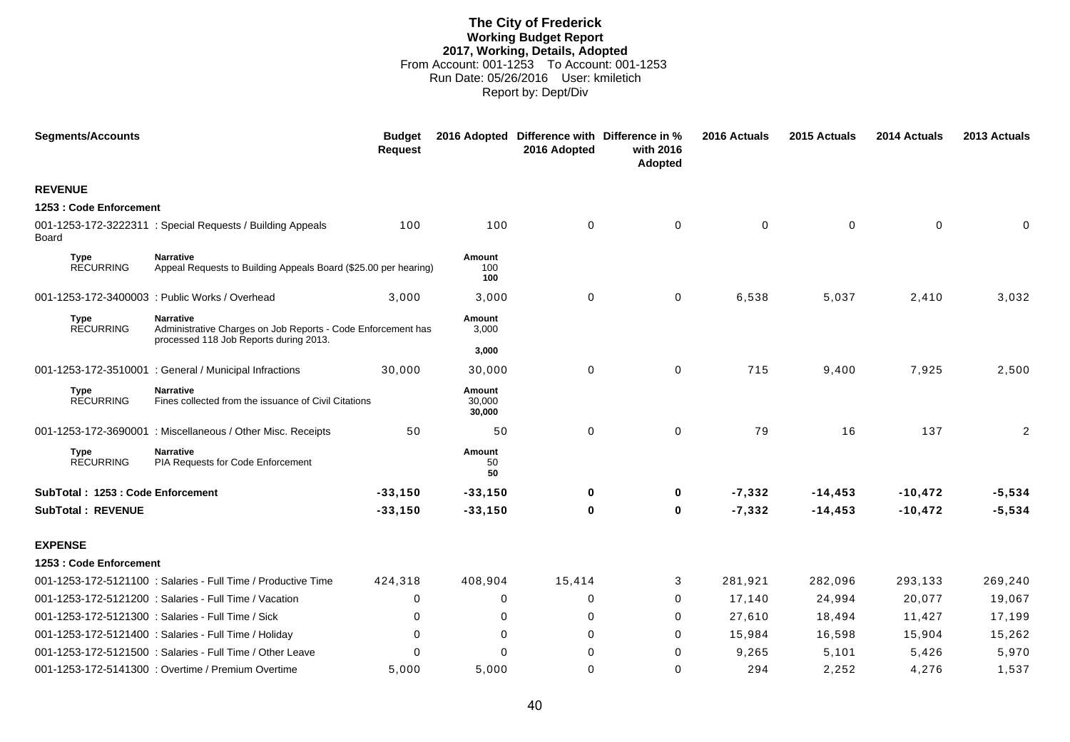# The City of Frederick

## Working Budget Report

### 2017, Working, Details, Adopted

From Account: 001-1253 To Account: 001-1253

Run Date: 05/26/2016 User: kmiletich

Report by: Dept/Div

| Segments/Accounts | Budget Request | 2016 Adopted | Difference with 2016 Adopted | Difference in % with 2016 Adopted | 2016 Actuals | 2015 Actuals | 2014 Actuals | 2013 Actuals |
|---|---|---|---|---|---|---|---|---|
| **REVENUE** | | | | | | | | |
| **1253 : Code Enforcement** | | | | | | | | |
| 001-1253-172-3222311 : Special Requests / Building Appeals Board | 100 | 100 | 0 | 0 | 0 | 0 | 0 | 0 |
| **Type** RECURRING — **Narrative** Appeal Requests to Building Appeals Board ($25.00 per hearing) | | **Amount** 100 **100** | | | | | | |
| 001-1253-172-3400003 : Public Works / Overhead | 3,000 | 3,000 | 0 | 0 | 6,538 | 5,037 | 2,410 | 3,032 |
| **Type** RECURRING — **Narrative** Administrative Charges on Job Reports - Code Enforcement has processed 118 Job Reports during 2013. | | **Amount** 3,000 **3,000** | | | | | | |
| 001-1253-172-3510001 : General / Municipal Infractions | 30,000 | 30,000 | 0 | 0 | 715 | 9,400 | 7,925 | 2,500 |
| **Type** RECURRING — **Narrative** Fines collected from the issuance of Civil Citations | | **Amount** 30,000 **30,000** | | | | | | |
| 001-1253-172-3690001 : Miscellaneous / Other Misc. Receipts | 50 | 50 | 0 | 0 | 79 | 16 | 137 | 2 |
| **Type** RECURRING — **Narrative** PIA Requests for Code Enforcement | | **Amount** 50 **50** | | | | | | |
| **SubTotal : 1253 : Code Enforcement** | **-33,150** | **-33,150** | **0** | **0** | **-7,332** | **-14,453** | **-10,472** | **-5,534** |
| **SubTotal : REVENUE** | **-33,150** | **-33,150** | **0** | **0** | **-7,332** | **-14,453** | **-10,472** | **-5,534** |
| **EXPENSE** | | | | | | | | |
| **1253 : Code Enforcement** | | | | | | | | |
| 001-1253-172-5121100 : Salaries - Full Time / Productive Time | 424,318 | 408,904 | 15,414 | 3 | 281,921 | 282,096 | 293,133 | 269,240 |
| 001-1253-172-5121200 : Salaries - Full Time / Vacation | 0 | 0 | 0 | 0 | 17,140 | 24,994 | 20,077 | 19,067 |
| 001-1253-172-5121300 : Salaries - Full Time / Sick | 0 | 0 | 0 | 0 | 27,610 | 18,494 | 11,427 | 17,199 |
| 001-1253-172-5121400 : Salaries - Full Time / Holiday | 0 | 0 | 0 | 0 | 15,984 | 16,598 | 15,904 | 15,262 |
| 001-1253-172-5121500 : Salaries - Full Time / Other Leave | 0 | 0 | 0 | 0 | 9,265 | 5,101 | 5,426 | 5,970 |
| 001-1253-172-5141300 : Overtime / Premium Overtime | 5,000 | 5,000 | 0 | 0 | 294 | 2,252 | 4,276 | 1,537 |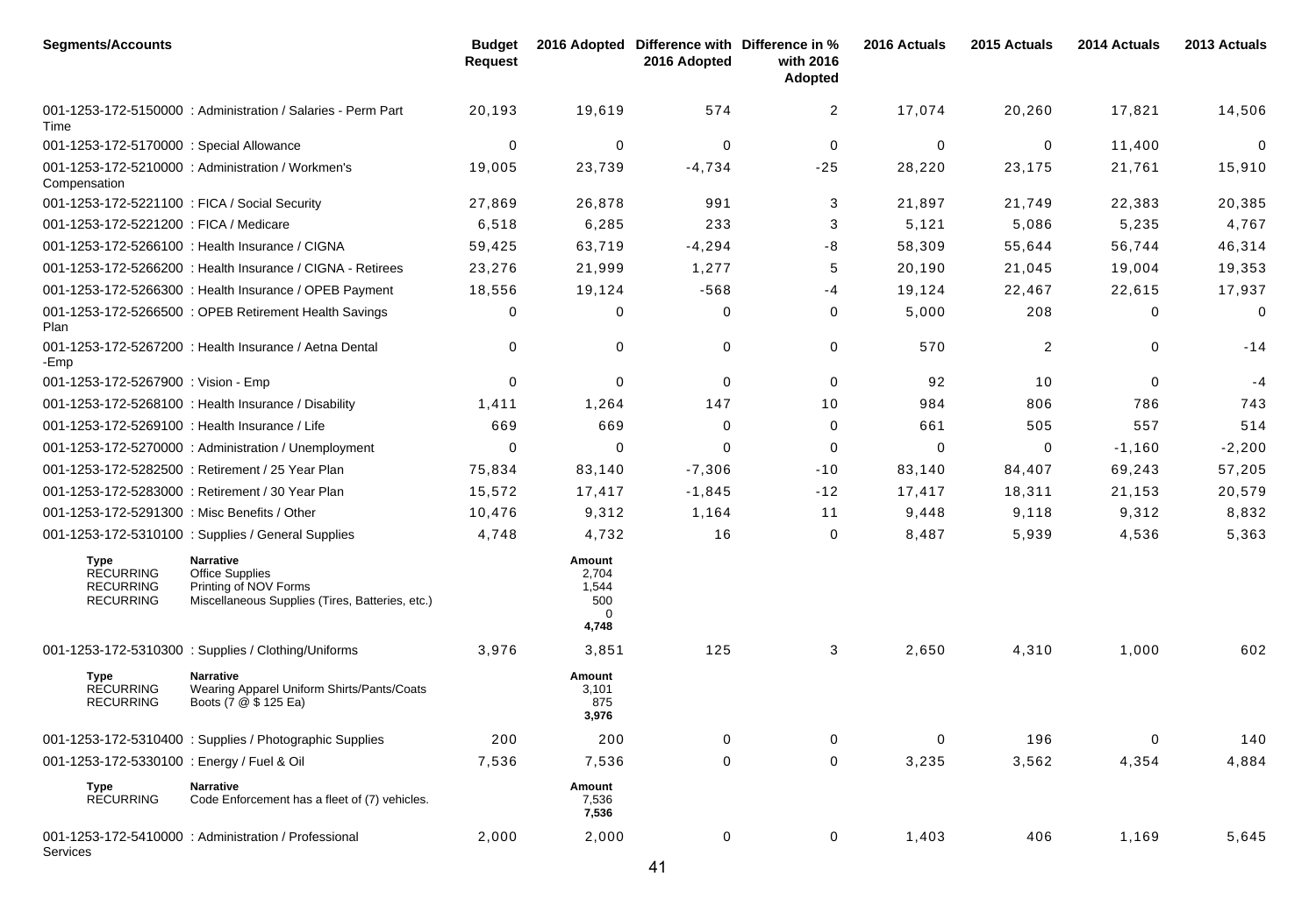| Segments/Accounts | Budget Request | 2016 Adopted | Difference with 2016 Adopted | Difference in % with 2016 Adopted | 2016 Actuals | 2015 Actuals | 2014 Actuals | 2013 Actuals |
|---|---|---|---|---|---|---|---|---|
| 001-1253-172-5150000 : Administration / Salaries - Perm Part Time | 20,193 | 19,619 | 574 | 2 | 17,074 | 20,260 | 17,821 | 14,506 |
| 001-1253-172-5170000 : Special Allowance | 0 | 0 | 0 | 0 | 0 | 0 | 11,400 | 0 |
| 001-1253-172-5210000 : Administration / Workmen's Compensation | 19,005 | 23,739 | -4,734 | -25 | 28,220 | 23,175 | 21,761 | 15,910 |
| 001-1253-172-5221100 : FICA / Social Security | 27,869 | 26,878 | 991 | 3 | 21,897 | 21,749 | 22,383 | 20,385 |
| 001-1253-172-5221200 : FICA / Medicare | 6,518 | 6,285 | 233 | 3 | 5,121 | 5,086 | 5,235 | 4,767 |
| 001-1253-172-5266100 : Health Insurance / CIGNA | 59,425 | 63,719 | -4,294 | -8 | 58,309 | 55,644 | 56,744 | 46,314 |
| 001-1253-172-5266200 : Health Insurance / CIGNA - Retirees | 23,276 | 21,999 | 1,277 | 5 | 20,190 | 21,045 | 19,004 | 19,353 |
| 001-1253-172-5266300 : Health Insurance / OPEB Payment | 18,556 | 19,124 | -568 | -4 | 19,124 | 22,467 | 22,615 | 17,937 |
| 001-1253-172-5266500 : OPEB Retirement Health Savings Plan | 0 | 0 | 0 | 0 | 5,000 | 208 | 0 | 0 |
| 001-1253-172-5267200 : Health Insurance / Aetna Dental -Emp | 0 | 0 | 0 | 0 | 570 | 2 | 0 | -14 |
| 001-1253-172-5267900 : Vision - Emp | 0 | 0 | 0 | 0 | 92 | 10 | 0 | -4 |
| 001-1253-172-5268100 : Health Insurance / Disability | 1,411 | 1,264 | 147 | 10 | 984 | 806 | 786 | 743 |
| 001-1253-172-5269100 : Health Insurance / Life | 669 | 669 | 0 | 0 | 661 | 505 | 557 | 514 |
| 001-1253-172-5270000 : Administration / Unemployment | 0 | 0 | 0 | 0 | 0 | 0 | -1,160 | -2,200 |
| 001-1253-172-5282500 : Retirement / 25 Year Plan | 75,834 | 83,140 | -7,306 | -10 | 83,140 | 84,407 | 69,243 | 57,205 |
| 001-1253-172-5283000 : Retirement / 30 Year Plan | 15,572 | 17,417 | -1,845 | -12 | 17,417 | 18,311 | 21,153 | 20,579 |
| 001-1253-172-5291300 : Misc Benefits / Other | 10,476 | 9,312 | 1,164 | 11 | 9,448 | 9,118 | 9,312 | 8,832 |
| 001-1253-172-5310100 : Supplies / General Supplies | 4,748 | 4,732 | 16 | 0 | 8,487 | 5,939 | 4,536 | 5,363 |

| Type | Narrative | Amount |
|---|---|---|
| RECURRING | Office Supplies | 2,704 |
| RECURRING | Printing of NOV Forms | 1,544 |
| RECURRING | Miscellaneous Supplies (Tires, Batteries, etc.) | 500 |
| | | 0 |
| | | **4,748** |

| Segments/Accounts | Budget Request | 2016 Adopted | Difference with 2016 Adopted | Difference in % with 2016 Adopted | 2016 Actuals | 2015 Actuals | 2014 Actuals | 2013 Actuals |
|---|---|---|---|---|---|---|---|---|
| 001-1253-172-5310300 : Supplies / Clothing/Uniforms | 3,976 | 3,851 | 125 | 3 | 2,650 | 4,310 | 1,000 | 602 |

| Type | Narrative | Amount |
|---|---|---|
| RECURRING | Wearing Apparel Uniform Shirts/Pants/Coats | 3,101 |
| RECURRING | Boots (7 @ $ 125 Ea) | 875 |
| | | **3,976** |

| Segments/Accounts | Budget Request | 2016 Adopted | Difference with 2016 Adopted | Difference in % with 2016 Adopted | 2016 Actuals | 2015 Actuals | 2014 Actuals | 2013 Actuals |
|---|---|---|---|---|---|---|---|---|
| 001-1253-172-5310400 : Supplies / Photographic Supplies | 200 | 200 | 0 | 0 | 0 | 196 | 0 | 140 |
| 001-1253-172-5330100 : Energy / Fuel & Oil | 7,536 | 7,536 | 0 | 0 | 3,235 | 3,562 | 4,354 | 4,884 |

| Type | Narrative | Amount |
|---|---|---|
| RECURRING | Code Enforcement has a fleet of (7) vehicles. | 7,536 |
| | | **7,536** |

| Segments/Accounts | Budget Request | 2016 Adopted | Difference with 2016 Adopted | Difference in % with 2016 Adopted | 2016 Actuals | 2015 Actuals | 2014 Actuals | 2013 Actuals |
|---|---|---|---|---|---|---|---|---|
| 001-1253-172-5410000 : Administration / Professional Services | 2,000 | 2,000 | 0 | 0 | 1,403 | 406 | 1,169 | 5,645 |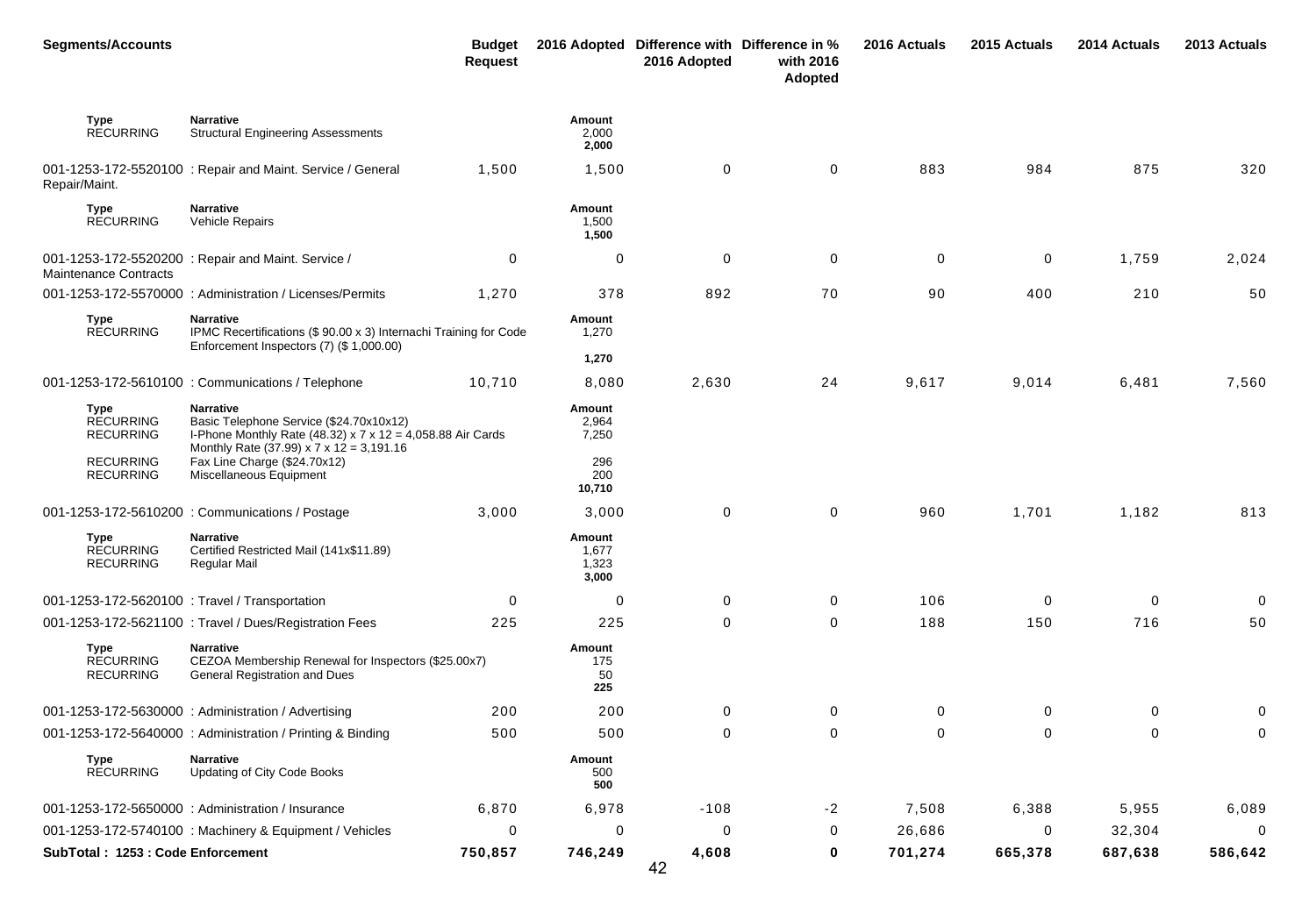| Segments/Accounts | | Budget Request | 2016 Adopted | Difference with 2016 Adopted | Difference in % with 2016 Adopted | 2016 Actuals | 2015 Actuals | 2014 Actuals | 2013 Actuals |
|---|---|---|---|---|---|---|---|---|---|
| **Type** | **Narrative** | | **Amount** | | | | | | |
| RECURRING | Structural Engineering Assessments | | 2,000 | | | | | | |
| | | | **2,000** | | | | | | |
| 001-1253-172-5520100 : Repair and Maint. Service / General Repair/Maint. | | 1,500 | 1,500 | 0 | 0 | 883 | 984 | 875 | 320 |
| **Type** | **Narrative** | | **Amount** | | | | | | |
| RECURRING | Vehicle Repairs | | 1,500 | | | | | | |
| | | | **1,500** | | | | | | |
| 001-1253-172-5520200 : Repair and Maint. Service / Maintenance Contracts | | 0 | 0 | 0 | 0 | 0 | 0 | 1,759 | 2,024 |
| 001-1253-172-5570000 : Administration / Licenses/Permits | | 1,270 | 378 | 892 | 70 | 90 | 400 | 210 | 50 |
| **Type** | **Narrative** | | **Amount** | | | | | | |
| RECURRING | IPMC Recertifications ($ 90.00 x 3) Internachi Training for Code Enforcement Inspectors (7) ($ 1,000.00) | | 1,270 | | | | | | |
| | | | **1,270** | | | | | | |
| 001-1253-172-5610100 : Communications / Telephone | | 10,710 | 8,080 | 2,630 | 24 | 9,617 | 9,014 | 6,481 | 7,560 |
| **Type** | **Narrative** | | **Amount** | | | | | | |
| RECURRING | Basic Telephone Service ($24.70x10x12) | | 2,964 | | | | | | |
| RECURRING | I-Phone Monthly Rate (48.32) x 7 x 12 = 4,058.88 Air Cards Monthly Rate (37.99) x 7 x 12 = 3,191.16 | | 7,250 | | | | | | |
| RECURRING | Fax Line Charge ($24.70x12) | | 296 | | | | | | |
| RECURRING | Miscellaneous Equipment | | 200 | | | | | | |
| | | | **10,710** | | | | | | |
| 001-1253-172-5610200 : Communications / Postage | | 3,000 | 3,000 | 0 | 0 | 960 | 1,701 | 1,182 | 813 |
| **Type** | **Narrative** | | **Amount** | | | | | | |
| RECURRING | Certified Restricted Mail (141x$11.89) | | 1,677 | | | | | | |
| RECURRING | Regular Mail | | 1,323 | | | | | | |
| | | | **3,000** | | | | | | |
| 001-1253-172-5620100 : Travel / Transportation | | 0 | 0 | 0 | 0 | 106 | 0 | 0 | 0 |
| 001-1253-172-5621100 : Travel / Dues/Registration Fees | | 225 | 225 | 0 | 0 | 188 | 150 | 716 | 50 |
| **Type** | **Narrative** | | **Amount** | | | | | | |
| RECURRING | CEZOA Membership Renewal for Inspectors ($25.00x7) | | 175 | | | | | | |
| RECURRING | General Registration and Dues | | 50 | | | | | | |
| | | | **225** | | | | | | |
| 001-1253-172-5630000 : Administration / Advertising | | 200 | 200 | 0 | 0 | 0 | 0 | 0 | 0 |
| 001-1253-172-5640000 : Administration / Printing & Binding | | 500 | 500 | 0 | 0 | 0 | 0 | 0 | 0 |
| **Type** | **Narrative** | | **Amount** | | | | | | |
| RECURRING | Updating of City Code Books | | 500 | | | | | | |
| | | | **500** | | | | | | |
| 001-1253-172-5650000 : Administration / Insurance | | 6,870 | 6,978 | -108 | -2 | 7,508 | 6,388 | 5,955 | 6,089 |
| 001-1253-172-5740100 : Machinery & Equipment / Vehicles | | 0 | 0 | 0 | 0 | 26,686 | 0 | 32,304 | 0 |
| **SubTotal : 1253 : Code Enforcement** | | **750,857** | **746,249** | **4,608** | **0** | **701,274** | **665,378** | **687,638** | **586,642** |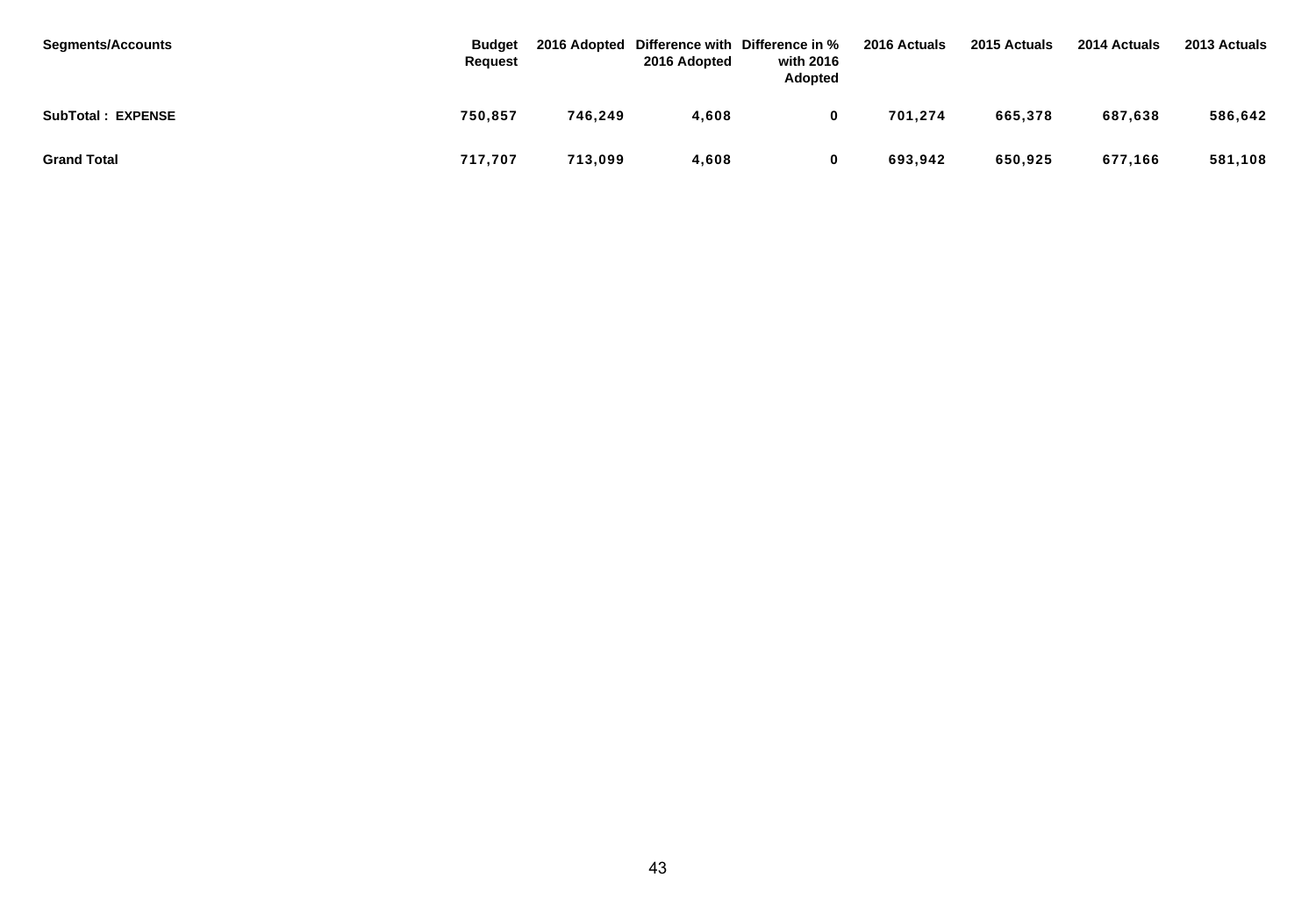| Segments/Accounts | Budget Request | 2016 Adopted | Difference with 2016 Adopted | Difference in % with 2016 Adopted | 2016 Actuals | 2015 Actuals | 2014 Actuals | 2013 Actuals |
|---|---|---|---|---|---|---|---|---|
| **SubTotal : EXPENSE** | **750,857** | **746,249** | **4,608** | **0** | **701,274** | **665,378** | **687,638** | **586,642** |
| **Grand Total** | **717,707** | **713,099** | **4,608** | **0** | **693,942** | **650,925** | **677,166** | **581,108** |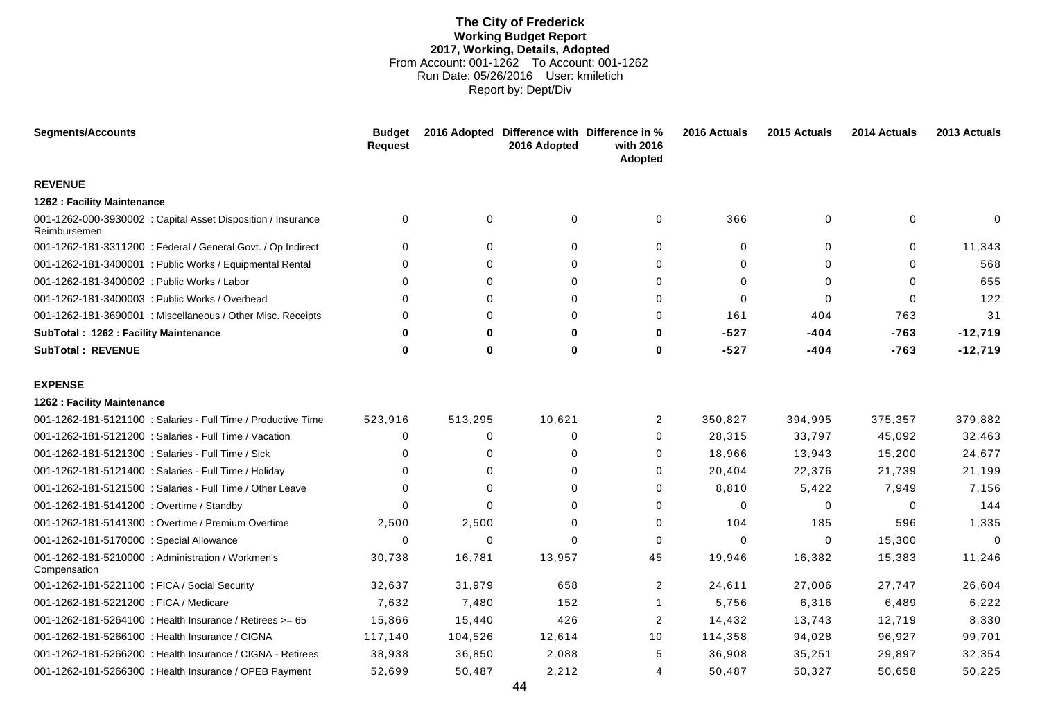# The City of Frederick

## Working Budget Report

### 2017, Working, Details, Adopted

From Account: 001-1262 To Account: 001-1262

Run Date: 05/26/2016 User: kmiletich

Report by: Dept/Div

| Segments/Accounts | Budget Request | 2016 Adopted | Difference with 2016 Adopted | Difference in % with 2016 Adopted | 2016 Actuals | 2015 Actuals | 2014 Actuals | 2013 Actuals |
|---|---|---|---|---|---|---|---|---|
| **REVENUE** | | | | | | | | |
| **1262 : Facility Maintenance** | | | | | | | | |
| 001-1262-000-3930002 : Capital Asset Disposition / Insurance Reimbursemen | 0 | 0 | 0 | 0 | 366 | 0 | 0 | 0 |
| 001-1262-181-3311200 : Federal / General Govt. / Op Indirect | 0 | 0 | 0 | 0 | 0 | 0 | 0 | 11,343 |
| 001-1262-181-3400001 : Public Works / Equipmental Rental | 0 | 0 | 0 | 0 | 0 | 0 | 0 | 568 |
| 001-1262-181-3400002 : Public Works / Labor | 0 | 0 | 0 | 0 | 0 | 0 | 0 | 655 |
| 001-1262-181-3400003 : Public Works / Overhead | 0 | 0 | 0 | 0 | 0 | 0 | 0 | 122 |
| 001-1262-181-3690001 : Miscellaneous / Other Misc. Receipts | 0 | 0 | 0 | 0 | 161 | 404 | 763 | 31 |
| **SubTotal : 1262 : Facility Maintenance** | **0** | **0** | **0** | **0** | **-527** | **-404** | **-763** | **-12,719** |
| **SubTotal : REVENUE** | **0** | **0** | **0** | **0** | **-527** | **-404** | **-763** | **-12,719** |
| **EXPENSE** | | | | | | | | |
| **1262 : Facility Maintenance** | | | | | | | | |
| 001-1262-181-5121100 : Salaries - Full Time / Productive Time | 523,916 | 513,295 | 10,621 | 2 | 350,827 | 394,995 | 375,357 | 379,882 |
| 001-1262-181-5121200 : Salaries - Full Time / Vacation | 0 | 0 | 0 | 0 | 28,315 | 33,797 | 45,092 | 32,463 |
| 001-1262-181-5121300 : Salaries - Full Time / Sick | 0 | 0 | 0 | 0 | 18,966 | 13,943 | 15,200 | 24,677 |
| 001-1262-181-5121400 : Salaries - Full Time / Holiday | 0 | 0 | 0 | 0 | 20,404 | 22,376 | 21,739 | 21,199 |
| 001-1262-181-5121500 : Salaries - Full Time / Other Leave | 0 | 0 | 0 | 0 | 8,810 | 5,422 | 7,949 | 7,156 |
| 001-1262-181-5141200 : Overtime / Standby | 0 | 0 | 0 | 0 | 0 | 0 | 0 | 144 |
| 001-1262-181-5141300 : Overtime / Premium Overtime | 2,500 | 2,500 | 0 | 0 | 104 | 185 | 596 | 1,335 |
| 001-1262-181-5170000 : Special Allowance | 0 | 0 | 0 | 0 | 0 | 0 | 15,300 | 0 |
| 001-1262-181-5210000 : Administration / Workmen's Compensation | 30,738 | 16,781 | 13,957 | 45 | 19,946 | 16,382 | 15,383 | 11,246 |
| 001-1262-181-5221100 : FICA / Social Security | 32,637 | 31,979 | 658 | 2 | 24,611 | 27,006 | 27,747 | 26,604 |
| 001-1262-181-5221200 : FICA / Medicare | 7,632 | 7,480 | 152 | 1 | 5,756 | 6,316 | 6,489 | 6,222 |
| 001-1262-181-5264100 : Health Insurance / Retirees >= 65 | 15,866 | 15,440 | 426 | 2 | 14,432 | 13,743 | 12,719 | 8,330 |
| 001-1262-181-5266100 : Health Insurance / CIGNA | 117,140 | 104,526 | 12,614 | 10 | 114,358 | 94,028 | 96,927 | 99,701 |
| 001-1262-181-5266200 : Health Insurance / CIGNA - Retirees | 38,938 | 36,850 | 2,088 | 5 | 36,908 | 35,251 | 29,897 | 32,354 |
| 001-1262-181-5266300 : Health Insurance / OPEB Payment | 52,699 | 50,487 | 2,212 | 4 | 50,487 | 50,327 | 50,658 | 50,225 |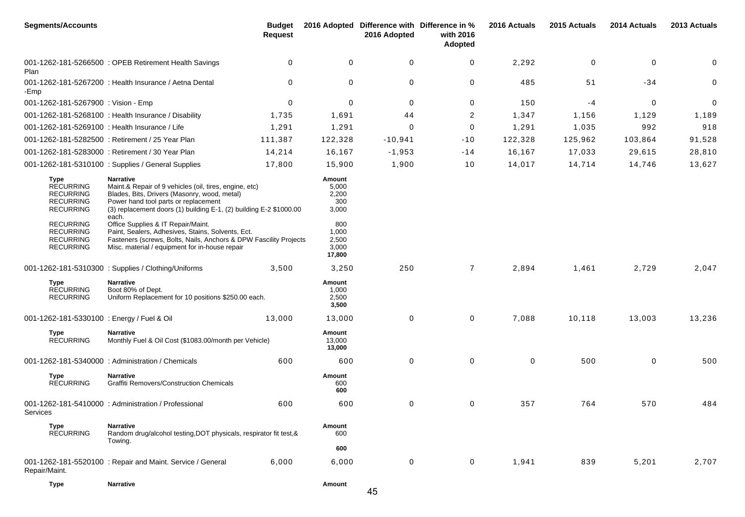| Segments/Accounts | Budget Request | 2016 Adopted | Difference with 2016 Adopted | Difference in % with 2016 Adopted | 2016 Actuals | 2015 Actuals | 2014 Actuals | 2013 Actuals |
|---|---|---|---|---|---|---|---|---|
| 001-1262-181-5266500 : OPEB Retirement Health Savings Plan | 0 | 0 | 0 | 0 | 2,292 | 0 | 0 | 0 |
| 001-1262-181-5267200 : Health Insurance / Aetna Dental -Emp | 0 | 0 | 0 | 0 | 485 | 51 | -34 | 0 |
| 001-1262-181-5267900 : Vision - Emp | 0 | 0 | 0 | 0 | 150 | -4 | 0 | 0 |
| 001-1262-181-5268100 : Health Insurance / Disability | 1,735 | 1,691 | 44 | 2 | 1,347 | 1,156 | 1,129 | 1,189 |
| 001-1262-181-5269100 : Health Insurance / Life | 1,291 | 1,291 | 0 | 0 | 1,291 | 1,035 | 992 | 918 |
| 001-1262-181-5282500 : Retirement / 25 Year Plan | 111,387 | 122,328 | -10,941 | -10 | 122,328 | 125,962 | 103,864 | 91,528 |
| 001-1262-181-5283000 : Retirement / 30 Year Plan | 14,214 | 16,167 | -1,953 | -14 | 16,167 | 17,033 | 29,615 | 28,810 |
| 001-1262-181-5310100 : Supplies / General Supplies | 17,800 | 15,900 | 1,900 | 10 | 14,017 | 14,714 | 14,746 | 13,627 |

| Type | Narrative | Amount |
|---|---|---|
| RECURRING | Maint.& Repair of 9 vehicles (oil, tires, engine, etc) | 5,000 |
| RECURRING | Blades, Bits, Drivers (Masonry, wood, metal) | 2,200 |
| RECURRING | Power hand tool parts or replacement | 300 |
| RECURRING | (3) replacement doors (1) building E-1, (2) building E-2 $1000.00 each. | 3,000 |
| RECURRING | Office Supplies & IT Repair/Maint. | 800 |
| RECURRING | Paint, Sealers, Adhesives, Stains, Solvents, Ect. | 1,000 |
| RECURRING | Fasteners (screws, Bolts, Nails, Anchors & DPW Fascility Projects | 2,500 |
| RECURRING | Misc. material / equipment for in-house repair | 3,000 |
| | | **17,800** |

| Segments/Accounts | Budget Request | 2016 Adopted | Difference with 2016 Adopted | Difference in % with 2016 Adopted | 2016 Actuals | 2015 Actuals | 2014 Actuals | 2013 Actuals |
|---|---|---|---|---|---|---|---|---|
| 001-1262-181-5310300 : Supplies / Clothing/Uniforms | 3,500 | 3,250 | 250 | 7 | 2,894 | 1,461 | 2,729 | 2,047 |

| Type | Narrative | Amount |
|---|---|---|
| RECURRING | Boot 80% of Dept. | 1,000 |
| RECURRING | Uniform Replacement for 10 positions $250.00 each. | 2,500 |
| | | **3,500** |

| Segments/Accounts | Budget Request | 2016 Adopted | Difference with 2016 Adopted | Difference in % with 2016 Adopted | 2016 Actuals | 2015 Actuals | 2014 Actuals | 2013 Actuals |
|---|---|---|---|---|---|---|---|---|
| 001-1262-181-5330100 : Energy / Fuel & Oil | 13,000 | 13,000 | 0 | 0 | 7,088 | 10,118 | 13,003 | 13,236 |

| Type | Narrative | Amount |
|---|---|---|
| RECURRING | Monthly Fuel & Oil Cost ($1083.00/month per Vehicle) | 13,000 |
| | | **13,000** |

| Segments/Accounts | Budget Request | 2016 Adopted | Difference with 2016 Adopted | Difference in % with 2016 Adopted | 2016 Actuals | 2015 Actuals | 2014 Actuals | 2013 Actuals |
|---|---|---|---|---|---|---|---|---|
| 001-1262-181-5340000 : Administration / Chemicals | 600 | 600 | 0 | 0 | 0 | 500 | 0 | 500 |

| Type | Narrative | Amount |
|---|---|---|
| RECURRING | Graffiti Removers/Construction Chemicals | 600 |
| | | **600** |

| Segments/Accounts | Budget Request | 2016 Adopted | Difference with 2016 Adopted | Difference in % with 2016 Adopted | 2016 Actuals | 2015 Actuals | 2014 Actuals | 2013 Actuals |
|---|---|---|---|---|---|---|---|---|
| 001-1262-181-5410000 : Administration / Professional Services | 600 | 600 | 0 | 0 | 357 | 764 | 570 | 484 |

| Type | Narrative | Amount |
|---|---|---|
| RECURRING | Random drug/alcohol testing,DOT physicals, respirator fit test,& Towing. | 600 |
| | | **600** |

| Segments/Accounts | Budget Request | 2016 Adopted | Difference with 2016 Adopted | Difference in % with 2016 Adopted | 2016 Actuals | 2015 Actuals | 2014 Actuals | 2013 Actuals |
|---|---|---|---|---|---|---|---|---|
| 001-1262-181-5520100 : Repair and Maint. Service / General Repair/Maint. | 6,000 | 6,000 | 0 | 0 | 1,941 | 839 | 5,201 | 2,707 |

| Type | Narrative | Amount |
|---|---|---|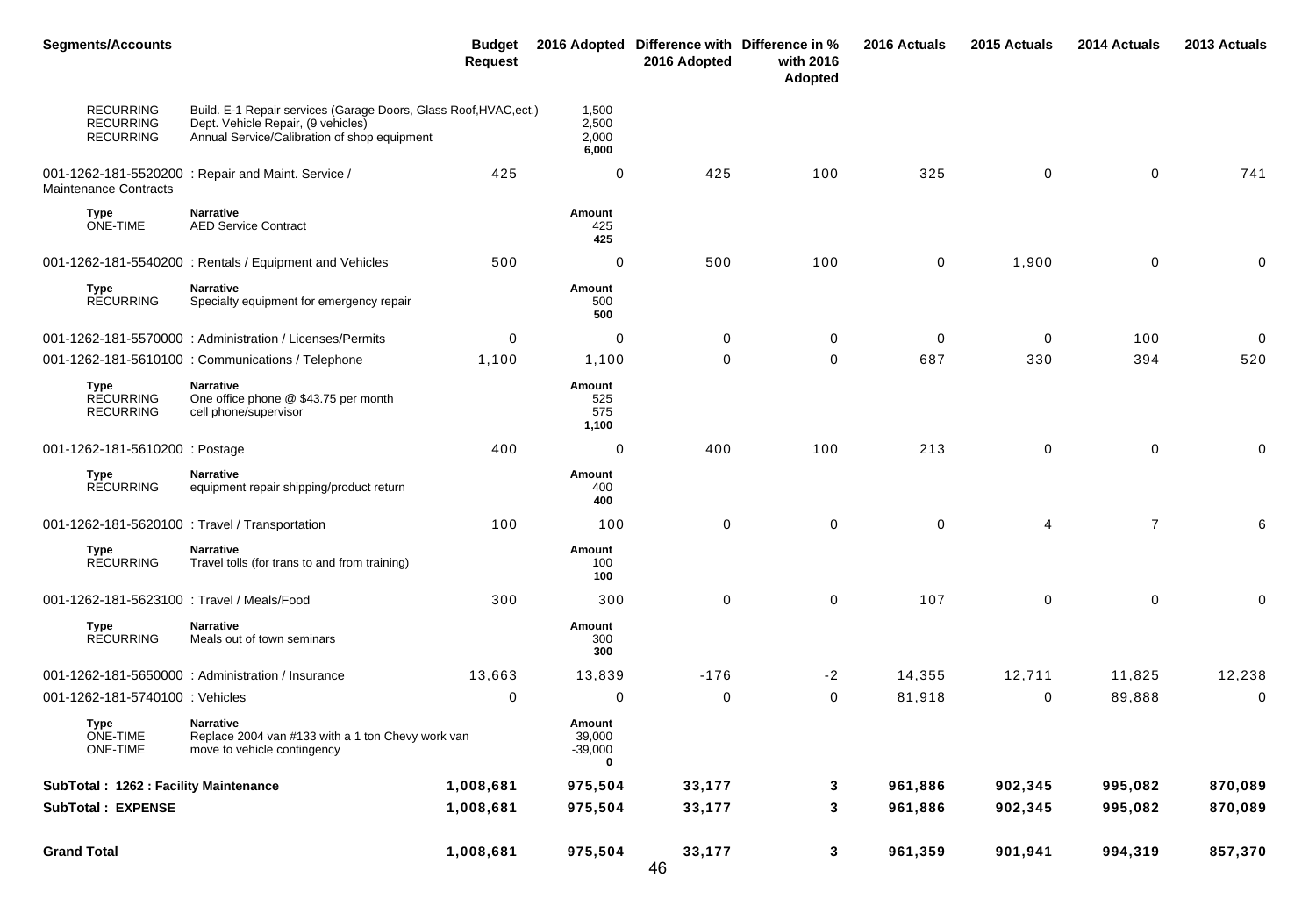| Segments/Accounts | | Budget Request | 2016 Adopted | Difference with 2016 Adopted | Difference in % with 2016 Adopted | 2016 Actuals | 2015 Actuals | 2014 Actuals | 2013 Actuals |
|---|---|---|---|---|---|---|---|---|---|
| RECURRING | Build. E-1 Repair services (Garage Doors, Glass Roof,HVAC,ect.) | | 1,500 | | | | | | |
| RECURRING | Dept. Vehicle Repair, (9 vehicles) | | 2,500 | | | | | | |
| RECURRING | Annual Service/Calibration of shop equipment | | 2,000 | | | | | | |
| | | | **6,000** | | | | | | |
| 001-1262-181-5520200 : Repair and Maint. Service / Maintenance Contracts | | 425 | 0 | 425 | 100 | 325 | 0 | 0 | 741 |
| **Type** | **Narrative** | | **Amount** | | | | | | |
| ONE-TIME | AED Service Contract | | 425 | | | | | | |
| | | | **425** | | | | | | |
| 001-1262-181-5540200 : Rentals / Equipment and Vehicles | | 500 | 0 | 500 | 100 | 0 | 1,900 | 0 | 0 |
| **Type** | **Narrative** | | **Amount** | | | | | | |
| RECURRING | Specialty equipment for emergency repair | | 500 | | | | | | |
| | | | **500** | | | | | | |
| 001-1262-181-5570000 : Administration / Licenses/Permits | | 0 | 0 | 0 | 0 | 0 | 0 | 100 | 0 |
| 001-1262-181-5610100 : Communications / Telephone | | 1,100 | 1,100 | 0 | 0 | 687 | 330 | 394 | 520 |
| **Type** | **Narrative** | | **Amount** | | | | | | |
| RECURRING | One office phone @ $43.75 per month | | 525 | | | | | | |
| RECURRING | cell phone/supervisor | | 575 | | | | | | |
| | | | **1,100** | | | | | | |
| 001-1262-181-5610200 : Postage | | 400 | 0 | 400 | 100 | 213 | 0 | 0 | 0 |
| **Type** | **Narrative** | | **Amount** | | | | | | |
| RECURRING | equipment repair shipping/product return | | 400 | | | | | | |
| | | | **400** | | | | | | |
| 001-1262-181-5620100 : Travel / Transportation | | 100 | 100 | 0 | 0 | 0 | 4 | 7 | 6 |
| **Type** | **Narrative** | | **Amount** | | | | | | |
| RECURRING | Travel tolls (for trans to and from training) | | 100 | | | | | | |
| | | | **100** | | | | | | |
| 001-1262-181-5623100 : Travel / Meals/Food | | 300 | 300 | 0 | 0 | 107 | 0 | 0 | 0 |
| **Type** | **Narrative** | | **Amount** | | | | | | |
| RECURRING | Meals out of town seminars | | 300 | | | | | | |
| | | | **300** | | | | | | |
| 001-1262-181-5650000 : Administration / Insurance | | 13,663 | 13,839 | -176 | -2 | 14,355 | 12,711 | 11,825 | 12,238 |
| 001-1262-181-5740100 : Vehicles | | 0 | 0 | 0 | 0 | 81,918 | 0 | 89,888 | 0 |
| **Type** | **Narrative** | | **Amount** | | | | | | |
| ONE-TIME | Replace 2004 van #133 with a 1 ton Chevy work van | | 39,000 | | | | | | |
| ONE-TIME | move to vehicle contingency | | -39,000 | | | | | | |
| | | | **0** | | | | | | |
| **SubTotal : 1262 : Facility Maintenance** | | **1,008,681** | **975,504** | **33,177** | **3** | **961,886** | **902,345** | **995,082** | **870,089** |
| **SubTotal : EXPENSE** | | **1,008,681** | **975,504** | **33,177** | **3** | **961,886** | **902,345** | **995,082** | **870,089** |
| **Grand Total** | | **1,008,681** | **975,504** | **33,177** | **3** | **961,359** | **901,941** | **994,319** | **857,370** |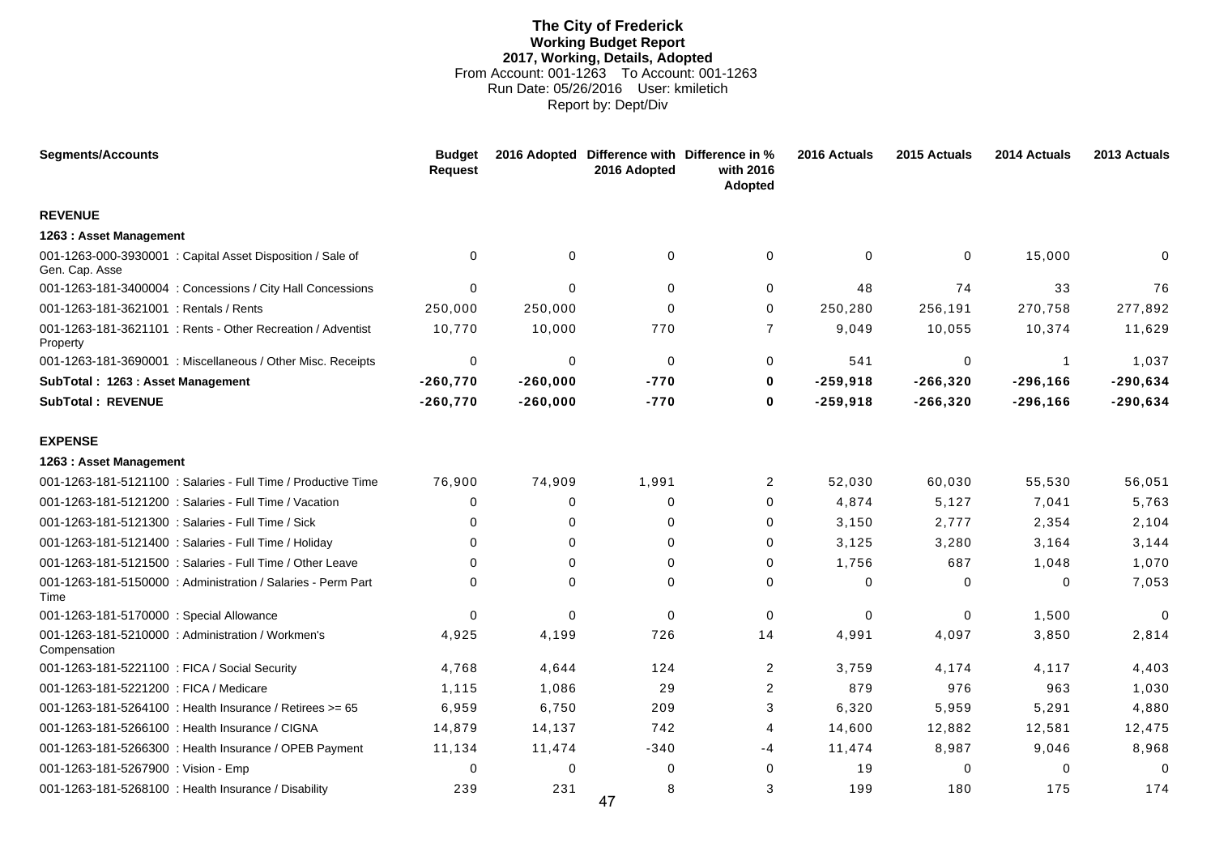# The City of Frederick

**Working Budget Report**
**2017, Working, Details, Adopted**
From Account: 001-1263 To Account: 001-1263
Run Date: 05/26/2016 User: kmiletich
Report by: Dept/Div

| Segments/Accounts | Budget Request | 2016 Adopted | Difference with 2016 Adopted | Difference in % with 2016 Adopted | 2016 Actuals | 2015 Actuals | 2014 Actuals | 2013 Actuals |
|---|---|---|---|---|---|---|---|---|
| **REVENUE** | | | | | | | | |
| **1263 : Asset Management** | | | | | | | | |
| 001-1263-000-3930001 : Capital Asset Disposition / Sale of Gen. Cap. Asse | 0 | 0 | 0 | 0 | 0 | 0 | 15,000 | 0 |
| 001-1263-181-3400004 : Concessions / City Hall Concessions | 0 | 0 | 0 | 0 | 48 | 74 | 33 | 76 |
| 001-1263-181-3621001 : Rentals / Rents | 250,000 | 250,000 | 0 | 0 | 250,280 | 256,191 | 270,758 | 277,892 |
| 001-1263-181-3621101 : Rents - Other Recreation / Adventist Property | 10,770 | 10,000 | 770 | 7 | 9,049 | 10,055 | 10,374 | 11,629 |
| 001-1263-181-3690001 : Miscellaneous / Other Misc. Receipts | 0 | 0 | 0 | 0 | 541 | 0 | 1 | 1,037 |
| **SubTotal : 1263 : Asset Management** | **-260,770** | **-260,000** | **-770** | **0** | **-259,918** | **-266,320** | **-296,166** | **-290,634** |
| **SubTotal : REVENUE** | **-260,770** | **-260,000** | **-770** | **0** | **-259,918** | **-266,320** | **-296,166** | **-290,634** |
| **EXPENSE** | | | | | | | | |
| **1263 : Asset Management** | | | | | | | | |
| 001-1263-181-5121100 : Salaries - Full Time / Productive Time | 76,900 | 74,909 | 1,991 | 2 | 52,030 | 60,030 | 55,530 | 56,051 |
| 001-1263-181-5121200 : Salaries - Full Time / Vacation | 0 | 0 | 0 | 0 | 4,874 | 5,127 | 7,041 | 5,763 |
| 001-1263-181-5121300 : Salaries - Full Time / Sick | 0 | 0 | 0 | 0 | 3,150 | 2,777 | 2,354 | 2,104 |
| 001-1263-181-5121400 : Salaries - Full Time / Holiday | 0 | 0 | 0 | 0 | 3,125 | 3,280 | 3,164 | 3,144 |
| 001-1263-181-5121500 : Salaries - Full Time / Other Leave | 0 | 0 | 0 | 0 | 1,756 | 687 | 1,048 | 1,070 |
| 001-1263-181-5150000 : Administration / Salaries - Perm Part Time | 0 | 0 | 0 | 0 | 0 | 0 | 0 | 7,053 |
| 001-1263-181-5170000 : Special Allowance | 0 | 0 | 0 | 0 | 0 | 0 | 1,500 | 0 |
| 001-1263-181-5210000 : Administration / Workmen's Compensation | 4,925 | 4,199 | 726 | 14 | 4,991 | 4,097 | 3,850 | 2,814 |
| 001-1263-181-5221100 : FICA / Social Security | 4,768 | 4,644 | 124 | 2 | 3,759 | 4,174 | 4,117 | 4,403 |
| 001-1263-181-5221200 : FICA / Medicare | 1,115 | 1,086 | 29 | 2 | 879 | 976 | 963 | 1,030 |
| 001-1263-181-5264100 : Health Insurance / Retirees >= 65 | 6,959 | 6,750 | 209 | 3 | 6,320 | 5,959 | 5,291 | 4,880 |
| 001-1263-181-5266100 : Health Insurance / CIGNA | 14,879 | 14,137 | 742 | 4 | 14,600 | 12,882 | 12,581 | 12,475 |
| 001-1263-181-5266300 : Health Insurance / OPEB Payment | 11,134 | 11,474 | -340 | -4 | 11,474 | 8,987 | 9,046 | 8,968 |
| 001-1263-181-5267900 : Vision - Emp | 0 | 0 | 0 | 0 | 19 | 0 | 0 | 0 |
| 001-1263-181-5268100 : Health Insurance / Disability | 239 | 231 | 8 | 3 | 199 | 180 | 175 | 174 |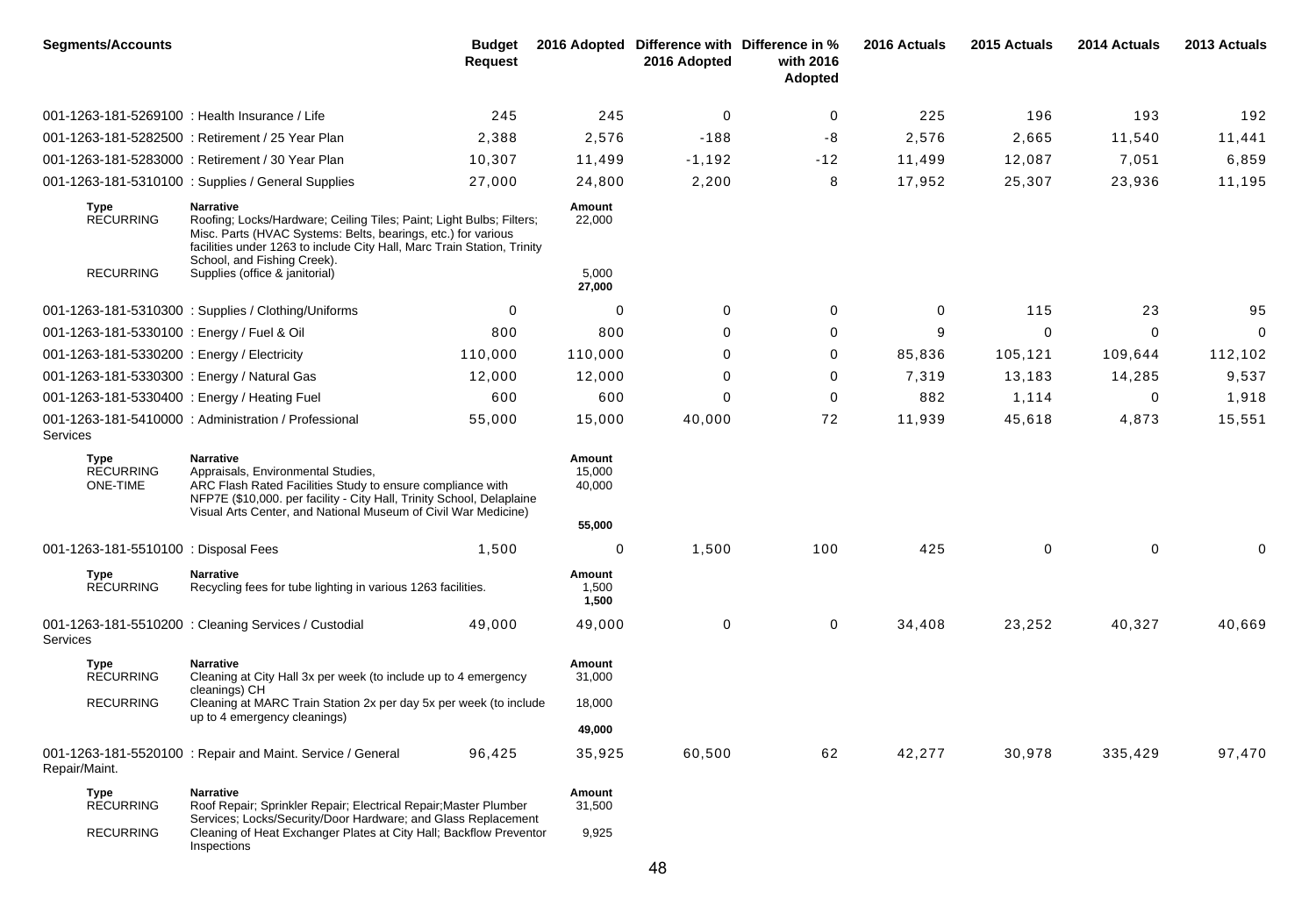| Segments/Accounts | Budget Request | 2016 Adopted | Difference with 2016 Adopted | Difference in % with 2016 Adopted | 2016 Actuals | 2015 Actuals | 2014 Actuals | 2013 Actuals |
|---|---|---|---|---|---|---|---|---|
| 001-1263-181-5269100 : Health Insurance / Life | 245 | 245 | 0 | 0 | 225 | 196 | 193 | 192 |
| 001-1263-181-5282500 : Retirement / 25 Year Plan | 2,388 | 2,576 | -188 | -8 | 2,576 | 2,665 | 11,540 | 11,441 |
| 001-1263-181-5283000 : Retirement / 30 Year Plan | 10,307 | 11,499 | -1,192 | -12 | 11,499 | 12,087 | 7,051 | 6,859 |
| 001-1263-181-5310100 : Supplies / General Supplies | 27,000 | 24,800 | 2,200 | 8 | 17,952 | 25,307 | 23,936 | 11,195 |

| Type | Narrative | Amount |
|---|---|---|
| RECURRING | Roofing; Locks/Hardware; Ceiling Tiles; Paint; Light Bulbs; Filters; Misc. Parts (HVAC Systems: Belts, bearings, etc.) for various facilities under 1263 to include City Hall, Marc Train Station, Trinity School, and Fishing Creek). | 22,000 |
| RECURRING | Supplies (office & janitorial) | 5,000 |
| | | **27,000** |

| Segments/Accounts | Budget Request | 2016 Adopted | Difference with 2016 Adopted | Difference in % with 2016 Adopted | 2016 Actuals | 2015 Actuals | 2014 Actuals | 2013 Actuals |
|---|---|---|---|---|---|---|---|---|
| 001-1263-181-5310300 : Supplies / Clothing/Uniforms | 0 | 0 | 0 | 0 | 0 | 115 | 23 | 95 |
| 001-1263-181-5330100 : Energy / Fuel & Oil | 800 | 800 | 0 | 0 | 9 | 0 | 0 | 0 |
| 001-1263-181-5330200 : Energy / Electricity | 110,000 | 110,000 | 0 | 0 | 85,836 | 105,121 | 109,644 | 112,102 |
| 001-1263-181-5330300 : Energy / Natural Gas | 12,000 | 12,000 | 0 | 0 | 7,319 | 13,183 | 14,285 | 9,537 |
| 001-1263-181-5330400 : Energy / Heating Fuel | 600 | 600 | 0 | 0 | 882 | 1,114 | 0 | 1,918 |
| 001-1263-181-5410000 : Administration / Professional Services | 55,000 | 15,000 | 40,000 | 72 | 11,939 | 45,618 | 4,873 | 15,551 |

| Type | Narrative | Amount |
|---|---|---|
| RECURRING | Appraisals, Environmental Studies, | 15,000 |
| ONE-TIME | ARC Flash Rated Facilities Study to ensure compliance with NFP7E ($10,000. per facility - City Hall, Trinity School, Delaplaine Visual Arts Center, and National Museum of Civil War Medicine) | 40,000 |
| | | **55,000** |

| Segments/Accounts | Budget Request | 2016 Adopted | Difference with 2016 Adopted | Difference in % with 2016 Adopted | 2016 Actuals | 2015 Actuals | 2014 Actuals | 2013 Actuals |
|---|---|---|---|---|---|---|---|---|
| 001-1263-181-5510100 : Disposal Fees | 1,500 | 0 | 1,500 | 100 | 425 | 0 | 0 | 0 |

| Type | Narrative | Amount |
|---|---|---|
| RECURRING | Recycling fees for tube lighting in various 1263 facilities. | 1,500 |
| | | **1,500** |

| Segments/Accounts | Budget Request | 2016 Adopted | Difference with 2016 Adopted | Difference in % with 2016 Adopted | 2016 Actuals | 2015 Actuals | 2014 Actuals | 2013 Actuals |
|---|---|---|---|---|---|---|---|---|
| 001-1263-181-5510200 : Cleaning Services / Custodial Services | 49,000 | 49,000 | 0 | 0 | 34,408 | 23,252 | 40,327 | 40,669 |

| Type | Narrative | Amount |
|---|---|---|
| RECURRING | Cleaning at City Hall 3x per week (to include up to 4 emergency cleanings) CH | 31,000 |
| RECURRING | Cleaning at MARC Train Station 2x per day 5x per week (to include up to 4 emergency cleanings) | 18,000 |
| | | **49,000** |

| Segments/Accounts | Budget Request | 2016 Adopted | Difference with 2016 Adopted | Difference in % with 2016 Adopted | 2016 Actuals | 2015 Actuals | 2014 Actuals | 2013 Actuals |
|---|---|---|---|---|---|---|---|---|
| 001-1263-181-5520100 : Repair and Maint. Service / General Repair/Maint. | 96,425 | 35,925 | 60,500 | 62 | 42,277 | 30,978 | 335,429 | 97,470 |

| Type | Narrative | Amount |
|---|---|---|
| RECURRING | Roof Repair; Sprinkler Repair; Electrical Repair; Master Plumber Services; Locks/Security/Door Hardware; and Glass Replacement | 31,500 |
| RECURRING | Cleaning of Heat Exchanger Plates at City Hall; Backflow Preventor Inspections | 9,925 |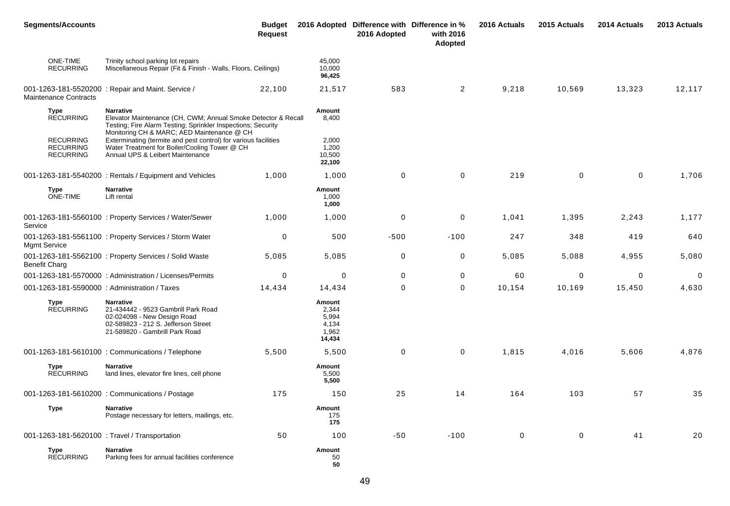| Segments/Accounts | | Budget Request | 2016 Adopted | Difference with 2016 Adopted | Difference in % with 2016 Adopted | 2016 Actuals | 2015 Actuals | 2014 Actuals | 2013 Actuals |
|---|---|---|---|---|---|---|---|---|---|
| ONE-TIME | Trinity school parking lot repairs | | 45,000 | | | | | | |
| RECURRING | Miscellaneous Repair (Fit & Finish - Walls, Floors, Ceilings) | | 10,000 | | | | | | |
| | | | **96,425** | | | | | | |
| 001-1263-181-5520200 : Repair and Maint. Service / Maintenance Contracts | | 22,100 | 21,517 | 583 | 2 | 9,218 | 10,569 | 13,323 | 12,117 |
| **Type** | **Narrative** | | **Amount** | | | | | | |
| RECURRING | Elevator Maintenance (CH, CWM; Annual Smoke Detector & Recall Testing; Fire Alarm Testing; Sprinkler Inspections; Security Monitoring CH & MARC; AED Maintenance @ CH | | 8,400 | | | | | | |
| RECURRING | Exterminating (termite and pest control) for various facilities | | 2,000 | | | | | | |
| RECURRING | Water Treatment for Boiler/Cooling Tower @ CH | | 1,200 | | | | | | |
| RECURRING | Annual UPS & Leibert Maintenance | | 10,500 | | | | | | |
| | | | **22,100** | | | | | | |
| 001-1263-181-5540200 : Rentals / Equipment and Vehicles | | 1,000 | 1,000 | 0 | 0 | 219 | 0 | 0 | 1,706 |
| **Type** | **Narrative** | | **Amount** | | | | | | |
| ONE-TIME | Lift rental | | 1,000 | | | | | | |
| | | | **1,000** | | | | | | |
| 001-1263-181-5560100 : Property Services / Water/Sewer Service | | 1,000 | 1,000 | 0 | 0 | 1,041 | 1,395 | 2,243 | 1,177 |
| 001-1263-181-5561100 : Property Services / Storm Water Mgmt Service | | 0 | 500 | -500 | -100 | 247 | 348 | 419 | 640 |
| 001-1263-181-5562100 : Property Services / Solid Waste Benefit Charg | | 5,085 | 5,085 | 0 | 0 | 5,085 | 5,088 | 4,955 | 5,080 |
| 001-1263-181-5570000 : Administration / Licenses/Permits | | 0 | 0 | 0 | 0 | 60 | 0 | 0 | 0 |
| 001-1263-181-5590000 : Administration / Taxes | | 14,434 | 14,434 | 0 | 0 | 10,154 | 10,169 | 15,450 | 4,630 |
| **Type** | **Narrative** | | **Amount** | | | | | | |
| RECURRING | 21-434442 - 9523 Gambrill Park Road | | 2,344 | | | | | | |
| | 02-024098 - New Design Road | | 5,994 | | | | | | |
| | 02-589823 - 212 S. Jefferson Street | | 4,134 | | | | | | |
| | 21-589820 - Gambrill Park Road | | 1,962 | | | | | | |
| | | | **14,434** | | | | | | |
| 001-1263-181-5610100 : Communications / Telephone | | 5,500 | 5,500 | 0 | 0 | 1,815 | 4,016 | 5,606 | 4,876 |
| **Type** | **Narrative** | | **Amount** | | | | | | |
| RECURRING | land lines, elevator fire lines, cell phone | | 5,500 | | | | | | |
| | | | **5,500** | | | | | | |
| 001-1263-181-5610200 : Communications / Postage | | 175 | 150 | 25 | 14 | 164 | 103 | 57 | 35 |
| **Type** | **Narrative** | | **Amount** | | | | | | |
| | Postage necessary for letters, mailings, etc. | | 175 | | | | | | |
| | | | **175** | | | | | | |
| 001-1263-181-5620100 : Travel / Transportation | | 50 | 100 | -50 | -100 | 0 | 0 | 41 | 20 |
| **Type** | **Narrative** | | **Amount** | | | | | | |
| RECURRING | Parking fees for annual facilities conference | | 50 | | | | | | |
| | | | **50** | | | | | | |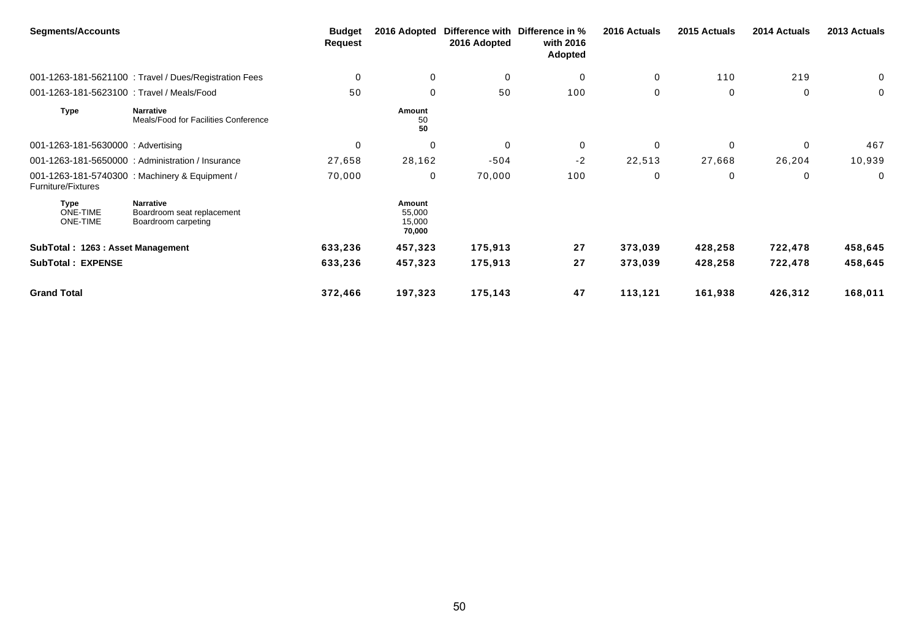| Segments/Accounts | Budget Request | 2016 Adopted | Difference with 2016 Adopted | Difference in % with 2016 Adopted | 2016 Actuals | 2015 Actuals | 2014 Actuals | 2013 Actuals |
|---|---|---|---|---|---|---|---|---|
| 001-1263-181-5621100 : Travel / Dues/Registration Fees | 0 | 0 | 0 | 0 | 0 | 110 | 219 | 0 |
| 001-1263-181-5623100 : Travel / Meals/Food | 50 | 0 | 50 | 100 | 0 | 0 | 0 | 0 |
| **Type** / **Narrative** | | **Amount** | | | | | | |
| Meals/Food for Facilities Conference | | 50 | | | | | | |
| | | **50** | | | | | | |
| 001-1263-181-5630000 : Advertising | 0 | 0 | 0 | 0 | 0 | 0 | 0 | 467 |
| 001-1263-181-5650000 : Administration / Insurance | 27,658 | 28,162 | -504 | -2 | 22,513 | 27,668 | 26,204 | 10,939 |
| 001-1263-181-5740300 : Machinery & Equipment / Furniture/Fixtures | 70,000 | 0 | 70,000 | 100 | 0 | 0 | 0 | 0 |
| **Type** / **Narrative** | | **Amount** | | | | | | |
| ONE-TIME Boardroom seat replacement | | 55,000 | | | | | | |
| ONE-TIME Boardroom carpeting | | 15,000 | | | | | | |
| | | **70,000** | | | | | | |
| **SubTotal : 1263 : Asset Management** | **633,236** | **457,323** | **175,913** | **27** | **373,039** | **428,258** | **722,478** | **458,645** |
| **SubTotal : EXPENSE** | **633,236** | **457,323** | **175,913** | **27** | **373,039** | **428,258** | **722,478** | **458,645** |
| **Grand Total** | **372,466** | **197,323** | **175,143** | **47** | **113,121** | **161,938** | **426,312** | **168,011** |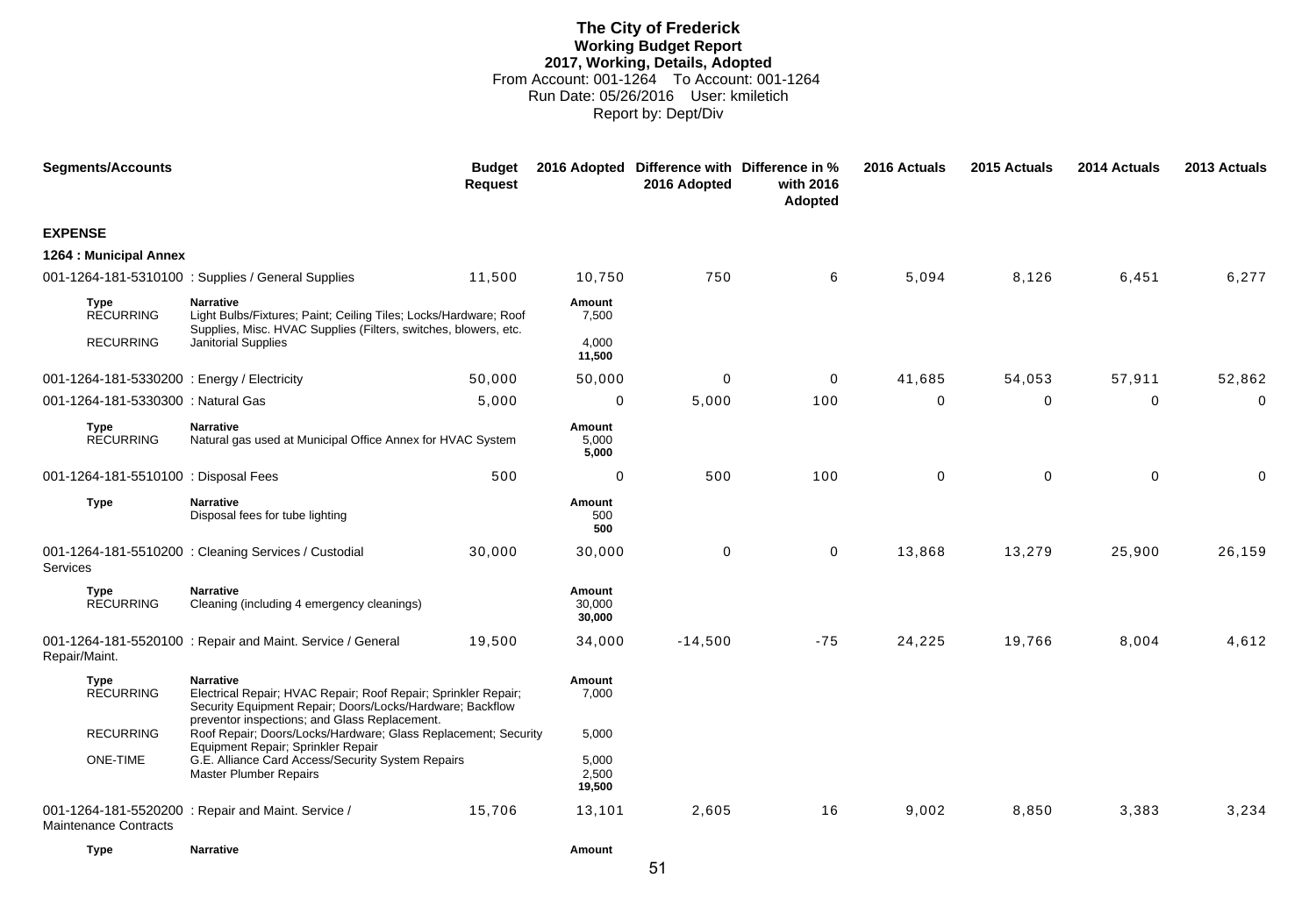# The City of Frederick
## Working Budget Report
### 2017, Working, Details, Adopted

From Account: 001-1264 To Account: 001-1264
Run Date: 05/26/2016 User: kmiletich
Report by: Dept/Div

| Segments/Accounts | Budget Request | 2016 Adopted | Difference with 2016 Adopted | Difference in % with 2016 Adopted | 2016 Actuals | 2015 Actuals | 2014 Actuals | 2013 Actuals |
|---|---|---|---|---|---|---|---|---|
| **EXPENSE** | | | | | | | | |
| **1264 : Municipal Annex** | | | | | | | | |
| 001-1264-181-5310100 : Supplies / General Supplies | 11,500 | 10,750 | 750 | 6 | 5,094 | 8,126 | 6,451 | 6,277 |
| 001-1264-181-5330200 : Energy / Electricity | 50,000 | 50,000 | 0 | 0 | 41,685 | 54,053 | 57,911 | 52,862 |
| 001-1264-181-5330300 : Natural Gas | 5,000 | 0 | 5,000 | 100 | 0 | 0 | 0 | 0 |
| 001-1264-181-5510100 : Disposal Fees | 500 | 0 | 500 | 100 | 0 | 0 | 0 | 0 |
| 001-1264-181-5510200 : Cleaning Services / Custodial Services | 30,000 | 30,000 | 0 | 0 | 13,868 | 13,279 | 25,900 | 26,159 |
| 001-1264-181-5520100 : Repair and Maint. Service / General Repair/Maint. | 19,500 | 34,000 | -14,500 | -75 | 24,225 | 19,766 | 8,004 | 4,612 |
| 001-1264-181-5520200 : Repair and Maint. Service / Maintenance Contracts | 15,706 | 13,101 | 2,605 | 16 | 9,002 | 8,850 | 3,383 | 3,234 |

**001-1264-181-5310100 : Supplies / General Supplies**

| Type | Narrative | Amount |
|---|---|---|
| RECURRING | Light Bulbs/Fixtures; Paint; Ceiling Tiles; Locks/Hardware; Roof Supplies, Misc. HVAC Supplies (Filters, switches, blowers, etc. | 7,500 |
| RECURRING | Janitorial Supplies | 4,000 |
| | | **11,500** |

**001-1264-181-5330300 : Natural Gas**

| Type | Narrative | Amount |
|---|---|---|
| RECURRING | Natural gas used at Municipal Office Annex for HVAC System | 5,000 |
| | | **5,000** |

**001-1264-181-5510100 : Disposal Fees**

| Type | Narrative | Amount |
|---|---|---|
| | Disposal fees for tube lighting | 500 |
| | | **500** |

**001-1264-181-5510200 : Cleaning Services / Custodial Services**

| Type | Narrative | Amount |
|---|---|---|
| RECURRING | Cleaning (including 4 emergency cleanings) | 30,000 |
| | | **30,000** |

**001-1264-181-5520100 : Repair and Maint. Service / General Repair/Maint.**

| Type | Narrative | Amount |
|---|---|---|
| RECURRING | Electrical Repair; HVAC Repair; Roof Repair; Sprinkler Repair; Security Equipment Repair; Doors/Locks/Hardware; Backflow preventor inspections; and Glass Replacement. | 7,000 |
| RECURRING | Roof Repair; Doors/Locks/Hardware; Glass Replacement; Security Equipment Repair; Sprinkler Repair | 5,000 |
| ONE-TIME | G.E. Alliance Card Access/Security System Repairs | 5,000 |
| | Master Plumber Repairs | 2,500 |
| | | **19,500** |

**001-1264-181-5520200 : Repair and Maint. Service / Maintenance Contracts**

| Type | Narrative | Amount |
|---|---|---|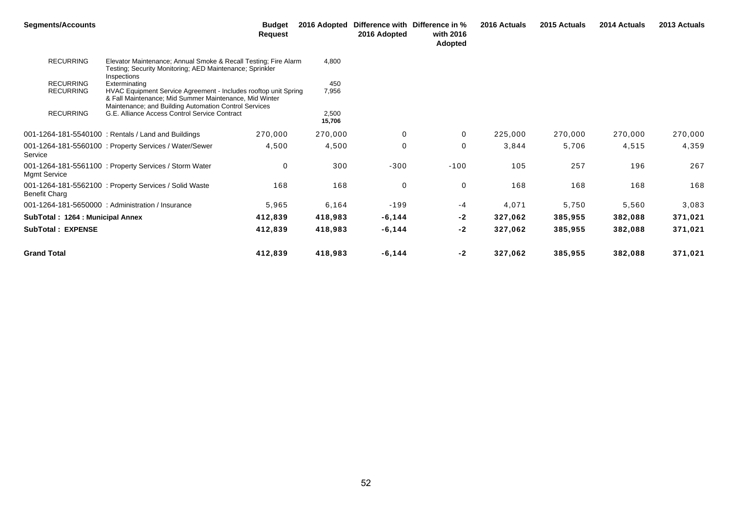| Segments/Accounts | | Budget Request | 2016 Adopted | Difference with 2016 Adopted | Difference in % with 2016 Adopted | 2016 Actuals | 2015 Actuals | 2014 Actuals | 2013 Actuals |
|---|---|---|---|---|---|---|---|---|---|
| RECURRING | Elevator Maintenance; Annual Smoke & Recall Testing; Fire Alarm Testing; Security Monitoring; AED Maintenance; Sprinkler Inspections | | 4,800 | | | | | | |
| RECURRING | Exterminating | | 450 | | | | | | |
| RECURRING | HVAC Equipment Service Agreement - Includes rooftop unit Spring & Fall Maintenance; Mid Summer Maintenance, Mid Winter Maintenance; and Building Automation Control Services | | 7,956 | | | | | | |
| RECURRING | G.E. Alliance Access Control Service Contract | | 2,500 | | | | | | |
| | | | **15,706** | | | | | | |
| 001-1264-181-5540100 : Rentals / Land and Buildings | | 270,000 | 270,000 | 0 | 0 | 225,000 | 270,000 | 270,000 | 270,000 |
| 001-1264-181-5560100 : Property Services / Water/Sewer Service | | 4,500 | 4,500 | 0 | 0 | 3,844 | 5,706 | 4,515 | 4,359 |
| 001-1264-181-5561100 : Property Services / Storm Water Mgmt Service | | 0 | 300 | -300 | -100 | 105 | 257 | 196 | 267 |
| 001-1264-181-5562100 : Property Services / Solid Waste Benefit Charg | | 168 | 168 | 0 | 0 | 168 | 168 | 168 | 168 |
| 001-1264-181-5650000 : Administration / Insurance | | 5,965 | 6,164 | -199 | -4 | 4,071 | 5,750 | 5,560 | 3,083 |
| **SubTotal : 1264 : Municipal Annex** | | **412,839** | **418,983** | **-6,144** | **-2** | **327,062** | **385,955** | **382,088** | **371,021** |
| **SubTotal : EXPENSE** | | **412,839** | **418,983** | **-6,144** | **-2** | **327,062** | **385,955** | **382,088** | **371,021** |
| **Grand Total** | | **412,839** | **418,983** | **-6,144** | **-2** | **327,062** | **385,955** | **382,088** | **371,021** |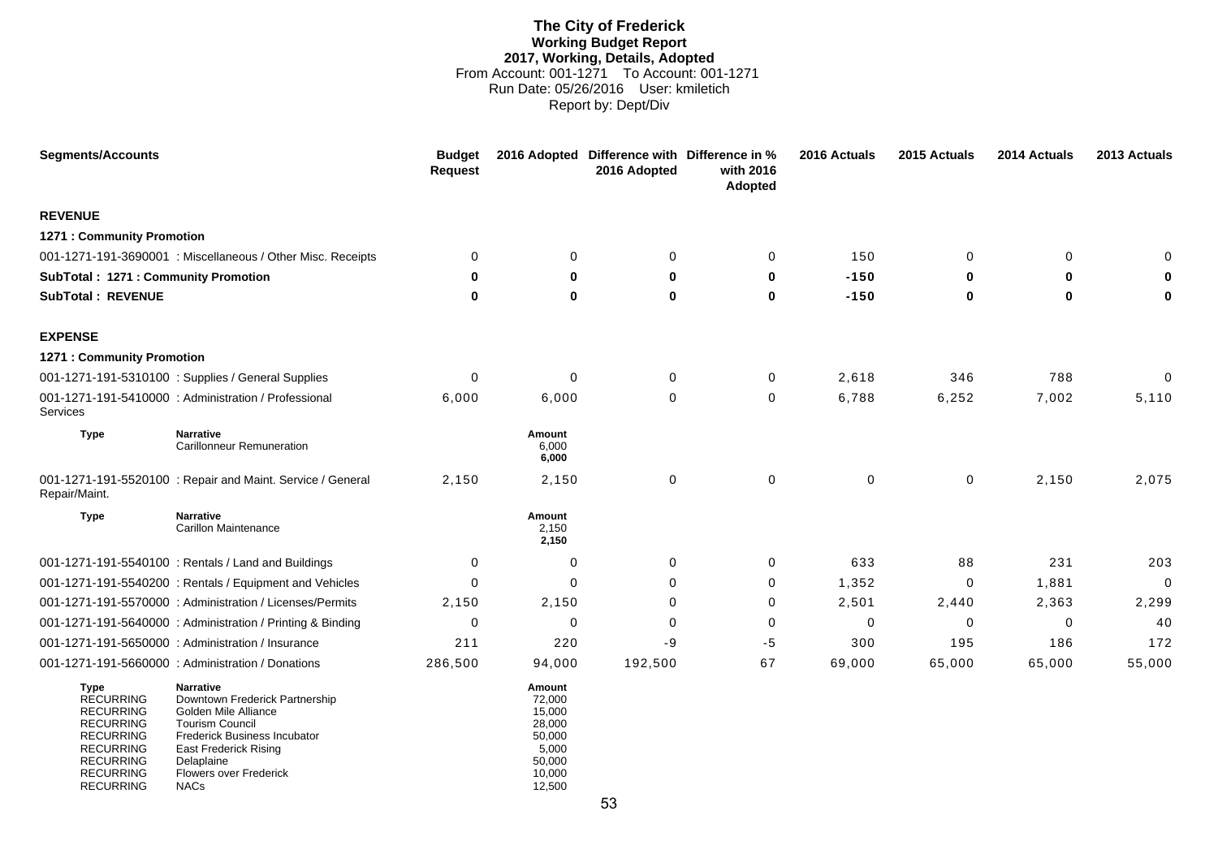# The City of Frederick

**Working Budget Report**
**2017, Working, Details, Adopted**
From Account: 001-1271 To Account: 001-1271
Run Date: 05/26/2016 User: kmiletich
Report by: Dept/Div

| Segments/Accounts | Budget Request | 2016 Adopted | Difference with 2016 Adopted | Difference in % with 2016 Adopted | 2016 Actuals | 2015 Actuals | 2014 Actuals | 2013 Actuals |
|---|---|---|---|---|---|---|---|---|
| **REVENUE** | | | | | | | | |
| **1271 : Community Promotion** | | | | | | | | |
| 001-1271-191-3690001 : Miscellaneous / Other Misc. Receipts | 0 | 0 | 0 | 0 | 150 | 0 | 0 | 0 |
| **SubTotal : 1271 : Community Promotion** | **0** | **0** | **0** | **0** | **-150** | **0** | **0** | **0** |
| **SubTotal : REVENUE** | **0** | **0** | **0** | **0** | **-150** | **0** | **0** | **0** |
| **EXPENSE** | | | | | | | | |
| **1271 : Community Promotion** | | | | | | | | |
| 001-1271-191-5310100 : Supplies / General Supplies | 0 | 0 | 0 | 0 | 2,618 | 346 | 788 | 0 |
| 001-1271-191-5410000 : Administration / Professional Services | 6,000 | 6,000 | 0 | 0 | 6,788 | 6,252 | 7,002 | 5,110 |

| Type | Narrative | Amount |
|---|---|---|
| | Carillonneur Remuneration | 6,000 |
| | | **6,000** |

| Segments/Accounts | Budget Request | 2016 Adopted | Difference with 2016 Adopted | Difference in % with 2016 Adopted | 2016 Actuals | 2015 Actuals | 2014 Actuals | 2013 Actuals |
|---|---|---|---|---|---|---|---|---|
| 001-1271-191-5520100 : Repair and Maint. Service / General Repair/Maint. | 2,150 | 2,150 | 0 | 0 | 0 | 0 | 2,150 | 2,075 |

| Type | Narrative | Amount |
|---|---|---|
| | Carillon Maintenance | 2,150 |
| | | **2,150** |

| Segments/Accounts | Budget Request | 2016 Adopted | Difference with 2016 Adopted | Difference in % with 2016 Adopted | 2016 Actuals | 2015 Actuals | 2014 Actuals | 2013 Actuals |
|---|---|---|---|---|---|---|---|---|
| 001-1271-191-5540100 : Rentals / Land and Buildings | 0 | 0 | 0 | 0 | 633 | 88 | 231 | 203 |
| 001-1271-191-5540200 : Rentals / Equipment and Vehicles | 0 | 0 | 0 | 0 | 1,352 | 0 | 1,881 | 0 |
| 001-1271-191-5570000 : Administration / Licenses/Permits | 2,150 | 2,150 | 0 | 0 | 2,501 | 2,440 | 2,363 | 2,299 |
| 001-1271-191-5640000 : Administration / Printing & Binding | 0 | 0 | 0 | 0 | 0 | 0 | 0 | 40 |
| 001-1271-191-5650000 : Administration / Insurance | 211 | 220 | -9 | -5 | 300 | 195 | 186 | 172 |
| 001-1271-191-5660000 : Administration / Donations | 286,500 | 94,000 | 192,500 | 67 | 69,000 | 65,000 | 65,000 | 55,000 |

| Type | Narrative | Amount |
|---|---|---|
| RECURRING | Downtown Frederick Partnership | 72,000 |
| RECURRING | Golden Mile Alliance | 15,000 |
| RECURRING | Tourism Council | 28,000 |
| RECURRING | Frederick Business Incubator | 50,000 |
| RECURRING | East Frederick Rising | 5,000 |
| RECURRING | Delaplaine | 50,000 |
| RECURRING | Flowers over Frederick | 10,000 |
| RECURRING | NACs | 12,500 |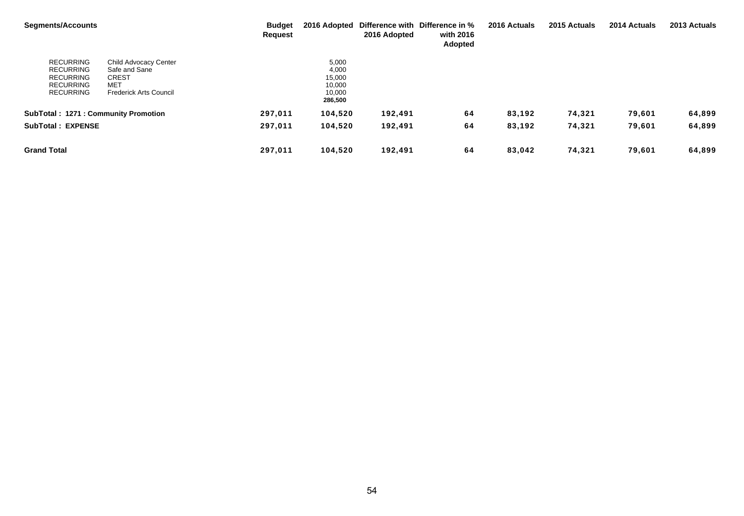| Segments/Accounts | | Budget Request | 2016 Adopted | Difference with 2016 Adopted | Difference in % with 2016 Adopted | 2016 Actuals | 2015 Actuals | 2014 Actuals | 2013 Actuals |
|---|---|---|---|---|---|---|---|---|---|
| RECURRING | Child Advocacy Center | | 5,000 | | | | | | |
| RECURRING | Safe and Sane | | 4,000 | | | | | | |
| RECURRING | CREST | | 15,000 | | | | | | |
| RECURRING | MET | | 10,000 | | | | | | |
| RECURRING | Frederick Arts Council | | 10,000 | | | | | | |
| | | | **286,500** | | | | | | |
| **SubTotal : 1271 : Community Promotion** | | **297,011** | **104,520** | **192,491** | **64** | **83,192** | **74,321** | **79,601** | **64,899** |
| **SubTotal : EXPENSE** | | **297,011** | **104,520** | **192,491** | **64** | **83,192** | **74,321** | **79,601** | **64,899** |
| **Grand Total** | | **297,011** | **104,520** | **192,491** | **64** | **83,042** | **74,321** | **79,601** | **64,899** |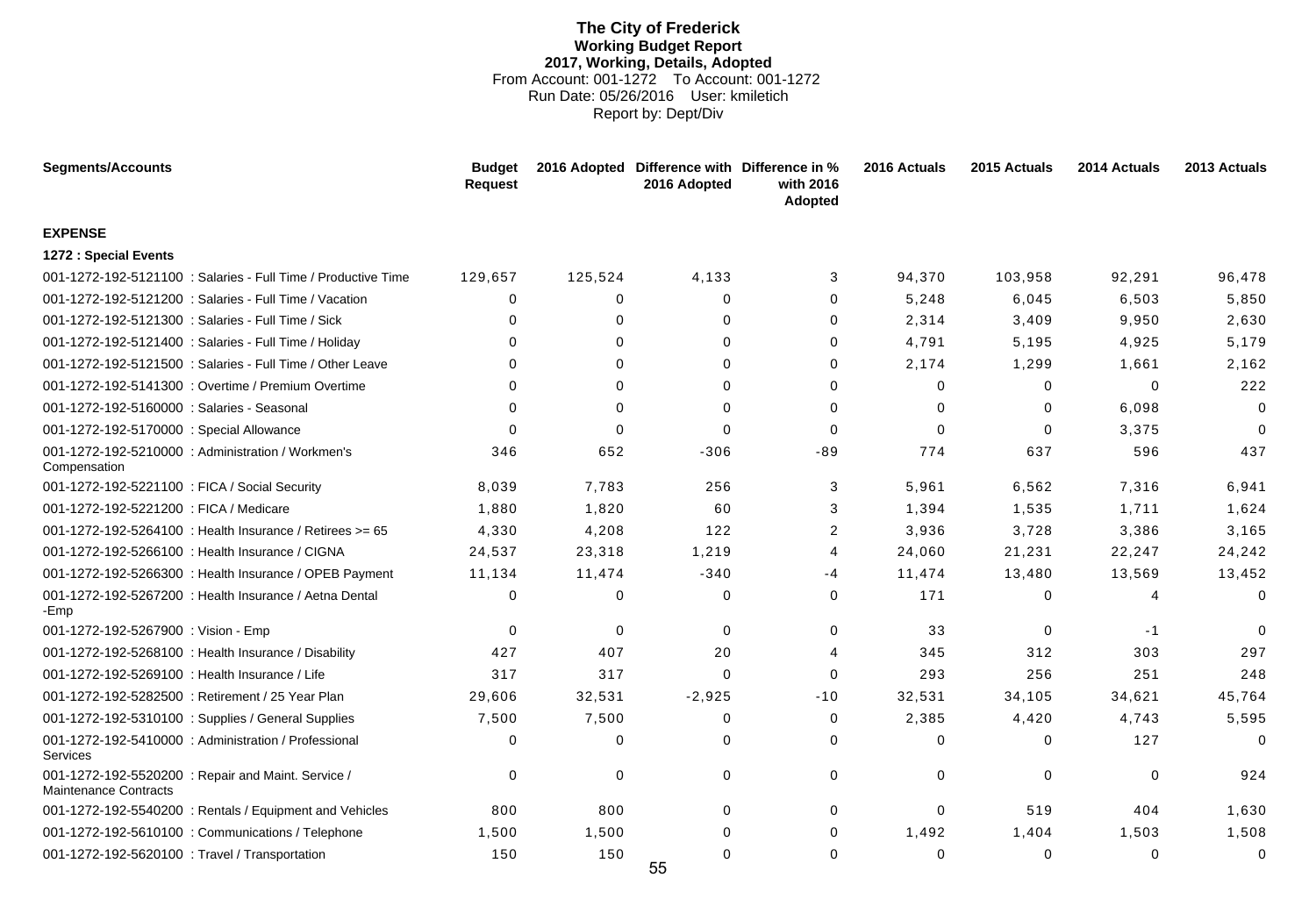# The City of Frederick

## Working Budget Report

### 2017, Working, Details, Adopted

From Account: 001-1272 To Account: 001-1272

Run Date: 05/26/2016 User: kmiletich

Report by: Dept/Div

| Segments/Accounts | Budget Request | 2016 Adopted | Difference with 2016 Adopted | Difference in % with 2016 Adopted | 2016 Actuals | 2015 Actuals | 2014 Actuals | 2013 Actuals |
|---|---|---|---|---|---|---|---|---|
| **EXPENSE** | | | | | | | | |
| **1272 : Special Events** | | | | | | | | |
| 001-1272-192-5121100 : Salaries - Full Time / Productive Time | 129,657 | 125,524 | 4,133 | 3 | 94,370 | 103,958 | 92,291 | 96,478 |
| 001-1272-192-5121200 : Salaries - Full Time / Vacation | 0 | 0 | 0 | 0 | 5,248 | 6,045 | 6,503 | 5,850 |
| 001-1272-192-5121300 : Salaries - Full Time / Sick | 0 | 0 | 0 | 0 | 2,314 | 3,409 | 9,950 | 2,630 |
| 001-1272-192-5121400 : Salaries - Full Time / Holiday | 0 | 0 | 0 | 0 | 4,791 | 5,195 | 4,925 | 5,179 |
| 001-1272-192-5121500 : Salaries - Full Time / Other Leave | 0 | 0 | 0 | 0 | 2,174 | 1,299 | 1,661 | 2,162 |
| 001-1272-192-5141300 : Overtime / Premium Overtime | 0 | 0 | 0 | 0 | 0 | 0 | 0 | 222 |
| 001-1272-192-5160000 : Salaries - Seasonal | 0 | 0 | 0 | 0 | 0 | 0 | 6,098 | 0 |
| 001-1272-192-5170000 : Special Allowance | 0 | 0 | 0 | 0 | 0 | 0 | 3,375 | 0 |
| 001-1272-192-5210000 : Administration / Workmen's Compensation | 346 | 652 | -306 | -89 | 774 | 637 | 596 | 437 |
| 001-1272-192-5221100 : FICA / Social Security | 8,039 | 7,783 | 256 | 3 | 5,961 | 6,562 | 7,316 | 6,941 |
| 001-1272-192-5221200 : FICA / Medicare | 1,880 | 1,820 | 60 | 3 | 1,394 | 1,535 | 1,711 | 1,624 |
| 001-1272-192-5264100 : Health Insurance / Retirees >= 65 | 4,330 | 4,208 | 122 | 2 | 3,936 | 3,728 | 3,386 | 3,165 |
| 001-1272-192-5266100 : Health Insurance / CIGNA | 24,537 | 23,318 | 1,219 | 4 | 24,060 | 21,231 | 22,247 | 24,242 |
| 001-1272-192-5266300 : Health Insurance / OPEB Payment | 11,134 | 11,474 | -340 | -4 | 11,474 | 13,480 | 13,569 | 13,452 |
| 001-1272-192-5267200 : Health Insurance / Aetna Dental -Emp | 0 | 0 | 0 | 0 | 171 | 0 | 4 | 0 |
| 001-1272-192-5267900 : Vision - Emp | 0 | 0 | 0 | 0 | 33 | 0 | -1 | 0 |
| 001-1272-192-5268100 : Health Insurance / Disability | 427 | 407 | 20 | 4 | 345 | 312 | 303 | 297 |
| 001-1272-192-5269100 : Health Insurance / Life | 317 | 317 | 0 | 0 | 293 | 256 | 251 | 248 |
| 001-1272-192-5282500 : Retirement / 25 Year Plan | 29,606 | 32,531 | -2,925 | -10 | 32,531 | 34,105 | 34,621 | 45,764 |
| 001-1272-192-5310100 : Supplies / General Supplies | 7,500 | 7,500 | 0 | 0 | 2,385 | 4,420 | 4,743 | 5,595 |
| 001-1272-192-5410000 : Administration / Professional Services | 0 | 0 | 0 | 0 | 0 | 0 | 127 | 0 |
| 001-1272-192-5520200 : Repair and Maint. Service / Maintenance Contracts | 0 | 0 | 0 | 0 | 0 | 0 | 0 | 924 |
| 001-1272-192-5540200 : Rentals / Equipment and Vehicles | 800 | 800 | 0 | 0 | 0 | 519 | 404 | 1,630 |
| 001-1272-192-5610100 : Communications / Telephone | 1,500 | 1,500 | 0 | 0 | 1,492 | 1,404 | 1,503 | 1,508 |
| 001-1272-192-5620100 : Travel / Transportation | 150 | 150 | 0 | 0 | 0 | 0 | 0 | 0 |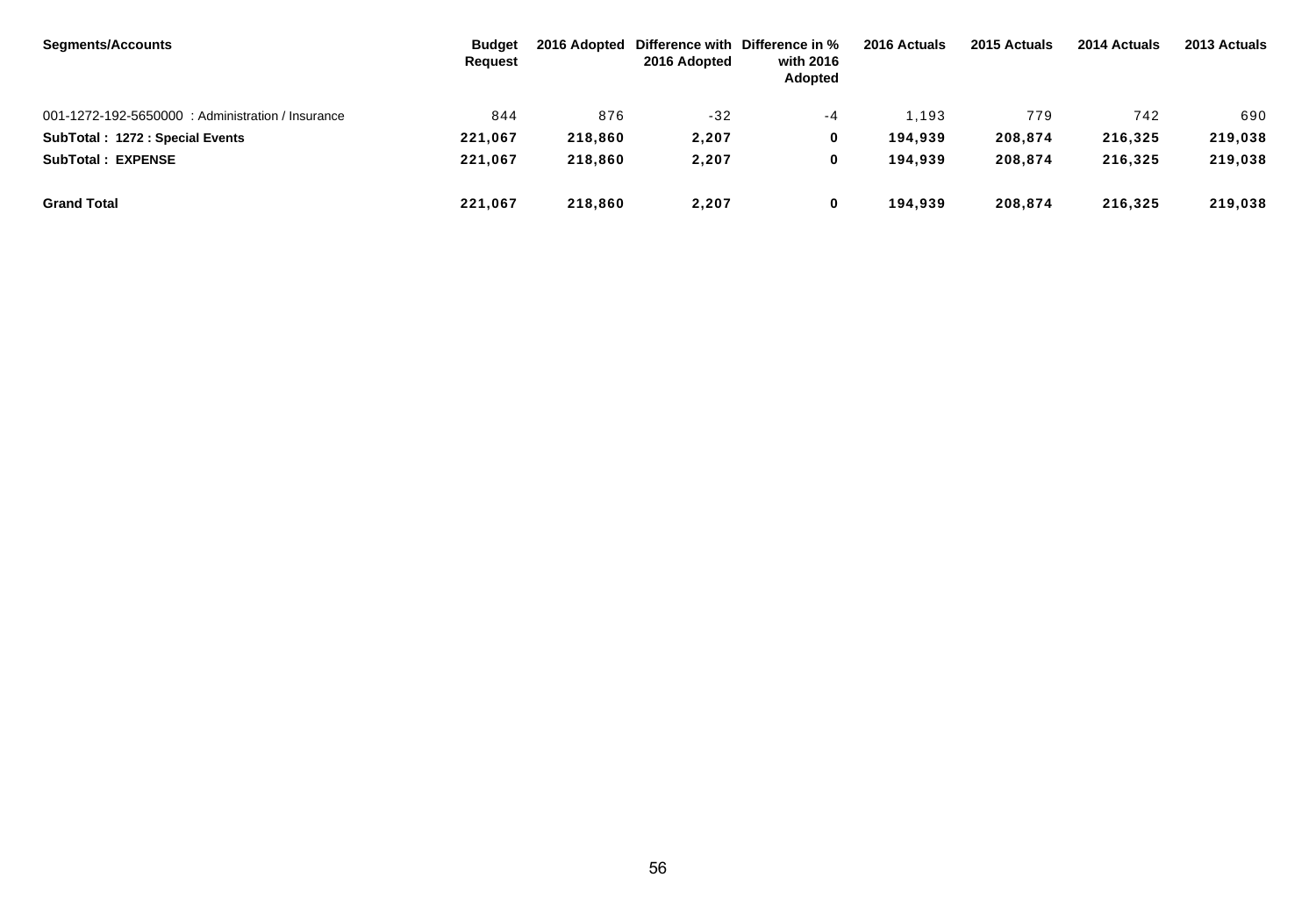| Segments/Accounts | Budget Request | 2016 Adopted | Difference with 2016 Adopted | Difference in % with 2016 Adopted | 2016 Actuals | 2015 Actuals | 2014 Actuals | 2013 Actuals |
|---|---|---|---|---|---|---|---|---|
| 001-1272-192-5650000 : Administration / Insurance | 844 | 876 | -32 | -4 | 1,193 | 779 | 742 | 690 |
| **SubTotal : 1272 : Special Events** | **221,067** | **218,860** | **2,207** | **0** | **194,939** | **208,874** | **216,325** | **219,038** |
| **SubTotal : EXPENSE** | **221,067** | **218,860** | **2,207** | **0** | **194,939** | **208,874** | **216,325** | **219,038** |
| **Grand Total** | **221,067** | **218,860** | **2,207** | **0** | **194,939** | **208,874** | **216,325** | **219,038** |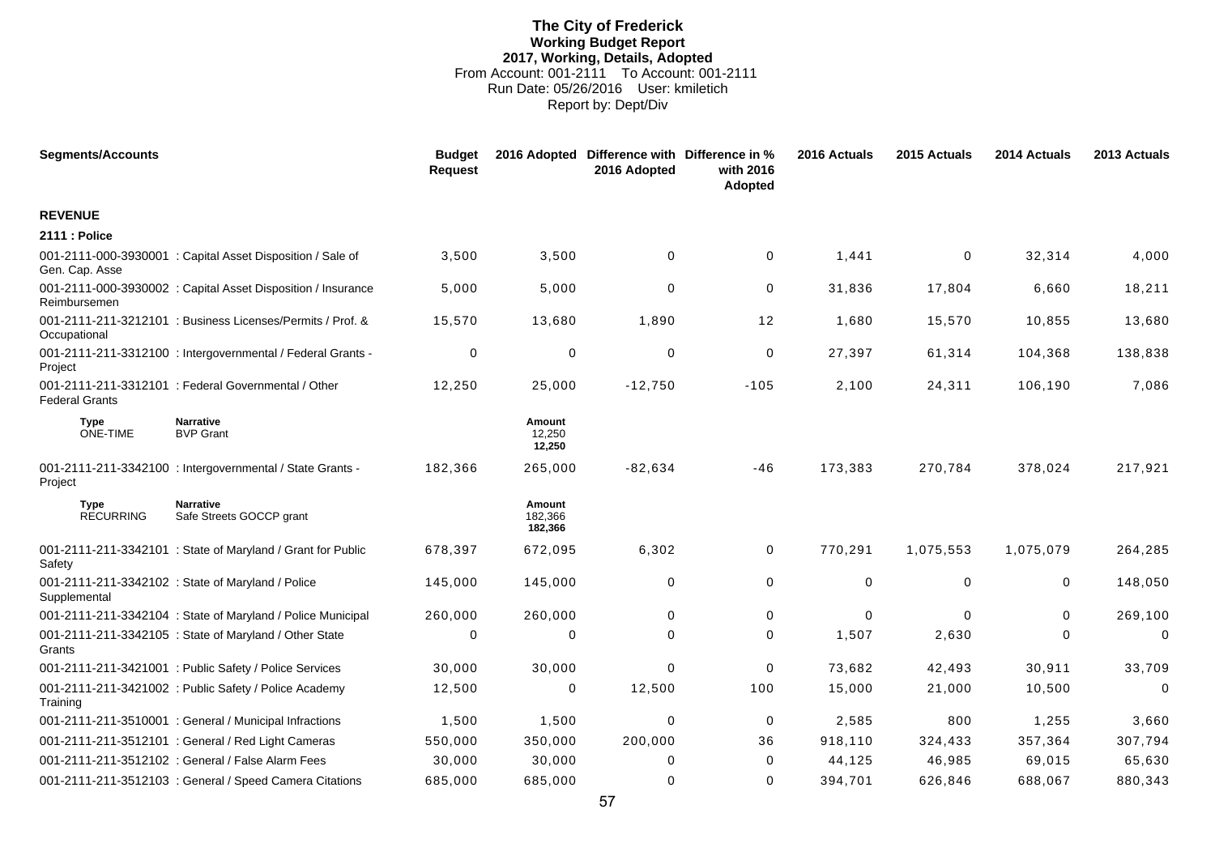# The City of Frederick

**Working Budget Report**
**2017, Working, Details, Adopted**
From Account: 001-2111 To Account: 001-2111
Run Date: 05/26/2016 User: kmiletich
Report by: Dept/Div

| Segments/Accounts | Budget Request | 2016 Adopted | Difference with 2016 Adopted | Difference in % with 2016 Adopted | 2016 Actuals | 2015 Actuals | 2014 Actuals | 2013 Actuals |
|---|---|---|---|---|---|---|---|---|
| **REVENUE** | | | | | | | | |
| **2111 : Police** | | | | | | | | |
| 001-2111-000-3930001 : Capital Asset Disposition / Sale of Gen. Cap. Asse | 3,500 | 3,500 | 0 | 0 | 1,441 | 0 | 32,314 | 4,000 |
| 001-2111-000-3930002 : Capital Asset Disposition / Insurance Reimbursemen | 5,000 | 5,000 | 0 | 0 | 31,836 | 17,804 | 6,660 | 18,211 |
| 001-2111-211-3212101 : Business Licenses/Permits / Prof. & Occupational | 15,570 | 13,680 | 1,890 | 12 | 1,680 | 15,570 | 10,855 | 13,680 |
| 001-2111-211-3312100 : Intergovernmental / Federal Grants - Project | 0 | 0 | 0 | 0 | 27,397 | 61,314 | 104,368 | 138,838 |
| 001-2111-211-3312101 : Federal Governmental / Other Federal Grants | 12,250 | 25,000 | -12,750 | -105 | 2,100 | 24,311 | 106,190 | 7,086 |
| **Type** ONE-TIME — **Narrative** BVP Grant | | **Amount** 12,250 **12,250** | | | | | | |
| 001-2111-211-3342100 : Intergovernmental / State Grants - Project | 182,366 | 265,000 | -82,634 | -46 | 173,383 | 270,784 | 378,024 | 217,921 |
| **Type** RECURRING — **Narrative** Safe Streets GOCCP grant | | **Amount** 182,366 **182,366** | | | | | | |
| 001-2111-211-3342101 : State of Maryland / Grant for Public Safety | 678,397 | 672,095 | 6,302 | 0 | 770,291 | 1,075,553 | 1,075,079 | 264,285 |
| 001-2111-211-3342102 : State of Maryland / Police Supplemental | 145,000 | 145,000 | 0 | 0 | 0 | 0 | 0 | 148,050 |
| 001-2111-211-3342104 : State of Maryland / Police Municipal | 260,000 | 260,000 | 0 | 0 | 0 | 0 | 0 | 269,100 |
| 001-2111-211-3342105 : State of Maryland / Other State Grants | 0 | 0 | 0 | 0 | 1,507 | 2,630 | 0 | 0 |
| 001-2111-211-3421001 : Public Safety / Police Services | 30,000 | 30,000 | 0 | 0 | 73,682 | 42,493 | 30,911 | 33,709 |
| 001-2111-211-3421002 : Public Safety / Police Academy Training | 12,500 | 0 | 12,500 | 100 | 15,000 | 21,000 | 10,500 | 0 |
| 001-2111-211-3510001 : General / Municipal Infractions | 1,500 | 1,500 | 0 | 0 | 2,585 | 800 | 1,255 | 3,660 |
| 001-2111-211-3512101 : General / Red Light Cameras | 550,000 | 350,000 | 200,000 | 36 | 918,110 | 324,433 | 357,364 | 307,794 |
| 001-2111-211-3512102 : General / False Alarm Fees | 30,000 | 30,000 | 0 | 0 | 44,125 | 46,985 | 69,015 | 65,630 |
| 001-2111-211-3512103 : General / Speed Camera Citations | 685,000 | 685,000 | 0 | 0 | 394,701 | 626,846 | 688,067 | 880,343 |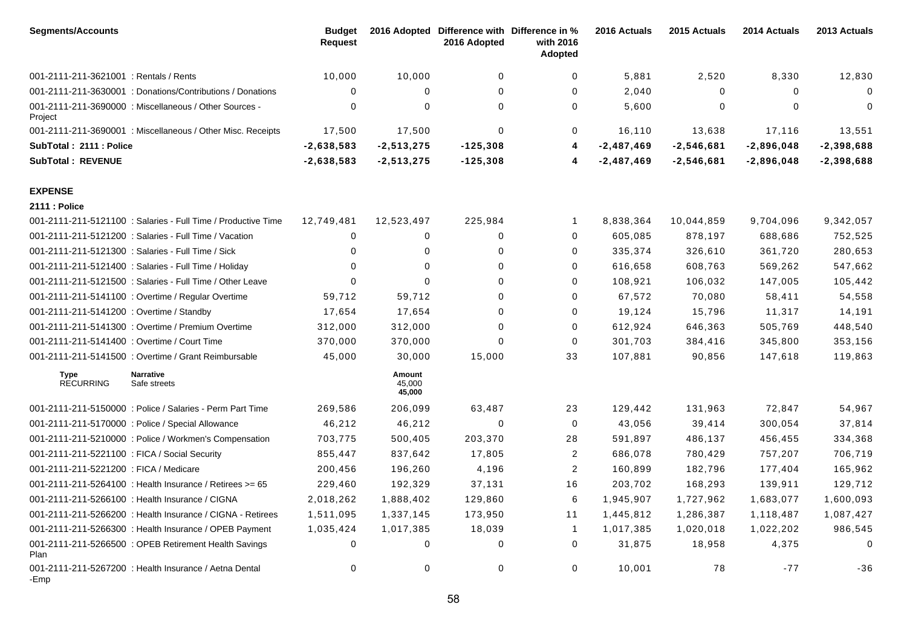| Segments/Accounts | Budget Request | 2016 Adopted | Difference with 2016 Adopted | Difference in % with 2016 Adopted | 2016 Actuals | 2015 Actuals | 2014 Actuals | 2013 Actuals |
|---|---|---|---|---|---|---|---|---|
| 001-2111-211-3621001 : Rentals / Rents | 10,000 | 10,000 | 0 | 0 | 5,881 | 2,520 | 8,330 | 12,830 |
| 001-2111-211-3630001 : Donations/Contributions / Donations | 0 | 0 | 0 | 0 | 2,040 | 0 | 0 | 0 |
| 001-2111-211-3690000 : Miscellaneous / Other Sources - Project | 0 | 0 | 0 | 0 | 5,600 | 0 | 0 | 0 |
| 001-2111-211-3690001 : Miscellaneous / Other Misc. Receipts | 17,500 | 17,500 | 0 | 0 | 16,110 | 13,638 | 17,116 | 13,551 |
| **SubTotal : 2111 : Police** | **-2,638,583** | **-2,513,275** | **-125,308** | **4** | **-2,487,469** | **-2,546,681** | **-2,896,048** | **-2,398,688** |
| **SubTotal : REVENUE** | **-2,638,583** | **-2,513,275** | **-125,308** | **4** | **-2,487,469** | **-2,546,681** | **-2,896,048** | **-2,398,688** |
| **EXPENSE** | | | | | | | | |
| **2111 : Police** | | | | | | | | |
| 001-2111-211-5121100 : Salaries - Full Time / Productive Time | 12,749,481 | 12,523,497 | 225,984 | 1 | 8,838,364 | 10,044,859 | 9,704,096 | 9,342,057 |
| 001-2111-211-5121200 : Salaries - Full Time / Vacation | 0 | 0 | 0 | 0 | 605,085 | 878,197 | 688,686 | 752,525 |
| 001-2111-211-5121300 : Salaries - Full Time / Sick | 0 | 0 | 0 | 0 | 335,374 | 326,610 | 361,720 | 280,653 |
| 001-2111-211-5121400 : Salaries - Full Time / Holiday | 0 | 0 | 0 | 0 | 616,658 | 608,763 | 569,262 | 547,662 |
| 001-2111-211-5121500 : Salaries - Full Time / Other Leave | 0 | 0 | 0 | 0 | 108,921 | 106,032 | 147,005 | 105,442 |
| 001-2111-211-5141100 : Overtime / Regular Overtime | 59,712 | 59,712 | 0 | 0 | 67,572 | 70,080 | 58,411 | 54,558 |
| 001-2111-211-5141200 : Overtime / Standby | 17,654 | 17,654 | 0 | 0 | 19,124 | 15,796 | 11,317 | 14,191 |
| 001-2111-211-5141300 : Overtime / Premium Overtime | 312,000 | 312,000 | 0 | 0 | 612,924 | 646,363 | 505,769 | 448,540 |
| 001-2111-211-5141400 : Overtime / Court Time | 370,000 | 370,000 | 0 | 0 | 301,703 | 384,416 | 345,800 | 353,156 |
| 001-2111-211-5141500 : Overtime / Grant Reimbursable | 45,000 | 30,000 | 15,000 | 33 | 107,881 | 90,856 | 147,618 | 119,863 |
| Type: RECURRING — Narrative: Safe streets | | Amount: 45,000 / 45,000 | | | | | | |
| 001-2111-211-5150000 : Police / Salaries - Perm Part Time | 269,586 | 206,099 | 63,487 | 23 | 129,442 | 131,963 | 72,847 | 54,967 |
| 001-2111-211-5170000 : Police / Special Allowance | 46,212 | 46,212 | 0 | 0 | 43,056 | 39,414 | 300,054 | 37,814 |
| 001-2111-211-5210000 : Police / Workmen's Compensation | 703,775 | 500,405 | 203,370 | 28 | 591,897 | 486,137 | 456,455 | 334,368 |
| 001-2111-211-5221100 : FICA / Social Security | 855,447 | 837,642 | 17,805 | 2 | 686,078 | 780,429 | 757,207 | 706,719 |
| 001-2111-211-5221200 : FICA / Medicare | 200,456 | 196,260 | 4,196 | 2 | 160,899 | 182,796 | 177,404 | 165,962 |
| 001-2111-211-5264100 : Health Insurance / Retirees >= 65 | 229,460 | 192,329 | 37,131 | 16 | 203,702 | 168,293 | 139,911 | 129,712 |
| 001-2111-211-5266100 : Health Insurance / CIGNA | 2,018,262 | 1,888,402 | 129,860 | 6 | 1,945,907 | 1,727,962 | 1,683,077 | 1,600,093 |
| 001-2111-211-5266200 : Health Insurance / CIGNA - Retirees | 1,511,095 | 1,337,145 | 173,950 | 11 | 1,445,812 | 1,286,387 | 1,118,487 | 1,087,427 |
| 001-2111-211-5266300 : Health Insurance / OPEB Payment | 1,035,424 | 1,017,385 | 18,039 | 1 | 1,017,385 | 1,020,018 | 1,022,202 | 986,545 |
| 001-2111-211-5266500 : OPEB Retirement Health Savings Plan | 0 | 0 | 0 | 0 | 31,875 | 18,958 | 4,375 | 0 |
| 001-2111-211-5267200 : Health Insurance / Aetna Dental -Emp | 0 | 0 | 0 | 0 | 10,001 | 78 | -77 | -36 |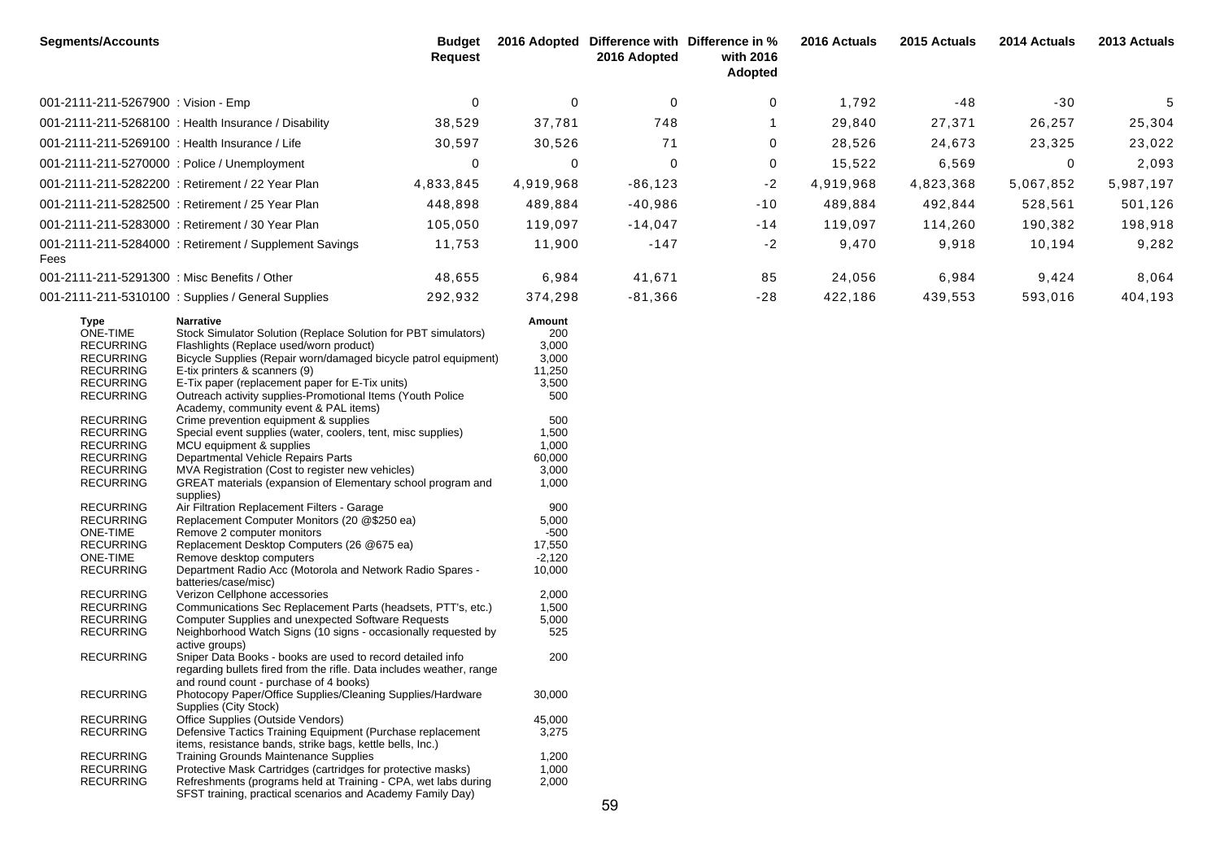| Segments/Accounts | Budget Request | 2016 Adopted | Difference with 2016 Adopted | Difference in % with 2016 Adopted | 2016 Actuals | 2015 Actuals | 2014 Actuals | 2013 Actuals |
|---|---|---|---|---|---|---|---|---|
| 001-2111-211-5267900 : Vision - Emp | 0 | 0 | 0 | 0 | 1,792 | -48 | -30 | 5 |
| 001-2111-211-5268100 : Health Insurance / Disability | 38,529 | 37,781 | 748 | 1 | 29,840 | 27,371 | 26,257 | 25,304 |
| 001-2111-211-5269100 : Health Insurance / Life | 30,597 | 30,526 | 71 | 0 | 28,526 | 24,673 | 23,325 | 23,022 |
| 001-2111-211-5270000 : Police / Unemployment | 0 | 0 | 0 | 0 | 15,522 | 6,569 | 0 | 2,093 |
| 001-2111-211-5282200 : Retirement / 22 Year Plan | 4,833,845 | 4,919,968 | -86,123 | -2 | 4,919,968 | 4,823,368 | 5,067,852 | 5,987,197 |
| 001-2111-211-5282500 : Retirement / 25 Year Plan | 448,898 | 489,884 | -40,986 | -10 | 489,884 | 492,844 | 528,561 | 501,126 |
| 001-2111-211-5283000 : Retirement / 30 Year Plan | 105,050 | 119,097 | -14,047 | -14 | 119,097 | 114,260 | 190,382 | 198,918 |
| 001-2111-211-5284000 : Retirement / Supplement Savings Fees | 11,753 | 11,900 | -147 | -2 | 9,470 | 9,918 | 10,194 | 9,282 |
| 001-2111-211-5291300 : Misc Benefits / Other | 48,655 | 6,984 | 41,671 | 85 | 24,056 | 6,984 | 9,424 | 8,064 |
| 001-2111-211-5310100 : Supplies / General Supplies | 292,932 | 374,298 | -81,366 | -28 | 422,186 | 439,553 | 593,016 | 404,193 |

| Type | Narrative | Amount |
|---|---|---|
| ONE-TIME | Stock Simulator Solution (Replace Solution for PBT simulators) | 200 |
| RECURRING | Flashlights (Replace used/worn product) | 3,000 |
| RECURRING | Bicycle Supplies (Repair worn/damaged bicycle patrol equipment) | 3,000 |
| RECURRING | E-tix printers & scanners (9) | 11,250 |
| RECURRING | E-Tix paper (replacement paper for E-Tix units) | 3,500 |
| RECURRING | Outreach activity supplies-Promotional Items (Youth Police Academy, community event & PAL items) | 500 |
| RECURRING | Crime prevention equipment & supplies | 500 |
| RECURRING | Special event supplies (water, coolers, tent, misc supplies) | 1,500 |
| RECURRING | MCU equipment & supplies | 1,000 |
| RECURRING | Departmental Vehicle Repairs Parts | 60,000 |
| RECURRING | MVA Registration (Cost to register new vehicles) | 3,000 |
| RECURRING | GREAT materials (expansion of Elementary school program and supplies) | 1,000 |
| RECURRING | Air Filtration Replacement Filters - Garage | 900 |
| RECURRING | Replacement Computer Monitors (20 @$250 ea) | 5,000 |
| ONE-TIME | Remove 2 computer monitors | -500 |
| RECURRING | Replacement Desktop Computers (26 @675 ea) | 17,550 |
| ONE-TIME | Remove desktop computers | -2,120 |
| RECURRING | Department Radio Acc (Motorola and Network Radio Spares - batteries/case/misc) | 10,000 |
| RECURRING | Verizon Cellphone accessories | 2,000 |
| RECURRING | Communications Sec Replacement Parts (headsets, PTT's, etc.) | 1,500 |
| RECURRING | Computer Supplies and unexpected Software Requests | 5,000 |
| RECURRING | Neighborhood Watch Signs (10 signs - occasionally requested by active groups) | 525 |
| RECURRING | Sniper Data Books - books are used to record detailed info regarding bullets fired from the rifle. Data includes weather, range and round count - purchase of 4 books) | 200 |
| RECURRING | Photocopy Paper/Office Supplies/Cleaning Supplies/Hardware Supplies (City Stock) | 30,000 |
| RECURRING | Office Supplies (Outside Vendors) | 45,000 |
| RECURRING | Defensive Tactics Training Equipment (Purchase replacement items, resistance bands, strike bags, kettle bells, Inc.) | 3,275 |
| RECURRING | Training Grounds Maintenance Supplies | 1,200 |
| RECURRING | Protective Mask Cartridges (cartridges for protective masks) | 1,000 |
| RECURRING | Refreshments (programs held at Training - CPA, wet labs during SFST training, practical scenarios and Academy Family Day) | 2,000 |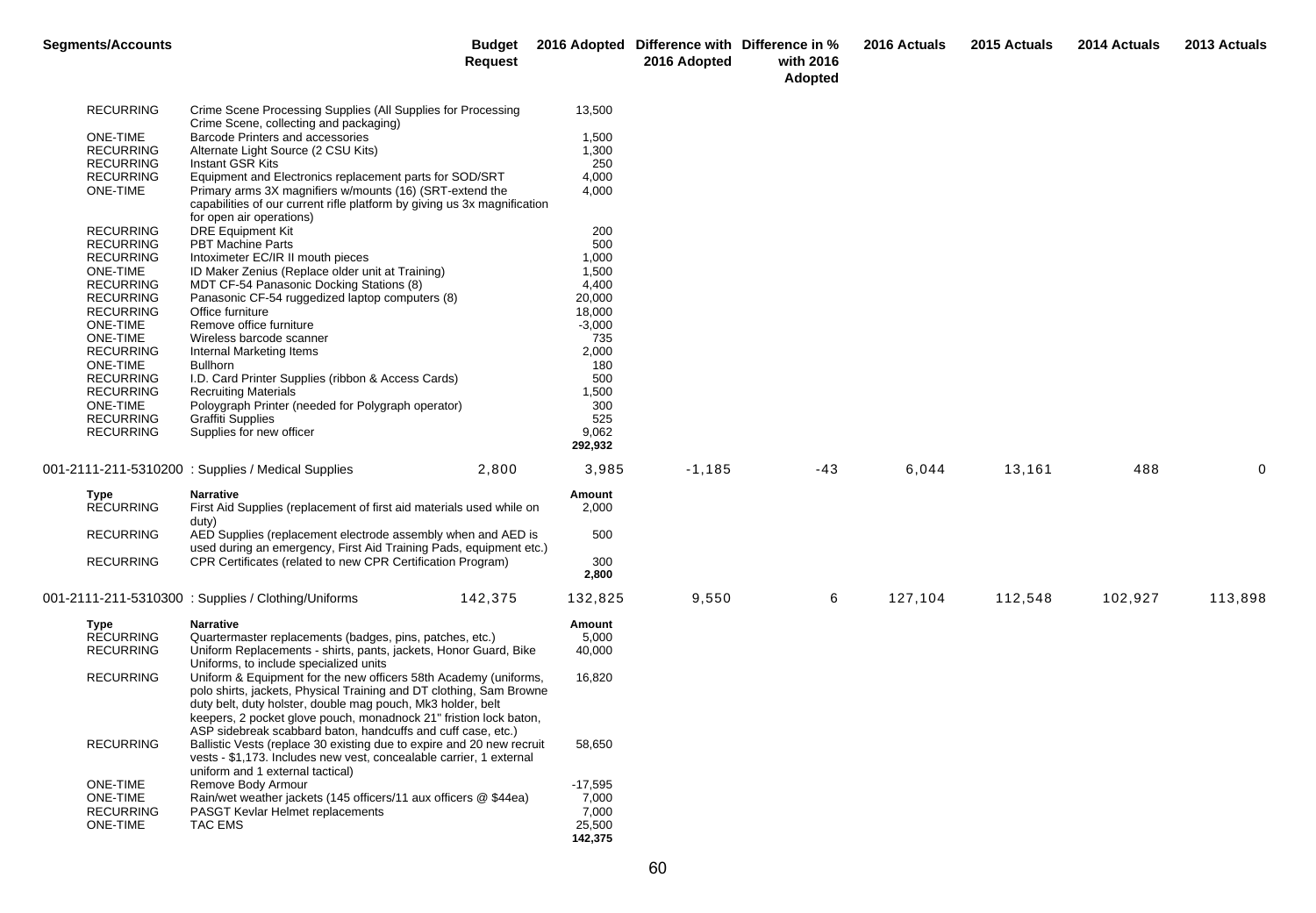| Segments/Accounts | | Budget Request | 2016 Adopted | Difference with 2016 Adopted | Difference in % with 2016 Adopted | 2016 Actuals | 2015 Actuals | 2014 Actuals | 2013 Actuals |
|---|---|---|---|---|---|---|---|---|---|
| RECURRING | Crime Scene Processing Supplies (All Supplies for Processing Crime Scene, collecting and packaging) | | 13,500 | | | | | | |
| ONE-TIME | Barcode Printers and accessories | | 1,500 | | | | | | |
| RECURRING | Alternate Light Source (2 CSU Kits) | | 1,300 | | | | | | |
| RECURRING | Instant GSR Kits | | 250 | | | | | | |
| RECURRING | Equipment and Electronics replacement parts for SOD/SRT | | 4,000 | | | | | | |
| ONE-TIME | Primary arms 3X magnifiers w/mounts (16) (SRT-extend the capabilities of our current rifle platform by giving us 3x magnification for open air operations) | | 4,000 | | | | | | |
| RECURRING | DRE Equipment Kit | | 200 | | | | | | |
| RECURRING | PBT Machine Parts | | 500 | | | | | | |
| RECURRING | Intoximeter EC/IR II mouth pieces | | 1,000 | | | | | | |
| ONE-TIME | ID Maker Zenius (Replace older unit at Training) | | 1,500 | | | | | | |
| RECURRING | MDT CF-54 Panasonic Docking Stations (8) | | 4,400 | | | | | | |
| RECURRING | Panasonic CF-54 ruggedized laptop computers (8) | | 20,000 | | | | | | |
| RECURRING | Office furniture | | 18,000 | | | | | | |
| ONE-TIME | Remove office furniture | | -3,000 | | | | | | |
| ONE-TIME | Wireless barcode scanner | | 735 | | | | | | |
| RECURRING | Internal Marketing Items | | 2,000 | | | | | | |
| ONE-TIME | Bullhorn | | 180 | | | | | | |
| RECURRING | I.D. Card Printer Supplies (ribbon & Access Cards) | | 500 | | | | | | |
| RECURRING | Recruiting Materials | | 1,500 | | | | | | |
| ONE-TIME | Poloygraph Printer (needed for Polygraph operator) | | 300 | | | | | | |
| RECURRING | Graffiti Supplies | | 525 | | | | | | |
| RECURRING | Supplies for new officer | | 9,062 | | | | | | |
| | | | **292,932** | | | | | | |
| 001-2111-211-5310200 : Supplies / Medical Supplies | | 2,800 | 3,985 | -1,185 | -43 | 6,044 | 13,161 | 488 | 0 |
| **Type** | **Narrative** | | **Amount** | | | | | | |
| RECURRING | First Aid Supplies (replacement of first aid materials used while on duty) | | 2,000 | | | | | | |
| RECURRING | AED Supplies (replacement electrode assembly when and AED is used during an emergency, First Aid Training Pads, equipment etc.) | | 500 | | | | | | |
| RECURRING | CPR Certificates (related to new CPR Certification Program) | | 300 | | | | | | |
| | | | **2,800** | | | | | | |
| 001-2111-211-5310300 : Supplies / Clothing/Uniforms | | 142,375 | 132,825 | 9,550 | 6 | 127,104 | 112,548 | 102,927 | 113,898 |
| **Type** | **Narrative** | | **Amount** | | | | | | |
| RECURRING | Quartermaster replacements (badges, pins, patches, etc.) | | 5,000 | | | | | | |
| RECURRING | Uniform Replacements - shirts, pants, jackets, Honor Guard, Bike Uniforms, to include specialized units | | 40,000 | | | | | | |
| RECURRING | Uniform & Equipment for the new officers 58th Academy (uniforms, polo shirts, jackets, Physical Training and DT clothing, Sam Browne duty belt, duty holster, double mag pouch, Mk3 holder, belt keepers, 2 pocket glove pouch, monadnock 21" fristion lock baton, ASP sidebreak scabbard baton, handcuffs and cuff case, etc.) | | 16,820 | | | | | | |
| RECURRING | Ballistic Vests (replace 30 existing due to expire and 20 new recruit vests - $1,173. Includes new vest, concealable carrier, 1 external uniform and 1 external tactical) | | 58,650 | | | | | | |
| ONE-TIME | Remove Body Armour | | -17,595 | | | | | | |
| ONE-TIME | Rain/wet weather jackets (145 officers/11 aux officers @ $44ea) | | 7,000 | | | | | | |
| RECURRING | PASGT Kevlar Helmet replacements | | 7,000 | | | | | | |
| ONE-TIME | TAC EMS | | 25,500 | | | | | | |
| | | | **142,375** | | | | | | |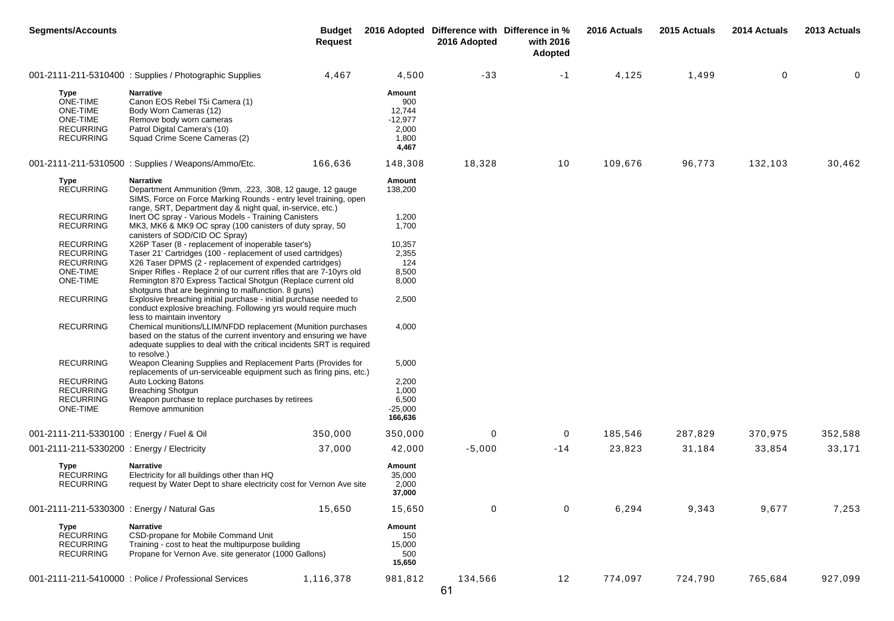| Segments/Accounts | Budget Request | 2016 Adopted | Difference with 2016 Adopted | Difference in % with 2016 Adopted | 2016 Actuals | 2015 Actuals | 2014 Actuals | 2013 Actuals |
|---|---|---|---|---|---|---|---|---|
| 001-2111-211-5310400 : Supplies / Photographic Supplies | 4,467 | 4,500 | -33 | -1 | 4,125 | 1,499 | 0 | 0 |

| Type | Narrative | Amount |
|---|---|---|
| ONE-TIME | Canon EOS Rebel T5i Camera (1) | 900 |
| ONE-TIME | Body Worn Cameras (12) | 12,744 |
| ONE-TIME | Remove body worn cameras | -12,977 |
| RECURRING | Patrol Digital Camera's (10) | 2,000 |
| RECURRING | Squad Crime Scene Cameras (2) | 1,800 |
| | | **4,467** |

| Segments/Accounts | Budget Request | 2016 Adopted | Difference with 2016 Adopted | Difference in % with 2016 Adopted | 2016 Actuals | 2015 Actuals | 2014 Actuals | 2013 Actuals |
|---|---|---|---|---|---|---|---|---|
| 001-2111-211-5310500 : Supplies / Weapons/Ammo/Etc. | 166,636 | 148,308 | 18,328 | 10 | 109,676 | 96,773 | 132,103 | 30,462 |

| Type | Narrative | Amount |
|---|---|---|
| RECURRING | Department Ammunition (9mm, .223, .308, 12 gauge, 12 gauge SIMS, Force on Force Marking Rounds - entry level training, open range, SRT, Department day & night qual, in-service, etc.) | 138,200 |
| RECURRING | Inert OC spray - Various Models - Training Canisters | 1,200 |
| RECURRING | MK3, MK6 & MK9 OC spray (100 canisters of duty spray, 50 canisters of SOD/CID OC Spray) | 1,700 |
| RECURRING | X26P Taser (8 - replacement of inoperable taser's) | 10,357 |
| RECURRING | Taser 21' Cartridges (100 - replacement of used cartridges) | 2,355 |
| RECURRING | X26 Taser DPMS (2 - replacement of expended cartridges) | 124 |
| ONE-TIME | Sniper Rifles - Replace 2 of our current rifles that are 7-10yrs old | 8,500 |
| ONE-TIME | Remington 870 Express Tactical Shotgun (Replace current old shotguns that are beginning to malfunction. 8 guns) | 8,000 |
| RECURRING | Explosive breaching initial purchase - initial purchase needed to conduct explosive breaching. Following yrs would require much less to maintain inventory | 2,500 |
| RECURRING | Chemical munitions/LLIM/NFDD replacement (Munition purchases based on the status of the current inventory and ensuring we have adequate supplies to deal with the critical incidents SRT is required to resolve.) | 4,000 |
| RECURRING | Weapon Cleaning Supplies and Replacement Parts (Provides for replacements of un-serviceable equipment such as firing pins, etc.) | 5,000 |
| RECURRING | Auto Locking Batons | 2,200 |
| RECURRING | Breaching Shotgun | 1,000 |
| RECURRING | Weapon purchase to replace purchases by retirees | 6,500 |
| ONE-TIME | Remove ammunition | -25,000 |
| | | **166,636** |

| Segments/Accounts | Budget Request | 2016 Adopted | Difference with 2016 Adopted | Difference in % with 2016 Adopted | 2016 Actuals | 2015 Actuals | 2014 Actuals | 2013 Actuals |
|---|---|---|---|---|---|---|---|---|
| 001-2111-211-5330100 : Energy / Fuel & Oil | 350,000 | 350,000 | 0 | 0 | 185,546 | 287,829 | 370,975 | 352,588 |
| 001-2111-211-5330200 : Energy / Electricity | 37,000 | 42,000 | -5,000 | -14 | 23,823 | 31,184 | 33,854 | 33,171 |

| Type | Narrative | Amount |
|---|---|---|
| RECURRING | Electricity for all buildings other than HQ | 35,000 |
| RECURRING | request by Water Dept to share electricity cost for Vernon Ave site | 2,000 |
| | | **37,000** |

| Segments/Accounts | Budget Request | 2016 Adopted | Difference with 2016 Adopted | Difference in % with 2016 Adopted | 2016 Actuals | 2015 Actuals | 2014 Actuals | 2013 Actuals |
|---|---|---|---|---|---|---|---|---|
| 001-2111-211-5330300 : Energy / Natural Gas | 15,650 | 15,650 | 0 | 0 | 6,294 | 9,343 | 9,677 | 7,253 |

| Type | Narrative | Amount |
|---|---|---|
| RECURRING | CSD-propane for Mobile Command Unit | 150 |
| RECURRING | Training - cost to heat the multipurpose building | 15,000 |
| RECURRING | Propane for Vernon Ave. site generator (1000 Gallons) | 500 |
| | | **15,650** |

| Segments/Accounts | Budget Request | 2016 Adopted | Difference with 2016 Adopted | Difference in % with 2016 Adopted | 2016 Actuals | 2015 Actuals | 2014 Actuals | 2013 Actuals |
|---|---|---|---|---|---|---|---|---|
| 001-2111-211-5410000 : Police / Professional Services | 1,116,378 | 981,812 | 134,566 | 12 | 774,097 | 724,790 | 765,684 | 927,099 |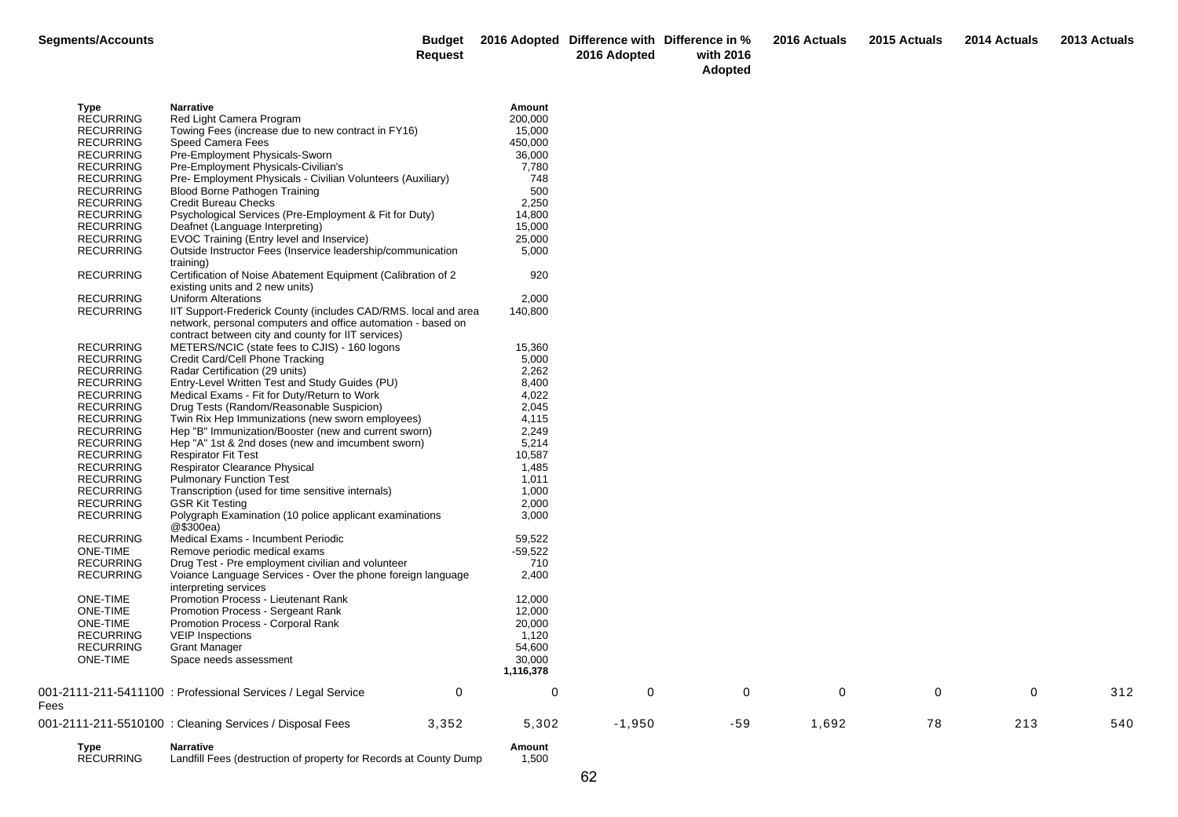| Segments/Accounts | Budget Request | 2016 Adopted | Difference with 2016 Adopted | Difference in % with 2016 Adopted | 2016 Actuals | 2015 Actuals | 2014 Actuals | 2013 Actuals |
|---|---|---|---|---|---|---|---|---|

| Type | Narrative | Amount |
|---|---|---|
| RECURRING | Red Light Camera Program | 200,000 |
| RECURRING | Towing Fees (increase due to new contract in FY16) | 15,000 |
| RECURRING | Speed Camera Fees | 450,000 |
| RECURRING | Pre-Employment Physicals-Sworn | 36,000 |
| RECURRING | Pre-Employment Physicals-Civilian's | 7,780 |
| RECURRING | Pre- Employment Physicals - Civilian Volunteers (Auxiliary) | 748 |
| RECURRING | Blood Borne Pathogen Training | 500 |
| RECURRING | Credit Bureau Checks | 2,250 |
| RECURRING | Psychological Services (Pre-Employment & Fit for Duty) | 14,800 |
| RECURRING | Deafnet (Language Interpreting) | 15,000 |
| RECURRING | EVOC Training (Entry level and Inservice) | 25,000 |
| RECURRING | Outside Instructor Fees (Inservice leadership/communication training) | 5,000 |
| RECURRING | Certification of Noise Abatement Equipment (Calibration of 2 existing units and 2 new units) | 920 |
| RECURRING | Uniform Alterations | 2,000 |
| RECURRING | IIT Support-Frederick County (includes CAD/RMS. local and area network, personal computers and office automation - based on contract between city and county for IIT services) | 140,800 |
| RECURRING | METERS/NCIC (state fees to CJIS) - 160 logons | 15,360 |
| RECURRING | Credit Card/Cell Phone Tracking | 5,000 |
| RECURRING | Radar Certification (29 units) | 2,262 |
| RECURRING | Entry-Level Written Test and Study Guides (PU) | 8,400 |
| RECURRING | Medical Exams - Fit for Duty/Return to Work | 4,022 |
| RECURRING | Drug Tests (Random/Reasonable Suspicion) | 2,045 |
| RECURRING | Twin Rix Hep Immunizations (new sworn employees) | 4,115 |
| RECURRING | Hep "B" Immunization/Booster (new and current sworn) | 2,249 |
| RECURRING | Hep "A" 1st & 2nd doses (new and imcumbent sworn) | 5,214 |
| RECURRING | Respirator Fit Test | 10,587 |
| RECURRING | Respirator Clearance Physical | 1,485 |
| RECURRING | Pulmonary Function Test | 1,011 |
| RECURRING | Transcription (used for time sensitive internals) | 1,000 |
| RECURRING | GSR Kit Testing | 2,000 |
| RECURRING | Polygraph Examination (10 police applicant examinations @$300ea) | 3,000 |
| RECURRING | Medical Exams - Incumbent Periodic | 59,522 |
| ONE-TIME | Remove periodic medical exams | -59,522 |
| RECURRING | Drug Test - Pre employment civilian and volunteer | 710 |
| RECURRING | Voiance Language Services - Over the phone foreign language interpreting services | 2,400 |
| ONE-TIME | Promotion Process - Lieutenant Rank | 12,000 |
| ONE-TIME | Promotion Process - Sergeant Rank | 12,000 |
| ONE-TIME | Promotion Process - Corporal Rank | 20,000 |
| RECURRING | VEIP Inspections | 1,120 |
| RECURRING | Grant Manager | 54,600 |
| ONE-TIME | Space needs assessment | 30,000 |
| | | **1,116,378** |

| Segments/Accounts | Budget Request | 2016 Adopted | Difference with 2016 Adopted | Difference in % with 2016 Adopted | 2016 Actuals | 2015 Actuals | 2014 Actuals | 2013 Actuals |
|---|---|---|---|---|---|---|---|---|
| 001-2111-211-5411100 : Professional Services / Legal Service Fees | 0 | 0 | 0 | 0 | 0 | 0 | 0 | 312 |
| 001-2111-211-5510100 : Cleaning Services / Disposal Fees | 3,352 | 5,302 | -1,950 | -59 | 1,692 | 78 | 213 | 540 |

| Type | Narrative | Amount |
|---|---|---|
| RECURRING | Landfill Fees (destruction of property for Records at County Dump | 1,500 |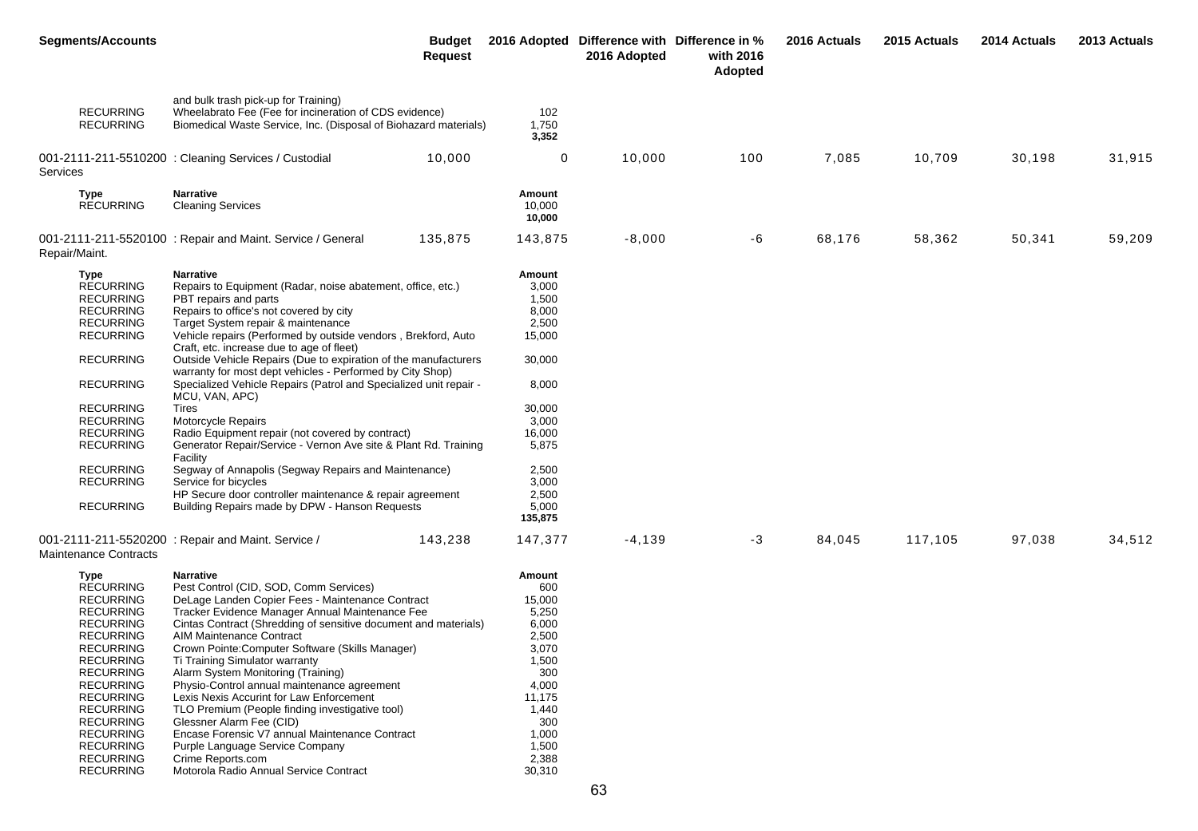| Segments/Accounts | | Budget Request | 2016 Adopted | Difference with 2016 Adopted | Difference in % with 2016 Adopted | 2016 Actuals | 2015 Actuals | 2014 Actuals | 2013 Actuals |
|---|---|---|---|---|---|---|---|---|---|
| | and bulk trash pick-up for Training) | | | | | | | | |
| RECURRING | Wheelabrato Fee (Fee for incineration of CDS evidence) | | 102 | | | | | | |
| RECURRING | Biomedical Waste Service, Inc. (Disposal of Biohazard materials) | | 1,750 | | | | | | |
| | | | **3,352** | | | | | | |
| 001-2111-211-5510200 : Cleaning Services / Custodial Services | | 10,000 | 0 | 10,000 | 100 | 7,085 | 10,709 | 30,198 | 31,915 |
| **Type** | **Narrative** | | **Amount** | | | | | | |
| RECURRING | Cleaning Services | | 10,000 | | | | | | |
| | | | **10,000** | | | | | | |
| 001-2111-211-5520100 : Repair and Maint. Service / General Repair/Maint. | | 135,875 | 143,875 | -8,000 | -6 | 68,176 | 58,362 | 50,341 | 59,209 |
| **Type** | **Narrative** | | **Amount** | | | | | | |
| RECURRING | Repairs to Equipment (Radar, noise abatement, office, etc.) | | 3,000 | | | | | | |
| RECURRING | PBT repairs and parts | | 1,500 | | | | | | |
| RECURRING | Repairs to office's not covered by city | | 8,000 | | | | | | |
| RECURRING | Target System repair & maintenance | | 2,500 | | | | | | |
| RECURRING | Vehicle repairs (Performed by outside vendors , Brekford, Auto Craft, etc. increase due to age of fleet) | | 15,000 | | | | | | |
| RECURRING | Outside Vehicle Repairs (Due to expiration of the manufacturers warranty for most dept vehicles - Performed by City Shop) | | 30,000 | | | | | | |
| RECURRING | Specialized Vehicle Repairs (Patrol and Specialized unit repair - MCU, VAN, APC) | | 8,000 | | | | | | |
| RECURRING | Tires | | 30,000 | | | | | | |
| RECURRING | Motorcycle Repairs | | 3,000 | | | | | | |
| RECURRING | Radio Equipment repair (not covered by contract) | | 16,000 | | | | | | |
| RECURRING | Generator Repair/Service - Vernon Ave site & Plant Rd. Training Facility | | 5,875 | | | | | | |
| RECURRING | Segway of Annapolis (Segway Repairs and Maintenance) | | 2,500 | | | | | | |
| RECURRING | Service for bicycles | | 3,000 | | | | | | |
| | HP Secure door controller maintenance & repair agreement | | 2,500 | | | | | | |
| RECURRING | Building Repairs made by DPW - Hanson Requests | | 5,000 | | | | | | |
| | | | **135,875** | | | | | | |
| 001-2111-211-5520200 : Repair and Maint. Service / Maintenance Contracts | | 143,238 | 147,377 | -4,139 | -3 | 84,045 | 117,105 | 97,038 | 34,512 |
| **Type** | **Narrative** | | **Amount** | | | | | | |
| RECURRING | Pest Control (CID, SOD, Comm Services) | | 600 | | | | | | |
| RECURRING | DeLage Landen Copier Fees - Maintenance Contract | | 15,000 | | | | | | |
| RECURRING | Tracker Evidence Manager Annual Maintenance Fee | | 5,250 | | | | | | |
| RECURRING | Cintas Contract (Shredding of sensitive document and materials) | | 6,000 | | | | | | |
| RECURRING | AIM Maintenance Contract | | 2,500 | | | | | | |
| RECURRING | Crown Pointe:Computer Software (Skills Manager) | | 3,070 | | | | | | |
| RECURRING | Ti Training Simulator warranty | | 1,500 | | | | | | |
| RECURRING | Alarm System Monitoring (Training) | | 300 | | | | | | |
| RECURRING | Physio-Control annual maintenance agreement | | 4,000 | | | | | | |
| RECURRING | Lexis Nexis Accurint for Law Enforcement | | 11,175 | | | | | | |
| RECURRING | TLO Premium (People finding investigative tool) | | 1,440 | | | | | | |
| RECURRING | Glessner Alarm Fee (CID) | | 300 | | | | | | |
| RECURRING | Encase Forensic V7 annual Maintenance Contract | | 1,000 | | | | | | |
| RECURRING | Purple Language Service Company | | 1,500 | | | | | | |
| RECURRING | Crime Reports.com | | 2,388 | | | | | | |
| RECURRING | Motorola Radio Annual Service Contract | | 30,310 | | | | | | |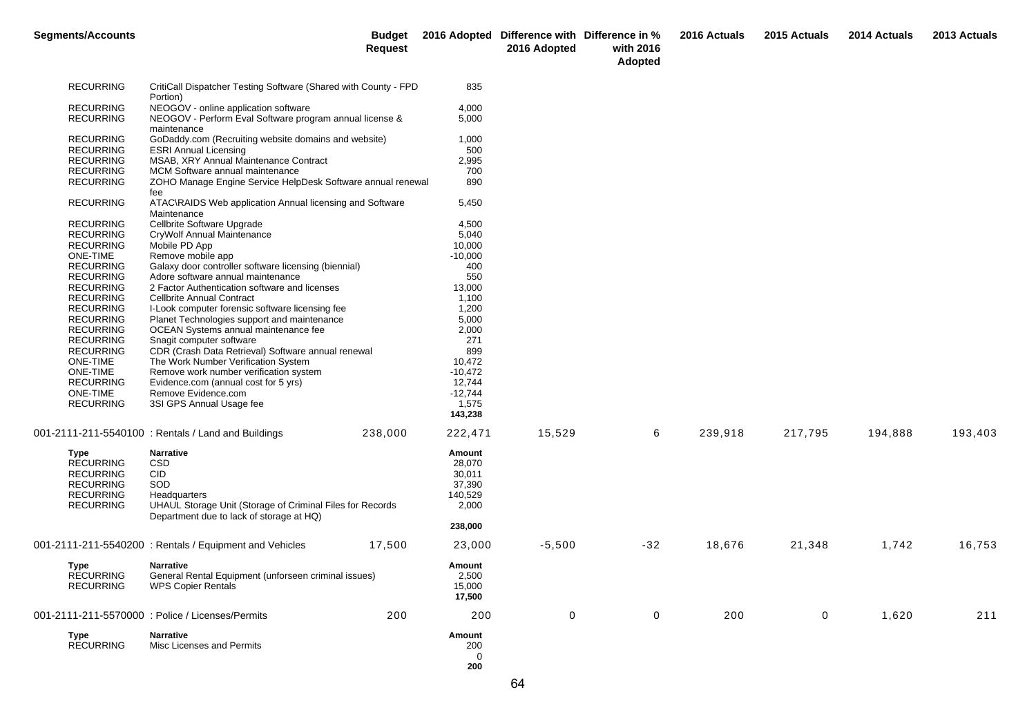| Segments/Accounts | | Budget Request | 2016 Adopted | Difference with 2016 Adopted | Difference in % with 2016 Adopted | 2016 Actuals | 2015 Actuals | 2014 Actuals | 2013 Actuals |
|---|---|---|---|---|---|---|---|---|---|
| RECURRING | CritiCall Dispatcher Testing Software (Shared with County - FPD Portion) | | 835 | | | | | | |
| RECURRING | NEOGOV - online application software | | 4,000 | | | | | | |
| RECURRING | NEOGOV - Perform Eval Software program annual license & maintenance | | 5,000 | | | | | | |
| RECURRING | GoDaddy.com (Recruiting website domains and website) | | 1,000 | | | | | | |
| RECURRING | ESRI Annual Licensing | | 500 | | | | | | |
| RECURRING | MSAB, XRY Annual Maintenance Contract | | 2,995 | | | | | | |
| RECURRING | MCM Software annual maintenance | | 700 | | | | | | |
| RECURRING | ZOHO Manage Engine Service HelpDesk Software annual renewal fee | | 890 | | | | | | |
| RECURRING | ATAC\RAIDS Web application Annual licensing and Software Maintenance | | 5,450 | | | | | | |
| RECURRING | Cellbrite Software Upgrade | | 4,500 | | | | | | |
| RECURRING | CryWolf Annual Maintenance | | 5,040 | | | | | | |
| RECURRING | Mobile PD App | | 10,000 | | | | | | |
| ONE-TIME | Remove mobile app | | -10,000 | | | | | | |
| RECURRING | Galaxy door controller software licensing (biennial) | | 400 | | | | | | |
| RECURRING | Adore software annual maintenance | | 550 | | | | | | |
| RECURRING | 2 Factor Authentication software and licenses | | 13,000 | | | | | | |
| RECURRING | Cellbrite Annual Contract | | 1,100 | | | | | | |
| RECURRING | I-Look computer forensic software licensing fee | | 1,200 | | | | | | |
| RECURRING | Planet Technologies support and maintenance | | 5,000 | | | | | | |
| RECURRING | OCEAN Systems annual maintenance fee | | 2,000 | | | | | | |
| RECURRING | Snagit computer software | | 271 | | | | | | |
| RECURRING | CDR (Crash Data Retrieval) Software annual renewal | | 899 | | | | | | |
| ONE-TIME | The Work Number Verification System | | 10,472 | | | | | | |
| ONE-TIME | Remove work number verification system | | -10,472 | | | | | | |
| RECURRING | Evidence.com (annual cost for 5 yrs) | | 12,744 | | | | | | |
| ONE-TIME | Remove Evidence.com | | -12,744 | | | | | | |
| RECURRING | 3SI GPS Annual Usage fee | | 1,575 | | | | | | |
| | | | **143,238** | | | | | | |
| 001-2111-211-5540100 : Rentals / Land and Buildings | | 238,000 | 222,471 | 15,529 | 6 | 239,918 | 217,795 | 194,888 | 193,403 |
| **Type** | **Narrative** | | **Amount** | | | | | | |
| RECURRING | CSD | | 28,070 | | | | | | |
| RECURRING | CID | | 30,011 | | | | | | |
| RECURRING | SOD | | 37,390 | | | | | | |
| RECURRING | Headquarters | | 140,529 | | | | | | |
| RECURRING | UHAUL Storage Unit (Storage of Criminal Files for Records Department due to lack of storage at HQ) | | 2,000 | | | | | | |
| | | | **238,000** | | | | | | |
| 001-2111-211-5540200 : Rentals / Equipment and Vehicles | | 17,500 | 23,000 | -5,500 | -32 | 18,676 | 21,348 | 1,742 | 16,753 |
| **Type** | **Narrative** | | **Amount** | | | | | | |
| RECURRING | General Rental Equipment (unforseen criminal issues) | | 2,500 | | | | | | |
| RECURRING | WPS Copier Rentals | | 15,000 | | | | | | |
| | | | **17,500** | | | | | | |
| 001-2111-211-5570000 : Police / Licenses/Permits | | 200 | 200 | 0 | 0 | 200 | 0 | 1,620 | 211 |
| **Type** | **Narrative** | | **Amount** | | | | | | |
| RECURRING | Misc Licenses and Permits | | 200 | | | | | | |
| | | | 0 | | | | | | |
| | | | **200** | | | | | | |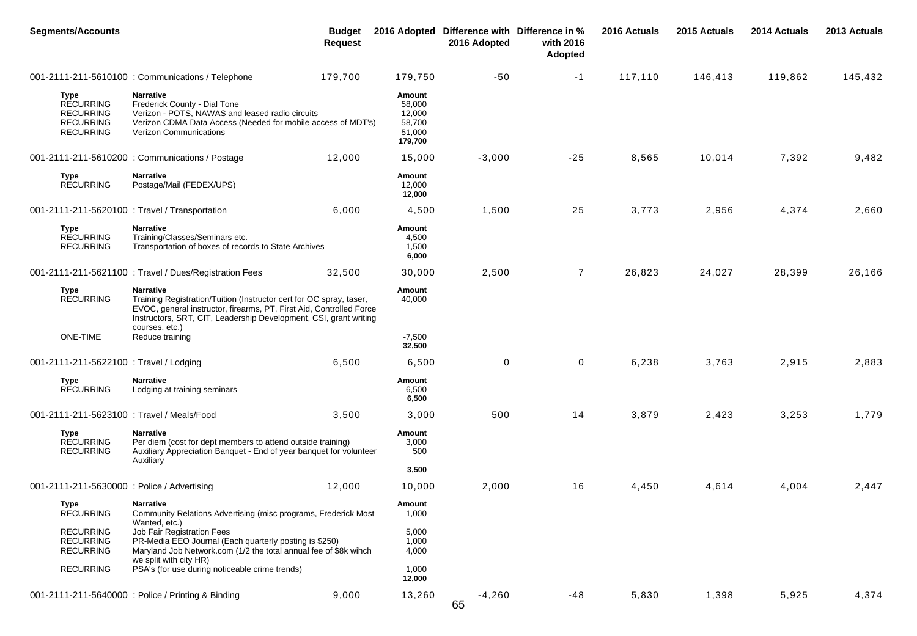| Segments/Accounts | Budget Request | 2016 Adopted | Difference with 2016 Adopted | Difference in % with 2016 Adopted | 2016 Actuals | 2015 Actuals | 2014 Actuals | 2013 Actuals |
|---|---|---|---|---|---|---|---|---|
| 001-2111-211-5610100 : Communications / Telephone | 179,700 | 179,750 | -50 | -1 | 117,110 | 146,413 | 119,862 | 145,432 |

| Type | Narrative | Amount |
|---|---|---|
| RECURRING | Frederick County - Dial Tone | 58,000 |
| RECURRING | Verizon - POTS, NAWAS and leased radio circuits | 12,000 |
| RECURRING | Verizon CDMA Data Access (Needed for mobile access of MDT's) | 58,700 |
| RECURRING | Verizon Communications | 51,000 |
| | | **179,700** |

| Segments/Accounts | Budget Request | 2016 Adopted | Difference with 2016 Adopted | Difference in % with 2016 Adopted | 2016 Actuals | 2015 Actuals | 2014 Actuals | 2013 Actuals |
|---|---|---|---|---|---|---|---|---|
| 001-2111-211-5610200 : Communications / Postage | 12,000 | 15,000 | -3,000 | -25 | 8,565 | 10,014 | 7,392 | 9,482 |

| Type | Narrative | Amount |
|---|---|---|
| RECURRING | Postage/Mail (FEDEX/UPS) | 12,000 |
| | | **12,000** |

| Segments/Accounts | Budget Request | 2016 Adopted | Difference with 2016 Adopted | Difference in % with 2016 Adopted | 2016 Actuals | 2015 Actuals | 2014 Actuals | 2013 Actuals |
|---|---|---|---|---|---|---|---|---|
| 001-2111-211-5620100 : Travel / Transportation | 6,000 | 4,500 | 1,500 | 25 | 3,773 | 2,956 | 4,374 | 2,660 |

| Type | Narrative | Amount |
|---|---|---|
| RECURRING | Training/Classes/Seminars etc. | 4,500 |
| RECURRING | Transportation of boxes of records to State Archives | 1,500 |
| | | **6,000** |

| Segments/Accounts | Budget Request | 2016 Adopted | Difference with 2016 Adopted | Difference in % with 2016 Adopted | 2016 Actuals | 2015 Actuals | 2014 Actuals | 2013 Actuals |
|---|---|---|---|---|---|---|---|---|
| 001-2111-211-5621100 : Travel / Dues/Registration Fees | 32,500 | 30,000 | 2,500 | 7 | 26,823 | 24,027 | 28,399 | 26,166 |

| Type | Narrative | Amount |
|---|---|---|
| RECURRING | Training Registration/Tuition (Instructor cert for OC spray, taser, EVOC, general instructor, firearms, PT, First Aid, Controlled Force Instructors, SRT, CIT, Leadership Development, CSI, grant writing courses, etc.) | 40,000 |
| ONE-TIME | Reduce training | -7,500 |
| | | **32,500** |

| Segments/Accounts | Budget Request | 2016 Adopted | Difference with 2016 Adopted | Difference in % with 2016 Adopted | 2016 Actuals | 2015 Actuals | 2014 Actuals | 2013 Actuals |
|---|---|---|---|---|---|---|---|---|
| 001-2111-211-5622100 : Travel / Lodging | 6,500 | 6,500 | 0 | 0 | 6,238 | 3,763 | 2,915 | 2,883 |

| Type | Narrative | Amount |
|---|---|---|
| RECURRING | Lodging at training seminars | 6,500 |
| | | **6,500** |

| Segments/Accounts | Budget Request | 2016 Adopted | Difference with 2016 Adopted | Difference in % with 2016 Adopted | 2016 Actuals | 2015 Actuals | 2014 Actuals | 2013 Actuals |
|---|---|---|---|---|---|---|---|---|
| 001-2111-211-5623100 : Travel / Meals/Food | 3,500 | 3,000 | 500 | 14 | 3,879 | 2,423 | 3,253 | 1,779 |

| Type | Narrative | Amount |
|---|---|---|
| RECURRING | Per diem (cost for dept members to attend outside training) | 3,000 |
| RECURRING | Auxiliary Appreciation Banquet - End of year banquet for volunteer Auxiliary | 500 |
| | | **3,500** |

| Segments/Accounts | Budget Request | 2016 Adopted | Difference with 2016 Adopted | Difference in % with 2016 Adopted | 2016 Actuals | 2015 Actuals | 2014 Actuals | 2013 Actuals |
|---|---|---|---|---|---|---|---|---|
| 001-2111-211-5630000 : Police / Advertising | 12,000 | 10,000 | 2,000 | 16 | 4,450 | 4,614 | 4,004 | 2,447 |

| Type | Narrative | Amount |
|---|---|---|
| RECURRING | Community Relations Advertising (misc programs, Frederick Most Wanted, etc.) | 1,000 |
| RECURRING | Job Fair Registration Fees | 5,000 |
| RECURRING | PR-Media EEO Journal (Each quarterly posting is $250) | 1,000 |
| RECURRING | Maryland Job Network.com (1/2 the total annual fee of $8k wihch we split with city HR) | 4,000 |
| RECURRING | PSA's (for use during noticeable crime trends) | 1,000 |
| | | **12,000** |

| Segments/Accounts | Budget Request | 2016 Adopted | Difference with 2016 Adopted | Difference in % with 2016 Adopted | 2016 Actuals | 2015 Actuals | 2014 Actuals | 2013 Actuals |
|---|---|---|---|---|---|---|---|---|
| 001-2111-211-5640000 : Police / Printing & Binding | 9,000 | 13,260 | -4,260 | -48 | 5,830 | 1,398 | 5,925 | 4,374 |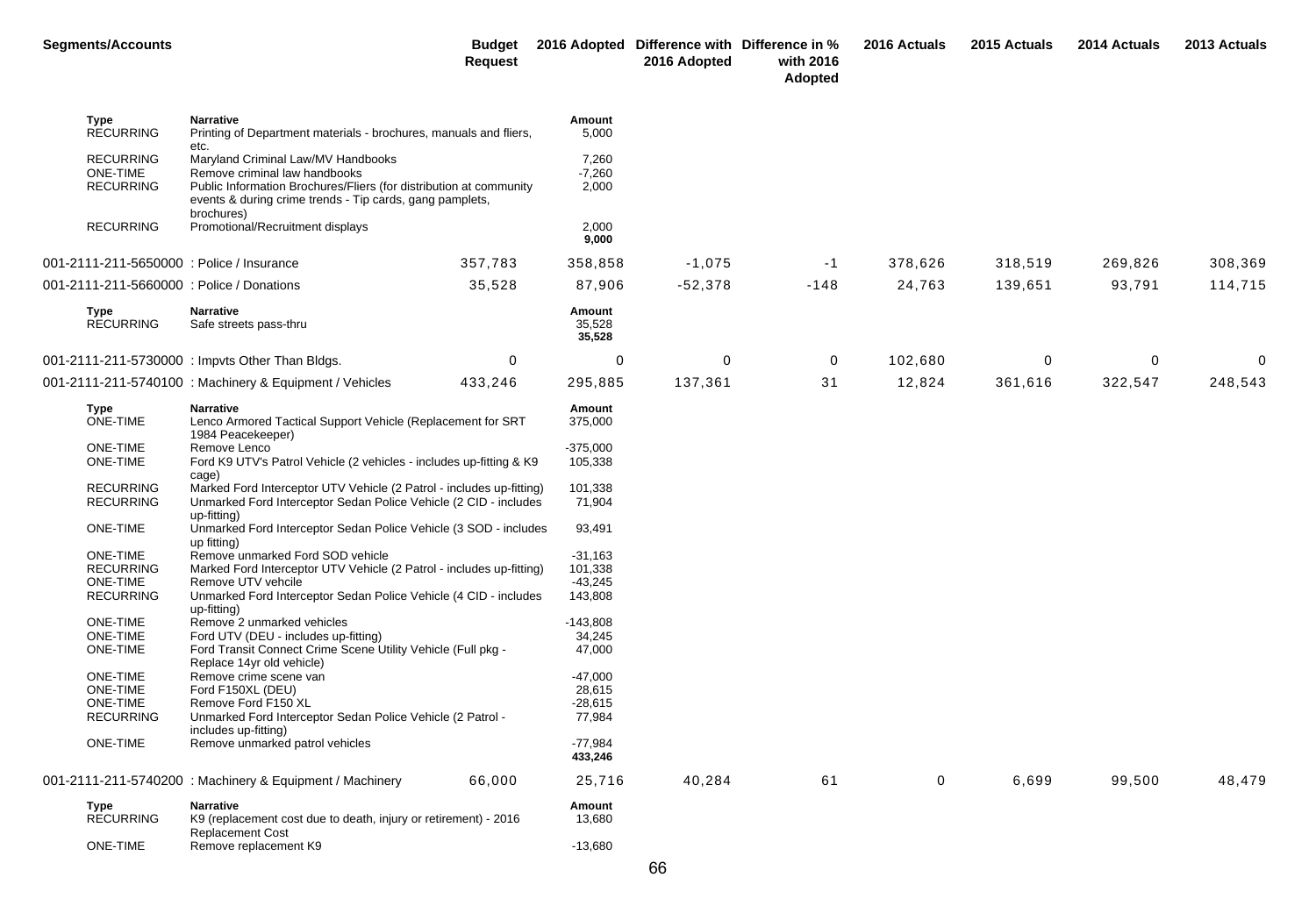| Segments/Accounts | | Budget Request | 2016 Adopted | Difference with 2016 Adopted | Difference in % with 2016 Adopted | 2016 Actuals | 2015 Actuals | 2014 Actuals | 2013 Actuals |
|---|---|---|---|---|---|---|---|---|---|
| **Type** | **Narrative** | | **Amount** | | | | | | |
| RECURRING | Printing of Department materials - brochures, manuals and fliers, etc. | | 5,000 | | | | | | |
| RECURRING | Maryland Criminal Law/MV Handbooks | | 7,260 | | | | | | |
| ONE-TIME | Remove criminal law handbooks | | -7,260 | | | | | | |
| RECURRING | Public Information Brochures/Fliers (for distribution at community events & during crime trends - Tip cards, gang pamplets, brochures) | | 2,000 | | | | | | |
| RECURRING | Promotional/Recruitment displays | | 2,000 | | | | | | |
| | | | **9,000** | | | | | | |
| 001-2111-211-5650000 : Police / Insurance | | 357,783 | 358,858 | -1,075 | -1 | 378,626 | 318,519 | 269,826 | 308,369 |
| 001-2111-211-5660000 : Police / Donations | | 35,528 | 87,906 | -52,378 | -148 | 24,763 | 139,651 | 93,791 | 114,715 |
| **Type** | **Narrative** | | **Amount** | | | | | | |
| RECURRING | Safe streets pass-thru | | 35,528 | | | | | | |
| | | | **35,528** | | | | | | |
| 001-2111-211-5730000 : Impvts Other Than Bldgs. | | 0 | 0 | 0 | 0 | 102,680 | 0 | 0 | 0 |
| 001-2111-211-5740100 : Machinery & Equipment / Vehicles | | 433,246 | 295,885 | 137,361 | 31 | 12,824 | 361,616 | 322,547 | 248,543 |
| **Type** | **Narrative** | | **Amount** | | | | | | |
| ONE-TIME | Lenco Armored Tactical Support Vehicle (Replacement for SRT 1984 Peacekeeper) | | 375,000 | | | | | | |
| ONE-TIME | Remove Lenco | | -375,000 | | | | | | |
| ONE-TIME | Ford K9 UTV's Patrol Vehicle (2 vehicles - includes up-fitting & K9 cage) | | 105,338 | | | | | | |
| RECURRING | Marked Ford Interceptor UTV Vehicle (2 Patrol - includes up-fitting) | | 101,338 | | | | | | |
| RECURRING | Unmarked Ford Interceptor Sedan Police Vehicle (2 CID - includes up-fitting) | | 71,904 | | | | | | |
| ONE-TIME | Unmarked Ford Interceptor Sedan Police Vehicle (3 SOD - includes up fitting) | | 93,491 | | | | | | |
| ONE-TIME | Remove unmarked Ford SOD vehicle | | -31,163 | | | | | | |
| RECURRING | Marked Ford Interceptor UTV Vehicle (2 Patrol - includes up-fitting) | | 101,338 | | | | | | |
| ONE-TIME | Remove UTV vehcile | | -43,245 | | | | | | |
| RECURRING | Unmarked Ford Interceptor Sedan Police Vehicle (4 CID - includes up-fitting) | | 143,808 | | | | | | |
| ONE-TIME | Remove 2 unmarked vehicles | | -143,808 | | | | | | |
| ONE-TIME | Ford UTV (DEU - includes up-fitting) | | 34,245 | | | | | | |
| ONE-TIME | Ford Transit Connect Crime Scene Utility Vehicle (Full pkg - Replace 14yr old vehicle) | | 47,000 | | | | | | |
| ONE-TIME | Remove crime scene van | | -47,000 | | | | | | |
| ONE-TIME | Ford F150XL (DEU) | | 28,615 | | | | | | |
| ONE-TIME | Remove Ford F150 XL | | -28,615 | | | | | | |
| RECURRING | Unmarked Ford Interceptor Sedan Police Vehicle (2 Patrol - includes up-fitting) | | 77,984 | | | | | | |
| ONE-TIME | Remove unmarked patrol vehicles | | -77,984 | | | | | | |
| | | | **433,246** | | | | | | |
| 001-2111-211-5740200 : Machinery & Equipment / Machinery | | 66,000 | 25,716 | 40,284 | 61 | 0 | 6,699 | 99,500 | 48,479 |
| **Type** | **Narrative** | | **Amount** | | | | | | |
| RECURRING | K9 (replacement cost due to death, injury or retirement) - 2016 Replacement Cost | | 13,680 | | | | | | |
| ONE-TIME | Remove replacement K9 | | -13,680 | | | | | | |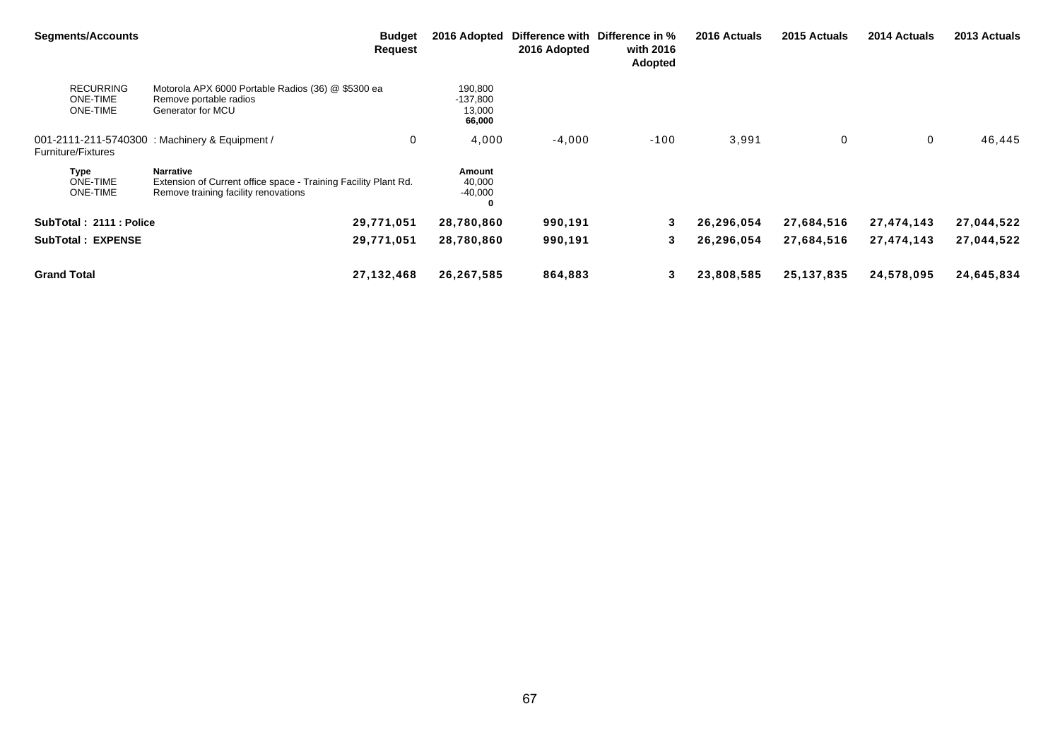| Segments/Accounts | | Budget Request | 2016 Adopted | Difference with 2016 Adopted | Difference in % with 2016 Adopted | 2016 Actuals | 2015 Actuals | 2014 Actuals | 2013 Actuals |
|---|---|---|---|---|---|---|---|---|---|
| RECURRING | Motorola APX 6000 Portable Radios (36) @ $5300 ea | | 190,800 | | | | | | |
| ONE-TIME | Remove portable radios | | -137,800 | | | | | | |
| ONE-TIME | Generator for MCU | | 13,000 | | | | | | |
| | | | **66,000** | | | | | | |
| 001-2111-211-5740300 : Machinery & Equipment / Furniture/Fixtures | | 0 | 4,000 | -4,000 | -100 | 3,991 | 0 | 0 | 46,445 |
| **Type** | **Narrative** | | **Amount** | | | | | | |
| ONE-TIME | Extension of Current office space - Training Facility Plant Rd. | | 40,000 | | | | | | |
| ONE-TIME | Remove training facility renovations | | -40,000 | | | | | | |
| | | | **0** | | | | | | |
| **SubTotal : 2111 : Police** | | **29,771,051** | **28,780,860** | **990,191** | **3** | **26,296,054** | **27,684,516** | **27,474,143** | **27,044,522** |
| **SubTotal : EXPENSE** | | **29,771,051** | **28,780,860** | **990,191** | **3** | **26,296,054** | **27,684,516** | **27,474,143** | **27,044,522** |
| **Grand Total** | | **27,132,468** | **26,267,585** | **864,883** | **3** | **23,808,585** | **25,137,835** | **24,578,095** | **24,645,834** |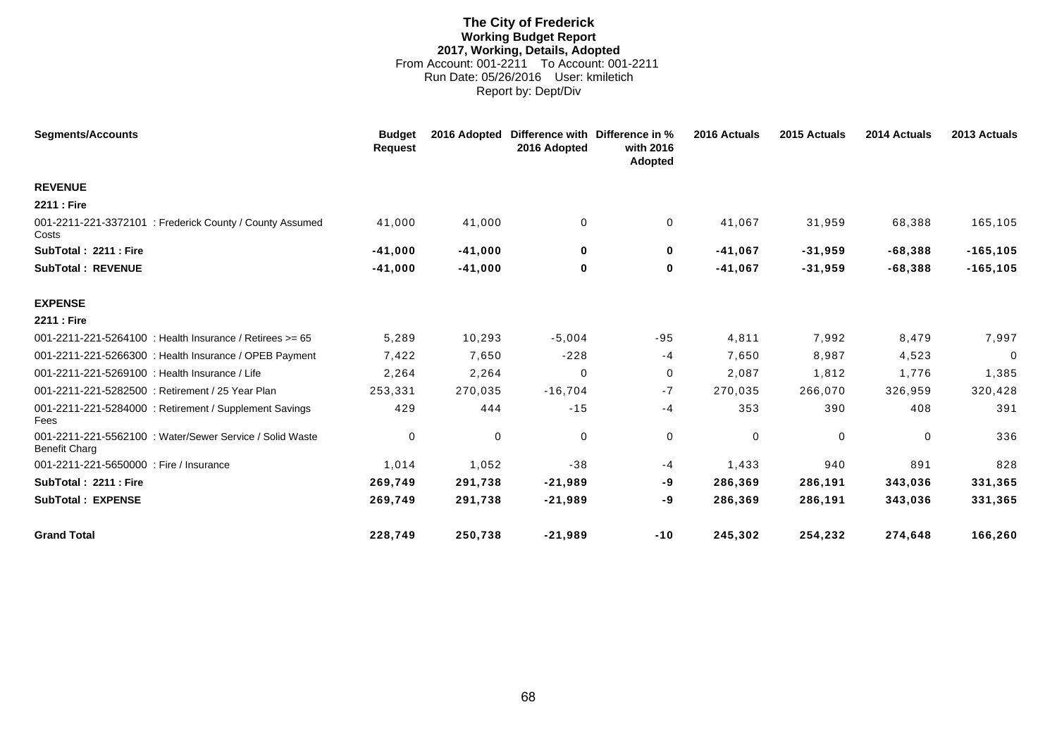# The City of Frederick

**Working Budget Report**

**2017, Working, Details, Adopted**

From Account: 001-2211 To Account: 001-2211

Run Date: 05/26/2016 User: kmiletich

Report by: Dept/Div

| Segments/Accounts | Budget Request | 2016 Adopted | Difference with 2016 Adopted | Difference in % with 2016 Adopted | 2016 Actuals | 2015 Actuals | 2014 Actuals | 2013 Actuals |
|---|---|---|---|---|---|---|---|---|
| **REVENUE** | | | | | | | | |
| **2211 : Fire** | | | | | | | | |
| 001-2211-221-3372101 : Frederick County / County Assumed Costs | 41,000 | 41,000 | 0 | 0 | 41,067 | 31,959 | 68,388 | 165,105 |
| **SubTotal : 2211 : Fire** | **-41,000** | **-41,000** | **0** | **0** | **-41,067** | **-31,959** | **-68,388** | **-165,105** |
| **SubTotal : REVENUE** | **-41,000** | **-41,000** | **0** | **0** | **-41,067** | **-31,959** | **-68,388** | **-165,105** |
| **EXPENSE** | | | | | | | | |
| **2211 : Fire** | | | | | | | | |
| 001-2211-221-5264100 : Health Insurance / Retirees >= 65 | 5,289 | 10,293 | -5,004 | -95 | 4,811 | 7,992 | 8,479 | 7,997 |
| 001-2211-221-5266300 : Health Insurance / OPEB Payment | 7,422 | 7,650 | -228 | -4 | 7,650 | 8,987 | 4,523 | 0 |
| 001-2211-221-5269100 : Health Insurance / Life | 2,264 | 2,264 | 0 | 0 | 2,087 | 1,812 | 1,776 | 1,385 |
| 001-2211-221-5282500 : Retirement / 25 Year Plan | 253,331 | 270,035 | -16,704 | -7 | 270,035 | 266,070 | 326,959 | 320,428 |
| 001-2211-221-5284000 : Retirement / Supplement Savings Fees | 429 | 444 | -15 | -4 | 353 | 390 | 408 | 391 |
| 001-2211-221-5562100 : Water/Sewer Service / Solid Waste Benefit Charg | 0 | 0 | 0 | 0 | 0 | 0 | 0 | 336 |
| 001-2211-221-5650000 : Fire / Insurance | 1,014 | 1,052 | -38 | -4 | 1,433 | 940 | 891 | 828 |
| **SubTotal : 2211 : Fire** | **269,749** | **291,738** | **-21,989** | **-9** | **286,369** | **286,191** | **343,036** | **331,365** |
| **SubTotal : EXPENSE** | **269,749** | **291,738** | **-21,989** | **-9** | **286,369** | **286,191** | **343,036** | **331,365** |
| **Grand Total** | **228,749** | **250,738** | **-21,989** | **-10** | **245,302** | **254,232** | **274,648** | **166,260** |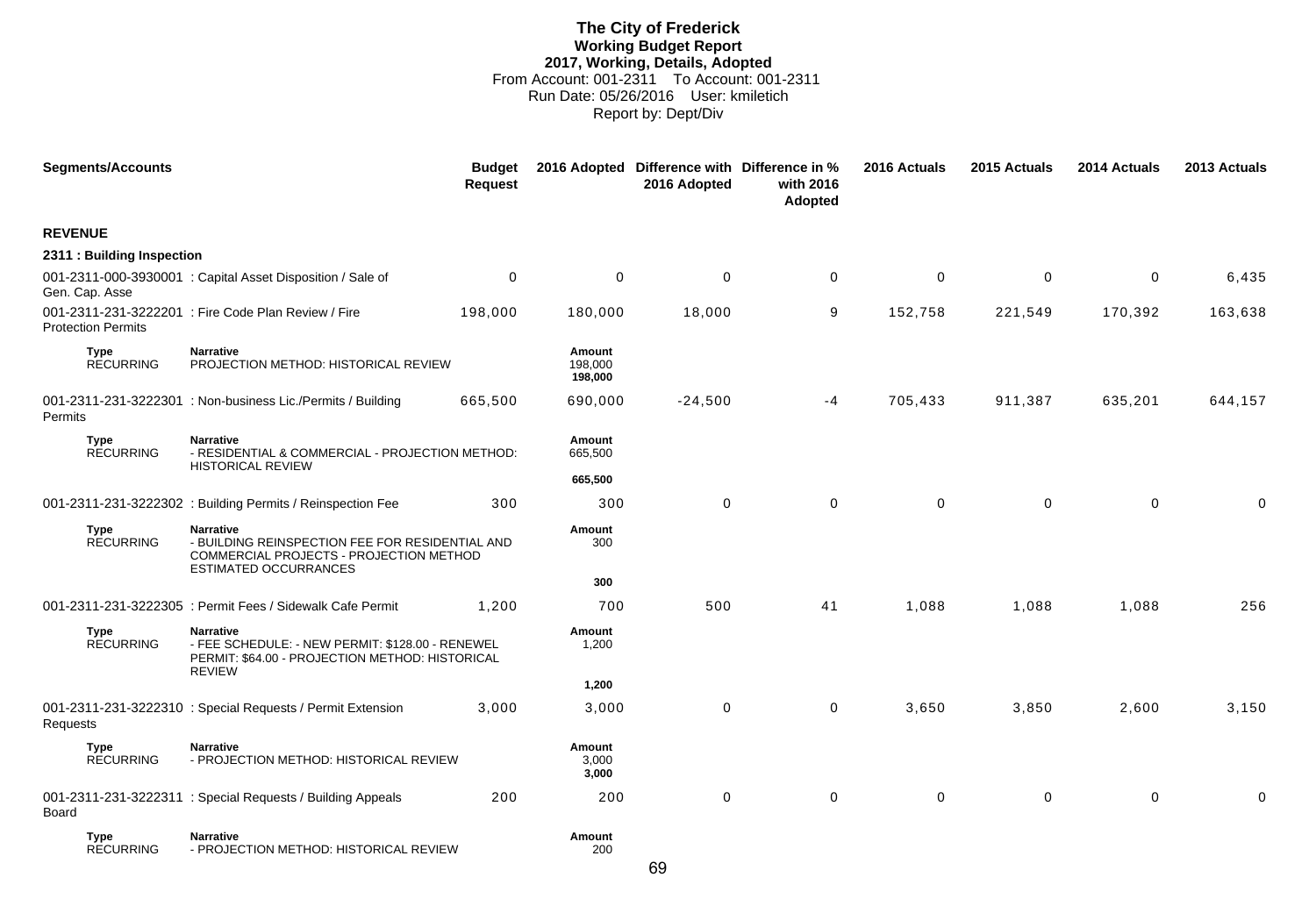# The City of Frederick
## Working Budget Report
### 2017, Working, Details, Adopted

From Account: 001-2311 To Account: 001-2311
Run Date: 05/26/2016 User: kmiletich
Report by: Dept/Div

| Segments/Accounts | | Budget Request | 2016 Adopted | Difference with 2016 Adopted | Difference in % with 2016 Adopted | 2016 Actuals | 2015 Actuals | 2014 Actuals | 2013 Actuals |
|---|---|---|---|---|---|---|---|---|---|
| **REVENUE** | | | | | | | | | |
| **2311 : Building Inspection** | | | | | | | | | |
| 001-2311-000-3930001 : Capital Asset Disposition / Sale of Gen. Cap. Asse | | 0 | 0 | 0 | 0 | 0 | 0 | 0 | 6,435 |
| 001-2311-231-3222201 : Fire Code Plan Review / Fire Protection Permits | | 198,000 | 180,000 | 18,000 | 9 | 152,758 | 221,549 | 170,392 | 163,638 |
| **Type** RECURRING | **Narrative** PROJECTION METHOD: HISTORICAL REVIEW | | **Amount** 198,000 **198,000** | | | | | | |
| 001-2311-231-3222301 : Non-business Lic./Permits / Building Permits | | 665,500 | 690,000 | -24,500 | -4 | 705,433 | 911,387 | 635,201 | 644,157 |
| **Type** RECURRING | **Narrative** - RESIDENTIAL & COMMERCIAL - PROJECTION METHOD: HISTORICAL REVIEW | | **Amount** 665,500 **665,500** | | | | | | |
| 001-2311-231-3222302 : Building Permits / Reinspection Fee | | 300 | 300 | 0 | 0 | 0 | 0 | 0 | 0 |
| **Type** RECURRING | **Narrative** - BUILDING REINSPECTION FEE FOR RESIDENTIAL AND COMMERCIAL PROJECTS - PROJECTION METHOD ESTIMATED OCCURRANCES | | **Amount** 300 **300** | | | | | | |
| 001-2311-231-3222305 : Permit Fees / Sidewalk Cafe Permit | | 1,200 | 700 | 500 | 41 | 1,088 | 1,088 | 1,088 | 256 |
| **Type** RECURRING | **Narrative** - FEE SCHEDULE: - NEW PERMIT: $128.00 - RENEWEL PERMIT: $64.00 - PROJECTION METHOD: HISTORICAL REVIEW | | **Amount** 1,200 **1,200** | | | | | | |
| 001-2311-231-3222310 : Special Requests / Permit Extension Requests | | 3,000 | 3,000 | 0 | 0 | 3,650 | 3,850 | 2,600 | 3,150 |
| **Type** RECURRING | **Narrative** - PROJECTION METHOD: HISTORICAL REVIEW | | **Amount** 3,000 **3,000** | | | | | | |
| 001-2311-231-3222311 : Special Requests / Building Appeals Board | | 200 | 200 | 0 | 0 | 0 | 0 | 0 | 0 |
| **Type** RECURRING | **Narrative** - PROJECTION METHOD: HISTORICAL REVIEW | | **Amount** 200 | | | | | | |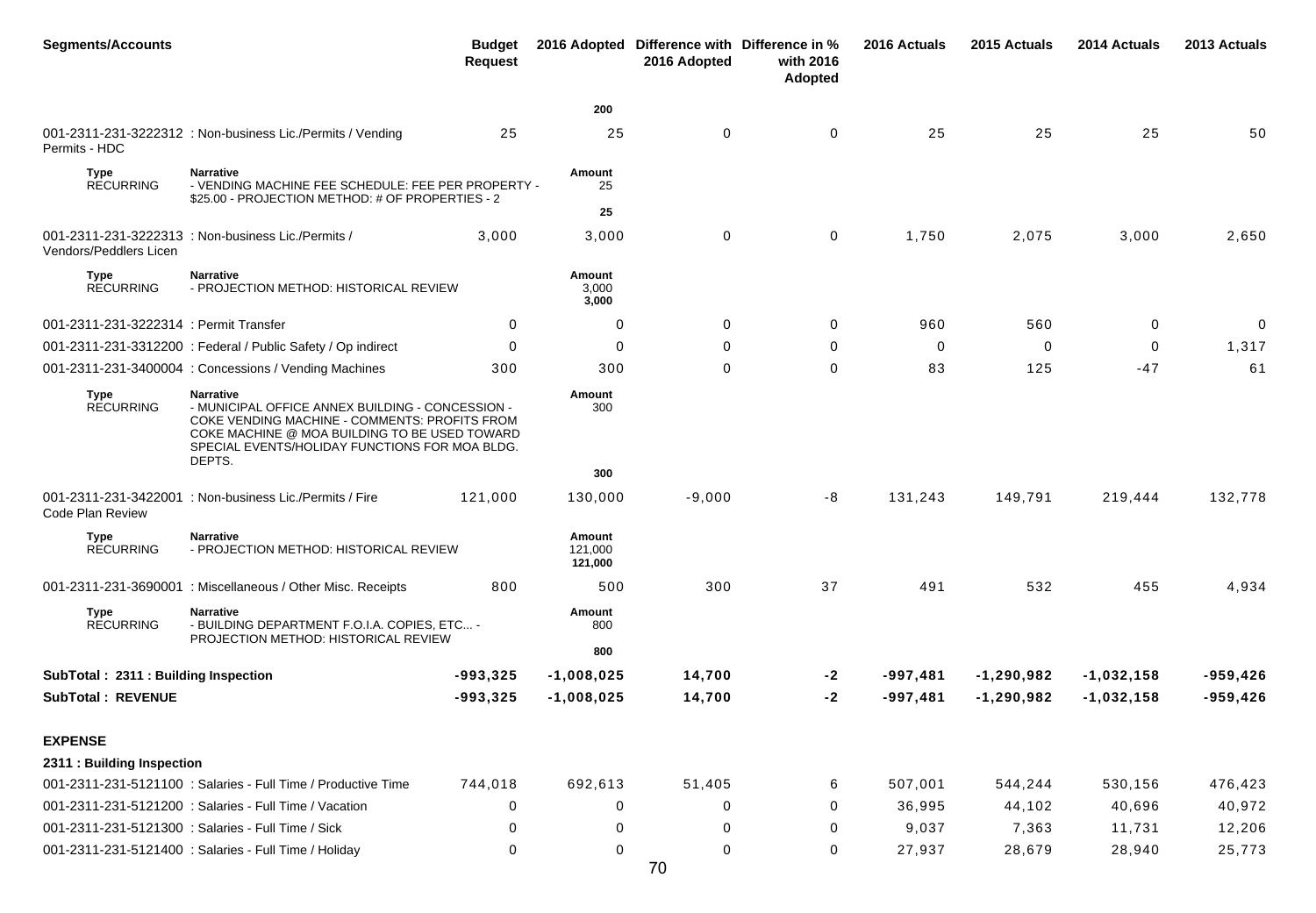| Segments/Accounts | | Budget Request | 2016 Adopted | Difference with 2016 Adopted | Difference in % with 2016 Adopted | 2016 Actuals | 2015 Actuals | 2014 Actuals | 2013 Actuals |
|---|---|---|---|---|---|---|---|---|---|
| | | | 200 | | | | | | |
| 001-2311-231-3222312 : Non-business Lic./Permits / Vending Permits - HDC | | 25 | 25 | 0 | 0 | 25 | 25 | 25 | 50 |
| **Type** RECURRING | **Narrative** - VENDING MACHINE FEE SCHEDULE: FEE PER PROPERTY - $25.00 - PROJECTION METHOD: # OF PROPERTIES - 2 | | **Amount** 25 | | | | | | |
| | | | **25** | | | | | | |
| 001-2311-231-3222313 : Non-business Lic./Permits / Vendors/Peddlers Licen | | 3,000 | 3,000 | 0 | 0 | 1,750 | 2,075 | 3,000 | 2,650 |
| **Type** RECURRING | **Narrative** - PROJECTION METHOD: HISTORICAL REVIEW | | **Amount** 3,000 | | | | | | |
| | | | **3,000** | | | | | | |
| 001-2311-231-3222314 : Permit Transfer | | 0 | 0 | 0 | 0 | 960 | 560 | 0 | 0 |
| 001-2311-231-3312200 : Federal / Public Safety / Op indirect | | 0 | 0 | 0 | 0 | 0 | 0 | 0 | 1,317 |
| 001-2311-231-3400004 : Concessions / Vending Machines | | 300 | 300 | 0 | 0 | 83 | 125 | -47 | 61 |
| **Type** RECURRING | **Narrative** - MUNICIPAL OFFICE ANNEX BUILDING - CONCESSION - COKE VENDING MACHINE - COMMENTS: PROFITS FROM COKE MACHINE @ MOA BUILDING TO BE USED TOWARD SPECIAL EVENTS/HOLIDAY FUNCTIONS FOR MOA BLDG. DEPTS. | | **Amount** 300 | | | | | | |
| | | | **300** | | | | | | |
| 001-2311-231-3422001 : Non-business Lic./Permits / Fire Code Plan Review | | 121,000 | 130,000 | -9,000 | -8 | 131,243 | 149,791 | 219,444 | 132,778 |
| **Type** RECURRING | **Narrative** - PROJECTION METHOD: HISTORICAL REVIEW | | **Amount** 121,000 | | | | | | |
| | | | **121,000** | | | | | | |
| 001-2311-231-3690001 : Miscellaneous / Other Misc. Receipts | | 800 | 500 | 300 | 37 | 491 | 532 | 455 | 4,934 |
| **Type** RECURRING | **Narrative** - BUILDING DEPARTMENT F.O.I.A. COPIES, ETC... - PROJECTION METHOD: HISTORICAL REVIEW | | **Amount** 800 | | | | | | |
| | | | **800** | | | | | | |
| **SubTotal : 2311 : Building Inspection** | | **-993,325** | **-1,008,025** | **14,700** | **-2** | **-997,481** | **-1,290,982** | **-1,032,158** | **-959,426** |
| **SubTotal : REVENUE** | | **-993,325** | **-1,008,025** | **14,700** | **-2** | **-997,481** | **-1,290,982** | **-1,032,158** | **-959,426** |
| **EXPENSE** | | | | | | | | | |
| **2311 : Building Inspection** | | | | | | | | | |
| 001-2311-231-5121100 : Salaries - Full Time / Productive Time | | 744,018 | 692,613 | 51,405 | 6 | 507,001 | 544,244 | 530,156 | 476,423 |
| 001-2311-231-5121200 : Salaries - Full Time / Vacation | | 0 | 0 | 0 | 0 | 36,995 | 44,102 | 40,696 | 40,972 |
| 001-2311-231-5121300 : Salaries - Full Time / Sick | | 0 | 0 | 0 | 0 | 9,037 | 7,363 | 11,731 | 12,206 |
| 001-2311-231-5121400 : Salaries - Full Time / Holiday | | 0 | 0 | 0 | 0 | 27,937 | 28,679 | 28,940 | 25,773 |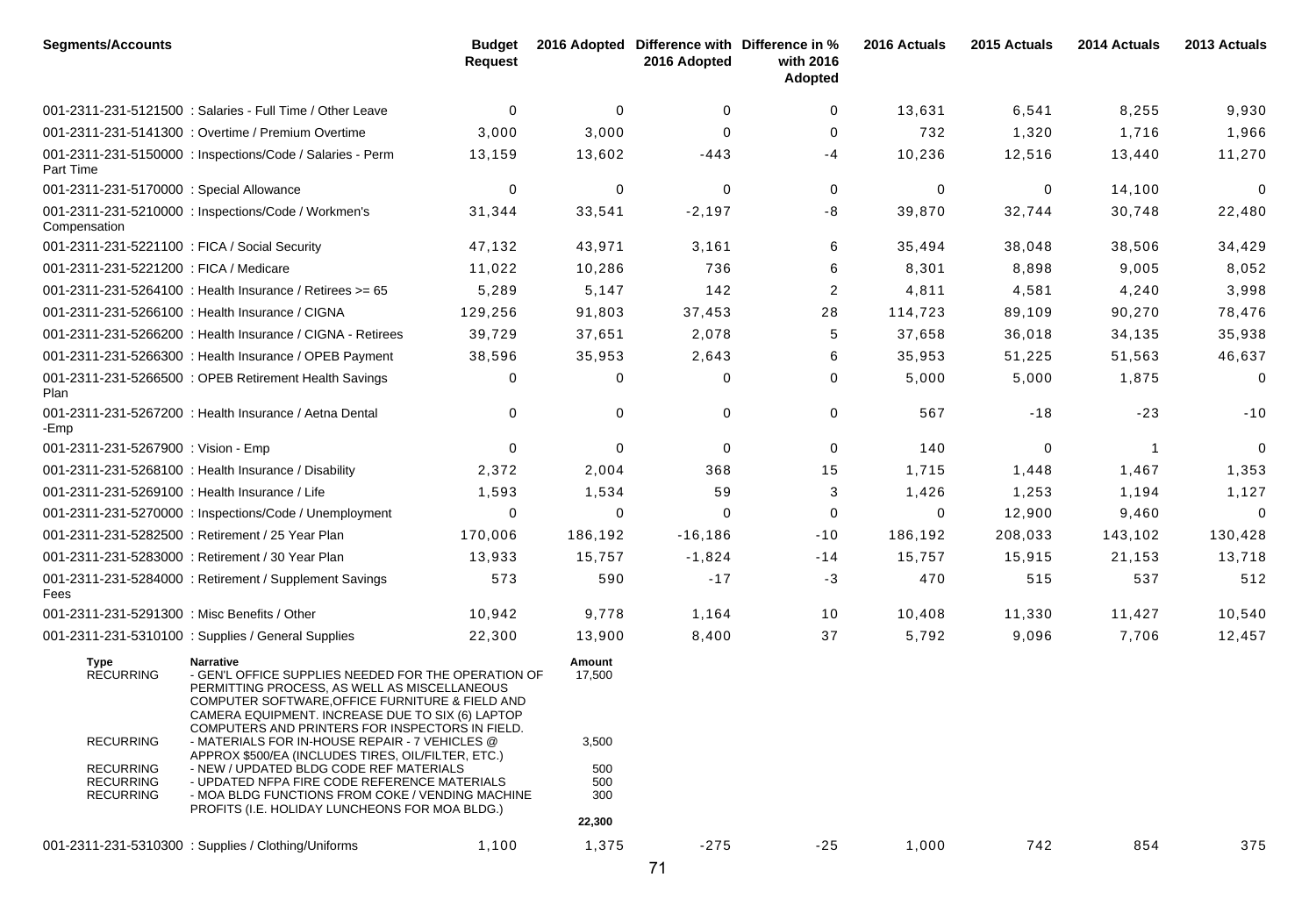| Segments/Accounts | Budget Request | 2016 Adopted | Difference with 2016 Adopted | Difference in % with 2016 Adopted | 2016 Actuals | 2015 Actuals | 2014 Actuals | 2013 Actuals |
|---|---|---|---|---|---|---|---|---|
| 001-2311-231-5121500 : Salaries - Full Time / Other Leave | 0 | 0 | 0 | 0 | 13,631 | 6,541 | 8,255 | 9,930 |
| 001-2311-231-5141300 : Overtime / Premium Overtime | 3,000 | 3,000 | 0 | 0 | 732 | 1,320 | 1,716 | 1,966 |
| 001-2311-231-5150000 : Inspections/Code / Salaries - Perm Part Time | 13,159 | 13,602 | -443 | -4 | 10,236 | 12,516 | 13,440 | 11,270 |
| 001-2311-231-5170000 : Special Allowance | 0 | 0 | 0 | 0 | 0 | 0 | 14,100 | 0 |
| 001-2311-231-5210000 : Inspections/Code / Workmen's Compensation | 31,344 | 33,541 | -2,197 | -8 | 39,870 | 32,744 | 30,748 | 22,480 |
| 001-2311-231-5221100 : FICA / Social Security | 47,132 | 43,971 | 3,161 | 6 | 35,494 | 38,048 | 38,506 | 34,429 |
| 001-2311-231-5221200 : FICA / Medicare | 11,022 | 10,286 | 736 | 6 | 8,301 | 8,898 | 9,005 | 8,052 |
| 001-2311-231-5264100 : Health Insurance / Retirees >= 65 | 5,289 | 5,147 | 142 | 2 | 4,811 | 4,581 | 4,240 | 3,998 |
| 001-2311-231-5266100 : Health Insurance / CIGNA | 129,256 | 91,803 | 37,453 | 28 | 114,723 | 89,109 | 90,270 | 78,476 |
| 001-2311-231-5266200 : Health Insurance / CIGNA - Retirees | 39,729 | 37,651 | 2,078 | 5 | 37,658 | 36,018 | 34,135 | 35,938 |
| 001-2311-231-5266300 : Health Insurance / OPEB Payment | 38,596 | 35,953 | 2,643 | 6 | 35,953 | 51,225 | 51,563 | 46,637 |
| 001-2311-231-5266500 : OPEB Retirement Health Savings Plan | 0 | 0 | 0 | 0 | 5,000 | 5,000 | 1,875 | 0 |
| 001-2311-231-5267200 : Health Insurance / Aetna Dental -Emp | 0 | 0 | 0 | 0 | 567 | -18 | -23 | -10 |
| 001-2311-231-5267900 : Vision - Emp | 0 | 0 | 0 | 0 | 140 | 0 | 1 | 0 |
| 001-2311-231-5268100 : Health Insurance / Disability | 2,372 | 2,004 | 368 | 15 | 1,715 | 1,448 | 1,467 | 1,353 |
| 001-2311-231-5269100 : Health Insurance / Life | 1,593 | 1,534 | 59 | 3 | 1,426 | 1,253 | 1,194 | 1,127 |
| 001-2311-231-5270000 : Inspections/Code / Unemployment | 0 | 0 | 0 | 0 | 0 | 12,900 | 9,460 | 0 |
| 001-2311-231-5282500 : Retirement / 25 Year Plan | 170,006 | 186,192 | -16,186 | -10 | 186,192 | 208,033 | 143,102 | 130,428 |
| 001-2311-231-5283000 : Retirement / 30 Year Plan | 13,933 | 15,757 | -1,824 | -14 | 15,757 | 15,915 | 21,153 | 13,718 |
| 001-2311-231-5284000 : Retirement / Supplement Savings Fees | 573 | 590 | -17 | -3 | 470 | 515 | 537 | 512 |
| 001-2311-231-5291300 : Misc Benefits / Other | 10,942 | 9,778 | 1,164 | 10 | 10,408 | 11,330 | 11,427 | 10,540 |
| 001-2311-231-5310100 : Supplies / General Supplies | 22,300 | 13,900 | 8,400 | 37 | 5,792 | 9,096 | 7,706 | 12,457 |

| Type | Narrative | Amount |
|---|---|---|
| RECURRING | - GEN'L OFFICE SUPPLIES NEEDED FOR THE OPERATION OF PERMITTING PROCESS, AS WELL AS MISCELLANEOUS COMPUTER SOFTWARE,OFFICE FURNITURE & FIELD AND CAMERA EQUIPMENT. INCREASE DUE TO SIX (6) LAPTOP COMPUTERS AND PRINTERS FOR INSPECTORS IN FIELD. | 17,500 |
| RECURRING | - MATERIALS FOR IN-HOUSE REPAIR - 7 VEHICLES @ APPROX $500/EA (INCLUDES TIRES, OIL/FILTER, ETC.) | 3,500 |
| RECURRING | - NEW / UPDATED BLDG CODE REF MATERIALS | 500 |
| RECURRING | - UPDATED NFPA FIRE CODE REFERENCE MATERIALS | 500 |
| RECURRING | - MOA BLDG FUNCTIONS FROM COKE / VENDING MACHINE PROFITS (I.E. HOLIDAY LUNCHEONS FOR MOA BLDG.) | 300 |
| | | **22,300** |

| Segments/Accounts | Budget Request | 2016 Adopted | Difference with 2016 Adopted | Difference in % with 2016 Adopted | 2016 Actuals | 2015 Actuals | 2014 Actuals | 2013 Actuals |
|---|---|---|---|---|---|---|---|---|
| 001-2311-231-5310300 : Supplies / Clothing/Uniforms | 1,100 | 1,375 | -275 | -25 | 1,000 | 742 | 854 | 375 |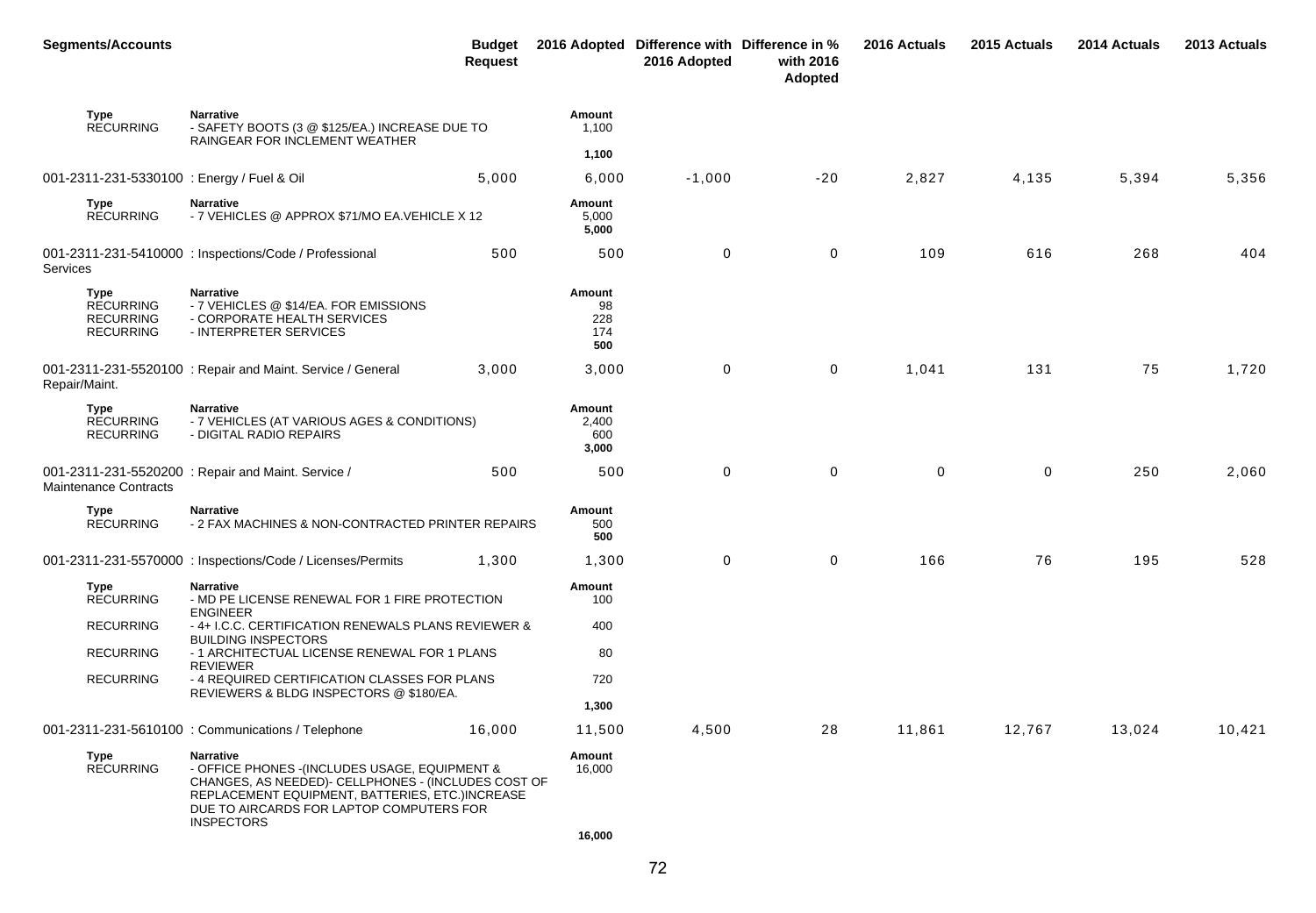| Segments/Accounts | | Budget Request | 2016 Adopted | Difference with 2016 Adopted | Difference in % with 2016 Adopted | 2016 Actuals | 2015 Actuals | 2014 Actuals | 2013 Actuals |
|---|---|---|---|---|---|---|---|---|---|
| **Type** | **Narrative** | | **Amount** | | | | | | |
| RECURRING | - SAFETY BOOTS (3 @ $125/EA.) INCREASE DUE TO RAINGEAR FOR INCLEMENT WEATHER | | 1,100 | | | | | | |
| | | | **1,100** | | | | | | |
| 001-2311-231-5330100 : Energy / Fuel & Oil | | 5,000 | 6,000 | -1,000 | -20 | 2,827 | 4,135 | 5,394 | 5,356 |
| **Type** | **Narrative** | | **Amount** | | | | | | |
| RECURRING | - 7 VEHICLES @ APPROX $71/MO EA.VEHICLE X 12 | | 5,000 | | | | | | |
| | | | **5,000** | | | | | | |
| 001-2311-231-5410000 : Inspections/Code / Professional Services | | 500 | 500 | 0 | 0 | 109 | 616 | 268 | 404 |
| **Type** | **Narrative** | | **Amount** | | | | | | |
| RECURRING | - 7 VEHICLES @ $14/EA. FOR EMISSIONS | | 98 | | | | | | |
| RECURRING | - CORPORATE HEALTH SERVICES | | 228 | | | | | | |
| RECURRING | - INTERPRETER SERVICES | | 174 | | | | | | |
| | | | **500** | | | | | | |
| 001-2311-231-5520100 : Repair and Maint. Service / General Repair/Maint. | | 3,000 | 3,000 | 0 | 0 | 1,041 | 131 | 75 | 1,720 |
| **Type** | **Narrative** | | **Amount** | | | | | | |
| RECURRING | - 7 VEHICLES (AT VARIOUS AGES & CONDITIONS) | | 2,400 | | | | | | |
| RECURRING | - DIGITAL RADIO REPAIRS | | 600 | | | | | | |
| | | | **3,000** | | | | | | |
| 001-2311-231-5520200 : Repair and Maint. Service / Maintenance Contracts | | 500 | 500 | 0 | 0 | 0 | 0 | 250 | 2,060 |
| **Type** | **Narrative** | | **Amount** | | | | | | |
| RECURRING | - 2 FAX MACHINES & NON-CONTRACTED PRINTER REPAIRS | | 500 | | | | | | |
| | | | **500** | | | | | | |
| 001-2311-231-5570000 : Inspections/Code / Licenses/Permits | | 1,300 | 1,300 | 0 | 0 | 166 | 76 | 195 | 528 |
| **Type** | **Narrative** | | **Amount** | | | | | | |
| RECURRING | - MD PE LICENSE RENEWAL FOR 1 FIRE PROTECTION ENGINEER | | 100 | | | | | | |
| RECURRING | - 4+ I.C.C. CERTIFICATION RENEWALS PLANS REVIEWER & BUILDING INSPECTORS | | 400 | | | | | | |
| RECURRING | - 1 ARCHITECTUAL LICENSE RENEWAL FOR 1 PLANS REVIEWER | | 80 | | | | | | |
| RECURRING | - 4 REQUIRED CERTIFICATION CLASSES FOR PLANS REVIEWERS & BLDG INSPECTORS @ $180/EA. | | 720 | | | | | | |
| | | | **1,300** | | | | | | |
| 001-2311-231-5610100 : Communications / Telephone | | 16,000 | 11,500 | 4,500 | 28 | 11,861 | 12,767 | 13,024 | 10,421 |
| **Type** | **Narrative** | | **Amount** | | | | | | |
| RECURRING | - OFFICE PHONES -(INCLUDES USAGE, EQUIPMENT & CHANGES, AS NEEDED)- CELLPHONES - (INCLUDES COST OF REPLACEMENT EQUIPMENT, BATTERIES, ETC.)INCREASE DUE TO AIRCARDS FOR LAPTOP COMPUTERS FOR INSPECTORS | | 16,000 | | | | | | |
| | | | **16,000** | | | | | | |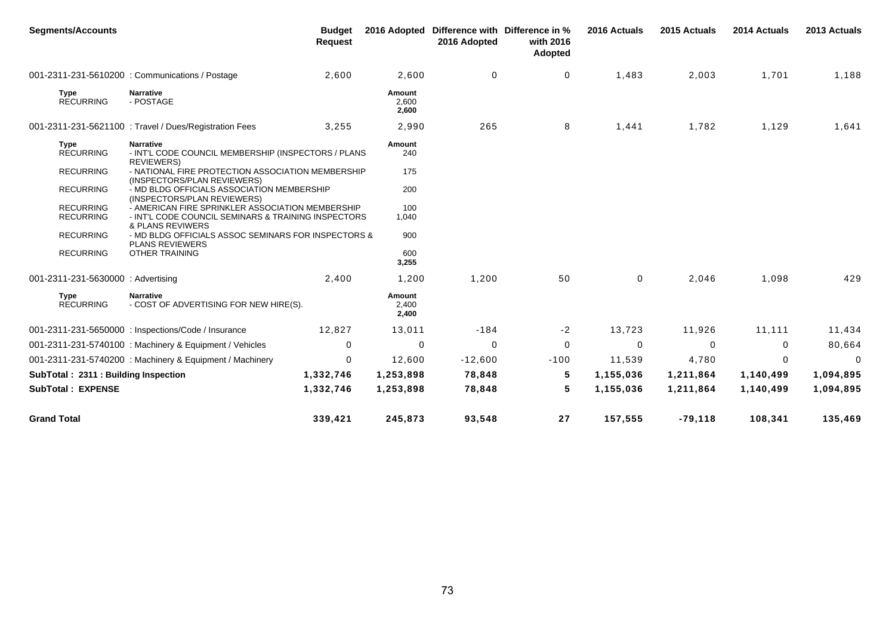| Segments/Accounts | | Budget Request | 2016 Adopted | Difference with 2016 Adopted | Difference in % with 2016 Adopted | 2016 Actuals | 2015 Actuals | 2014 Actuals | 2013 Actuals |
|---|---|---|---|---|---|---|---|---|---|
| 001-2311-231-5610200 : Communications / Postage | | 2,600 | 2,600 | 0 | 0 | 1,483 | 2,003 | 1,701 | 1,188 |
| **Type** | **Narrative** | | **Amount** | | | | | | |
| RECURRING | - POSTAGE | | 2,600 | | | | | | |
| | | | **2,600** | | | | | | |
| 001-2311-231-5621100 : Travel / Dues/Registration Fees | | 3,255 | 2,990 | 265 | 8 | 1,441 | 1,782 | 1,129 | 1,641 |
| **Type** | **Narrative** | | **Amount** | | | | | | |
| RECURRING | - INT'L CODE COUNCIL MEMBERSHIP (INSPECTORS / PLANS REVIEWERS) | | 240 | | | | | | |
| RECURRING | - NATIONAL FIRE PROTECTION ASSOCIATION MEMBERSHIP (INSPECTORS/PLAN REVIEWERS) | | 175 | | | | | | |
| RECURRING | - MD BLDG OFFICIALS ASSOCIATION MEMBERSHIP (INSPECTORS/PLAN REVIEWERS) | | 200 | | | | | | |
| RECURRING | - AMERICAN FIRE SPRINKLER ASSOCIATION MEMBERSHIP | | 100 | | | | | | |
| RECURRING | - INT'L CODE COUNCIL SEMINARS & TRAINING INSPECTORS & PLANS REVIWERS | | 1,040 | | | | | | |
| RECURRING | - MD BLDG OFFICIALS ASSOC SEMINARS FOR INSPECTORS & PLANS REVIEWERS | | 900 | | | | | | |
| RECURRING | OTHER TRAINING | | 600 | | | | | | |
| | | | **3,255** | | | | | | |
| 001-2311-231-5630000 : Advertising | | 2,400 | 1,200 | 1,200 | 50 | 0 | 2,046 | 1,098 | 429 |
| **Type** | **Narrative** | | **Amount** | | | | | | |
| RECURRING | - COST OF ADVERTISING FOR NEW HIRE(S). | | 2,400 | | | | | | |
| | | | **2,400** | | | | | | |
| 001-2311-231-5650000 : Inspections/Code / Insurance | | 12,827 | 13,011 | -184 | -2 | 13,723 | 11,926 | 11,111 | 11,434 |
| 001-2311-231-5740100 : Machinery & Equipment / Vehicles | | 0 | 0 | 0 | 0 | 0 | 0 | 0 | 80,664 |
| 001-2311-231-5740200 : Machinery & Equipment / Machinery | | 0 | 12,600 | -12,600 | -100 | 11,539 | 4,780 | 0 | 0 |
| **SubTotal : 2311 : Building Inspection** | | **1,332,746** | **1,253,898** | **78,848** | **5** | **1,155,036** | **1,211,864** | **1,140,499** | **1,094,895** |
| **SubTotal : EXPENSE** | | **1,332,746** | **1,253,898** | **78,848** | **5** | **1,155,036** | **1,211,864** | **1,140,499** | **1,094,895** |
| **Grand Total** | | **339,421** | **245,873** | **93,548** | **27** | **157,555** | **-79,118** | **108,341** | **135,469** |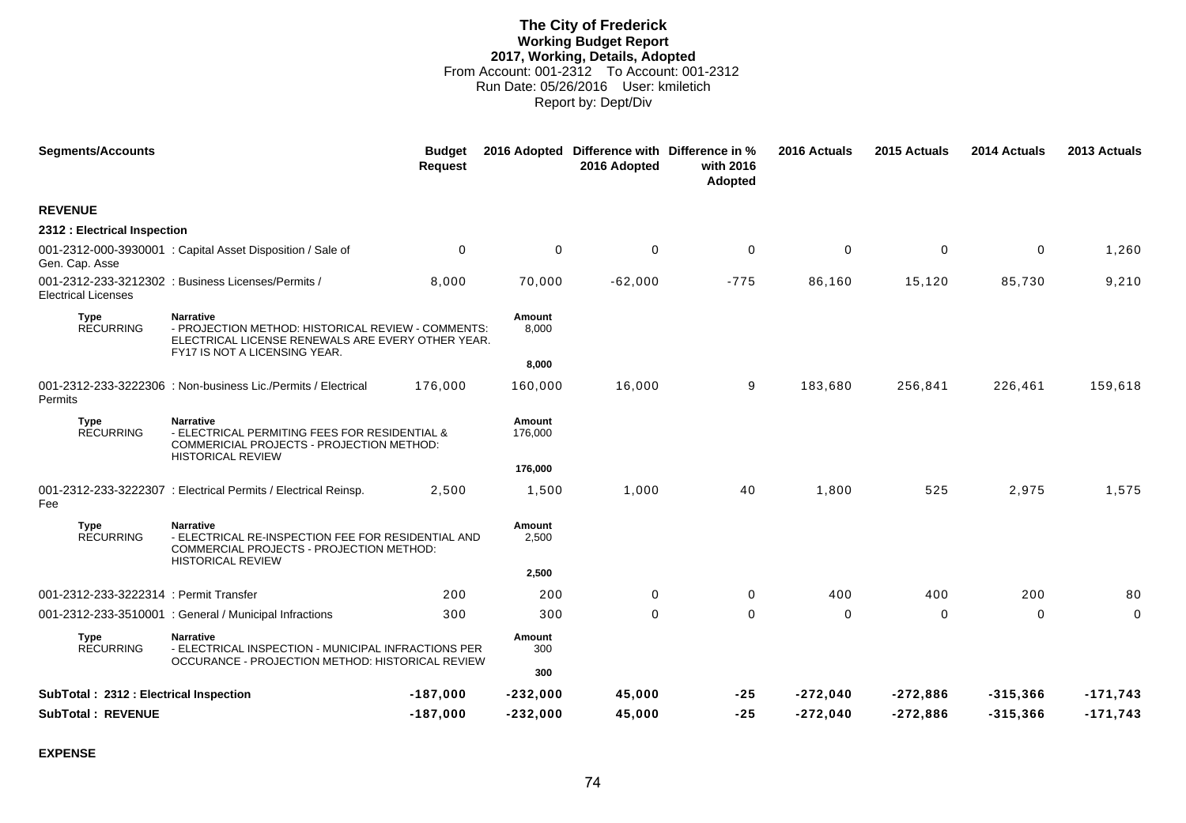# The City of Frederick

## Working Budget Report

### 2017, Working, Details, Adopted

From Account: 001-2312 To Account: 001-2312

Run Date: 05/26/2016 User: kmiletich

Report by: Dept/Div

| Segments/Accounts | Budget Request | 2016 Adopted | Difference with 2016 Adopted | Difference in % with 2016 Adopted | 2016 Actuals | 2015 Actuals | 2014 Actuals | 2013 Actuals |
|---|---|---|---|---|---|---|---|---|
| **REVENUE** | | | | | | | | |
| **2312 : Electrical Inspection** | | | | | | | | |
| 001-2312-000-3930001 : Capital Asset Disposition / Sale of Gen. Cap. Asse | 0 | 0 | 0 | 0 | 0 | 0 | 0 | 1,260 |
| 001-2312-233-3212302 : Business Licenses/Permits / Electrical Licenses | 8,000 | 70,000 | -62,000 | -775 | 86,160 | 15,120 | 85,730 | 9,210 |
| **Type** RECURRING — **Narrative** - PROJECTION METHOD: HISTORICAL REVIEW - COMMENTS: ELECTRICAL LICENSE RENEWALS ARE EVERY OTHER YEAR. FY17 IS NOT A LICENSING YEAR. | | **Amount** 8,000<br>**8,000** | | | | | | |
| 001-2312-233-3222306 : Non-business Lic./Permits / Electrical Permits | 176,000 | 160,000 | 16,000 | 9 | 183,680 | 256,841 | 226,461 | 159,618 |
| **Type** RECURRING — **Narrative** - ELECTRICAL PERMITING FEES FOR RESIDENTIAL & COMMERICIAL PROJECTS - PROJECTION METHOD: HISTORICAL REVIEW | | **Amount** 176,000<br>**176,000** | | | | | | |
| 001-2312-233-3222307 : Electrical Permits / Electrical Reinsp. Fee | 2,500 | 1,500 | 1,000 | 40 | 1,800 | 525 | 2,975 | 1,575 |
| **Type** RECURRING — **Narrative** - ELECTRICAL RE-INSPECTION FEE FOR RESIDENTIAL AND COMMERCIAL PROJECTS - PROJECTION METHOD: HISTORICAL REVIEW | | **Amount** 2,500<br>**2,500** | | | | | | |
| 001-2312-233-3222314 : Permit Transfer | 200 | 200 | 0 | 0 | 400 | 400 | 200 | 80 |
| 001-2312-233-3510001 : General / Municipal Infractions | 300 | 300 | 0 | 0 | 0 | 0 | 0 | 0 |
| **Type** RECURRING — **Narrative** - ELECTRICAL INSPECTION - MUNICIPAL INFRACTIONS PER OCCURANCE - PROJECTION METHOD: HISTORICAL REVIEW | | **Amount** 300<br>**300** | | | | | | |
| **SubTotal : 2312 : Electrical Inspection** | **-187,000** | **-232,000** | **45,000** | **-25** | **-272,040** | **-272,886** | **-315,366** | **-171,743** |
| **SubTotal : REVENUE** | **-187,000** | **-232,000** | **45,000** | **-25** | **-272,040** | **-272,886** | **-315,366** | **-171,743** |

**EXPENSE**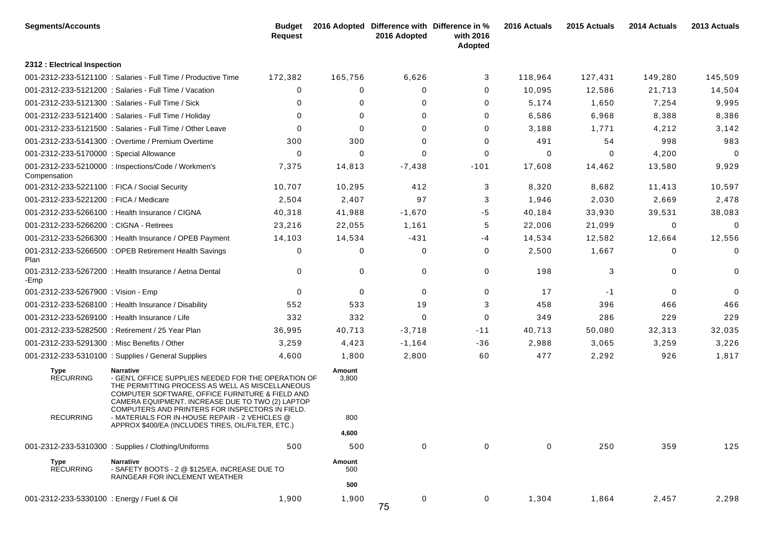| Segments/Accounts | Budget Request | 2016 Adopted | Difference with 2016 Adopted | Difference in % with 2016 Adopted | 2016 Actuals | 2015 Actuals | 2014 Actuals | 2013 Actuals |
|---|---|---|---|---|---|---|---|---|
| **2312 : Electrical Inspection** | | | | | | | | |
| 001-2312-233-5121100 : Salaries - Full Time / Productive Time | 172,382 | 165,756 | 6,626 | 3 | 118,964 | 127,431 | 149,280 | 145,509 |
| 001-2312-233-5121200 : Salaries - Full Time / Vacation | 0 | 0 | 0 | 0 | 10,095 | 12,586 | 21,713 | 14,504 |
| 001-2312-233-5121300 : Salaries - Full Time / Sick | 0 | 0 | 0 | 0 | 5,174 | 1,650 | 7,254 | 9,995 |
| 001-2312-233-5121400 : Salaries - Full Time / Holiday | 0 | 0 | 0 | 0 | 6,586 | 6,968 | 8,388 | 8,386 |
| 001-2312-233-5121500 : Salaries - Full Time / Other Leave | 0 | 0 | 0 | 0 | 3,188 | 1,771 | 4,212 | 3,142 |
| 001-2312-233-5141300 : Overtime / Premium Overtime | 300 | 300 | 0 | 0 | 491 | 54 | 998 | 983 |
| 001-2312-233-5170000 : Special Allowance | 0 | 0 | 0 | 0 | 0 | 0 | 4,200 | 0 |
| 001-2312-233-5210000 : Inspections/Code / Workmen's Compensation | 7,375 | 14,813 | -7,438 | -101 | 17,608 | 14,462 | 13,580 | 9,929 |
| 001-2312-233-5221100 : FICA / Social Security | 10,707 | 10,295 | 412 | 3 | 8,320 | 8,682 | 11,413 | 10,597 |
| 001-2312-233-5221200 : FICA / Medicare | 2,504 | 2,407 | 97 | 3 | 1,946 | 2,030 | 2,669 | 2,478 |
| 001-2312-233-5266100 : Health Insurance / CIGNA | 40,318 | 41,988 | -1,670 | -5 | 40,184 | 33,930 | 39,531 | 38,083 |
| 001-2312-233-5266200 : CIGNA - Retirees | 23,216 | 22,055 | 1,161 | 5 | 22,006 | 21,099 | 0 | 0 |
| 001-2312-233-5266300 : Health Insurance / OPEB Payment | 14,103 | 14,534 | -431 | -4 | 14,534 | 12,582 | 12,664 | 12,556 |
| 001-2312-233-5266500 : OPEB Retirement Health Savings Plan | 0 | 0 | 0 | 0 | 2,500 | 1,667 | 0 | 0 |
| 001-2312-233-5267200 : Health Insurance / Aetna Dental -Emp | 0 | 0 | 0 | 0 | 198 | 3 | 0 | 0 |
| 001-2312-233-5267900 : Vision - Emp | 0 | 0 | 0 | 0 | 17 | -1 | 0 | 0 |
| 001-2312-233-5268100 : Health Insurance / Disability | 552 | 533 | 19 | 3 | 458 | 396 | 466 | 466 |
| 001-2312-233-5269100 : Health Insurance / Life | 332 | 332 | 0 | 0 | 349 | 286 | 229 | 229 |
| 001-2312-233-5282500 : Retirement / 25 Year Plan | 36,995 | 40,713 | -3,718 | -11 | 40,713 | 50,080 | 32,313 | 32,035 |
| 001-2312-233-5291300 : Misc Benefits / Other | 3,259 | 4,423 | -1,164 | -36 | 2,988 | 3,065 | 3,259 | 3,226 |
| 001-2312-233-5310100 : Supplies / General Supplies | 4,600 | 1,800 | 2,800 | 60 | 477 | 2,292 | 926 | 1,817 |

| Type | Narrative | Amount |
|---|---|---|
| RECURRING | - GEN'L OFFICE SUPPLIES NEEDED FOR THE OPERATION OF THE PERMITTING PROCESS AS WELL AS MISCELLANEOUS COMPUTER SOFTWARE, OFFICE FURNITURE & FIELD AND CAMERA EQUIPMENT. INCREASE DUE TO TWO (2) LAPTOP COMPUTERS AND PRINTERS FOR INSPECTORS IN FIELD. | 3,800 |
| RECURRING | - MATERIALS FOR IN-HOUSE REPAIR - 2 VEHICLES @ APPROX $400/EA (INCLUDES TIRES, OIL/FILTER, ETC.) | 800 |
| | | **4,600** |

| Segments/Accounts | Budget Request | 2016 Adopted | Difference with 2016 Adopted | Difference in % with 2016 Adopted | 2016 Actuals | 2015 Actuals | 2014 Actuals | 2013 Actuals |
|---|---|---|---|---|---|---|---|---|
| 001-2312-233-5310300 : Supplies / Clothing/Uniforms | 500 | 500 | 0 | 0 | 0 | 250 | 359 | 125 |

| Type | Narrative | Amount |
|---|---|---|
| RECURRING | - SAFETY BOOTS - 2 @ $125/EA. INCREASE DUE TO RAINGEAR FOR INCLEMENT WEATHER | 500 |
| | | **500** |

| Segments/Accounts | Budget Request | 2016 Adopted | Difference with 2016 Adopted | Difference in % with 2016 Adopted | 2016 Actuals | 2015 Actuals | 2014 Actuals | 2013 Actuals |
|---|---|---|---|---|---|---|---|---|
| 001-2312-233-5330100 : Energy / Fuel & Oil | 1,900 | 1,900 | 0 | 0 | 1,304 | 1,864 | 2,457 | 2,298 |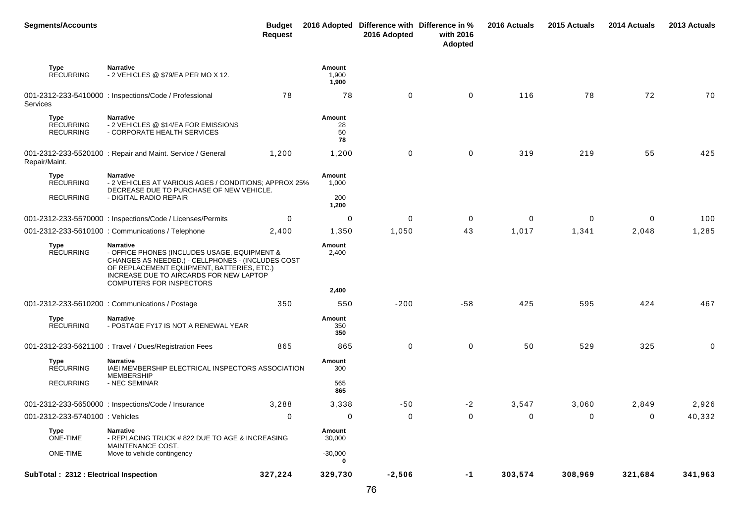| Segments/Accounts | | Budget Request | 2016 Adopted | Difference with 2016 Adopted | Difference in % with 2016 Adopted | 2016 Actuals | 2015 Actuals | 2014 Actuals | 2013 Actuals |
|---|---|---|---|---|---|---|---|---|---|
| **Type** | **Narrative** | | **Amount** | | | | | | |
| RECURRING | - 2 VEHICLES @ $79/EA PER MO X 12. | | 1,900 | | | | | | |
| | | | **1,900** | | | | | | |
| 001-2312-233-5410000 : Inspections/Code / Professional Services | | 78 | 78 | 0 | 0 | 116 | 78 | 72 | 70 |
| **Type** | **Narrative** | | **Amount** | | | | | | |
| RECURRING | - 2 VEHICLES @ $14/EA FOR EMISSIONS | | 28 | | | | | | |
| RECURRING | - CORPORATE HEALTH SERVICES | | 50 | | | | | | |
| | | | **78** | | | | | | |
| 001-2312-233-5520100 : Repair and Maint. Service / General Repair/Maint. | | 1,200 | 1,200 | 0 | 0 | 319 | 219 | 55 | 425 |
| **Type** | **Narrative** | | **Amount** | | | | | | |
| RECURRING | - 2 VEHICLES AT VARIOUS AGES / CONDITIONS; APPROX 25% DECREASE DUE TO PURCHASE OF NEW VEHICLE. | | 1,000 | | | | | | |
| RECURRING | - DIGITAL RADIO REPAIR | | 200 | | | | | | |
| | | | **1,200** | | | | | | |
| 001-2312-233-5570000 : Inspections/Code / Licenses/Permits | | 0 | 0 | 0 | 0 | 0 | 0 | 0 | 100 |
| 001-2312-233-5610100 : Communications / Telephone | | 2,400 | 1,350 | 1,050 | 43 | 1,017 | 1,341 | 2,048 | 1,285 |
| **Type** | **Narrative** | | **Amount** | | | | | | |
| RECURRING | - OFFICE PHONES (INCLUDES USAGE, EQUIPMENT & CHANGES AS NEEDED.) - CELLPHONES - (INCLUDES COST OF REPLACEMENT EQUIPMENT, BATTERIES, ETC.) INCREASE DUE TO AIRCARDS FOR NEW LAPTOP COMPUTERS FOR INSPECTORS | | 2,400 | | | | | | |
| | | | **2,400** | | | | | | |
| 001-2312-233-5610200 : Communications / Postage | | 350 | 550 | -200 | -58 | 425 | 595 | 424 | 467 |
| **Type** | **Narrative** | | **Amount** | | | | | | |
| RECURRING | - POSTAGE FY17 IS NOT A RENEWAL YEAR | | 350 | | | | | | |
| | | | **350** | | | | | | |
| 001-2312-233-5621100 : Travel / Dues/Registration Fees | | 865 | 865 | 0 | 0 | 50 | 529 | 325 | 0 |
| **Type** | **Narrative** | | **Amount** | | | | | | |
| RECURRING | IAEI MEMBERSHIP ELECTRICAL INSPECTORS ASSOCIATION MEMBERSHIP | | 300 | | | | | | |
| RECURRING | - NEC SEMINAR | | 565 | | | | | | |
| | | | **865** | | | | | | |
| 001-2312-233-5650000 : Inspections/Code / Insurance | | 3,288 | 3,338 | -50 | -2 | 3,547 | 3,060 | 2,849 | 2,926 |
| 001-2312-233-5740100 : Vehicles | | 0 | 0 | 0 | 0 | 0 | 0 | 0 | 40,332 |
| **Type** | **Narrative** | | **Amount** | | | | | | |
| ONE-TIME | - REPLACING TRUCK # 822 DUE TO AGE & INCREASING MAINTENANCE COST. | | 30,000 | | | | | | |
| ONE-TIME | Move to vehicle contingency | | -30,000 | | | | | | |
| | | | **0** | | | | | | |
| **SubTotal : 2312 : Electrical Inspection** | | **327,224** | **329,730** | **-2,506** | **-1** | **303,574** | **308,969** | **321,684** | **341,963** |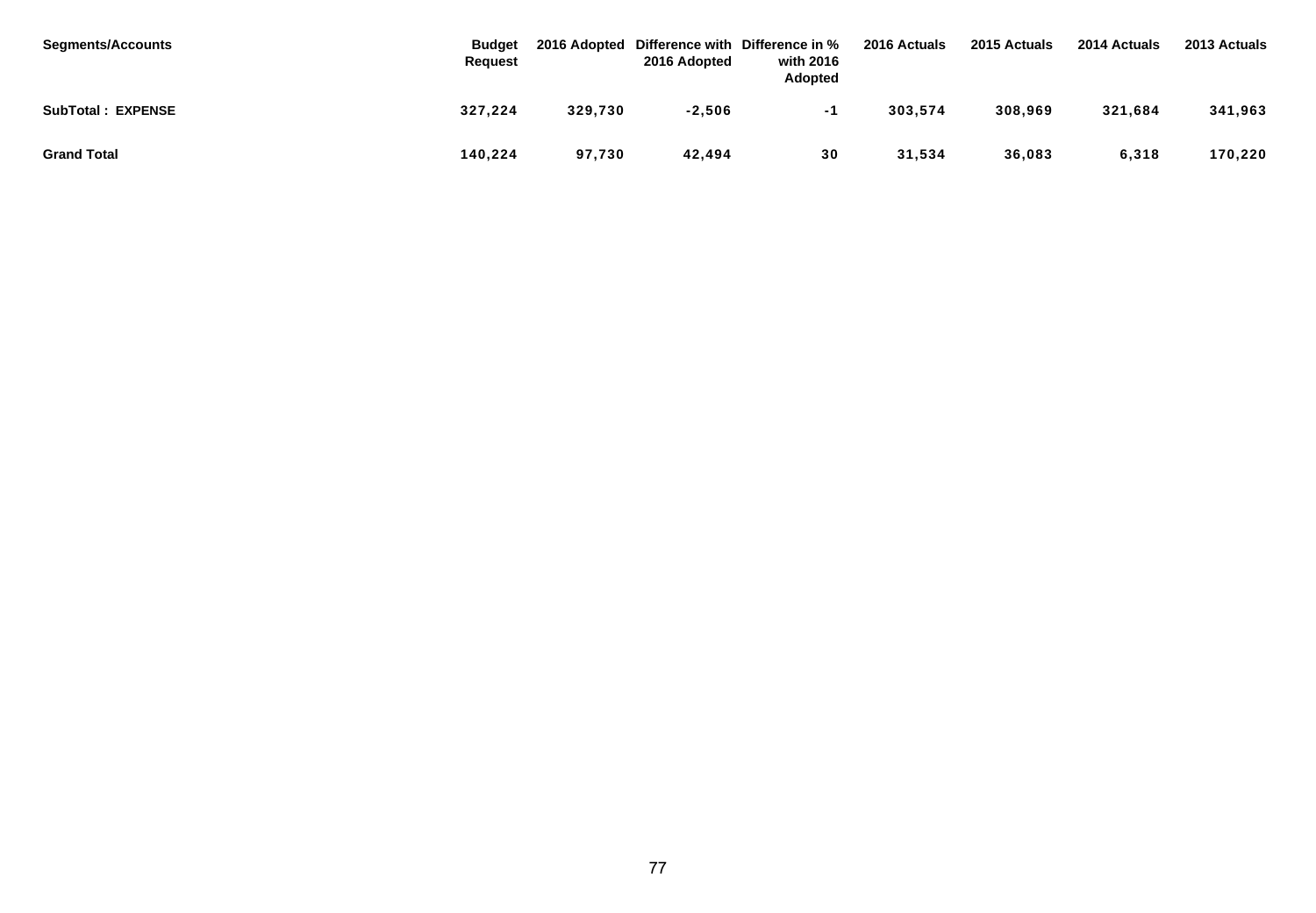| Segments/Accounts | Budget Request | 2016 Adopted | Difference with 2016 Adopted | Difference in % with 2016 Adopted | 2016 Actuals | 2015 Actuals | 2014 Actuals | 2013 Actuals |
|---|---|---|---|---|---|---|---|---|
| **SubTotal : EXPENSE** | **327,224** | **329,730** | **-2,506** | **-1** | **303,574** | **308,969** | **321,684** | **341,963** |
| **Grand Total** | **140,224** | **97,730** | **42,494** | **30** | **31,534** | **36,083** | **6,318** | **170,220** |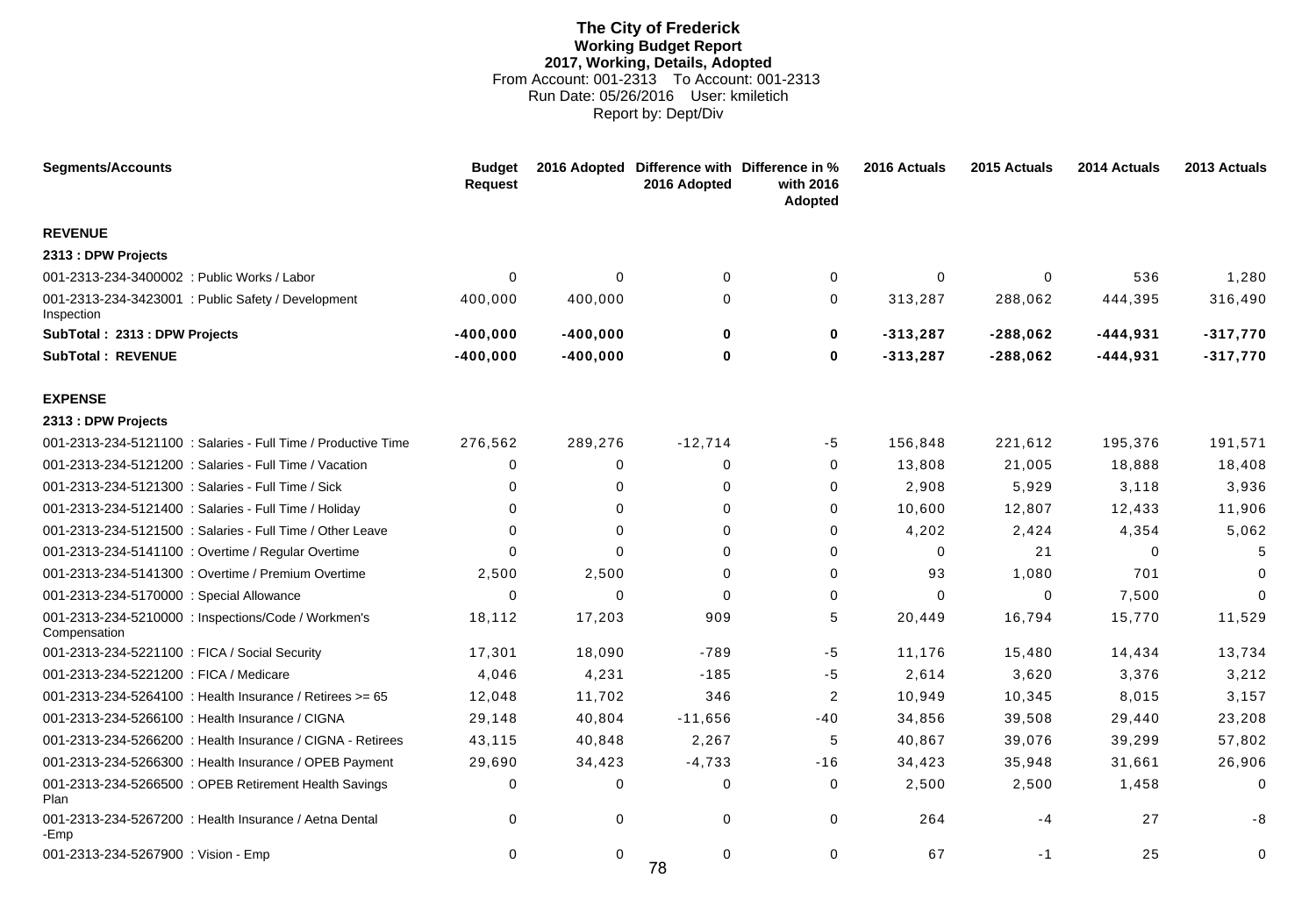# The City of Frederick

**Working Budget Report**
**2017, Working, Details, Adopted**
From Account: 001-2313 To Account: 001-2313
Run Date: 05/26/2016 User: kmiletich
Report by: Dept/Div

| Segments/Accounts | Budget Request | 2016 Adopted | Difference with 2016 Adopted | Difference in % with 2016 Adopted | 2016 Actuals | 2015 Actuals | 2014 Actuals | 2013 Actuals |
|---|---|---|---|---|---|---|---|---|
| **REVENUE** | | | | | | | | |
| **2313 : DPW Projects** | | | | | | | | |
| 001-2313-234-3400002 : Public Works / Labor | 0 | 0 | 0 | 0 | 0 | 0 | 536 | 1,280 |
| 001-2313-234-3423001 : Public Safety / Development Inspection | 400,000 | 400,000 | 0 | 0 | 313,287 | 288,062 | 444,395 | 316,490 |
| **SubTotal : 2313 : DPW Projects** | **-400,000** | **-400,000** | **0** | **0** | **-313,287** | **-288,062** | **-444,931** | **-317,770** |
| **SubTotal : REVENUE** | **-400,000** | **-400,000** | **0** | **0** | **-313,287** | **-288,062** | **-444,931** | **-317,770** |
| **EXPENSE** | | | | | | | | |
| **2313 : DPW Projects** | | | | | | | | |
| 001-2313-234-5121100 : Salaries - Full Time / Productive Time | 276,562 | 289,276 | -12,714 | -5 | 156,848 | 221,612 | 195,376 | 191,571 |
| 001-2313-234-5121200 : Salaries - Full Time / Vacation | 0 | 0 | 0 | 0 | 13,808 | 21,005 | 18,888 | 18,408 |
| 001-2313-234-5121300 : Salaries - Full Time / Sick | 0 | 0 | 0 | 0 | 2,908 | 5,929 | 3,118 | 3,936 |
| 001-2313-234-5121400 : Salaries - Full Time / Holiday | 0 | 0 | 0 | 0 | 10,600 | 12,807 | 12,433 | 11,906 |
| 001-2313-234-5121500 : Salaries - Full Time / Other Leave | 0 | 0 | 0 | 0 | 4,202 | 2,424 | 4,354 | 5,062 |
| 001-2313-234-5141100 : Overtime / Regular Overtime | 0 | 0 | 0 | 0 | 0 | 21 | 0 | 5 |
| 001-2313-234-5141300 : Overtime / Premium Overtime | 2,500 | 2,500 | 0 | 0 | 93 | 1,080 | 701 | 0 |
| 001-2313-234-5170000 : Special Allowance | 0 | 0 | 0 | 0 | 0 | 0 | 7,500 | 0 |
| 001-2313-234-5210000 : Inspections/Code / Workmen's Compensation | 18,112 | 17,203 | 909 | 5 | 20,449 | 16,794 | 15,770 | 11,529 |
| 001-2313-234-5221100 : FICA / Social Security | 17,301 | 18,090 | -789 | -5 | 11,176 | 15,480 | 14,434 | 13,734 |
| 001-2313-234-5221200 : FICA / Medicare | 4,046 | 4,231 | -185 | -5 | 2,614 | 3,620 | 3,376 | 3,212 |
| 001-2313-234-5264100 : Health Insurance / Retirees >= 65 | 12,048 | 11,702 | 346 | 2 | 10,949 | 10,345 | 8,015 | 3,157 |
| 001-2313-234-5266100 : Health Insurance / CIGNA | 29,148 | 40,804 | -11,656 | -40 | 34,856 | 39,508 | 29,440 | 23,208 |
| 001-2313-234-5266200 : Health Insurance / CIGNA - Retirees | 43,115 | 40,848 | 2,267 | 5 | 40,867 | 39,076 | 39,299 | 57,802 |
| 001-2313-234-5266300 : Health Insurance / OPEB Payment | 29,690 | 34,423 | -4,733 | -16 | 34,423 | 35,948 | 31,661 | 26,906 |
| 001-2313-234-5266500 : OPEB Retirement Health Savings Plan | 0 | 0 | 0 | 0 | 2,500 | 2,500 | 1,458 | 0 |
| 001-2313-234-5267200 : Health Insurance / Aetna Dental -Emp | 0 | 0 | 0 | 0 | 264 | -4 | 27 | -8 |
| 001-2313-234-5267900 : Vision - Emp | 0 | 0 | 0 | 0 | 67 | -1 | 25 | 0 |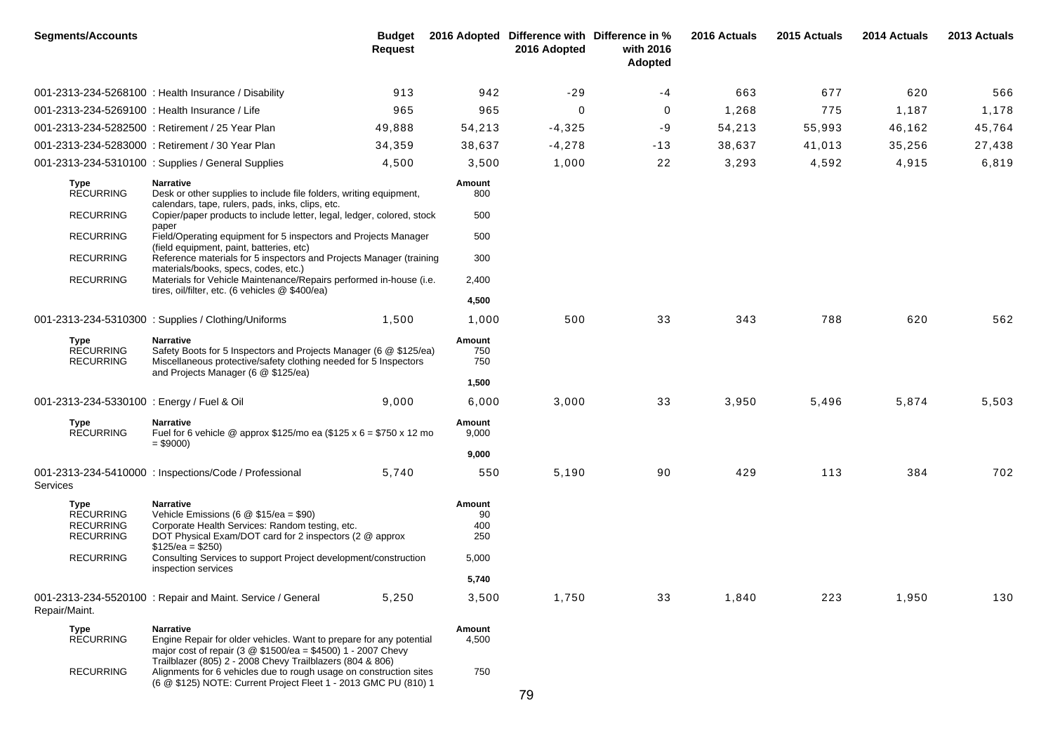| Segments/Accounts | Budget Request | 2016 Adopted | Difference with 2016 Adopted | Difference in % with 2016 Adopted | 2016 Actuals | 2015 Actuals | 2014 Actuals | 2013 Actuals |
|---|---|---|---|---|---|---|---|---|
| 001-2313-234-5268100 : Health Insurance / Disability | 913 | 942 | -29 | -4 | 663 | 677 | 620 | 566 |
| 001-2313-234-5269100 : Health Insurance / Life | 965 | 965 | 0 | 0 | 1,268 | 775 | 1,187 | 1,178 |
| 001-2313-234-5282500 : Retirement / 25 Year Plan | 49,888 | 54,213 | -4,325 | -9 | 54,213 | 55,993 | 46,162 | 45,764 |
| 001-2313-234-5283000 : Retirement / 30 Year Plan | 34,359 | 38,637 | -4,278 | -13 | 38,637 | 41,013 | 35,256 | 27,438 |
| 001-2313-234-5310100 : Supplies / General Supplies | 4,500 | 3,500 | 1,000 | 22 | 3,293 | 4,592 | 4,915 | 6,819 |

| Type | Narrative | Amount |
|---|---|---|
| RECURRING | Desk or other supplies to include file folders, writing equipment, calendars, tape, rulers, pads, inks, clips, etc. | 800 |
| RECURRING | Copier/paper products to include letter, legal, ledger, colored, stock paper | 500 |
| RECURRING | Field/Operating equipment for 5 inspectors and Projects Manager (field equipment, paint, batteries, etc) | 500 |
| RECURRING | Reference materials for 5 inspectors and Projects Manager (training materials/books, specs, codes, etc.) | 300 |
| RECURRING | Materials for Vehicle Maintenance/Repairs performed in-house (i.e. tires, oil/filter, etc. (6 vehicles @ $400/ea) | 2,400 |
| | | **4,500** |

| Segments/Accounts | Budget Request | 2016 Adopted | Difference with 2016 Adopted | Difference in % with 2016 Adopted | 2016 Actuals | 2015 Actuals | 2014 Actuals | 2013 Actuals |
|---|---|---|---|---|---|---|---|---|
| 001-2313-234-5310300 : Supplies / Clothing/Uniforms | 1,500 | 1,000 | 500 | 33 | 343 | 788 | 620 | 562 |

| Type | Narrative | Amount |
|---|---|---|
| RECURRING | Safety Boots for 5 Inspectors and Projects Manager (6 @ $125/ea) | 750 |
| RECURRING | Miscellaneous protective/safety clothing needed for 5 Inspectors and Projects Manager (6 @ $125/ea) | 750 |
| | | **1,500** |

| Segments/Accounts | Budget Request | 2016 Adopted | Difference with 2016 Adopted | Difference in % with 2016 Adopted | 2016 Actuals | 2015 Actuals | 2014 Actuals | 2013 Actuals |
|---|---|---|---|---|---|---|---|---|
| 001-2313-234-5330100 : Energy / Fuel & Oil | 9,000 | 6,000 | 3,000 | 33 | 3,950 | 5,496 | 5,874 | 5,503 |

| Type | Narrative | Amount |
|---|---|---|
| RECURRING | Fuel for 6 vehicle @ approx $125/mo ea ($125 x 6 = $750 x 12 mo = $9000) | 9,000 |
| | | **9,000** |

| Segments/Accounts | Budget Request | 2016 Adopted | Difference with 2016 Adopted | Difference in % with 2016 Adopted | 2016 Actuals | 2015 Actuals | 2014 Actuals | 2013 Actuals |
|---|---|---|---|---|---|---|---|---|
| 001-2313-234-5410000 : Inspections/Code / Professional Services | 5,740 | 550 | 5,190 | 90 | 429 | 113 | 384 | 702 |

| Type | Narrative | Amount |
|---|---|---|
| RECURRING | Vehicle Emissions (6 @ $15/ea = $90) | 90 |
| RECURRING | Corporate Health Services: Random testing, etc. | 400 |
| RECURRING | DOT Physical Exam/DOT card for 2 inspectors (2 @ approx $125/ea = $250) | 250 |
| RECURRING | Consulting Services to support Project development/construction inspection services | 5,000 |
| | | **5,740** |

| Segments/Accounts | Budget Request | 2016 Adopted | Difference with 2016 Adopted | Difference in % with 2016 Adopted | 2016 Actuals | 2015 Actuals | 2014 Actuals | 2013 Actuals |
|---|---|---|---|---|---|---|---|---|
| 001-2313-234-5520100 : Repair and Maint. Service / General Repair/Maint. | 5,250 | 3,500 | 1,750 | 33 | 1,840 | 223 | 1,950 | 130 |

| Type | Narrative | Amount |
|---|---|---|
| RECURRING | Engine Repair for older vehicles. Want to prepare for any potential major cost of repair (3 @ $1500/ea = $4500) 1 - 2007 Chevy Trailblazer (805) 2 - 2008 Chevy Trailblazers (804 & 806) | 4,500 |
| RECURRING | Alignments for 6 vehicles due to rough usage on construction sites (6 @ $125) NOTE: Current Project Fleet 1 - 2013 GMC PU (810) 1 | 750 |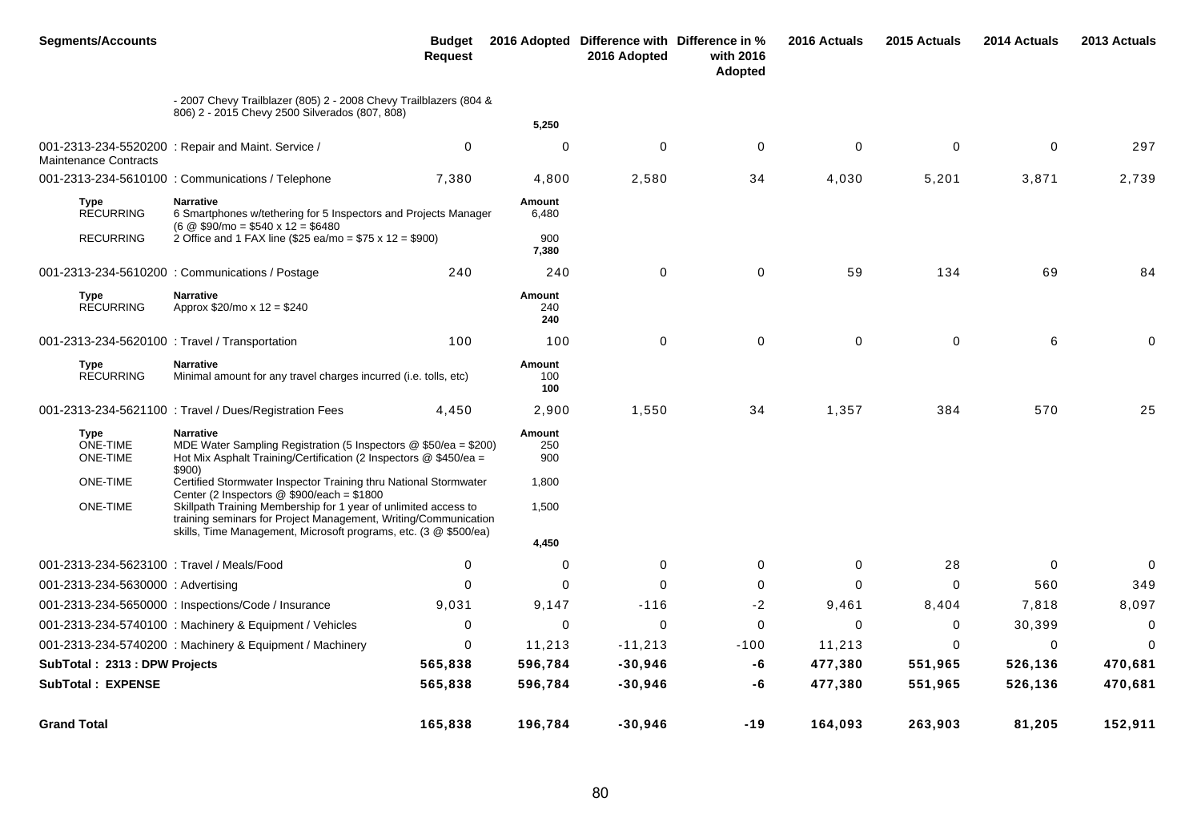| Segments/Accounts | | Budget Request | 2016 Adopted | Difference with 2016 Adopted | Difference in % with 2016 Adopted | 2016 Actuals | 2015 Actuals | 2014 Actuals | 2013 Actuals |
|---|---|---|---|---|---|---|---|---|---|
| | - 2007 Chevy Trailblazer (805) 2 - 2008 Chevy Trailblazers (804 & 806) 2 - 2015 Chevy 2500 Silverados (807, 808) | | 5,250 | | | | | | |
| 001-2313-234-5520200 : Repair and Maint. Service / Maintenance Contracts | | 0 | 0 | 0 | 0 | 0 | 0 | 0 | 297 |
| 001-2313-234-5610100 : Communications / Telephone | | 7,380 | 4,800 | 2,580 | 34 | 4,030 | 5,201 | 3,871 | 2,739 |
| **Type** | **Narrative** | | **Amount** | | | | | | |
| RECURRING | 6 Smartphones w/tethering for 5 Inspectors and Projects Manager (6 @ $90/mo = $540 x 12 = $6480 | | 6,480 | | | | | | |
| RECURRING | 2 Office and 1 FAX line ($25 ea/mo = $75 x 12 = $900) | | 900 | | | | | | |
| | | | **7,380** | | | | | | |
| 001-2313-234-5610200 : Communications / Postage | | 240 | 240 | 0 | 0 | 59 | 134 | 69 | 84 |
| **Type** | **Narrative** | | **Amount** | | | | | | |
| RECURRING | Approx $20/mo x 12 = $240 | | 240 | | | | | | |
| | | | **240** | | | | | | |
| 001-2313-234-5620100 : Travel / Transportation | | 100 | 100 | 0 | 0 | 0 | 0 | 6 | 0 |
| **Type** | **Narrative** | | **Amount** | | | | | | |
| RECURRING | Minimal amount for any travel charges incurred (i.e. tolls, etc) | | 100 | | | | | | |
| | | | **100** | | | | | | |
| 001-2313-234-5621100 : Travel / Dues/Registration Fees | | 4,450 | 2,900 | 1,550 | 34 | 1,357 | 384 | 570 | 25 |
| **Type** | **Narrative** | | **Amount** | | | | | | |
| ONE-TIME | MDE Water Sampling Registration (5 Inspectors @ $50/ea = $200) | | 250 | | | | | | |
| ONE-TIME | Hot Mix Asphalt Training/Certification (2 Inspectors @ $450/ea = $900) | | 900 | | | | | | |
| ONE-TIME | Certified Stormwater Inspector Training thru National Stormwater Center (2 Inspectors @ $900/each = $1800 | | 1,800 | | | | | | |
| ONE-TIME | Skillpath Training Membership for 1 year of unlimited access to training seminars for Project Management, Writing/Communication skills, Time Management, Microsoft programs, etc. (3 @ $500/ea) | | 1,500 | | | | | | |
| | | | **4,450** | | | | | | |
| 001-2313-234-5623100 : Travel / Meals/Food | | 0 | 0 | 0 | 0 | 0 | 28 | 0 | 0 |
| 001-2313-234-5630000 : Advertising | | 0 | 0 | 0 | 0 | 0 | 0 | 560 | 349 |
| 001-2313-234-5650000 : Inspections/Code / Insurance | | 9,031 | 9,147 | -116 | -2 | 9,461 | 8,404 | 7,818 | 8,097 |
| 001-2313-234-5740100 : Machinery & Equipment / Vehicles | | 0 | 0 | 0 | 0 | 0 | 0 | 30,399 | 0 |
| 001-2313-234-5740200 : Machinery & Equipment / Machinery | | 0 | 11,213 | -11,213 | -100 | 11,213 | 0 | 0 | 0 |
| **SubTotal : 2313 : DPW Projects** | | **565,838** | **596,784** | **-30,946** | **-6** | **477,380** | **551,965** | **526,136** | **470,681** |
| **SubTotal : EXPENSE** | | **565,838** | **596,784** | **-30,946** | **-6** | **477,380** | **551,965** | **526,136** | **470,681** |
| **Grand Total** | | **165,838** | **196,784** | **-30,946** | **-19** | **164,093** | **263,903** | **81,205** | **152,911** |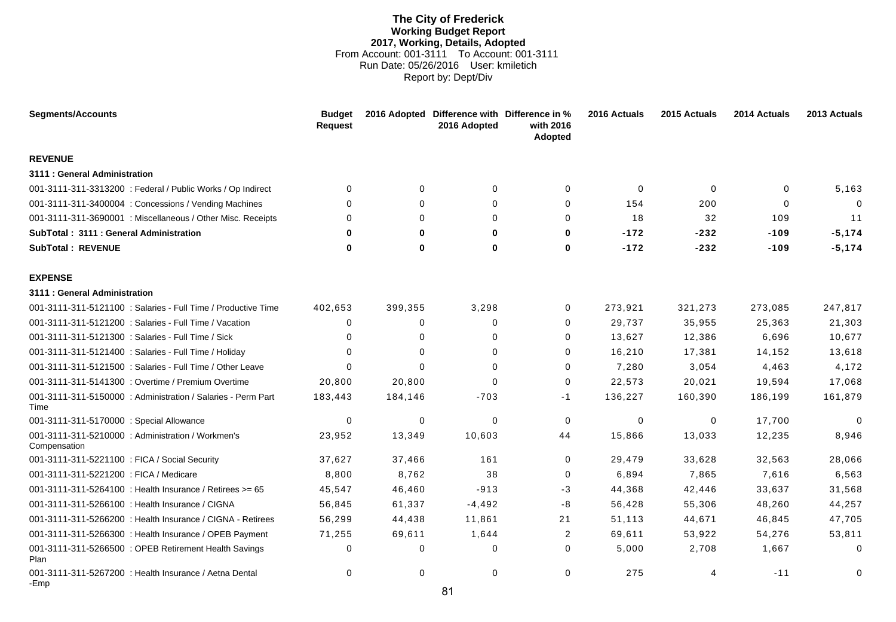# The City of Frederick

**Working Budget Report**
**2017, Working, Details, Adopted**
From Account: 001-3111 To Account: 001-3111
Run Date: 05/26/2016 User: kmiletich
Report by: Dept/Div

| Segments/Accounts | Budget Request | 2016 Adopted | Difference with 2016 Adopted | Difference in % with 2016 Adopted | 2016 Actuals | 2015 Actuals | 2014 Actuals | 2013 Actuals |
|---|---|---|---|---|---|---|---|---|
| **REVENUE** | | | | | | | | |
| **3111 : General Administration** | | | | | | | | |
| 001-3111-311-3313200 : Federal / Public Works / Op Indirect | 0 | 0 | 0 | 0 | 0 | 0 | 0 | 5,163 |
| 001-3111-311-3400004 : Concessions / Vending Machines | 0 | 0 | 0 | 0 | 154 | 200 | 0 | 0 |
| 001-3111-311-3690001 : Miscellaneous / Other Misc. Receipts | 0 | 0 | 0 | 0 | 18 | 32 | 109 | 11 |
| **SubTotal : 3111 : General Administration** | **0** | **0** | **0** | **0** | **-172** | **-232** | **-109** | **-5,174** |
| **SubTotal : REVENUE** | **0** | **0** | **0** | **0** | **-172** | **-232** | **-109** | **-5,174** |
| **EXPENSE** | | | | | | | | |
| **3111 : General Administration** | | | | | | | | |
| 001-3111-311-5121100 : Salaries - Full Time / Productive Time | 402,653 | 399,355 | 3,298 | 0 | 273,921 | 321,273 | 273,085 | 247,817 |
| 001-3111-311-5121200 : Salaries - Full Time / Vacation | 0 | 0 | 0 | 0 | 29,737 | 35,955 | 25,363 | 21,303 |
| 001-3111-311-5121300 : Salaries - Full Time / Sick | 0 | 0 | 0 | 0 | 13,627 | 12,386 | 6,696 | 10,677 |
| 001-3111-311-5121400 : Salaries - Full Time / Holiday | 0 | 0 | 0 | 0 | 16,210 | 17,381 | 14,152 | 13,618 |
| 001-3111-311-5121500 : Salaries - Full Time / Other Leave | 0 | 0 | 0 | 0 | 7,280 | 3,054 | 4,463 | 4,172 |
| 001-3111-311-5141300 : Overtime / Premium Overtime | 20,800 | 20,800 | 0 | 0 | 22,573 | 20,021 | 19,594 | 17,068 |
| 001-3111-311-5150000 : Administration / Salaries - Perm Part Time | 183,443 | 184,146 | -703 | -1 | 136,227 | 160,390 | 186,199 | 161,879 |
| 001-3111-311-5170000 : Special Allowance | 0 | 0 | 0 | 0 | 0 | 0 | 17,700 | 0 |
| 001-3111-311-5210000 : Administration / Workmen's Compensation | 23,952 | 13,349 | 10,603 | 44 | 15,866 | 13,033 | 12,235 | 8,946 |
| 001-3111-311-5221100 : FICA / Social Security | 37,627 | 37,466 | 161 | 0 | 29,479 | 33,628 | 32,563 | 28,066 |
| 001-3111-311-5221200 : FICA / Medicare | 8,800 | 8,762 | 38 | 0 | 6,894 | 7,865 | 7,616 | 6,563 |
| 001-3111-311-5264100 : Health Insurance / Retirees >= 65 | 45,547 | 46,460 | -913 | -3 | 44,368 | 42,446 | 33,637 | 31,568 |
| 001-3111-311-5266100 : Health Insurance / CIGNA | 56,845 | 61,337 | -4,492 | -8 | 56,428 | 55,306 | 48,260 | 44,257 |
| 001-3111-311-5266200 : Health Insurance / CIGNA - Retirees | 56,299 | 44,438 | 11,861 | 21 | 51,113 | 44,671 | 46,845 | 47,705 |
| 001-3111-311-5266300 : Health Insurance / OPEB Payment | 71,255 | 69,611 | 1,644 | 2 | 69,611 | 53,922 | 54,276 | 53,811 |
| 001-3111-311-5266500 : OPEB Retirement Health Savings Plan | 0 | 0 | 0 | 0 | 5,000 | 2,708 | 1,667 | 0 |
| 001-3111-311-5267200 : Health Insurance / Aetna Dental -Emp | 0 | 0 | 0 | 0 | 275 | 4 | -11 | 0 |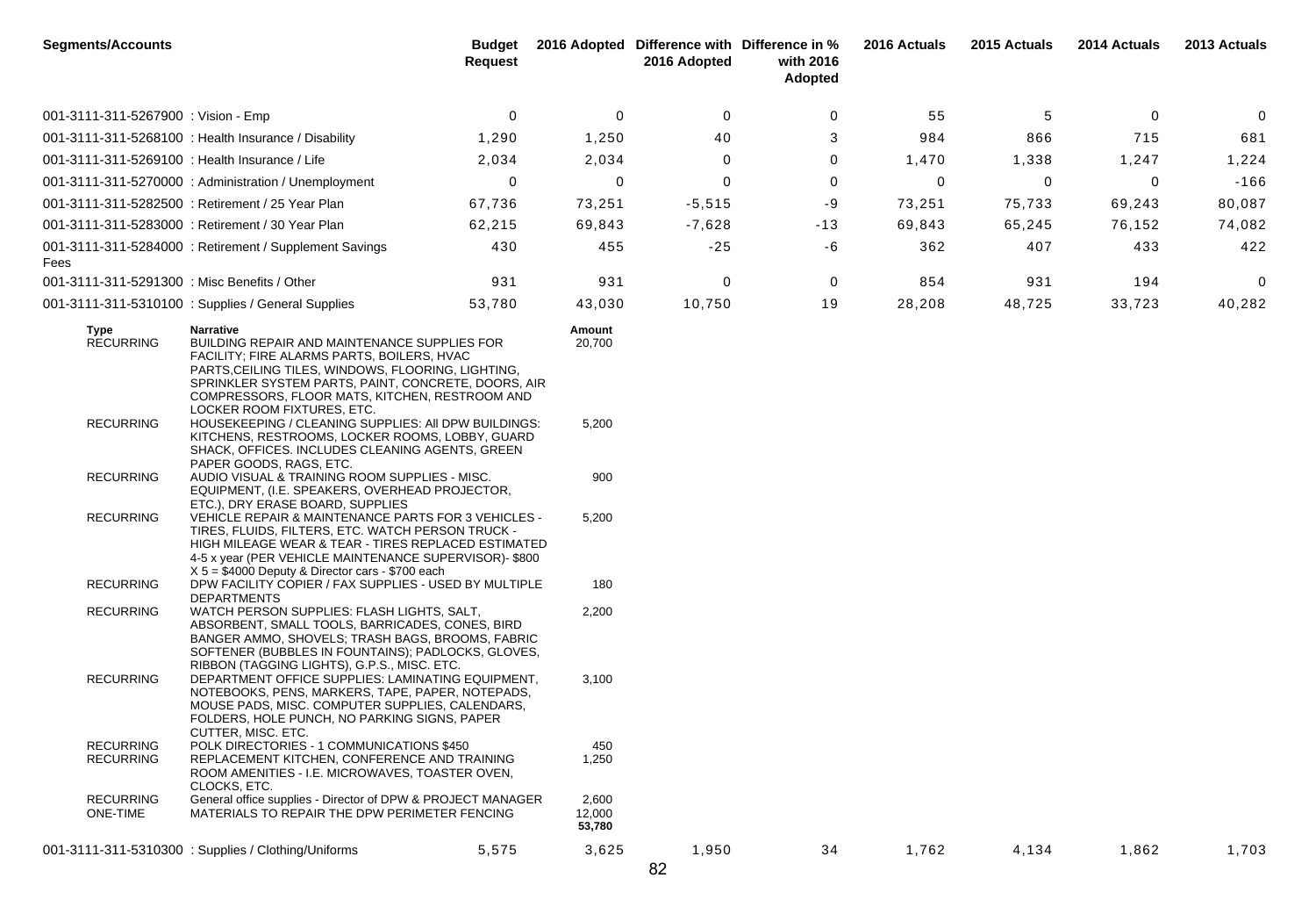| Segments/Accounts | Budget Request | 2016 Adopted | Difference with 2016 Adopted | Difference in % with 2016 Adopted | 2016 Actuals | 2015 Actuals | 2014 Actuals | 2013 Actuals |
|---|---|---|---|---|---|---|---|---|
| 001-3111-311-5267900 : Vision - Emp | 0 | 0 | 0 | 0 | 55 | 5 | 0 | 0 |
| 001-3111-311-5268100 : Health Insurance / Disability | 1,290 | 1,250 | 40 | 3 | 984 | 866 | 715 | 681 |
| 001-3111-311-5269100 : Health Insurance / Life | 2,034 | 2,034 | 0 | 0 | 1,470 | 1,338 | 1,247 | 1,224 |
| 001-3111-311-5270000 : Administration / Unemployment | 0 | 0 | 0 | 0 | 0 | 0 | 0 | -166 |
| 001-3111-311-5282500 : Retirement / 25 Year Plan | 67,736 | 73,251 | -5,515 | -9 | 73,251 | 75,733 | 69,243 | 80,087 |
| 001-3111-311-5283000 : Retirement / 30 Year Plan | 62,215 | 69,843 | -7,628 | -13 | 69,843 | 65,245 | 76,152 | 74,082 |
| 001-3111-311-5284000 : Retirement / Supplement Savings Fees | 430 | 455 | -25 | -6 | 362 | 407 | 433 | 422 |
| 001-3111-311-5291300 : Misc Benefits / Other | 931 | 931 | 0 | 0 | 854 | 931 | 194 | 0 |
| 001-3111-311-5310100 : Supplies / General Supplies | 53,780 | 43,030 | 10,750 | 19 | 28,208 | 48,725 | 33,723 | 40,282 |

| Type | Narrative | Amount |
|---|---|---|
| RECURRING | BUILDING REPAIR AND MAINTENANCE SUPPLIES FOR FACILITY; FIRE ALARMS PARTS, BOILERS, HVAC PARTS,CEILING TILES, WINDOWS, FLOORING, LIGHTING, SPRINKLER SYSTEM PARTS, PAINT, CONCRETE, DOORS, AIR COMPRESSORS, FLOOR MATS, KITCHEN, RESTROOM AND LOCKER ROOM FIXTURES, ETC. | 20,700 |
| RECURRING | HOUSEKEEPING / CLEANING SUPPLIES: All DPW BUILDINGS: KITCHENS, RESTROOMS, LOCKER ROOMS, LOBBY, GUARD SHACK, OFFICES. INCLUDES CLEANING AGENTS, GREEN PAPER GOODS, RAGS, ETC. | 5,200 |
| RECURRING | AUDIO VISUAL & TRAINING ROOM SUPPLIES - MISC. EQUIPMENT, (I.E. SPEAKERS, OVERHEAD PROJECTOR, ETC.), DRY ERASE BOARD, SUPPLIES | 900 |
| RECURRING | VEHICLE REPAIR & MAINTENANCE PARTS FOR 3 VEHICLES - TIRES, FLUIDS, FILTERS, ETC. WATCH PERSON TRUCK - HIGH MILEAGE WEAR & TEAR - TIRES REPLACED ESTIMATED 4-5 x year (PER VEHICLE MAINTENANCE SUPERVISOR)- $800 X 5 = $4000 Deputy & Director cars - $700 each | 5,200 |
| RECURRING | DPW FACILITY COPIER / FAX SUPPLIES - USED BY MULTIPLE DEPARTMENTS | 180 |
| RECURRING | WATCH PERSON SUPPLIES: FLASH LIGHTS, SALT, ABSORBENT, SMALL TOOLS, BARRICADES, CONES, BIRD BANGER AMMO, SHOVELS; TRASH BAGS, BROOMS, FABRIC SOFTENER (BUBBLES IN FOUNTAINS); PADLOCKS, GLOVES, RIBBON (TAGGING LIGHTS), G.P.S., MISC. ETC. | 2,200 |
| RECURRING | DEPARTMENT OFFICE SUPPLIES: LAMINATING EQUIPMENT, NOTEBOOKS, PENS, MARKERS, TAPE, PAPER, NOTEPADS, MOUSE PADS, MISC. COMPUTER SUPPLIES, CALENDARS, FOLDERS, HOLE PUNCH, NO PARKING SIGNS, PAPER CUTTER, MISC. ETC. | 3,100 |
| RECURRING | POLK DIRECTORIES - 1 COMMUNICATIONS $450 | 450 |
| RECURRING | REPLACEMENT KITCHEN, CONFERENCE AND TRAINING ROOM AMENITIES - I.E. MICROWAVES, TOASTER OVEN, CLOCKS, ETC. | 1,250 |
| RECURRING | General office supplies - Director of DPW & PROJECT MANAGER | 2,600 |
| ONE-TIME | MATERIALS TO REPAIR THE DPW PERIMETER FENCING | 12,000 |
| | | **53,780** |

| Segments/Accounts | Budget Request | 2016 Adopted | Difference with 2016 Adopted | Difference in % with 2016 Adopted | 2016 Actuals | 2015 Actuals | 2014 Actuals | 2013 Actuals |
|---|---|---|---|---|---|---|---|---|
| 001-3111-311-5310300 : Supplies / Clothing/Uniforms | 5,575 | 3,625 | 1,950 | 34 | 1,762 | 4,134 | 1,862 | 1,703 |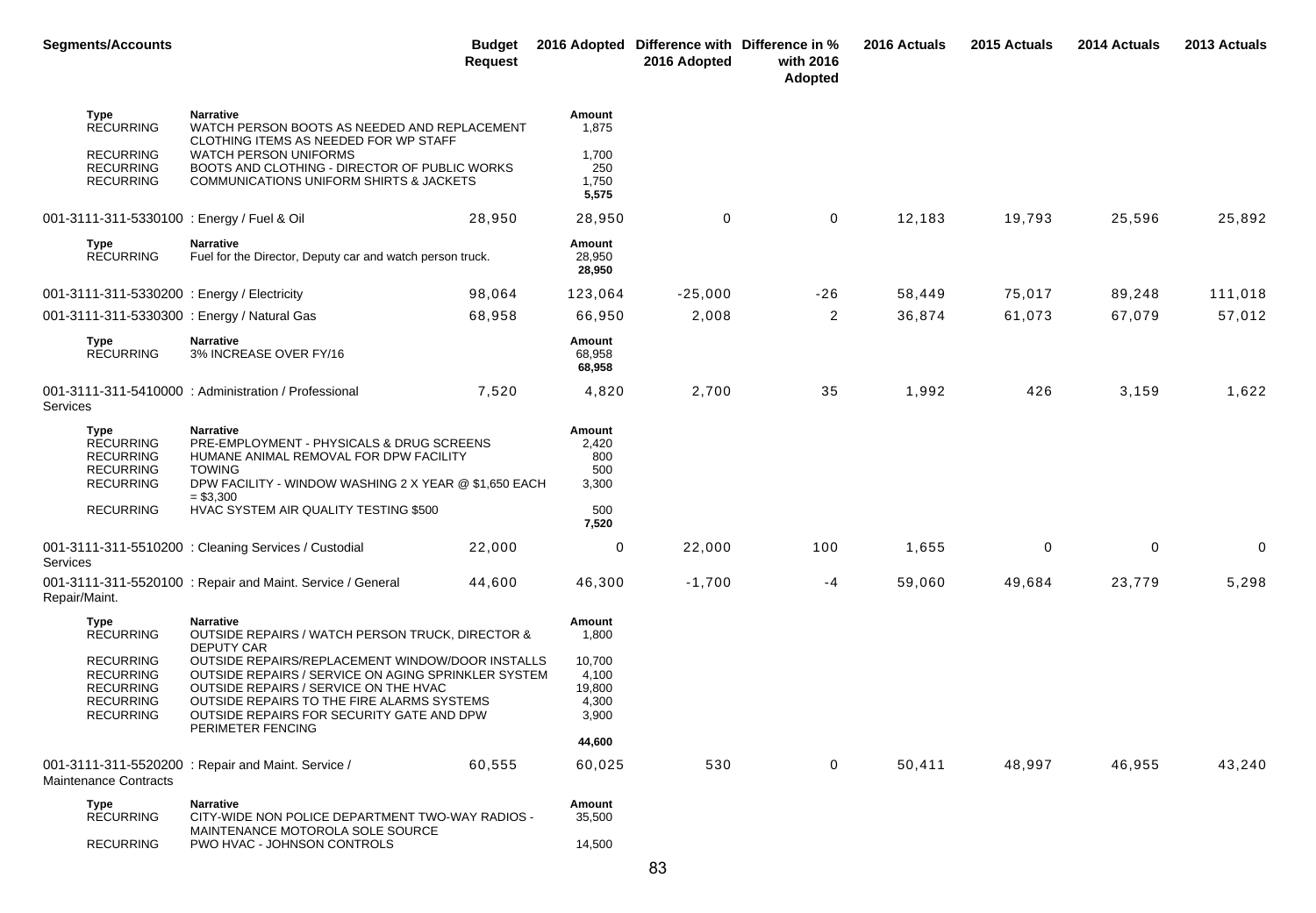| Segments/Accounts | Budget Request | 2016 Adopted | Difference with 2016 Adopted | Difference in % with 2016 Adopted | 2016 Actuals | 2015 Actuals | 2014 Actuals | 2013 Actuals |
|---|---|---|---|---|---|---|---|---|

| Type | Narrative | Amount |
|---|---|---|
| RECURRING | WATCH PERSON BOOTS AS NEEDED AND REPLACEMENT CLOTHING ITEMS AS NEEDED FOR WP STAFF | 1,875 |
| RECURRING | WATCH PERSON UNIFORMS | 1,700 |
| RECURRING | BOOTS AND CLOTHING - DIRECTOR OF PUBLIC WORKS | 250 |
| RECURRING | COMMUNICATIONS UNIFORM SHIRTS & JACKETS | 1,750 |
| | | **5,575** |

| Segments/Accounts | Budget Request | 2016 Adopted | Difference with 2016 Adopted | Difference in % with 2016 Adopted | 2016 Actuals | 2015 Actuals | 2014 Actuals | 2013 Actuals |
|---|---|---|---|---|---|---|---|---|
| 001-3111-311-5330100 : Energy / Fuel & Oil | 28,950 | 28,950 | 0 | 0 | 12,183 | 19,793 | 25,596 | 25,892 |

| Type | Narrative | Amount |
|---|---|---|
| RECURRING | Fuel for the Director, Deputy car and watch person truck. | 28,950 |
| | | **28,950** |

| Segments/Accounts | Budget Request | 2016 Adopted | Difference with 2016 Adopted | Difference in % with 2016 Adopted | 2016 Actuals | 2015 Actuals | 2014 Actuals | 2013 Actuals |
|---|---|---|---|---|---|---|---|---|
| 001-3111-311-5330200 : Energy / Electricity | 98,064 | 123,064 | -25,000 | -26 | 58,449 | 75,017 | 89,248 | 111,018 |
| 001-3111-311-5330300 : Energy / Natural Gas | 68,958 | 66,950 | 2,008 | 2 | 36,874 | 61,073 | 67,079 | 57,012 |

| Type | Narrative | Amount |
|---|---|---|
| RECURRING | 3% INCREASE OVER FY/16 | 68,958 |
| | | **68,958** |

| Segments/Accounts | Budget Request | 2016 Adopted | Difference with 2016 Adopted | Difference in % with 2016 Adopted | 2016 Actuals | 2015 Actuals | 2014 Actuals | 2013 Actuals |
|---|---|---|---|---|---|---|---|---|
| 001-3111-311-5410000 : Administration / Professional Services | 7,520 | 4,820 | 2,700 | 35 | 1,992 | 426 | 3,159 | 1,622 |

| Type | Narrative | Amount |
|---|---|---|
| RECURRING | PRE-EMPLOYMENT - PHYSICALS & DRUG SCREENS | 2,420 |
| RECURRING | HUMANE ANIMAL REMOVAL FOR DPW FACILITY | 800 |
| RECURRING | TOWING | 500 |
| RECURRING | DPW FACILITY - WINDOW WASHING 2 X YEAR @ $1,650 EACH = $3,300 | 3,300 |
| RECURRING | HVAC SYSTEM AIR QUALITY TESTING $500 | 500 |
| | | **7,520** |

| Segments/Accounts | Budget Request | 2016 Adopted | Difference with 2016 Adopted | Difference in % with 2016 Adopted | 2016 Actuals | 2015 Actuals | 2014 Actuals | 2013 Actuals |
|---|---|---|---|---|---|---|---|---|
| 001-3111-311-5510200 : Cleaning Services / Custodial Services | 22,000 | 0 | 22,000 | 100 | 1,655 | 0 | 0 | 0 |
| 001-3111-311-5520100 : Repair and Maint. Service / General Repair/Maint. | 44,600 | 46,300 | -1,700 | -4 | 59,060 | 49,684 | 23,779 | 5,298 |

| Type | Narrative | Amount |
|---|---|---|
| RECURRING | OUTSIDE REPAIRS / WATCH PERSON TRUCK, DIRECTOR & DEPUTY CAR | 1,800 |
| RECURRING | OUTSIDE REPAIRS/REPLACEMENT WINDOW/DOOR INSTALLS | 10,700 |
| RECURRING | OUTSIDE REPAIRS / SERVICE ON AGING SPRINKLER SYSTEM | 4,100 |
| RECURRING | OUTSIDE REPAIRS / SERVICE ON THE HVAC | 19,800 |
| RECURRING | OUTSIDE REPAIRS TO THE FIRE ALARMS SYSTEMS | 4,300 |
| RECURRING | OUTSIDE REPAIRS FOR SECURITY GATE AND DPW PERIMETER FENCING | 3,900 |
| | | **44,600** |

| Segments/Accounts | Budget Request | 2016 Adopted | Difference with 2016 Adopted | Difference in % with 2016 Adopted | 2016 Actuals | 2015 Actuals | 2014 Actuals | 2013 Actuals |
|---|---|---|---|---|---|---|---|---|
| 001-3111-311-5520200 : Repair and Maint. Service / Maintenance Contracts | 60,555 | 60,025 | 530 | 0 | 50,411 | 48,997 | 46,955 | 43,240 |

| Type | Narrative | Amount |
|---|---|---|
| RECURRING | CITY-WIDE NON POLICE DEPARTMENT TWO-WAY RADIOS - MAINTENANCE MOTOROLA SOLE SOURCE | 35,500 |
| RECURRING | PWO HVAC - JOHNSON CONTROLS | 14,500 |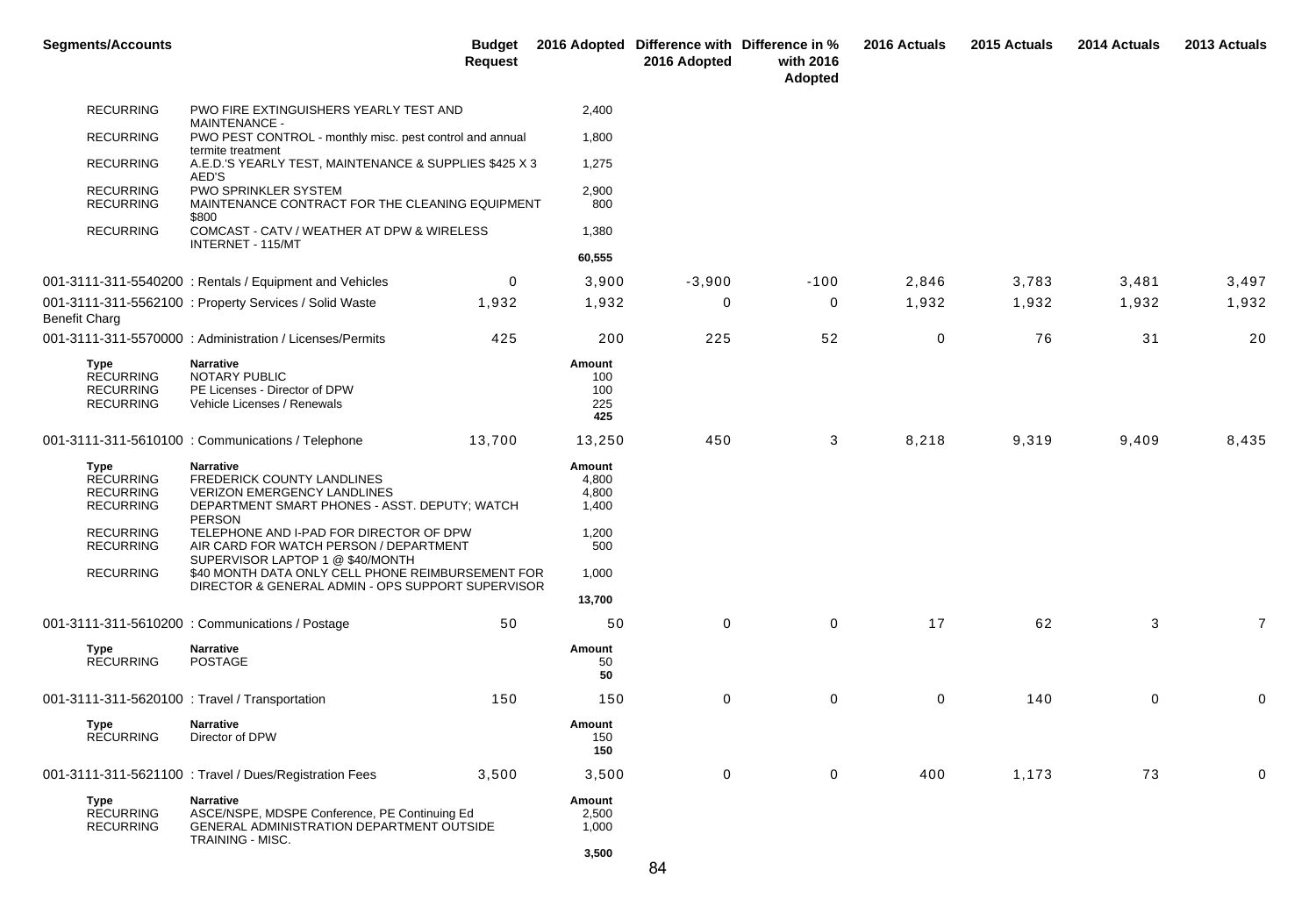| Segments/Accounts | | Budget Request | 2016 Adopted | Difference with 2016 Adopted | Difference in % with 2016 Adopted | 2016 Actuals | 2015 Actuals | 2014 Actuals | 2013 Actuals |
|---|---|---|---|---|---|---|---|---|---|
| RECURRING | PWO FIRE EXTINGUISHERS YEARLY TEST AND MAINTENANCE - | | 2,400 | | | | | | |
| RECURRING | PWO PEST CONTROL - monthly misc. pest control and annual termite treatment | | 1,800 | | | | | | |
| RECURRING | A.E.D.'S YEARLY TEST, MAINTENANCE & SUPPLIES $425 X 3 AED'S | | 1,275 | | | | | | |
| RECURRING | PWO SPRINKLER SYSTEM | | 2,900 | | | | | | |
| RECURRING | MAINTENANCE CONTRACT FOR THE CLEANING EQUIPMENT $800 | | 800 | | | | | | |
| RECURRING | COMCAST - CATV / WEATHER AT DPW & WIRELESS INTERNET - 115/MT | | 1,380 | | | | | | |
| | | | **60,555** | | | | | | |
| 001-3111-311-5540200 : Rentals / Equipment and Vehicles | | 0 | 3,900 | -3,900 | -100 | 2,846 | 3,783 | 3,481 | 3,497 |
| 001-3111-311-5562100 : Property Services / Solid Waste Benefit Charg | | 1,932 | 1,932 | 0 | 0 | 1,932 | 1,932 | 1,932 | 1,932 |
| 001-3111-311-5570000 : Administration / Licenses/Permits | | 425 | 200 | 225 | 52 | 0 | 76 | 31 | 20 |
| **Type** | **Narrative** | | **Amount** | | | | | | |
| RECURRING | NOTARY PUBLIC | | 100 | | | | | | |
| RECURRING | PE Licenses - Director of DPW | | 100 | | | | | | |
| RECURRING | Vehicle Licenses / Renewals | | 225 | | | | | | |
| | | | **425** | | | | | | |
| 001-3111-311-5610100 : Communications / Telephone | | 13,700 | 13,250 | 450 | 3 | 8,218 | 9,319 | 9,409 | 8,435 |
| **Type** | **Narrative** | | **Amount** | | | | | | |
| RECURRING | FREDERICK COUNTY LANDLINES | | 4,800 | | | | | | |
| RECURRING | VERIZON EMERGENCY LANDLINES | | 4,800 | | | | | | |
| RECURRING | DEPARTMENT SMART PHONES - ASST. DEPUTY; WATCH PERSON | | 1,400 | | | | | | |
| RECURRING | TELEPHONE AND I-PAD FOR DIRECTOR OF DPW | | 1,200 | | | | | | |
| RECURRING | AIR CARD FOR WATCH PERSON / DEPARTMENT SUPERVISOR LAPTOP 1 @ $40/MONTH | | 500 | | | | | | |
| RECURRING | $40 MONTH DATA ONLY CELL PHONE REIMBURSEMENT FOR DIRECTOR & GENERAL ADMIN - OPS SUPPORT SUPERVISOR | | 1,000 | | | | | | |
| | | | **13,700** | | | | | | |
| 001-3111-311-5610200 : Communications / Postage | | 50 | 50 | 0 | 0 | 17 | 62 | 3 | 7 |
| **Type** | **Narrative** | | **Amount** | | | | | | |
| RECURRING | POSTAGE | | 50 | | | | | | |
| | | | **50** | | | | | | |
| 001-3111-311-5620100 : Travel / Transportation | | 150 | 150 | 0 | 0 | 0 | 140 | 0 | 0 |
| **Type** | **Narrative** | | **Amount** | | | | | | |
| RECURRING | Director of DPW | | 150 | | | | | | |
| | | | **150** | | | | | | |
| 001-3111-311-5621100 : Travel / Dues/Registration Fees | | 3,500 | 3,500 | 0 | 0 | 400 | 1,173 | 73 | 0 |
| **Type** | **Narrative** | | **Amount** | | | | | | |
| RECURRING | ASCE/NSPE, MDSPE Conference, PE Continuing Ed | | 2,500 | | | | | | |
| RECURRING | GENERAL ADMINISTRATION DEPARTMENT OUTSIDE TRAINING - MISC. | | 1,000 | | | | | | |
| | | | **3,500** | | | | | | |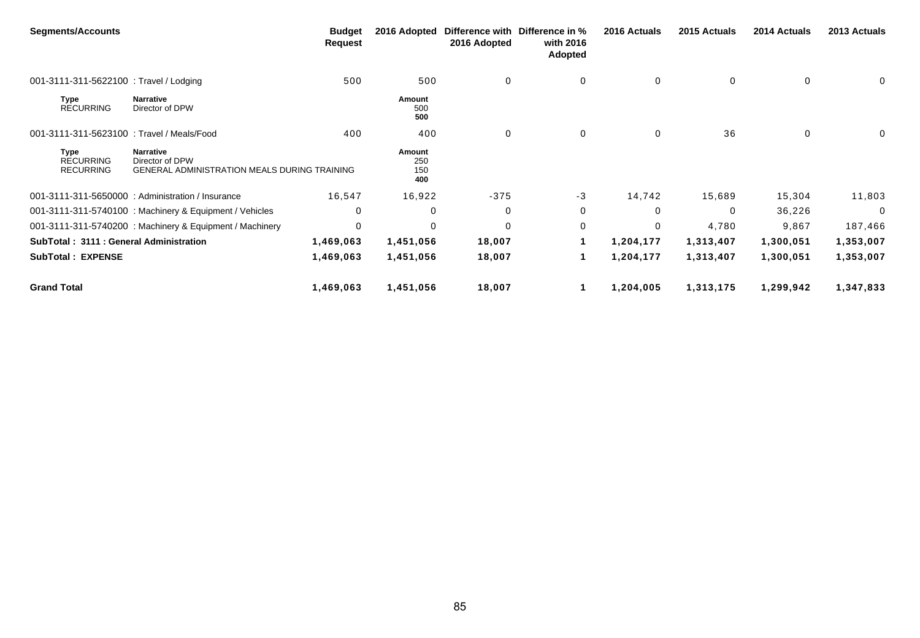| Segments/Accounts | | Budget Request | 2016 Adopted | Difference with 2016 Adopted | Difference in % with 2016 Adopted | 2016 Actuals | 2015 Actuals | 2014 Actuals | 2013 Actuals |
|---|---|---|---|---|---|---|---|---|---|
| 001-3111-311-5622100 : Travel / Lodging | | 500 | 500 | 0 | 0 | 0 | 0 | 0 | 0 |
| **Type** | **Narrative** | | **Amount** | | | | | | |
| RECURRING | Director of DPW | | 500 | | | | | | |
| | | | **500** | | | | | | |
| 001-3111-311-5623100 : Travel / Meals/Food | | 400 | 400 | 0 | 0 | 0 | 36 | 0 | 0 |
| **Type** | **Narrative** | | **Amount** | | | | | | |
| RECURRING | Director of DPW | | 250 | | | | | | |
| RECURRING | GENERAL ADMINISTRATION MEALS DURING TRAINING | | 150 | | | | | | |
| | | | **400** | | | | | | |
| 001-3111-311-5650000 : Administration / Insurance | | 16,547 | 16,922 | -375 | -3 | 14,742 | 15,689 | 15,304 | 11,803 |
| 001-3111-311-5740100 : Machinery & Equipment / Vehicles | | 0 | 0 | 0 | 0 | 0 | 0 | 36,226 | 0 |
| 001-3111-311-5740200 : Machinery & Equipment / Machinery | | 0 | 0 | 0 | 0 | 0 | 4,780 | 9,867 | 187,466 |
| **SubTotal : 3111 : General Administration** | | **1,469,063** | **1,451,056** | **18,007** | **1** | **1,204,177** | **1,313,407** | **1,300,051** | **1,353,007** |
| **SubTotal : EXPENSE** | | **1,469,063** | **1,451,056** | **18,007** | **1** | **1,204,177** | **1,313,407** | **1,300,051** | **1,353,007** |
| **Grand Total** | | **1,469,063** | **1,451,056** | **18,007** | **1** | **1,204,005** | **1,313,175** | **1,299,942** | **1,347,833** |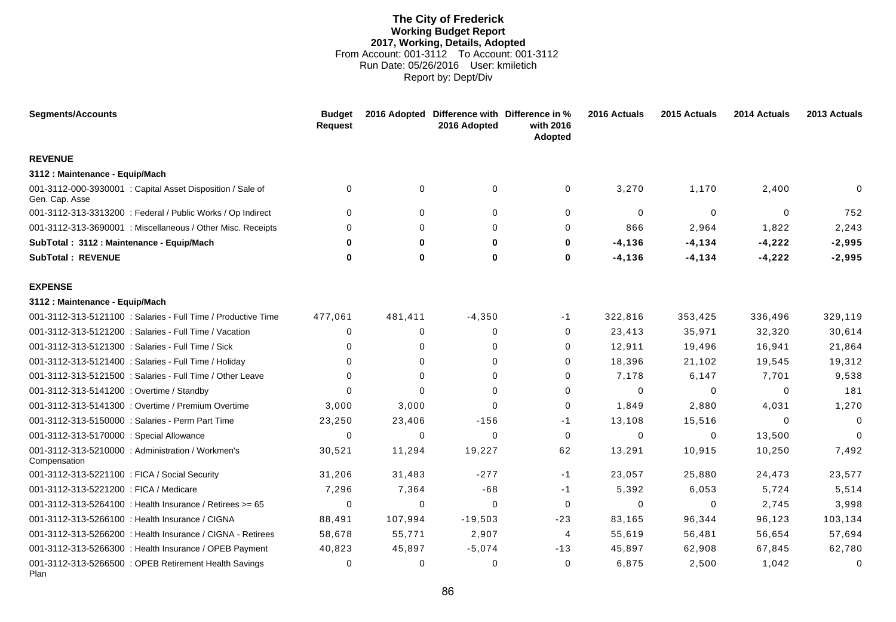# The City of Frederick

## Working Budget Report

### 2017, Working, Details, Adopted

From Account: 001-3112 To Account: 001-3112

Run Date: 05/26/2016 User: kmiletich

Report by: Dept/Div

| Segments/Accounts | Budget Request | 2016 Adopted | Difference with 2016 Adopted | Difference in % with 2016 Adopted | 2016 Actuals | 2015 Actuals | 2014 Actuals | 2013 Actuals |
|---|---|---|---|---|---|---|---|---|
| **REVENUE** | | | | | | | | |
| **3112 : Maintenance - Equip/Mach** | | | | | | | | |
| 001-3112-000-3930001 : Capital Asset Disposition / Sale of Gen. Cap. Asse | 0 | 0 | 0 | 0 | 3,270 | 1,170 | 2,400 | 0 |
| 001-3112-313-3313200 : Federal / Public Works / Op Indirect | 0 | 0 | 0 | 0 | 0 | 0 | 0 | 752 |
| 001-3112-313-3690001 : Miscellaneous / Other Misc. Receipts | 0 | 0 | 0 | 0 | 866 | 2,964 | 1,822 | 2,243 |
| **SubTotal : 3112 : Maintenance - Equip/Mach** | **0** | **0** | **0** | **0** | **-4,136** | **-4,134** | **-4,222** | **-2,995** |
| **SubTotal : REVENUE** | **0** | **0** | **0** | **0** | **-4,136** | **-4,134** | **-4,222** | **-2,995** |
| **EXPENSE** | | | | | | | | |
| **3112 : Maintenance - Equip/Mach** | | | | | | | | |
| 001-3112-313-5121100 : Salaries - Full Time / Productive Time | 477,061 | 481,411 | -4,350 | -1 | 322,816 | 353,425 | 336,496 | 329,119 |
| 001-3112-313-5121200 : Salaries - Full Time / Vacation | 0 | 0 | 0 | 0 | 23,413 | 35,971 | 32,320 | 30,614 |
| 001-3112-313-5121300 : Salaries - Full Time / Sick | 0 | 0 | 0 | 0 | 12,911 | 19,496 | 16,941 | 21,864 |
| 001-3112-313-5121400 : Salaries - Full Time / Holiday | 0 | 0 | 0 | 0 | 18,396 | 21,102 | 19,545 | 19,312 |
| 001-3112-313-5121500 : Salaries - Full Time / Other Leave | 0 | 0 | 0 | 0 | 7,178 | 6,147 | 7,701 | 9,538 |
| 001-3112-313-5141200 : Overtime / Standby | 0 | 0 | 0 | 0 | 0 | 0 | 0 | 181 |
| 001-3112-313-5141300 : Overtime / Premium Overtime | 3,000 | 3,000 | 0 | 0 | 1,849 | 2,880 | 4,031 | 1,270 |
| 001-3112-313-5150000 : Salaries - Perm Part Time | 23,250 | 23,406 | -156 | -1 | 13,108 | 15,516 | 0 | 0 |
| 001-3112-313-5170000 : Special Allowance | 0 | 0 | 0 | 0 | 0 | 0 | 13,500 | 0 |
| 001-3112-313-5210000 : Administration / Workmen's Compensation | 30,521 | 11,294 | 19,227 | 62 | 13,291 | 10,915 | 10,250 | 7,492 |
| 001-3112-313-5221100 : FICA / Social Security | 31,206 | 31,483 | -277 | -1 | 23,057 | 25,880 | 24,473 | 23,577 |
| 001-3112-313-5221200 : FICA / Medicare | 7,296 | 7,364 | -68 | -1 | 5,392 | 6,053 | 5,724 | 5,514 |
| 001-3112-313-5264100 : Health Insurance / Retirees >= 65 | 0 | 0 | 0 | 0 | 0 | 0 | 2,745 | 3,998 |
| 001-3112-313-5266100 : Health Insurance / CIGNA | 88,491 | 107,994 | -19,503 | -23 | 83,165 | 96,344 | 96,123 | 103,134 |
| 001-3112-313-5266200 : Health Insurance / CIGNA - Retirees | 58,678 | 55,771 | 2,907 | 4 | 55,619 | 56,481 | 56,654 | 57,694 |
| 001-3112-313-5266300 : Health Insurance / OPEB Payment | 40,823 | 45,897 | -5,074 | -13 | 45,897 | 62,908 | 67,845 | 62,780 |
| 001-3112-313-5266500 : OPEB Retirement Health Savings Plan | 0 | 0 | 0 | 0 | 6,875 | 2,500 | 1,042 | 0 |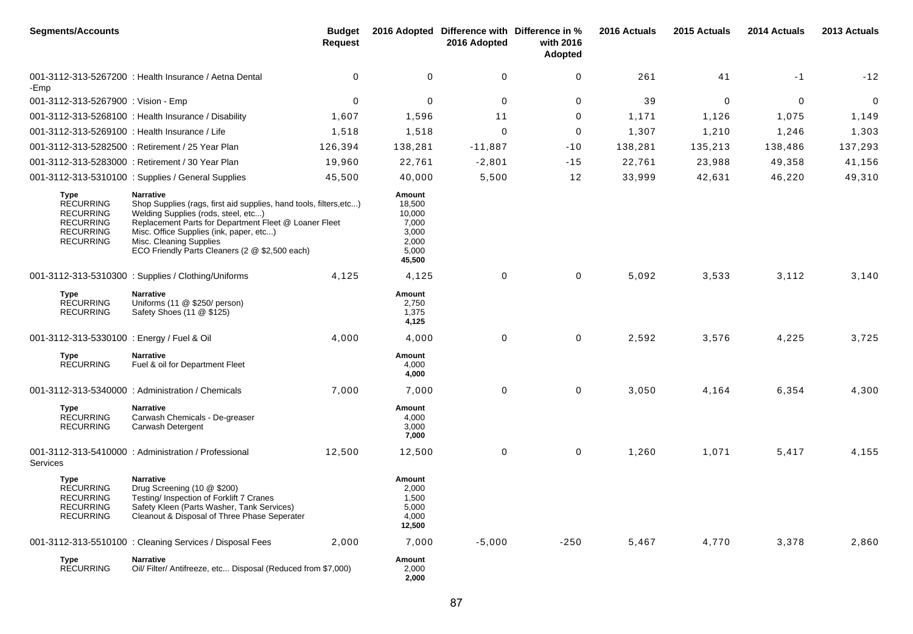| Segments/Accounts | Budget Request | 2016 Adopted | Difference with 2016 Adopted | Difference in % with 2016 Adopted | 2016 Actuals | 2015 Actuals | 2014 Actuals | 2013 Actuals |
|---|---|---|---|---|---|---|---|---|
| 001-3112-313-5267200 : Health Insurance / Aetna Dental -Emp | 0 | 0 | 0 | 0 | 261 | 41 | -1 | -12 |
| 001-3112-313-5267900 : Vision - Emp | 0 | 0 | 0 | 0 | 39 | 0 | 0 | 0 |
| 001-3112-313-5268100 : Health Insurance / Disability | 1,607 | 1,596 | 11 | 0 | 1,171 | 1,126 | 1,075 | 1,149 |
| 001-3112-313-5269100 : Health Insurance / Life | 1,518 | 1,518 | 0 | 0 | 1,307 | 1,210 | 1,246 | 1,303 |
| 001-3112-313-5282500 : Retirement / 25 Year Plan | 126,394 | 138,281 | -11,887 | -10 | 138,281 | 135,213 | 138,486 | 137,293 |
| 001-3112-313-5283000 : Retirement / 30 Year Plan | 19,960 | 22,761 | -2,801 | -15 | 22,761 | 23,988 | 49,358 | 41,156 |
| 001-3112-313-5310100 : Supplies / General Supplies | 45,500 | 40,000 | 5,500 | 12 | 33,999 | 42,631 | 46,220 | 49,310 |

| Type | Narrative | Amount |
|---|---|---|
| RECURRING | Shop Supplies (rags, first aid supplies, hand tools, filters,etc...) | 18,500 |
| RECURRING | Welding Supplies (rods, steel, etc...) | 10,000 |
| RECURRING | Replacement Parts for Department Fleet @ Loaner Fleet | 7,000 |
| RECURRING | Misc. Office Supplies (ink, paper, etc...) | 3,000 |
| RECURRING | Misc. Cleaning Supplies | 2,000 |
| RECURRING | ECO Friendly Parts Cleaners (2 @ $2,500 each) | 5,000 |
| | | **45,500** |

| Segments/Accounts | Budget Request | 2016 Adopted | Difference with 2016 Adopted | Difference in % with 2016 Adopted | 2016 Actuals | 2015 Actuals | 2014 Actuals | 2013 Actuals |
|---|---|---|---|---|---|---|---|---|
| 001-3112-313-5310300 : Supplies / Clothing/Uniforms | 4,125 | 4,125 | 0 | 0 | 5,092 | 3,533 | 3,112 | 3,140 |

| Type | Narrative | Amount |
|---|---|---|
| RECURRING | Uniforms (11 @ $250/ person) | 2,750 |
| RECURRING | Safety Shoes (11 @ $125) | 1,375 |
| | | **4,125** |

| Segments/Accounts | Budget Request | 2016 Adopted | Difference with 2016 Adopted | Difference in % with 2016 Adopted | 2016 Actuals | 2015 Actuals | 2014 Actuals | 2013 Actuals |
|---|---|---|---|---|---|---|---|---|
| 001-3112-313-5330100 : Energy / Fuel & Oil | 4,000 | 4,000 | 0 | 0 | 2,592 | 3,576 | 4,225 | 3,725 |

| Type | Narrative | Amount |
|---|---|---|
| RECURRING | Fuel & oil for Department Fleet | 4,000 |
| | | **4,000** |

| Segments/Accounts | Budget Request | 2016 Adopted | Difference with 2016 Adopted | Difference in % with 2016 Adopted | 2016 Actuals | 2015 Actuals | 2014 Actuals | 2013 Actuals |
|---|---|---|---|---|---|---|---|---|
| 001-3112-313-5340000 : Administration / Chemicals | 7,000 | 7,000 | 0 | 0 | 3,050 | 4,164 | 6,354 | 4,300 |

| Type | Narrative | Amount |
|---|---|---|
| RECURRING | Carwash Chemicals - De-greaser | 4,000 |
| RECURRING | Carwash Detergent | 3,000 |
| | | **7,000** |

| Segments/Accounts | Budget Request | 2016 Adopted | Difference with 2016 Adopted | Difference in % with 2016 Adopted | 2016 Actuals | 2015 Actuals | 2014 Actuals | 2013 Actuals |
|---|---|---|---|---|---|---|---|---|
| 001-3112-313-5410000 : Administration / Professional Services | 12,500 | 12,500 | 0 | 0 | 1,260 | 1,071 | 5,417 | 4,155 |

| Type | Narrative | Amount |
|---|---|---|
| RECURRING | Drug Screening (10 @ $200) | 2,000 |
| RECURRING | Testing/ Inspection of Forklift 7 Cranes | 1,500 |
| RECURRING | Safety Kleen (Parts Washer, Tank Services) | 5,000 |
| RECURRING | Cleanout & Disposal of Three Phase Seperater | 4,000 |
| | | **12,500** |

| Segments/Accounts | Budget Request | 2016 Adopted | Difference with 2016 Adopted | Difference in % with 2016 Adopted | 2016 Actuals | 2015 Actuals | 2014 Actuals | 2013 Actuals |
|---|---|---|---|---|---|---|---|---|
| 001-3112-313-5510100 : Cleaning Services / Disposal Fees | 2,000 | 7,000 | -5,000 | -250 | 5,467 | 4,770 | 3,378 | 2,860 |

| Type | Narrative | Amount |
|---|---|---|
| RECURRING | Oil/ Filter/ Antifreeze, etc... Disposal (Reduced from $7,000) | 2,000 |
| | | **2,000** |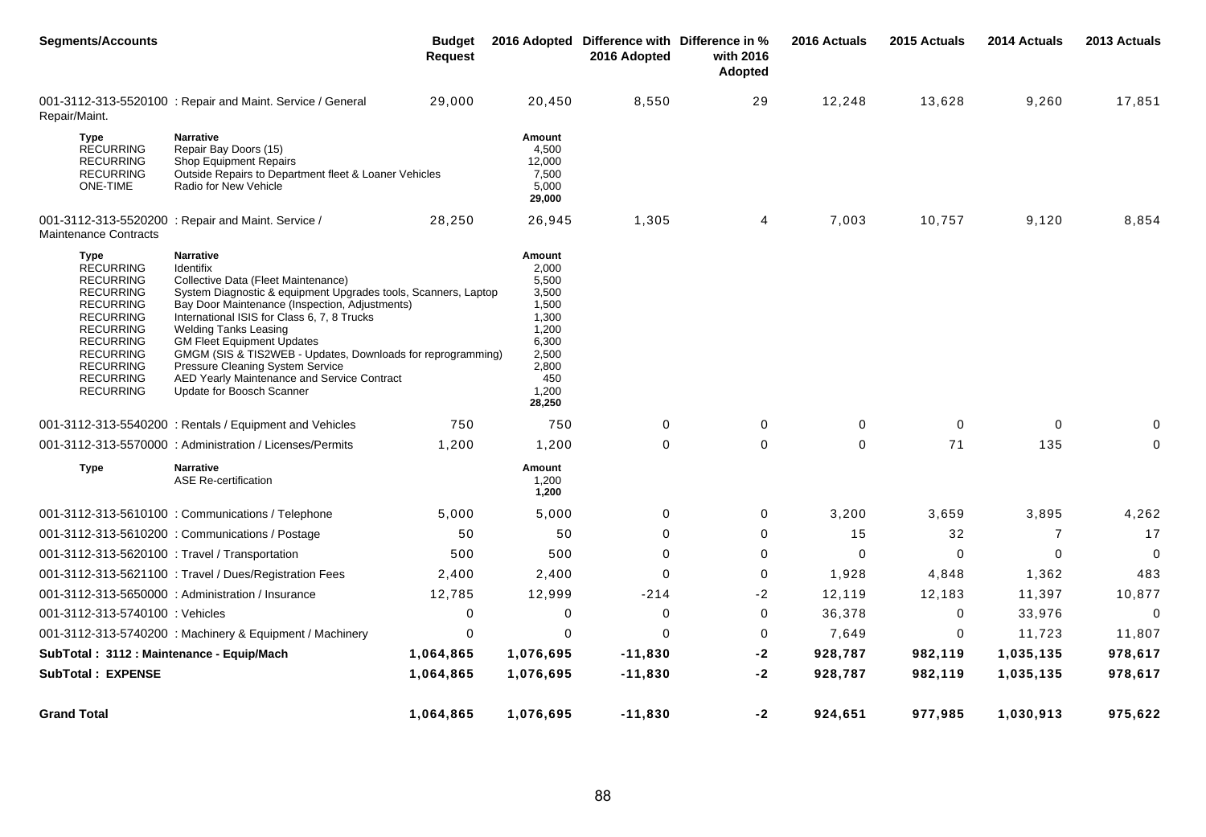| Segments/Accounts | Budget Request | 2016 Adopted | Difference with 2016 Adopted | Difference in % with 2016 Adopted | 2016 Actuals | 2015 Actuals | 2014 Actuals | 2013 Actuals |
|---|---|---|---|---|---|---|---|---|
| 001-3112-313-5520100 : Repair and Maint. Service / General Repair/Maint. | 29,000 | 20,450 | 8,550 | 29 | 12,248 | 13,628 | 9,260 | 17,851 |

| Type | Narrative | Amount |
|---|---|---|
| RECURRING | Repair Bay Doors (15) | 4,500 |
| RECURRING | Shop Equipment Repairs | 12,000 |
| RECURRING | Outside Repairs to Department fleet & Loaner Vehicles | 7,500 |
| ONE-TIME | Radio for New Vehicle | 5,000 |
| | | **29,000** |

| Segments/Accounts | Budget Request | 2016 Adopted | Difference with 2016 Adopted | Difference in % with 2016 Adopted | 2016 Actuals | 2015 Actuals | 2014 Actuals | 2013 Actuals |
|---|---|---|---|---|---|---|---|---|
| 001-3112-313-5520200 : Repair and Maint. Service / Maintenance Contracts | 28,250 | 26,945 | 1,305 | 4 | 7,003 | 10,757 | 9,120 | 8,854 |

| Type | Narrative | Amount |
|---|---|---|
| RECURRING | Identifix | 2,000 |
| RECURRING | Collective Data (Fleet Maintenance) | 5,500 |
| RECURRING | System Diagnostic & equipment Upgrades tools, Scanners, Laptop | 3,500 |
| RECURRING | Bay Door Maintenance (Inspection, Adjustments) | 1,500 |
| RECURRING | International ISIS for Class 6, 7, 8 Trucks | 1,300 |
| RECURRING | Welding Tanks Leasing | 1,200 |
| RECURRING | GM Fleet Equipment Updates | 6,300 |
| RECURRING | GMGM (SIS & TIS2WEB - Updates, Downloads for reprogramming) | 2,500 |
| RECURRING | Pressure Cleaning System Service | 2,800 |
| RECURRING | AED Yearly Maintenance and Service Contract | 450 |
| RECURRING | Update for Boosch Scanner | 1,200 |
| | | **28,250** |

| Segments/Accounts | Budget Request | 2016 Adopted | Difference with 2016 Adopted | Difference in % with 2016 Adopted | 2016 Actuals | 2015 Actuals | 2014 Actuals | 2013 Actuals |
|---|---|---|---|---|---|---|---|---|
| 001-3112-313-5540200 : Rentals / Equipment and Vehicles | 750 | 750 | 0 | 0 | 0 | 0 | 0 | 0 |
| 001-3112-313-5570000 : Administration / Licenses/Permits | 1,200 | 1,200 | 0 | 0 | 0 | 71 | 135 | 0 |

| Type | Narrative | Amount |
|---|---|---|
| | ASE Re-certification | 1,200 |
| | | **1,200** |

| Segments/Accounts | Budget Request | 2016 Adopted | Difference with 2016 Adopted | Difference in % with 2016 Adopted | 2016 Actuals | 2015 Actuals | 2014 Actuals | 2013 Actuals |
|---|---|---|---|---|---|---|---|---|
| 001-3112-313-5610100 : Communications / Telephone | 5,000 | 5,000 | 0 | 0 | 3,200 | 3,659 | 3,895 | 4,262 |
| 001-3112-313-5610200 : Communications / Postage | 50 | 50 | 0 | 0 | 15 | 32 | 7 | 17 |
| 001-3112-313-5620100 : Travel / Transportation | 500 | 500 | 0 | 0 | 0 | 0 | 0 | 0 |
| 001-3112-313-5621100 : Travel / Dues/Registration Fees | 2,400 | 2,400 | 0 | 0 | 1,928 | 4,848 | 1,362 | 483 |
| 001-3112-313-5650000 : Administration / Insurance | 12,785 | 12,999 | -214 | -2 | 12,119 | 12,183 | 11,397 | 10,877 |
| 001-3112-313-5740100 : Vehicles | 0 | 0 | 0 | 0 | 36,378 | 0 | 33,976 | 0 |
| 001-3112-313-5740200 : Machinery & Equipment / Machinery | 0 | 0 | 0 | 0 | 7,649 | 0 | 11,723 | 11,807 |
| **SubTotal : 3112 : Maintenance - Equip/Mach** | **1,064,865** | **1,076,695** | **-11,830** | **-2** | **928,787** | **982,119** | **1,035,135** | **978,617** |
| **SubTotal : EXPENSE** | **1,064,865** | **1,076,695** | **-11,830** | **-2** | **928,787** | **982,119** | **1,035,135** | **978,617** |
| **Grand Total** | **1,064,865** | **1,076,695** | **-11,830** | **-2** | **924,651** | **977,985** | **1,030,913** | **975,622** |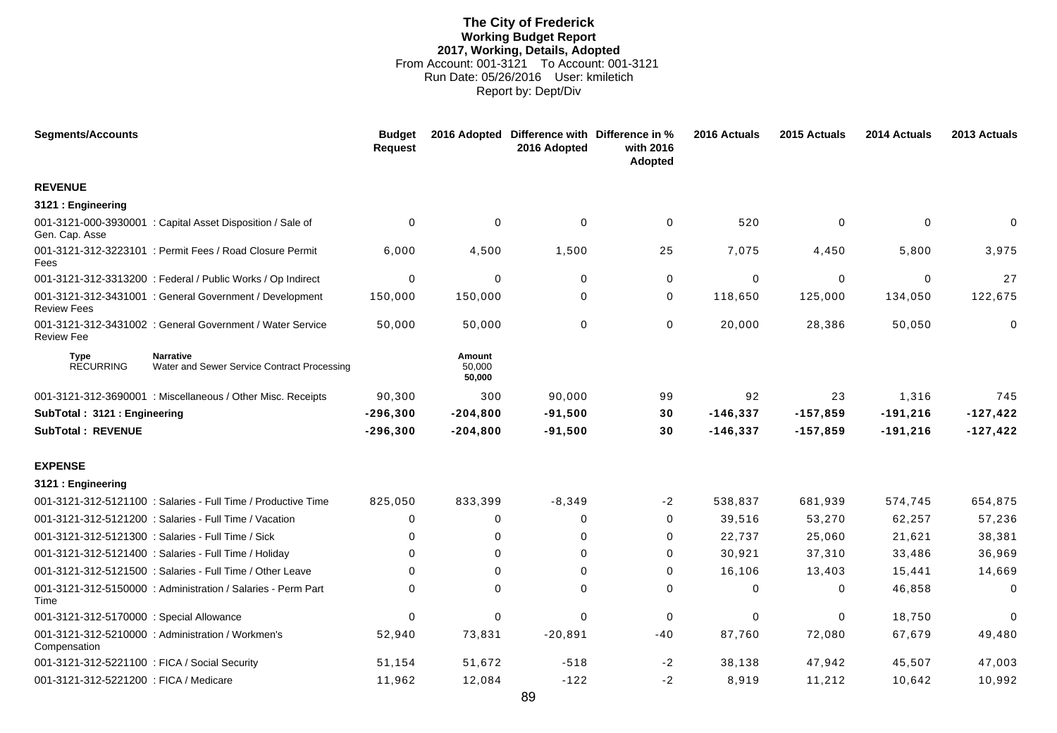# The City of Frederick
## Working Budget Report
### 2017, Working, Details, Adopted
From Account: 001-3121 To Account: 001-3121
Run Date: 05/26/2016 User: kmiletich
Report by: Dept/Div

| Segments/Accounts | Budget Request | 2016 Adopted | Difference with 2016 Adopted | Difference in % with 2016 Adopted | 2016 Actuals | 2015 Actuals | 2014 Actuals | 2013 Actuals |
|---|---|---|---|---|---|---|---|---|
| **REVENUE** | | | | | | | | |
| **3121 : Engineering** | | | | | | | | |
| 001-3121-000-3930001 : Capital Asset Disposition / Sale of Gen. Cap. Asse | 0 | 0 | 0 | 0 | 520 | 0 | 0 | 0 |
| 001-3121-312-3223101 : Permit Fees / Road Closure Permit Fees | 6,000 | 4,500 | 1,500 | 25 | 7,075 | 4,450 | 5,800 | 3,975 |
| 001-3121-312-3313200 : Federal / Public Works / Op Indirect | 0 | 0 | 0 | 0 | 0 | 0 | 0 | 27 |
| 001-3121-312-3431001 : General Government / Development Review Fees | 150,000 | 150,000 | 0 | 0 | 118,650 | 125,000 | 134,050 | 122,675 |
| 001-3121-312-3431002 : General Government / Water Service Review Fee | 50,000 | 50,000 | 0 | 0 | 20,000 | 28,386 | 50,050 | 0 |
| **Type** RECURRING — **Narrative** Water and Sewer Service Contract Processing | | **Amount** 50,000 **50,000** | | | | | | |
| 001-3121-312-3690001 : Miscellaneous / Other Misc. Receipts | 90,300 | 300 | 90,000 | 99 | 92 | 23 | 1,316 | 745 |
| **SubTotal : 3121 : Engineering** | **-296,300** | **-204,800** | **-91,500** | **30** | **-146,337** | **-157,859** | **-191,216** | **-127,422** |
| **SubTotal : REVENUE** | **-296,300** | **-204,800** | **-91,500** | **30** | **-146,337** | **-157,859** | **-191,216** | **-127,422** |
| **EXPENSE** | | | | | | | | |
| **3121 : Engineering** | | | | | | | | |
| 001-3121-312-5121100 : Salaries - Full Time / Productive Time | 825,050 | 833,399 | -8,349 | -2 | 538,837 | 681,939 | 574,745 | 654,875 |
| 001-3121-312-5121200 : Salaries - Full Time / Vacation | 0 | 0 | 0 | 0 | 39,516 | 53,270 | 62,257 | 57,236 |
| 001-3121-312-5121300 : Salaries - Full Time / Sick | 0 | 0 | 0 | 0 | 22,737 | 25,060 | 21,621 | 38,381 |
| 001-3121-312-5121400 : Salaries - Full Time / Holiday | 0 | 0 | 0 | 0 | 30,921 | 37,310 | 33,486 | 36,969 |
| 001-3121-312-5121500 : Salaries - Full Time / Other Leave | 0 | 0 | 0 | 0 | 16,106 | 13,403 | 15,441 | 14,669 |
| 001-3121-312-5150000 : Administration / Salaries - Perm Part Time | 0 | 0 | 0 | 0 | 0 | 0 | 46,858 | 0 |
| 001-3121-312-5170000 : Special Allowance | 0 | 0 | 0 | 0 | 0 | 0 | 18,750 | 0 |
| 001-3121-312-5210000 : Administration / Workmen's Compensation | 52,940 | 73,831 | -20,891 | -40 | 87,760 | 72,080 | 67,679 | 49,480 |
| 001-3121-312-5221100 : FICA / Social Security | 51,154 | 51,672 | -518 | -2 | 38,138 | 47,942 | 45,507 | 47,003 |
| 001-3121-312-5221200 : FICA / Medicare | 11,962 | 12,084 | -122 | -2 | 8,919 | 11,212 | 10,642 | 10,992 |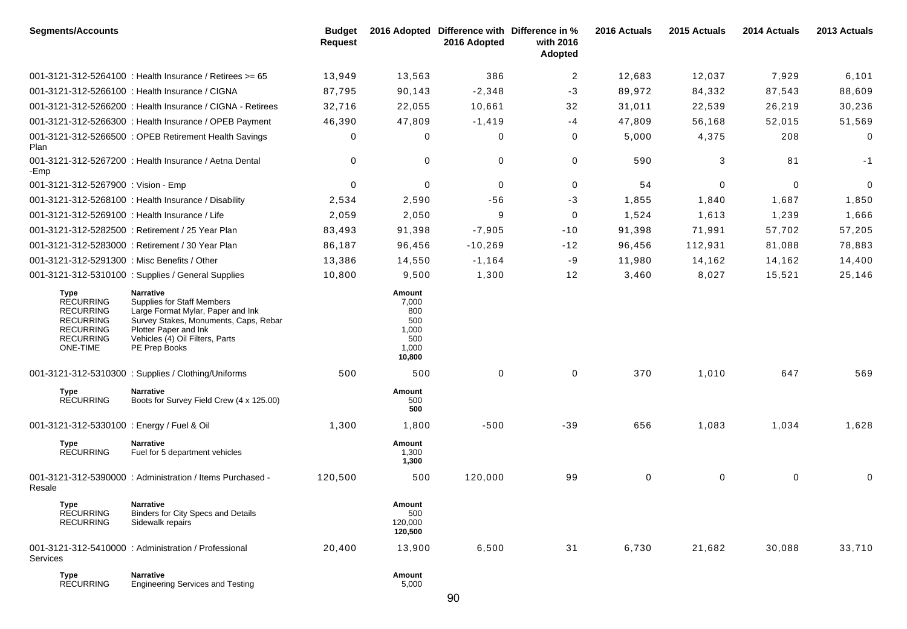| Segments/Accounts | Budget Request | 2016 Adopted | Difference with 2016 Adopted | Difference in % with 2016 Adopted | 2016 Actuals | 2015 Actuals | 2014 Actuals | 2013 Actuals |
|---|---|---|---|---|---|---|---|---|
| 001-3121-312-5264100 : Health Insurance / Retirees >= 65 | 13,949 | 13,563 | 386 | 2 | 12,683 | 12,037 | 7,929 | 6,101 |
| 001-3121-312-5266100 : Health Insurance / CIGNA | 87,795 | 90,143 | -2,348 | -3 | 89,972 | 84,332 | 87,543 | 88,609 |
| 001-3121-312-5266200 : Health Insurance / CIGNA - Retirees | 32,716 | 22,055 | 10,661 | 32 | 31,011 | 22,539 | 26,219 | 30,236 |
| 001-3121-312-5266300 : Health Insurance / OPEB Payment | 46,390 | 47,809 | -1,419 | -4 | 47,809 | 56,168 | 52,015 | 51,569 |
| 001-3121-312-5266500 : OPEB Retirement Health Savings Plan | 0 | 0 | 0 | 0 | 5,000 | 4,375 | 208 | 0 |
| 001-3121-312-5267200 : Health Insurance / Aetna Dental -Emp | 0 | 0 | 0 | 0 | 590 | 3 | 81 | -1 |
| 001-3121-312-5267900 : Vision - Emp | 0 | 0 | 0 | 0 | 54 | 0 | 0 | 0 |
| 001-3121-312-5268100 : Health Insurance / Disability | 2,534 | 2,590 | -56 | -3 | 1,855 | 1,840 | 1,687 | 1,850 |
| 001-3121-312-5269100 : Health Insurance / Life | 2,059 | 2,050 | 9 | 0 | 1,524 | 1,613 | 1,239 | 1,666 |
| 001-3121-312-5282500 : Retirement / 25 Year Plan | 83,493 | 91,398 | -7,905 | -10 | 91,398 | 71,991 | 57,702 | 57,205 |
| 001-3121-312-5283000 : Retirement / 30 Year Plan | 86,187 | 96,456 | -10,269 | -12 | 96,456 | 112,931 | 81,088 | 78,883 |
| 001-3121-312-5291300 : Misc Benefits / Other | 13,386 | 14,550 | -1,164 | -9 | 11,980 | 14,162 | 14,162 | 14,400 |
| 001-3121-312-5310100 : Supplies / General Supplies | 10,800 | 9,500 | 1,300 | 12 | 3,460 | 8,027 | 15,521 | 25,146 |

| Type | Narrative | Amount |
|---|---|---|
| RECURRING | Supplies for Staff Members | 7,000 |
| RECURRING | Large Format Mylar, Paper and Ink | 800 |
| RECURRING | Survey Stakes, Monuments, Caps, Rebar | 500 |
| RECURRING | Plotter Paper and Ink | 1,000 |
| RECURRING | Vehicles (4) Oil Filters, Parts | 500 |
| ONE-TIME | PE Prep Books | 1,000 |
| | | **10,800** |

| Segments/Accounts | Budget Request | 2016 Adopted | Difference with 2016 Adopted | Difference in % with 2016 Adopted | 2016 Actuals | 2015 Actuals | 2014 Actuals | 2013 Actuals |
|---|---|---|---|---|---|---|---|---|
| 001-3121-312-5310300 : Supplies / Clothing/Uniforms | 500 | 500 | 0 | 0 | 370 | 1,010 | 647 | 569 |

| Type | Narrative | Amount |
|---|---|---|
| RECURRING | Boots for Survey Field Crew (4 x 125.00) | 500 |
| | | **500** |

| Segments/Accounts | Budget Request | 2016 Adopted | Difference with 2016 Adopted | Difference in % with 2016 Adopted | 2016 Actuals | 2015 Actuals | 2014 Actuals | 2013 Actuals |
|---|---|---|---|---|---|---|---|---|
| 001-3121-312-5330100 : Energy / Fuel & Oil | 1,300 | 1,800 | -500 | -39 | 656 | 1,083 | 1,034 | 1,628 |

| Type | Narrative | Amount |
|---|---|---|
| RECURRING | Fuel for 5 department vehicles | 1,300 |
| | | **1,300** |

| Segments/Accounts | Budget Request | 2016 Adopted | Difference with 2016 Adopted | Difference in % with 2016 Adopted | 2016 Actuals | 2015 Actuals | 2014 Actuals | 2013 Actuals |
|---|---|---|---|---|---|---|---|---|
| 001-3121-312-5390000 : Administration / Items Purchased - Resale | 120,500 | 500 | 120,000 | 99 | 0 | 0 | 0 | 0 |

| Type | Narrative | Amount |
|---|---|---|
| RECURRING | Binders for City Specs and Details | 500 |
| RECURRING | Sidewalk repairs | 120,000 |
| | | **120,500** |

| Segments/Accounts | Budget Request | 2016 Adopted | Difference with 2016 Adopted | Difference in % with 2016 Adopted | 2016 Actuals | 2015 Actuals | 2014 Actuals | 2013 Actuals |
|---|---|---|---|---|---|---|---|---|
| 001-3121-312-5410000 : Administration / Professional Services | 20,400 | 13,900 | 6,500 | 31 | 6,730 | 21,682 | 30,088 | 33,710 |

| Type | Narrative | Amount |
|---|---|---|
| RECURRING | Engineering Services and Testing | 5,000 |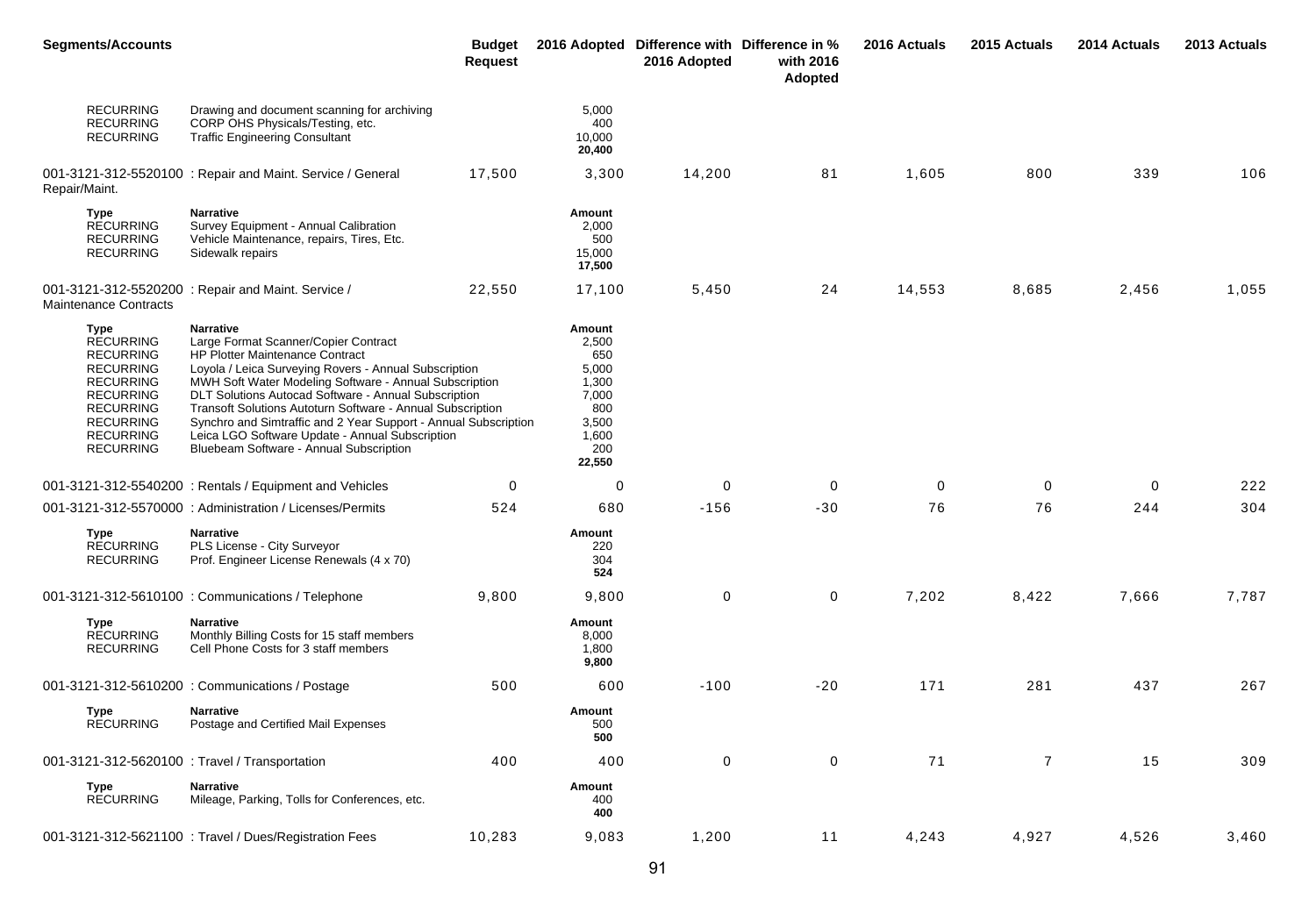| Segments/Accounts | | Budget Request | 2016 Adopted | Difference with 2016 Adopted | Difference in % with 2016 Adopted | 2016 Actuals | 2015 Actuals | 2014 Actuals | 2013 Actuals |
|---|---|---|---|---|---|---|---|---|---|
| RECURRING | Drawing and document scanning for archiving | | 5,000 | | | | | | |
| RECURRING | CORP OHS Physicals/Testing, etc. | | 400 | | | | | | |
| RECURRING | Traffic Engineering Consultant | | 10,000 | | | | | | |
| | | | **20,400** | | | | | | |
| 001-3121-312-5520100 : Repair and Maint. Service / General Repair/Maint. | | 17,500 | 3,300 | 14,200 | 81 | 1,605 | 800 | 339 | 106 |
| **Type** | **Narrative** | | **Amount** | | | | | | |
| RECURRING | Survey Equipment - Annual Calibration | | 2,000 | | | | | | |
| RECURRING | Vehicle Maintenance, repairs, Tires, Etc. | | 500 | | | | | | |
| RECURRING | Sidewalk repairs | | 15,000 | | | | | | |
| | | | **17,500** | | | | | | |
| 001-3121-312-5520200 : Repair and Maint. Service / Maintenance Contracts | | 22,550 | 17,100 | 5,450 | 24 | 14,553 | 8,685 | 2,456 | 1,055 |
| **Type** | **Narrative** | | **Amount** | | | | | | |
| RECURRING | Large Format Scanner/Copier Contract | | 2,500 | | | | | | |
| RECURRING | HP Plotter Maintenance Contract | | 650 | | | | | | |
| RECURRING | Loyola / Leica Surveying Rovers - Annual Subscription | | 5,000 | | | | | | |
| RECURRING | MWH Soft Water Modeling Software - Annual Subscription | | 1,300 | | | | | | |
| RECURRING | DLT Solutions Autocad Software - Annual Subscription | | 7,000 | | | | | | |
| RECURRING | Transoft Solutions Autoturn Software - Annual Subscription | | 800 | | | | | | |
| RECURRING | Synchro and Simtraffic and 2 Year Support - Annual Subscription | | 3,500 | | | | | | |
| RECURRING | Leica LGO Software Update - Annual Subscription | | 1,600 | | | | | | |
| RECURRING | Bluebeam Software - Annual Subscription | | 200 | | | | | | |
| | | | **22,550** | | | | | | |
| 001-3121-312-5540200 : Rentals / Equipment and Vehicles | | 0 | 0 | 0 | 0 | 0 | 0 | 0 | 222 |
| 001-3121-312-5570000 : Administration / Licenses/Permits | | 524 | 680 | -156 | -30 | 76 | 76 | 244 | 304 |
| **Type** | **Narrative** | | **Amount** | | | | | | |
| RECURRING | PLS License - City Surveyor | | 220 | | | | | | |
| RECURRING | Prof. Engineer License Renewals (4 x 70) | | 304 | | | | | | |
| | | | **524** | | | | | | |
| 001-3121-312-5610100 : Communications / Telephone | | 9,800 | 9,800 | 0 | 0 | 7,202 | 8,422 | 7,666 | 7,787 |
| **Type** | **Narrative** | | **Amount** | | | | | | |
| RECURRING | Monthly Billing Costs for 15 staff members | | 8,000 | | | | | | |
| RECURRING | Cell Phone Costs for 3 staff members | | 1,800 | | | | | | |
| | | | **9,800** | | | | | | |
| 001-3121-312-5610200 : Communications / Postage | | 500 | 600 | -100 | -20 | 171 | 281 | 437 | 267 |
| **Type** | **Narrative** | | **Amount** | | | | | | |
| RECURRING | Postage and Certified Mail Expenses | | 500 | | | | | | |
| | | | **500** | | | | | | |
| 001-3121-312-5620100 : Travel / Transportation | | 400 | 400 | 0 | 0 | 71 | 7 | 15 | 309 |
| **Type** | **Narrative** | | **Amount** | | | | | | |
| RECURRING | Mileage, Parking, Tolls for Conferences, etc. | | 400 | | | | | | |
| | | | **400** | | | | | | |
| 001-3121-312-5621100 : Travel / Dues/Registration Fees | | 10,283 | 9,083 | 1,200 | 11 | 4,243 | 4,927 | 4,526 | 3,460 |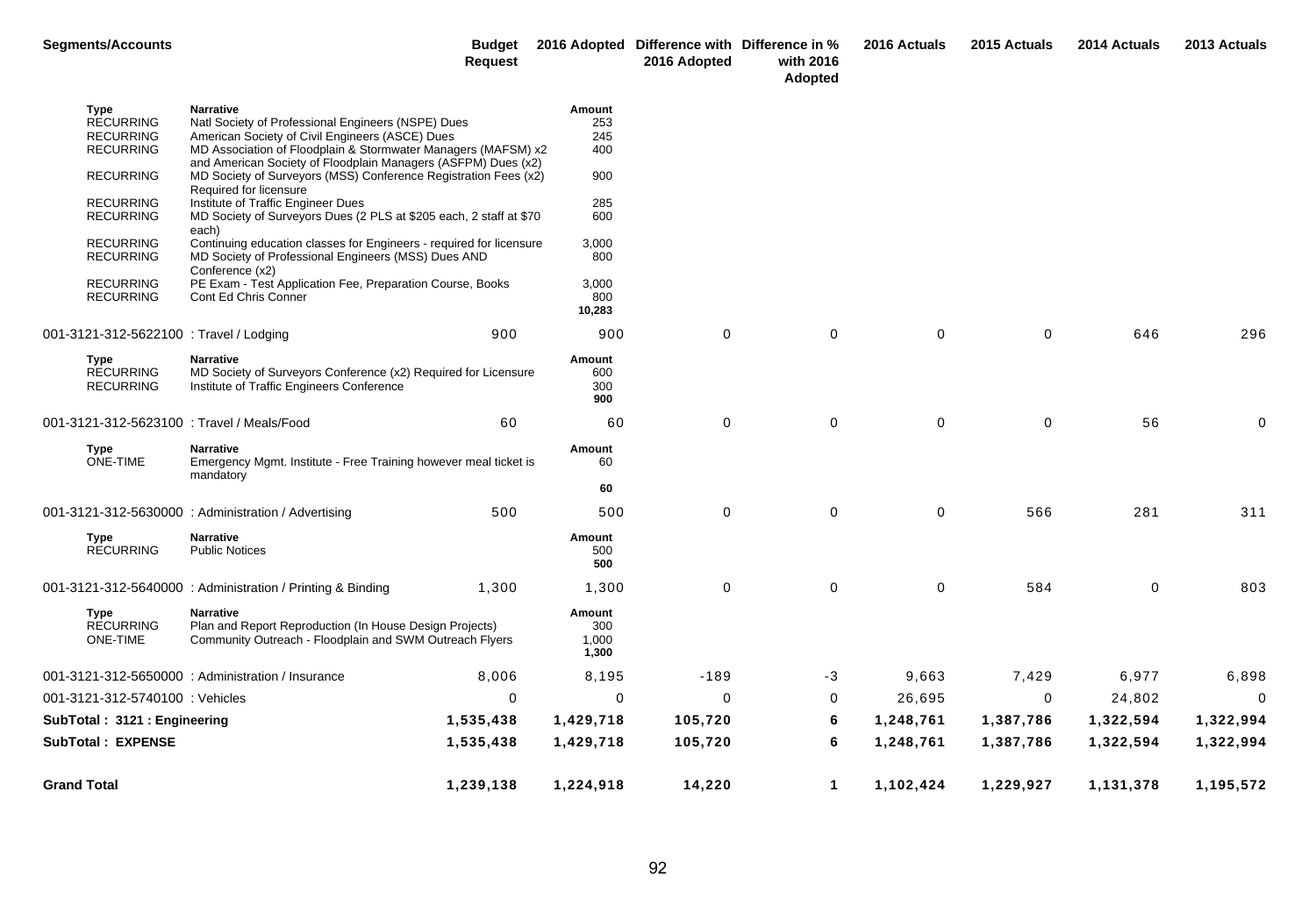| Segments/Accounts | | Budget Request | 2016 Adopted | Difference with 2016 Adopted | Difference in % with 2016 Adopted | 2016 Actuals | 2015 Actuals | 2014 Actuals | 2013 Actuals |
|---|---|---|---|---|---|---|---|---|---|
| **Type** | **Narrative** | | **Amount** | | | | | | |
| RECURRING | Natl Society of Professional Engineers (NSPE) Dues | | 253 | | | | | | |
| RECURRING | American Society of Civil Engineers (ASCE) Dues | | 245 | | | | | | |
| RECURRING | MD Association of Floodplain & Stormwater Managers (MAFSM) x2 and American Society of Floodplain Managers (ASFPM) Dues (x2) | | 400 | | | | | | |
| RECURRING | MD Society of Surveyors (MSS) Conference Registration Fees (x2) Required for licensure | | 900 | | | | | | |
| RECURRING | Institute of Traffic Engineer Dues | | 285 | | | | | | |
| RECURRING | MD Society of Surveyors Dues (2 PLS at $205 each, 2 staff at $70 each) | | 600 | | | | | | |
| RECURRING | Continuing education classes for Engineers - required for licensure | | 3,000 | | | | | | |
| RECURRING | MD Society of Professional Engineers (MSS) Dues AND Conference (x2) | | 800 | | | | | | |
| RECURRING | PE Exam - Test Application Fee, Preparation Course, Books | | 3,000 | | | | | | |
| RECURRING | Cont Ed Chris Conner | | 800 | | | | | | |
| | | | **10,283** | | | | | | |
| 001-3121-312-5622100 : Travel / Lodging | | 900 | 900 | 0 | 0 | 0 | 0 | 646 | 296 |
| **Type** | **Narrative** | | **Amount** | | | | | | |
| RECURRING | MD Society of Surveyors Conference (x2) Required for Licensure | | 600 | | | | | | |
| RECURRING | Institute of Traffic Engineers Conference | | 300 | | | | | | |
| | | | **900** | | | | | | |
| 001-3121-312-5623100 : Travel / Meals/Food | | 60 | 60 | 0 | 0 | 0 | 0 | 56 | 0 |
| **Type** | **Narrative** | | **Amount** | | | | | | |
| ONE-TIME | Emergency Mgmt. Institute - Free Training however meal ticket is mandatory | | 60 | | | | | | |
| | | | **60** | | | | | | |
| 001-3121-312-5630000 : Administration / Advertising | | 500 | 500 | 0 | 0 | 0 | 566 | 281 | 311 |
| **Type** | **Narrative** | | **Amount** | | | | | | |
| RECURRING | Public Notices | | 500 | | | | | | |
| | | | **500** | | | | | | |
| 001-3121-312-5640000 : Administration / Printing & Binding | | 1,300 | 1,300 | 0 | 0 | 0 | 584 | 0 | 803 |
| **Type** | **Narrative** | | **Amount** | | | | | | |
| RECURRING | Plan and Report Reproduction (In House Design Projects) | | 300 | | | | | | |
| ONE-TIME | Community Outreach - Floodplain and SWM Outreach Flyers | | 1,000 | | | | | | |
| | | | **1,300** | | | | | | |
| 001-3121-312-5650000 : Administration / Insurance | | 8,006 | 8,195 | -189 | -3 | 9,663 | 7,429 | 6,977 | 6,898 |
| 001-3121-312-5740100 : Vehicles | | 0 | 0 | 0 | 0 | 26,695 | 0 | 24,802 | 0 |
| **SubTotal : 3121 : Engineering** | | **1,535,438** | **1,429,718** | **105,720** | **6** | **1,248,761** | **1,387,786** | **1,322,594** | **1,322,994** |
| **SubTotal : EXPENSE** | | **1,535,438** | **1,429,718** | **105,720** | **6** | **1,248,761** | **1,387,786** | **1,322,594** | **1,322,994** |
| **Grand Total** | | **1,239,138** | **1,224,918** | **14,220** | **1** | **1,102,424** | **1,229,927** | **1,131,378** | **1,195,572** |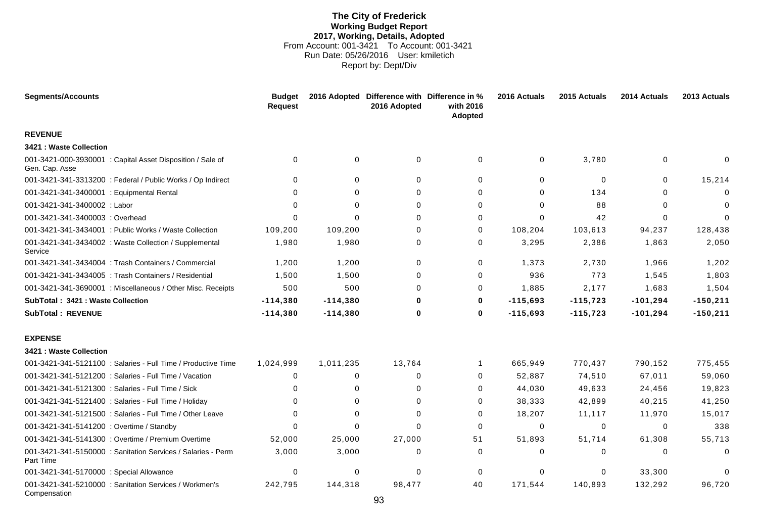# The City of Frederick
## Working Budget Report
### 2017, Working, Details, Adopted

From Account: 001-3421 To Account: 001-3421
Run Date: 05/26/2016 User: kmiletich
Report by: Dept/Div

| Segments/Accounts | Budget Request | 2016 Adopted | Difference with 2016 Adopted | Difference in % with 2016 Adopted | 2016 Actuals | 2015 Actuals | 2014 Actuals | 2013 Actuals |
|---|---|---|---|---|---|---|---|---|
| **REVENUE** | | | | | | | | |
| **3421 : Waste Collection** | | | | | | | | |
| 001-3421-000-3930001 : Capital Asset Disposition / Sale of Gen. Cap. Asse | 0 | 0 | 0 | 0 | 0 | 3,780 | 0 | 0 |
| 001-3421-341-3313200 : Federal / Public Works / Op Indirect | 0 | 0 | 0 | 0 | 0 | 0 | 0 | 15,214 |
| 001-3421-341-3400001 : Equipmental Rental | 0 | 0 | 0 | 0 | 0 | 134 | 0 | 0 |
| 001-3421-341-3400002 : Labor | 0 | 0 | 0 | 0 | 0 | 88 | 0 | 0 |
| 001-3421-341-3400003 : Overhead | 0 | 0 | 0 | 0 | 0 | 42 | 0 | 0 |
| 001-3421-341-3434001 : Public Works / Waste Collection | 109,200 | 109,200 | 0 | 0 | 108,204 | 103,613 | 94,237 | 128,438 |
| 001-3421-341-3434002 : Waste Collection / Supplemental Service | 1,980 | 1,980 | 0 | 0 | 3,295 | 2,386 | 1,863 | 2,050 |
| 001-3421-341-3434004 : Trash Containers / Commercial | 1,200 | 1,200 | 0 | 0 | 1,373 | 2,730 | 1,966 | 1,202 |
| 001-3421-341-3434005 : Trash Containers / Residential | 1,500 | 1,500 | 0 | 0 | 936 | 773 | 1,545 | 1,803 |
| 001-3421-341-3690001 : Miscellaneous / Other Misc. Receipts | 500 | 500 | 0 | 0 | 1,885 | 2,177 | 1,683 | 1,504 |
| **SubTotal : 3421 : Waste Collection** | **-114,380** | **-114,380** | **0** | **0** | **-115,693** | **-115,723** | **-101,294** | **-150,211** |
| **SubTotal : REVENUE** | **-114,380** | **-114,380** | **0** | **0** | **-115,693** | **-115,723** | **-101,294** | **-150,211** |
| **EXPENSE** | | | | | | | | |
| **3421 : Waste Collection** | | | | | | | | |
| 001-3421-341-5121100 : Salaries - Full Time / Productive Time | 1,024,999 | 1,011,235 | 13,764 | 1 | 665,949 | 770,437 | 790,152 | 775,455 |
| 001-3421-341-5121200 : Salaries - Full Time / Vacation | 0 | 0 | 0 | 0 | 52,887 | 74,510 | 67,011 | 59,060 |
| 001-3421-341-5121300 : Salaries - Full Time / Sick | 0 | 0 | 0 | 0 | 44,030 | 49,633 | 24,456 | 19,823 |
| 001-3421-341-5121400 : Salaries - Full Time / Holiday | 0 | 0 | 0 | 0 | 38,333 | 42,899 | 40,215 | 41,250 |
| 001-3421-341-5121500 : Salaries - Full Time / Other Leave | 0 | 0 | 0 | 0 | 18,207 | 11,117 | 11,970 | 15,017 |
| 001-3421-341-5141200 : Overtime / Standby | 0 | 0 | 0 | 0 | 0 | 0 | 0 | 338 |
| 001-3421-341-5141300 : Overtime / Premium Overtime | 52,000 | 25,000 | 27,000 | 51 | 51,893 | 51,714 | 61,308 | 55,713 |
| 001-3421-341-5150000 : Sanitation Services / Salaries - Perm Part Time | 3,000 | 3,000 | 0 | 0 | 0 | 0 | 0 | 0 |
| 001-3421-341-5170000 : Special Allowance | 0 | 0 | 0 | 0 | 0 | 0 | 33,300 | 0 |
| 001-3421-341-5210000 : Sanitation Services / Workmen's Compensation | 242,795 | 144,318 | 98,477 | 40 | 171,544 | 140,893 | 132,292 | 96,720 |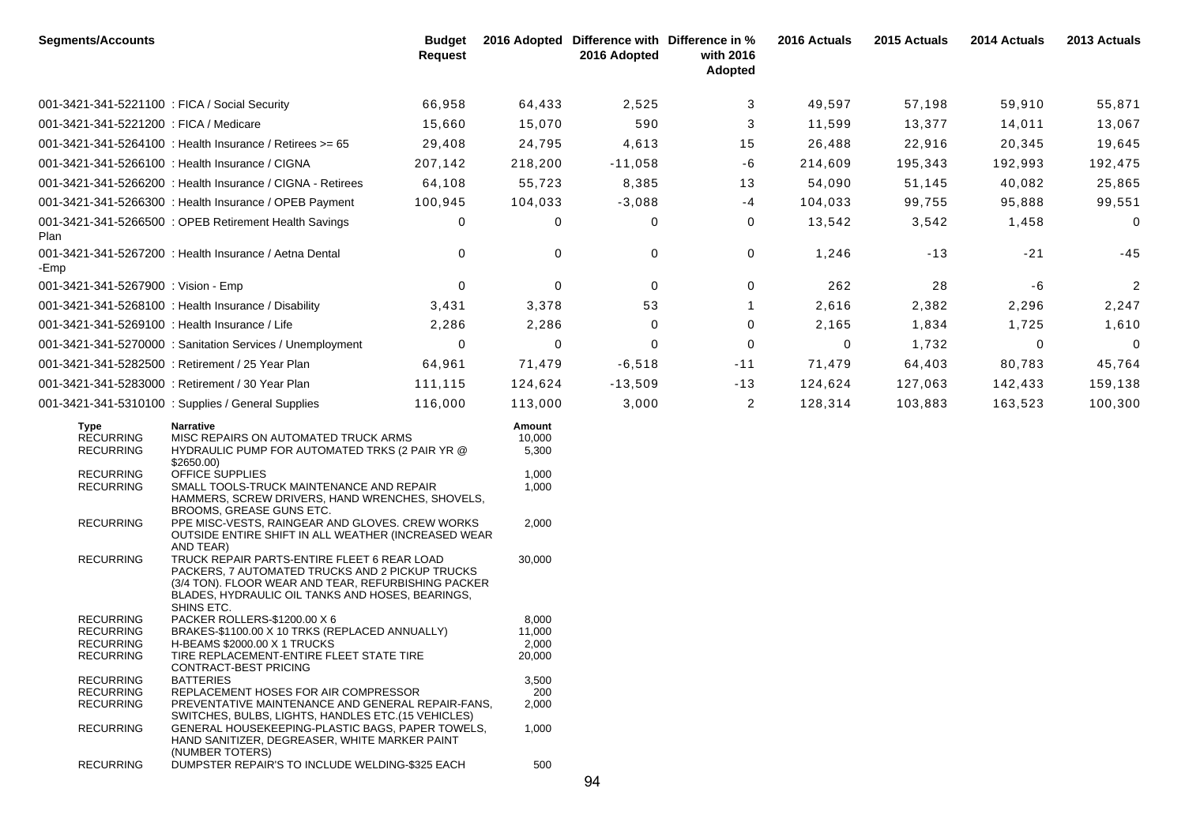| Segments/Accounts | Budget Request | 2016 Adopted | Difference with 2016 Adopted | Difference in % with 2016 Adopted | 2016 Actuals | 2015 Actuals | 2014 Actuals | 2013 Actuals |
|---|---|---|---|---|---|---|---|---|
| 001-3421-341-5221100 : FICA / Social Security | 66,958 | 64,433 | 2,525 | 3 | 49,597 | 57,198 | 59,910 | 55,871 |
| 001-3421-341-5221200 : FICA / Medicare | 15,660 | 15,070 | 590 | 3 | 11,599 | 13,377 | 14,011 | 13,067 |
| 001-3421-341-5264100 : Health Insurance / Retirees >= 65 | 29,408 | 24,795 | 4,613 | 15 | 26,488 | 22,916 | 20,345 | 19,645 |
| 001-3421-341-5266100 : Health Insurance / CIGNA | 207,142 | 218,200 | -11,058 | -6 | 214,609 | 195,343 | 192,993 | 192,475 |
| 001-3421-341-5266200 : Health Insurance / CIGNA - Retirees | 64,108 | 55,723 | 8,385 | 13 | 54,090 | 51,145 | 40,082 | 25,865 |
| 001-3421-341-5266300 : Health Insurance / OPEB Payment | 100,945 | 104,033 | -3,088 | -4 | 104,033 | 99,755 | 95,888 | 99,551 |
| 001-3421-341-5266500 : OPEB Retirement Health Savings Plan | 0 | 0 | 0 | 0 | 13,542 | 3,542 | 1,458 | 0 |
| 001-3421-341-5267200 : Health Insurance / Aetna Dental -Emp | 0 | 0 | 0 | 0 | 1,246 | -13 | -21 | -45 |
| 001-3421-341-5267900 : Vision - Emp | 0 | 0 | 0 | 0 | 262 | 28 | -6 | 2 |
| 001-3421-341-5268100 : Health Insurance / Disability | 3,431 | 3,378 | 53 | 1 | 2,616 | 2,382 | 2,296 | 2,247 |
| 001-3421-341-5269100 : Health Insurance / Life | 2,286 | 2,286 | 0 | 0 | 2,165 | 1,834 | 1,725 | 1,610 |
| 001-3421-341-5270000 : Sanitation Services / Unemployment | 0 | 0 | 0 | 0 | 0 | 1,732 | 0 | 0 |
| 001-3421-341-5282500 : Retirement / 25 Year Plan | 64,961 | 71,479 | -6,518 | -11 | 71,479 | 64,403 | 80,783 | 45,764 |
| 001-3421-341-5283000 : Retirement / 30 Year Plan | 111,115 | 124,624 | -13,509 | -13 | 124,624 | 127,063 | 142,433 | 159,138 |
| 001-3421-341-5310100 : Supplies / General Supplies | 116,000 | 113,000 | 3,000 | 2 | 128,314 | 103,883 | 163,523 | 100,300 |

| Type | Narrative | Amount |
|---|---|---|
| RECURRING | MISC REPAIRS ON AUTOMATED TRUCK ARMS | 10,000 |
| RECURRING | HYDRAULIC PUMP FOR AUTOMATED TRKS (2 PAIR YR @ $2650.00) | 5,300 |
| RECURRING | OFFICE SUPPLIES | 1,000 |
| RECURRING | SMALL TOOLS-TRUCK MAINTENANCE AND REPAIR HAMMERS, SCREW DRIVERS, HAND WRENCHES, SHOVELS, BROOMS, GREASE GUNS ETC. | 1,000 |
| RECURRING | PPE MISC-VESTS, RAINGEAR AND GLOVES. CREW WORKS OUTSIDE ENTIRE SHIFT IN ALL WEATHER (INCREASED WEAR AND TEAR) | 2,000 |
| RECURRING | TRUCK REPAIR PARTS-ENTIRE FLEET 6 REAR LOAD PACKERS, 7 AUTOMATED TRUCKS AND 2 PICKUP TRUCKS (3/4 TON). FLOOR WEAR AND TEAR, REFURBISHING PACKER BLADES, HYDRAULIC OIL TANKS AND HOSES, BEARINGS, SHINS ETC. | 30,000 |
| RECURRING | PACKER ROLLERS-$1200.00 X 6 | 8,000 |
| RECURRING | BRAKES-$1100.00 X 10 TRKS (REPLACED ANNUALLY) | 11,000 |
| RECURRING | H-BEAMS $2000.00 X 1 TRUCKS | 2,000 |
| RECURRING | TIRE REPLACEMENT-ENTIRE FLEET STATE TIRE CONTRACT-BEST PRICING | 20,000 |
| RECURRING | BATTERIES | 3,500 |
| RECURRING | REPLACEMENT HOSES FOR AIR COMPRESSOR | 200 |
| RECURRING | PREVENTATIVE MAINTENANCE AND GENERAL REPAIR-FANS, SWITCHES, BULBS, LIGHTS, HANDLES ETC.(15 VEHICLES) | 2,000 |
| RECURRING | GENERAL HOUSEKEEPING-PLASTIC BAGS, PAPER TOWELS, HAND SANITIZER, DEGREASER, WHITE MARKER PAINT (NUMBER TOTERS) | 1,000 |
| RECURRING | DUMPSTER REPAIR'S TO INCLUDE WELDING-$325 EACH | 500 |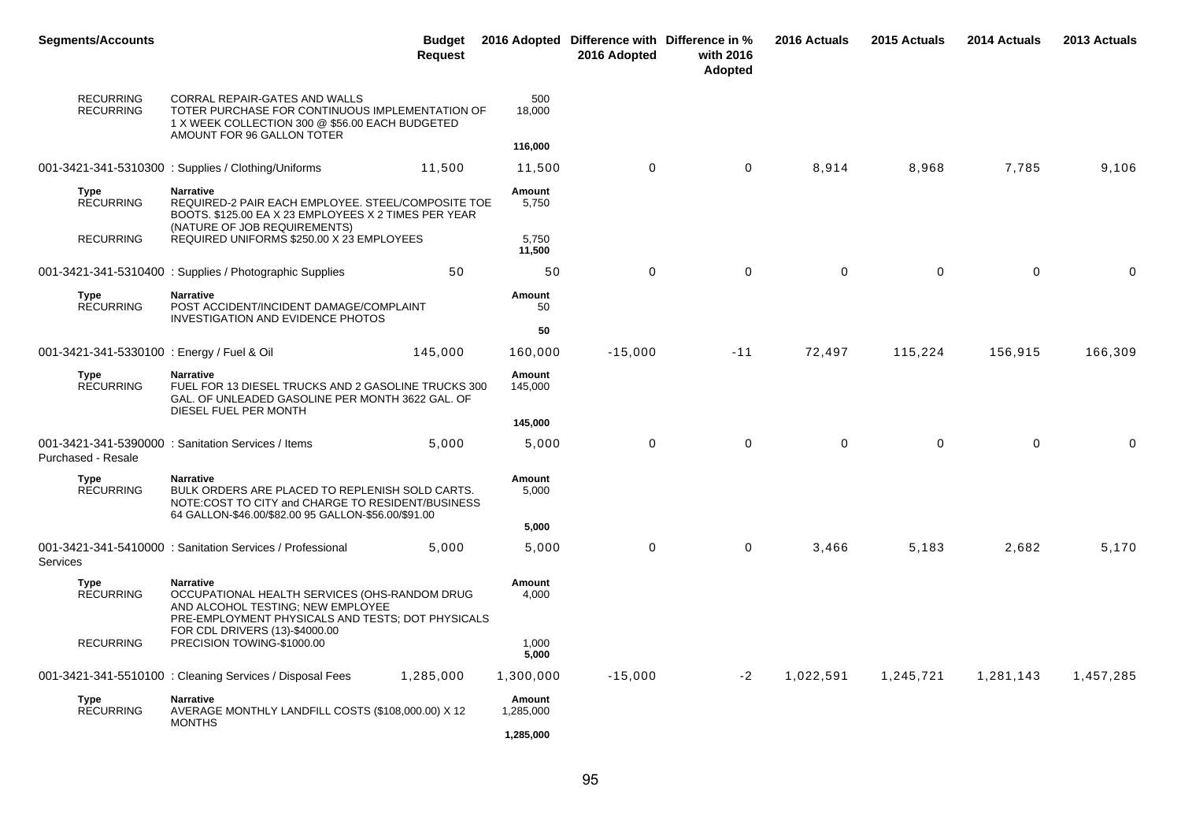| Segments/Accounts | | Budget Request | 2016 Adopted | Difference with 2016 Adopted | Difference in % with 2016 Adopted | 2016 Actuals | 2015 Actuals | 2014 Actuals | 2013 Actuals |
|---|---|---|---|---|---|---|---|---|---|
| RECURRING | CORRAL REPAIR-GATES AND WALLS | | 500 | | | | | | |
| RECURRING | TOTER PURCHASE FOR CONTINUOUS IMPLEMENTATION OF 1 X WEEK COLLECTION 300 @ $56.00 EACH BUDGETED AMOUNT FOR 96 GALLON TOTER | | 18,000 | | | | | | |
| | | | **116,000** | | | | | | |
| 001-3421-341-5310300 : Supplies / Clothing/Uniforms | | 11,500 | 11,500 | 0 | 0 | 8,914 | 8,968 | 7,785 | 9,106 |
| **Type** | **Narrative** | | **Amount** | | | | | | |
| RECURRING | REQUIRED-2 PAIR EACH EMPLOYEE. STEEL/COMPOSITE TOE BOOTS. $125.00 EA X 23 EMPLOYEES X 2 TIMES PER YEAR (NATURE OF JOB REQUIREMENTS) | | 5,750 | | | | | | |
| RECURRING | REQUIRED UNIFORMS $250.00 X 23 EMPLOYEES | | 5,750 | | | | | | |
| | | | **11,500** | | | | | | |
| 001-3421-341-5310400 : Supplies / Photographic Supplies | | 50 | 50 | 0 | 0 | 0 | 0 | 0 | 0 |
| **Type** | **Narrative** | | **Amount** | | | | | | |
| RECURRING | POST ACCIDENT/INCIDENT DAMAGE/COMPLAINT INVESTIGATION AND EVIDENCE PHOTOS | | 50 | | | | | | |
| | | | **50** | | | | | | |
| 001-3421-341-5330100 : Energy / Fuel & Oil | | 145,000 | 160,000 | -15,000 | -11 | 72,497 | 115,224 | 156,915 | 166,309 |
| **Type** | **Narrative** | | **Amount** | | | | | | |
| RECURRING | FUEL FOR 13 DIESEL TRUCKS AND 2 GASOLINE TRUCKS 300 GAL. OF UNLEADED GASOLINE PER MONTH 3622 GAL. OF DIESEL FUEL PER MONTH | | 145,000 | | | | | | |
| | | | **145,000** | | | | | | |
| 001-3421-341-5390000 : Sanitation Services / Items Purchased - Resale | | 5,000 | 5,000 | 0 | 0 | 0 | 0 | 0 | 0 |
| **Type** | **Narrative** | | **Amount** | | | | | | |
| RECURRING | BULK ORDERS ARE PLACED TO REPLENISH SOLD CARTS. NOTE:COST TO CITY and CHARGE TO RESIDENT/BUSINESS 64 GALLON-$46.00/$82.00 95 GALLON-$56.00/$91.00 | | 5,000 | | | | | | |
| | | | **5,000** | | | | | | |
| 001-3421-341-5410000 : Sanitation Services / Professional Services | | 5,000 | 5,000 | 0 | 0 | 3,466 | 5,183 | 2,682 | 5,170 |
| **Type** | **Narrative** | | **Amount** | | | | | | |
| RECURRING | OCCUPATIONAL HEALTH SERVICES (OHS-RANDOM DRUG AND ALCOHOL TESTING; NEW EMPLOYEE PRE-EMPLOYMENT PHYSICALS AND TESTS; DOT PHYSICALS FOR CDL DRIVERS (13)-$4000.00 | | 4,000 | | | | | | |
| RECURRING | PRECISION TOWING-$1000.00 | | 1,000 | | | | | | |
| | | | **5,000** | | | | | | |
| 001-3421-341-5510100 : Cleaning Services / Disposal Fees | | 1,285,000 | 1,300,000 | -15,000 | -2 | 1,022,591 | 1,245,721 | 1,281,143 | 1,457,285 |
| **Type** | **Narrative** | | **Amount** | | | | | | |
| RECURRING | AVERAGE MONTHLY LANDFILL COSTS ($108,000.00) X 12 MONTHS | | 1,285,000 | | | | | | |
| | | | **1,285,000** | | | | | | |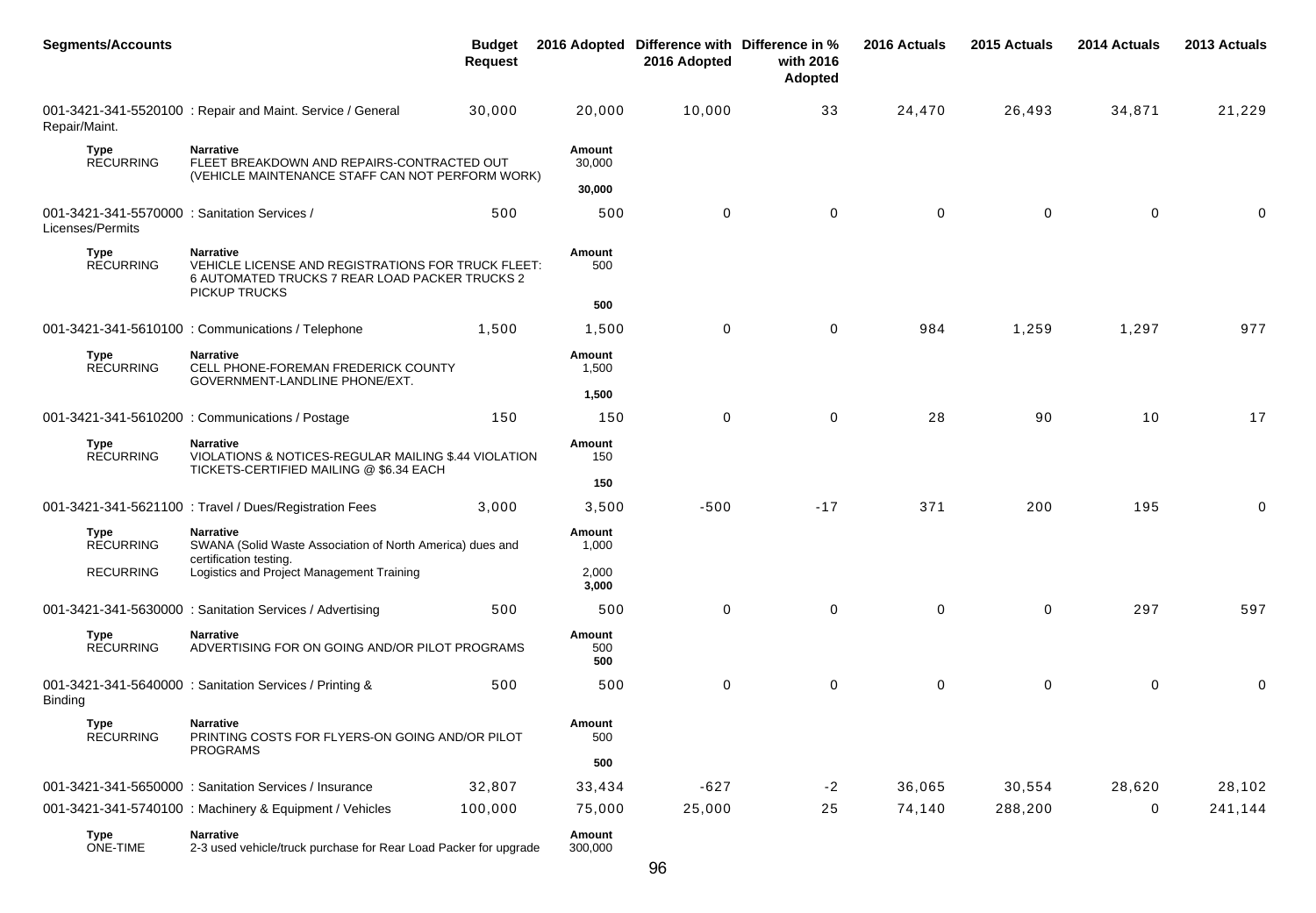| Segments/Accounts | | Budget Request | 2016 Adopted | Difference with 2016 Adopted | Difference in % with 2016 Adopted | 2016 Actuals | 2015 Actuals | 2014 Actuals | 2013 Actuals |
|---|---|---|---|---|---|---|---|---|---|
| 001-3421-341-5520100 : Repair and Maint. Service / General Repair/Maint. | | 30,000 | 20,000 | 10,000 | 33 | 24,470 | 26,493 | 34,871 | 21,229 |
| **Type** | **Narrative** | | **Amount** | | | | | | |
| RECURRING | FLEET BREAKDOWN AND REPAIRS-CONTRACTED OUT (VEHICLE MAINTENANCE STAFF CAN NOT PERFORM WORK) | | 30,000 | | | | | | |
| | | | **30,000** | | | | | | |
| 001-3421-341-5570000 : Sanitation Services / Licenses/Permits | | 500 | 500 | 0 | 0 | 0 | 0 | 0 | 0 |
| **Type** | **Narrative** | | **Amount** | | | | | | |
| RECURRING | VEHICLE LICENSE AND REGISTRATIONS FOR TRUCK FLEET: 6 AUTOMATED TRUCKS 7 REAR LOAD PACKER TRUCKS 2 PICKUP TRUCKS | | 500 | | | | | | |
| | | | **500** | | | | | | |
| 001-3421-341-5610100 : Communications / Telephone | | 1,500 | 1,500 | 0 | 0 | 984 | 1,259 | 1,297 | 977 |
| **Type** | **Narrative** | | **Amount** | | | | | | |
| RECURRING | CELL PHONE-FOREMAN FREDERICK COUNTY GOVERNMENT-LANDLINE PHONE/EXT. | | 1,500 | | | | | | |
| | | | **1,500** | | | | | | |
| 001-3421-341-5610200 : Communications / Postage | | 150 | 150 | 0 | 0 | 28 | 90 | 10 | 17 |
| **Type** | **Narrative** | | **Amount** | | | | | | |
| RECURRING | VIOLATIONS & NOTICES-REGULAR MAILING $.44 VIOLATION TICKETS-CERTIFIED MAILING @ $6.34 EACH | | 150 | | | | | | |
| | | | **150** | | | | | | |
| 001-3421-341-5621100 : Travel / Dues/Registration Fees | | 3,000 | 3,500 | -500 | -17 | 371 | 200 | 195 | 0 |
| **Type** | **Narrative** | | **Amount** | | | | | | |
| RECURRING | SWANA (Solid Waste Association of North America) dues and certification testing. | | 1,000 | | | | | | |
| RECURRING | Logistics and Project Management Training | | 2,000 | | | | | | |
| | | | **3,000** | | | | | | |
| 001-3421-341-5630000 : Sanitation Services / Advertising | | 500 | 500 | 0 | 0 | 0 | 0 | 297 | 597 |
| **Type** | **Narrative** | | **Amount** | | | | | | |
| RECURRING | ADVERTISING FOR ON GOING AND/OR PILOT PROGRAMS | | 500 | | | | | | |
| | | | **500** | | | | | | |
| 001-3421-341-5640000 : Sanitation Services / Printing & Binding | | 500 | 500 | 0 | 0 | 0 | 0 | 0 | 0 |
| **Type** | **Narrative** | | **Amount** | | | | | | |
| RECURRING | PRINTING COSTS FOR FLYERS-ON GOING AND/OR PILOT PROGRAMS | | 500 | | | | | | |
| | | | **500** | | | | | | |
| 001-3421-341-5650000 : Sanitation Services / Insurance | | 32,807 | 33,434 | -627 | -2 | 36,065 | 30,554 | 28,620 | 28,102 |
| 001-3421-341-5740100 : Machinery & Equipment / Vehicles | | 100,000 | 75,000 | 25,000 | 25 | 74,140 | 288,200 | 0 | 241,144 |
| **Type** | **Narrative** | | **Amount** | | | | | | |
| ONE-TIME | 2-3 used vehicle/truck purchase for Rear Load Packer for upgrade | | 300,000 | | | | | | |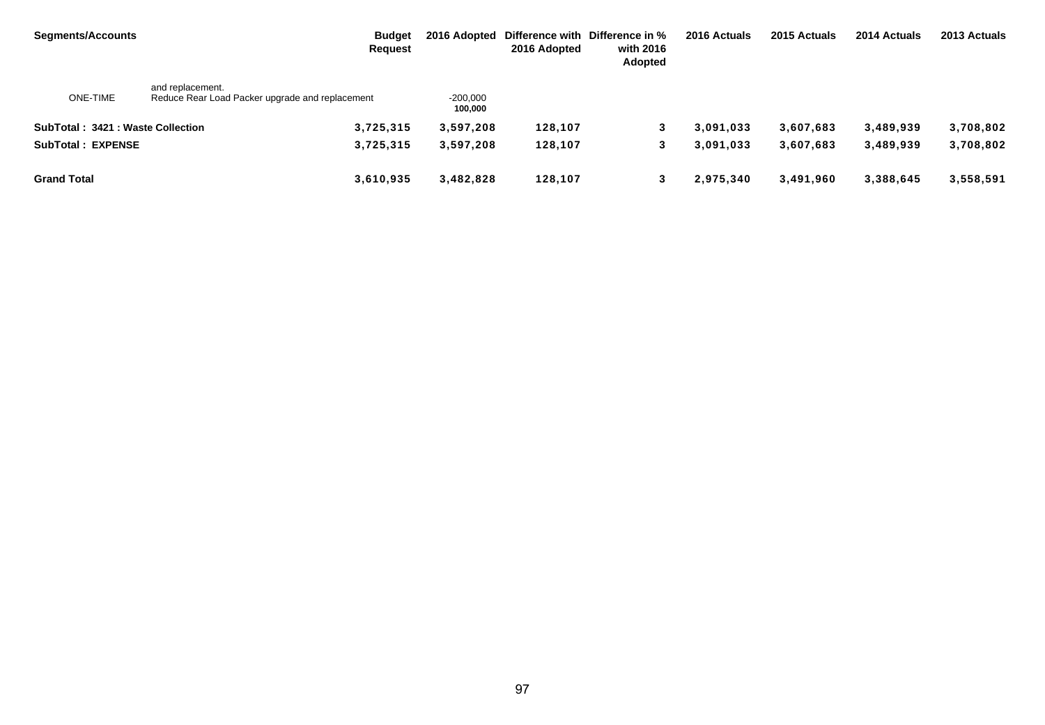| Segments/Accounts | | Budget Request | 2016 Adopted | Difference with 2016 Adopted | Difference in % with 2016 Adopted | 2016 Actuals | 2015 Actuals | 2014 Actuals | 2013 Actuals |
|---|---|---|---|---|---|---|---|---|---|
| | and replacement. | | | | | | | | |
| ONE-TIME | Reduce Rear Load Packer upgrade and replacement | | -200,000<br>**100,000** | | | | | | |
| **SubTotal : 3421 : Waste Collection** | | **3,725,315** | **3,597,208** | **128,107** | **3** | **3,091,033** | **3,607,683** | **3,489,939** | **3,708,802** |
| **SubTotal : EXPENSE** | | **3,725,315** | **3,597,208** | **128,107** | **3** | **3,091,033** | **3,607,683** | **3,489,939** | **3,708,802** |
| **Grand Total** | | **3,610,935** | **3,482,828** | **128,107** | **3** | **2,975,340** | **3,491,960** | **3,388,645** | **3,558,591** |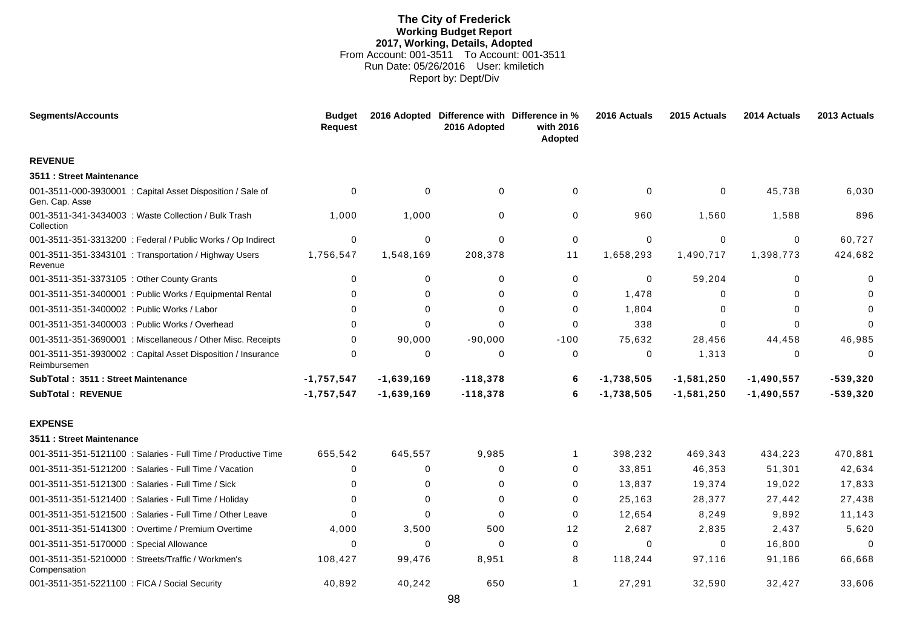# The City of Frederick

## Working Budget Report

### 2017, Working, Details, Adopted

From Account: 001-3511 To Account: 001-3511

Run Date: 05/26/2016 User: kmiletich

Report by: Dept/Div

| Segments/Accounts | Budget Request | 2016 Adopted | Difference with 2016 Adopted | Difference in % with 2016 Adopted | 2016 Actuals | 2015 Actuals | 2014 Actuals | 2013 Actuals |
|---|---|---|---|---|---|---|---|---|
| **REVENUE** | | | | | | | | |
| **3511 : Street Maintenance** | | | | | | | | |
| 001-3511-000-3930001 : Capital Asset Disposition / Sale of Gen. Cap. Asse | 0 | 0 | 0 | 0 | 0 | 0 | 45,738 | 6,030 |
| 001-3511-341-3434003 : Waste Collection / Bulk Trash Collection | 1,000 | 1,000 | 0 | 0 | 960 | 1,560 | 1,588 | 896 |
| 001-3511-351-3313200 : Federal / Public Works / Op Indirect | 0 | 0 | 0 | 0 | 0 | 0 | 0 | 60,727 |
| 001-3511-351-3343101 : Transportation / Highway Users Revenue | 1,756,547 | 1,548,169 | 208,378 | 11 | 1,658,293 | 1,490,717 | 1,398,773 | 424,682 |
| 001-3511-351-3373105 : Other County Grants | 0 | 0 | 0 | 0 | 0 | 59,204 | 0 | 0 |
| 001-3511-351-3400001 : Public Works / Equipmental Rental | 0 | 0 | 0 | 0 | 1,478 | 0 | 0 | 0 |
| 001-3511-351-3400002 : Public Works / Labor | 0 | 0 | 0 | 0 | 1,804 | 0 | 0 | 0 |
| 001-3511-351-3400003 : Public Works / Overhead | 0 | 0 | 0 | 0 | 338 | 0 | 0 | 0 |
| 001-3511-351-3690001 : Miscellaneous / Other Misc. Receipts | 0 | 90,000 | -90,000 | -100 | 75,632 | 28,456 | 44,458 | 46,985 |
| 001-3511-351-3930002 : Capital Asset Disposition / Insurance Reimbursemen | 0 | 0 | 0 | 0 | 0 | 1,313 | 0 | 0 |
| **SubTotal : 3511 : Street Maintenance** | **-1,757,547** | **-1,639,169** | **-118,378** | **6** | **-1,738,505** | **-1,581,250** | **-1,490,557** | **-539,320** |
| **SubTotal : REVENUE** | **-1,757,547** | **-1,639,169** | **-118,378** | **6** | **-1,738,505** | **-1,581,250** | **-1,490,557** | **-539,320** |
| **EXPENSE** | | | | | | | | |
| **3511 : Street Maintenance** | | | | | | | | |
| 001-3511-351-5121100 : Salaries - Full Time / Productive Time | 655,542 | 645,557 | 9,985 | 1 | 398,232 | 469,343 | 434,223 | 470,881 |
| 001-3511-351-5121200 : Salaries - Full Time / Vacation | 0 | 0 | 0 | 0 | 33,851 | 46,353 | 51,301 | 42,634 |
| 001-3511-351-5121300 : Salaries - Full Time / Sick | 0 | 0 | 0 | 0 | 13,837 | 19,374 | 19,022 | 17,833 |
| 001-3511-351-5121400 : Salaries - Full Time / Holiday | 0 | 0 | 0 | 0 | 25,163 | 28,377 | 27,442 | 27,438 |
| 001-3511-351-5121500 : Salaries - Full Time / Other Leave | 0 | 0 | 0 | 0 | 12,654 | 8,249 | 9,892 | 11,143 |
| 001-3511-351-5141300 : Overtime / Premium Overtime | 4,000 | 3,500 | 500 | 12 | 2,687 | 2,835 | 2,437 | 5,620 |
| 001-3511-351-5170000 : Special Allowance | 0 | 0 | 0 | 0 | 0 | 0 | 16,800 | 0 |
| 001-3511-351-5210000 : Streets/Traffic / Workmen's Compensation | 108,427 | 99,476 | 8,951 | 8 | 118,244 | 97,116 | 91,186 | 66,668 |
| 001-3511-351-5221100 : FICA / Social Security | 40,892 | 40,242 | 650 | 1 | 27,291 | 32,590 | 32,427 | 33,606 |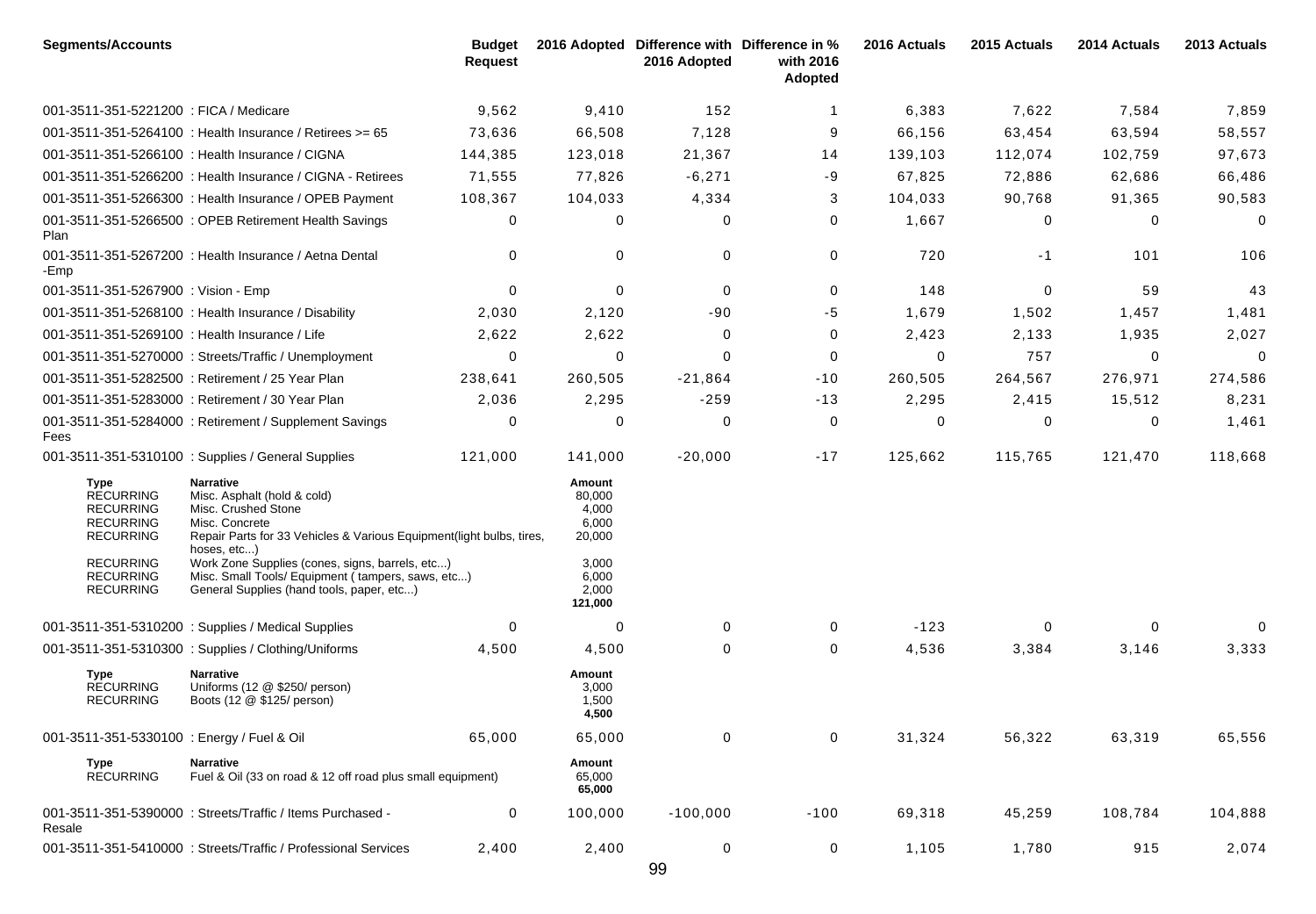| Segments/Accounts | Budget Request | 2016 Adopted | Difference with 2016 Adopted | Difference in % with 2016 Adopted | 2016 Actuals | 2015 Actuals | 2014 Actuals | 2013 Actuals |
|---|---|---|---|---|---|---|---|---|
| 001-3511-351-5221200 : FICA / Medicare | 9,562 | 9,410 | 152 | 1 | 6,383 | 7,622 | 7,584 | 7,859 |
| 001-3511-351-5264100 : Health Insurance / Retirees >= 65 | 73,636 | 66,508 | 7,128 | 9 | 66,156 | 63,454 | 63,594 | 58,557 |
| 001-3511-351-5266100 : Health Insurance / CIGNA | 144,385 | 123,018 | 21,367 | 14 | 139,103 | 112,074 | 102,759 | 97,673 |
| 001-3511-351-5266200 : Health Insurance / CIGNA - Retirees | 71,555 | 77,826 | -6,271 | -9 | 67,825 | 72,886 | 62,686 | 66,486 |
| 001-3511-351-5266300 : Health Insurance / OPEB Payment | 108,367 | 104,033 | 4,334 | 3 | 104,033 | 90,768 | 91,365 | 90,583 |
| 001-3511-351-5266500 : OPEB Retirement Health Savings Plan | 0 | 0 | 0 | 0 | 1,667 | 0 | 0 | 0 |
| 001-3511-351-5267200 : Health Insurance / Aetna Dental -Emp | 0 | 0 | 0 | 0 | 720 | -1 | 101 | 106 |
| 001-3511-351-5267900 : Vision - Emp | 0 | 0 | 0 | 0 | 148 | 0 | 59 | 43 |
| 001-3511-351-5268100 : Health Insurance / Disability | 2,030 | 2,120 | -90 | -5 | 1,679 | 1,502 | 1,457 | 1,481 |
| 001-3511-351-5269100 : Health Insurance / Life | 2,622 | 2,622 | 0 | 0 | 2,423 | 2,133 | 1,935 | 2,027 |
| 001-3511-351-5270000 : Streets/Traffic / Unemployment | 0 | 0 | 0 | 0 | 0 | 757 | 0 | 0 |
| 001-3511-351-5282500 : Retirement / 25 Year Plan | 238,641 | 260,505 | -21,864 | -10 | 260,505 | 264,567 | 276,971 | 274,586 |
| 001-3511-351-5283000 : Retirement / 30 Year Plan | 2,036 | 2,295 | -259 | -13 | 2,295 | 2,415 | 15,512 | 8,231 |
| 001-3511-351-5284000 : Retirement / Supplement Savings Fees | 0 | 0 | 0 | 0 | 0 | 0 | 0 | 1,461 |
| 001-3511-351-5310100 : Supplies / General Supplies | 121,000 | 141,000 | -20,000 | -17 | 125,662 | 115,765 | 121,470 | 118,668 |

| Type | Narrative | Amount |
|---|---|---|
| RECURRING | Misc. Asphalt (hold & cold) | 80,000 |
| RECURRING | Misc. Crushed Stone | 4,000 |
| RECURRING | Misc. Concrete | 6,000 |
| RECURRING | Repair Parts for 33 Vehicles & Various Equipment(light bulbs, tires, hoses, etc...) | 20,000 |
| RECURRING | Work Zone Supplies (cones, signs, barrels, etc...) | 3,000 |
| RECURRING | Misc. Small Tools/ Equipment ( tampers, saws, etc...) | 6,000 |
| RECURRING | General Supplies (hand tools, paper, etc...) | 2,000 |
| | | **121,000** |

| Segments/Accounts | Budget Request | 2016 Adopted | Difference with 2016 Adopted | Difference in % with 2016 Adopted | 2016 Actuals | 2015 Actuals | 2014 Actuals | 2013 Actuals |
|---|---|---|---|---|---|---|---|---|
| 001-3511-351-5310200 : Supplies / Medical Supplies | 0 | 0 | 0 | 0 | -123 | 0 | 0 | 0 |
| 001-3511-351-5310300 : Supplies / Clothing/Uniforms | 4,500 | 4,500 | 0 | 0 | 4,536 | 3,384 | 3,146 | 3,333 |

| Type | Narrative | Amount |
|---|---|---|
| RECURRING | Uniforms (12 @ $250/ person) | 3,000 |
| RECURRING | Boots (12 @ $125/ person) | 1,500 |
| | | **4,500** |

| Segments/Accounts | Budget Request | 2016 Adopted | Difference with 2016 Adopted | Difference in % with 2016 Adopted | 2016 Actuals | 2015 Actuals | 2014 Actuals | 2013 Actuals |
|---|---|---|---|---|---|---|---|---|
| 001-3511-351-5330100 : Energy / Fuel & Oil | 65,000 | 65,000 | 0 | 0 | 31,324 | 56,322 | 63,319 | 65,556 |

| Type | Narrative | Amount |
|---|---|---|
| RECURRING | Fuel & Oil (33 on road & 12 off road plus small equipment) | 65,000 |
| | | **65,000** |

| Segments/Accounts | Budget Request | 2016 Adopted | Difference with 2016 Adopted | Difference in % with 2016 Adopted | 2016 Actuals | 2015 Actuals | 2014 Actuals | 2013 Actuals |
|---|---|---|---|---|---|---|---|---|
| 001-3511-351-5390000 : Streets/Traffic / Items Purchased - Resale | 0 | 100,000 | -100,000 | -100 | 69,318 | 45,259 | 108,784 | 104,888 |
| 001-3511-351-5410000 : Streets/Traffic / Professional Services | 2,400 | 2,400 | 0 | 0 | 1,105 | 1,780 | 915 | 2,074 |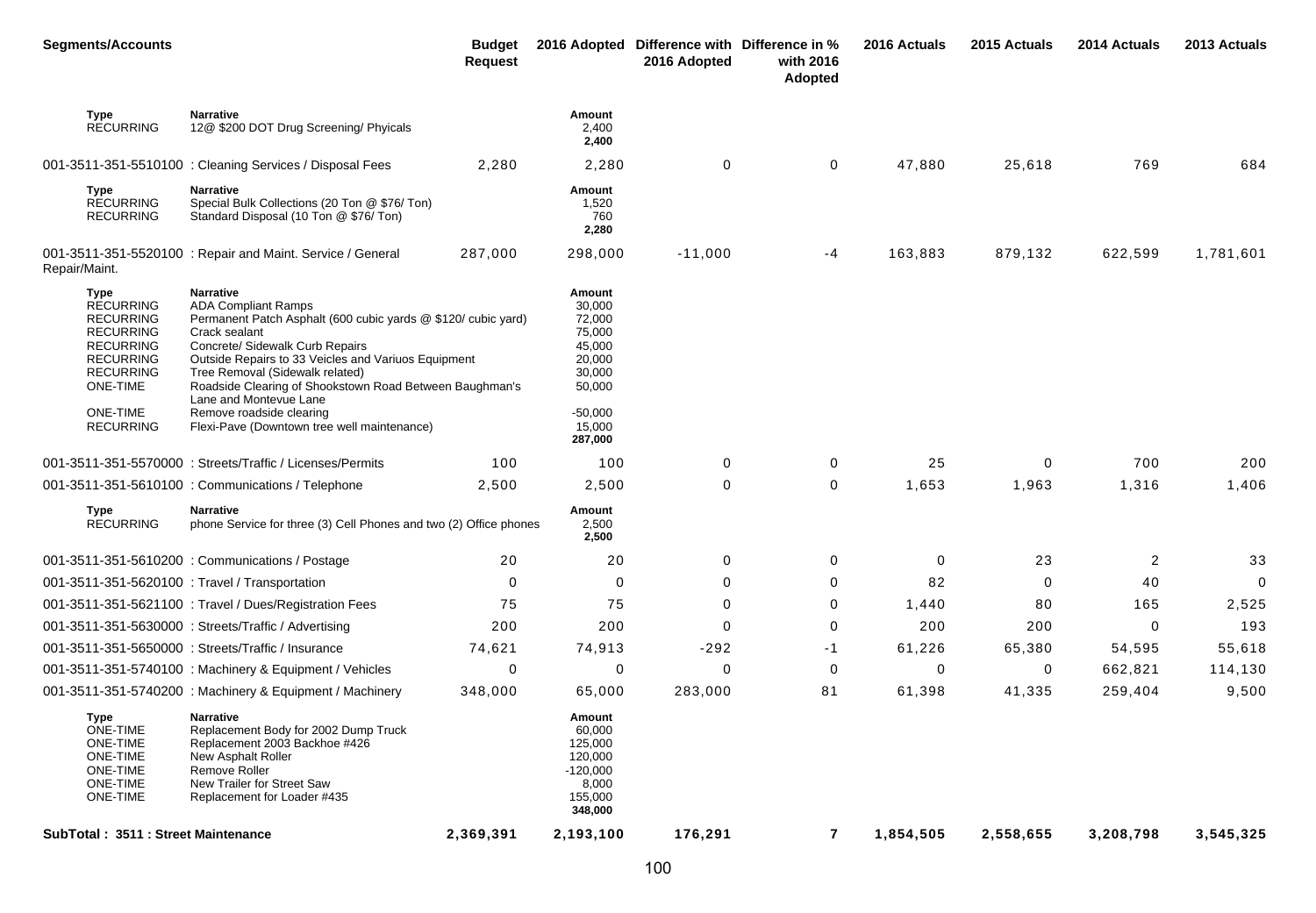| Segments/Accounts | | Budget Request | 2016 Adopted | Difference with 2016 Adopted | Difference in % with 2016 Adopted | 2016 Actuals | 2015 Actuals | 2014 Actuals | 2013 Actuals |
|---|---|---|---|---|---|---|---|---|---|
| **Type** | **Narrative** | | **Amount** | | | | | | |
| RECURRING | 12@ $200 DOT Drug Screening/ Phyicals | | 2,400 | | | | | | |
| | | | **2,400** | | | | | | |
| 001-3511-351-5510100 : Cleaning Services / Disposal Fees | | 2,280 | 2,280 | 0 | 0 | 47,880 | 25,618 | 769 | 684 |
| **Type** | **Narrative** | | **Amount** | | | | | | |
| RECURRING | Special Bulk Collections (20 Ton @ $76/ Ton) | | 1,520 | | | | | | |
| RECURRING | Standard Disposal (10 Ton @ $76/ Ton) | | 760 | | | | | | |
| | | | **2,280** | | | | | | |
| 001-3511-351-5520100 : Repair and Maint. Service / General Repair/Maint. | | 287,000 | 298,000 | -11,000 | -4 | 163,883 | 879,132 | 622,599 | 1,781,601 |
| **Type** | **Narrative** | | **Amount** | | | | | | |
| RECURRING | ADA Compliant Ramps | | 30,000 | | | | | | |
| RECURRING | Permanent Patch Asphalt (600 cubic yards @ $120/ cubic yard) | | 72,000 | | | | | | |
| RECURRING | Crack sealant | | 75,000 | | | | | | |
| RECURRING | Concrete/ Sidewalk Curb Repairs | | 45,000 | | | | | | |
| RECURRING | Outside Repairs to 33 Veicles and Variuos Equipment | | 20,000 | | | | | | |
| RECURRING | Tree Removal (Sidewalk related) | | 30,000 | | | | | | |
| ONE-TIME | Roadside Clearing of Shookstown Road Between Baughman's Lane and Montevue Lane | | 50,000 | | | | | | |
| ONE-TIME | Remove roadside clearing | | -50,000 | | | | | | |
| RECURRING | Flexi-Pave (Downtown tree well maintenance) | | 15,000 | | | | | | |
| | | | **287,000** | | | | | | |
| 001-3511-351-5570000 : Streets/Traffic / Licenses/Permits | | 100 | 100 | 0 | 0 | 25 | 0 | 700 | 200 |
| 001-3511-351-5610100 : Communications / Telephone | | 2,500 | 2,500 | 0 | 0 | 1,653 | 1,963 | 1,316 | 1,406 |
| **Type** | **Narrative** | | **Amount** | | | | | | |
| RECURRING | phone Service for three (3) Cell Phones and two (2) Office phones | | 2,500 | | | | | | |
| | | | **2,500** | | | | | | |
| 001-3511-351-5610200 : Communications / Postage | | 20 | 20 | 0 | 0 | 0 | 23 | 2 | 33 |
| 001-3511-351-5620100 : Travel / Transportation | | 0 | 0 | 0 | 0 | 82 | 0 | 40 | 0 |
| 001-3511-351-5621100 : Travel / Dues/Registration Fees | | 75 | 75 | 0 | 0 | 1,440 | 80 | 165 | 2,525 |
| 001-3511-351-5630000 : Streets/Traffic / Advertising | | 200 | 200 | 0 | 0 | 200 | 200 | 0 | 193 |
| 001-3511-351-5650000 : Streets/Traffic / Insurance | | 74,621 | 74,913 | -292 | -1 | 61,226 | 65,380 | 54,595 | 55,618 |
| 001-3511-351-5740100 : Machinery & Equipment / Vehicles | | 0 | 0 | 0 | 0 | 0 | 0 | 662,821 | 114,130 |
| 001-3511-351-5740200 : Machinery & Equipment / Machinery | | 348,000 | 65,000 | 283,000 | 81 | 61,398 | 41,335 | 259,404 | 9,500 |
| **Type** | **Narrative** | | **Amount** | | | | | | |
| ONE-TIME | Replacement Body for 2002 Dump Truck | | 60,000 | | | | | | |
| ONE-TIME | Replacement 2003 Backhoe #426 | | 125,000 | | | | | | |
| ONE-TIME | New Asphalt Roller | | 120,000 | | | | | | |
| ONE-TIME | Remove Roller | | -120,000 | | | | | | |
| ONE-TIME | New Trailer for Street Saw | | 8,000 | | | | | | |
| ONE-TIME | Replacement for Loader #435 | | 155,000 | | | | | | |
| | | | **348,000** | | | | | | |
| **SubTotal : 3511 : Street Maintenance** | | **2,369,391** | **2,193,100** | **176,291** | **7** | **1,854,505** | **2,558,655** | **3,208,798** | **3,545,325** |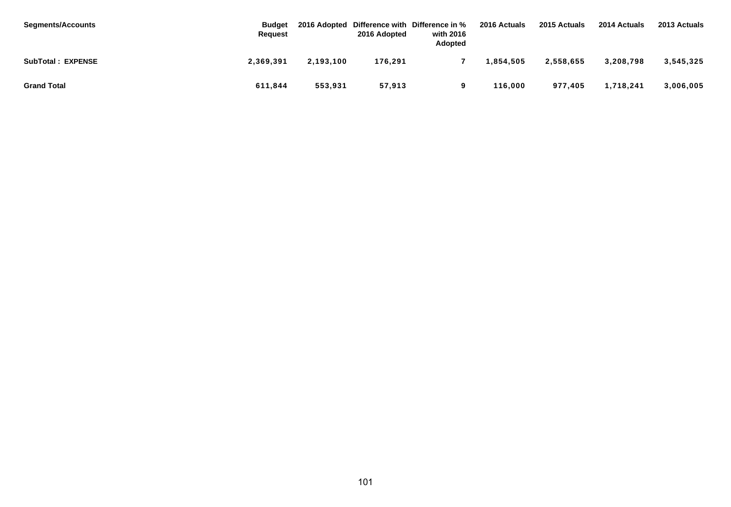| Segments/Accounts | Budget Request | 2016 Adopted | Difference with 2016 Adopted | Difference in % with 2016 Adopted | 2016 Actuals | 2015 Actuals | 2014 Actuals | 2013 Actuals |
|---|---|---|---|---|---|---|---|---|
| **SubTotal : EXPENSE** | **2,369,391** | **2,193,100** | **176,291** | **7** | **1,854,505** | **2,558,655** | **3,208,798** | **3,545,325** |
| **Grand Total** | **611,844** | **553,931** | **57,913** | **9** | **116,000** | **977,405** | **1,718,241** | **3,006,005** |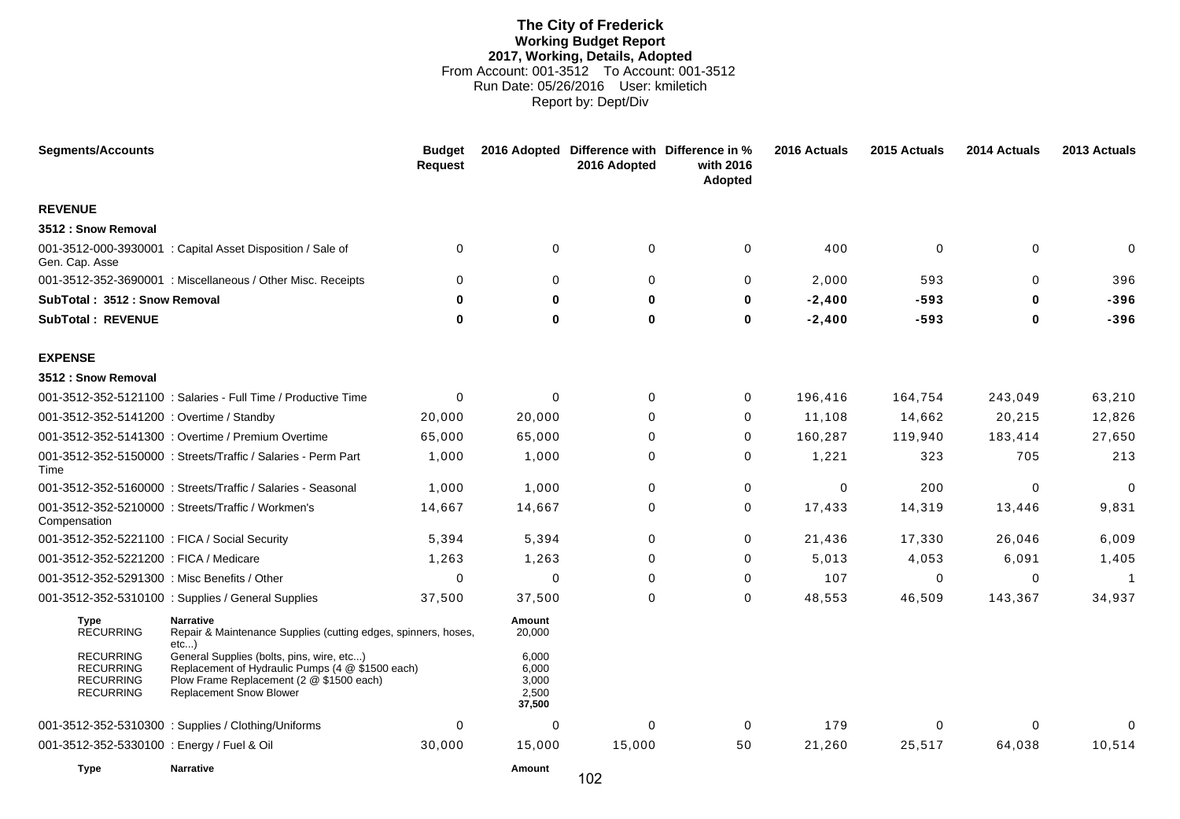# The City of Frederick
## Working Budget Report
### 2017, Working, Details, Adopted

From Account: 001-3512 To Account: 001-3512
Run Date: 05/26/2016 User: kmiletich
Report by: Dept/Div

| Segments/Accounts | Budget Request | 2016 Adopted | Difference with 2016 Adopted | Difference in % with 2016 Adopted | 2016 Actuals | 2015 Actuals | 2014 Actuals | 2013 Actuals |
|---|---|---|---|---|---|---|---|---|
| **REVENUE** | | | | | | | | |
| **3512 : Snow Removal** | | | | | | | | |
| 001-3512-000-3930001 : Capital Asset Disposition / Sale of Gen. Cap. Asse | 0 | 0 | 0 | 0 | 400 | 0 | 0 | 0 |
| 001-3512-352-3690001 : Miscellaneous / Other Misc. Receipts | 0 | 0 | 0 | 0 | 2,000 | 593 | 0 | 396 |
| **SubTotal : 3512 : Snow Removal** | **0** | **0** | **0** | **0** | **-2,400** | **-593** | **0** | **-396** |
| **SubTotal : REVENUE** | **0** | **0** | **0** | **0** | **-2,400** | **-593** | **0** | **-396** |
| **EXPENSE** | | | | | | | | |
| **3512 : Snow Removal** | | | | | | | | |
| 001-3512-352-5121100 : Salaries - Full Time / Productive Time | 0 | 0 | 0 | 0 | 196,416 | 164,754 | 243,049 | 63,210 |
| 001-3512-352-5141200 : Overtime / Standby | 20,000 | 20,000 | 0 | 0 | 11,108 | 14,662 | 20,215 | 12,826 |
| 001-3512-352-5141300 : Overtime / Premium Overtime | 65,000 | 65,000 | 0 | 0 | 160,287 | 119,940 | 183,414 | 27,650 |
| 001-3512-352-5150000 : Streets/Traffic / Salaries - Perm Part Time | 1,000 | 1,000 | 0 | 0 | 1,221 | 323 | 705 | 213 |
| 001-3512-352-5160000 : Streets/Traffic / Salaries - Seasonal | 1,000 | 1,000 | 0 | 0 | 0 | 200 | 0 | 0 |
| 001-3512-352-5210000 : Streets/Traffic / Workmen's Compensation | 14,667 | 14,667 | 0 | 0 | 17,433 | 14,319 | 13,446 | 9,831 |
| 001-3512-352-5221100 : FICA / Social Security | 5,394 | 5,394 | 0 | 0 | 21,436 | 17,330 | 26,046 | 6,009 |
| 001-3512-352-5221200 : FICA / Medicare | 1,263 | 1,263 | 0 | 0 | 5,013 | 4,053 | 6,091 | 1,405 |
| 001-3512-352-5291300 : Misc Benefits / Other | 0 | 0 | 0 | 0 | 107 | 0 | 0 | 1 |
| 001-3512-352-5310100 : Supplies / General Supplies | 37,500 | 37,500 | 0 | 0 | 48,553 | 46,509 | 143,367 | 34,937 |

| Type | Narrative | Amount |
|---|---|---|
| RECURRING | Repair & Maintenance Supplies (cutting edges, spinners, hoses, etc...) | 20,000 |
| RECURRING | General Supplies (bolts, pins, wire, etc...) | 6,000 |
| RECURRING | Replacement of Hydraulic Pumps (4 @ $1500 each) | 6,000 |
| RECURRING | Plow Frame Replacement (2 @ $1500 each) | 3,000 |
| RECURRING | Replacement Snow Blower | 2,500 |
| | | **37,500** |

| Segments/Accounts | Budget Request | 2016 Adopted | Difference with 2016 Adopted | Difference in % with 2016 Adopted | 2016 Actuals | 2015 Actuals | 2014 Actuals | 2013 Actuals |
|---|---|---|---|---|---|---|---|---|
| 001-3512-352-5310300 : Supplies / Clothing/Uniforms | 0 | 0 | 0 | 0 | 179 | 0 | 0 | 0 |
| 001-3512-352-5330100 : Energy / Fuel & Oil | 30,000 | 15,000 | 15,000 | 50 | 21,260 | 25,517 | 64,038 | 10,514 |

| Type | Narrative | Amount |
|---|---|---|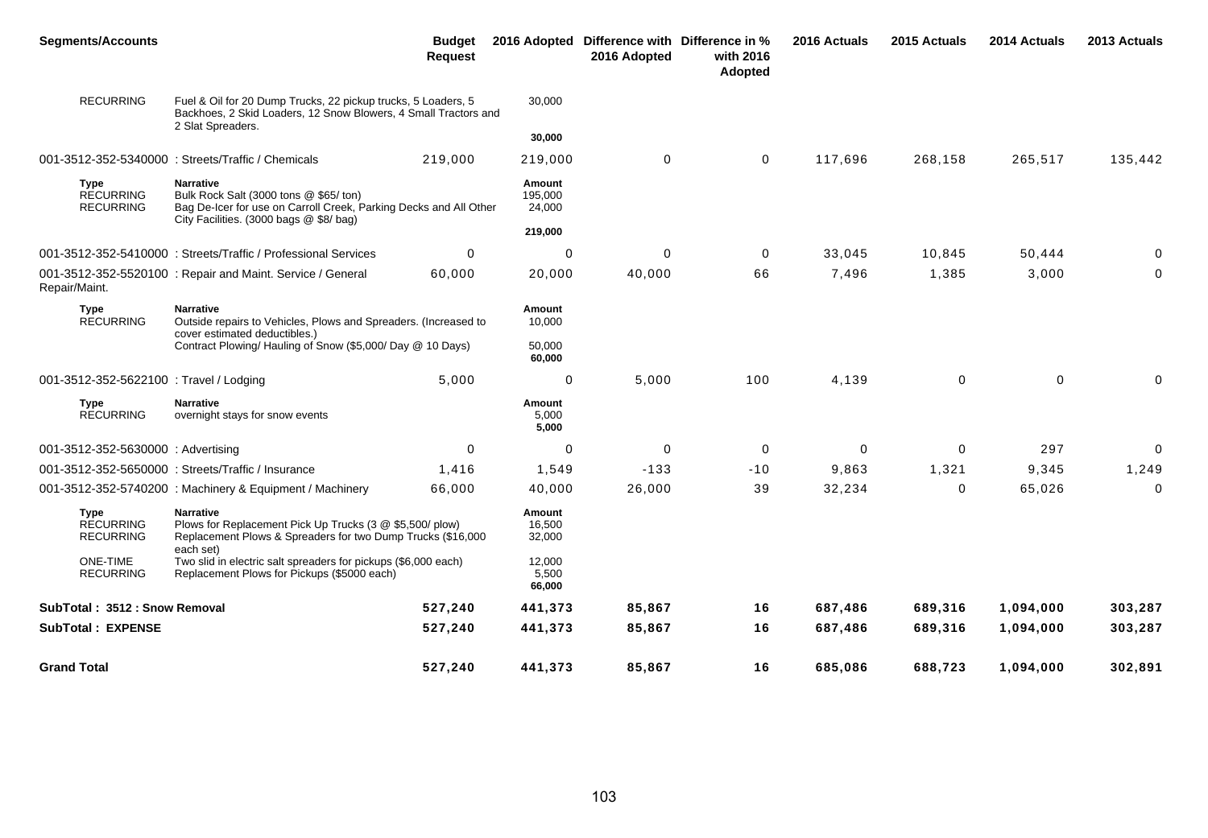| Segments/Accounts | | Budget Request | 2016 Adopted | Difference with 2016 Adopted | Difference in % with 2016 Adopted | 2016 Actuals | 2015 Actuals | 2014 Actuals | 2013 Actuals |
|---|---|---|---|---|---|---|---|---|---|
| RECURRING | Fuel & Oil for 20 Dump Trucks, 22 pickup trucks, 5 Loaders, 5 Backhoes, 2 Skid Loaders, 12 Snow Blowers, 4 Small Tractors and 2 Slat Spreaders. | | 30,000 | | | | | | |
| | | | **30,000** | | | | | | |
| 001-3512-352-5340000 : Streets/Traffic / Chemicals | | 219,000 | 219,000 | 0 | 0 | 117,696 | 268,158 | 265,517 | 135,442 |
| **Type** | **Narrative** | | **Amount** | | | | | | |
| RECURRING | Bulk Rock Salt (3000 tons @ $65/ ton) | | 195,000 | | | | | | |
| RECURRING | Bag De-Icer for use on Carroll Creek, Parking Decks and All Other City Facilities. (3000 bags @ $8/ bag) | | 24,000 | | | | | | |
| | | | **219,000** | | | | | | |
| 001-3512-352-5410000 : Streets/Traffic / Professional Services | | 0 | 0 | 0 | 0 | 33,045 | 10,845 | 50,444 | 0 |
| 001-3512-352-5520100 : Repair and Maint. Service / General Repair/Maint. | | 60,000 | 20,000 | 40,000 | 66 | 7,496 | 1,385 | 3,000 | 0 |
| **Type** | **Narrative** | | **Amount** | | | | | | |
| RECURRING | Outside repairs to Vehicles, Plows and Spreaders. (Increased to cover estimated deductibles.) | | 10,000 | | | | | | |
| | Contract Plowing/ Hauling of Snow ($5,000/ Day @ 10 Days) | | 50,000 | | | | | | |
| | | | **60,000** | | | | | | |
| 001-3512-352-5622100 : Travel / Lodging | | 5,000 | 0 | 5,000 | 100 | 4,139 | 0 | 0 | 0 |
| **Type** | **Narrative** | | **Amount** | | | | | | |
| RECURRING | overnight stays for snow events | | 5,000 | | | | | | |
| | | | **5,000** | | | | | | |
| 001-3512-352-5630000 : Advertising | | 0 | 0 | 0 | 0 | 0 | 0 | 297 | 0 |
| 001-3512-352-5650000 : Streets/Traffic / Insurance | | 1,416 | 1,549 | -133 | -10 | 9,863 | 1,321 | 9,345 | 1,249 |
| 001-3512-352-5740200 : Machinery & Equipment / Machinery | | 66,000 | 40,000 | 26,000 | 39 | 32,234 | 0 | 65,026 | 0 |
| **Type** | **Narrative** | | **Amount** | | | | | | |
| RECURRING | Plows for Replacement Pick Up Trucks (3 @ $5,500/ plow) | | 16,500 | | | | | | |
| RECURRING | Replacement Plows & Spreaders for two Dump Trucks ($16,000 each set) | | 32,000 | | | | | | |
| ONE-TIME | Two slid in electric salt spreaders for pickups ($6,000 each) | | 12,000 | | | | | | |
| RECURRING | Replacement Plows for Pickups ($5000 each) | | 5,500 | | | | | | |
| | | | **66,000** | | | | | | |
| **SubTotal : 3512 : Snow Removal** | | **527,240** | **441,373** | **85,867** | **16** | **687,486** | **689,316** | **1,094,000** | **303,287** |
| **SubTotal : EXPENSE** | | **527,240** | **441,373** | **85,867** | **16** | **687,486** | **689,316** | **1,094,000** | **303,287** |
| **Grand Total** | | **527,240** | **441,373** | **85,867** | **16** | **685,086** | **688,723** | **1,094,000** | **302,891** |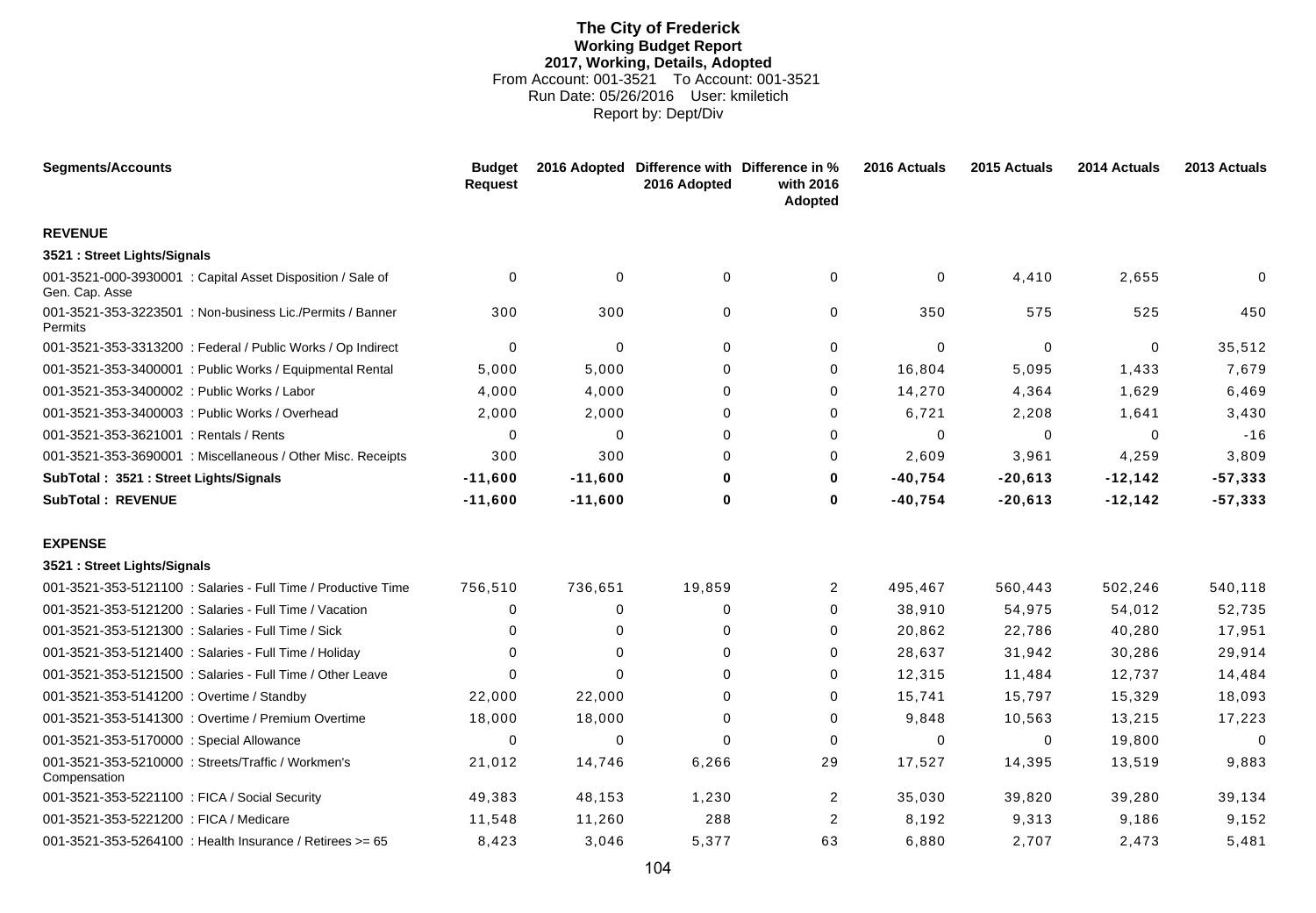# The City of Frederick
## Working Budget Report
### 2017, Working, Details, Adopted

From Account: 001-3521 To Account: 001-3521
Run Date: 05/26/2016 User: kmiletich
Report by: Dept/Div

| Segments/Accounts | Budget Request | 2016 Adopted | Difference with 2016 Adopted | Difference in % with 2016 Adopted | 2016 Actuals | 2015 Actuals | 2014 Actuals | 2013 Actuals |
|---|---|---|---|---|---|---|---|---|
| **REVENUE** | | | | | | | | |
| **3521 : Street Lights/Signals** | | | | | | | | |
| 001-3521-000-3930001 : Capital Asset Disposition / Sale of Gen. Cap. Asse | 0 | 0 | 0 | 0 | 0 | 4,410 | 2,655 | 0 |
| 001-3521-353-3223501 : Non-business Lic./Permits / Banner Permits | 300 | 300 | 0 | 0 | 350 | 575 | 525 | 450 |
| 001-3521-353-3313200 : Federal / Public Works / Op Indirect | 0 | 0 | 0 | 0 | 0 | 0 | 0 | 35,512 |
| 001-3521-353-3400001 : Public Works / Equipmental Rental | 5,000 | 5,000 | 0 | 0 | 16,804 | 5,095 | 1,433 | 7,679 |
| 001-3521-353-3400002 : Public Works / Labor | 4,000 | 4,000 | 0 | 0 | 14,270 | 4,364 | 1,629 | 6,469 |
| 001-3521-353-3400003 : Public Works / Overhead | 2,000 | 2,000 | 0 | 0 | 6,721 | 2,208 | 1,641 | 3,430 |
| 001-3521-353-3621001 : Rentals / Rents | 0 | 0 | 0 | 0 | 0 | 0 | 0 | -16 |
| 001-3521-353-3690001 : Miscellaneous / Other Misc. Receipts | 300 | 300 | 0 | 0 | 2,609 | 3,961 | 4,259 | 3,809 |
| **SubTotal : 3521 : Street Lights/Signals** | **-11,600** | **-11,600** | **0** | **0** | **-40,754** | **-20,613** | **-12,142** | **-57,333** |
| **SubTotal : REVENUE** | **-11,600** | **-11,600** | **0** | **0** | **-40,754** | **-20,613** | **-12,142** | **-57,333** |
| **EXPENSE** | | | | | | | | |
| **3521 : Street Lights/Signals** | | | | | | | | |
| 001-3521-353-5121100 : Salaries - Full Time / Productive Time | 756,510 | 736,651 | 19,859 | 2 | 495,467 | 560,443 | 502,246 | 540,118 |
| 001-3521-353-5121200 : Salaries - Full Time / Vacation | 0 | 0 | 0 | 0 | 38,910 | 54,975 | 54,012 | 52,735 |
| 001-3521-353-5121300 : Salaries - Full Time / Sick | 0 | 0 | 0 | 0 | 20,862 | 22,786 | 40,280 | 17,951 |
| 001-3521-353-5121400 : Salaries - Full Time / Holiday | 0 | 0 | 0 | 0 | 28,637 | 31,942 | 30,286 | 29,914 |
| 001-3521-353-5121500 : Salaries - Full Time / Other Leave | 0 | 0 | 0 | 0 | 12,315 | 11,484 | 12,737 | 14,484 |
| 001-3521-353-5141200 : Overtime / Standby | 22,000 | 22,000 | 0 | 0 | 15,741 | 15,797 | 15,329 | 18,093 |
| 001-3521-353-5141300 : Overtime / Premium Overtime | 18,000 | 18,000 | 0 | 0 | 9,848 | 10,563 | 13,215 | 17,223 |
| 001-3521-353-5170000 : Special Allowance | 0 | 0 | 0 | 0 | 0 | 0 | 19,800 | 0 |
| 001-3521-353-5210000 : Streets/Traffic / Workmen's Compensation | 21,012 | 14,746 | 6,266 | 29 | 17,527 | 14,395 | 13,519 | 9,883 |
| 001-3521-353-5221100 : FICA / Social Security | 49,383 | 48,153 | 1,230 | 2 | 35,030 | 39,820 | 39,280 | 39,134 |
| 001-3521-353-5221200 : FICA / Medicare | 11,548 | 11,260 | 288 | 2 | 8,192 | 9,313 | 9,186 | 9,152 |
| 001-3521-353-5264100 : Health Insurance / Retirees >= 65 | 8,423 | 3,046 | 5,377 | 63 | 6,880 | 2,707 | 2,473 | 5,481 |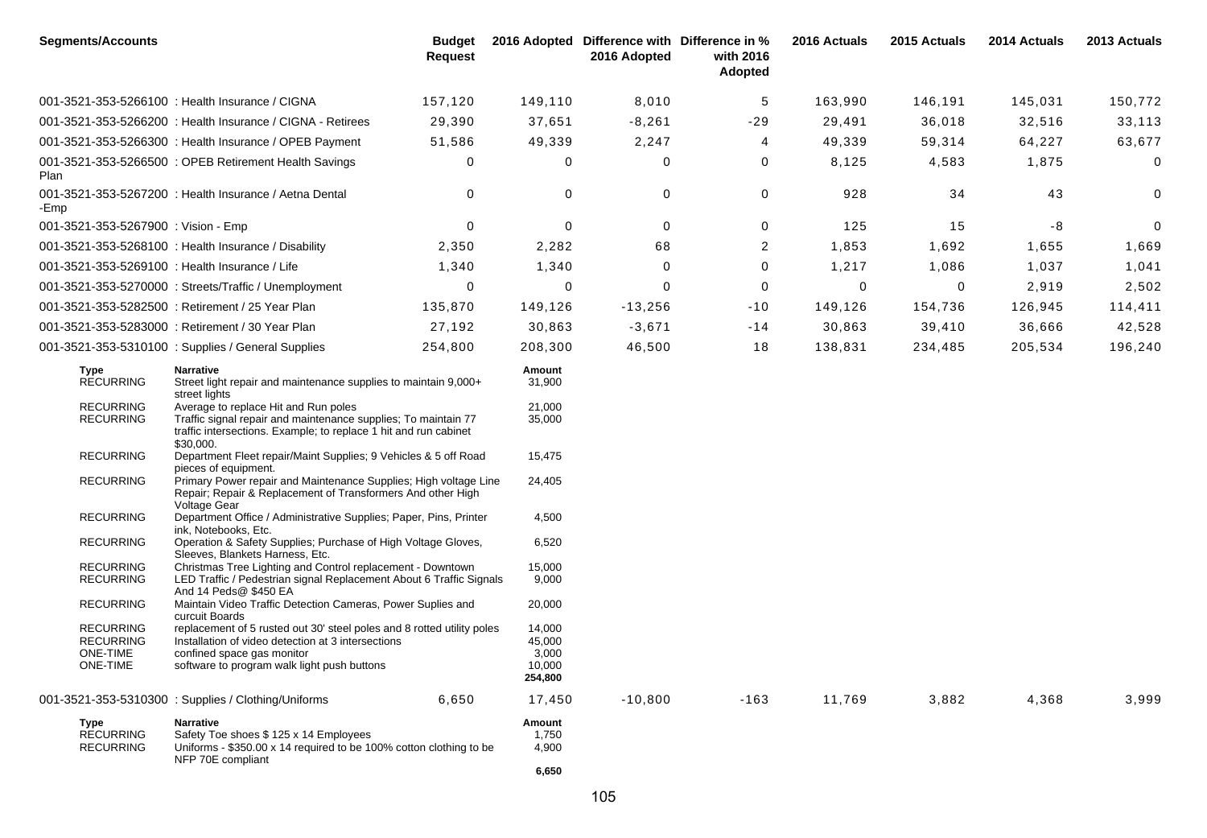| Segments/Accounts | Budget Request | 2016 Adopted | Difference with 2016 Adopted | Difference in % with 2016 Adopted | 2016 Actuals | 2015 Actuals | 2014 Actuals | 2013 Actuals |
|---|---|---|---|---|---|---|---|---|
| 001-3521-353-5266100 : Health Insurance / CIGNA | 157,120 | 149,110 | 8,010 | 5 | 163,990 | 146,191 | 145,031 | 150,772 |
| 001-3521-353-5266200 : Health Insurance / CIGNA - Retirees | 29,390 | 37,651 | -8,261 | -29 | 29,491 | 36,018 | 32,516 | 33,113 |
| 001-3521-353-5266300 : Health Insurance / OPEB Payment | 51,586 | 49,339 | 2,247 | 4 | 49,339 | 59,314 | 64,227 | 63,677 |
| 001-3521-353-5266500 : OPEB Retirement Health Savings Plan | 0 | 0 | 0 | 0 | 8,125 | 4,583 | 1,875 | 0 |
| 001-3521-353-5267200 : Health Insurance / Aetna Dental -Emp | 0 | 0 | 0 | 0 | 928 | 34 | 43 | 0 |
| 001-3521-353-5267900 : Vision - Emp | 0 | 0 | 0 | 0 | 125 | 15 | -8 | 0 |
| 001-3521-353-5268100 : Health Insurance / Disability | 2,350 | 2,282 | 68 | 2 | 1,853 | 1,692 | 1,655 | 1,669 |
| 001-3521-353-5269100 : Health Insurance / Life | 1,340 | 1,340 | 0 | 0 | 1,217 | 1,086 | 1,037 | 1,041 |
| 001-3521-353-5270000 : Streets/Traffic / Unemployment | 0 | 0 | 0 | 0 | 0 | 0 | 2,919 | 2,502 |
| 001-3521-353-5282500 : Retirement / 25 Year Plan | 135,870 | 149,126 | -13,256 | -10 | 149,126 | 154,736 | 126,945 | 114,411 |
| 001-3521-353-5283000 : Retirement / 30 Year Plan | 27,192 | 30,863 | -3,671 | -14 | 30,863 | 39,410 | 36,666 | 42,528 |
| 001-3521-353-5310100 : Supplies / General Supplies | 254,800 | 208,300 | 46,500 | 18 | 138,831 | 234,485 | 205,534 | 196,240 |

| Type | Narrative | Amount |
|---|---|---|
| RECURRING | Street light repair and maintenance supplies to maintain 9,000+ street lights | 31,900 |
| RECURRING | Average to replace Hit and Run poles | 21,000 |
| RECURRING | Traffic signal repair and maintenance supplies; To maintain 77 traffic intersections. Example; to replace 1 hit and run cabinet $30,000. | 35,000 |
| RECURRING | Department Fleet repair/Maint Supplies; 9 Vehicles & 5 off Road pieces of equipment. | 15,475 |
| RECURRING | Primary Power repair and Maintenance Supplies; High voltage Line Repair; Repair & Replacement of Transformers And other High Voltage Gear | 24,405 |
| RECURRING | Department Office / Administrative Supplies; Paper, Pins, Printer ink, Notebooks, Etc. | 4,500 |
| RECURRING | Operation & Safety Supplies; Purchase of High Voltage Gloves, Sleeves, Blankets Harness, Etc. | 6,520 |
| RECURRING | Christmas Tree Lighting and Control replacement - Downtown | 15,000 |
| RECURRING | LED Traffic / Pedestrian signal Replacement About 6 Traffic Signals And 14 Peds@ $450 EA | 9,000 |
| RECURRING | Maintain Video Traffic Detection Cameras, Power Suplies and curcuit Boards | 20,000 |
| RECURRING | replacement of 5 rusted out 30' steel poles and 8 rotted utility poles | 14,000 |
| RECURRING | Installation of video detection at 3 intersections | 45,000 |
| ONE-TIME | confined space gas monitor | 3,000 |
| ONE-TIME | software to program walk light push buttons | 10,000 |
| | | **254,800** |

| Segments/Accounts | Budget Request | 2016 Adopted | Difference with 2016 Adopted | Difference in % with 2016 Adopted | 2016 Actuals | 2015 Actuals | 2014 Actuals | 2013 Actuals |
|---|---|---|---|---|---|---|---|---|
| 001-3521-353-5310300 : Supplies / Clothing/Uniforms | 6,650 | 17,450 | -10,800 | -163 | 11,769 | 3,882 | 4,368 | 3,999 |

| Type | Narrative | Amount |
|---|---|---|
| RECURRING | Safety Toe shoes $ 125 x 14 Employees | 1,750 |
| RECURRING | Uniforms - $350.00 x 14 required to be 100% cotton clothing to be NFP 70E compliant | 4,900 |
| | | **6,650** |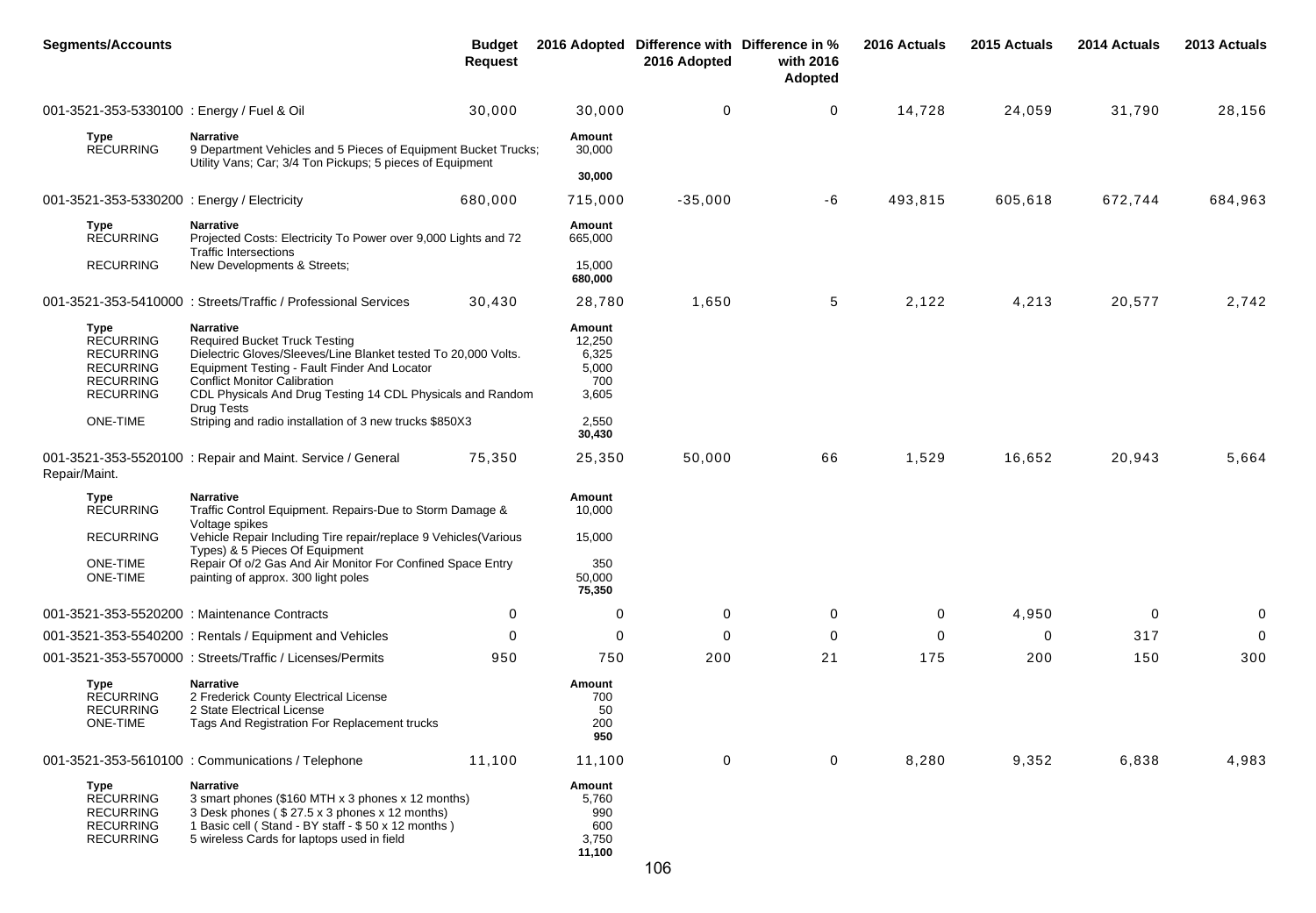| Segments/Accounts | | Budget Request | 2016 Adopted | Difference with 2016 Adopted | Difference in % with 2016 Adopted | 2016 Actuals | 2015 Actuals | 2014 Actuals | 2013 Actuals |
|---|---|---|---|---|---|---|---|---|---|
| 001-3521-353-5330100 : Energy / Fuel & Oil | | 30,000 | 30,000 | 0 | 0 | 14,728 | 24,059 | 31,790 | 28,156 |
| **Type** | **Narrative** | | **Amount** | | | | | | |
| RECURRING | 9 Department Vehicles and 5 Pieces of Equipment Bucket Trucks; Utility Vans; Car; 3/4 Ton Pickups; 5 pieces of Equipment | | 30,000 | | | | | | |
| | | | **30,000** | | | | | | |
| 001-3521-353-5330200 : Energy / Electricity | | 680,000 | 715,000 | -35,000 | -6 | 493,815 | 605,618 | 672,744 | 684,963 |
| **Type** | **Narrative** | | **Amount** | | | | | | |
| RECURRING | Projected Costs: Electricity To Power over 9,000 Lights and 72 Traffic Intersections | | 665,000 | | | | | | |
| RECURRING | New Developments & Streets; | | 15,000 | | | | | | |
| | | | **680,000** | | | | | | |
| 001-3521-353-5410000 : Streets/Traffic / Professional Services | | 30,430 | 28,780 | 1,650 | 5 | 2,122 | 4,213 | 20,577 | 2,742 |
| **Type** | **Narrative** | | **Amount** | | | | | | |
| RECURRING | Required Bucket Truck Testing | | 12,250 | | | | | | |
| RECURRING | Dielectric Gloves/Sleeves/Line Blanket tested To 20,000 Volts. | | 6,325 | | | | | | |
| RECURRING | Equipment Testing - Fault Finder And Locator | | 5,000 | | | | | | |
| RECURRING | Conflict Monitor Calibration | | 700 | | | | | | |
| RECURRING | CDL Physicals And Drug Testing 14 CDL Physicals and Random Drug Tests | | 3,605 | | | | | | |
| ONE-TIME | Striping and radio installation of 3 new trucks $850X3 | | 2,550 | | | | | | |
| | | | **30,430** | | | | | | |
| 001-3521-353-5520100 : Repair and Maint. Service / General Repair/Maint. | | 75,350 | 25,350 | 50,000 | 66 | 1,529 | 16,652 | 20,943 | 5,664 |
| **Type** | **Narrative** | | **Amount** | | | | | | |
| RECURRING | Traffic Control Equipment. Repairs-Due to Storm Damage & Voltage spikes | | 10,000 | | | | | | |
| RECURRING | Vehicle Repair Including Tire repair/replace 9 Vehicles(Various Types) & 5 Pieces Of Equipment | | 15,000 | | | | | | |
| ONE-TIME | Repair Of o/2 Gas And Air Monitor For Confined Space Entry | | 350 | | | | | | |
| ONE-TIME | painting of approx. 300 light poles | | 50,000 | | | | | | |
| | | | **75,350** | | | | | | |
| 001-3521-353-5520200 : Maintenance Contracts | | 0 | 0 | 0 | 0 | 0 | 4,950 | 0 | 0 |
| 001-3521-353-5540200 : Rentals / Equipment and Vehicles | | 0 | 0 | 0 | 0 | 0 | 0 | 317 | 0 |
| 001-3521-353-5570000 : Streets/Traffic / Licenses/Permits | | 950 | 750 | 200 | 21 | 175 | 200 | 150 | 300 |
| **Type** | **Narrative** | | **Amount** | | | | | | |
| RECURRING | 2 Frederick County Electrical License | | 700 | | | | | | |
| RECURRING | 2 State Electrical License | | 50 | | | | | | |
| ONE-TIME | Tags And Registration For Replacement trucks | | 200 | | | | | | |
| | | | **950** | | | | | | |
| 001-3521-353-5610100 : Communications / Telephone | | 11,100 | 11,100 | 0 | 0 | 8,280 | 9,352 | 6,838 | 4,983 |
| **Type** | **Narrative** | | **Amount** | | | | | | |
| RECURRING | 3 smart phones ($160 MTH x 3 phones x 12 months) | | 5,760 | | | | | | |
| RECURRING | 3 Desk phones ( $ 27.5 x 3 phones x 12 months) | | 990 | | | | | | |
| RECURRING | 1 Basic cell ( Stand - BY staff - $ 50 x 12 months ) | | 600 | | | | | | |
| RECURRING | 5 wireless Cards for laptops used in field | | 3,750 | | | | | | |
| | | | **11,100** | | | | | | |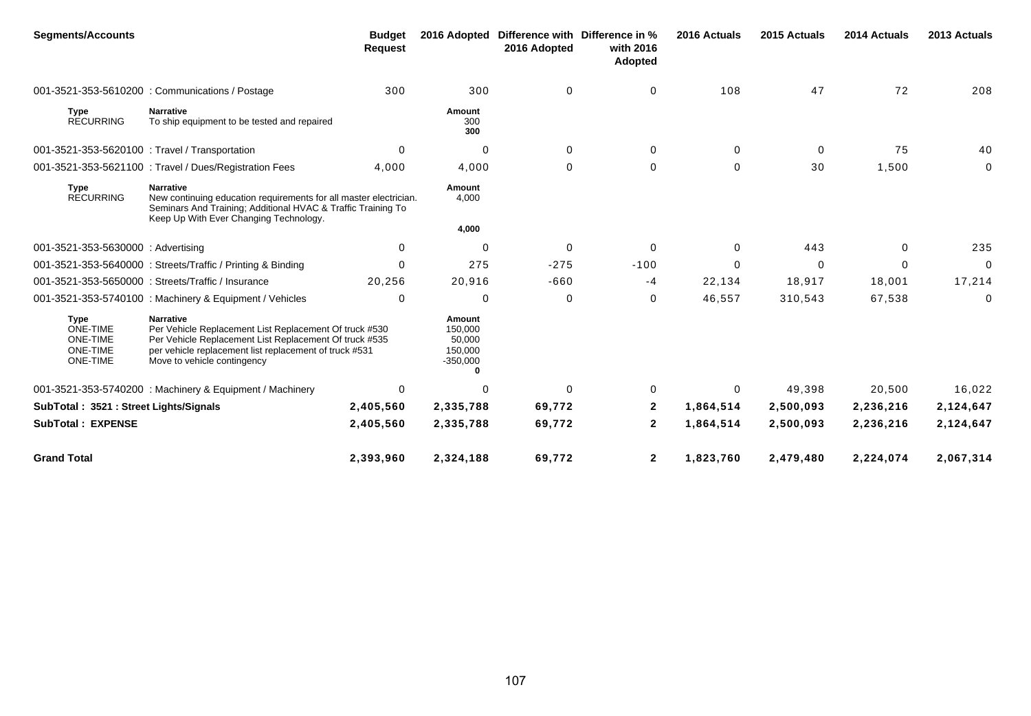| Segments/Accounts | | Budget Request | 2016 Adopted | Difference with 2016 Adopted | Difference in % with 2016 Adopted | 2016 Actuals | 2015 Actuals | 2014 Actuals | 2013 Actuals |
|---|---|---|---|---|---|---|---|---|---|
| 001-3521-353-5610200 : Communications / Postage | | 300 | 300 | 0 | 0 | 108 | 47 | 72 | 208 |
| **Type** | **Narrative** | | **Amount** | | | | | | |
| RECURRING | To ship equipment to be tested and repaired | | 300 | | | | | | |
| | | | **300** | | | | | | |
| 001-3521-353-5620100 : Travel / Transportation | | 0 | 0 | 0 | 0 | 0 | 0 | 75 | 40 |
| 001-3521-353-5621100 : Travel / Dues/Registration Fees | | 4,000 | 4,000 | 0 | 0 | 0 | 30 | 1,500 | 0 |
| **Type** | **Narrative** | | **Amount** | | | | | | |
| RECURRING | New continuing education requirements for all master electrician. Seminars And Training; Additional HVAC & Traffic Training To Keep Up With Ever Changing Technology. | | 4,000 | | | | | | |
| | | | **4,000** | | | | | | |
| 001-3521-353-5630000 : Advertising | | 0 | 0 | 0 | 0 | 0 | 443 | 0 | 235 |
| 001-3521-353-5640000 : Streets/Traffic / Printing & Binding | | 0 | 275 | -275 | -100 | 0 | 0 | 0 | 0 |
| 001-3521-353-5650000 : Streets/Traffic / Insurance | | 20,256 | 20,916 | -660 | -4 | 22,134 | 18,917 | 18,001 | 17,214 |
| 001-3521-353-5740100 : Machinery & Equipment / Vehicles | | 0 | 0 | 0 | 0 | 46,557 | 310,543 | 67,538 | 0 |
| **Type** | **Narrative** | | **Amount** | | | | | | |
| ONE-TIME | Per Vehicle Replacement List Replacement Of truck #530 | | 150,000 | | | | | | |
| ONE-TIME | Per Vehicle Replacement List Replacement Of truck #535 | | 50,000 | | | | | | |
| ONE-TIME | per vehicle replacement list replacement of truck #531 | | 150,000 | | | | | | |
| ONE-TIME | Move to vehicle contingency | | -350,000 | | | | | | |
| | | | **0** | | | | | | |
| 001-3521-353-5740200 : Machinery & Equipment / Machinery | | 0 | 0 | 0 | 0 | 0 | 49,398 | 20,500 | 16,022 |
| **SubTotal : 3521 : Street Lights/Signals** | | **2,405,560** | **2,335,788** | **69,772** | **2** | **1,864,514** | **2,500,093** | **2,236,216** | **2,124,647** |
| **SubTotal : EXPENSE** | | **2,405,560** | **2,335,788** | **69,772** | **2** | **1,864,514** | **2,500,093** | **2,236,216** | **2,124,647** |
| **Grand Total** | | **2,393,960** | **2,324,188** | **69,772** | **2** | **1,823,760** | **2,479,480** | **2,224,074** | **2,067,314** |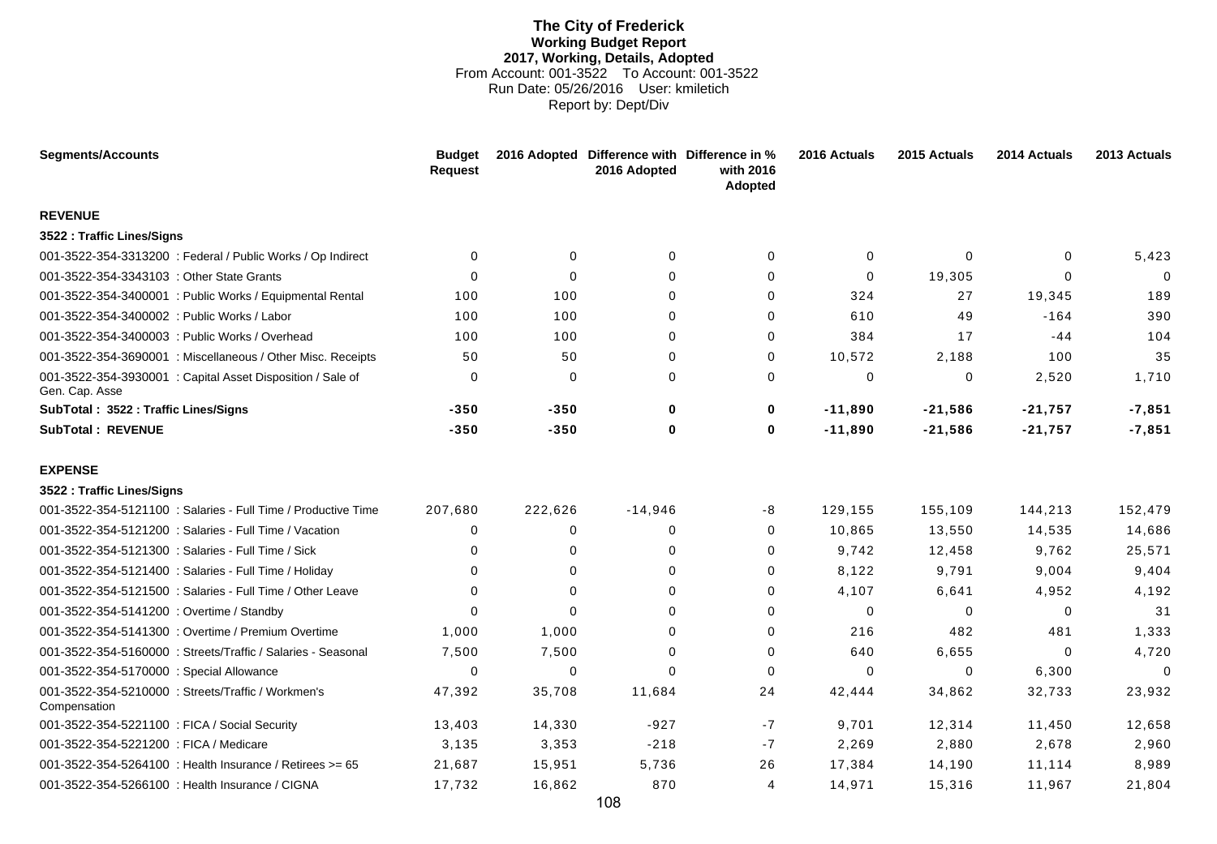# The City of Frederick
## Working Budget Report
### 2017, Working, Details, Adopted

From Account: 001-3522 To Account: 001-3522
Run Date: 05/26/2016 User: kmiletich
Report by: Dept/Div

| Segments/Accounts | Budget Request | 2016 Adopted | Difference with 2016 Adopted | Difference in % with 2016 Adopted | 2016 Actuals | 2015 Actuals | 2014 Actuals | 2013 Actuals |
|---|---|---|---|---|---|---|---|---|
| **REVENUE** | | | | | | | | |
| **3522 : Traffic Lines/Signs** | | | | | | | | |
| 001-3522-354-3313200 : Federal / Public Works / Op Indirect | 0 | 0 | 0 | 0 | 0 | 0 | 0 | 5,423 |
| 001-3522-354-3343103 : Other State Grants | 0 | 0 | 0 | 0 | 0 | 19,305 | 0 | 0 |
| 001-3522-354-3400001 : Public Works / Equipmental Rental | 100 | 100 | 0 | 0 | 324 | 27 | 19,345 | 189 |
| 001-3522-354-3400002 : Public Works / Labor | 100 | 100 | 0 | 0 | 610 | 49 | -164 | 390 |
| 001-3522-354-3400003 : Public Works / Overhead | 100 | 100 | 0 | 0 | 384 | 17 | -44 | 104 |
| 001-3522-354-3690001 : Miscellaneous / Other Misc. Receipts | 50 | 50 | 0 | 0 | 10,572 | 2,188 | 100 | 35 |
| 001-3522-354-3930001 : Capital Asset Disposition / Sale of Gen. Cap. Asse | 0 | 0 | 0 | 0 | 0 | 0 | 2,520 | 1,710 |
| **SubTotal : 3522 : Traffic Lines/Signs** | **-350** | **-350** | **0** | **0** | **-11,890** | **-21,586** | **-21,757** | **-7,851** |
| **SubTotal : REVENUE** | **-350** | **-350** | **0** | **0** | **-11,890** | **-21,586** | **-21,757** | **-7,851** |
| **EXPENSE** | | | | | | | | |
| **3522 : Traffic Lines/Signs** | | | | | | | | |
| 001-3522-354-5121100 : Salaries - Full Time / Productive Time | 207,680 | 222,626 | -14,946 | -8 | 129,155 | 155,109 | 144,213 | 152,479 |
| 001-3522-354-5121200 : Salaries - Full Time / Vacation | 0 | 0 | 0 | 0 | 10,865 | 13,550 | 14,535 | 14,686 |
| 001-3522-354-5121300 : Salaries - Full Time / Sick | 0 | 0 | 0 | 0 | 9,742 | 12,458 | 9,762 | 25,571 |
| 001-3522-354-5121400 : Salaries - Full Time / Holiday | 0 | 0 | 0 | 0 | 8,122 | 9,791 | 9,004 | 9,404 |
| 001-3522-354-5121500 : Salaries - Full Time / Other Leave | 0 | 0 | 0 | 0 | 4,107 | 6,641 | 4,952 | 4,192 |
| 001-3522-354-5141200 : Overtime / Standby | 0 | 0 | 0 | 0 | 0 | 0 | 0 | 31 |
| 001-3522-354-5141300 : Overtime / Premium Overtime | 1,000 | 1,000 | 0 | 0 | 216 | 482 | 481 | 1,333 |
| 001-3522-354-5160000 : Streets/Traffic / Salaries - Seasonal | 7,500 | 7,500 | 0 | 0 | 640 | 6,655 | 0 | 4,720 |
| 001-3522-354-5170000 : Special Allowance | 0 | 0 | 0 | 0 | 0 | 0 | 6,300 | 0 |
| 001-3522-354-5210000 : Streets/Traffic / Workmen's Compensation | 47,392 | 35,708 | 11,684 | 24 | 42,444 | 34,862 | 32,733 | 23,932 |
| 001-3522-354-5221100 : FICA / Social Security | 13,403 | 14,330 | -927 | -7 | 9,701 | 12,314 | 11,450 | 12,658 |
| 001-3522-354-5221200 : FICA / Medicare | 3,135 | 3,353 | -218 | -7 | 2,269 | 2,880 | 2,678 | 2,960 |
| 001-3522-354-5264100 : Health Insurance / Retirees >= 65 | 21,687 | 15,951 | 5,736 | 26 | 17,384 | 14,190 | 11,114 | 8,989 |
| 001-3522-354-5266100 : Health Insurance / CIGNA | 17,732 | 16,862 | 870 | 4 | 14,971 | 15,316 | 11,967 | 21,804 |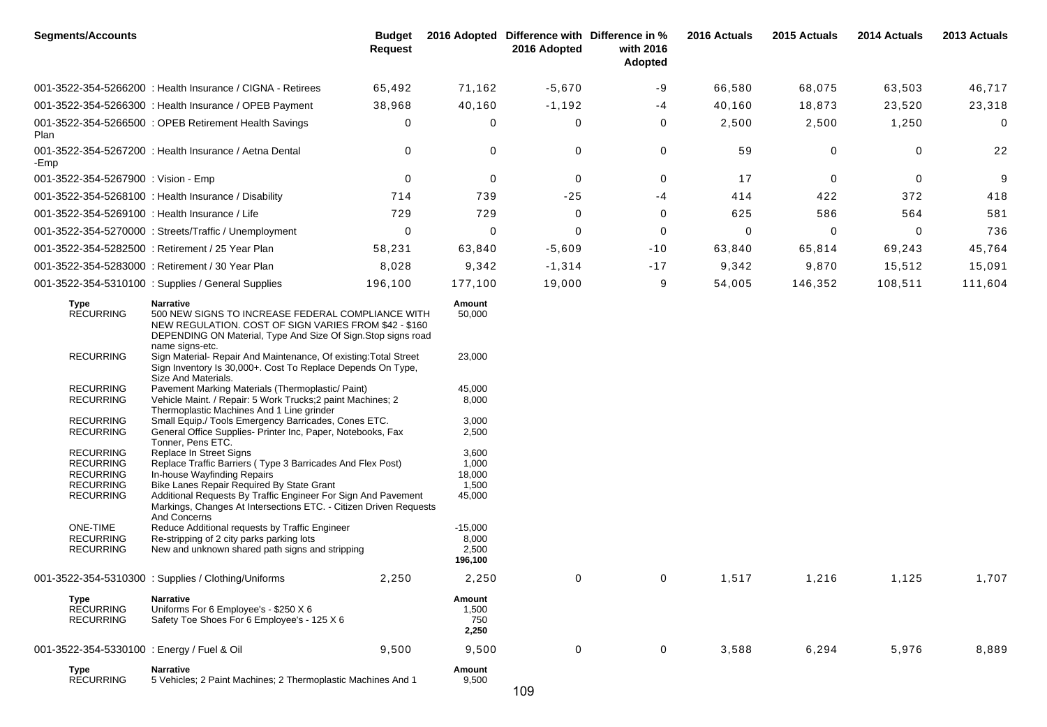| Segments/Accounts | Budget Request | 2016 Adopted | Difference with 2016 Adopted | Difference in % with 2016 Adopted | 2016 Actuals | 2015 Actuals | 2014 Actuals | 2013 Actuals |
|---|---|---|---|---|---|---|---|---|
| 001-3522-354-5266200 : Health Insurance / CIGNA - Retirees | 65,492 | 71,162 | -5,670 | -9 | 66,580 | 68,075 | 63,503 | 46,717 |
| 001-3522-354-5266300 : Health Insurance / OPEB Payment | 38,968 | 40,160 | -1,192 | -4 | 40,160 | 18,873 | 23,520 | 23,318 |
| 001-3522-354-5266500 : OPEB Retirement Health Savings Plan | 0 | 0 | 0 | 0 | 2,500 | 2,500 | 1,250 | 0 |
| 001-3522-354-5267200 : Health Insurance / Aetna Dental -Emp | 0 | 0 | 0 | 0 | 59 | 0 | 0 | 22 |
| 001-3522-354-5267900 : Vision - Emp | 0 | 0 | 0 | 0 | 17 | 0 | 0 | 9 |
| 001-3522-354-5268100 : Health Insurance / Disability | 714 | 739 | -25 | -4 | 414 | 422 | 372 | 418 |
| 001-3522-354-5269100 : Health Insurance / Life | 729 | 729 | 0 | 0 | 625 | 586 | 564 | 581 |
| 001-3522-354-5270000 : Streets/Traffic / Unemployment | 0 | 0 | 0 | 0 | 0 | 0 | 0 | 736 |
| 001-3522-354-5282500 : Retirement / 25 Year Plan | 58,231 | 63,840 | -5,609 | -10 | 63,840 | 65,814 | 69,243 | 45,764 |
| 001-3522-354-5283000 : Retirement / 30 Year Plan | 8,028 | 9,342 | -1,314 | -17 | 9,342 | 9,870 | 15,512 | 15,091 |
| 001-3522-354-5310100 : Supplies / General Supplies | 196,100 | 177,100 | 19,000 | 9 | 54,005 | 146,352 | 108,511 | 111,604 |

| Type | Narrative | Amount |
|---|---|---|
| RECURRING | 500 NEW SIGNS TO INCREASE FEDERAL COMPLIANCE WITH NEW REGULATION. COST OF SIGN VARIES FROM $42 - $160 DEPENDING ON Material, Type And Size Of Sign.Stop signs road name signs-etc. | 50,000 |
| RECURRING | Sign Material- Repair And Maintenance, Of existing:Total Street Sign Inventory Is 30,000+. Cost To Replace Depends On Type, Size And Materials. | 23,000 |
| RECURRING | Pavement Marking Materials (Thermoplastic/ Paint) | 45,000 |
| RECURRING | Vehicle Maint. / Repair: 5 Work Trucks;2 paint Machines; 2 Thermoplastic Machines And 1 Line grinder | 8,000 |
| RECURRING | Small Equip./ Tools Emergency Barricades, Cones ETC. | 3,000 |
| RECURRING | General Office Supplies- Printer Inc, Paper, Notebooks, Fax Tonner, Pens ETC. | 2,500 |
| RECURRING | Replace In Street Signs | 3,600 |
| RECURRING | Replace Traffic Barriers ( Type 3 Barricades And Flex Post) | 1,000 |
| RECURRING | In-house Wayfinding Repairs | 18,000 |
| RECURRING | Bike Lanes Repair Required By State Grant | 1,500 |
| RECURRING | Additional Requests By Traffic Engineer For Sign And Pavement Markings, Changes At Intersections ETC. - Citizen Driven Requests And Concerns | 45,000 |
| ONE-TIME | Reduce Additional requests by Traffic Engineer | -15,000 |
| RECURRING | Re-stripping of 2 city parks parking lots | 8,000 |
| RECURRING | New and unknown shared path signs and stripping | 2,500 |
| | | **196,100** |

| Segments/Accounts | Budget Request | 2016 Adopted | Difference with 2016 Adopted | Difference in % with 2016 Adopted | 2016 Actuals | 2015 Actuals | 2014 Actuals | 2013 Actuals |
|---|---|---|---|---|---|---|---|---|
| 001-3522-354-5310300 : Supplies / Clothing/Uniforms | 2,250 | 2,250 | 0 | 0 | 1,517 | 1,216 | 1,125 | 1,707 |

| Type | Narrative | Amount |
|---|---|---|
| RECURRING | Uniforms For 6 Employee's - $250 X 6 | 1,500 |
| RECURRING | Safety Toe Shoes For 6 Employee's - 125 X 6 | 750 |
| | | **2,250** |

| Segments/Accounts | Budget Request | 2016 Adopted | Difference with 2016 Adopted | Difference in % with 2016 Adopted | 2016 Actuals | 2015 Actuals | 2014 Actuals | 2013 Actuals |
|---|---|---|---|---|---|---|---|---|
| 001-3522-354-5330100 : Energy / Fuel & Oil | 9,500 | 9,500 | 0 | 0 | 3,588 | 6,294 | 5,976 | 8,889 |

| Type | Narrative | Amount |
|---|---|---|
| RECURRING | 5 Vehicles; 2 Paint Machines; 2 Thermoplastic Machines And 1 | 9,500 |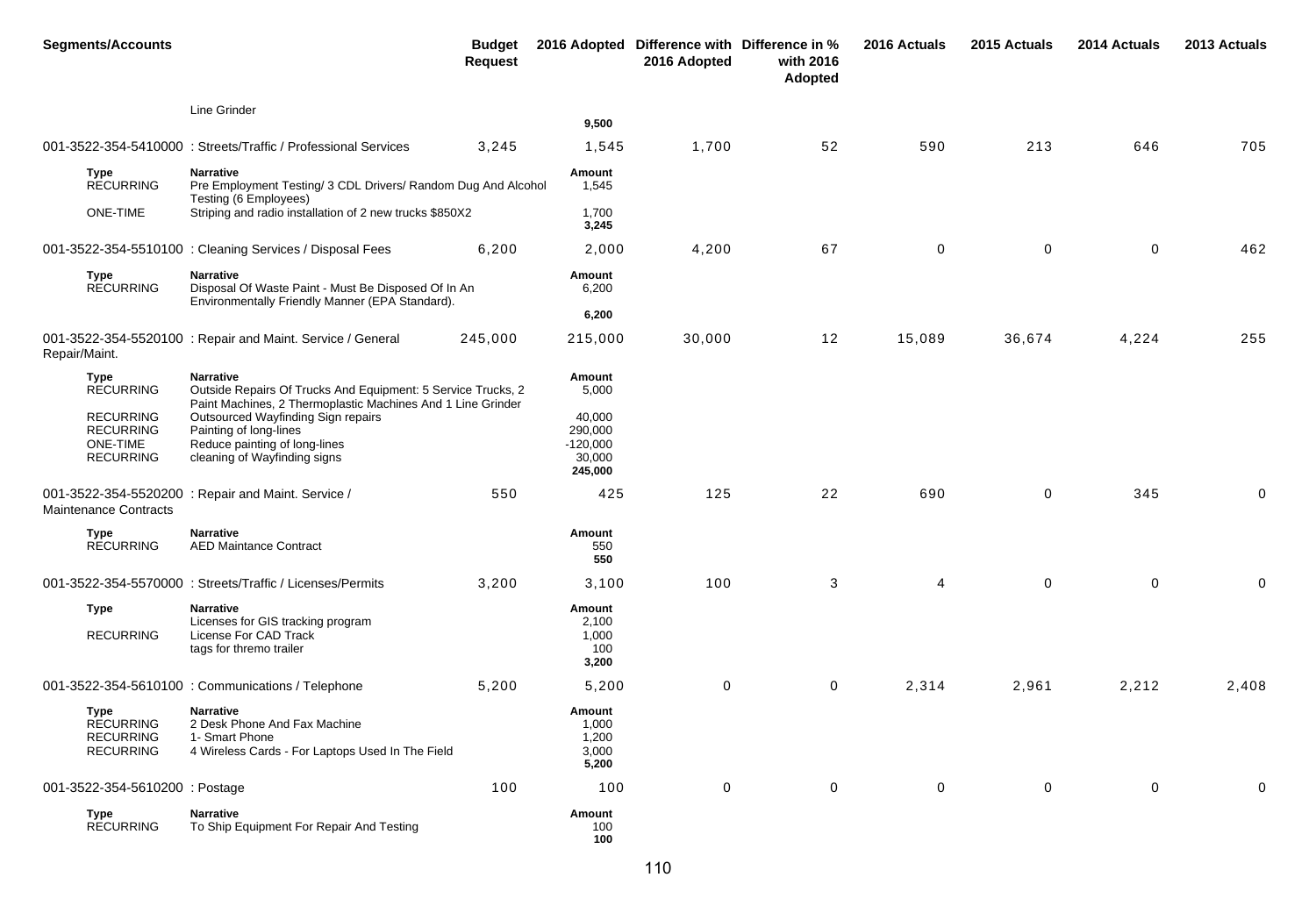| Segments/Accounts | | Budget Request | 2016 Adopted | Difference with 2016 Adopted | Difference in % with 2016 Adopted | 2016 Actuals | 2015 Actuals | 2014 Actuals | 2013 Actuals |
|---|---|---|---|---|---|---|---|---|---|
| | Line Grinder | | 9,500 | | | | | | |
| 001-3522-354-5410000 : Streets/Traffic / Professional Services | | 3,245 | 1,545 | 1,700 | 52 | 590 | 213 | 646 | 705 |
| **Type** | **Narrative** | | **Amount** | | | | | | |
| RECURRING | Pre Employment Testing/ 3 CDL Drivers/ Random Dug And Alcohol Testing (6 Employees) | | 1,545 | | | | | | |
| ONE-TIME | Striping and radio installation of 2 new trucks $850X2 | | 1,700 | | | | | | |
| | | | **3,245** | | | | | | |
| 001-3522-354-5510100 : Cleaning Services / Disposal Fees | | 6,200 | 2,000 | 4,200 | 67 | 0 | 0 | 0 | 462 |
| **Type** | **Narrative** | | **Amount** | | | | | | |
| RECURRING | Disposal Of Waste Paint - Must Be Disposed Of In An Environmentally Friendly Manner (EPA Standard). | | 6,200 | | | | | | |
| | | | **6,200** | | | | | | |
| 001-3522-354-5520100 : Repair and Maint. Service / General Repair/Maint. | | 245,000 | 215,000 | 30,000 | 12 | 15,089 | 36,674 | 4,224 | 255 |
| **Type** | **Narrative** | | **Amount** | | | | | | |
| RECURRING | Outside Repairs Of Trucks And Equipment: 5 Service Trucks, 2 Paint Machines, 2 Thermoplastic Machines And 1 Line Grinder | | 5,000 | | | | | | |
| RECURRING | Outsourced Wayfinding Sign repairs | | 40,000 | | | | | | |
| RECURRING | Painting of long-lines | | 290,000 | | | | | | |
| ONE-TIME | Reduce painting of long-lines | | -120,000 | | | | | | |
| RECURRING | cleaning of Wayfinding signs | | 30,000 | | | | | | |
| | | | **245,000** | | | | | | |
| 001-3522-354-5520200 : Repair and Maint. Service / Maintenance Contracts | | 550 | 425 | 125 | 22 | 690 | 0 | 345 | 0 |
| **Type** | **Narrative** | | **Amount** | | | | | | |
| RECURRING | AED Maintance Contract | | 550 | | | | | | |
| | | | **550** | | | | | | |
| 001-3522-354-5570000 : Streets/Traffic / Licenses/Permits | | 3,200 | 3,100 | 100 | 3 | 4 | 0 | 0 | 0 |
| **Type** | **Narrative** | | **Amount** | | | | | | |
| | Licenses for GIS tracking program | | 2,100 | | | | | | |
| RECURRING | License For CAD Track | | 1,000 | | | | | | |
| | tags for thremo trailer | | 100 | | | | | | |
| | | | **3,200** | | | | | | |
| 001-3522-354-5610100 : Communications / Telephone | | 5,200 | 5,200 | 0 | 0 | 2,314 | 2,961 | 2,212 | 2,408 |
| **Type** | **Narrative** | | **Amount** | | | | | | |
| RECURRING | 2 Desk Phone And Fax Machine | | 1,000 | | | | | | |
| RECURRING | 1- Smart Phone | | 1,200 | | | | | | |
| RECURRING | 4 Wireless Cards - For Laptops Used In The Field | | 3,000 | | | | | | |
| | | | **5,200** | | | | | | |
| 001-3522-354-5610200 : Postage | | 100 | 100 | 0 | 0 | 0 | 0 | 0 | 0 |
| **Type** | **Narrative** | | **Amount** | | | | | | |
| RECURRING | To Ship Equipment For Repair And Testing | | 100 | | | | | | |
| | | | **100** | | | | | | |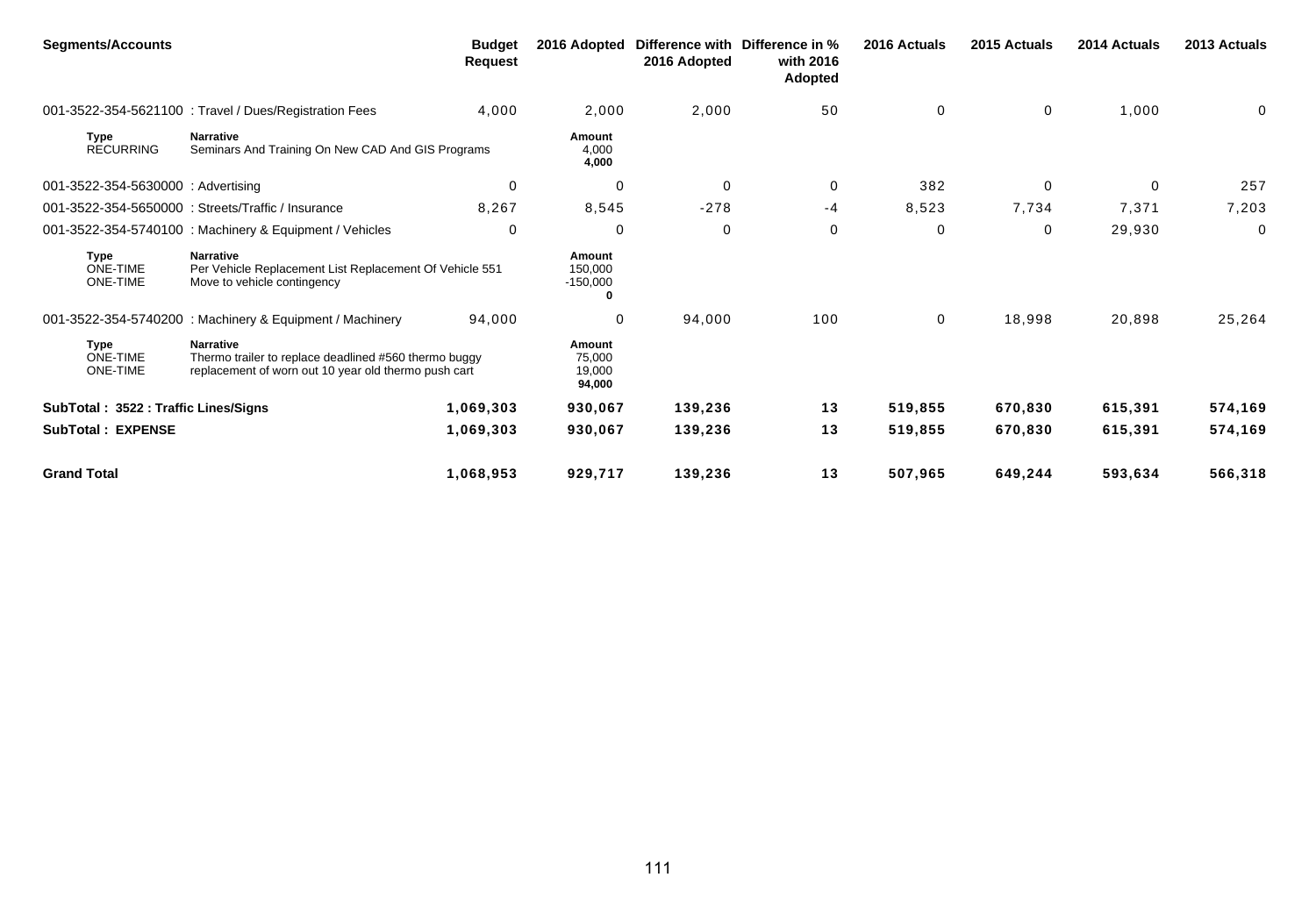| Segments/Accounts | Budget Request | 2016 Adopted | Difference with 2016 Adopted | Difference in % with 2016 Adopted | 2016 Actuals | 2015 Actuals | 2014 Actuals | 2013 Actuals |
|---|---|---|---|---|---|---|---|---|
| 001-3522-354-5621100 : Travel / Dues/Registration Fees | 4,000 | 2,000 | 2,000 | 50 | 0 | 0 | 1,000 | 0 |
| **Type** / **Narrative** / **Amount** | | | | | | | | |
| RECURRING — Seminars And Training On New CAD And GIS Programs | | 4,000 | | | | | | |
| | | **4,000** | | | | | | |
| 001-3522-354-5630000 : Advertising | 0 | 0 | 0 | 0 | 382 | 0 | 0 | 257 |
| 001-3522-354-5650000 : Streets/Traffic / Insurance | 8,267 | 8,545 | -278 | -4 | 8,523 | 7,734 | 7,371 | 7,203 |
| 001-3522-354-5740100 : Machinery & Equipment / Vehicles | 0 | 0 | 0 | 0 | 0 | 0 | 29,930 | 0 |
| **Type** / **Narrative** / **Amount** | | | | | | | | |
| ONE-TIME — Per Vehicle Replacement List Replacement Of Vehicle 551 | | 150,000 | | | | | | |
| ONE-TIME — Move to vehicle contingency | | -150,000 | | | | | | |
| | | **0** | | | | | | |
| 001-3522-354-5740200 : Machinery & Equipment / Machinery | 94,000 | 0 | 94,000 | 100 | 0 | 18,998 | 20,898 | 25,264 |
| **Type** / **Narrative** / **Amount** | | | | | | | | |
| ONE-TIME — Thermo trailer to replace deadlined #560 thermo buggy | | 75,000 | | | | | | |
| ONE-TIME — replacement of worn out 10 year old thermo push cart | | 19,000 | | | | | | |
| | | **94,000** | | | | | | |
| **SubTotal : 3522 : Traffic Lines/Signs** | **1,069,303** | **930,067** | **139,236** | **13** | **519,855** | **670,830** | **615,391** | **574,169** |
| **SubTotal : EXPENSE** | **1,069,303** | **930,067** | **139,236** | **13** | **519,855** | **670,830** | **615,391** | **574,169** |
| **Grand Total** | **1,068,953** | **929,717** | **139,236** | **13** | **507,965** | **649,244** | **593,634** | **566,318** |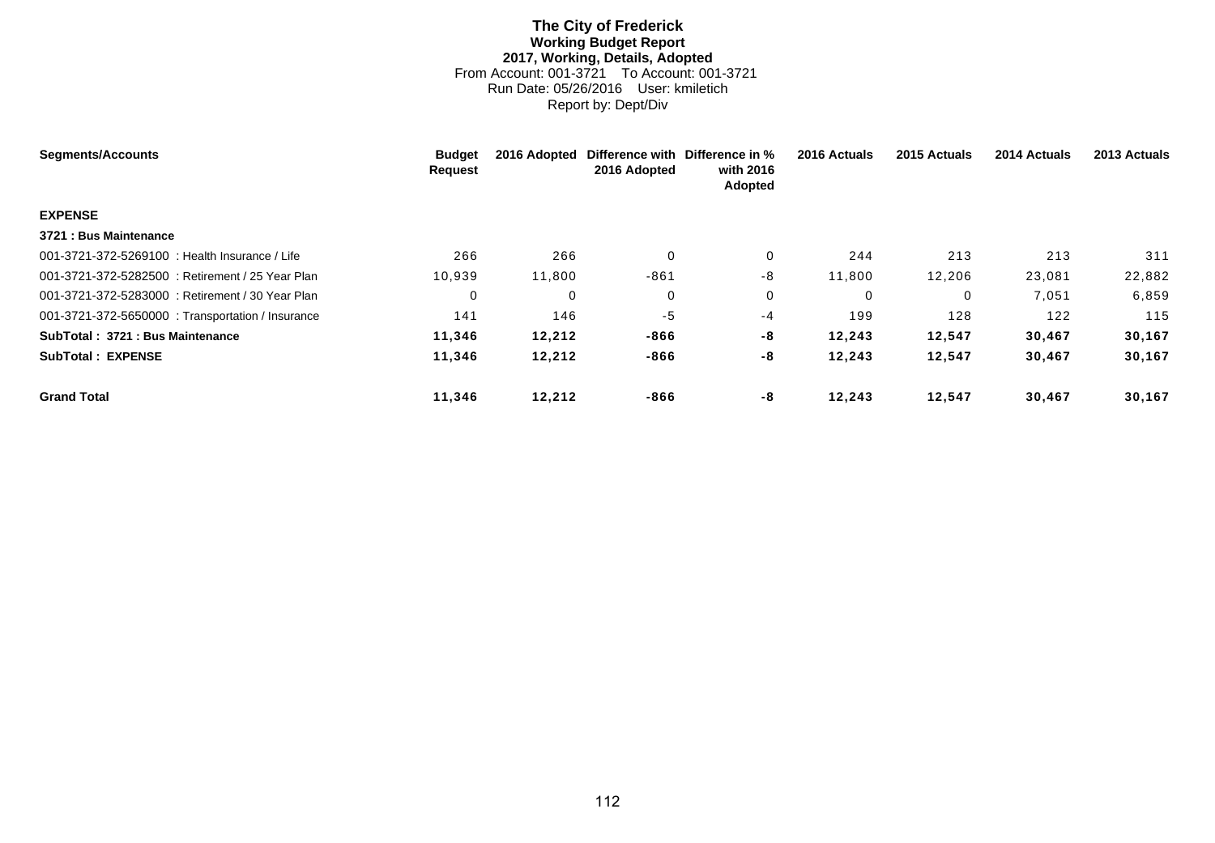# The City of Frederick

**Working Budget Report**

**2017, Working, Details, Adopted**

From Account: 001-3721 To Account: 001-3721

Run Date: 05/26/2016 User: kmiletich

Report by: Dept/Div

| Segments/Accounts | Budget Request | 2016 Adopted | Difference with 2016 Adopted | Difference in % with 2016 Adopted | 2016 Actuals | 2015 Actuals | 2014 Actuals | 2013 Actuals |
|---|---|---|---|---|---|---|---|---|
| **EXPENSE** | | | | | | | | |
| **3721 : Bus Maintenance** | | | | | | | | |
| 001-3721-372-5269100 : Health Insurance / Life | 266 | 266 | 0 | 0 | 244 | 213 | 213 | 311 |
| 001-3721-372-5282500 : Retirement / 25 Year Plan | 10,939 | 11,800 | -861 | -8 | 11,800 | 12,206 | 23,081 | 22,882 |
| 001-3721-372-5283000 : Retirement / 30 Year Plan | 0 | 0 | 0 | 0 | 0 | 0 | 7,051 | 6,859 |
| 001-3721-372-5650000 : Transportation / Insurance | 141 | 146 | -5 | -4 | 199 | 128 | 122 | 115 |
| **SubTotal : 3721 : Bus Maintenance** | **11,346** | **12,212** | **-866** | **-8** | **12,243** | **12,547** | **30,467** | **30,167** |
| **SubTotal : EXPENSE** | **11,346** | **12,212** | **-866** | **-8** | **12,243** | **12,547** | **30,467** | **30,167** |
| **Grand Total** | **11,346** | **12,212** | **-866** | **-8** | **12,243** | **12,547** | **30,467** | **30,167** |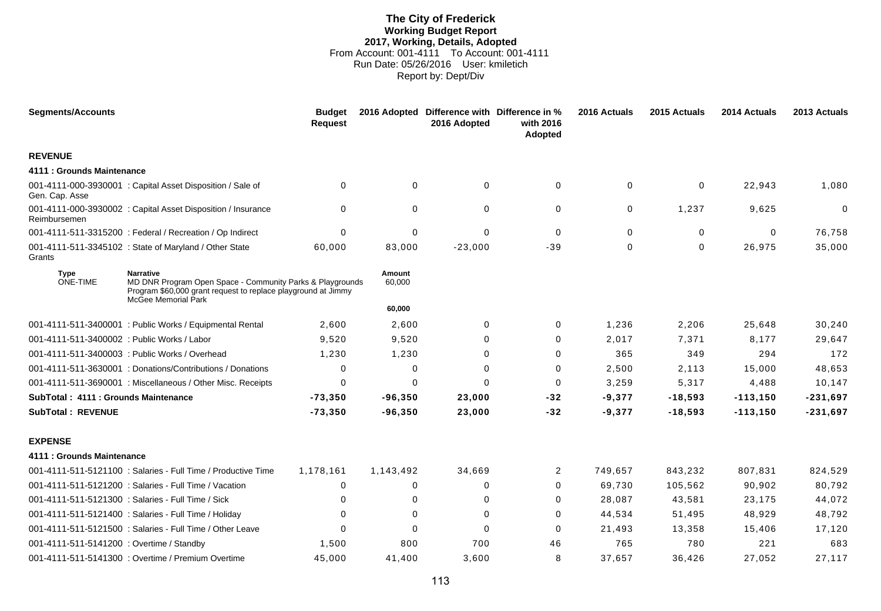# The City of Frederick

## Working Budget Report

### 2017, Working, Details, Adopted

From Account: 001-4111 To Account: 001-4111
Run Date: 05/26/2016 User: kmiletich
Report by: Dept/Div

| Segments/Accounts | Budget Request | 2016 Adopted | Difference with 2016 Adopted | Difference in % with 2016 Adopted | 2016 Actuals | 2015 Actuals | 2014 Actuals | 2013 Actuals |
|---|---|---|---|---|---|---|---|---|
| **REVENUE** | | | | | | | | |
| **4111 : Grounds Maintenance** | | | | | | | | |
| 001-4111-000-3930001 : Capital Asset Disposition / Sale of Gen. Cap. Asse | 0 | 0 | 0 | 0 | 0 | 0 | 22,943 | 1,080 |
| 001-4111-000-3930002 : Capital Asset Disposition / Insurance Reimbursemen | 0 | 0 | 0 | 0 | 0 | 1,237 | 9,625 | 0 |
| 001-4111-511-3315200 : Federal / Recreation / Op Indirect | 0 | 0 | 0 | 0 | 0 | 0 | 0 | 76,758 |
| 001-4111-511-3345102 : State of Maryland / Other State Grants | 60,000 | 83,000 | -23,000 | -39 | 0 | 0 | 26,975 | 35,000 |

| Type | Narrative | Amount |
|---|---|---|
| ONE-TIME | MD DNR Program Open Space - Community Parks & Playgrounds Program $60,000 grant request to replace playground at Jimmy McGee Memorial Park | 60,000 |
| | | **60,000** |

| Segments/Accounts | Budget Request | 2016 Adopted | Difference with 2016 Adopted | Difference in % with 2016 Adopted | 2016 Actuals | 2015 Actuals | 2014 Actuals | 2013 Actuals |
|---|---|---|---|---|---|---|---|---|
| 001-4111-511-3400001 : Public Works / Equipmental Rental | 2,600 | 2,600 | 0 | 0 | 1,236 | 2,206 | 25,648 | 30,240 |
| 001-4111-511-3400002 : Public Works / Labor | 9,520 | 9,520 | 0 | 0 | 2,017 | 7,371 | 8,177 | 29,647 |
| 001-4111-511-3400003 : Public Works / Overhead | 1,230 | 1,230 | 0 | 0 | 365 | 349 | 294 | 172 |
| 001-4111-511-3630001 : Donations/Contributions / Donations | 0 | 0 | 0 | 0 | 2,500 | 2,113 | 15,000 | 48,653 |
| 001-4111-511-3690001 : Miscellaneous / Other Misc. Receipts | 0 | 0 | 0 | 0 | 3,259 | 5,317 | 4,488 | 10,147 |
| **SubTotal : 4111 : Grounds Maintenance** | **-73,350** | **-96,350** | **23,000** | **-32** | **-9,377** | **-18,593** | **-113,150** | **-231,697** |
| **SubTotal : REVENUE** | **-73,350** | **-96,350** | **23,000** | **-32** | **-9,377** | **-18,593** | **-113,150** | **-231,697** |
| **EXPENSE** | | | | | | | | |
| **4111 : Grounds Maintenance** | | | | | | | | |
| 001-4111-511-5121100 : Salaries - Full Time / Productive Time | 1,178,161 | 1,143,492 | 34,669 | 2 | 749,657 | 843,232 | 807,831 | 824,529 |
| 001-4111-511-5121200 : Salaries - Full Time / Vacation | 0 | 0 | 0 | 0 | 69,730 | 105,562 | 90,902 | 80,792 |
| 001-4111-511-5121300 : Salaries - Full Time / Sick | 0 | 0 | 0 | 0 | 28,087 | 43,581 | 23,175 | 44,072 |
| 001-4111-511-5121400 : Salaries - Full Time / Holiday | 0 | 0 | 0 | 0 | 44,534 | 51,495 | 48,929 | 48,792 |
| 001-4111-511-5121500 : Salaries - Full Time / Other Leave | 0 | 0 | 0 | 0 | 21,493 | 13,358 | 15,406 | 17,120 |
| 001-4111-511-5141200 : Overtime / Standby | 1,500 | 800 | 700 | 46 | 765 | 780 | 221 | 683 |
| 001-4111-511-5141300 : Overtime / Premium Overtime | 45,000 | 41,400 | 3,600 | 8 | 37,657 | 36,426 | 27,052 | 27,117 |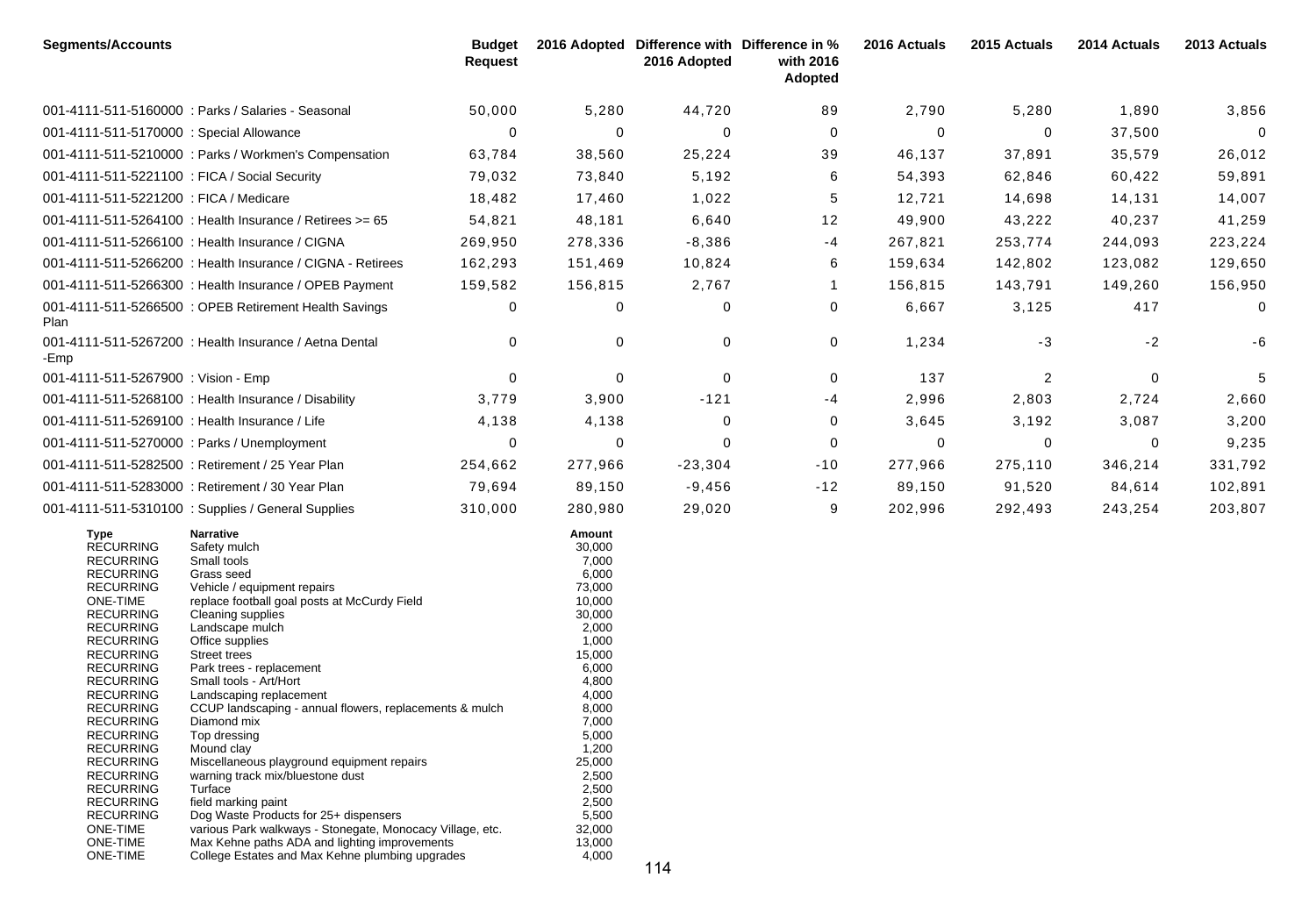| Segments/Accounts | Budget Request | 2016 Adopted | Difference with 2016 Adopted | Difference in % with 2016 Adopted | 2016 Actuals | 2015 Actuals | 2014 Actuals | 2013 Actuals |
|---|---|---|---|---|---|---|---|---|
| 001-4111-511-5160000 : Parks / Salaries - Seasonal | 50,000 | 5,280 | 44,720 | 89 | 2,790 | 5,280 | 1,890 | 3,856 |
| 001-4111-511-5170000 : Special Allowance | 0 | 0 | 0 | 0 | 0 | 0 | 37,500 | 0 |
| 001-4111-511-5210000 : Parks / Workmen's Compensation | 63,784 | 38,560 | 25,224 | 39 | 46,137 | 37,891 | 35,579 | 26,012 |
| 001-4111-511-5221100 : FICA / Social Security | 79,032 | 73,840 | 5,192 | 6 | 54,393 | 62,846 | 60,422 | 59,891 |
| 001-4111-511-5221200 : FICA / Medicare | 18,482 | 17,460 | 1,022 | 5 | 12,721 | 14,698 | 14,131 | 14,007 |
| 001-4111-511-5264100 : Health Insurance / Retirees >= 65 | 54,821 | 48,181 | 6,640 | 12 | 49,900 | 43,222 | 40,237 | 41,259 |
| 001-4111-511-5266100 : Health Insurance / CIGNA | 269,950 | 278,336 | -8,386 | -4 | 267,821 | 253,774 | 244,093 | 223,224 |
| 001-4111-511-5266200 : Health Insurance / CIGNA - Retirees | 162,293 | 151,469 | 10,824 | 6 | 159,634 | 142,802 | 123,082 | 129,650 |
| 001-4111-511-5266300 : Health Insurance / OPEB Payment | 159,582 | 156,815 | 2,767 | 1 | 156,815 | 143,791 | 149,260 | 156,950 |
| 001-4111-511-5266500 : OPEB Retirement Health Savings Plan | 0 | 0 | 0 | 0 | 6,667 | 3,125 | 417 | 0 |
| 001-4111-511-5267200 : Health Insurance / Aetna Dental -Emp | 0 | 0 | 0 | 0 | 1,234 | -3 | -2 | -6 |
| 001-4111-511-5267900 : Vision - Emp | 0 | 0 | 0 | 0 | 137 | 2 | 0 | 5 |
| 001-4111-511-5268100 : Health Insurance / Disability | 3,779 | 3,900 | -121 | -4 | 2,996 | 2,803 | 2,724 | 2,660 |
| 001-4111-511-5269100 : Health Insurance / Life | 4,138 | 4,138 | 0 | 0 | 3,645 | 3,192 | 3,087 | 3,200 |
| 001-4111-511-5270000 : Parks / Unemployment | 0 | 0 | 0 | 0 | 0 | 0 | 0 | 9,235 |
| 001-4111-511-5282500 : Retirement / 25 Year Plan | 254,662 | 277,966 | -23,304 | -10 | 277,966 | 275,110 | 346,214 | 331,792 |
| 001-4111-511-5283000 : Retirement / 30 Year Plan | 79,694 | 89,150 | -9,456 | -12 | 89,150 | 91,520 | 84,614 | 102,891 |
| 001-4111-511-5310100 : Supplies / General Supplies | 310,000 | 280,980 | 29,020 | 9 | 202,996 | 292,493 | 243,254 | 203,807 |

| Type | Narrative | Amount |
|---|---|---|
| RECURRING | Safety mulch | 30,000 |
| RECURRING | Small tools | 7,000 |
| RECURRING | Grass seed | 6,000 |
| RECURRING | Vehicle / equipment repairs | 73,000 |
| ONE-TIME | replace football goal posts at McCurdy Field | 10,000 |
| RECURRING | Cleaning supplies | 30,000 |
| RECURRING | Landscape mulch | 2,000 |
| RECURRING | Office supplies | 1,000 |
| RECURRING | Street trees | 15,000 |
| RECURRING | Park trees - replacement | 6,000 |
| RECURRING | Small tools - Art/Hort | 4,800 |
| RECURRING | Landscaping replacement | 4,000 |
| RECURRING | CCUP landscaping - annual flowers, replacements & mulch | 8,000 |
| RECURRING | Diamond mix | 7,000 |
| RECURRING | Top dressing | 5,000 |
| RECURRING | Mound clay | 1,200 |
| RECURRING | Miscellaneous playground equipment repairs | 25,000 |
| RECURRING | warning track mix/bluestone dust | 2,500 |
| RECURRING | Turface | 2,500 |
| RECURRING | field marking paint | 2,500 |
| RECURRING | Dog Waste Products for 25+ dispensers | 5,500 |
| ONE-TIME | various Park walkways - Stonegate, Monocacy Village, etc. | 32,000 |
| ONE-TIME | Max Kehne paths ADA and lighting improvements | 13,000 |
| ONE-TIME | College Estates and Max Kehne plumbing upgrades | 4,000 |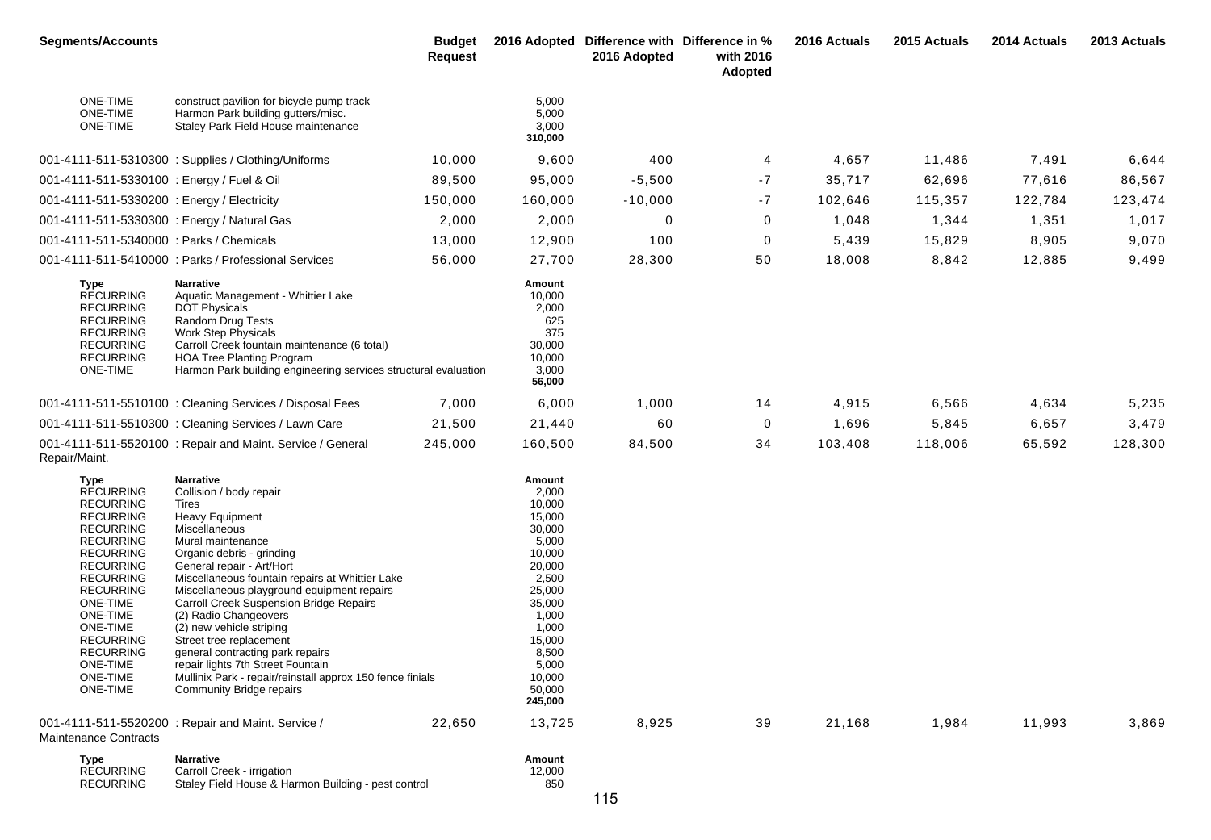| Segments/Accounts | | Budget Request | 2016 Adopted | Difference with 2016 Adopted | Difference in % with 2016 Adopted | 2016 Actuals | 2015 Actuals | 2014 Actuals | 2013 Actuals |
|---|---|---|---|---|---|---|---|---|---|
| ONE-TIME | construct pavilion for bicycle pump track | | 5,000 | | | | | | |
| ONE-TIME | Harmon Park building gutters/misc. | | 5,000 | | | | | | |
| ONE-TIME | Staley Park Field House maintenance | | 3,000 | | | | | | |
| | | | 310,000 | | | | | | |
| 001-4111-511-5310300 : Supplies / Clothing/Uniforms | | 10,000 | 9,600 | 400 | 4 | 4,657 | 11,486 | 7,491 | 6,644 |
| 001-4111-511-5330100 : Energy / Fuel & Oil | | 89,500 | 95,000 | -5,500 | -7 | 35,717 | 62,696 | 77,616 | 86,567 |
| 001-4111-511-5330200 : Energy / Electricity | | 150,000 | 160,000 | -10,000 | -7 | 102,646 | 115,357 | 122,784 | 123,474 |
| 001-4111-511-5330300 : Energy / Natural Gas | | 2,000 | 2,000 | 0 | 0 | 1,048 | 1,344 | 1,351 | 1,017 |
| 001-4111-511-5340000 : Parks / Chemicals | | 13,000 | 12,900 | 100 | 0 | 5,439 | 15,829 | 8,905 | 9,070 |
| 001-4111-511-5410000 : Parks / Professional Services | | 56,000 | 27,700 | 28,300 | 50 | 18,008 | 8,842 | 12,885 | 9,499 |
| **Type** | **Narrative** | | **Amount** | | | | | | |
| RECURRING | Aquatic Management - Whittier Lake | | 10,000 | | | | | | |
| RECURRING | DOT Physicals | | 2,000 | | | | | | |
| RECURRING | Random Drug Tests | | 625 | | | | | | |
| RECURRING | Work Step Physicals | | 375 | | | | | | |
| RECURRING | Carroll Creek fountain maintenance (6 total) | | 30,000 | | | | | | |
| RECURRING | HOA Tree Planting Program | | 10,000 | | | | | | |
| ONE-TIME | Harmon Park building engineering services structural evaluation | | 3,000 | | | | | | |
| | | | 56,000 | | | | | | |
| 001-4111-511-5510100 : Cleaning Services / Disposal Fees | | 7,000 | 6,000 | 1,000 | 14 | 4,915 | 6,566 | 4,634 | 5,235 |
| 001-4111-511-5510300 : Cleaning Services / Lawn Care | | 21,500 | 21,440 | 60 | 0 | 1,696 | 5,845 | 6,657 | 3,479 |
| 001-4111-511-5520100 : Repair and Maint. Service / General Repair/Maint. | | 245,000 | 160,500 | 84,500 | 34 | 103,408 | 118,006 | 65,592 | 128,300 |
| **Type** | **Narrative** | | **Amount** | | | | | | |
| RECURRING | Collision / body repair | | 2,000 | | | | | | |
| RECURRING | Tires | | 10,000 | | | | | | |
| RECURRING | Heavy Equipment | | 15,000 | | | | | | |
| RECURRING | Miscellaneous | | 30,000 | | | | | | |
| RECURRING | Mural maintenance | | 5,000 | | | | | | |
| RECURRING | Organic debris - grinding | | 10,000 | | | | | | |
| RECURRING | General repair - Art/Hort | | 20,000 | | | | | | |
| RECURRING | Miscellaneous fountain repairs at Whittier Lake | | 2,500 | | | | | | |
| RECURRING | Miscellaneous playground equipment repairs | | 25,000 | | | | | | |
| ONE-TIME | Carroll Creek Suspension Bridge Repairs | | 35,000 | | | | | | |
| ONE-TIME | (2) Radio Changeovers | | 1,000 | | | | | | |
| ONE-TIME | (2) new vehicle striping | | 1,000 | | | | | | |
| RECURRING | Street tree replacement | | 15,000 | | | | | | |
| RECURRING | general contracting park repairs | | 8,500 | | | | | | |
| ONE-TIME | repair lights 7th Street Fountain | | 5,000 | | | | | | |
| ONE-TIME | Mullinix Park - repair/reinstall approx 150 fence finials | | 10,000 | | | | | | |
| ONE-TIME | Community Bridge repairs | | 50,000 | | | | | | |
| | | | 245,000 | | | | | | |
| 001-4111-511-5520200 : Repair and Maint. Service / Maintenance Contracts | | 22,650 | 13,725 | 8,925 | 39 | 21,168 | 1,984 | 11,993 | 3,869 |
| **Type** | **Narrative** | | **Amount** | | | | | | |
| RECURRING | Carroll Creek - irrigation | | 12,000 | | | | | | |
| RECURRING | Staley Field House & Harmon Building - pest control | | 850 | | | | | | |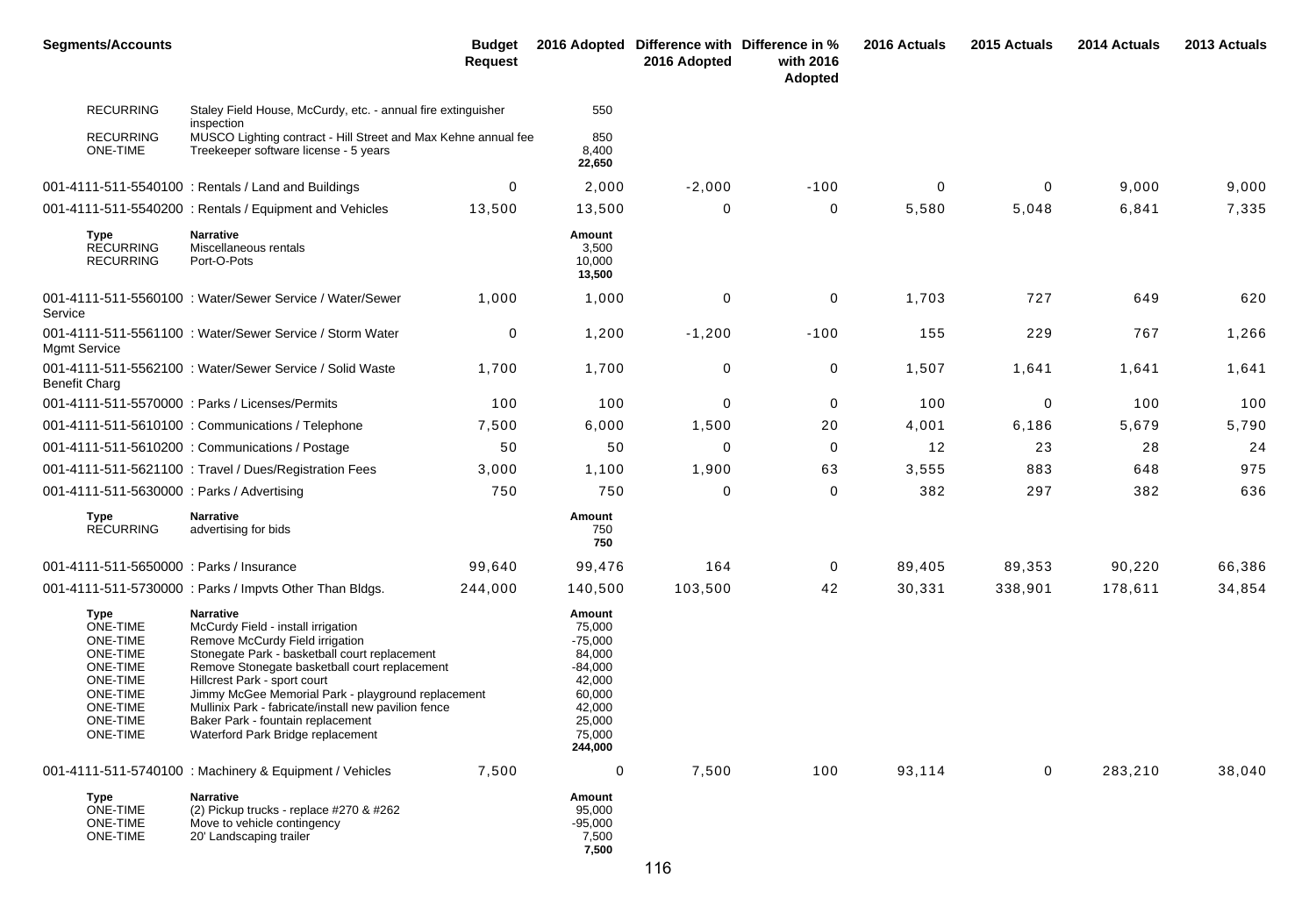| Segments/Accounts | | Budget Request | 2016 Adopted | Difference with 2016 Adopted | Difference in % with 2016 Adopted | 2016 Actuals | 2015 Actuals | 2014 Actuals | 2013 Actuals |
|---|---|---|---|---|---|---|---|---|---|
| RECURRING | Staley Field House, McCurdy, etc. - annual fire extinguisher inspection | | 550 | | | | | | |
| RECURRING | MUSCO Lighting contract - Hill Street and Max Kehne annual fee | | 850 | | | | | | |
| ONE-TIME | Treekeeper software license - 5 years | | 8,400 | | | | | | |
| | | | **22,650** | | | | | | |
| 001-4111-511-5540100 : Rentals / Land and Buildings | | 0 | 2,000 | -2,000 | -100 | 0 | 0 | 9,000 | 9,000 |
| 001-4111-511-5540200 : Rentals / Equipment and Vehicles | | 13,500 | 13,500 | 0 | 0 | 5,580 | 5,048 | 6,841 | 7,335 |
| **Type** | **Narrative** | | **Amount** | | | | | | |
| RECURRING | Miscellaneous rentals | | 3,500 | | | | | | |
| RECURRING | Port-O-Pots | | 10,000 | | | | | | |
| | | | **13,500** | | | | | | |
| 001-4111-511-5560100 : Water/Sewer Service / Water/Sewer Service | | 1,000 | 1,000 | 0 | 0 | 1,703 | 727 | 649 | 620 |
| 001-4111-511-5561100 : Water/Sewer Service / Storm Water Mgmt Service | | 0 | 1,200 | -1,200 | -100 | 155 | 229 | 767 | 1,266 |
| 001-4111-511-5562100 : Water/Sewer Service / Solid Waste Benefit Charg | | 1,700 | 1,700 | 0 | 0 | 1,507 | 1,641 | 1,641 | 1,641 |
| 001-4111-511-5570000 : Parks / Licenses/Permits | | 100 | 100 | 0 | 0 | 100 | 0 | 100 | 100 |
| 001-4111-511-5610100 : Communications / Telephone | | 7,500 | 6,000 | 1,500 | 20 | 4,001 | 6,186 | 5,679 | 5,790 |
| 001-4111-511-5610200 : Communications / Postage | | 50 | 50 | 0 | 0 | 12 | 23 | 28 | 24 |
| 001-4111-511-5621100 : Travel / Dues/Registration Fees | | 3,000 | 1,100 | 1,900 | 63 | 3,555 | 883 | 648 | 975 |
| 001-4111-511-5630000 : Parks / Advertising | | 750 | 750 | 0 | 0 | 382 | 297 | 382 | 636 |
| **Type** | **Narrative** | | **Amount** | | | | | | |
| RECURRING | advertising for bids | | 750 | | | | | | |
| | | | **750** | | | | | | |
| 001-4111-511-5650000 : Parks / Insurance | | 99,640 | 99,476 | 164 | 0 | 89,405 | 89,353 | 90,220 | 66,386 |
| 001-4111-511-5730000 : Parks / Impvts Other Than Bldgs. | | 244,000 | 140,500 | 103,500 | 42 | 30,331 | 338,901 | 178,611 | 34,854 |
| **Type** | **Narrative** | | **Amount** | | | | | | |
| ONE-TIME | McCurdy Field - install irrigation | | 75,000 | | | | | | |
| ONE-TIME | Remove McCurdy Field irrigation | | -75,000 | | | | | | |
| ONE-TIME | Stonegate Park - basketball court replacement | | 84,000 | | | | | | |
| ONE-TIME | Remove Stonegate basketball court replacement | | -84,000 | | | | | | |
| ONE-TIME | Hillcrest Park - sport court | | 42,000 | | | | | | |
| ONE-TIME | Jimmy McGee Memorial Park - playground replacement | | 60,000 | | | | | | |
| ONE-TIME | Mullinix Park - fabricate/install new pavilion fence | | 42,000 | | | | | | |
| ONE-TIME | Baker Park - fountain replacement | | 25,000 | | | | | | |
| ONE-TIME | Waterford Park Bridge replacement | | 75,000 | | | | | | |
| | | | **244,000** | | | | | | |
| 001-4111-511-5740100 : Machinery & Equipment / Vehicles | | 7,500 | 0 | 7,500 | 100 | 93,114 | 0 | 283,210 | 38,040 |
| **Type** | **Narrative** | | **Amount** | | | | | | |
| ONE-TIME | (2) Pickup trucks - replace #270 & #262 | | 95,000 | | | | | | |
| ONE-TIME | Move to vehicle contingency | | -95,000 | | | | | | |
| ONE-TIME | 20' Landscaping trailer | | 7,500 | | | | | | |
| | | | **7,500** | | | | | | |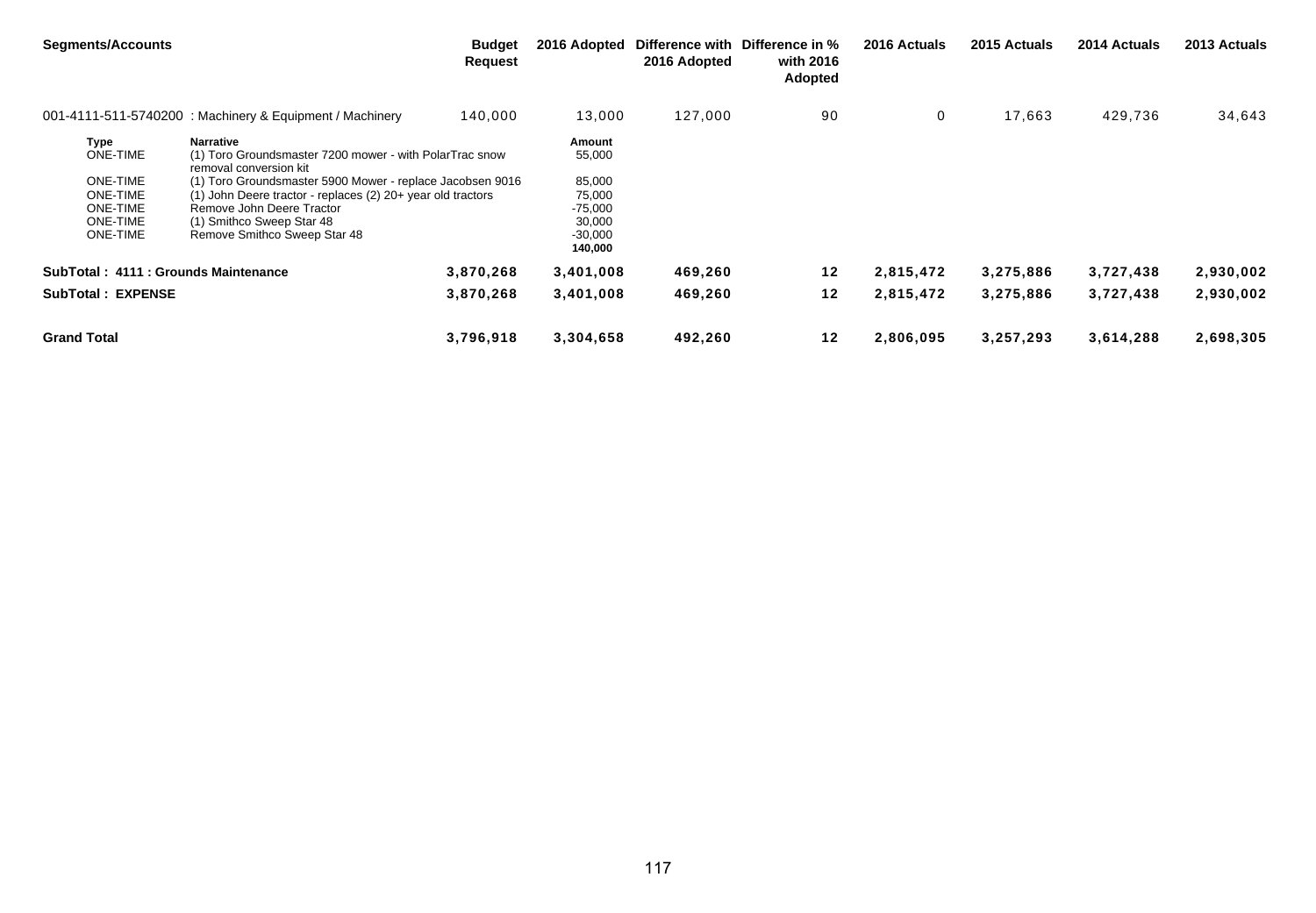| Segments/Accounts | Budget Request | 2016 Adopted | Difference with 2016 Adopted | Difference in % with 2016 Adopted | 2016 Actuals | 2015 Actuals | 2014 Actuals | 2013 Actuals |
|---|---|---|---|---|---|---|---|---|
| 001-4111-511-5740200 : Machinery & Equipment / Machinery | 140,000 | 13,000 | 127,000 | 90 | 0 | 17,663 | 429,736 | 34,643 |

| Type | Narrative | Amount |
|---|---|---|
| ONE-TIME | (1) Toro Groundsmaster 7200 mower - with PolarTrac snow removal conversion kit | 55,000 |
| ONE-TIME | (1) Toro Groundsmaster 5900 Mower - replace Jacobsen 9016 | 85,000 |
| ONE-TIME | (1) John Deere tractor - replaces (2) 20+ year old tractors | 75,000 |
| ONE-TIME | Remove John Deere Tractor | -75,000 |
| ONE-TIME | (1) Smithco Sweep Star 48 | 30,000 |
| ONE-TIME | Remove Smithco Sweep Star 48 | -30,000 |
| | | **140,000** |

| Segments/Accounts | Budget Request | 2016 Adopted | Difference with 2016 Adopted | Difference in % with 2016 Adopted | 2016 Actuals | 2015 Actuals | 2014 Actuals | 2013 Actuals |
|---|---|---|---|---|---|---|---|---|
| **SubTotal : 4111 : Grounds Maintenance** | **3,870,268** | **3,401,008** | **469,260** | **12** | **2,815,472** | **3,275,886** | **3,727,438** | **2,930,002** |
| **SubTotal : EXPENSE** | **3,870,268** | **3,401,008** | **469,260** | **12** | **2,815,472** | **3,275,886** | **3,727,438** | **2,930,002** |
| **Grand Total** | **3,796,918** | **3,304,658** | **492,260** | **12** | **2,806,095** | **3,257,293** | **3,614,288** | **2,698,305** |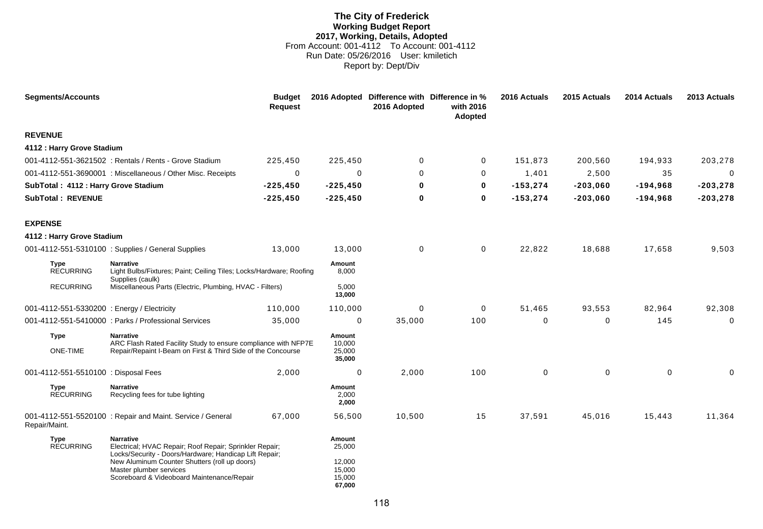# The City of Frederick

## Working Budget Report

### 2017, Working, Details, Adopted

From Account: 001-4112 To Account: 001-4112

Run Date: 05/26/2016 User: kmiletich

Report by: Dept/Div

| Segments/Accounts | Budget Request | 2016 Adopted | Difference with 2016 Adopted | Difference in % with 2016 Adopted | 2016 Actuals | 2015 Actuals | 2014 Actuals | 2013 Actuals |
|---|---|---|---|---|---|---|---|---|
| **REVENUE** | | | | | | | | |
| **4112 : Harry Grove Stadium** | | | | | | | | |
| 001-4112-551-3621502 : Rentals / Rents - Grove Stadium | 225,450 | 225,450 | 0 | 0 | 151,873 | 200,560 | 194,933 | 203,278 |
| 001-4112-551-3690001 : Miscellaneous / Other Misc. Receipts | 0 | 0 | 0 | 0 | 1,401 | 2,500 | 35 | 0 |
| **SubTotal : 4112 : Harry Grove Stadium** | **-225,450** | **-225,450** | **0** | **0** | **-153,274** | **-203,060** | **-194,968** | **-203,278** |
| **SubTotal : REVENUE** | **-225,450** | **-225,450** | **0** | **0** | **-153,274** | **-203,060** | **-194,968** | **-203,278** |
| **EXPENSE** | | | | | | | | |
| **4112 : Harry Grove Stadium** | | | | | | | | |
| 001-4112-551-5310100 : Supplies / General Supplies | 13,000 | 13,000 | 0 | 0 | 22,822 | 18,688 | 17,658 | 9,503 |
| 001-4112-551-5330200 : Energy / Electricity | 110,000 | 110,000 | 0 | 0 | 51,465 | 93,553 | 82,964 | 92,308 |
| 001-4112-551-5410000 : Parks / Professional Services | 35,000 | 0 | 35,000 | 100 | 0 | 0 | 145 | 0 |
| 001-4112-551-5510100 : Disposal Fees | 2,000 | 0 | 2,000 | 100 | 0 | 0 | 0 | 0 |
| 001-4112-551-5520100 : Repair and Maint. Service / General Repair/Maint. | 67,000 | 56,500 | 10,500 | 15 | 37,591 | 45,016 | 15,443 | 11,364 |

**001-4112-551-5310100 : Supplies / General Supplies**

| Type | Narrative | Amount |
|---|---|---|
| RECURRING | Light Bulbs/Fixtures; Paint; Ceiling Tiles; Locks/Hardware; Roofing Supplies (caulk) | 8,000 |
| RECURRING | Miscellaneous Parts (Electric, Plumbing, HVAC - Filters) | 5,000 |
| | | **13,000** |

**001-4112-551-5410000 : Parks / Professional Services**

| Type | Narrative | Amount |
|---|---|---|
| | ARC Flash Rated Facility Study to ensure compliance with NFP7E | 10,000 |
| ONE-TIME | Repair/Repaint I-Beam on First & Third Side of the Concourse | 25,000 |
| | | **35,000** |

**001-4112-551-5510100 : Disposal Fees**

| Type | Narrative | Amount |
|---|---|---|
| RECURRING | Recycling fees for tube lighting | 2,000 |
| | | **2,000** |

**001-4112-551-5520100 : Repair and Maint. Service / General Repair/Maint.**

| Type | Narrative | Amount |
|---|---|---|
| RECURRING | Electrical; HVAC Repair; Roof Repair; Sprinkler Repair; Locks/Security - Doors/Hardware; Handicap Lift Repair; | 25,000 |
| | New Aluminum Counter Shutters (roll up doors) | 12,000 |
| | Master plumber services | 15,000 |
| | Scoreboard & Videoboard Maintenance/Repair | 15,000 |
| | | **67,000** |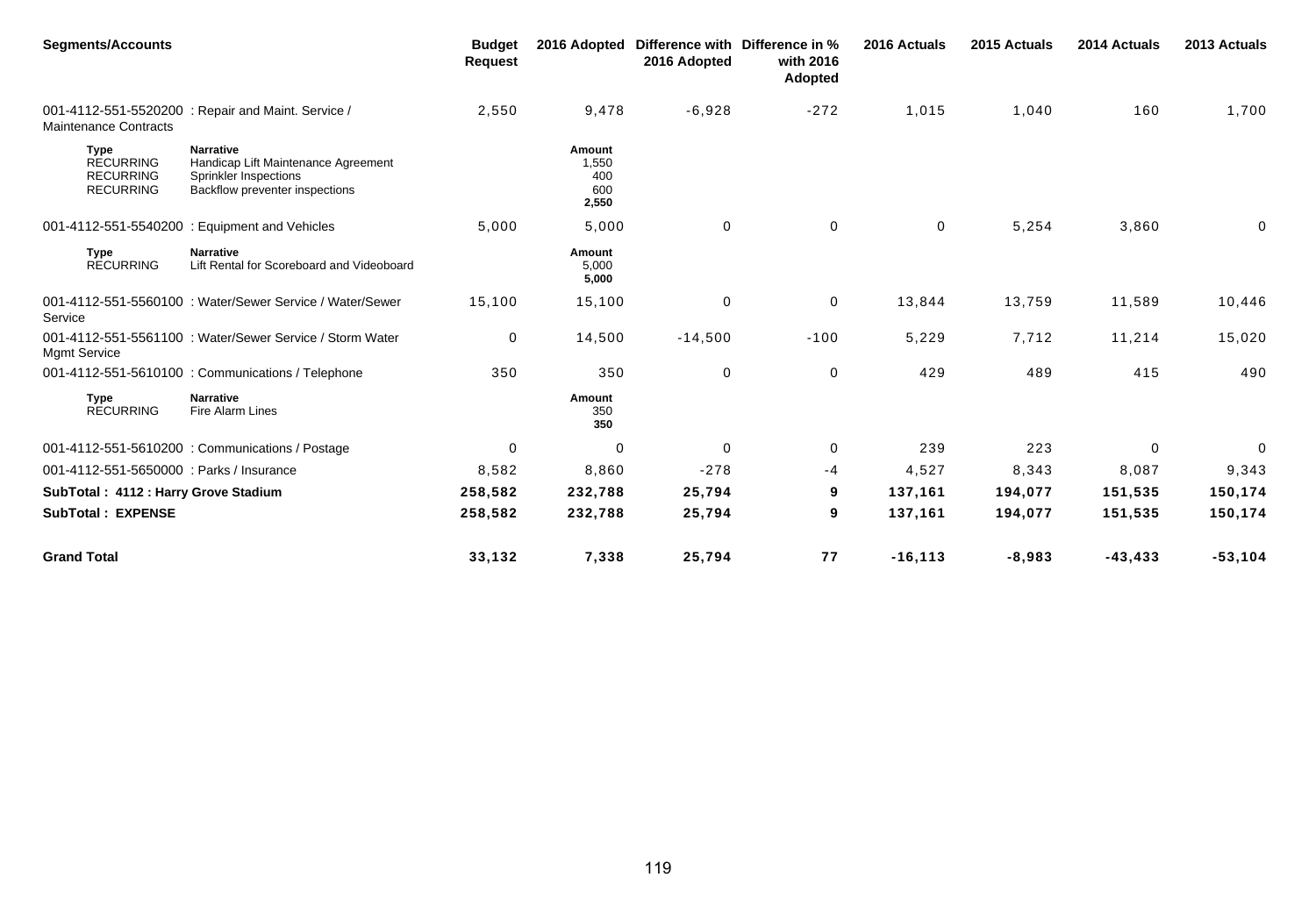| Segments/Accounts | | Budget Request | 2016 Adopted | Difference with 2016 Adopted | Difference in % with 2016 Adopted | 2016 Actuals | 2015 Actuals | 2014 Actuals | 2013 Actuals |
|---|---|---|---|---|---|---|---|---|---|
| 001-4112-551-5520200 : Repair and Maint. Service / Maintenance Contracts | | 2,550 | 9,478 | -6,928 | -272 | 1,015 | 1,040 | 160 | 1,700 |
| **Type** | **Narrative** | | **Amount** | | | | | | |
| RECURRING | Handicap Lift Maintenance Agreement | | 1,550 | | | | | | |
| RECURRING | Sprinkler Inspections | | 400 | | | | | | |
| RECURRING | Backflow preventer inspections | | 600 | | | | | | |
| | | | **2,550** | | | | | | |
| 001-4112-551-5540200 : Equipment and Vehicles | | 5,000 | 5,000 | 0 | 0 | 0 | 5,254 | 3,860 | 0 |
| **Type** | **Narrative** | | **Amount** | | | | | | |
| RECURRING | Lift Rental for Scoreboard and Videoboard | | 5,000 | | | | | | |
| | | | **5,000** | | | | | | |
| 001-4112-551-5560100 : Water/Sewer Service / Water/Sewer Service | | 15,100 | 15,100 | 0 | 0 | 13,844 | 13,759 | 11,589 | 10,446 |
| 001-4112-551-5561100 : Water/Sewer Service / Storm Water Mgmt Service | | 0 | 14,500 | -14,500 | -100 | 5,229 | 7,712 | 11,214 | 15,020 |
| 001-4112-551-5610100 : Communications / Telephone | | 350 | 350 | 0 | 0 | 429 | 489 | 415 | 490 |
| **Type** | **Narrative** | | **Amount** | | | | | | |
| RECURRING | Fire Alarm Lines | | 350 | | | | | | |
| | | | **350** | | | | | | |
| 001-4112-551-5610200 : Communications / Postage | | 0 | 0 | 0 | 0 | 239 | 223 | 0 | 0 |
| 001-4112-551-5650000 : Parks / Insurance | | 8,582 | 8,860 | -278 | -4 | 4,527 | 8,343 | 8,087 | 9,343 |
| **SubTotal : 4112 : Harry Grove Stadium** | | **258,582** | **232,788** | **25,794** | **9** | **137,161** | **194,077** | **151,535** | **150,174** |
| **SubTotal : EXPENSE** | | **258,582** | **232,788** | **25,794** | **9** | **137,161** | **194,077** | **151,535** | **150,174** |
| **Grand Total** | | **33,132** | **7,338** | **25,794** | **77** | **-16,113** | **-8,983** | **-43,433** | **-53,104** |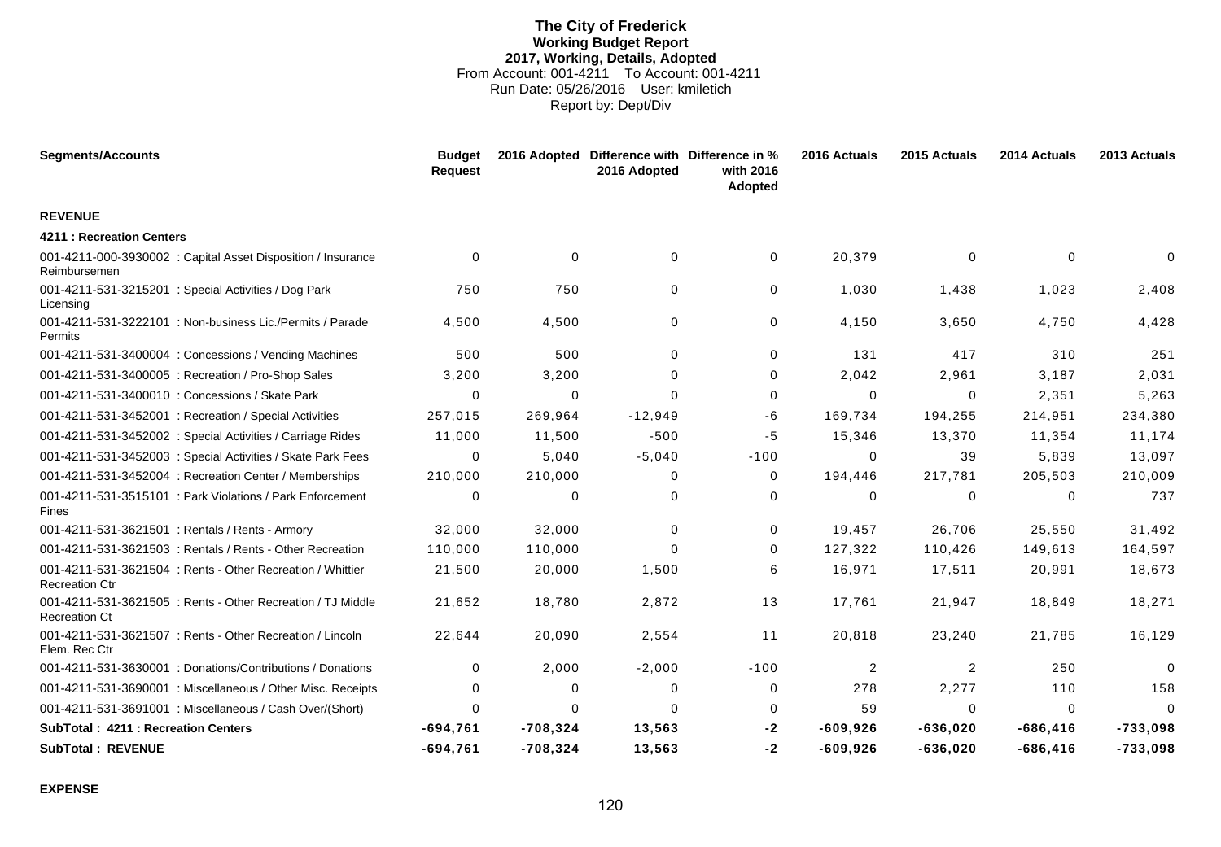# The City of Frederick

## Working Budget Report

### 2017, Working, Details, Adopted

From Account: 001-4211 To Account: 001-4211

Run Date: 05/26/2016 User: kmiletich

Report by: Dept/Div

| Segments/Accounts | Budget Request | 2016 Adopted | Difference with 2016 Adopted | Difference in % with 2016 Adopted | 2016 Actuals | 2015 Actuals | 2014 Actuals | 2013 Actuals |
|---|---|---|---|---|---|---|---|---|
| **REVENUE** | | | | | | | | |
| **4211 : Recreation Centers** | | | | | | | | |
| 001-4211-000-3930002 : Capital Asset Disposition / Insurance Reimbursemen | 0 | 0 | 0 | 0 | 20,379 | 0 | 0 | 0 |
| 001-4211-531-3215201 : Special Activities / Dog Park Licensing | 750 | 750 | 0 | 0 | 1,030 | 1,438 | 1,023 | 2,408 |
| 001-4211-531-3222101 : Non-business Lic./Permits / Parade Permits | 4,500 | 4,500 | 0 | 0 | 4,150 | 3,650 | 4,750 | 4,428 |
| 001-4211-531-3400004 : Concessions / Vending Machines | 500 | 500 | 0 | 0 | 131 | 417 | 310 | 251 |
| 001-4211-531-3400005 : Recreation / Pro-Shop Sales | 3,200 | 3,200 | 0 | 0 | 2,042 | 2,961 | 3,187 | 2,031 |
| 001-4211-531-3400010 : Concessions / Skate Park | 0 | 0 | 0 | 0 | 0 | 0 | 2,351 | 5,263 |
| 001-4211-531-3452001 : Recreation / Special Activities | 257,015 | 269,964 | -12,949 | -6 | 169,734 | 194,255 | 214,951 | 234,380 |
| 001-4211-531-3452002 : Special Activities / Carriage Rides | 11,000 | 11,500 | -500 | -5 | 15,346 | 13,370 | 11,354 | 11,174 |
| 001-4211-531-3452003 : Special Activities / Skate Park Fees | 0 | 5,040 | -5,040 | -100 | 0 | 39 | 5,839 | 13,097 |
| 001-4211-531-3452004 : Recreation Center / Memberships | 210,000 | 210,000 | 0 | 0 | 194,446 | 217,781 | 205,503 | 210,009 |
| 001-4211-531-3515101 : Park Violations / Park Enforcement Fines | 0 | 0 | 0 | 0 | 0 | 0 | 0 | 737 |
| 001-4211-531-3621501 : Rentals / Rents - Armory | 32,000 | 32,000 | 0 | 0 | 19,457 | 26,706 | 25,550 | 31,492 |
| 001-4211-531-3621503 : Rentals / Rents - Other Recreation | 110,000 | 110,000 | 0 | 0 | 127,322 | 110,426 | 149,613 | 164,597 |
| 001-4211-531-3621504 : Rents - Other Recreation / Whittier Recreation Ctr | 21,500 | 20,000 | 1,500 | 6 | 16,971 | 17,511 | 20,991 | 18,673 |
| 001-4211-531-3621505 : Rents - Other Recreation / TJ Middle Recreation Ct | 21,652 | 18,780 | 2,872 | 13 | 17,761 | 21,947 | 18,849 | 18,271 |
| 001-4211-531-3621507 : Rents - Other Recreation / Lincoln Elem. Rec Ctr | 22,644 | 20,090 | 2,554 | 11 | 20,818 | 23,240 | 21,785 | 16,129 |
| 001-4211-531-3630001 : Donations/Contributions / Donations | 0 | 2,000 | -2,000 | -100 | 2 | 2 | 250 | 0 |
| 001-4211-531-3690001 : Miscellaneous / Other Misc. Receipts | 0 | 0 | 0 | 0 | 278 | 2,277 | 110 | 158 |
| 001-4211-531-3691001 : Miscellaneous / Cash Over/(Short) | 0 | 0 | 0 | 0 | 59 | 0 | 0 | 0 |
| **SubTotal : 4211 : Recreation Centers** | **-694,761** | **-708,324** | **13,563** | **-2** | **-609,926** | **-636,020** | **-686,416** | **-733,098** |
| **SubTotal : REVENUE** | **-694,761** | **-708,324** | **13,563** | **-2** | **-609,926** | **-636,020** | **-686,416** | **-733,098** |

**EXPENSE**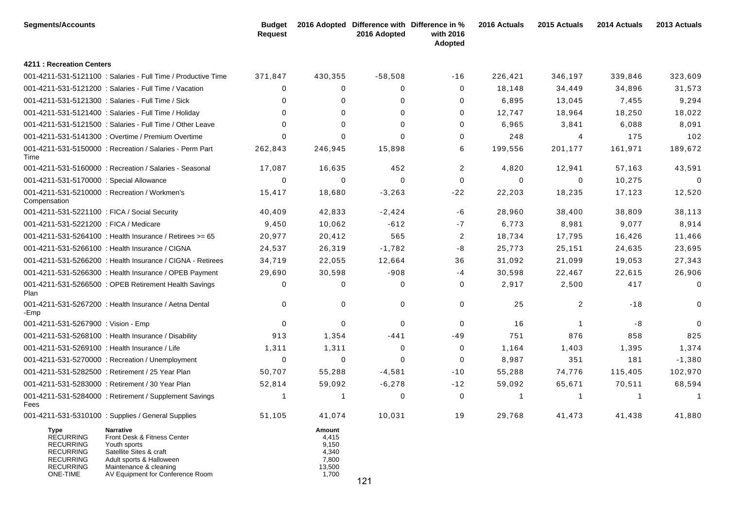| Segments/Accounts | Budget Request | 2016 Adopted | Difference with 2016 Adopted | Difference in % with 2016 Adopted | 2016 Actuals | 2015 Actuals | 2014 Actuals | 2013 Actuals |
|---|---|---|---|---|---|---|---|---|
| **4211 : Recreation Centers** | | | | | | | | |
| 001-4211-531-5121100 : Salaries - Full Time / Productive Time | 371,847 | 430,355 | -58,508 | -16 | 226,421 | 346,197 | 339,846 | 323,609 |
| 001-4211-531-5121200 : Salaries - Full Time / Vacation | 0 | 0 | 0 | 0 | 18,148 | 34,449 | 34,896 | 31,573 |
| 001-4211-531-5121300 : Salaries - Full Time / Sick | 0 | 0 | 0 | 0 | 6,895 | 13,045 | 7,455 | 9,294 |
| 001-4211-531-5121400 : Salaries - Full Time / Holiday | 0 | 0 | 0 | 0 | 12,747 | 18,964 | 18,250 | 18,022 |
| 001-4211-531-5121500 : Salaries - Full Time / Other Leave | 0 | 0 | 0 | 0 | 6,965 | 3,841 | 6,088 | 8,091 |
| 001-4211-531-5141300 : Overtime / Premium Overtime | 0 | 0 | 0 | 0 | 248 | 4 | 175 | 102 |
| 001-4211-531-5150000 : Recreation / Salaries - Perm Part Time | 262,843 | 246,945 | 15,898 | 6 | 199,556 | 201,177 | 161,971 | 189,672 |
| 001-4211-531-5160000 : Recreation / Salaries - Seasonal | 17,087 | 16,635 | 452 | 2 | 4,820 | 12,941 | 57,163 | 43,591 |
| 001-4211-531-5170000 : Special Allowance | 0 | 0 | 0 | 0 | 0 | 0 | 10,275 | 0 |
| 001-4211-531-5210000 : Recreation / Workmen's Compensation | 15,417 | 18,680 | -3,263 | -22 | 22,203 | 18,235 | 17,123 | 12,520 |
| 001-4211-531-5221100 : FICA / Social Security | 40,409 | 42,833 | -2,424 | -6 | 28,960 | 38,400 | 38,809 | 38,113 |
| 001-4211-531-5221200 : FICA / Medicare | 9,450 | 10,062 | -612 | -7 | 6,773 | 8,981 | 9,077 | 8,914 |
| 001-4211-531-5264100 : Health Insurance / Retirees >= 65 | 20,977 | 20,412 | 565 | 2 | 18,734 | 17,795 | 16,426 | 11,466 |
| 001-4211-531-5266100 : Health Insurance / CIGNA | 24,537 | 26,319 | -1,782 | -8 | 25,773 | 25,151 | 24,635 | 23,695 |
| 001-4211-531-5266200 : Health Insurance / CIGNA - Retirees | 34,719 | 22,055 | 12,664 | 36 | 31,092 | 21,099 | 19,053 | 27,343 |
| 001-4211-531-5266300 : Health Insurance / OPEB Payment | 29,690 | 30,598 | -908 | -4 | 30,598 | 22,467 | 22,615 | 26,906 |
| 001-4211-531-5266500 : OPEB Retirement Health Savings Plan | 0 | 0 | 0 | 0 | 2,917 | 2,500 | 417 | 0 |
| 001-4211-531-5267200 : Health Insurance / Aetna Dental -Emp | 0 | 0 | 0 | 0 | 25 | 2 | -18 | 0 |
| 001-4211-531-5267900 : Vision - Emp | 0 | 0 | 0 | 0 | 16 | 1 | -8 | 0 |
| 001-4211-531-5268100 : Health Insurance / Disability | 913 | 1,354 | -441 | -49 | 751 | 876 | 858 | 825 |
| 001-4211-531-5269100 : Health Insurance / Life | 1,311 | 1,311 | 0 | 0 | 1,164 | 1,403 | 1,395 | 1,374 |
| 001-4211-531-5270000 : Recreation / Unemployment | 0 | 0 | 0 | 0 | 8,987 | 351 | 181 | -1,380 |
| 001-4211-531-5282500 : Retirement / 25 Year Plan | 50,707 | 55,288 | -4,581 | -10 | 55,288 | 74,776 | 115,405 | 102,970 |
| 001-4211-531-5283000 : Retirement / 30 Year Plan | 52,814 | 59,092 | -6,278 | -12 | 59,092 | 65,671 | 70,511 | 68,594 |
| 001-4211-531-5284000 : Retirement / Supplement Savings Fees | 1 | 1 | 0 | 0 | 1 | 1 | 1 | 1 |
| 001-4211-531-5310100 : Supplies / General Supplies | 51,105 | 41,074 | 10,031 | 19 | 29,768 | 41,473 | 41,438 | 41,880 |

| Type | Narrative | Amount |
|---|---|---|
| RECURRING | Front Desk & Fitness Center | 4,415 |
| RECURRING | Youth sports | 9,150 |
| RECURRING | Satellite Sites & craft | 4,340 |
| RECURRING | Adult sports & Halloween | 7,800 |
| RECURRING | Maintenance & cleaning | 13,500 |
| ONE-TIME | AV Equipment for Conference Room | 1,700 |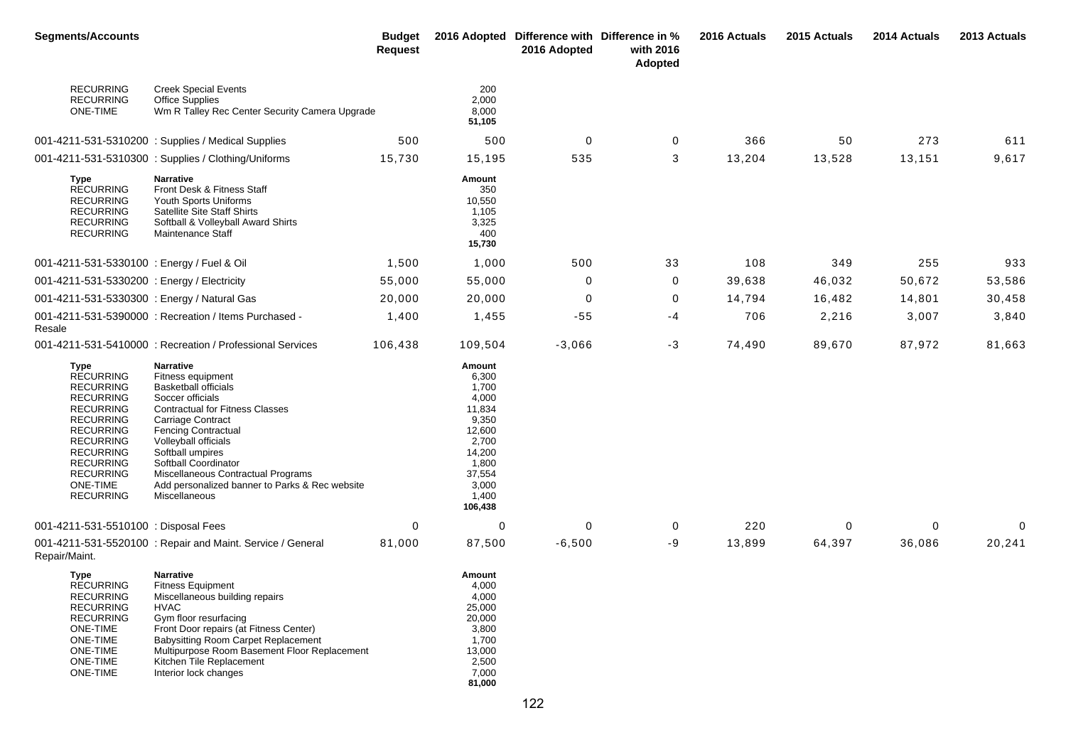| Segments/Accounts | | Budget Request | 2016 Adopted | Difference with 2016 Adopted | Difference in % with 2016 Adopted | 2016 Actuals | 2015 Actuals | 2014 Actuals | 2013 Actuals |
|---|---|---|---|---|---|---|---|---|---|
| RECURRING | Creek Special Events | | 200 | | | | | | |
| RECURRING | Office Supplies | | 2,000 | | | | | | |
| ONE-TIME | Wm R Talley Rec Center Security Camera Upgrade | | 8,000 | | | | | | |
| | | | **51,105** | | | | | | |
| 001-4211-531-5310200 : Supplies / Medical Supplies | | 500 | 500 | 0 | 0 | 366 | 50 | 273 | 611 |
| 001-4211-531-5310300 : Supplies / Clothing/Uniforms | | 15,730 | 15,195 | 535 | 3 | 13,204 | 13,528 | 13,151 | 9,617 |
| **Type** | **Narrative** | | **Amount** | | | | | | |
| RECURRING | Front Desk & Fitness Staff | | 350 | | | | | | |
| RECURRING | Youth Sports Uniforms | | 10,550 | | | | | | |
| RECURRING | Satellite Site Staff Shirts | | 1,105 | | | | | | |
| RECURRING | Softball & Volleyball Award Shirts | | 3,325 | | | | | | |
| RECURRING | Maintenance Staff | | 400 | | | | | | |
| | | | **15,730** | | | | | | |
| 001-4211-531-5330100 : Energy / Fuel & Oil | | 1,500 | 1,000 | 500 | 33 | 108 | 349 | 255 | 933 |
| 001-4211-531-5330200 : Energy / Electricity | | 55,000 | 55,000 | 0 | 0 | 39,638 | 46,032 | 50,672 | 53,586 |
| 001-4211-531-5330300 : Energy / Natural Gas | | 20,000 | 20,000 | 0 | 0 | 14,794 | 16,482 | 14,801 | 30,458 |
| 001-4211-531-5390000 : Recreation / Items Purchased - Resale | | 1,400 | 1,455 | -55 | -4 | 706 | 2,216 | 3,007 | 3,840 |
| 001-4211-531-5410000 : Recreation / Professional Services | | 106,438 | 109,504 | -3,066 | -3 | 74,490 | 89,670 | 87,972 | 81,663 |
| **Type** | **Narrative** | | **Amount** | | | | | | |
| RECURRING | Fitness equipment | | 6,300 | | | | | | |
| RECURRING | Basketball officials | | 1,700 | | | | | | |
| RECURRING | Soccer officials | | 4,000 | | | | | | |
| RECURRING | Contractual for Fitness Classes | | 11,834 | | | | | | |
| RECURRING | Carriage Contract | | 9,350 | | | | | | |
| RECURRING | Fencing Contractual | | 12,600 | | | | | | |
| RECURRING | Volleyball officials | | 2,700 | | | | | | |
| RECURRING | Softball umpires | | 14,200 | | | | | | |
| RECURRING | Softball Coordinator | | 1,800 | | | | | | |
| RECURRING | Miscellaneous Contractual Programs | | 37,554 | | | | | | |
| ONE-TIME | Add personalized banner to Parks & Rec website | | 3,000 | | | | | | |
| RECURRING | Miscellaneous | | 1,400 | | | | | | |
| | | | **106,438** | | | | | | |
| 001-4211-531-5510100 : Disposal Fees | | 0 | 0 | 0 | 0 | 220 | 0 | 0 | 0 |
| 001-4211-531-5520100 : Repair and Maint. Service / General Repair/Maint. | | 81,000 | 87,500 | -6,500 | -9 | 13,899 | 64,397 | 36,086 | 20,241 |
| **Type** | **Narrative** | | **Amount** | | | | | | |
| RECURRING | Fitness Equipment | | 4,000 | | | | | | |
| RECURRING | Miscellaneous building repairs | | 4,000 | | | | | | |
| RECURRING | HVAC | | 25,000 | | | | | | |
| RECURRING | Gym floor resurfacing | | 20,000 | | | | | | |
| ONE-TIME | Front Door repairs (at Fitness Center) | | 3,800 | | | | | | |
| ONE-TIME | Babysitting Room Carpet Replacement | | 1,700 | | | | | | |
| ONE-TIME | Multipurpose Room Basement Floor Replacement | | 13,000 | | | | | | |
| ONE-TIME | Kitchen Tile Replacement | | 2,500 | | | | | | |
| ONE-TIME | Interior lock changes | | 7,000 | | | | | | |
| | | | **81,000** | | | | | | |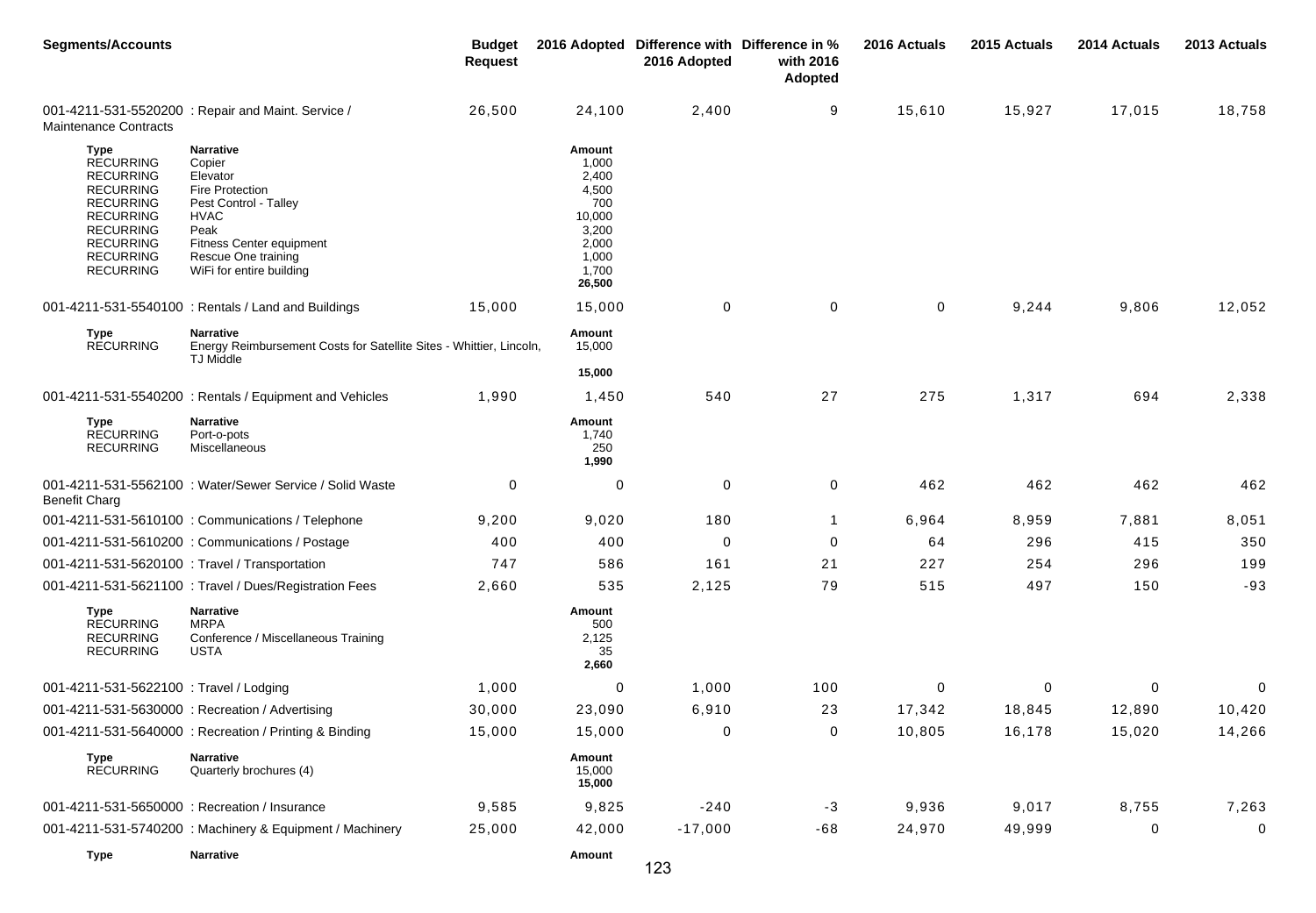| Segments/Accounts | | Budget Request | 2016 Adopted | Difference with 2016 Adopted | Difference in % with 2016 Adopted | 2016 Actuals | 2015 Actuals | 2014 Actuals | 2013 Actuals |
|---|---|---|---|---|---|---|---|---|---|
| 001-4211-531-5520200 : Repair and Maint. Service / Maintenance Contracts | | 26,500 | 24,100 | 2,400 | 9 | 15,610 | 15,927 | 17,015 | 18,758 |
| **Type** | **Narrative** | | **Amount** | | | | | | |
| RECURRING | Copier | | 1,000 | | | | | | |
| RECURRING | Elevator | | 2,400 | | | | | | |
| RECURRING | Fire Protection | | 4,500 | | | | | | |
| RECURRING | Pest Control - Talley | | 700 | | | | | | |
| RECURRING | HVAC | | 10,000 | | | | | | |
| RECURRING | Peak | | 3,200 | | | | | | |
| RECURRING | Fitness Center equipment | | 2,000 | | | | | | |
| RECURRING | Rescue One training | | 1,000 | | | | | | |
| RECURRING | WiFi for entire building | | 1,700 | | | | | | |
| | | | **26,500** | | | | | | |
| 001-4211-531-5540100 : Rentals / Land and Buildings | | 15,000 | 15,000 | 0 | 0 | 0 | 9,244 | 9,806 | 12,052 |
| **Type** | **Narrative** | | **Amount** | | | | | | |
| RECURRING | Energy Reimbursement Costs for Satellite Sites - Whittier, Lincoln, TJ Middle | | 15,000 | | | | | | |
| | | | **15,000** | | | | | | |
| 001-4211-531-5540200 : Rentals / Equipment and Vehicles | | 1,990 | 1,450 | 540 | 27 | 275 | 1,317 | 694 | 2,338 |
| **Type** | **Narrative** | | **Amount** | | | | | | |
| RECURRING | Port-o-pots | | 1,740 | | | | | | |
| RECURRING | Miscellaneous | | 250 | | | | | | |
| | | | **1,990** | | | | | | |
| 001-4211-531-5562100 : Water/Sewer Service / Solid Waste Benefit Charg | | 0 | 0 | 0 | 0 | 462 | 462 | 462 | 462 |
| 001-4211-531-5610100 : Communications / Telephone | | 9,200 | 9,020 | 180 | 1 | 6,964 | 8,959 | 7,881 | 8,051 |
| 001-4211-531-5610200 : Communications / Postage | | 400 | 400 | 0 | 0 | 64 | 296 | 415 | 350 |
| 001-4211-531-5620100 : Travel / Transportation | | 747 | 586 | 161 | 21 | 227 | 254 | 296 | 199 |
| 001-4211-531-5621100 : Travel / Dues/Registration Fees | | 2,660 | 535 | 2,125 | 79 | 515 | 497 | 150 | -93 |
| **Type** | **Narrative** | | **Amount** | | | | | | |
| RECURRING | MRPA | | 500 | | | | | | |
| RECURRING | Conference / Miscellaneous Training | | 2,125 | | | | | | |
| RECURRING | USTA | | 35 | | | | | | |
| | | | **2,660** | | | | | | |
| 001-4211-531-5622100 : Travel / Lodging | | 1,000 | 0 | 1,000 | 100 | 0 | 0 | 0 | 0 |
| 001-4211-531-5630000 : Recreation / Advertising | | 30,000 | 23,090 | 6,910 | 23 | 17,342 | 18,845 | 12,890 | 10,420 |
| 001-4211-531-5640000 : Recreation / Printing & Binding | | 15,000 | 15,000 | 0 | 0 | 10,805 | 16,178 | 15,020 | 14,266 |
| **Type** | **Narrative** | | **Amount** | | | | | | |
| RECURRING | Quarterly brochures (4) | | 15,000 | | | | | | |
| | | | **15,000** | | | | | | |
| 001-4211-531-5650000 : Recreation / Insurance | | 9,585 | 9,825 | -240 | -3 | 9,936 | 9,017 | 8,755 | 7,263 |
| 001-4211-531-5740200 : Machinery & Equipment / Machinery | | 25,000 | 42,000 | -17,000 | -68 | 24,970 | 49,999 | 0 | 0 |
| **Type** | **Narrative** | | **Amount** | | | | | | |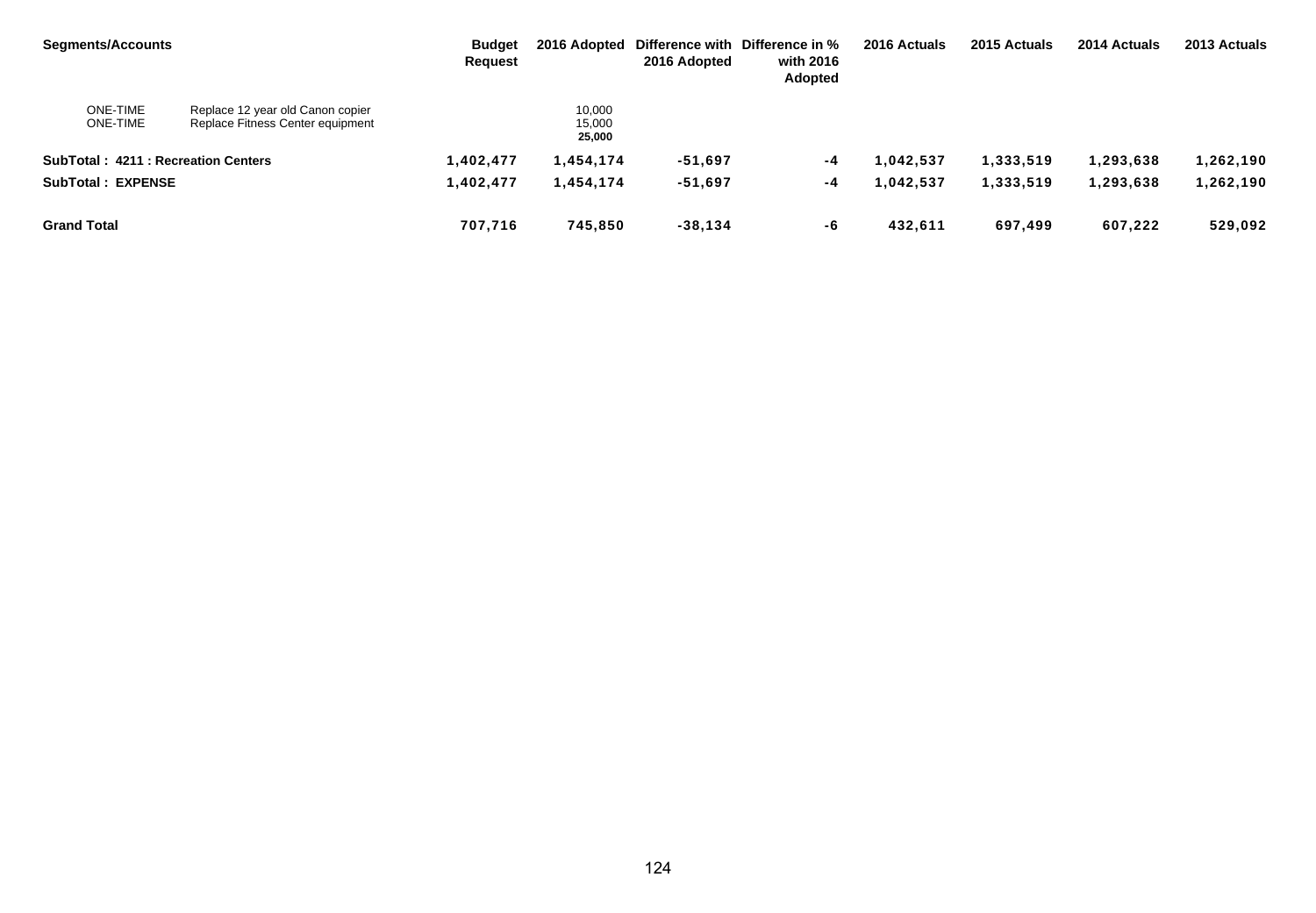| Segments/Accounts | | Budget Request | 2016 Adopted | Difference with 2016 Adopted | Difference in % with 2016 Adopted | 2016 Actuals | 2015 Actuals | 2014 Actuals | 2013 Actuals |
|---|---|---|---|---|---|---|---|---|---|
| ONE-TIME | Replace 12 year old Canon copier | | 10,000 | | | | | | |
| ONE-TIME | Replace Fitness Center equipment | | 15,000 | | | | | | |
| | | | **25,000** | | | | | | |
| **SubTotal : 4211 : Recreation Centers** | | **1,402,477** | **1,454,174** | **-51,697** | **-4** | **1,042,537** | **1,333,519** | **1,293,638** | **1,262,190** |
| **SubTotal : EXPENSE** | | **1,402,477** | **1,454,174** | **-51,697** | **-4** | **1,042,537** | **1,333,519** | **1,293,638** | **1,262,190** |
| **Grand Total** | | **707,716** | **745,850** | **-38,134** | **-6** | **432,611** | **697,499** | **607,222** | **529,092** |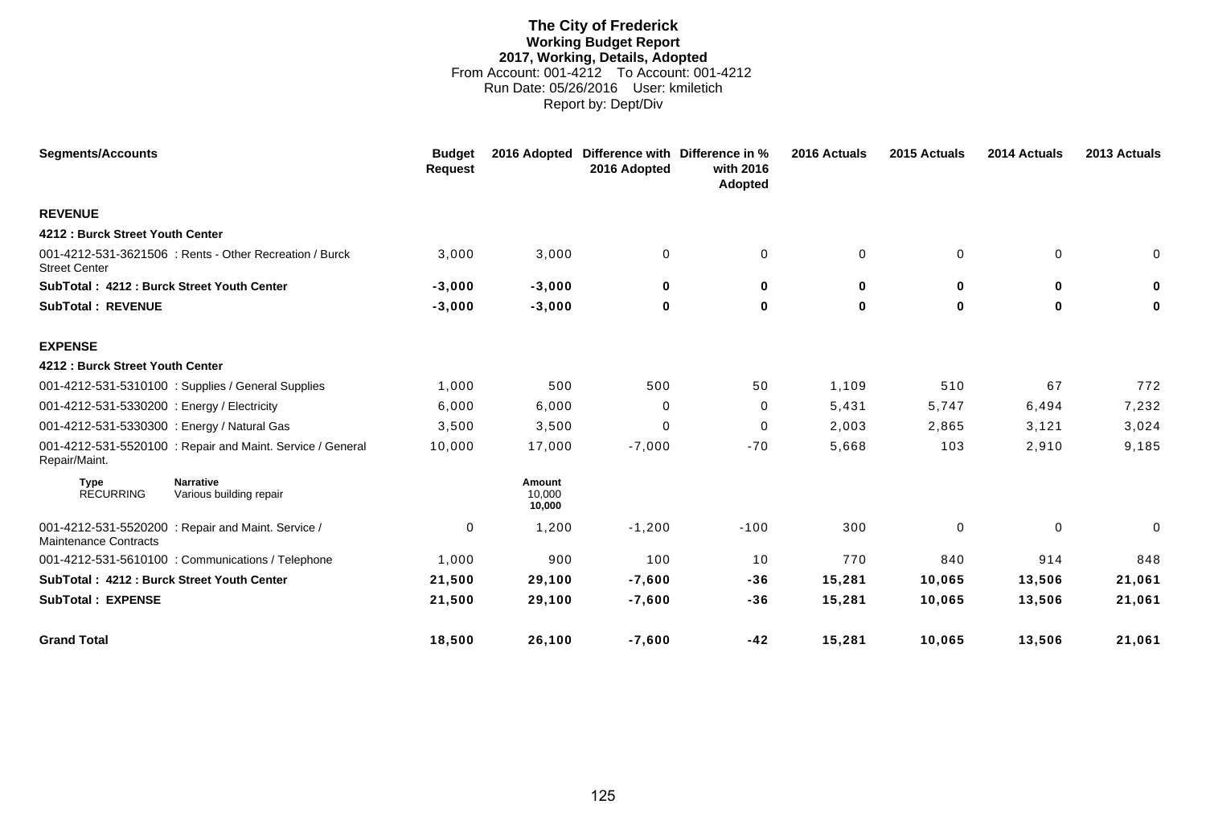# The City of Frederick
## Working Budget Report
### 2017, Working, Details, Adopted

From Account: 001-4212 To Account: 001-4212
Run Date: 05/26/2016 User: kmiletich
Report by: Dept/Div

| Segments/Accounts | Budget Request | 2016 Adopted | Difference with 2016 Adopted | Difference in % with 2016 Adopted | 2016 Actuals | 2015 Actuals | 2014 Actuals | 2013 Actuals |
|---|---|---|---|---|---|---|---|---|
| **REVENUE** | | | | | | | | |
| **4212 : Burck Street Youth Center** | | | | | | | | |
| 001-4212-531-3621506 : Rents - Other Recreation / Burck Street Center | 3,000 | 3,000 | 0 | 0 | 0 | 0 | 0 | 0 |
| **SubTotal : 4212 : Burck Street Youth Center** | **-3,000** | **-3,000** | **0** | **0** | **0** | **0** | **0** | **0** |
| **SubTotal : REVENUE** | **-3,000** | **-3,000** | **0** | **0** | **0** | **0** | **0** | **0** |
| **EXPENSE** | | | | | | | | |
| **4212 : Burck Street Youth Center** | | | | | | | | |
| 001-4212-531-5310100 : Supplies / General Supplies | 1,000 | 500 | 500 | 50 | 1,109 | 510 | 67 | 772 |
| 001-4212-531-5330200 : Energy / Electricity | 6,000 | 6,000 | 0 | 0 | 5,431 | 5,747 | 6,494 | 7,232 |
| 001-4212-531-5330300 : Energy / Natural Gas | 3,500 | 3,500 | 0 | 0 | 2,003 | 2,865 | 3,121 | 3,024 |
| 001-4212-531-5520100 : Repair and Maint. Service / General Repair/Maint. | 10,000 | 17,000 | -7,000 | -70 | 5,668 | 103 | 2,910 | 9,185 |
| **Type** / **Narrative**: RECURRING — Various building repair | | **Amount** 10,000 **10,000** | | | | | | |
| 001-4212-531-5520200 : Repair and Maint. Service / Maintenance Contracts | 0 | 1,200 | -1,200 | -100 | 300 | 0 | 0 | 0 |
| 001-4212-531-5610100 : Communications / Telephone | 1,000 | 900 | 100 | 10 | 770 | 840 | 914 | 848 |
| **SubTotal : 4212 : Burck Street Youth Center** | **21,500** | **29,100** | **-7,600** | **-36** | **15,281** | **10,065** | **13,506** | **21,061** |
| **SubTotal : EXPENSE** | **21,500** | **29,100** | **-7,600** | **-36** | **15,281** | **10,065** | **13,506** | **21,061** |
| **Grand Total** | **18,500** | **26,100** | **-7,600** | **-42** | **15,281** | **10,065** | **13,506** | **21,061** |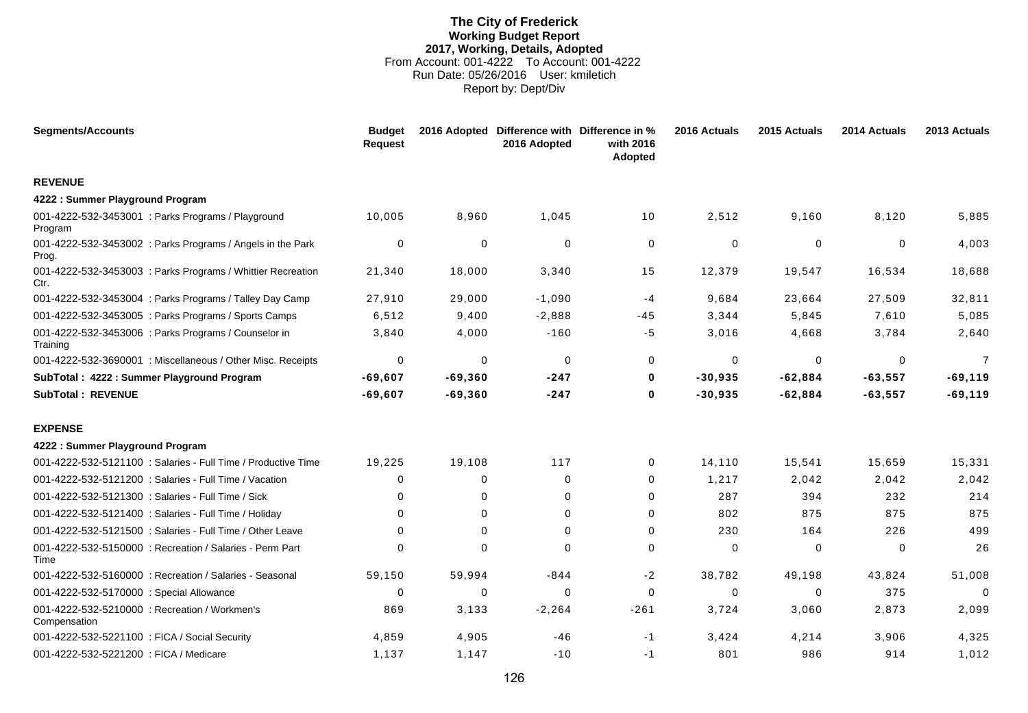# The City of Frederick
## Working Budget Report
### 2017, Working, Details, Adopted

From Account: 001-4222 To Account: 001-4222
Run Date: 05/26/2016 User: kmiletich
Report by: Dept/Div

| Segments/Accounts | Budget Request | 2016 Adopted | Difference with 2016 Adopted | Difference in % with 2016 Adopted | 2016 Actuals | 2015 Actuals | 2014 Actuals | 2013 Actuals |
|---|---|---|---|---|---|---|---|---|
| **REVENUE** | | | | | | | | |
| **4222 : Summer Playground Program** | | | | | | | | |
| 001-4222-532-3453001 : Parks Programs / Playground Program | 10,005 | 8,960 | 1,045 | 10 | 2,512 | 9,160 | 8,120 | 5,885 |
| 001-4222-532-3453002 : Parks Programs / Angels in the Park Prog. | 0 | 0 | 0 | 0 | 0 | 0 | 0 | 4,003 |
| 001-4222-532-3453003 : Parks Programs / Whittier Recreation Ctr. | 21,340 | 18,000 | 3,340 | 15 | 12,379 | 19,547 | 16,534 | 18,688 |
| 001-4222-532-3453004 : Parks Programs / Talley Day Camp | 27,910 | 29,000 | -1,090 | -4 | 9,684 | 23,664 | 27,509 | 32,811 |
| 001-4222-532-3453005 : Parks Programs / Sports Camps | 6,512 | 9,400 | -2,888 | -45 | 3,344 | 5,845 | 7,610 | 5,085 |
| 001-4222-532-3453006 : Parks Programs / Counselor in Training | 3,840 | 4,000 | -160 | -5 | 3,016 | 4,668 | 3,784 | 2,640 |
| 001-4222-532-3690001 : Miscellaneous / Other Misc. Receipts | 0 | 0 | 0 | 0 | 0 | 0 | 0 | 7 |
| **SubTotal : 4222 : Summer Playground Program** | **-69,607** | **-69,360** | **-247** | **0** | **-30,935** | **-62,884** | **-63,557** | **-69,119** |
| **SubTotal : REVENUE** | **-69,607** | **-69,360** | **-247** | **0** | **-30,935** | **-62,884** | **-63,557** | **-69,119** |
| **EXPENSE** | | | | | | | | |
| **4222 : Summer Playground Program** | | | | | | | | |
| 001-4222-532-5121100 : Salaries - Full Time / Productive Time | 19,225 | 19,108 | 117 | 0 | 14,110 | 15,541 | 15,659 | 15,331 |
| 001-4222-532-5121200 : Salaries - Full Time / Vacation | 0 | 0 | 0 | 0 | 1,217 | 2,042 | 2,042 | 2,042 |
| 001-4222-532-5121300 : Salaries - Full Time / Sick | 0 | 0 | 0 | 0 | 287 | 394 | 232 | 214 |
| 001-4222-532-5121400 : Salaries - Full Time / Holiday | 0 | 0 | 0 | 0 | 802 | 875 | 875 | 875 |
| 001-4222-532-5121500 : Salaries - Full Time / Other Leave | 0 | 0 | 0 | 0 | 230 | 164 | 226 | 499 |
| 001-4222-532-5150000 : Recreation / Salaries - Perm Part Time | 0 | 0 | 0 | 0 | 0 | 0 | 0 | 26 |
| 001-4222-532-5160000 : Recreation / Salaries - Seasonal | 59,150 | 59,994 | -844 | -2 | 38,782 | 49,198 | 43,824 | 51,008 |
| 001-4222-532-5170000 : Special Allowance | 0 | 0 | 0 | 0 | 0 | 0 | 375 | 0 |
| 001-4222-532-5210000 : Recreation / Workmen's Compensation | 869 | 3,133 | -2,264 | -261 | 3,724 | 3,060 | 2,873 | 2,099 |
| 001-4222-532-5221100 : FICA / Social Security | 4,859 | 4,905 | -46 | -1 | 3,424 | 4,214 | 3,906 | 4,325 |
| 001-4222-532-5221200 : FICA / Medicare | 1,137 | 1,147 | -10 | -1 | 801 | 986 | 914 | 1,012 |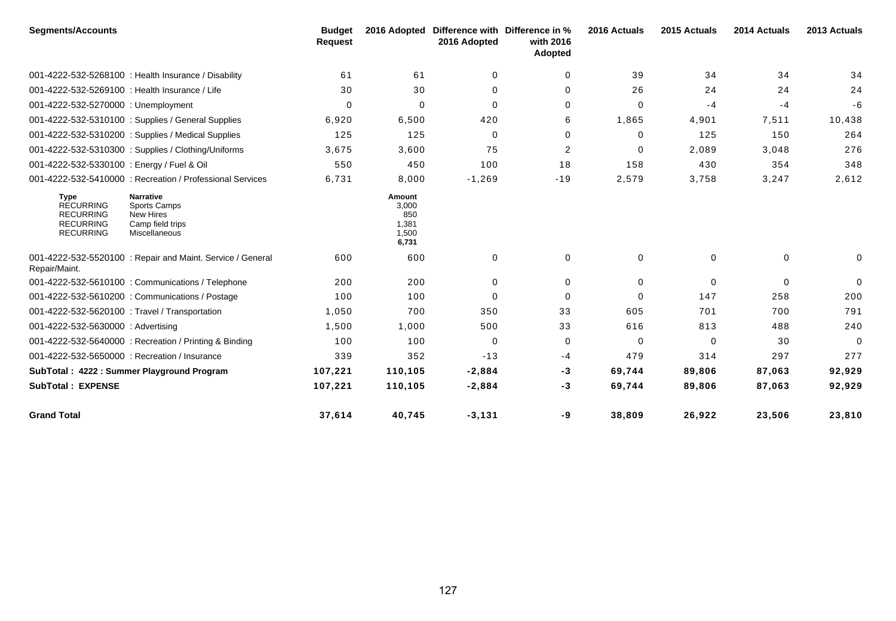| Segments/Accounts | Budget Request | 2016 Adopted | Difference with 2016 Adopted | Difference in % with 2016 Adopted | 2016 Actuals | 2015 Actuals | 2014 Actuals | 2013 Actuals |
|---|---|---|---|---|---|---|---|---|
| 001-4222-532-5268100 : Health Insurance / Disability | 61 | 61 | 0 | 0 | 39 | 34 | 34 | 34 |
| 001-4222-532-5269100 : Health Insurance / Life | 30 | 30 | 0 | 0 | 26 | 24 | 24 | 24 |
| 001-4222-532-5270000 : Unemployment | 0 | 0 | 0 | 0 | 0 | -4 | -4 | -6 |
| 001-4222-532-5310100 : Supplies / General Supplies | 6,920 | 6,500 | 420 | 6 | 1,865 | 4,901 | 7,511 | 10,438 |
| 001-4222-532-5310200 : Supplies / Medical Supplies | 125 | 125 | 0 | 0 | 0 | 125 | 150 | 264 |
| 001-4222-532-5310300 : Supplies / Clothing/Uniforms | 3,675 | 3,600 | 75 | 2 | 0 | 2,089 | 3,048 | 276 |
| 001-4222-532-5330100 : Energy / Fuel & Oil | 550 | 450 | 100 | 18 | 158 | 430 | 354 | 348 |
| 001-4222-532-5410000 : Recreation / Professional Services | 6,731 | 8,000 | -1,269 | -19 | 2,579 | 3,758 | 3,247 | 2,612 |

| Type | Narrative | Amount |
|---|---|---|
| RECURRING | Sports Camps | 3,000 |
| RECURRING | New Hires | 850 |
| RECURRING | Camp field trips | 1,381 |
| RECURRING | Miscellaneous | 1,500 |
| | | **6,731** |

| Segments/Accounts | Budget Request | 2016 Adopted | Difference with 2016 Adopted | Difference in % with 2016 Adopted | 2016 Actuals | 2015 Actuals | 2014 Actuals | 2013 Actuals |
|---|---|---|---|---|---|---|---|---|
| 001-4222-532-5520100 : Repair and Maint. Service / General Repair/Maint. | 600 | 600 | 0 | 0 | 0 | 0 | 0 | 0 |
| 001-4222-532-5610100 : Communications / Telephone | 200 | 200 | 0 | 0 | 0 | 0 | 0 | 0 |
| 001-4222-532-5610200 : Communications / Postage | 100 | 100 | 0 | 0 | 0 | 147 | 258 | 200 |
| 001-4222-532-5620100 : Travel / Transportation | 1,050 | 700 | 350 | 33 | 605 | 701 | 700 | 791 |
| 001-4222-532-5630000 : Advertising | 1,500 | 1,000 | 500 | 33 | 616 | 813 | 488 | 240 |
| 001-4222-532-5640000 : Recreation / Printing & Binding | 100 | 100 | 0 | 0 | 0 | 0 | 30 | 0 |
| 001-4222-532-5650000 : Recreation / Insurance | 339 | 352 | -13 | -4 | 479 | 314 | 297 | 277 |
| **SubTotal : 4222 : Summer Playground Program** | **107,221** | **110,105** | **-2,884** | **-3** | **69,744** | **89,806** | **87,063** | **92,929** |
| **SubTotal : EXPENSE** | **107,221** | **110,105** | **-2,884** | **-3** | **69,744** | **89,806** | **87,063** | **92,929** |
| **Grand Total** | **37,614** | **40,745** | **-3,131** | **-9** | **38,809** | **26,922** | **23,506** | **23,810** |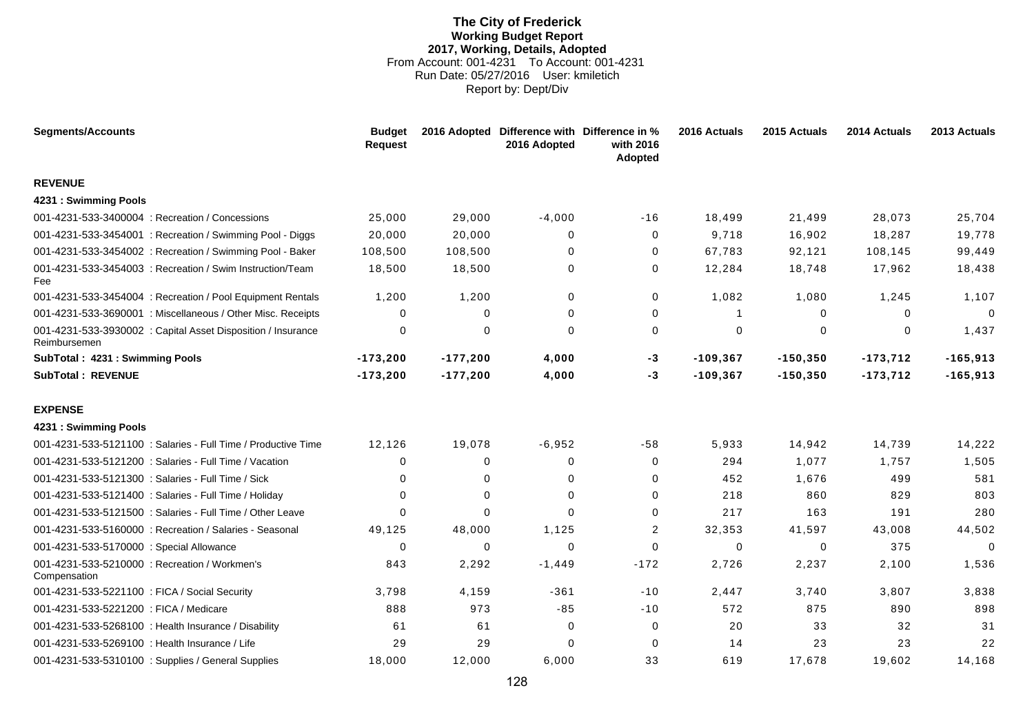# The City of Frederick
## Working Budget Report
### 2017, Working, Details, Adopted
From Account: 001-4231 To Account: 001-4231
Run Date: 05/27/2016 User: kmiletich
Report by: Dept/Div

| Segments/Accounts | Budget Request | 2016 Adopted | Difference with 2016 Adopted | Difference in % with 2016 Adopted | 2016 Actuals | 2015 Actuals | 2014 Actuals | 2013 Actuals |
|---|---|---|---|---|---|---|---|---|
| **REVENUE** | | | | | | | | |
| **4231 : Swimming Pools** | | | | | | | | |
| 001-4231-533-3400004 : Recreation / Concessions | 25,000 | 29,000 | -4,000 | -16 | 18,499 | 21,499 | 28,073 | 25,704 |
| 001-4231-533-3454001 : Recreation / Swimming Pool - Diggs | 20,000 | 20,000 | 0 | 0 | 9,718 | 16,902 | 18,287 | 19,778 |
| 001-4231-533-3454002 : Recreation / Swimming Pool - Baker | 108,500 | 108,500 | 0 | 0 | 67,783 | 92,121 | 108,145 | 99,449 |
| 001-4231-533-3454003 : Recreation / Swim Instruction/Team Fee | 18,500 | 18,500 | 0 | 0 | 12,284 | 18,748 | 17,962 | 18,438 |
| 001-4231-533-3454004 : Recreation / Pool Equipment Rentals | 1,200 | 1,200 | 0 | 0 | 1,082 | 1,080 | 1,245 | 1,107 |
| 001-4231-533-3690001 : Miscellaneous / Other Misc. Receipts | 0 | 0 | 0 | 0 | 1 | 0 | 0 | 0 |
| 001-4231-533-3930002 : Capital Asset Disposition / Insurance Reimbursemen | 0 | 0 | 0 | 0 | 0 | 0 | 0 | 1,437 |
| **SubTotal : 4231 : Swimming Pools** | **-173,200** | **-177,200** | **4,000** | **-3** | **-109,367** | **-150,350** | **-173,712** | **-165,913** |
| **SubTotal : REVENUE** | **-173,200** | **-177,200** | **4,000** | **-3** | **-109,367** | **-150,350** | **-173,712** | **-165,913** |
| **EXPENSE** | | | | | | | | |
| **4231 : Swimming Pools** | | | | | | | | |
| 001-4231-533-5121100 : Salaries - Full Time / Productive Time | 12,126 | 19,078 | -6,952 | -58 | 5,933 | 14,942 | 14,739 | 14,222 |
| 001-4231-533-5121200 : Salaries - Full Time / Vacation | 0 | 0 | 0 | 0 | 294 | 1,077 | 1,757 | 1,505 |
| 001-4231-533-5121300 : Salaries - Full Time / Sick | 0 | 0 | 0 | 0 | 452 | 1,676 | 499 | 581 |
| 001-4231-533-5121400 : Salaries - Full Time / Holiday | 0 | 0 | 0 | 0 | 218 | 860 | 829 | 803 |
| 001-4231-533-5121500 : Salaries - Full Time / Other Leave | 0 | 0 | 0 | 0 | 217 | 163 | 191 | 280 |
| 001-4231-533-5160000 : Recreation / Salaries - Seasonal | 49,125 | 48,000 | 1,125 | 2 | 32,353 | 41,597 | 43,008 | 44,502 |
| 001-4231-533-5170000 : Special Allowance | 0 | 0 | 0 | 0 | 0 | 0 | 375 | 0 |
| 001-4231-533-5210000 : Recreation / Workmen's Compensation | 843 | 2,292 | -1,449 | -172 | 2,726 | 2,237 | 2,100 | 1,536 |
| 001-4231-533-5221100 : FICA / Social Security | 3,798 | 4,159 | -361 | -10 | 2,447 | 3,740 | 3,807 | 3,838 |
| 001-4231-533-5221200 : FICA / Medicare | 888 | 973 | -85 | -10 | 572 | 875 | 890 | 898 |
| 001-4231-533-5268100 : Health Insurance / Disability | 61 | 61 | 0 | 0 | 20 | 33 | 32 | 31 |
| 001-4231-533-5269100 : Health Insurance / Life | 29 | 29 | 0 | 0 | 14 | 23 | 23 | 22 |
| 001-4231-533-5310100 : Supplies / General Supplies | 18,000 | 12,000 | 6,000 | 33 | 619 | 17,678 | 19,602 | 14,168 |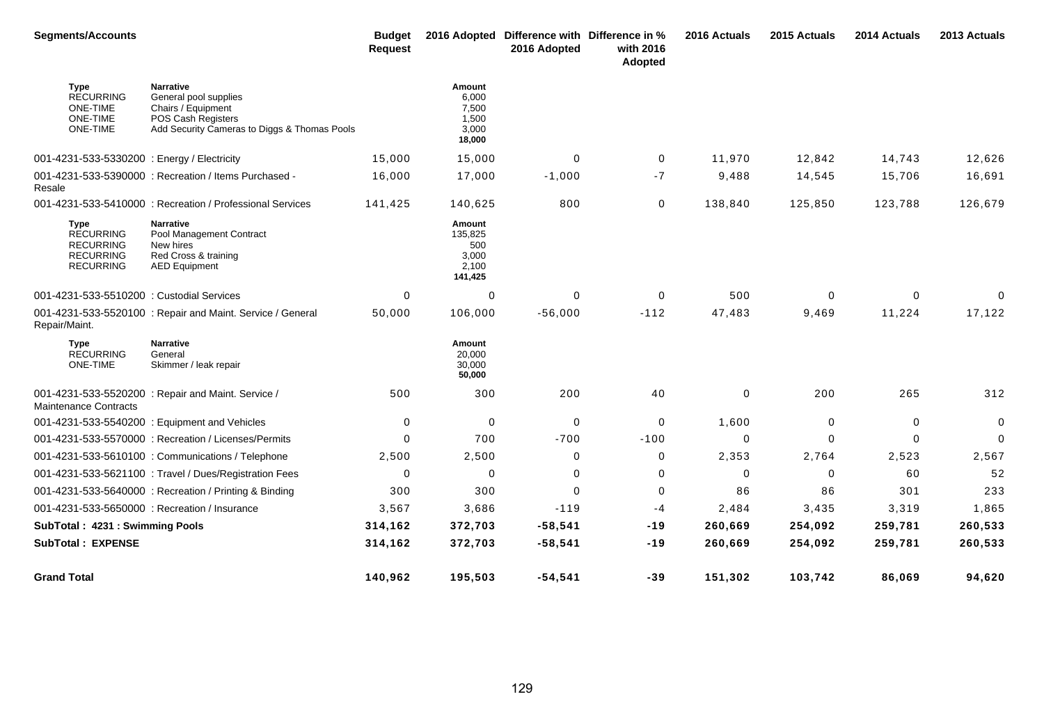| Segments/Accounts | Budget Request | 2016 Adopted | Difference with 2016 Adopted | Difference in % with 2016 Adopted | 2016 Actuals | 2015 Actuals | 2014 Actuals | 2013 Actuals |
|---|---|---|---|---|---|---|---|---|
| **Type** / **Narrative** / **Amount** | | | | | | | | |
| RECURRING — General pool supplies | | 6,000 | | | | | | |
| ONE-TIME — Chairs / Equipment | | 7,500 | | | | | | |
| ONE-TIME — POS Cash Registers | | 1,500 | | | | | | |
| ONE-TIME — Add Security Cameras to Diggs & Thomas Pools | | 3,000 | | | | | | |
| | | **18,000** | | | | | | |
| 001-4231-533-5330200 : Energy / Electricity | 15,000 | 15,000 | 0 | 0 | 11,970 | 12,842 | 14,743 | 12,626 |
| 001-4231-533-5390000 : Recreation / Items Purchased - Resale | 16,000 | 17,000 | -1,000 | -7 | 9,488 | 14,545 | 15,706 | 16,691 |
| 001-4231-533-5410000 : Recreation / Professional Services | 141,425 | 140,625 | 800 | 0 | 138,840 | 125,850 | 123,788 | 126,679 |
| **Type** / **Narrative** / **Amount** | | | | | | | | |
| RECURRING — Pool Management Contract | | 135,825 | | | | | | |
| RECURRING — New hires | | 500 | | | | | | |
| RECURRING — Red Cross & training | | 3,000 | | | | | | |
| RECURRING — AED Equipment | | 2,100 | | | | | | |
| | | **141,425** | | | | | | |
| 001-4231-533-5510200 : Custodial Services | 0 | 0 | 0 | 0 | 500 | 0 | 0 | 0 |
| 001-4231-533-5520100 : Repair and Maint. Service / General Repair/Maint. | 50,000 | 106,000 | -56,000 | -112 | 47,483 | 9,469 | 11,224 | 17,122 |
| **Type** / **Narrative** / **Amount** | | | | | | | | |
| RECURRING — General | | 20,000 | | | | | | |
| ONE-TIME — Skimmer / leak repair | | 30,000 | | | | | | |
| | | **50,000** | | | | | | |
| 001-4231-533-5520200 : Repair and Maint. Service / Maintenance Contracts | 500 | 300 | 200 | 40 | 0 | 200 | 265 | 312 |
| 001-4231-533-5540200 : Equipment and Vehicles | 0 | 0 | 0 | 0 | 1,600 | 0 | 0 | 0 |
| 001-4231-533-5570000 : Recreation / Licenses/Permits | 0 | 700 | -700 | -100 | 0 | 0 | 0 | 0 |
| 001-4231-533-5610100 : Communications / Telephone | 2,500 | 2,500 | 0 | 0 | 2,353 | 2,764 | 2,523 | 2,567 |
| 001-4231-533-5621100 : Travel / Dues/Registration Fees | 0 | 0 | 0 | 0 | 0 | 0 | 60 | 52 |
| 001-4231-533-5640000 : Recreation / Printing & Binding | 300 | 300 | 0 | 0 | 86 | 86 | 301 | 233 |
| 001-4231-533-5650000 : Recreation / Insurance | 3,567 | 3,686 | -119 | -4 | 2,484 | 3,435 | 3,319 | 1,865 |
| **SubTotal : 4231 : Swimming Pools** | **314,162** | **372,703** | **-58,541** | **-19** | **260,669** | **254,092** | **259,781** | **260,533** |
| **SubTotal : EXPENSE** | **314,162** | **372,703** | **-58,541** | **-19** | **260,669** | **254,092** | **259,781** | **260,533** |
| **Grand Total** | **140,962** | **195,503** | **-54,541** | **-39** | **151,302** | **103,742** | **86,069** | **94,620** |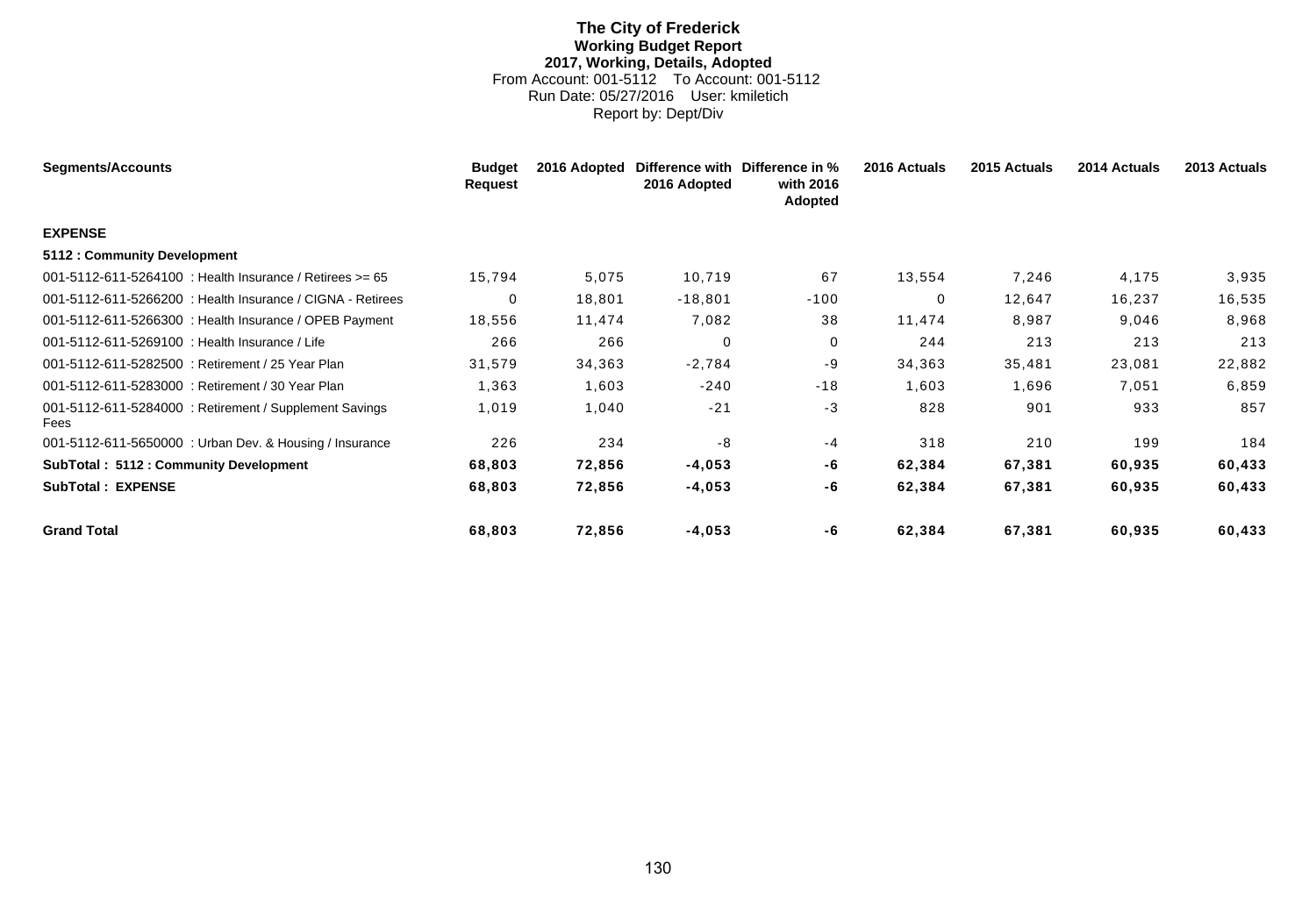# The City of Frederick

## Working Budget Report

### 2017, Working, Details, Adopted

From Account: 001-5112 To Account: 001-5112

Run Date: 05/27/2016 User: kmiletich

Report by: Dept/Div

| Segments/Accounts | Budget Request | 2016 Adopted | Difference with 2016 Adopted | Difference in % with 2016 Adopted | 2016 Actuals | 2015 Actuals | 2014 Actuals | 2013 Actuals |
|---|---|---|---|---|---|---|---|---|
| **EXPENSE** | | | | | | | | |
| **5112 : Community Development** | | | | | | | | |
| 001-5112-611-5264100 : Health Insurance / Retirees >= 65 | 15,794 | 5,075 | 10,719 | 67 | 13,554 | 7,246 | 4,175 | 3,935 |
| 001-5112-611-5266200 : Health Insurance / CIGNA - Retirees | 0 | 18,801 | -18,801 | -100 | 0 | 12,647 | 16,237 | 16,535 |
| 001-5112-611-5266300 : Health Insurance / OPEB Payment | 18,556 | 11,474 | 7,082 | 38 | 11,474 | 8,987 | 9,046 | 8,968 |
| 001-5112-611-5269100 : Health Insurance / Life | 266 | 266 | 0 | 0 | 244 | 213 | 213 | 213 |
| 001-5112-611-5282500 : Retirement / 25 Year Plan | 31,579 | 34,363 | -2,784 | -9 | 34,363 | 35,481 | 23,081 | 22,882 |
| 001-5112-611-5283000 : Retirement / 30 Year Plan | 1,363 | 1,603 | -240 | -18 | 1,603 | 1,696 | 7,051 | 6,859 |
| 001-5112-611-5284000 : Retirement / Supplement Savings Fees | 1,019 | 1,040 | -21 | -3 | 828 | 901 | 933 | 857 |
| 001-5112-611-5650000 : Urban Dev. & Housing / Insurance | 226 | 234 | -8 | -4 | 318 | 210 | 199 | 184 |
| **SubTotal : 5112 : Community Development** | **68,803** | **72,856** | **-4,053** | **-6** | **62,384** | **67,381** | **60,935** | **60,433** |
| **SubTotal : EXPENSE** | **68,803** | **72,856** | **-4,053** | **-6** | **62,384** | **67,381** | **60,935** | **60,433** |
| **Grand Total** | **68,803** | **72,856** | **-4,053** | **-6** | **62,384** | **67,381** | **60,935** | **60,433** |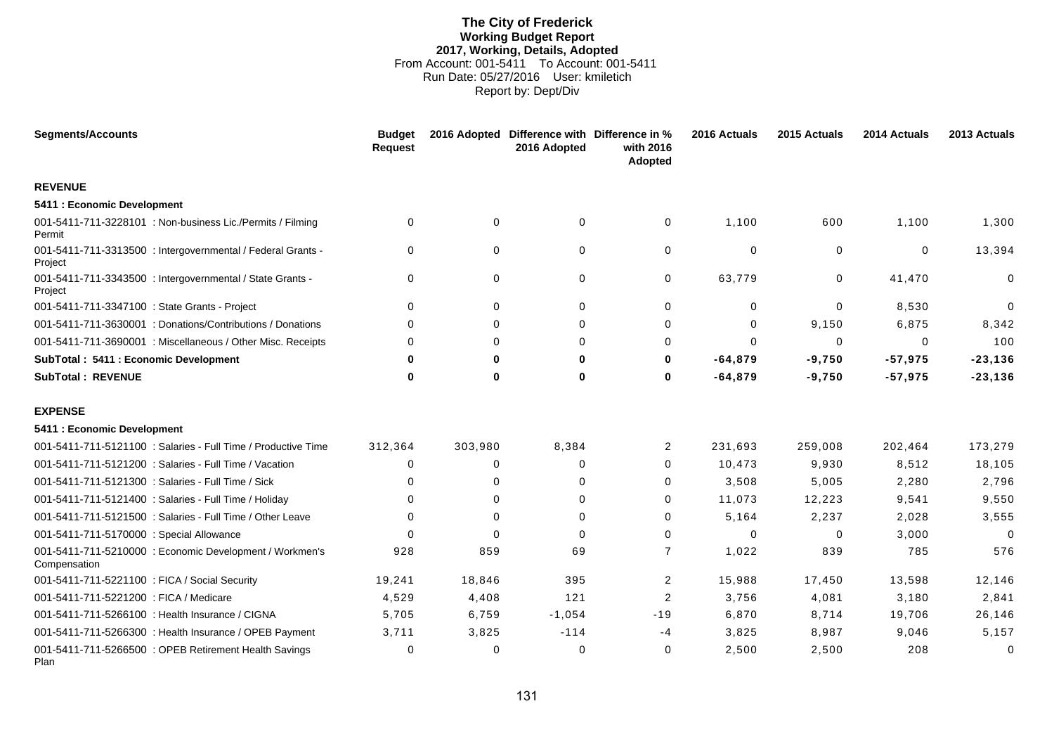# The City of Frederick
## Working Budget Report
### 2017, Working, Details, Adopted

From Account: 001-5411 To Account: 001-5411
Run Date: 05/27/2016 User: kmiletich
Report by: Dept/Div

| Segments/Accounts | Budget Request | 2016 Adopted | Difference with 2016 Adopted | Difference in % with 2016 Adopted | 2016 Actuals | 2015 Actuals | 2014 Actuals | 2013 Actuals |
|---|---|---|---|---|---|---|---|---|
| **REVENUE** | | | | | | | | |
| **5411 : Economic Development** | | | | | | | | |
| 001-5411-711-3228101 : Non-business Lic./Permits / Filming Permit | 0 | 0 | 0 | 0 | 1,100 | 600 | 1,100 | 1,300 |
| 001-5411-711-3313500 : Intergovernmental / Federal Grants - Project | 0 | 0 | 0 | 0 | 0 | 0 | 0 | 13,394 |
| 001-5411-711-3343500 : Intergovernmental / State Grants - Project | 0 | 0 | 0 | 0 | 63,779 | 0 | 41,470 | 0 |
| 001-5411-711-3347100 : State Grants - Project | 0 | 0 | 0 | 0 | 0 | 0 | 8,530 | 0 |
| 001-5411-711-3630001 : Donations/Contributions / Donations | 0 | 0 | 0 | 0 | 0 | 9,150 | 6,875 | 8,342 |
| 001-5411-711-3690001 : Miscellaneous / Other Misc. Receipts | 0 | 0 | 0 | 0 | 0 | 0 | 0 | 100 |
| **SubTotal : 5411 : Economic Development** | **0** | **0** | **0** | **0** | **-64,879** | **-9,750** | **-57,975** | **-23,136** |
| **SubTotal : REVENUE** | **0** | **0** | **0** | **0** | **-64,879** | **-9,750** | **-57,975** | **-23,136** |
| **EXPENSE** | | | | | | | | |
| **5411 : Economic Development** | | | | | | | | |
| 001-5411-711-5121100 : Salaries - Full Time / Productive Time | 312,364 | 303,980 | 8,384 | 2 | 231,693 | 259,008 | 202,464 | 173,279 |
| 001-5411-711-5121200 : Salaries - Full Time / Vacation | 0 | 0 | 0 | 0 | 10,473 | 9,930 | 8,512 | 18,105 |
| 001-5411-711-5121300 : Salaries - Full Time / Sick | 0 | 0 | 0 | 0 | 3,508 | 5,005 | 2,280 | 2,796 |
| 001-5411-711-5121400 : Salaries - Full Time / Holiday | 0 | 0 | 0 | 0 | 11,073 | 12,223 | 9,541 | 9,550 |
| 001-5411-711-5121500 : Salaries - Full Time / Other Leave | 0 | 0 | 0 | 0 | 5,164 | 2,237 | 2,028 | 3,555 |
| 001-5411-711-5170000 : Special Allowance | 0 | 0 | 0 | 0 | 0 | 0 | 3,000 | 0 |
| 001-5411-711-5210000 : Economic Development / Workmen's Compensation | 928 | 859 | 69 | 7 | 1,022 | 839 | 785 | 576 |
| 001-5411-711-5221100 : FICA / Social Security | 19,241 | 18,846 | 395 | 2 | 15,988 | 17,450 | 13,598 | 12,146 |
| 001-5411-711-5221200 : FICA / Medicare | 4,529 | 4,408 | 121 | 2 | 3,756 | 4,081 | 3,180 | 2,841 |
| 001-5411-711-5266100 : Health Insurance / CIGNA | 5,705 | 6,759 | -1,054 | -19 | 6,870 | 8,714 | 19,706 | 26,146 |
| 001-5411-711-5266300 : Health Insurance / OPEB Payment | 3,711 | 3,825 | -114 | -4 | 3,825 | 8,987 | 9,046 | 5,157 |
| 001-5411-711-5266500 : OPEB Retirement Health Savings Plan | 0 | 0 | 0 | 0 | 2,500 | 2,500 | 208 | 0 |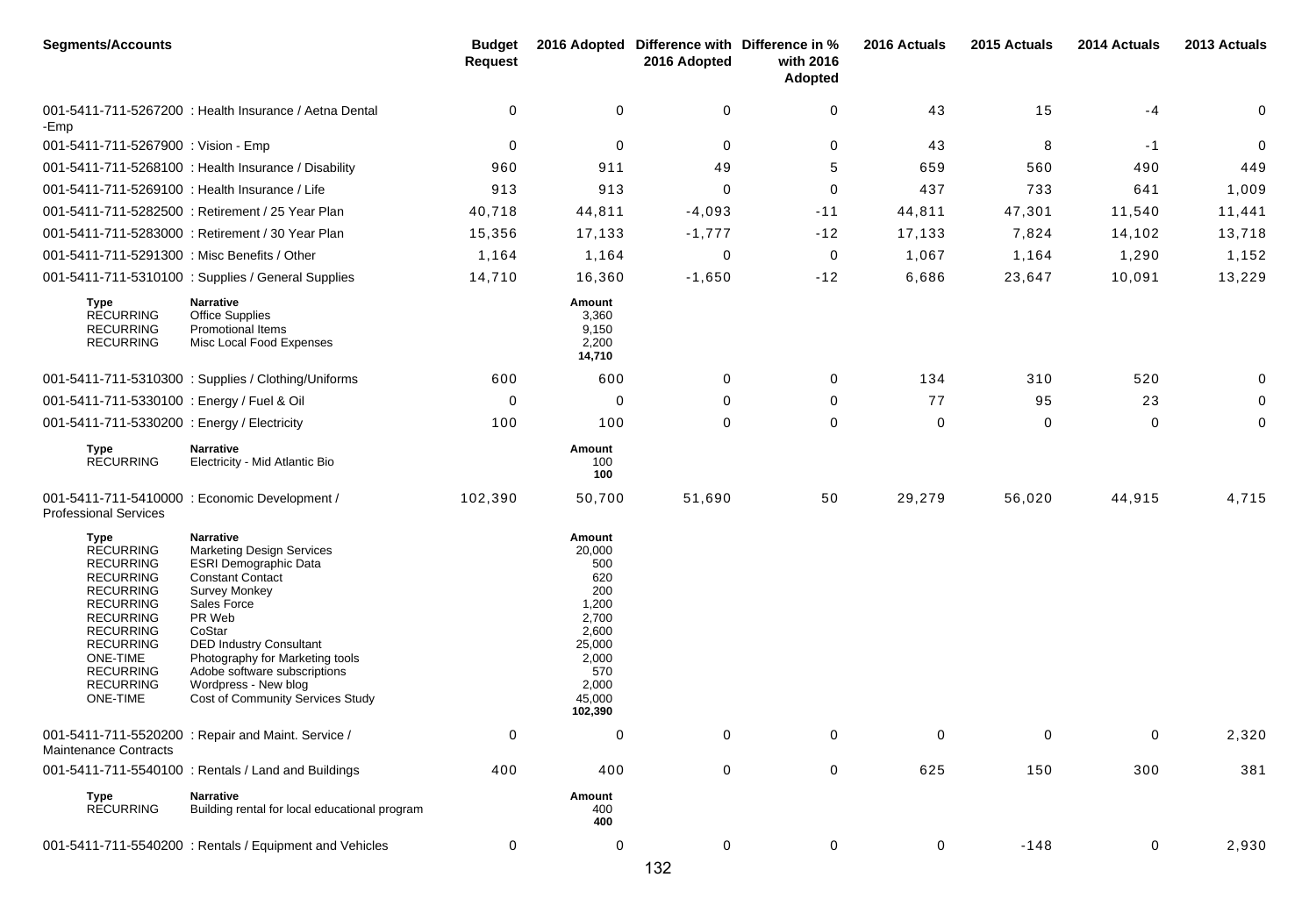| Segments/Accounts | Budget Request | 2016 Adopted | Difference with 2016 Adopted | Difference in % with 2016 Adopted | 2016 Actuals | 2015 Actuals | 2014 Actuals | 2013 Actuals |
|---|---|---|---|---|---|---|---|---|
| 001-5411-711-5267200 : Health Insurance / Aetna Dental -Emp | 0 | 0 | 0 | 0 | 43 | 15 | -4 | 0 |
| 001-5411-711-5267900 : Vision - Emp | 0 | 0 | 0 | 0 | 43 | 8 | -1 | 0 |
| 001-5411-711-5268100 : Health Insurance / Disability | 960 | 911 | 49 | 5 | 659 | 560 | 490 | 449 |
| 001-5411-711-5269100 : Health Insurance / Life | 913 | 913 | 0 | 0 | 437 | 733 | 641 | 1,009 |
| 001-5411-711-5282500 : Retirement / 25 Year Plan | 40,718 | 44,811 | -4,093 | -11 | 44,811 | 47,301 | 11,540 | 11,441 |
| 001-5411-711-5283000 : Retirement / 30 Year Plan | 15,356 | 17,133 | -1,777 | -12 | 17,133 | 7,824 | 14,102 | 13,718 |
| 001-5411-711-5291300 : Misc Benefits / Other | 1,164 | 1,164 | 0 | 0 | 1,067 | 1,164 | 1,290 | 1,152 |
| 001-5411-711-5310100 : Supplies / General Supplies | 14,710 | 16,360 | -1,650 | -12 | 6,686 | 23,647 | 10,091 | 13,229 |

| Type | Narrative | Amount |
|---|---|---|
| RECURRING | Office Supplies | 3,360 |
| RECURRING | Promotional Items | 9,150 |
| RECURRING | Misc Local Food Expenses | 2,200 |
| | | **14,710** |

| Segments/Accounts | Budget Request | 2016 Adopted | Difference with 2016 Adopted | Difference in % with 2016 Adopted | 2016 Actuals | 2015 Actuals | 2014 Actuals | 2013 Actuals |
|---|---|---|---|---|---|---|---|---|
| 001-5411-711-5310300 : Supplies / Clothing/Uniforms | 600 | 600 | 0 | 0 | 134 | 310 | 520 | 0 |
| 001-5411-711-5330100 : Energy / Fuel & Oil | 0 | 0 | 0 | 0 | 77 | 95 | 23 | 0 |
| 001-5411-711-5330200 : Energy / Electricity | 100 | 100 | 0 | 0 | 0 | 0 | 0 | 0 |

| Type | Narrative | Amount |
|---|---|---|
| RECURRING | Electricity - Mid Atlantic Bio | 100 |
| | | **100** |

| Segments/Accounts | Budget Request | 2016 Adopted | Difference with 2016 Adopted | Difference in % with 2016 Adopted | 2016 Actuals | 2015 Actuals | 2014 Actuals | 2013 Actuals |
|---|---|---|---|---|---|---|---|---|
| 001-5411-711-5410000 : Economic Development / Professional Services | 102,390 | 50,700 | 51,690 | 50 | 29,279 | 56,020 | 44,915 | 4,715 |

| Type | Narrative | Amount |
|---|---|---|
| RECURRING | Marketing Design Services | 20,000 |
| RECURRING | ESRI Demographic Data | 500 |
| RECURRING | Constant Contact | 620 |
| RECURRING | Survey Monkey | 200 |
| RECURRING | Sales Force | 1,200 |
| RECURRING | PR Web | 2,700 |
| RECURRING | CoStar | 2,600 |
| RECURRING | DED Industry Consultant | 25,000 |
| ONE-TIME | Photography for Marketing tools | 2,000 |
| RECURRING | Adobe software subscriptions | 570 |
| RECURRING | Wordpress - New blog | 2,000 |
| ONE-TIME | Cost of Community Services Study | 45,000 |
| | | **102,390** |

| Segments/Accounts | Budget Request | 2016 Adopted | Difference with 2016 Adopted | Difference in % with 2016 Adopted | 2016 Actuals | 2015 Actuals | 2014 Actuals | 2013 Actuals |
|---|---|---|---|---|---|---|---|---|
| 001-5411-711-5520200 : Repair and Maint. Service / Maintenance Contracts | 0 | 0 | 0 | 0 | 0 | 0 | 0 | 2,320 |
| 001-5411-711-5540100 : Rentals / Land and Buildings | 400 | 400 | 0 | 0 | 625 | 150 | 300 | 381 |

| Type | Narrative | Amount |
|---|---|---|
| RECURRING | Building rental for local educational program | 400 |
| | | **400** |

| Segments/Accounts | Budget Request | 2016 Adopted | Difference with 2016 Adopted | Difference in % with 2016 Adopted | 2016 Actuals | 2015 Actuals | 2014 Actuals | 2013 Actuals |
|---|---|---|---|---|---|---|---|---|
| 001-5411-711-5540200 : Rentals / Equipment and Vehicles | 0 | 0 | 0 | 0 | 0 | -148 | 0 | 2,930 |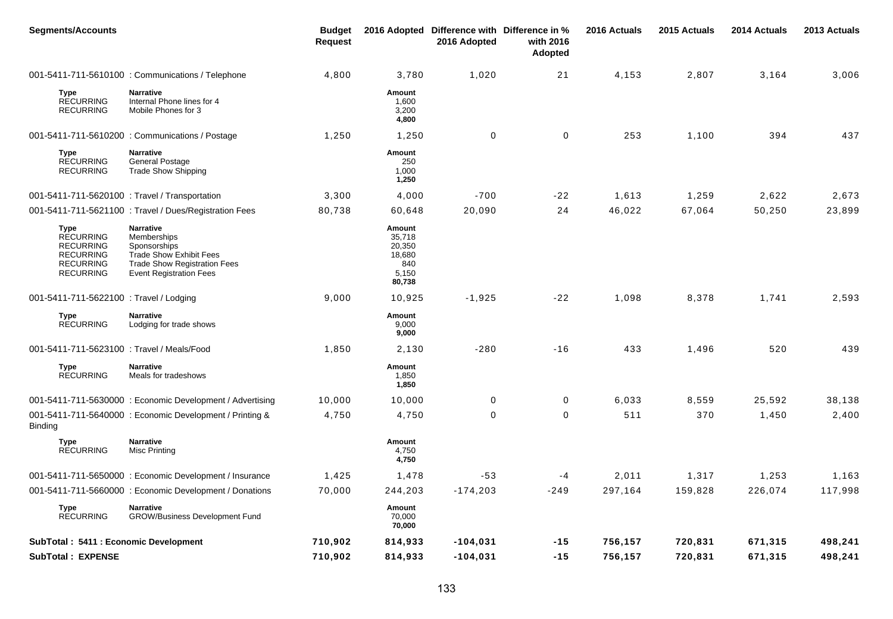| Segments/Accounts | | Budget Request | 2016 Adopted | Difference with 2016 Adopted | Difference in % with 2016 Adopted | 2016 Actuals | 2015 Actuals | 2014 Actuals | 2013 Actuals |
|---|---|---|---|---|---|---|---|---|---|
| 001-5411-711-5610100 : Communications / Telephone | | 4,800 | 3,780 | 1,020 | 21 | 4,153 | 2,807 | 3,164 | 3,006 |
| **Type** | **Narrative** | | **Amount** | | | | | | |
| RECURRING | Internal Phone lines for 4 | | 1,600 | | | | | | |
| RECURRING | Mobile Phones for 3 | | 3,200 | | | | | | |
| | | | **4,800** | | | | | | |
| 001-5411-711-5610200 : Communications / Postage | | 1,250 | 1,250 | 0 | 0 | 253 | 1,100 | 394 | 437 |
| **Type** | **Narrative** | | **Amount** | | | | | | |
| RECURRING | General Postage | | 250 | | | | | | |
| RECURRING | Trade Show Shipping | | 1,000 | | | | | | |
| | | | **1,250** | | | | | | |
| 001-5411-711-5620100 : Travel / Transportation | | 3,300 | 4,000 | -700 | -22 | 1,613 | 1,259 | 2,622 | 2,673 |
| 001-5411-711-5621100 : Travel / Dues/Registration Fees | | 80,738 | 60,648 | 20,090 | 24 | 46,022 | 67,064 | 50,250 | 23,899 |
| **Type** | **Narrative** | | **Amount** | | | | | | |
| RECURRING | Memberships | | 35,718 | | | | | | |
| RECURRING | Sponsorships | | 20,350 | | | | | | |
| RECURRING | Trade Show Exhibit Fees | | 18,680 | | | | | | |
| RECURRING | Trade Show Registration Fees | | 840 | | | | | | |
| RECURRING | Event Registration Fees | | 5,150 | | | | | | |
| | | | **80,738** | | | | | | |
| 001-5411-711-5622100 : Travel / Lodging | | 9,000 | 10,925 | -1,925 | -22 | 1,098 | 8,378 | 1,741 | 2,593 |
| **Type** | **Narrative** | | **Amount** | | | | | | |
| RECURRING | Lodging for trade shows | | 9,000 | | | | | | |
| | | | **9,000** | | | | | | |
| 001-5411-711-5623100 : Travel / Meals/Food | | 1,850 | 2,130 | -280 | -16 | 433 | 1,496 | 520 | 439 |
| **Type** | **Narrative** | | **Amount** | | | | | | |
| RECURRING | Meals for tradeshows | | 1,850 | | | | | | |
| | | | **1,850** | | | | | | |
| 001-5411-711-5630000 : Economic Development / Advertising | | 10,000 | 10,000 | 0 | 0 | 6,033 | 8,559 | 25,592 | 38,138 |
| 001-5411-711-5640000 : Economic Development / Printing & Binding | | 4,750 | 4,750 | 0 | 0 | 511 | 370 | 1,450 | 2,400 |
| **Type** | **Narrative** | | **Amount** | | | | | | |
| RECURRING | Misc Printing | | 4,750 | | | | | | |
| | | | **4,750** | | | | | | |
| 001-5411-711-5650000 : Economic Development / Insurance | | 1,425 | 1,478 | -53 | -4 | 2,011 | 1,317 | 1,253 | 1,163 |
| 001-5411-711-5660000 : Economic Development / Donations | | 70,000 | 244,203 | -174,203 | -249 | 297,164 | 159,828 | 226,074 | 117,998 |
| **Type** | **Narrative** | | **Amount** | | | | | | |
| RECURRING | GROW/Business Development Fund | | 70,000 | | | | | | |
| | | | **70,000** | | | | | | |
| **SubTotal : 5411 : Economic Development** | | **710,902** | **814,933** | **-104,031** | **-15** | **756,157** | **720,831** | **671,315** | **498,241** |
| **SubTotal : EXPENSE** | | **710,902** | **814,933** | **-104,031** | **-15** | **756,157** | **720,831** | **671,315** | **498,241** |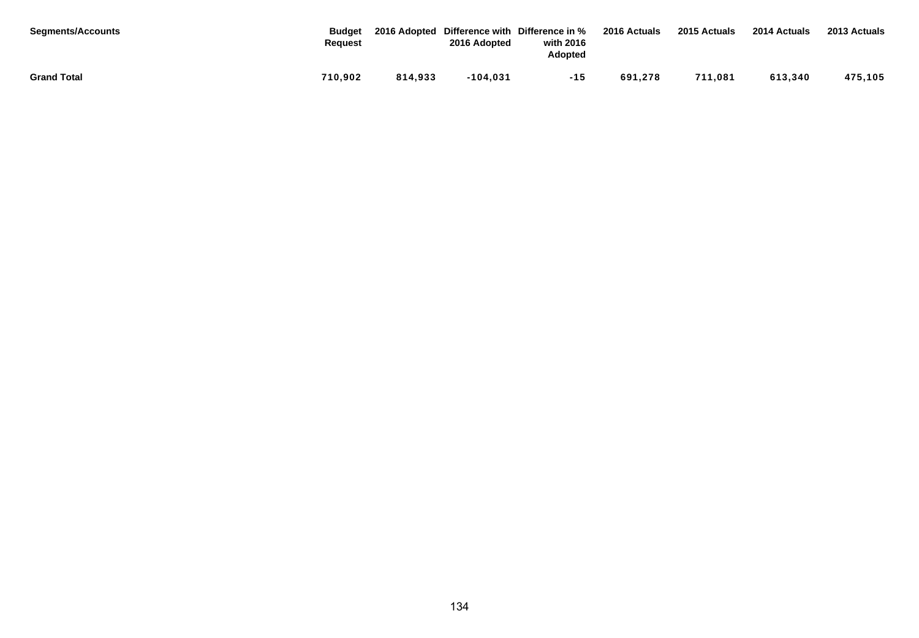| Segments/Accounts | Budget Request | 2016 Adopted | Difference with 2016 Adopted | Difference in % with 2016 Adopted | 2016 Actuals | 2015 Actuals | 2014 Actuals | 2013 Actuals |
|---|---|---|---|---|---|---|---|---|
| **Grand Total** | **710,902** | **814,933** | **-104,031** | **-15** | **691,278** | **711,081** | **613,340** | **475,105** |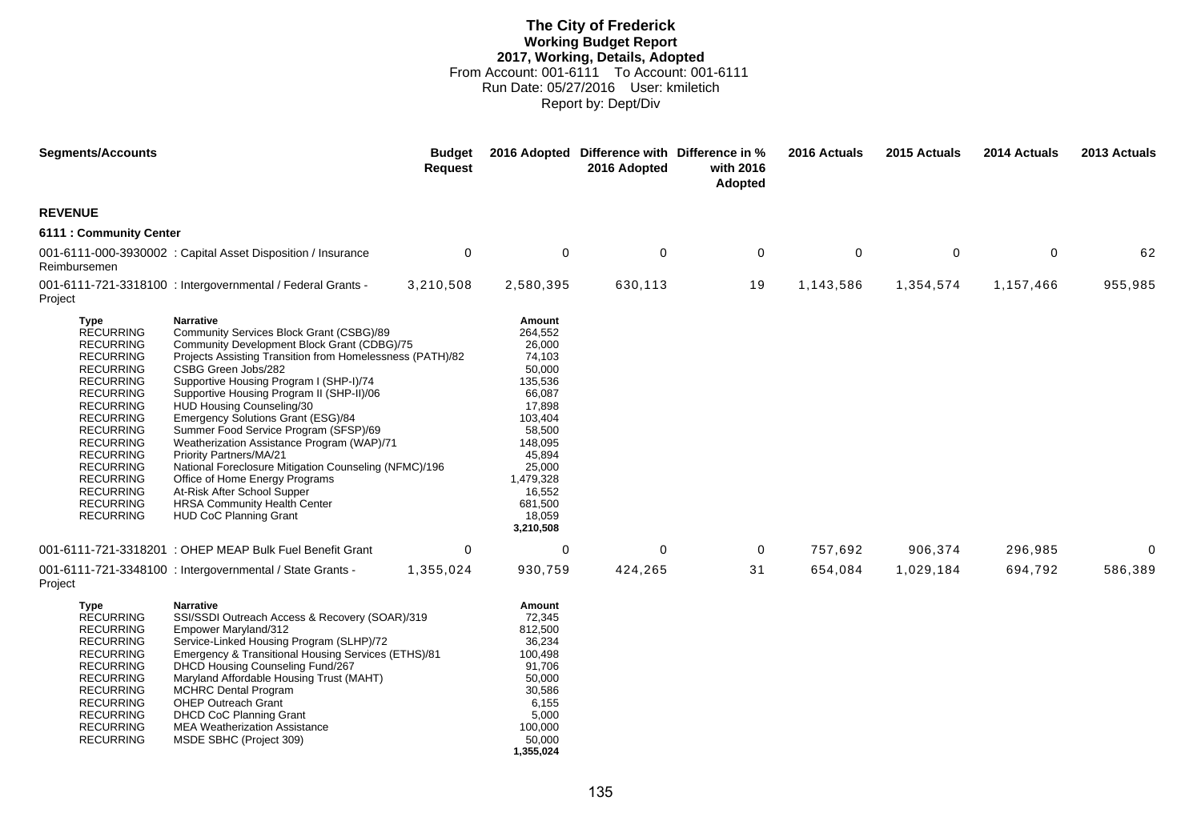# The City of Frederick

## Working Budget Report

### 2017, Working, Details, Adopted

From Account: 001-6111 To Account: 001-6111

Run Date: 05/27/2016 User: kmiletich

Report by: Dept/Div

| Segments/Accounts | Budget Request | 2016 Adopted | Difference with 2016 Adopted | Difference in % with 2016 Adopted | 2016 Actuals | 2015 Actuals | 2014 Actuals | 2013 Actuals |
|---|---|---|---|---|---|---|---|---|
| **REVENUE** | | | | | | | | |
| **6111 : Community Center** | | | | | | | | |
| 001-6111-000-3930002 : Capital Asset Disposition / Insurance Reimbursemen | 0 | 0 | 0 | 0 | 0 | 0 | 0 | 62 |
| 001-6111-721-3318100 : Intergovernmental / Federal Grants - Project | 3,210,508 | 2,580,395 | 630,113 | 19 | 1,143,586 | 1,354,574 | 1,157,466 | 955,985 |

| Type | Narrative | Amount |
|---|---|---|
| RECURRING | Community Services Block Grant (CSBG)/89 | 264,552 |
| RECURRING | Community Development Block Grant (CDBG)/75 | 26,000 |
| RECURRING | Projects Assisting Transition from Homelessness (PATH)/82 | 74,103 |
| RECURRING | CSBG Green Jobs/282 | 50,000 |
| RECURRING | Supportive Housing Program I (SHP-I)/74 | 135,536 |
| RECURRING | Supportive Housing Program II (SHP-II)/06 | 66,087 |
| RECURRING | HUD Housing Counseling/30 | 17,898 |
| RECURRING | Emergency Solutions Grant (ESG)/84 | 103,404 |
| RECURRING | Summer Food Service Program (SFSP)/69 | 58,500 |
| RECURRING | Weatherization Assistance Program (WAP)/71 | 148,095 |
| RECURRING | Priority Partners/MA/21 | 45,894 |
| RECURRING | National Foreclosure Mitigation Counseling (NFMC)/196 | 25,000 |
| RECURRING | Office of Home Energy Programs | 1,479,328 |
| RECURRING | At-Risk After School Supper | 16,552 |
| RECURRING | HRSA Community Health Center | 681,500 |
| RECURRING | HUD CoC Planning Grant | 18,059 |
| | | **3,210,508** |

| Segments/Accounts | Budget Request | 2016 Adopted | Difference with 2016 Adopted | Difference in % with 2016 Adopted | 2016 Actuals | 2015 Actuals | 2014 Actuals | 2013 Actuals |
|---|---|---|---|---|---|---|---|---|
| 001-6111-721-3318201 : OHEP MEAP Bulk Fuel Benefit Grant | 0 | 0 | 0 | 0 | 757,692 | 906,374 | 296,985 | 0 |
| 001-6111-721-3348100 : Intergovernmental / State Grants - Project | 1,355,024 | 930,759 | 424,265 | 31 | 654,084 | 1,029,184 | 694,792 | 586,389 |

| Type | Narrative | Amount |
|---|---|---|
| RECURRING | SSI/SSDI Outreach Access & Recovery (SOAR)/319 | 72,345 |
| RECURRING | Empower Maryland/312 | 812,500 |
| RECURRING | Service-Linked Housing Program (SLHP)/72 | 36,234 |
| RECURRING | Emergency & Transitional Housing Services (ETHS)/81 | 100,498 |
| RECURRING | DHCD Housing Counseling Fund/267 | 91,706 |
| RECURRING | Maryland Affordable Housing Trust (MAHT) | 50,000 |
| RECURRING | MCHRC Dental Program | 30,586 |
| RECURRING | OHEP Outreach Grant | 6,155 |
| RECURRING | DHCD CoC Planning Grant | 5,000 |
| RECURRING | MEA Weatherization Assistance | 100,000 |
| RECURRING | MSDE SBHC (Project 309) | 50,000 |
| | | **1,355,024** |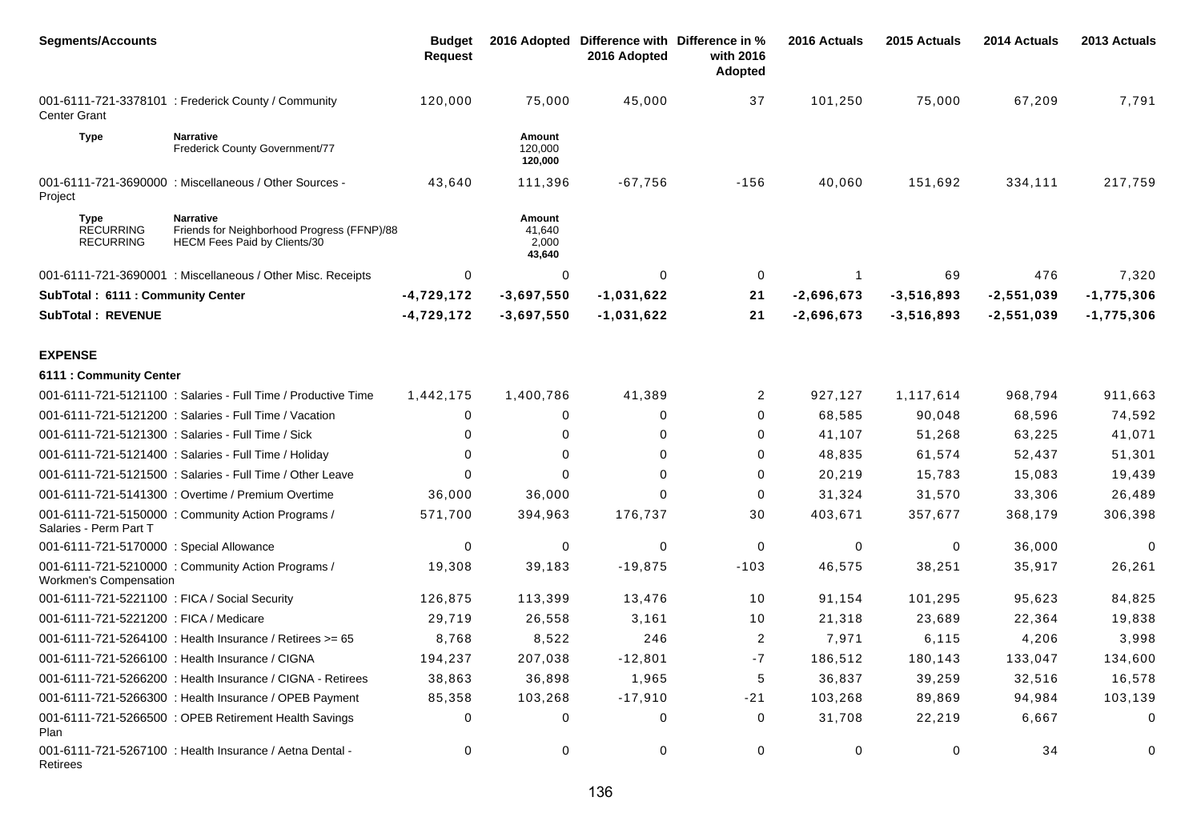| Segments/Accounts | Budget Request | 2016 Adopted | Difference with 2016 Adopted | Difference in % with 2016 Adopted | 2016 Actuals | 2015 Actuals | 2014 Actuals | 2013 Actuals |
|---|---|---|---|---|---|---|---|---|
| 001-6111-721-3378101 : Frederick County / Community Center Grant | 120,000 | 75,000 | 45,000 | 37 | 101,250 | 75,000 | 67,209 | 7,791 |

| Type | Narrative | Amount |
|---|---|---|
| | Frederick County Government/77 | 120,000 |
| | | 120,000 |

| Segments/Accounts | Budget Request | 2016 Adopted | Difference with 2016 Adopted | Difference in % with 2016 Adopted | 2016 Actuals | 2015 Actuals | 2014 Actuals | 2013 Actuals |
|---|---|---|---|---|---|---|---|---|
| 001-6111-721-3690000 : Miscellaneous / Other Sources - Project | 43,640 | 111,396 | -67,756 | -156 | 40,060 | 151,692 | 334,111 | 217,759 |

| Type | Narrative | Amount |
|---|---|---|
| RECURRING | Friends for Neighborhood Progress (FFNP)/88 | 41,640 |
| RECURRING | HECM Fees Paid by Clients/30 | 2,000 |
| | | 43,640 |

| Segments/Accounts | Budget Request | 2016 Adopted | Difference with 2016 Adopted | Difference in % with 2016 Adopted | 2016 Actuals | 2015 Actuals | 2014 Actuals | 2013 Actuals |
|---|---|---|---|---|---|---|---|---|
| 001-6111-721-3690001 : Miscellaneous / Other Misc. Receipts | 0 | 0 | 0 | 0 | 1 | 69 | 476 | 7,320 |
| **SubTotal : 6111 : Community Center** | **-4,729,172** | **-3,697,550** | **-1,031,622** | **21** | **-2,696,673** | **-3,516,893** | **-2,551,039** | **-1,775,306** |
| **SubTotal : REVENUE** | **-4,729,172** | **-3,697,550** | **-1,031,622** | **21** | **-2,696,673** | **-3,516,893** | **-2,551,039** | **-1,775,306** |

**EXPENSE**

**6111 : Community Center**

| Segments/Accounts | Budget Request | 2016 Adopted | Difference with 2016 Adopted | Difference in % with 2016 Adopted | 2016 Actuals | 2015 Actuals | 2014 Actuals | 2013 Actuals |
|---|---|---|---|---|---|---|---|---|
| 001-6111-721-5121100 : Salaries - Full Time / Productive Time | 1,442,175 | 1,400,786 | 41,389 | 2 | 927,127 | 1,117,614 | 968,794 | 911,663 |
| 001-6111-721-5121200 : Salaries - Full Time / Vacation | 0 | 0 | 0 | 0 | 68,585 | 90,048 | 68,596 | 74,592 |
| 001-6111-721-5121300 : Salaries - Full Time / Sick | 0 | 0 | 0 | 0 | 41,107 | 51,268 | 63,225 | 41,071 |
| 001-6111-721-5121400 : Salaries - Full Time / Holiday | 0 | 0 | 0 | 0 | 48,835 | 61,574 | 52,437 | 51,301 |
| 001-6111-721-5121500 : Salaries - Full Time / Other Leave | 0 | 0 | 0 | 0 | 20,219 | 15,783 | 15,083 | 19,439 |
| 001-6111-721-5141300 : Overtime / Premium Overtime | 36,000 | 36,000 | 0 | 0 | 31,324 | 31,570 | 33,306 | 26,489 |
| 001-6111-721-5150000 : Community Action Programs / Salaries - Perm Part T | 571,700 | 394,963 | 176,737 | 30 | 403,671 | 357,677 | 368,179 | 306,398 |
| 001-6111-721-5170000 : Special Allowance | 0 | 0 | 0 | 0 | 0 | 0 | 36,000 | 0 |
| 001-6111-721-5210000 : Community Action Programs / Workmen's Compensation | 19,308 | 39,183 | -19,875 | -103 | 46,575 | 38,251 | 35,917 | 26,261 |
| 001-6111-721-5221100 : FICA / Social Security | 126,875 | 113,399 | 13,476 | 10 | 91,154 | 101,295 | 95,623 | 84,825 |
| 001-6111-721-5221200 : FICA / Medicare | 29,719 | 26,558 | 3,161 | 10 | 21,318 | 23,689 | 22,364 | 19,838 |
| 001-6111-721-5264100 : Health Insurance / Retirees >= 65 | 8,768 | 8,522 | 246 | 2 | 7,971 | 6,115 | 4,206 | 3,998 |
| 001-6111-721-5266100 : Health Insurance / CIGNA | 194,237 | 207,038 | -12,801 | -7 | 186,512 | 180,143 | 133,047 | 134,600 |
| 001-6111-721-5266200 : Health Insurance / CIGNA - Retirees | 38,863 | 36,898 | 1,965 | 5 | 36,837 | 39,259 | 32,516 | 16,578 |
| 001-6111-721-5266300 : Health Insurance / OPEB Payment | 85,358 | 103,268 | -17,910 | -21 | 103,268 | 89,869 | 94,984 | 103,139 |
| 001-6111-721-5266500 : OPEB Retirement Health Savings Plan | 0 | 0 | 0 | 0 | 31,708 | 22,219 | 6,667 | 0 |
| 001-6111-721-5267100 : Health Insurance / Aetna Dental - Retirees | 0 | 0 | 0 | 0 | 0 | 0 | 34 | 0 |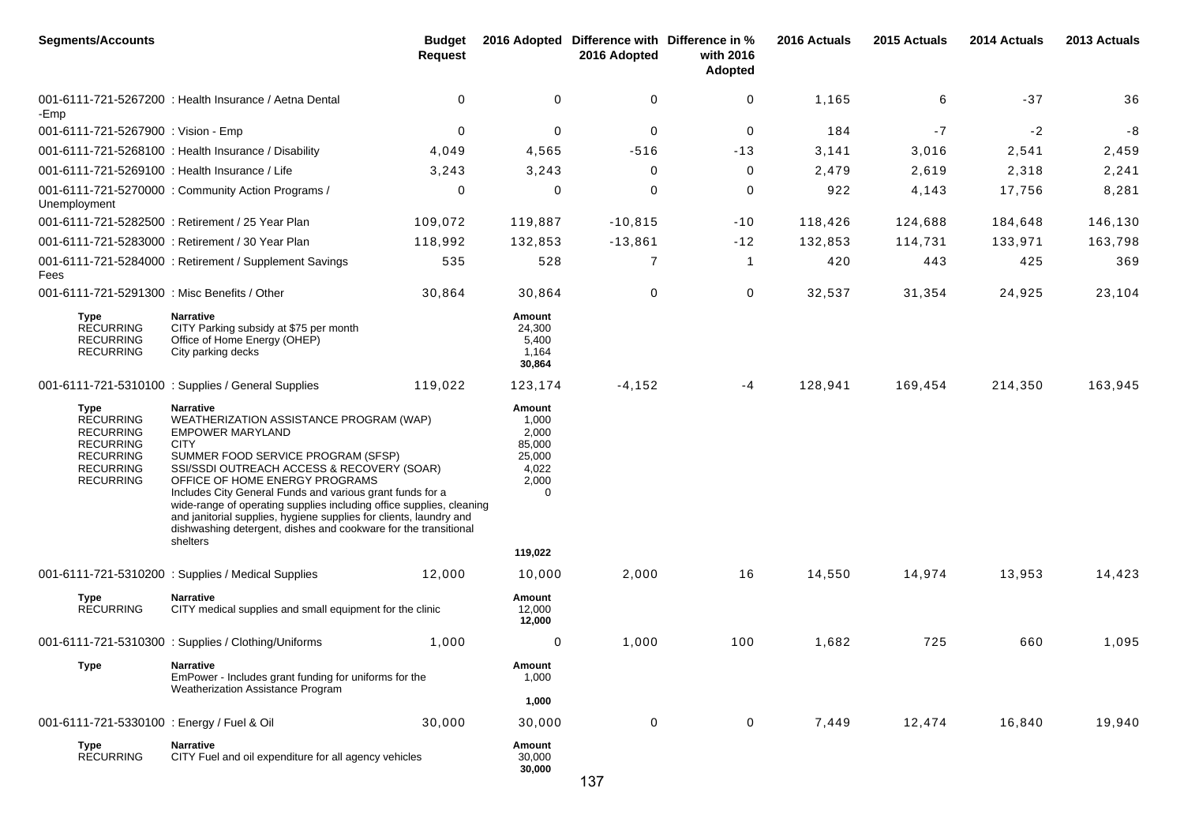| Segments/Accounts | Budget Request | 2016 Adopted | Difference with 2016 Adopted | Difference in % with 2016 Adopted | 2016 Actuals | 2015 Actuals | 2014 Actuals | 2013 Actuals |
|---|---|---|---|---|---|---|---|---|
| 001-6111-721-5267200 : Health Insurance / Aetna Dental -Emp | 0 | 0 | 0 | 0 | 1,165 | 6 | -37 | 36 |
| 001-6111-721-5267900 : Vision - Emp | 0 | 0 | 0 | 0 | 184 | -7 | -2 | -8 |
| 001-6111-721-5268100 : Health Insurance / Disability | 4,049 | 4,565 | -516 | -13 | 3,141 | 3,016 | 2,541 | 2,459 |
| 001-6111-721-5269100 : Health Insurance / Life | 3,243 | 3,243 | 0 | 0 | 2,479 | 2,619 | 2,318 | 2,241 |
| 001-6111-721-5270000 : Community Action Programs / Unemployment | 0 | 0 | 0 | 0 | 922 | 4,143 | 17,756 | 8,281 |
| 001-6111-721-5282500 : Retirement / 25 Year Plan | 109,072 | 119,887 | -10,815 | -10 | 118,426 | 124,688 | 184,648 | 146,130 |
| 001-6111-721-5283000 : Retirement / 30 Year Plan | 118,992 | 132,853 | -13,861 | -12 | 132,853 | 114,731 | 133,971 | 163,798 |
| 001-6111-721-5284000 : Retirement / Supplement Savings Fees | 535 | 528 | 7 | 1 | 420 | 443 | 425 | 369 |
| 001-6111-721-5291300 : Misc Benefits / Other | 30,864 | 30,864 | 0 | 0 | 32,537 | 31,354 | 24,925 | 23,104 |

| Type | Narrative | Amount |
|---|---|---|
| RECURRING | CITY Parking subsidy at $75 per month | 24,300 |
| RECURRING | Office of Home Energy (OHEP) | 5,400 |
| RECURRING | City parking decks | 1,164 |
| | | **30,864** |

| Segments/Accounts | Budget Request | 2016 Adopted | Difference with 2016 Adopted | Difference in % with 2016 Adopted | 2016 Actuals | 2015 Actuals | 2014 Actuals | 2013 Actuals |
|---|---|---|---|---|---|---|---|---|
| 001-6111-721-5310100 : Supplies / General Supplies | 119,022 | 123,174 | -4,152 | -4 | 128,941 | 169,454 | 214,350 | 163,945 |

| Type | Narrative | Amount |
|---|---|---|
| RECURRING | WEATHERIZATION ASSISTANCE PROGRAM (WAP) | 1,000 |
| RECURRING | EMPOWER MARYLAND | 2,000 |
| RECURRING | CITY | 85,000 |
| RECURRING | SUMMER FOOD SERVICE PROGRAM (SFSP) | 25,000 |
| RECURRING | SSI/SSDI OUTREACH ACCESS & RECOVERY (SOAR) | 4,022 |
| RECURRING | OFFICE OF HOME ENERGY PROGRAMS | 2,000 |
| | Includes City General Funds and various grant funds for a wide-range of operating supplies including office supplies, cleaning and janitorial supplies, hygiene supplies for clients, laundry and dishwashing detergent, dishes and cookware for the transitional shelters | 0 |
| | | **119,022** |

| Segments/Accounts | Budget Request | 2016 Adopted | Difference with 2016 Adopted | Difference in % with 2016 Adopted | 2016 Actuals | 2015 Actuals | 2014 Actuals | 2013 Actuals |
|---|---|---|---|---|---|---|---|---|
| 001-6111-721-5310200 : Supplies / Medical Supplies | 12,000 | 10,000 | 2,000 | 16 | 14,550 | 14,974 | 13,953 | 14,423 |

| Type | Narrative | Amount |
|---|---|---|
| RECURRING | CITY medical supplies and small equipment for the clinic | 12,000 |
| | | **12,000** |

| Segments/Accounts | Budget Request | 2016 Adopted | Difference with 2016 Adopted | Difference in % with 2016 Adopted | 2016 Actuals | 2015 Actuals | 2014 Actuals | 2013 Actuals |
|---|---|---|---|---|---|---|---|---|
| 001-6111-721-5310300 : Supplies / Clothing/Uniforms | 1,000 | 0 | 1,000 | 100 | 1,682 | 725 | 660 | 1,095 |

| Type | Narrative | Amount |
|---|---|---|
| | EmPower - Includes grant funding for uniforms for the Weatherization Assistance Program | 1,000 |
| | | **1,000** |

| Segments/Accounts | Budget Request | 2016 Adopted | Difference with 2016 Adopted | Difference in % with 2016 Adopted | 2016 Actuals | 2015 Actuals | 2014 Actuals | 2013 Actuals |
|---|---|---|---|---|---|---|---|---|
| 001-6111-721-5330100 : Energy / Fuel & Oil | 30,000 | 30,000 | 0 | 0 | 7,449 | 12,474 | 16,840 | 19,940 |

| Type | Narrative | Amount |
|---|---|---|
| RECURRING | CITY Fuel and oil expenditure for all agency vehicles | 30,000 |
| | | **30,000** |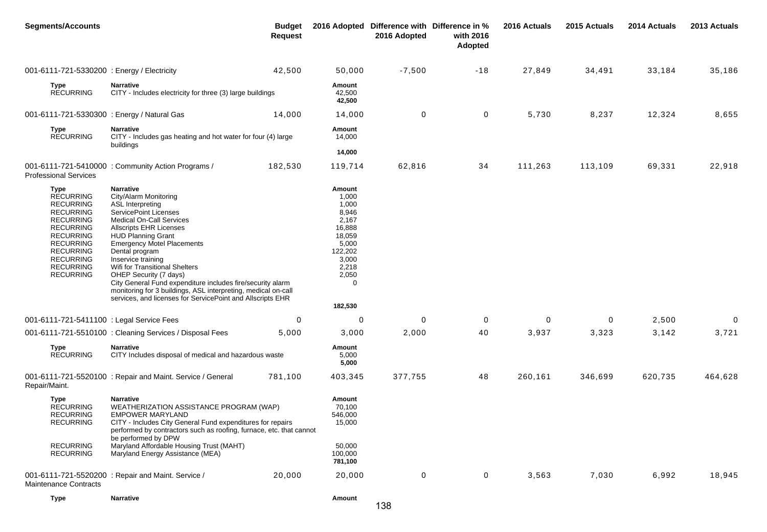| Segments/Accounts | Budget Request | 2016 Adopted | Difference with 2016 Adopted | Difference in % with 2016 Adopted | 2016 Actuals | 2015 Actuals | 2014 Actuals | 2013 Actuals |
|---|---|---|---|---|---|---|---|---|
| 001-6111-721-5330200 : Energy / Electricity | 42,500 | 50,000 | -7,500 | -18 | 27,849 | 34,491 | 33,184 | 35,186 |

| Type | Narrative | Amount |
|---|---|---|
| RECURRING | CITY - Includes electricity for three (3) large buildings | 42,500 |
| | | **42,500** |

| Segments/Accounts | Budget Request | 2016 Adopted | Difference with 2016 Adopted | Difference in % with 2016 Adopted | 2016 Actuals | 2015 Actuals | 2014 Actuals | 2013 Actuals |
|---|---|---|---|---|---|---|---|---|
| 001-6111-721-5330300 : Energy / Natural Gas | 14,000 | 14,000 | 0 | 0 | 5,730 | 8,237 | 12,324 | 8,655 |

| Type | Narrative | Amount |
|---|---|---|
| RECURRING | CITY - Includes gas heating and hot water for four (4) large buildings | 14,000 |
| | | **14,000** |

| Segments/Accounts | Budget Request | 2016 Adopted | Difference with 2016 Adopted | Difference in % with 2016 Adopted | 2016 Actuals | 2015 Actuals | 2014 Actuals | 2013 Actuals |
|---|---|---|---|---|---|---|---|---|
| 001-6111-721-5410000 : Community Action Programs / Professional Services | 182,530 | 119,714 | 62,816 | 34 | 111,263 | 113,109 | 69,331 | 22,918 |

| Type | Narrative | Amount |
|---|---|---|
| RECURRING | City/Alarm Monitoring | 1,000 |
| RECURRING | ASL Interpreting | 1,000 |
| RECURRING | ServicePoint Licenses | 8,946 |
| RECURRING | Medical On-Call Services | 2,167 |
| RECURRING | Allscripts EHR Licenses | 16,888 |
| RECURRING | HUD Planning Grant | 18,059 |
| RECURRING | Emergency Motel Placements | 5,000 |
| RECURRING | Dental program | 122,202 |
| RECURRING | Inservice training | 3,000 |
| RECURRING | Wifi for Transitional Shelters | 2,218 |
| RECURRING | OHEP Security (7 days) | 2,050 |
| | City General Fund expenditure includes fire/security alarm monitoring for 3 buildings, ASL interpreting, medical on-call services, and licenses for ServicePoint and Allscripts EHR | 0 |
| | | **182,530** |

| Segments/Accounts | Budget Request | 2016 Adopted | Difference with 2016 Adopted | Difference in % with 2016 Adopted | 2016 Actuals | 2015 Actuals | 2014 Actuals | 2013 Actuals |
|---|---|---|---|---|---|---|---|---|
| 001-6111-721-5411100 : Legal Service Fees | 0 | 0 | 0 | 0 | 0 | 0 | 2,500 | 0 |
| 001-6111-721-5510100 : Cleaning Services / Disposal Fees | 5,000 | 3,000 | 2,000 | 40 | 3,937 | 3,323 | 3,142 | 3,721 |

| Type | Narrative | Amount |
|---|---|---|
| RECURRING | CITY Includes disposal of medical and hazardous waste | 5,000 |
| | | **5,000** |

| Segments/Accounts | Budget Request | 2016 Adopted | Difference with 2016 Adopted | Difference in % with 2016 Adopted | 2016 Actuals | 2015 Actuals | 2014 Actuals | 2013 Actuals |
|---|---|---|---|---|---|---|---|---|
| 001-6111-721-5520100 : Repair and Maint. Service / General Repair/Maint. | 781,100 | 403,345 | 377,755 | 48 | 260,161 | 346,699 | 620,735 | 464,628 |

| Type | Narrative | Amount |
|---|---|---|
| RECURRING | WEATHERIZATION ASSISTANCE PROGRAM (WAP) | 70,100 |
| RECURRING | EMPOWER MARYLAND | 546,000 |
| RECURRING | CITY - Includes City General Fund expenditures for repairs performed by contractors such as roofing, furnace, etc. that cannot be performed by DPW | 15,000 |
| RECURRING | Maryland Affordable Housing Trust (MAHT) | 50,000 |
| RECURRING | Maryland Energy Assistance (MEA) | 100,000 |
| | | **781,100** |

| Segments/Accounts | Budget Request | 2016 Adopted | Difference with 2016 Adopted | Difference in % with 2016 Adopted | 2016 Actuals | 2015 Actuals | 2014 Actuals | 2013 Actuals |
|---|---|---|---|---|---|---|---|---|
| 001-6111-721-5520200 : Repair and Maint. Service / Maintenance Contracts | 20,000 | 20,000 | 0 | 0 | 3,563 | 7,030 | 6,992 | 18,945 |

| Type | Narrative | Amount |
|---|---|---|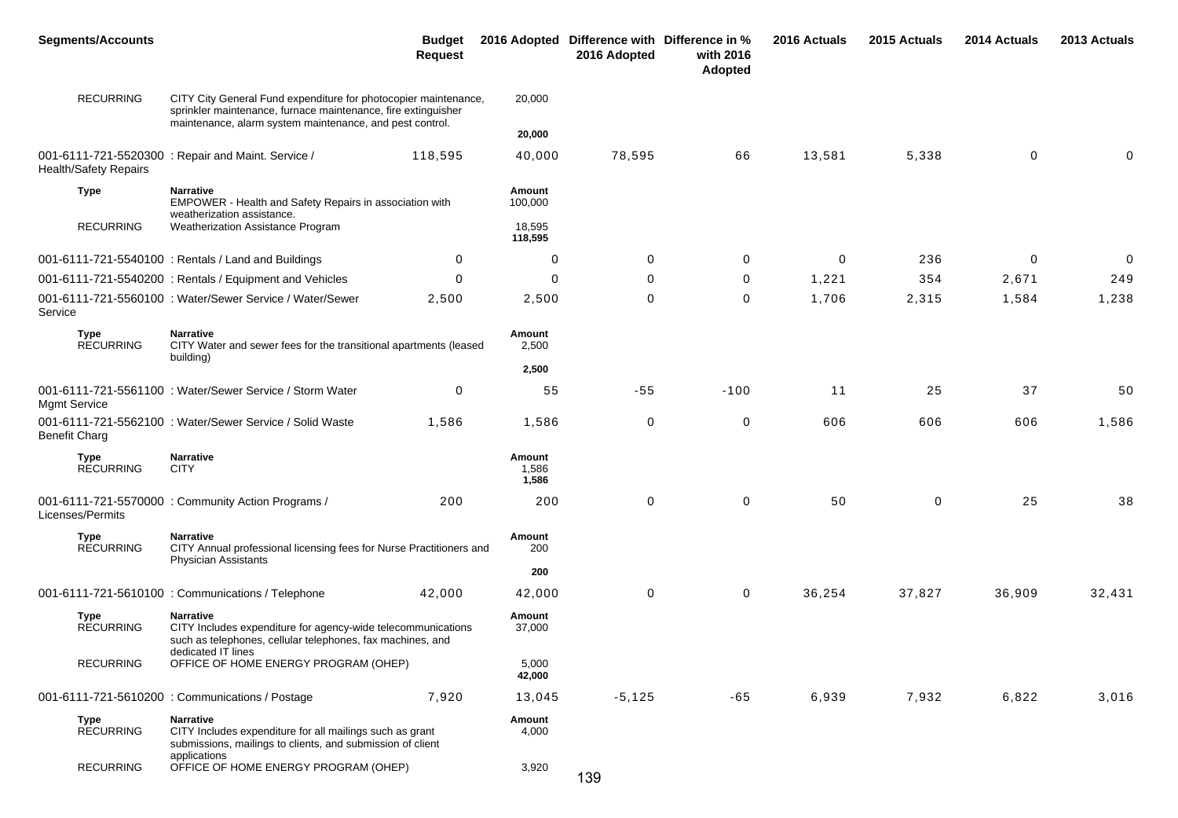| Segments/Accounts | | Budget Request | 2016 Adopted | Difference with 2016 Adopted | Difference in % with 2016 Adopted | 2016 Actuals | 2015 Actuals | 2014 Actuals | 2013 Actuals |
|---|---|---|---|---|---|---|---|---|---|
| RECURRING | CITY City General Fund expenditure for photocopier maintenance, sprinkler maintenance, furnace maintenance, fire extinguisher maintenance, alarm system maintenance, and pest control. | | 20,000 | | | | | | |
| | | | **20,000** | | | | | | |
| 001-6111-721-5520300 : Repair and Maint. Service / Health/Safety Repairs | | 118,595 | 40,000 | 78,595 | 66 | 13,581 | 5,338 | 0 | 0 |
| **Type** | **Narrative** | | **Amount** | | | | | | |
| | EMPOWER - Health and Safety Repairs in association with weatherization assistance. | | 100,000 | | | | | | |
| RECURRING | Weatherization Assistance Program | | 18,595 | | | | | | |
| | | | **118,595** | | | | | | |
| 001-6111-721-5540100 : Rentals / Land and Buildings | | 0 | 0 | 0 | 0 | 0 | 236 | 0 | 0 |
| 001-6111-721-5540200 : Rentals / Equipment and Vehicles | | 0 | 0 | 0 | 0 | 1,221 | 354 | 2,671 | 249 |
| 001-6111-721-5560100 : Water/Sewer Service / Water/Sewer Service | | 2,500 | 2,500 | 0 | 0 | 1,706 | 2,315 | 1,584 | 1,238 |
| **Type** | **Narrative** | | **Amount** | | | | | | |
| RECURRING | CITY Water and sewer fees for the transitional apartments (leased building) | | 2,500 | | | | | | |
| | | | **2,500** | | | | | | |
| 001-6111-721-5561100 : Water/Sewer Service / Storm Water Mgmt Service | | 0 | 55 | -55 | -100 | 11 | 25 | 37 | 50 |
| 001-6111-721-5562100 : Water/Sewer Service / Solid Waste Benefit Charg | | 1,586 | 1,586 | 0 | 0 | 606 | 606 | 606 | 1,586 |
| **Type** | **Narrative** | | **Amount** | | | | | | |
| RECURRING | CITY | | 1,586 | | | | | | |
| | | | **1,586** | | | | | | |
| 001-6111-721-5570000 : Community Action Programs / Licenses/Permits | | 200 | 200 | 0 | 0 | 50 | 0 | 25 | 38 |
| **Type** | **Narrative** | | **Amount** | | | | | | |
| RECURRING | CITY Annual professional licensing fees for Nurse Practitioners and Physician Assistants | | 200 | | | | | | |
| | | | **200** | | | | | | |
| 001-6111-721-5610100 : Communications / Telephone | | 42,000 | 42,000 | 0 | 0 | 36,254 | 37,827 | 36,909 | 32,431 |
| **Type** | **Narrative** | | **Amount** | | | | | | |
| RECURRING | CITY Includes expenditure for agency-wide telecommunications such as telephones, cellular telephones, fax machines, and dedicated IT lines | | 37,000 | | | | | | |
| RECURRING | OFFICE OF HOME ENERGY PROGRAM (OHEP) | | 5,000 | | | | | | |
| | | | **42,000** | | | | | | |
| 001-6111-721-5610200 : Communications / Postage | | 7,920 | 13,045 | -5,125 | -65 | 6,939 | 7,932 | 6,822 | 3,016 |
| **Type** | **Narrative** | | **Amount** | | | | | | |
| RECURRING | CITY Includes expenditure for all mailings such as grant submissions, mailings to clients, and submission of client applications | | 4,000 | | | | | | |
| RECURRING | OFFICE OF HOME ENERGY PROGRAM (OHEP) | | 3,920 | | | | | | |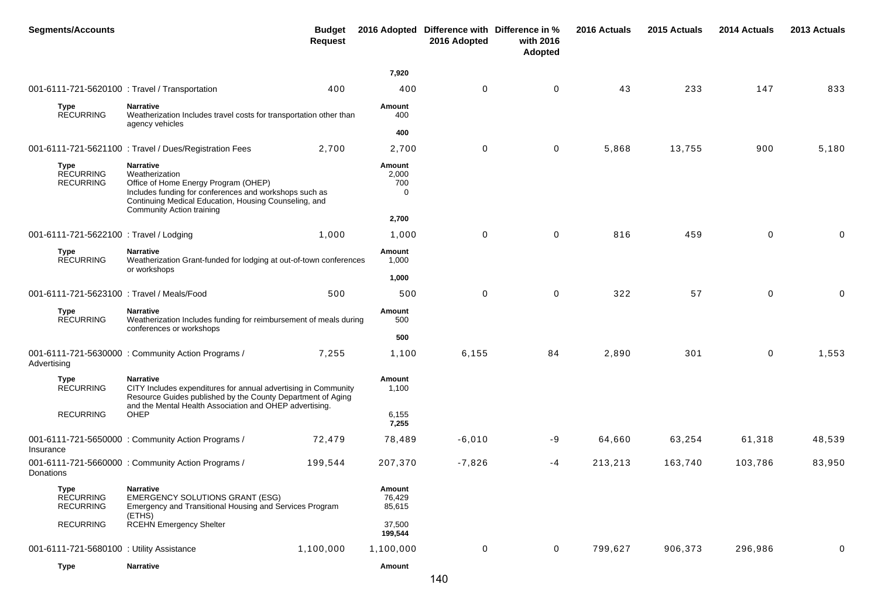| Segments/Accounts | | Budget Request | 2016 Adopted | Difference with 2016 Adopted | Difference in % with 2016 Adopted | 2016 Actuals | 2015 Actuals | 2014 Actuals | 2013 Actuals |
|---|---|---|---|---|---|---|---|---|---|
| | | | **7,920** | | | | | | |
| 001-6111-721-5620100 : Travel / Transportation | | 400 | 400 | 0 | 0 | 43 | 233 | 147 | 833 |
| **Type** | **Narrative** | | **Amount** | | | | | | |
| RECURRING | Weatherization Includes travel costs for transportation other than agency vehicles | | 400 | | | | | | |
| | | | **400** | | | | | | |
| 001-6111-721-5621100 : Travel / Dues/Registration Fees | | 2,700 | 2,700 | 0 | 0 | 5,868 | 13,755 | 900 | 5,180 |
| **Type** | **Narrative** | | **Amount** | | | | | | |
| RECURRING | Weatherization | | 2,000 | | | | | | |
| RECURRING | Office of Home Energy Program (OHEP) | | 700 | | | | | | |
| | Includes funding for conferences and workshops such as Continuing Medical Education, Housing Counseling, and Community Action training | | 0 | | | | | | |
| | | | **2,700** | | | | | | |
| 001-6111-721-5622100 : Travel / Lodging | | 1,000 | 1,000 | 0 | 0 | 816 | 459 | 0 | 0 |
| **Type** | **Narrative** | | **Amount** | | | | | | |
| RECURRING | Weatherization Grant-funded for lodging at out-of-town conferences or workshops | | 1,000 | | | | | | |
| | | | **1,000** | | | | | | |
| 001-6111-721-5623100 : Travel / Meals/Food | | 500 | 500 | 0 | 0 | 322 | 57 | 0 | 0 |
| **Type** | **Narrative** | | **Amount** | | | | | | |
| RECURRING | Weatherization Includes funding for reimbursement of meals during conferences or workshops | | 500 | | | | | | |
| | | | **500** | | | | | | |
| 001-6111-721-5630000 : Community Action Programs / Advertising | | 7,255 | 1,100 | 6,155 | 84 | 2,890 | 301 | 0 | 1,553 |
| **Type** | **Narrative** | | **Amount** | | | | | | |
| RECURRING | CITY Includes expenditures for annual advertising in Community Resource Guides published by the County Department of Aging and the Mental Health Association and OHEP advertising. | | 1,100 | | | | | | |
| RECURRING | OHEP | | 6,155 | | | | | | |
| | | | **7,255** | | | | | | |
| 001-6111-721-5650000 : Community Action Programs / Insurance | | 72,479 | 78,489 | -6,010 | -9 | 64,660 | 63,254 | 61,318 | 48,539 |
| 001-6111-721-5660000 : Community Action Programs / Donations | | 199,544 | 207,370 | -7,826 | -4 | 213,213 | 163,740 | 103,786 | 83,950 |
| **Type** | **Narrative** | | **Amount** | | | | | | |
| RECURRING | EMERGENCY SOLUTIONS GRANT (ESG) | | 76,429 | | | | | | |
| RECURRING | Emergency and Transitional Housing and Services Program (ETHS) | | 85,615 | | | | | | |
| RECURRING | RCEHN Emergency Shelter | | 37,500 | | | | | | |
| | | | **199,544** | | | | | | |
| 001-6111-721-5680100 : Utility Assistance | | 1,100,000 | 1,100,000 | 0 | 0 | 799,627 | 906,373 | 296,986 | 0 |
| **Type** | **Narrative** | | **Amount** | | | | | | |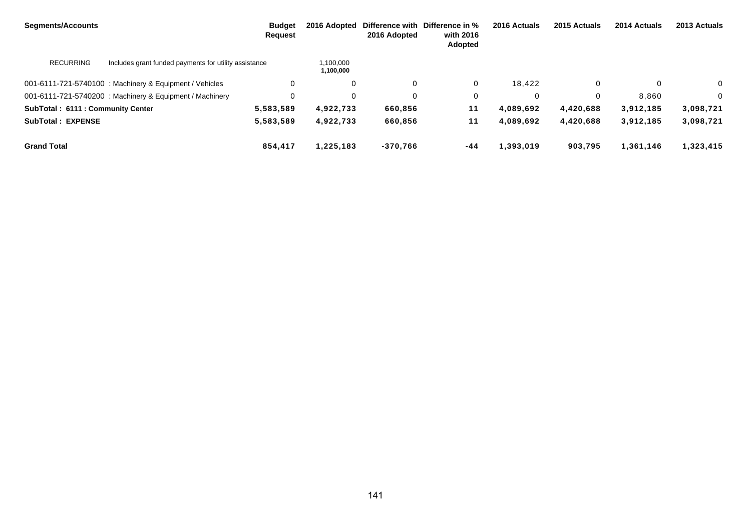| Segments/Accounts | | Budget Request | 2016 Adopted | Difference with 2016 Adopted | Difference in % with 2016 Adopted | 2016 Actuals | 2015 Actuals | 2014 Actuals | 2013 Actuals |
|---|---|---|---|---|---|---|---|---|---|
| RECURRING | Includes grant funded payments for utility assistance | | 1,100,000 **1,100,000** | | | | | | |
| 001-6111-721-5740100 : Machinery & Equipment / Vehicles | | 0 | 0 | 0 | 0 | 18,422 | 0 | 0 | 0 |
| 001-6111-721-5740200 : Machinery & Equipment / Machinery | | 0 | 0 | 0 | 0 | 0 | 0 | 8,860 | 0 |
| **SubTotal : 6111 : Community Center** | | **5,583,589** | **4,922,733** | **660,856** | **11** | **4,089,692** | **4,420,688** | **3,912,185** | **3,098,721** |
| **SubTotal : EXPENSE** | | **5,583,589** | **4,922,733** | **660,856** | **11** | **4,089,692** | **4,420,688** | **3,912,185** | **3,098,721** |
| **Grand Total** | | **854,417** | **1,225,183** | **-370,766** | **-44** | **1,393,019** | **903,795** | **1,361,146** | **1,323,415** |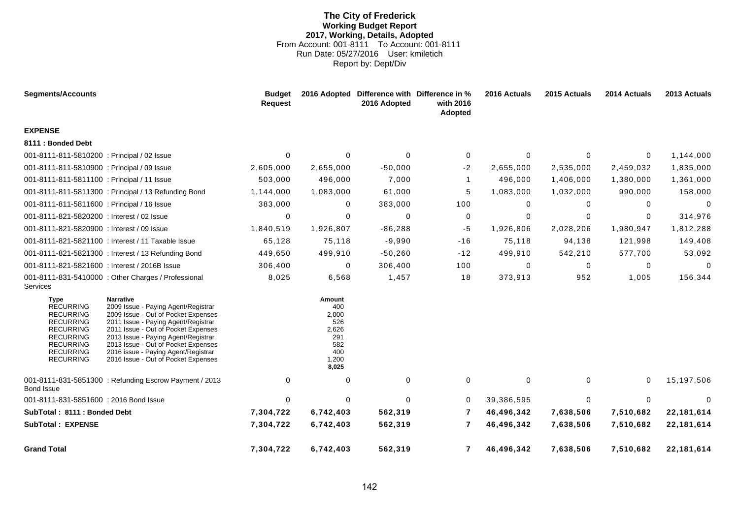# The City of Frederick

## Working Budget Report

### 2017, Working, Details, Adopted

From Account: 001-8111 To Account: 001-8111

Run Date: 05/27/2016 User: kmiletich

Report by: Dept/Div

| Segments/Accounts | Budget Request | 2016 Adopted | Difference with 2016 Adopted | Difference in % with 2016 Adopted | 2016 Actuals | 2015 Actuals | 2014 Actuals | 2013 Actuals |
|---|---|---|---|---|---|---|---|---|
| **EXPENSE** | | | | | | | | |
| **8111 : Bonded Debt** | | | | | | | | |
| 001-8111-811-5810200 : Principal / 02 Issue | 0 | 0 | 0 | 0 | 0 | 0 | 0 | 1,144,000 |
| 001-8111-811-5810900 : Principal / 09 Issue | 2,605,000 | 2,655,000 | -50,000 | -2 | 2,655,000 | 2,535,000 | 2,459,032 | 1,835,000 |
| 001-8111-811-5811100 : Principal / 11 Issue | 503,000 | 496,000 | 7,000 | 1 | 496,000 | 1,406,000 | 1,380,000 | 1,361,000 |
| 001-8111-811-5811300 : Principal / 13 Refunding Bond | 1,144,000 | 1,083,000 | 61,000 | 5 | 1,083,000 | 1,032,000 | 990,000 | 158,000 |
| 001-8111-811-5811600 : Principal / 16 Issue | 383,000 | 0 | 383,000 | 100 | 0 | 0 | 0 | 0 |
| 001-8111-821-5820200 : Interest / 02 Issue | 0 | 0 | 0 | 0 | 0 | 0 | 0 | 314,976 |
| 001-8111-821-5820900 : Interest / 09 Issue | 1,840,519 | 1,926,807 | -86,288 | -5 | 1,926,806 | 2,028,206 | 1,980,947 | 1,812,288 |
| 001-8111-821-5821100 : Interest / 11 Taxable Issue | 65,128 | 75,118 | -9,990 | -16 | 75,118 | 94,138 | 121,998 | 149,408 |
| 001-8111-821-5821300 : Interest / 13 Refunding Bond | 449,650 | 499,910 | -50,260 | -12 | 499,910 | 542,210 | 577,700 | 53,092 |
| 001-8111-821-5821600 : Interest / 2016B Issue | 306,400 | 0 | 306,400 | 100 | 0 | 0 | 0 | 0 |
| 001-8111-831-5410000 : Other Charges / Professional Services | 8,025 | 6,568 | 1,457 | 18 | 373,913 | 952 | 1,005 | 156,344 |

| Type | Narrative | Amount |
|---|---|---|
| RECURRING | 2009 Issue - Paying Agent/Registrar | 400 |
| RECURRING | 2009 Issue - Out of Pocket Expenses | 2,000 |
| RECURRING | 2011 Issue - Paying Agent/Registrar | 526 |
| RECURRING | 2011 Issue - Out of Pocket Expenses | 2,626 |
| RECURRING | 2013 Issue - Paying Agent/Registrar | 291 |
| RECURRING | 2013 Issue - Out of Pocket Expenses | 582 |
| RECURRING | 2016 issue - Paying Agent/Registrar | 400 |
| RECURRING | 2016 Issue - Out of Pocket Expenses | 1,200 |
| | | **8,025** |

| Segments/Accounts | Budget Request | 2016 Adopted | Difference with 2016 Adopted | Difference in % with 2016 Adopted | 2016 Actuals | 2015 Actuals | 2014 Actuals | 2013 Actuals |
|---|---|---|---|---|---|---|---|---|
| 001-8111-831-5851300 : Refunding Escrow Payment / 2013 Bond Issue | 0 | 0 | 0 | 0 | 0 | 0 | 0 | 15,197,506 |
| 001-8111-831-5851600 : 2016 Bond Issue | 0 | 0 | 0 | 0 | 39,386,595 | 0 | 0 | 0 |
| **SubTotal : 8111 : Bonded Debt** | **7,304,722** | **6,742,403** | **562,319** | **7** | **46,496,342** | **7,638,506** | **7,510,682** | **22,181,614** |
| **SubTotal : EXPENSE** | **7,304,722** | **6,742,403** | **562,319** | **7** | **46,496,342** | **7,638,506** | **7,510,682** | **22,181,614** |
| **Grand Total** | **7,304,722** | **6,742,403** | **562,319** | **7** | **46,496,342** | **7,638,506** | **7,510,682** | **22,181,614** |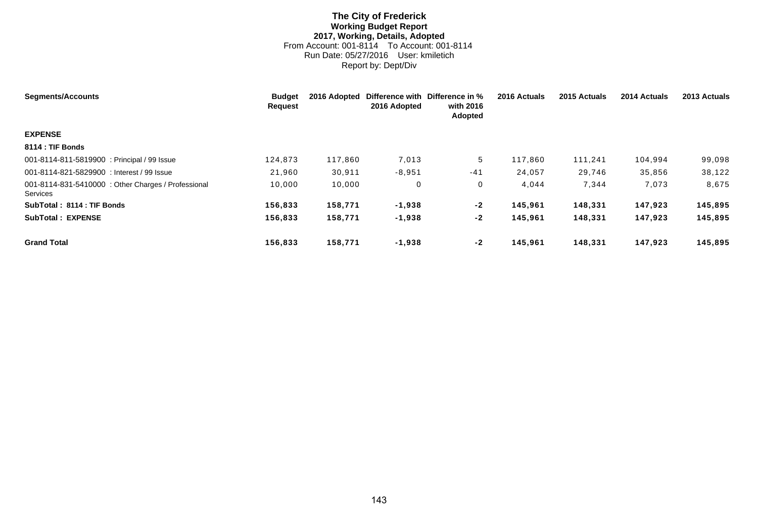# The City of Frederick
## Working Budget Report
### 2017, Working, Details, Adopted

From Account: 001-8114    To Account: 001-8114
Run Date: 05/27/2016    User: kmiletich
Report by: Dept/Div

| Segments/Accounts | Budget Request | 2016 Adopted | Difference with 2016 Adopted | Difference in % with 2016 Adopted | 2016 Actuals | 2015 Actuals | 2014 Actuals | 2013 Actuals |
|---|---|---|---|---|---|---|---|---|
| **EXPENSE** | | | | | | | | |
| **8114 : TIF Bonds** | | | | | | | | |
| 001-8114-811-5819900 : Principal / 99 Issue | 124,873 | 117,860 | 7,013 | 5 | 117,860 | 111,241 | 104,994 | 99,098 |
| 001-8114-821-5829900 : Interest / 99 Issue | 21,960 | 30,911 | -8,951 | -41 | 24,057 | 29,746 | 35,856 | 38,122 |
| 001-8114-831-5410000 : Other Charges / Professional Services | 10,000 | 10,000 | 0 | 0 | 4,044 | 7,344 | 7,073 | 8,675 |
| **SubTotal : 8114 : TIF Bonds** | **156,833** | **158,771** | **-1,938** | **-2** | **145,961** | **148,331** | **147,923** | **145,895** |
| **SubTotal : EXPENSE** | **156,833** | **158,771** | **-1,938** | **-2** | **145,961** | **148,331** | **147,923** | **145,895** |
| **Grand Total** | **156,833** | **158,771** | **-1,938** | **-2** | **145,961** | **148,331** | **147,923** | **145,895** |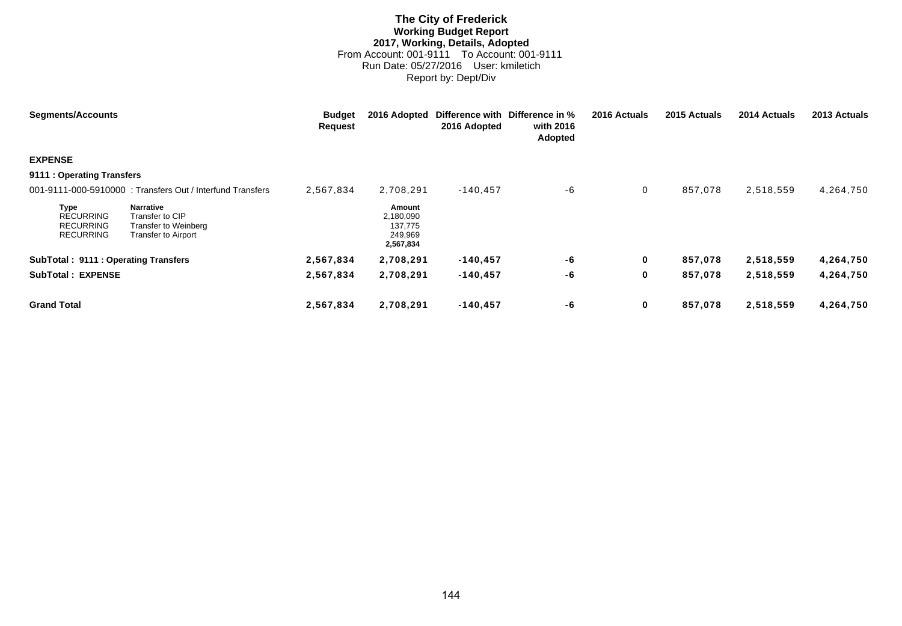# The City of Frederick
## Working Budget Report
### 2017, Working, Details, Adopted

From Account: 001-9111 To Account: 001-9111
Run Date: 05/27/2016 User: kmiletich
Report by: Dept/Div

| Segments/Accounts | Budget Request | 2016 Adopted | Difference with 2016 Adopted | Difference in % with 2016 Adopted | 2016 Actuals | 2015 Actuals | 2014 Actuals | 2013 Actuals |
|---|---|---|---|---|---|---|---|---|
| **EXPENSE** | | | | | | | | |
| **9111 : Operating Transfers** | | | | | | | | |
| 001-9111-000-5910000 : Transfers Out / Interfund Transfers | 2,567,834 | 2,708,291 | -140,457 | -6 | 0 | 857,078 | 2,518,559 | 4,264,750 |
| **SubTotal : 9111 : Operating Transfers** | **2,567,834** | **2,708,291** | **-140,457** | **-6** | **0** | **857,078** | **2,518,559** | **4,264,750** |
| **SubTotal : EXPENSE** | **2,567,834** | **2,708,291** | **-140,457** | **-6** | **0** | **857,078** | **2,518,559** | **4,264,750** |
| **Grand Total** | **2,567,834** | **2,708,291** | **-140,457** | **-6** | **0** | **857,078** | **2,518,559** | **4,264,750** |

| Type | Narrative | Amount |
|---|---|---|
| RECURRING | Transfer to CIP | 2,180,090 |
| RECURRING | Transfer to Weinberg | 137,775 |
| RECURRING | Transfer to Airport | 249,969 |
| | | **2,567,834** |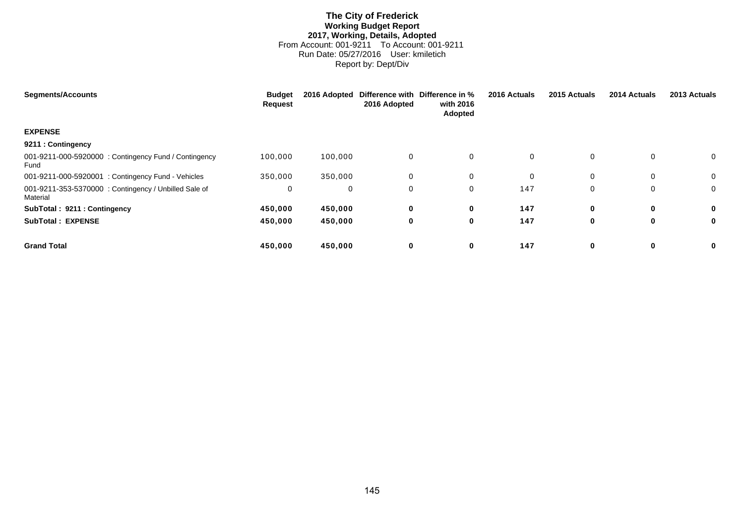# The City of Frederick

## Working Budget Report

### 2017, Working, Details, Adopted

From Account: 001-9211 To Account: 001-9211
Run Date: 05/27/2016 User: kmiletich
Report by: Dept/Div

| Segments/Accounts | Budget Request | 2016 Adopted | Difference with 2016 Adopted | Difference in % with 2016 Adopted | 2016 Actuals | 2015 Actuals | 2014 Actuals | 2013 Actuals |
|---|---|---|---|---|---|---|---|---|
| **EXPENSE** | | | | | | | | |
| **9211 : Contingency** | | | | | | | | |
| 001-9211-000-5920000 : Contingency Fund / Contingency Fund | 100,000 | 100,000 | 0 | 0 | 0 | 0 | 0 | 0 |
| 001-9211-000-5920001 : Contingency Fund - Vehicles | 350,000 | 350,000 | 0 | 0 | 0 | 0 | 0 | 0 |
| 001-9211-353-5370000 : Contingency / Unbilled Sale of Material | 0 | 0 | 0 | 0 | 147 | 0 | 0 | 0 |
| **SubTotal : 9211 : Contingency** | **450,000** | **450,000** | **0** | **0** | **147** | **0** | **0** | **0** |
| **SubTotal : EXPENSE** | **450,000** | **450,000** | **0** | **0** | **147** | **0** | **0** | **0** |
| **Grand Total** | **450,000** | **450,000** | **0** | **0** | **147** | **0** | **0** | **0** |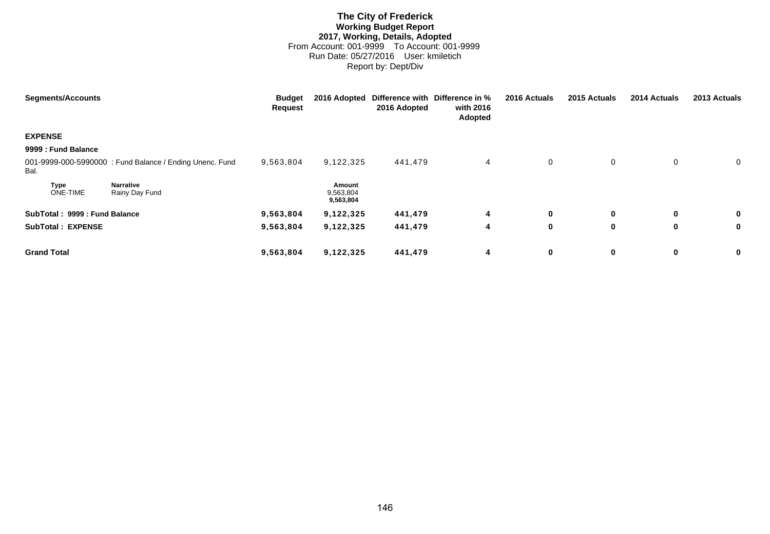# The City of Frederick

## Working Budget Report

### 2017, Working, Details, Adopted

From Account: 001-9999 To Account: 001-9999

Run Date: 05/27/2016 User: kmiletich

Report by: Dept/Div

| Segments/Accounts | Budget Request | 2016 Adopted | Difference with 2016 Adopted | Difference in % with 2016 Adopted | 2016 Actuals | 2015 Actuals | 2014 Actuals | 2013 Actuals |
|---|---|---|---|---|---|---|---|---|
| **EXPENSE** | | | | | | | | |
| **9999 : Fund Balance** | | | | | | | | |
| 001-9999-000-5990000 : Fund Balance / Ending Unenc. Fund Bal. | 9,563,804 | 9,122,325 | 441,479 | 4 | 0 | 0 | 0 | 0 |
| **SubTotal : 9999 : Fund Balance** | **9,563,804** | **9,122,325** | **441,479** | **4** | **0** | **0** | **0** | **0** |
| **SubTotal : EXPENSE** | **9,563,804** | **9,122,325** | **441,479** | **4** | **0** | **0** | **0** | **0** |
| **Grand Total** | **9,563,804** | **9,122,325** | **441,479** | **4** | **0** | **0** | **0** | **0** |

| Type | Narrative | Amount |
|---|---|---|
| ONE-TIME | Rainy Day Fund | 9,563,804 |
| | | **9,563,804** |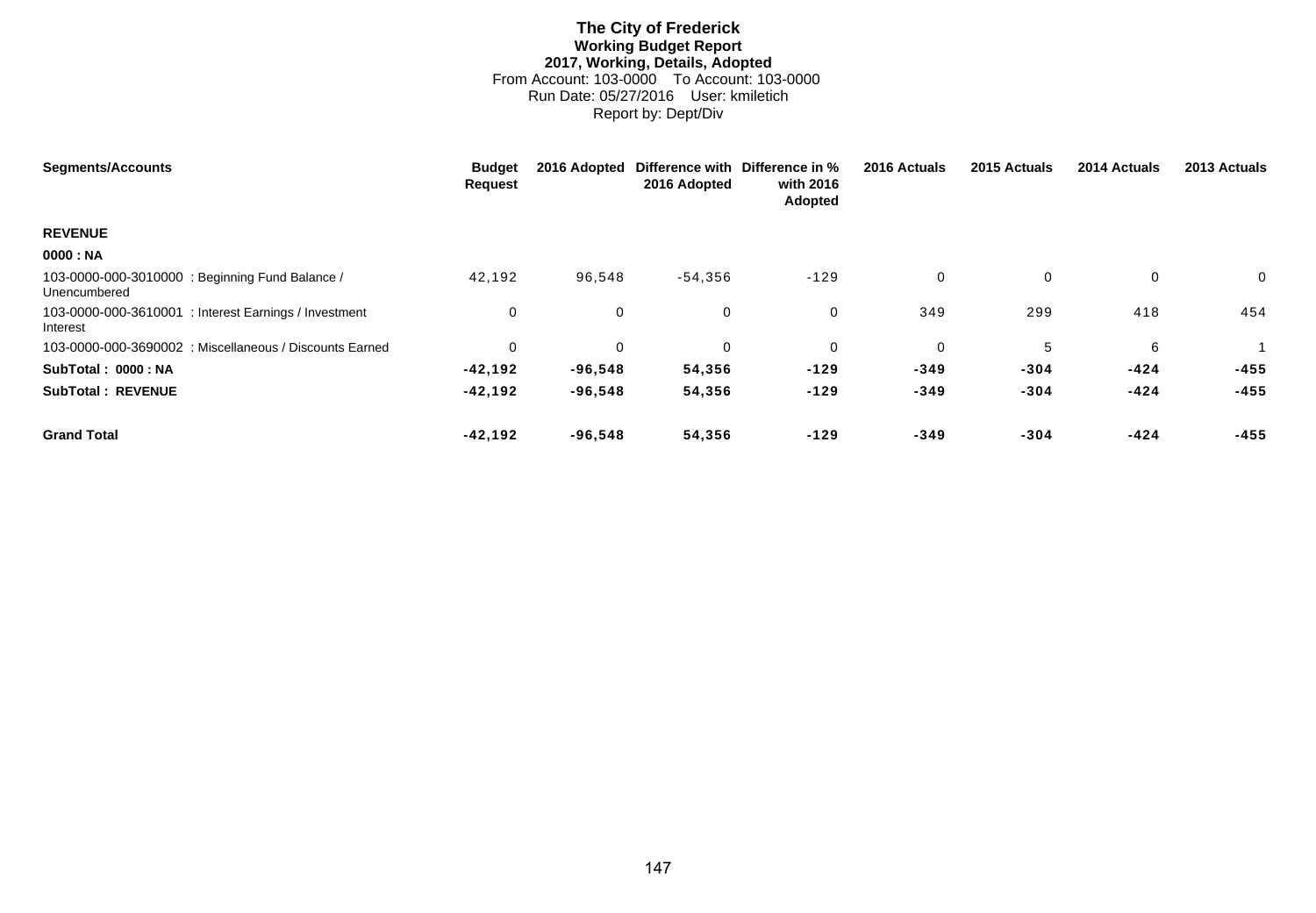# The City of Frederick
## Working Budget Report
### 2017, Working, Details, Adopted

From Account: 103-0000 To Account: 103-0000
Run Date: 05/27/2016 User: kmiletich
Report by: Dept/Div

| Segments/Accounts | Budget Request | 2016 Adopted | Difference with 2016 Adopted | Difference in % with 2016 Adopted | 2016 Actuals | 2015 Actuals | 2014 Actuals | 2013 Actuals |
|---|---|---|---|---|---|---|---|---|
| **REVENUE** | | | | | | | | |
| **0000 : NA** | | | | | | | | |
| 103-0000-000-3010000 : Beginning Fund Balance / Unencumbered | 42,192 | 96,548 | -54,356 | -129 | 0 | 0 | 0 | 0 |
| 103-0000-000-3610001 : Interest Earnings / Investment Interest | 0 | 0 | 0 | 0 | 349 | 299 | 418 | 454 |
| 103-0000-000-3690002 : Miscellaneous / Discounts Earned | 0 | 0 | 0 | 0 | 0 | 5 | 6 | 1 |
| **SubTotal : 0000 : NA** | **-42,192** | **-96,548** | **54,356** | **-129** | **-349** | **-304** | **-424** | **-455** |
| **SubTotal : REVENUE** | **-42,192** | **-96,548** | **54,356** | **-129** | **-349** | **-304** | **-424** | **-455** |
| **Grand Total** | **-42,192** | **-96,548** | **54,356** | **-129** | **-349** | **-304** | **-424** | **-455** |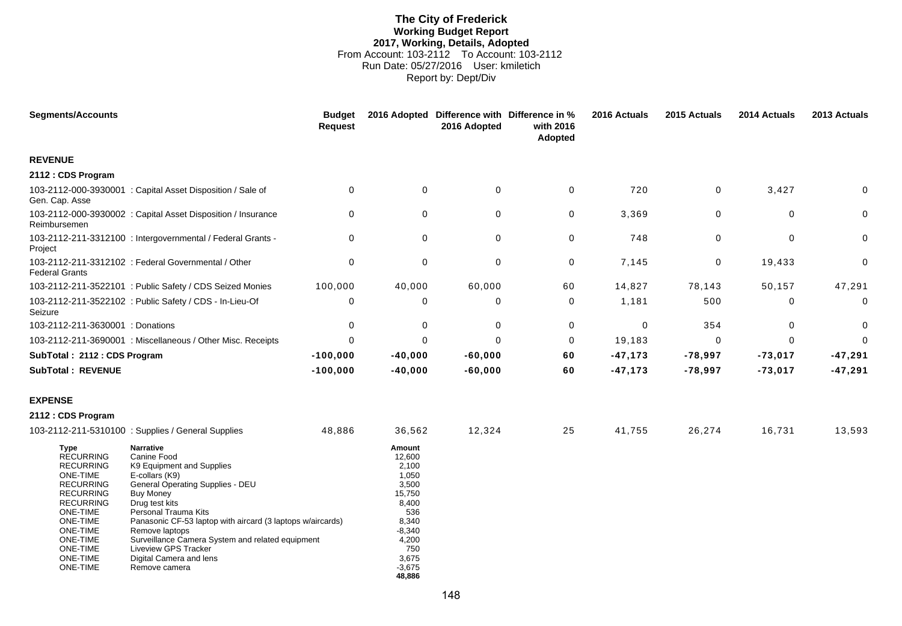# The City of Frederick
## Working Budget Report
### 2017, Working, Details, Adopted

From Account: 103-2112 To Account: 103-2112
Run Date: 05/27/2016 User: kmiletich
Report by: Dept/Div

| Segments/Accounts | Budget Request | 2016 Adopted | Difference with 2016 Adopted | Difference in % with 2016 Adopted | 2016 Actuals | 2015 Actuals | 2014 Actuals | 2013 Actuals |
|---|---|---|---|---|---|---|---|---|
| **REVENUE** | | | | | | | | |
| **2112 : CDS Program** | | | | | | | | |
| 103-2112-000-3930001 : Capital Asset Disposition / Sale of Gen. Cap. Asse | 0 | 0 | 0 | 0 | 720 | 0 | 3,427 | 0 |
| 103-2112-000-3930002 : Capital Asset Disposition / Insurance Reimbursemen | 0 | 0 | 0 | 0 | 3,369 | 0 | 0 | 0 |
| 103-2112-211-3312100 : Intergovernmental / Federal Grants - Project | 0 | 0 | 0 | 0 | 748 | 0 | 0 | 0 |
| 103-2112-211-3312102 : Federal Governmental / Other Federal Grants | 0 | 0 | 0 | 0 | 7,145 | 0 | 19,433 | 0 |
| 103-2112-211-3522101 : Public Safety / CDS Seized Monies | 100,000 | 40,000 | 60,000 | 60 | 14,827 | 78,143 | 50,157 | 47,291 |
| 103-2112-211-3522102 : Public Safety / CDS - In-Lieu-Of Seizure | 0 | 0 | 0 | 0 | 1,181 | 500 | 0 | 0 |
| 103-2112-211-3630001 : Donations | 0 | 0 | 0 | 0 | 0 | 354 | 0 | 0 |
| 103-2112-211-3690001 : Miscellaneous / Other Misc. Receipts | 0 | 0 | 0 | 0 | 19,183 | 0 | 0 | 0 |
| **SubTotal : 2112 : CDS Program** | **-100,000** | **-40,000** | **-60,000** | **60** | **-47,173** | **-78,997** | **-73,017** | **-47,291** |
| **SubTotal : REVENUE** | **-100,000** | **-40,000** | **-60,000** | **60** | **-47,173** | **-78,997** | **-73,017** | **-47,291** |
| **EXPENSE** | | | | | | | | |
| **2112 : CDS Program** | | | | | | | | |
| 103-2112-211-5310100 : Supplies / General Supplies | 48,886 | 36,562 | 12,324 | 25 | 41,755 | 26,274 | 16,731 | 13,593 |

| Type | Narrative | Amount |
|---|---|---|
| RECURRING | Canine Food | 12,600 |
| RECURRING | K9 Equipment and Supplies | 2,100 |
| ONE-TIME | E-collars (K9) | 1,050 |
| RECURRING | General Operating Supplies - DEU | 3,500 |
| RECURRING | Buy Money | 15,750 |
| RECURRING | Drug test kits | 8,400 |
| ONE-TIME | Personal Trauma Kits | 536 |
| ONE-TIME | Panasonic CF-53 laptop with aircard (3 laptops w/aircards) | 8,340 |
| ONE-TIME | Remove laptops | -8,340 |
| ONE-TIME | Surveillance Camera System and related equipment | 4,200 |
| ONE-TIME | Liveview GPS Tracker | 750 |
| ONE-TIME | Digital Camera and lens | 3,675 |
| ONE-TIME | Remove camera | -3,675 |
| | | **48,886** |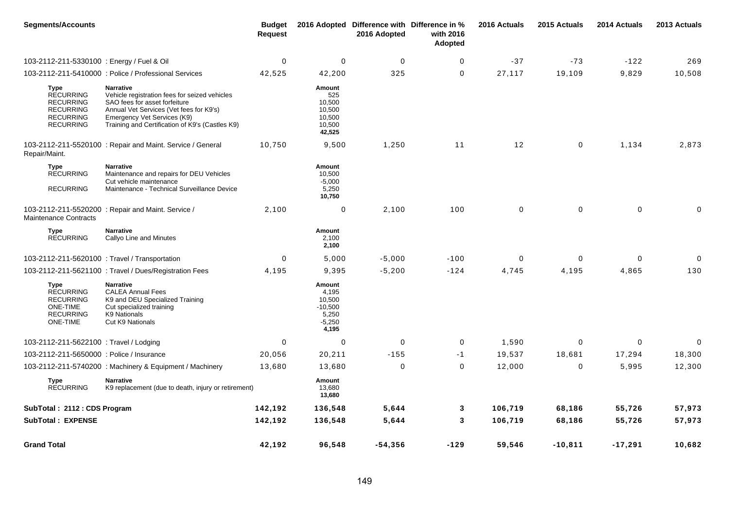| Segments/Accounts | | Budget Request | 2016 Adopted | Difference with 2016 Adopted | Difference in % with 2016 Adopted | 2016 Actuals | 2015 Actuals | 2014 Actuals | 2013 Actuals |
|---|---|---|---|---|---|---|---|---|---|
| 103-2112-211-5330100 : Energy / Fuel & Oil | | 0 | 0 | 0 | 0 | -37 | -73 | -122 | 269 |
| 103-2112-211-5410000 : Police / Professional Services | | 42,525 | 42,200 | 325 | 0 | 27,117 | 19,109 | 9,829 | 10,508 |
| **Type** | **Narrative** | | **Amount** | | | | | | |
| RECURRING | Vehicle registration fees for seized vehicles | | 525 | | | | | | |
| RECURRING | SAO fees for asset forfeiture | | 10,500 | | | | | | |
| RECURRING | Annual Vet Services (Vet fees for K9's) | | 10,500 | | | | | | |
| RECURRING | Emergency Vet Services (K9) | | 10,500 | | | | | | |
| RECURRING | Training and Certification of K9's (Castles K9) | | 10,500 | | | | | | |
| | | | **42,525** | | | | | | |
| 103-2112-211-5520100 : Repair and Maint. Service / General Repair/Maint. | | 10,750 | 9,500 | 1,250 | 11 | 12 | 0 | 1,134 | 2,873 |
| **Type** | **Narrative** | | **Amount** | | | | | | |
| RECURRING | Maintenance and repairs for DEU Vehicles | | 10,500 | | | | | | |
| | Cut vehicle maintenance | | -5,000 | | | | | | |
| RECURRING | Maintenance - Technical Surveillance Device | | 5,250 | | | | | | |
| | | | **10,750** | | | | | | |
| 103-2112-211-5520200 : Repair and Maint. Service / Maintenance Contracts | | 2,100 | 0 | 2,100 | 100 | 0 | 0 | 0 | 0 |
| **Type** | **Narrative** | | **Amount** | | | | | | |
| RECURRING | Callyo Line and Minutes | | 2,100 | | | | | | |
| | | | **2,100** | | | | | | |
| 103-2112-211-5620100 : Travel / Transportation | | 0 | 5,000 | -5,000 | -100 | 0 | 0 | 0 | 0 |
| 103-2112-211-5621100 : Travel / Dues/Registration Fees | | 4,195 | 9,395 | -5,200 | -124 | 4,745 | 4,195 | 4,865 | 130 |
| **Type** | **Narrative** | | **Amount** | | | | | | |
| RECURRING | CALEA Annual Fees | | 4,195 | | | | | | |
| RECURRING | K9 and DEU Specialized Training | | 10,500 | | | | | | |
| ONE-TIME | Cut specialized training | | -10,500 | | | | | | |
| RECURRING | K9 Nationals | | 5,250 | | | | | | |
| ONE-TIME | Cut K9 Nationals | | -5,250 | | | | | | |
| | | | **4,195** | | | | | | |
| 103-2112-211-5622100 : Travel / Lodging | | 0 | 0 | 0 | 0 | 1,590 | 0 | 0 | 0 |
| 103-2112-211-5650000 : Police / Insurance | | 20,056 | 20,211 | -155 | -1 | 19,537 | 18,681 | 17,294 | 18,300 |
| 103-2112-211-5740200 : Machinery & Equipment / Machinery | | 13,680 | 13,680 | 0 | 0 | 12,000 | 0 | 5,995 | 12,300 |
| **Type** | **Narrative** | | **Amount** | | | | | | |
| RECURRING | K9 replacement (due to death, injury or retirement) | | 13,680 | | | | | | |
| | | | **13,680** | | | | | | |
| **SubTotal : 2112 : CDS Program** | | **142,192** | **136,548** | **5,644** | **3** | **106,719** | **68,186** | **55,726** | **57,973** |
| **SubTotal : EXPENSE** | | **142,192** | **136,548** | **5,644** | **3** | **106,719** | **68,186** | **55,726** | **57,973** |
| **Grand Total** | | **42,192** | **96,548** | **-54,356** | **-129** | **59,546** | **-10,811** | **-17,291** | **10,682** |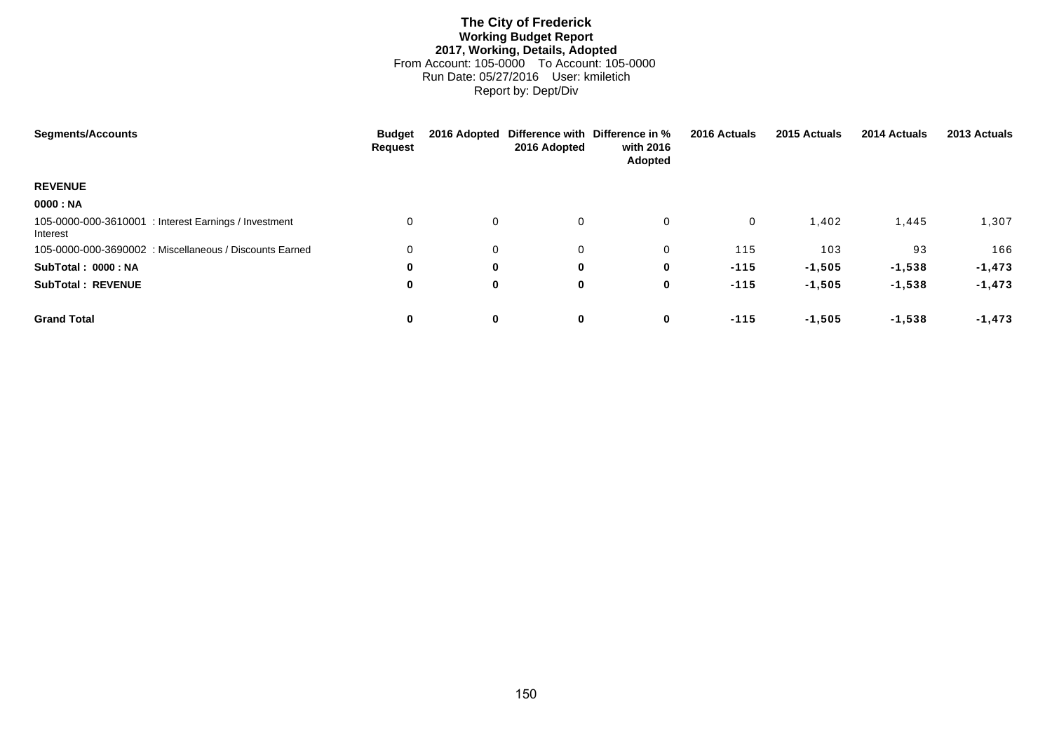# The City of Frederick

**Working Budget Report**
**2017, Working, Details, Adopted**
From Account: 105-0000 To Account: 105-0000
Run Date: 05/27/2016 User: kmiletich
Report by: Dept/Div

| Segments/Accounts | Budget Request | 2016 Adopted | Difference with 2016 Adopted | Difference in % with 2016 Adopted | 2016 Actuals | 2015 Actuals | 2014 Actuals | 2013 Actuals |
|---|---|---|---|---|---|---|---|---|
| **REVENUE** | | | | | | | | |
| **0000 : NA** | | | | | | | | |
| 105-0000-000-3610001 : Interest Earnings / Investment Interest | 0 | 0 | 0 | 0 | 0 | 1,402 | 1,445 | 1,307 |
| 105-0000-000-3690002 : Miscellaneous / Discounts Earned | 0 | 0 | 0 | 0 | 115 | 103 | 93 | 166 |
| **SubTotal : 0000 : NA** | **0** | **0** | **0** | **0** | **-115** | **-1,505** | **-1,538** | **-1,473** |
| **SubTotal : REVENUE** | **0** | **0** | **0** | **0** | **-115** | **-1,505** | **-1,538** | **-1,473** |
| **Grand Total** | **0** | **0** | **0** | **0** | **-115** | **-1,505** | **-1,538** | **-1,473** |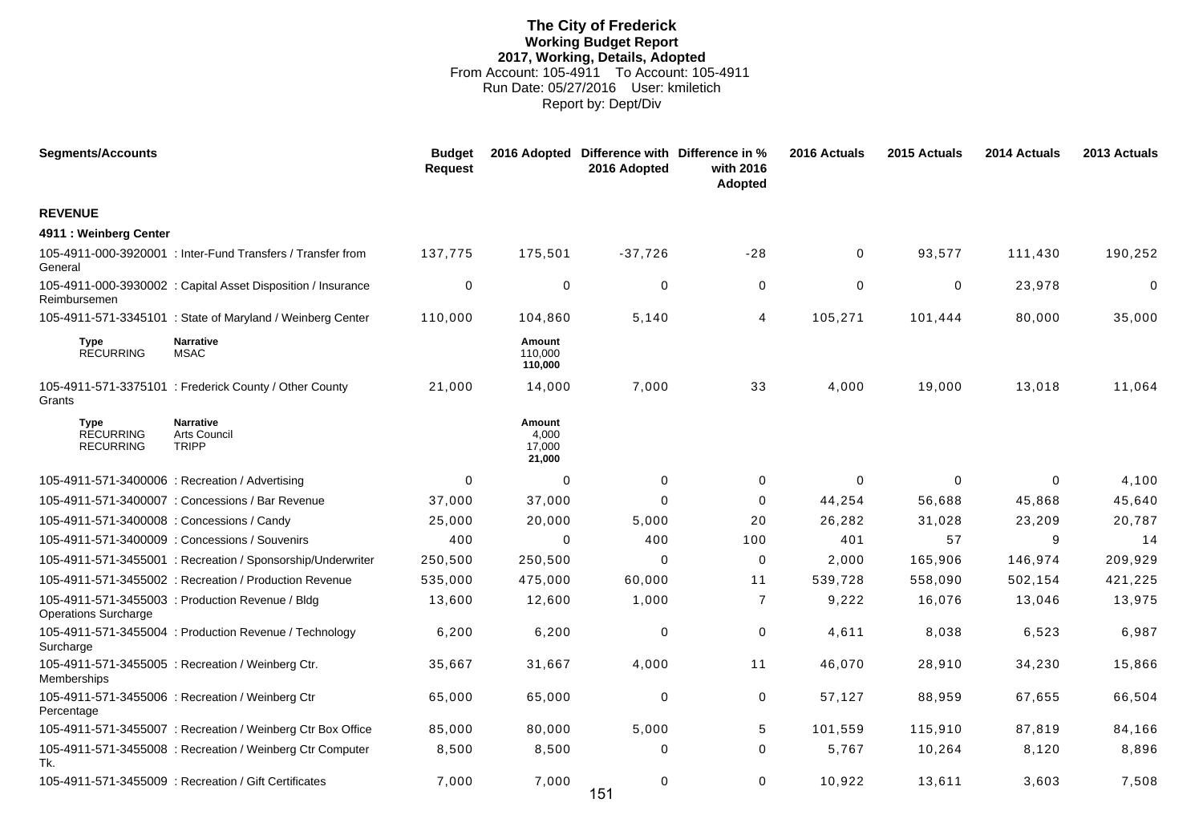# The City of Frederick
## Working Budget Report
### 2017, Working, Details, Adopted

From Account: 105-4911 To Account: 105-4911
Run Date: 05/27/2016 User: kmiletich
Report by: Dept/Div

| Segments/Accounts | Budget Request | 2016 Adopted | Difference with 2016 Adopted | Difference in % with 2016 Adopted | 2016 Actuals | 2015 Actuals | 2014 Actuals | 2013 Actuals |
|---|---|---|---|---|---|---|---|---|
| **REVENUE** | | | | | | | | |
| **4911 : Weinberg Center** | | | | | | | | |
| 105-4911-000-3920001 : Inter-Fund Transfers / Transfer from General | 137,775 | 175,501 | -37,726 | -28 | 0 | 93,577 | 111,430 | 190,252 |
| 105-4911-000-3930002 : Capital Asset Disposition / Insurance Reimbursemen | 0 | 0 | 0 | 0 | 0 | 0 | 23,978 | 0 |
| 105-4911-571-3345101 : State of Maryland / Weinberg Center | 110,000 | 104,860 | 5,140 | 4 | 105,271 | 101,444 | 80,000 | 35,000 |
| 105-4911-571-3375101 : Frederick County / Other County Grants | 21,000 | 14,000 | 7,000 | 33 | 4,000 | 19,000 | 13,018 | 11,064 |
| 105-4911-571-3400006 : Recreation / Advertising | 0 | 0 | 0 | 0 | 0 | 0 | 0 | 4,100 |
| 105-4911-571-3400007 : Concessions / Bar Revenue | 37,000 | 37,000 | 0 | 0 | 44,254 | 56,688 | 45,868 | 45,640 |
| 105-4911-571-3400008 : Concessions / Candy | 25,000 | 20,000 | 5,000 | 20 | 26,282 | 31,028 | 23,209 | 20,787 |
| 105-4911-571-3400009 : Concessions / Souvenirs | 400 | 0 | 400 | 100 | 401 | 57 | 9 | 14 |
| 105-4911-571-3455001 : Recreation / Sponsorship/Underwriter | 250,500 | 250,500 | 0 | 0 | 2,000 | 165,906 | 146,974 | 209,929 |
| 105-4911-571-3455002 : Recreation / Production Revenue | 535,000 | 475,000 | 60,000 | 11 | 539,728 | 558,090 | 502,154 | 421,225 |
| 105-4911-571-3455003 : Production Revenue / Bldg Operations Surcharge | 13,600 | 12,600 | 1,000 | 7 | 9,222 | 16,076 | 13,046 | 13,975 |
| 105-4911-571-3455004 : Production Revenue / Technology Surcharge | 6,200 | 6,200 | 0 | 0 | 4,611 | 8,038 | 6,523 | 6,987 |
| 105-4911-571-3455005 : Recreation / Weinberg Ctr. Memberships | 35,667 | 31,667 | 4,000 | 11 | 46,070 | 28,910 | 34,230 | 15,866 |
| 105-4911-571-3455006 : Recreation / Weinberg Ctr Percentage | 65,000 | 65,000 | 0 | 0 | 57,127 | 88,959 | 67,655 | 66,504 |
| 105-4911-571-3455007 : Recreation / Weinberg Ctr Box Office | 85,000 | 80,000 | 5,000 | 5 | 101,559 | 115,910 | 87,819 | 84,166 |
| 105-4911-571-3455008 : Recreation / Weinberg Ctr Computer Tk. | 8,500 | 8,500 | 0 | 0 | 5,767 | 10,264 | 8,120 | 8,896 |
| 105-4911-571-3455009 : Recreation / Gift Certificates | 7,000 | 7,000 | 0 | 0 | 10,922 | 13,611 | 3,603 | 7,508 |

Details for 105-4911-571-3345101:

| Type | Narrative | Amount |
|---|---|---|
| RECURRING | MSAC | 110,000 |
| | | **110,000** |

Details for 105-4911-571-3375101:

| Type | Narrative | Amount |
|---|---|---|
| RECURRING | Arts Council | 4,000 |
| RECURRING | TRIPP | 17,000 |
| | | **21,000** |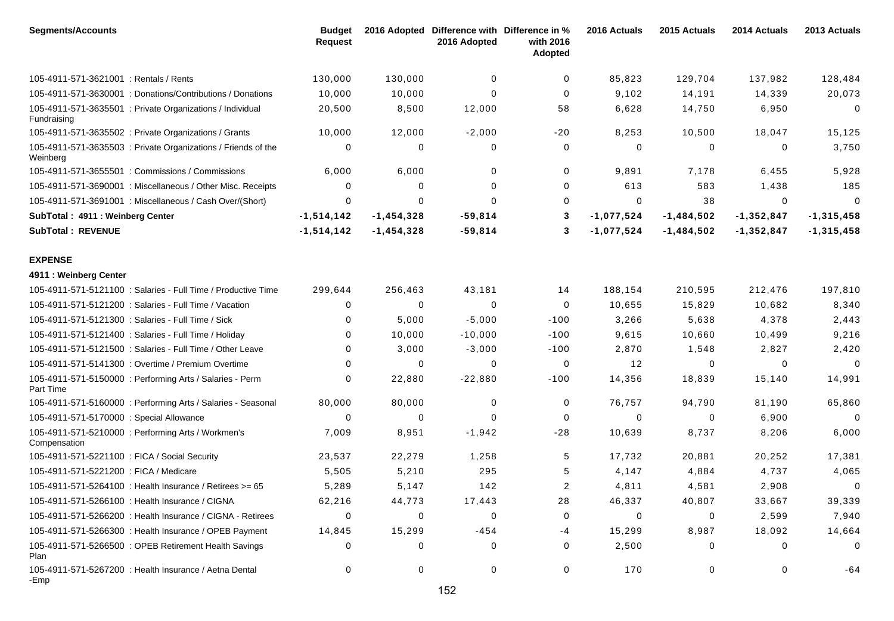| Segments/Accounts | Budget Request | 2016 Adopted | Difference with 2016 Adopted | Difference in % with 2016 Adopted | 2016 Actuals | 2015 Actuals | 2014 Actuals | 2013 Actuals |
|---|---|---|---|---|---|---|---|---|
| 105-4911-571-3621001 : Rentals / Rents | 130,000 | 130,000 | 0 | 0 | 85,823 | 129,704 | 137,982 | 128,484 |
| 105-4911-571-3630001 : Donations/Contributions / Donations | 10,000 | 10,000 | 0 | 0 | 9,102 | 14,191 | 14,339 | 20,073 |
| 105-4911-571-3635501 : Private Organizations / Individual Fundraising | 20,500 | 8,500 | 12,000 | 58 | 6,628 | 14,750 | 6,950 | 0 |
| 105-4911-571-3635502 : Private Organizations / Grants | 10,000 | 12,000 | -2,000 | -20 | 8,253 | 10,500 | 18,047 | 15,125 |
| 105-4911-571-3635503 : Private Organizations / Friends of the Weinberg | 0 | 0 | 0 | 0 | 0 | 0 | 0 | 3,750 |
| 105-4911-571-3655501 : Commissions / Commissions | 6,000 | 6,000 | 0 | 0 | 9,891 | 7,178 | 6,455 | 5,928 |
| 105-4911-571-3690001 : Miscellaneous / Other Misc. Receipts | 0 | 0 | 0 | 0 | 613 | 583 | 1,438 | 185 |
| 105-4911-571-3691001 : Miscellaneous / Cash Over/(Short) | 0 | 0 | 0 | 0 | 0 | 38 | 0 | 0 |
| **SubTotal : 4911 : Weinberg Center** | **-1,514,142** | **-1,454,328** | **-59,814** | **3** | **-1,077,524** | **-1,484,502** | **-1,352,847** | **-1,315,458** |
| **SubTotal : REVENUE** | **-1,514,142** | **-1,454,328** | **-59,814** | **3** | **-1,077,524** | **-1,484,502** | **-1,352,847** | **-1,315,458** |
| **EXPENSE** | | | | | | | | |
| **4911 : Weinberg Center** | | | | | | | | |
| 105-4911-571-5121100 : Salaries - Full Time / Productive Time | 299,644 | 256,463 | 43,181 | 14 | 188,154 | 210,595 | 212,476 | 197,810 |
| 105-4911-571-5121200 : Salaries - Full Time / Vacation | 0 | 0 | 0 | 0 | 10,655 | 15,829 | 10,682 | 8,340 |
| 105-4911-571-5121300 : Salaries - Full Time / Sick | 0 | 5,000 | -5,000 | -100 | 3,266 | 5,638 | 4,378 | 2,443 |
| 105-4911-571-5121400 : Salaries - Full Time / Holiday | 0 | 10,000 | -10,000 | -100 | 9,615 | 10,660 | 10,499 | 9,216 |
| 105-4911-571-5121500 : Salaries - Full Time / Other Leave | 0 | 3,000 | -3,000 | -100 | 2,870 | 1,548 | 2,827 | 2,420 |
| 105-4911-571-5141300 : Overtime / Premium Overtime | 0 | 0 | 0 | 0 | 12 | 0 | 0 | 0 |
| 105-4911-571-5150000 : Performing Arts / Salaries - Perm Part Time | 0 | 22,880 | -22,880 | -100 | 14,356 | 18,839 | 15,140 | 14,991 |
| 105-4911-571-5160000 : Performing Arts / Salaries - Seasonal | 80,000 | 80,000 | 0 | 0 | 76,757 | 94,790 | 81,190 | 65,860 |
| 105-4911-571-5170000 : Special Allowance | 0 | 0 | 0 | 0 | 0 | 0 | 6,900 | 0 |
| 105-4911-571-5210000 : Performing Arts / Workmen's Compensation | 7,009 | 8,951 | -1,942 | -28 | 10,639 | 8,737 | 8,206 | 6,000 |
| 105-4911-571-5221100 : FICA / Social Security | 23,537 | 22,279 | 1,258 | 5 | 17,732 | 20,881 | 20,252 | 17,381 |
| 105-4911-571-5221200 : FICA / Medicare | 5,505 | 5,210 | 295 | 5 | 4,147 | 4,884 | 4,737 | 4,065 |
| 105-4911-571-5264100 : Health Insurance / Retirees >= 65 | 5,289 | 5,147 | 142 | 2 | 4,811 | 4,581 | 2,908 | 0 |
| 105-4911-571-5266100 : Health Insurance / CIGNA | 62,216 | 44,773 | 17,443 | 28 | 46,337 | 40,807 | 33,667 | 39,339 |
| 105-4911-571-5266200 : Health Insurance / CIGNA - Retirees | 0 | 0 | 0 | 0 | 0 | 0 | 2,599 | 7,940 |
| 105-4911-571-5266300 : Health Insurance / OPEB Payment | 14,845 | 15,299 | -454 | -4 | 15,299 | 8,987 | 18,092 | 14,664 |
| 105-4911-571-5266500 : OPEB Retirement Health Savings Plan | 0 | 0 | 0 | 0 | 2,500 | 0 | 0 | 0 |
| 105-4911-571-5267200 : Health Insurance / Aetna Dental -Emp | 0 | 0 | 0 | 0 | 170 | 0 | 0 | -64 |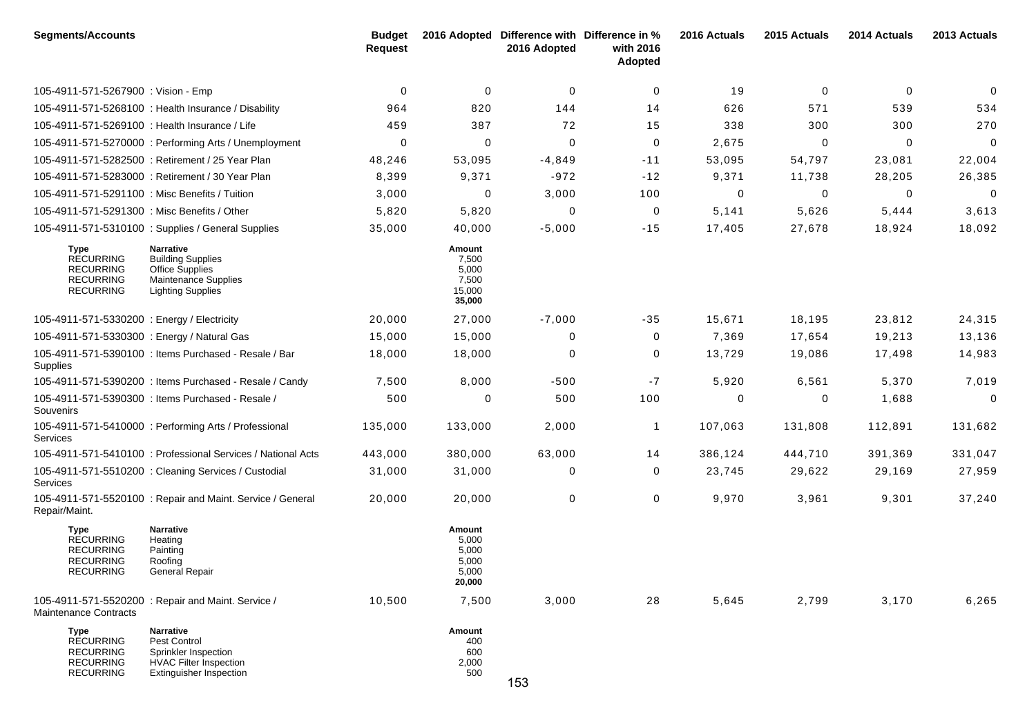| Segments/Accounts | Budget Request | 2016 Adopted | Difference with 2016 Adopted | Difference in % with 2016 Adopted | 2016 Actuals | 2015 Actuals | 2014 Actuals | 2013 Actuals |
|---|---|---|---|---|---|---|---|---|
| 105-4911-571-5267900 : Vision - Emp | 0 | 0 | 0 | 0 | 19 | 0 | 0 | 0 |
| 105-4911-571-5268100 : Health Insurance / Disability | 964 | 820 | 144 | 14 | 626 | 571 | 539 | 534 |
| 105-4911-571-5269100 : Health Insurance / Life | 459 | 387 | 72 | 15 | 338 | 300 | 300 | 270 |
| 105-4911-571-5270000 : Performing Arts / Unemployment | 0 | 0 | 0 | 0 | 2,675 | 0 | 0 | 0 |
| 105-4911-571-5282500 : Retirement / 25 Year Plan | 48,246 | 53,095 | -4,849 | -11 | 53,095 | 54,797 | 23,081 | 22,004 |
| 105-4911-571-5283000 : Retirement / 30 Year Plan | 8,399 | 9,371 | -972 | -12 | 9,371 | 11,738 | 28,205 | 26,385 |
| 105-4911-571-5291100 : Misc Benefits / Tuition | 3,000 | 0 | 3,000 | 100 | 0 | 0 | 0 | 0 |
| 105-4911-571-5291300 : Misc Benefits / Other | 5,820 | 5,820 | 0 | 0 | 5,141 | 5,626 | 5,444 | 3,613 |
| 105-4911-571-5310100 : Supplies / General Supplies | 35,000 | 40,000 | -5,000 | -15 | 17,405 | 27,678 | 18,924 | 18,092 |

| Type | Narrative | Amount |
|---|---|---|
| RECURRING | Building Supplies | 7,500 |
| RECURRING | Office Supplies | 5,000 |
| RECURRING | Maintenance Supplies | 7,500 |
| RECURRING | Lighting Supplies | 15,000 |
| | | **35,000** |

| Segments/Accounts | Budget Request | 2016 Adopted | Difference with 2016 Adopted | Difference in % with 2016 Adopted | 2016 Actuals | 2015 Actuals | 2014 Actuals | 2013 Actuals |
|---|---|---|---|---|---|---|---|---|
| 105-4911-571-5330200 : Energy / Electricity | 20,000 | 27,000 | -7,000 | -35 | 15,671 | 18,195 | 23,812 | 24,315 |
| 105-4911-571-5330300 : Energy / Natural Gas | 15,000 | 15,000 | 0 | 0 | 7,369 | 17,654 | 19,213 | 13,136 |
| 105-4911-571-5390100 : Items Purchased - Resale / Bar Supplies | 18,000 | 18,000 | 0 | 0 | 13,729 | 19,086 | 17,498 | 14,983 |
| 105-4911-571-5390200 : Items Purchased - Resale / Candy | 7,500 | 8,000 | -500 | -7 | 5,920 | 6,561 | 5,370 | 7,019 |
| 105-4911-571-5390300 : Items Purchased - Resale / Souvenirs | 500 | 0 | 500 | 100 | 0 | 0 | 1,688 | 0 |
| 105-4911-571-5410000 : Performing Arts / Professional Services | 135,000 | 133,000 | 2,000 | 1 | 107,063 | 131,808 | 112,891 | 131,682 |
| 105-4911-571-5410100 : Professional Services / National Acts | 443,000 | 380,000 | 63,000 | 14 | 386,124 | 444,710 | 391,369 | 331,047 |
| 105-4911-571-5510200 : Cleaning Services / Custodial Services | 31,000 | 31,000 | 0 | 0 | 23,745 | 29,622 | 29,169 | 27,959 |
| 105-4911-571-5520100 : Repair and Maint. Service / General Repair/Maint. | 20,000 | 20,000 | 0 | 0 | 9,970 | 3,961 | 9,301 | 37,240 |

| Type | Narrative | Amount |
|---|---|---|
| RECURRING | Heating | 5,000 |
| RECURRING | Painting | 5,000 |
| RECURRING | Roofing | 5,000 |
| RECURRING | General Repair | 5,000 |
| | | **20,000** |

| Segments/Accounts | Budget Request | 2016 Adopted | Difference with 2016 Adopted | Difference in % with 2016 Adopted | 2016 Actuals | 2015 Actuals | 2014 Actuals | 2013 Actuals |
|---|---|---|---|---|---|---|---|---|
| 105-4911-571-5520200 : Repair and Maint. Service / Maintenance Contracts | 10,500 | 7,500 | 3,000 | 28 | 5,645 | 2,799 | 3,170 | 6,265 |

| Type | Narrative | Amount |
|---|---|---|
| RECURRING | Pest Control | 400 |
| RECURRING | Sprinkler Inspection | 600 |
| RECURRING | HVAC Filter Inspection | 2,000 |
| RECURRING | Extinguisher Inspection | 500 |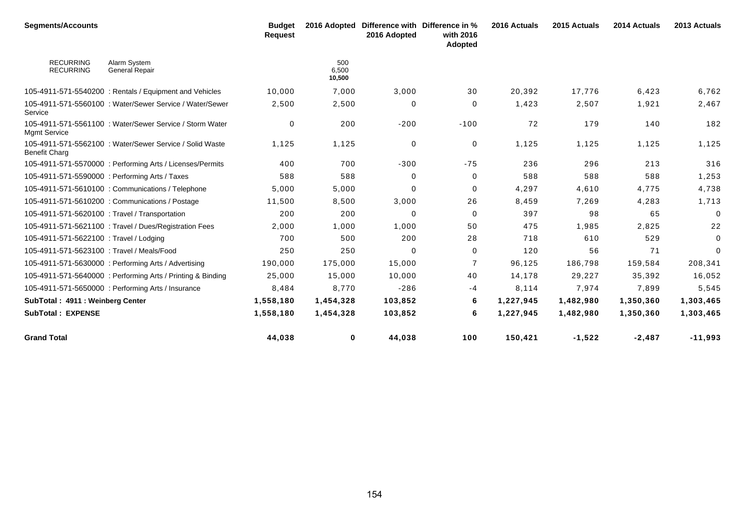| Segments/Accounts | | Budget Request | 2016 Adopted | Difference with 2016 Adopted | Difference in % with 2016 Adopted | 2016 Actuals | 2015 Actuals | 2014 Actuals | 2013 Actuals |
|---|---|---|---|---|---|---|---|---|---|
| RECURRING | Alarm System | | 500 | | | | | | |
| RECURRING | General Repair | | 6,500 | | | | | | |
| | | | **10,500** | | | | | | |
| 105-4911-571-5540200 : Rentals / Equipment and Vehicles | | 10,000 | 7,000 | 3,000 | 30 | 20,392 | 17,776 | 6,423 | 6,762 |
| 105-4911-571-5560100 : Water/Sewer Service / Water/Sewer Service | | 2,500 | 2,500 | 0 | 0 | 1,423 | 2,507 | 1,921 | 2,467 |
| 105-4911-571-5561100 : Water/Sewer Service / Storm Water Mgmt Service | | 0 | 200 | -200 | -100 | 72 | 179 | 140 | 182 |
| 105-4911-571-5562100 : Water/Sewer Service / Solid Waste Benefit Charg | | 1,125 | 1,125 | 0 | 0 | 1,125 | 1,125 | 1,125 | 1,125 |
| 105-4911-571-5570000 : Performing Arts / Licenses/Permits | | 400 | 700 | -300 | -75 | 236 | 296 | 213 | 316 |
| 105-4911-571-5590000 : Performing Arts / Taxes | | 588 | 588 | 0 | 0 | 588 | 588 | 588 | 1,253 |
| 105-4911-571-5610100 : Communications / Telephone | | 5,000 | 5,000 | 0 | 0 | 4,297 | 4,610 | 4,775 | 4,738 |
| 105-4911-571-5610200 : Communications / Postage | | 11,500 | 8,500 | 3,000 | 26 | 8,459 | 7,269 | 4,283 | 1,713 |
| 105-4911-571-5620100 : Travel / Transportation | | 200 | 200 | 0 | 0 | 397 | 98 | 65 | 0 |
| 105-4911-571-5621100 : Travel / Dues/Registration Fees | | 2,000 | 1,000 | 1,000 | 50 | 475 | 1,985 | 2,825 | 22 |
| 105-4911-571-5622100 : Travel / Lodging | | 700 | 500 | 200 | 28 | 718 | 610 | 529 | 0 |
| 105-4911-571-5623100 : Travel / Meals/Food | | 250 | 250 | 0 | 0 | 120 | 56 | 71 | 0 |
| 105-4911-571-5630000 : Performing Arts / Advertising | | 190,000 | 175,000 | 15,000 | 7 | 96,125 | 186,798 | 159,584 | 208,341 |
| 105-4911-571-5640000 : Performing Arts / Printing & Binding | | 25,000 | 15,000 | 10,000 | 40 | 14,178 | 29,227 | 35,392 | 16,052 |
| 105-4911-571-5650000 : Performing Arts / Insurance | | 8,484 | 8,770 | -286 | -4 | 8,114 | 7,974 | 7,899 | 5,545 |
| **SubTotal : 4911 : Weinberg Center** | | **1,558,180** | **1,454,328** | **103,852** | **6** | **1,227,945** | **1,482,980** | **1,350,360** | **1,303,465** |
| **SubTotal : EXPENSE** | | **1,558,180** | **1,454,328** | **103,852** | **6** | **1,227,945** | **1,482,980** | **1,350,360** | **1,303,465** |
| **Grand Total** | | **44,038** | **0** | **44,038** | **100** | **150,421** | **-1,522** | **-2,487** | **-11,993** |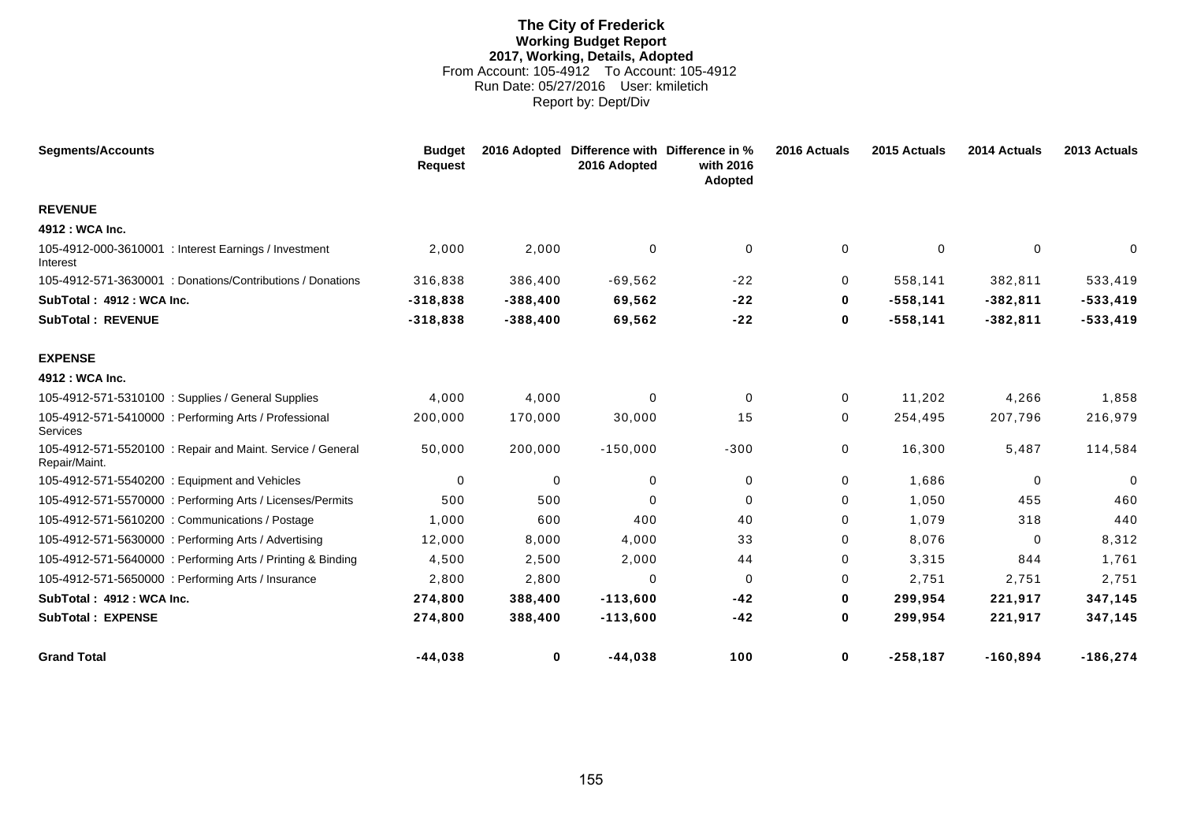# The City of Frederick

## Working Budget Report

### 2017, Working, Details, Adopted

From Account: 105-4912 To Account: 105-4912

Run Date: 05/27/2016 User: kmiletich

Report by: Dept/Div

| Segments/Accounts | Budget Request | 2016 Adopted | Difference with 2016 Adopted | Difference in % with 2016 Adopted | 2016 Actuals | 2015 Actuals | 2014 Actuals | 2013 Actuals |
|---|---|---|---|---|---|---|---|---|
| **REVENUE** | | | | | | | | |
| **4912 : WCA Inc.** | | | | | | | | |
| 105-4912-000-3610001 : Interest Earnings / Investment Interest | 2,000 | 2,000 | 0 | 0 | 0 | 0 | 0 | 0 |
| 105-4912-571-3630001 : Donations/Contributions / Donations | 316,838 | 386,400 | -69,562 | -22 | 0 | 558,141 | 382,811 | 533,419 |
| **SubTotal : 4912 : WCA Inc.** | **-318,838** | **-388,400** | **69,562** | **-22** | **0** | **-558,141** | **-382,811** | **-533,419** |
| **SubTotal : REVENUE** | **-318,838** | **-388,400** | **69,562** | **-22** | **0** | **-558,141** | **-382,811** | **-533,419** |
| **EXPENSE** | | | | | | | | |
| **4912 : WCA Inc.** | | | | | | | | |
| 105-4912-571-5310100 : Supplies / General Supplies | 4,000 | 4,000 | 0 | 0 | 0 | 11,202 | 4,266 | 1,858 |
| 105-4912-571-5410000 : Performing Arts / Professional Services | 200,000 | 170,000 | 30,000 | 15 | 0 | 254,495 | 207,796 | 216,979 |
| 105-4912-571-5520100 : Repair and Maint. Service / General Repair/Maint. | 50,000 | 200,000 | -150,000 | -300 | 0 | 16,300 | 5,487 | 114,584 |
| 105-4912-571-5540200 : Equipment and Vehicles | 0 | 0 | 0 | 0 | 0 | 1,686 | 0 | 0 |
| 105-4912-571-5570000 : Performing Arts / Licenses/Permits | 500 | 500 | 0 | 0 | 0 | 1,050 | 455 | 460 |
| 105-4912-571-5610200 : Communications / Postage | 1,000 | 600 | 400 | 40 | 0 | 1,079 | 318 | 440 |
| 105-4912-571-5630000 : Performing Arts / Advertising | 12,000 | 8,000 | 4,000 | 33 | 0 | 8,076 | 0 | 8,312 |
| 105-4912-571-5640000 : Performing Arts / Printing & Binding | 4,500 | 2,500 | 2,000 | 44 | 0 | 3,315 | 844 | 1,761 |
| 105-4912-571-5650000 : Performing Arts / Insurance | 2,800 | 2,800 | 0 | 0 | 0 | 2,751 | 2,751 | 2,751 |
| **SubTotal : 4912 : WCA Inc.** | **274,800** | **388,400** | **-113,600** | **-42** | **0** | **299,954** | **221,917** | **347,145** |
| **SubTotal : EXPENSE** | **274,800** | **388,400** | **-113,600** | **-42** | **0** | **299,954** | **221,917** | **347,145** |
| **Grand Total** | **-44,038** | **0** | **-44,038** | **100** | **0** | **-258,187** | **-160,894** | **-186,274** |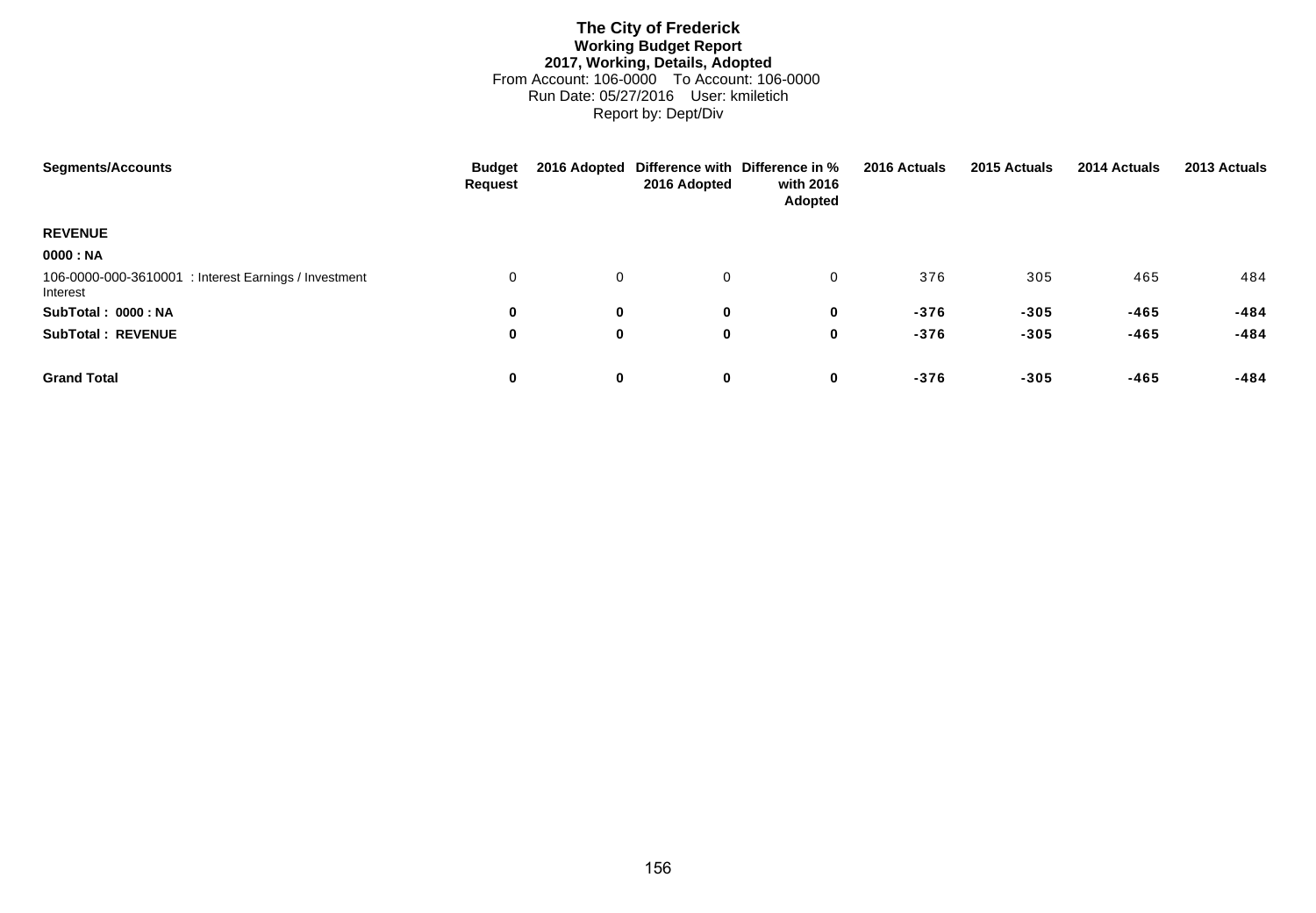# The City of Frederick
## Working Budget Report
### 2017, Working, Details, Adopted

From Account: 106-0000 To Account: 106-0000
Run Date: 05/27/2016 User: kmiletich
Report by: Dept/Div

| Segments/Accounts | Budget Request | 2016 Adopted | Difference with 2016 Adopted | Difference in % with 2016 Adopted | 2016 Actuals | 2015 Actuals | 2014 Actuals | 2013 Actuals |
|---|---|---|---|---|---|---|---|---|
| **REVENUE** | | | | | | | | |
| **0000 : NA** | | | | | | | | |
| 106-0000-000-3610001 : Interest Earnings / Investment Interest | 0 | 0 | 0 | 0 | 376 | 305 | 465 | 484 |
| **SubTotal : 0000 : NA** | **0** | **0** | **0** | **0** | **-376** | **-305** | **-465** | **-484** |
| **SubTotal : REVENUE** | **0** | **0** | **0** | **0** | **-376** | **-305** | **-465** | **-484** |
| **Grand Total** | **0** | **0** | **0** | **0** | **-376** | **-305** | **-465** | **-484** |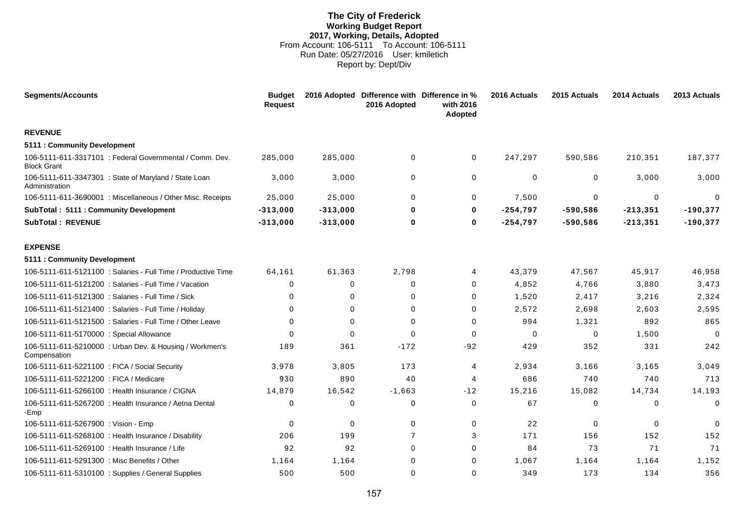# The City of Frederick
## Working Budget Report
### 2017, Working, Details, Adopted

From Account: 106-5111 To Account: 106-5111
Run Date: 05/27/2016 User: kmiletich
Report by: Dept/Div

| Segments/Accounts | Budget Request | 2016 Adopted | Difference with 2016 Adopted | Difference in % with 2016 Adopted | 2016 Actuals | 2015 Actuals | 2014 Actuals | 2013 Actuals |
|---|---|---|---|---|---|---|---|---|
| **REVENUE** | | | | | | | | |
| **5111 : Community Development** | | | | | | | | |
| 106-5111-611-3317101 : Federal Governmental / Comm. Dev. Block Grant | 285,000 | 285,000 | 0 | 0 | 247,297 | 590,586 | 210,351 | 187,377 |
| 106-5111-611-3347301 : State of Maryland / State Loan Administration | 3,000 | 3,000 | 0 | 0 | 0 | 0 | 3,000 | 3,000 |
| 106-5111-611-3690001 : Miscellaneous / Other Misc. Receipts | 25,000 | 25,000 | 0 | 0 | 7,500 | 0 | 0 | 0 |
| **SubTotal : 5111 : Community Development** | **-313,000** | **-313,000** | **0** | **0** | **-254,797** | **-590,586** | **-213,351** | **-190,377** |
| **SubTotal : REVENUE** | **-313,000** | **-313,000** | **0** | **0** | **-254,797** | **-590,586** | **-213,351** | **-190,377** |
| **EXPENSE** | | | | | | | | |
| **5111 : Community Development** | | | | | | | | |
| 106-5111-611-5121100 : Salaries - Full Time / Productive Time | 64,161 | 61,363 | 2,798 | 4 | 43,379 | 47,567 | 45,917 | 46,958 |
| 106-5111-611-5121200 : Salaries - Full Time / Vacation | 0 | 0 | 0 | 0 | 4,852 | 4,766 | 3,880 | 3,473 |
| 106-5111-611-5121300 : Salaries - Full Time / Sick | 0 | 0 | 0 | 0 | 1,520 | 2,417 | 3,216 | 2,324 |
| 106-5111-611-5121400 : Salaries - Full Time / Holiday | 0 | 0 | 0 | 0 | 2,572 | 2,698 | 2,603 | 2,595 |
| 106-5111-611-5121500 : Salaries - Full Time / Other Leave | 0 | 0 | 0 | 0 | 994 | 1,321 | 892 | 865 |
| 106-5111-611-5170000 : Special Allowance | 0 | 0 | 0 | 0 | 0 | 0 | 1,500 | 0 |
| 106-5111-611-5210000 : Urban Dev. & Housing / Workmen's Compensation | 189 | 361 | -172 | -92 | 429 | 352 | 331 | 242 |
| 106-5111-611-5221100 : FICA / Social Security | 3,978 | 3,805 | 173 | 4 | 2,934 | 3,166 | 3,165 | 3,049 |
| 106-5111-611-5221200 : FICA / Medicare | 930 | 890 | 40 | 4 | 686 | 740 | 740 | 713 |
| 106-5111-611-5266100 : Health Insurance / CIGNA | 14,879 | 16,542 | -1,663 | -12 | 15,216 | 15,082 | 14,734 | 14,193 |
| 106-5111-611-5267200 : Health Insurance / Aetna Dental -Emp | 0 | 0 | 0 | 0 | 67 | 0 | 0 | 0 |
| 106-5111-611-5267900 : Vision - Emp | 0 | 0 | 0 | 0 | 22 | 0 | 0 | 0 |
| 106-5111-611-5268100 : Health Insurance / Disability | 206 | 199 | 7 | 3 | 171 | 156 | 152 | 152 |
| 106-5111-611-5269100 : Health Insurance / Life | 92 | 92 | 0 | 0 | 84 | 73 | 71 | 71 |
| 106-5111-611-5291300 : Misc Benefits / Other | 1,164 | 1,164 | 0 | 0 | 1,067 | 1,164 | 1,164 | 1,152 |
| 106-5111-611-5310100 : Supplies / General Supplies | 500 | 500 | 0 | 0 | 349 | 173 | 134 | 356 |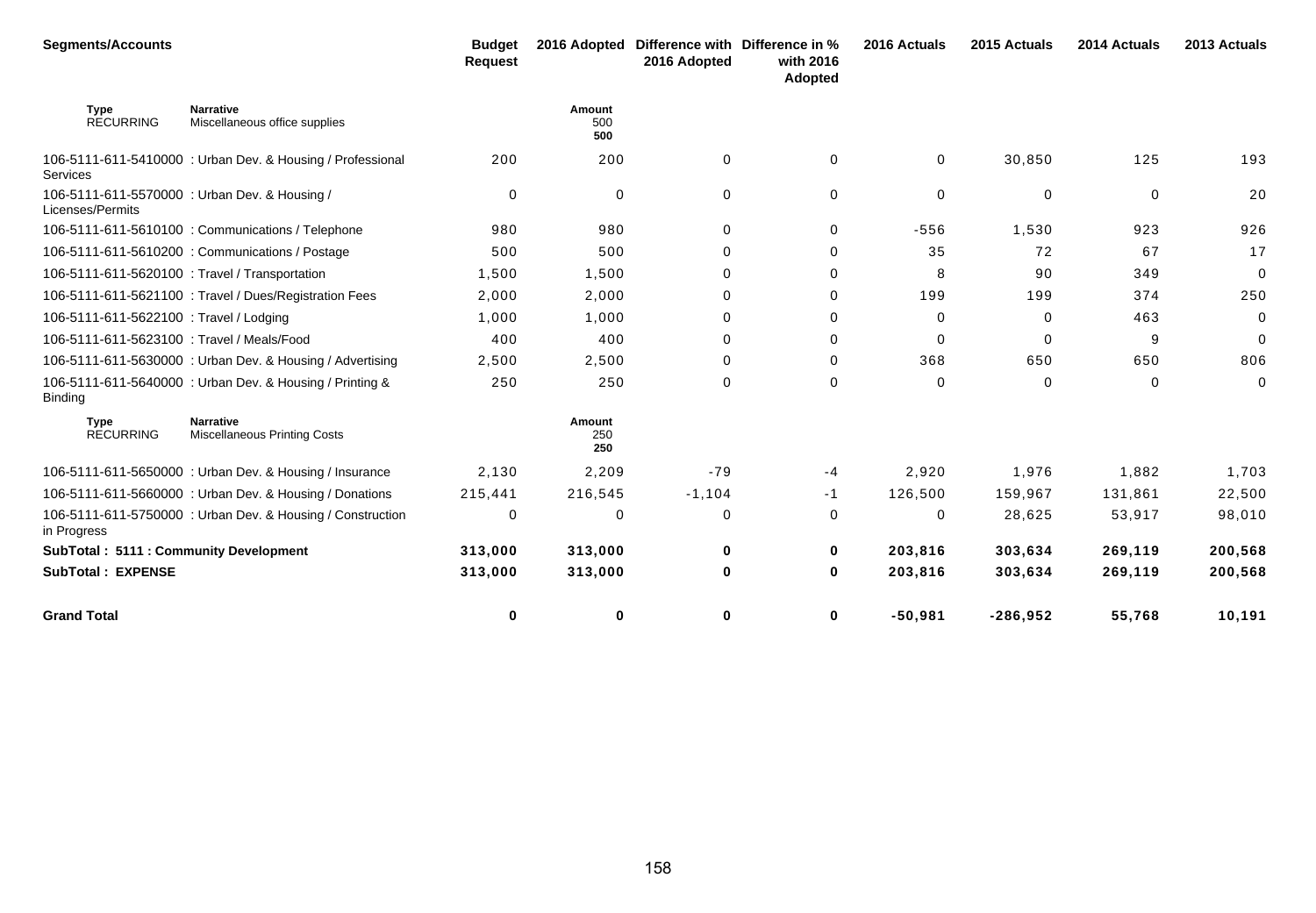| Segments/Accounts | Budget Request | 2016 Adopted | Difference with 2016 Adopted | Difference in % with 2016 Adopted | 2016 Actuals | 2015 Actuals | 2014 Actuals | 2013 Actuals |
|---|---|---|---|---|---|---|---|---|
| **Type** RECURRING — **Narrative** Miscellaneous office supplies | | **Amount** 500 **500** | | | | | | |
| 106-5111-611-5410000 : Urban Dev. & Housing / Professional Services | 200 | 200 | 0 | 0 | 0 | 30,850 | 125 | 193 |
| 106-5111-611-5570000 : Urban Dev. & Housing / Licenses/Permits | 0 | 0 | 0 | 0 | 0 | 0 | 0 | 20 |
| 106-5111-611-5610100 : Communications / Telephone | 980 | 980 | 0 | 0 | -556 | 1,530 | 923 | 926 |
| 106-5111-611-5610200 : Communications / Postage | 500 | 500 | 0 | 0 | 35 | 72 | 67 | 17 |
| 106-5111-611-5620100 : Travel / Transportation | 1,500 | 1,500 | 0 | 0 | 8 | 90 | 349 | 0 |
| 106-5111-611-5621100 : Travel / Dues/Registration Fees | 2,000 | 2,000 | 0 | 0 | 199 | 199 | 374 | 250 |
| 106-5111-611-5622100 : Travel / Lodging | 1,000 | 1,000 | 0 | 0 | 0 | 0 | 463 | 0 |
| 106-5111-611-5623100 : Travel / Meals/Food | 400 | 400 | 0 | 0 | 0 | 0 | 9 | 0 |
| 106-5111-611-5630000 : Urban Dev. & Housing / Advertising | 2,500 | 2,500 | 0 | 0 | 368 | 650 | 650 | 806 |
| 106-5111-611-5640000 : Urban Dev. & Housing / Printing & Binding | 250 | 250 | 0 | 0 | 0 | 0 | 0 | 0 |
| **Type** RECURRING — **Narrative** Miscellaneous Printing Costs | | **Amount** 250 **250** | | | | | | |
| 106-5111-611-5650000 : Urban Dev. & Housing / Insurance | 2,130 | 2,209 | -79 | -4 | 2,920 | 1,976 | 1,882 | 1,703 |
| 106-5111-611-5660000 : Urban Dev. & Housing / Donations | 215,441 | 216,545 | -1,104 | -1 | 126,500 | 159,967 | 131,861 | 22,500 |
| 106-5111-611-5750000 : Urban Dev. & Housing / Construction in Progress | 0 | 0 | 0 | 0 | 0 | 28,625 | 53,917 | 98,010 |
| **SubTotal : 5111 : Community Development** | **313,000** | **313,000** | **0** | **0** | **203,816** | **303,634** | **269,119** | **200,568** |
| **SubTotal : EXPENSE** | **313,000** | **313,000** | **0** | **0** | **203,816** | **303,634** | **269,119** | **200,568** |
| **Grand Total** | **0** | **0** | **0** | **0** | **-50,981** | **-286,952** | **55,768** | **10,191** |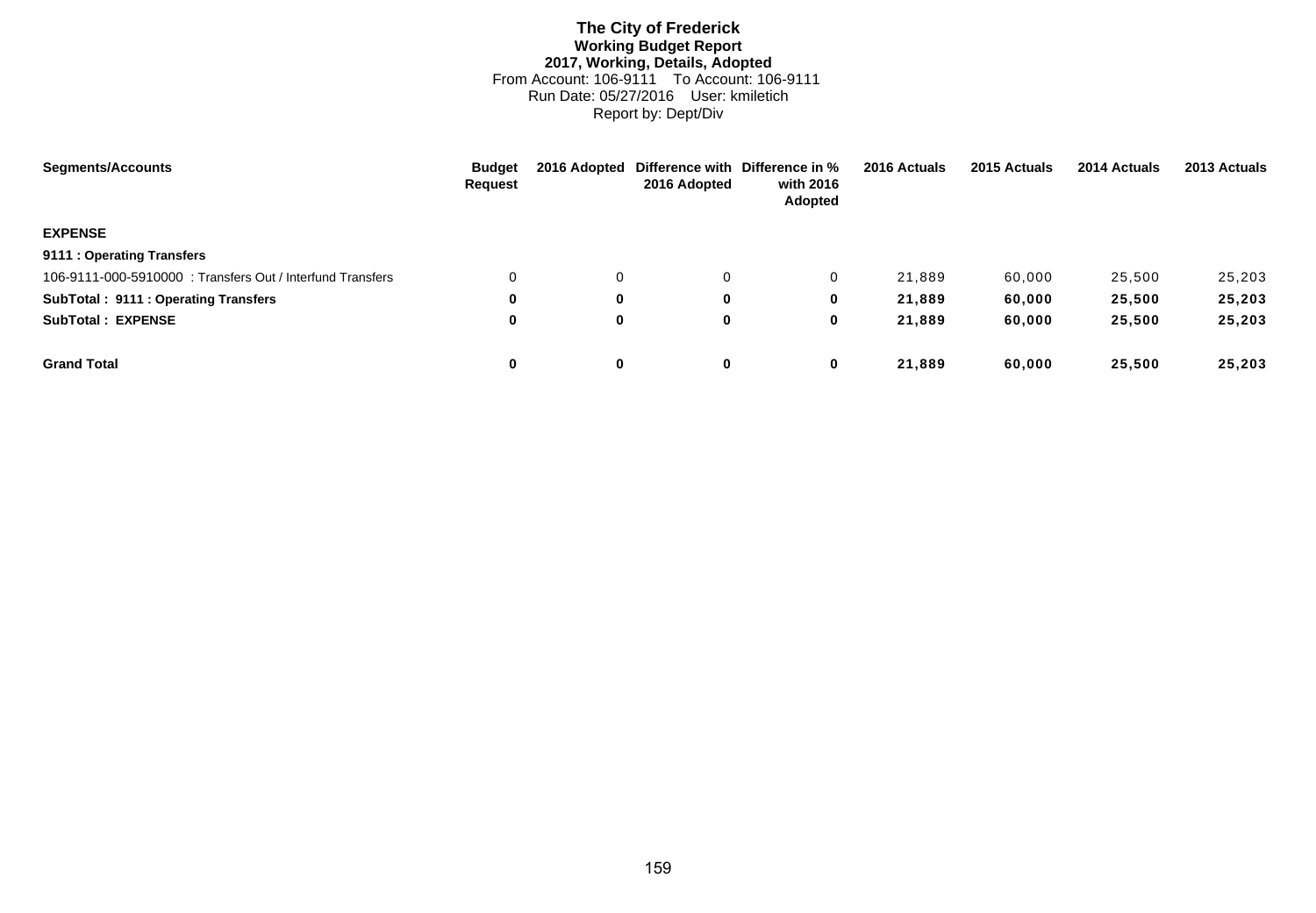# The City of Frederick

**Working Budget Report**

**2017, Working, Details, Adopted**

From Account: 106-9111 To Account: 106-9111

Run Date: 05/27/2016 User: kmiletich

Report by: Dept/Div

| Segments/Accounts | Budget Request | 2016 Adopted | Difference with 2016 Adopted | Difference in % with 2016 Adopted | 2016 Actuals | 2015 Actuals | 2014 Actuals | 2013 Actuals |
|---|---|---|---|---|---|---|---|---|
| **EXPENSE** | | | | | | | | |
| **9111 : Operating Transfers** | | | | | | | | |
| 106-9111-000-5910000 : Transfers Out / Interfund Transfers | 0 | 0 | 0 | 0 | 21,889 | 60,000 | 25,500 | 25,203 |
| **SubTotal : 9111 : Operating Transfers** | **0** | **0** | **0** | **0** | **21,889** | **60,000** | **25,500** | **25,203** |
| **SubTotal : EXPENSE** | **0** | **0** | **0** | **0** | **21,889** | **60,000** | **25,500** | **25,203** |
| **Grand Total** | **0** | **0** | **0** | **0** | **21,889** | **60,000** | **25,500** | **25,203** |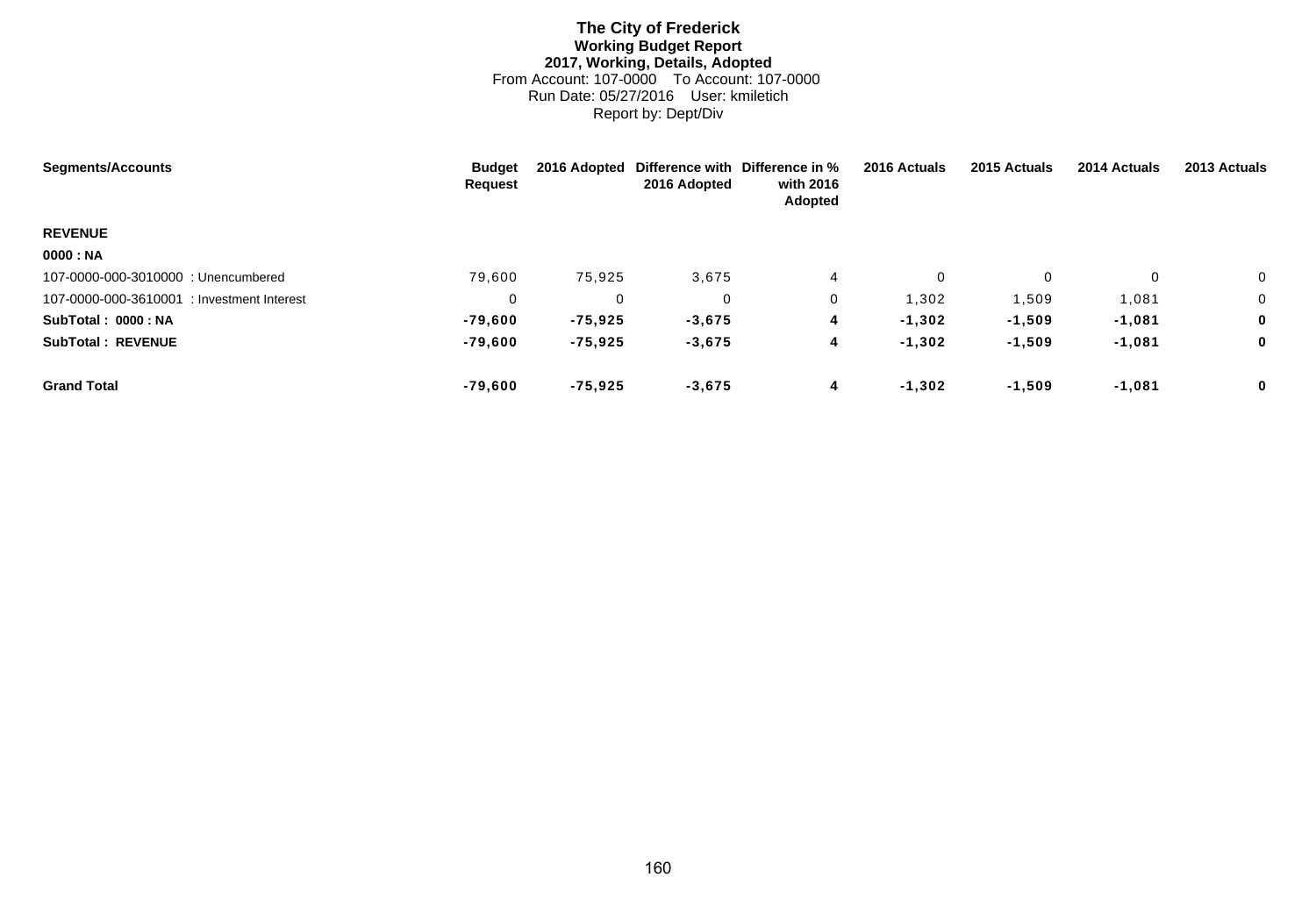# The City of Frederick

## Working Budget Report

### 2017, Working, Details, Adopted

From Account: 107-0000 To Account: 107-0000

Run Date: 05/27/2016 User: kmiletich

Report by: Dept/Div

| Segments/Accounts | Budget Request | 2016 Adopted | Difference with 2016 Adopted | Difference in % with 2016 Adopted | 2016 Actuals | 2015 Actuals | 2014 Actuals | 2013 Actuals |
|---|---|---|---|---|---|---|---|---|
| **REVENUE** | | | | | | | | |
| **0000 : NA** | | | | | | | | |
| 107-0000-000-3010000 : Unencumbered | 79,600 | 75,925 | 3,675 | 4 | 0 | 0 | 0 | 0 |
| 107-0000-000-3610001 : Investment Interest | 0 | 0 | 0 | 0 | 1,302 | 1,509 | 1,081 | 0 |
| **SubTotal : 0000 : NA** | **-79,600** | **-75,925** | **-3,675** | **4** | **-1,302** | **-1,509** | **-1,081** | **0** |
| **SubTotal : REVENUE** | **-79,600** | **-75,925** | **-3,675** | **4** | **-1,302** | **-1,509** | **-1,081** | **0** |
| **Grand Total** | **-79,600** | **-75,925** | **-3,675** | **4** | **-1,302** | **-1,509** | **-1,081** | **0** |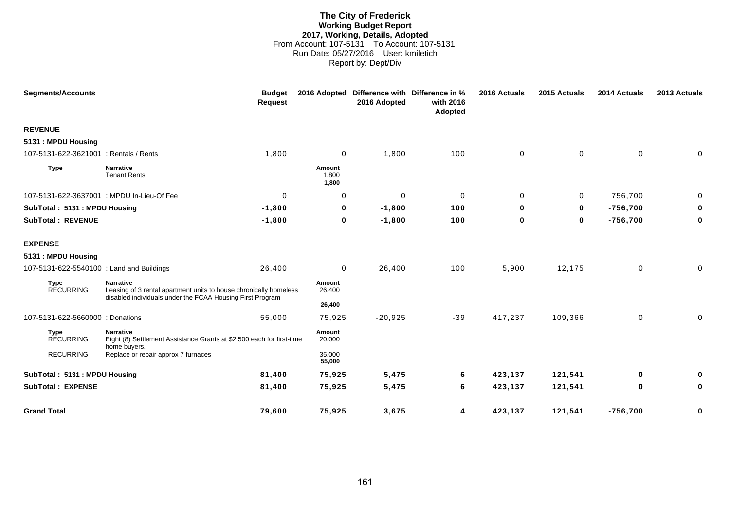# The City of Frederick
## Working Budget Report
### 2017, Working, Details, Adopted

From Account: 107-5131 To Account: 107-5131
Run Date: 05/27/2016 User: kmiletich
Report by: Dept/Div

| Segments/Accounts | | Budget Request | 2016 Adopted | Difference with 2016 Adopted | Difference in % with 2016 Adopted | 2016 Actuals | 2015 Actuals | 2014 Actuals | 2013 Actuals |
|---|---|---|---|---|---|---|---|---|---|
| **REVENUE** | | | | | | | | | |
| **5131 : MPDU Housing** | | | | | | | | | |
| 107-5131-622-3621001 : Rentals / Rents | | 1,800 | 0 | 1,800 | 100 | 0 | 0 | 0 | 0 |
| **Type** | **Narrative** | | **Amount** | | | | | | |
| | Tenant Rents | | 1,800 | | | | | | |
| | | | **1,800** | | | | | | |
| 107-5131-622-3637001 : MPDU In-Lieu-Of Fee | | 0 | 0 | 0 | 0 | 0 | 0 | 756,700 | 0 |
| **SubTotal : 5131 : MPDU Housing** | | **-1,800** | **0** | **-1,800** | **100** | **0** | **0** | **-756,700** | **0** |
| **SubTotal : REVENUE** | | **-1,800** | **0** | **-1,800** | **100** | **0** | **0** | **-756,700** | **0** |
| **EXPENSE** | | | | | | | | | |
| **5131 : MPDU Housing** | | | | | | | | | |
| 107-5131-622-5540100 : Land and Buildings | | 26,400 | 0 | 26,400 | 100 | 5,900 | 12,175 | 0 | 0 |
| **Type** | **Narrative** | | **Amount** | | | | | | |
| RECURRING | Leasing of 3 rental apartment units to house chronically homeless disabled individuals under the FCAA Housing First Program | | 26,400 | | | | | | |
| | | | **26,400** | | | | | | |
| 107-5131-622-5660000 : Donations | | 55,000 | 75,925 | -20,925 | -39 | 417,237 | 109,366 | 0 | 0 |
| **Type** | **Narrative** | | **Amount** | | | | | | |
| RECURRING | Eight (8) Settlement Assistance Grants at $2,500 each for first-time home buyers. | | 20,000 | | | | | | |
| RECURRING | Replace or repair approx 7 furnaces | | 35,000 | | | | | | |
| | | | **55,000** | | | | | | |
| **SubTotal : 5131 : MPDU Housing** | | **81,400** | **75,925** | **5,475** | **6** | **423,137** | **121,541** | **0** | **0** |
| **SubTotal : EXPENSE** | | **81,400** | **75,925** | **5,475** | **6** | **423,137** | **121,541** | **0** | **0** |
| **Grand Total** | | **79,600** | **75,925** | **3,675** | **4** | **423,137** | **121,541** | **-756,700** | **0** |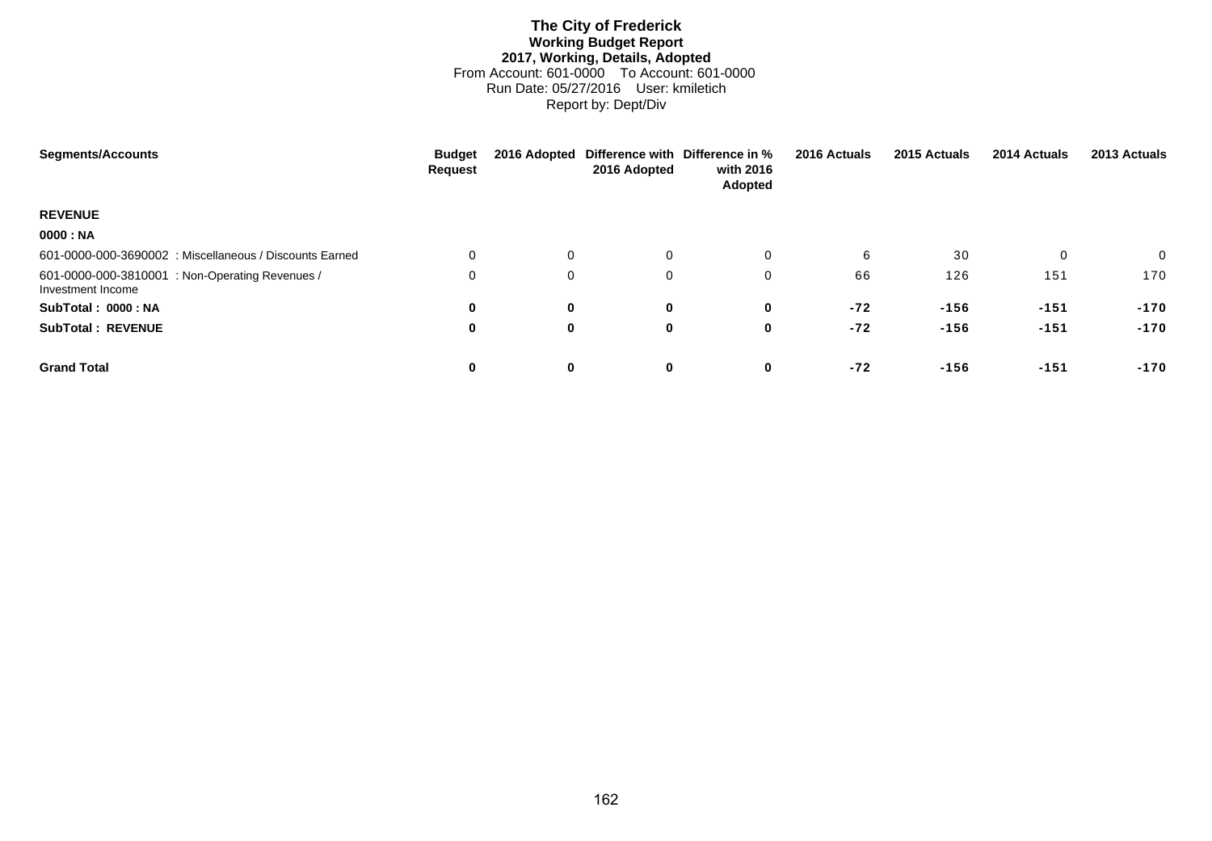# The City of Frederick

**Working Budget Report**

**2017, Working, Details, Adopted**

From Account: 601-0000 To Account: 601-0000

Run Date: 05/27/2016 User: kmiletich

Report by: Dept/Div

| Segments/Accounts | Budget Request | 2016 Adopted | Difference with 2016 Adopted | Difference in % with 2016 Adopted | 2016 Actuals | 2015 Actuals | 2014 Actuals | 2013 Actuals |
|---|---|---|---|---|---|---|---|---|
| **REVENUE** | | | | | | | | |
| **0000 : NA** | | | | | | | | |
| 601-0000-000-3690002 : Miscellaneous / Discounts Earned | 0 | 0 | 0 | 0 | 6 | 30 | 0 | 0 |
| 601-0000-000-3810001 : Non-Operating Revenues / Investment Income | 0 | 0 | 0 | 0 | 66 | 126 | 151 | 170 |
| **SubTotal : 0000 : NA** | **0** | **0** | **0** | **0** | **-72** | **-156** | **-151** | **-170** |
| **SubTotal : REVENUE** | **0** | **0** | **0** | **0** | **-72** | **-156** | **-151** | **-170** |
| **Grand Total** | **0** | **0** | **0** | **0** | **-72** | **-156** | **-151** | **-170** |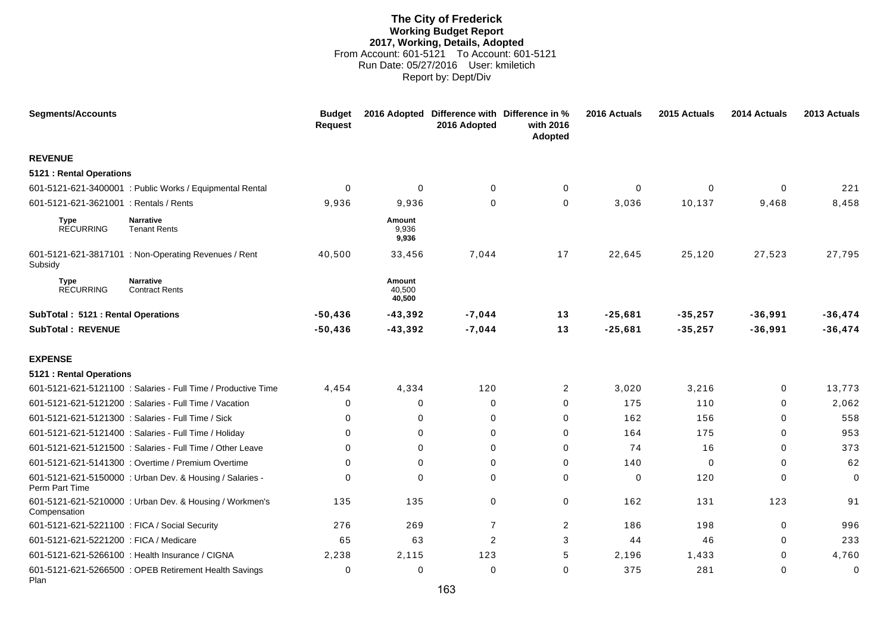# The City of Frederick
## Working Budget Report
### 2017, Working, Details, Adopted

From Account: 601-5121 To Account: 601-5121
Run Date: 05/27/2016 User: kmiletich
Report by: Dept/Div

| Segments/Accounts | Budget Request | 2016 Adopted | Difference with 2016 Adopted | Difference in % with 2016 Adopted | 2016 Actuals | 2015 Actuals | 2014 Actuals | 2013 Actuals |
|---|---|---|---|---|---|---|---|---|
| **REVENUE** | | | | | | | | |
| **5121 : Rental Operations** | | | | | | | | |
| 601-5121-621-3400001 : Public Works / Equipmental Rental | 0 | 0 | 0 | 0 | 0 | 0 | 0 | 221 |
| 601-5121-621-3621001 : Rentals / Rents | 9,936 | 9,936 | 0 | 0 | 3,036 | 10,137 | 9,468 | 8,458 |
| Type: RECURRING — Narrative: Tenant Rents | | Amount: 9,936 / 9,936 | | | | | | |
| 601-5121-621-3817101 : Non-Operating Revenues / Rent Subsidy | 40,500 | 33,456 | 7,044 | 17 | 22,645 | 25,120 | 27,523 | 27,795 |
| Type: RECURRING — Narrative: Contract Rents | | Amount: 40,500 / 40,500 | | | | | | |
| **SubTotal : 5121 : Rental Operations** | **-50,436** | **-43,392** | **-7,044** | **13** | **-25,681** | **-35,257** | **-36,991** | **-36,474** |
| **SubTotal : REVENUE** | **-50,436** | **-43,392** | **-7,044** | **13** | **-25,681** | **-35,257** | **-36,991** | **-36,474** |
| **EXPENSE** | | | | | | | | |
| **5121 : Rental Operations** | | | | | | | | |
| 601-5121-621-5121100 : Salaries - Full Time / Productive Time | 4,454 | 4,334 | 120 | 2 | 3,020 | 3,216 | 0 | 13,773 |
| 601-5121-621-5121200 : Salaries - Full Time / Vacation | 0 | 0 | 0 | 0 | 175 | 110 | 0 | 2,062 |
| 601-5121-621-5121300 : Salaries - Full Time / Sick | 0 | 0 | 0 | 0 | 162 | 156 | 0 | 558 |
| 601-5121-621-5121400 : Salaries - Full Time / Holiday | 0 | 0 | 0 | 0 | 164 | 175 | 0 | 953 |
| 601-5121-621-5121500 : Salaries - Full Time / Other Leave | 0 | 0 | 0 | 0 | 74 | 16 | 0 | 373 |
| 601-5121-621-5141300 : Overtime / Premium Overtime | 0 | 0 | 0 | 0 | 140 | 0 | 0 | 62 |
| 601-5121-621-5150000 : Urban Dev. & Housing / Salaries - Perm Part Time | 0 | 0 | 0 | 0 | 0 | 120 | 0 | 0 |
| 601-5121-621-5210000 : Urban Dev. & Housing / Workmen's Compensation | 135 | 135 | 0 | 0 | 162 | 131 | 123 | 91 |
| 601-5121-621-5221100 : FICA / Social Security | 276 | 269 | 7 | 2 | 186 | 198 | 0 | 996 |
| 601-5121-621-5221200 : FICA / Medicare | 65 | 63 | 2 | 3 | 44 | 46 | 0 | 233 |
| 601-5121-621-5266100 : Health Insurance / CIGNA | 2,238 | 2,115 | 123 | 5 | 2,196 | 1,433 | 0 | 4,760 |
| 601-5121-621-5266500 : OPEB Retirement Health Savings Plan | 0 | 0 | 0 | 0 | 375 | 281 | 0 | 0 |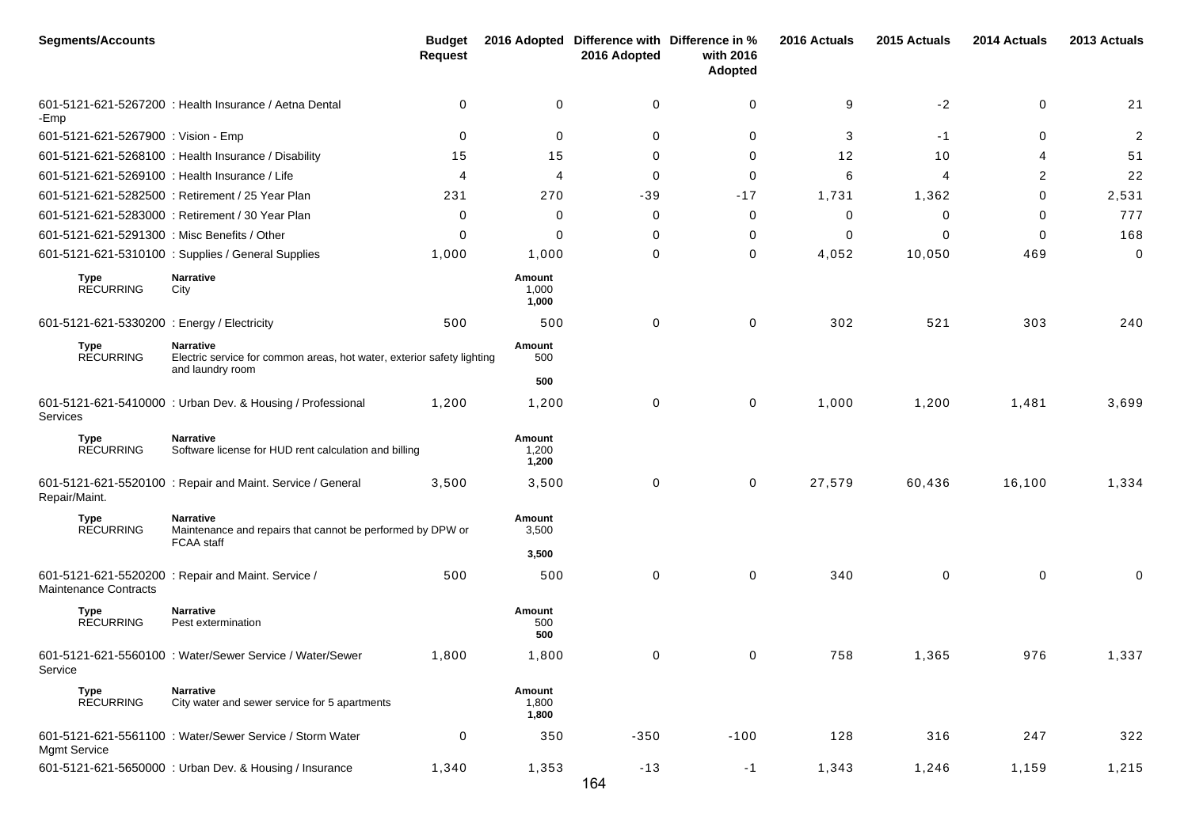| Segments/Accounts | Budget Request | 2016 Adopted | Difference with 2016 Adopted | Difference in % with 2016 Adopted | 2016 Actuals | 2015 Actuals | 2014 Actuals | 2013 Actuals |
|---|---|---|---|---|---|---|---|---|
| 601-5121-621-5267200 : Health Insurance / Aetna Dental -Emp | 0 | 0 | 0 | 0 | 9 | -2 | 0 | 21 |
| 601-5121-621-5267900 : Vision - Emp | 0 | 0 | 0 | 0 | 3 | -1 | 0 | 2 |
| 601-5121-621-5268100 : Health Insurance / Disability | 15 | 15 | 0 | 0 | 12 | 10 | 4 | 51 |
| 601-5121-621-5269100 : Health Insurance / Life | 4 | 4 | 0 | 0 | 6 | 4 | 2 | 22 |
| 601-5121-621-5282500 : Retirement / 25 Year Plan | 231 | 270 | -39 | -17 | 1,731 | 1,362 | 0 | 2,531 |
| 601-5121-621-5283000 : Retirement / 30 Year Plan | 0 | 0 | 0 | 0 | 0 | 0 | 0 | 777 |
| 601-5121-621-5291300 : Misc Benefits / Other | 0 | 0 | 0 | 0 | 0 | 0 | 0 | 168 |
| 601-5121-621-5310100 : Supplies / General Supplies | 1,000 | 1,000 | 0 | 0 | 4,052 | 10,050 | 469 | 0 |

| Type | Narrative | Amount |
|---|---|---|
| RECURRING | City | 1,000 |
| | | **1,000** |

| Segments/Accounts | Budget Request | 2016 Adopted | Difference with 2016 Adopted | Difference in % with 2016 Adopted | 2016 Actuals | 2015 Actuals | 2014 Actuals | 2013 Actuals |
|---|---|---|---|---|---|---|---|---|
| 601-5121-621-5330200 : Energy / Electricity | 500 | 500 | 0 | 0 | 302 | 521 | 303 | 240 |

| Type | Narrative | Amount |
|---|---|---|
| RECURRING | Electric service for common areas, hot water, exterior safety lighting and laundry room | 500 |
| | | **500** |

| Segments/Accounts | Budget Request | 2016 Adopted | Difference with 2016 Adopted | Difference in % with 2016 Adopted | 2016 Actuals | 2015 Actuals | 2014 Actuals | 2013 Actuals |
|---|---|---|---|---|---|---|---|---|
| 601-5121-621-5410000 : Urban Dev. & Housing / Professional Services | 1,200 | 1,200 | 0 | 0 | 1,000 | 1,200 | 1,481 | 3,699 |

| Type | Narrative | Amount |
|---|---|---|
| RECURRING | Software license for HUD rent calculation and billing | 1,200 |
| | | **1,200** |

| Segments/Accounts | Budget Request | 2016 Adopted | Difference with 2016 Adopted | Difference in % with 2016 Adopted | 2016 Actuals | 2015 Actuals | 2014 Actuals | 2013 Actuals |
|---|---|---|---|---|---|---|---|---|
| 601-5121-621-5520100 : Repair and Maint. Service / General Repair/Maint. | 3,500 | 3,500 | 0 | 0 | 27,579 | 60,436 | 16,100 | 1,334 |

| Type | Narrative | Amount |
|---|---|---|
| RECURRING | Maintenance and repairs that cannot be performed by DPW or FCAA staff | 3,500 |
| | | **3,500** |

| Segments/Accounts | Budget Request | 2016 Adopted | Difference with 2016 Adopted | Difference in % with 2016 Adopted | 2016 Actuals | 2015 Actuals | 2014 Actuals | 2013 Actuals |
|---|---|---|---|---|---|---|---|---|
| 601-5121-621-5520200 : Repair and Maint. Service / Maintenance Contracts | 500 | 500 | 0 | 0 | 340 | 0 | 0 | 0 |

| Type | Narrative | Amount |
|---|---|---|
| RECURRING | Pest extermination | 500 |
| | | **500** |

| Segments/Accounts | Budget Request | 2016 Adopted | Difference with 2016 Adopted | Difference in % with 2016 Adopted | 2016 Actuals | 2015 Actuals | 2014 Actuals | 2013 Actuals |
|---|---|---|---|---|---|---|---|---|
| 601-5121-621-5560100 : Water/Sewer Service / Water/Sewer Service | 1,800 | 1,800 | 0 | 0 | 758 | 1,365 | 976 | 1,337 |

| Type | Narrative | Amount |
|---|---|---|
| RECURRING | City water and sewer service for 5 apartments | 1,800 |
| | | **1,800** |

| Segments/Accounts | Budget Request | 2016 Adopted | Difference with 2016 Adopted | Difference in % with 2016 Adopted | 2016 Actuals | 2015 Actuals | 2014 Actuals | 2013 Actuals |
|---|---|---|---|---|---|---|---|---|
| 601-5121-621-5561100 : Water/Sewer Service / Storm Water Mgmt Service | 0 | 350 | -350 | -100 | 128 | 316 | 247 | 322 |
| 601-5121-621-5650000 : Urban Dev. & Housing / Insurance | 1,340 | 1,353 | -13 | -1 | 1,343 | 1,246 | 1,159 | 1,215 |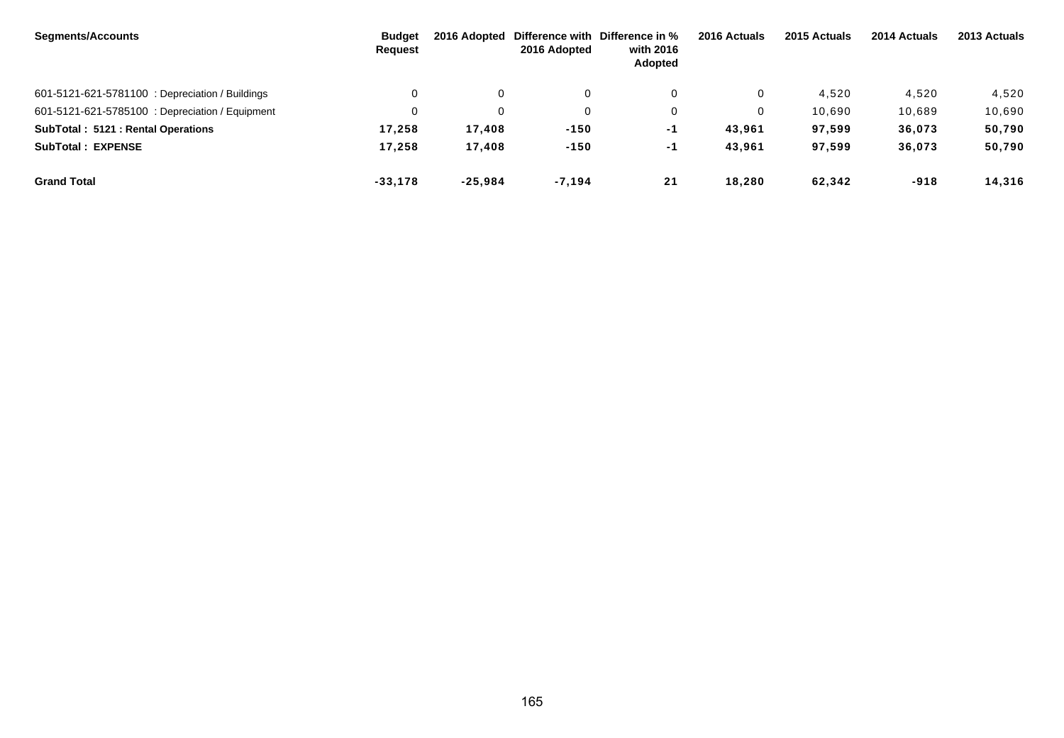| Segments/Accounts | Budget Request | 2016 Adopted | Difference with 2016 Adopted | Difference in % with 2016 Adopted | 2016 Actuals | 2015 Actuals | 2014 Actuals | 2013 Actuals |
|---|---|---|---|---|---|---|---|---|
| 601-5121-621-5781100 : Depreciation / Buildings | 0 | 0 | 0 | 0 | 0 | 4,520 | 4,520 | 4,520 |
| 601-5121-621-5785100 : Depreciation / Equipment | 0 | 0 | 0 | 0 | 0 | 10,690 | 10,689 | 10,690 |
| **SubTotal : 5121 : Rental Operations** | **17,258** | **17,408** | **-150** | **-1** | **43,961** | **97,599** | **36,073** | **50,790** |
| **SubTotal : EXPENSE** | **17,258** | **17,408** | **-150** | **-1** | **43,961** | **97,599** | **36,073** | **50,790** |
| **Grand Total** | **-33,178** | **-25,984** | **-7,194** | **21** | **18,280** | **62,342** | **-918** | **14,316** |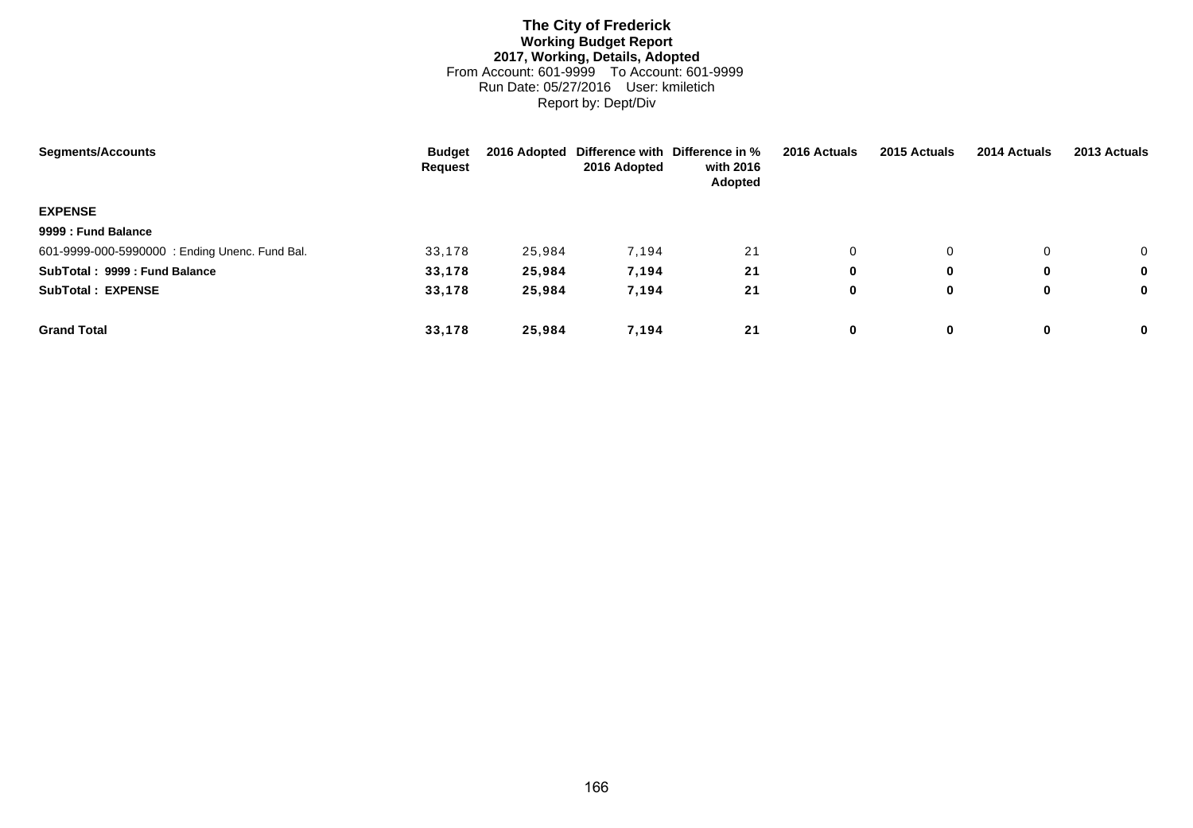# The City of Frederick
## Working Budget Report
### 2017, Working, Details, Adopted

From Account: 601-9999 To Account: 601-9999
Run Date: 05/27/2016 User: kmiletich
Report by: Dept/Div

| Segments/Accounts | Budget Request | 2016 Adopted | Difference with 2016 Adopted | Difference in % with 2016 Adopted | 2016 Actuals | 2015 Actuals | 2014 Actuals | 2013 Actuals |
|---|---|---|---|---|---|---|---|---|
| **EXPENSE** | | | | | | | | |
| **9999 : Fund Balance** | | | | | | | | |
| 601-9999-000-5990000 : Ending Unenc. Fund Bal. | 33,178 | 25,984 | 7,194 | 21 | 0 | 0 | 0 | 0 |
| **SubTotal : 9999 : Fund Balance** | **33,178** | **25,984** | **7,194** | **21** | **0** | **0** | **0** | **0** |
| **SubTotal : EXPENSE** | **33,178** | **25,984** | **7,194** | **21** | **0** | **0** | **0** | **0** |
| **Grand Total** | **33,178** | **25,984** | **7,194** | **21** | **0** | **0** | **0** | **0** |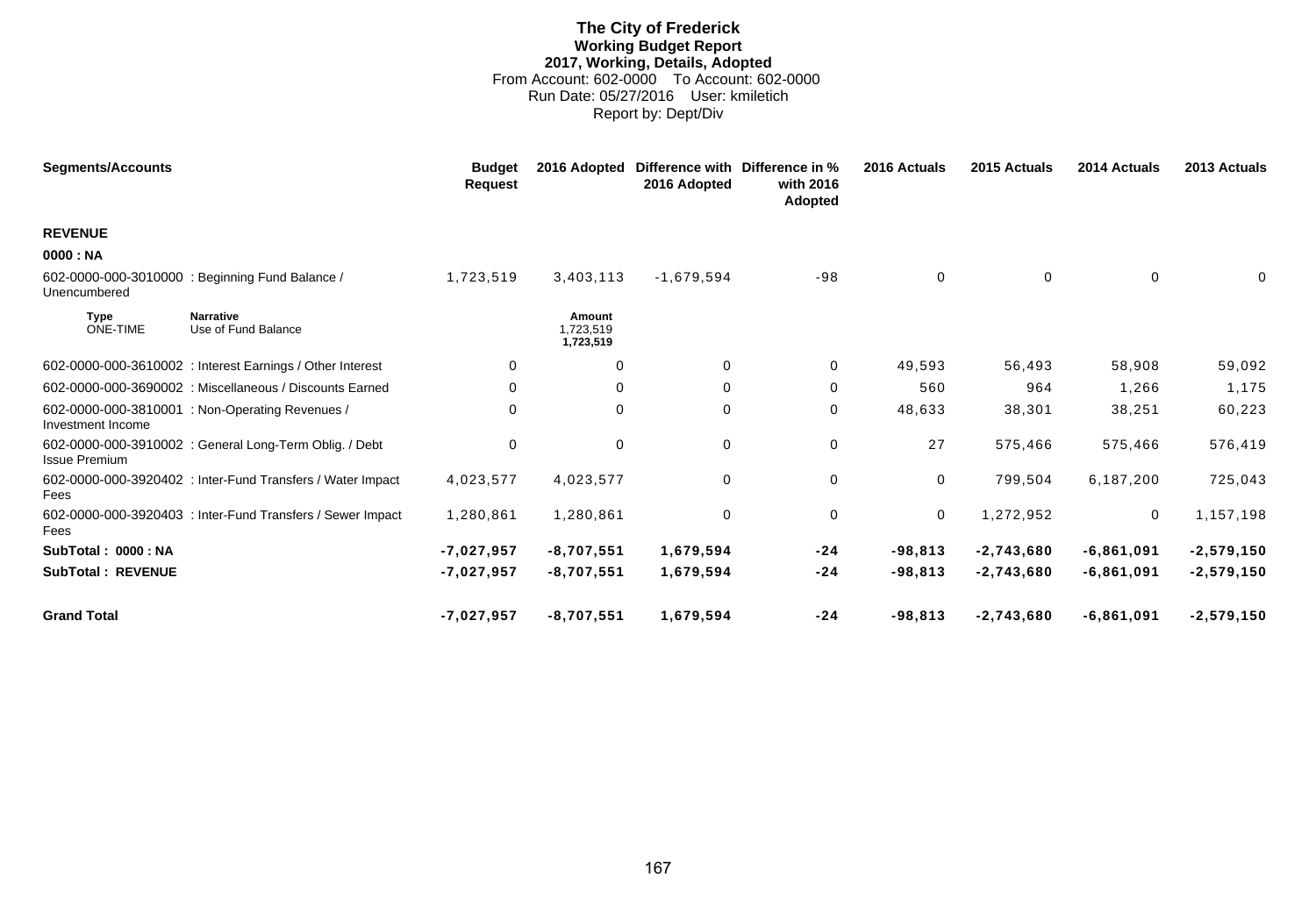# The City of Frederick

## Working Budget Report

### 2017, Working, Details, Adopted

From Account: 602-0000 To Account: 602-0000

Run Date: 05/27/2016 User: kmiletich

Report by: Dept/Div

| Segments/Accounts | Budget Request | 2016 Adopted | Difference with 2016 Adopted | Difference in % with 2016 Adopted | 2016 Actuals | 2015 Actuals | 2014 Actuals | 2013 Actuals |
|---|---|---|---|---|---|---|---|---|
| **REVENUE** | | | | | | | | |
| **0000 : NA** | | | | | | | | |
| 602-0000-000-3010000 : Beginning Fund Balance / Unencumbered | 1,723,519 | 3,403,113 | -1,679,594 | -98 | 0 | 0 | 0 | 0 |
| **Type** ONE-TIME — **Narrative** Use of Fund Balance | | **Amount** 1,723,519 **1,723,519** | | | | | | |
| 602-0000-000-3610002 : Interest Earnings / Other Interest | 0 | 0 | 0 | 0 | 49,593 | 56,493 | 58,908 | 59,092 |
| 602-0000-000-3690002 : Miscellaneous / Discounts Earned | 0 | 0 | 0 | 0 | 560 | 964 | 1,266 | 1,175 |
| 602-0000-000-3810001 : Non-Operating Revenues / Investment Income | 0 | 0 | 0 | 0 | 48,633 | 38,301 | 38,251 | 60,223 |
| 602-0000-000-3910002 : General Long-Term Oblig. / Debt Issue Premium | 0 | 0 | 0 | 0 | 27 | 575,466 | 575,466 | 576,419 |
| 602-0000-000-3920402 : Inter-Fund Transfers / Water Impact Fees | 4,023,577 | 4,023,577 | 0 | 0 | 0 | 799,504 | 6,187,200 | 725,043 |
| 602-0000-000-3920403 : Inter-Fund Transfers / Sewer Impact Fees | 1,280,861 | 1,280,861 | 0 | 0 | 0 | 1,272,952 | 0 | 1,157,198 |
| **SubTotal : 0000 : NA** | **-7,027,957** | **-8,707,551** | **1,679,594** | **-24** | **-98,813** | **-2,743,680** | **-6,861,091** | **-2,579,150** |
| **SubTotal : REVENUE** | **-7,027,957** | **-8,707,551** | **1,679,594** | **-24** | **-98,813** | **-2,743,680** | **-6,861,091** | **-2,579,150** |
| **Grand Total** | **-7,027,957** | **-8,707,551** | **1,679,594** | **-24** | **-98,813** | **-2,743,680** | **-6,861,091** | **-2,579,150** |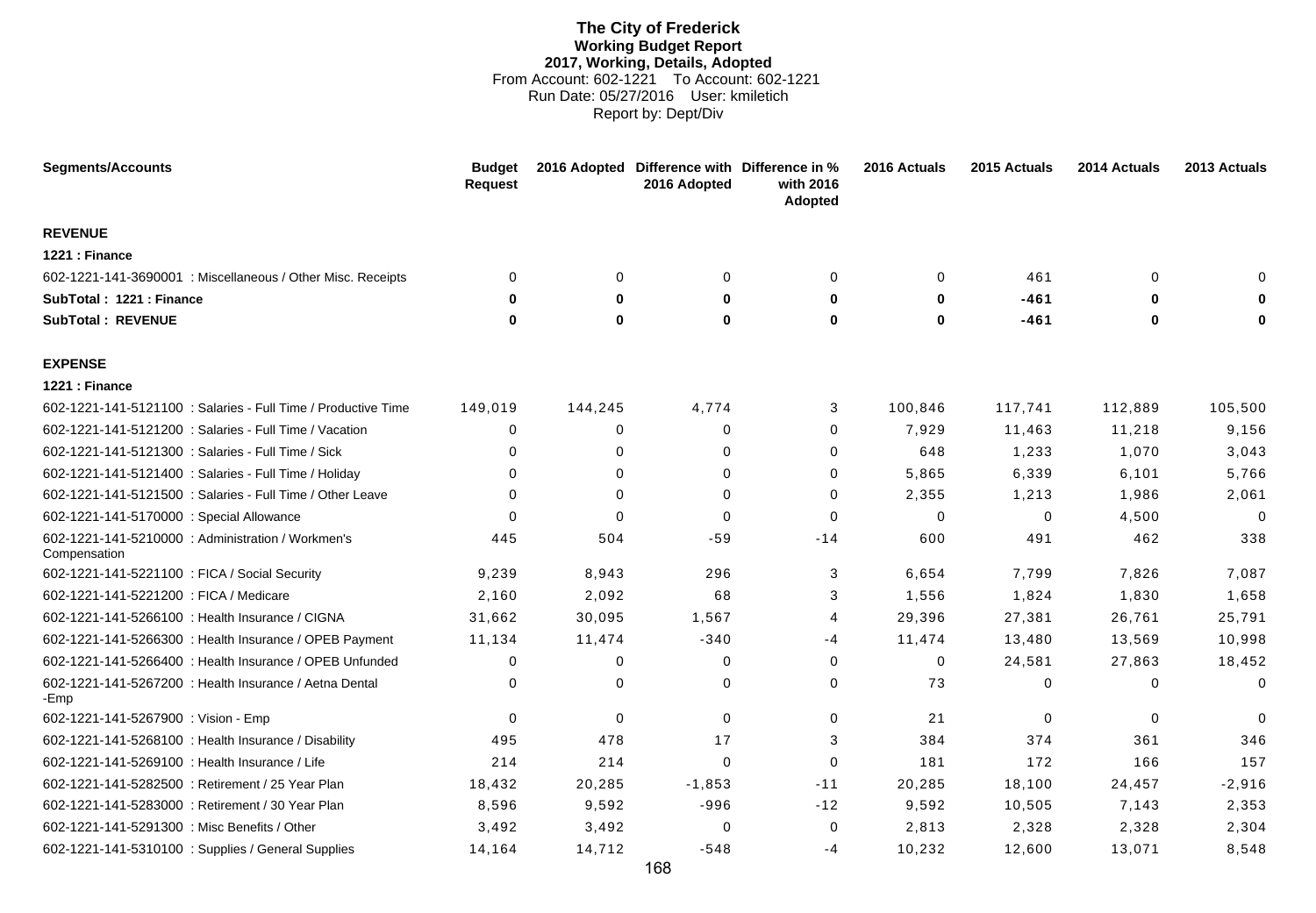# The City of Frederick
## Working Budget Report
### 2017, Working, Details, Adopted

From Account: 602-1221 To Account: 602-1221
Run Date: 05/27/2016 User: kmiletich
Report by: Dept/Div

| Segments/Accounts | Budget Request | 2016 Adopted | Difference with 2016 Adopted | Difference in % with 2016 Adopted | 2016 Actuals | 2015 Actuals | 2014 Actuals | 2013 Actuals |
|---|---|---|---|---|---|---|---|---|
| **REVENUE** | | | | | | | | |
| **1221 : Finance** | | | | | | | | |
| 602-1221-3690001 : Miscellaneous / Other Misc. Receipts | 0 | 0 | 0 | 0 | 0 | 461 | 0 | 0 |
| **SubTotal : 1221 : Finance** | **0** | **0** | **0** | **0** | **0** | **-461** | **0** | **0** |
| **SubTotal : REVENUE** | **0** | **0** | **0** | **0** | **0** | **-461** | **0** | **0** |
| **EXPENSE** | | | | | | | | |
| **1221 : Finance** | | | | | | | | |
| 602-1221-141-5121100 : Salaries - Full Time / Productive Time | 149,019 | 144,245 | 4,774 | 3 | 100,846 | 117,741 | 112,889 | 105,500 |
| 602-1221-141-5121200 : Salaries - Full Time / Vacation | 0 | 0 | 0 | 0 | 7,929 | 11,463 | 11,218 | 9,156 |
| 602-1221-141-5121300 : Salaries - Full Time / Sick | 0 | 0 | 0 | 0 | 648 | 1,233 | 1,070 | 3,043 |
| 602-1221-141-5121400 : Salaries - Full Time / Holiday | 0 | 0 | 0 | 0 | 5,865 | 6,339 | 6,101 | 5,766 |
| 602-1221-141-5121500 : Salaries - Full Time / Other Leave | 0 | 0 | 0 | 0 | 2,355 | 1,213 | 1,986 | 2,061 |
| 602-1221-141-5170000 : Special Allowance | 0 | 0 | 0 | 0 | 0 | 0 | 4,500 | 0 |
| 602-1221-141-5210000 : Administration / Workmen's Compensation | 445 | 504 | -59 | -14 | 600 | 491 | 462 | 338 |
| 602-1221-141-5221100 : FICA / Social Security | 9,239 | 8,943 | 296 | 3 | 6,654 | 7,799 | 7,826 | 7,087 |
| 602-1221-141-5221200 : FICA / Medicare | 2,160 | 2,092 | 68 | 3 | 1,556 | 1,824 | 1,830 | 1,658 |
| 602-1221-141-5266100 : Health Insurance / CIGNA | 31,662 | 30,095 | 1,567 | 4 | 29,396 | 27,381 | 26,761 | 25,791 |
| 602-1221-141-5266300 : Health Insurance / OPEB Payment | 11,134 | 11,474 | -340 | -4 | 11,474 | 13,480 | 13,569 | 10,998 |
| 602-1221-141-5266400 : Health Insurance / OPEB Unfunded | 0 | 0 | 0 | 0 | 0 | 24,581 | 27,863 | 18,452 |
| 602-1221-141-5267200 : Health Insurance / Aetna Dental -Emp | 0 | 0 | 0 | 0 | 73 | 0 | 0 | 0 |
| 602-1221-141-5267900 : Vision - Emp | 0 | 0 | 0 | 0 | 21 | 0 | 0 | 0 |
| 602-1221-141-5268100 : Health Insurance / Disability | 495 | 478 | 17 | 3 | 384 | 374 | 361 | 346 |
| 602-1221-141-5269100 : Health Insurance / Life | 214 | 214 | 0 | 0 | 181 | 172 | 166 | 157 |
| 602-1221-141-5282500 : Retirement / 25 Year Plan | 18,432 | 20,285 | -1,853 | -11 | 20,285 | 18,100 | 24,457 | -2,916 |
| 602-1221-141-5283000 : Retirement / 30 Year Plan | 8,596 | 9,592 | -996 | -12 | 9,592 | 10,505 | 7,143 | 2,353 |
| 602-1221-141-5291300 : Misc Benefits / Other | 3,492 | 3,492 | 0 | 0 | 2,813 | 2,328 | 2,328 | 2,304 |
| 602-1221-141-5310100 : Supplies / General Supplies | 14,164 | 14,712 | -548 | -4 | 10,232 | 12,600 | 13,071 | 8,548 |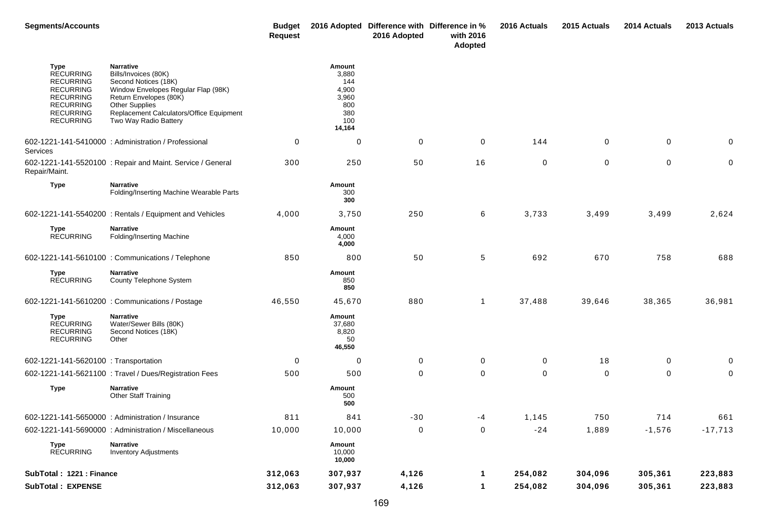| Segments/Accounts | | Budget Request | 2016 Adopted | Difference with 2016 Adopted | Difference in % with 2016 Adopted | 2016 Actuals | 2015 Actuals | 2014 Actuals | 2013 Actuals |
|---|---|---|---|---|---|---|---|---|---|
| **Type** | **Narrative** | | **Amount** | | | | | | |
| RECURRING | Bills/Invoices (80K) | | 3,880 | | | | | | |
| RECURRING | Second Notices (18K) | | 144 | | | | | | |
| RECURRING | Window Envelopes Regular Flap (98K) | | 4,900 | | | | | | |
| RECURRING | Return Envelopes (80K) | | 3,960 | | | | | | |
| RECURRING | Other Supplies | | 800 | | | | | | |
| RECURRING | Replacement Calculators/Office Equipment | | 380 | | | | | | |
| RECURRING | Two Way Radio Battery | | 100 | | | | | | |
| | | | **14,164** | | | | | | |
| 602-1221-141-5410000 : Administration / Professional Services | | 0 | 0 | 0 | 0 | 144 | 0 | 0 | 0 |
| 602-1221-141-5520100 : Repair and Maint. Service / General Repair/Maint. | | 300 | 250 | 50 | 16 | 0 | 0 | 0 | 0 |
| **Type** | **Narrative** | | **Amount** | | | | | | |
| | Folding/Inserting Machine Wearable Parts | | 300 | | | | | | |
| | | | **300** | | | | | | |
| 602-1221-141-5540200 : Rentals / Equipment and Vehicles | | 4,000 | 3,750 | 250 | 6 | 3,733 | 3,499 | 3,499 | 2,624 |
| **Type** | **Narrative** | | **Amount** | | | | | | |
| RECURRING | Folding/Inserting Machine | | 4,000 | | | | | | |
| | | | **4,000** | | | | | | |
| 602-1221-141-5610100 : Communications / Telephone | | 850 | 800 | 50 | 5 | 692 | 670 | 758 | 688 |
| **Type** | **Narrative** | | **Amount** | | | | | | |
| RECURRING | County Telephone System | | 850 | | | | | | |
| | | | **850** | | | | | | |
| 602-1221-141-5610200 : Communications / Postage | | 46,550 | 45,670 | 880 | 1 | 37,488 | 39,646 | 38,365 | 36,981 |
| **Type** | **Narrative** | | **Amount** | | | | | | |
| RECURRING | Water/Sewer Bills (80K) | | 37,680 | | | | | | |
| RECURRING | Second Notices (18K) | | 8,820 | | | | | | |
| RECURRING | Other | | 50 | | | | | | |
| | | | **46,550** | | | | | | |
| 602-1221-141-5620100 : Transportation | | 0 | 0 | 0 | 0 | 0 | 18 | 0 | 0 |
| 602-1221-141-5621100 : Travel / Dues/Registration Fees | | 500 | 500 | 0 | 0 | 0 | 0 | 0 | 0 |
| **Type** | **Narrative** | | **Amount** | | | | | | |
| | Other Staff Training | | 500 | | | | | | |
| | | | **500** | | | | | | |
| 602-1221-141-5650000 : Administration / Insurance | | 811 | 841 | -30 | -4 | 1,145 | 750 | 714 | 661 |
| 602-1221-141-5690000 : Administration / Miscellaneous | | 10,000 | 10,000 | 0 | 0 | -24 | 1,889 | -1,576 | -17,713 |
| **Type** | **Narrative** | | **Amount** | | | | | | |
| RECURRING | Inventory Adjustments | | 10,000 | | | | | | |
| | | | **10,000** | | | | | | |
| **SubTotal : 1221 : Finance** | | **312,063** | **307,937** | **4,126** | **1** | **254,082** | **304,096** | **305,361** | **223,883** |
| **SubTotal : EXPENSE** | | **312,063** | **307,937** | **4,126** | **1** | **254,082** | **304,096** | **305,361** | **223,883** |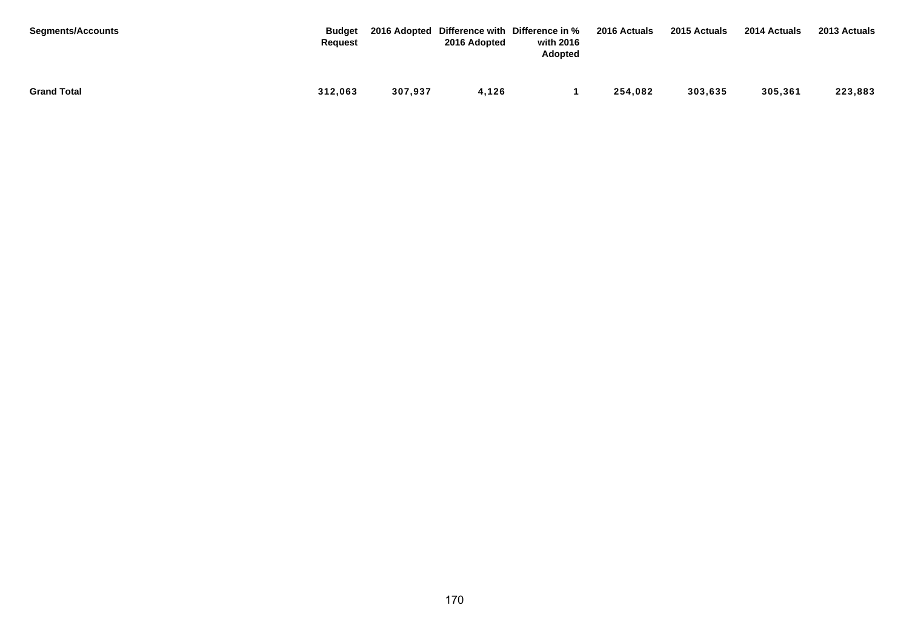| Segments/Accounts | Budget Request | 2016 Adopted | Difference with 2016 Adopted | Difference in % with 2016 Adopted | 2016 Actuals | 2015 Actuals | 2014 Actuals | 2013 Actuals |
|---|---|---|---|---|---|---|---|---|
| **Grand Total** | **312,063** | **307,937** | **4,126** | **1** | **254,082** | **303,635** | **305,361** | **223,883** |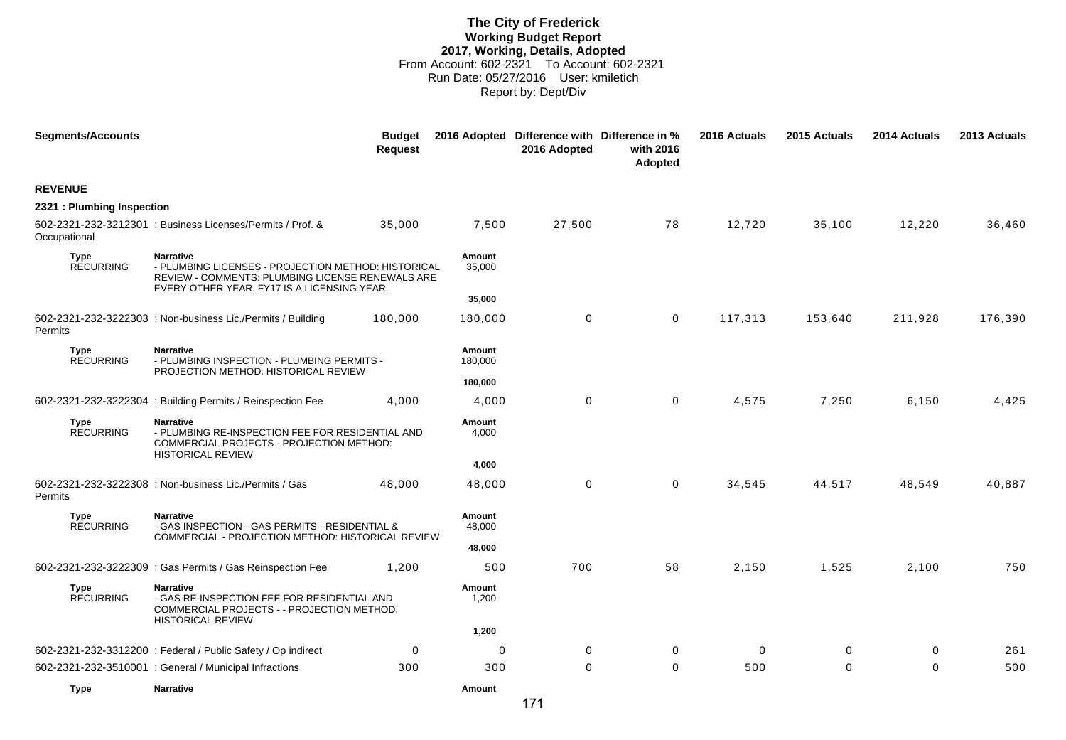# The City of Frederick
## Working Budget Report
### 2017, Working, Details, Adopted

From Account: 602-2321 To Account: 602-2321

Run Date: 05/27/2016 User: kmiletich

Report by: Dept/Div

| Segments/Accounts | Budget Request | 2016 Adopted | Difference with 2016 Adopted | Difference in % with 2016 Adopted | 2016 Actuals | 2015 Actuals | 2014 Actuals | 2013 Actuals |
|---|---|---|---|---|---|---|---|---|
| **REVENUE** | | | | | | | | |
| **2321 : Plumbing Inspection** | | | | | | | | |
| 602-2321-232-3212301 : Business Licenses/Permits / Prof. & Occupational | 35,000 | 7,500 | 27,500 | 78 | 12,720 | 35,100 | 12,220 | 36,460 |
| 602-2321-232-3222303 : Non-business Lic./Permits / Building Permits | 180,000 | 180,000 | 0 | 0 | 117,313 | 153,640 | 211,928 | 176,390 |
| 602-2321-232-3222304 : Building Permits / Reinspection Fee | 4,000 | 4,000 | 0 | 0 | 4,575 | 7,250 | 6,150 | 4,425 |
| 602-2321-232-3222308 : Non-business Lic./Permits / Gas Permits | 48,000 | 48,000 | 0 | 0 | 34,545 | 44,517 | 48,549 | 40,887 |
| 602-2321-232-3222309 : Gas Permits / Gas Reinspection Fee | 1,200 | 500 | 700 | 58 | 2,150 | 1,525 | 2,100 | 750 |
| 602-2321-232-3312200 : Federal / Public Safety / Op indirect | 0 | 0 | 0 | 0 | 0 | 0 | 0 | 261 |
| 602-2321-232-3510001 : General / Municipal Infractions | 300 | 300 | 0 | 0 | 500 | 0 | 0 | 500 |

**602-2321-232-3212301**

| Type | Narrative | Amount |
|---|---|---|
| RECURRING | - PLUMBING LICENSES - PROJECTION METHOD: HISTORICAL REVIEW - COMMENTS: PLUMBING LICENSE RENEWALS ARE EVERY OTHER YEAR. FY17 IS A LICENSING YEAR. | 35,000 |
| | | **35,000** |

**602-2321-232-3222303**

| Type | Narrative | Amount |
|---|---|---|
| RECURRING | - PLUMBING INSPECTION - PLUMBING PERMITS - PROJECTION METHOD: HISTORICAL REVIEW | 180,000 |
| | | **180,000** |

**602-2321-232-3222304**

| Type | Narrative | Amount |
|---|---|---|
| RECURRING | - PLUMBING RE-INSPECTION FEE FOR RESIDENTIAL AND COMMERCIAL PROJECTS - PROJECTION METHOD: HISTORICAL REVIEW | 4,000 |
| | | **4,000** |

**602-2321-232-3222308**

| Type | Narrative | Amount |
|---|---|---|
| RECURRING | - GAS INSPECTION - GAS PERMITS - RESIDENTIAL & COMMERCIAL - PROJECTION METHOD: HISTORICAL REVIEW | 48,000 |
| | | **48,000** |

**602-2321-232-3222309**

| Type | Narrative | Amount |
|---|---|---|
| RECURRING | - GAS RE-INSPECTION FEE FOR RESIDENTIAL AND COMMERCIAL PROJECTS - - PROJECTION METHOD: HISTORICAL REVIEW | 1,200 |
| | | **1,200** |

**602-2321-232-3510001**

| Type | Narrative | Amount |
|---|---|---|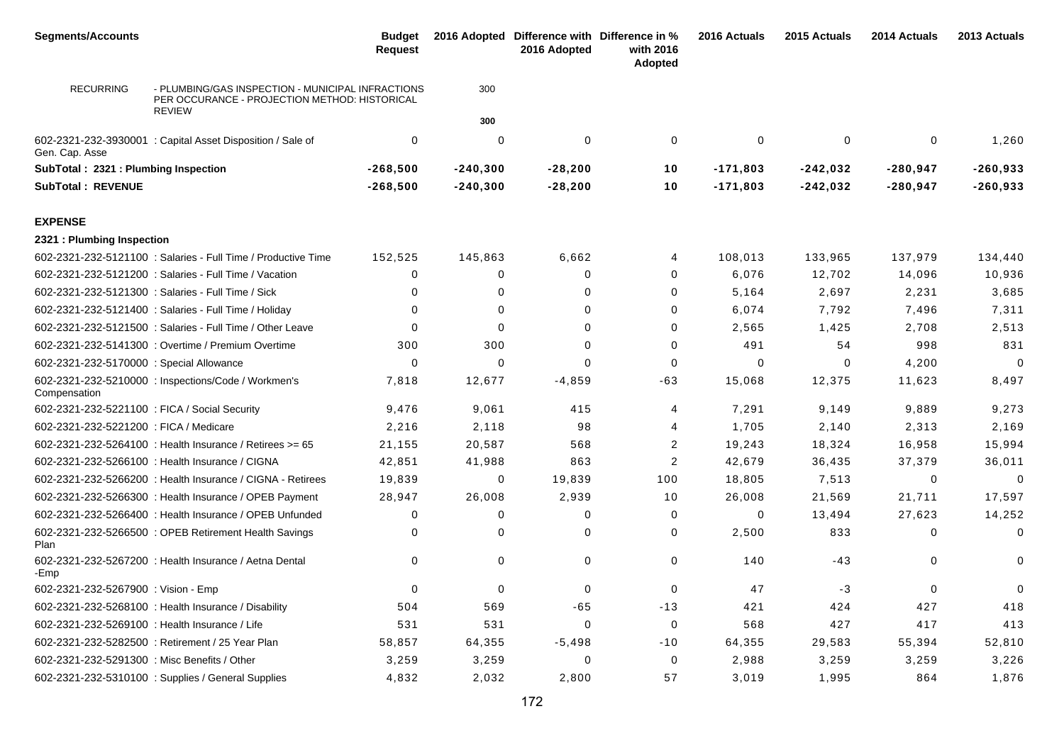| Segments/Accounts | Budget Request | 2016 Adopted | Difference with 2016 Adopted | Difference in % with 2016 Adopted | 2016 Actuals | 2015 Actuals | 2014 Actuals | 2013 Actuals |
|---|---|---|---|---|---|---|---|---|
| RECURRING - PLUMBING/GAS INSPECTION - MUNICIPAL INFRACTIONS PER OCCURANCE - PROJECTION METHOD: HISTORICAL REVIEW | | 300 | | | | | | |
| | | **300** | | | | | | |
| 602-2321-232-3930001 : Capital Asset Disposition / Sale of Gen. Cap. Asse | 0 | 0 | 0 | 0 | 0 | 0 | 0 | 1,260 |
| **SubTotal : 2321 : Plumbing Inspection** | **-268,500** | **-240,300** | **-28,200** | **10** | **-171,803** | **-242,032** | **-280,947** | **-260,933** |
| **SubTotal : REVENUE** | **-268,500** | **-240,300** | **-28,200** | **10** | **-171,803** | **-242,032** | **-280,947** | **-260,933** |
| **EXPENSE** | | | | | | | | |
| **2321 : Plumbing Inspection** | | | | | | | | |
| 602-2321-232-5121100 : Salaries - Full Time / Productive Time | 152,525 | 145,863 | 6,662 | 4 | 108,013 | 133,965 | 137,979 | 134,440 |
| 602-2321-232-5121200 : Salaries - Full Time / Vacation | 0 | 0 | 0 | 0 | 6,076 | 12,702 | 14,096 | 10,936 |
| 602-2321-232-5121300 : Salaries - Full Time / Sick | 0 | 0 | 0 | 0 | 5,164 | 2,697 | 2,231 | 3,685 |
| 602-2321-232-5121400 : Salaries - Full Time / Holiday | 0 | 0 | 0 | 0 | 6,074 | 7,792 | 7,496 | 7,311 |
| 602-2321-232-5121500 : Salaries - Full Time / Other Leave | 0 | 0 | 0 | 0 | 2,565 | 1,425 | 2,708 | 2,513 |
| 602-2321-232-5141300 : Overtime / Premium Overtime | 300 | 300 | 0 | 0 | 491 | 54 | 998 | 831 |
| 602-2321-232-5170000 : Special Allowance | 0 | 0 | 0 | 0 | 0 | 0 | 4,200 | 0 |
| 602-2321-232-5210000 : Inspections/Code / Workmen's Compensation | 7,818 | 12,677 | -4,859 | -63 | 15,068 | 12,375 | 11,623 | 8,497 |
| 602-2321-232-5221100 : FICA / Social Security | 9,476 | 9,061 | 415 | 4 | 7,291 | 9,149 | 9,889 | 9,273 |
| 602-2321-232-5221200 : FICA / Medicare | 2,216 | 2,118 | 98 | 4 | 1,705 | 2,140 | 2,313 | 2,169 |
| 602-2321-232-5264100 : Health Insurance / Retirees >= 65 | 21,155 | 20,587 | 568 | 2 | 19,243 | 18,324 | 16,958 | 15,994 |
| 602-2321-232-5266100 : Health Insurance / CIGNA | 42,851 | 41,988 | 863 | 2 | 42,679 | 36,435 | 37,379 | 36,011 |
| 602-2321-232-5266200 : Health Insurance / CIGNA - Retirees | 19,839 | 0 | 19,839 | 100 | 18,805 | 7,513 | 0 | 0 |
| 602-2321-232-5266300 : Health Insurance / OPEB Payment | 28,947 | 26,008 | 2,939 | 10 | 26,008 | 21,569 | 21,711 | 17,597 |
| 602-2321-232-5266400 : Health Insurance / OPEB Unfunded | 0 | 0 | 0 | 0 | 0 | 13,494 | 27,623 | 14,252 |
| 602-2321-232-5266500 : OPEB Retirement Health Savings Plan | 0 | 0 | 0 | 0 | 2,500 | 833 | 0 | 0 |
| 602-2321-232-5267200 : Health Insurance / Aetna Dental -Emp | 0 | 0 | 0 | 0 | 140 | -43 | 0 | 0 |
| 602-2321-232-5267900 : Vision - Emp | 0 | 0 | 0 | 0 | 47 | -3 | 0 | 0 |
| 602-2321-232-5268100 : Health Insurance / Disability | 504 | 569 | -65 | -13 | 421 | 424 | 427 | 418 |
| 602-2321-232-5269100 : Health Insurance / Life | 531 | 531 | 0 | 0 | 568 | 427 | 417 | 413 |
| 602-2321-232-5282500 : Retirement / 25 Year Plan | 58,857 | 64,355 | -5,498 | -10 | 64,355 | 29,583 | 55,394 | 52,810 |
| 602-2321-232-5291300 : Misc Benefits / Other | 3,259 | 3,259 | 0 | 0 | 2,988 | 3,259 | 3,259 | 3,226 |
| 602-2321-232-5310100 : Supplies / General Supplies | 4,832 | 2,032 | 2,800 | 57 | 3,019 | 1,995 | 864 | 1,876 |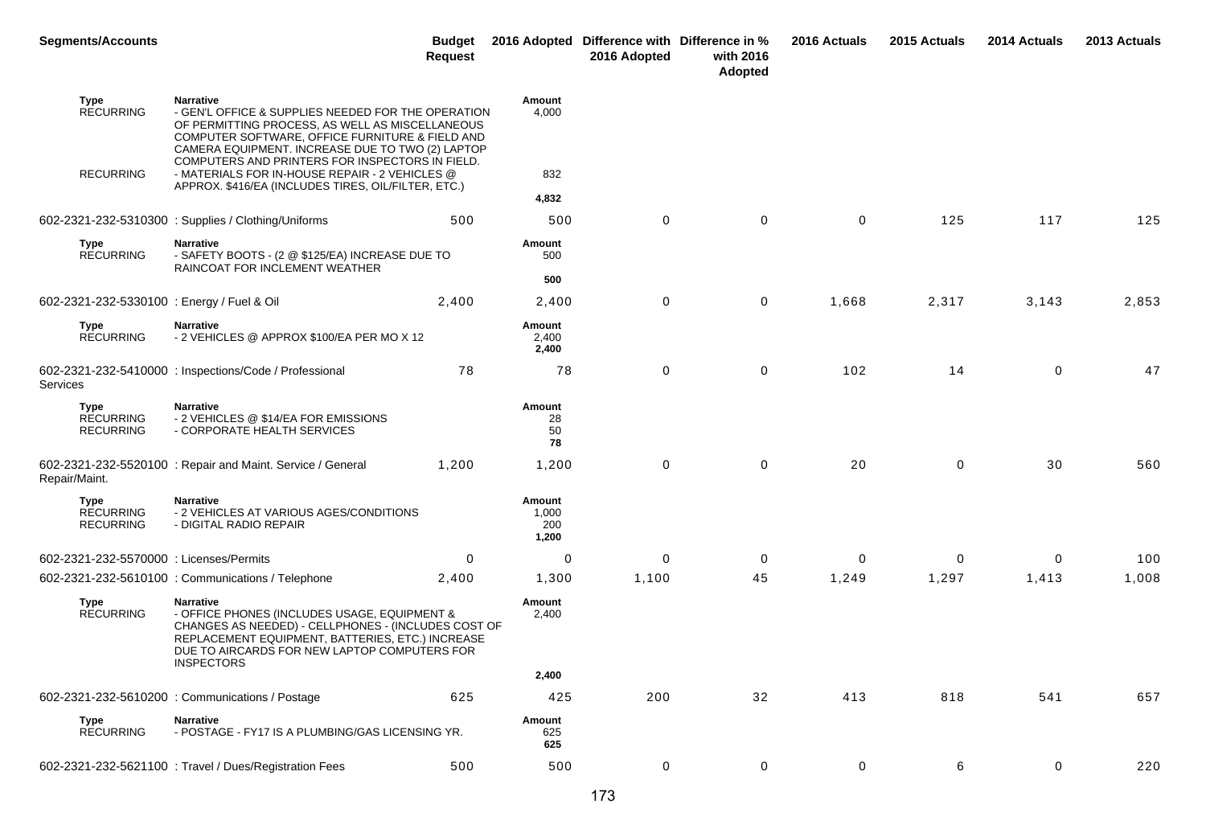| Segments/Accounts | | Budget Request | 2016 Adopted | Difference with 2016 Adopted | Difference in % with 2016 Adopted | 2016 Actuals | 2015 Actuals | 2014 Actuals | 2013 Actuals |
|---|---|---|---|---|---|---|---|---|---|
| **Type** | **Narrative** | | **Amount** | | | | | | |
| RECURRING | - GEN'L OFFICE & SUPPLIES NEEDED FOR THE OPERATION OF PERMITTING PROCESS, AS WELL AS MISCELLANEOUS COMPUTER SOFTWARE, OFFICE FURNITURE & FIELD AND CAMERA EQUIPMENT. INCREASE DUE TO TWO (2) LAPTOP COMPUTERS AND PRINTERS FOR INSPECTORS IN FIELD. | | 4,000 | | | | | | |
| RECURRING | - MATERIALS FOR IN-HOUSE REPAIR - 2 VEHICLES @ APPROX. $416/EA (INCLUDES TIRES, OIL/FILTER, ETC.) | | 832 | | | | | | |
| | | | **4,832** | | | | | | |
| 602-2321-232-5310300 | : Supplies / Clothing/Uniforms | 500 | 500 | 0 | 0 | 0 | 125 | 117 | 125 |
| **Type** | **Narrative** | | **Amount** | | | | | | |
| RECURRING | - SAFETY BOOTS - (2 @ $125/EA) INCREASE DUE TO RAINCOAT FOR INCLEMENT WEATHER | | 500 | | | | | | |
| | | | **500** | | | | | | |
| 602-2321-232-5330100 | : Energy / Fuel & Oil | 2,400 | 2,400 | 0 | 0 | 1,668 | 2,317 | 3,143 | 2,853 |
| **Type** | **Narrative** | | **Amount** | | | | | | |
| RECURRING | - 2 VEHICLES @ APPROX $100/EA PER MO X 12 | | 2,400 | | | | | | |
| | | | **2,400** | | | | | | |
| 602-2321-232-5410000 | : Inspections/Code / Professional Services | 78 | 78 | 0 | 0 | 102 | 14 | 0 | 47 |
| **Type** | **Narrative** | | **Amount** | | | | | | |
| RECURRING | - 2 VEHICLES @ $14/EA FOR EMISSIONS | | 28 | | | | | | |
| RECURRING | - CORPORATE HEALTH SERVICES | | 50 | | | | | | |
| | | | **78** | | | | | | |
| 602-2321-232-5520100 | : Repair and Maint. Service / General Repair/Maint. | 1,200 | 1,200 | 0 | 0 | 20 | 0 | 30 | 560 |
| **Type** | **Narrative** | | **Amount** | | | | | | |
| RECURRING | - 2 VEHICLES AT VARIOUS AGES/CONDITIONS | | 1,000 | | | | | | |
| RECURRING | - DIGITAL RADIO REPAIR | | 200 | | | | | | |
| | | | **1,200** | | | | | | |
| 602-2321-232-5570000 | : Licenses/Permits | 0 | 0 | 0 | 0 | 0 | 0 | 0 | 100 |
| 602-2321-232-5610100 | : Communications / Telephone | 2,400 | 1,300 | 1,100 | 45 | 1,249 | 1,297 | 1,413 | 1,008 |
| **Type** | **Narrative** | | **Amount** | | | | | | |
| RECURRING | - OFFICE PHONES (INCLUDES USAGE, EQUIPMENT & CHANGES AS NEEDED) - CELLPHONES - (INCLUDES COST OF REPLACEMENT EQUIPMENT, BATTERIES, ETC.) INCREASE DUE TO AIRCARDS FOR NEW LAPTOP COMPUTERS FOR INSPECTORS | | 2,400 | | | | | | |
| | | | **2,400** | | | | | | |
| 602-2321-232-5610200 | : Communications / Postage | 625 | 425 | 200 | 32 | 413 | 818 | 541 | 657 |
| **Type** | **Narrative** | | **Amount** | | | | | | |
| RECURRING | - POSTAGE - FY17 IS A PLUMBING/GAS LICENSING YR. | | 625 | | | | | | |
| | | | **625** | | | | | | |
| 602-2321-232-5621100 | : Travel / Dues/Registration Fees | 500 | 500 | 0 | 0 | 0 | 6 | 0 | 220 |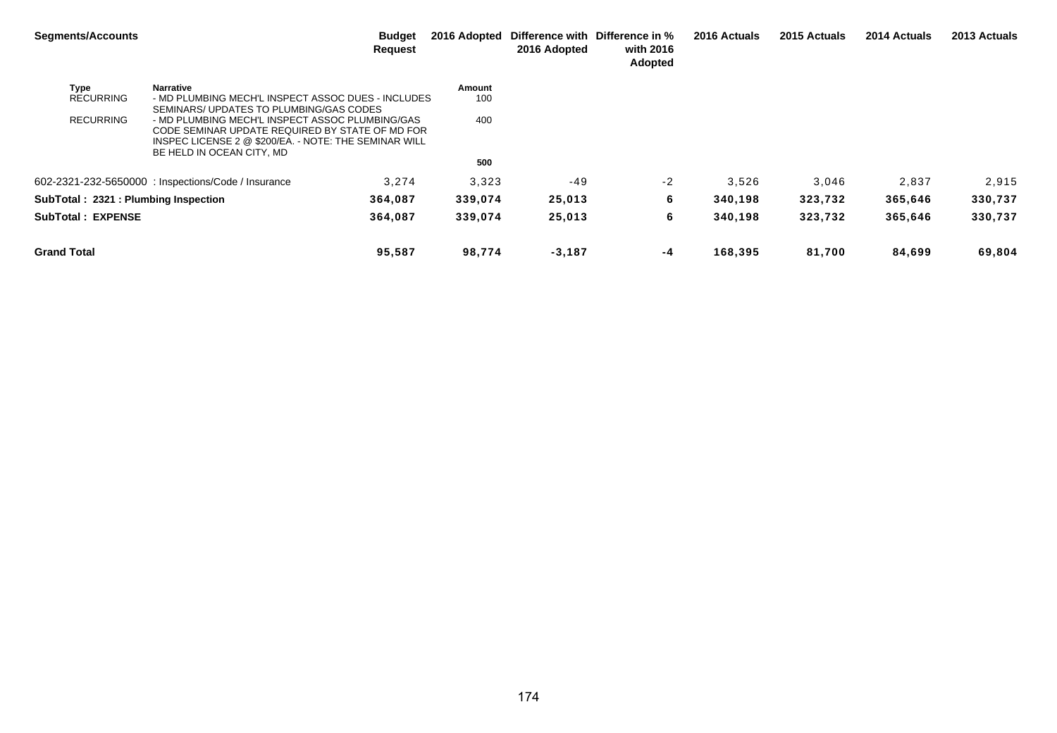| Segments/Accounts | | Budget Request | 2016 Adopted | Difference with 2016 Adopted | Difference in % with 2016 Adopted | 2016 Actuals | 2015 Actuals | 2014 Actuals | 2013 Actuals |
|---|---|---|---|---|---|---|---|---|---|
| **Type** | **Narrative** | | **Amount** | | | | | | |
| RECURRING | - MD PLUMBING MECH'L INSPECT ASSOC DUES - INCLUDES SEMINARS/ UPDATES TO PLUMBING/GAS CODES | | 100 | | | | | | |
| RECURRING | - MD PLUMBING MECH'L INSPECT ASSOC PLUMBING/GAS CODE SEMINAR UPDATE REQUIRED BY STATE OF MD FOR INSPEC LICENSE 2 @ $200/EA. - NOTE: THE SEMINAR WILL BE HELD IN OCEAN CITY, MD | | 400 | | | | | | |
| | | | **500** | | | | | | |
| 602-2321-232-5650000 : Inspections/Code / Insurance | | 3,274 | 3,323 | -49 | -2 | 3,526 | 3,046 | 2,837 | 2,915 |
| **SubTotal : 2321 : Plumbing Inspection** | | **364,087** | **339,074** | **25,013** | **6** | **340,198** | **323,732** | **365,646** | **330,737** |
| **SubTotal : EXPENSE** | | **364,087** | **339,074** | **25,013** | **6** | **340,198** | **323,732** | **365,646** | **330,737** |
| **Grand Total** | | **95,587** | **98,774** | **-3,187** | **-4** | **168,395** | **81,700** | **84,699** | **69,804** |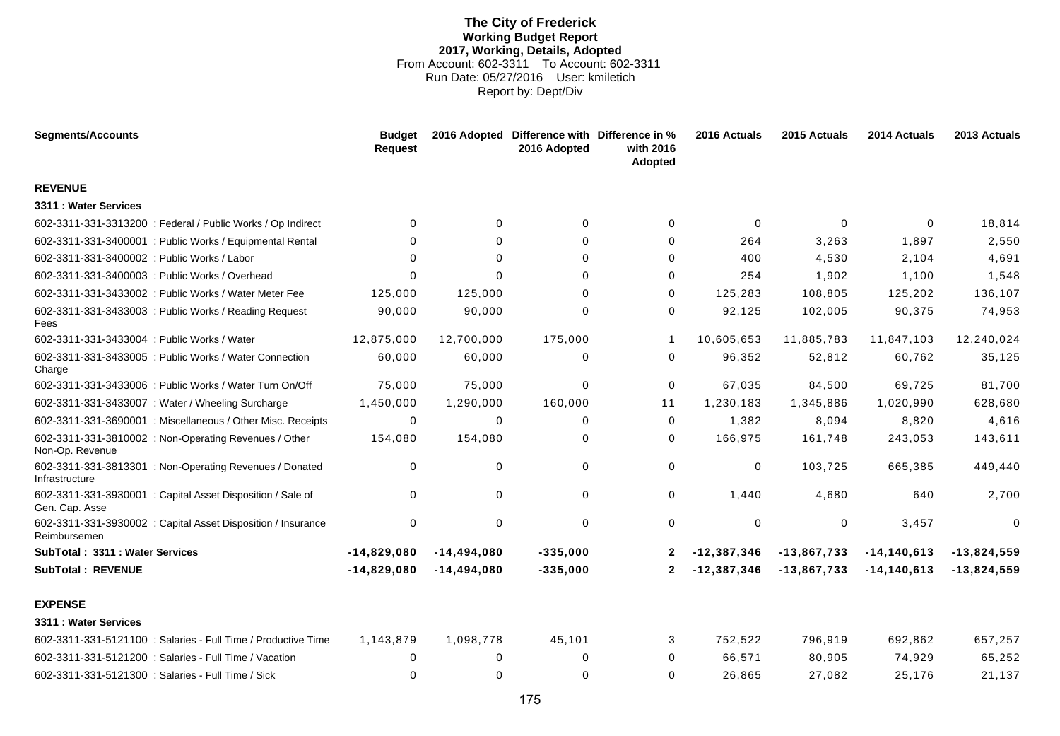# The City of Frederick

**Working Budget Report**
**2017, Working, Details, Adopted**
From Account: 602-3311 To Account: 602-3311
Run Date: 05/27/2016 User: kmiletich
Report by: Dept/Div

| Segments/Accounts | Budget Request | 2016 Adopted | Difference with 2016 Adopted | Difference in % with 2016 Adopted | 2016 Actuals | 2015 Actuals | 2014 Actuals | 2013 Actuals |
|---|---|---|---|---|---|---|---|---|
| **REVENUE** | | | | | | | | |
| **3311 : Water Services** | | | | | | | | |
| 602-3311-331-3313200 : Federal / Public Works / Op Indirect | 0 | 0 | 0 | 0 | 0 | 0 | 0 | 18,814 |
| 602-3311-331-3400001 : Public Works / Equipmental Rental | 0 | 0 | 0 | 0 | 264 | 3,263 | 1,897 | 2,550 |
| 602-3311-331-3400002 : Public Works / Labor | 0 | 0 | 0 | 0 | 400 | 4,530 | 2,104 | 4,691 |
| 602-3311-331-3400003 : Public Works / Overhead | 0 | 0 | 0 | 0 | 254 | 1,902 | 1,100 | 1,548 |
| 602-3311-331-3433002 : Public Works / Water Meter Fee | 125,000 | 125,000 | 0 | 0 | 125,283 | 108,805 | 125,202 | 136,107 |
| 602-3311-331-3433003 : Public Works / Reading Request Fees | 90,000 | 90,000 | 0 | 0 | 92,125 | 102,005 | 90,375 | 74,953 |
| 602-3311-331-3433004 : Public Works / Water | 12,875,000 | 12,700,000 | 175,000 | 1 | 10,605,653 | 11,885,783 | 11,847,103 | 12,240,024 |
| 602-3311-331-3433005 : Public Works / Water Connection Charge | 60,000 | 60,000 | 0 | 0 | 96,352 | 52,812 | 60,762 | 35,125 |
| 602-3311-331-3433006 : Public Works / Water Turn On/Off | 75,000 | 75,000 | 0 | 0 | 67,035 | 84,500 | 69,725 | 81,700 |
| 602-3311-331-3433007 : Water / Wheeling Surcharge | 1,450,000 | 1,290,000 | 160,000 | 11 | 1,230,183 | 1,345,886 | 1,020,990 | 628,680 |
| 602-3311-331-3690001 : Miscellaneous / Other Misc. Receipts | 0 | 0 | 0 | 0 | 1,382 | 8,094 | 8,820 | 4,616 |
| 602-3311-331-3810002 : Non-Operating Revenues / Other Non-Op. Revenue | 154,080 | 154,080 | 0 | 0 | 166,975 | 161,748 | 243,053 | 143,611 |
| 602-3311-331-3813301 : Non-Operating Revenues / Donated Infrastructure | 0 | 0 | 0 | 0 | 0 | 103,725 | 665,385 | 449,440 |
| 602-3311-331-3930001 : Capital Asset Disposition / Sale of Gen. Cap. Asse | 0 | 0 | 0 | 0 | 1,440 | 4,680 | 640 | 2,700 |
| 602-3311-331-3930002 : Capital Asset Disposition / Insurance Reimbursemen | 0 | 0 | 0 | 0 | 0 | 0 | 3,457 | 0 |
| **SubTotal : 3311 : Water Services** | **-14,829,080** | **-14,494,080** | **-335,000** | **2** | **-12,387,346** | **-13,867,733** | **-14,140,613** | **-13,824,559** |
| **SubTotal : REVENUE** | **-14,829,080** | **-14,494,080** | **-335,000** | **2** | **-12,387,346** | **-13,867,733** | **-14,140,613** | **-13,824,559** |
| **EXPENSE** | | | | | | | | |
| **3311 : Water Services** | | | | | | | | |
| 602-3311-331-5121100 : Salaries - Full Time / Productive Time | 1,143,879 | 1,098,778 | 45,101 | 3 | 752,522 | 796,919 | 692,862 | 657,257 |
| 602-3311-331-5121200 : Salaries - Full Time / Vacation | 0 | 0 | 0 | 0 | 66,571 | 80,905 | 74,929 | 65,252 |
| 602-3311-331-5121300 : Salaries - Full Time / Sick | 0 | 0 | 0 | 0 | 26,865 | 27,082 | 25,176 | 21,137 |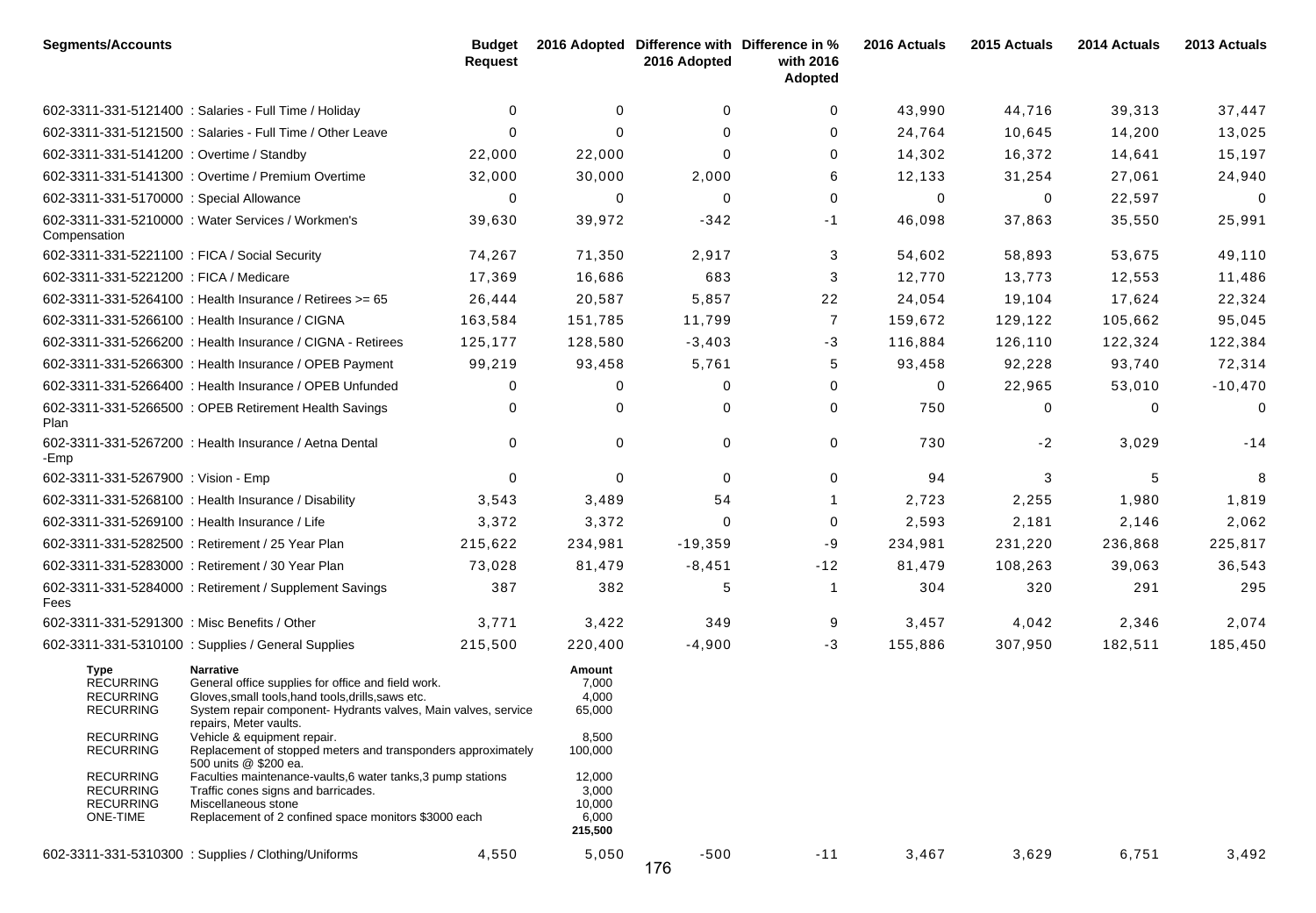| Segments/Accounts | Budget Request | 2016 Adopted | Difference with 2016 Adopted | Difference in % with 2016 Adopted | 2016 Actuals | 2015 Actuals | 2014 Actuals | 2013 Actuals |
|---|---|---|---|---|---|---|---|---|
| 602-3311-331-5121400 : Salaries - Full Time / Holiday | 0 | 0 | 0 | 0 | 43,990 | 44,716 | 39,313 | 37,447 |
| 602-3311-331-5121500 : Salaries - Full Time / Other Leave | 0 | 0 | 0 | 0 | 24,764 | 10,645 | 14,200 | 13,025 |
| 602-3311-331-5141200 : Overtime / Standby | 22,000 | 22,000 | 0 | 0 | 14,302 | 16,372 | 14,641 | 15,197 |
| 602-3311-331-5141300 : Overtime / Premium Overtime | 32,000 | 30,000 | 2,000 | 6 | 12,133 | 31,254 | 27,061 | 24,940 |
| 602-3311-331-5170000 : Special Allowance | 0 | 0 | 0 | 0 | 0 | 0 | 22,597 | 0 |
| 602-3311-331-5210000 : Water Services / Workmen's Compensation | 39,630 | 39,972 | -342 | -1 | 46,098 | 37,863 | 35,550 | 25,991 |
| 602-3311-331-5221100 : FICA / Social Security | 74,267 | 71,350 | 2,917 | 3 | 54,602 | 58,893 | 53,675 | 49,110 |
| 602-3311-331-5221200 : FICA / Medicare | 17,369 | 16,686 | 683 | 3 | 12,770 | 13,773 | 12,553 | 11,486 |
| 602-3311-331-5264100 : Health Insurance / Retirees >= 65 | 26,444 | 20,587 | 5,857 | 22 | 24,054 | 19,104 | 17,624 | 22,324 |
| 602-3311-331-5266100 : Health Insurance / CIGNA | 163,584 | 151,785 | 11,799 | 7 | 159,672 | 129,122 | 105,662 | 95,045 |
| 602-3311-331-5266200 : Health Insurance / CIGNA - Retirees | 125,177 | 128,580 | -3,403 | -3 | 116,884 | 126,110 | 122,324 | 122,384 |
| 602-3311-331-5266300 : Health Insurance / OPEB Payment | 99,219 | 93,458 | 5,761 | 5 | 93,458 | 92,228 | 93,740 | 72,314 |
| 602-3311-331-5266400 : Health Insurance / OPEB Unfunded | 0 | 0 | 0 | 0 | 0 | 22,965 | 53,010 | -10,470 |
| 602-3311-331-5266500 : OPEB Retirement Health Savings Plan | 0 | 0 | 0 | 0 | 750 | 0 | 0 | 0 |
| 602-3311-331-5267200 : Health Insurance / Aetna Dental -Emp | 0 | 0 | 0 | 0 | 730 | -2 | 3,029 | -14 |
| 602-3311-331-5267900 : Vision - Emp | 0 | 0 | 0 | 0 | 94 | 3 | 5 | 8 |
| 602-3311-331-5268100 : Health Insurance / Disability | 3,543 | 3,489 | 54 | 1 | 2,723 | 2,255 | 1,980 | 1,819 |
| 602-3311-331-5269100 : Health Insurance / Life | 3,372 | 3,372 | 0 | 0 | 2,593 | 2,181 | 2,146 | 2,062 |
| 602-3311-331-5282500 : Retirement / 25 Year Plan | 215,622 | 234,981 | -19,359 | -9 | 234,981 | 231,220 | 236,868 | 225,817 |
| 602-3311-331-5283000 : Retirement / 30 Year Plan | 73,028 | 81,479 | -8,451 | -12 | 81,479 | 108,263 | 39,063 | 36,543 |
| 602-3311-331-5284000 : Retirement / Supplement Savings Fees | 387 | 382 | 5 | 1 | 304 | 320 | 291 | 295 |
| 602-3311-331-5291300 : Misc Benefits / Other | 3,771 | 3,422 | 349 | 9 | 3,457 | 4,042 | 2,346 | 2,074 |
| 602-3311-331-5310100 : Supplies / General Supplies | 215,500 | 220,400 | -4,900 | -3 | 155,886 | 307,950 | 182,511 | 185,450 |

| Type | Narrative | Amount |
|---|---|---|
| RECURRING | General office supplies for office and field work. | 7,000 |
| RECURRING | Gloves,small tools,hand tools,drills,saws etc. | 4,000 |
| RECURRING | System repair component- Hydrants valves, Main valves, service repairs, Meter vaults. | 65,000 |
| RECURRING | Vehicle & equipment repair. | 8,500 |
| RECURRING | Replacement of stopped meters and transponders approximately 500 units @ $200 ea. | 100,000 |
| RECURRING | Faculties maintenance-vaults,6 water tanks,3 pump stations | 12,000 |
| RECURRING | Traffic cones signs and barricades. | 3,000 |
| RECURRING | Miscellaneous stone | 10,000 |
| ONE-TIME | Replacement of 2 confined space monitors $3000 each | 6,000 |
| | | **215,500** |

| Segments/Accounts | Budget Request | 2016 Adopted | Difference with 2016 Adopted | Difference in % with 2016 Adopted | 2016 Actuals | 2015 Actuals | 2014 Actuals | 2013 Actuals |
|---|---|---|---|---|---|---|---|---|
| 602-3311-331-5310300 : Supplies / Clothing/Uniforms | 4,550 | 5,050 | -500 | -11 | 3,467 | 3,629 | 6,751 | 3,492 |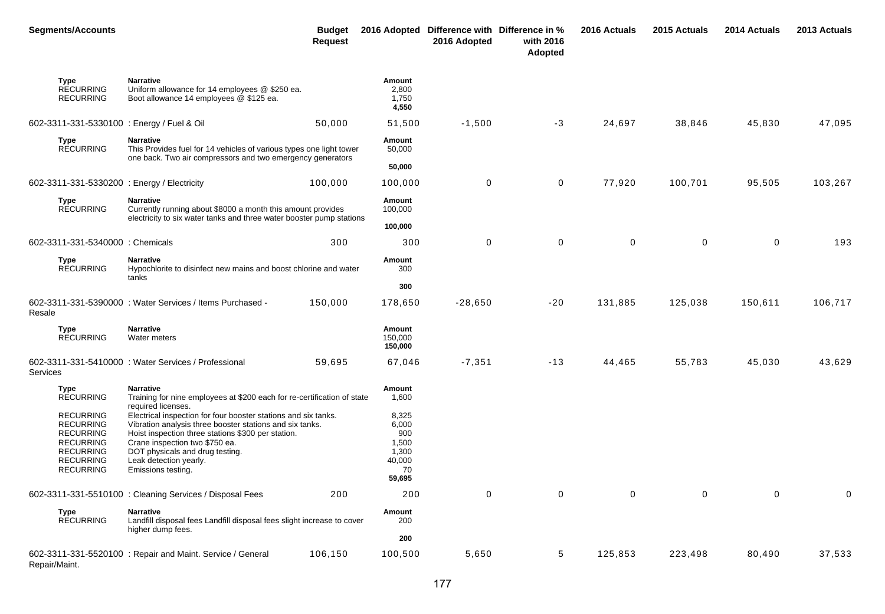| Segments/Accounts | | Budget Request | 2016 Adopted | Difference with 2016 Adopted | Difference in % with 2016 Adopted | 2016 Actuals | 2015 Actuals | 2014 Actuals | 2013 Actuals |
|---|---|---|---|---|---|---|---|---|---|
| **Type** | **Narrative** | | **Amount** | | | | | | |
| RECURRING | Uniform allowance for 14 employees @ $250 ea. | | 2,800 | | | | | | |
| RECURRING | Boot allowance 14 employees @ $125 ea. | | 1,750 | | | | | | |
| | | | **4,550** | | | | | | |
| 602-3311-331-5330100 : Energy / Fuel & Oil | | 50,000 | 51,500 | -1,500 | -3 | 24,697 | 38,846 | 45,830 | 47,095 |
| **Type** | **Narrative** | | **Amount** | | | | | | |
| RECURRING | This Provides fuel for 14 vehicles of various types one light tower one back. Two air compressors and two emergency generators | | 50,000 | | | | | | |
| | | | **50,000** | | | | | | |
| 602-3311-331-5330200 : Energy / Electricity | | 100,000 | 100,000 | 0 | 0 | 77,920 | 100,701 | 95,505 | 103,267 |
| **Type** | **Narrative** | | **Amount** | | | | | | |
| RECURRING | Currently running about $8000 a month this amount provides electricity to six water tanks and three water booster pump stations | | 100,000 | | | | | | |
| | | | **100,000** | | | | | | |
| 602-3311-331-5340000 : Chemicals | | 300 | 300 | 0 | 0 | 0 | 0 | 0 | 193 |
| **Type** | **Narrative** | | **Amount** | | | | | | |
| RECURRING | Hypochlorite to disinfect new mains and boost chlorine and water tanks | | 300 | | | | | | |
| | | | **300** | | | | | | |
| 602-3311-331-5390000 : Water Services / Items Purchased - Resale | | 150,000 | 178,650 | -28,650 | -20 | 131,885 | 125,038 | 150,611 | 106,717 |
| **Type** | **Narrative** | | **Amount** | | | | | | |
| RECURRING | Water meters | | 150,000 | | | | | | |
| | | | **150,000** | | | | | | |
| 602-3311-331-5410000 : Water Services / Professional Services | | 59,695 | 67,046 | -7,351 | -13 | 44,465 | 55,783 | 45,030 | 43,629 |
| **Type** | **Narrative** | | **Amount** | | | | | | |
| RECURRING | Training for nine employees at $200 each for re-certification of state required licenses. | | 1,600 | | | | | | |
| RECURRING | Electrical inspection for four booster stations and six tanks. | | 8,325 | | | | | | |
| RECURRING | Vibration analysis three booster stations and six tanks. | | 6,000 | | | | | | |
| RECURRING | Hoist inspection three stations $300 per station. | | 900 | | | | | | |
| RECURRING | Crane inspection two $750 ea. | | 1,500 | | | | | | |
| RECURRING | DOT physicals and drug testing. | | 1,300 | | | | | | |
| RECURRING | Leak detection yearly. | | 40,000 | | | | | | |
| RECURRING | Emissions testing. | | 70 | | | | | | |
| | | | **59,695** | | | | | | |
| 602-3311-331-5510100 : Cleaning Services / Disposal Fees | | 200 | 200 | 0 | 0 | 0 | 0 | 0 | 0 |
| **Type** | **Narrative** | | **Amount** | | | | | | |
| RECURRING | Landfill disposal fees Landfill disposal fees slight increase to cover higher dump fees. | | 200 | | | | | | |
| | | | **200** | | | | | | |
| 602-3311-331-5520100 : Repair and Maint. Service / General Repair/Maint. | | 106,150 | 100,500 | 5,650 | 5 | 125,853 | 223,498 | 80,490 | 37,533 |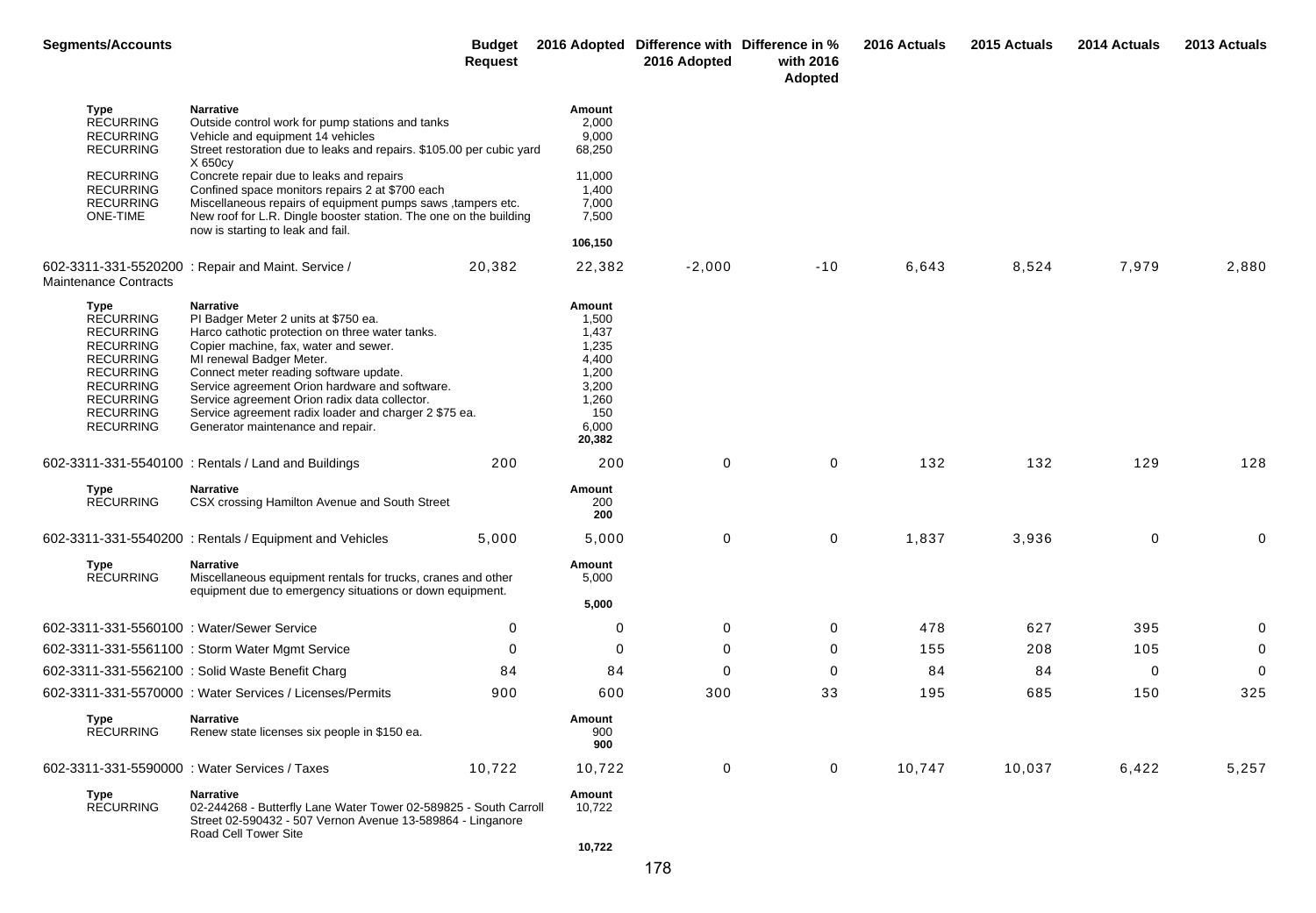| Segments/Accounts | | Budget Request | 2016 Adopted | Difference with 2016 Adopted | Difference in % with 2016 Adopted | 2016 Actuals | 2015 Actuals | 2014 Actuals | 2013 Actuals |
|---|---|---|---|---|---|---|---|---|---|
| **Type** | **Narrative** | | **Amount** | | | | | | |
| RECURRING | Outside control work for pump stations and tanks | | 2,000 | | | | | | |
| RECURRING | Vehicle and equipment 14 vehicles | | 9,000 | | | | | | |
| RECURRING | Street restoration due to leaks and repairs. $105.00 per cubic yard X 650cy | | 68,250 | | | | | | |
| RECURRING | Concrete repair due to leaks and repairs | | 11,000 | | | | | | |
| RECURRING | Confined space monitors repairs 2 at $700 each | | 1,400 | | | | | | |
| RECURRING | Miscellaneous repairs of equipment pumps saws ,tampers etc. | | 7,000 | | | | | | |
| ONE-TIME | New roof for L.R. Dingle booster station. The one on the building now is starting to leak and fail. | | 7,500 | | | | | | |
| | | | **106,150** | | | | | | |
| 602-3311-331-5520200 : Repair and Maint. Service / Maintenance Contracts | | 20,382 | 22,382 | -2,000 | -10 | 6,643 | 8,524 | 7,979 | 2,880 |
| **Type** | **Narrative** | | **Amount** | | | | | | |
| RECURRING | PI Badger Meter 2 units at $750 ea. | | 1,500 | | | | | | |
| RECURRING | Harco cathotic protection on three water tanks. | | 1,437 | | | | | | |
| RECURRING | Copier machine, fax, water and sewer. | | 1,235 | | | | | | |
| RECURRING | MI renewal Badger Meter. | | 4,400 | | | | | | |
| RECURRING | Connect meter reading software update. | | 1,200 | | | | | | |
| RECURRING | Service agreement Orion hardware and software. | | 3,200 | | | | | | |
| RECURRING | Service agreement Orion radix data collector. | | 1,260 | | | | | | |
| RECURRING | Service agreement radix loader and charger 2 $75 ea. | | 150 | | | | | | |
| RECURRING | Generator maintenance and repair. | | 6,000 | | | | | | |
| | | | **20,382** | | | | | | |
| 602-3311-331-5540100 : Rentals / Land and Buildings | | 200 | 200 | 0 | 0 | 132 | 132 | 129 | 128 |
| **Type** | **Narrative** | | **Amount** | | | | | | |
| RECURRING | CSX crossing Hamilton Avenue and South Street | | 200 | | | | | | |
| | | | **200** | | | | | | |
| 602-3311-331-5540200 : Rentals / Equipment and Vehicles | | 5,000 | 5,000 | 0 | 0 | 1,837 | 3,936 | 0 | 0 |
| **Type** | **Narrative** | | **Amount** | | | | | | |
| RECURRING | Miscellaneous equipment rentals for trucks, cranes and other equipment due to emergency situations or down equipment. | | 5,000 | | | | | | |
| | | | **5,000** | | | | | | |
| 602-3311-331-5560100 : Water/Sewer Service | | 0 | 0 | 0 | 0 | 478 | 627 | 395 | 0 |
| 602-3311-331-5561100 : Storm Water Mgmt Service | | 0 | 0 | 0 | 0 | 155 | 208 | 105 | 0 |
| 602-3311-331-5562100 : Solid Waste Benefit Charg | | 84 | 84 | 0 | 0 | 84 | 84 | 0 | 0 |
| 602-3311-331-5570000 : Water Services / Licenses/Permits | | 900 | 600 | 300 | 33 | 195 | 685 | 150 | 325 |
| **Type** | **Narrative** | | **Amount** | | | | | | |
| RECURRING | Renew state licenses six people in $150 ea. | | 900 | | | | | | |
| | | | **900** | | | | | | |
| 602-3311-331-5590000 : Water Services / Taxes | | 10,722 | 10,722 | 0 | 0 | 10,747 | 10,037 | 6,422 | 5,257 |
| **Type** | **Narrative** | | **Amount** | | | | | | |
| RECURRING | 02-244268 - Butterfly Lane Water Tower 02-589825 - South Carroll Street 02-590432 - 507 Vernon Avenue 13-589864 - Linganore Road Cell Tower Site | | 10,722 | | | | | | |
| | | | **10,722** | | | | | | |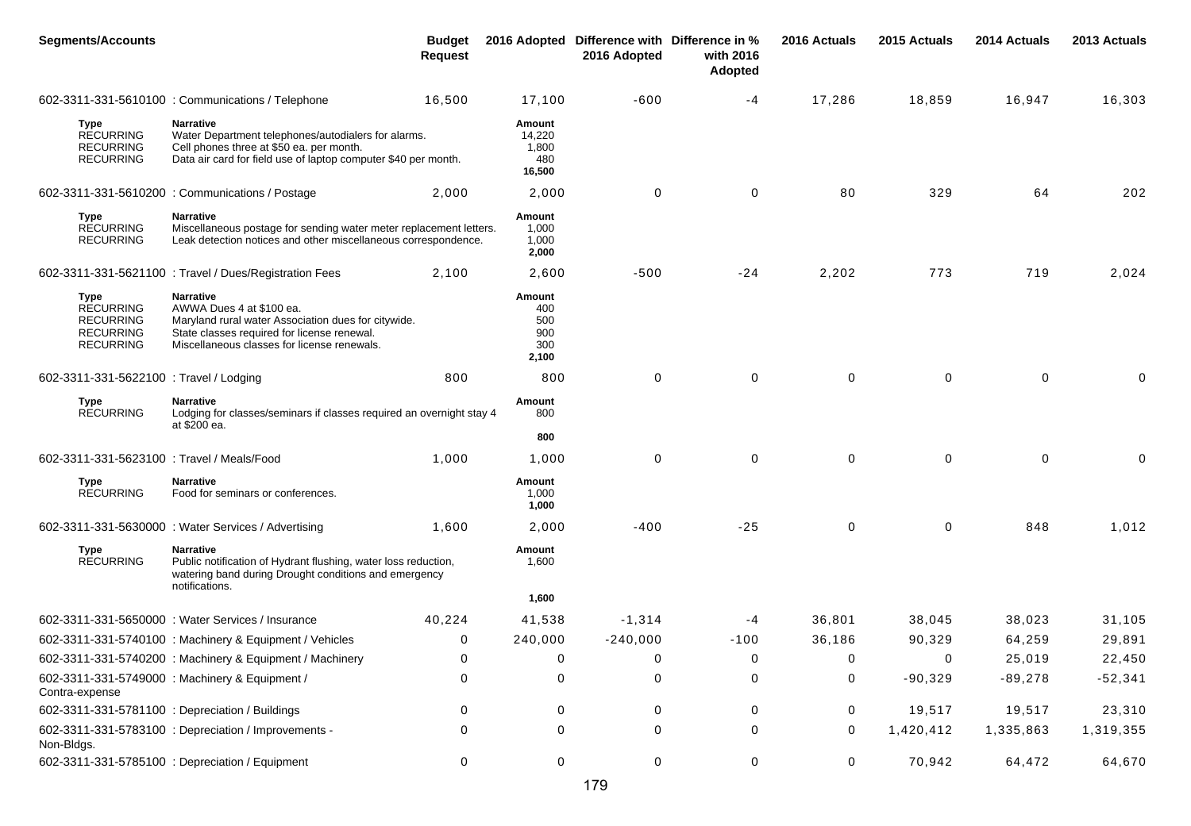| Segments/Accounts | Budget Request | 2016 Adopted | Difference with 2016 Adopted | Difference in % with 2016 Adopted | 2016 Actuals | 2015 Actuals | 2014 Actuals | 2013 Actuals |
|---|---|---|---|---|---|---|---|---|
| 602-3311-331-5610100 : Communications / Telephone | 16,500 | 17,100 | -600 | -4 | 17,286 | 18,859 | 16,947 | 16,303 |

| Type | Narrative | Amount |
|---|---|---|
| RECURRING | Water Department telephones/autodialers for alarms. | 14,220 |
| RECURRING | Cell phones three at $50 ea. per month. | 1,800 |
| RECURRING | Data air card for field use of laptop computer $40 per month. | 480 |
| | | **16,500** |

| Segments/Accounts | Budget Request | 2016 Adopted | Difference with 2016 Adopted | Difference in % with 2016 Adopted | 2016 Actuals | 2015 Actuals | 2014 Actuals | 2013 Actuals |
|---|---|---|---|---|---|---|---|---|
| 602-3311-331-5610200 : Communications / Postage | 2,000 | 2,000 | 0 | 0 | 80 | 329 | 64 | 202 |

| Type | Narrative | Amount |
|---|---|---|
| RECURRING | Miscellaneous postage for sending water meter replacement letters. | 1,000 |
| RECURRING | Leak detection notices and other miscellaneous correspondence. | 1,000 |
| | | **2,000** |

| Segments/Accounts | Budget Request | 2016 Adopted | Difference with 2016 Adopted | Difference in % with 2016 Adopted | 2016 Actuals | 2015 Actuals | 2014 Actuals | 2013 Actuals |
|---|---|---|---|---|---|---|---|---|
| 602-3311-331-5621100 : Travel / Dues/Registration Fees | 2,100 | 2,600 | -500 | -24 | 2,202 | 773 | 719 | 2,024 |

| Type | Narrative | Amount |
|---|---|---|
| RECURRING | AWWA Dues 4 at $100 ea. | 400 |
| RECURRING | Maryland rural water Association dues for citywide. | 500 |
| RECURRING | State classes required for license renewal. | 900 |
| RECURRING | Miscellaneous classes for license renewals. | 300 |
| | | **2,100** |

| Segments/Accounts | Budget Request | 2016 Adopted | Difference with 2016 Adopted | Difference in % with 2016 Adopted | 2016 Actuals | 2015 Actuals | 2014 Actuals | 2013 Actuals |
|---|---|---|---|---|---|---|---|---|
| 602-3311-331-5622100 : Travel / Lodging | 800 | 800 | 0 | 0 | 0 | 0 | 0 | 0 |

| Type | Narrative | Amount |
|---|---|---|
| RECURRING | Lodging for classes/seminars if classes required an overnight stay 4 at $200 ea. | 800 |
| | | **800** |

| Segments/Accounts | Budget Request | 2016 Adopted | Difference with 2016 Adopted | Difference in % with 2016 Adopted | 2016 Actuals | 2015 Actuals | 2014 Actuals | 2013 Actuals |
|---|---|---|---|---|---|---|---|---|
| 602-3311-331-5623100 : Travel / Meals/Food | 1,000 | 1,000 | 0 | 0 | 0 | 0 | 0 | 0 |

| Type | Narrative | Amount |
|---|---|---|
| RECURRING | Food for seminars or conferences. | 1,000 |
| | | **1,000** |

| Segments/Accounts | Budget Request | 2016 Adopted | Difference with 2016 Adopted | Difference in % with 2016 Adopted | 2016 Actuals | 2015 Actuals | 2014 Actuals | 2013 Actuals |
|---|---|---|---|---|---|---|---|---|
| 602-3311-331-5630000 : Water Services / Advertising | 1,600 | 2,000 | -400 | -25 | 0 | 0 | 848 | 1,012 |

| Type | Narrative | Amount |
|---|---|---|
| RECURRING | Public notification of Hydrant flushing, water loss reduction, watering band during Drought conditions and emergency notifications. | 1,600 |
| | | **1,600** |

| Segments/Accounts | Budget Request | 2016 Adopted | Difference with 2016 Adopted | Difference in % with 2016 Adopted | 2016 Actuals | 2015 Actuals | 2014 Actuals | 2013 Actuals |
|---|---|---|---|---|---|---|---|---|
| 602-3311-331-5650000 : Water Services / Insurance | 40,224 | 41,538 | -1,314 | -4 | 36,801 | 38,045 | 38,023 | 31,105 |
| 602-3311-331-5740100 : Machinery & Equipment / Vehicles | 0 | 240,000 | -240,000 | -100 | 36,186 | 90,329 | 64,259 | 29,891 |
| 602-3311-331-5740200 : Machinery & Equipment / Machinery | 0 | 0 | 0 | 0 | 0 | 0 | 25,019 | 22,450 |
| 602-3311-331-5749000 : Machinery & Equipment / Contra-expense | 0 | 0 | 0 | 0 | 0 | -90,329 | -89,278 | -52,341 |
| 602-3311-331-5781100 : Depreciation / Buildings | 0 | 0 | 0 | 0 | 0 | 19,517 | 19,517 | 23,310 |
| 602-3311-331-5783100 : Depreciation / Improvements - Non-Bldgs. | 0 | 0 | 0 | 0 | 0 | 1,420,412 | 1,335,863 | 1,319,355 |
| 602-3311-331-5785100 : Depreciation / Equipment | 0 | 0 | 0 | 0 | 0 | 70,942 | 64,472 | 64,670 |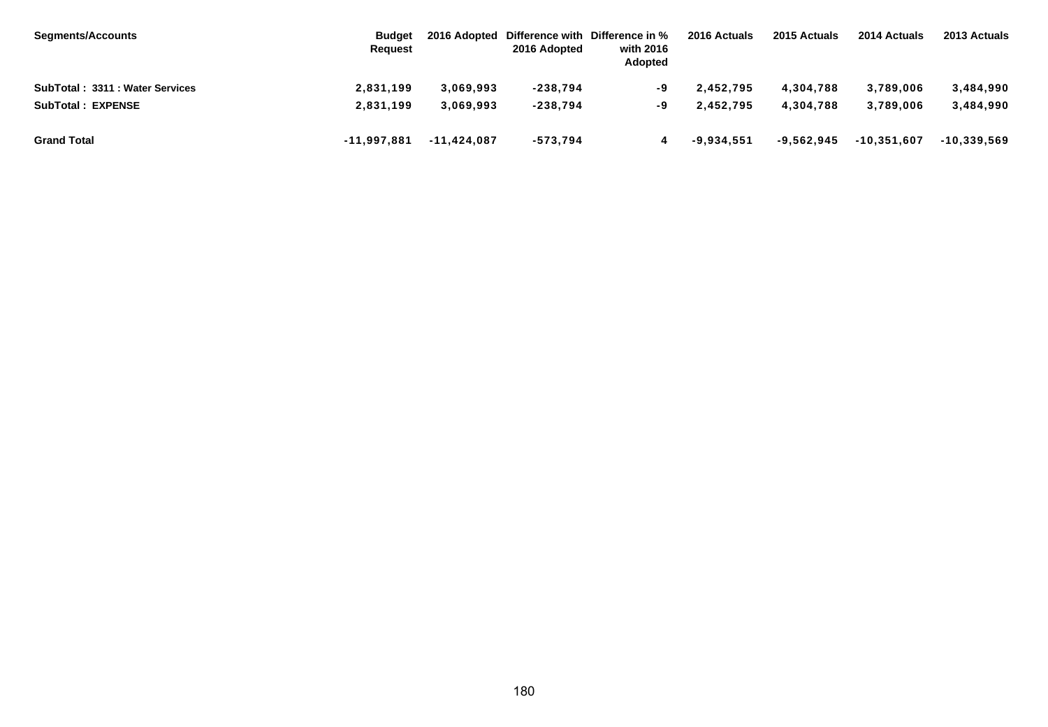| Segments/Accounts | Budget Request | 2016 Adopted | Difference with 2016 Adopted | Difference in % with 2016 Adopted | 2016 Actuals | 2015 Actuals | 2014 Actuals | 2013 Actuals |
|---|---|---|---|---|---|---|---|---|
| **SubTotal : 3311 : Water Services** | **2,831,199** | **3,069,993** | **-238,794** | **-9** | **2,452,795** | **4,304,788** | **3,789,006** | **3,484,990** |
| **SubTotal : EXPENSE** | **2,831,199** | **3,069,993** | **-238,794** | **-9** | **2,452,795** | **4,304,788** | **3,789,006** | **3,484,990** |
| **Grand Total** | **-11,997,881** | **-11,424,087** | **-573,794** | **4** | **-9,934,551** | **-9,562,945** | **-10,351,607** | **-10,339,569** |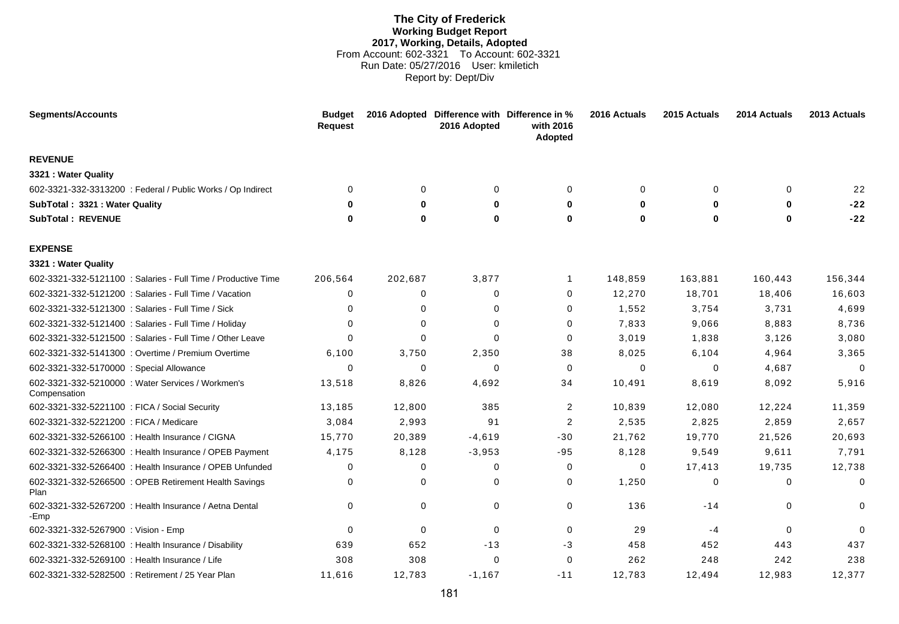# The City of Frederick
## Working Budget Report
### 2017, Working, Details, Adopted

From Account: 602-3321 To Account: 602-3321
Run Date: 05/27/2016 User: kmiletich
Report by: Dept/Div

| Segments/Accounts | Budget Request | 2016 Adopted | Difference with 2016 Adopted | Difference in % with 2016 Adopted | 2016 Actuals | 2015 Actuals | 2014 Actuals | 2013 Actuals |
|---|---|---|---|---|---|---|---|---|
| **REVENUE** | | | | | | | | |
| **3321 : Water Quality** | | | | | | | | |
| 602-3321-332-3313200 : Federal / Public Works / Op Indirect | 0 | 0 | 0 | 0 | 0 | 0 | 0 | 22 |
| **SubTotal : 3321 : Water Quality** | **0** | **0** | **0** | **0** | **0** | **0** | **0** | **-22** |
| **SubTotal : REVENUE** | **0** | **0** | **0** | **0** | **0** | **0** | **0** | **-22** |
| **EXPENSE** | | | | | | | | |
| **3321 : Water Quality** | | | | | | | | |
| 602-3321-332-5121100 : Salaries - Full Time / Productive Time | 206,564 | 202,687 | 3,877 | 1 | 148,859 | 163,881 | 160,443 | 156,344 |
| 602-3321-332-5121200 : Salaries - Full Time / Vacation | 0 | 0 | 0 | 0 | 12,270 | 18,701 | 18,406 | 16,603 |
| 602-3321-332-5121300 : Salaries - Full Time / Sick | 0 | 0 | 0 | 0 | 1,552 | 3,754 | 3,731 | 4,699 |
| 602-3321-332-5121400 : Salaries - Full Time / Holiday | 0 | 0 | 0 | 0 | 7,833 | 9,066 | 8,883 | 8,736 |
| 602-3321-332-5121500 : Salaries - Full Time / Other Leave | 0 | 0 | 0 | 0 | 3,019 | 1,838 | 3,126 | 3,080 |
| 602-3321-332-5141300 : Overtime / Premium Overtime | 6,100 | 3,750 | 2,350 | 38 | 8,025 | 6,104 | 4,964 | 3,365 |
| 602-3321-332-5170000 : Special Allowance | 0 | 0 | 0 | 0 | 0 | 0 | 4,687 | 0 |
| 602-3321-332-5210000 : Water Services / Workmen's Compensation | 13,518 | 8,826 | 4,692 | 34 | 10,491 | 8,619 | 8,092 | 5,916 |
| 602-3321-332-5221100 : FICA / Social Security | 13,185 | 12,800 | 385 | 2 | 10,839 | 12,080 | 12,224 | 11,359 |
| 602-3321-332-5221200 : FICA / Medicare | 3,084 | 2,993 | 91 | 2 | 2,535 | 2,825 | 2,859 | 2,657 |
| 602-3321-332-5266100 : Health Insurance / CIGNA | 15,770 | 20,389 | -4,619 | -30 | 21,762 | 19,770 | 21,526 | 20,693 |
| 602-3321-332-5266300 : Health Insurance / OPEB Payment | 4,175 | 8,128 | -3,953 | -95 | 8,128 | 9,549 | 9,611 | 7,791 |
| 602-3321-332-5266400 : Health Insurance / OPEB Unfunded | 0 | 0 | 0 | 0 | 0 | 17,413 | 19,735 | 12,738 |
| 602-3321-332-5266500 : OPEB Retirement Health Savings Plan | 0 | 0 | 0 | 0 | 1,250 | 0 | 0 | 0 |
| 602-3321-332-5267200 : Health Insurance / Aetna Dental -Emp | 0 | 0 | 0 | 0 | 136 | -14 | 0 | 0 |
| 602-3321-332-5267900 : Vision - Emp | 0 | 0 | 0 | 0 | 29 | -4 | 0 | 0 |
| 602-3321-332-5268100 : Health Insurance / Disability | 639 | 652 | -13 | -3 | 458 | 452 | 443 | 437 |
| 602-3321-332-5269100 : Health Insurance / Life | 308 | 308 | 0 | 0 | 262 | 248 | 242 | 238 |
| 602-3321-332-5282500 : Retirement / 25 Year Plan | 11,616 | 12,783 | -1,167 | -11 | 12,783 | 12,494 | 12,983 | 12,377 |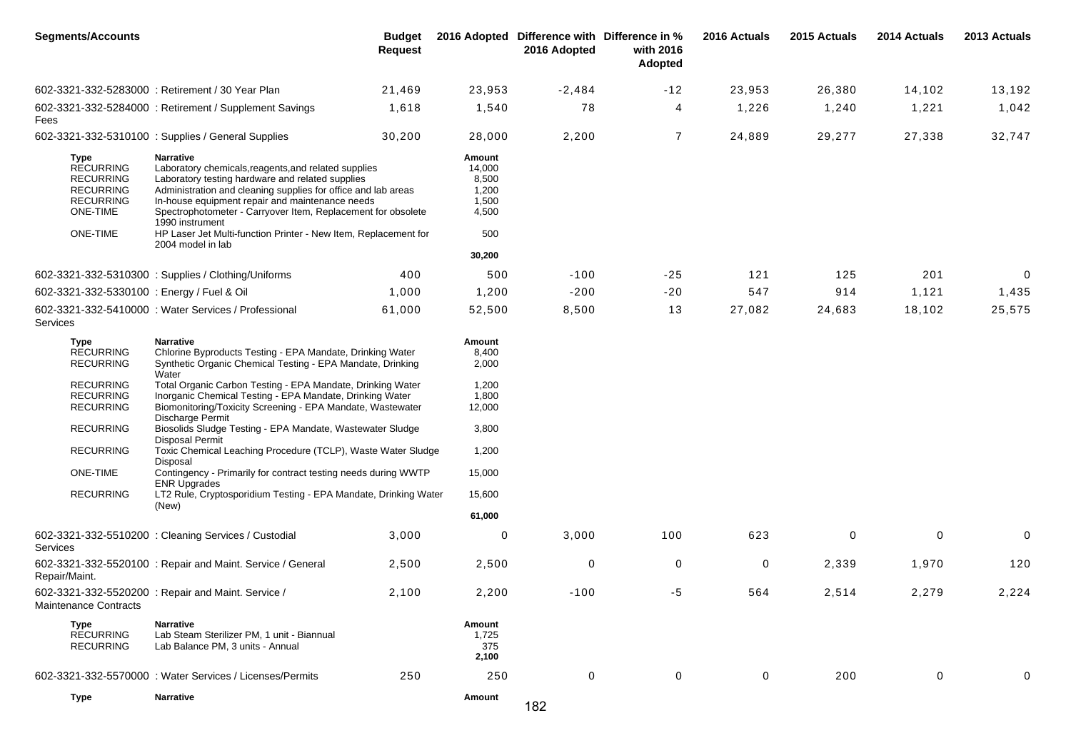| Segments/Accounts | Budget Request | 2016 Adopted | Difference with 2016 Adopted | Difference in % with 2016 Adopted | 2016 Actuals | 2015 Actuals | 2014 Actuals | 2013 Actuals |
|---|---|---|---|---|---|---|---|---|
| 602-3321-332-5283000 : Retirement / 30 Year Plan | 21,469 | 23,953 | -2,484 | -12 | 23,953 | 26,380 | 14,102 | 13,192 |
| 602-3321-332-5284000 : Retirement / Supplement Savings Fees | 1,618 | 1,540 | 78 | 4 | 1,226 | 1,240 | 1,221 | 1,042 |
| 602-3321-332-5310100 : Supplies / General Supplies | 30,200 | 28,000 | 2,200 | 7 | 24,889 | 29,277 | 27,338 | 32,747 |

| Type | Narrative | Amount |
|---|---|---|
| RECURRING | Laboratory chemicals,reagents,and related supplies | 14,000 |
| RECURRING | Laboratory testing hardware and related supplies | 8,500 |
| RECURRING | Administration and cleaning supplies for office and lab areas | 1,200 |
| RECURRING | In-house equipment repair and maintenance needs | 1,500 |
| ONE-TIME | Spectrophotometer - Carryover Item, Replacement for obsolete 1990 instrument | 4,500 |
| ONE-TIME | HP Laser Jet Multi-function Printer - New Item, Replacement for 2004 model in lab | 500 |
| | | **30,200** |

| Segments/Accounts | Budget Request | 2016 Adopted | Difference with 2016 Adopted | Difference in % with 2016 Adopted | 2016 Actuals | 2015 Actuals | 2014 Actuals | 2013 Actuals |
|---|---|---|---|---|---|---|---|---|
| 602-3321-332-5310300 : Supplies / Clothing/Uniforms | 400 | 500 | -100 | -25 | 121 | 125 | 201 | 0 |
| 602-3321-332-5330100 : Energy / Fuel & Oil | 1,000 | 1,200 | -200 | -20 | 547 | 914 | 1,121 | 1,435 |
| 602-3321-332-5410000 : Water Services / Professional Services | 61,000 | 52,500 | 8,500 | 13 | 27,082 | 24,683 | 18,102 | 25,575 |

| Type | Narrative | Amount |
|---|---|---|
| RECURRING | Chlorine Byproducts Testing - EPA Mandate, Drinking Water | 8,400 |
| RECURRING | Synthetic Organic Chemical Testing - EPA Mandate, Drinking Water | 2,000 |
| RECURRING | Total Organic Carbon Testing - EPA Mandate, Drinking Water | 1,200 |
| RECURRING | Inorganic Chemical Testing - EPA Mandate, Drinking Water | 1,800 |
| RECURRING | Biomonitoring/Toxicity Screening - EPA Mandate, Wastewater Discharge Permit | 12,000 |
| RECURRING | Biosolids Sludge Testing - EPA Mandate, Wastewater Sludge Disposal Permit | 3,800 |
| RECURRING | Toxic Chemical Leaching Procedure (TCLP), Waste Water Sludge Disposal | 1,200 |
| ONE-TIME | Contingency - Primarily for contract testing needs during WWTP ENR Upgrades | 15,000 |
| RECURRING | LT2 Rule, Cryptosporidium Testing - EPA Mandate, Drinking Water (New) | 15,600 |
| | | **61,000** |

| Segments/Accounts | Budget Request | 2016 Adopted | Difference with 2016 Adopted | Difference in % with 2016 Adopted | 2016 Actuals | 2015 Actuals | 2014 Actuals | 2013 Actuals |
|---|---|---|---|---|---|---|---|---|
| 602-3321-332-5510200 : Cleaning Services / Custodial Services | 3,000 | 0 | 3,000 | 100 | 623 | 0 | 0 | 0 |
| 602-3321-332-5520100 : Repair and Maint. Service / General Repair/Maint. | 2,500 | 2,500 | 0 | 0 | 0 | 2,339 | 1,970 | 120 |
| 602-3321-332-5520200 : Repair and Maint. Service / Maintenance Contracts | 2,100 | 2,200 | -100 | -5 | 564 | 2,514 | 2,279 | 2,224 |

| Type | Narrative | Amount |
|---|---|---|
| RECURRING | Lab Steam Sterilizer PM, 1 unit - Biannual | 1,725 |
| RECURRING | Lab Balance PM, 3 units - Annual | 375 |
| | | **2,100** |

| Segments/Accounts | Budget Request | 2016 Adopted | Difference with 2016 Adopted | Difference in % with 2016 Adopted | 2016 Actuals | 2015 Actuals | 2014 Actuals | 2013 Actuals |
|---|---|---|---|---|---|---|---|---|
| 602-3321-332-5570000 : Water Services / Licenses/Permits | 250 | 250 | 0 | 0 | 0 | 200 | 0 | 0 |

| Type | Narrative | Amount |
|---|---|---|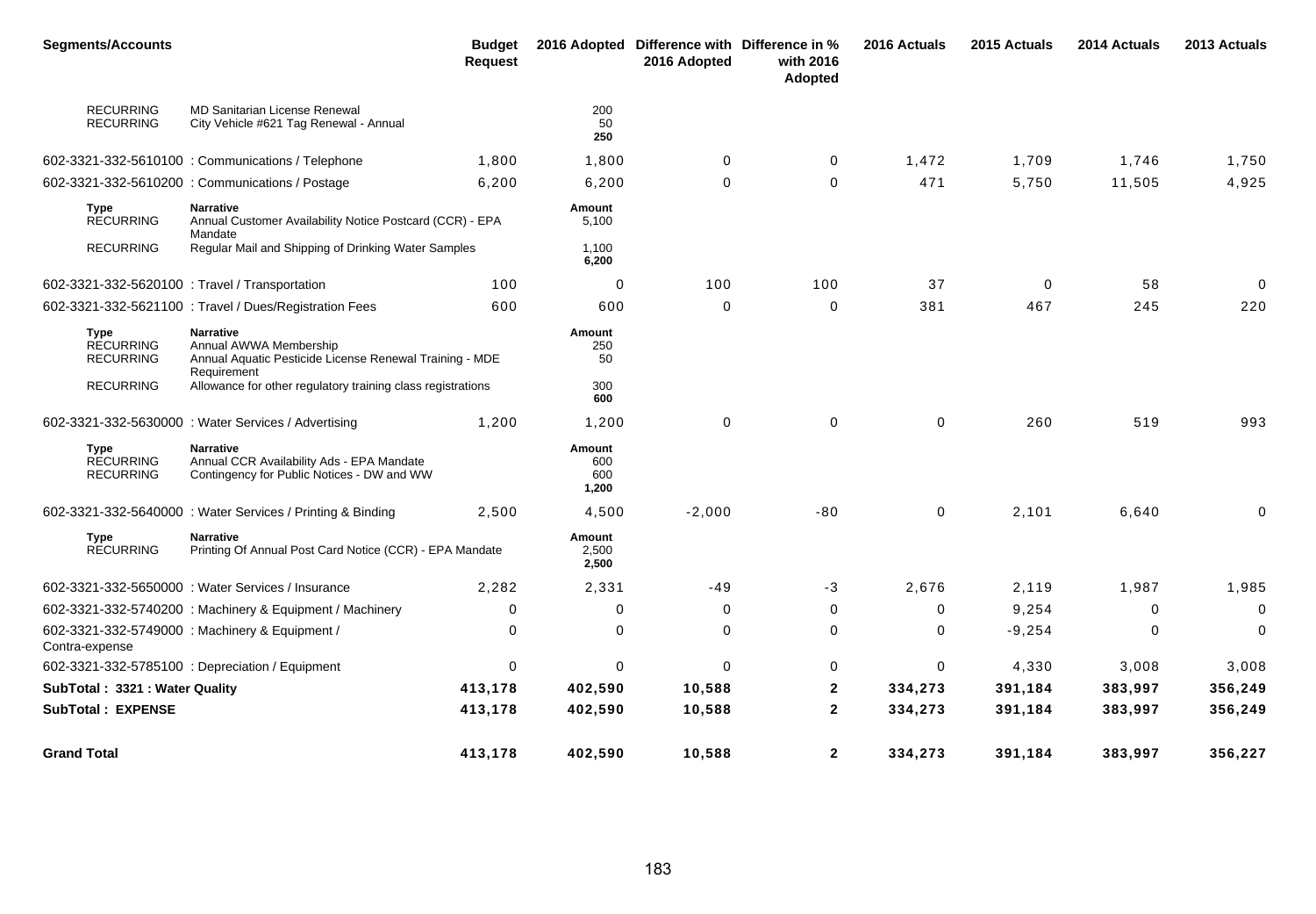| Segments/Accounts | | Budget Request | 2016 Adopted | Difference with 2016 Adopted | Difference in % with 2016 Adopted | 2016 Actuals | 2015 Actuals | 2014 Actuals | 2013 Actuals |
|---|---|---|---|---|---|---|---|---|---|
| RECURRING | MD Sanitarian License Renewal | | 200 | | | | | | |
| RECURRING | City Vehicle #621 Tag Renewal - Annual | | 50 | | | | | | |
| | | | **250** | | | | | | |
| 602-3321-332-5610100 : Communications / Telephone | | 1,800 | 1,800 | 0 | 0 | 1,472 | 1,709 | 1,746 | 1,750 |
| 602-3321-332-5610200 : Communications / Postage | | 6,200 | 6,200 | 0 | 0 | 471 | 5,750 | 11,505 | 4,925 |
| **Type** | **Narrative** | | **Amount** | | | | | | |
| RECURRING | Annual Customer Availability Notice Postcard (CCR) - EPA Mandate | | 5,100 | | | | | | |
| RECURRING | Regular Mail and Shipping of Drinking Water Samples | | 1,100 | | | | | | |
| | | | **6,200** | | | | | | |
| 602-3321-332-5620100 : Travel / Transportation | | 100 | 0 | 100 | 100 | 37 | 0 | 58 | 0 |
| 602-3321-332-5621100 : Travel / Dues/Registration Fees | | 600 | 600 | 0 | 0 | 381 | 467 | 245 | 220 |
| **Type** | **Narrative** | | **Amount** | | | | | | |
| RECURRING | Annual AWWA Membership | | 250 | | | | | | |
| RECURRING | Annual Aquatic Pesticide License Renewal Training - MDE Requirement | | 50 | | | | | | |
| RECURRING | Allowance for other regulatory training class registrations | | 300 | | | | | | |
| | | | **600** | | | | | | |
| 602-3321-332-5630000 : Water Services / Advertising | | 1,200 | 1,200 | 0 | 0 | 0 | 260 | 519 | 993 |
| **Type** | **Narrative** | | **Amount** | | | | | | |
| RECURRING | Annual CCR Availability Ads - EPA Mandate | | 600 | | | | | | |
| RECURRING | Contingency for Public Notices - DW and WW | | 600 | | | | | | |
| | | | **1,200** | | | | | | |
| 602-3321-332-5640000 : Water Services / Printing & Binding | | 2,500 | 4,500 | -2,000 | -80 | 0 | 2,101 | 6,640 | 0 |
| **Type** | **Narrative** | | **Amount** | | | | | | |
| RECURRING | Printing Of Annual Post Card Notice (CCR) - EPA Mandate | | 2,500 | | | | | | |
| | | | **2,500** | | | | | | |
| 602-3321-332-5650000 : Water Services / Insurance | | 2,282 | 2,331 | -49 | -3 | 2,676 | 2,119 | 1,987 | 1,985 |
| 602-3321-332-5740200 : Machinery & Equipment / Machinery | | 0 | 0 | 0 | 0 | 0 | 9,254 | 0 | 0 |
| 602-3321-332-5749000 : Machinery & Equipment / Contra-expense | | 0 | 0 | 0 | 0 | 0 | -9,254 | 0 | 0 |
| 602-3321-332-5785100 : Depreciation / Equipment | | 0 | 0 | 0 | 0 | 0 | 4,330 | 3,008 | 3,008 |
| **SubTotal : 3321 : Water Quality** | | **413,178** | **402,590** | **10,588** | **2** | **334,273** | **391,184** | **383,997** | **356,249** |
| **SubTotal : EXPENSE** | | **413,178** | **402,590** | **10,588** | **2** | **334,273** | **391,184** | **383,997** | **356,249** |
| **Grand Total** | | **413,178** | **402,590** | **10,588** | **2** | **334,273** | **391,184** | **383,997** | **356,227** |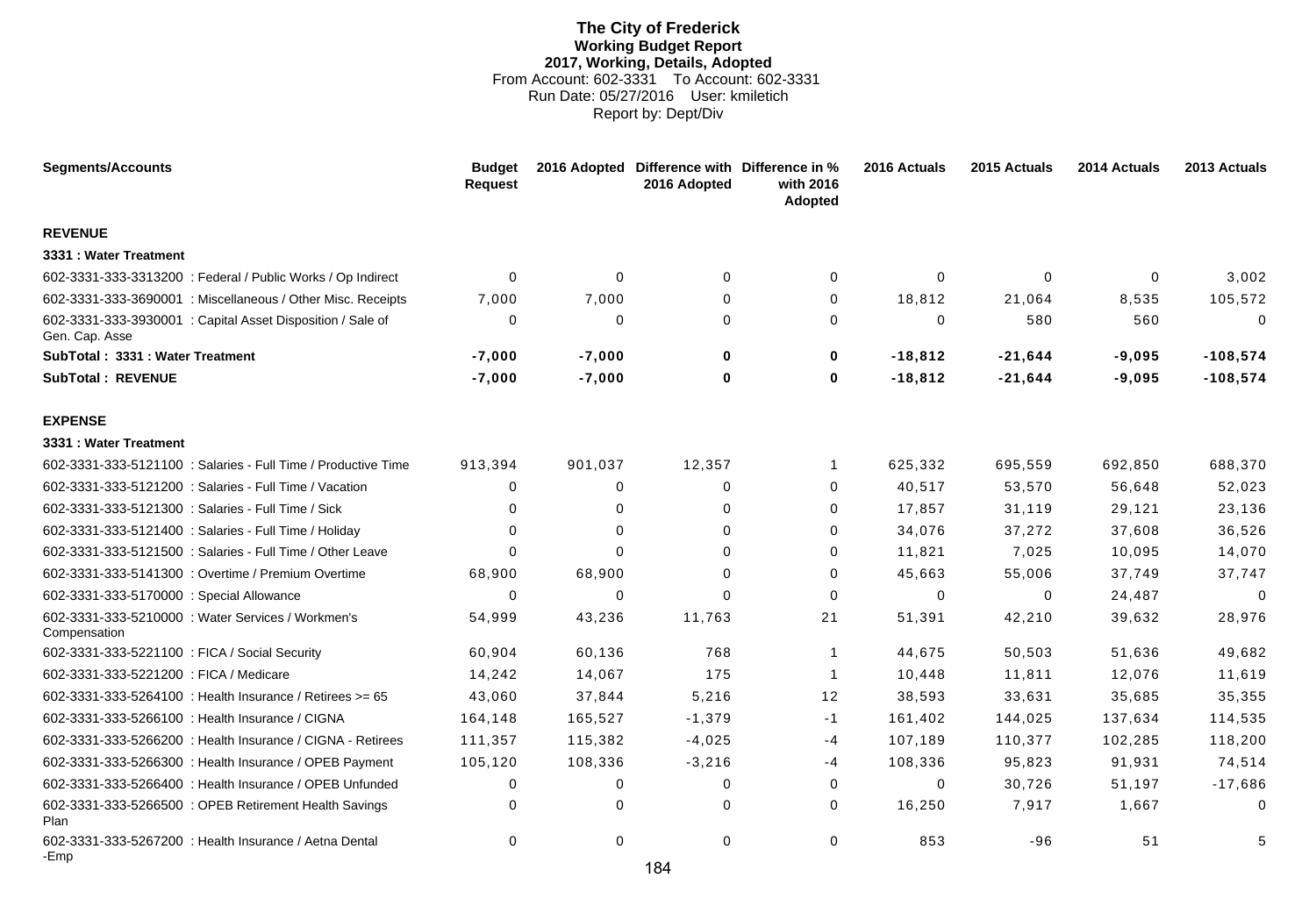# The City of Frederick

**Working Budget Report**
**2017, Working, Details, Adopted**
From Account: 602-3331 To Account: 602-3331
Run Date: 05/27/2016 User: kmiletich
Report by: Dept/Div

| Segments/Accounts | Budget Request | 2016 Adopted | Difference with 2016 Adopted | Difference in % with 2016 Adopted | 2016 Actuals | 2015 Actuals | 2014 Actuals | 2013 Actuals |
|---|---|---|---|---|---|---|---|---|
| **REVENUE** | | | | | | | | |
| **3331 : Water Treatment** | | | | | | | | |
| 602-3331-333-3313200 : Federal / Public Works / Op Indirect | 0 | 0 | 0 | 0 | 0 | 0 | 0 | 3,002 |
| 602-3331-333-3690001 : Miscellaneous / Other Misc. Receipts | 7,000 | 7,000 | 0 | 0 | 18,812 | 21,064 | 8,535 | 105,572 |
| 602-3331-333-3930001 : Capital Asset Disposition / Sale of Gen. Cap. Asse | 0 | 0 | 0 | 0 | 0 | 580 | 560 | 0 |
| **SubTotal : 3331 : Water Treatment** | **-7,000** | **-7,000** | **0** | **0** | **-18,812** | **-21,644** | **-9,095** | **-108,574** |
| **SubTotal : REVENUE** | **-7,000** | **-7,000** | **0** | **0** | **-18,812** | **-21,644** | **-9,095** | **-108,574** |
| **EXPENSE** | | | | | | | | |
| **3331 : Water Treatment** | | | | | | | | |
| 602-3331-333-5121100 : Salaries - Full Time / Productive Time | 913,394 | 901,037 | 12,357 | 1 | 625,332 | 695,559 | 692,850 | 688,370 |
| 602-3331-333-5121200 : Salaries - Full Time / Vacation | 0 | 0 | 0 | 0 | 40,517 | 53,570 | 56,648 | 52,023 |
| 602-3331-333-5121300 : Salaries - Full Time / Sick | 0 | 0 | 0 | 0 | 17,857 | 31,119 | 29,121 | 23,136 |
| 602-3331-333-5121400 : Salaries - Full Time / Holiday | 0 | 0 | 0 | 0 | 34,076 | 37,272 | 37,608 | 36,526 |
| 602-3331-333-5121500 : Salaries - Full Time / Other Leave | 0 | 0 | 0 | 0 | 11,821 | 7,025 | 10,095 | 14,070 |
| 602-3331-333-5141300 : Overtime / Premium Overtime | 68,900 | 68,900 | 0 | 0 | 45,663 | 55,006 | 37,749 | 37,747 |
| 602-3331-333-5170000 : Special Allowance | 0 | 0 | 0 | 0 | 0 | 0 | 24,487 | 0 |
| 602-3331-333-5210000 : Water Services / Workmen's Compensation | 54,999 | 43,236 | 11,763 | 21 | 51,391 | 42,210 | 39,632 | 28,976 |
| 602-3331-333-5221100 : FICA / Social Security | 60,904 | 60,136 | 768 | 1 | 44,675 | 50,503 | 51,636 | 49,682 |
| 602-3331-333-5221200 : FICA / Medicare | 14,242 | 14,067 | 175 | 1 | 10,448 | 11,811 | 12,076 | 11,619 |
| 602-3331-333-5264100 : Health Insurance / Retirees >= 65 | 43,060 | 37,844 | 5,216 | 12 | 38,593 | 33,631 | 35,685 | 35,355 |
| 602-3331-333-5266100 : Health Insurance / CIGNA | 164,148 | 165,527 | -1,379 | -1 | 161,402 | 144,025 | 137,634 | 114,535 |
| 602-3331-333-5266200 : Health Insurance / CIGNA - Retirees | 111,357 | 115,382 | -4,025 | -4 | 107,189 | 110,377 | 102,285 | 118,200 |
| 602-3331-333-5266300 : Health Insurance / OPEB Payment | 105,120 | 108,336 | -3,216 | -4 | 108,336 | 95,823 | 91,931 | 74,514 |
| 602-3331-333-5266400 : Health Insurance / OPEB Unfunded | 0 | 0 | 0 | 0 | 0 | 30,726 | 51,197 | -17,686 |
| 602-3331-333-5266500 : OPEB Retirement Health Savings Plan | 0 | 0 | 0 | 0 | 16,250 | 7,917 | 1,667 | 0 |
| 602-3331-333-5267200 : Health Insurance / Aetna Dental -Emp | 0 | 0 | 0 | 0 | 853 | -96 | 51 | 5 |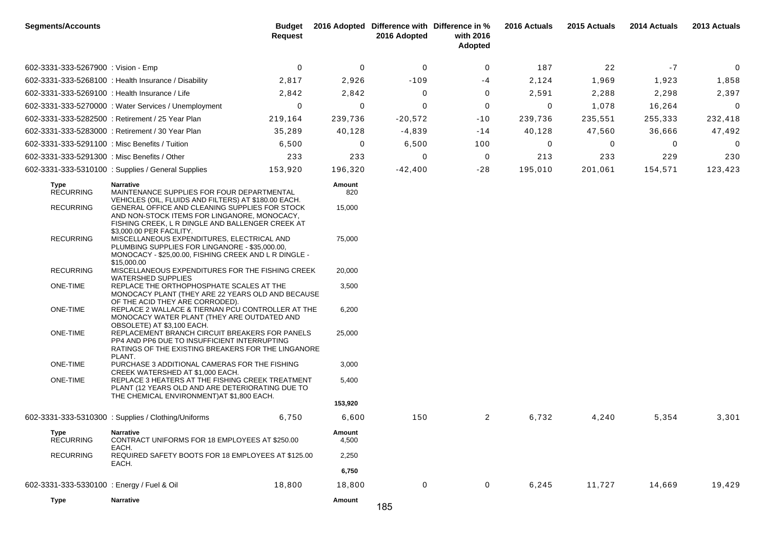| Segments/Accounts | Budget Request | 2016 Adopted | Difference with 2016 Adopted | Difference in % with 2016 Adopted | 2016 Actuals | 2015 Actuals | 2014 Actuals | 2013 Actuals |
|---|---|---|---|---|---|---|---|---|
| 602-3331-333-5267900 : Vision - Emp | 0 | 0 | 0 | 0 | 187 | 22 | -7 | 0 |
| 602-3331-333-5268100 : Health Insurance / Disability | 2,817 | 2,926 | -109 | -4 | 2,124 | 1,969 | 1,923 | 1,858 |
| 602-3331-333-5269100 : Health Insurance / Life | 2,842 | 2,842 | 0 | 0 | 2,591 | 2,288 | 2,298 | 2,397 |
| 602-3331-333-5270000 : Water Services / Unemployment | 0 | 0 | 0 | 0 | 0 | 1,078 | 16,264 | 0 |
| 602-3331-333-5282500 : Retirement / 25 Year Plan | 219,164 | 239,736 | -20,572 | -10 | 239,736 | 235,551 | 255,333 | 232,418 |
| 602-3331-333-5283000 : Retirement / 30 Year Plan | 35,289 | 40,128 | -4,839 | -14 | 40,128 | 47,560 | 36,666 | 47,492 |
| 602-3331-333-5291100 : Misc Benefits / Tuition | 6,500 | 0 | 6,500 | 100 | 0 | 0 | 0 | 0 |
| 602-3331-333-5291300 : Misc Benefits / Other | 233 | 233 | 0 | 0 | 213 | 233 | 229 | 230 |
| 602-3331-333-5310100 : Supplies / General Supplies | 153,920 | 196,320 | -42,400 | -28 | 195,010 | 201,061 | 154,571 | 123,423 |

| Type | Narrative | Amount |
|---|---|---|
| RECURRING | MAINTENANCE SUPPLIES FOR FOUR DEPARTMENTAL VEHICLES (OIL, FLUIDS AND FILTERS) AT $180.00 EACH. | 820 |
| RECURRING | GENERAL OFFICE AND CLEANING SUPPLIES FOR STOCK AND NON-STOCK ITEMS FOR LINGANORE, MONOCACY, FISHING CREEK, L R DINGLE AND BALLENGER CREEK AT $3,000.00 PER FACILITY. | 15,000 |
| RECURRING | MISCELLANEOUS EXPENDITURES, ELECTRICAL AND PLUMBING SUPPLIES FOR LINGANORE - $35,000.00, MONOCACY - $25,00.00, FISHING CREEK AND L R DINGLE - $15,000.00 | 75,000 |
| RECURRING | MISCELLANEOUS EXPENDITURES FOR THE FISHING CREEK WATERSHED SUPPLIES | 20,000 |
| ONE-TIME | REPLACE THE ORTHOPHOSPHATE SCALES AT THE MONOCACY PLANT (THEY ARE 22 YEARS OLD AND BECAUSE OF THE ACID THEY ARE CORRODED). | 3,500 |
| ONE-TIME | REPLACE 2 WALLACE & TIERNAN PCU CONTROLLER AT THE MONOCACY WATER PLANT (THEY ARE OUTDATED AND OBSOLETE) AT $3,100 EACH. | 6,200 |
| ONE-TIME | REPLACEMENT BRANCH CIRCUIT BREAKERS FOR PANELS PP4 AND PP6 DUE TO INSUFFICIENT INTERRUPTING RATINGS OF THE EXISTING BREAKERS FOR THE LINGANORE PLANT. | 25,000 |
| ONE-TIME | PURCHASE 3 ADDITIONAL CAMERAS FOR THE FISHING CREEK WATERSHED AT $1,000 EACH. | 3,000 |
| ONE-TIME | REPLACE 3 HEATERS AT THE FISHING CREEK TREATMENT PLANT (12 YEARS OLD AND ARE DETERIORATING DUE TO THE CHEMICAL ENVIRONMENT)AT $1,800 EACH. | 5,400 |
| | | **153,920** |

| Segments/Accounts | Budget Request | 2016 Adopted | Difference with 2016 Adopted | Difference in % with 2016 Adopted | 2016 Actuals | 2015 Actuals | 2014 Actuals | 2013 Actuals |
|---|---|---|---|---|---|---|---|---|
| 602-3331-333-5310300 : Supplies / Clothing/Uniforms | 6,750 | 6,600 | 150 | 2 | 6,732 | 4,240 | 5,354 | 3,301 |

| Type | Narrative | Amount |
|---|---|---|
| RECURRING | CONTRACT UNIFORMS FOR 18 EMPLOYEES AT $250.00 EACH. | 4,500 |
| RECURRING | REQUIRED SAFETY BOOTS FOR 18 EMPLOYEES AT $125.00 EACH. | 2,250 |
| | | **6,750** |

| Segments/Accounts | Budget Request | 2016 Adopted | Difference with 2016 Adopted | Difference in % with 2016 Adopted | 2016 Actuals | 2015 Actuals | 2014 Actuals | 2013 Actuals |
|---|---|---|---|---|---|---|---|---|
| 602-3331-333-5330100 : Energy / Fuel & Oil | 18,800 | 18,800 | 0 | 0 | 6,245 | 11,727 | 14,669 | 19,429 |

| Type | Narrative | Amount |
|---|---|---|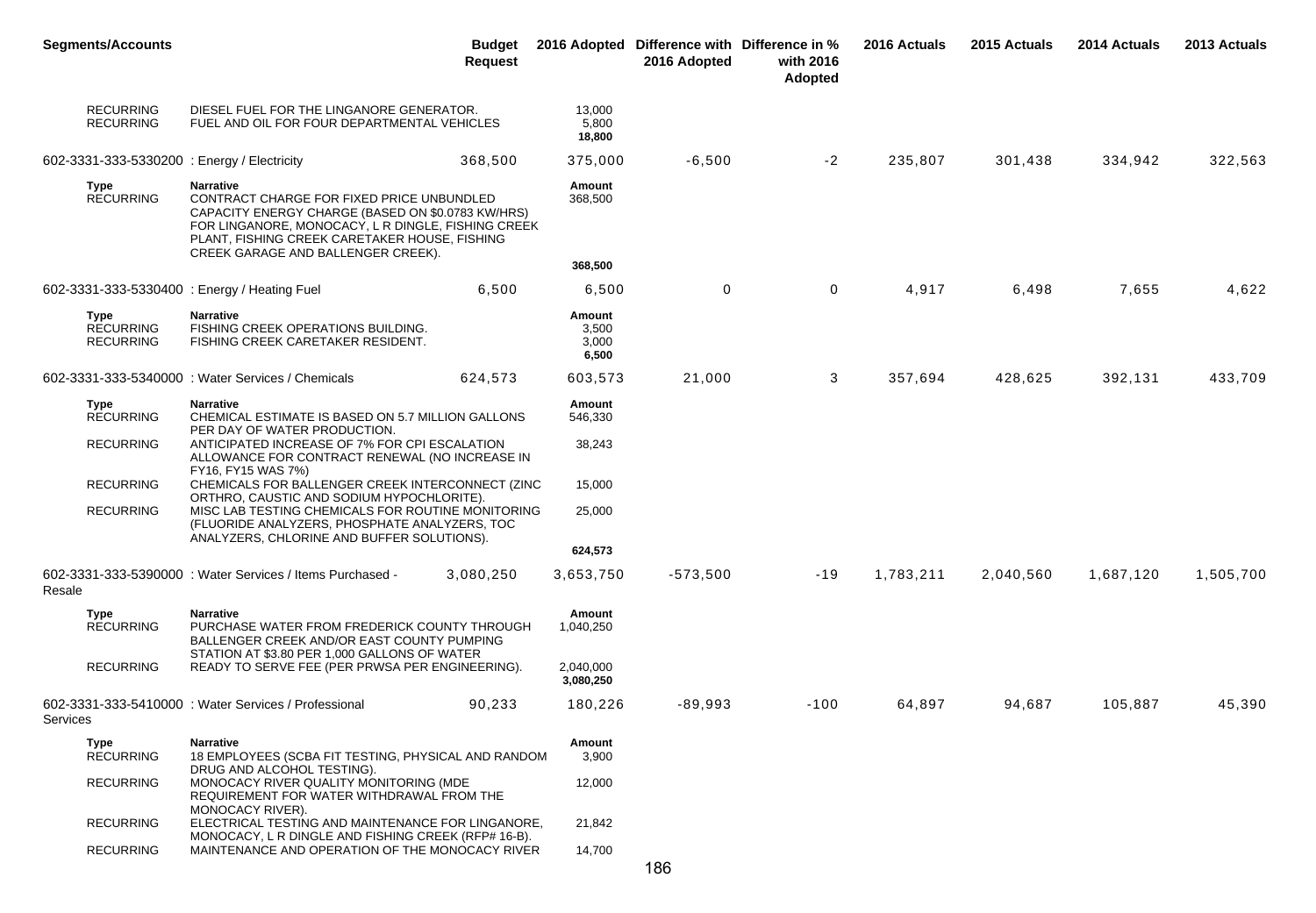| Segments/Accounts | | Budget Request | 2016 Adopted | Difference with 2016 Adopted | Difference in % with 2016 Adopted | 2016 Actuals | 2015 Actuals | 2014 Actuals | 2013 Actuals |
|---|---|---|---|---|---|---|---|---|---|
| RECURRING | DIESEL FUEL FOR THE LINGANORE GENERATOR. | | 13,000 | | | | | | |
| RECURRING | FUEL AND OIL FOR FOUR DEPARTMENTAL VEHICLES | | 5,800 | | | | | | |
| | | | **18,800** | | | | | | |
| 602-3331-333-5330200 : Energy / Electricity | | 368,500 | 375,000 | -6,500 | -2 | 235,807 | 301,438 | 334,942 | 322,563 |
| **Type** | **Narrative** | | **Amount** | | | | | | |
| RECURRING | CONTRACT CHARGE FOR FIXED PRICE UNBUNDLED CAPACITY ENERGY CHARGE (BASED ON $0.0783 KW/HRS) FOR LINGANORE, MONOCACY, L R DINGLE, FISHING CREEK PLANT, FISHING CREEK CARETAKER HOUSE, FISHING CREEK GARAGE AND BALLENGER CREEK). | | 368,500 | | | | | | |
| | | | **368,500** | | | | | | |
| 602-3331-333-5330400 : Energy / Heating Fuel | | 6,500 | 6,500 | 0 | 0 | 4,917 | 6,498 | 7,655 | 4,622 |
| **Type** | **Narrative** | | **Amount** | | | | | | |
| RECURRING | FISHING CREEK OPERATIONS BUILDING. | | 3,500 | | | | | | |
| RECURRING | FISHING CREEK CARETAKER RESIDENT. | | 3,000 | | | | | | |
| | | | **6,500** | | | | | | |
| 602-3331-333-5340000 : Water Services / Chemicals | | 624,573 | 603,573 | 21,000 | 3 | 357,694 | 428,625 | 392,131 | 433,709 |
| **Type** | **Narrative** | | **Amount** | | | | | | |
| RECURRING | CHEMICAL ESTIMATE IS BASED ON 5.7 MILLION GALLONS PER DAY OF WATER PRODUCTION. | | 546,330 | | | | | | |
| RECURRING | ANTICIPATED INCREASE OF 7% FOR CPI ESCALATION ALLOWANCE FOR CONTRACT RENEWAL (NO INCREASE IN FY16, FY15 WAS 7%) | | 38,243 | | | | | | |
| RECURRING | CHEMICALS FOR BALLENGER CREEK INTERCONNECT (ZINC ORTHRO, CAUSTIC AND SODIUM HYPOCHLORITE). | | 15,000 | | | | | | |
| RECURRING | MISC LAB TESTING CHEMICALS FOR ROUTINE MONITORING (FLUORIDE ANALYZERS, PHOSPHATE ANALYZERS, TOC ANALYZERS, CHLORINE AND BUFFER SOLUTIONS). | | 25,000 | | | | | | |
| | | | **624,573** | | | | | | |
| 602-3331-333-5390000 : Water Services / Items Purchased - Resale | | 3,080,250 | 3,653,750 | -573,500 | -19 | 1,783,211 | 2,040,560 | 1,687,120 | 1,505,700 |
| **Type** | **Narrative** | | **Amount** | | | | | | |
| RECURRING | PURCHASE WATER FROM FREDERICK COUNTY THROUGH BALLENGER CREEK AND/OR EAST COUNTY PUMPING STATION AT $3.80 PER 1,000 GALLONS OF WATER | | 1,040,250 | | | | | | |
| RECURRING | READY TO SERVE FEE (PER PRWSA PER ENGINEERING). | | 2,040,000 | | | | | | |
| | | | **3,080,250** | | | | | | |
| 602-3331-333-5410000 : Water Services / Professional Services | | 90,233 | 180,226 | -89,993 | -100 | 64,897 | 94,687 | 105,887 | 45,390 |
| **Type** | **Narrative** | | **Amount** | | | | | | |
| RECURRING | 18 EMPLOYEES (SCBA FIT TESTING, PHYSICAL AND RANDOM DRUG AND ALCOHOL TESTING). | | 3,900 | | | | | | |
| RECURRING | MONOCACY RIVER QUALITY MONITORING (MDE REQUIREMENT FOR WATER WITHDRAWAL FROM THE MONOCACY RIVER). | | 12,000 | | | | | | |
| RECURRING | ELECTRICAL TESTING AND MAINTENANCE FOR LINGANORE, MONOCACY, L R DINGLE AND FISHING CREEK (RFP# 16-B). | | 21,842 | | | | | | |
| RECURRING | MAINTENANCE AND OPERATION OF THE MONOCACY RIVER | | 14,700 | | | | | | |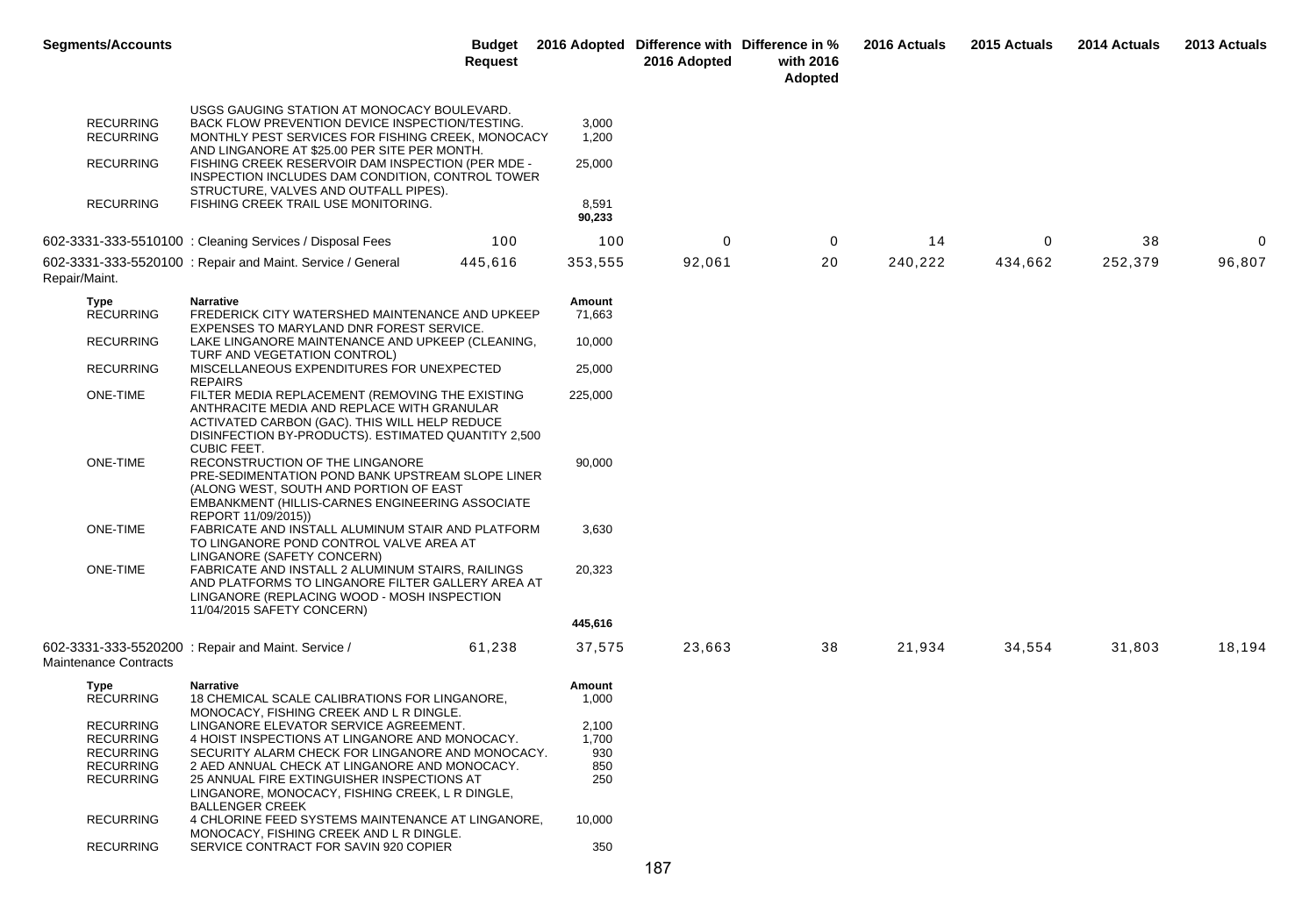| Segments/Accounts | | Budget Request | 2016 Adopted | Difference with 2016 Adopted | Difference in % with 2016 Adopted | 2016 Actuals | 2015 Actuals | 2014 Actuals | 2013 Actuals |
|---|---|---|---|---|---|---|---|---|---|
| | USGS GAUGING STATION AT MONOCACY BOULEVARD. | | | | | | | | |
| RECURRING | BACK FLOW PREVENTION DEVICE INSPECTION/TESTING. | | 3,000 | | | | | | |
| RECURRING | MONTHLY PEST SERVICES FOR FISHING CREEK, MONOCACY AND LINGANORE AT $25.00 PER SITE PER MONTH. | | 1,200 | | | | | | |
| RECURRING | FISHING CREEK RESERVOIR DAM INSPECTION (PER MDE - INSPECTION INCLUDES DAM CONDITION, CONTROL TOWER STRUCTURE, VALVES AND OUTFALL PIPES). | | 25,000 | | | | | | |
| RECURRING | FISHING CREEK TRAIL USE MONITORING. | | 8,591 | | | | | | |
| | | | **90,233** | | | | | | |
| 602-3331-333-5510100 : Cleaning Services / Disposal Fees | | 100 | 100 | 0 | 0 | 14 | 0 | 38 | 0 |
| 602-3331-333-5520100 : Repair and Maint. Service / General Repair/Maint. | | 445,616 | 353,555 | 92,061 | 20 | 240,222 | 434,662 | 252,379 | 96,807 |
| **Type** | **Narrative** | | **Amount** | | | | | | |
| RECURRING | FREDERICK CITY WATERSHED MAINTENANCE AND UPKEEP EXPENSES TO MARYLAND DNR FOREST SERVICE. | | 71,663 | | | | | | |
| RECURRING | LAKE LINGANORE MAINTENANCE AND UPKEEP (CLEANING, TURF AND VEGETATION CONTROL) | | 10,000 | | | | | | |
| RECURRING | MISCELLANEOUS EXPENDITURES FOR UNEXPECTED REPAIRS | | 25,000 | | | | | | |
| ONE-TIME | FILTER MEDIA REPLACEMENT (REMOVING THE EXISTING ANTHRACITE MEDIA AND REPLACE WITH GRANULAR ACTIVATED CARBON (GAC). THIS WILL HELP REDUCE DISINFECTION BY-PRODUCTS). ESTIMATED QUANTITY 2,500 CUBIC FEET. | | 225,000 | | | | | | |
| ONE-TIME | RECONSTRUCTION OF THE LINGANORE PRE-SEDIMENTATION POND BANK UPSTREAM SLOPE LINER (ALONG WEST, SOUTH AND PORTION OF EAST EMBANKMENT (HILLIS-CARNES ENGINEERING ASSOCIATE REPORT 11/09/2015)) | | 90,000 | | | | | | |
| ONE-TIME | FABRICATE AND INSTALL ALUMINUM STAIR AND PLATFORM TO LINGANORE POND CONTROL VALVE AREA AT LINGANORE (SAFETY CONCERN) | | 3,630 | | | | | | |
| ONE-TIME | FABRICATE AND INSTALL 2 ALUMINUM STAIRS, RAILINGS AND PLATFORMS TO LINGANORE FILTER GALLERY AREA AT LINGANORE (REPLACING WOOD - MOSH INSPECTION 11/04/2015 SAFETY CONCERN) | | 20,323 | | | | | | |
| | | | **445,616** | | | | | | |
| 602-3331-333-5520200 : Repair and Maint. Service / Maintenance Contracts | | 61,238 | 37,575 | 23,663 | 38 | 21,934 | 34,554 | 31,803 | 18,194 |
| **Type** | **Narrative** | | **Amount** | | | | | | |
| RECURRING | 18 CHEMICAL SCALE CALIBRATIONS FOR LINGANORE, MONOCACY, FISHING CREEK AND L R DINGLE. | | 1,000 | | | | | | |
| RECURRING | LINGANORE ELEVATOR SERVICE AGREEMENT. | | 2,100 | | | | | | |
| RECURRING | 4 HOIST INSPECTIONS AT LINGANORE AND MONOCACY. | | 1,700 | | | | | | |
| RECURRING | SECURITY ALARM CHECK FOR LINGANORE AND MONOCACY. | | 930 | | | | | | |
| RECURRING | 2 AED ANNUAL CHECK AT LINGANORE AND MONOCACY. | | 850 | | | | | | |
| RECURRING | 25 ANNUAL FIRE EXTINGUISHER INSPECTIONS AT LINGANORE, MONOCACY, FISHING CREEK, L R DINGLE, BALLENGER CREEK | | 250 | | | | | | |
| RECURRING | 4 CHLORINE FEED SYSTEMS MAINTENANCE AT LINGANORE, MONOCACY, FISHING CREEK AND L R DINGLE. | | 10,000 | | | | | | |
| RECURRING | SERVICE CONTRACT FOR SAVIN 920 COPIER | | 350 | | | | | | |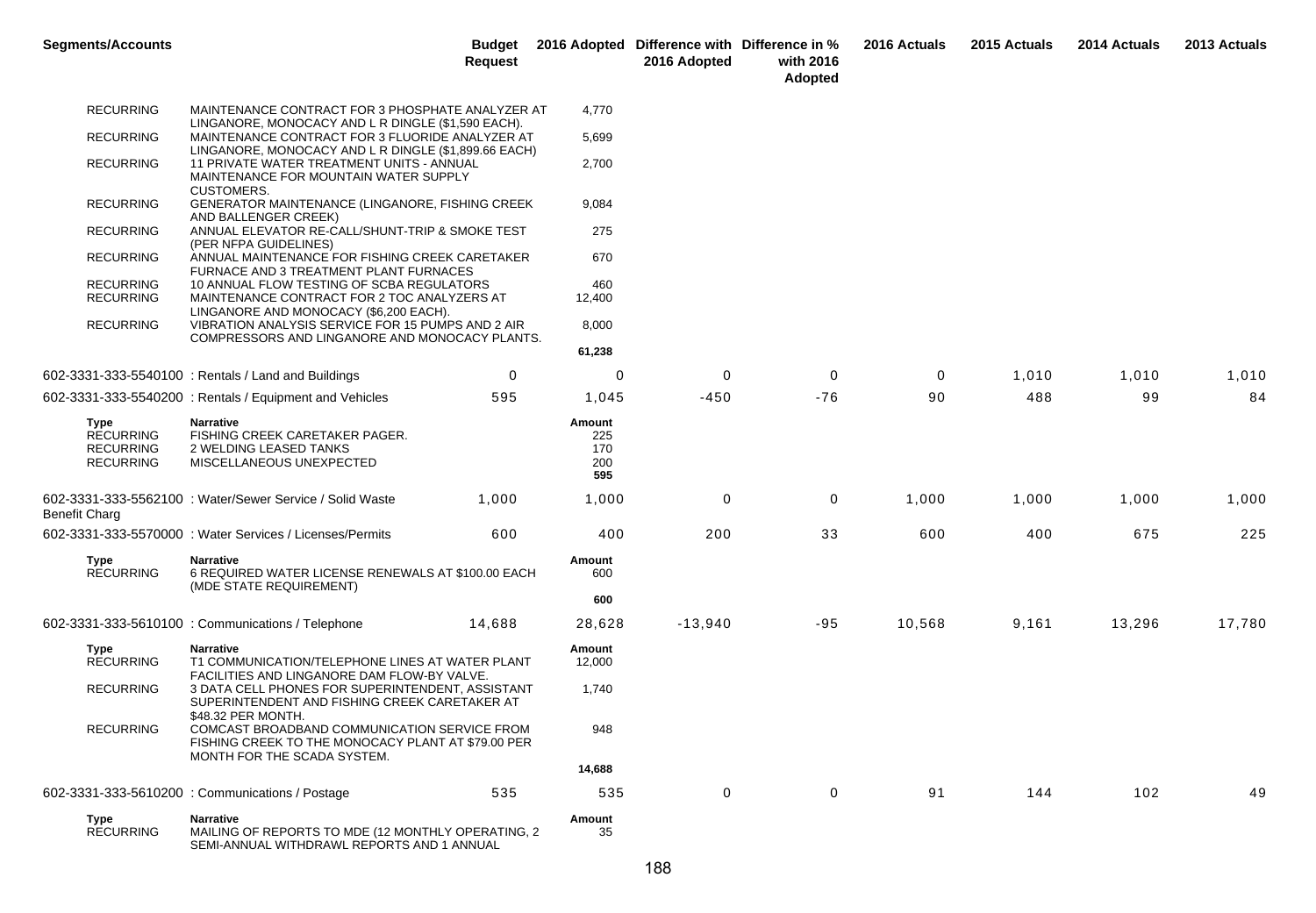| Segments/Accounts | | Budget Request | 2016 Adopted | Difference with 2016 Adopted | Difference in % with 2016 Adopted | 2016 Actuals | 2015 Actuals | 2014 Actuals | 2013 Actuals |
|---|---|---|---|---|---|---|---|---|---|
| RECURRING | MAINTENANCE CONTRACT FOR 3 PHOSPHATE ANALYZER AT LINGANORE, MONOCACY AND L R DINGLE ($1,590 EACH). | | 4,770 | | | | | | |
| RECURRING | MAINTENANCE CONTRACT FOR 3 FLUORIDE ANALYZER AT LINGANORE, MONOCACY AND L R DINGLE ($1,899.66 EACH) | | 5,699 | | | | | | |
| RECURRING | 11 PRIVATE WATER TREATMENT UNITS - ANNUAL MAINTENANCE FOR MOUNTAIN WATER SUPPLY CUSTOMERS. | | 2,700 | | | | | | |
| RECURRING | GENERATOR MAINTENANCE (LINGANORE, FISHING CREEK AND BALLENGER CREEK) | | 9,084 | | | | | | |
| RECURRING | ANNUAL ELEVATOR RE-CALL/SHUNT-TRIP & SMOKE TEST (PER NFPA GUIDELINES) | | 275 | | | | | | |
| RECURRING | ANNUAL MAINTENANCE FOR FISHING CREEK CARETAKER FURNACE AND 3 TREATMENT PLANT FURNACES | | 670 | | | | | | |
| RECURRING | 10 ANNUAL FLOW TESTING OF SCBA REGULATORS | | 460 | | | | | | |
| RECURRING | MAINTENANCE CONTRACT FOR 2 TOC ANALYZERS AT LINGANORE AND MONOCACY ($6,200 EACH). | | 12,400 | | | | | | |
| RECURRING | VIBRATION ANALYSIS SERVICE FOR 15 PUMPS AND 2 AIR COMPRESSORS AND LINGANORE AND MONOCACY PLANTS. | | 8,000 | | | | | | |
| | | | **61,238** | | | | | | |
| 602-3331-333-5540100 : Rentals / Land and Buildings | | 0 | 0 | 0 | 0 | 0 | 1,010 | 1,010 | 1,010 |
| 602-3331-333-5540200 : Rentals / Equipment and Vehicles | | 595 | 1,045 | -450 | -76 | 90 | 488 | 99 | 84 |
| **Type** | **Narrative** | | **Amount** | | | | | | |
| RECURRING | FISHING CREEK CARETAKER PAGER. | | 225 | | | | | | |
| RECURRING | 2 WELDING LEASED TANKS | | 170 | | | | | | |
| RECURRING | MISCELLANEOUS UNEXPECTED | | 200 | | | | | | |
| | | | **595** | | | | | | |
| 602-3331-333-5562100 : Water/Sewer Service / Solid Waste Benefit Charg | | 1,000 | 1,000 | 0 | 0 | 1,000 | 1,000 | 1,000 | 1,000 |
| 602-3331-333-5570000 : Water Services / Licenses/Permits | | 600 | 400 | 200 | 33 | 600 | 400 | 675 | 225 |
| **Type** | **Narrative** | | **Amount** | | | | | | |
| RECURRING | 6 REQUIRED WATER LICENSE RENEWALS AT $100.00 EACH (MDE STATE REQUIREMENT) | | 600 | | | | | | |
| | | | **600** | | | | | | |
| 602-3331-333-5610100 : Communications / Telephone | | 14,688 | 28,628 | -13,940 | -95 | 10,568 | 9,161 | 13,296 | 17,780 |
| **Type** | **Narrative** | | **Amount** | | | | | | |
| RECURRING | T1 COMMUNICATION/TELEPHONE LINES AT WATER PLANT FACILITIES AND LINGANORE DAM FLOW-BY VALVE. | | 12,000 | | | | | | |
| RECURRING | 3 DATA CELL PHONES FOR SUPERINTENDENT, ASSISTANT SUPERINTENDENT AND FISHING CREEK CARETAKER AT $48.32 PER MONTH. | | 1,740 | | | | | | |
| RECURRING | COMCAST BROADBAND COMMUNICATION SERVICE FROM FISHING CREEK TO THE MONOCACY PLANT AT $79.00 PER MONTH FOR THE SCADA SYSTEM. | | 948 | | | | | | |
| | | | **14,688** | | | | | | |
| 602-3331-333-5610200 : Communications / Postage | | 535 | 535 | 0 | 0 | 91 | 144 | 102 | 49 |
| **Type** | **Narrative** | | **Amount** | | | | | | |
| RECURRING | MAILING OF REPORTS TO MDE (12 MONTHLY OPERATING, 2 SEMI-ANNUAL WITHDRAWL REPORTS AND 1 ANNUAL | | 35 | | | | | | |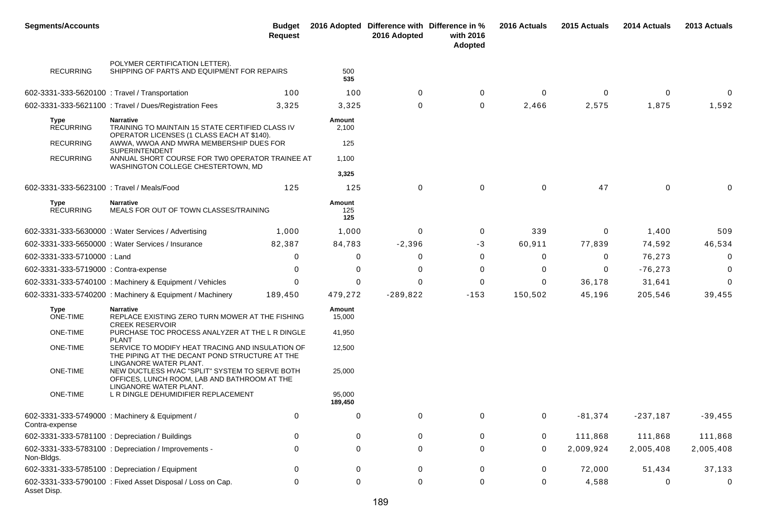| Segments/Accounts | | Budget Request | 2016 Adopted | Difference with 2016 Adopted | Difference in % with 2016 Adopted | 2016 Actuals | 2015 Actuals | 2014 Actuals | 2013 Actuals |
|---|---|---|---|---|---|---|---|---|---|
| RECURRING | POLYMER CERTIFICATION LETTER). SHIPPING OF PARTS AND EQUIPMENT FOR REPAIRS | | 500 | | | | | | |
| | | | **535** | | | | | | |
| 602-3331-333-5620100 : Travel / Transportation | | 100 | 100 | 0 | 0 | 0 | 0 | 0 | 0 |
| 602-3331-333-5621100 : Travel / Dues/Registration Fees | | 3,325 | 3,325 | 0 | 0 | 2,466 | 2,575 | 1,875 | 1,592 |
| **Type** | **Narrative** | | **Amount** | | | | | | |
| RECURRING | TRAINING TO MAINTAIN 15 STATE CERTIFIED CLASS IV OPERATOR LICENSES (1 CLASS EACH AT $140). | | 2,100 | | | | | | |
| RECURRING | AWWA, WWOA AND MWRA MEMBERSHIP DUES FOR SUPERINTENDENT | | 125 | | | | | | |
| RECURRING | ANNUAL SHORT COURSE FOR TW0 OPERATOR TRAINEE AT WASHINGTON COLLEGE CHESTERTOWN, MD | | 1,100 | | | | | | |
| | | | **3,325** | | | | | | |
| 602-3331-333-5623100 : Travel / Meals/Food | | 125 | 125 | 0 | 0 | 0 | 47 | 0 | 0 |
| **Type** | **Narrative** | | **Amount** | | | | | | |
| RECURRING | MEALS FOR OUT OF TOWN CLASSES/TRAINING | | 125 | | | | | | |
| | | | **125** | | | | | | |
| 602-3331-333-5630000 : Water Services / Advertising | | 1,000 | 1,000 | 0 | 0 | 339 | 0 | 1,400 | 509 |
| 602-3331-333-5650000 : Water Services / Insurance | | 82,387 | 84,783 | -2,396 | -3 | 60,911 | 77,839 | 74,592 | 46,534 |
| 602-3331-333-5710000 : Land | | 0 | 0 | 0 | 0 | 0 | 0 | 76,273 | 0 |
| 602-3331-333-5719000 : Contra-expense | | 0 | 0 | 0 | 0 | 0 | 0 | -76,273 | 0 |
| 602-3331-333-5740100 : Machinery & Equipment / Vehicles | | 0 | 0 | 0 | 0 | 0 | 36,178 | 31,641 | 0 |
| 602-3331-333-5740200 : Machinery & Equipment / Machinery | | 189,450 | 479,272 | -289,822 | -153 | 150,502 | 45,196 | 205,546 | 39,455 |
| **Type** | **Narrative** | | **Amount** | | | | | | |
| ONE-TIME | REPLACE EXISTING ZERO TURN MOWER AT THE FISHING CREEK RESERVOIR | | 15,000 | | | | | | |
| ONE-TIME | PURCHASE TOC PROCESS ANALYZER AT THE L R DINGLE PLANT | | 41,950 | | | | | | |
| ONE-TIME | SERVICE TO MODIFY HEAT TRACING AND INSULATION OF THE PIPING AT THE DECANT POND STRUCTURE AT THE LINGANORE WATER PLANT. | | 12,500 | | | | | | |
| ONE-TIME | NEW DUCTLESS HVAC "SPLIT" SYSTEM TO SERVE BOTH OFFICES, LUNCH ROOM, LAB AND BATHROOM AT THE LINGANORE WATER PLANT. | | 25,000 | | | | | | |
| ONE-TIME | L R DINGLE DEHUMIDIFIER REPLACEMENT | | 95,000 | | | | | | |
| | | | **189,450** | | | | | | |
| 602-3331-333-5749000 : Machinery & Equipment / Contra-expense | | 0 | 0 | 0 | 0 | 0 | -81,374 | -237,187 | -39,455 |
| 602-3331-333-5781100 : Depreciation / Buildings | | 0 | 0 | 0 | 0 | 0 | 111,868 | 111,868 | 111,868 |
| 602-3331-333-5783100 : Depreciation / Improvements - Non-Bldgs. | | 0 | 0 | 0 | 0 | 0 | 2,009,924 | 2,005,408 | 2,005,408 |
| 602-3331-333-5785100 : Depreciation / Equipment | | 0 | 0 | 0 | 0 | 0 | 72,000 | 51,434 | 37,133 |
| 602-3331-333-5790100 : Fixed Asset Disposal / Loss on Cap. Asset Disp. | | 0 | 0 | 0 | 0 | 0 | 4,588 | 0 | 0 |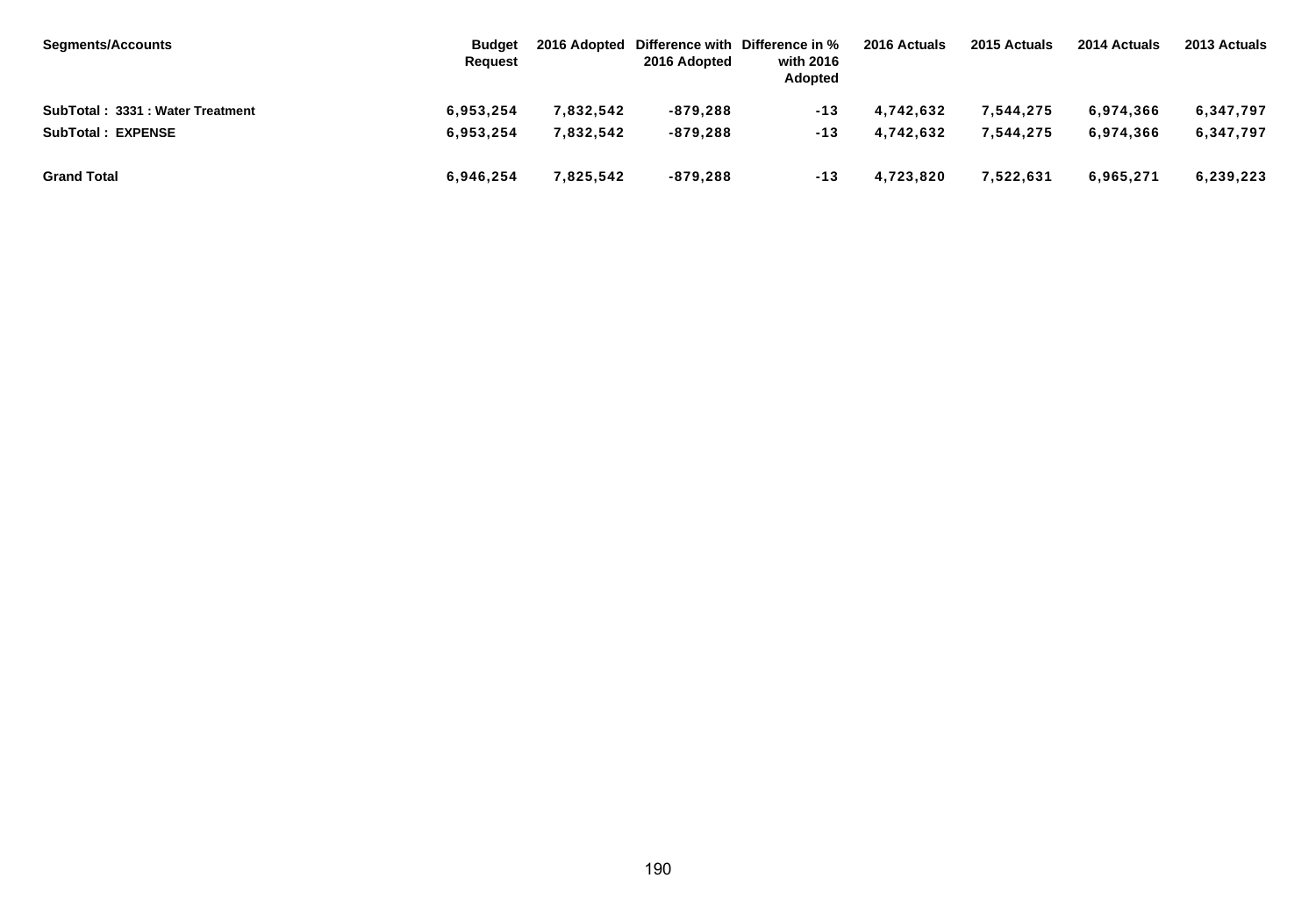| Segments/Accounts | Budget Request | 2016 Adopted | Difference with 2016 Adopted | Difference in % with 2016 Adopted | 2016 Actuals | 2015 Actuals | 2014 Actuals | 2013 Actuals |
|---|---|---|---|---|---|---|---|---|
| **SubTotal : 3331 : Water Treatment** | **6,953,254** | **7,832,542** | **-879,288** | **-13** | **4,742,632** | **7,544,275** | **6,974,366** | **6,347,797** |
| **SubTotal : EXPENSE** | **6,953,254** | **7,832,542** | **-879,288** | **-13** | **4,742,632** | **7,544,275** | **6,974,366** | **6,347,797** |
| **Grand Total** | **6,946,254** | **7,825,542** | **-879,288** | **-13** | **4,723,820** | **7,522,631** | **6,965,271** | **6,239,223** |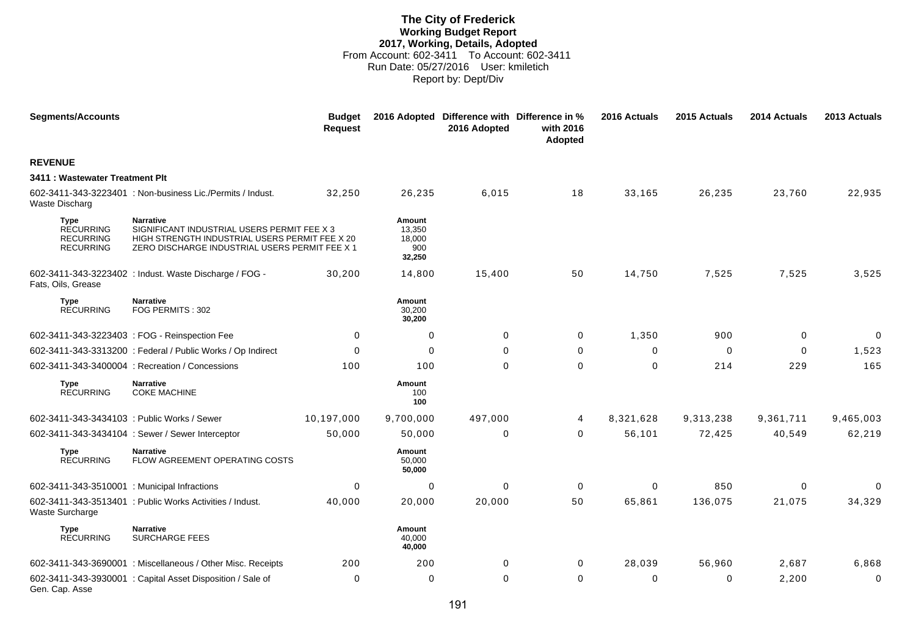# The City of Frederick
## Working Budget Report
### 2017, Working, Details, Adopted
From Account: 602-3411 To Account: 602-3411
Run Date: 05/27/2016 User: kmiletich
Report by: Dept/Div

| Segments/Accounts | Budget Request | 2016 Adopted | Difference with 2016 Adopted | Difference in % with 2016 Adopted | 2016 Actuals | 2015 Actuals | 2014 Actuals | 2013 Actuals |
|---|---|---|---|---|---|---|---|---|
| **REVENUE** | | | | | | | | |
| **3411 : Wastewater Treatment Plt** | | | | | | | | |
| 602-3411-343-3223401 : Non-business Lic./Permits / Indust. Waste Discharg | 32,250 | 26,235 | 6,015 | 18 | 33,165 | 26,235 | 23,760 | 22,935 |
| 602-3411-343-3223402 : Indust. Waste Discharge / FOG - Fats, Oils, Grease | 30,200 | 14,800 | 15,400 | 50 | 14,750 | 7,525 | 7,525 | 3,525 |
| 602-3411-343-3223403 : FOG - Reinspection Fee | 0 | 0 | 0 | 0 | 1,350 | 900 | 0 | 0 |
| 602-3411-343-3313200 : Federal / Public Works / Op Indirect | 0 | 0 | 0 | 0 | 0 | 0 | 0 | 1,523 |
| 602-3411-343-3400004 : Recreation / Concessions | 100 | 100 | 0 | 0 | 0 | 214 | 229 | 165 |
| 602-3411-343-3434103 : Public Works / Sewer | 10,197,000 | 9,700,000 | 497,000 | 4 | 8,321,628 | 9,313,238 | 9,361,711 | 9,465,003 |
| 602-3411-343-3434104 : Sewer / Sewer Interceptor | 50,000 | 50,000 | 0 | 0 | 56,101 | 72,425 | 40,549 | 62,219 |
| 602-3411-343-3510001 : Municipal Infractions | 0 | 0 | 0 | 0 | 0 | 850 | 0 | 0 |
| 602-3411-343-3513401 : Public Works Activities / Indust. Waste Surcharge | 40,000 | 20,000 | 20,000 | 50 | 65,861 | 136,075 | 21,075 | 34,329 |
| 602-3411-343-3690001 : Miscellaneous / Other Misc. Receipts | 200 | 200 | 0 | 0 | 28,039 | 56,960 | 2,687 | 6,868 |
| 602-3411-343-3930001 : Capital Asset Disposition / Sale of Gen. Cap. Asse | 0 | 0 | 0 | 0 | 0 | 0 | 2,200 | 0 |

**602-3411-343-3223401 details:**

| Type | Narrative | Amount |
|---|---|---|
| RECURRING | SIGNIFICANT INDUSTRIAL USERS PERMIT FEE X 3 | 13,350 |
| RECURRING | HIGH STRENGTH INDUSTRIAL USERS PERMIT FEE X 20 | 18,000 |
| RECURRING | ZERO DISCHARGE INDUSTRIAL USERS PERMIT FEE X 1 | 900 |
| | | **32,250** |

**602-3411-343-3223402 details:**

| Type | Narrative | Amount |
|---|---|---|
| RECURRING | FOG PERMITS : 302 | 30,200 |
| | | **30,200** |

**602-3411-343-3400004 details:**

| Type | Narrative | Amount |
|---|---|---|
| RECURRING | COKE MACHINE | 100 |
| | | **100** |

**602-3411-343-3434104 details:**

| Type | Narrative | Amount |
|---|---|---|
| RECURRING | FLOW AGREEMENT OPERATING COSTS | 50,000 |
| | | **50,000** |

**602-3411-343-3513401 details:**

| Type | Narrative | Amount |
|---|---|---|
| RECURRING | SURCHARGE FEES | 40,000 |
| | | **40,000** |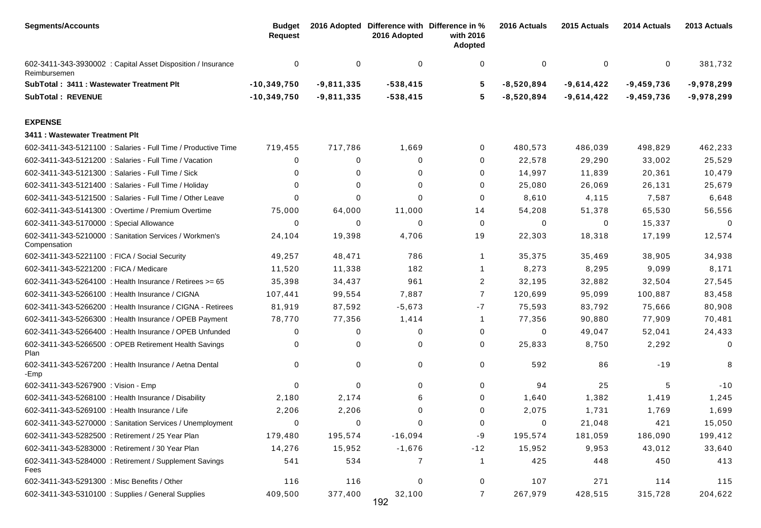| Segments/Accounts | Budget Request | 2016 Adopted | Difference with 2016 Adopted | Difference in % with 2016 Adopted | 2016 Actuals | 2015 Actuals | 2014 Actuals | 2013 Actuals |
|---|---|---|---|---|---|---|---|---|
| 602-3411-343-3930002 : Capital Asset Disposition / Insurance Reimbursemen | 0 | 0 | 0 | 0 | 0 | 0 | 0 | 381,732 |
| **SubTotal : 3411 : Wastewater Treatment Plt** | **-10,349,750** | **-9,811,335** | **-538,415** | **5** | **-8,520,894** | **-9,614,422** | **-9,459,736** | **-9,978,299** |
| **SubTotal : REVENUE** | **-10,349,750** | **-9,811,335** | **-538,415** | **5** | **-8,520,894** | **-9,614,422** | **-9,459,736** | **-9,978,299** |
| **EXPENSE** | | | | | | | | |
| **3411 : Wastewater Treatment Plt** | | | | | | | | |
| 602-3411-343-5121100 : Salaries - Full Time / Productive Time | 719,455 | 717,786 | 1,669 | 0 | 480,573 | 486,039 | 498,829 | 462,233 |
| 602-3411-343-5121200 : Salaries - Full Time / Vacation | 0 | 0 | 0 | 0 | 22,578 | 29,290 | 33,002 | 25,529 |
| 602-3411-343-5121300 : Salaries - Full Time / Sick | 0 | 0 | 0 | 0 | 14,997 | 11,839 | 20,361 | 10,479 |
| 602-3411-343-5121400 : Salaries - Full Time / Holiday | 0 | 0 | 0 | 0 | 25,080 | 26,069 | 26,131 | 25,679 |
| 602-3411-343-5121500 : Salaries - Full Time / Other Leave | 0 | 0 | 0 | 0 | 8,610 | 4,115 | 7,587 | 6,648 |
| 602-3411-343-5141300 : Overtime / Premium Overtime | 75,000 | 64,000 | 11,000 | 14 | 54,208 | 51,378 | 65,530 | 56,556 |
| 602-3411-343-5170000 : Special Allowance | 0 | 0 | 0 | 0 | 0 | 0 | 15,337 | 0 |
| 602-3411-343-5210000 : Sanitation Services / Workmen's Compensation | 24,104 | 19,398 | 4,706 | 19 | 22,303 | 18,318 | 17,199 | 12,574 |
| 602-3411-343-5221100 : FICA / Social Security | 49,257 | 48,471 | 786 | 1 | 35,375 | 35,469 | 38,905 | 34,938 |
| 602-3411-343-5221200 : FICA / Medicare | 11,520 | 11,338 | 182 | 1 | 8,273 | 8,295 | 9,099 | 8,171 |
| 602-3411-343-5264100 : Health Insurance / Retirees >= 65 | 35,398 | 34,437 | 961 | 2 | 32,195 | 32,882 | 32,504 | 27,545 |
| 602-3411-343-5266100 : Health Insurance / CIGNA | 107,441 | 99,554 | 7,887 | 7 | 120,699 | 95,099 | 100,887 | 83,458 |
| 602-3411-343-5266200 : Health Insurance / CIGNA - Retirees | 81,919 | 87,592 | -5,673 | -7 | 75,593 | 83,792 | 75,666 | 80,908 |
| 602-3411-343-5266300 : Health Insurance / OPEB Payment | 78,770 | 77,356 | 1,414 | 1 | 77,356 | 90,880 | 77,909 | 70,481 |
| 602-3411-343-5266400 : Health Insurance / OPEB Unfunded | 0 | 0 | 0 | 0 | 0 | 49,047 | 52,041 | 24,433 |
| 602-3411-343-5266500 : OPEB Retirement Health Savings Plan | 0 | 0 | 0 | 0 | 25,833 | 8,750 | 2,292 | 0 |
| 602-3411-343-5267200 : Health Insurance / Aetna Dental -Emp | 0 | 0 | 0 | 0 | 592 | 86 | -19 | 8 |
| 602-3411-343-5267900 : Vision - Emp | 0 | 0 | 0 | 0 | 94 | 25 | 5 | -10 |
| 602-3411-343-5268100 : Health Insurance / Disability | 2,180 | 2,174 | 6 | 0 | 1,640 | 1,382 | 1,419 | 1,245 |
| 602-3411-343-5269100 : Health Insurance / Life | 2,206 | 2,206 | 0 | 0 | 2,075 | 1,731 | 1,769 | 1,699 |
| 602-3411-343-5270000 : Sanitation Services / Unemployment | 0 | 0 | 0 | 0 | 0 | 21,048 | 421 | 15,050 |
| 602-3411-343-5282500 : Retirement / 25 Year Plan | 179,480 | 195,574 | -16,094 | -9 | 195,574 | 181,059 | 186,090 | 199,412 |
| 602-3411-343-5283000 : Retirement / 30 Year Plan | 14,276 | 15,952 | -1,676 | -12 | 15,952 | 9,953 | 43,012 | 33,640 |
| 602-3411-343-5284000 : Retirement / Supplement Savings Fees | 541 | 534 | 7 | 1 | 425 | 448 | 450 | 413 |
| 602-3411-343-5291300 : Misc Benefits / Other | 116 | 116 | 0 | 0 | 107 | 271 | 114 | 115 |
| 602-3411-343-5310100 : Supplies / General Supplies | 409,500 | 377,400 | 32,100 | 7 | 267,979 | 428,515 | 315,728 | 204,622 |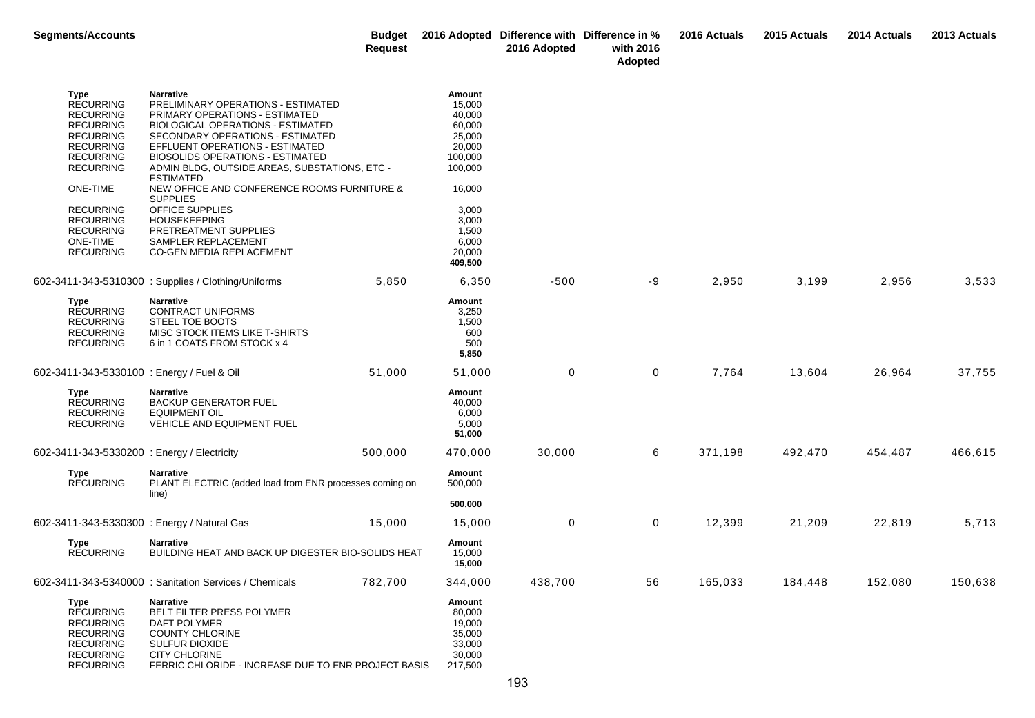| Segments/Accounts | Budget Request | 2016 Adopted | Difference with 2016 Adopted | Difference in % with 2016 Adopted | 2016 Actuals | 2015 Actuals | 2014 Actuals | 2013 Actuals |
|---|---|---|---|---|---|---|---|---|

| Type | Narrative | Amount |
|---|---|---|
| RECURRING | PRELIMINARY OPERATIONS - ESTIMATED | 15,000 |
| RECURRING | PRIMARY OPERATIONS - ESTIMATED | 40,000 |
| RECURRING | BIOLOGICAL OPERATIONS - ESTIMATED | 60,000 |
| RECURRING | SECONDARY OPERATIONS - ESTIMATED | 25,000 |
| RECURRING | EFFLUENT OPERATIONS - ESTIMATED | 20,000 |
| RECURRING | BIOSOLIDS OPERATIONS - ESTIMATED | 100,000 |
| RECURRING | ADMIN BLDG, OUTSIDE AREAS, SUBSTATIONS, ETC - ESTIMATED | 100,000 |
| ONE-TIME | NEW OFFICE AND CONFERENCE ROOMS FURNITURE & SUPPLIES | 16,000 |
| RECURRING | OFFICE SUPPLIES | 3,000 |
| RECURRING | HOUSEKEEPING | 3,000 |
| RECURRING | PRETREATMENT SUPPLIES | 1,500 |
| ONE-TIME | SAMPLER REPLACEMENT | 6,000 |
| RECURRING | CO-GEN MEDIA REPLACEMENT | 20,000 |
| | | **409,500** |

| Segments/Accounts | Budget Request | 2016 Adopted | Difference with 2016 Adopted | Difference in % with 2016 Adopted | 2016 Actuals | 2015 Actuals | 2014 Actuals | 2013 Actuals |
|---|---|---|---|---|---|---|---|---|
| 602-3411-343-5310300 : Supplies / Clothing/Uniforms | 5,850 | 6,350 | -500 | -9 | 2,950 | 3,199 | 2,956 | 3,533 |

| Type | Narrative | Amount |
|---|---|---|
| RECURRING | CONTRACT UNIFORMS | 3,250 |
| RECURRING | STEEL TOE BOOTS | 1,500 |
| RECURRING | MISC STOCK ITEMS LIKE T-SHIRTS | 600 |
| RECURRING | 6 in 1 COATS FROM STOCK x 4 | 500 |
| | | **5,850** |

| Segments/Accounts | Budget Request | 2016 Adopted | Difference with 2016 Adopted | Difference in % with 2016 Adopted | 2016 Actuals | 2015 Actuals | 2014 Actuals | 2013 Actuals |
|---|---|---|---|---|---|---|---|---|
| 602-3411-343-5330100 : Energy / Fuel & Oil | 51,000 | 51,000 | 0 | 0 | 7,764 | 13,604 | 26,964 | 37,755 |

| Type | Narrative | Amount |
|---|---|---|
| RECURRING | BACKUP GENERATOR FUEL | 40,000 |
| RECURRING | EQUIPMENT OIL | 6,000 |
| RECURRING | VEHICLE AND EQUIPMENT FUEL | 5,000 |
| | | **51,000** |

| Segments/Accounts | Budget Request | 2016 Adopted | Difference with 2016 Adopted | Difference in % with 2016 Adopted | 2016 Actuals | 2015 Actuals | 2014 Actuals | 2013 Actuals |
|---|---|---|---|---|---|---|---|---|
| 602-3411-343-5330200 : Energy / Electricity | 500,000 | 470,000 | 30,000 | 6 | 371,198 | 492,470 | 454,487 | 466,615 |

| Type | Narrative | Amount |
|---|---|---|
| RECURRING | PLANT ELECTRIC (added load from ENR processes coming on line) | 500,000 |
| | | **500,000** |

| Segments/Accounts | Budget Request | 2016 Adopted | Difference with 2016 Adopted | Difference in % with 2016 Adopted | 2016 Actuals | 2015 Actuals | 2014 Actuals | 2013 Actuals |
|---|---|---|---|---|---|---|---|---|
| 602-3411-343-5330300 : Energy / Natural Gas | 15,000 | 15,000 | 0 | 0 | 12,399 | 21,209 | 22,819 | 5,713 |

| Type | Narrative | Amount |
|---|---|---|
| RECURRING | BUILDING HEAT AND BACK UP DIGESTER BIO-SOLIDS HEAT | 15,000 |
| | | **15,000** |

| Segments/Accounts | Budget Request | 2016 Adopted | Difference with 2016 Adopted | Difference in % with 2016 Adopted | 2016 Actuals | 2015 Actuals | 2014 Actuals | 2013 Actuals |
|---|---|---|---|---|---|---|---|---|
| 602-3411-343-5340000 : Sanitation Services / Chemicals | 782,700 | 344,000 | 438,700 | 56 | 165,033 | 184,448 | 152,080 | 150,638 |

| Type | Narrative | Amount |
|---|---|---|
| RECURRING | BELT FILTER PRESS POLYMER | 80,000 |
| RECURRING | DAFT POLYMER | 19,000 |
| RECURRING | COUNTY CHLORINE | 35,000 |
| RECURRING | SULFUR DIOXIDE | 33,000 |
| RECURRING | CITY CHLORINE | 30,000 |
| RECURRING | FERRIC CHLORIDE - INCREASE DUE TO ENR PROJECT BASIS | 217,500 |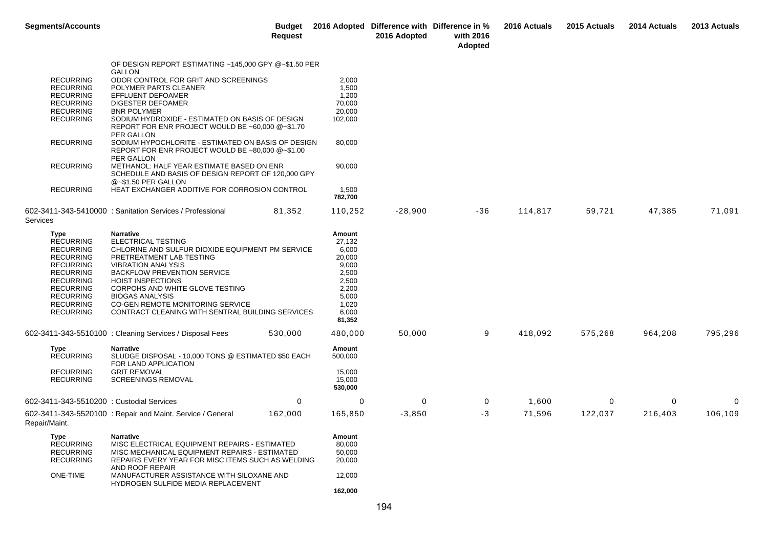| Segments/Accounts | | Budget Request | 2016 Adopted | Difference with 2016 Adopted | Difference in % with 2016 Adopted | 2016 Actuals | 2015 Actuals | 2014 Actuals | 2013 Actuals |
|---|---|---|---|---|---|---|---|---|---|
| | OF DESIGN REPORT ESTIMATING ~145,000 GPY @~$1.50 PER GALLON | | | | | | | | |
| RECURRING | ODOR CONTROL FOR GRIT AND SCREENINGS | | 2,000 | | | | | | |
| RECURRING | POLYMER PARTS CLEANER | | 1,500 | | | | | | |
| RECURRING | EFFLUENT DEFOAMER | | 1,200 | | | | | | |
| RECURRING | DIGESTER DEFOAMER | | 70,000 | | | | | | |
| RECURRING | BNR POLYMER | | 20,000 | | | | | | |
| RECURRING | SODIUM HYDROXIDE - ESTIMATED ON BASIS OF DESIGN REPORT FOR ENR PROJECT WOULD BE ~60,000 @~$1.70 PER GALLON | | 102,000 | | | | | | |
| RECURRING | SODIUM HYPOCHLORITE - ESTIMATED ON BASIS OF DESIGN REPORT FOR ENR PROJECT WOULD BE ~80,000 @~$1.00 PER GALLON | | 80,000 | | | | | | |
| RECURRING | METHANOL: HALF YEAR ESTIMATE BASED ON ENR SCHEDULE AND BASIS OF DESIGN REPORT OF 120,000 GPY @~$1.50 PER GALLON | | 90,000 | | | | | | |
| RECURRING | HEAT EXCHANGER ADDITIVE FOR CORROSION CONTROL | | 1,500 | | | | | | |
| | | | **782,700** | | | | | | |
| 602-3411-343-5410000 : Sanitation Services / Professional Services | | 81,352 | 110,252 | -28,900 | -36 | 114,817 | 59,721 | 47,385 | 71,091 |
| **Type** | **Narrative** | | **Amount** | | | | | | |
| RECURRING | ELECTRICAL TESTING | | 27,132 | | | | | | |
| RECURRING | CHLORINE AND SULFUR DIOXIDE EQUIPMENT PM SERVICE | | 6,000 | | | | | | |
| RECURRING | PRETREATMENT LAB TESTING | | 20,000 | | | | | | |
| RECURRING | VIBRATION ANALYSIS | | 9,000 | | | | | | |
| RECURRING | BACKFLOW PREVENTION SERVICE | | 2,500 | | | | | | |
| RECURRING | HOIST INSPECTIONS | | 2,500 | | | | | | |
| RECURRING | CORPOHS AND WHITE GLOVE TESTING | | 2,200 | | | | | | |
| RECURRING | BIOGAS ANALYSIS | | 5,000 | | | | | | |
| RECURRING | CO-GEN REMOTE MONITORING SERVICE | | 1,020 | | | | | | |
| RECURRING | CONTRACT CLEANING WITH SENTRAL BUILDING SERVICES | | 6,000 | | | | | | |
| | | | **81,352** | | | | | | |
| 602-3411-343-5510100 : Cleaning Services / Disposal Fees | | 530,000 | 480,000 | 50,000 | 9 | 418,092 | 575,268 | 964,208 | 795,296 |
| **Type** | **Narrative** | | **Amount** | | | | | | |
| RECURRING | SLUDGE DISPOSAL - 10,000 TONS @ ESTIMATED $50 EACH FOR LAND APPLICATION | | 500,000 | | | | | | |
| RECURRING | GRIT REMOVAL | | 15,000 | | | | | | |
| RECURRING | SCREENINGS REMOVAL | | 15,000 | | | | | | |
| | | | **530,000** | | | | | | |
| 602-3411-343-5510200 : Custodial Services | | 0 | 0 | 0 | 0 | 1,600 | 0 | 0 | 0 |
| 602-3411-343-5520100 : Repair and Maint. Service / General Repair/Maint. | | 162,000 | 165,850 | -3,850 | -3 | 71,596 | 122,037 | 216,403 | 106,109 |
| **Type** | **Narrative** | | **Amount** | | | | | | |
| RECURRING | MISC ELECTRICAL EQUIPMENT REPAIRS - ESTIMATED | | 80,000 | | | | | | |
| RECURRING | MISC MECHANICAL EQUIPMENT REPAIRS - ESTIMATED | | 50,000 | | | | | | |
| RECURRING | REPAIRS EVERY YEAR FOR MISC ITEMS SUCH AS WELDING AND ROOF REPAIR | | 20,000 | | | | | | |
| ONE-TIME | MANUFACTURER ASSISTANCE WITH SILOXANE AND HYDROGEN SULFIDE MEDIA REPLACEMENT | | 12,000 | | | | | | |
| | | | **162,000** | | | | | | |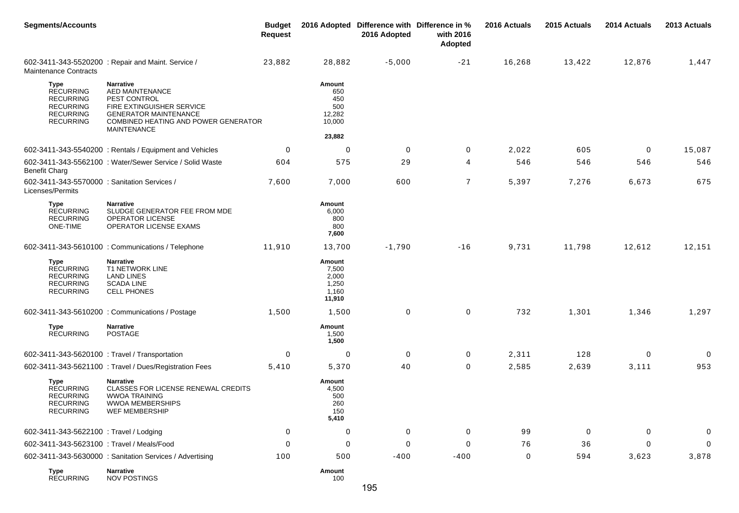| Segments/Accounts | Budget Request | 2016 Adopted | Difference with 2016 Adopted | Difference in % with 2016 Adopted | 2016 Actuals | 2015 Actuals | 2014 Actuals | 2013 Actuals |
|---|---|---|---|---|---|---|---|---|
| 602-3411-343-5520200 : Repair and Maint. Service / Maintenance Contracts | 23,882 | 28,882 | -5,000 | -21 | 16,268 | 13,422 | 12,876 | 1,447 |

| Type | Narrative | Amount |
|---|---|---|
| RECURRING | AED MAINTENANCE | 650 |
| RECURRING | PEST CONTROL | 450 |
| RECURRING | FIRE EXTINGUISHER SERVICE | 500 |
| RECURRING | GENERATOR MAINTENANCE | 12,282 |
| RECURRING | COMBINED HEATING AND POWER GENERATOR MAINTENANCE | 10,000 |
| | | 23,882 |

| Segments/Accounts | Budget Request | 2016 Adopted | Difference with 2016 Adopted | Difference in % with 2016 Adopted | 2016 Actuals | 2015 Actuals | 2014 Actuals | 2013 Actuals |
|---|---|---|---|---|---|---|---|---|
| 602-3411-343-5540200 : Rentals / Equipment and Vehicles | 0 | 0 | 0 | 0 | 2,022 | 605 | 0 | 15,087 |
| 602-3411-343-5562100 : Water/Sewer Service / Solid Waste Benefit Charg | 604 | 575 | 29 | 4 | 546 | 546 | 546 | 546 |
| 602-3411-343-5570000 : Sanitation Services / Licenses/Permits | 7,600 | 7,000 | 600 | 7 | 5,397 | 7,276 | 6,673 | 675 |

| Type | Narrative | Amount |
|---|---|---|
| RECURRING | SLUDGE GENERATOR FEE FROM MDE | 6,000 |
| RECURRING | OPERATOR LICENSE | 800 |
| ONE-TIME | OPERATOR LICENSE EXAMS | 800 |
| | | 7,600 |

| Segments/Accounts | Budget Request | 2016 Adopted | Difference with 2016 Adopted | Difference in % with 2016 Adopted | 2016 Actuals | 2015 Actuals | 2014 Actuals | 2013 Actuals |
|---|---|---|---|---|---|---|---|---|
| 602-3411-343-5610100 : Communications / Telephone | 11,910 | 13,700 | -1,790 | -16 | 9,731 | 11,798 | 12,612 | 12,151 |

| Type | Narrative | Amount |
|---|---|---|
| RECURRING | T1 NETWORK LINE | 7,500 |
| RECURRING | LAND LINES | 2,000 |
| RECURRING | SCADA LINE | 1,250 |
| RECURRING | CELL PHONES | 1,160 |
| | | 11,910 |

| Segments/Accounts | Budget Request | 2016 Adopted | Difference with 2016 Adopted | Difference in % with 2016 Adopted | 2016 Actuals | 2015 Actuals | 2014 Actuals | 2013 Actuals |
|---|---|---|---|---|---|---|---|---|
| 602-3411-343-5610200 : Communications / Postage | 1,500 | 1,500 | 0 | 0 | 732 | 1,301 | 1,346 | 1,297 |

| Type | Narrative | Amount |
|---|---|---|
| RECURRING | POSTAGE | 1,500 |
| | | 1,500 |

| Segments/Accounts | Budget Request | 2016 Adopted | Difference with 2016 Adopted | Difference in % with 2016 Adopted | 2016 Actuals | 2015 Actuals | 2014 Actuals | 2013 Actuals |
|---|---|---|---|---|---|---|---|---|
| 602-3411-343-5620100 : Travel / Transportation | 0 | 0 | 0 | 0 | 2,311 | 128 | 0 | 0 |
| 602-3411-343-5621100 : Travel / Dues/Registration Fees | 5,410 | 5,370 | 40 | 0 | 2,585 | 2,639 | 3,111 | 953 |

| Type | Narrative | Amount |
|---|---|---|
| RECURRING | CLASSES FOR LICENSE RENEWAL CREDITS | 4,500 |
| RECURRING | WWOA TRAINING | 500 |
| RECURRING | WWOA MEMBERSHIPS | 260 |
| RECURRING | WEF MEMBERSHIP | 150 |
| | | 5,410 |

| Segments/Accounts | Budget Request | 2016 Adopted | Difference with 2016 Adopted | Difference in % with 2016 Adopted | 2016 Actuals | 2015 Actuals | 2014 Actuals | 2013 Actuals |
|---|---|---|---|---|---|---|---|---|
| 602-3411-343-5622100 : Travel / Lodging | 0 | 0 | 0 | 0 | 99 | 0 | 0 | 0 |
| 602-3411-343-5623100 : Travel / Meals/Food | 0 | 0 | 0 | 0 | 76 | 36 | 0 | 0 |
| 602-3411-343-5630000 : Sanitation Services / Advertising | 100 | 500 | -400 | -400 | 0 | 594 | 3,623 | 3,878 |

| Type | Narrative | Amount |
|---|---|---|
| RECURRING | NOV POSTINGS | 100 |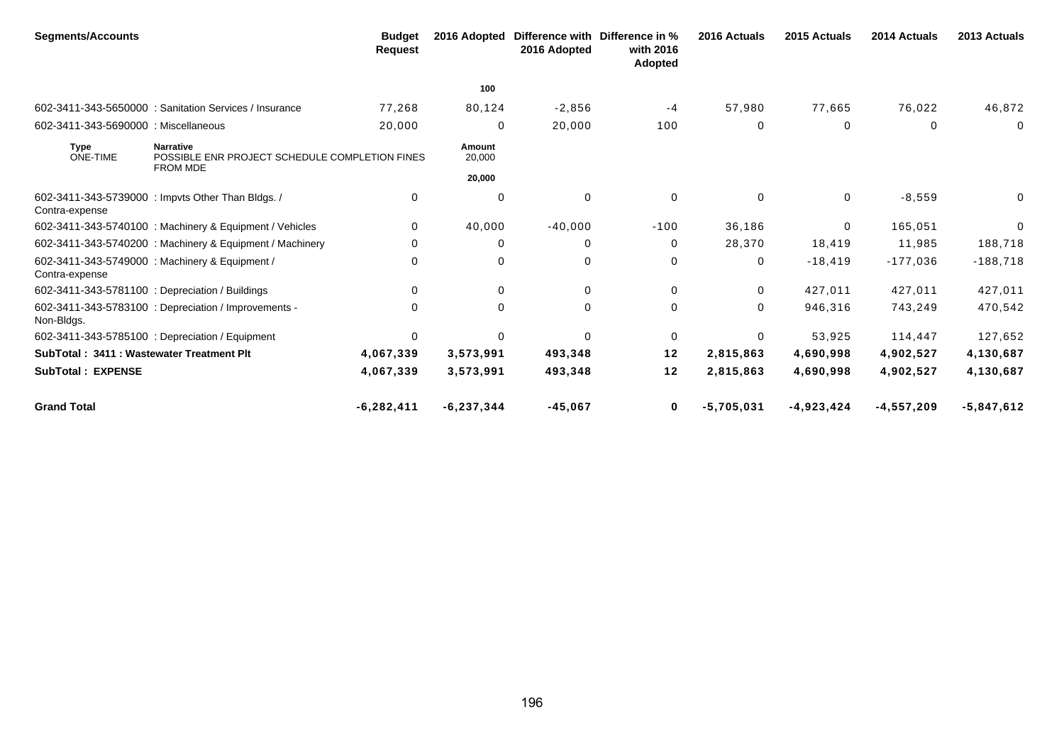| Segments/Accounts | Budget Request | 2016 Adopted | Difference with 2016 Adopted | Difference in % with 2016 Adopted | 2016 Actuals | 2015 Actuals | 2014 Actuals | 2013 Actuals |
|---|---|---|---|---|---|---|---|---|
| | | 100 | | | | | | |
| 602-3411-343-5650000 : Sanitation Services / Insurance | 77,268 | 80,124 | -2,856 | -4 | 57,980 | 77,665 | 76,022 | 46,872 |
| 602-3411-343-5690000 : Miscellaneous | 20,000 | 0 | 20,000 | 100 | 0 | 0 | 0 | 0 |
| **Type** ONE-TIME — **Narrative** POSSIBLE ENR PROJECT SCHEDULE COMPLETION FINES FROM MDE | | **Amount** 20,000 | | | | | | |
| | | **20,000** | | | | | | |
| 602-3411-343-5739000 : Impvts Other Than Bldgs. / Contra-expense | 0 | 0 | 0 | 0 | 0 | 0 | -8,559 | 0 |
| 602-3411-343-5740100 : Machinery & Equipment / Vehicles | 0 | 40,000 | -40,000 | -100 | 36,186 | 0 | 165,051 | 0 |
| 602-3411-343-5740200 : Machinery & Equipment / Machinery | 0 | 0 | 0 | 0 | 28,370 | 18,419 | 11,985 | 188,718 |
| 602-3411-343-5749000 : Machinery & Equipment / Contra-expense | 0 | 0 | 0 | 0 | 0 | -18,419 | -177,036 | -188,718 |
| 602-3411-343-5781100 : Depreciation / Buildings | 0 | 0 | 0 | 0 | 0 | 427,011 | 427,011 | 427,011 |
| 602-3411-343-5783100 : Depreciation / Improvements - Non-Bldgs. | 0 | 0 | 0 | 0 | 0 | 946,316 | 743,249 | 470,542 |
| 602-3411-343-5785100 : Depreciation / Equipment | 0 | 0 | 0 | 0 | 0 | 53,925 | 114,447 | 127,652 |
| **SubTotal : 3411 : Wastewater Treatment Plt** | **4,067,339** | **3,573,991** | **493,348** | **12** | **2,815,863** | **4,690,998** | **4,902,527** | **4,130,687** |
| **SubTotal : EXPENSE** | **4,067,339** | **3,573,991** | **493,348** | **12** | **2,815,863** | **4,690,998** | **4,902,527** | **4,130,687** |
| **Grand Total** | **-6,282,411** | **-6,237,344** | **-45,067** | **0** | **-5,705,031** | **-4,923,424** | **-4,557,209** | **-5,847,612** |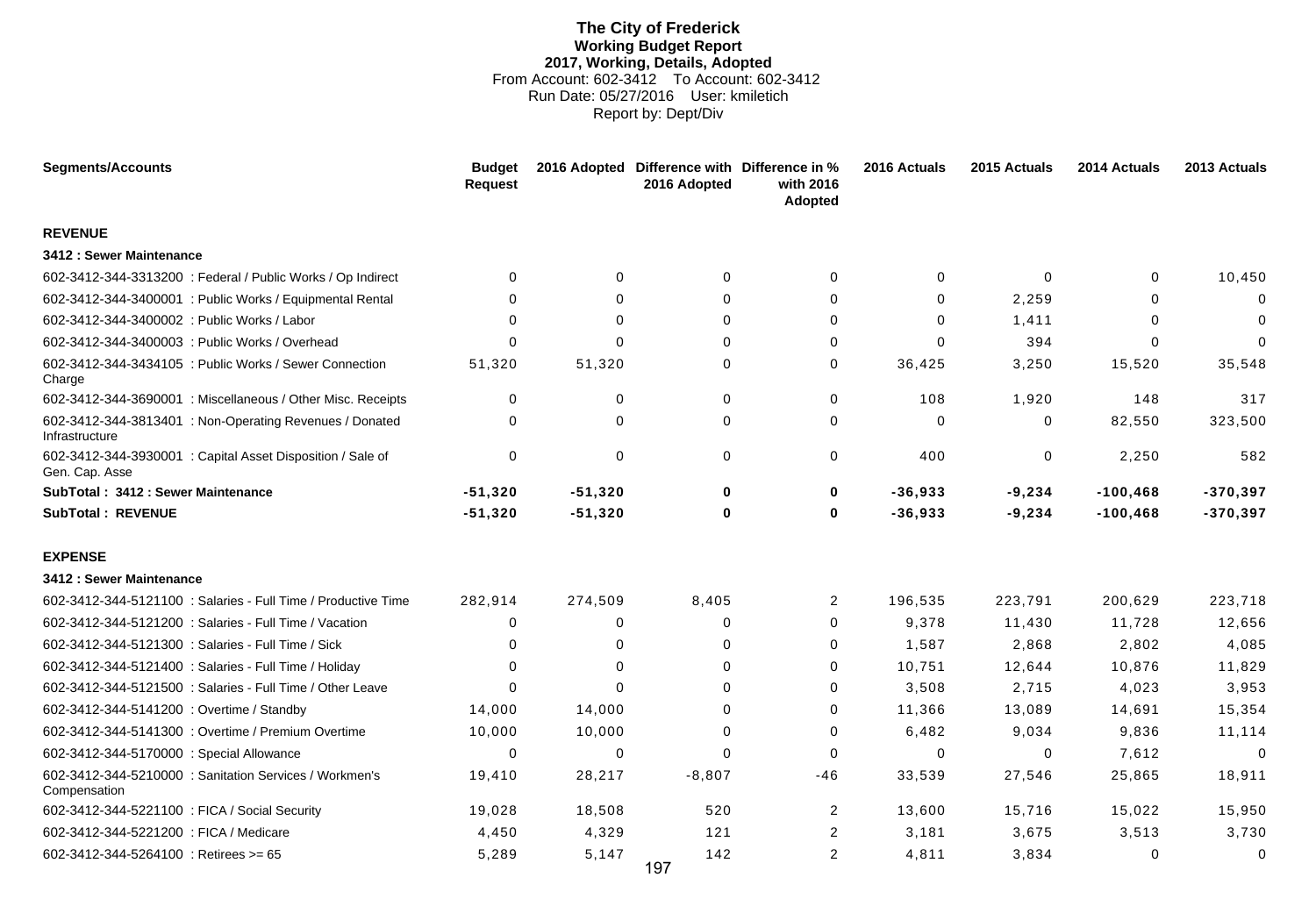# The City of Frederick

**Working Budget Report**

**2017, Working, Details, Adopted**

From Account: 602-3412 To Account: 602-3412

Run Date: 05/27/2016 User: kmiletich

Report by: Dept/Div

| Segments/Accounts | Budget Request | 2016 Adopted | Difference with 2016 Adopted | Difference in % with 2016 Adopted | 2016 Actuals | 2015 Actuals | 2014 Actuals | 2013 Actuals |
|---|---|---|---|---|---|---|---|---|
| **REVENUE** | | | | | | | | |
| **3412 : Sewer Maintenance** | | | | | | | | |
| 602-3412-344-3313200 : Federal / Public Works / Op Indirect | 0 | 0 | 0 | 0 | 0 | 0 | 0 | 10,450 |
| 602-3412-344-3400001 : Public Works / Equipmental Rental | 0 | 0 | 0 | 0 | 0 | 2,259 | 0 | 0 |
| 602-3412-344-3400002 : Public Works / Labor | 0 | 0 | 0 | 0 | 0 | 1,411 | 0 | 0 |
| 602-3412-344-3400003 : Public Works / Overhead | 0 | 0 | 0 | 0 | 0 | 394 | 0 | 0 |
| 602-3412-344-3434105 : Public Works / Sewer Connection Charge | 51,320 | 51,320 | 0 | 0 | 36,425 | 3,250 | 15,520 | 35,548 |
| 602-3412-344-3690001 : Miscellaneous / Other Misc. Receipts | 0 | 0 | 0 | 0 | 108 | 1,920 | 148 | 317 |
| 602-3412-344-3813401 : Non-Operating Revenues / Donated Infrastructure | 0 | 0 | 0 | 0 | 0 | 0 | 82,550 | 323,500 |
| 602-3412-344-3930001 : Capital Asset Disposition / Sale of Gen. Cap. Asse | 0 | 0 | 0 | 0 | 400 | 0 | 2,250 | 582 |
| **SubTotal : 3412 : Sewer Maintenance** | **-51,320** | **-51,320** | **0** | **0** | **-36,933** | **-9,234** | **-100,468** | **-370,397** |
| **SubTotal : REVENUE** | **-51,320** | **-51,320** | **0** | **0** | **-36,933** | **-9,234** | **-100,468** | **-370,397** |
| **EXPENSE** | | | | | | | | |
| **3412 : Sewer Maintenance** | | | | | | | | |
| 602-3412-344-5121100 : Salaries - Full Time / Productive Time | 282,914 | 274,509 | 8,405 | 2 | 196,535 | 223,791 | 200,629 | 223,718 |
| 602-3412-344-5121200 : Salaries - Full Time / Vacation | 0 | 0 | 0 | 0 | 9,378 | 11,430 | 11,728 | 12,656 |
| 602-3412-344-5121300 : Salaries - Full Time / Sick | 0 | 0 | 0 | 0 | 1,587 | 2,868 | 2,802 | 4,085 |
| 602-3412-344-5121400 : Salaries - Full Time / Holiday | 0 | 0 | 0 | 0 | 10,751 | 12,644 | 10,876 | 11,829 |
| 602-3412-344-5121500 : Salaries - Full Time / Other Leave | 0 | 0 | 0 | 0 | 3,508 | 2,715 | 4,023 | 3,953 |
| 602-3412-344-5141200 : Overtime / Standby | 14,000 | 14,000 | 0 | 0 | 11,366 | 13,089 | 14,691 | 15,354 |
| 602-3412-344-5141300 : Overtime / Premium Overtime | 10,000 | 10,000 | 0 | 0 | 6,482 | 9,034 | 9,836 | 11,114 |
| 602-3412-344-5170000 : Special Allowance | 0 | 0 | 0 | 0 | 0 | 0 | 7,612 | 0 |
| 602-3412-344-5210000 : Sanitation Services / Workmen's Compensation | 19,410 | 28,217 | -8,807 | -46 | 33,539 | 27,546 | 25,865 | 18,911 |
| 602-3412-344-5221100 : FICA / Social Security | 19,028 | 18,508 | 520 | 2 | 13,600 | 15,716 | 15,022 | 15,950 |
| 602-3412-344-5221200 : FICA / Medicare | 4,450 | 4,329 | 121 | 2 | 3,181 | 3,675 | 3,513 | 3,730 |
| 602-3412-344-5264100 : Retirees >= 65 | 5,289 | 5,147 | 142 | 2 | 4,811 | 3,834 | 0 | 0 |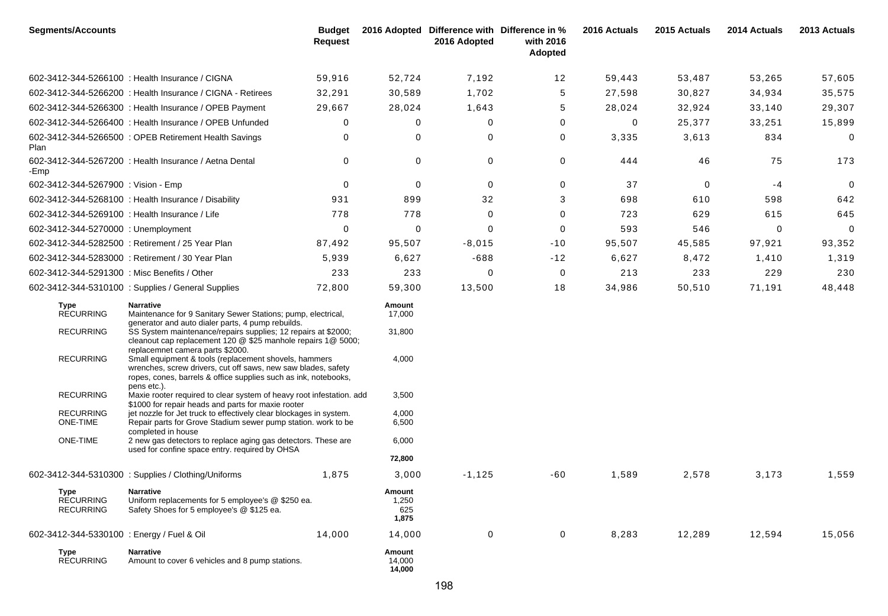| Segments/Accounts | Budget Request | 2016 Adopted | Difference with 2016 Adopted | Difference in % with 2016 Adopted | 2016 Actuals | 2015 Actuals | 2014 Actuals | 2013 Actuals |
|---|---|---|---|---|---|---|---|---|
| 602-3412-344-5266100 : Health Insurance / CIGNA | 59,916 | 52,724 | 7,192 | 12 | 59,443 | 53,487 | 53,265 | 57,605 |
| 602-3412-344-5266200 : Health Insurance / CIGNA - Retirees | 32,291 | 30,589 | 1,702 | 5 | 27,598 | 30,827 | 34,934 | 35,575 |
| 602-3412-344-5266300 : Health Insurance / OPEB Payment | 29,667 | 28,024 | 1,643 | 5 | 28,024 | 32,924 | 33,140 | 29,307 |
| 602-3412-344-5266400 : Health Insurance / OPEB Unfunded | 0 | 0 | 0 | 0 | 0 | 25,377 | 33,251 | 15,899 |
| 602-3412-344-5266500 : OPEB Retirement Health Savings Plan | 0 | 0 | 0 | 0 | 3,335 | 3,613 | 834 | 0 |
| 602-3412-344-5267200 : Health Insurance / Aetna Dental -Emp | 0 | 0 | 0 | 0 | 444 | 46 | 75 | 173 |
| 602-3412-344-5267900 : Vision - Emp | 0 | 0 | 0 | 0 | 37 | 0 | -4 | 0 |
| 602-3412-344-5268100 : Health Insurance / Disability | 931 | 899 | 32 | 3 | 698 | 610 | 598 | 642 |
| 602-3412-344-5269100 : Health Insurance / Life | 778 | 778 | 0 | 0 | 723 | 629 | 615 | 645 |
| 602-3412-344-5270000 : Unemployment | 0 | 0 | 0 | 0 | 593 | 546 | 0 | 0 |
| 602-3412-344-5282500 : Retirement / 25 Year Plan | 87,492 | 95,507 | -8,015 | -10 | 95,507 | 45,585 | 97,921 | 93,352 |
| 602-3412-344-5283000 : Retirement / 30 Year Plan | 5,939 | 6,627 | -688 | -12 | 6,627 | 8,472 | 1,410 | 1,319 |
| 602-3412-344-5291300 : Misc Benefits / Other | 233 | 233 | 0 | 0 | 213 | 233 | 229 | 230 |
| 602-3412-344-5310100 : Supplies / General Supplies | 72,800 | 59,300 | 13,500 | 18 | 34,986 | 50,510 | 71,191 | 48,448 |

| Type | Narrative | Amount |
|---|---|---|
| RECURRING | Maintenance for 9 Sanitary Sewer Stations; pump, electrical, generator and auto dialer parts, 4 pump rebuilds. | 17,000 |
| RECURRING | SS System maintenance/repairs supplies; 12 repairs at $2000; cleanout cap replacement 120 @ $25 manhole repairs 1@ 5000; replacemnet camera parts $2000. | 31,800 |
| RECURRING | Small equipment & tools (replacement shovels, hammers wrenches, screw drivers, cut off saws, new saw blades, safety ropes, cones, barrels & office supplies such as ink, notebooks, pens etc.). | 4,000 |
| RECURRING | Maxie rooter required to clear system of heavy root infestation. add $1000 for repair heads and parts for maxie rooter | 3,500 |
| RECURRING | jet nozzle for Jet truck to effectively clear blockages in system. | 4,000 |
| ONE-TIME | Repair parts for Grove Stadium sewer pump station. work to be completed in house | 6,500 |
| ONE-TIME | 2 new gas detectors to replace aging gas detectors. These are used for confine space entry. required by OHSA | 6,000 |
| | | **72,800** |

| Segments/Accounts | Budget Request | 2016 Adopted | Difference with 2016 Adopted | Difference in % with 2016 Adopted | 2016 Actuals | 2015 Actuals | 2014 Actuals | 2013 Actuals |
|---|---|---|---|---|---|---|---|---|
| 602-3412-344-5310300 : Supplies / Clothing/Uniforms | 1,875 | 3,000 | -1,125 | -60 | 1,589 | 2,578 | 3,173 | 1,559 |

| Type | Narrative | Amount |
|---|---|---|
| RECURRING | Uniform replacements for 5 employee's @ $250 ea. | 1,250 |
| RECURRING | Safety Shoes for 5 employee's @ $125 ea. | 625 |
| | | **1,875** |

| Segments/Accounts | Budget Request | 2016 Adopted | Difference with 2016 Adopted | Difference in % with 2016 Adopted | 2016 Actuals | 2015 Actuals | 2014 Actuals | 2013 Actuals |
|---|---|---|---|---|---|---|---|---|
| 602-3412-344-5330100 : Energy / Fuel & Oil | 14,000 | 14,000 | 0 | 0 | 8,283 | 12,289 | 12,594 | 15,056 |

| Type | Narrative | Amount |
|---|---|---|
| RECURRING | Amount to cover 6 vehicles and 8 pump stations. | 14,000 |
| | | **14,000** |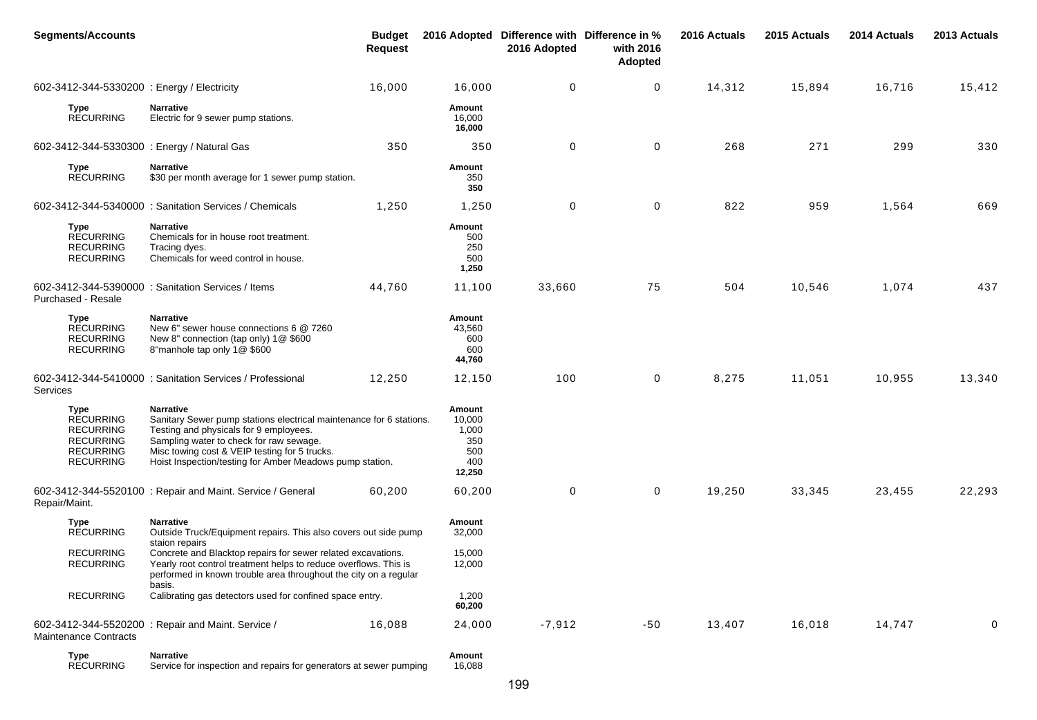| Segments/Accounts | | Budget Request | 2016 Adopted | Difference with 2016 Adopted | Difference in % with 2016 Adopted | 2016 Actuals | 2015 Actuals | 2014 Actuals | 2013 Actuals |
|---|---|---|---|---|---|---|---|---|---|
| 602-3412-344-5330200 : Energy / Electricity | | 16,000 | 16,000 | 0 | 0 | 14,312 | 15,894 | 16,716 | 15,412 |
| **Type** | **Narrative** | | **Amount** | | | | | | |
| RECURRING | Electric for 9 sewer pump stations. | | 16,000 | | | | | | |
| | | | **16,000** | | | | | | |
| 602-3412-344-5330300 : Energy / Natural Gas | | 350 | 350 | 0 | 0 | 268 | 271 | 299 | 330 |
| **Type** | **Narrative** | | **Amount** | | | | | | |
| RECURRING | $30 per month average for 1 sewer pump station. | | 350 | | | | | | |
| | | | **350** | | | | | | |
| 602-3412-344-5340000 : Sanitation Services / Chemicals | | 1,250 | 1,250 | 0 | 0 | 822 | 959 | 1,564 | 669 |
| **Type** | **Narrative** | | **Amount** | | | | | | |
| RECURRING | Chemicals for in house root treatment. | | 500 | | | | | | |
| RECURRING | Tracing dyes. | | 250 | | | | | | |
| RECURRING | Chemicals for weed control in house. | | 500 | | | | | | |
| | | | **1,250** | | | | | | |
| 602-3412-344-5390000 : Sanitation Services / Items Purchased - Resale | | 44,760 | 11,100 | 33,660 | 75 | 504 | 10,546 | 1,074 | 437 |
| **Type** | **Narrative** | | **Amount** | | | | | | |
| RECURRING | New 6" sewer house connections 6 @ 7260 | | 43,560 | | | | | | |
| RECURRING | New 8" connection (tap only) 1@ $600 | | 600 | | | | | | |
| RECURRING | 8"manhole tap only 1@ $600 | | 600 | | | | | | |
| | | | **44,760** | | | | | | |
| 602-3412-344-5410000 : Sanitation Services / Professional Services | | 12,250 | 12,150 | 100 | 0 | 8,275 | 11,051 | 10,955 | 13,340 |
| **Type** | **Narrative** | | **Amount** | | | | | | |
| RECURRING | Sanitary Sewer pump stations electrical maintenance for 6 stations. | | 10,000 | | | | | | |
| RECURRING | Testing and physicals for 9 employees. | | 1,000 | | | | | | |
| RECURRING | Sampling water to check for raw sewage. | | 350 | | | | | | |
| RECURRING | Misc towing cost & VEIP testing for 5 trucks. | | 500 | | | | | | |
| RECURRING | Hoist Inspection/testing for Amber Meadows pump station. | | 400 | | | | | | |
| | | | **12,250** | | | | | | |
| 602-3412-344-5520100 : Repair and Maint. Service / General Repair/Maint. | | 60,200 | 60,200 | 0 | 0 | 19,250 | 33,345 | 23,455 | 22,293 |
| **Type** | **Narrative** | | **Amount** | | | | | | |
| RECURRING | Outside Truck/Equipment repairs. This also covers out side pump staion repairs | | 32,000 | | | | | | |
| RECURRING | Concrete and Blacktop repairs for sewer related excavations. | | 15,000 | | | | | | |
| RECURRING | Yearly root control treatment helps to reduce overflows. This is performed in known trouble area throughout the city on a regular basis. | | 12,000 | | | | | | |
| RECURRING | Calibrating gas detectors used for confined space entry. | | 1,200 | | | | | | |
| | | | **60,200** | | | | | | |
| 602-3412-344-5520200 : Repair and Maint. Service / Maintenance Contracts | | 16,088 | 24,000 | -7,912 | -50 | 13,407 | 16,018 | 14,747 | 0 |
| **Type** | **Narrative** | | **Amount** | | | | | | |
| RECURRING | Service for inspection and repairs for generators at sewer pumping | | 16,088 | | | | | | |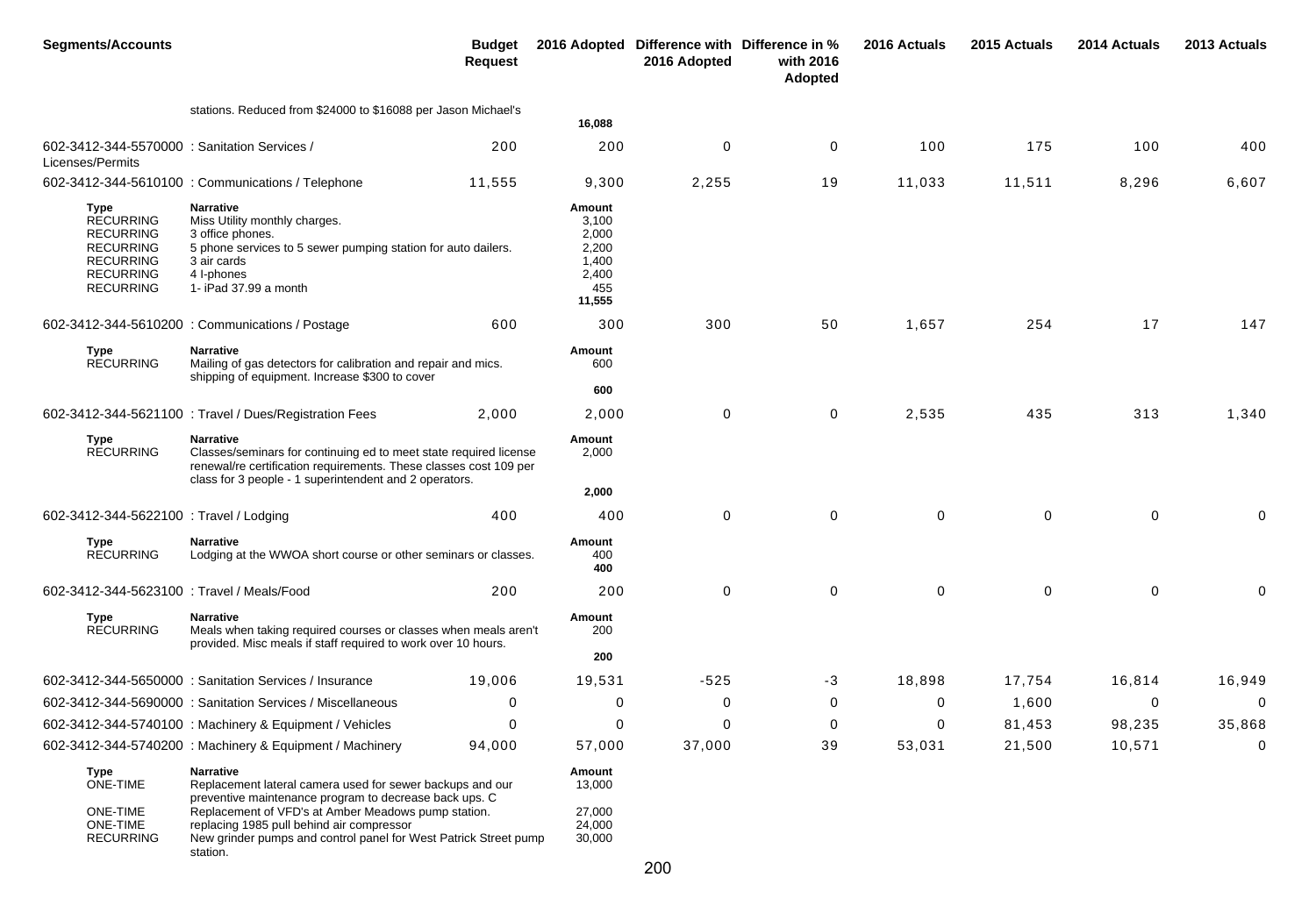| Segments/Accounts | | Budget Request | 2016 Adopted | Difference with 2016 Adopted | Difference in % with 2016 Adopted | 2016 Actuals | 2015 Actuals | 2014 Actuals | 2013 Actuals |
|---|---|---|---|---|---|---|---|---|---|
| | stations. Reduced from $24000 to $16088 per Jason Michael's | | **16,088** | | | | | | |
| 602-3412-344-5570000 : Sanitation Services / Licenses/Permits | | 200 | 200 | 0 | 0 | 100 | 175 | 100 | 400 |
| 602-3412-344-5610100 : Communications / Telephone | | 11,555 | 9,300 | 2,255 | 19 | 11,033 | 11,511 | 8,296 | 6,607 |
| **Type** | **Narrative** | | **Amount** | | | | | | |
| RECURRING | Miss Utility monthly charges. | | 3,100 | | | | | | |
| RECURRING | 3 office phones. | | 2,000 | | | | | | |
| RECURRING | 5 phone services to 5 sewer pumping station for auto dailers. | | 2,200 | | | | | | |
| RECURRING | 3 air cards | | 1,400 | | | | | | |
| RECURRING | 4 I-phones | | 2,400 | | | | | | |
| RECURRING | 1- iPad 37.99 a month | | 455 | | | | | | |
| | | | **11,555** | | | | | | |
| 602-3412-344-5610200 : Communications / Postage | | 600 | 300 | 300 | 50 | 1,657 | 254 | 17 | 147 |
| **Type** | **Narrative** | | **Amount** | | | | | | |
| RECURRING | Mailing of gas detectors for calibration and repair and mics. shipping of equipment. Increase $300 to cover | | 600 | | | | | | |
| | | | **600** | | | | | | |
| 602-3412-344-5621100 : Travel / Dues/Registration Fees | | 2,000 | 2,000 | 0 | 0 | 2,535 | 435 | 313 | 1,340 |
| **Type** | **Narrative** | | **Amount** | | | | | | |
| RECURRING | Classes/seminars for continuing ed to meet state required license renewal/re certification requirements. These classes cost 109 per class for 3 people - 1 superintendent and 2 operators. | | 2,000 | | | | | | |
| | | | **2,000** | | | | | | |
| 602-3412-344-5622100 : Travel / Lodging | | 400 | 400 | 0 | 0 | 0 | 0 | 0 | 0 |
| **Type** | **Narrative** | | **Amount** | | | | | | |
| RECURRING | Lodging at the WWOA short course or other seminars or classes. | | 400 | | | | | | |
| | | | **400** | | | | | | |
| 602-3412-344-5623100 : Travel / Meals/Food | | 200 | 200 | 0 | 0 | 0 | 0 | 0 | 0 |
| **Type** | **Narrative** | | **Amount** | | | | | | |
| RECURRING | Meals when taking required courses or classes when meals aren't provided. Misc meals if staff required to work over 10 hours. | | 200 | | | | | | |
| | | | **200** | | | | | | |
| 602-3412-344-5650000 : Sanitation Services / Insurance | | 19,006 | 19,531 | -525 | -3 | 18,898 | 17,754 | 16,814 | 16,949 |
| 602-3412-344-5690000 : Sanitation Services / Miscellaneous | | 0 | 0 | 0 | 0 | 0 | 1,600 | 0 | 0 |
| 602-3412-344-5740100 : Machinery & Equipment / Vehicles | | 0 | 0 | 0 | 0 | 0 | 81,453 | 98,235 | 35,868 |
| 602-3412-344-5740200 : Machinery & Equipment / Machinery | | 94,000 | 57,000 | 37,000 | 39 | 53,031 | 21,500 | 10,571 | 0 |
| **Type** | **Narrative** | | **Amount** | | | | | | |
| ONE-TIME | Replacement lateral camera used for sewer backups and our preventive maintenance program to decrease back ups. C | | 13,000 | | | | | | |
| ONE-TIME | Replacement of VFD's at Amber Meadows pump station. | | 27,000 | | | | | | |
| ONE-TIME | replacing 1985 pull behind air compressor | | 24,000 | | | | | | |
| RECURRING | New grinder pumps and control panel for West Patrick Street pump station. | | 30,000 | | | | | | |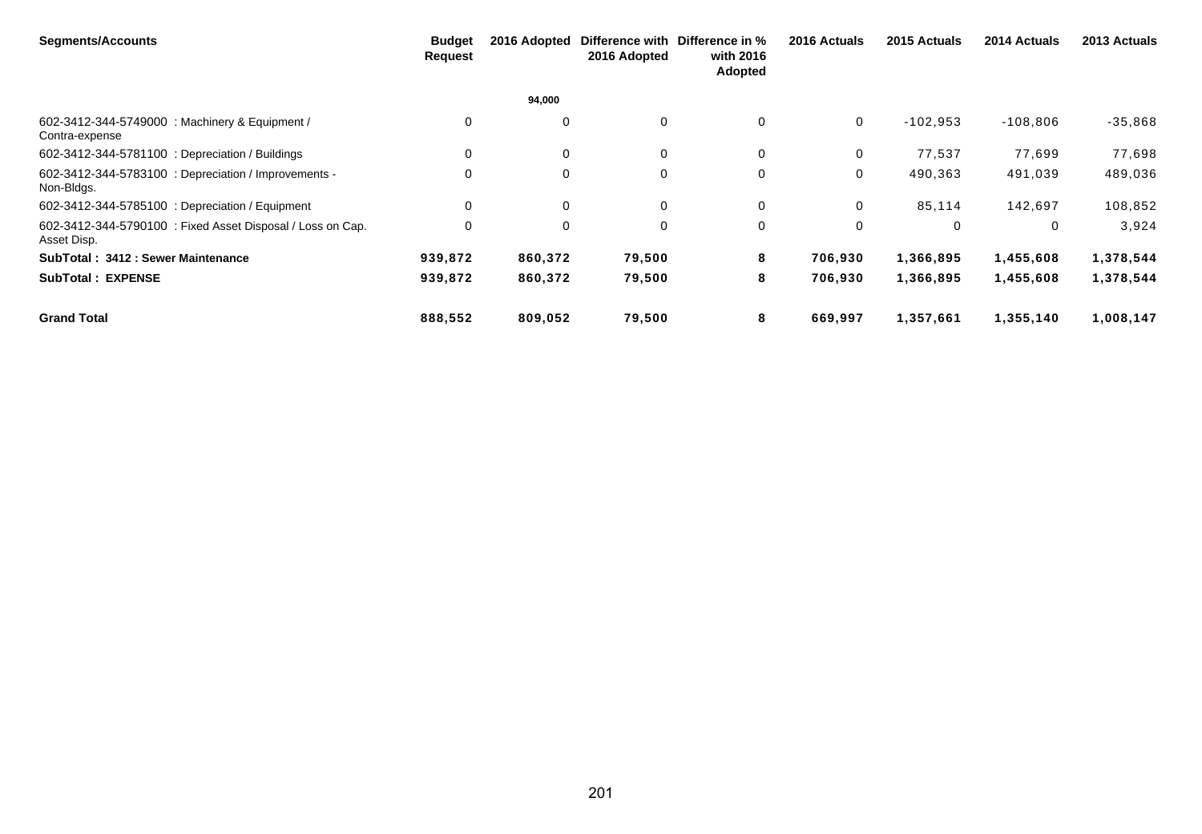| Segments/Accounts | Budget Request | 2016 Adopted | Difference with 2016 Adopted | Difference in % with 2016 Adopted | 2016 Actuals | 2015 Actuals | 2014 Actuals | 2013 Actuals |
|---|---|---|---|---|---|---|---|---|
| | | **94,000** | | | | | | |
| 602-3412-344-5749000 : Machinery & Equipment / Contra-expense | 0 | 0 | 0 | 0 | 0 | -102,953 | -108,806 | -35,868 |
| 602-3412-344-5781100 : Depreciation / Buildings | 0 | 0 | 0 | 0 | 0 | 77,537 | 77,699 | 77,698 |
| 602-3412-344-5783100 : Depreciation / Improvements - Non-Bldgs. | 0 | 0 | 0 | 0 | 0 | 490,363 | 491,039 | 489,036 |
| 602-3412-344-5785100 : Depreciation / Equipment | 0 | 0 | 0 | 0 | 0 | 85,114 | 142,697 | 108,852 |
| 602-3412-344-5790100 : Fixed Asset Disposal / Loss on Cap. Asset Disp. | 0 | 0 | 0 | 0 | 0 | 0 | 0 | 3,924 |
| **SubTotal : 3412 : Sewer Maintenance** | **939,872** | **860,372** | **79,500** | **8** | **706,930** | **1,366,895** | **1,455,608** | **1,378,544** |
| **SubTotal : EXPENSE** | **939,872** | **860,372** | **79,500** | **8** | **706,930** | **1,366,895** | **1,455,608** | **1,378,544** |
| **Grand Total** | **888,552** | **809,052** | **79,500** | **8** | **669,997** | **1,357,661** | **1,355,140** | **1,008,147** |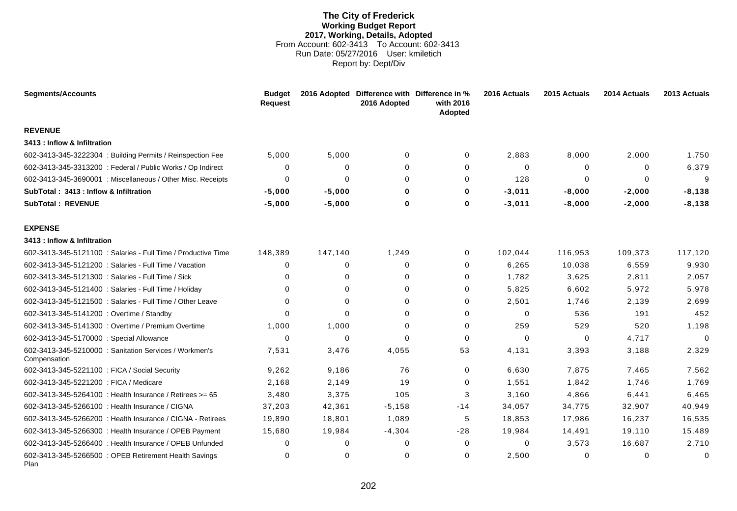# The City of Frederick
## Working Budget Report
### 2017, Working, Details, Adopted

From Account: 602-3413 To Account: 602-3413
Run Date: 05/27/2016 User: kmiletich
Report by: Dept/Div

| Segments/Accounts | Budget Request | 2016 Adopted | Difference with 2016 Adopted | Difference in % with 2016 Adopted | 2016 Actuals | 2015 Actuals | 2014 Actuals | 2013 Actuals |
|---|---|---|---|---|---|---|---|---|
| **REVENUE** | | | | | | | | |
| **3413 : Inflow & Infiltration** | | | | | | | | |
| 602-3413-345-3222304 : Building Permits / Reinspection Fee | 5,000 | 5,000 | 0 | 0 | 2,883 | 8,000 | 2,000 | 1,750 |
| 602-3413-345-3313200 : Federal / Public Works / Op Indirect | 0 | 0 | 0 | 0 | 0 | 0 | 0 | 6,379 |
| 602-3413-345-3690001 : Miscellaneous / Other Misc. Receipts | 0 | 0 | 0 | 0 | 128 | 0 | 0 | 9 |
| **SubTotal : 3413 : Inflow & Infiltration** | **-5,000** | **-5,000** | **0** | **0** | **-3,011** | **-8,000** | **-2,000** | **-8,138** |
| **SubTotal : REVENUE** | **-5,000** | **-5,000** | **0** | **0** | **-3,011** | **-8,000** | **-2,000** | **-8,138** |
| **EXPENSE** | | | | | | | | |
| **3413 : Inflow & Infiltration** | | | | | | | | |
| 602-3413-345-5121100 : Salaries - Full Time / Productive Time | 148,389 | 147,140 | 1,249 | 0 | 102,044 | 116,953 | 109,373 | 117,120 |
| 602-3413-345-5121200 : Salaries - Full Time / Vacation | 0 | 0 | 0 | 0 | 6,265 | 10,038 | 6,559 | 9,930 |
| 602-3413-345-5121300 : Salaries - Full Time / Sick | 0 | 0 | 0 | 0 | 1,782 | 3,625 | 2,811 | 2,057 |
| 602-3413-345-5121400 : Salaries - Full Time / Holiday | 0 | 0 | 0 | 0 | 5,825 | 6,602 | 5,972 | 5,978 |
| 602-3413-345-5121500 : Salaries - Full Time / Other Leave | 0 | 0 | 0 | 0 | 2,501 | 1,746 | 2,139 | 2,699 |
| 602-3413-345-5141200 : Overtime / Standby | 0 | 0 | 0 | 0 | 0 | 536 | 191 | 452 |
| 602-3413-345-5141300 : Overtime / Premium Overtime | 1,000 | 1,000 | 0 | 0 | 259 | 529 | 520 | 1,198 |
| 602-3413-345-5170000 : Special Allowance | 0 | 0 | 0 | 0 | 0 | 0 | 4,717 | 0 |
| 602-3413-345-5210000 : Sanitation Services / Workmen's Compensation | 7,531 | 3,476 | 4,055 | 53 | 4,131 | 3,393 | 3,188 | 2,329 |
| 602-3413-345-5221100 : FICA / Social Security | 9,262 | 9,186 | 76 | 0 | 6,630 | 7,875 | 7,465 | 7,562 |
| 602-3413-345-5221200 : FICA / Medicare | 2,168 | 2,149 | 19 | 0 | 1,551 | 1,842 | 1,746 | 1,769 |
| 602-3413-345-5264100 : Health Insurance / Retirees >= 65 | 3,480 | 3,375 | 105 | 3 | 3,160 | 4,866 | 6,441 | 6,465 |
| 602-3413-345-5266100 : Health Insurance / CIGNA | 37,203 | 42,361 | -5,158 | -14 | 34,057 | 34,775 | 32,907 | 40,949 |
| 602-3413-345-5266200 : Health Insurance / CIGNA - Retirees | 19,890 | 18,801 | 1,089 | 5 | 18,853 | 17,986 | 16,237 | 16,535 |
| 602-3413-345-5266300 : Health Insurance / OPEB Payment | 15,680 | 19,984 | -4,304 | -28 | 19,984 | 14,491 | 19,110 | 15,489 |
| 602-3413-345-5266400 : Health Insurance / OPEB Unfunded | 0 | 0 | 0 | 0 | 0 | 3,573 | 16,687 | 2,710 |
| 602-3413-345-5266500 : OPEB Retirement Health Savings Plan | 0 | 0 | 0 | 0 | 2,500 | 0 | 0 | 0 |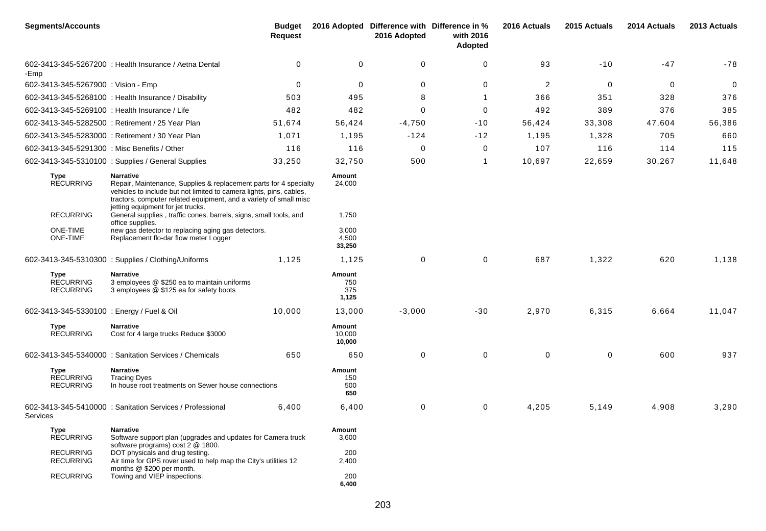| Segments/Accounts | Budget Request | 2016 Adopted | Difference with 2016 Adopted | Difference in % with 2016 Adopted | 2016 Actuals | 2015 Actuals | 2014 Actuals | 2013 Actuals |
|---|---|---|---|---|---|---|---|---|
| 602-3413-345-5267200 : Health Insurance / Aetna Dental -Emp | 0 | 0 | 0 | 0 | 93 | -10 | -47 | -78 |
| 602-3413-345-5267900 : Vision - Emp | 0 | 0 | 0 | 0 | 2 | 0 | 0 | 0 |
| 602-3413-345-5268100 : Health Insurance / Disability | 503 | 495 | 8 | 1 | 366 | 351 | 328 | 376 |
| 602-3413-345-5269100 : Health Insurance / Life | 482 | 482 | 0 | 0 | 492 | 389 | 376 | 385 |
| 602-3413-345-5282500 : Retirement / 25 Year Plan | 51,674 | 56,424 | -4,750 | -10 | 56,424 | 33,308 | 47,604 | 56,386 |
| 602-3413-345-5283000 : Retirement / 30 Year Plan | 1,071 | 1,195 | -124 | -12 | 1,195 | 1,328 | 705 | 660 |
| 602-3413-345-5291300 : Misc Benefits / Other | 116 | 116 | 0 | 0 | 107 | 116 | 114 | 115 |
| 602-3413-345-5310100 : Supplies / General Supplies | 33,250 | 32,750 | 500 | 1 | 10,697 | 22,659 | 30,267 | 11,648 |

| Type | Narrative | Amount |
|---|---|---|
| RECURRING | Repair, Maintenance, Supplies & replacement parts for 4 specialty vehicles to include but not limited to camera lights, pins, cables, tractors, computer related equipment, and a variety of small misc jetting equipment for jet trucks. | 24,000 |
| RECURRING | General supplies , traffic cones, barrels, signs, small tools, and office supplies. | 1,750 |
| ONE-TIME | new gas detector to replacing aging gas detectors. | 3,000 |
| ONE-TIME | Replacement flo-dar flow meter Logger | 4,500 |
| | | **33,250** |

| Segments/Accounts | Budget Request | 2016 Adopted | Difference with 2016 Adopted | Difference in % with 2016 Adopted | 2016 Actuals | 2015 Actuals | 2014 Actuals | 2013 Actuals |
|---|---|---|---|---|---|---|---|---|
| 602-3413-345-5310300 : Supplies / Clothing/Uniforms | 1,125 | 1,125 | 0 | 0 | 687 | 1,322 | 620 | 1,138 |

| Type | Narrative | Amount |
|---|---|---|
| RECURRING | 3 employees @ $250 ea to maintain uniforms | 750 |
| RECURRING | 3 employees @ $125 ea for safety boots | 375 |
| | | **1,125** |

| Segments/Accounts | Budget Request | 2016 Adopted | Difference with 2016 Adopted | Difference in % with 2016 Adopted | 2016 Actuals | 2015 Actuals | 2014 Actuals | 2013 Actuals |
|---|---|---|---|---|---|---|---|---|
| 602-3413-345-5330100 : Energy / Fuel & Oil | 10,000 | 13,000 | -3,000 | -30 | 2,970 | 6,315 | 6,664 | 11,047 |

| Type | Narrative | Amount |
|---|---|---|
| RECURRING | Cost for 4 large trucks Reduce $3000 | 10,000 |
| | | **10,000** |

| Segments/Accounts | Budget Request | 2016 Adopted | Difference with 2016 Adopted | Difference in % with 2016 Adopted | 2016 Actuals | 2015 Actuals | 2014 Actuals | 2013 Actuals |
|---|---|---|---|---|---|---|---|---|
| 602-3413-345-5340000 : Sanitation Services / Chemicals | 650 | 650 | 0 | 0 | 0 | 0 | 600 | 937 |

| Type | Narrative | Amount |
|---|---|---|
| RECURRING | Tracing Dyes | 150 |
| RECURRING | In house root treatments on Sewer house connections | 500 |
| | | **650** |

| Segments/Accounts | Budget Request | 2016 Adopted | Difference with 2016 Adopted | Difference in % with 2016 Adopted | 2016 Actuals | 2015 Actuals | 2014 Actuals | 2013 Actuals |
|---|---|---|---|---|---|---|---|---|
| 602-3413-345-5410000 : Sanitation Services / Professional Services | 6,400 | 6,400 | 0 | 0 | 4,205 | 5,149 | 4,908 | 3,290 |

| Type | Narrative | Amount |
|---|---|---|
| RECURRING | Software support plan (upgrades and updates for Camera truck software programs) cost 2 @ 1800. | 3,600 |
| RECURRING | DOT physicals and drug testing. | 200 |
| RECURRING | Air time for GPS rover used to help map the City's utilities 12 months @ $200 per month. | 2,400 |
| RECURRING | Towing and VIEP inspections. | 200 |
| | | **6,400** |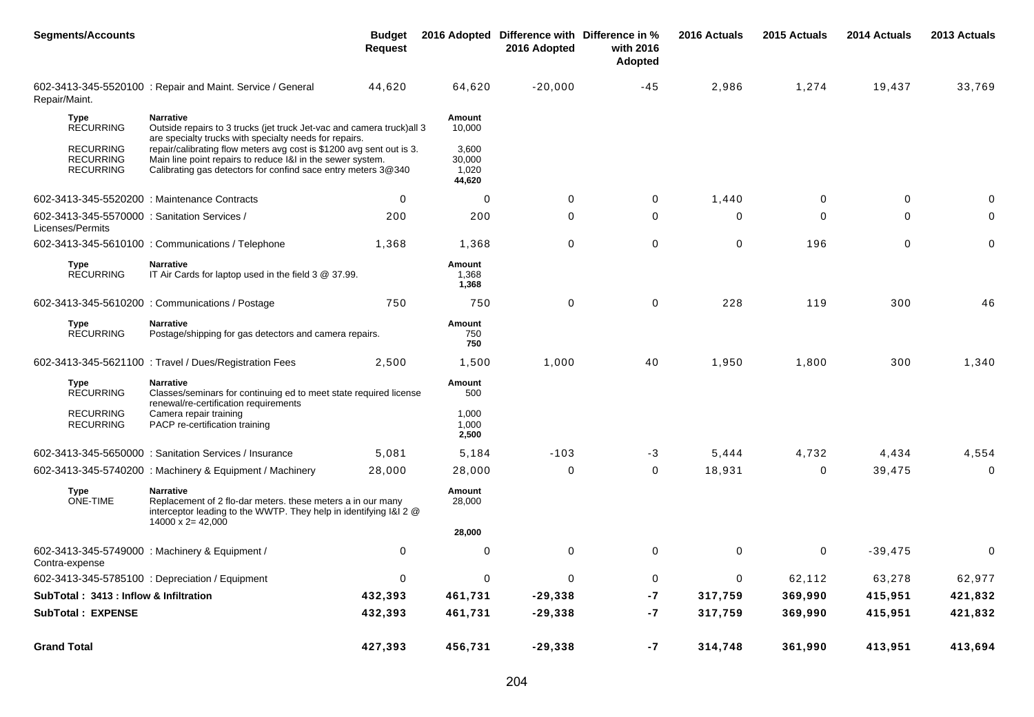| Segments/Accounts | Budget Request | 2016 Adopted | Difference with 2016 Adopted | Difference in % with 2016 Adopted | 2016 Actuals | 2015 Actuals | 2014 Actuals | 2013 Actuals |
|---|---|---|---|---|---|---|---|---|
| 602-3413-345-5520100 : Repair and Maint. Service / General Repair/Maint. | 44,620 | 64,620 | -20,000 | -45 | 2,986 | 1,274 | 19,437 | 33,769 |

| Type | Narrative | Amount |
|---|---|---|
| RECURRING | Outside repairs to 3 trucks (jet truck Jet-vac and camera truck)all 3 are specialty trucks with specialty needs for repairs. | 10,000 |
| RECURRING | repair/calibrating flow meters avg cost is $1200 avg sent out is 3. | 3,600 |
| RECURRING | Main line point repairs to reduce I&I in the sewer system. | 30,000 |
| RECURRING | Calibrating gas detectors for confind sace entry meters 3@340 | 1,020 |
| | | **44,620** |

| Segments/Accounts | Budget Request | 2016 Adopted | Difference with 2016 Adopted | Difference in % with 2016 Adopted | 2016 Actuals | 2015 Actuals | 2014 Actuals | 2013 Actuals |
|---|---|---|---|---|---|---|---|---|
| 602-3413-345-5520200 : Maintenance Contracts | 0 | 0 | 0 | 0 | 1,440 | 0 | 0 | 0 |
| 602-3413-345-5570000 : Sanitation Services / Licenses/Permits | 200 | 200 | 0 | 0 | 0 | 0 | 0 | 0 |
| 602-3413-345-5610100 : Communications / Telephone | 1,368 | 1,368 | 0 | 0 | 0 | 196 | 0 | 0 |

| Type | Narrative | Amount |
|---|---|---|
| RECURRING | IT Air Cards for laptop used in the field 3 @ 37.99. | 1,368 |
| | | **1,368** |

| Segments/Accounts | Budget Request | 2016 Adopted | Difference with 2016 Adopted | Difference in % with 2016 Adopted | 2016 Actuals | 2015 Actuals | 2014 Actuals | 2013 Actuals |
|---|---|---|---|---|---|---|---|---|
| 602-3413-345-5610200 : Communications / Postage | 750 | 750 | 0 | 0 | 228 | 119 | 300 | 46 |

| Type | Narrative | Amount |
|---|---|---|
| RECURRING | Postage/shipping for gas detectors and camera repairs. | 750 |
| | | **750** |

| Segments/Accounts | Budget Request | 2016 Adopted | Difference with 2016 Adopted | Difference in % with 2016 Adopted | 2016 Actuals | 2015 Actuals | 2014 Actuals | 2013 Actuals |
|---|---|---|---|---|---|---|---|---|
| 602-3413-345-5621100 : Travel / Dues/Registration Fees | 2,500 | 1,500 | 1,000 | 40 | 1,950 | 1,800 | 300 | 1,340 |

| Type | Narrative | Amount |
|---|---|---|
| RECURRING | Classes/seminars for continuing ed to meet state required license renewal/re-certification requirements | 500 |
| RECURRING | Camera repair training | 1,000 |
| RECURRING | PACP re-certification training | 1,000 |
| | | **2,500** |

| Segments/Accounts | Budget Request | 2016 Adopted | Difference with 2016 Adopted | Difference in % with 2016 Adopted | 2016 Actuals | 2015 Actuals | 2014 Actuals | 2013 Actuals |
|---|---|---|---|---|---|---|---|---|
| 602-3413-345-5650000 : Sanitation Services / Insurance | 5,081 | 5,184 | -103 | -3 | 5,444 | 4,732 | 4,434 | 4,554 |
| 602-3413-345-5740200 : Machinery & Equipment / Machinery | 28,000 | 28,000 | 0 | 0 | 18,931 | 0 | 39,475 | 0 |

| Type | Narrative | Amount |
|---|---|---|
| ONE-TIME | Replacement of 2 flo-dar meters. these meters a in our many interceptor leading to the WWTP. They help in identifying I&I 2 @ 14000 x 2= 42,000 | 28,000 |
| | | **28,000** |

| Segments/Accounts | Budget Request | 2016 Adopted | Difference with 2016 Adopted | Difference in % with 2016 Adopted | 2016 Actuals | 2015 Actuals | 2014 Actuals | 2013 Actuals |
|---|---|---|---|---|---|---|---|---|
| 602-3413-345-5749000 : Machinery & Equipment / Contra-expense | 0 | 0 | 0 | 0 | 0 | 0 | -39,475 | 0 |
| 602-3413-345-5785100 : Depreciation / Equipment | 0 | 0 | 0 | 0 | 0 | 62,112 | 63,278 | 62,977 |
| **SubTotal : 3413 : Inflow & Infiltration** | **432,393** | **461,731** | **-29,338** | **-7** | **317,759** | **369,990** | **415,951** | **421,832** |
| **SubTotal : EXPENSE** | **432,393** | **461,731** | **-29,338** | **-7** | **317,759** | **369,990** | **415,951** | **421,832** |
| **Grand Total** | **427,393** | **456,731** | **-29,338** | **-7** | **314,748** | **361,990** | **413,951** | **413,694** |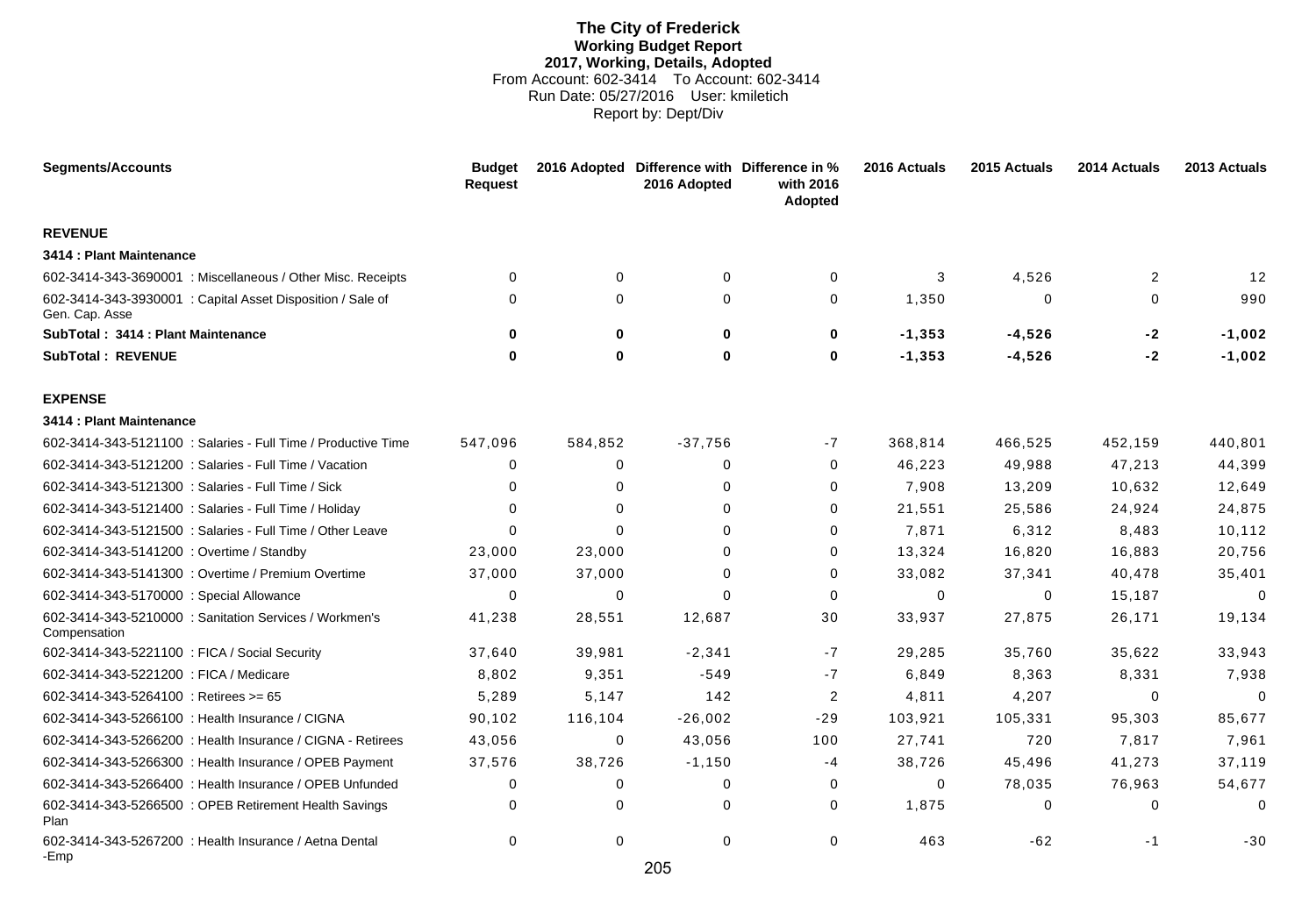# The City of Frederick
## Working Budget Report
### 2017, Working, Details, Adopted

From Account: 602-3414 To Account: 602-3414
Run Date: 05/27/2016 User: kmiletich
Report by: Dept/Div

| Segments/Accounts | Budget Request | 2016 Adopted | Difference with 2016 Adopted | Difference in % with 2016 Adopted | 2016 Actuals | 2015 Actuals | 2014 Actuals | 2013 Actuals |
|---|---|---|---|---|---|---|---|---|
| **REVENUE** | | | | | | | | |
| **3414 : Plant Maintenance** | | | | | | | | |
| 602-3414-343-3690001 : Miscellaneous / Other Misc. Receipts | 0 | 0 | 0 | 0 | 3 | 4,526 | 2 | 12 |
| 602-3414-343-3930001 : Capital Asset Disposition / Sale of Gen. Cap. Asse | 0 | 0 | 0 | 0 | 1,350 | 0 | 0 | 990 |
| **SubTotal : 3414 : Plant Maintenance** | **0** | **0** | **0** | **0** | **-1,353** | **-4,526** | **-2** | **-1,002** |
| **SubTotal : REVENUE** | **0** | **0** | **0** | **0** | **-1,353** | **-4,526** | **-2** | **-1,002** |
| **EXPENSE** | | | | | | | | |
| **3414 : Plant Maintenance** | | | | | | | | |
| 602-3414-343-5121100 : Salaries - Full Time / Productive Time | 547,096 | 584,852 | -37,756 | -7 | 368,814 | 466,525 | 452,159 | 440,801 |
| 602-3414-343-5121200 : Salaries - Full Time / Vacation | 0 | 0 | 0 | 0 | 46,223 | 49,988 | 47,213 | 44,399 |
| 602-3414-343-5121300 : Salaries - Full Time / Sick | 0 | 0 | 0 | 0 | 7,908 | 13,209 | 10,632 | 12,649 |
| 602-3414-343-5121400 : Salaries - Full Time / Holiday | 0 | 0 | 0 | 0 | 21,551 | 25,586 | 24,924 | 24,875 |
| 602-3414-343-5121500 : Salaries - Full Time / Other Leave | 0 | 0 | 0 | 0 | 7,871 | 6,312 | 8,483 | 10,112 |
| 602-3414-343-5141200 : Overtime / Standby | 23,000 | 23,000 | 0 | 0 | 13,324 | 16,820 | 16,883 | 20,756 |
| 602-3414-343-5141300 : Overtime / Premium Overtime | 37,000 | 37,000 | 0 | 0 | 33,082 | 37,341 | 40,478 | 35,401 |
| 602-3414-343-5170000 : Special Allowance | 0 | 0 | 0 | 0 | 0 | 0 | 15,187 | 0 |
| 602-3414-343-5210000 : Sanitation Services / Workmen's Compensation | 41,238 | 28,551 | 12,687 | 30 | 33,937 | 27,875 | 26,171 | 19,134 |
| 602-3414-343-5221100 : FICA / Social Security | 37,640 | 39,981 | -2,341 | -7 | 29,285 | 35,760 | 35,622 | 33,943 |
| 602-3414-343-5221200 : FICA / Medicare | 8,802 | 9,351 | -549 | -7 | 6,849 | 8,363 | 8,331 | 7,938 |
| 602-3414-343-5264100 : Retirees >= 65 | 5,289 | 5,147 | 142 | 2 | 4,811 | 4,207 | 0 | 0 |
| 602-3414-343-5266100 : Health Insurance / CIGNA | 90,102 | 116,104 | -26,002 | -29 | 103,921 | 105,331 | 95,303 | 85,677 |
| 602-3414-343-5266200 : Health Insurance / CIGNA - Retirees | 43,056 | 0 | 43,056 | 100 | 27,741 | 720 | 7,817 | 7,961 |
| 602-3414-343-5266300 : Health Insurance / OPEB Payment | 37,576 | 38,726 | -1,150 | -4 | 38,726 | 45,496 | 41,273 | 37,119 |
| 602-3414-343-5266400 : Health Insurance / OPEB Unfunded | 0 | 0 | 0 | 0 | 0 | 78,035 | 76,963 | 54,677 |
| 602-3414-343-5266500 : OPEB Retirement Health Savings Plan | 0 | 0 | 0 | 0 | 1,875 | 0 | 0 | 0 |
| 602-3414-343-5267200 : Health Insurance / Aetna Dental -Emp | 0 | 0 | 0 | 0 | 463 | -62 | -1 | -30 |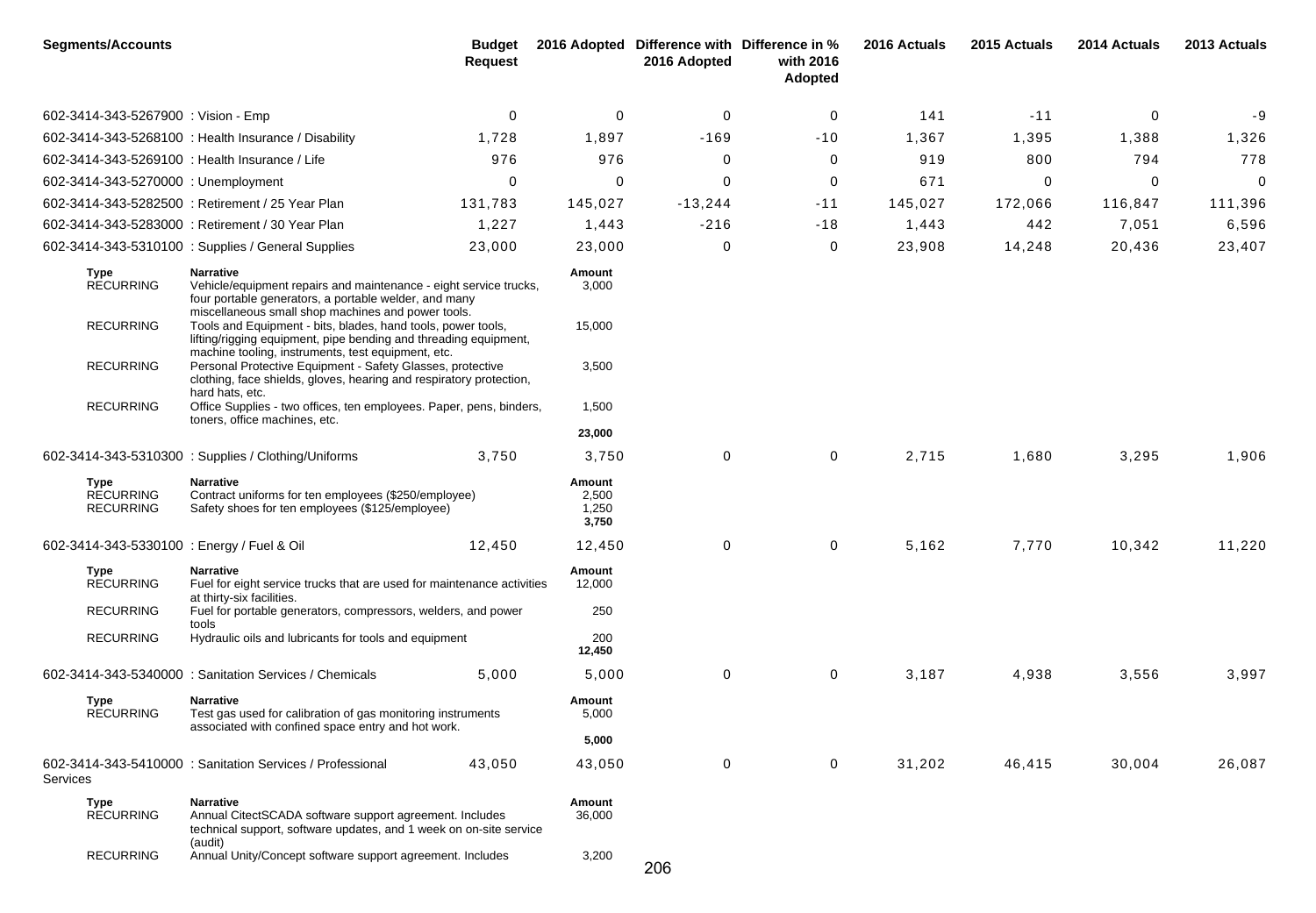| Segments/Accounts | Budget Request | 2016 Adopted | Difference with 2016 Adopted | Difference in % with 2016 Adopted | 2016 Actuals | 2015 Actuals | 2014 Actuals | 2013 Actuals |
|---|---|---|---|---|---|---|---|---|
| 602-3414-343-5267900 : Vision - Emp | 0 | 0 | 0 | 0 | 141 | -11 | 0 | -9 |
| 602-3414-343-5268100 : Health Insurance / Disability | 1,728 | 1,897 | -169 | -10 | 1,367 | 1,395 | 1,388 | 1,326 |
| 602-3414-343-5269100 : Health Insurance / Life | 976 | 976 | 0 | 0 | 919 | 800 | 794 | 778 |
| 602-3414-343-5270000 : Unemployment | 0 | 0 | 0 | 0 | 671 | 0 | 0 | 0 |
| 602-3414-343-5282500 : Retirement / 25 Year Plan | 131,783 | 145,027 | -13,244 | -11 | 145,027 | 172,066 | 116,847 | 111,396 |
| 602-3414-343-5283000 : Retirement / 30 Year Plan | 1,227 | 1,443 | -216 | -18 | 1,443 | 442 | 7,051 | 6,596 |
| 602-3414-343-5310100 : Supplies / General Supplies | 23,000 | 23,000 | 0 | 0 | 23,908 | 14,248 | 20,436 | 23,407 |

| Type | Narrative | Amount |
|---|---|---|
| RECURRING | Vehicle/equipment repairs and maintenance - eight service trucks, four portable generators, a portable welder, and many miscellaneous small shop machines and power tools. | 3,000 |
| RECURRING | Tools and Equipment - bits, blades, hand tools, power tools, lifting/rigging equipment, pipe bending and threading equipment, machine tooling, instruments, test equipment, etc. | 15,000 |
| RECURRING | Personal Protective Equipment - Safety Glasses, protective clothing, face shields, gloves, hearing and respiratory protection, hard hats, etc. | 3,500 |
| RECURRING | Office Supplies - two offices, ten employees. Paper, pens, binders, toners, office machines, etc. | 1,500 |
| | | **23,000** |

| Segments/Accounts | Budget Request | 2016 Adopted | Difference with 2016 Adopted | Difference in % with 2016 Adopted | 2016 Actuals | 2015 Actuals | 2014 Actuals | 2013 Actuals |
|---|---|---|---|---|---|---|---|---|
| 602-3414-343-5310300 : Supplies / Clothing/Uniforms | 3,750 | 3,750 | 0 | 0 | 2,715 | 1,680 | 3,295 | 1,906 |

| Type | Narrative | Amount |
|---|---|---|
| RECURRING | Contract uniforms for ten employees ($250/employee) | 2,500 |
| RECURRING | Safety shoes for ten employees ($125/employee) | 1,250 |
| | | **3,750** |

| Segments/Accounts | Budget Request | 2016 Adopted | Difference with 2016 Adopted | Difference in % with 2016 Adopted | 2016 Actuals | 2015 Actuals | 2014 Actuals | 2013 Actuals |
|---|---|---|---|---|---|---|---|---|
| 602-3414-343-5330100 : Energy / Fuel & Oil | 12,450 | 12,450 | 0 | 0 | 5,162 | 7,770 | 10,342 | 11,220 |

| Type | Narrative | Amount |
|---|---|---|
| RECURRING | Fuel for eight service trucks that are used for maintenance activities at thirty-six facilities. | 12,000 |
| RECURRING | Fuel for portable generators, compressors, welders, and power tools | 250 |
| RECURRING | Hydraulic oils and lubricants for tools and equipment | 200 |
| | | **12,450** |

| Segments/Accounts | Budget Request | 2016 Adopted | Difference with 2016 Adopted | Difference in % with 2016 Adopted | 2016 Actuals | 2015 Actuals | 2014 Actuals | 2013 Actuals |
|---|---|---|---|---|---|---|---|---|
| 602-3414-343-5340000 : Sanitation Services / Chemicals | 5,000 | 5,000 | 0 | 0 | 3,187 | 4,938 | 3,556 | 3,997 |

| Type | Narrative | Amount |
|---|---|---|
| RECURRING | Test gas used for calibration of gas monitoring instruments associated with confined space entry and hot work. | 5,000 |
| | | **5,000** |

| Segments/Accounts | Budget Request | 2016 Adopted | Difference with 2016 Adopted | Difference in % with 2016 Adopted | 2016 Actuals | 2015 Actuals | 2014 Actuals | 2013 Actuals |
|---|---|---|---|---|---|---|---|---|
| 602-3414-343-5410000 : Sanitation Services / Professional Services | 43,050 | 43,050 | 0 | 0 | 31,202 | 46,415 | 30,004 | 26,087 |

| Type | Narrative | Amount |
|---|---|---|
| RECURRING | Annual CitectSCADA software support agreement. Includes technical support, software updates, and 1 week on on-site service (audit) | 36,000 |
| RECURRING | Annual Unity/Concept software support agreement. Includes | 3,200 |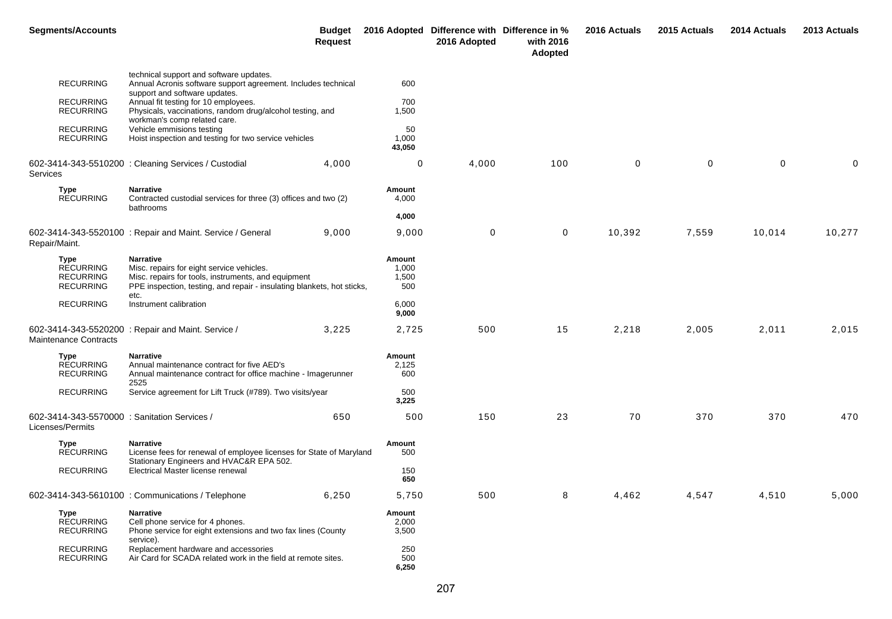| Segments/Accounts | | Budget Request | 2016 Adopted | Difference with 2016 Adopted | Difference in % with 2016 Adopted | 2016 Actuals | 2015 Actuals | 2014 Actuals | 2013 Actuals |
|---|---|---|---|---|---|---|---|---|---|
| | technical support and software updates. | | | | | | | | |
| RECURRING | Annual Acronis software support agreement. Includes technical support and software updates. | | 600 | | | | | | |
| RECURRING | Annual fit testing for 10 employees. | | 700 | | | | | | |
| RECURRING | Physicals, vaccinations, random drug/alcohol testing, and workman's comp related care. | | 1,500 | | | | | | |
| RECURRING | Vehicle emmisions testing | | 50 | | | | | | |
| RECURRING | Hoist inspection and testing for two service vehicles | | 1,000 | | | | | | |
| | | | **43,050** | | | | | | |
| 602-3414-343-5510200 : Cleaning Services / Custodial Services | | 4,000 | 0 | 4,000 | 100 | 0 | 0 | 0 | 0 |
| **Type** | **Narrative** | | **Amount** | | | | | | |
| RECURRING | Contracted custodial services for three (3) offices and two (2) bathrooms | | 4,000 | | | | | | |
| | | | **4,000** | | | | | | |
| 602-3414-343-5520100 : Repair and Maint. Service / General Repair/Maint. | | 9,000 | 9,000 | 0 | 0 | 10,392 | 7,559 | 10,014 | 10,277 |
| **Type** | **Narrative** | | **Amount** | | | | | | |
| RECURRING | Misc. repairs for eight service vehicles. | | 1,000 | | | | | | |
| RECURRING | Misc. repairs for tools, instruments, and equipment | | 1,500 | | | | | | |
| RECURRING | PPE inspection, testing, and repair - insulating blankets, hot sticks, etc. | | 500 | | | | | | |
| RECURRING | Instrument calibration | | 6,000 | | | | | | |
| | | | **9,000** | | | | | | |
| 602-3414-343-5520200 : Repair and Maint. Service / Maintenance Contracts | | 3,225 | 2,725 | 500 | 15 | 2,218 | 2,005 | 2,011 | 2,015 |
| **Type** | **Narrative** | | **Amount** | | | | | | |
| RECURRING | Annual maintenance contract for five AED's | | 2,125 | | | | | | |
| RECURRING | Annual maintenance contract for office machine - Imagerunner 2525 | | 600 | | | | | | |
| RECURRING | Service agreement for Lift Truck (#789). Two visits/year | | 500 | | | | | | |
| | | | **3,225** | | | | | | |
| 602-3414-343-5570000 : Sanitation Services / Licenses/Permits | | 650 | 500 | 150 | 23 | 70 | 370 | 370 | 470 |
| **Type** | **Narrative** | | **Amount** | | | | | | |
| RECURRING | License fees for renewal of employee licenses for State of Maryland Stationary Engineers and HVAC&R EPA 502. | | 500 | | | | | | |
| RECURRING | Electrical Master license renewal | | 150 | | | | | | |
| | | | **650** | | | | | | |
| 602-3414-343-5610100 : Communications / Telephone | | 6,250 | 5,750 | 500 | 8 | 4,462 | 4,547 | 4,510 | 5,000 |
| **Type** | **Narrative** | | **Amount** | | | | | | |
| RECURRING | Cell phone service for 4 phones. | | 2,000 | | | | | | |
| RECURRING | Phone service for eight extensions and two fax lines (County service). | | 3,500 | | | | | | |
| RECURRING | Replacement hardware and accessories | | 250 | | | | | | |
| RECURRING | Air Card for SCADA related work in the field at remote sites. | | 500 | | | | | | |
| | | | **6,250** | | | | | | |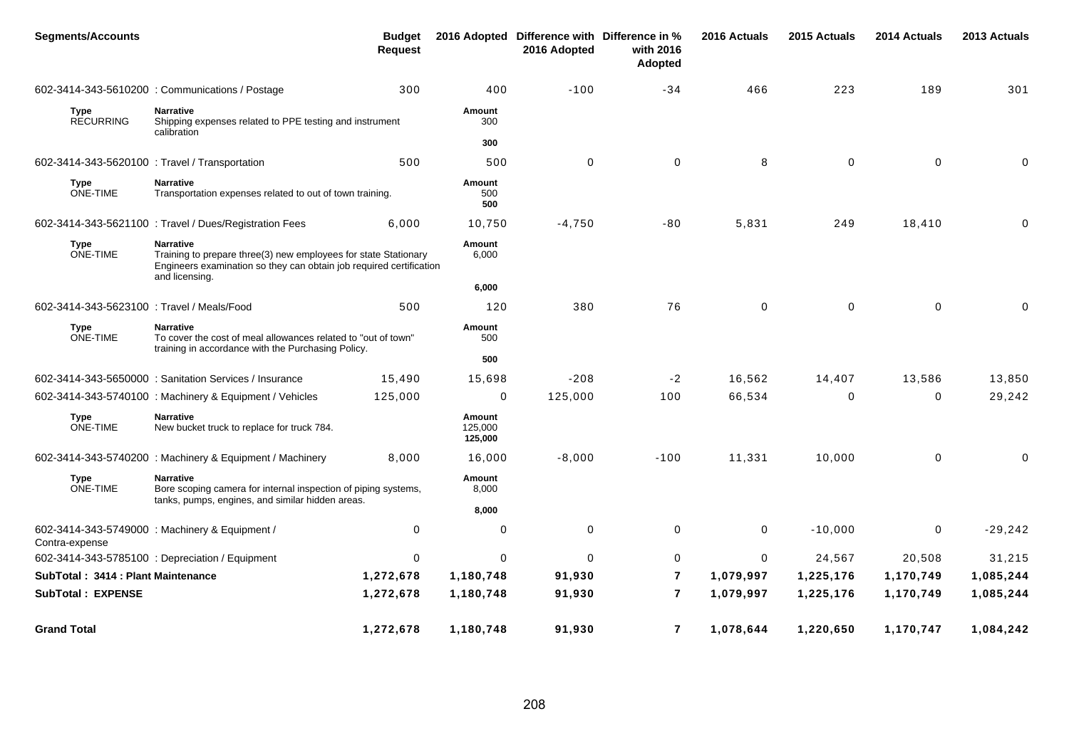| Segments/Accounts | | Budget Request | 2016 Adopted | Difference with 2016 Adopted | Difference in % with 2016 Adopted | 2016 Actuals | 2015 Actuals | 2014 Actuals | 2013 Actuals |
|---|---|---|---|---|---|---|---|---|---|
| 602-3414-343-5610200 : Communications / Postage | | 300 | 400 | -100 | -34 | 466 | 223 | 189 | 301 |
| Type RECURRING | Narrative Shipping expenses related to PPE testing and instrument calibration | | Amount 300 300 | | | | | | |
| 602-3414-343-5620100 : Travel / Transportation | | 500 | 500 | 0 | 0 | 8 | 0 | 0 | 0 |
| Type ONE-TIME | Narrative Transportation expenses related to out of town training. | | Amount 500 500 | | | | | | |
| 602-3414-343-5621100 : Travel / Dues/Registration Fees | | 6,000 | 10,750 | -4,750 | -80 | 5,831 | 249 | 18,410 | 0 |
| Type ONE-TIME | Narrative Training to prepare three(3) new employees for state Stationary Engineers examination so they can obtain job required certification and licensing. | | Amount 6,000 6,000 | | | | | | |
| 602-3414-343-5623100 : Travel / Meals/Food | | 500 | 120 | 380 | 76 | 0 | 0 | 0 | 0 |
| Type ONE-TIME | Narrative To cover the cost of meal allowances related to "out of town" training in accordance with the Purchasing Policy. | | Amount 500 500 | | | | | | |
| 602-3414-343-5650000 : Sanitation Services / Insurance | | 15,490 | 15,698 | -208 | -2 | 16,562 | 14,407 | 13,586 | 13,850 |
| 602-3414-343-5740100 : Machinery & Equipment / Vehicles | | 125,000 | 0 | 125,000 | 100 | 66,534 | 0 | 0 | 29,242 |
| Type ONE-TIME | Narrative New bucket truck to replace for truck 784. | | Amount 125,000 125,000 | | | | | | |
| 602-3414-343-5740200 : Machinery & Equipment / Machinery | | 8,000 | 16,000 | -8,000 | -100 | 11,331 | 10,000 | 0 | 0 |
| Type ONE-TIME | Narrative Bore scoping camera for internal inspection of piping systems, tanks, pumps, engines, and similar hidden areas. | | Amount 8,000 8,000 | | | | | | |
| 602-3414-343-5749000 : Machinery & Equipment / Contra-expense | | 0 | 0 | 0 | 0 | 0 | -10,000 | 0 | -29,242 |
| 602-3414-343-5785100 : Depreciation / Equipment | | 0 | 0 | 0 | 0 | 0 | 24,567 | 20,508 | 31,215 |
| **SubTotal : 3414 : Plant Maintenance** | | **1,272,678** | **1,180,748** | **91,930** | **7** | **1,079,997** | **1,225,176** | **1,170,749** | **1,085,244** |
| **SubTotal : EXPENSE** | | **1,272,678** | **1,180,748** | **91,930** | **7** | **1,079,997** | **1,225,176** | **1,170,749** | **1,085,244** |
| **Grand Total** | | **1,272,678** | **1,180,748** | **91,930** | **7** | **1,078,644** | **1,220,650** | **1,170,747** | **1,084,242** |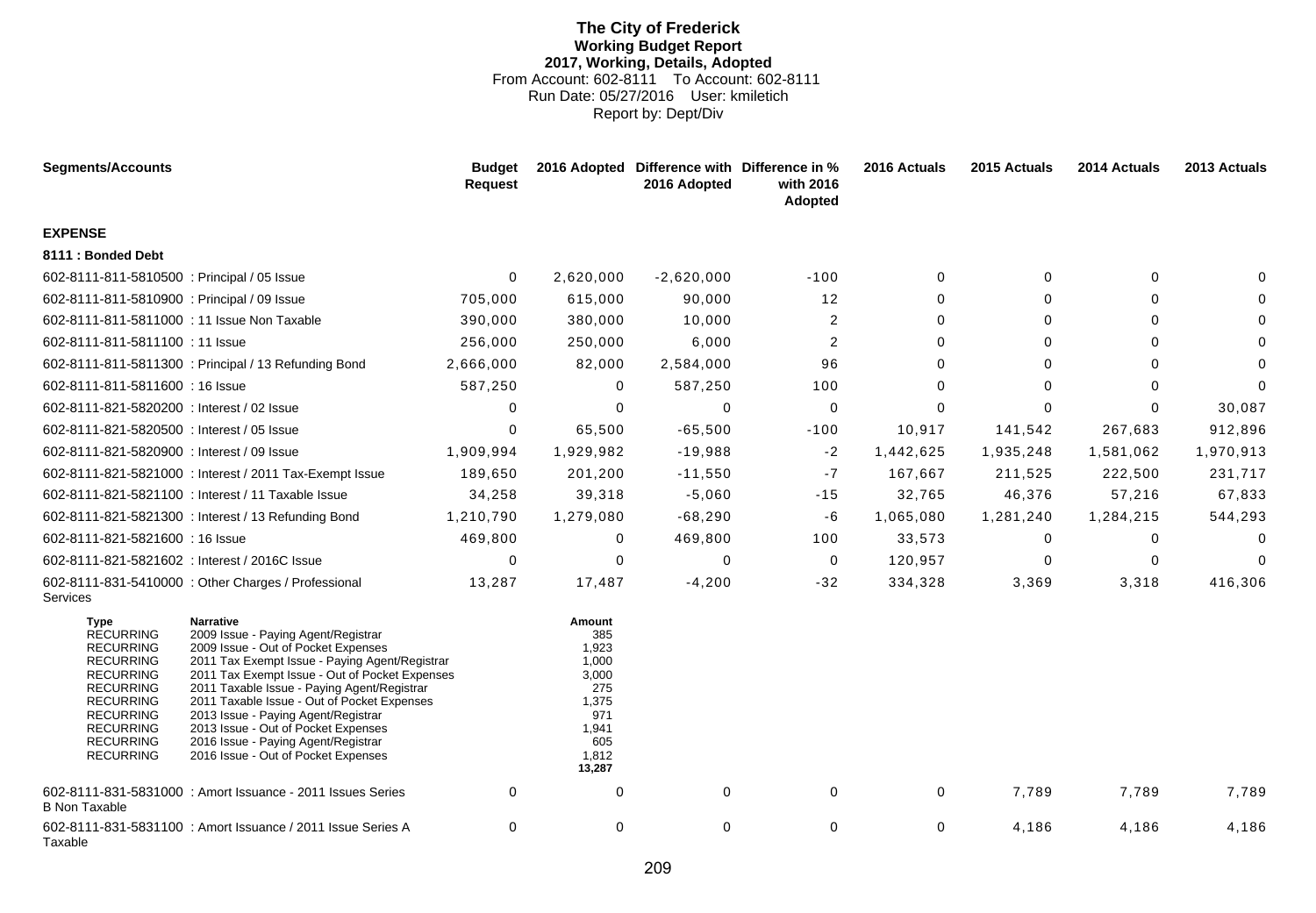# The City of Frederick

## Working Budget Report

### 2017, Working, Details, Adopted

From Account: 602-8111 To Account: 602-8111

Run Date: 05/27/2016 User: kmiletich

Report by: Dept/Div

| Segments/Accounts | Budget Request | 2016 Adopted | Difference with 2016 Adopted | Difference in % with 2016 Adopted | 2016 Actuals | 2015 Actuals | 2014 Actuals | 2013 Actuals |
|---|---|---|---|---|---|---|---|---|
| **EXPENSE** | | | | | | | | |
| **8111 : Bonded Debt** | | | | | | | | |
| 602-8111-811-5810500 : Principal / 05 Issue | 0 | 2,620,000 | -2,620,000 | -100 | 0 | 0 | 0 | 0 |
| 602-8111-811-5810900 : Principal / 09 Issue | 705,000 | 615,000 | 90,000 | 12 | 0 | 0 | 0 | 0 |
| 602-8111-811-5811000 : 11 Issue Non Taxable | 390,000 | 380,000 | 10,000 | 2 | 0 | 0 | 0 | 0 |
| 602-8111-811-5811100 : 11 Issue | 256,000 | 250,000 | 6,000 | 2 | 0 | 0 | 0 | 0 |
| 602-8111-811-5811300 : Principal / 13 Refunding Bond | 2,666,000 | 82,000 | 2,584,000 | 96 | 0 | 0 | 0 | 0 |
| 602-8111-811-5811600 : 16 Issue | 587,250 | 0 | 587,250 | 100 | 0 | 0 | 0 | 0 |
| 602-8111-821-5820200 : Interest / 02 Issue | 0 | 0 | 0 | 0 | 0 | 0 | 0 | 30,087 |
| 602-8111-821-5820500 : Interest / 05 Issue | 0 | 65,500 | -65,500 | -100 | 10,917 | 141,542 | 267,683 | 912,896 |
| 602-8111-821-5820900 : Interest / 09 Issue | 1,909,994 | 1,929,982 | -19,988 | -2 | 1,442,625 | 1,935,248 | 1,581,062 | 1,970,913 |
| 602-8111-821-5821000 : Interest / 2011 Tax-Exempt Issue | 189,650 | 201,200 | -11,550 | -7 | 167,667 | 211,525 | 222,500 | 231,717 |
| 602-8111-821-5821100 : Interest / 11 Taxable Issue | 34,258 | 39,318 | -5,060 | -15 | 32,765 | 46,376 | 57,216 | 67,833 |
| 602-8111-821-5821300 : Interest / 13 Refunding Bond | 1,210,790 | 1,279,080 | -68,290 | -6 | 1,065,080 | 1,281,240 | 1,284,215 | 544,293 |
| 602-8111-821-5821600 : 16 Issue | 469,800 | 0 | 469,800 | 100 | 33,573 | 0 | 0 | 0 |
| 602-8111-821-5821602 : Interest / 2016C Issue | 0 | 0 | 0 | 0 | 120,957 | 0 | 0 | 0 |
| 602-8111-831-5410000 : Other Charges / Professional Services | 13,287 | 17,487 | -4,200 | -32 | 334,328 | 3,369 | 3,318 | 416,306 |

| Type | Narrative | Amount |
|---|---|---|
| RECURRING | 2009 Issue - Paying Agent/Registrar | 385 |
| RECURRING | 2009 Issue - Out of Pocket Expenses | 1,923 |
| RECURRING | 2011 Tax Exempt Issue - Paying Agent/Registrar | 1,000 |
| RECURRING | 2011 Tax Exempt Issue - Out of Pocket Expenses | 3,000 |
| RECURRING | 2011 Taxable Issue - Paying Agent/Registrar | 275 |
| RECURRING | 2011 Taxable Issue - Out of Pocket Expenses | 1,375 |
| RECURRING | 2013 Issue - Paying Agent/Registrar | 971 |
| RECURRING | 2013 Issue - Out of Pocket Expenses | 1,941 |
| RECURRING | 2016 Issue - Paying Agent/Registrar | 605 |
| RECURRING | 2016 Issue - Out of Pocket Expenses | 1,812 |
| | | **13,287** |

| Segments/Accounts | Budget Request | 2016 Adopted | Difference with 2016 Adopted | Difference in % with 2016 Adopted | 2016 Actuals | 2015 Actuals | 2014 Actuals | 2013 Actuals |
|---|---|---|---|---|---|---|---|---|
| 602-8111-831-5831000 : Amort Issuance - 2011 Issues Series B Non Taxable | 0 | 0 | 0 | 0 | 0 | 7,789 | 7,789 | 7,789 |
| 602-8111-831-5831100 : Amort Issuance / 2011 Issue Series A Taxable | 0 | 0 | 0 | 0 | 0 | 4,186 | 4,186 | 4,186 |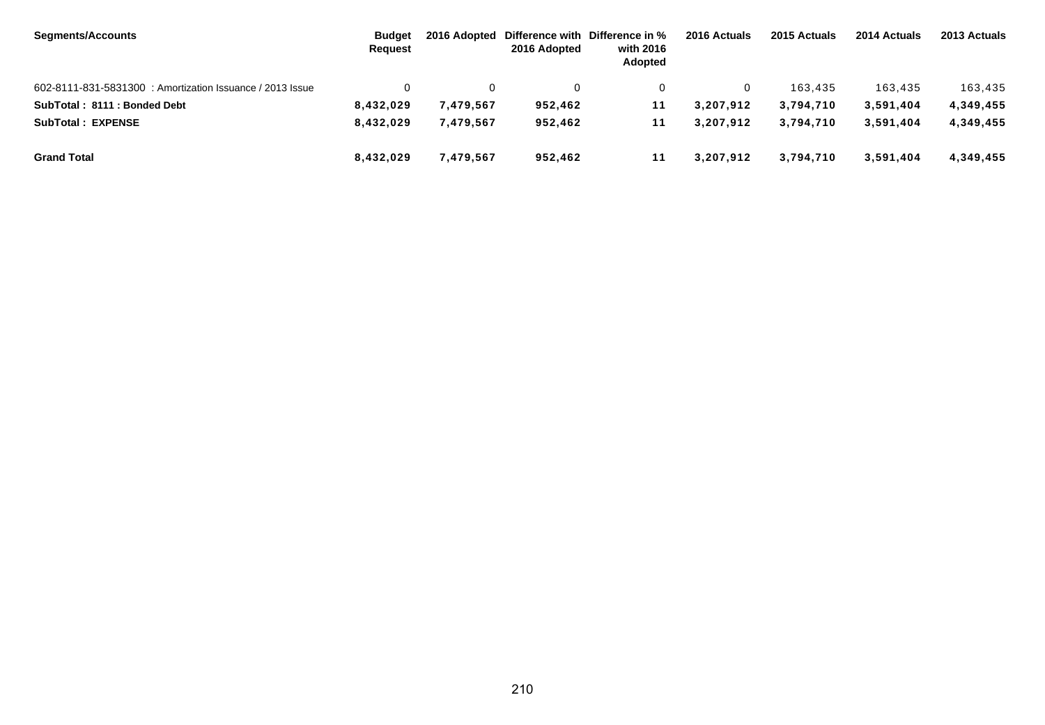| Segments/Accounts | Budget Request | 2016 Adopted | Difference with 2016 Adopted | Difference in % with 2016 Adopted | 2016 Actuals | 2015 Actuals | 2014 Actuals | 2013 Actuals |
|---|---|---|---|---|---|---|---|---|
| 602-8111-831-5831300 : Amortization Issuance / 2013 Issue | 0 | 0 | 0 | 0 | 0 | 163,435 | 163,435 | 163,435 |
| **SubTotal : 8111 : Bonded Debt** | **8,432,029** | **7,479,567** | **952,462** | **11** | **3,207,912** | **3,794,710** | **3,591,404** | **4,349,455** |
| **SubTotal : EXPENSE** | **8,432,029** | **7,479,567** | **952,462** | **11** | **3,207,912** | **3,794,710** | **3,591,404** | **4,349,455** |
| **Grand Total** | **8,432,029** | **7,479,567** | **952,462** | **11** | **3,207,912** | **3,794,710** | **3,591,404** | **4,349,455** |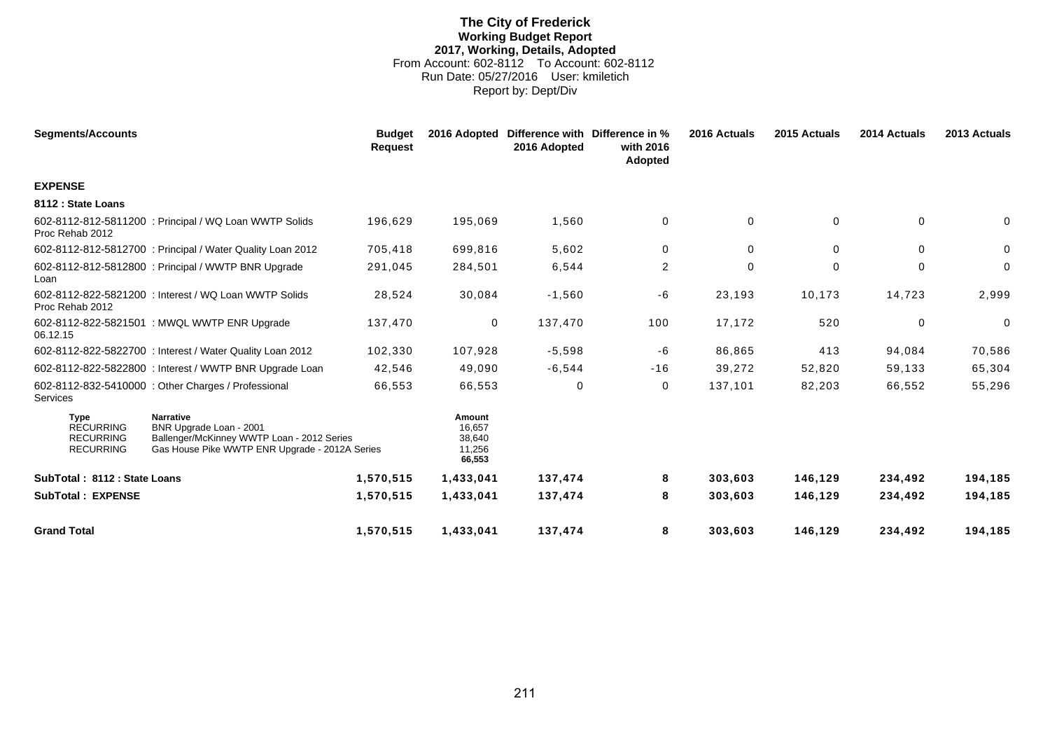# The City of Frederick

## Working Budget Report

### 2017, Working, Details, Adopted

From Account: 602-8112 To Account: 602-8112

Run Date: 05/27/2016 User: kmiletich

Report by: Dept/Div

| Segments/Accounts | Budget Request | 2016 Adopted | Difference with 2016 Adopted | Difference in % with 2016 Adopted | 2016 Actuals | 2015 Actuals | 2014 Actuals | 2013 Actuals |
|---|---|---|---|---|---|---|---|---|
| **EXPENSE** | | | | | | | | |
| **8112 : State Loans** | | | | | | | | |
| 602-8112-812-5811200 : Principal / WQ Loan WWTP Solids Proc Rehab 2012 | 196,629 | 195,069 | 1,560 | 0 | 0 | 0 | 0 | 0 |
| 602-8112-812-5812700 : Principal / Water Quality Loan 2012 | 705,418 | 699,816 | 5,602 | 0 | 0 | 0 | 0 | 0 |
| 602-8112-812-5812800 : Principal / WWTP BNR Upgrade Loan | 291,045 | 284,501 | 6,544 | 2 | 0 | 0 | 0 | 0 |
| 602-8112-822-5821200 : Interest / WQ Loan WWTP Solids Proc Rehab 2012 | 28,524 | 30,084 | -1,560 | -6 | 23,193 | 10,173 | 14,723 | 2,999 |
| 602-8112-822-5821501 : MWQL WWTP ENR Upgrade 06.12.15 | 137,470 | 0 | 137,470 | 100 | 17,172 | 520 | 0 | 0 |
| 602-8112-822-5822700 : Interest / Water Quality Loan 2012 | 102,330 | 107,928 | -5,598 | -6 | 86,865 | 413 | 94,084 | 70,586 |
| 602-8112-822-5822800 : Interest / WWTP BNR Upgrade Loan | 42,546 | 49,090 | -6,544 | -16 | 39,272 | 52,820 | 59,133 | 65,304 |
| 602-8112-832-5410000 : Other Charges / Professional Services | 66,553 | 66,553 | 0 | 0 | 137,101 | 82,203 | 66,552 | 55,296 |

| Type | Narrative | Amount |
|---|---|---|
| RECURRING | BNR Upgrade Loan - 2001 | 16,657 |
| RECURRING | Ballenger/McKinney WWTP Loan - 2012 Series | 38,640 |
| RECURRING | Gas House Pike WWTP ENR Upgrade - 2012A Series | 11,256 |
| | | 66,553 |

| Segments/Accounts | Budget Request | 2016 Adopted | Difference with 2016 Adopted | Difference in % with 2016 Adopted | 2016 Actuals | 2015 Actuals | 2014 Actuals | 2013 Actuals |
|---|---|---|---|---|---|---|---|---|
| **SubTotal : 8112 : State Loans** | **1,570,515** | **1,433,041** | **137,474** | **8** | **303,603** | **146,129** | **234,492** | **194,185** |
| **SubTotal : EXPENSE** | **1,570,515** | **1,433,041** | **137,474** | **8** | **303,603** | **146,129** | **234,492** | **194,185** |
| **Grand Total** | **1,570,515** | **1,433,041** | **137,474** | **8** | **303,603** | **146,129** | **234,492** | **194,185** |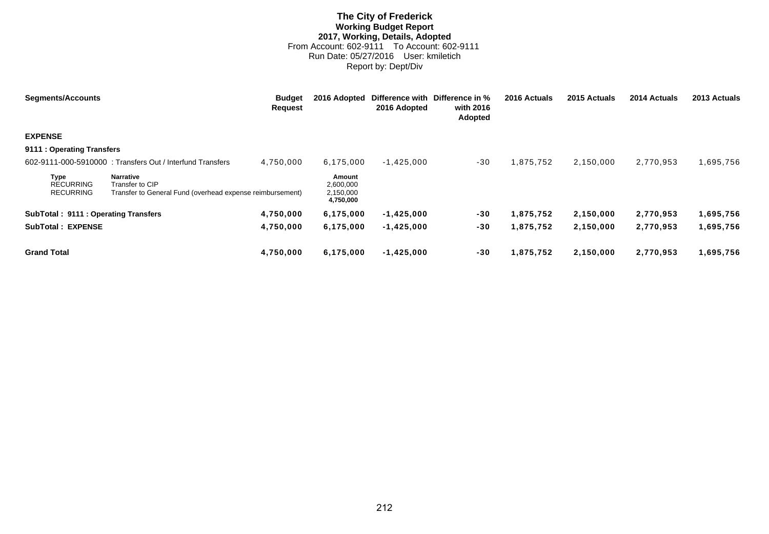# The City of Frederick
## Working Budget Report
### 2017, Working, Details, Adopted

From Account: 602-9111 To Account: 602-9111
Run Date: 05/27/2016 User: kmiletich
Report by: Dept/Div

| Segments/Accounts | Budget Request | 2016 Adopted | Difference with 2016 Adopted | Difference in % with 2016 Adopted | 2016 Actuals | 2015 Actuals | 2014 Actuals | 2013 Actuals |
|---|---|---|---|---|---|---|---|---|
| **EXPENSE** | | | | | | | | |
| **9111 : Operating Transfers** | | | | | | | | |
| 602-9111-000-5910000 : Transfers Out / Interfund Transfers | 4,750,000 | 6,175,000 | -1,425,000 | -30 | 1,875,752 | 2,150,000 | 2,770,953 | 1,695,756 |
| **SubTotal : 9111 : Operating Transfers** | **4,750,000** | **6,175,000** | **-1,425,000** | **-30** | **1,875,752** | **2,150,000** | **2,770,953** | **1,695,756** |
| **SubTotal : EXPENSE** | **4,750,000** | **6,175,000** | **-1,425,000** | **-30** | **1,875,752** | **2,150,000** | **2,770,953** | **1,695,756** |
| **Grand Total** | **4,750,000** | **6,175,000** | **-1,425,000** | **-30** | **1,875,752** | **2,150,000** | **2,770,953** | **1,695,756** |

| Type | Narrative | Amount |
|---|---|---|
| RECURRING | Transfer to CIP | 2,600,000 |
| RECURRING | Transfer to General Fund (overhead expense reimbursement) | 2,150,000 |
| | | **4,750,000** |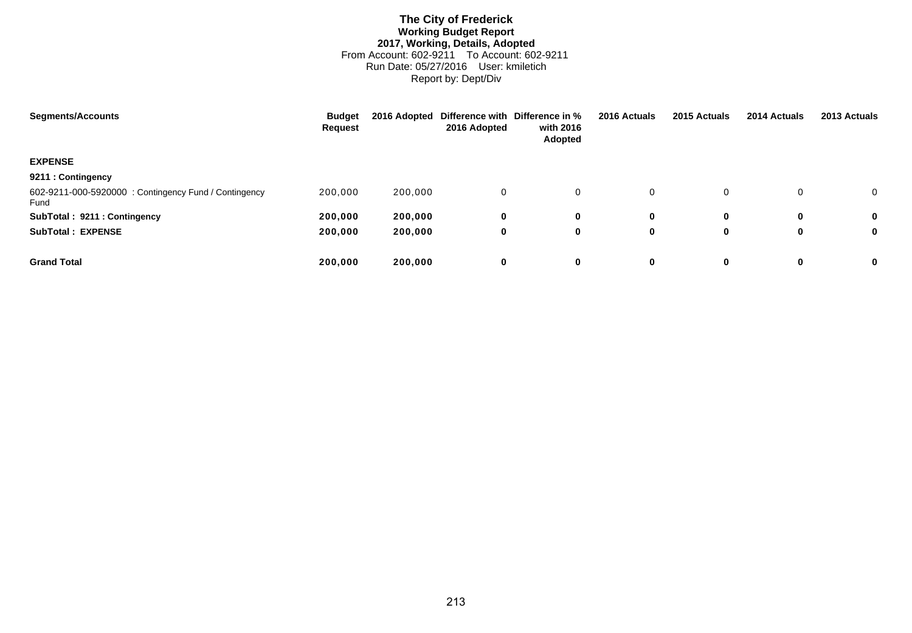# The City of Frederick
## Working Budget Report
### 2017, Working, Details, Adopted

From Account: 602-9211 To Account: 602-9211
Run Date: 05/27/2016 User: kmiletich
Report by: Dept/Div

| Segments/Accounts | Budget Request | 2016 Adopted | Difference with 2016 Adopted | Difference in % with 2016 Adopted | 2016 Actuals | 2015 Actuals | 2014 Actuals | 2013 Actuals |
|---|---|---|---|---|---|---|---|---|
| **EXPENSE** | | | | | | | | |
| **9211 : Contingency** | | | | | | | | |
| 602-9211-000-5920000 : Contingency Fund / Contingency Fund | 200,000 | 200,000 | 0 | 0 | 0 | 0 | 0 | 0 |
| **SubTotal : 9211 : Contingency** | **200,000** | **200,000** | **0** | **0** | **0** | **0** | **0** | **0** |
| **SubTotal : EXPENSE** | **200,000** | **200,000** | **0** | **0** | **0** | **0** | **0** | **0** |
| **Grand Total** | **200,000** | **200,000** | **0** | **0** | **0** | **0** | **0** | **0** |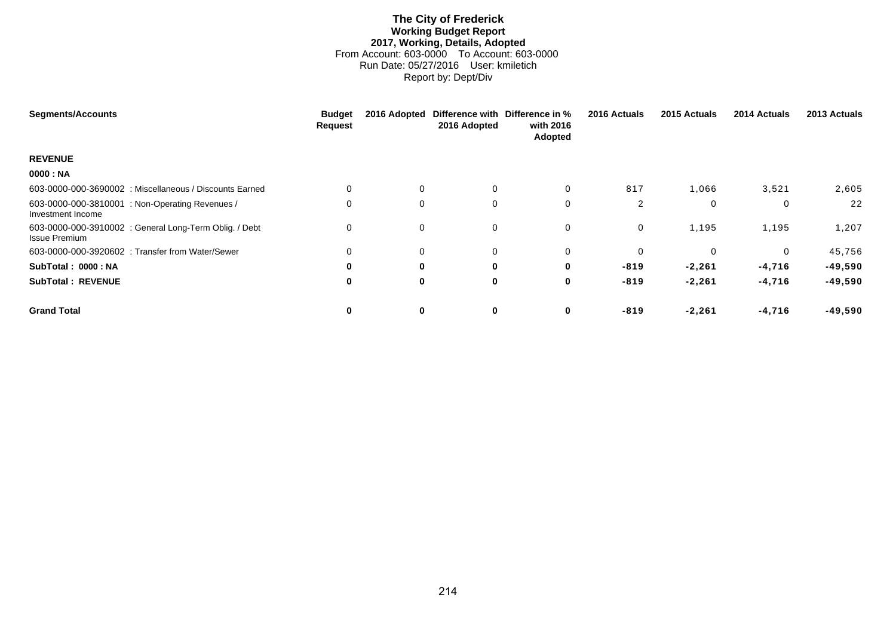# The City of Frederick

## Working Budget Report

### 2017, Working, Details, Adopted

From Account: 603-0000 To Account: 603-0000

Run Date: 05/27/2016 User: kmiletich

Report by: Dept/Div

| Segments/Accounts | Budget Request | 2016 Adopted | Difference with 2016 Adopted | Difference in % with 2016 Adopted | 2016 Actuals | 2015 Actuals | 2014 Actuals | 2013 Actuals |
|---|---|---|---|---|---|---|---|---|
| **REVENUE** | | | | | | | | |
| **0000 : NA** | | | | | | | | |
| 603-0000-000-3690002 : Miscellaneous / Discounts Earned | 0 | 0 | 0 | 0 | 817 | 1,066 | 3,521 | 2,605 |
| 603-0000-000-3810001 : Non-Operating Revenues / Investment Income | 0 | 0 | 0 | 0 | 2 | 0 | 0 | 22 |
| 603-0000-000-3910002 : General Long-Term Oblig. / Debt Issue Premium | 0 | 0 | 0 | 0 | 0 | 1,195 | 1,195 | 1,207 |
| 603-0000-000-3920602 : Transfer from Water/Sewer | 0 | 0 | 0 | 0 | 0 | 0 | 0 | 45,756 |
| **SubTotal : 0000 : NA** | **0** | **0** | **0** | **0** | **-819** | **-2,261** | **-4,716** | **-49,590** |
| **SubTotal : REVENUE** | **0** | **0** | **0** | **0** | **-819** | **-2,261** | **-4,716** | **-49,590** |
| **Grand Total** | **0** | **0** | **0** | **0** | **-819** | **-2,261** | **-4,716** | **-49,590** |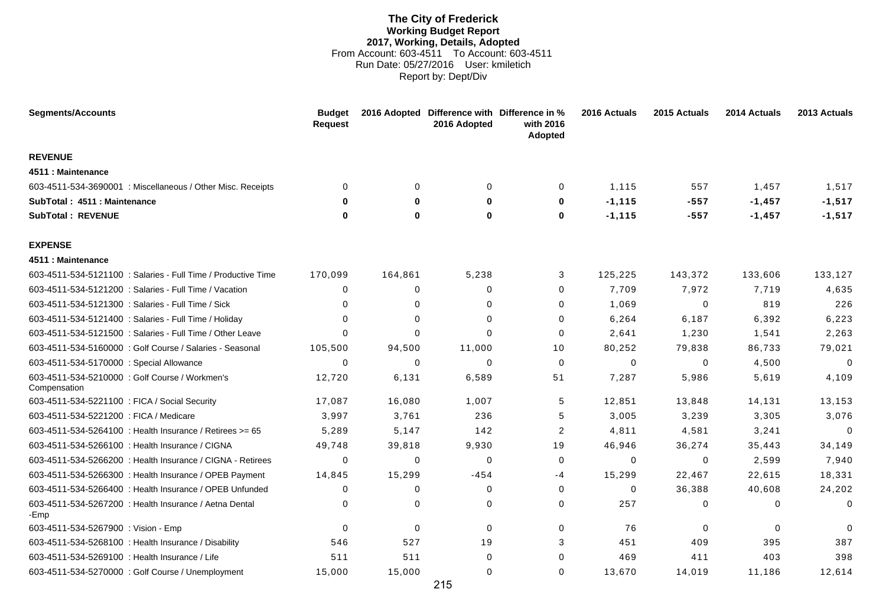# The City of Frederick

**Working Budget Report**
**2017, Working, Details, Adopted**
From Account: 603-4511 To Account: 603-4511
Run Date: 05/27/2016 User: kmiletich
Report by: Dept/Div

| Segments/Accounts | Budget Request | 2016 Adopted | Difference with 2016 Adopted | Difference in % with 2016 Adopted | 2016 Actuals | 2015 Actuals | 2014 Actuals | 2013 Actuals |
|---|---|---|---|---|---|---|---|---|
| **REVENUE** | | | | | | | | |
| **4511 : Maintenance** | | | | | | | | |
| 603-4511-534-3690001 : Miscellaneous / Other Misc. Receipts | 0 | 0 | 0 | 0 | 1,115 | 557 | 1,457 | 1,517 |
| **SubTotal : 4511 : Maintenance** | **0** | **0** | **0** | **0** | **-1,115** | **-557** | **-1,457** | **-1,517** |
| **SubTotal : REVENUE** | **0** | **0** | **0** | **0** | **-1,115** | **-557** | **-1,457** | **-1,517** |
| **EXPENSE** | | | | | | | | |
| **4511 : Maintenance** | | | | | | | | |
| 603-4511-534-5121100 : Salaries - Full Time / Productive Time | 170,099 | 164,861 | 5,238 | 3 | 125,225 | 143,372 | 133,606 | 133,127 |
| 603-4511-534-5121200 : Salaries - Full Time / Vacation | 0 | 0 | 0 | 0 | 7,709 | 7,972 | 7,719 | 4,635 |
| 603-4511-534-5121300 : Salaries - Full Time / Sick | 0 | 0 | 0 | 0 | 1,069 | 0 | 819 | 226 |
| 603-4511-534-5121400 : Salaries - Full Time / Holiday | 0 | 0 | 0 | 0 | 6,264 | 6,187 | 6,392 | 6,223 |
| 603-4511-534-5121500 : Salaries - Full Time / Other Leave | 0 | 0 | 0 | 0 | 2,641 | 1,230 | 1,541 | 2,263 |
| 603-4511-534-5160000 : Golf Course / Salaries - Seasonal | 105,500 | 94,500 | 11,000 | 10 | 80,252 | 79,838 | 86,733 | 79,021 |
| 603-4511-534-5170000 : Special Allowance | 0 | 0 | 0 | 0 | 0 | 0 | 4,500 | 0 |
| 603-4511-534-5210000 : Golf Course / Workmen's Compensation | 12,720 | 6,131 | 6,589 | 51 | 7,287 | 5,986 | 5,619 | 4,109 |
| 603-4511-534-5221100 : FICA / Social Security | 17,087 | 16,080 | 1,007 | 5 | 12,851 | 13,848 | 14,131 | 13,153 |
| 603-4511-534-5221200 : FICA / Medicare | 3,997 | 3,761 | 236 | 5 | 3,005 | 3,239 | 3,305 | 3,076 |
| 603-4511-534-5264100 : Health Insurance / Retirees >= 65 | 5,289 | 5,147 | 142 | 2 | 4,811 | 4,581 | 3,241 | 0 |
| 603-4511-534-5266100 : Health Insurance / CIGNA | 49,748 | 39,818 | 9,930 | 19 | 46,946 | 36,274 | 35,443 | 34,149 |
| 603-4511-534-5266200 : Health Insurance / CIGNA - Retirees | 0 | 0 | 0 | 0 | 0 | 0 | 2,599 | 7,940 |
| 603-4511-534-5266300 : Health Insurance / OPEB Payment | 14,845 | 15,299 | -454 | -4 | 15,299 | 22,467 | 22,615 | 18,331 |
| 603-4511-534-5266400 : Health Insurance / OPEB Unfunded | 0 | 0 | 0 | 0 | 0 | 36,388 | 40,608 | 24,202 |
| 603-4511-534-5267200 : Health Insurance / Aetna Dental -Emp | 0 | 0 | 0 | 0 | 257 | 0 | 0 | 0 |
| 603-4511-534-5267900 : Vision - Emp | 0 | 0 | 0 | 0 | 76 | 0 | 0 | 0 |
| 603-4511-534-5268100 : Health Insurance / Disability | 546 | 527 | 19 | 3 | 451 | 409 | 395 | 387 |
| 603-4511-534-5269100 : Health Insurance / Life | 511 | 511 | 0 | 0 | 469 | 411 | 403 | 398 |
| 603-4511-534-5270000 : Golf Course / Unemployment | 15,000 | 15,000 | 0 | 0 | 13,670 | 14,019 | 11,186 | 12,614 |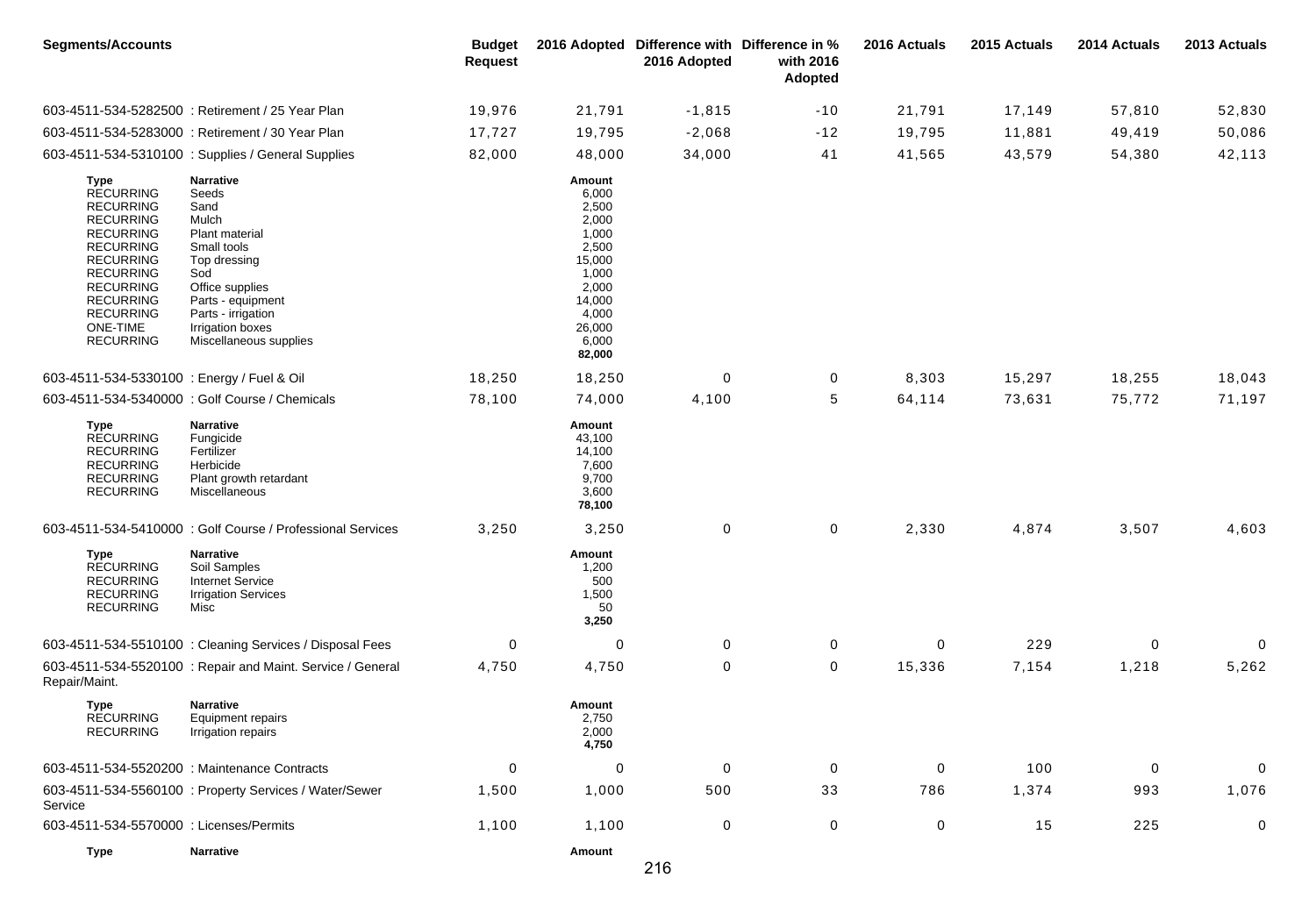| Segments/Accounts | Budget Request | 2016 Adopted | Difference with 2016 Adopted | Difference in % with 2016 Adopted | 2016 Actuals | 2015 Actuals | 2014 Actuals | 2013 Actuals |
|---|---|---|---|---|---|---|---|---|
| 603-4511-534-5282500 : Retirement / 25 Year Plan | 19,976 | 21,791 | -1,815 | -10 | 21,791 | 17,149 | 57,810 | 52,830 |
| 603-4511-534-5283000 : Retirement / 30 Year Plan | 17,727 | 19,795 | -2,068 | -12 | 19,795 | 11,881 | 49,419 | 50,086 |
| 603-4511-534-5310100 : Supplies / General Supplies | 82,000 | 48,000 | 34,000 | 41 | 41,565 | 43,579 | 54,380 | 42,113 |

| Type | Narrative | Amount |
|---|---|---|
| RECURRING | Seeds | 6,000 |
| RECURRING | Sand | 2,500 |
| RECURRING | Mulch | 2,000 |
| RECURRING | Plant material | 1,000 |
| RECURRING | Small tools | 2,500 |
| RECURRING | Top dressing | 15,000 |
| RECURRING | Sod | 1,000 |
| RECURRING | Office supplies | 2,000 |
| RECURRING | Parts - equipment | 14,000 |
| RECURRING | Parts - irrigation | 4,000 |
| ONE-TIME | Irrigation boxes | 26,000 |
| RECURRING | Miscellaneous supplies | 6,000 |
| | | **82,000** |

| Segments/Accounts | Budget Request | 2016 Adopted | Difference with 2016 Adopted | Difference in % with 2016 Adopted | 2016 Actuals | 2015 Actuals | 2014 Actuals | 2013 Actuals |
|---|---|---|---|---|---|---|---|---|
| 603-4511-534-5330100 : Energy / Fuel & Oil | 18,250 | 18,250 | 0 | 0 | 8,303 | 15,297 | 18,255 | 18,043 |
| 603-4511-534-5340000 : Golf Course / Chemicals | 78,100 | 74,000 | 4,100 | 5 | 64,114 | 73,631 | 75,772 | 71,197 |

| Type | Narrative | Amount |
|---|---|---|
| RECURRING | Fungicide | 43,100 |
| RECURRING | Fertilizer | 14,100 |
| RECURRING | Herbicide | 7,600 |
| RECURRING | Plant growth retardant | 9,700 |
| RECURRING | Miscellaneous | 3,600 |
| | | **78,100** |

| Segments/Accounts | Budget Request | 2016 Adopted | Difference with 2016 Adopted | Difference in % with 2016 Adopted | 2016 Actuals | 2015 Actuals | 2014 Actuals | 2013 Actuals |
|---|---|---|---|---|---|---|---|---|
| 603-4511-534-5410000 : Golf Course / Professional Services | 3,250 | 3,250 | 0 | 0 | 2,330 | 4,874 | 3,507 | 4,603 |

| Type | Narrative | Amount |
|---|---|---|
| RECURRING | Soil Samples | 1,200 |
| RECURRING | Internet Service | 500 |
| RECURRING | Irrigation Services | 1,500 |
| RECURRING | Misc | 50 |
| | | **3,250** |

| Segments/Accounts | Budget Request | 2016 Adopted | Difference with 2016 Adopted | Difference in % with 2016 Adopted | 2016 Actuals | 2015 Actuals | 2014 Actuals | 2013 Actuals |
|---|---|---|---|---|---|---|---|---|
| 603-4511-534-5510100 : Cleaning Services / Disposal Fees | 0 | 0 | 0 | 0 | 0 | 229 | 0 | 0 |
| 603-4511-534-5520100 : Repair and Maint. Service / General Repair/Maint. | 4,750 | 4,750 | 0 | 0 | 15,336 | 7,154 | 1,218 | 5,262 |

| Type | Narrative | Amount |
|---|---|---|
| RECURRING | Equipment repairs | 2,750 |
| RECURRING | Irrigation repairs | 2,000 |
| | | **4,750** |

| Segments/Accounts | Budget Request | 2016 Adopted | Difference with 2016 Adopted | Difference in % with 2016 Adopted | 2016 Actuals | 2015 Actuals | 2014 Actuals | 2013 Actuals |
|---|---|---|---|---|---|---|---|---|
| 603-4511-534-5520200 : Maintenance Contracts | 0 | 0 | 0 | 0 | 0 | 100 | 0 | 0 |
| 603-4511-534-5560100 : Property Services / Water/Sewer Service | 1,500 | 1,000 | 500 | 33 | 786 | 1,374 | 993 | 1,076 |
| 603-4511-534-5570000 : Licenses/Permits | 1,100 | 1,100 | 0 | 0 | 0 | 15 | 225 | 0 |

| Type | Narrative | Amount |
|---|---|---|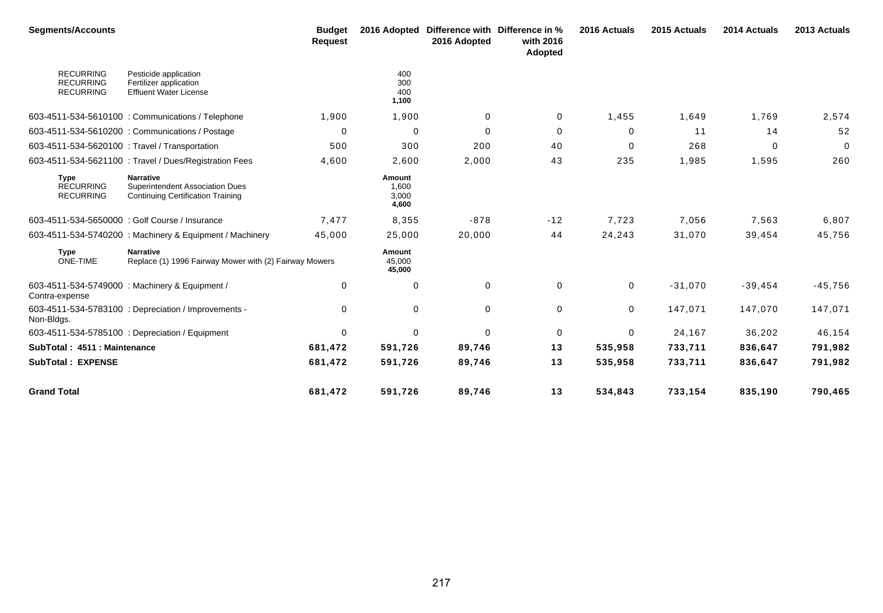| Segments/Accounts | | Budget Request | 2016 Adopted | Difference with 2016 Adopted | Difference in % with 2016 Adopted | 2016 Actuals | 2015 Actuals | 2014 Actuals | 2013 Actuals |
|---|---|---|---|---|---|---|---|---|---|
| RECURRING | Pesticide application | | 400 | | | | | | |
| RECURRING | Fertilizer application | | 300 | | | | | | |
| RECURRING | Effluent Water License | | 400 | | | | | | |
| | | | **1,100** | | | | | | |
| 603-4511-534-5610100 : Communications / Telephone | | 1,900 | 1,900 | 0 | 0 | 1,455 | 1,649 | 1,769 | 2,574 |
| 603-4511-534-5610200 : Communications / Postage | | 0 | 0 | 0 | 0 | 0 | 11 | 14 | 52 |
| 603-4511-534-5620100 : Travel / Transportation | | 500 | 300 | 200 | 40 | 0 | 268 | 0 | 0 |
| 603-4511-534-5621100 : Travel / Dues/Registration Fees | | 4,600 | 2,600 | 2,000 | 43 | 235 | 1,985 | 1,595 | 260 |
| **Type** | **Narrative** | | **Amount** | | | | | | |
| RECURRING | Superintendent Association Dues | | 1,600 | | | | | | |
| RECURRING | Continuing Certification Training | | 3,000 | | | | | | |
| | | | **4,600** | | | | | | |
| 603-4511-534-5650000 : Golf Course / Insurance | | 7,477 | 8,355 | -878 | -12 | 7,723 | 7,056 | 7,563 | 6,807 |
| 603-4511-534-5740200 : Machinery & Equipment / Machinery | | 45,000 | 25,000 | 20,000 | 44 | 24,243 | 31,070 | 39,454 | 45,756 |
| **Type** | **Narrative** | | **Amount** | | | | | | |
| ONE-TIME | Replace (1) 1996 Fairway Mower with (2) Fairway Mowers | | 45,000 | | | | | | |
| | | | **45,000** | | | | | | |
| 603-4511-534-5749000 : Machinery & Equipment / Contra-expense | | 0 | 0 | 0 | 0 | 0 | -31,070 | -39,454 | -45,756 |
| 603-4511-534-5783100 : Depreciation / Improvements - Non-Bldgs. | | 0 | 0 | 0 | 0 | 0 | 147,071 | 147,070 | 147,071 |
| 603-4511-534-5785100 : Depreciation / Equipment | | 0 | 0 | 0 | 0 | 0 | 24,167 | 36,202 | 46,154 |
| **SubTotal : 4511 : Maintenance** | | **681,472** | **591,726** | **89,746** | **13** | **535,958** | **733,711** | **836,647** | **791,982** |
| **SubTotal : EXPENSE** | | **681,472** | **591,726** | **89,746** | **13** | **535,958** | **733,711** | **836,647** | **791,982** |
| **Grand Total** | | **681,472** | **591,726** | **89,746** | **13** | **534,843** | **733,154** | **835,190** | **790,465** |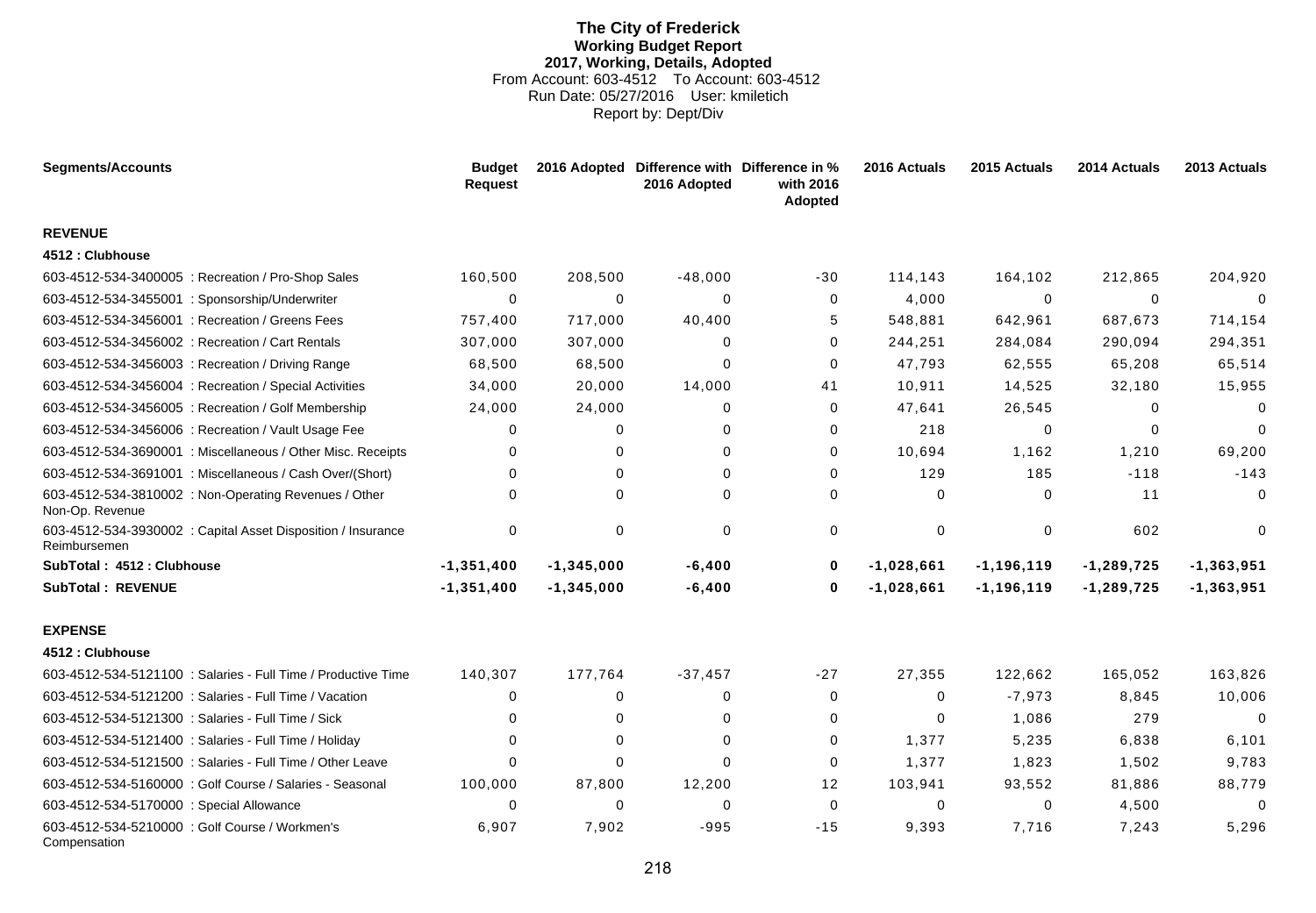# The City of Frederick

**Working Budget Report**
**2017, Working, Details, Adopted**
From Account: 603-4512 To Account: 603-4512
Run Date: 05/27/2016 User: kmiletich
Report by: Dept/Div

| Segments/Accounts | Budget Request | 2016 Adopted | Difference with 2016 Adopted | Difference in % with 2016 Adopted | 2016 Actuals | 2015 Actuals | 2014 Actuals | 2013 Actuals |
|---|---|---|---|---|---|---|---|---|
| **REVENUE** | | | | | | | | |
| **4512 : Clubhouse** | | | | | | | | |
| 603-4512-534-3400005 : Recreation / Pro-Shop Sales | 160,500 | 208,500 | -48,000 | -30 | 114,143 | 164,102 | 212,865 | 204,920 |
| 603-4512-534-3455001 : Sponsorship/Underwriter | 0 | 0 | 0 | 0 | 4,000 | 0 | 0 | 0 |
| 603-4512-534-3456001 : Recreation / Greens Fees | 757,400 | 717,000 | 40,400 | 5 | 548,881 | 642,961 | 687,673 | 714,154 |
| 603-4512-534-3456002 : Recreation / Cart Rentals | 307,000 | 307,000 | 0 | 0 | 244,251 | 284,084 | 290,094 | 294,351 |
| 603-4512-534-3456003 : Recreation / Driving Range | 68,500 | 68,500 | 0 | 0 | 47,793 | 62,555 | 65,208 | 65,514 |
| 603-4512-534-3456004 : Recreation / Special Activities | 34,000 | 20,000 | 14,000 | 41 | 10,911 | 14,525 | 32,180 | 15,955 |
| 603-4512-534-3456005 : Recreation / Golf Membership | 24,000 | 24,000 | 0 | 0 | 47,641 | 26,545 | 0 | 0 |
| 603-4512-534-3456006 : Recreation / Vault Usage Fee | 0 | 0 | 0 | 0 | 218 | 0 | 0 | 0 |
| 603-4512-534-3690001 : Miscellaneous / Other Misc. Receipts | 0 | 0 | 0 | 0 | 10,694 | 1,162 | 1,210 | 69,200 |
| 603-4512-534-3691001 : Miscellaneous / Cash Over/(Short) | 0 | 0 | 0 | 0 | 129 | 185 | -118 | -143 |
| 603-4512-534-3810002 : Non-Operating Revenues / Other Non-Op. Revenue | 0 | 0 | 0 | 0 | 0 | 0 | 11 | 0 |
| 603-4512-534-3930002 : Capital Asset Disposition / Insurance Reimbursemen | 0 | 0 | 0 | 0 | 0 | 0 | 602 | 0 |
| **SubTotal : 4512 : Clubhouse** | **-1,351,400** | **-1,345,000** | **-6,400** | **0** | **-1,028,661** | **-1,196,119** | **-1,289,725** | **-1,363,951** |
| **SubTotal : REVENUE** | **-1,351,400** | **-1,345,000** | **-6,400** | **0** | **-1,028,661** | **-1,196,119** | **-1,289,725** | **-1,363,951** |
| **EXPENSE** | | | | | | | | |
| **4512 : Clubhouse** | | | | | | | | |
| 603-4512-534-5121100 : Salaries - Full Time / Productive Time | 140,307 | 177,764 | -37,457 | -27 | 27,355 | 122,662 | 165,052 | 163,826 |
| 603-4512-534-5121200 : Salaries - Full Time / Vacation | 0 | 0 | 0 | 0 | 0 | -7,973 | 8,845 | 10,006 |
| 603-4512-534-5121300 : Salaries - Full Time / Sick | 0 | 0 | 0 | 0 | 0 | 1,086 | 279 | 0 |
| 603-4512-534-5121400 : Salaries - Full Time / Holiday | 0 | 0 | 0 | 0 | 1,377 | 5,235 | 6,838 | 6,101 |
| 603-4512-534-5121500 : Salaries - Full Time / Other Leave | 0 | 0 | 0 | 0 | 1,377 | 1,823 | 1,502 | 9,783 |
| 603-4512-534-5160000 : Golf Course / Salaries - Seasonal | 100,000 | 87,800 | 12,200 | 12 | 103,941 | 93,552 | 81,886 | 88,779 |
| 603-4512-534-5170000 : Special Allowance | 0 | 0 | 0 | 0 | 0 | 0 | 4,500 | 0 |
| 603-4512-534-5210000 : Golf Course / Workmen's Compensation | 6,907 | 7,902 | -995 | -15 | 9,393 | 7,716 | 7,243 | 5,296 |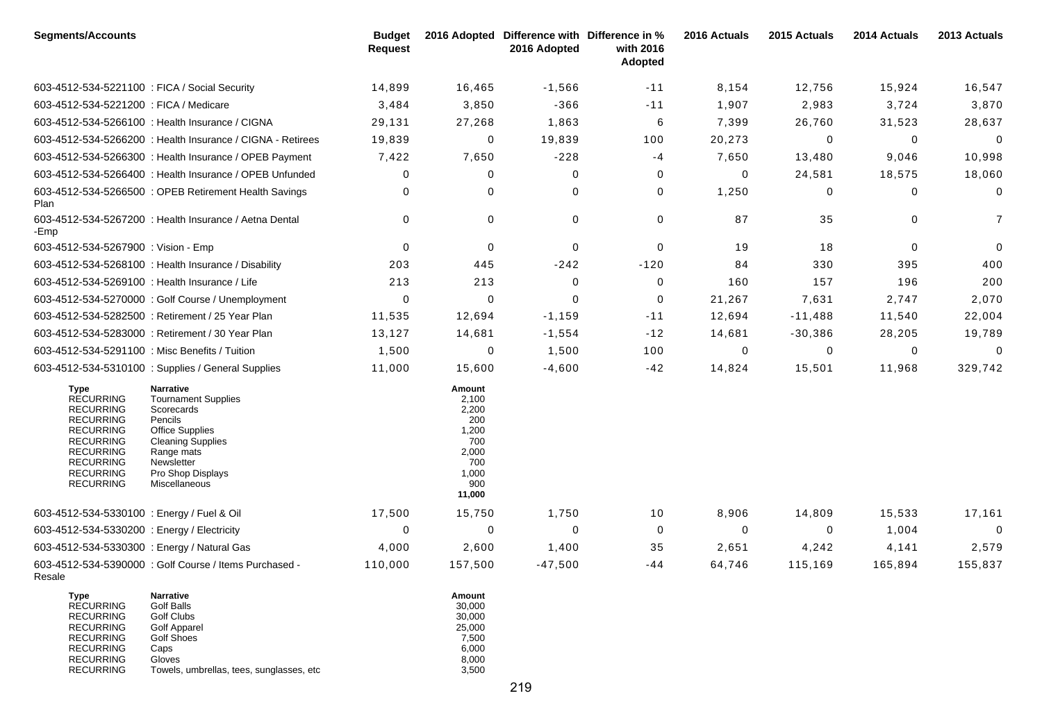| Segments/Accounts | Budget Request | 2016 Adopted | Difference with 2016 Adopted | Difference in % with 2016 Adopted | 2016 Actuals | 2015 Actuals | 2014 Actuals | 2013 Actuals |
|---|---|---|---|---|---|---|---|---|
| 603-4512-534-5221100 : FICA / Social Security | 14,899 | 16,465 | -1,566 | -11 | 8,154 | 12,756 | 15,924 | 16,547 |
| 603-4512-534-5221200 : FICA / Medicare | 3,484 | 3,850 | -366 | -11 | 1,907 | 2,983 | 3,724 | 3,870 |
| 603-4512-534-5266100 : Health Insurance / CIGNA | 29,131 | 27,268 | 1,863 | 6 | 7,399 | 26,760 | 31,523 | 28,637 |
| 603-4512-534-5266200 : Health Insurance / CIGNA - Retirees | 19,839 | 0 | 19,839 | 100 | 20,273 | 0 | 0 | 0 |
| 603-4512-534-5266300 : Health Insurance / OPEB Payment | 7,422 | 7,650 | -228 | -4 | 7,650 | 13,480 | 9,046 | 10,998 |
| 603-4512-534-5266400 : Health Insurance / OPEB Unfunded | 0 | 0 | 0 | 0 | 0 | 24,581 | 18,575 | 18,060 |
| 603-4512-534-5266500 : OPEB Retirement Health Savings Plan | 0 | 0 | 0 | 0 | 1,250 | 0 | 0 | 0 |
| 603-4512-534-5267200 : Health Insurance / Aetna Dental -Emp | 0 | 0 | 0 | 0 | 87 | 35 | 0 | 7 |
| 603-4512-534-5267900 : Vision - Emp | 0 | 0 | 0 | 0 | 19 | 18 | 0 | 0 |
| 603-4512-534-5268100 : Health Insurance / Disability | 203 | 445 | -242 | -120 | 84 | 330 | 395 | 400 |
| 603-4512-534-5269100 : Health Insurance / Life | 213 | 213 | 0 | 0 | 160 | 157 | 196 | 200 |
| 603-4512-534-5270000 : Golf Course / Unemployment | 0 | 0 | 0 | 0 | 21,267 | 7,631 | 2,747 | 2,070 |
| 603-4512-534-5282500 : Retirement / 25 Year Plan | 11,535 | 12,694 | -1,159 | -11 | 12,694 | -11,488 | 11,540 | 22,004 |
| 603-4512-534-5283000 : Retirement / 30 Year Plan | 13,127 | 14,681 | -1,554 | -12 | 14,681 | -30,386 | 28,205 | 19,789 |
| 603-4512-534-5291100 : Misc Benefits / Tuition | 1,500 | 0 | 1,500 | 100 | 0 | 0 | 0 | 0 |
| 603-4512-534-5310100 : Supplies / General Supplies | 11,000 | 15,600 | -4,600 | -42 | 14,824 | 15,501 | 11,968 | 329,742 |

| Type | Narrative | Amount |
|---|---|---|
| RECURRING | Tournament Supplies | 2,100 |
| RECURRING | Scorecards | 2,200 |
| RECURRING | Pencils | 200 |
| RECURRING | Office Supplies | 1,200 |
| RECURRING | Cleaning Supplies | 700 |
| RECURRING | Range mats | 2,000 |
| RECURRING | Newsletter | 700 |
| RECURRING | Pro Shop Displays | 1,000 |
| RECURRING | Miscellaneous | 900 |
| | | **11,000** |

| Segments/Accounts | Budget Request | 2016 Adopted | Difference with 2016 Adopted | Difference in % with 2016 Adopted | 2016 Actuals | 2015 Actuals | 2014 Actuals | 2013 Actuals |
|---|---|---|---|---|---|---|---|---|
| 603-4512-534-5330100 : Energy / Fuel & Oil | 17,500 | 15,750 | 1,750 | 10 | 8,906 | 14,809 | 15,533 | 17,161 |
| 603-4512-534-5330200 : Energy / Electricity | 0 | 0 | 0 | 0 | 0 | 0 | 1,004 | 0 |
| 603-4512-534-5330300 : Energy / Natural Gas | 4,000 | 2,600 | 1,400 | 35 | 2,651 | 4,242 | 4,141 | 2,579 |
| 603-4512-534-5390000 : Golf Course / Items Purchased - Resale | 110,000 | 157,500 | -47,500 | -44 | 64,746 | 115,169 | 165,894 | 155,837 |

| Type | Narrative | Amount |
|---|---|---|
| RECURRING | Golf Balls | 30,000 |
| RECURRING | Golf Clubs | 30,000 |
| RECURRING | Golf Apparel | 25,000 |
| RECURRING | Golf Shoes | 7,500 |
| RECURRING | Caps | 6,000 |
| RECURRING | Gloves | 8,000 |
| RECURRING | Towels, umbrellas, tees, sunglasses, etc | 3,500 |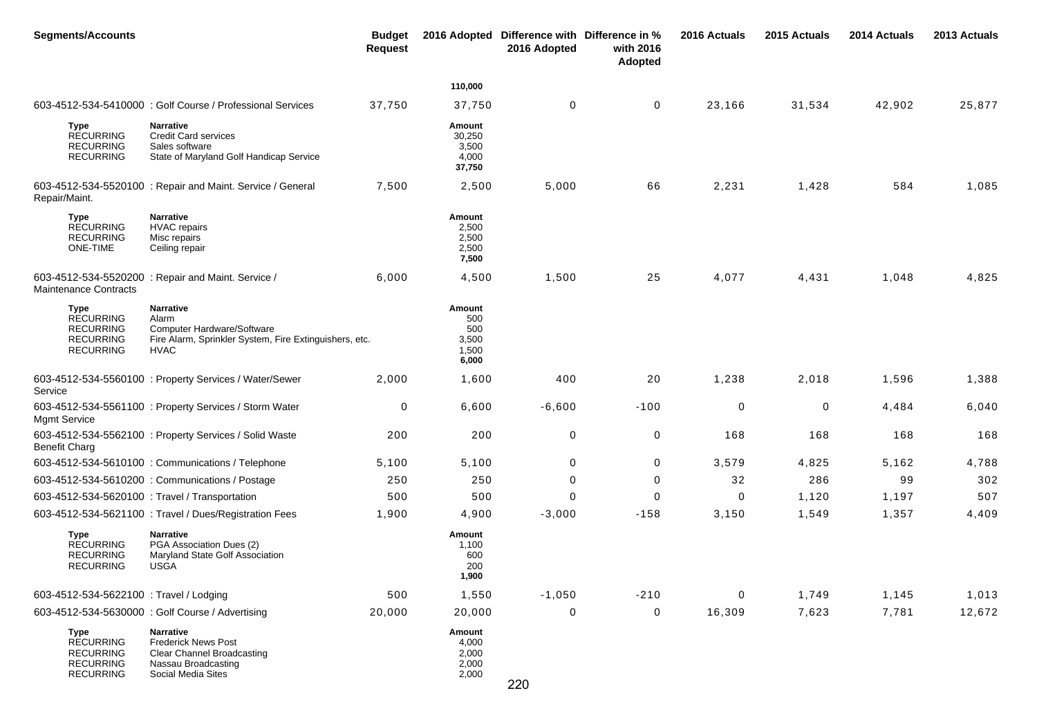| Segments/Accounts | | Budget Request | 2016 Adopted | Difference with 2016 Adopted | Difference in % with 2016 Adopted | 2016 Actuals | 2015 Actuals | 2014 Actuals | 2013 Actuals |
|---|---|---|---|---|---|---|---|---|---|
| | | | **110,000** | | | | | | |
| 603-4512-534-5410000 : Golf Course / Professional Services | | 37,750 | 37,750 | 0 | 0 | 23,166 | 31,534 | 42,902 | 25,877 |
| **Type** | **Narrative** | | **Amount** | | | | | | |
| RECURRING | Credit Card services | | 30,250 | | | | | | |
| RECURRING | Sales software | | 3,500 | | | | | | |
| RECURRING | State of Maryland Golf Handicap Service | | 4,000 | | | | | | |
| | | | **37,750** | | | | | | |
| 603-4512-534-5520100 : Repair and Maint. Service / General Repair/Maint. | | 7,500 | 2,500 | 5,000 | 66 | 2,231 | 1,428 | 584 | 1,085 |
| **Type** | **Narrative** | | **Amount** | | | | | | |
| RECURRING | HVAC repairs | | 2,500 | | | | | | |
| RECURRING | Misc repairs | | 2,500 | | | | | | |
| ONE-TIME | Ceiling repair | | 2,500 | | | | | | |
| | | | **7,500** | | | | | | |
| 603-4512-534-5520200 : Repair and Maint. Service / Maintenance Contracts | | 6,000 | 4,500 | 1,500 | 25 | 4,077 | 4,431 | 1,048 | 4,825 |
| **Type** | **Narrative** | | **Amount** | | | | | | |
| RECURRING | Alarm | | 500 | | | | | | |
| RECURRING | Computer Hardware/Software | | 500 | | | | | | |
| RECURRING | Fire Alarm, Sprinkler System, Fire Extinguishers, etc. | | 3,500 | | | | | | |
| RECURRING | HVAC | | 1,500 | | | | | | |
| | | | **6,000** | | | | | | |
| 603-4512-534-5560100 : Property Services / Water/Sewer Service | | 2,000 | 1,600 | 400 | 20 | 1,238 | 2,018 | 1,596 | 1,388 |
| 603-4512-534-5561100 : Property Services / Storm Water Mgmt Service | | 0 | 6,600 | -6,600 | -100 | 0 | 0 | 4,484 | 6,040 |
| 603-4512-534-5562100 : Property Services / Solid Waste Benefit Charg | | 200 | 200 | 0 | 0 | 168 | 168 | 168 | 168 |
| 603-4512-534-5610100 : Communications / Telephone | | 5,100 | 5,100 | 0 | 0 | 3,579 | 4,825 | 5,162 | 4,788 |
| 603-4512-534-5610200 : Communications / Postage | | 250 | 250 | 0 | 0 | 32 | 286 | 99 | 302 |
| 603-4512-534-5620100 : Travel / Transportation | | 500 | 500 | 0 | 0 | 0 | 1,120 | 1,197 | 507 |
| 603-4512-534-5621100 : Travel / Dues/Registration Fees | | 1,900 | 4,900 | -3,000 | -158 | 3,150 | 1,549 | 1,357 | 4,409 |
| **Type** | **Narrative** | | **Amount** | | | | | | |
| RECURRING | PGA Association Dues (2) | | 1,100 | | | | | | |
| RECURRING | Maryland State Golf Association | | 600 | | | | | | |
| RECURRING | USGA | | 200 | | | | | | |
| | | | **1,900** | | | | | | |
| 603-4512-534-5622100 : Travel / Lodging | | 500 | 1,550 | -1,050 | -210 | 0 | 1,749 | 1,145 | 1,013 |
| 603-4512-534-5630000 : Golf Course / Advertising | | 20,000 | 20,000 | 0 | 0 | 16,309 | 7,623 | 7,781 | 12,672 |
| **Type** | **Narrative** | | **Amount** | | | | | | |
| RECURRING | Frederick News Post | | 4,000 | | | | | | |
| RECURRING | Clear Channel Broadcasting | | 2,000 | | | | | | |
| RECURRING | Nassau Broadcasting | | 2,000 | | | | | | |
| RECURRING | Social Media Sites | | 2,000 | | | | | | |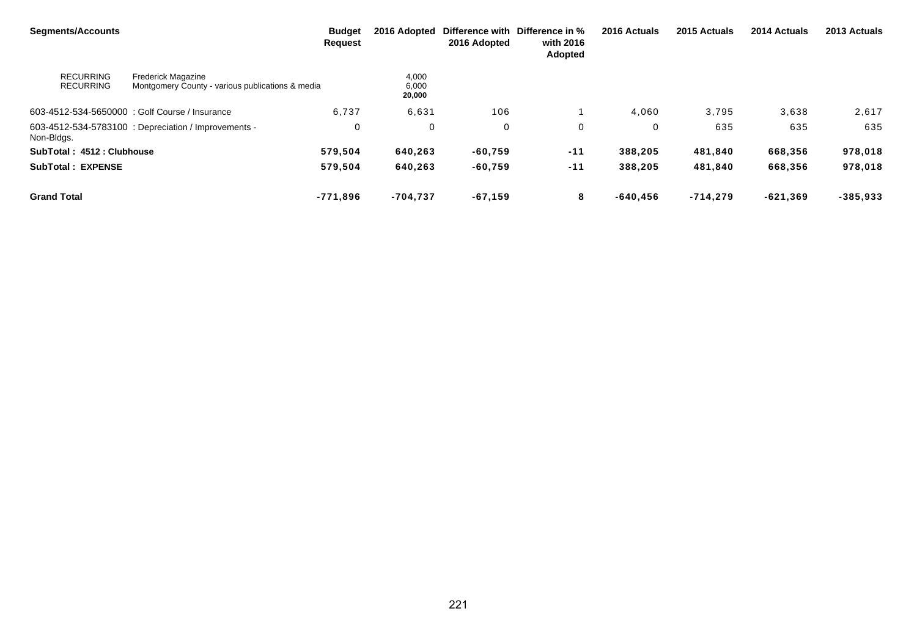| Segments/Accounts | | Budget Request | 2016 Adopted | Difference with 2016 Adopted | Difference in % with 2016 Adopted | 2016 Actuals | 2015 Actuals | 2014 Actuals | 2013 Actuals |
|---|---|---|---|---|---|---|---|---|---|
| RECURRING | Frederick Magazine | | 4,000 | | | | | | |
| RECURRING | Montgomery County - various publications & media | | 6,000 | | | | | | |
| | | | **20,000** | | | | | | |
| 603-4512-534-5650000 : Golf Course / Insurance | | 6,737 | 6,631 | 106 | 1 | 4,060 | 3,795 | 3,638 | 2,617 |
| 603-4512-534-5783100 : Depreciation / Improvements - Non-Bldgs. | | 0 | 0 | 0 | 0 | 0 | 635 | 635 | 635 |
| **SubTotal : 4512 : Clubhouse** | | **579,504** | **640,263** | **-60,759** | **-11** | **388,205** | **481,840** | **668,356** | **978,018** |
| **SubTotal : EXPENSE** | | **579,504** | **640,263** | **-60,759** | **-11** | **388,205** | **481,840** | **668,356** | **978,018** |
| **Grand Total** | | **-771,896** | **-704,737** | **-67,159** | **8** | **-640,456** | **-714,279** | **-621,369** | **-385,933** |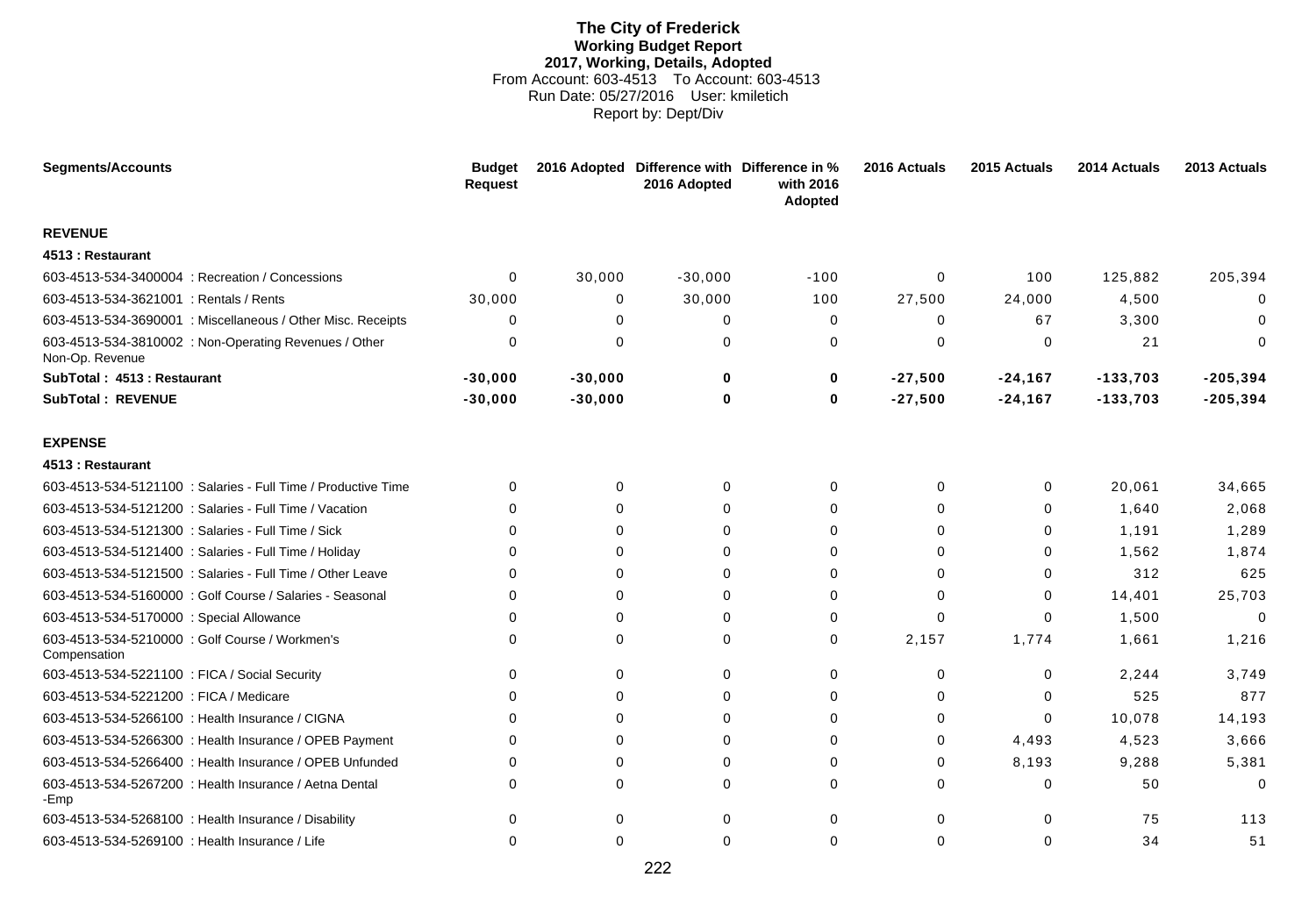# The City of Frederick
## Working Budget Report
### 2017, Working, Details, Adopted

From Account: 603-4513 To Account: 603-4513
Run Date: 05/27/2016 User: kmiletich
Report by: Dept/Div

| Segments/Accounts | Budget Request | 2016 Adopted | Difference with 2016 Adopted | Difference in % with 2016 Adopted | 2016 Actuals | 2015 Actuals | 2014 Actuals | 2013 Actuals |
|---|---|---|---|---|---|---|---|---|
| **REVENUE** | | | | | | | | |
| **4513 : Restaurant** | | | | | | | | |
| 603-4513-534-3400004 : Recreation / Concessions | 0 | 30,000 | -30,000 | -100 | 0 | 100 | 125,882 | 205,394 |
| 603-4513-534-3621001 : Rentals / Rents | 30,000 | 0 | 30,000 | 100 | 27,500 | 24,000 | 4,500 | 0 |
| 603-4513-534-3690001 : Miscellaneous / Other Misc. Receipts | 0 | 0 | 0 | 0 | 0 | 67 | 3,300 | 0 |
| 603-4513-534-3810002 : Non-Operating Revenues / Other Non-Op. Revenue | 0 | 0 | 0 | 0 | 0 | 0 | 21 | 0 |
| **SubTotal : 4513 : Restaurant** | **-30,000** | **-30,000** | **0** | **0** | **-27,500** | **-24,167** | **-133,703** | **-205,394** |
| **SubTotal : REVENUE** | **-30,000** | **-30,000** | **0** | **0** | **-27,500** | **-24,167** | **-133,703** | **-205,394** |
| **EXPENSE** | | | | | | | | |
| **4513 : Restaurant** | | | | | | | | |
| 603-4513-534-5121100 : Salaries - Full Time / Productive Time | 0 | 0 | 0 | 0 | 0 | 0 | 20,061 | 34,665 |
| 603-4513-534-5121200 : Salaries - Full Time / Vacation | 0 | 0 | 0 | 0 | 0 | 0 | 1,640 | 2,068 |
| 603-4513-534-5121300 : Salaries - Full Time / Sick | 0 | 0 | 0 | 0 | 0 | 0 | 1,191 | 1,289 |
| 603-4513-534-5121400 : Salaries - Full Time / Holiday | 0 | 0 | 0 | 0 | 0 | 0 | 1,562 | 1,874 |
| 603-4513-534-5121500 : Salaries - Full Time / Other Leave | 0 | 0 | 0 | 0 | 0 | 0 | 312 | 625 |
| 603-4513-534-5160000 : Golf Course / Salaries - Seasonal | 0 | 0 | 0 | 0 | 0 | 0 | 14,401 | 25,703 |
| 603-4513-534-5170000 : Special Allowance | 0 | 0 | 0 | 0 | 0 | 0 | 1,500 | 0 |
| 603-4513-534-5210000 : Golf Course / Workmen's Compensation | 0 | 0 | 0 | 0 | 2,157 | 1,774 | 1,661 | 1,216 |
| 603-4513-534-5221100 : FICA / Social Security | 0 | 0 | 0 | 0 | 0 | 0 | 2,244 | 3,749 |
| 603-4513-534-5221200 : FICA / Medicare | 0 | 0 | 0 | 0 | 0 | 0 | 525 | 877 |
| 603-4513-534-5266100 : Health Insurance / CIGNA | 0 | 0 | 0 | 0 | 0 | 0 | 10,078 | 14,193 |
| 603-4513-534-5266300 : Health Insurance / OPEB Payment | 0 | 0 | 0 | 0 | 0 | 4,493 | 4,523 | 3,666 |
| 603-4513-534-5266400 : Health Insurance / OPEB Unfunded | 0 | 0 | 0 | 0 | 0 | 8,193 | 9,288 | 5,381 |
| 603-4513-534-5267200 : Health Insurance / Aetna Dental -Emp | 0 | 0 | 0 | 0 | 0 | 0 | 50 | 0 |
| 603-4513-534-5268100 : Health Insurance / Disability | 0 | 0 | 0 | 0 | 0 | 0 | 75 | 113 |
| 603-4513-534-5269100 : Health Insurance / Life | 0 | 0 | 0 | 0 | 0 | 0 | 34 | 51 |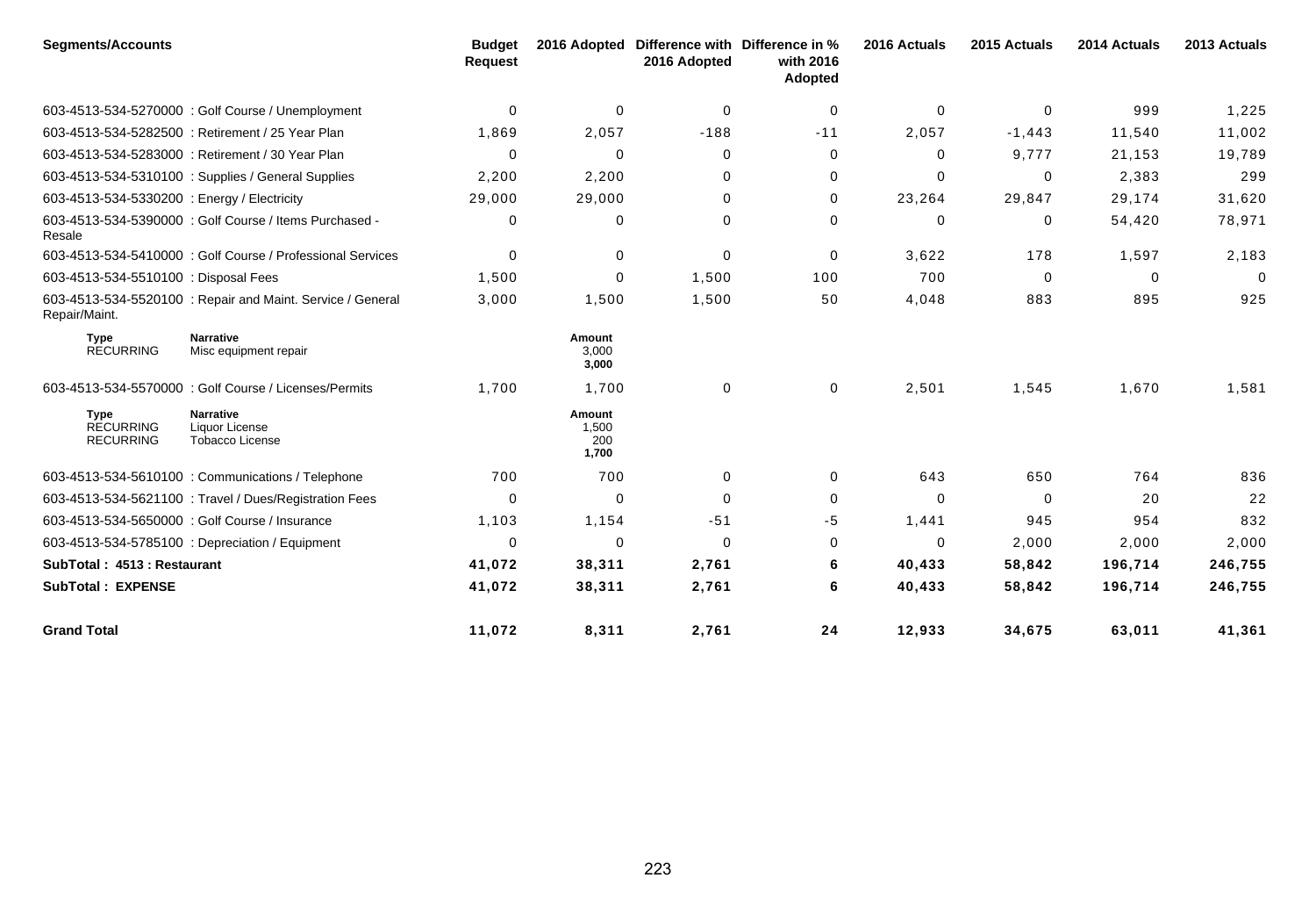| Segments/Accounts | Budget Request | 2016 Adopted | Difference with 2016 Adopted | Difference in % with 2016 Adopted | 2016 Actuals | 2015 Actuals | 2014 Actuals | 2013 Actuals |
|---|---|---|---|---|---|---|---|---|
| 603-4513-534-5270000 : Golf Course / Unemployment | 0 | 0 | 0 | 0 | 0 | 0 | 999 | 1,225 |
| 603-4513-534-5282500 : Retirement / 25 Year Plan | 1,869 | 2,057 | -188 | -11 | 2,057 | -1,443 | 11,540 | 11,002 |
| 603-4513-534-5283000 : Retirement / 30 Year Plan | 0 | 0 | 0 | 0 | 0 | 9,777 | 21,153 | 19,789 |
| 603-4513-534-5310100 : Supplies / General Supplies | 2,200 | 2,200 | 0 | 0 | 0 | 0 | 2,383 | 299 |
| 603-4513-534-5330200 : Energy / Electricity | 29,000 | 29,000 | 0 | 0 | 23,264 | 29,847 | 29,174 | 31,620 |
| 603-4513-534-5390000 : Golf Course / Items Purchased - Resale | 0 | 0 | 0 | 0 | 0 | 0 | 54,420 | 78,971 |
| 603-4513-534-5410000 : Golf Course / Professional Services | 0 | 0 | 0 | 0 | 3,622 | 178 | 1,597 | 2,183 |
| 603-4513-534-5510100 : Disposal Fees | 1,500 | 0 | 1,500 | 100 | 700 | 0 | 0 | 0 |
| 603-4513-534-5520100 : Repair and Maint. Service / General Repair/Maint. | 3,000 | 1,500 | 1,500 | 50 | 4,048 | 883 | 895 | 925 |
| **Type** / **Narrative** / **Amount** | | | | | | | | |
| RECURRING — Misc equipment repair | | 3,000 | | | | | | |
| | | **3,000** | | | | | | |
| 603-4513-534-5570000 : Golf Course / Licenses/Permits | 1,700 | 1,700 | 0 | 0 | 2,501 | 1,545 | 1,670 | 1,581 |
| **Type** / **Narrative** / **Amount** | | | | | | | | |
| RECURRING — Liquor License | | 1,500 | | | | | | |
| RECURRING — Tobacco License | | 200 | | | | | | |
| | | **1,700** | | | | | | |
| 603-4513-534-5610100 : Communications / Telephone | 700 | 700 | 0 | 0 | 643 | 650 | 764 | 836 |
| 603-4513-534-5621100 : Travel / Dues/Registration Fees | 0 | 0 | 0 | 0 | 0 | 0 | 20 | 22 |
| 603-4513-534-5650000 : Golf Course / Insurance | 1,103 | 1,154 | -51 | -5 | 1,441 | 945 | 954 | 832 |
| 603-4513-534-5785100 : Depreciation / Equipment | 0 | 0 | 0 | 0 | 0 | 2,000 | 2,000 | 2,000 |
| **SubTotal : 4513 : Restaurant** | **41,072** | **38,311** | **2,761** | **6** | **40,433** | **58,842** | **196,714** | **246,755** |
| **SubTotal : EXPENSE** | **41,072** | **38,311** | **2,761** | **6** | **40,433** | **58,842** | **196,714** | **246,755** |
| **Grand Total** | **11,072** | **8,311** | **2,761** | **24** | **12,933** | **34,675** | **63,011** | **41,361** |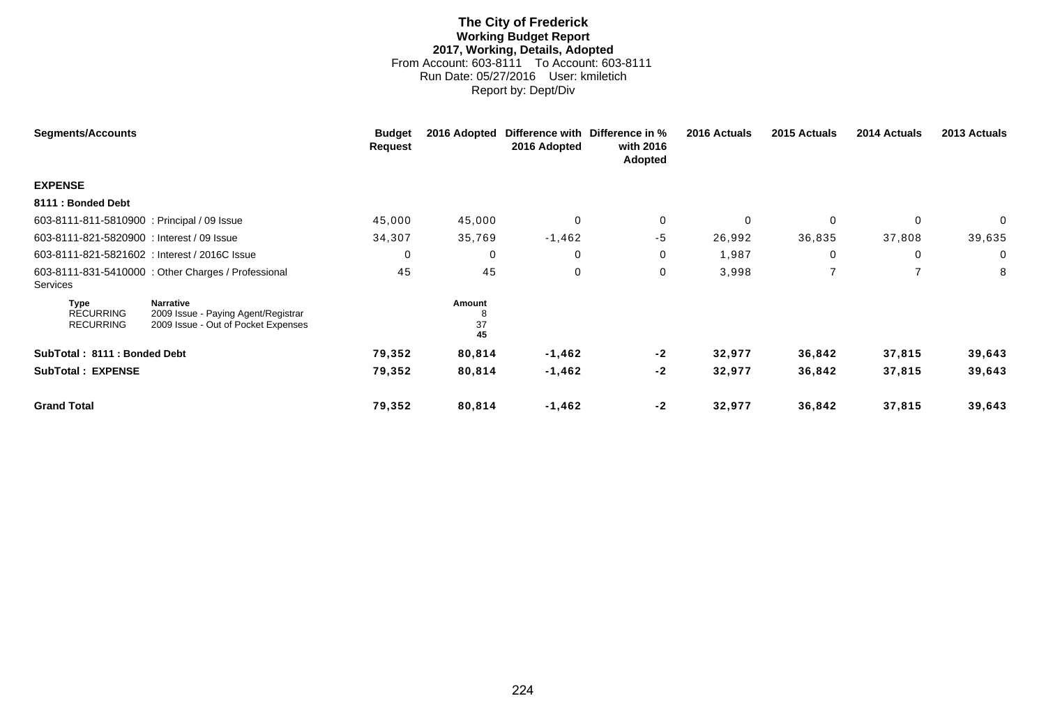# The City of Frederick
## Working Budget Report
### 2017, Working, Details, Adopted

From Account: 603-8111 To Account: 603-8111
Run Date: 05/27/2016 User: kmiletich
Report by: Dept/Div

| Segments/Accounts | Budget Request | 2016 Adopted | Difference with 2016 Adopted | Difference in % with 2016 Adopted | 2016 Actuals | 2015 Actuals | 2014 Actuals | 2013 Actuals |
|---|---|---|---|---|---|---|---|---|
| **EXPENSE** | | | | | | | | |
| **8111 : Bonded Debt** | | | | | | | | |
| 603-8111-811-5810900 : Principal / 09 Issue | 45,000 | 45,000 | 0 | 0 | 0 | 0 | 0 | 0 |
| 603-8111-821-5820900 : Interest / 09 Issue | 34,307 | 35,769 | -1,462 | -5 | 26,992 | 36,835 | 37,808 | 39,635 |
| 603-8111-821-5821602 : Interest / 2016C Issue | 0 | 0 | 0 | 0 | 1,987 | 0 | 0 | 0 |
| 603-8111-831-5410000 : Other Charges / Professional Services | 45 | 45 | 0 | 0 | 3,998 | 7 | 7 | 8 |

| Type | Narrative | Amount |
|---|---|---|
| RECURRING | 2009 Issue - Paying Agent/Registrar | 8 |
| RECURRING | 2009 Issue - Out of Pocket Expenses | 37 |
| | | **45** |

| Segments/Accounts | Budget Request | 2016 Adopted | Difference with 2016 Adopted | Difference in % with 2016 Adopted | 2016 Actuals | 2015 Actuals | 2014 Actuals | 2013 Actuals |
|---|---|---|---|---|---|---|---|---|
| **SubTotal : 8111 : Bonded Debt** | **79,352** | **80,814** | **-1,462** | **-2** | **32,977** | **36,842** | **37,815** | **39,643** |
| **SubTotal : EXPENSE** | **79,352** | **80,814** | **-1,462** | **-2** | **32,977** | **36,842** | **37,815** | **39,643** |
| **Grand Total** | **79,352** | **80,814** | **-1,462** | **-2** | **32,977** | **36,842** | **37,815** | **39,643** |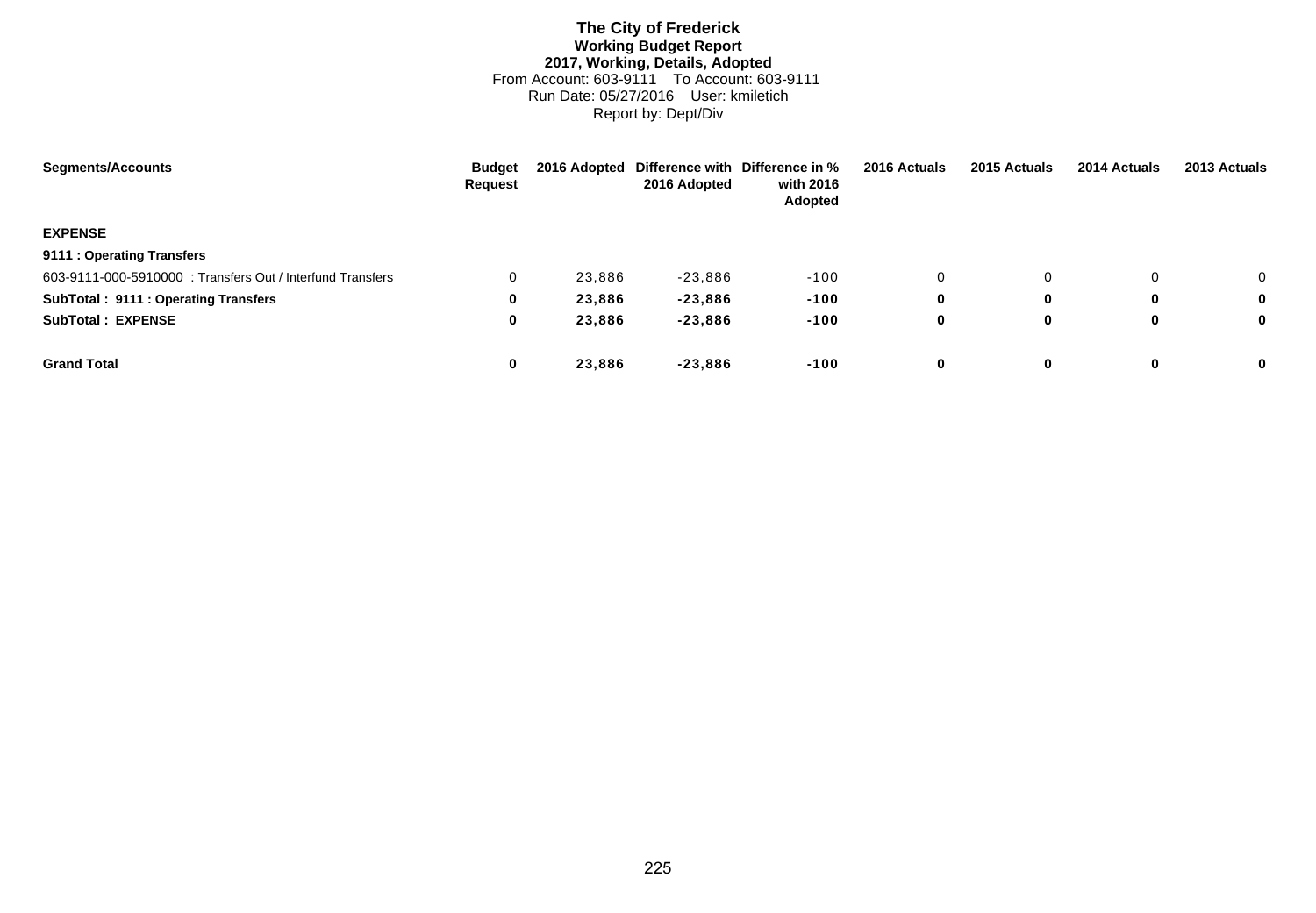# The City of Frederick

**Working Budget Report**

**2017, Working, Details, Adopted**

From Account: 603-9111 To Account: 603-9111

Run Date: 05/27/2016 User: kmiletich

Report by: Dept/Div

| Segments/Accounts | Budget Request | 2016 Adopted | Difference with 2016 Adopted | Difference in % with 2016 Adopted | 2016 Actuals | 2015 Actuals | 2014 Actuals | 2013 Actuals |
|---|---|---|---|---|---|---|---|---|
| **EXPENSE** | | | | | | | | |
| **9111 : Operating Transfers** | | | | | | | | |
| 603-9111-000-5910000 : Transfers Out / Interfund Transfers | 0 | 23,886 | -23,886 | -100 | 0 | 0 | 0 | 0 |
| **SubTotal : 9111 : Operating Transfers** | **0** | **23,886** | **-23,886** | **-100** | **0** | **0** | **0** | **0** |
| **SubTotal : EXPENSE** | **0** | **23,886** | **-23,886** | **-100** | **0** | **0** | **0** | **0** |
| **Grand Total** | **0** | **23,886** | **-23,886** | **-100** | **0** | **0** | **0** | **0** |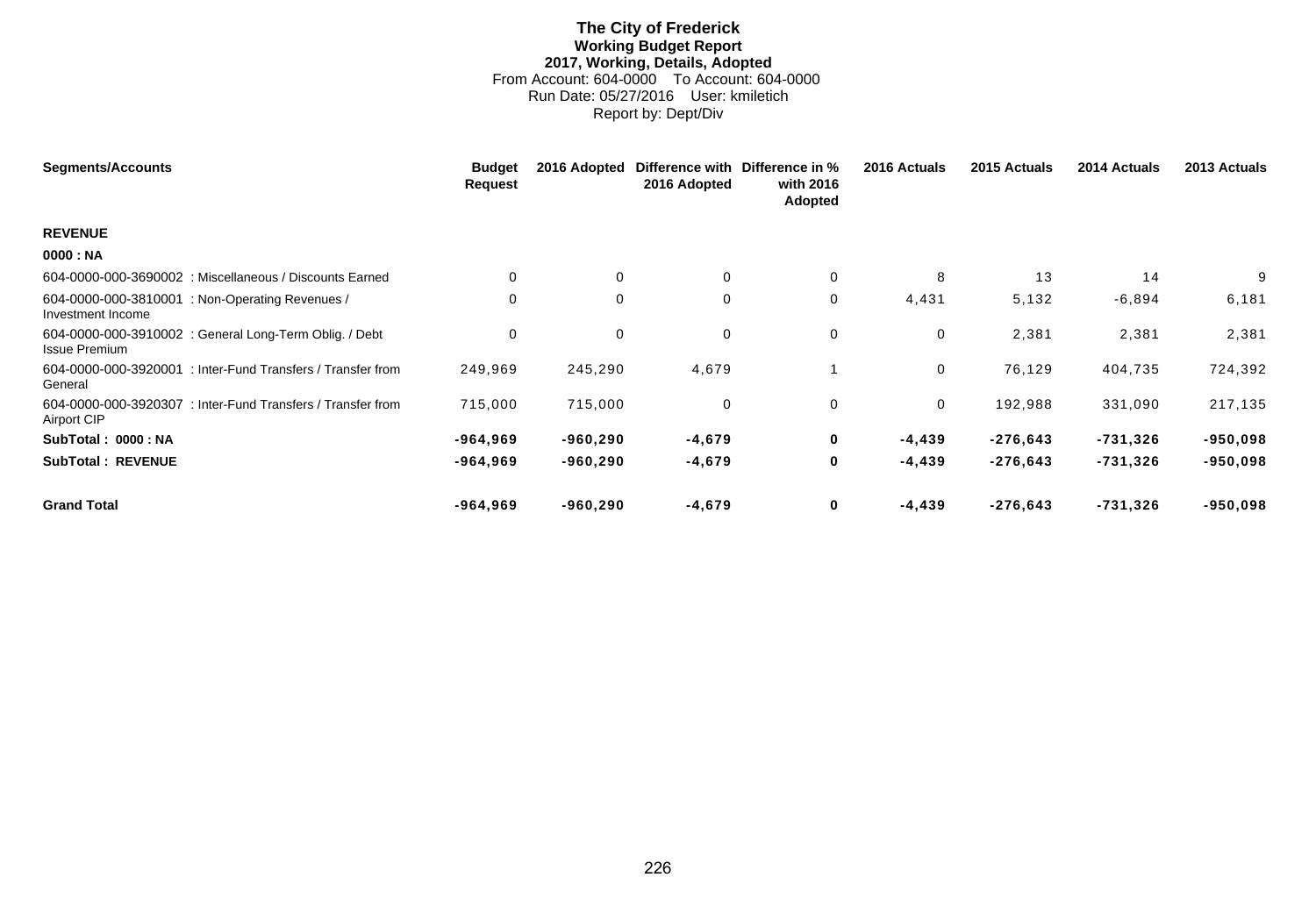# The City of Frederick

## Working Budget Report

**2017, Working, Details, Adopted**

From Account: 604-0000 To Account: 604-0000

Run Date: 05/27/2016 User: kmiletich

Report by: Dept/Div

| Segments/Accounts | Budget Request | 2016 Adopted | Difference with 2016 Adopted | Difference in % with 2016 Adopted | 2016 Actuals | 2015 Actuals | 2014 Actuals | 2013 Actuals |
|---|---|---|---|---|---|---|---|---|
| **REVENUE** | | | | | | | | |
| **0000 : NA** | | | | | | | | |
| 604-0000-000-3690002 : Miscellaneous / Discounts Earned | 0 | 0 | 0 | 0 | 8 | 13 | 14 | 9 |
| 604-0000-000-3810001 : Non-Operating Revenues / Investment Income | 0 | 0 | 0 | 0 | 4,431 | 5,132 | -6,894 | 6,181 |
| 604-0000-000-3910002 : General Long-Term Oblig. / Debt Issue Premium | 0 | 0 | 0 | 0 | 0 | 2,381 | 2,381 | 2,381 |
| 604-0000-000-3920001 : Inter-Fund Transfers / Transfer from General | 249,969 | 245,290 | 4,679 | 1 | 0 | 76,129 | 404,735 | 724,392 |
| 604-0000-000-3920307 : Inter-Fund Transfers / Transfer from Airport CIP | 715,000 | 715,000 | 0 | 0 | 0 | 192,988 | 331,090 | 217,135 |
| **SubTotal : 0000 : NA** | **-964,969** | **-960,290** | **-4,679** | **0** | **-4,439** | **-276,643** | **-731,326** | **-950,098** |
| **SubTotal : REVENUE** | **-964,969** | **-960,290** | **-4,679** | **0** | **-4,439** | **-276,643** | **-731,326** | **-950,098** |
| **Grand Total** | **-964,969** | **-960,290** | **-4,679** | **0** | **-4,439** | **-276,643** | **-731,326** | **-950,098** |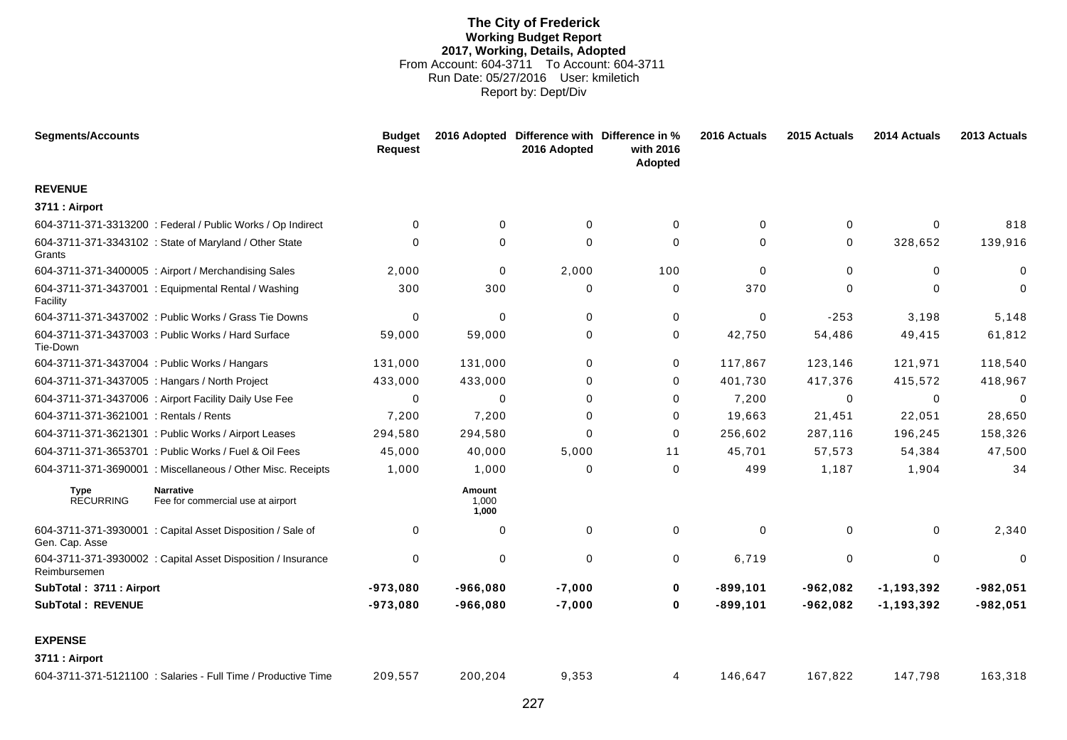# The City of Frederick
## Working Budget Report
### 2017, Working, Details, Adopted

From Account: 604-3711 To Account: 604-3711
Run Date: 05/27/2016 User: kmiletich
Report by: Dept/Div

| Segments/Accounts | Budget Request | 2016 Adopted | Difference with 2016 Adopted | Difference in % with 2016 Adopted | 2016 Actuals | 2015 Actuals | 2014 Actuals | 2013 Actuals |
|---|---|---|---|---|---|---|---|---|
| **REVENUE** | | | | | | | | |
| **3711 : Airport** | | | | | | | | |
| 604-3711-371-3313200 : Federal / Public Works / Op Indirect | 0 | 0 | 0 | 0 | 0 | 0 | 0 | 818 |
| 604-3711-371-3343102 : State of Maryland / Other State Grants | 0 | 0 | 0 | 0 | 0 | 0 | 328,652 | 139,916 |
| 604-3711-371-3400005 : Airport / Merchandising Sales | 2,000 | 0 | 2,000 | 100 | 0 | 0 | 0 | 0 |
| 604-3711-371-3437001 : Equipmental Rental / Washing Facility | 300 | 300 | 0 | 0 | 370 | 0 | 0 | 0 |
| 604-3711-371-3437002 : Public Works / Grass Tie Downs | 0 | 0 | 0 | 0 | 0 | -253 | 3,198 | 5,148 |
| 604-3711-371-3437003 : Public Works / Hard Surface Tie-Down | 59,000 | 59,000 | 0 | 0 | 42,750 | 54,486 | 49,415 | 61,812 |
| 604-3711-371-3437004 : Public Works / Hangars | 131,000 | 131,000 | 0 | 0 | 117,867 | 123,146 | 121,971 | 118,540 |
| 604-3711-371-3437005 : Hangars / North Project | 433,000 | 433,000 | 0 | 0 | 401,730 | 417,376 | 415,572 | 418,967 |
| 604-3711-371-3437006 : Airport Facility Daily Use Fee | 0 | 0 | 0 | 0 | 7,200 | 0 | 0 | 0 |
| 604-3711-371-3621001 : Rentals / Rents | 7,200 | 7,200 | 0 | 0 | 19,663 | 21,451 | 22,051 | 28,650 |
| 604-3711-371-3621301 : Public Works / Airport Leases | 294,580 | 294,580 | 0 | 0 | 256,602 | 287,116 | 196,245 | 158,326 |
| 604-3711-371-3653701 : Public Works / Fuel & Oil Fees | 45,000 | 40,000 | 5,000 | 11 | 45,701 | 57,573 | 54,384 | 47,500 |
| 604-3711-371-3690001 : Miscellaneous / Other Misc. Receipts | 1,000 | 1,000 | 0 | 0 | 499 | 1,187 | 1,904 | 34 |
| **Type** RECURRING — **Narrative** Fee for commercial use at airport | | **Amount** 1,000 **1,000** | | | | | | |
| 604-3711-371-3930001 : Capital Asset Disposition / Sale of Gen. Cap. Asse | 0 | 0 | 0 | 0 | 0 | 0 | 0 | 2,340 |
| 604-3711-371-3930002 : Capital Asset Disposition / Insurance Reimbursemen | 0 | 0 | 0 | 0 | 6,719 | 0 | 0 | 0 |
| **SubTotal : 3711 : Airport** | **-973,080** | **-966,080** | **-7,000** | **0** | **-899,101** | **-962,082** | **-1,193,392** | **-982,051** |
| **SubTotal : REVENUE** | **-973,080** | **-966,080** | **-7,000** | **0** | **-899,101** | **-962,082** | **-1,193,392** | **-982,051** |
| **EXPENSE** | | | | | | | | |
| **3711 : Airport** | | | | | | | | |
| 604-3711-371-5121100 : Salaries - Full Time / Productive Time | 209,557 | 200,204 | 9,353 | 4 | 146,647 | 167,822 | 147,798 | 163,318 |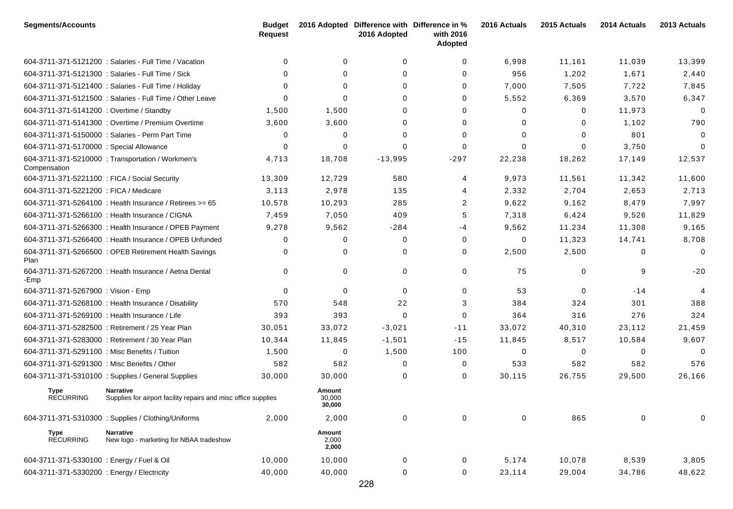| Segments/Accounts | Budget Request | 2016 Adopted | Difference with 2016 Adopted | Difference in % with 2016 Adopted | 2016 Actuals | 2015 Actuals | 2014 Actuals | 2013 Actuals |
|---|---|---|---|---|---|---|---|---|
| 604-3711-371-5121200 : Salaries - Full Time / Vacation | 0 | 0 | 0 | 0 | 6,998 | 11,161 | 11,039 | 13,399 |
| 604-3711-371-5121300 : Salaries - Full Time / Sick | 0 | 0 | 0 | 0 | 956 | 1,202 | 1,671 | 2,440 |
| 604-3711-371-5121400 : Salaries - Full Time / Holiday | 0 | 0 | 0 | 0 | 7,000 | 7,505 | 7,722 | 7,845 |
| 604-3711-371-5121500 : Salaries - Full Time / Other Leave | 0 | 0 | 0 | 0 | 5,552 | 6,369 | 3,570 | 6,347 |
| 604-3711-371-5141200 : Overtime / Standby | 1,500 | 1,500 | 0 | 0 | 0 | 0 | 11,973 | 0 |
| 604-3711-371-5141300 : Overtime / Premium Overtime | 3,600 | 3,600 | 0 | 0 | 0 | 0 | 1,102 | 790 |
| 604-3711-371-5150000 : Salaries - Perm Part Time | 0 | 0 | 0 | 0 | 0 | 0 | 801 | 0 |
| 604-3711-371-5170000 : Special Allowance | 0 | 0 | 0 | 0 | 0 | 0 | 3,750 | 0 |
| 604-3711-371-5210000 : Transportation / Workmen's Compensation | 4,713 | 18,708 | -13,995 | -297 | 22,238 | 18,262 | 17,149 | 12,537 |
| 604-3711-371-5221100 : FICA / Social Security | 13,309 | 12,729 | 580 | 4 | 9,973 | 11,561 | 11,342 | 11,600 |
| 604-3711-371-5221200 : FICA / Medicare | 3,113 | 2,978 | 135 | 4 | 2,332 | 2,704 | 2,653 | 2,713 |
| 604-3711-371-5264100 : Health Insurance / Retirees >= 65 | 10,578 | 10,293 | 285 | 2 | 9,622 | 9,162 | 8,479 | 7,997 |
| 604-3711-371-5266100 : Health Insurance / CIGNA | 7,459 | 7,050 | 409 | 5 | 7,318 | 6,424 | 9,526 | 11,829 |
| 604-3711-371-5266300 : Health Insurance / OPEB Payment | 9,278 | 9,562 | -284 | -4 | 9,562 | 11,234 | 11,308 | 9,165 |
| 604-3711-371-5266400 : Health Insurance / OPEB Unfunded | 0 | 0 | 0 | 0 | 0 | 11,323 | 14,741 | 8,708 |
| 604-3711-371-5266500 : OPEB Retirement Health Savings Plan | 0 | 0 | 0 | 0 | 2,500 | 2,500 | 0 | 0 |
| 604-3711-371-5267200 : Health Insurance / Aetna Dental -Emp | 0 | 0 | 0 | 0 | 75 | 0 | 9 | -20 |
| 604-3711-371-5267900 : Vision - Emp | 0 | 0 | 0 | 0 | 53 | 0 | -14 | 4 |
| 604-3711-371-5268100 : Health Insurance / Disability | 570 | 548 | 22 | 3 | 384 | 324 | 301 | 388 |
| 604-3711-371-5269100 : Health Insurance / Life | 393 | 393 | 0 | 0 | 364 | 316 | 276 | 324 |
| 604-3711-371-5282500 : Retirement / 25 Year Plan | 30,051 | 33,072 | -3,021 | -11 | 33,072 | 40,310 | 23,112 | 21,459 |
| 604-3711-371-5283000 : Retirement / 30 Year Plan | 10,344 | 11,845 | -1,501 | -15 | 11,845 | 8,517 | 10,584 | 9,607 |
| 604-3711-371-5291100 : Misc Benefits / Tuition | 1,500 | 0 | 1,500 | 100 | 0 | 0 | 0 | 0 |
| 604-3711-371-5291300 : Misc Benefits / Other | 582 | 582 | 0 | 0 | 533 | 582 | 582 | 576 |
| 604-3711-371-5310100 : Supplies / General Supplies | 30,000 | 30,000 | 0 | 0 | 30,115 | 26,755 | 29,500 | 26,166 |
| **Type** RECURRING — **Narrative** Supplies for airport facility repairs and misc office supplies | | **Amount** 30,000 **30,000** | | | | | | |
| 604-3711-371-5310300 : Supplies / Clothing/Uniforms | 2,000 | 2,000 | 0 | 0 | 0 | 865 | 0 | 0 |
| **Type** RECURRING — **Narrative** New logo - marketing for NBAA tradeshow | | **Amount** 2,000 **2,000** | | | | | | |
| 604-3711-371-5330100 : Energy / Fuel & Oil | 10,000 | 10,000 | 0 | 0 | 5,174 | 10,078 | 8,539 | 3,805 |
| 604-3711-371-5330200 : Energy / Electricity | 40,000 | 40,000 | 0 | 0 | 23,114 | 29,004 | 34,786 | 48,622 |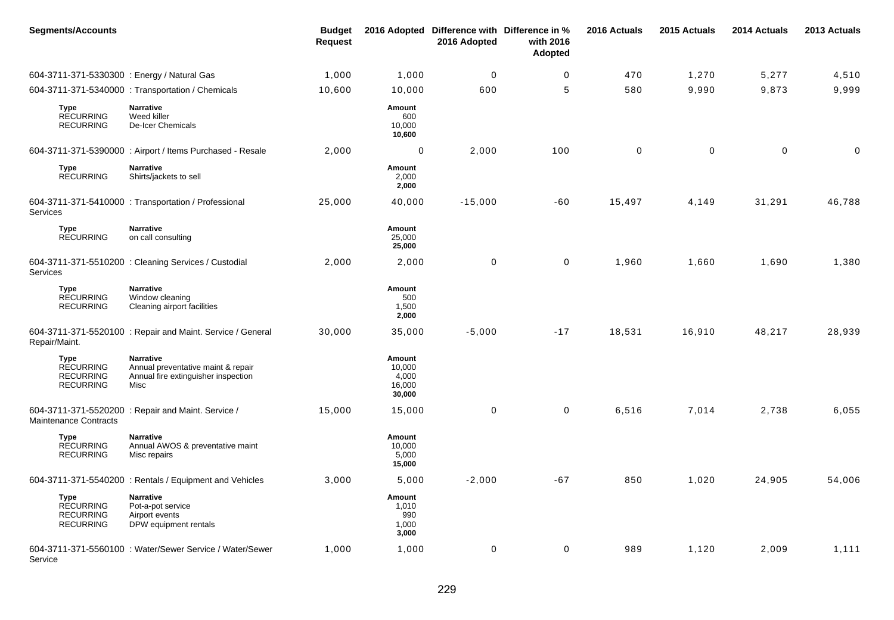| Segments/Accounts | | Budget Request | 2016 Adopted | Difference with 2016 Adopted | Difference in % with 2016 Adopted | 2016 Actuals | 2015 Actuals | 2014 Actuals | 2013 Actuals |
|---|---|---|---|---|---|---|---|---|---|
| 604-3711-371-5330300 : Energy / Natural Gas | | 1,000 | 1,000 | 0 | 0 | 470 | 1,270 | 5,277 | 4,510 |
| 604-3711-371-5340000 : Transportation / Chemicals | | 10,600 | 10,000 | 600 | 5 | 580 | 9,990 | 9,873 | 9,999 |
| **Type** | **Narrative** | | **Amount** | | | | | | |
| RECURRING | Weed killer | | 600 | | | | | | |
| RECURRING | De-Icer Chemicals | | 10,000 | | | | | | |
| | | | **10,600** | | | | | | |
| 604-3711-371-5390000 : Airport / Items Purchased - Resale | | 2,000 | 0 | 2,000 | 100 | 0 | 0 | 0 | 0 |
| **Type** | **Narrative** | | **Amount** | | | | | | |
| RECURRING | Shirts/jackets to sell | | 2,000 | | | | | | |
| | | | **2,000** | | | | | | |
| 604-3711-371-5410000 : Transportation / Professional Services | | 25,000 | 40,000 | -15,000 | -60 | 15,497 | 4,149 | 31,291 | 46,788 |
| **Type** | **Narrative** | | **Amount** | | | | | | |
| RECURRING | on call consulting | | 25,000 | | | | | | |
| | | | **25,000** | | | | | | |
| 604-3711-371-5510200 : Cleaning Services / Custodial Services | | 2,000 | 2,000 | 0 | 0 | 1,960 | 1,660 | 1,690 | 1,380 |
| **Type** | **Narrative** | | **Amount** | | | | | | |
| RECURRING | Window cleaning | | 500 | | | | | | |
| RECURRING | Cleaning airport facilities | | 1,500 | | | | | | |
| | | | **2,000** | | | | | | |
| 604-3711-371-5520100 : Repair and Maint. Service / General Repair/Maint. | | 30,000 | 35,000 | -5,000 | -17 | 18,531 | 16,910 | 48,217 | 28,939 |
| **Type** | **Narrative** | | **Amount** | | | | | | |
| RECURRING | Annual preventative maint & repair | | 10,000 | | | | | | |
| RECURRING | Annual fire extinguisher inspection | | 4,000 | | | | | | |
| RECURRING | Misc | | 16,000 | | | | | | |
| | | | **30,000** | | | | | | |
| 604-3711-371-5520200 : Repair and Maint. Service / Maintenance Contracts | | 15,000 | 15,000 | 0 | 0 | 6,516 | 7,014 | 2,738 | 6,055 |
| **Type** | **Narrative** | | **Amount** | | | | | | |
| RECURRING | Annual AWOS & preventative maint | | 10,000 | | | | | | |
| RECURRING | Misc repairs | | 5,000 | | | | | | |
| | | | **15,000** | | | | | | |
| 604-3711-371-5540200 : Rentals / Equipment and Vehicles | | 3,000 | 5,000 | -2,000 | -67 | 850 | 1,020 | 24,905 | 54,006 |
| **Type** | **Narrative** | | **Amount** | | | | | | |
| RECURRING | Pot-a-pot service | | 1,010 | | | | | | |
| RECURRING | Airport events | | 990 | | | | | | |
| RECURRING | DPW equipment rentals | | 1,000 | | | | | | |
| | | | **3,000** | | | | | | |
| 604-3711-371-5560100 : Water/Sewer Service / Water/Sewer Service | | 1,000 | 1,000 | 0 | 0 | 989 | 1,120 | 2,009 | 1,111 |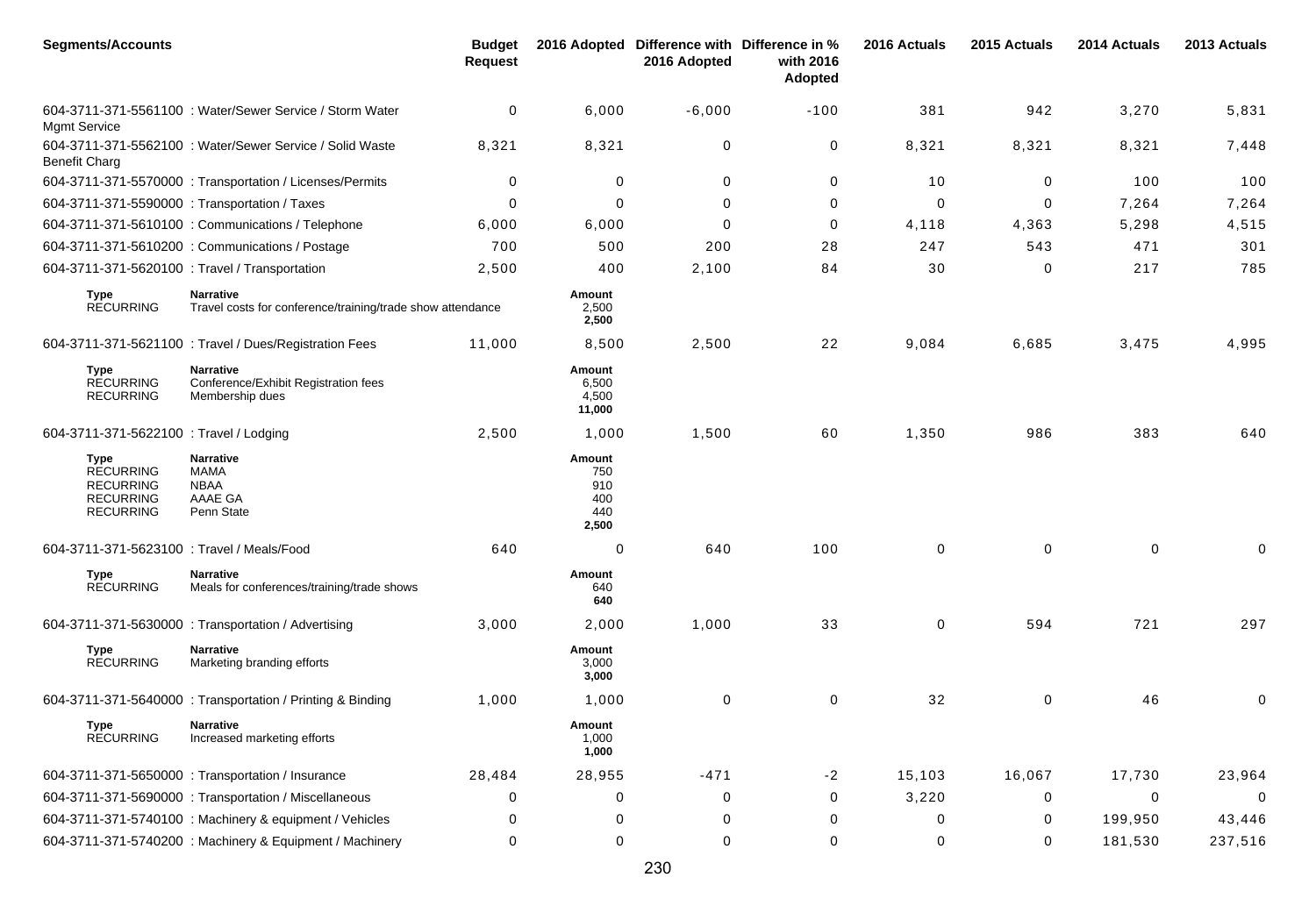| Segments/Accounts | Budget Request | 2016 Adopted | Difference with 2016 Adopted | Difference in % with 2016 Adopted | 2016 Actuals | 2015 Actuals | 2014 Actuals | 2013 Actuals |
|---|---|---|---|---|---|---|---|---|
| 604-3711-371-5561100 : Water/Sewer Service / Storm Water Mgmt Service | 0 | 6,000 | -6,000 | -100 | 381 | 942 | 3,270 | 5,831 |
| 604-3711-371-5562100 : Water/Sewer Service / Solid Waste Benefit Charg | 8,321 | 8,321 | 0 | 0 | 8,321 | 8,321 | 8,321 | 7,448 |
| 604-3711-371-5570000 : Transportation / Licenses/Permits | 0 | 0 | 0 | 0 | 10 | 0 | 100 | 100 |
| 604-3711-371-5590000 : Transportation / Taxes | 0 | 0 | 0 | 0 | 0 | 0 | 7,264 | 7,264 |
| 604-3711-371-5610100 : Communications / Telephone | 6,000 | 6,000 | 0 | 0 | 4,118 | 4,363 | 5,298 | 4,515 |
| 604-3711-371-5610200 : Communications / Postage | 700 | 500 | 200 | 28 | 247 | 543 | 471 | 301 |
| 604-3711-371-5620100 : Travel / Transportation | 2,500 | 400 | 2,100 | 84 | 30 | 0 | 217 | 785 |

| Type | Narrative | Amount |
|---|---|---|
| RECURRING | Travel costs for conference/training/trade show attendance | 2,500 |
| | | **2,500** |

| Segments/Accounts | Budget Request | 2016 Adopted | Difference with 2016 Adopted | Difference in % with 2016 Adopted | 2016 Actuals | 2015 Actuals | 2014 Actuals | 2013 Actuals |
|---|---|---|---|---|---|---|---|---|
| 604-3711-371-5621100 : Travel / Dues/Registration Fees | 11,000 | 8,500 | 2,500 | 22 | 9,084 | 6,685 | 3,475 | 4,995 |

| Type | Narrative | Amount |
|---|---|---|
| RECURRING | Conference/Exhibit Registration fees | 6,500 |
| RECURRING | Membership dues | 4,500 |
| | | **11,000** |

| Segments/Accounts | Budget Request | 2016 Adopted | Difference with 2016 Adopted | Difference in % with 2016 Adopted | 2016 Actuals | 2015 Actuals | 2014 Actuals | 2013 Actuals |
|---|---|---|---|---|---|---|---|---|
| 604-3711-371-5622100 : Travel / Lodging | 2,500 | 1,000 | 1,500 | 60 | 1,350 | 986 | 383 | 640 |

| Type | Narrative | Amount |
|---|---|---|
| RECURRING | MAMA | 750 |
| RECURRING | NBAA | 910 |
| RECURRING | AAAE GA | 400 |
| RECURRING | Penn State | 440 |
| | | **2,500** |

| Segments/Accounts | Budget Request | 2016 Adopted | Difference with 2016 Adopted | Difference in % with 2016 Adopted | 2016 Actuals | 2015 Actuals | 2014 Actuals | 2013 Actuals |
|---|---|---|---|---|---|---|---|---|
| 604-3711-371-5623100 : Travel / Meals/Food | 640 | 0 | 640 | 100 | 0 | 0 | 0 | 0 |

| Type | Narrative | Amount |
|---|---|---|
| RECURRING | Meals for conferences/training/trade shows | 640 |
| | | **640** |

| Segments/Accounts | Budget Request | 2016 Adopted | Difference with 2016 Adopted | Difference in % with 2016 Adopted | 2016 Actuals | 2015 Actuals | 2014 Actuals | 2013 Actuals |
|---|---|---|---|---|---|---|---|---|
| 604-3711-371-5630000 : Transportation / Advertising | 3,000 | 2,000 | 1,000 | 33 | 0 | 594 | 721 | 297 |

| Type | Narrative | Amount |
|---|---|---|
| RECURRING | Marketing branding efforts | 3,000 |
| | | **3,000** |

| Segments/Accounts | Budget Request | 2016 Adopted | Difference with 2016 Adopted | Difference in % with 2016 Adopted | 2016 Actuals | 2015 Actuals | 2014 Actuals | 2013 Actuals |
|---|---|---|---|---|---|---|---|---|
| 604-3711-371-5640000 : Transportation / Printing & Binding | 1,000 | 1,000 | 0 | 0 | 32 | 0 | 46 | 0 |

| Type | Narrative | Amount |
|---|---|---|
| RECURRING | Increased marketing efforts | 1,000 |
| | | **1,000** |

| Segments/Accounts | Budget Request | 2016 Adopted | Difference with 2016 Adopted | Difference in % with 2016 Adopted | 2016 Actuals | 2015 Actuals | 2014 Actuals | 2013 Actuals |
|---|---|---|---|---|---|---|---|---|
| 604-3711-371-5650000 : Transportation / Insurance | 28,484 | 28,955 | -471 | -2 | 15,103 | 16,067 | 17,730 | 23,964 |
| 604-3711-371-5690000 : Transportation / Miscellaneous | 0 | 0 | 0 | 0 | 3,220 | 0 | 0 | 0 |
| 604-3711-371-5740100 : Machinery & equipment / Vehicles | 0 | 0 | 0 | 0 | 0 | 0 | 199,950 | 43,446 |
| 604-3711-371-5740200 : Machinery & Equipment / Machinery | 0 | 0 | 0 | 0 | 0 | 0 | 181,530 | 237,516 |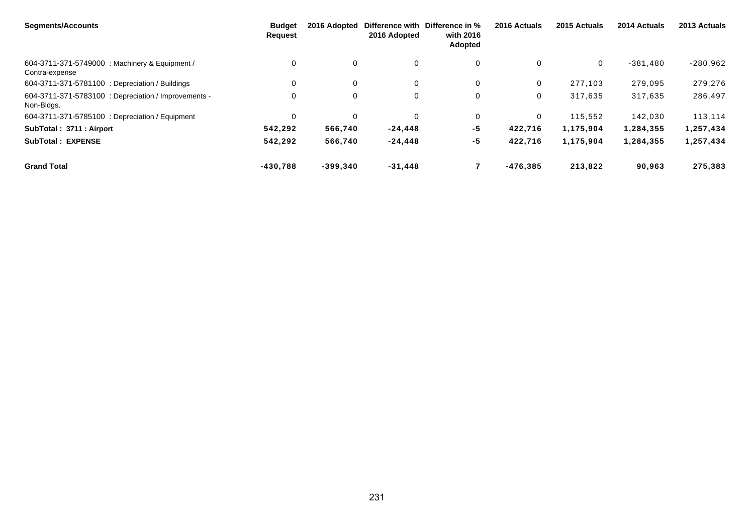| Segments/Accounts | Budget Request | 2016 Adopted | Difference with 2016 Adopted | Difference in % with 2016 Adopted | 2016 Actuals | 2015 Actuals | 2014 Actuals | 2013 Actuals |
|---|---|---|---|---|---|---|---|---|
| 604-3711-371-5749000 : Machinery & Equipment / Contra-expense | 0 | 0 | 0 | 0 | 0 | 0 | -381,480 | -280,962 |
| 604-3711-371-5781100 : Depreciation / Buildings | 0 | 0 | 0 | 0 | 0 | 277,103 | 279,095 | 279,276 |
| 604-3711-371-5783100 : Depreciation / Improvements - Non-Bldgs. | 0 | 0 | 0 | 0 | 0 | 317,635 | 317,635 | 286,497 |
| 604-3711-371-5785100 : Depreciation / Equipment | 0 | 0 | 0 | 0 | 0 | 115,552 | 142,030 | 113,114 |
| **SubTotal : 3711 : Airport** | **542,292** | **566,740** | **-24,448** | **-5** | **422,716** | **1,175,904** | **1,284,355** | **1,257,434** |
| **SubTotal : EXPENSE** | **542,292** | **566,740** | **-24,448** | **-5** | **422,716** | **1,175,904** | **1,284,355** | **1,257,434** |
| **Grand Total** | **-430,788** | **-399,340** | **-31,448** | **7** | **-476,385** | **213,822** | **90,963** | **275,383** |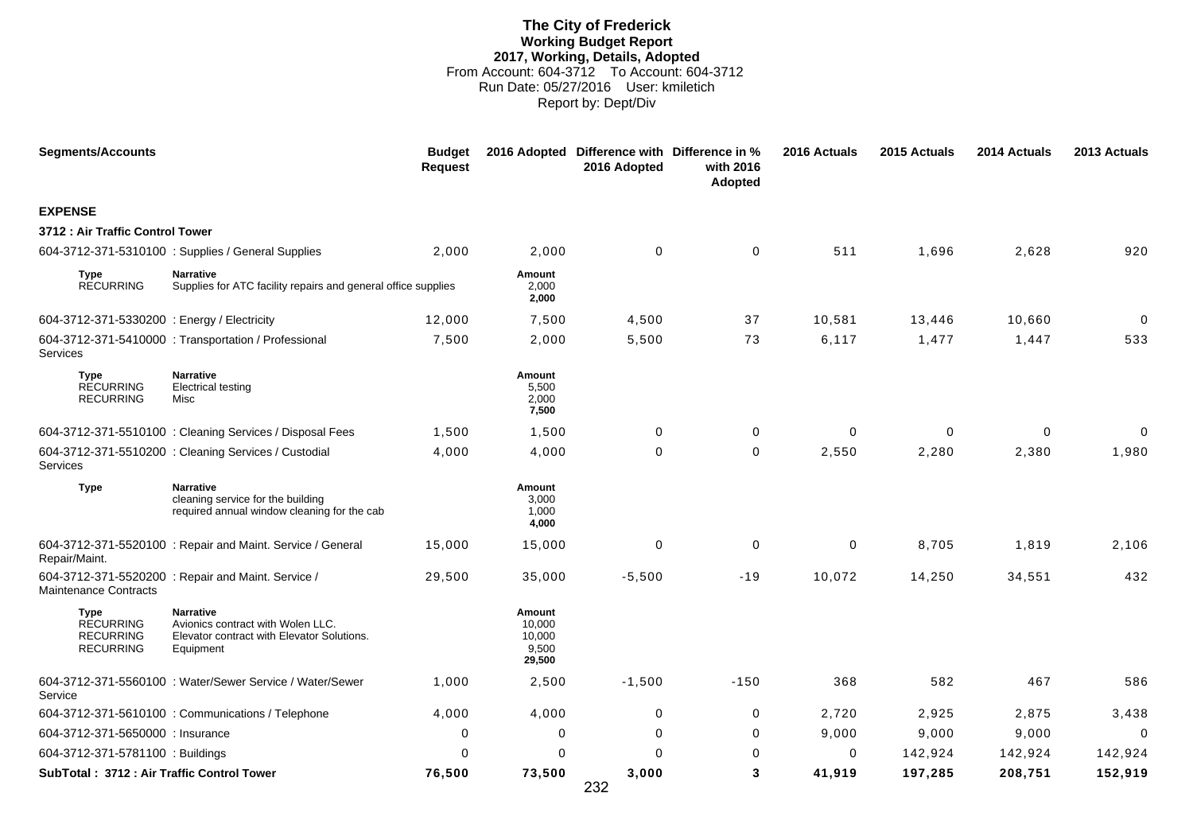# The City of Frederick
## Working Budget Report
### 2017, Working, Details, Adopted

From Account: 604-3712 To Account: 604-3712
Run Date: 05/27/2016 User: kmiletich
Report by: Dept/Div

| Segments/Accounts | Budget Request | 2016 Adopted | Difference with 2016 Adopted | Difference in % with 2016 Adopted | 2016 Actuals | 2015 Actuals | 2014 Actuals | 2013 Actuals |
|---|---|---|---|---|---|---|---|---|
| **EXPENSE** | | | | | | | | |
| **3712 : Air Traffic Control Tower** | | | | | | | | |
| 604-3712-371-5310100 : Supplies / General Supplies | 2,000 | 2,000 | 0 | 0 | 511 | 1,696 | 2,628 | 920 |
| **Type** / **Narrative** | | **Amount** | | | | | | |
| RECURRING — Supplies for ATC facility repairs and general office supplies | | 2,000 | | | | | | |
| | | **2,000** | | | | | | |
| 604-3712-371-5330200 : Energy / Electricity | 12,000 | 7,500 | 4,500 | 37 | 10,581 | 13,446 | 10,660 | 0 |
| 604-3712-371-5410000 : Transportation / Professional Services | 7,500 | 2,000 | 5,500 | 73 | 6,117 | 1,477 | 1,447 | 533 |
| **Type** / **Narrative** | | **Amount** | | | | | | |
| RECURRING — Electrical testing | | 5,500 | | | | | | |
| RECURRING — Misc | | 2,000 | | | | | | |
| | | **7,500** | | | | | | |
| 604-3712-371-5510100 : Cleaning Services / Disposal Fees | 1,500 | 1,500 | 0 | 0 | 0 | 0 | 0 | 0 |
| 604-3712-371-5510200 : Cleaning Services / Custodial Services | 4,000 | 4,000 | 0 | 0 | 2,550 | 2,280 | 2,380 | 1,980 |
| **Type** / **Narrative** | | **Amount** | | | | | | |
| cleaning service for the building | | 3,000 | | | | | | |
| required annual window cleaning for the cab | | 1,000 | | | | | | |
| | | **4,000** | | | | | | |
| 604-3712-371-5520100 : Repair and Maint. Service / General Repair/Maint. | 15,000 | 15,000 | 0 | 0 | 0 | 8,705 | 1,819 | 2,106 |
| 604-3712-371-5520200 : Repair and Maint. Service / Maintenance Contracts | 29,500 | 35,000 | -5,500 | -19 | 10,072 | 14,250 | 34,551 | 432 |
| **Type** / **Narrative** | | **Amount** | | | | | | |
| RECURRING — Avionics contract with Wolen LLC. | | 10,000 | | | | | | |
| RECURRING — Elevator contract with Elevator Solutions. | | 10,000 | | | | | | |
| RECURRING — Equipment | | 9,500 | | | | | | |
| | | **29,500** | | | | | | |
| 604-3712-371-5560100 : Water/Sewer Service / Water/Sewer Service | 1,000 | 2,500 | -1,500 | -150 | 368 | 582 | 467 | 586 |
| 604-3712-371-5610100 : Communications / Telephone | 4,000 | 4,000 | 0 | 0 | 2,720 | 2,925 | 2,875 | 3,438 |
| 604-3712-371-5650000 : Insurance | 0 | 0 | 0 | 0 | 9,000 | 9,000 | 9,000 | 0 |
| 604-3712-371-5781100 : Buildings | 0 | 0 | 0 | 0 | 0 | 142,924 | 142,924 | 142,924 |
| **SubTotal : 3712 : Air Traffic Control Tower** | **76,500** | **73,500** | **3,000** | **3** | **41,919** | **197,285** | **208,751** | **152,919** |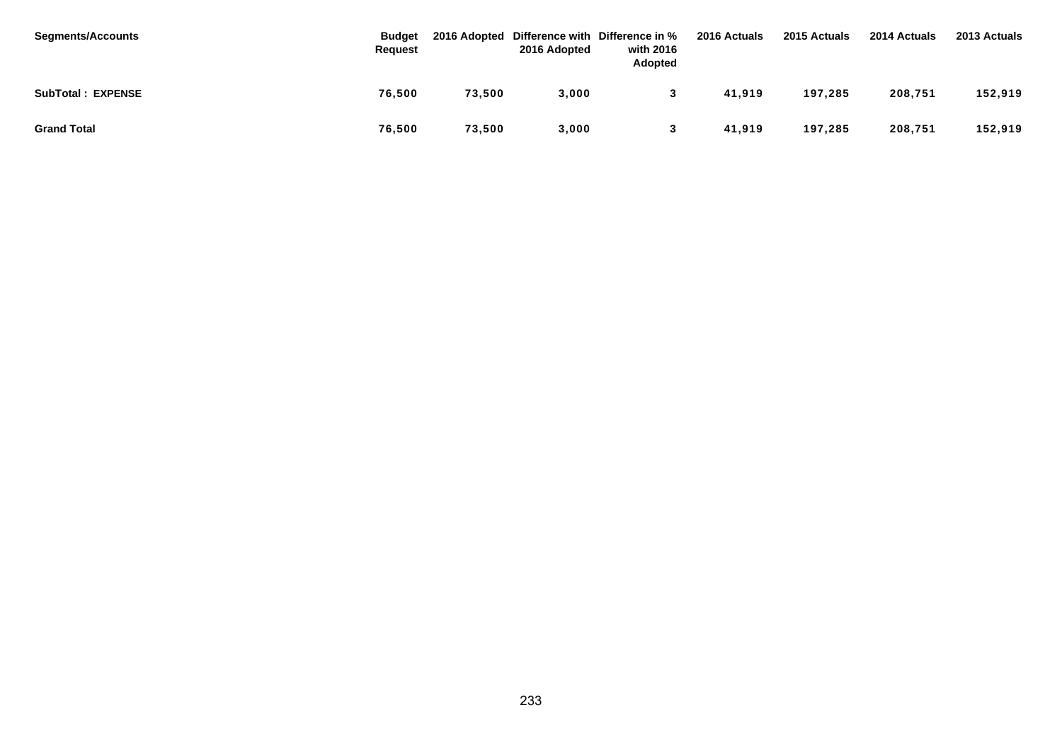| Segments/Accounts | Budget Request | 2016 Adopted | Difference with 2016 Adopted | Difference in % with 2016 Adopted | 2016 Actuals | 2015 Actuals | 2014 Actuals | 2013 Actuals |
|---|---|---|---|---|---|---|---|---|
| **SubTotal : EXPENSE** | **76,500** | **73,500** | **3,000** | **3** | **41,919** | **197,285** | **208,751** | **152,919** |
| **Grand Total** | **76,500** | **73,500** | **3,000** | **3** | **41,919** | **197,285** | **208,751** | **152,919** |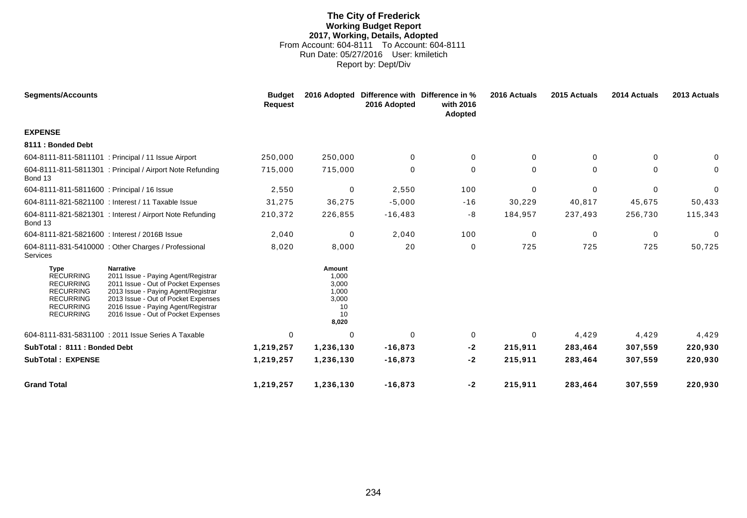# The City of Frederick
## Working Budget Report
### 2017, Working, Details, Adopted

From Account: 604-8111 To Account: 604-8111
Run Date: 05/27/2016 User: kmiletich
Report by: Dept/Div

| Segments/Accounts | Budget Request | 2016 Adopted | Difference with 2016 Adopted | Difference in % with 2016 Adopted | 2016 Actuals | 2015 Actuals | 2014 Actuals | 2013 Actuals |
|---|---|---|---|---|---|---|---|---|
| **EXPENSE** | | | | | | | | |
| **8111 : Bonded Debt** | | | | | | | | |
| 604-8111-811-5811101 : Principal / 11 Issue Airport | 250,000 | 250,000 | 0 | 0 | 0 | 0 | 0 | 0 |
| 604-8111-811-5811301 : Principal / Airport Note Refunding Bond 13 | 715,000 | 715,000 | 0 | 0 | 0 | 0 | 0 | 0 |
| 604-8111-811-5811600 : Principal / 16 Issue | 2,550 | 0 | 2,550 | 100 | 0 | 0 | 0 | 0 |
| 604-8111-821-5821100 : Interest / 11 Taxable Issue | 31,275 | 36,275 | -5,000 | -16 | 30,229 | 40,817 | 45,675 | 50,433 |
| 604-8111-821-5821301 : Interest / Airport Note Refunding Bond 13 | 210,372 | 226,855 | -16,483 | -8 | 184,957 | 237,493 | 256,730 | 115,343 |
| 604-8111-821-5821600 : Interest / 2016B Issue | 2,040 | 0 | 2,040 | 100 | 0 | 0 | 0 | 0 |
| 604-8111-831-5410000 : Other Charges / Professional Services | 8,020 | 8,000 | 20 | 0 | 725 | 725 | 725 | 50,725 |

| Type | Narrative | Amount |
|---|---|---|
| RECURRING | 2011 Issue - Paying Agent/Registrar | 1,000 |
| RECURRING | 2011 Issue - Out of Pocket Expenses | 3,000 |
| RECURRING | 2013 Issue - Paying Agent/Registrar | 1,000 |
| RECURRING | 2013 Issue - Out of Pocket Expenses | 3,000 |
| RECURRING | 2016 Issue - Paying Agent/Registrar | 10 |
| RECURRING | 2016 Issue - Out of Pocket Expenses | 10 |
| | | **8,020** |

| Segments/Accounts | Budget Request | 2016 Adopted | Difference with 2016 Adopted | Difference in % with 2016 Adopted | 2016 Actuals | 2015 Actuals | 2014 Actuals | 2013 Actuals |
|---|---|---|---|---|---|---|---|---|
| 604-8111-831-5831100 : 2011 Issue Series A Taxable | 0 | 0 | 0 | 0 | 0 | 4,429 | 4,429 | 4,429 |
| **SubTotal : 8111 : Bonded Debt** | **1,219,257** | **1,236,130** | **-16,873** | **-2** | **215,911** | **283,464** | **307,559** | **220,930** |
| **SubTotal : EXPENSE** | **1,219,257** | **1,236,130** | **-16,873** | **-2** | **215,911** | **283,464** | **307,559** | **220,930** |
| **Grand Total** | **1,219,257** | **1,236,130** | **-16,873** | **-2** | **215,911** | **283,464** | **307,559** | **220,930** |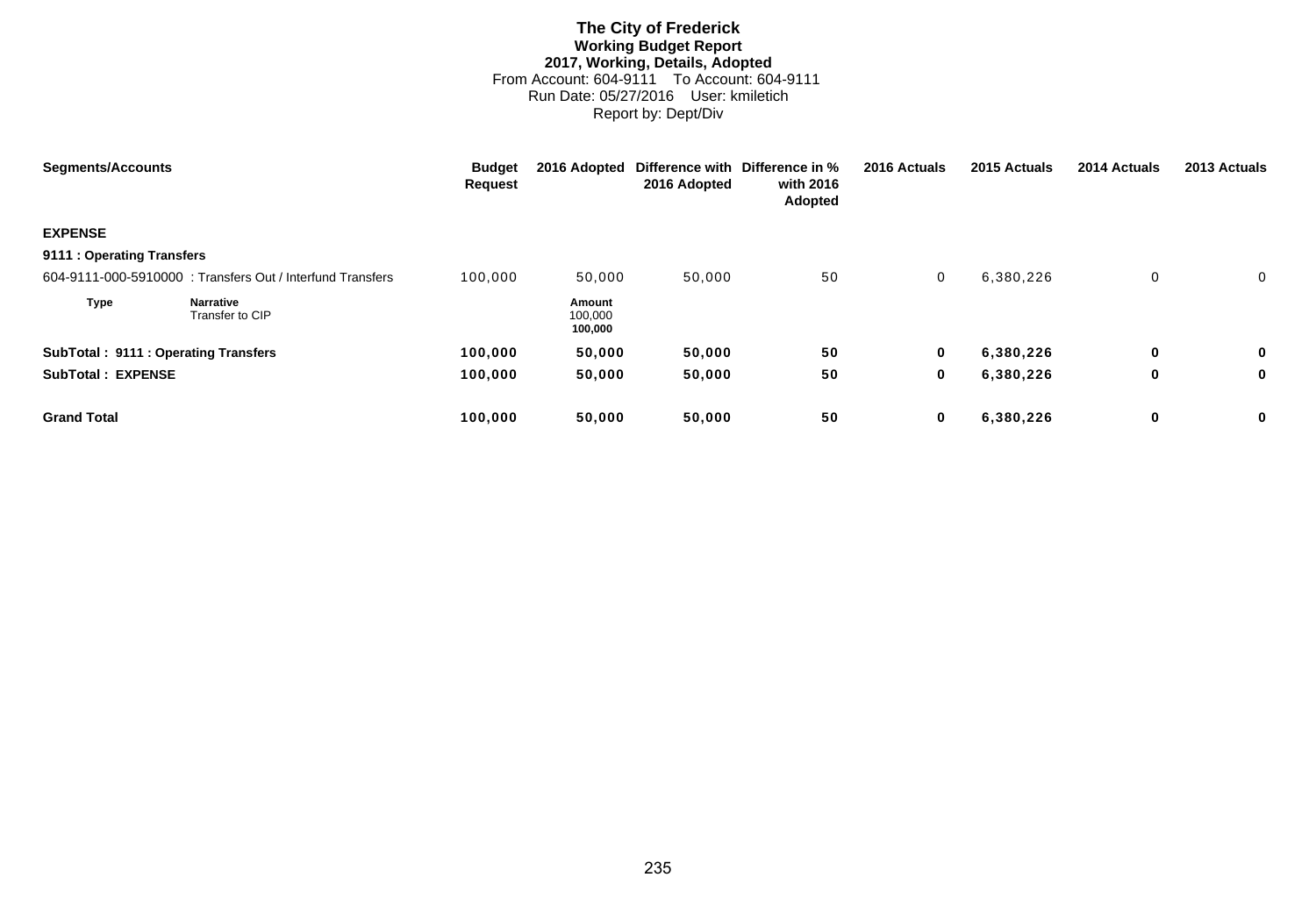# The City of Frederick

**Working Budget Report**

**2017, Working, Details, Adopted**

From Account: 604-9111 To Account: 604-9111

Run Date: 05/27/2016 User: kmiletich

Report by: Dept/Div

| Segments/Accounts | | Budget Request | 2016 Adopted | Difference with 2016 Adopted | Difference in % with 2016 Adopted | 2016 Actuals | 2015 Actuals | 2014 Actuals | 2013 Actuals |
|---|---|---|---|---|---|---|---|---|---|
| **EXPENSE** | | | | | | | | | |
| **9111 : Operating Transfers** | | | | | | | | | |
| 604-9111-000-5910000 : Transfers Out / Interfund Transfers | | 100,000 | 50,000 | 50,000 | 50 | 0 | 6,380,226 | 0 | 0 |
| **Type** | **Narrative** | | **Amount** | | | | | | |
| | Transfer to CIP | | 100,000 | | | | | | |
| | | | **100,000** | | | | | | |
| **SubTotal : 9111 : Operating Transfers** | | **100,000** | **50,000** | **50,000** | **50** | **0** | **6,380,226** | **0** | **0** |
| **SubTotal : EXPENSE** | | **100,000** | **50,000** | **50,000** | **50** | **0** | **6,380,226** | **0** | **0** |
| **Grand Total** | | **100,000** | **50,000** | **50,000** | **50** | **0** | **6,380,226** | **0** | **0** |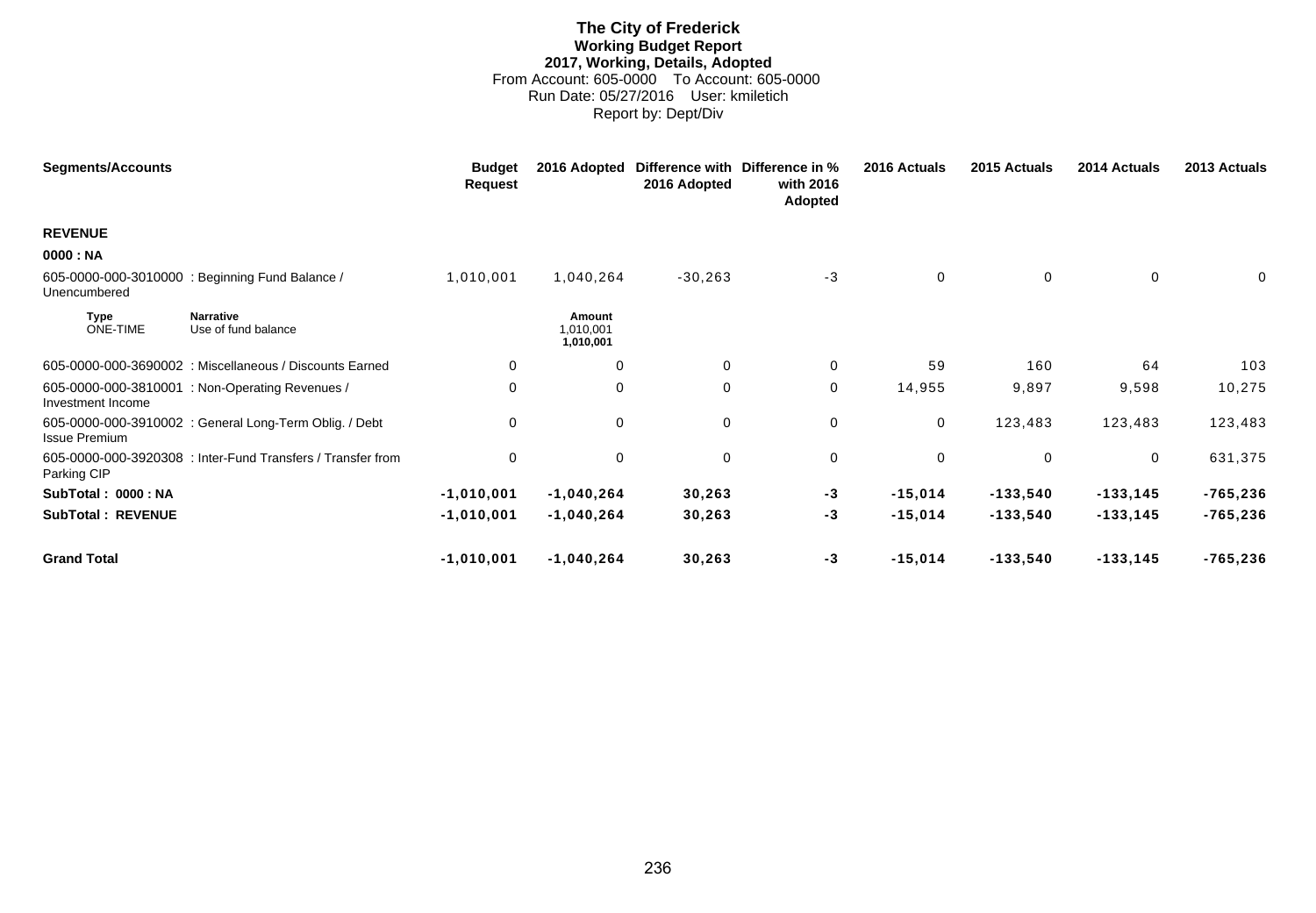# The City of Frederick

## Working Budget Report

### 2017, Working, Details, Adopted

From Account: 605-0000 To Account: 605-0000

Run Date: 05/27/2016 User: kmiletich

Report by: Dept/Div

| Segments/Accounts | Budget Request | 2016 Adopted | Difference with 2016 Adopted | Difference in % with 2016 Adopted | 2016 Actuals | 2015 Actuals | 2014 Actuals | 2013 Actuals |
|---|---|---|---|---|---|---|---|---|
| **REVENUE** | | | | | | | | |
| **0000 : NA** | | | | | | | | |
| 605-0000-000-3010000 : Beginning Fund Balance / Unencumbered | 1,010,001 | 1,040,264 | -30,263 | -3 | 0 | 0 | 0 | 0 |
| **Type**: ONE-TIME — **Narrative**: Use of fund balance — **Amount**: 1,010,001 (Total: **1,010,001**) | | | | | | | | |
| 605-0000-000-3690002 : Miscellaneous / Discounts Earned | 0 | 0 | 0 | 0 | 59 | 160 | 64 | 103 |
| 605-0000-000-3810001 : Non-Operating Revenues / Investment Income | 0 | 0 | 0 | 0 | 14,955 | 9,897 | 9,598 | 10,275 |
| 605-0000-000-3910002 : General Long-Term Oblig. / Debt Issue Premium | 0 | 0 | 0 | 0 | 0 | 123,483 | 123,483 | 123,483 |
| 605-0000-000-3920308 : Inter-Fund Transfers / Transfer from Parking CIP | 0 | 0 | 0 | 0 | 0 | 0 | 0 | 631,375 |
| **SubTotal : 0000 : NA** | **-1,010,001** | **-1,040,264** | **30,263** | **-3** | **-15,014** | **-133,540** | **-133,145** | **-765,236** |
| **SubTotal : REVENUE** | **-1,010,001** | **-1,040,264** | **30,263** | **-3** | **-15,014** | **-133,540** | **-133,145** | **-765,236** |
| **Grand Total** | **-1,010,001** | **-1,040,264** | **30,263** | **-3** | **-15,014** | **-133,540** | **-133,145** | **-765,236** |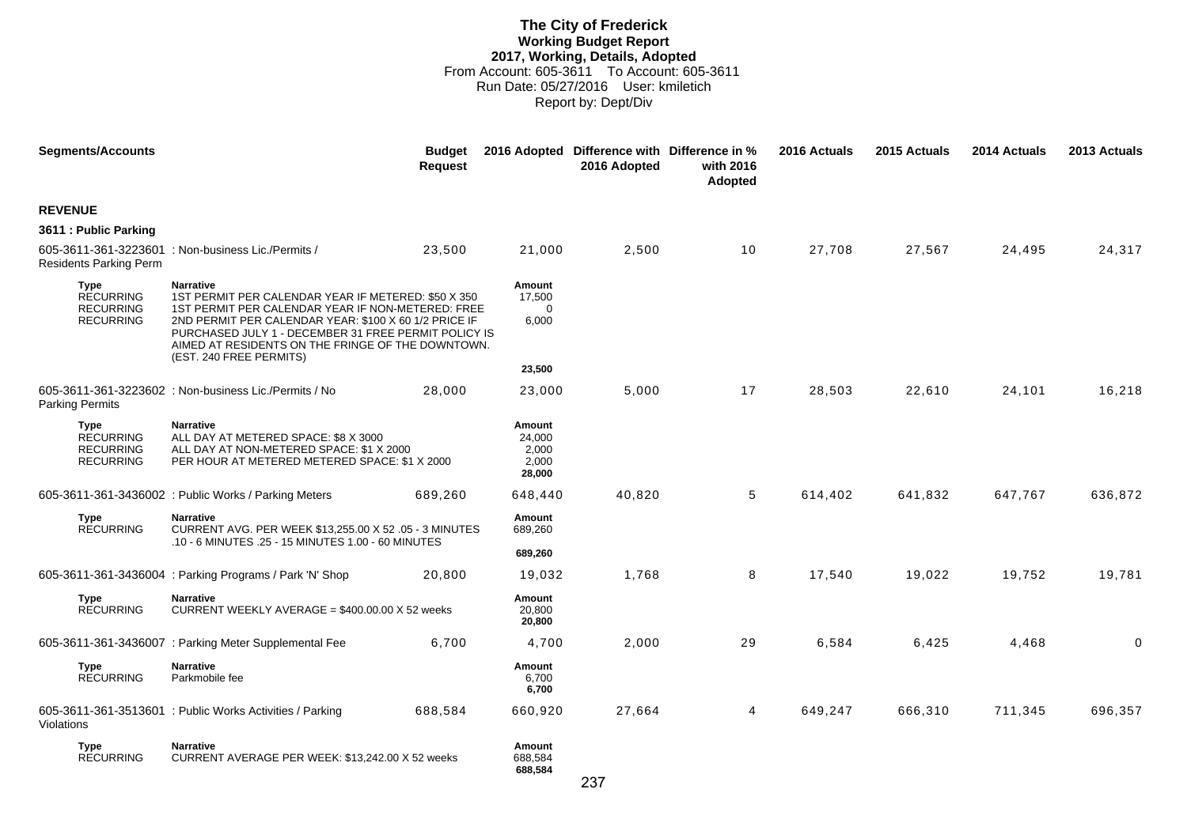# The City of Frederick

## Working Budget Report

### 2017, Working, Details, Adopted

From Account: 605-3611 To Account: 605-3611
Run Date: 05/27/2016 User: kmiletich
Report by: Dept/Div

| Segments/Accounts | | Budget Request | 2016 Adopted | Difference with 2016 Adopted | Difference in % with 2016 Adopted | 2016 Actuals | 2015 Actuals | 2014 Actuals | 2013 Actuals |
|---|---|---|---|---|---|---|---|---|---|
| **REVENUE** | | | | | | | | | |
| **3611 : Public Parking** | | | | | | | | | |
| 605-3611-361-3223601 : Non-business Lic./Permits / Residents Parking Perm | | 23,500 | 21,000 | 2,500 | 10 | 27,708 | 27,567 | 24,495 | 24,317 |
| **Type** | **Narrative** | | **Amount** | | | | | | |
| RECURRING | 1ST PERMIT PER CALENDAR YEAR IF METERED: $50 X 350 | | 17,500 | | | | | | |
| RECURRING | 1ST PERMIT PER CALENDAR YEAR IF NON-METERED: FREE | | 0 | | | | | | |
| RECURRING | 2ND PERMIT PER CALENDAR YEAR: $100 X 60 1/2 PRICE IF PURCHASED JULY 1 - DECEMBER 31 FREE PERMIT POLICY IS AIMED AT RESIDENTS ON THE FRINGE OF THE DOWNTOWN. (EST. 240 FREE PERMITS) | | 6,000 | | | | | | |
| | | | **23,500** | | | | | | |
| 605-3611-361-3223602 : Non-business Lic./Permits / No Parking Permits | | 28,000 | 23,000 | 5,000 | 17 | 28,503 | 22,610 | 24,101 | 16,218 |
| **Type** | **Narrative** | | **Amount** | | | | | | |
| RECURRING | ALL DAY AT METERED SPACE: $8 X 3000 | | 24,000 | | | | | | |
| RECURRING | ALL DAY AT NON-METERED SPACE: $1 X 2000 | | 2,000 | | | | | | |
| RECURRING | PER HOUR AT METERED METERED SPACE: $1 X 2000 | | 2,000 | | | | | | |
| | | | **28,000** | | | | | | |
| 605-3611-361-3436002 : Public Works / Parking Meters | | 689,260 | 648,440 | 40,820 | 5 | 614,402 | 641,832 | 647,767 | 636,872 |
| **Type** | **Narrative** | | **Amount** | | | | | | |
| RECURRING | CURRENT AVG. PER WEEK $13,255.00 X 52 .05 - 3 MINUTES .10 - 6 MINUTES .25 - 15 MINUTES 1.00 - 60 MINUTES | | 689,260 | | | | | | |
| | | | **689,260** | | | | | | |
| 605-3611-361-3436004 : Parking Programs / Park 'N' Shop | | 20,800 | 19,032 | 1,768 | 8 | 17,540 | 19,022 | 19,752 | 19,781 |
| **Type** | **Narrative** | | **Amount** | | | | | | |
| RECURRING | CURRENT WEEKLY AVERAGE = $400.00.00 X 52 weeks | | 20,800 | | | | | | |
| | | | **20,800** | | | | | | |
| 605-3611-361-3436007 : Parking Meter Supplemental Fee | | 6,700 | 4,700 | 2,000 | 29 | 6,584 | 6,425 | 4,468 | 0 |
| **Type** | **Narrative** | | **Amount** | | | | | | |
| RECURRING | Parkmobile fee | | 6,700 | | | | | | |
| | | | **6,700** | | | | | | |
| 605-3611-361-3513601 : Public Works Activities / Parking Violations | | 688,584 | 660,920 | 27,664 | 4 | 649,247 | 666,310 | 711,345 | 696,357 |
| **Type** | **Narrative** | | **Amount** | | | | | | |
| RECURRING | CURRENT AVERAGE PER WEEK: $13,242.00 X 52 weeks | | 688,584 | | | | | | |
| | | | **688,584** | | | | | | |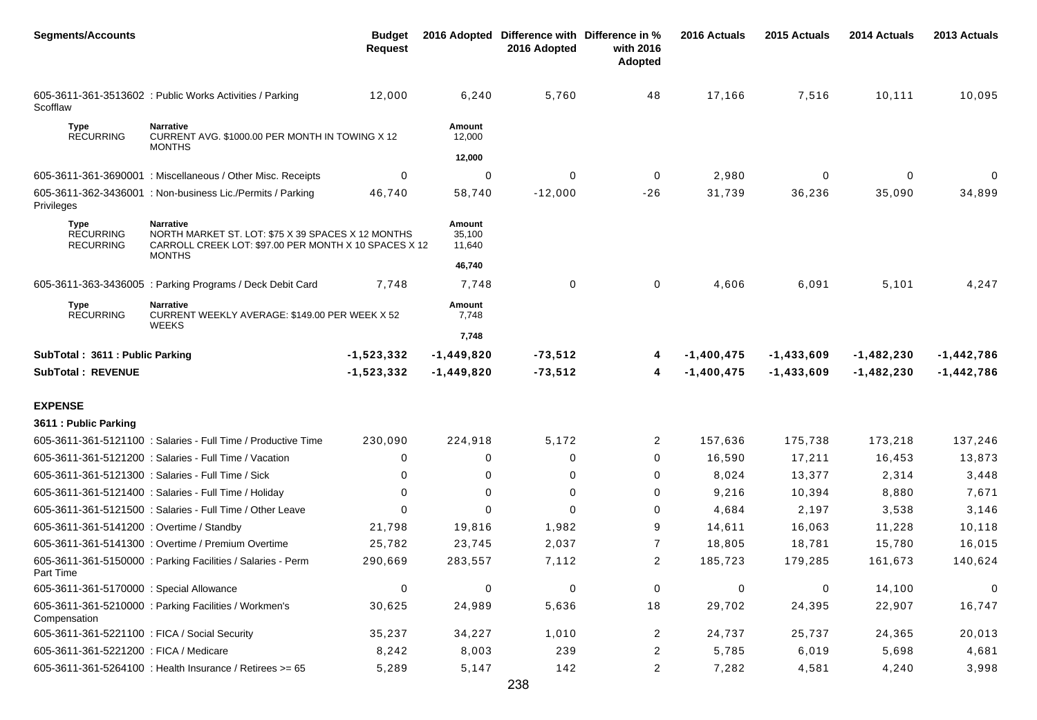| Segments/Accounts | Budget Request | 2016 Adopted | Difference with 2016 Adopted | Difference in % with 2016 Adopted | 2016 Actuals | 2015 Actuals | 2014 Actuals | 2013 Actuals |
|---|---|---|---|---|---|---|---|---|
| 605-3611-361-3513602 : Public Works Activities / Parking Scofflaw | 12,000 | 6,240 | 5,760 | 48 | 17,166 | 7,516 | 10,111 | 10,095 |
| **Type** RECURRING — **Narrative** CURRENT AVG. $1000.00 PER MONTH IN TOWING X 12 MONTHS | | **Amount** 12,000 | | | | | | |
| | | **12,000** | | | | | | |
| 605-3611-361-3690001 : Miscellaneous / Other Misc. Receipts | 0 | 0 | 0 | 0 | 2,980 | 0 | 0 | 0 |
| 605-3611-362-3436001 : Non-business Lic./Permits / Parking Privileges | 46,740 | 58,740 | -12,000 | -26 | 31,739 | 36,236 | 35,090 | 34,899 |
| **Type** RECURRING — **Narrative** NORTH MARKET ST. LOT: $75 X 39 SPACES X 12 MONTHS | | **Amount** 35,100 | | | | | | |
| RECURRING — CARROLL CREEK LOT: $97.00 PER MONTH X 10 SPACES X 12 MONTHS | | 11,640 | | | | | | |
| | | **46,740** | | | | | | |
| 605-3611-363-3436005 : Parking Programs / Deck Debit Card | 7,748 | 7,748 | 0 | 0 | 4,606 | 6,091 | 5,101 | 4,247 |
| **Type** RECURRING — **Narrative** CURRENT WEEKLY AVERAGE: $149.00 PER WEEK X 52 WEEKS | | **Amount** 7,748 | | | | | | |
| | | **7,748** | | | | | | |
| **SubTotal : 3611 : Public Parking** | **-1,523,332** | **-1,449,820** | **-73,512** | **4** | **-1,400,475** | **-1,433,609** | **-1,482,230** | **-1,442,786** |
| **SubTotal : REVENUE** | **-1,523,332** | **-1,449,820** | **-73,512** | **4** | **-1,400,475** | **-1,433,609** | **-1,482,230** | **-1,442,786** |

**EXPENSE**

**3611 : Public Parking**

| Segments/Accounts | Budget Request | 2016 Adopted | Difference with 2016 Adopted | Difference in % with 2016 Adopted | 2016 Actuals | 2015 Actuals | 2014 Actuals | 2013 Actuals |
|---|---|---|---|---|---|---|---|---|
| 605-3611-361-5121100 : Salaries - Full Time / Productive Time | 230,090 | 224,918 | 5,172 | 2 | 157,636 | 175,738 | 173,218 | 137,246 |
| 605-3611-361-5121200 : Salaries - Full Time / Vacation | 0 | 0 | 0 | 0 | 16,590 | 17,211 | 16,453 | 13,873 |
| 605-3611-361-5121300 : Salaries - Full Time / Sick | 0 | 0 | 0 | 0 | 8,024 | 13,377 | 2,314 | 3,448 |
| 605-3611-361-5121400 : Salaries - Full Time / Holiday | 0 | 0 | 0 | 0 | 9,216 | 10,394 | 8,880 | 7,671 |
| 605-3611-361-5121500 : Salaries - Full Time / Other Leave | 0 | 0 | 0 | 0 | 4,684 | 2,197 | 3,538 | 3,146 |
| 605-3611-361-5141200 : Overtime / Standby | 21,798 | 19,816 | 1,982 | 9 | 14,611 | 16,063 | 11,228 | 10,118 |
| 605-3611-361-5141300 : Overtime / Premium Overtime | 25,782 | 23,745 | 2,037 | 7 | 18,805 | 18,781 | 15,780 | 16,015 |
| 605-3611-361-5150000 : Parking Facilities / Salaries - Perm Part Time | 290,669 | 283,557 | 7,112 | 2 | 185,723 | 179,285 | 161,673 | 140,624 |
| 605-3611-361-5170000 : Special Allowance | 0 | 0 | 0 | 0 | 0 | 0 | 14,100 | 0 |
| 605-3611-361-5210000 : Parking Facilities / Workmen's Compensation | 30,625 | 24,989 | 5,636 | 18 | 29,702 | 24,395 | 22,907 | 16,747 |
| 605-3611-361-5221100 : FICA / Social Security | 35,237 | 34,227 | 1,010 | 2 | 24,737 | 25,737 | 24,365 | 20,013 |
| 605-3611-361-5221200 : FICA / Medicare | 8,242 | 8,003 | 239 | 2 | 5,785 | 6,019 | 5,698 | 4,681 |
| 605-3611-361-5264100 : Health Insurance / Retirees >= 65 | 5,289 | 5,147 | 142 | 2 | 7,282 | 4,581 | 4,240 | 3,998 |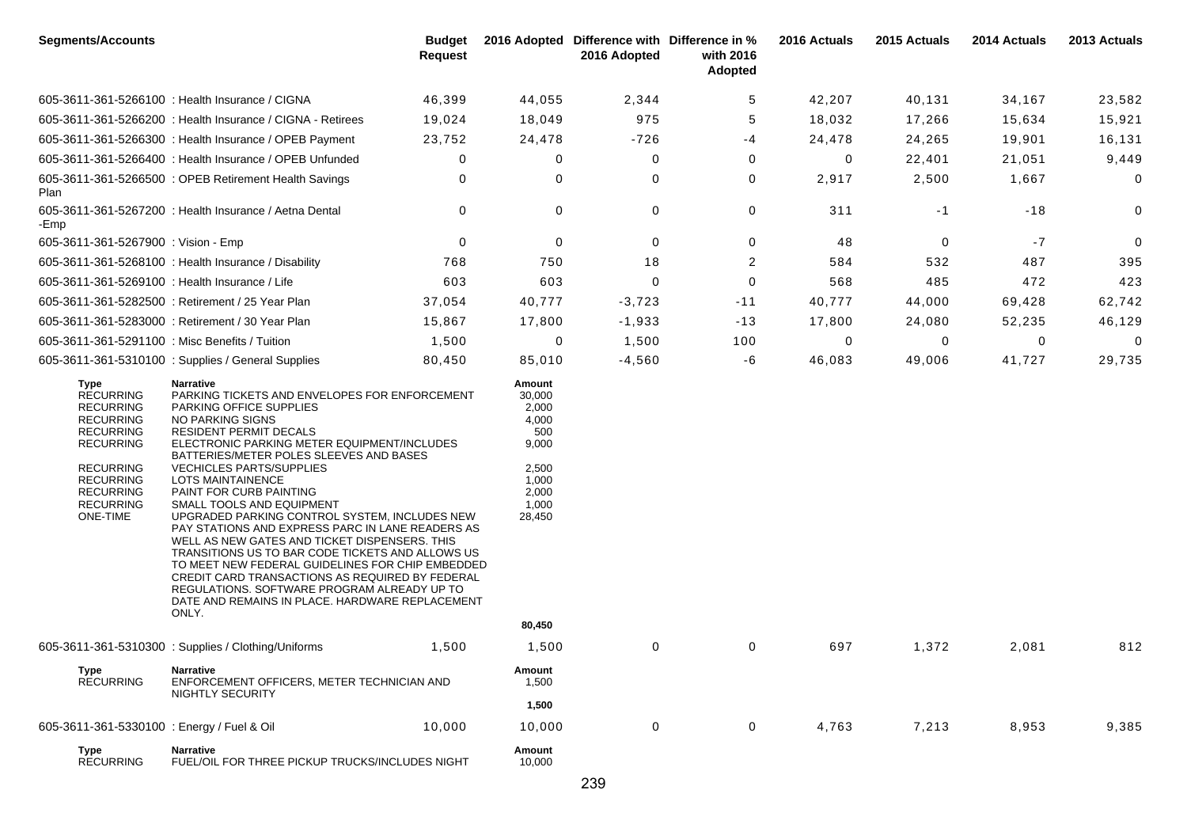| Segments/Accounts | Budget Request | 2016 Adopted | Difference with 2016 Adopted | Difference in % with 2016 Adopted | 2016 Actuals | 2015 Actuals | 2014 Actuals | 2013 Actuals |
|---|---|---|---|---|---|---|---|---|
| 605-3611-361-5266100 : Health Insurance / CIGNA | 46,399 | 44,055 | 2,344 | 5 | 42,207 | 40,131 | 34,167 | 23,582 |
| 605-3611-361-5266200 : Health Insurance / CIGNA - Retirees | 19,024 | 18,049 | 975 | 5 | 18,032 | 17,266 | 15,634 | 15,921 |
| 605-3611-361-5266300 : Health Insurance / OPEB Payment | 23,752 | 24,478 | -726 | -4 | 24,478 | 24,265 | 19,901 | 16,131 |
| 605-3611-361-5266400 : Health Insurance / OPEB Unfunded | 0 | 0 | 0 | 0 | 0 | 22,401 | 21,051 | 9,449 |
| 605-3611-361-5266500 : OPEB Retirement Health Savings Plan | 0 | 0 | 0 | 0 | 2,917 | 2,500 | 1,667 | 0 |
| 605-3611-361-5267200 : Health Insurance / Aetna Dental -Emp | 0 | 0 | 0 | 0 | 311 | -1 | -18 | 0 |
| 605-3611-361-5267900 : Vision - Emp | 0 | 0 | 0 | 0 | 48 | 0 | -7 | 0 |
| 605-3611-361-5268100 : Health Insurance / Disability | 768 | 750 | 18 | 2 | 584 | 532 | 487 | 395 |
| 605-3611-361-5269100 : Health Insurance / Life | 603 | 603 | 0 | 0 | 568 | 485 | 472 | 423 |
| 605-3611-361-5282500 : Retirement / 25 Year Plan | 37,054 | 40,777 | -3,723 | -11 | 40,777 | 44,000 | 69,428 | 62,742 |
| 605-3611-361-5283000 : Retirement / 30 Year Plan | 15,867 | 17,800 | -1,933 | -13 | 17,800 | 24,080 | 52,235 | 46,129 |
| 605-3611-361-5291100 : Misc Benefits / Tuition | 1,500 | 0 | 1,500 | 100 | 0 | 0 | 0 | 0 |
| 605-3611-361-5310100 : Supplies / General Supplies | 80,450 | 85,010 | -4,560 | -6 | 46,083 | 49,006 | 41,727 | 29,735 |

| Type | Narrative | Amount |
|---|---|---|
| RECURRING | PARKING TICKETS AND ENVELOPES FOR ENFORCEMENT | 30,000 |
| RECURRING | PARKING OFFICE SUPPLIES | 2,000 |
| RECURRING | NO PARKING SIGNS | 4,000 |
| RECURRING | RESIDENT PERMIT DECALS | 500 |
| RECURRING | ELECTRONIC PARKING METER EQUIPMENT/INCLUDES BATTERIES/METER POLES SLEEVES AND BASES | 9,000 |
| RECURRING | VECHICLES PARTS/SUPPLIES | 2,500 |
| RECURRING | LOTS MAINTAINENCE | 1,000 |
| RECURRING | PAINT FOR CURB PAINTING | 2,000 |
| RECURRING | SMALL TOOLS AND EQUIPMENT | 1,000 |
| ONE-TIME | UPGRADED PARKING CONTROL SYSTEM, INCLUDES NEW PAY STATIONS AND EXPRESS PARC IN LANE READERS AS WELL AS NEW GATES AND TICKET DISPENSERS. THIS TRANSITIONS US TO BAR CODE TICKETS AND ALLOWS US TO MEET NEW FEDERAL GUIDELINES FOR CHIP EMBEDDED CREDIT CARD TRANSACTIONS AS REQUIRED BY FEDERAL REGULATIONS. SOFTWARE PROGRAM ALREADY UP TO DATE AND REMAINS IN PLACE. HARDWARE REPLACEMENT ONLY. | 28,450 |
| | | **80,450** |

| Segments/Accounts | Budget Request | 2016 Adopted | Difference with 2016 Adopted | Difference in % with 2016 Adopted | 2016 Actuals | 2015 Actuals | 2014 Actuals | 2013 Actuals |
|---|---|---|---|---|---|---|---|---|
| 605-3611-361-5310300 : Supplies / Clothing/Uniforms | 1,500 | 1,500 | 0 | 0 | 697 | 1,372 | 2,081 | 812 |

| Type | Narrative | Amount |
|---|---|---|
| RECURRING | ENFORCEMENT OFFICERS, METER TECHNICIAN AND NIGHTLY SECURITY | 1,500 |
| | | **1,500** |

| Segments/Accounts | Budget Request | 2016 Adopted | Difference with 2016 Adopted | Difference in % with 2016 Adopted | 2016 Actuals | 2015 Actuals | 2014 Actuals | 2013 Actuals |
|---|---|---|---|---|---|---|---|---|
| 605-3611-361-5330100 : Energy / Fuel & Oil | 10,000 | 10,000 | 0 | 0 | 4,763 | 7,213 | 8,953 | 9,385 |

| Type | Narrative | Amount |
|---|---|---|
| RECURRING | FUEL/OIL FOR THREE PICKUP TRUCKS/INCLUDES NIGHT | 10,000 |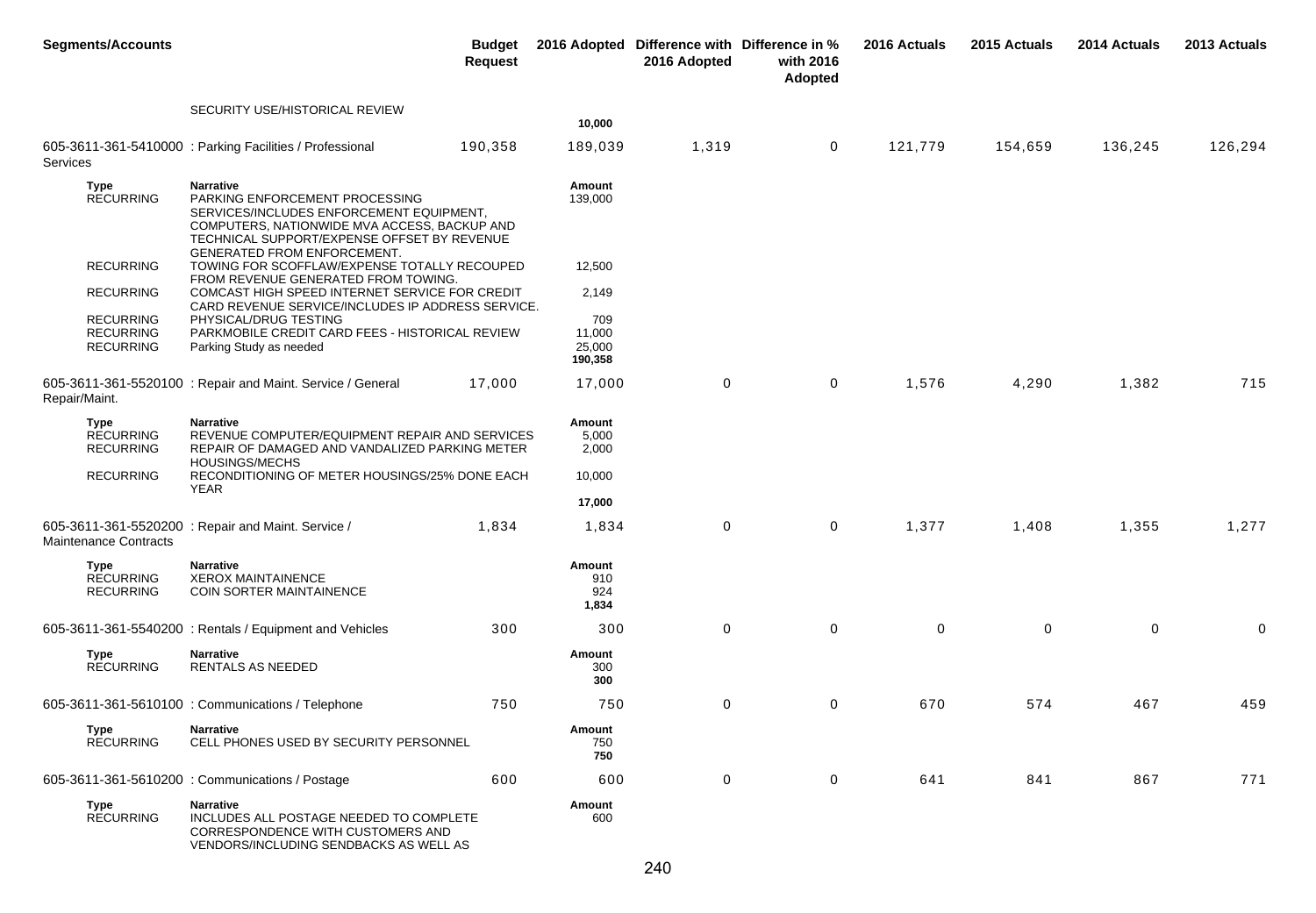| Segments/Accounts | | Budget Request | 2016 Adopted | Difference with 2016 Adopted | Difference in % with 2016 Adopted | 2016 Actuals | 2015 Actuals | 2014 Actuals | 2013 Actuals |
|---|---|---|---|---|---|---|---|---|---|
| | SECURITY USE/HISTORICAL REVIEW | | 10,000 | | | | | | |
| 605-3611-361-5410000 : Parking Facilities / Professional Services | | 190,358 | 189,039 | 1,319 | 0 | 121,779 | 154,659 | 136,245 | 126,294 |
| **Type** | **Narrative** | | **Amount** | | | | | | |
| RECURRING | PARKING ENFORCEMENT PROCESSING SERVICES/INCLUDES ENFORCEMENT EQUIPMENT, COMPUTERS, NATIONWIDE MVA ACCESS, BACKUP AND TECHNICAL SUPPORT/EXPENSE OFFSET BY REVENUE GENERATED FROM ENFORCEMENT. | | 139,000 | | | | | | |
| RECURRING | TOWING FOR SCOFFLAW/EXPENSE TOTALLY RECOUPED FROM REVENUE GENERATED FROM TOWING. | | 12,500 | | | | | | |
| RECURRING | COMCAST HIGH SPEED INTERNET SERVICE FOR CREDIT CARD REVENUE SERVICE/INCLUDES IP ADDRESS SERVICE. | | 2,149 | | | | | | |
| RECURRING | PHYSICAL/DRUG TESTING | | 709 | | | | | | |
| RECURRING | PARKMOBILE CREDIT CARD FEES - HISTORICAL REVIEW | | 11,000 | | | | | | |
| RECURRING | Parking Study as needed | | 25,000 | | | | | | |
| | | | **190,358** | | | | | | |
| 605-3611-361-5520100 : Repair and Maint. Service / General Repair/Maint. | | 17,000 | 17,000 | 0 | 0 | 1,576 | 4,290 | 1,382 | 715 |
| **Type** | **Narrative** | | **Amount** | | | | | | |
| RECURRING | REVENUE COMPUTER/EQUIPMENT REPAIR AND SERVICES | | 5,000 | | | | | | |
| RECURRING | REPAIR OF DAMAGED AND VANDALIZED PARKING METER HOUSINGS/MECHS | | 2,000 | | | | | | |
| RECURRING | RECONDITIONING OF METER HOUSINGS/25% DONE EACH YEAR | | 10,000 | | | | | | |
| | | | **17,000** | | | | | | |
| 605-3611-361-5520200 : Repair and Maint. Service / Maintenance Contracts | | 1,834 | 1,834 | 0 | 0 | 1,377 | 1,408 | 1,355 | 1,277 |
| **Type** | **Narrative** | | **Amount** | | | | | | |
| RECURRING | XEROX MAINTAINENCE | | 910 | | | | | | |
| RECURRING | COIN SORTER MAINTAINENCE | | 924 | | | | | | |
| | | | **1,834** | | | | | | |
| 605-3611-361-5540200 : Rentals / Equipment and Vehicles | | 300 | 300 | 0 | 0 | 0 | 0 | 0 | 0 |
| **Type** | **Narrative** | | **Amount** | | | | | | |
| RECURRING | RENTALS AS NEEDED | | 300 | | | | | | |
| | | | **300** | | | | | | |
| 605-3611-361-5610100 : Communications / Telephone | | 750 | 750 | 0 | 0 | 670 | 574 | 467 | 459 |
| **Type** | **Narrative** | | **Amount** | | | | | | |
| RECURRING | CELL PHONES USED BY SECURITY PERSONNEL | | 750 | | | | | | |
| | | | **750** | | | | | | |
| 605-3611-361-5610200 : Communications / Postage | | 600 | 600 | 0 | 0 | 641 | 841 | 867 | 771 |
| **Type** | **Narrative** | | **Amount** | | | | | | |
| RECURRING | INCLUDES ALL POSTAGE NEEDED TO COMPLETE CORRESPONDENCE WITH CUSTOMERS AND VENDORS/INCLUDING SENDBACKS AS WELL AS | | 600 | | | | | | |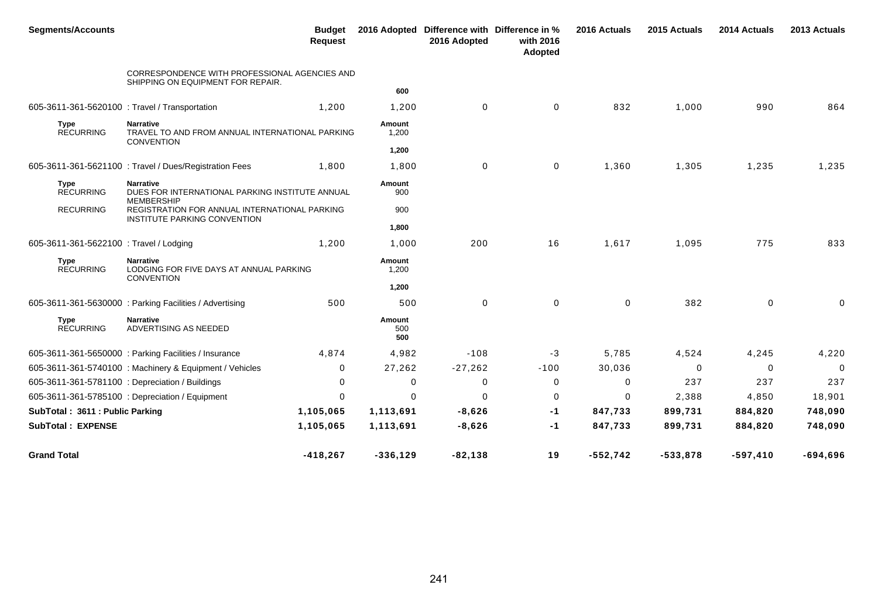| Segments/Accounts | | Budget Request | 2016 Adopted | Difference with 2016 Adopted | Difference in % with 2016 Adopted | 2016 Actuals | 2015 Actuals | 2014 Actuals | 2013 Actuals |
|---|---|---|---|---|---|---|---|---|---|
| | CORRESPONDENCE WITH PROFESSIONAL AGENCIES AND SHIPPING ON EQUIPMENT FOR REPAIR. | | | | | | | | |
| | | | **600** | | | | | | |
| 605-3611-361-5620100 : Travel / Transportation | | 1,200 | 1,200 | 0 | 0 | 832 | 1,000 | 990 | 864 |
| **Type** | **Narrative** | | **Amount** | | | | | | |
| RECURRING | TRAVEL TO AND FROM ANNUAL INTERNATIONAL PARKING CONVENTION | | 1,200 | | | | | | |
| | | | **1,200** | | | | | | |
| 605-3611-361-5621100 : Travel / Dues/Registration Fees | | 1,800 | 1,800 | 0 | 0 | 1,360 | 1,305 | 1,235 | 1,235 |
| **Type** | **Narrative** | | **Amount** | | | | | | |
| RECURRING | DUES FOR INTERNATIONAL PARKING INSTITUTE ANNUAL MEMBERSHIP | | 900 | | | | | | |
| RECURRING | REGISTRATION FOR ANNUAL INTERNATIONAL PARKING INSTITUTE PARKING CONVENTION | | 900 | | | | | | |
| | | | **1,800** | | | | | | |
| 605-3611-361-5622100 : Travel / Lodging | | 1,200 | 1,000 | 200 | 16 | 1,617 | 1,095 | 775 | 833 |
| **Type** | **Narrative** | | **Amount** | | | | | | |
| RECURRING | LODGING FOR FIVE DAYS AT ANNUAL PARKING CONVENTION | | 1,200 | | | | | | |
| | | | **1,200** | | | | | | |
| 605-3611-361-5630000 : Parking Facilities / Advertising | | 500 | 500 | 0 | 0 | 0 | 382 | 0 | 0 |
| **Type** | **Narrative** | | **Amount** | | | | | | |
| RECURRING | ADVERTISING AS NEEDED | | 500 | | | | | | |
| | | | **500** | | | | | | |
| 605-3611-361-5650000 : Parking Facilities / Insurance | | 4,874 | 4,982 | -108 | -3 | 5,785 | 4,524 | 4,245 | 4,220 |
| 605-3611-361-5740100 : Machinery & Equipment / Vehicles | | 0 | 27,262 | -27,262 | -100 | 30,036 | 0 | 0 | 0 |
| 605-3611-361-5781100 : Depreciation / Buildings | | 0 | 0 | 0 | 0 | 0 | 237 | 237 | 237 |
| 605-3611-361-5785100 : Depreciation / Equipment | | 0 | 0 | 0 | 0 | 0 | 2,388 | 4,850 | 18,901 |
| **SubTotal : 3611 : Public Parking** | | **1,105,065** | **1,113,691** | **-8,626** | **-1** | **847,733** | **899,731** | **884,820** | **748,090** |
| **SubTotal : EXPENSE** | | **1,105,065** | **1,113,691** | **-8,626** | **-1** | **847,733** | **899,731** | **884,820** | **748,090** |
| **Grand Total** | | **-418,267** | **-336,129** | **-82,138** | **19** | **-552,742** | **-533,878** | **-597,410** | **-694,696** |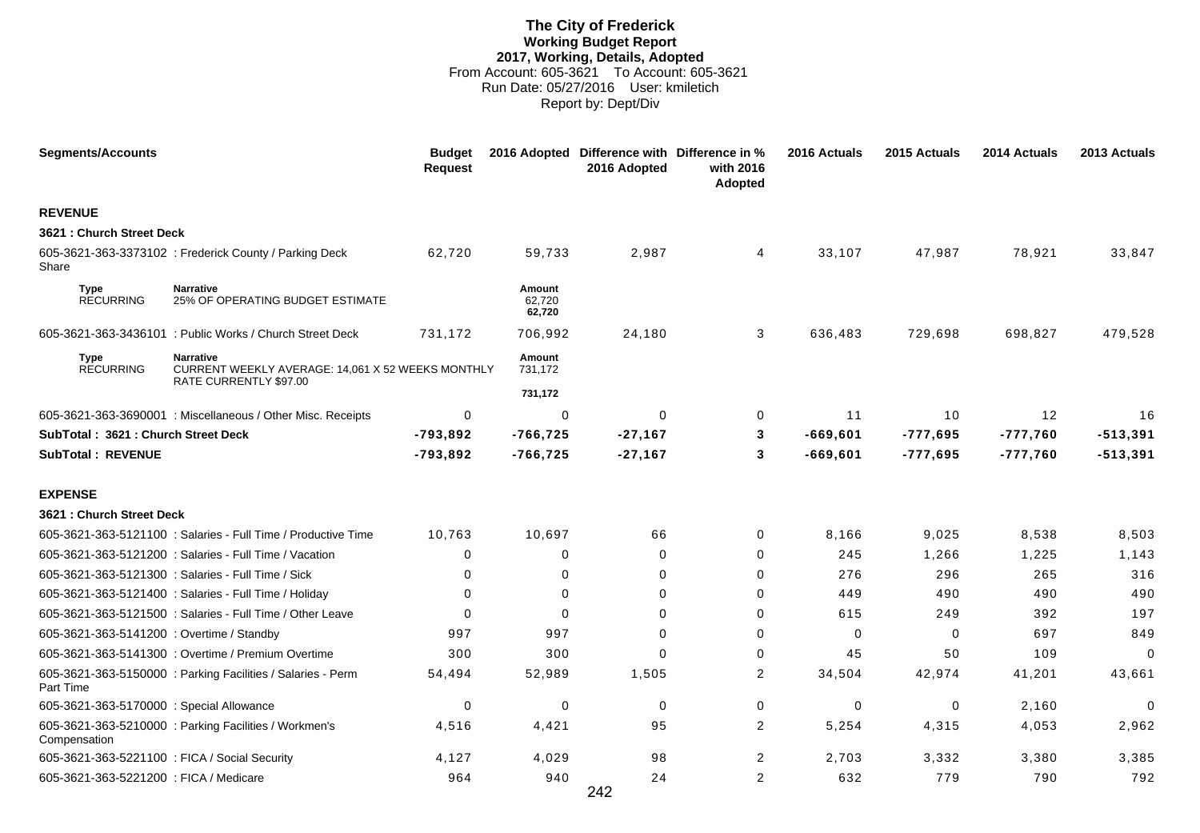# The City of Frederick
## Working Budget Report
### 2017, Working, Details, Adopted

From Account: 605-3621 To Account: 605-3621
Run Date: 05/27/2016 User: kmiletich
Report by: Dept/Div

| Segments/Accounts | Budget Request | 2016 Adopted | Difference with 2016 Adopted | Difference in % with 2016 Adopted | 2016 Actuals | 2015 Actuals | 2014 Actuals | 2013 Actuals |
|---|---|---|---|---|---|---|---|---|
| **REVENUE** | | | | | | | | |
| **3621 : Church Street Deck** | | | | | | | | |
| 605-3621-363-3373102 : Frederick County / Parking Deck Share | 62,720 | 59,733 | 2,987 | 4 | 33,107 | 47,987 | 78,921 | 33,847 |
| **Type** RECURRING — **Narrative** 25% OF OPERATING BUDGET ESTIMATE | | **Amount** 62,720 **62,720** | | | | | | |
| 605-3621-363-3436101 : Public Works / Church Street Deck | 731,172 | 706,992 | 24,180 | 3 | 636,483 | 729,698 | 698,827 | 479,528 |
| **Type** RECURRING — **Narrative** CURRENT WEEKLY AVERAGE: 14,061 X 52 WEEKS MONTHLY RATE CURRENTLY $97.00 | | **Amount** 731,172 **731,172** | | | | | | |
| 605-3621-363-3690001 : Miscellaneous / Other Misc. Receipts | 0 | 0 | 0 | 0 | 11 | 10 | 12 | 16 |
| **SubTotal : 3621 : Church Street Deck** | **-793,892** | **-766,725** | **-27,167** | **3** | **-669,601** | **-777,695** | **-777,760** | **-513,391** |
| **SubTotal : REVENUE** | **-793,892** | **-766,725** | **-27,167** | **3** | **-669,601** | **-777,695** | **-777,760** | **-513,391** |
| **EXPENSE** | | | | | | | | |
| **3621 : Church Street Deck** | | | | | | | | |
| 605-3621-363-5121100 : Salaries - Full Time / Productive Time | 10,763 | 10,697 | 66 | 0 | 8,166 | 9,025 | 8,538 | 8,503 |
| 605-3621-363-5121200 : Salaries - Full Time / Vacation | 0 | 0 | 0 | 0 | 245 | 1,266 | 1,225 | 1,143 |
| 605-3621-363-5121300 : Salaries - Full Time / Sick | 0 | 0 | 0 | 0 | 276 | 296 | 265 | 316 |
| 605-3621-363-5121400 : Salaries - Full Time / Holiday | 0 | 0 | 0 | 0 | 449 | 490 | 490 | 490 |
| 605-3621-363-5121500 : Salaries - Full Time / Other Leave | 0 | 0 | 0 | 0 | 615 | 249 | 392 | 197 |
| 605-3621-363-5141200 : Overtime / Standby | 997 | 997 | 0 | 0 | 0 | 0 | 697 | 849 |
| 605-3621-363-5141300 : Overtime / Premium Overtime | 300 | 300 | 0 | 0 | 45 | 50 | 109 | 0 |
| 605-3621-363-5150000 : Parking Facilities / Salaries - Perm Part Time | 54,494 | 52,989 | 1,505 | 2 | 34,504 | 42,974 | 41,201 | 43,661 |
| 605-3621-363-5170000 : Special Allowance | 0 | 0 | 0 | 0 | 0 | 0 | 2,160 | 0 |
| 605-3621-363-5210000 : Parking Facilities / Workmen's Compensation | 4,516 | 4,421 | 95 | 2 | 5,254 | 4,315 | 4,053 | 2,962 |
| 605-3621-363-5221100 : FICA / Social Security | 4,127 | 4,029 | 98 | 2 | 2,703 | 3,332 | 3,380 | 3,385 |
| 605-3621-363-5221200 : FICA / Medicare | 964 | 940 | 24 | 2 | 632 | 779 | 790 | 792 |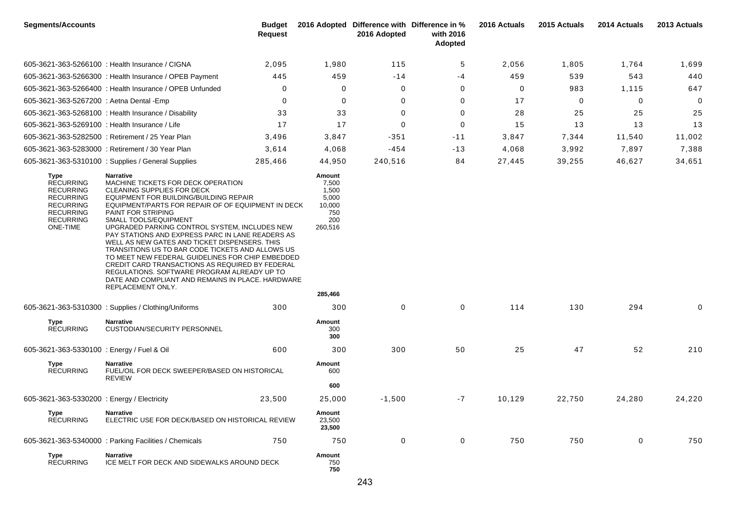| Segments/Accounts | Budget Request | 2016 Adopted | Difference with 2016 Adopted | Difference in % with 2016 Adopted | 2016 Actuals | 2015 Actuals | 2014 Actuals | 2013 Actuals |
|---|---|---|---|---|---|---|---|---|
| 605-3621-363-5266100 : Health Insurance / CIGNA | 2,095 | 1,980 | 115 | 5 | 2,056 | 1,805 | 1,764 | 1,699 |
| 605-3621-363-5266300 : Health Insurance / OPEB Payment | 445 | 459 | -14 | -4 | 459 | 539 | 543 | 440 |
| 605-3621-363-5266400 : Health Insurance / OPEB Unfunded | 0 | 0 | 0 | 0 | 0 | 983 | 1,115 | 647 |
| 605-3621-363-5267200 : Aetna Dental -Emp | 0 | 0 | 0 | 0 | 17 | 0 | 0 | 0 |
| 605-3621-363-5268100 : Health Insurance / Disability | 33 | 33 | 0 | 0 | 28 | 25 | 25 | 25 |
| 605-3621-363-5269100 : Health Insurance / Life | 17 | 17 | 0 | 0 | 15 | 13 | 13 | 13 |
| 605-3621-363-5282500 : Retirement / 25 Year Plan | 3,496 | 3,847 | -351 | -11 | 3,847 | 7,344 | 11,540 | 11,002 |
| 605-3621-363-5283000 : Retirement / 30 Year Plan | 3,614 | 4,068 | -454 | -13 | 4,068 | 3,992 | 7,897 | 7,388 |
| 605-3621-363-5310100 : Supplies / General Supplies | 285,466 | 44,950 | 240,516 | 84 | 27,445 | 39,255 | 46,627 | 34,651 |

| Type | Narrative | Amount |
|---|---|---|
| RECURRING | MACHINE TICKETS FOR DECK OPERATION | 7,500 |
| RECURRING | CLEANING SUPPLIES FOR DECK | 1,500 |
| RECURRING | EQUIPMENT FOR BUILDING/BUILDING REPAIR | 5,000 |
| RECURRING | EQUIPMENT/PARTS FOR REPAIR OF OF EQUIPMENT IN DECK | 10,000 |
| RECURRING | PAINT FOR STRIPING | 750 |
| RECURRING | SMALL TOOLS/EQUIPMENT | 200 |
| ONE-TIME | UPGRADED PARKING CONTROL SYSTEM, INCLUDES NEW PAY STATIONS AND EXPRESS PARC IN LANE READERS AS WELL AS NEW GATES AND TICKET DISPENSERS. THIS TRANSITIONS US TO BAR CODE TICKETS AND ALLOWS US TO MEET NEW FEDERAL GUIDELINES FOR CHIP EMBEDDED CREDIT CARD TRANSACTIONS AS REQUIRED BY FEDERAL REGULATIONS. SOFTWARE PROGRAM ALREADY UP TO DATE AND COMPLIANT AND REMAINS IN PLACE. HARDWARE REPLACEMENT ONLY. | 260,516 |
| | | **285,466** |

| Segments/Accounts | Budget Request | 2016 Adopted | Difference with 2016 Adopted | Difference in % with 2016 Adopted | 2016 Actuals | 2015 Actuals | 2014 Actuals | 2013 Actuals |
|---|---|---|---|---|---|---|---|---|
| 605-3621-363-5310300 : Supplies / Clothing/Uniforms | 300 | 300 | 0 | 0 | 114 | 130 | 294 | 0 |

| Type | Narrative | Amount |
|---|---|---|
| RECURRING | CUSTODIAN/SECURITY PERSONNEL | 300 |
| | | **300** |

| Segments/Accounts | Budget Request | 2016 Adopted | Difference with 2016 Adopted | Difference in % with 2016 Adopted | 2016 Actuals | 2015 Actuals | 2014 Actuals | 2013 Actuals |
|---|---|---|---|---|---|---|---|---|
| 605-3621-363-5330100 : Energy / Fuel & Oil | 600 | 300 | 300 | 50 | 25 | 47 | 52 | 210 |

| Type | Narrative | Amount |
|---|---|---|
| RECURRING | FUEL/OIL FOR DECK SWEEPER/BASED ON HISTORICAL REVIEW | 600 |
| | | **600** |

| Segments/Accounts | Budget Request | 2016 Adopted | Difference with 2016 Adopted | Difference in % with 2016 Adopted | 2016 Actuals | 2015 Actuals | 2014 Actuals | 2013 Actuals |
|---|---|---|---|---|---|---|---|---|
| 605-3621-363-5330200 : Energy / Electricity | 23,500 | 25,000 | -1,500 | -7 | 10,129 | 22,750 | 24,280 | 24,220 |

| Type | Narrative | Amount |
|---|---|---|
| RECURRING | ELECTRIC USE FOR DECK/BASED ON HISTORICAL REVIEW | 23,500 |
| | | **23,500** |

| Segments/Accounts | Budget Request | 2016 Adopted | Difference with 2016 Adopted | Difference in % with 2016 Adopted | 2016 Actuals | 2015 Actuals | 2014 Actuals | 2013 Actuals |
|---|---|---|---|---|---|---|---|---|
| 605-3621-363-5340000 : Parking Facilities / Chemicals | 750 | 750 | 0 | 0 | 750 | 750 | 0 | 750 |

| Type | Narrative | Amount |
|---|---|---|
| RECURRING | ICE MELT FOR DECK AND SIDEWALKS AROUND DECK | 750 |
| | | **750** |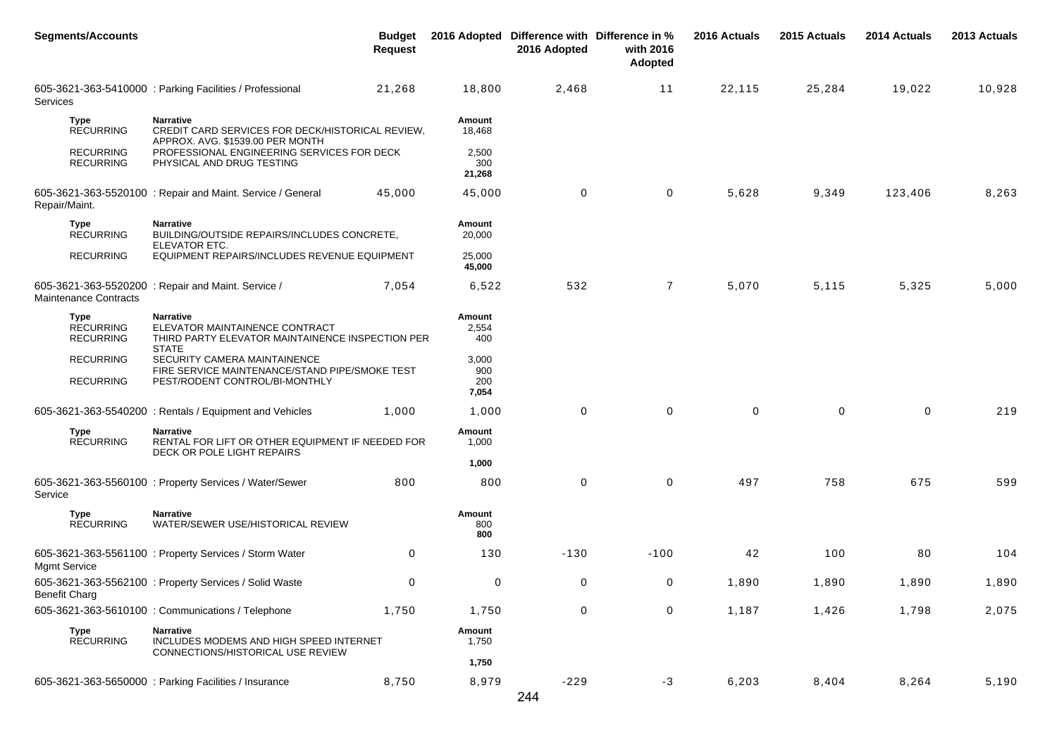| Segments/Accounts | | Budget Request | 2016 Adopted | Difference with 2016 Adopted | Difference in % with 2016 Adopted | 2016 Actuals | 2015 Actuals | 2014 Actuals | 2013 Actuals |
|---|---|---|---|---|---|---|---|---|---|
| 605-3621-363-5410000 : Parking Facilities / Professional Services | | 21,268 | 18,800 | 2,468 | 11 | 22,115 | 25,284 | 19,022 | 10,928 |
| **Type** | **Narrative** | | **Amount** | | | | | | |
| RECURRING | CREDIT CARD SERVICES FOR DECK/HISTORICAL REVIEW, APPROX. AVG. $1539.00 PER MONTH | | 18,468 | | | | | | |
| RECURRING | PROFESSIONAL ENGINEERING SERVICES FOR DECK | | 2,500 | | | | | | |
| RECURRING | PHYSICAL AND DRUG TESTING | | 300 | | | | | | |
| | | | **21,268** | | | | | | |
| 605-3621-363-5520100 : Repair and Maint. Service / General Repair/Maint. | | 45,000 | 45,000 | 0 | 0 | 5,628 | 9,349 | 123,406 | 8,263 |
| **Type** | **Narrative** | | **Amount** | | | | | | |
| RECURRING | BUILDING/OUTSIDE REPAIRS/INCLUDES CONCRETE, ELEVATOR ETC. | | 20,000 | | | | | | |
| RECURRING | EQUIPMENT REPAIRS/INCLUDES REVENUE EQUIPMENT | | 25,000 | | | | | | |
| | | | **45,000** | | | | | | |
| 605-3621-363-5520200 : Repair and Maint. Service / Maintenance Contracts | | 7,054 | 6,522 | 532 | 7 | 5,070 | 5,115 | 5,325 | 5,000 |
| **Type** | **Narrative** | | **Amount** | | | | | | |
| RECURRING | ELEVATOR MAINTAINENCE CONTRACT | | 2,554 | | | | | | |
| RECURRING | THIRD PARTY ELEVATOR MAINTAINENCE INSPECTION PER STATE | | 400 | | | | | | |
| RECURRING | SECURITY CAMERA MAINTAINENCE | | 3,000 | | | | | | |
| | FIRE SERVICE MAINTENANCE/STAND PIPE/SMOKE TEST | | 900 | | | | | | |
| RECURRING | PEST/RODENT CONTROL/BI-MONTHLY | | 200 | | | | | | |
| | | | **7,054** | | | | | | |
| 605-3621-363-5540200 : Rentals / Equipment and Vehicles | | 1,000 | 1,000 | 0 | 0 | 0 | 0 | 0 | 219 |
| **Type** | **Narrative** | | **Amount** | | | | | | |
| RECURRING | RENTAL FOR LIFT OR OTHER EQUIPMENT IF NEEDED FOR DECK OR POLE LIGHT REPAIRS | | 1,000 | | | | | | |
| | | | **1,000** | | | | | | |
| 605-3621-363-5560100 : Property Services / Water/Sewer Service | | 800 | 800 | 0 | 0 | 497 | 758 | 675 | 599 |
| **Type** | **Narrative** | | **Amount** | | | | | | |
| RECURRING | WATER/SEWER USE/HISTORICAL REVIEW | | 800 | | | | | | |
| | | | **800** | | | | | | |
| 605-3621-363-5561100 : Property Services / Storm Water Mgmt Service | | 0 | 130 | -130 | -100 | 42 | 100 | 80 | 104 |
| 605-3621-363-5562100 : Property Services / Solid Waste Benefit Charg | | 0 | 0 | 0 | 0 | 1,890 | 1,890 | 1,890 | 1,890 |
| 605-3621-363-5610100 : Communications / Telephone | | 1,750 | 1,750 | 0 | 0 | 1,187 | 1,426 | 1,798 | 2,075 |
| **Type** | **Narrative** | | **Amount** | | | | | | |
| RECURRING | INCLUDES MODEMS AND HIGH SPEED INTERNET CONNECTIONS/HISTORICAL USE REVIEW | | 1,750 | | | | | | |
| | | | **1,750** | | | | | | |
| 605-3621-363-5650000 : Parking Facilities / Insurance | | 8,750 | 8,979 | -229 | -3 | 6,203 | 8,404 | 8,264 | 5,190 |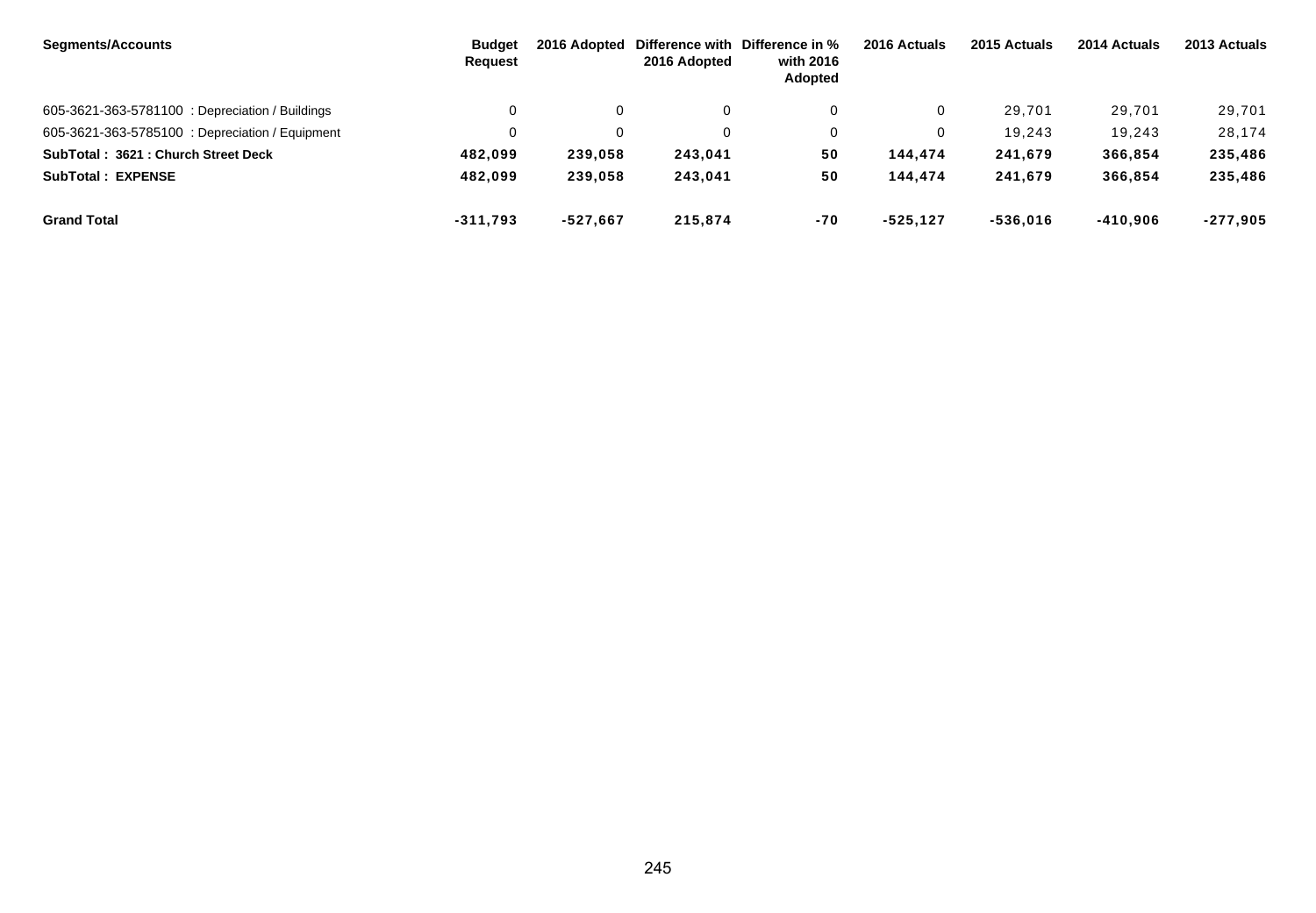| Segments/Accounts | Budget Request | 2016 Adopted | Difference with 2016 Adopted | Difference in % with 2016 Adopted | 2016 Actuals | 2015 Actuals | 2014 Actuals | 2013 Actuals |
|---|---|---|---|---|---|---|---|---|
| 605-3621-363-5781100 : Depreciation / Buildings | 0 | 0 | 0 | 0 | 0 | 29,701 | 29,701 | 29,701 |
| 605-3621-363-5785100 : Depreciation / Equipment | 0 | 0 | 0 | 0 | 0 | 19,243 | 19,243 | 28,174 |
| **SubTotal : 3621 : Church Street Deck** | **482,099** | **239,058** | **243,041** | **50** | **144,474** | **241,679** | **366,854** | **235,486** |
| **SubTotal : EXPENSE** | **482,099** | **239,058** | **243,041** | **50** | **144,474** | **241,679** | **366,854** | **235,486** |
| **Grand Total** | **-311,793** | **-527,667** | **215,874** | **-70** | **-525,127** | **-536,016** | **-410,906** | **-277,905** |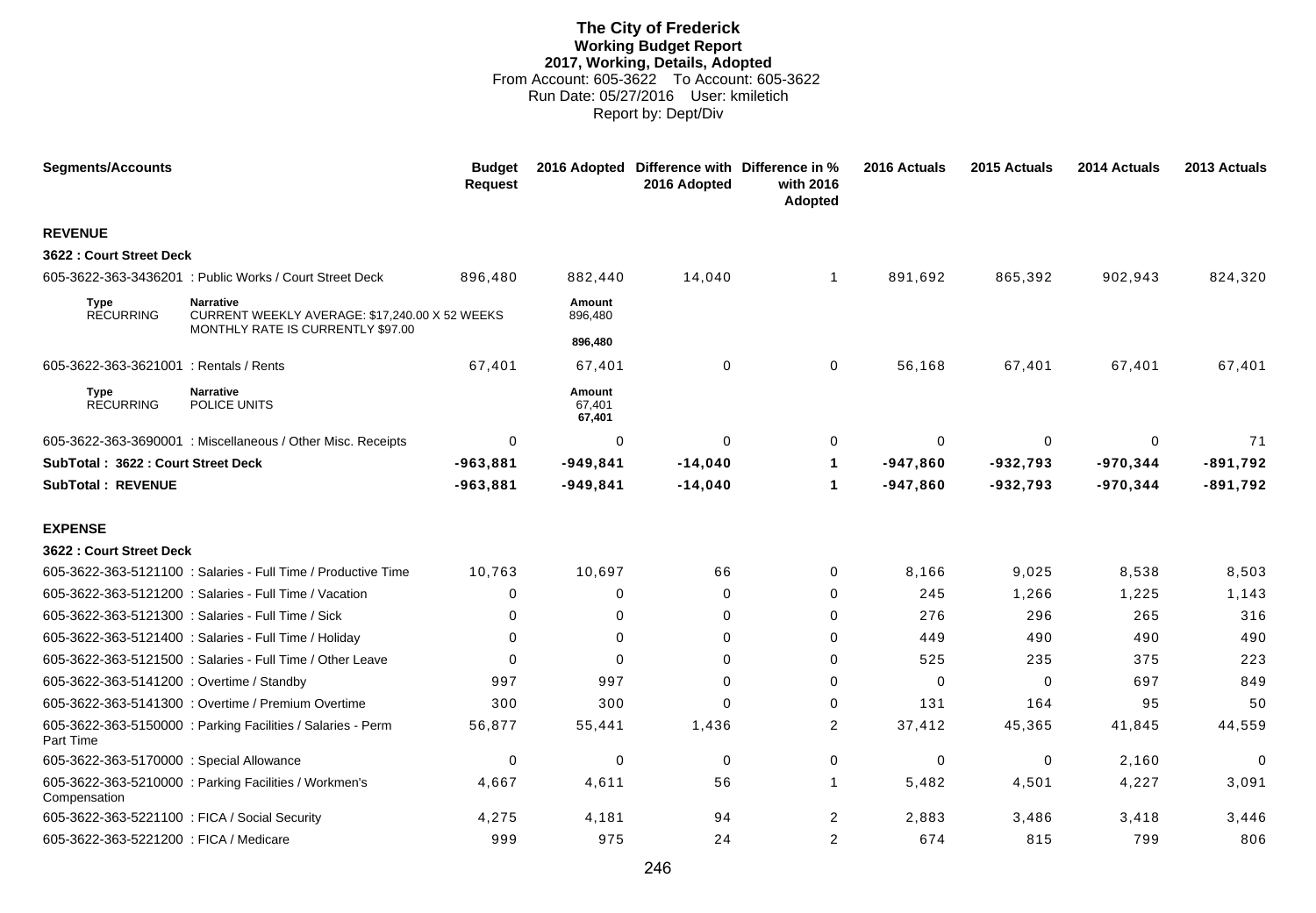# The City of Frederick
## Working Budget Report
### 2017, Working, Details, Adopted
From Account: 605-3622 To Account: 605-3622
Run Date: 05/27/2016 User: kmiletich
Report by: Dept/Div

| Segments/Accounts | Budget Request | 2016 Adopted | Difference with 2016 Adopted | Difference in % with 2016 Adopted | 2016 Actuals | 2015 Actuals | 2014 Actuals | 2013 Actuals |
|---|---|---|---|---|---|---|---|---|
| **REVENUE** | | | | | | | | |
| **3622 : Court Street Deck** | | | | | | | | |
| 605-3622-363-3436201 : Public Works / Court Street Deck | 896,480 | 882,440 | 14,040 | 1 | 891,692 | 865,392 | 902,943 | 824,320 |
| **Type** RECURRING — **Narrative** CURRENT WEEKLY AVERAGE: $17,240.00 X 52 WEEKS MONTHLY RATE IS CURRENTLY $97.00 | | **Amount** 896,480 **896,480** | | | | | | |
| 605-3622-363-3621001 : Rentals / Rents | 67,401 | 67,401 | 0 | 0 | 56,168 | 67,401 | 67,401 | 67,401 |
| **Type** RECURRING — **Narrative** POLICE UNITS | | **Amount** 67,401 **67,401** | | | | | | |
| 605-3622-363-3690001 : Miscellaneous / Other Misc. Receipts | 0 | 0 | 0 | 0 | 0 | 0 | 0 | 71 |
| **SubTotal : 3622 : Court Street Deck** | **-963,881** | **-949,841** | **-14,040** | **1** | **-947,860** | **-932,793** | **-970,344** | **-891,792** |
| **SubTotal : REVENUE** | **-963,881** | **-949,841** | **-14,040** | **1** | **-947,860** | **-932,793** | **-970,344** | **-891,792** |
| **EXPENSE** | | | | | | | | |
| **3622 : Court Street Deck** | | | | | | | | |
| 605-3622-363-5121100 : Salaries - Full Time / Productive Time | 10,763 | 10,697 | 66 | 0 | 8,166 | 9,025 | 8,538 | 8,503 |
| 605-3622-363-5121200 : Salaries - Full Time / Vacation | 0 | 0 | 0 | 0 | 245 | 1,266 | 1,225 | 1,143 |
| 605-3622-363-5121300 : Salaries - Full Time / Sick | 0 | 0 | 0 | 0 | 276 | 296 | 265 | 316 |
| 605-3622-363-5121400 : Salaries - Full Time / Holiday | 0 | 0 | 0 | 0 | 449 | 490 | 490 | 490 |
| 605-3622-363-5121500 : Salaries - Full Time / Other Leave | 0 | 0 | 0 | 0 | 525 | 235 | 375 | 223 |
| 605-3622-363-5141200 : Overtime / Standby | 997 | 997 | 0 | 0 | 0 | 0 | 697 | 849 |
| 605-3622-363-5141300 : Overtime / Premium Overtime | 300 | 300 | 0 | 0 | 131 | 164 | 95 | 50 |
| 605-3622-363-5150000 : Parking Facilities / Salaries - Perm Part Time | 56,877 | 55,441 | 1,436 | 2 | 37,412 | 45,365 | 41,845 | 44,559 |
| 605-3622-363-5170000 : Special Allowance | 0 | 0 | 0 | 0 | 0 | 0 | 2,160 | 0 |
| 605-3622-363-5210000 : Parking Facilities / Workmen's Compensation | 4,667 | 4,611 | 56 | 1 | 5,482 | 4,501 | 4,227 | 3,091 |
| 605-3622-363-5221100 : FICA / Social Security | 4,275 | 4,181 | 94 | 2 | 2,883 | 3,486 | 3,418 | 3,446 |
| 605-3622-363-5221200 : FICA / Medicare | 999 | 975 | 24 | 2 | 674 | 815 | 799 | 806 |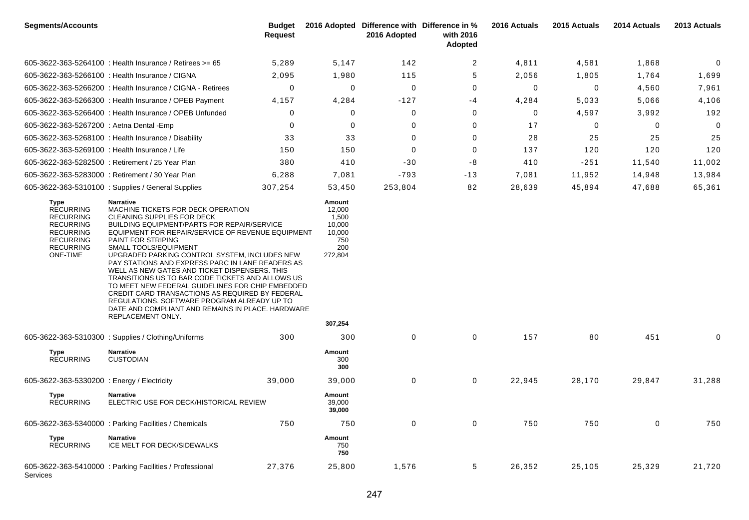| Segments/Accounts | Budget Request | 2016 Adopted | Difference with 2016 Adopted | Difference in % with 2016 Adopted | 2016 Actuals | 2015 Actuals | 2014 Actuals | 2013 Actuals |
|---|---|---|---|---|---|---|---|---|
| 605-3622-363-5264100 : Health Insurance / Retirees >= 65 | 5,289 | 5,147 | 142 | 2 | 4,811 | 4,581 | 1,868 | 0 |
| 605-3622-363-5266100 : Health Insurance / CIGNA | 2,095 | 1,980 | 115 | 5 | 2,056 | 1,805 | 1,764 | 1,699 |
| 605-3622-363-5266200 : Health Insurance / CIGNA - Retirees | 0 | 0 | 0 | 0 | 0 | 0 | 4,560 | 7,961 |
| 605-3622-363-5266300 : Health Insurance / OPEB Payment | 4,157 | 4,284 | -127 | -4 | 4,284 | 5,033 | 5,066 | 4,106 |
| 605-3622-363-5266400 : Health Insurance / OPEB Unfunded | 0 | 0 | 0 | 0 | 0 | 4,597 | 3,992 | 192 |
| 605-3622-363-5267200 : Aetna Dental -Emp | 0 | 0 | 0 | 0 | 17 | 0 | 0 | 0 |
| 605-3622-363-5268100 : Health Insurance / Disability | 33 | 33 | 0 | 0 | 28 | 25 | 25 | 25 |
| 605-3622-363-5269100 : Health Insurance / Life | 150 | 150 | 0 | 0 | 137 | 120 | 120 | 120 |
| 605-3622-363-5282500 : Retirement / 25 Year Plan | 380 | 410 | -30 | -8 | 410 | -251 | 11,540 | 11,002 |
| 605-3622-363-5283000 : Retirement / 30 Year Plan | 6,288 | 7,081 | -793 | -13 | 7,081 | 11,952 | 14,948 | 13,984 |
| 605-3622-363-5310100 : Supplies / General Supplies | 307,254 | 53,450 | 253,804 | 82 | 28,639 | 45,894 | 47,688 | 65,361 |

| Type | Narrative | Amount |
|---|---|---|
| RECURRING | MACHINE TICKETS FOR DECK OPERATION | 12,000 |
| RECURRING | CLEANING SUPPLIES FOR DECK | 1,500 |
| RECURRING | BUILDING EQUIPMENT/PARTS FOR REPAIR/SERVICE | 10,000 |
| RECURRING | EQUIPMENT FOR REPAIR/SERVICE OF REVENUE EQUIPMENT | 10,000 |
| RECURRING | PAINT FOR STRIPING | 750 |
| RECURRING | SMALL TOOLS/EQUIPMENT | 200 |
| ONE-TIME | UPGRADED PARKING CONTROL SYSTEM, INCLUDES NEW PAY STATIONS AND EXPRESS PARC IN LANE READERS AS WELL AS NEW GATES AND TICKET DISPENSERS. THIS TRANSITIONS US TO BAR CODE TICKETS AND ALLOWS US TO MEET NEW FEDERAL GUIDELINES FOR CHIP EMBEDDED CREDIT CARD TRANSACTIONS AS REQUIRED BY FEDERAL REGULATIONS. SOFTWARE PROGRAM ALREADY UP TO DATE AND COMPLIANT AND REMAINS IN PLACE. HARDWARE REPLACEMENT ONLY. | 272,804 |
| | | **307,254** |

| Segments/Accounts | Budget Request | 2016 Adopted | Difference with 2016 Adopted | Difference in % with 2016 Adopted | 2016 Actuals | 2015 Actuals | 2014 Actuals | 2013 Actuals |
|---|---|---|---|---|---|---|---|---|
| 605-3622-363-5310300 : Supplies / Clothing/Uniforms | 300 | 300 | 0 | 0 | 157 | 80 | 451 | 0 |

| Type | Narrative | Amount |
|---|---|---|
| RECURRING | CUSTODIAN | 300 |
| | | **300** |

| Segments/Accounts | Budget Request | 2016 Adopted | Difference with 2016 Adopted | Difference in % with 2016 Adopted | 2016 Actuals | 2015 Actuals | 2014 Actuals | 2013 Actuals |
|---|---|---|---|---|---|---|---|---|
| 605-3622-363-5330200 : Energy / Electricity | 39,000 | 39,000 | 0 | 0 | 22,945 | 28,170 | 29,847 | 31,288 |

| Type | Narrative | Amount |
|---|---|---|
| RECURRING | ELECTRIC USE FOR DECK/HISTORICAL REVIEW | 39,000 |
| | | **39,000** |

| Segments/Accounts | Budget Request | 2016 Adopted | Difference with 2016 Adopted | Difference in % with 2016 Adopted | 2016 Actuals | 2015 Actuals | 2014 Actuals | 2013 Actuals |
|---|---|---|---|---|---|---|---|---|
| 605-3622-363-5340000 : Parking Facilities / Chemicals | 750 | 750 | 0 | 0 | 750 | 750 | 0 | 750 |

| Type | Narrative | Amount |
|---|---|---|
| RECURRING | ICE MELT FOR DECK/SIDEWALKS | 750 |
| | | **750** |

| Segments/Accounts | Budget Request | 2016 Adopted | Difference with 2016 Adopted | Difference in % with 2016 Adopted | 2016 Actuals | 2015 Actuals | 2014 Actuals | 2013 Actuals |
|---|---|---|---|---|---|---|---|---|
| 605-3622-363-5410000 : Parking Facilities / Professional Services | 27,376 | 25,800 | 1,576 | 5 | 26,352 | 25,105 | 25,329 | 21,720 |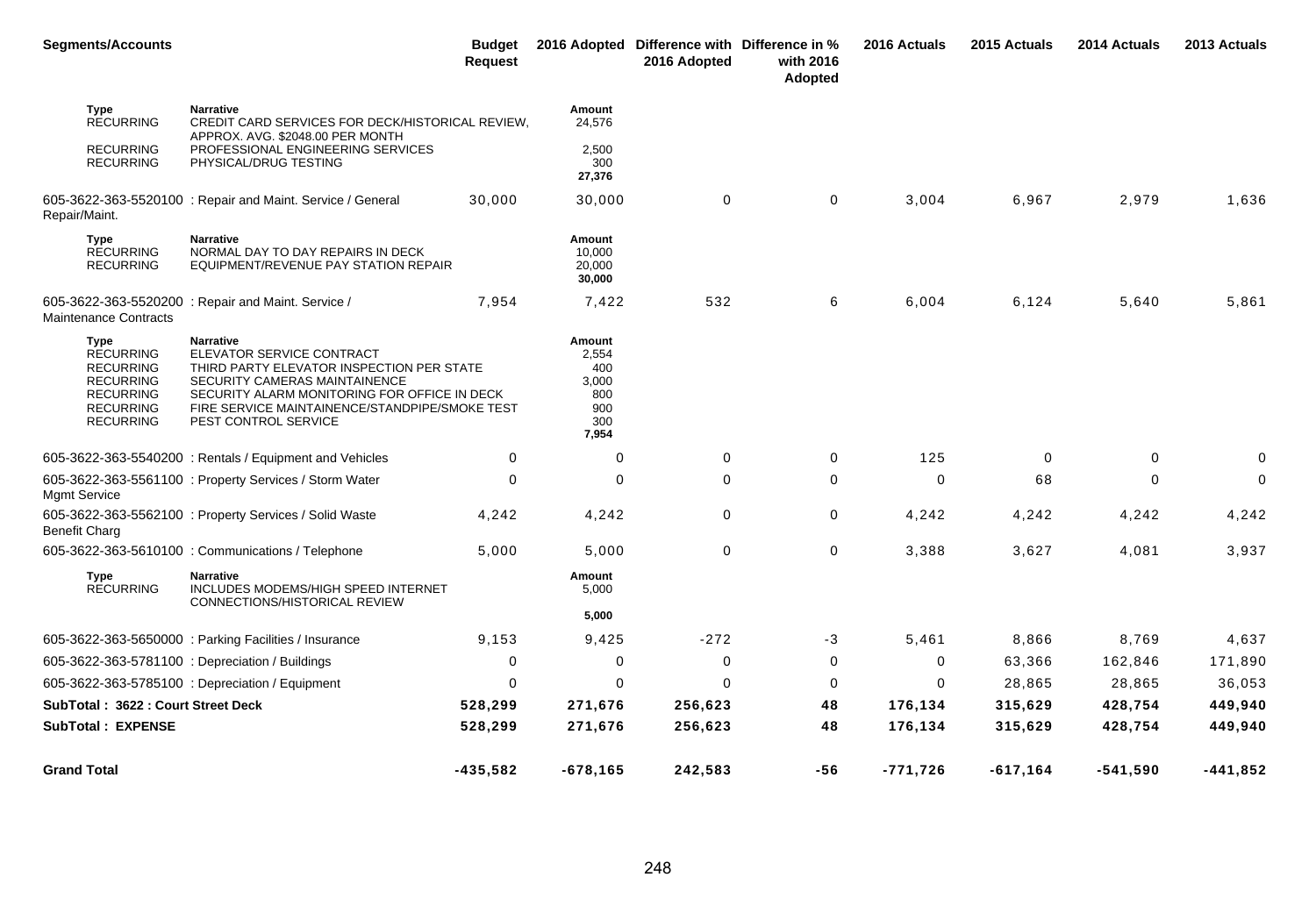| Segments/Accounts | | Budget Request | 2016 Adopted | Difference with 2016 Adopted | Difference in % with 2016 Adopted | 2016 Actuals | 2015 Actuals | 2014 Actuals | 2013 Actuals |
|---|---|---|---|---|---|---|---|---|---|
| **Type** | **Narrative** | | **Amount** | | | | | | |
| RECURRING | CREDIT CARD SERVICES FOR DECK/HISTORICAL REVIEW, APPROX. AVG. $2048.00 PER MONTH | | 24,576 | | | | | | |
| RECURRING | PROFESSIONAL ENGINEERING SERVICES | | 2,500 | | | | | | |
| RECURRING | PHYSICAL/DRUG TESTING | | 300 | | | | | | |
| | | | **27,376** | | | | | | |
| 605-3622-363-5520100 : Repair and Maint. Service / General Repair/Maint. | | 30,000 | 30,000 | 0 | 0 | 3,004 | 6,967 | 2,979 | 1,636 |
| **Type** | **Narrative** | | **Amount** | | | | | | |
| RECURRING | NORMAL DAY TO DAY REPAIRS IN DECK | | 10,000 | | | | | | |
| RECURRING | EQUIPMENT/REVENUE PAY STATION REPAIR | | 20,000 | | | | | | |
| | | | **30,000** | | | | | | |
| 605-3622-363-5520200 : Repair and Maint. Service / Maintenance Contracts | | 7,954 | 7,422 | 532 | 6 | 6,004 | 6,124 | 5,640 | 5,861 |
| **Type** | **Narrative** | | **Amount** | | | | | | |
| RECURRING | ELEVATOR SERVICE CONTRACT | | 2,554 | | | | | | |
| RECURRING | THIRD PARTY ELEVATOR INSPECTION PER STATE | | 400 | | | | | | |
| RECURRING | SECURITY CAMERAS MAINTAINENCE | | 3,000 | | | | | | |
| RECURRING | SECURITY ALARM MONITORING FOR OFFICE IN DECK | | 800 | | | | | | |
| RECURRING | FIRE SERVICE MAINTAINENCE/STANDPIPE/SMOKE TEST | | 900 | | | | | | |
| RECURRING | PEST CONTROL SERVICE | | 300 | | | | | | |
| | | | **7,954** | | | | | | |
| 605-3622-363-5540200 : Rentals / Equipment and Vehicles | | 0 | 0 | 0 | 0 | 125 | 0 | 0 | 0 |
| 605-3622-363-5561100 : Property Services / Storm Water Mgmt Service | | 0 | 0 | 0 | 0 | 0 | 68 | 0 | 0 |
| 605-3622-363-5562100 : Property Services / Solid Waste Benefit Charg | | 4,242 | 4,242 | 0 | 0 | 4,242 | 4,242 | 4,242 | 4,242 |
| 605-3622-363-5610100 : Communications / Telephone | | 5,000 | 5,000 | 0 | 0 | 3,388 | 3,627 | 4,081 | 3,937 |
| **Type** | **Narrative** | | **Amount** | | | | | | |
| RECURRING | INCLUDES MODEMS/HIGH SPEED INTERNET CONNECTIONS/HISTORICAL REVIEW | | 5,000 | | | | | | |
| | | | **5,000** | | | | | | |
| 605-3622-363-5650000 : Parking Facilities / Insurance | | 9,153 | 9,425 | -272 | -3 | 5,461 | 8,866 | 8,769 | 4,637 |
| 605-3622-363-5781100 : Depreciation / Buildings | | 0 | 0 | 0 | 0 | 0 | 63,366 | 162,846 | 171,890 |
| 605-3622-363-5785100 : Depreciation / Equipment | | 0 | 0 | 0 | 0 | 0 | 28,865 | 28,865 | 36,053 |
| **SubTotal : 3622 : Court Street Deck** | | **528,299** | **271,676** | **256,623** | **48** | **176,134** | **315,629** | **428,754** | **449,940** |
| **SubTotal : EXPENSE** | | **528,299** | **271,676** | **256,623** | **48** | **176,134** | **315,629** | **428,754** | **449,940** |
| **Grand Total** | | **-435,582** | **-678,165** | **242,583** | **-56** | **-771,726** | **-617,164** | **-541,590** | **-441,852** |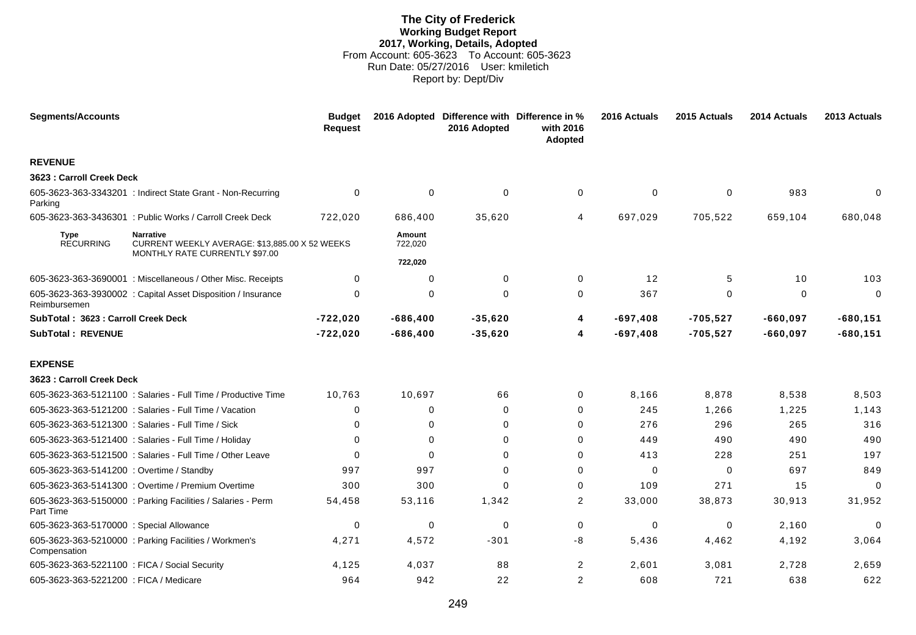# The City of Frederick
## Working Budget Report
### 2017, Working, Details, Adopted
From Account: 605-3623 To Account: 605-3623
Run Date: 05/27/2016 User: kmiletich
Report by: Dept/Div

| Segments/Accounts | Budget Request | 2016 Adopted | Difference with 2016 Adopted | Difference in % with 2016 Adopted | 2016 Actuals | 2015 Actuals | 2014 Actuals | 2013 Actuals |
|---|---|---|---|---|---|---|---|---|
| **REVENUE** | | | | | | | | |
| **3623 : Carroll Creek Deck** | | | | | | | | |
| 605-3623-363-3343201 : Indirect State Grant - Non-Recurring Parking | 0 | 0 | 0 | 0 | 0 | 0 | 983 | 0 |
| 605-3623-363-3436301 : Public Works / Carroll Creek Deck | 722,020 | 686,400 | 35,620 | 4 | 697,029 | 705,522 | 659,104 | 680,048 |
| **Type** RECURRING — **Narrative** CURRENT WEEKLY AVERAGE: $13,885.00 X 52 WEEKS MONTHLY RATE CURRENTLY $97.00 | | **Amount** 722,020 | | | | | | |
| | | **722,020** | | | | | | |
| 605-3623-363-3690001 : Miscellaneous / Other Misc. Receipts | 0 | 0 | 0 | 0 | 12 | 5 | 10 | 103 |
| 605-3623-363-3930002 : Capital Asset Disposition / Insurance Reimbursemen | 0 | 0 | 0 | 0 | 367 | 0 | 0 | 0 |
| **SubTotal : 3623 : Carroll Creek Deck** | **-722,020** | **-686,400** | **-35,620** | **4** | **-697,408** | **-705,527** | **-660,097** | **-680,151** |
| **SubTotal : REVENUE** | **-722,020** | **-686,400** | **-35,620** | **4** | **-697,408** | **-705,527** | **-660,097** | **-680,151** |
| **EXPENSE** | | | | | | | | |
| **3623 : Carroll Creek Deck** | | | | | | | | |
| 605-3623-363-5121100 : Salaries - Full Time / Productive Time | 10,763 | 10,697 | 66 | 0 | 8,166 | 8,878 | 8,538 | 8,503 |
| 605-3623-363-5121200 : Salaries - Full Time / Vacation | 0 | 0 | 0 | 0 | 245 | 1,266 | 1,225 | 1,143 |
| 605-3623-363-5121300 : Salaries - Full Time / Sick | 0 | 0 | 0 | 0 | 276 | 296 | 265 | 316 |
| 605-3623-363-5121400 : Salaries - Full Time / Holiday | 0 | 0 | 0 | 0 | 449 | 490 | 490 | 490 |
| 605-3623-363-5121500 : Salaries - Full Time / Other Leave | 0 | 0 | 0 | 0 | 413 | 228 | 251 | 197 |
| 605-3623-363-5141200 : Overtime / Standby | 997 | 997 | 0 | 0 | 0 | 0 | 697 | 849 |
| 605-3623-363-5141300 : Overtime / Premium Overtime | 300 | 300 | 0 | 0 | 109 | 271 | 15 | 0 |
| 605-3623-363-5150000 : Parking Facilities / Salaries - Perm Part Time | 54,458 | 53,116 | 1,342 | 2 | 33,000 | 38,873 | 30,913 | 31,952 |
| 605-3623-363-5170000 : Special Allowance | 0 | 0 | 0 | 0 | 0 | 0 | 2,160 | 0 |
| 605-3623-363-5210000 : Parking Facilities / Workmen's Compensation | 4,271 | 4,572 | -301 | -8 | 5,436 | 4,462 | 4,192 | 3,064 |
| 605-3623-363-5221100 : FICA / Social Security | 4,125 | 4,037 | 88 | 2 | 2,601 | 3,081 | 2,728 | 2,659 |
| 605-3623-363-5221200 : FICA / Medicare | 964 | 942 | 22 | 2 | 608 | 721 | 638 | 622 |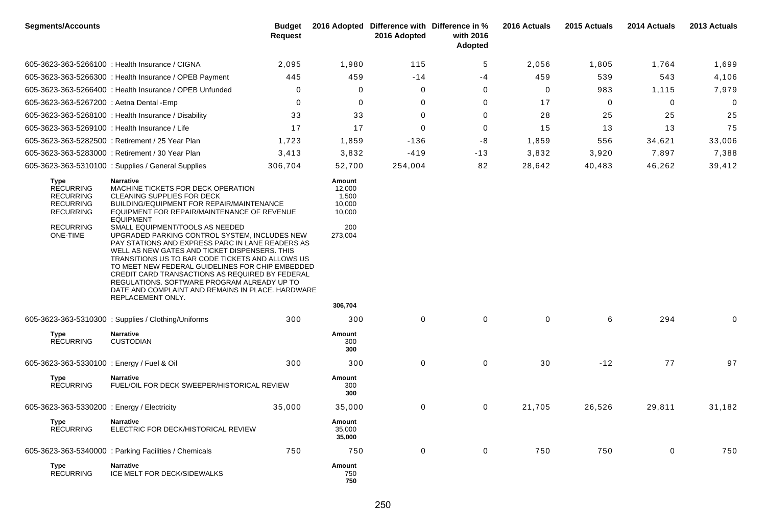| Segments/Accounts | Budget Request | 2016 Adopted | Difference with 2016 Adopted | Difference in % with 2016 Adopted | 2016 Actuals | 2015 Actuals | 2014 Actuals | 2013 Actuals |
|---|---|---|---|---|---|---|---|---|
| 605-3623-363-5266100 : Health Insurance / CIGNA | 2,095 | 1,980 | 115 | 5 | 2,056 | 1,805 | 1,764 | 1,699 |
| 605-3623-363-5266300 : Health Insurance / OPEB Payment | 445 | 459 | -14 | -4 | 459 | 539 | 543 | 4,106 |
| 605-3623-363-5266400 : Health Insurance / OPEB Unfunded | 0 | 0 | 0 | 0 | 0 | 983 | 1,115 | 7,979 |
| 605-3623-363-5267200 : Aetna Dental -Emp | 0 | 0 | 0 | 0 | 17 | 0 | 0 | 0 |
| 605-3623-363-5268100 : Health Insurance / Disability | 33 | 33 | 0 | 0 | 28 | 25 | 25 | 25 |
| 605-3623-363-5269100 : Health Insurance / Life | 17 | 17 | 0 | 0 | 15 | 13 | 13 | 75 |
| 605-3623-363-5282500 : Retirement / 25 Year Plan | 1,723 | 1,859 | -136 | -8 | 1,859 | 556 | 34,621 | 33,006 |
| 605-3623-363-5283000 : Retirement / 30 Year Plan | 3,413 | 3,832 | -419 | -13 | 3,832 | 3,920 | 7,897 | 7,388 |
| 605-3623-363-5310100 : Supplies / General Supplies | 306,704 | 52,700 | 254,004 | 82 | 28,642 | 40,483 | 46,262 | 39,412 |

| Type | Narrative | Amount |
|---|---|---|
| RECURRING | MACHINE TICKETS FOR DECK OPERATION | 12,000 |
| RECURRING | CLEANING SUPPLIES FOR DECK | 1,500 |
| RECURRING | BUILDING/EQUIPMENT FOR REPAIR/MAINTENANCE | 10,000 |
| RECURRING | EQUIPMENT FOR REPAIR/MAINTENANCE OF REVENUE EQUIPMENT | 10,000 |
| RECURRING | SMALL EQUIPMENT/TOOLS AS NEEDED | 200 |
| ONE-TIME | UPGRADED PARKING CONTROL SYSTEM, INCLUDES NEW PAY STATIONS AND EXPRESS PARC IN LANE READERS AS WELL AS NEW GATES AND TICKET DISPENSERS. THIS TRANSITIONS US TO BAR CODE TICKETS AND ALLOWS US TO MEET NEW FEDERAL GUIDELINES FOR CHIP EMBEDDED CREDIT CARD TRANSACTIONS AS REQUIRED BY FEDERAL REGULATIONS. SOFTWARE PROGRAM ALREADY UP TO DATE AND COMPLAINT AND REMAINS IN PLACE. HARDWARE REPLACEMENT ONLY. | 273,004 |
| | | **306,704** |

| Segments/Accounts | Budget Request | 2016 Adopted | Difference with 2016 Adopted | Difference in % with 2016 Adopted | 2016 Actuals | 2015 Actuals | 2014 Actuals | 2013 Actuals |
|---|---|---|---|---|---|---|---|---|
| 605-3623-363-5310300 : Supplies / Clothing/Uniforms | 300 | 300 | 0 | 0 | 0 | 6 | 294 | 0 |

| Type | Narrative | Amount |
|---|---|---|
| RECURRING | CUSTODIAN | 300 |
| | | **300** |

| Segments/Accounts | Budget Request | 2016 Adopted | Difference with 2016 Adopted | Difference in % with 2016 Adopted | 2016 Actuals | 2015 Actuals | 2014 Actuals | 2013 Actuals |
|---|---|---|---|---|---|---|---|---|
| 605-3623-363-5330100 : Energy / Fuel & Oil | 300 | 300 | 0 | 0 | 30 | -12 | 77 | 97 |

| Type | Narrative | Amount |
|---|---|---|
| RECURRING | FUEL/OIL FOR DECK SWEEPER/HISTORICAL REVIEW | 300 |
| | | **300** |

| Segments/Accounts | Budget Request | 2016 Adopted | Difference with 2016 Adopted | Difference in % with 2016 Adopted | 2016 Actuals | 2015 Actuals | 2014 Actuals | 2013 Actuals |
|---|---|---|---|---|---|---|---|---|
| 605-3623-363-5330200 : Energy / Electricity | 35,000 | 35,000 | 0 | 0 | 21,705 | 26,526 | 29,811 | 31,182 |

| Type | Narrative | Amount |
|---|---|---|
| RECURRING | ELECTRIC FOR DECK/HISTORICAL REVIEW | 35,000 |
| | | **35,000** |

| Segments/Accounts | Budget Request | 2016 Adopted | Difference with 2016 Adopted | Difference in % with 2016 Adopted | 2016 Actuals | 2015 Actuals | 2014 Actuals | 2013 Actuals |
|---|---|---|---|---|---|---|---|---|
| 605-3623-363-5340000 : Parking Facilities / Chemicals | 750 | 750 | 0 | 0 | 750 | 750 | 0 | 750 |

| Type | Narrative | Amount |
|---|---|---|
| RECURRING | ICE MELT FOR DECK/SIDEWALKS | 750 |
| | | **750** |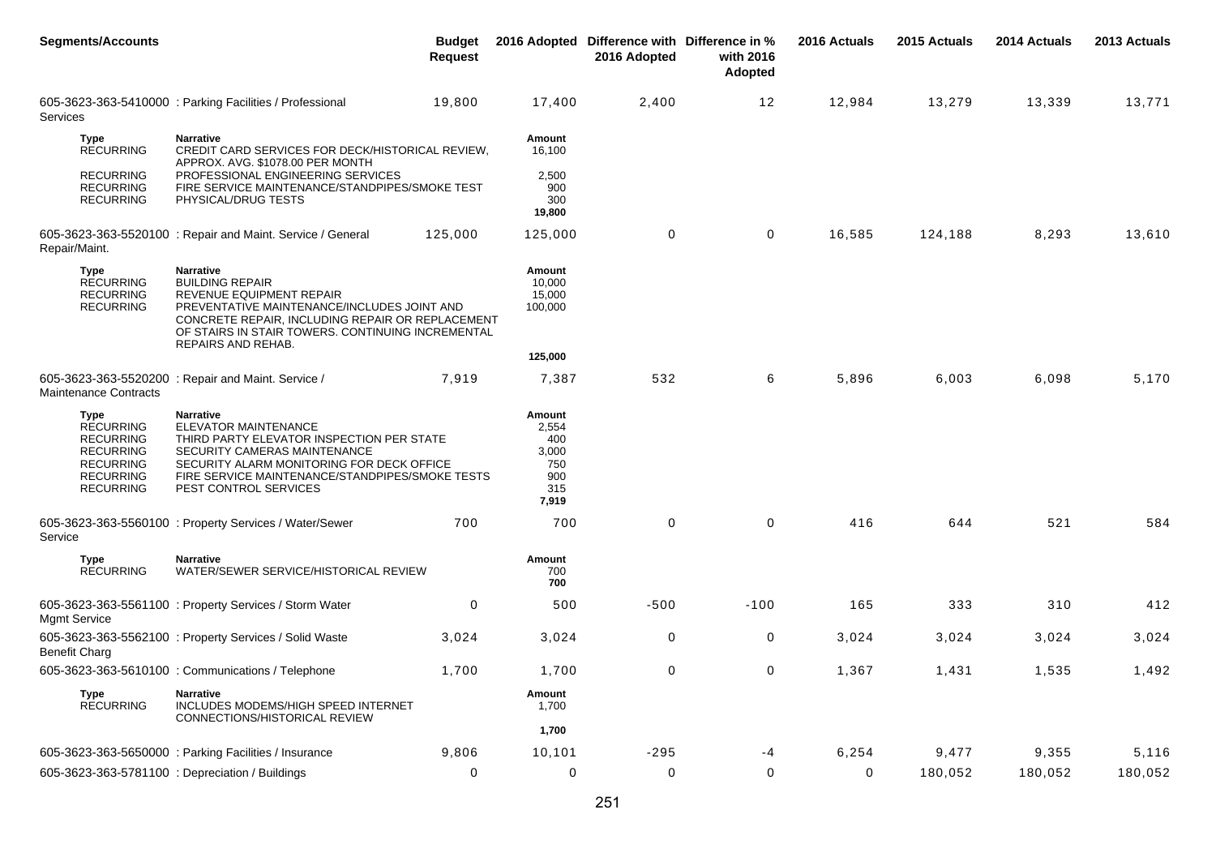| Segments/Accounts | Budget Request | 2016 Adopted | Difference with 2016 Adopted | Difference in % with 2016 Adopted | 2016 Actuals | 2015 Actuals | 2014 Actuals | 2013 Actuals |
|---|---|---|---|---|---|---|---|---|
| 605-3623-363-5410000 : Parking Facilities / Professional Services | 19,800 | 17,400 | 2,400 | 12 | 12,984 | 13,279 | 13,339 | 13,771 |

| Type | Narrative | Amount |
|---|---|---|
| RECURRING | CREDIT CARD SERVICES FOR DECK/HISTORICAL REVIEW, APPROX. AVG. $1078.00 PER MONTH | 16,100 |
| RECURRING | PROFESSIONAL ENGINEERING SERVICES | 2,500 |
| RECURRING | FIRE SERVICE MAINTENANCE/STANDPIPES/SMOKE TEST | 900 |
| RECURRING | PHYSICAL/DRUG TESTS | 300 |
| | | **19,800** |

| Segments/Accounts | Budget Request | 2016 Adopted | Difference with 2016 Adopted | Difference in % with 2016 Adopted | 2016 Actuals | 2015 Actuals | 2014 Actuals | 2013 Actuals |
|---|---|---|---|---|---|---|---|---|
| 605-3623-363-5520100 : Repair and Maint. Service / General Repair/Maint. | 125,000 | 125,000 | 0 | 0 | 16,585 | 124,188 | 8,293 | 13,610 |

| Type | Narrative | Amount |
|---|---|---|
| RECURRING | BUILDING REPAIR | 10,000 |
| RECURRING | REVENUE EQUIPMENT REPAIR | 15,000 |
| RECURRING | PREVENTATIVE MAINTENANCE/INCLUDES JOINT AND CONCRETE REPAIR, INCLUDING REPAIR OR REPLACEMENT OF STAIRS IN STAIR TOWERS. CONTINUING INCREMENTAL REPAIRS AND REHAB. | 100,000 |
| | | **125,000** |

| Segments/Accounts | Budget Request | 2016 Adopted | Difference with 2016 Adopted | Difference in % with 2016 Adopted | 2016 Actuals | 2015 Actuals | 2014 Actuals | 2013 Actuals |
|---|---|---|---|---|---|---|---|---|
| 605-3623-363-5520200 : Repair and Maint. Service / Maintenance Contracts | 7,919 | 7,387 | 532 | 6 | 5,896 | 6,003 | 6,098 | 5,170 |

| Type | Narrative | Amount |
|---|---|---|
| RECURRING | ELEVATOR MAINTENANCE | 2,554 |
| RECURRING | THIRD PARTY ELEVATOR INSPECTION PER STATE | 400 |
| RECURRING | SECURITY CAMERAS MAINTENANCE | 3,000 |
| RECURRING | SECURITY ALARM MONITORING FOR DECK OFFICE | 750 |
| RECURRING | FIRE SERVICE MAINTENANCE/STANDPIPES/SMOKE TESTS | 900 |
| RECURRING | PEST CONTROL SERVICES | 315 |
| | | **7,919** |

| Segments/Accounts | Budget Request | 2016 Adopted | Difference with 2016 Adopted | Difference in % with 2016 Adopted | 2016 Actuals | 2015 Actuals | 2014 Actuals | 2013 Actuals |
|---|---|---|---|---|---|---|---|---|
| 605-3623-363-5560100 : Property Services / Water/Sewer Service | 700 | 700 | 0 | 0 | 416 | 644 | 521 | 584 |

| Type | Narrative | Amount |
|---|---|---|
| RECURRING | WATER/SEWER SERVICE/HISTORICAL REVIEW | 700 |
| | | **700** |

| Segments/Accounts | Budget Request | 2016 Adopted | Difference with 2016 Adopted | Difference in % with 2016 Adopted | 2016 Actuals | 2015 Actuals | 2014 Actuals | 2013 Actuals |
|---|---|---|---|---|---|---|---|---|
| 605-3623-363-5561100 : Property Services / Storm Water Mgmt Service | 0 | 500 | -500 | -100 | 165 | 333 | 310 | 412 |
| 605-3623-363-5562100 : Property Services / Solid Waste Benefit Charg | 3,024 | 3,024 | 0 | 0 | 3,024 | 3,024 | 3,024 | 3,024 |
| 605-3623-363-5610100 : Communications / Telephone | 1,700 | 1,700 | 0 | 0 | 1,367 | 1,431 | 1,535 | 1,492 |

| Type | Narrative | Amount |
|---|---|---|
| RECURRING | INCLUDES MODEMS/HIGH SPEED INTERNET CONNECTIONS/HISTORICAL REVIEW | 1,700 |
| | | **1,700** |

| Segments/Accounts | Budget Request | 2016 Adopted | Difference with 2016 Adopted | Difference in % with 2016 Adopted | 2016 Actuals | 2015 Actuals | 2014 Actuals | 2013 Actuals |
|---|---|---|---|---|---|---|---|---|
| 605-3623-363-5650000 : Parking Facilities / Insurance | 9,806 | 10,101 | -295 | -4 | 6,254 | 9,477 | 9,355 | 5,116 |
| 605-3623-363-5781100 : Depreciation / Buildings | 0 | 0 | 0 | 0 | 0 | 180,052 | 180,052 | 180,052 |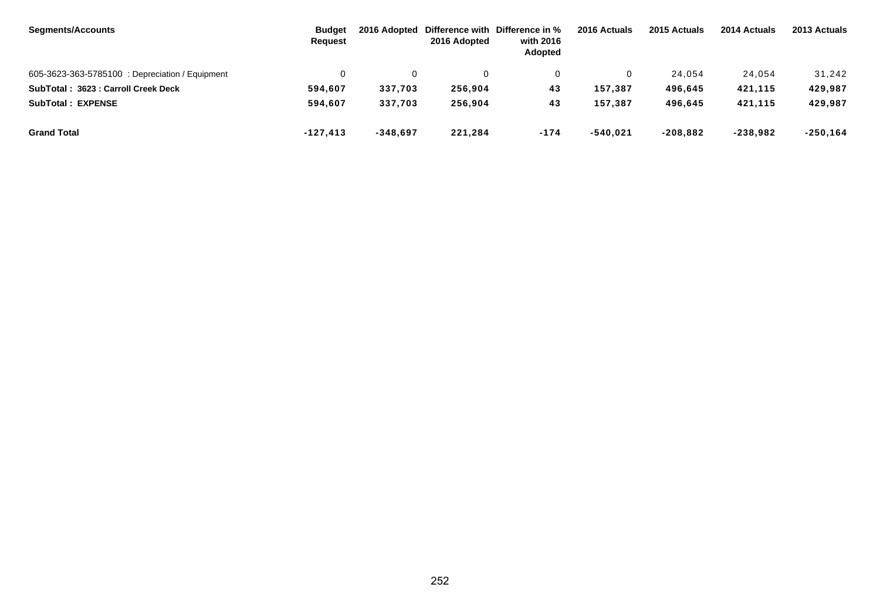| Segments/Accounts | Budget Request | 2016 Adopted | Difference with 2016 Adopted | Difference in % with 2016 Adopted | 2016 Actuals | 2015 Actuals | 2014 Actuals | 2013 Actuals |
|---|---|---|---|---|---|---|---|---|
| 605-3623-363-5785100 : Depreciation / Equipment | 0 | 0 | 0 | 0 | 0 | 24,054 | 24,054 | 31,242 |
| **SubTotal : 3623 : Carroll Creek Deck** | **594,607** | **337,703** | **256,904** | **43** | **157,387** | **496,645** | **421,115** | **429,987** |
| **SubTotal : EXPENSE** | **594,607** | **337,703** | **256,904** | **43** | **157,387** | **496,645** | **421,115** | **429,987** |
| **Grand Total** | **-127,413** | **-348,697** | **221,284** | **-174** | **-540,021** | **-208,882** | **-238,982** | **-250,164** |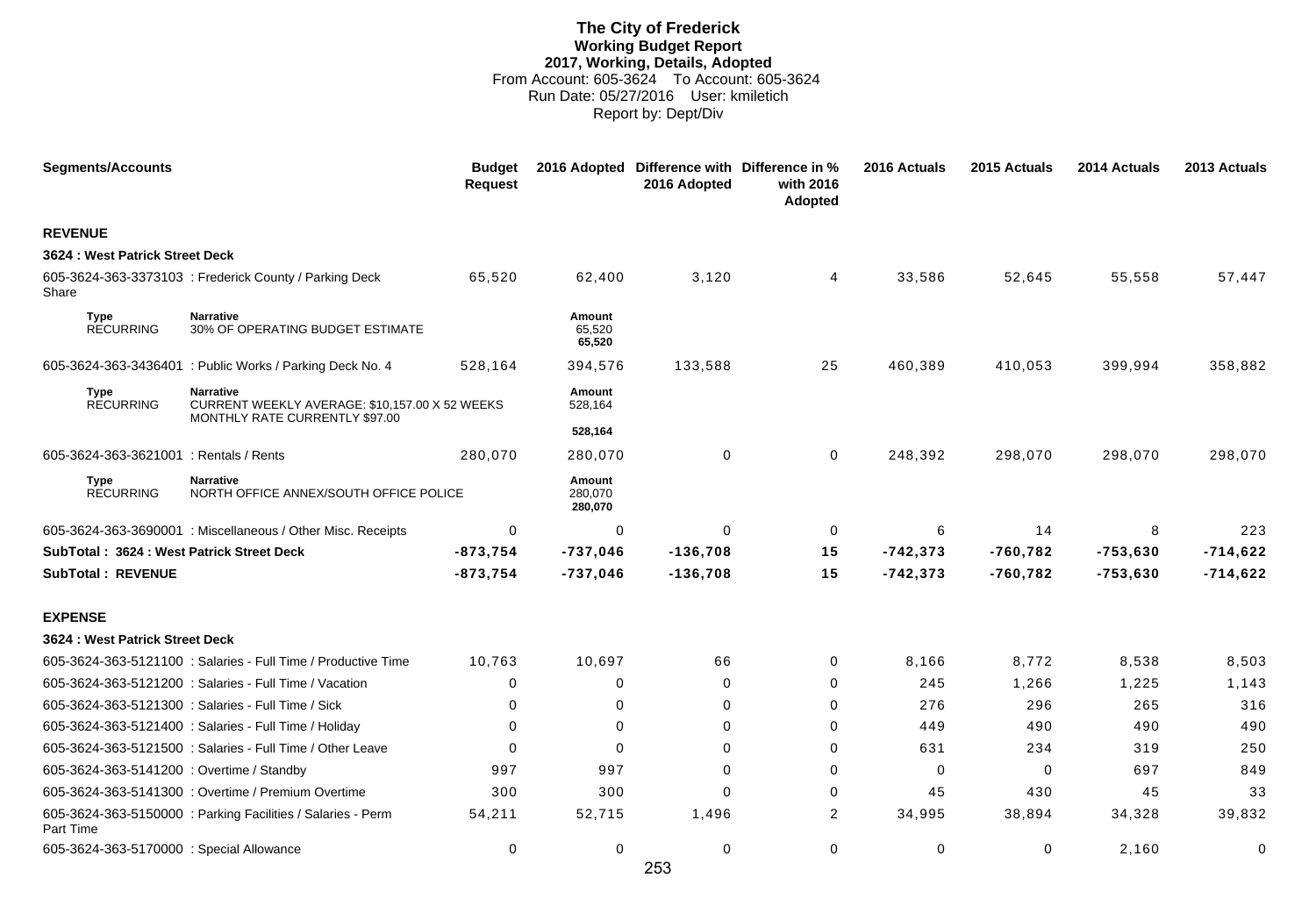# The City of Frederick
## Working Budget Report
### 2017, Working, Details, Adopted

From Account: 605-3624 To Account: 605-3624
Run Date: 05/27/2016 User: kmiletich
Report by: Dept/Div

| Segments/Accounts | Budget Request | 2016 Adopted | Difference with 2016 Adopted | Difference in % with 2016 Adopted | 2016 Actuals | 2015 Actuals | 2014 Actuals | 2013 Actuals |
|---|---|---|---|---|---|---|---|---|
| **REVENUE** | | | | | | | | |
| **3624 : West Patrick Street Deck** | | | | | | | | |
| 605-3624-363-3373103 : Frederick County / Parking Deck Share | 65,520 | 62,400 | 3,120 | 4 | 33,586 | 52,645 | 55,558 | 57,447 |
| **Type** RECURRING — **Narrative** 30% OF OPERATING BUDGET ESTIMATE | | **Amount** 65,520 **65,520** | | | | | | |
| 605-3624-363-3436401 : Public Works / Parking Deck No. 4 | 528,164 | 394,576 | 133,588 | 25 | 460,389 | 410,053 | 399,994 | 358,882 |
| **Type** RECURRING — **Narrative** CURRENT WEEKLY AVERAGE: $10,157.00 X 52 WEEKS MONTHLY RATE CURRENTLY $97.00 | | **Amount** 528,164 **528,164** | | | | | | |
| 605-3624-363-3621001 : Rentals / Rents | 280,070 | 280,070 | 0 | 0 | 248,392 | 298,070 | 298,070 | 298,070 |
| **Type** RECURRING — **Narrative** NORTH OFFICE ANNEX/SOUTH OFFICE POLICE | | **Amount** 280,070 **280,070** | | | | | | |
| 605-3624-363-3690001 : Miscellaneous / Other Misc. Receipts | 0 | 0 | 0 | 0 | 6 | 14 | 8 | 223 |
| **SubTotal : 3624 : West Patrick Street Deck** | **-873,754** | **-737,046** | **-136,708** | **15** | **-742,373** | **-760,782** | **-753,630** | **-714,622** |
| **SubTotal : REVENUE** | **-873,754** | **-737,046** | **-136,708** | **15** | **-742,373** | **-760,782** | **-753,630** | **-714,622** |
| **EXPENSE** | | | | | | | | |
| **3624 : West Patrick Street Deck** | | | | | | | | |
| 605-3624-363-5121100 : Salaries - Full Time / Productive Time | 10,763 | 10,697 | 66 | 0 | 8,166 | 8,772 | 8,538 | 8,503 |
| 605-3624-363-5121200 : Salaries - Full Time / Vacation | 0 | 0 | 0 | 0 | 245 | 1,266 | 1,225 | 1,143 |
| 605-3624-363-5121300 : Salaries - Full Time / Sick | 0 | 0 | 0 | 0 | 276 | 296 | 265 | 316 |
| 605-3624-363-5121400 : Salaries - Full Time / Holiday | 0 | 0 | 0 | 0 | 449 | 490 | 490 | 490 |
| 605-3624-363-5121500 : Salaries - Full Time / Other Leave | 0 | 0 | 0 | 0 | 631 | 234 | 319 | 250 |
| 605-3624-363-5141200 : Overtime / Standby | 997 | 997 | 0 | 0 | 0 | 0 | 697 | 849 |
| 605-3624-363-5141300 : Overtime / Premium Overtime | 300 | 300 | 0 | 0 | 45 | 430 | 45 | 33 |
| 605-3624-363-5150000 : Parking Facilities / Salaries - Perm Part Time | 54,211 | 52,715 | 1,496 | 2 | 34,995 | 38,894 | 34,328 | 39,832 |
| 605-3624-363-5170000 : Special Allowance | 0 | 0 | 0 | 0 | 0 | 0 | 2,160 | 0 |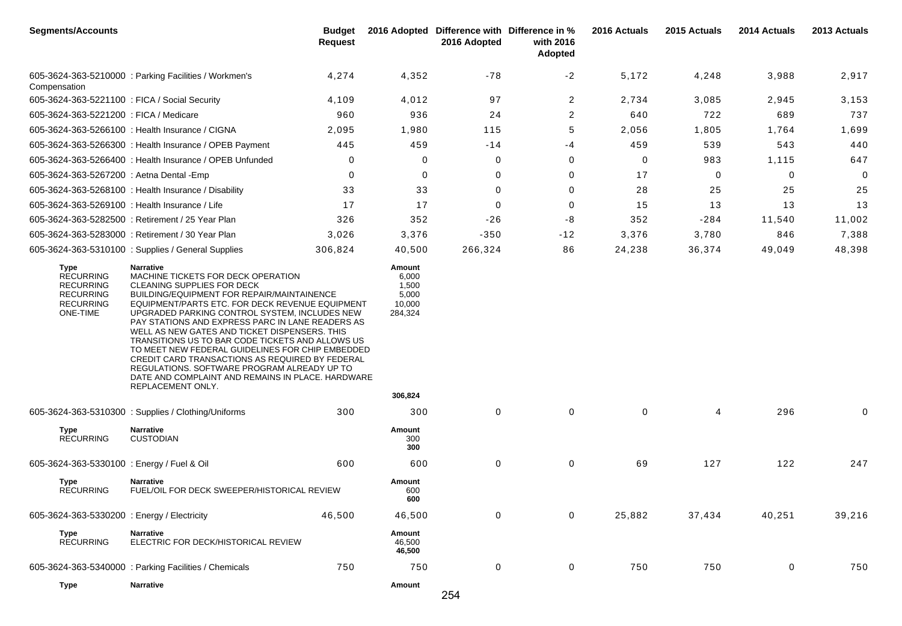| Segments/Accounts | Budget Request | 2016 Adopted | Difference with 2016 Adopted | Difference in % with 2016 Adopted | 2016 Actuals | 2015 Actuals | 2014 Actuals | 2013 Actuals |
|---|---|---|---|---|---|---|---|---|
| 605-3624-363-5210000 : Parking Facilities / Workmen's Compensation | 4,274 | 4,352 | -78 | -2 | 5,172 | 4,248 | 3,988 | 2,917 |
| 605-3624-363-5221100 : FICA / Social Security | 4,109 | 4,012 | 97 | 2 | 2,734 | 3,085 | 2,945 | 3,153 |
| 605-3624-363-5221200 : FICA / Medicare | 960 | 936 | 24 | 2 | 640 | 722 | 689 | 737 |
| 605-3624-363-5266100 : Health Insurance / CIGNA | 2,095 | 1,980 | 115 | 5 | 2,056 | 1,805 | 1,764 | 1,699 |
| 605-3624-363-5266300 : Health Insurance / OPEB Payment | 445 | 459 | -14 | -4 | 459 | 539 | 543 | 440 |
| 605-3624-363-5266400 : Health Insurance / OPEB Unfunded | 0 | 0 | 0 | 0 | 0 | 983 | 1,115 | 647 |
| 605-3624-363-5267200 : Aetna Dental -Emp | 0 | 0 | 0 | 0 | 17 | 0 | 0 | 0 |
| 605-3624-363-5268100 : Health Insurance / Disability | 33 | 33 | 0 | 0 | 28 | 25 | 25 | 25 |
| 605-3624-363-5269100 : Health Insurance / Life | 17 | 17 | 0 | 0 | 15 | 13 | 13 | 13 |
| 605-3624-363-5282500 : Retirement / 25 Year Plan | 326 | 352 | -26 | -8 | 352 | -284 | 11,540 | 11,002 |
| 605-3624-363-5283000 : Retirement / 30 Year Plan | 3,026 | 3,376 | -350 | -12 | 3,376 | 3,780 | 846 | 7,388 |
| 605-3624-363-5310100 : Supplies / General Supplies | 306,824 | 40,500 | 266,324 | 86 | 24,238 | 36,374 | 49,049 | 48,398 |

| Type | Narrative | Amount |
|---|---|---|
| RECURRING | MACHINE TICKETS FOR DECK OPERATION | 6,000 |
| RECURRING | CLEANING SUPPLIES FOR DECK | 1,500 |
| RECURRING | BUILDING/EQUIPMENT FOR REPAIR/MAINTAINENCE | 5,000 |
| RECURRING | EQUIPMENT/PARTS ETC. FOR DECK REVENUE EQUIPMENT | 10,000 |
| ONE-TIME | UPGRADED PARKING CONTROL SYSTEM, INCLUDES NEW PAY STATIONS AND EXPRESS PARC IN LANE READERS AS WELL AS NEW GATES AND TICKET DISPENSERS. THIS TRANSITIONS US TO BAR CODE TICKETS AND ALLOWS US TO MEET NEW FEDERAL GUIDELINES FOR CHIP EMBEDDED CREDIT CARD TRANSACTIONS AS REQUIRED BY FEDERAL REGULATIONS. SOFTWARE PROGRAM ALREADY UP TO DATE AND COMPLAINT AND REMAINS IN PLACE. HARDWARE REPLACEMENT ONLY. | 284,324 |
| | | **306,824** |

| Segments/Accounts | Budget Request | 2016 Adopted | Difference with 2016 Adopted | Difference in % with 2016 Adopted | 2016 Actuals | 2015 Actuals | 2014 Actuals | 2013 Actuals |
|---|---|---|---|---|---|---|---|---|
| 605-3624-363-5310300 : Supplies / Clothing/Uniforms | 300 | 300 | 0 | 0 | 0 | 4 | 296 | 0 |

| Type | Narrative | Amount |
|---|---|---|
| RECURRING | CUSTODIAN | 300 |
| | | **300** |

| Segments/Accounts | Budget Request | 2016 Adopted | Difference with 2016 Adopted | Difference in % with 2016 Adopted | 2016 Actuals | 2015 Actuals | 2014 Actuals | 2013 Actuals |
|---|---|---|---|---|---|---|---|---|
| 605-3624-363-5330100 : Energy / Fuel & Oil | 600 | 600 | 0 | 0 | 69 | 127 | 122 | 247 |

| Type | Narrative | Amount |
|---|---|---|
| RECURRING | FUEL/OIL FOR DECK SWEEPER/HISTORICAL REVIEW | 600 |
| | | **600** |

| Segments/Accounts | Budget Request | 2016 Adopted | Difference with 2016 Adopted | Difference in % with 2016 Adopted | 2016 Actuals | 2015 Actuals | 2014 Actuals | 2013 Actuals |
|---|---|---|---|---|---|---|---|---|
| 605-3624-363-5330200 : Energy / Electricity | 46,500 | 46,500 | 0 | 0 | 25,882 | 37,434 | 40,251 | 39,216 |

| Type | Narrative | Amount |
|---|---|---|
| RECURRING | ELECTRIC FOR DECK/HISTORICAL REVIEW | 46,500 |
| | | **46,500** |

| Segments/Accounts | Budget Request | 2016 Adopted | Difference with 2016 Adopted | Difference in % with 2016 Adopted | 2016 Actuals | 2015 Actuals | 2014 Actuals | 2013 Actuals |
|---|---|---|---|---|---|---|---|---|
| 605-3624-363-5340000 : Parking Facilities / Chemicals | 750 | 750 | 0 | 0 | 750 | 750 | 0 | 750 |

| Type | Narrative | Amount |
|---|---|---|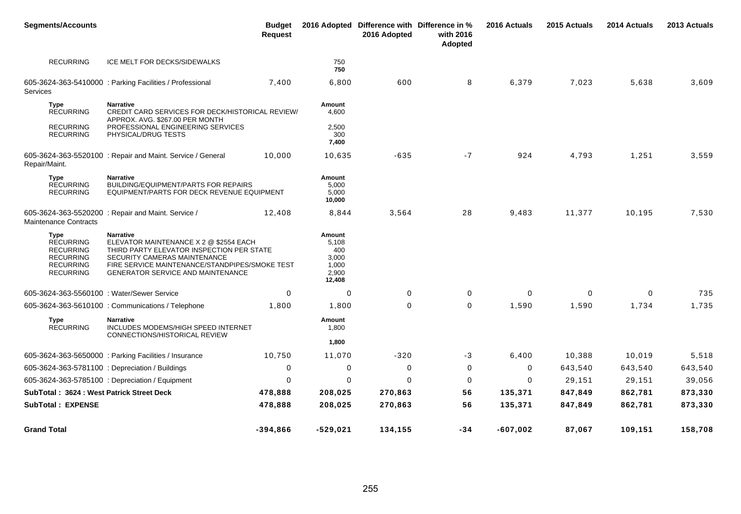| Segments/Accounts | | Budget Request | 2016 Adopted | Difference with 2016 Adopted | Difference in % with 2016 Adopted | 2016 Actuals | 2015 Actuals | 2014 Actuals | 2013 Actuals |
|---|---|---|---|---|---|---|---|---|---|
| RECURRING | ICE MELT FOR DECKS/SIDEWALKS | | 750 | | | | | | |
| | | | **750** | | | | | | |
| 605-3624-363-5410000 : Parking Facilities / Professional Services | | 7,400 | 6,800 | 600 | 8 | 6,379 | 7,023 | 5,638 | 3,609 |
| **Type** | **Narrative** | | **Amount** | | | | | | |
| RECURRING | CREDIT CARD SERVICES FOR DECK/HISTORICAL REVIEW/ APPROX. AVG. $267.00 PER MONTH | | 4,600 | | | | | | |
| RECURRING | PROFESSIONAL ENGINEERING SERVICES | | 2,500 | | | | | | |
| RECURRING | PHYSICAL/DRUG TESTS | | 300 | | | | | | |
| | | | **7,400** | | | | | | |
| 605-3624-363-5520100 : Repair and Maint. Service / General Repair/Maint. | | 10,000 | 10,635 | -635 | -7 | 924 | 4,793 | 1,251 | 3,559 |
| **Type** | **Narrative** | | **Amount** | | | | | | |
| RECURRING | BUILDING/EQUIPMENT/PARTS FOR REPAIRS | | 5,000 | | | | | | |
| RECURRING | EQUIPMENT/PARTS FOR DECK REVENUE EQUIPMENT | | 5,000 | | | | | | |
| | | | **10,000** | | | | | | |
| 605-3624-363-5520200 : Repair and Maint. Service / Maintenance Contracts | | 12,408 | 8,844 | 3,564 | 28 | 9,483 | 11,377 | 10,195 | 7,530 |
| **Type** | **Narrative** | | **Amount** | | | | | | |
| RECURRING | ELEVATOR MAINTENANCE X 2 @ $2554 EACH | | 5,108 | | | | | | |
| RECURRING | THIRD PARTY ELEVATOR INSPECTION PER STATE | | 400 | | | | | | |
| RECURRING | SECURITY CAMERAS MAINTENANCE | | 3,000 | | | | | | |
| RECURRING | FIRE SERVICE MAINTENANCE/STANDPIPES/SMOKE TEST | | 1,000 | | | | | | |
| RECURRING | GENERATOR SERVICE AND MAINTENANCE | | 2,900 | | | | | | |
| | | | **12,408** | | | | | | |
| 605-3624-363-5560100 : Water/Sewer Service | | 0 | 0 | 0 | 0 | 0 | 0 | 0 | 735 |
| 605-3624-363-5610100 : Communications / Telephone | | 1,800 | 1,800 | 0 | 0 | 1,590 | 1,590 | 1,734 | 1,735 |
| **Type** | **Narrative** | | **Amount** | | | | | | |
| RECURRING | INCLUDES MODEMS/HIGH SPEED INTERNET CONNECTIONS/HISTORICAL REVIEW | | 1,800 | | | | | | |
| | | | **1,800** | | | | | | |
| 605-3624-363-5650000 : Parking Facilities / Insurance | | 10,750 | 11,070 | -320 | -3 | 6,400 | 10,388 | 10,019 | 5,518 |
| 605-3624-363-5781100 : Depreciation / Buildings | | 0 | 0 | 0 | 0 | 0 | 643,540 | 643,540 | 643,540 |
| 605-3624-363-5785100 : Depreciation / Equipment | | 0 | 0 | 0 | 0 | 0 | 29,151 | 29,151 | 39,056 |
| **SubTotal : 3624 : West Patrick Street Deck** | | **478,888** | **208,025** | **270,863** | **56** | **135,371** | **847,849** | **862,781** | **873,330** |
| **SubTotal : EXPENSE** | | **478,888** | **208,025** | **270,863** | **56** | **135,371** | **847,849** | **862,781** | **873,330** |
| **Grand Total** | | **-394,866** | **-529,021** | **134,155** | **-34** | **-607,002** | **87,067** | **109,151** | **158,708** |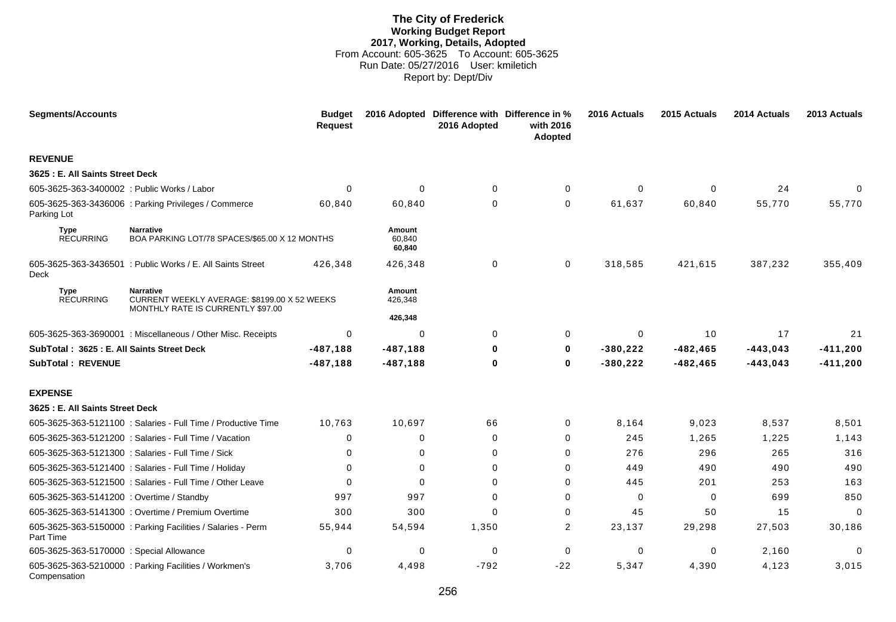# The City of Frederick
## Working Budget Report
### 2017, Working, Details, Adopted
From Account: 605-3625 To Account: 605-3625
Run Date: 05/27/2016 User: kmiletich
Report by: Dept/Div

| Segments/Accounts | Budget Request | 2016 Adopted | Difference with 2016 Adopted | Difference in % with 2016 Adopted | 2016 Actuals | 2015 Actuals | 2014 Actuals | 2013 Actuals |
|---|---|---|---|---|---|---|---|---|
| **REVENUE** | | | | | | | | |
| **3625 : E. All Saints Street Deck** | | | | | | | | |
| 605-3625-363-3400002 : Public Works / Labor | 0 | 0 | 0 | 0 | 0 | 0 | 24 | 0 |
| 605-3625-363-3436006 : Parking Privileges / Commerce Parking Lot | 60,840 | 60,840 | 0 | 0 | 61,637 | 60,840 | 55,770 | 55,770 |
| **Type** RECURRING — **Narrative** BOA PARKING LOT/78 SPACES/$65.00 X 12 MONTHS | | **Amount** 60,840 **60,840** | | | | | | |
| 605-3625-363-3436501 : Public Works / E. All Saints Street Deck | 426,348 | 426,348 | 0 | 0 | 318,585 | 421,615 | 387,232 | 355,409 |
| **Type** RECURRING — **Narrative** CURRENT WEEKLY AVERAGE: $8199.00 X 52 WEEKS MONTHLY RATE IS CURRENTLY $97.00 | | **Amount** 426,348 **426,348** | | | | | | |
| 605-3625-363-3690001 : Miscellaneous / Other Misc. Receipts | 0 | 0 | 0 | 0 | 0 | 10 | 17 | 21 |
| **SubTotal : 3625 : E. All Saints Street Deck** | **-487,188** | **-487,188** | **0** | **0** | **-380,222** | **-482,465** | **-443,043** | **-411,200** |
| **SubTotal : REVENUE** | **-487,188** | **-487,188** | **0** | **0** | **-380,222** | **-482,465** | **-443,043** | **-411,200** |
| **EXPENSE** | | | | | | | | |
| **3625 : E. All Saints Street Deck** | | | | | | | | |
| 605-3625-363-5121100 : Salaries - Full Time / Productive Time | 10,763 | 10,697 | 66 | 0 | 8,164 | 9,023 | 8,537 | 8,501 |
| 605-3625-363-5121200 : Salaries - Full Time / Vacation | 0 | 0 | 0 | 0 | 245 | 1,265 | 1,225 | 1,143 |
| 605-3625-363-5121300 : Salaries - Full Time / Sick | 0 | 0 | 0 | 0 | 276 | 296 | 265 | 316 |
| 605-3625-363-5121400 : Salaries - Full Time / Holiday | 0 | 0 | 0 | 0 | 449 | 490 | 490 | 490 |
| 605-3625-363-5121500 : Salaries - Full Time / Other Leave | 0 | 0 | 0 | 0 | 445 | 201 | 253 | 163 |
| 605-3625-363-5141200 : Overtime / Standby | 997 | 997 | 0 | 0 | 0 | 0 | 699 | 850 |
| 605-3625-363-5141300 : Overtime / Premium Overtime | 300 | 300 | 0 | 0 | 45 | 50 | 15 | 0 |
| 605-3625-363-5150000 : Parking Facilities / Salaries - Perm Part Time | 55,944 | 54,594 | 1,350 | 2 | 23,137 | 29,298 | 27,503 | 30,186 |
| 605-3625-363-5170000 : Special Allowance | 0 | 0 | 0 | 0 | 0 | 0 | 2,160 | 0 |
| 605-3625-363-5210000 : Parking Facilities / Workmen's Compensation | 3,706 | 4,498 | -792 | -22 | 5,347 | 4,390 | 4,123 | 3,015 |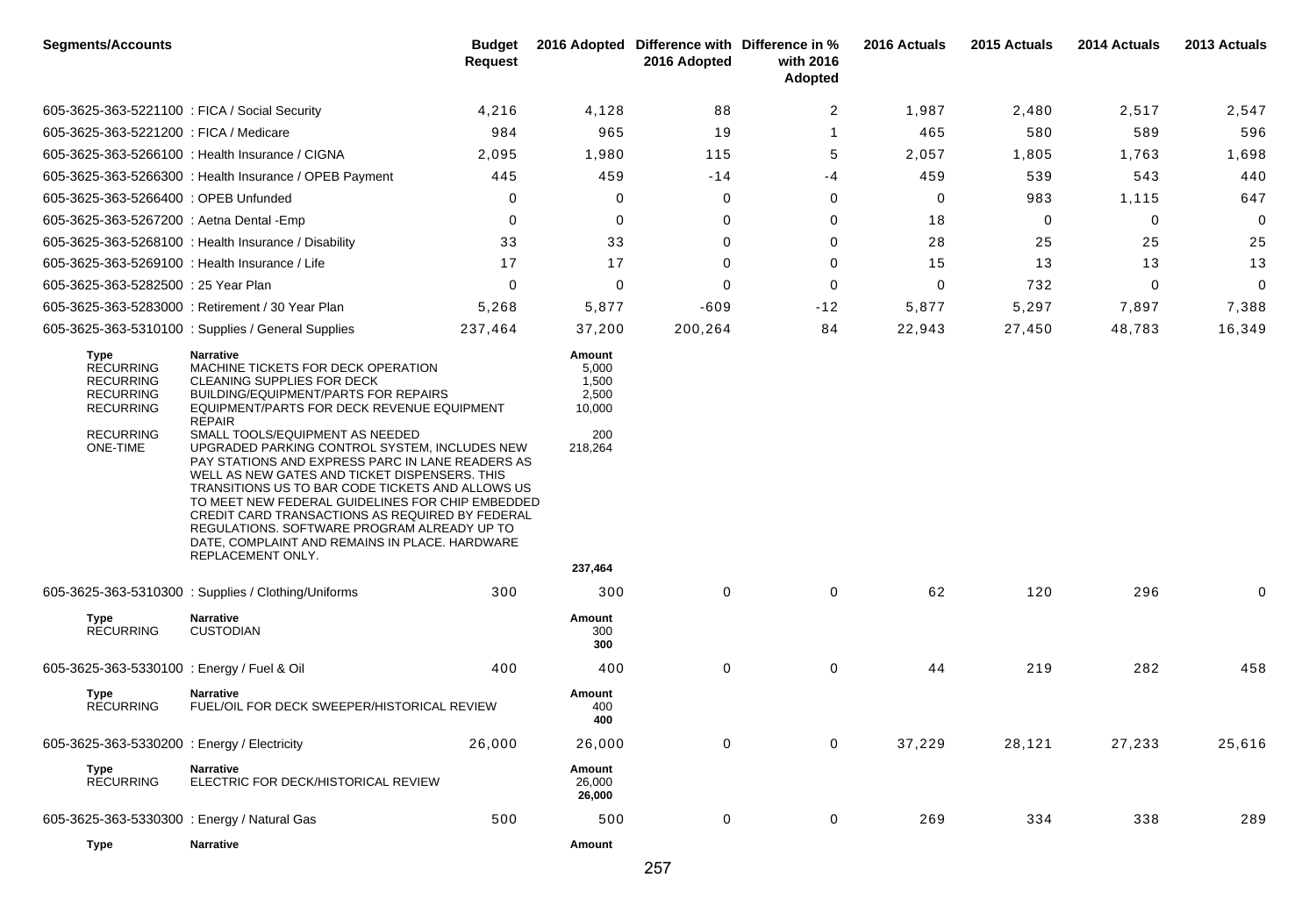| Segments/Accounts | Budget Request | 2016 Adopted | Difference with 2016 Adopted | Difference in % with 2016 Adopted | 2016 Actuals | 2015 Actuals | 2014 Actuals | 2013 Actuals |
|---|---|---|---|---|---|---|---|---|
| 605-3625-363-5221100 : FICA / Social Security | 4,216 | 4,128 | 88 | 2 | 1,987 | 2,480 | 2,517 | 2,547 |
| 605-3625-363-5221200 : FICA / Medicare | 984 | 965 | 19 | 1 | 465 | 580 | 589 | 596 |
| 605-3625-363-5266100 : Health Insurance / CIGNA | 2,095 | 1,980 | 115 | 5 | 2,057 | 1,805 | 1,763 | 1,698 |
| 605-3625-363-5266300 : Health Insurance / OPEB Payment | 445 | 459 | -14 | -4 | 459 | 539 | 543 | 440 |
| 605-3625-363-5266400 : OPEB Unfunded | 0 | 0 | 0 | 0 | 0 | 983 | 1,115 | 647 |
| 605-3625-363-5267200 : Aetna Dental -Emp | 0 | 0 | 0 | 0 | 18 | 0 | 0 | 0 |
| 605-3625-363-5268100 : Health Insurance / Disability | 33 | 33 | 0 | 0 | 28 | 25 | 25 | 25 |
| 605-3625-363-5269100 : Health Insurance / Life | 17 | 17 | 0 | 0 | 15 | 13 | 13 | 13 |
| 605-3625-363-5282500 : 25 Year Plan | 0 | 0 | 0 | 0 | 0 | 732 | 0 | 0 |
| 605-3625-363-5283000 : Retirement / 30 Year Plan | 5,268 | 5,877 | -609 | -12 | 5,877 | 5,297 | 7,897 | 7,388 |
| 605-3625-363-5310100 : Supplies / General Supplies | 237,464 | 37,200 | 200,264 | 84 | 22,943 | 27,450 | 48,783 | 16,349 |

| Type | Narrative | Amount |
|---|---|---|
| RECURRING | MACHINE TICKETS FOR DECK OPERATION | 5,000 |
| RECURRING | CLEANING SUPPLIES FOR DECK | 1,500 |
| RECURRING | BUILDING/EQUIPMENT/PARTS FOR REPAIRS | 2,500 |
| RECURRING | EQUIPMENT/PARTS FOR DECK REVENUE EQUIPMENT REPAIR | 10,000 |
| RECURRING | SMALL TOOLS/EQUIPMENT AS NEEDED | 200 |
| ONE-TIME | UPGRADED PARKING CONTROL SYSTEM, INCLUDES NEW PAY STATIONS AND EXPRESS PARC IN LANE READERS AS WELL AS NEW GATES AND TICKET DISPENSERS. THIS TRANSITIONS US TO BAR CODE TICKETS AND ALLOWS US TO MEET NEW FEDERAL GUIDELINES FOR CHIP EMBEDDED CREDIT CARD TRANSACTIONS AS REQUIRED BY FEDERAL REGULATIONS. SOFTWARE PROGRAM ALREADY UP TO DATE, COMPLAINT AND REMAINS IN PLACE. HARDWARE REPLACEMENT ONLY. | 218,264 |
| | | **237,464** |

| Segments/Accounts | Budget Request | 2016 Adopted | Difference with 2016 Adopted | Difference in % with 2016 Adopted | 2016 Actuals | 2015 Actuals | 2014 Actuals | 2013 Actuals |
|---|---|---|---|---|---|---|---|---|
| 605-3625-363-5310300 : Supplies / Clothing/Uniforms | 300 | 300 | 0 | 0 | 62 | 120 | 296 | 0 |

| Type | Narrative | Amount |
|---|---|---|
| RECURRING | CUSTODIAN | 300 |
| | | **300** |

| Segments/Accounts | Budget Request | 2016 Adopted | Difference with 2016 Adopted | Difference in % with 2016 Adopted | 2016 Actuals | 2015 Actuals | 2014 Actuals | 2013 Actuals |
|---|---|---|---|---|---|---|---|---|
| 605-3625-363-5330100 : Energy / Fuel & Oil | 400 | 400 | 0 | 0 | 44 | 219 | 282 | 458 |

| Type | Narrative | Amount |
|---|---|---|
| RECURRING | FUEL/OIL FOR DECK SWEEPER/HISTORICAL REVIEW | 400 |
| | | **400** |

| Segments/Accounts | Budget Request | 2016 Adopted | Difference with 2016 Adopted | Difference in % with 2016 Adopted | 2016 Actuals | 2015 Actuals | 2014 Actuals | 2013 Actuals |
|---|---|---|---|---|---|---|---|---|
| 605-3625-363-5330200 : Energy / Electricity | 26,000 | 26,000 | 0 | 0 | 37,229 | 28,121 | 27,233 | 25,616 |

| Type | Narrative | Amount |
|---|---|---|
| RECURRING | ELECTRIC FOR DECK/HISTORICAL REVIEW | 26,000 |
| | | **26,000** |

| Segments/Accounts | Budget Request | 2016 Adopted | Difference with 2016 Adopted | Difference in % with 2016 Adopted | 2016 Actuals | 2015 Actuals | 2014 Actuals | 2013 Actuals |
|---|---|---|---|---|---|---|---|---|
| 605-3625-363-5330300 : Energy / Natural Gas | 500 | 500 | 0 | 0 | 269 | 334 | 338 | 289 |

| Type | Narrative | Amount |
|---|---|---|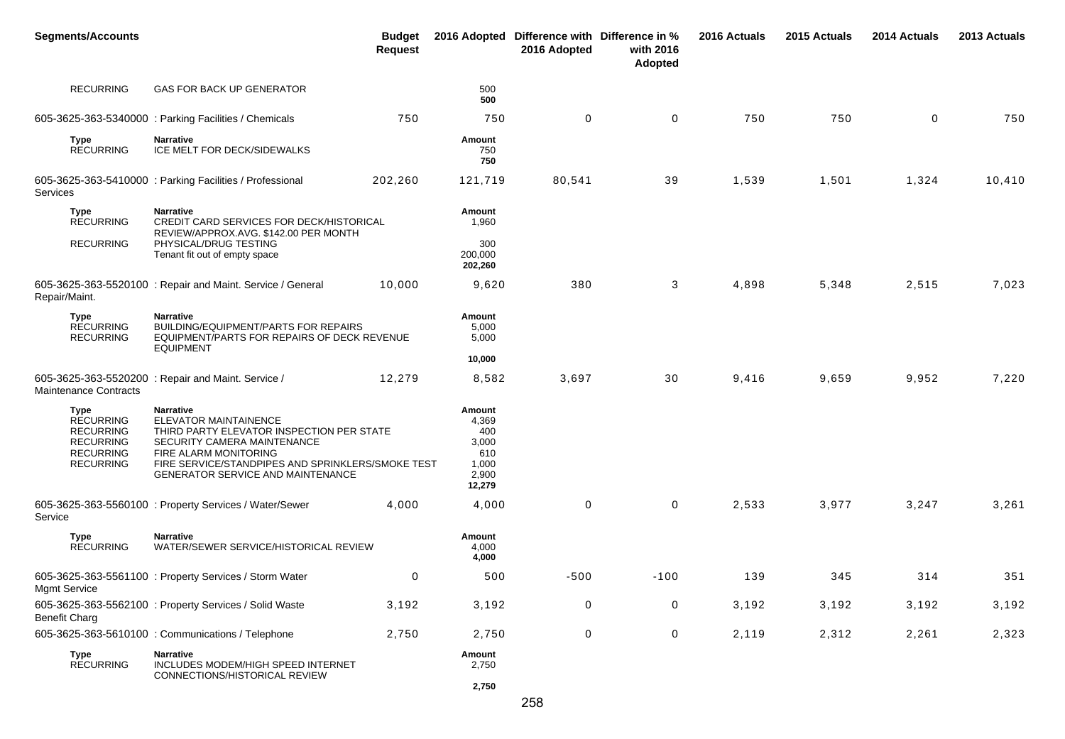| Segments/Accounts | | Budget Request | 2016 Adopted | Difference with 2016 Adopted | Difference in % with 2016 Adopted | 2016 Actuals | 2015 Actuals | 2014 Actuals | 2013 Actuals |
|---|---|---|---|---|---|---|---|---|---|
| RECURRING | GAS FOR BACK UP GENERATOR | | 500 | | | | | | |
| | | | **500** | | | | | | |
| 605-3625-363-5340000 : Parking Facilities / Chemicals | | 750 | 750 | 0 | 0 | 750 | 750 | 0 | 750 |
| **Type** | **Narrative** | | **Amount** | | | | | | |
| RECURRING | ICE MELT FOR DECK/SIDEWALKS | | 750 | | | | | | |
| | | | **750** | | | | | | |
| 605-3625-363-5410000 : Parking Facilities / Professional Services | | 202,260 | 121,719 | 80,541 | 39 | 1,539 | 1,501 | 1,324 | 10,410 |
| **Type** | **Narrative** | | **Amount** | | | | | | |
| RECURRING | CREDIT CARD SERVICES FOR DECK/HISTORICAL REVIEW/APPROX.AVG. $142.00 PER MONTH | | 1,960 | | | | | | |
| RECURRING | PHYSICAL/DRUG TESTING | | 300 | | | | | | |
| | Tenant fit out of empty space | | 200,000 | | | | | | |
| | | | **202,260** | | | | | | |
| 605-3625-363-5520100 : Repair and Maint. Service / General Repair/Maint. | | 10,000 | 9,620 | 380 | 3 | 4,898 | 5,348 | 2,515 | 7,023 |
| **Type** | **Narrative** | | **Amount** | | | | | | |
| RECURRING | BUILDING/EQUIPMENT/PARTS FOR REPAIRS | | 5,000 | | | | | | |
| RECURRING | EQUIPMENT/PARTS FOR REPAIRS OF DECK REVENUE EQUIPMENT | | 5,000 | | | | | | |
| | | | **10,000** | | | | | | |
| 605-3625-363-5520200 : Repair and Maint. Service / Maintenance Contracts | | 12,279 | 8,582 | 3,697 | 30 | 9,416 | 9,659 | 9,952 | 7,220 |
| **Type** | **Narrative** | | **Amount** | | | | | | |
| RECURRING | ELEVATOR MAINTAINENCE | | 4,369 | | | | | | |
| RECURRING | THIRD PARTY ELEVATOR INSPECTION PER STATE | | 400 | | | | | | |
| RECURRING | SECURITY CAMERA MAINTENANCE | | 3,000 | | | | | | |
| RECURRING | FIRE ALARM MONITORING | | 610 | | | | | | |
| RECURRING | FIRE SERVICE/STANDPIPES AND SPRINKLERS/SMOKE TEST | | 1,000 | | | | | | |
| | GENERATOR SERVICE AND MAINTENANCE | | 2,900 | | | | | | |
| | | | **12,279** | | | | | | |
| 605-3625-363-5560100 : Property Services / Water/Sewer Service | | 4,000 | 4,000 | 0 | 0 | 2,533 | 3,977 | 3,247 | 3,261 |
| **Type** | **Narrative** | | **Amount** | | | | | | |
| RECURRING | WATER/SEWER SERVICE/HISTORICAL REVIEW | | 4,000 | | | | | | |
| | | | **4,000** | | | | | | |
| 605-3625-363-5561100 : Property Services / Storm Water Mgmt Service | | 0 | 500 | -500 | -100 | 139 | 345 | 314 | 351 |
| 605-3625-363-5562100 : Property Services / Solid Waste Benefit Charg | | 3,192 | 3,192 | 0 | 0 | 3,192 | 3,192 | 3,192 | 3,192 |
| 605-3625-363-5610100 : Communications / Telephone | | 2,750 | 2,750 | 0 | 0 | 2,119 | 2,312 | 2,261 | 2,323 |
| **Type** | **Narrative** | | **Amount** | | | | | | |
| RECURRING | INCLUDES MODEM/HIGH SPEED INTERNET CONNECTIONS/HISTORICAL REVIEW | | 2,750 | | | | | | |
| | | | **2,750** | | | | | | |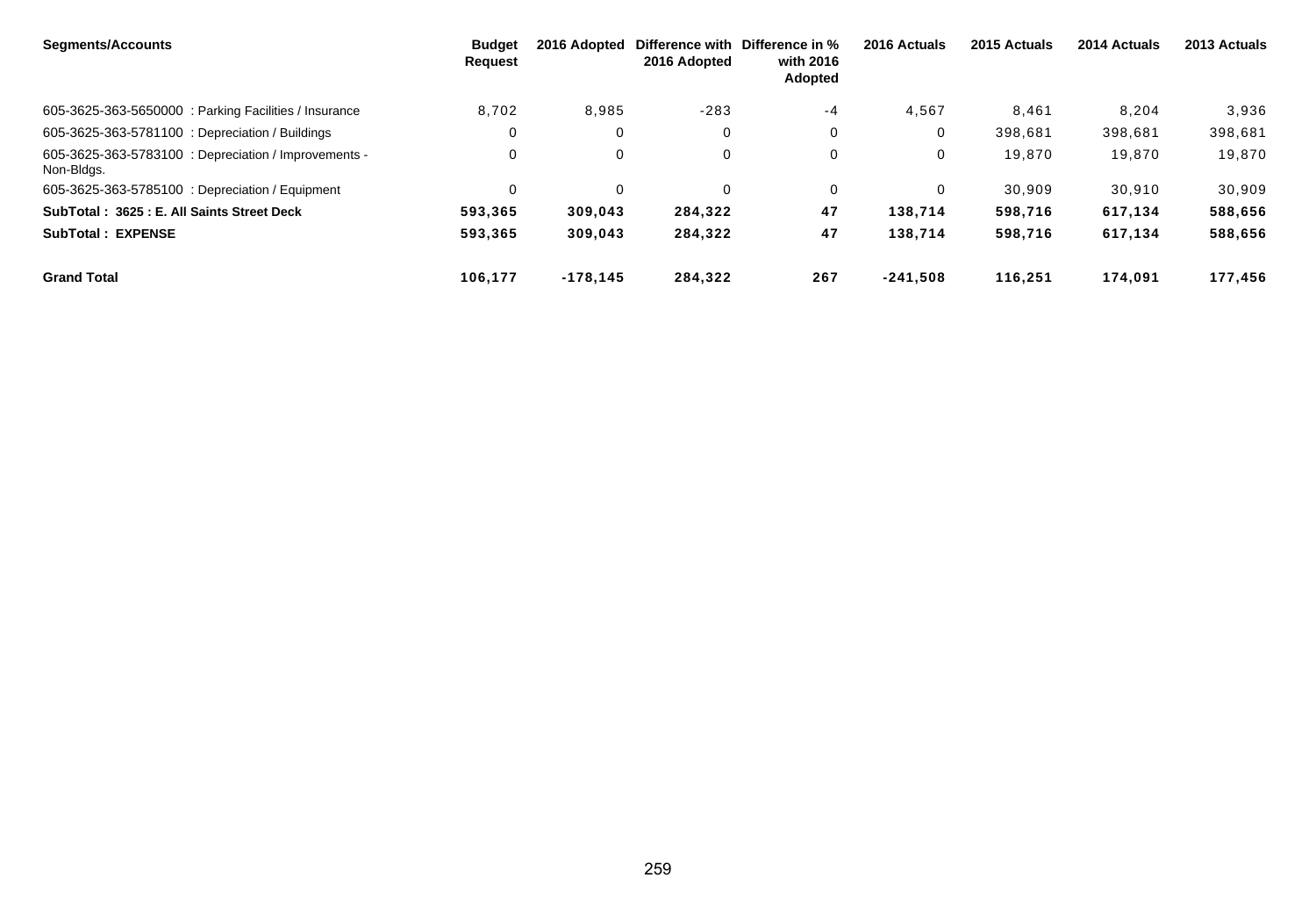| Segments/Accounts | Budget Request | 2016 Adopted | Difference with 2016 Adopted | Difference in % with 2016 Adopted | 2016 Actuals | 2015 Actuals | 2014 Actuals | 2013 Actuals |
|---|---|---|---|---|---|---|---|---|
| 605-3625-363-5650000 : Parking Facilities / Insurance | 8,702 | 8,985 | -283 | -4 | 4,567 | 8,461 | 8,204 | 3,936 |
| 605-3625-363-5781100 : Depreciation / Buildings | 0 | 0 | 0 | 0 | 0 | 398,681 | 398,681 | 398,681 |
| 605-3625-363-5783100 : Depreciation / Improvements - Non-Bldgs. | 0 | 0 | 0 | 0 | 0 | 19,870 | 19,870 | 19,870 |
| 605-3625-363-5785100 : Depreciation / Equipment | 0 | 0 | 0 | 0 | 0 | 30,909 | 30,910 | 30,909 |
| **SubTotal : 3625 : E. All Saints Street Deck** | **593,365** | **309,043** | **284,322** | **47** | **138,714** | **598,716** | **617,134** | **588,656** |
| **SubTotal : EXPENSE** | **593,365** | **309,043** | **284,322** | **47** | **138,714** | **598,716** | **617,134** | **588,656** |
| **Grand Total** | **106,177** | **-178,145** | **284,322** | **267** | **-241,508** | **116,251** | **174,091** | **177,456** |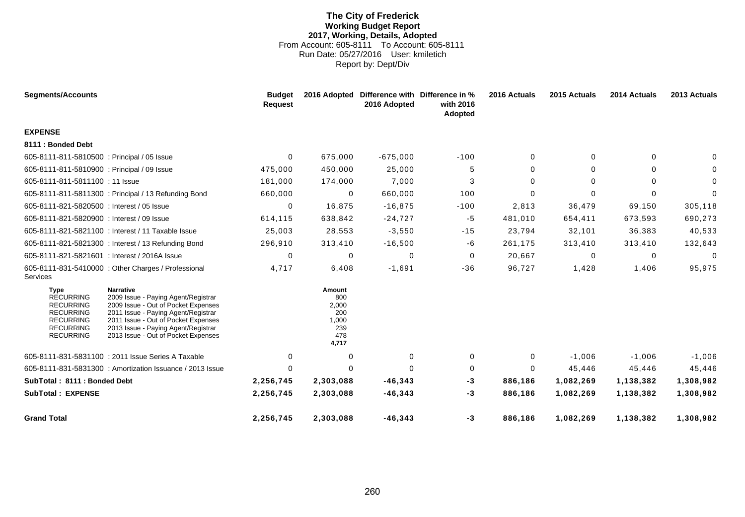# The City of Frederick

## Working Budget Report

### 2017, Working, Details, Adopted

From Account: 605-8111 To Account: 605-8111

Run Date: 05/27/2016 User: kmiletich

Report by: Dept/Div

| Segments/Accounts | Budget Request | 2016 Adopted | Difference with 2016 Adopted | Difference in % with 2016 Adopted | 2016 Actuals | 2015 Actuals | 2014 Actuals | 2013 Actuals |
|---|---|---|---|---|---|---|---|---|
| **EXPENSE** | | | | | | | | |
| **8111 : Bonded Debt** | | | | | | | | |
| 605-8111-811-5810500 : Principal / 05 Issue | 0 | 675,000 | -675,000 | -100 | 0 | 0 | 0 | 0 |
| 605-8111-811-5810900 : Principal / 09 Issue | 475,000 | 450,000 | 25,000 | 5 | 0 | 0 | 0 | 0 |
| 605-8111-811-5811100 : 11 Issue | 181,000 | 174,000 | 7,000 | 3 | 0 | 0 | 0 | 0 |
| 605-8111-811-5811300 : Principal / 13 Refunding Bond | 660,000 | 0 | 660,000 | 100 | 0 | 0 | 0 | 0 |
| 605-8111-821-5820500 : Interest / 05 Issue | 0 | 16,875 | -16,875 | -100 | 2,813 | 36,479 | 69,150 | 305,118 |
| 605-8111-821-5820900 : Interest / 09 Issue | 614,115 | 638,842 | -24,727 | -5 | 481,010 | 654,411 | 673,593 | 690,273 |
| 605-8111-821-5821100 : Interest / 11 Taxable Issue | 25,003 | 28,553 | -3,550 | -15 | 23,794 | 32,101 | 36,383 | 40,533 |
| 605-8111-821-5821300 : Interest / 13 Refunding Bond | 296,910 | 313,410 | -16,500 | -6 | 261,175 | 313,410 | 313,410 | 132,643 |
| 605-8111-821-5821601 : Interest / 2016A Issue | 0 | 0 | 0 | 0 | 20,667 | 0 | 0 | 0 |
| 605-8111-831-5410000 : Other Charges / Professional Services | 4,717 | 6,408 | -1,691 | -36 | 96,727 | 1,428 | 1,406 | 95,975 |

| Type | Narrative | Amount |
|---|---|---|
| RECURRING | 2009 Issue - Paying Agent/Registrar | 800 |
| RECURRING | 2009 Issue - Out of Pocket Expenses | 2,000 |
| RECURRING | 2011 Issue - Paying Agent/Registrar | 200 |
| RECURRING | 2011 Issue - Out of Pocket Expenses | 1,000 |
| RECURRING | 2013 Issue - Paying Agent/Registrar | 239 |
| RECURRING | 2013 Issue - Out of Pocket Expenses | 478 |
| | | **4,717** |

| Segments/Accounts | Budget Request | 2016 Adopted | Difference with 2016 Adopted | Difference in % with 2016 Adopted | 2016 Actuals | 2015 Actuals | 2014 Actuals | 2013 Actuals |
|---|---|---|---|---|---|---|---|---|
| 605-8111-831-5831100 : 2011 Issue Series A Taxable | 0 | 0 | 0 | 0 | 0 | -1,006 | -1,006 | -1,006 |
| 605-8111-831-5831300 : Amortization Issuance / 2013 Issue | 0 | 0 | 0 | 0 | 0 | 45,446 | 45,446 | 45,446 |
| **SubTotal : 8111 : Bonded Debt** | **2,256,745** | **2,303,088** | **-46,343** | **-3** | **886,186** | **1,082,269** | **1,138,382** | **1,308,982** |
| **SubTotal : EXPENSE** | **2,256,745** | **2,303,088** | **-46,343** | **-3** | **886,186** | **1,082,269** | **1,138,382** | **1,308,982** |
| **Grand Total** | **2,256,745** | **2,303,088** | **-46,343** | **-3** | **886,186** | **1,082,269** | **1,138,382** | **1,308,982** |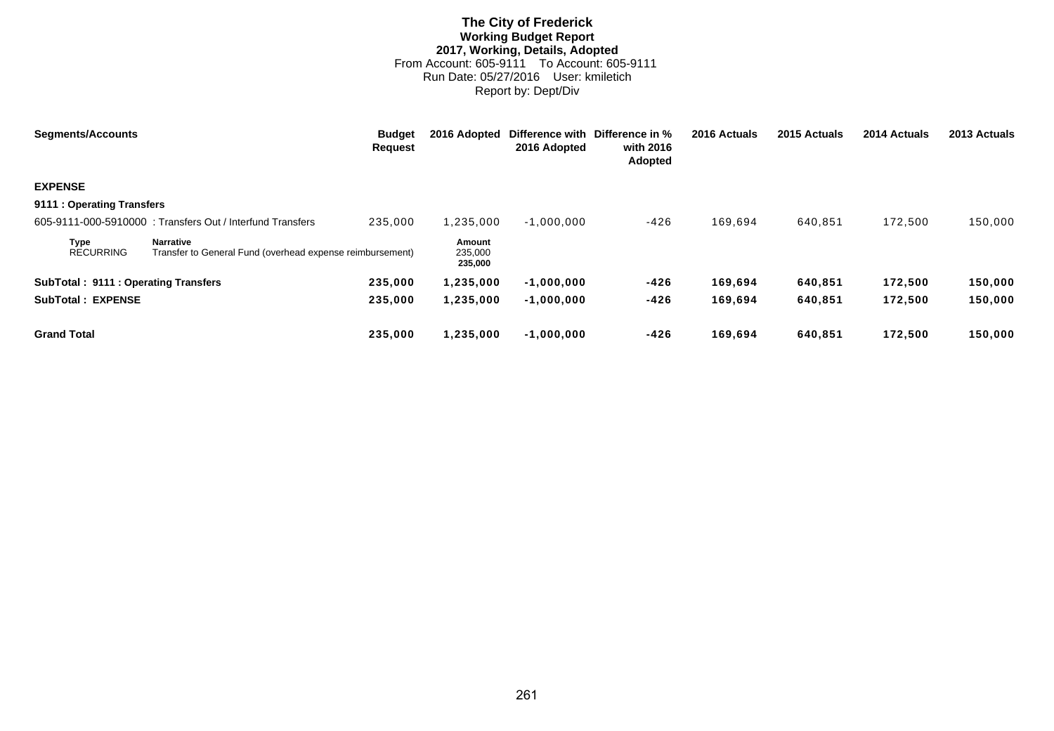# The City of Frederick

**Working Budget Report**

**2017, Working, Details, Adopted**

From Account: 605-9111 To Account: 605-9111

Run Date: 05/27/2016 User: kmiletich

Report by: Dept/Div

| Segments/Accounts | Budget Request | 2016 Adopted | Difference with 2016 Adopted | Difference in % with 2016 Adopted | 2016 Actuals | 2015 Actuals | 2014 Actuals | 2013 Actuals |
|---|---|---|---|---|---|---|---|---|
| **EXPENSE** | | | | | | | | |
| **9111 : Operating Transfers** | | | | | | | | |
| 605-9111-000-5910000 : Transfers Out / Interfund Transfers | 235,000 | 1,235,000 | -1,000,000 | -426 | 169,694 | 640,851 | 172,500 | 150,000 |
| **Type** / **Narrative** | | **Amount** | | | | | | |
| RECURRING / Transfer to General Fund (overhead expense reimbursement) | | 235,000 | | | | | | |
| | | **235,000** | | | | | | |
| **SubTotal : 9111 : Operating Transfers** | **235,000** | **1,235,000** | **-1,000,000** | **-426** | **169,694** | **640,851** | **172,500** | **150,000** |
| **SubTotal : EXPENSE** | **235,000** | **1,235,000** | **-1,000,000** | **-426** | **169,694** | **640,851** | **172,500** | **150,000** |
| **Grand Total** | **235,000** | **1,235,000** | **-1,000,000** | **-426** | **169,694** | **640,851** | **172,500** | **150,000** |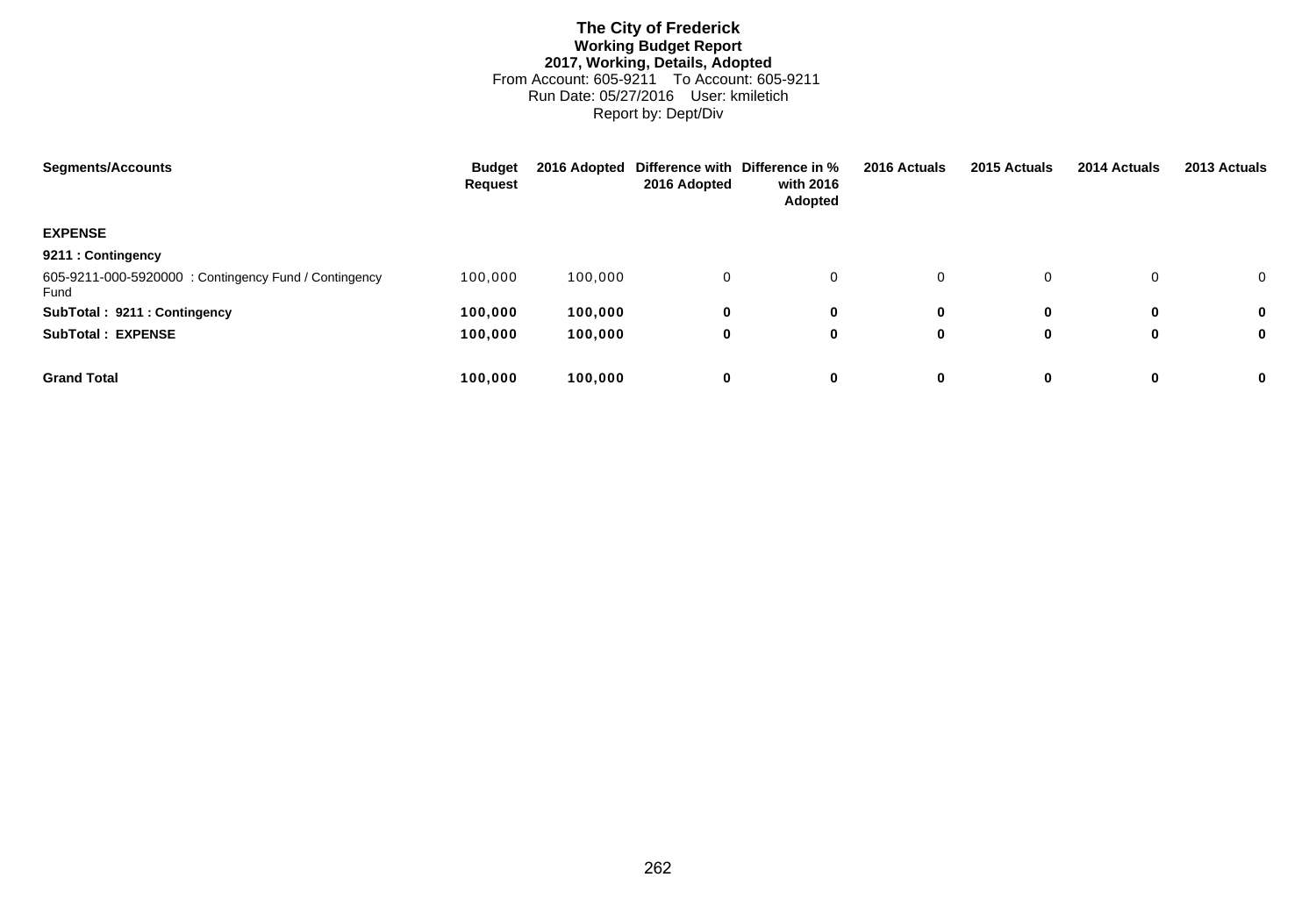# The City of Frederick

## Working Budget Report

### 2017, Working, Details, Adopted

From Account: 605-9211 To Account: 605-9211

Run Date: 05/27/2016 User: kmiletich

Report by: Dept/Div

| Segments/Accounts | Budget Request | 2016 Adopted | Difference with 2016 Adopted | Difference in % with 2016 Adopted | 2016 Actuals | 2015 Actuals | 2014 Actuals | 2013 Actuals |
|---|---|---|---|---|---|---|---|---|
| **EXPENSE** | | | | | | | | |
| **9211 : Contingency** | | | | | | | | |
| 605-9211-000-5920000 : Contingency Fund / Contingency Fund | 100,000 | 100,000 | 0 | 0 | 0 | 0 | 0 | 0 |
| **SubTotal : 9211 : Contingency** | **100,000** | **100,000** | **0** | **0** | **0** | **0** | **0** | **0** |
| **SubTotal : EXPENSE** | **100,000** | **100,000** | **0** | **0** | **0** | **0** | **0** | **0** |
| **Grand Total** | **100,000** | **100,000** | **0** | **0** | **0** | **0** | **0** | **0** |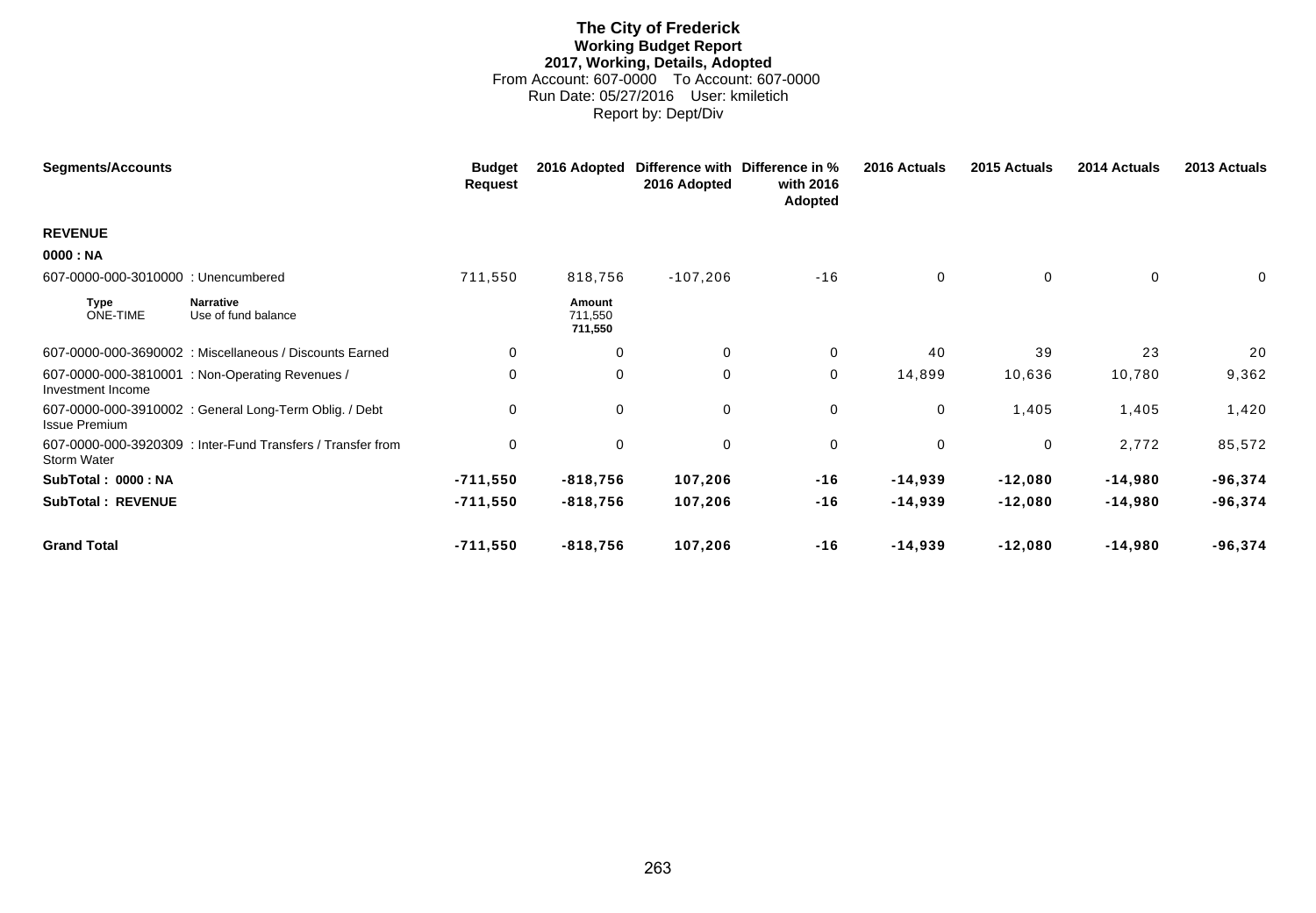# The City of Frederick
## Working Budget Report
### 2017, Working, Details, Adopted

From Account: 607-0000 To Account: 607-0000
Run Date: 05/27/2016 User: kmiletich
Report by: Dept/Div

| Segments/Accounts | Budget Request | 2016 Adopted | Difference with 2016 Adopted | Difference in % with 2016 Adopted | 2016 Actuals | 2015 Actuals | 2014 Actuals | 2013 Actuals |
|---|---|---|---|---|---|---|---|---|
| **REVENUE** | | | | | | | | |
| **0000 : NA** | | | | | | | | |
| 607-0000-000-3010000 : Unencumbered | 711,550 | 818,756 | -107,206 | -16 | 0 | 0 | 0 | 0 |
| **Type** ONE-TIME — **Narrative** Use of fund balance | | **Amount** 711,550 **711,550** | | | | | | |
| 607-0000-000-3690002 : Miscellaneous / Discounts Earned | 0 | 0 | 0 | 0 | 40 | 39 | 23 | 20 |
| 607-0000-000-3810001 : Non-Operating Revenues / Investment Income | 0 | 0 | 0 | 0 | 14,899 | 10,636 | 10,780 | 9,362 |
| 607-0000-000-3910002 : General Long-Term Oblig. / Debt Issue Premium | 0 | 0 | 0 | 0 | 0 | 1,405 | 1,405 | 1,420 |
| 607-0000-000-3920309 : Inter-Fund Transfers / Transfer from Storm Water | 0 | 0 | 0 | 0 | 0 | 0 | 2,772 | 85,572 |
| **SubTotal : 0000 : NA** | **-711,550** | **-818,756** | **107,206** | **-16** | **-14,939** | **-12,080** | **-14,980** | **-96,374** |
| **SubTotal : REVENUE** | **-711,550** | **-818,756** | **107,206** | **-16** | **-14,939** | **-12,080** | **-14,980** | **-96,374** |
| **Grand Total** | **-711,550** | **-818,756** | **107,206** | **-16** | **-14,939** | **-12,080** | **-14,980** | **-96,374** |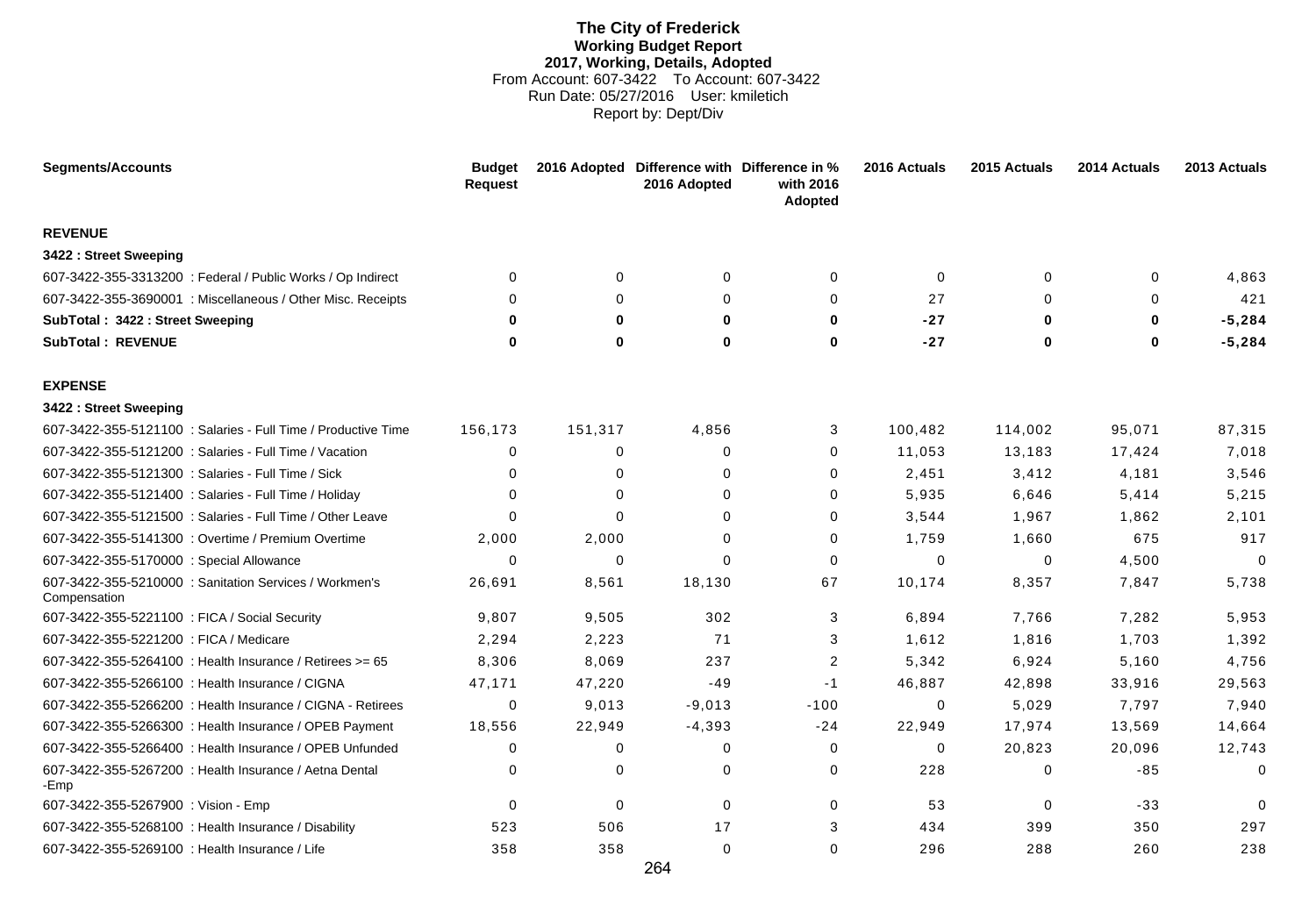# The City of Frederick

**Working Budget Report**
**2017, Working, Details, Adopted**
From Account: 607-3422 To Account: 607-3422
Run Date: 05/27/2016 User: kmiletich
Report by: Dept/Div

| Segments/Accounts | Budget Request | 2016 Adopted | Difference with 2016 Adopted | Difference in % with 2016 Adopted | 2016 Actuals | 2015 Actuals | 2014 Actuals | 2013 Actuals |
|---|---|---|---|---|---|---|---|---|
| **REVENUE** | | | | | | | | |
| **3422 : Street Sweeping** | | | | | | | | |
| 607-3422-355-3313200 : Federal / Public Works / Op Indirect | 0 | 0 | 0 | 0 | 0 | 0 | 0 | 4,863 |
| 607-3422-355-3690001 : Miscellaneous / Other Misc. Receipts | 0 | 0 | 0 | 0 | 27 | 0 | 0 | 421 |
| **SubTotal : 3422 : Street Sweeping** | **0** | **0** | **0** | **0** | **-27** | **0** | **0** | **-5,284** |
| **SubTotal : REVENUE** | **0** | **0** | **0** | **0** | **-27** | **0** | **0** | **-5,284** |
| **EXPENSE** | | | | | | | | |
| **3422 : Street Sweeping** | | | | | | | | |
| 607-3422-355-5121100 : Salaries - Full Time / Productive Time | 156,173 | 151,317 | 4,856 | 3 | 100,482 | 114,002 | 95,071 | 87,315 |
| 607-3422-355-5121200 : Salaries - Full Time / Vacation | 0 | 0 | 0 | 0 | 11,053 | 13,183 | 17,424 | 7,018 |
| 607-3422-355-5121300 : Salaries - Full Time / Sick | 0 | 0 | 0 | 0 | 2,451 | 3,412 | 4,181 | 3,546 |
| 607-3422-355-5121400 : Salaries - Full Time / Holiday | 0 | 0 | 0 | 0 | 5,935 | 6,646 | 5,414 | 5,215 |
| 607-3422-355-5121500 : Salaries - Full Time / Other Leave | 0 | 0 | 0 | 0 | 3,544 | 1,967 | 1,862 | 2,101 |
| 607-3422-355-5141300 : Overtime / Premium Overtime | 2,000 | 2,000 | 0 | 0 | 1,759 | 1,660 | 675 | 917 |
| 607-3422-355-5170000 : Special Allowance | 0 | 0 | 0 | 0 | 0 | 0 | 4,500 | 0 |
| 607-3422-355-5210000 : Sanitation Services / Workmen's Compensation | 26,691 | 8,561 | 18,130 | 67 | 10,174 | 8,357 | 7,847 | 5,738 |
| 607-3422-355-5221100 : FICA / Social Security | 9,807 | 9,505 | 302 | 3 | 6,894 | 7,766 | 7,282 | 5,953 |
| 607-3422-355-5221200 : FICA / Medicare | 2,294 | 2,223 | 71 | 3 | 1,612 | 1,816 | 1,703 | 1,392 |
| 607-3422-355-5264100 : Health Insurance / Retirees >= 65 | 8,306 | 8,069 | 237 | 2 | 5,342 | 6,924 | 5,160 | 4,756 |
| 607-3422-355-5266100 : Health Insurance / CIGNA | 47,171 | 47,220 | -49 | -1 | 46,887 | 42,898 | 33,916 | 29,563 |
| 607-3422-355-5266200 : Health Insurance / CIGNA - Retirees | 0 | 9,013 | -9,013 | -100 | 0 | 5,029 | 7,797 | 7,940 |
| 607-3422-355-5266300 : Health Insurance / OPEB Payment | 18,556 | 22,949 | -4,393 | -24 | 22,949 | 17,974 | 13,569 | 14,664 |
| 607-3422-355-5266400 : Health Insurance / OPEB Unfunded | 0 | 0 | 0 | 0 | 0 | 20,823 | 20,096 | 12,743 |
| 607-3422-355-5267200 : Health Insurance / Aetna Dental -Emp | 0 | 0 | 0 | 0 | 228 | 0 | -85 | 0 |
| 607-3422-355-5267900 : Vision - Emp | 0 | 0 | 0 | 0 | 53 | 0 | -33 | 0 |
| 607-3422-355-5268100 : Health Insurance / Disability | 523 | 506 | 17 | 3 | 434 | 399 | 350 | 297 |
| 607-3422-355-5269100 : Health Insurance / Life | 358 | 358 | 0 | 0 | 296 | 288 | 260 | 238 |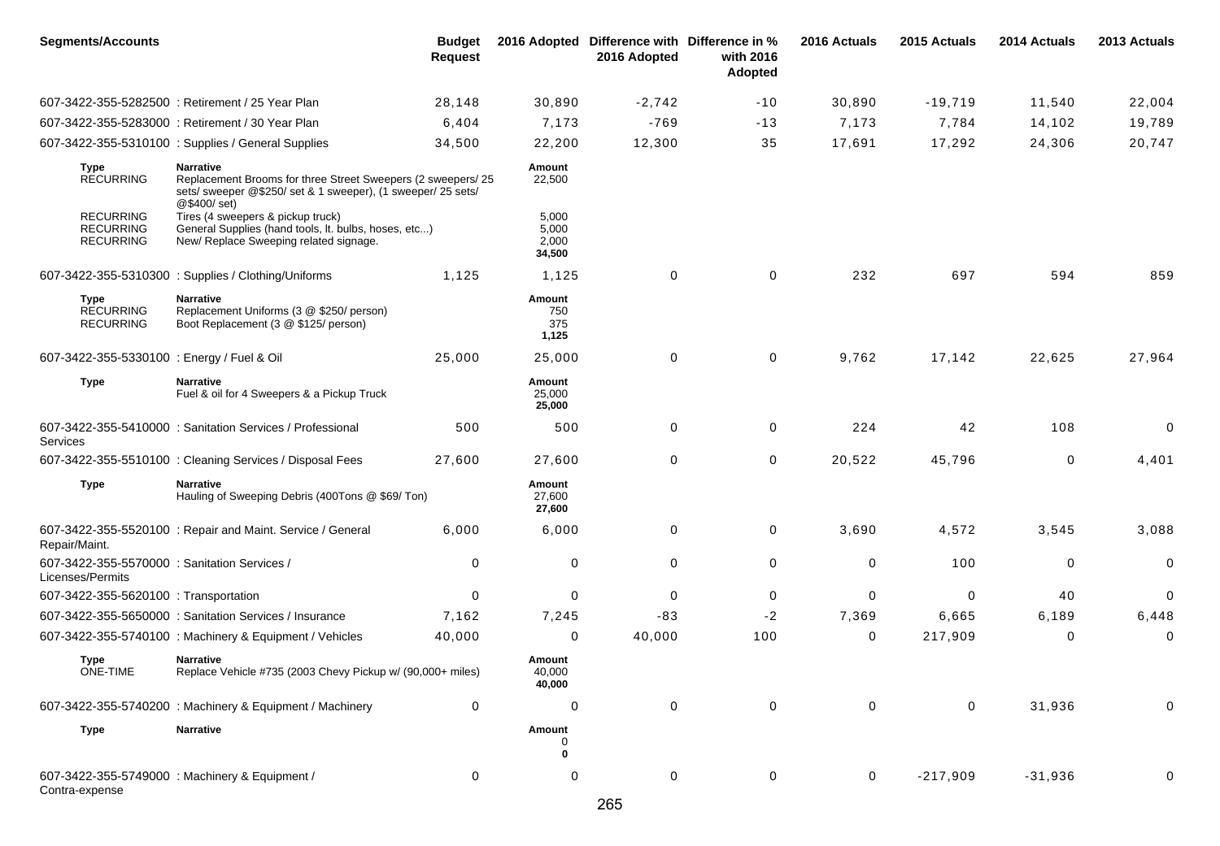| Segments/Accounts | | Budget Request | 2016 Adopted | Difference with 2016 Adopted | Difference in % with 2016 Adopted | 2016 Actuals | 2015 Actuals | 2014 Actuals | 2013 Actuals |
|---|---|---|---|---|---|---|---|---|---|
| 607-3422-355-5282500 : Retirement / 25 Year Plan | | 28,148 | 30,890 | -2,742 | -10 | 30,890 | -19,719 | 11,540 | 22,004 |
| 607-3422-355-5283000 : Retirement / 30 Year Plan | | 6,404 | 7,173 | -769 | -13 | 7,173 | 7,784 | 14,102 | 19,789 |
| 607-3422-355-5310100 : Supplies / General Supplies | | 34,500 | 22,200 | 12,300 | 35 | 17,691 | 17,292 | 24,306 | 20,747 |
| **Type** | **Narrative** | | **Amount** | | | | | | |
| RECURRING | Replacement Brooms for three Street Sweepers (2 sweepers/ 25 sets/ sweeper @$250/ set & 1 sweeper), (1 sweeper/ 25 sets/ @$400/ set) | | 22,500 | | | | | | |
| RECURRING | Tires (4 sweepers & pickup truck) | | 5,000 | | | | | | |
| RECURRING | General Supplies (hand tools, lt. bulbs, hoses, etc...) | | 5,000 | | | | | | |
| RECURRING | New/ Replace Sweeping related signage. | | 2,000 | | | | | | |
| | | | **34,500** | | | | | | |
| 607-3422-355-5310300 : Supplies / Clothing/Uniforms | | 1,125 | 1,125 | 0 | 0 | 232 | 697 | 594 | 859 |
| **Type** | **Narrative** | | **Amount** | | | | | | |
| RECURRING | Replacement Uniforms (3 @ $250/ person) | | 750 | | | | | | |
| RECURRING | Boot Replacement (3 @ $125/ person) | | 375 | | | | | | |
| | | | **1,125** | | | | | | |
| 607-3422-355-5330100 : Energy / Fuel & Oil | | 25,000 | 25,000 | 0 | 0 | 9,762 | 17,142 | 22,625 | 27,964 |
| **Type** | **Narrative** | | **Amount** | | | | | | |
| | Fuel & oil for 4 Sweepers & a Pickup Truck | | 25,000 | | | | | | |
| | | | **25,000** | | | | | | |
| 607-3422-355-5410000 : Sanitation Services / Professional Services | | 500 | 500 | 0 | 0 | 224 | 42 | 108 | 0 |
| 607-3422-355-5510100 : Cleaning Services / Disposal Fees | | 27,600 | 27,600 | 0 | 0 | 20,522 | 45,796 | 0 | 4,401 |
| **Type** | **Narrative** | | **Amount** | | | | | | |
| | Hauling of Sweeping Debris (400Tons @ $69/ Ton) | | 27,600 | | | | | | |
| | | | **27,600** | | | | | | |
| 607-3422-355-5520100 : Repair and Maint. Service / General Repair/Maint. | | 6,000 | 6,000 | 0 | 0 | 3,690 | 4,572 | 3,545 | 3,088 |
| 607-3422-355-5570000 : Sanitation Services / Licenses/Permits | | 0 | 0 | 0 | 0 | 0 | 100 | 0 | 0 |
| 607-3422-355-5620100 : Transportation | | 0 | 0 | 0 | 0 | 0 | 0 | 40 | 0 |
| 607-3422-355-5650000 : Sanitation Services / Insurance | | 7,162 | 7,245 | -83 | -2 | 7,369 | 6,665 | 6,189 | 6,448 |
| 607-3422-355-5740100 : Machinery & Equipment / Vehicles | | 40,000 | 0 | 40,000 | 100 | 0 | 217,909 | 0 | 0 |
| **Type** | **Narrative** | | **Amount** | | | | | | |
| ONE-TIME | Replace Vehicle #735 (2003 Chevy Pickup w/ (90,000+ miles) | | 40,000 | | | | | | |
| | | | **40,000** | | | | | | |
| 607-3422-355-5740200 : Machinery & Equipment / Machinery | | 0 | 0 | 0 | 0 | 0 | 0 | 31,936 | 0 |
| **Type** | **Narrative** | | **Amount** | | | | | | |
| | | | 0 | | | | | | |
| | | | **0** | | | | | | |
| 607-3422-355-5749000 : Machinery & Equipment / Contra-expense | | 0 | 0 | 0 | 0 | 0 | -217,909 | -31,936 | 0 |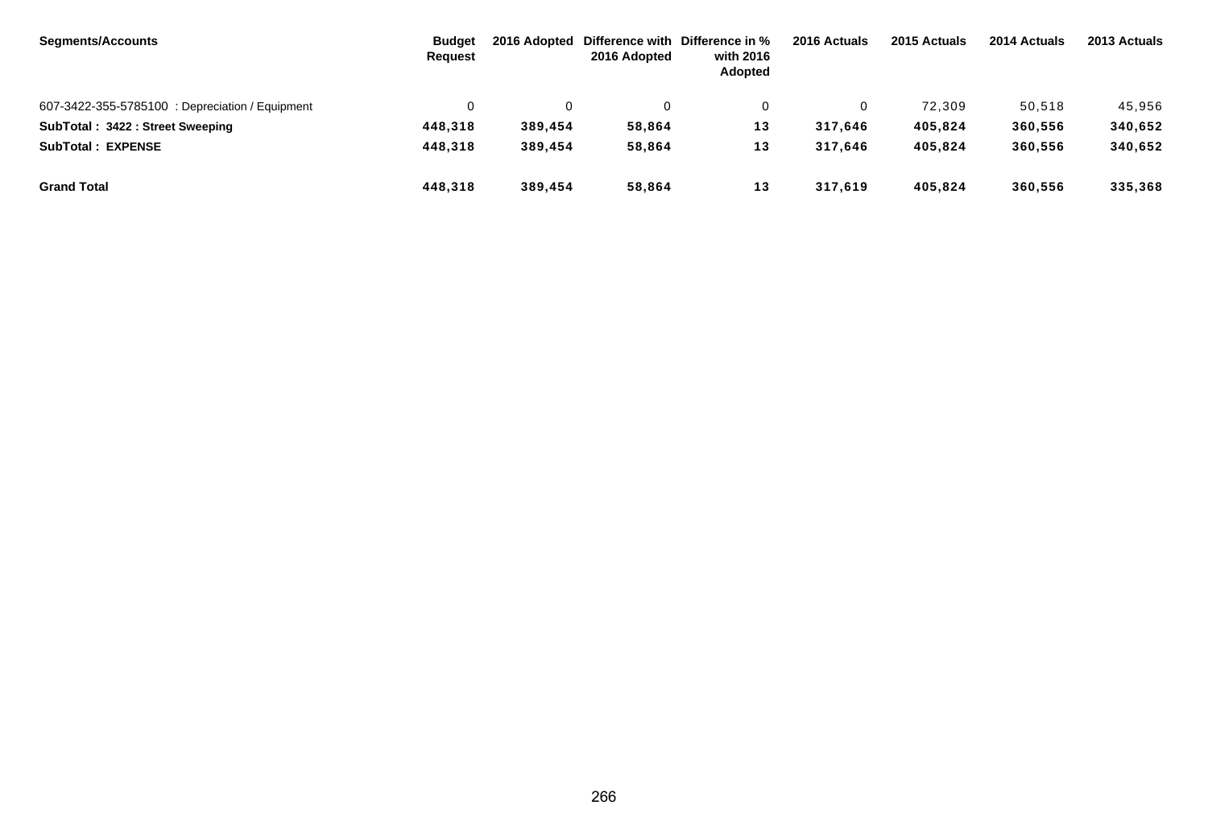| Segments/Accounts | Budget Request | 2016 Adopted | Difference with 2016 Adopted | Difference in % with 2016 Adopted | 2016 Actuals | 2015 Actuals | 2014 Actuals | 2013 Actuals |
|---|---|---|---|---|---|---|---|---|
| 607-3422-355-5785100 : Depreciation / Equipment | 0 | 0 | 0 | 0 | 0 | 72,309 | 50,518 | 45,956 |
| **SubTotal : 3422 : Street Sweeping** | **448,318** | **389,454** | **58,864** | **13** | **317,646** | **405,824** | **360,556** | **340,652** |
| **SubTotal : EXPENSE** | **448,318** | **389,454** | **58,864** | **13** | **317,646** | **405,824** | **360,556** | **340,652** |
| **Grand Total** | **448,318** | **389,454** | **58,864** | **13** | **317,619** | **405,824** | **360,556** | **335,368** |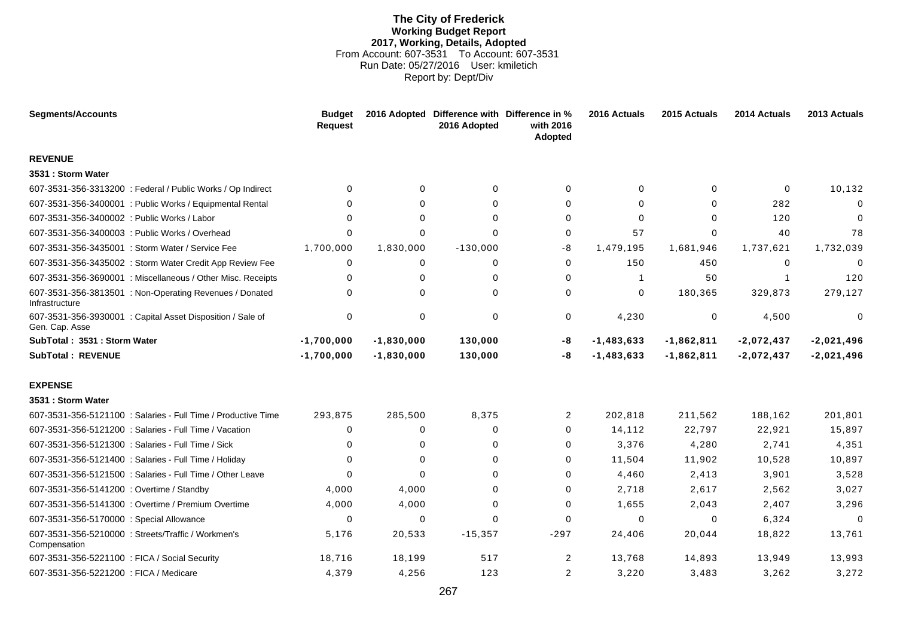# The City of Frederick
## Working Budget Report
### 2017, Working, Details, Adopted

From Account: 607-3531 To Account: 607-3531
Run Date: 05/27/2016 User: kmiletich
Report by: Dept/Div

| Segments/Accounts | Budget Request | 2016 Adopted | Difference with 2016 Adopted | Difference in % with 2016 Adopted | 2016 Actuals | 2015 Actuals | 2014 Actuals | 2013 Actuals |
|---|---|---|---|---|---|---|---|---|
| **REVENUE** | | | | | | | | |
| **3531 : Storm Water** | | | | | | | | |
| 607-3531-356-3313200 : Federal / Public Works / Op Indirect | 0 | 0 | 0 | 0 | 0 | 0 | 0 | 10,132 |
| 607-3531-356-3400001 : Public Works / Equipmental Rental | 0 | 0 | 0 | 0 | 0 | 0 | 282 | 0 |
| 607-3531-356-3400002 : Public Works / Labor | 0 | 0 | 0 | 0 | 0 | 0 | 120 | 0 |
| 607-3531-356-3400003 : Public Works / Overhead | 0 | 0 | 0 | 0 | 57 | 0 | 40 | 78 |
| 607-3531-356-3435001 : Storm Water / Service Fee | 1,700,000 | 1,830,000 | -130,000 | -8 | 1,479,195 | 1,681,946 | 1,737,621 | 1,732,039 |
| 607-3531-356-3435002 : Storm Water Credit App Review Fee | 0 | 0 | 0 | 0 | 150 | 450 | 0 | 0 |
| 607-3531-356-3690001 : Miscellaneous / Other Misc. Receipts | 0 | 0 | 0 | 0 | 1 | 50 | 1 | 120 |
| 607-3531-356-3813501 : Non-Operating Revenues / Donated Infrastructure | 0 | 0 | 0 | 0 | 0 | 180,365 | 329,873 | 279,127 |
| 607-3531-356-3930001 : Capital Asset Disposition / Sale of Gen. Cap. Asse | 0 | 0 | 0 | 0 | 4,230 | 0 | 4,500 | 0 |
| **SubTotal : 3531 : Storm Water** | **-1,700,000** | **-1,830,000** | **130,000** | **-8** | **-1,483,633** | **-1,862,811** | **-2,072,437** | **-2,021,496** |
| **SubTotal : REVENUE** | **-1,700,000** | **-1,830,000** | **130,000** | **-8** | **-1,483,633** | **-1,862,811** | **-2,072,437** | **-2,021,496** |
| **EXPENSE** | | | | | | | | |
| **3531 : Storm Water** | | | | | | | | |
| 607-3531-356-5121100 : Salaries - Full Time / Productive Time | 293,875 | 285,500 | 8,375 | 2 | 202,818 | 211,562 | 188,162 | 201,801 |
| 607-3531-356-5121200 : Salaries - Full Time / Vacation | 0 | 0 | 0 | 0 | 14,112 | 22,797 | 22,921 | 15,897 |
| 607-3531-356-5121300 : Salaries - Full Time / Sick | 0 | 0 | 0 | 0 | 3,376 | 4,280 | 2,741 | 4,351 |
| 607-3531-356-5121400 : Salaries - Full Time / Holiday | 0 | 0 | 0 | 0 | 11,504 | 11,902 | 10,528 | 10,897 |
| 607-3531-356-5121500 : Salaries - Full Time / Other Leave | 0 | 0 | 0 | 0 | 4,460 | 2,413 | 3,901 | 3,528 |
| 607-3531-356-5141200 : Overtime / Standby | 4,000 | 4,000 | 0 | 0 | 2,718 | 2,617 | 2,562 | 3,027 |
| 607-3531-356-5141300 : Overtime / Premium Overtime | 4,000 | 4,000 | 0 | 0 | 1,655 | 2,043 | 2,407 | 3,296 |
| 607-3531-356-5170000 : Special Allowance | 0 | 0 | 0 | 0 | 0 | 0 | 6,324 | 0 |
| 607-3531-356-5210000 : Streets/Traffic / Workmen's Compensation | 5,176 | 20,533 | -15,357 | -297 | 24,406 | 20,044 | 18,822 | 13,761 |
| 607-3531-356-5221100 : FICA / Social Security | 18,716 | 18,199 | 517 | 2 | 13,768 | 14,893 | 13,949 | 13,993 |
| 607-3531-356-5221200 : FICA / Medicare | 4,379 | 4,256 | 123 | 2 | 3,220 | 3,483 | 3,262 | 3,272 |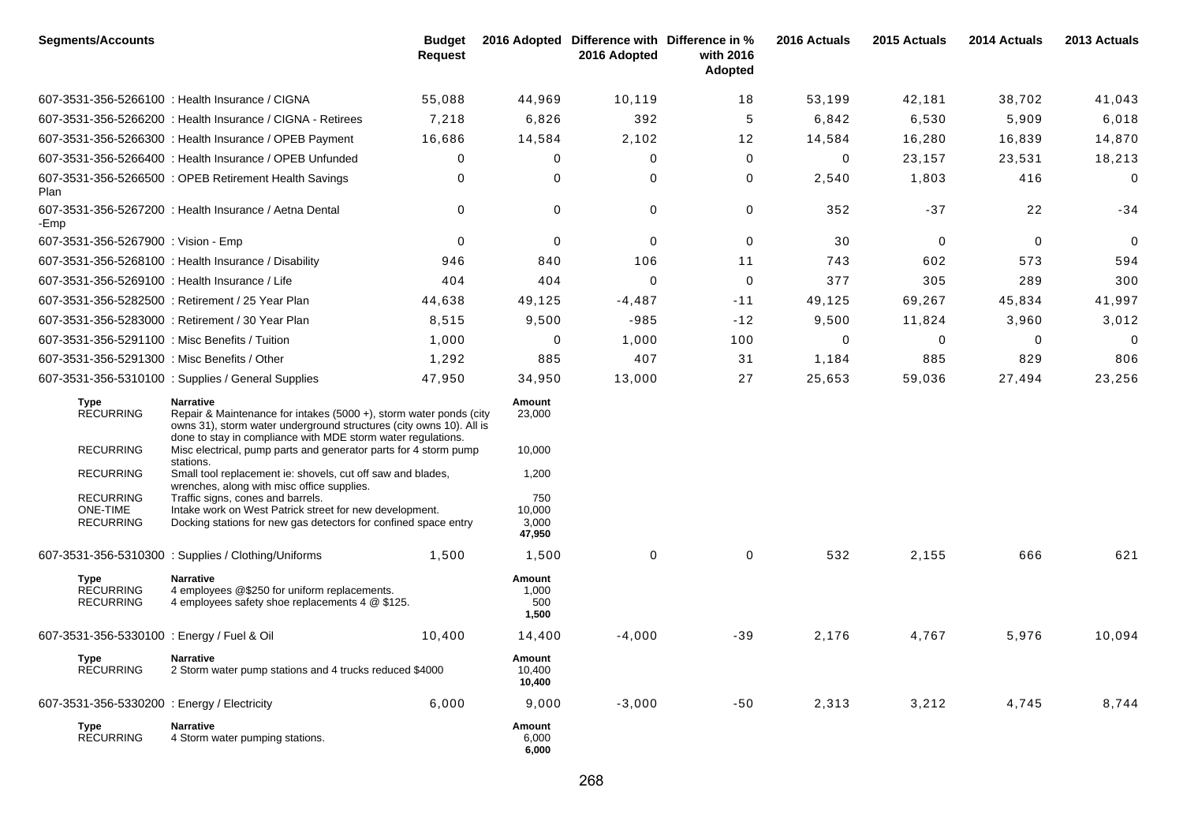| Segments/Accounts | Budget Request | 2016 Adopted | Difference with 2016 Adopted | Difference in % with 2016 Adopted | 2016 Actuals | 2015 Actuals | 2014 Actuals | 2013 Actuals |
|---|---|---|---|---|---|---|---|---|
| 607-3531-356-5266100 : Health Insurance / CIGNA | 55,088 | 44,969 | 10,119 | 18 | 53,199 | 42,181 | 38,702 | 41,043 |
| 607-3531-356-5266200 : Health Insurance / CIGNA - Retirees | 7,218 | 6,826 | 392 | 5 | 6,842 | 6,530 | 5,909 | 6,018 |
| 607-3531-356-5266300 : Health Insurance / OPEB Payment | 16,686 | 14,584 | 2,102 | 12 | 14,584 | 16,280 | 16,839 | 14,870 |
| 607-3531-356-5266400 : Health Insurance / OPEB Unfunded | 0 | 0 | 0 | 0 | 0 | 23,157 | 23,531 | 18,213 |
| 607-3531-356-5266500 : OPEB Retirement Health Savings Plan | 0 | 0 | 0 | 0 | 2,540 | 1,803 | 416 | 0 |
| 607-3531-356-5267200 : Health Insurance / Aetna Dental -Emp | 0 | 0 | 0 | 0 | 352 | -37 | 22 | -34 |
| 607-3531-356-5267900 : Vision - Emp | 0 | 0 | 0 | 0 | 30 | 0 | 0 | 0 |
| 607-3531-356-5268100 : Health Insurance / Disability | 946 | 840 | 106 | 11 | 743 | 602 | 573 | 594 |
| 607-3531-356-5269100 : Health Insurance / Life | 404 | 404 | 0 | 0 | 377 | 305 | 289 | 300 |
| 607-3531-356-5282500 : Retirement / 25 Year Plan | 44,638 | 49,125 | -4,487 | -11 | 49,125 | 69,267 | 45,834 | 41,997 |
| 607-3531-356-5283000 : Retirement / 30 Year Plan | 8,515 | 9,500 | -985 | -12 | 9,500 | 11,824 | 3,960 | 3,012 |
| 607-3531-356-5291100 : Misc Benefits / Tuition | 1,000 | 0 | 1,000 | 100 | 0 | 0 | 0 | 0 |
| 607-3531-356-5291300 : Misc Benefits / Other | 1,292 | 885 | 407 | 31 | 1,184 | 885 | 829 | 806 |
| 607-3531-356-5310100 : Supplies / General Supplies | 47,950 | 34,950 | 13,000 | 27 | 25,653 | 59,036 | 27,494 | 23,256 |

| Type | Narrative | Amount |
|---|---|---|
| RECURRING | Repair & Maintenance for intakes (5000 +), storm water ponds (city owns 31), storm water underground structures (city owns 10). All is done to stay in compliance with MDE storm water regulations. | 23,000 |
| RECURRING | Misc electrical, pump parts and generator parts for 4 storm pump stations. | 10,000 |
| RECURRING | Small tool replacement ie: shovels, cut off saw and blades, wrenches, along with misc office supplies. | 1,200 |
| RECURRING | Traffic signs, cones and barrels. | 750 |
| ONE-TIME | Intake work on West Patrick street for new development. | 10,000 |
| RECURRING | Docking stations for new gas detectors for confined space entry | 3,000 |
| | | **47,950** |

| Segments/Accounts | Budget Request | 2016 Adopted | Difference with 2016 Adopted | Difference in % with 2016 Adopted | 2016 Actuals | 2015 Actuals | 2014 Actuals | 2013 Actuals |
|---|---|---|---|---|---|---|---|---|
| 607-3531-356-5310300 : Supplies / Clothing/Uniforms | 1,500 | 1,500 | 0 | 0 | 532 | 2,155 | 666 | 621 |

| Type | Narrative | Amount |
|---|---|---|
| RECURRING | 4 employees @$250 for uniform replacements. | 1,000 |
| RECURRING | 4 employees safety shoe replacements 4 @ $125. | 500 |
| | | **1,500** |

| Segments/Accounts | Budget Request | 2016 Adopted | Difference with 2016 Adopted | Difference in % with 2016 Adopted | 2016 Actuals | 2015 Actuals | 2014 Actuals | 2013 Actuals |
|---|---|---|---|---|---|---|---|---|
| 607-3531-356-5330100 : Energy / Fuel & Oil | 10,400 | 14,400 | -4,000 | -39 | 2,176 | 4,767 | 5,976 | 10,094 |

| Type | Narrative | Amount |
|---|---|---|
| RECURRING | 2 Storm water pump stations and 4 trucks reduced $4000 | 10,400 |
| | | **10,400** |

| Segments/Accounts | Budget Request | 2016 Adopted | Difference with 2016 Adopted | Difference in % with 2016 Adopted | 2016 Actuals | 2015 Actuals | 2014 Actuals | 2013 Actuals |
|---|---|---|---|---|---|---|---|---|
| 607-3531-356-5330200 : Energy / Electricity | 6,000 | 9,000 | -3,000 | -50 | 2,313 | 3,212 | 4,745 | 8,744 |

| Type | Narrative | Amount |
|---|---|---|
| RECURRING | 4 Storm water pumping stations. | 6,000 |
| | | **6,000** |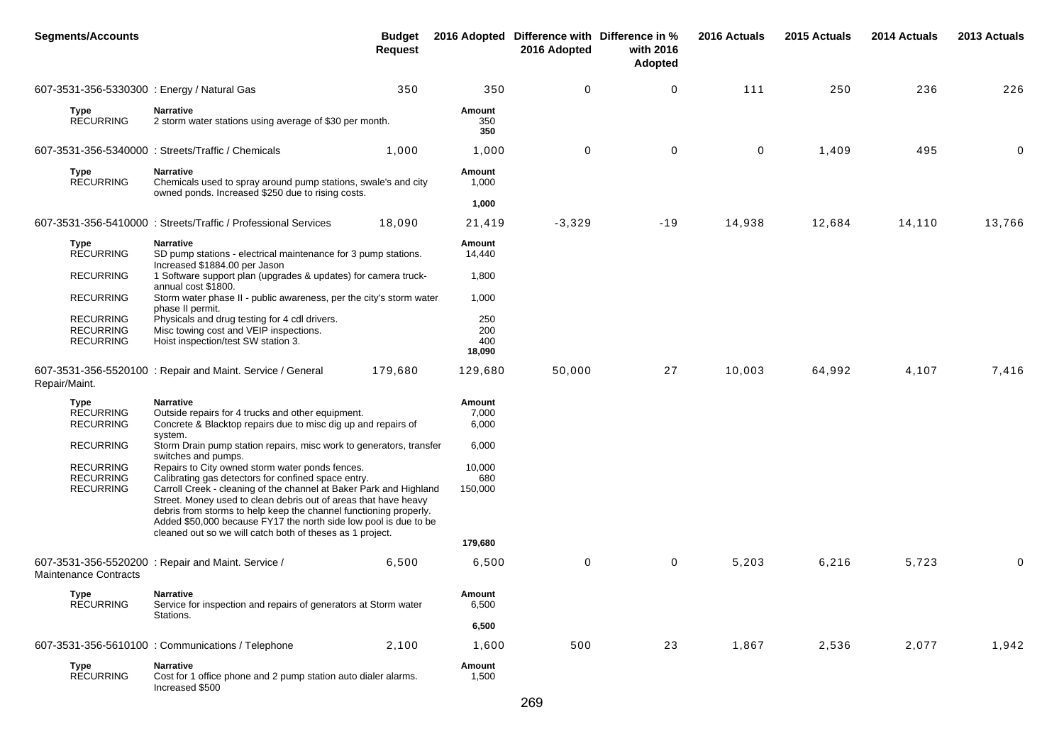| Segments/Accounts | | Budget Request | 2016 Adopted | Difference with 2016 Adopted | Difference in % with 2016 Adopted | 2016 Actuals | 2015 Actuals | 2014 Actuals | 2013 Actuals |
|---|---|---|---|---|---|---|---|---|---|
| 607-3531-356-5330300 : Energy / Natural Gas | | 350 | 350 | 0 | 0 | 111 | 250 | 236 | 226 |
| **Type** | **Narrative** | | **Amount** | | | | | | |
| RECURRING | 2 storm water stations using average of $30 per month. | | 350 | | | | | | |
| | | | **350** | | | | | | |
| 607-3531-356-5340000 : Streets/Traffic / Chemicals | | 1,000 | 1,000 | 0 | 0 | 0 | 1,409 | 495 | 0 |
| **Type** | **Narrative** | | **Amount** | | | | | | |
| RECURRING | Chemicals used to spray around pump stations, swale's and city owned ponds. Increased $250 due to rising costs. | | 1,000 | | | | | | |
| | | | **1,000** | | | | | | |
| 607-3531-356-5410000 : Streets/Traffic / Professional Services | | 18,090 | 21,419 | -3,329 | -19 | 14,938 | 12,684 | 14,110 | 13,766 |
| **Type** | **Narrative** | | **Amount** | | | | | | |
| RECURRING | SD pump stations - electrical maintenance for 3 pump stations. Increased $1884.00 per Jason | | 14,440 | | | | | | |
| RECURRING | 1 Software support plan (upgrades & updates) for camera truck- annual cost $1800. | | 1,800 | | | | | | |
| RECURRING | Storm water phase II - public awareness, per the city's storm water phase II permit. | | 1,000 | | | | | | |
| RECURRING | Physicals and drug testing for 4 cdl drivers. | | 250 | | | | | | |
| RECURRING | Misc towing cost and VEIP inspections. | | 200 | | | | | | |
| RECURRING | Hoist inspection/test SW station 3. | | 400 | | | | | | |
| | | | **18,090** | | | | | | |
| 607-3531-356-5520100 : Repair and Maint. Service / General Repair/Maint. | | 179,680 | 129,680 | 50,000 | 27 | 10,003 | 64,992 | 4,107 | 7,416 |
| **Type** | **Narrative** | | **Amount** | | | | | | |
| RECURRING | Outside repairs for 4 trucks and other equipment. | | 7,000 | | | | | | |
| RECURRING | Concrete & Blacktop repairs due to misc dig up and repairs of system. | | 6,000 | | | | | | |
| RECURRING | Storm Drain pump station repairs, misc work to generators, transfer switches and pumps. | | 6,000 | | | | | | |
| RECURRING | Repairs to City owned storm water ponds fences. | | 10,000 | | | | | | |
| RECURRING | Calibrating gas detectors for confined space entry. | | 680 | | | | | | |
| RECURRING | Carroll Creek - cleaning of the channel at Baker Park and Highland Street. Money used to clean debris out of areas that have heavy debris from storms to help keep the channel functioning properly. Added $50,000 because FY17 the north side low pool is due to be cleaned out so we will catch both of theses as 1 project. | | 150,000 | | | | | | |
| | | | **179,680** | | | | | | |
| 607-3531-356-5520200 : Repair and Maint. Service / Maintenance Contracts | | 6,500 | 6,500 | 0 | 0 | 5,203 | 6,216 | 5,723 | 0 |
| **Type** | **Narrative** | | **Amount** | | | | | | |
| RECURRING | Service for inspection and repairs of generators at Storm water Stations. | | 6,500 | | | | | | |
| | | | **6,500** | | | | | | |
| 607-3531-356-5610100 : Communications / Telephone | | 2,100 | 1,600 | 500 | 23 | 1,867 | 2,536 | 2,077 | 1,942 |
| **Type** | **Narrative** | | **Amount** | | | | | | |
| RECURRING | Cost for 1 office phone and 2 pump station auto dialer alarms. Increased $500 | | 1,500 | | | | | | |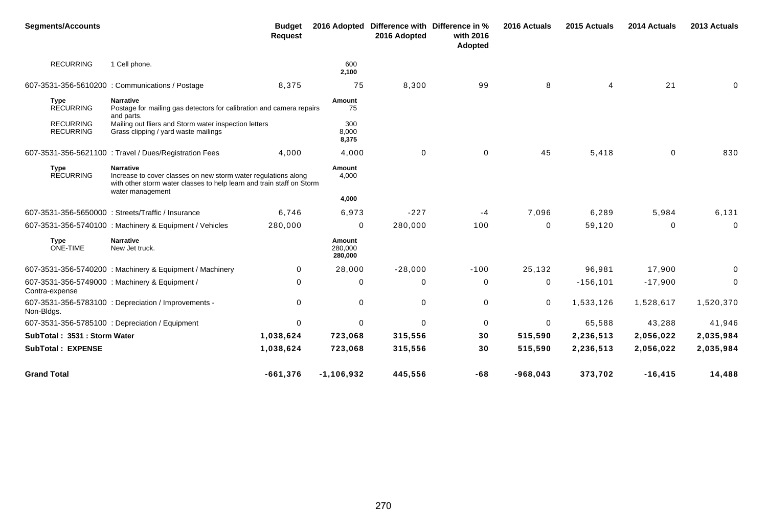| Segments/Accounts | | Budget Request | 2016 Adopted | Difference with 2016 Adopted | Difference in % with 2016 Adopted | 2016 Actuals | 2015 Actuals | 2014 Actuals | 2013 Actuals |
|---|---|---|---|---|---|---|---|---|---|
| RECURRING | 1 Cell phone. | | 600 | | | | | | |
| | | | **2,100** | | | | | | |
| 607-3531-356-5610200 : Communications / Postage | | 8,375 | 75 | 8,300 | 99 | 8 | 4 | 21 | 0 |
| **Type** | **Narrative** | | **Amount** | | | | | | |
| RECURRING | Postage for mailing gas detectors for calibration and camera repairs and parts. | | 75 | | | | | | |
| RECURRING | Mailing out fliers and Storm water inspection letters | | 300 | | | | | | |
| RECURRING | Grass clipping / yard waste mailings | | 8,000 | | | | | | |
| | | | **8,375** | | | | | | |
| 607-3531-356-5621100 : Travel / Dues/Registration Fees | | 4,000 | 4,000 | 0 | 0 | 45 | 5,418 | 0 | 830 |
| **Type** | **Narrative** | | **Amount** | | | | | | |
| RECURRING | Increase to cover classes on new storm water regulations along with other storm water classes to help learn and train staff on Storm water management | | 4,000 | | | | | | |
| | | | **4,000** | | | | | | |
| 607-3531-356-5650000 : Streets/Traffic / Insurance | | 6,746 | 6,973 | -227 | -4 | 7,096 | 6,289 | 5,984 | 6,131 |
| 607-3531-356-5740100 : Machinery & Equipment / Vehicles | | 280,000 | 0 | 280,000 | 100 | 0 | 59,120 | 0 | 0 |
| **Type** | **Narrative** | | **Amount** | | | | | | |
| ONE-TIME | New Jet truck. | | 280,000 | | | | | | |
| | | | **280,000** | | | | | | |
| 607-3531-356-5740200 : Machinery & Equipment / Machinery | | 0 | 28,000 | -28,000 | -100 | 25,132 | 96,981 | 17,900 | 0 |
| 607-3531-356-5749000 : Machinery & Equipment / Contra-expense | | 0 | 0 | 0 | 0 | 0 | -156,101 | -17,900 | 0 |
| 607-3531-356-5783100 : Depreciation / Improvements - Non-Bldgs. | | 0 | 0 | 0 | 0 | 0 | 1,533,126 | 1,528,617 | 1,520,370 |
| 607-3531-356-5785100 : Depreciation / Equipment | | 0 | 0 | 0 | 0 | 0 | 65,588 | 43,288 | 41,946 |
| **SubTotal : 3531 : Storm Water** | | **1,038,624** | **723,068** | **315,556** | **30** | **515,590** | **2,236,513** | **2,056,022** | **2,035,984** |
| **SubTotal : EXPENSE** | | **1,038,624** | **723,068** | **315,556** | **30** | **515,590** | **2,236,513** | **2,056,022** | **2,035,984** |
| **Grand Total** | | **-661,376** | **-1,106,932** | **445,556** | **-68** | **-968,043** | **373,702** | **-16,415** | **14,488** |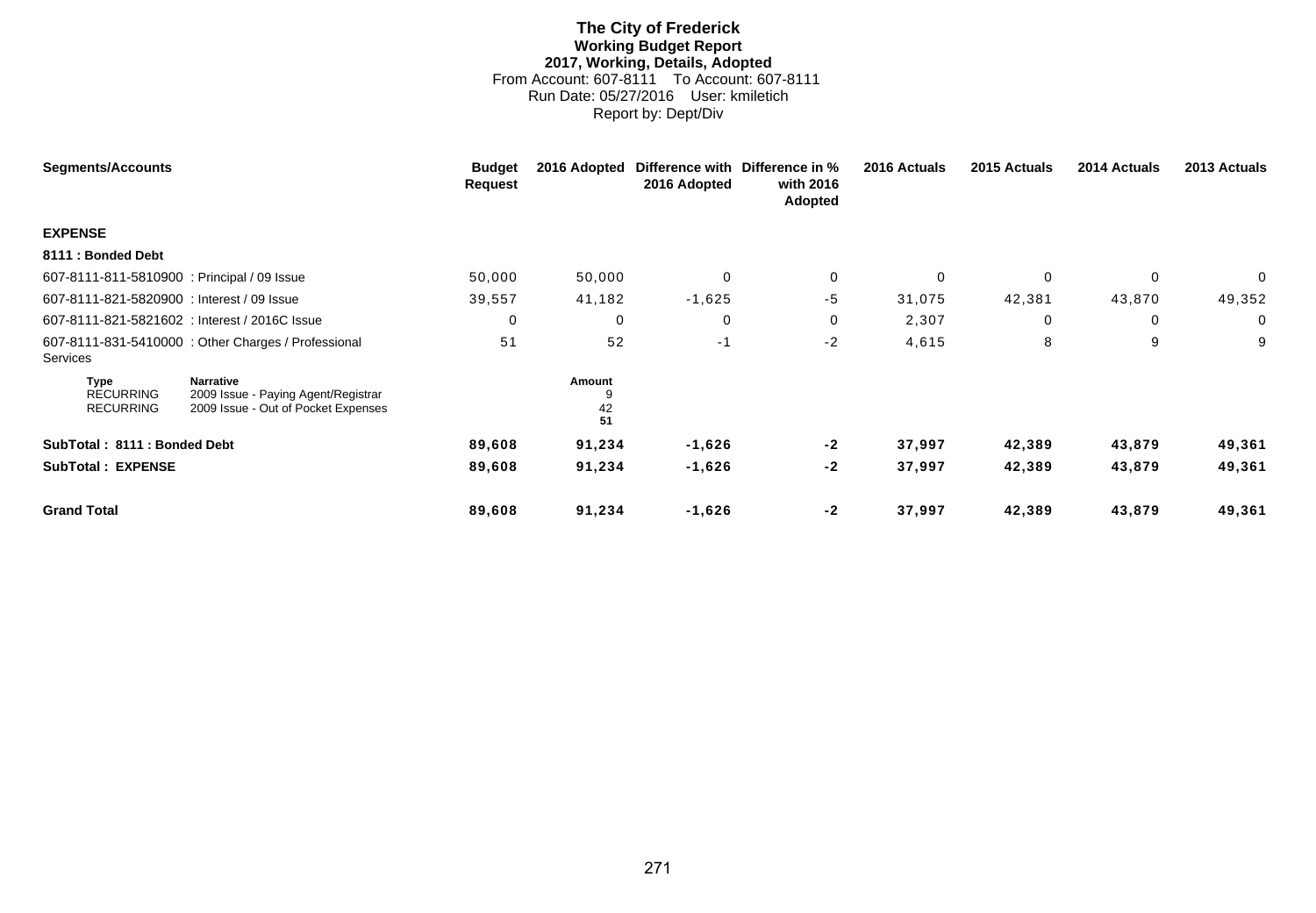# The City of Frederick
## Working Budget Report
### 2017, Working, Details, Adopted

From Account: 607-8111 To Account: 607-8111
Run Date: 05/27/2016 User: kmiletich
Report by: Dept/Div

| Segments/Accounts | Budget Request | 2016 Adopted | Difference with 2016 Adopted | Difference in % with 2016 Adopted | 2016 Actuals | 2015 Actuals | 2014 Actuals | 2013 Actuals |
|---|---|---|---|---|---|---|---|---|
| **EXPENSE** | | | | | | | | |
| **8111 : Bonded Debt** | | | | | | | | |
| 607-8111-811-5810900 : Principal / 09 Issue | 50,000 | 50,000 | 0 | 0 | 0 | 0 | 0 | 0 |
| 607-8111-821-5820900 : Interest / 09 Issue | 39,557 | 41,182 | -1,625 | -5 | 31,075 | 42,381 | 43,870 | 49,352 |
| 607-8111-821-5821602 : Interest / 2016C Issue | 0 | 0 | 0 | 0 | 2,307 | 0 | 0 | 0 |
| 607-8111-831-5410000 : Other Charges / Professional Services | 51 | 52 | -1 | -2 | 4,615 | 8 | 9 | 9 |

| Type | Narrative | Amount |
|---|---|---|
| RECURRING | 2009 Issue - Paying Agent/Registrar | 9 |
| RECURRING | 2009 Issue - Out of Pocket Expenses | 42 |
| | | **51** |

| | Budget Request | 2016 Adopted | Difference with 2016 Adopted | Difference in % with 2016 Adopted | 2016 Actuals | 2015 Actuals | 2014 Actuals | 2013 Actuals |
|---|---|---|---|---|---|---|---|---|
| **SubTotal : 8111 : Bonded Debt** | **89,608** | **91,234** | **-1,626** | **-2** | **37,997** | **42,389** | **43,879** | **49,361** |
| **SubTotal : EXPENSE** | **89,608** | **91,234** | **-1,626** | **-2** | **37,997** | **42,389** | **43,879** | **49,361** |
| **Grand Total** | **89,608** | **91,234** | **-1,626** | **-2** | **37,997** | **42,389** | **43,879** | **49,361** |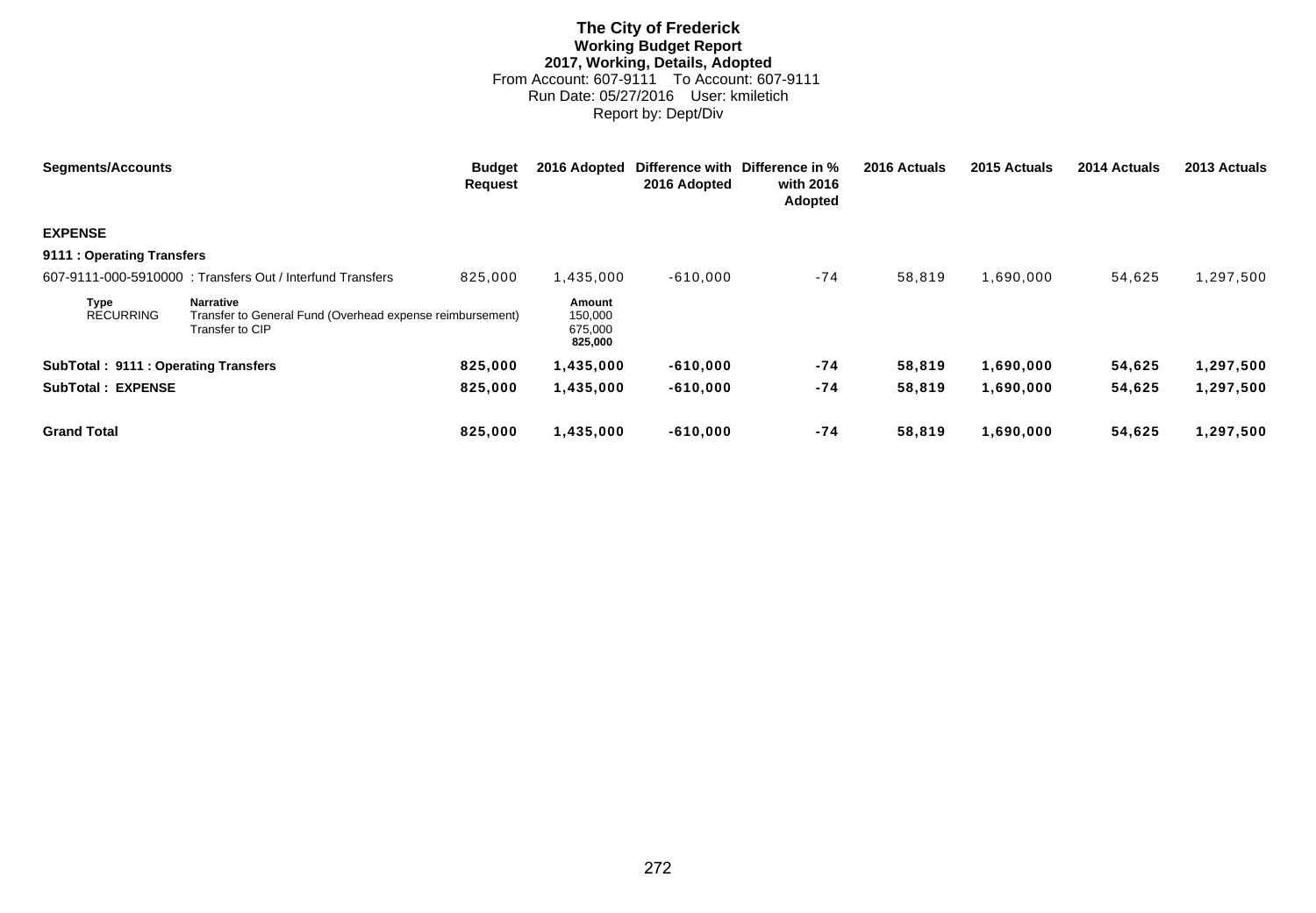# The City of Frederick

## Working Budget Report

### 2017, Working, Details, Adopted

From Account: 607-9111 To Account: 607-9111

Run Date: 05/27/2016 User: kmiletich

Report by: Dept/Div

| Segments/Accounts | Budget Request | 2016 Adopted | Difference with 2016 Adopted | Difference in % with 2016 Adopted | 2016 Actuals | 2015 Actuals | 2014 Actuals | 2013 Actuals |
|---|---|---|---|---|---|---|---|---|
| **EXPENSE** | | | | | | | | |
| **9111 : Operating Transfers** | | | | | | | | |
| 607-9111-000-5910000 : Transfers Out / Interfund Transfers | 825,000 | 1,435,000 | -610,000 | -74 | 58,819 | 1,690,000 | 54,625 | 1,297,500 |
| **SubTotal : 9111 : Operating Transfers** | **825,000** | **1,435,000** | **-610,000** | **-74** | **58,819** | **1,690,000** | **54,625** | **1,297,500** |
| **SubTotal : EXPENSE** | **825,000** | **1,435,000** | **-610,000** | **-74** | **58,819** | **1,690,000** | **54,625** | **1,297,500** |
| **Grand Total** | **825,000** | **1,435,000** | **-610,000** | **-74** | **58,819** | **1,690,000** | **54,625** | **1,297,500** |

| Type | Narrative | Amount |
|---|---|---|
| RECURRING | Transfer to General Fund (Overhead expense reimbursement) | 150,000 |
| | Transfer to CIP | 675,000 |
| | | **825,000** |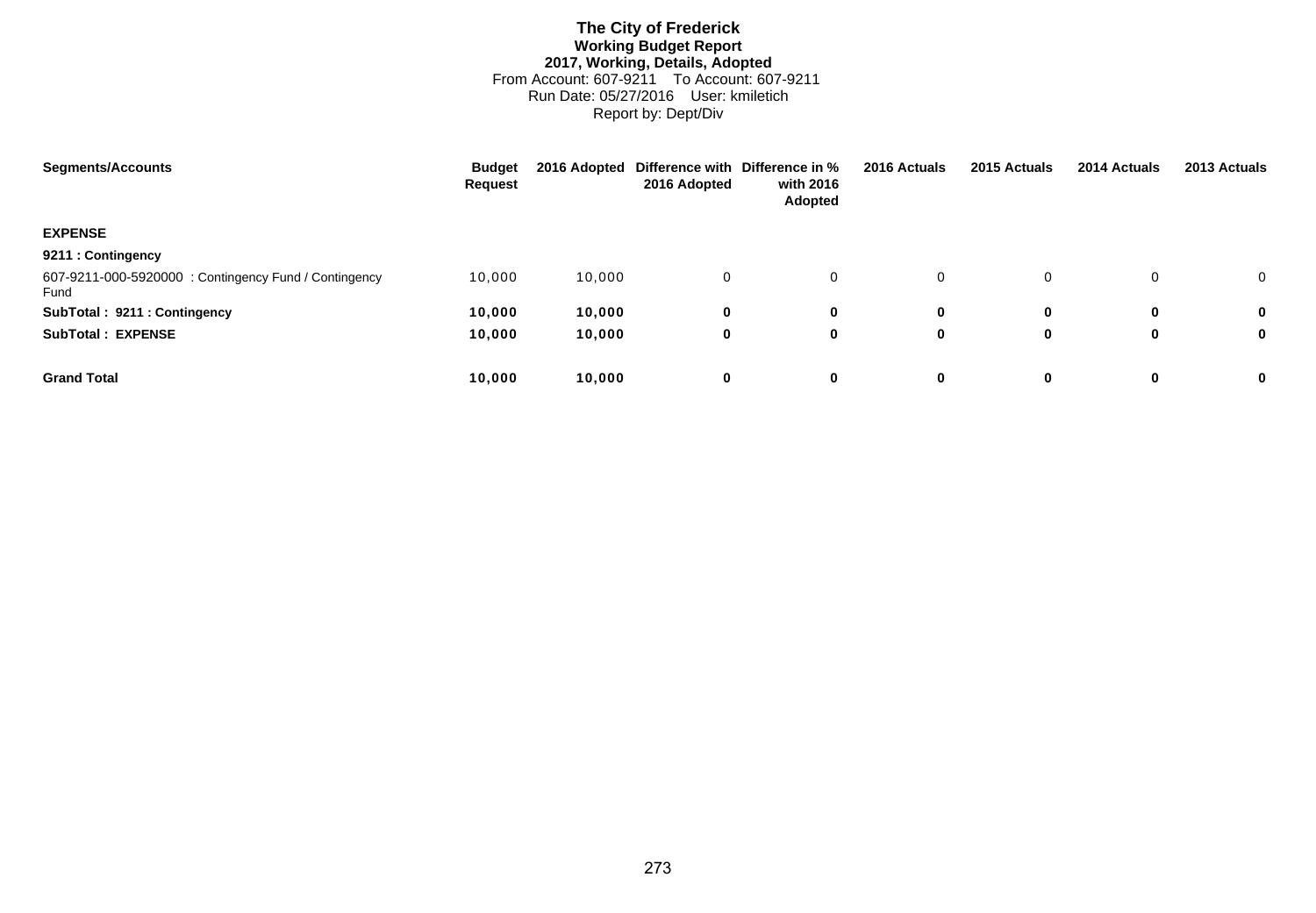# The City of Frederick

**Working Budget Report**

**2017, Working, Details, Adopted**

From Account: 607-9211 To Account: 607-9211

Run Date: 05/27/2016 User: kmiletich

Report by: Dept/Div

| Segments/Accounts | Budget Request | 2016 Adopted | Difference with 2016 Adopted | Difference in % with 2016 Adopted | 2016 Actuals | 2015 Actuals | 2014 Actuals | 2013 Actuals |
|---|---|---|---|---|---|---|---|---|
| **EXPENSE** | | | | | | | | |
| **9211 : Contingency** | | | | | | | | |
| 607-9211-000-5920000 : Contingency Fund / Contingency Fund | 10,000 | 10,000 | 0 | 0 | 0 | 0 | 0 | 0 |
| **SubTotal : 9211 : Contingency** | **10,000** | **10,000** | **0** | **0** | **0** | **0** | **0** | **0** |
| **SubTotal : EXPENSE** | **10,000** | **10,000** | **0** | **0** | **0** | **0** | **0** | **0** |
| **Grand Total** | **10,000** | **10,000** | **0** | **0** | **0** | **0** | **0** | **0** |